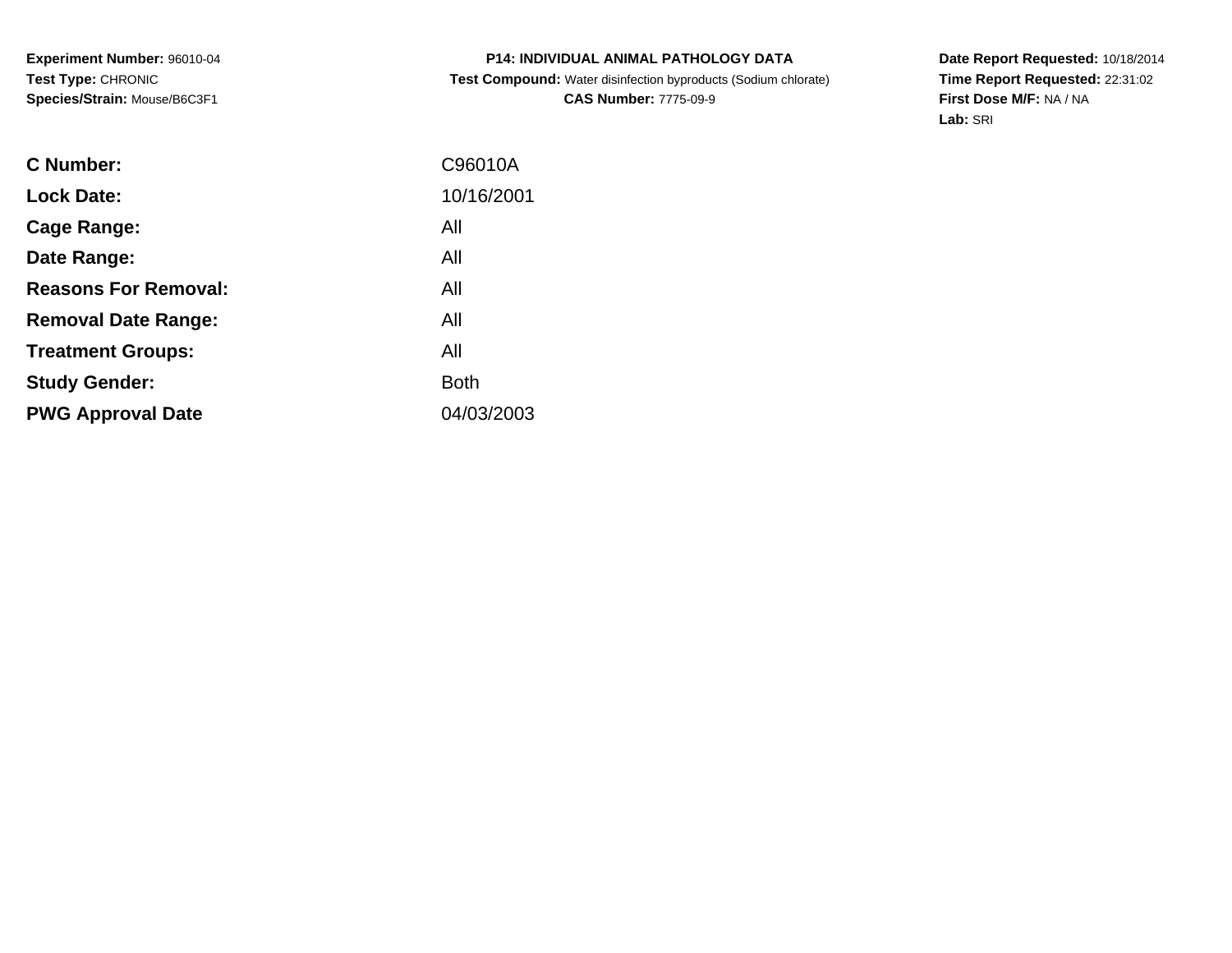**Experiment Number:** 96010-04
**Test Type:** CHRONIC
**Species/Strain:** Mouse/B6C3F1

**P14: INDIVIDUAL ANIMAL PATHOLOGY DATA**
**Test Compound:** Water disinfection byproducts (Sodium chlorate)
**CAS Number:** 7775-09-9

**Date Report Requested:** 10/18/2014
**Time Report Requested:** 22:31:02
**First Dose M/F:** NA / NA
**Lab:** SRI

| | |
|---|---|
| **C Number:** | C96010A |
| **Lock Date:** | 10/16/2001 |
| **Cage Range:** | All |
| **Date Range:** | All |
| **Reasons For Removal:** | All |
| **Removal Date Range:** | All |
| **Treatment Groups:** | All |
| **Study Gender:** | Both |
| **PWG Approval Date** | 04/03/2003 |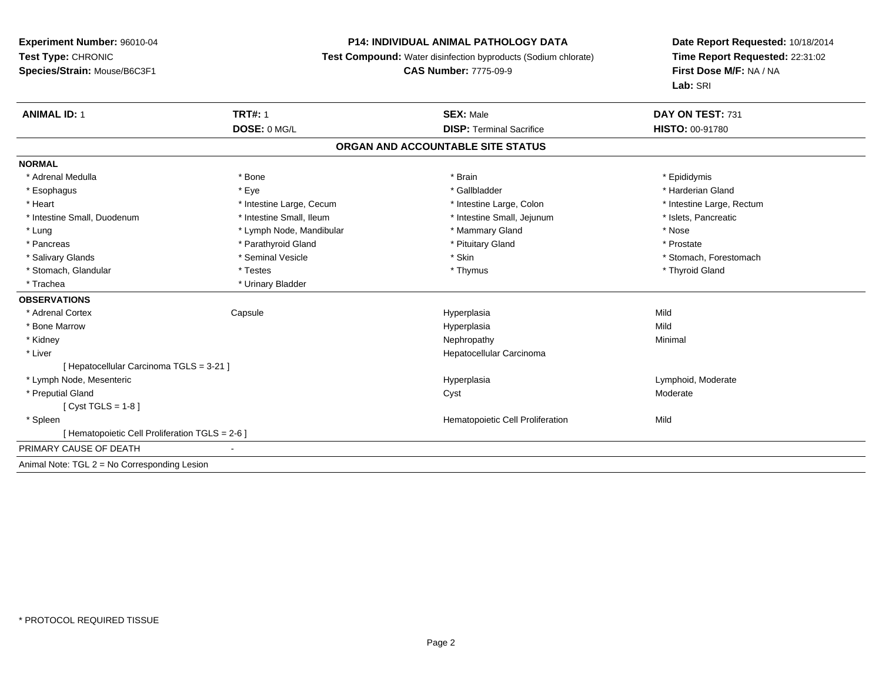**Experiment Number:** 96010-04
**Test Type:** CHRONIC
**Species/Strain:** Mouse/B6C3F1

**P14: INDIVIDUAL ANIMAL PATHOLOGY DATA**
**Test Compound:** Water disinfection byproducts (Sodium chlorate)
**CAS Number:** 7775-09-9

**Date Report Requested:** 10/18/2014
**Time Report Requested:** 22:31:02
**First Dose M/F:** NA / NA
**Lab:** SRI

| **ANIMAL ID:** 1 | **TRT#:** 1 | **SEX:** Male | **DAY ON TEST:** 731 |
|---|---|---|---|
| | **DOSE:** 0 MG/L | **DISP:** Terminal Sacrifice | **HISTO:** 00-91780 |

## ORGAN AND ACCOUNTABLE SITE STATUS

**NORMAL**

| | | | |
|---|---|---|---|
| * Adrenal Medulla | * Bone | * Brain | * Epididymis |
| * Esophagus | * Eye | * Gallbladder | * Harderian Gland |
| * Heart | * Intestine Large, Cecum | * Intestine Large, Colon | * Intestine Large, Rectum |
| * Intestine Small, Duodenum | * Intestine Small, Ileum | * Intestine Small, Jejunum | * Islets, Pancreatic |
| * Lung | * Lymph Node, Mandibular | * Mammary Gland | * Nose |
| * Pancreas | * Parathyroid Gland | * Pituitary Gland | * Prostate |
| * Salivary Glands | * Seminal Vesicle | * Skin | * Stomach, Forestomach |
| * Stomach, Glandular | * Testes | * Thymus | * Thyroid Gland |
| * Trachea | * Urinary Bladder | | |

**OBSERVATIONS**

| | | | |
|---|---|---|---|
| * Adrenal Cortex | Capsule | Hyperplasia | Mild |
| * Bone Marrow | | Hyperplasia | Mild |
| * Kidney | | Nephropathy | Minimal |
| * Liver | | Hepatocellular Carcinoma | |
| [ Hepatocellular Carcinoma TGLS = 3-21 ] | | | |
| * Lymph Node, Mesenteric | | Hyperplasia | Lymphoid, Moderate |
| * Preputial Gland | | Cyst | Moderate |
| [ Cyst TGLS = 1-8 ] | | | |
| * Spleen | | Hematopoietic Cell Proliferation | Mild |
| [ Hematopoietic Cell Proliferation TGLS = 2-6 ] | | | |

PRIMARY CAUSE OF DEATH -

Animal Note: TGL 2 = No Corresponding Lesion

* PROTOCOL REQUIRED TISSUE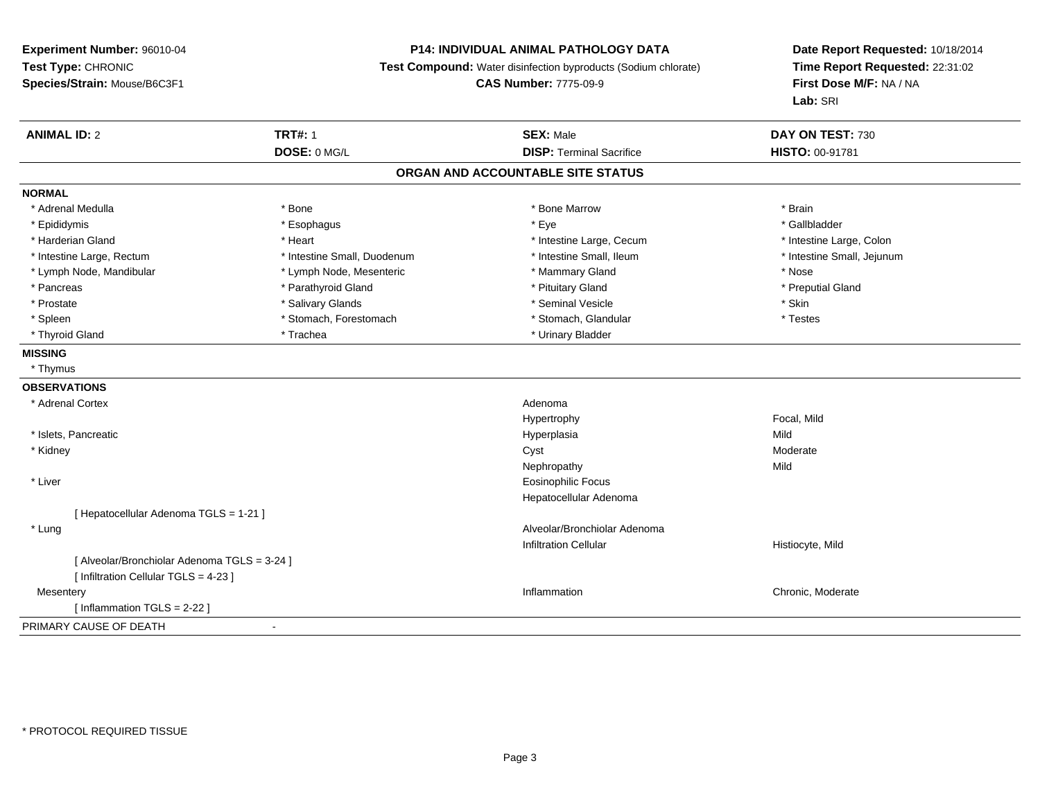**Experiment Number:** 96010-04
**Test Type:** CHRONIC
**Species/Strain:** Mouse/B6C3F1

**P14: INDIVIDUAL ANIMAL PATHOLOGY DATA**
**Test Compound:** Water disinfection byproducts (Sodium chlorate)
**CAS Number:** 7775-09-9

**Date Report Requested:** 10/18/2014
**Time Report Requested:** 22:31:02
**First Dose M/F:** NA / NA
**Lab:** SRI

| **ANIMAL ID:** 2 | **TRT#:** 1 | **SEX:** Male | **DAY ON TEST:** 730 |
|---|---|---|---|
| | **DOSE:** 0 MG/L | **DISP:** Terminal Sacrifice | **HISTO:** 00-91781 |

## ORGAN AND ACCOUNTABLE SITE STATUS

**NORMAL**

| | | | |
|---|---|---|---|
| * Adrenal Medulla | * Bone | * Bone Marrow | * Brain |
| * Epididymis | * Esophagus | * Eye | * Gallbladder |
| * Harderian Gland | * Heart | * Intestine Large, Cecum | * Intestine Large, Colon |
| * Intestine Large, Rectum | * Intestine Small, Duodenum | * Intestine Small, Ileum | * Intestine Small, Jejunum |
| * Lymph Node, Mandibular | * Lymph Node, Mesenteric | * Mammary Gland | * Nose |
| * Pancreas | * Parathyroid Gland | * Pituitary Gland | * Preputial Gland |
| * Prostate | * Salivary Glands | * Seminal Vesicle | * Skin |
| * Spleen | * Stomach, Forestomach | * Stomach, Glandular | * Testes |
| * Thyroid Gland | * Trachea | * Urinary Bladder | |

**MISSING**

* Thymus

**OBSERVATIONS**

| | | |
|---|---|---|
| * Adrenal Cortex | Adenoma | |
| | Hypertrophy | Focal, Mild |
| * Islets, Pancreatic | Hyperplasia | Mild |
| * Kidney | Cyst | Moderate |
| | Nephropathy | Mild |
| * Liver | Eosinophilic Focus | |
| | Hepatocellular Adenoma | |
| [ Hepatocellular Adenoma TGLS = 1-21 ] | | |
| * Lung | Alveolar/Bronchiolar Adenoma | |
| | Infiltration Cellular | Histiocyte, Mild |
| [ Alveolar/Bronchiolar Adenoma TGLS = 3-24 ] | | |
| [ Infiltration Cellular TGLS = 4-23 ] | | |
| Mesentery | Inflammation | Chronic, Moderate |
| [ Inflammation TGLS = 2-22 ] | | |

PRIMARY CAUSE OF DEATH -

* PROTOCOL REQUIRED TISSUE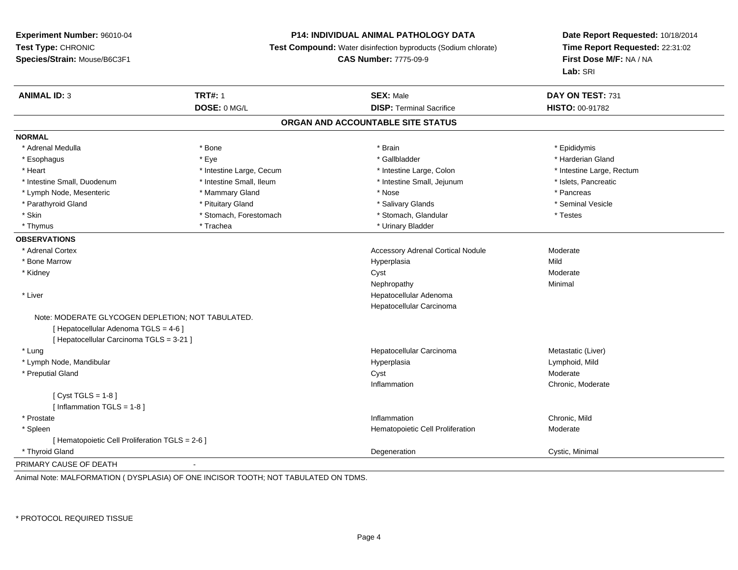**Experiment Number:** 96010-04
**Test Type:** CHRONIC
**Species/Strain:** Mouse/B6C3F1

**P14: INDIVIDUAL ANIMAL PATHOLOGY DATA**
**Test Compound:** Water disinfection byproducts (Sodium chlorate)
**CAS Number:** 7775-09-9

**Date Report Requested:** 10/18/2014
**Time Report Requested:** 22:31:02
**First Dose M/F:** NA / NA
**Lab:** SRI

| **ANIMAL ID:** 3 | **TRT#:** 1 | **SEX:** Male | **DAY ON TEST:** 731 |
|---|---|---|---|
| | **DOSE:** 0 MG/L | **DISP:** Terminal Sacrifice | **HISTO:** 00-91782 |

## ORGAN AND ACCOUNTABLE SITE STATUS

**NORMAL**

| | | | |
|---|---|---|---|
| * Adrenal Medulla | * Bone | * Brain | * Epididymis |
| * Esophagus | * Eye | * Gallbladder | * Harderian Gland |
| * Heart | * Intestine Large, Cecum | * Intestine Large, Colon | * Intestine Large, Rectum |
| * Intestine Small, Duodenum | * Intestine Small, Ileum | * Intestine Small, Jejunum | * Islets, Pancreatic |
| * Lymph Node, Mesenteric | * Mammary Gland | * Nose | * Pancreas |
| * Parathyroid Gland | * Pituitary Gland | * Salivary Glands | * Seminal Vesicle |
| * Skin | * Stomach, Forestomach | * Stomach, Glandular | * Testes |
| * Thymus | * Trachea | * Urinary Bladder | |

**OBSERVATIONS**

| | | |
|---|---|---|
| * Adrenal Cortex | Accessory Adrenal Cortical Nodule | Moderate |
| * Bone Marrow | Hyperplasia | Mild |
| * Kidney | Cyst | Moderate |
| | Nephropathy | Minimal |
| * Liver | Hepatocellular Adenoma | |
| | Hepatocellular Carcinoma | |
| Note: MODERATE GLYCOGEN DEPLETION; NOT TABULATED. | | |
| [ Hepatocellular Adenoma TGLS = 4-6 ] | | |
| [ Hepatocellular Carcinoma TGLS = 3-21 ] | | |
| * Lung | Hepatocellular Carcinoma | Metastatic (Liver) |
| * Lymph Node, Mandibular | Hyperplasia | Lymphoid, Mild |
| * Preputial Gland | Cyst | Moderate |
| | Inflammation | Chronic, Moderate |
| [ Cyst TGLS = 1-8 ] | | |
| [ Inflammation TGLS = 1-8 ] | | |
| * Prostate | Inflammation | Chronic, Mild |
| * Spleen | Hematopoietic Cell Proliferation | Moderate |
| [ Hematopoietic Cell Proliferation TGLS = 2-6 ] | | |
| * Thyroid Gland | Degeneration | Cystic, Minimal |

PRIMARY CAUSE OF DEATH -

Animal Note: MALFORMATION ( DYSPLASIA) OF ONE INCISOR TOOTH; NOT TABULATED ON TDMS.

* PROTOCOL REQUIRED TISSUE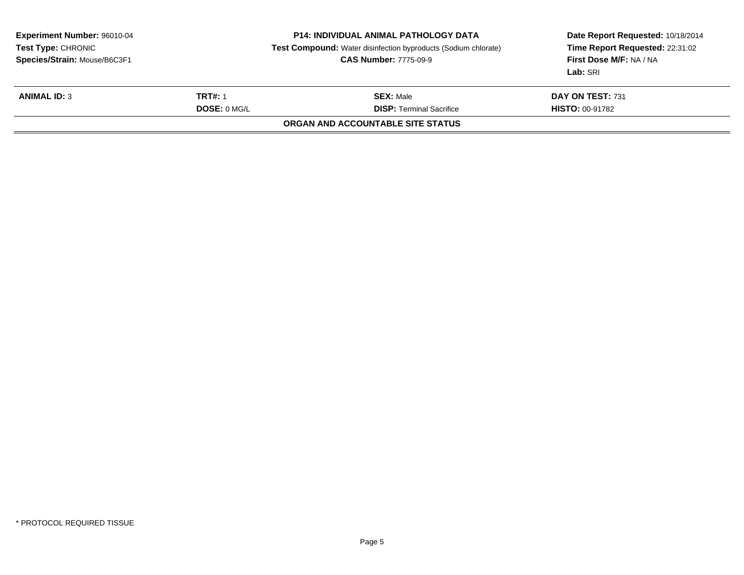**Experiment Number:** 96010-04
**Test Type:** CHRONIC
**Species/Strain:** Mouse/B6C3F1

**P14: INDIVIDUAL ANIMAL PATHOLOGY DATA**
**Test Compound:** Water disinfection byproducts (Sodium chlorate)
**CAS Number:** 7775-09-9

**Date Report Requested:** 10/18/2014
**Time Report Requested:** 22:31:02
**First Dose M/F:** NA / NA
**Lab:** SRI

| **ANIMAL ID:** 3 | **TRT#:** 1 | **SEX:** Male | **DAY ON TEST:** 731 |
|---|---|---|---|
| | **DOSE:** 0 MG/L | **DISP:** Terminal Sacrifice | **HISTO:** 00-91782 |

**ORGAN AND ACCOUNTABLE SITE STATUS**

* PROTOCOL REQUIRED TISSUE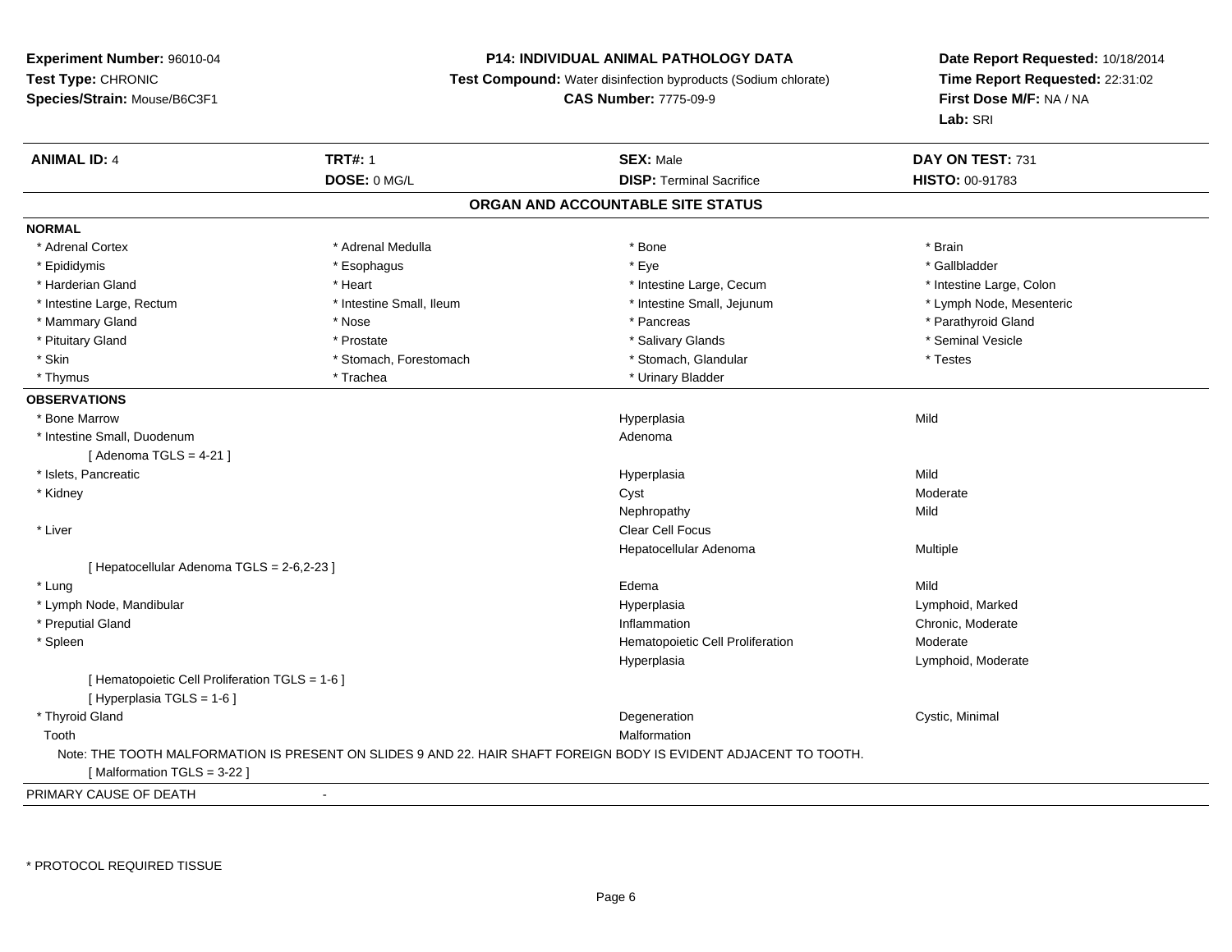**Experiment Number:** 96010-04
**Test Type:** CHRONIC
**Species/Strain:** Mouse/B6C3F1

**P14: INDIVIDUAL ANIMAL PATHOLOGY DATA**
**Test Compound:** Water disinfection byproducts (Sodium chlorate)
**CAS Number:** 7775-09-9

**Date Report Requested:** 10/18/2014
**Time Report Requested:** 22:31:02
**First Dose M/F:** NA / NA
**Lab:** SRI

| **ANIMAL ID:** 4 | **TRT#:** 1 | **SEX:** Male | **DAY ON TEST:** 731 |
|---|---|---|---|
| | **DOSE:** 0 MG/L | **DISP:** Terminal Sacrifice | **HISTO:** 00-91783 |

## ORGAN AND ACCOUNTABLE SITE STATUS

**NORMAL**

| | | | |
|---|---|---|---|
| * Adrenal Cortex | * Adrenal Medulla | * Bone | * Brain |
| * Epididymis | * Esophagus | * Eye | * Gallbladder |
| * Harderian Gland | * Heart | * Intestine Large, Cecum | * Intestine Large, Colon |
| * Intestine Large, Rectum | * Intestine Small, Ileum | * Intestine Small, Jejunum | * Lymph Node, Mesenteric |
| * Mammary Gland | * Nose | * Pancreas | * Parathyroid Gland |
| * Pituitary Gland | * Prostate | * Salivary Glands | * Seminal Vesicle |
| * Skin | * Stomach, Forestomach | * Stomach, Glandular | * Testes |
| * Thymus | * Trachea | * Urinary Bladder | |

**OBSERVATIONS**

| Organ | Observation | Qualifier |
|---|---|---|
| * Bone Marrow | Hyperplasia | Mild |
| * Intestine Small, Duodenum | Adenoma | |
| [ Adenoma TGLS = 4-21 ] | | |
| * Islets, Pancreatic | Hyperplasia | Mild |
| * Kidney | Cyst | Moderate |
| | Nephropathy | Mild |
| * Liver | Clear Cell Focus | |
| | Hepatocellular Adenoma | Multiple |
| [ Hepatocellular Adenoma TGLS = 2-6,2-23 ] | | |
| * Lung | Edema | Mild |
| * Lymph Node, Mandibular | Hyperplasia | Lymphoid, Marked |
| * Preputial Gland | Inflammation | Chronic, Moderate |
| * Spleen | Hematopoietic Cell Proliferation | Moderate |
| | Hyperplasia | Lymphoid, Moderate |
| [ Hematopoietic Cell Proliferation TGLS = 1-6 ] | | |
| [ Hyperplasia TGLS = 1-6 ] | | |
| * Thyroid Gland | Degeneration | Cystic, Minimal |
| Tooth | Malformation | |

Note: THE TOOTH MALFORMATION IS PRESENT ON SLIDES 9 AND 22. HAIR SHAFT FOREIGN BODY IS EVIDENT ADJACENT TO TOOTH.

[ Malformation TGLS = 3-22 ]

PRIMARY CAUSE OF DEATH -

* PROTOCOL REQUIRED TISSUE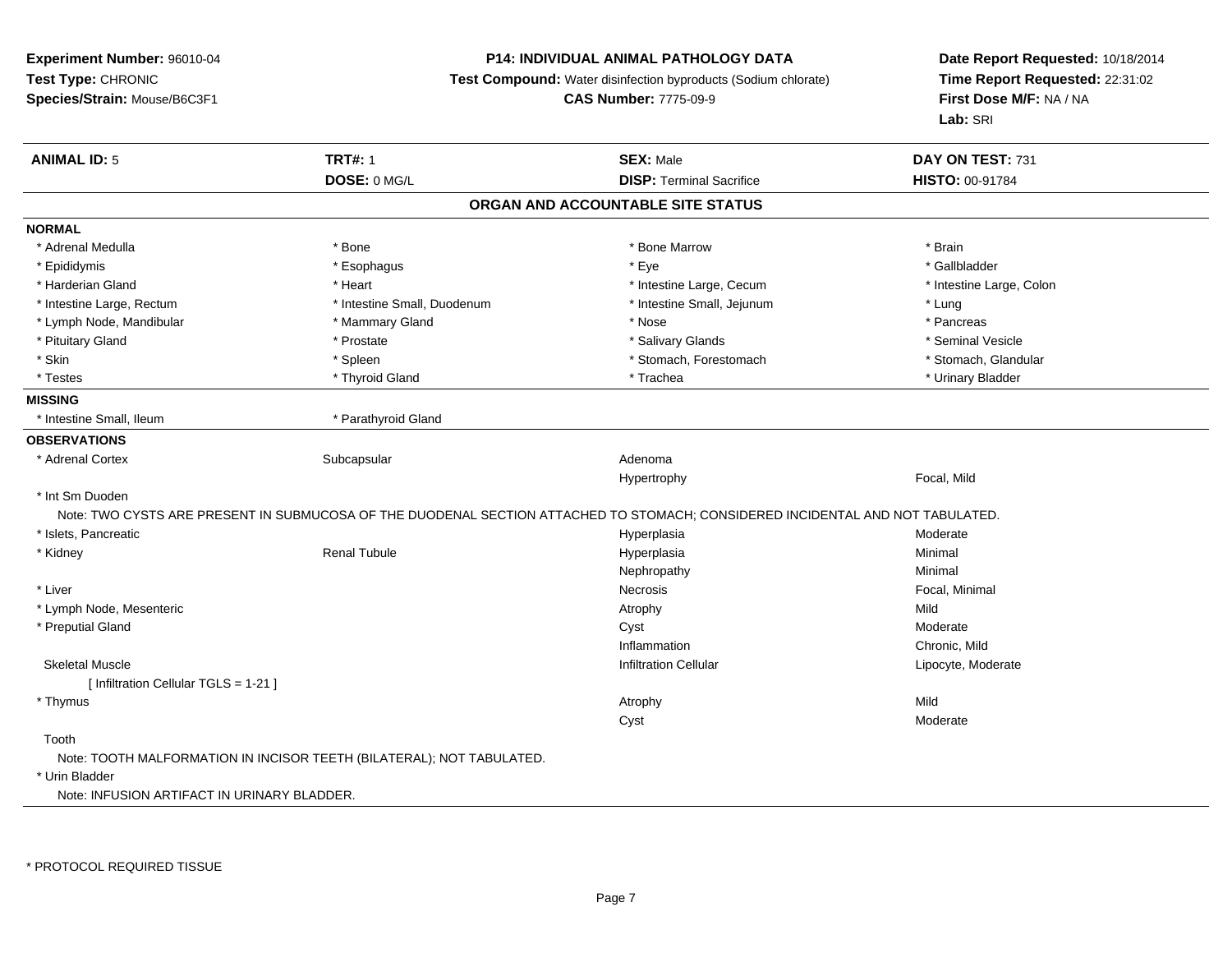**Experiment Number:** 96010-04
**Test Type:** CHRONIC
**Species/Strain:** Mouse/B6C3F1

**P14: INDIVIDUAL ANIMAL PATHOLOGY DATA**
**Test Compound:** Water disinfection byproducts (Sodium chlorate)
**CAS Number:** 7775-09-9

**Date Report Requested:** 10/18/2014
**Time Report Requested:** 22:31:02
**First Dose M/F:** NA / NA
**Lab:** SRI

| **ANIMAL ID:** 5 | **TRT#:** 1 | **SEX:** Male | **DAY ON TEST:** 731 |
|---|---|---|---|
| | **DOSE:** 0 MG/L | **DISP:** Terminal Sacrifice | **HISTO:** 00-91784 |

## ORGAN AND ACCOUNTABLE SITE STATUS

**NORMAL**

| | | | |
|---|---|---|---|
| * Adrenal Medulla | * Bone | * Bone Marrow | * Brain |
| * Epididymis | * Esophagus | * Eye | * Gallbladder |
| * Harderian Gland | * Heart | * Intestine Large, Cecum | * Intestine Large, Colon |
| * Intestine Large, Rectum | * Intestine Small, Duodenum | * Intestine Small, Jejunum | * Lung |
| * Lymph Node, Mandibular | * Mammary Gland | * Nose | * Pancreas |
| * Pituitary Gland | * Prostate | * Salivary Glands | * Seminal Vesicle |
| * Skin | * Spleen | * Stomach, Forestomach | * Stomach, Glandular |
| * Testes | * Thyroid Gland | * Trachea | * Urinary Bladder |

**MISSING**

| | |
|---|---|
| * Intestine Small, Ileum | * Parathyroid Gland |

**OBSERVATIONS**

| | | | |
|---|---|---|---|
| * Adrenal Cortex | Subcapsular | Adenoma | |
| | | Hypertrophy | Focal, Mild |
| * Int Sm Duoden | | | |

Note: TWO CYSTS ARE PRESENT IN SUBMUCOSA OF THE DUODENAL SECTION ATTACHED TO STOMACH; CONSIDERED INCIDENTAL AND NOT TABULATED.

| | | | |
|---|---|---|---|
| * Islets, Pancreatic | | Hyperplasia | Moderate |
| * Kidney | Renal Tubule | Hyperplasia | Minimal |
| | | Nephropathy | Minimal |
| * Liver | | Necrosis | Focal, Minimal |
| * Lymph Node, Mesenteric | | Atrophy | Mild |
| * Preputial Gland | | Cyst | Moderate |
| | | Inflammation | Chronic, Mild |
| Skeletal Muscle | | Infiltration Cellular | Lipocyte, Moderate |
| [ Infiltration Cellular TGLS = 1-21 ] | | | |
| * Thymus | | Atrophy | Mild |
| | | Cyst | Moderate |
| Tooth | | | |

Note: TOOTH MALFORMATION IN INCISOR TEETH (BILATERAL); NOT TABULATED.

* Urin Bladder

Note: INFUSION ARTIFACT IN URINARY BLADDER.

* PROTOCOL REQUIRED TISSUE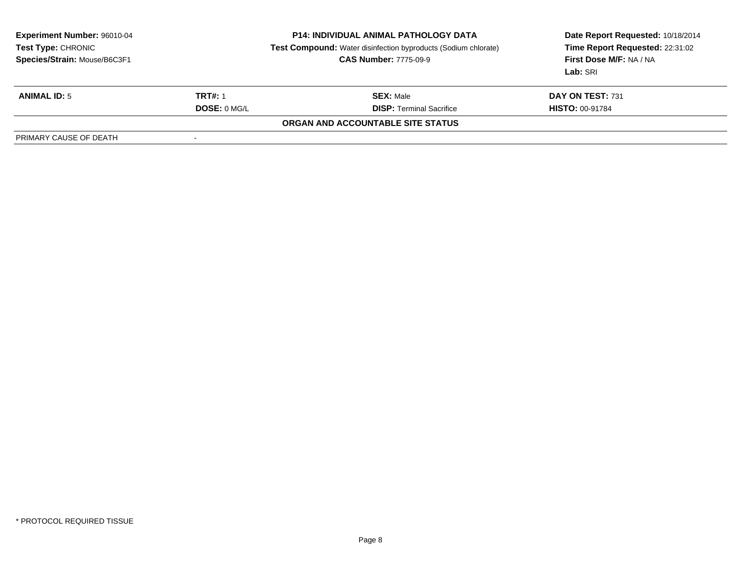**Experiment Number:** 96010-04
**Test Type:** CHRONIC
**Species/Strain:** Mouse/B6C3F1

**P14: INDIVIDUAL ANIMAL PATHOLOGY DATA**
**Test Compound:** Water disinfection byproducts (Sodium chlorate)
**CAS Number:** 7775-09-9

**Date Report Requested:** 10/18/2014
**Time Report Requested:** 22:31:02
**First Dose M/F:** NA / NA
**Lab:** SRI

| **ANIMAL ID:** 5 | **TRT#:** 1 | **SEX:** Male | **DAY ON TEST:** 731 |
|---|---|---|---|
| | **DOSE:** 0 MG/L | **DISP:** Terminal Sacrifice | **HISTO:** 00-91784 |

**ORGAN AND ACCOUNTABLE SITE STATUS**

| | |
|---|---|
| PRIMARY CAUSE OF DEATH | - |

\* PROTOCOL REQUIRED TISSUE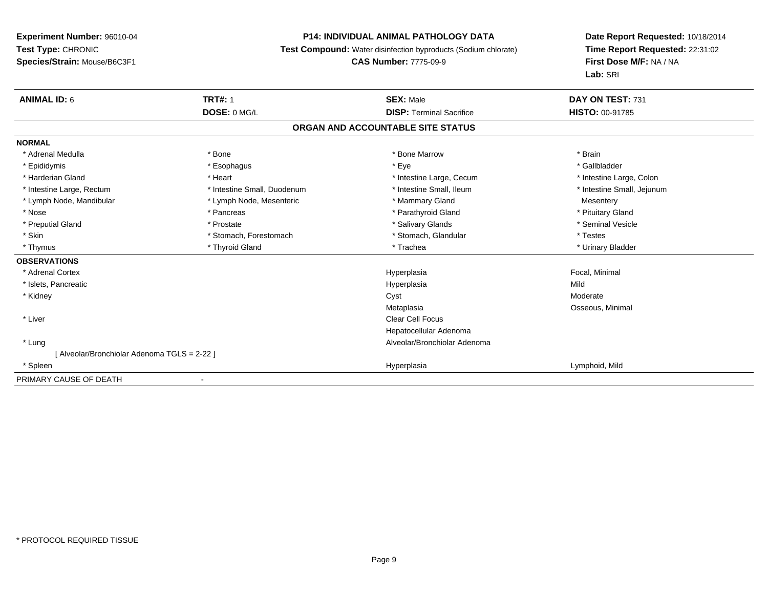**Experiment Number:** 96010-04
**Test Type:** CHRONIC
**Species/Strain:** Mouse/B6C3F1

**P14: INDIVIDUAL ANIMAL PATHOLOGY DATA**
**Test Compound:** Water disinfection byproducts (Sodium chlorate)
**CAS Number:** 7775-09-9

**Date Report Requested:** 10/18/2014
**Time Report Requested:** 22:31:02
**First Dose M/F:** NA / NA
**Lab:** SRI

| **ANIMAL ID:** 6 | **TRT#:** 1 | **SEX:** Male | **DAY ON TEST:** 731 |
|---|---|---|---|
| | **DOSE:** 0 MG/L | **DISP:** Terminal Sacrifice | **HISTO:** 00-91785 |

**ORGAN AND ACCOUNTABLE SITE STATUS**

**NORMAL**

| | | | |
|---|---|---|---|
| * Adrenal Medulla | * Bone | * Bone Marrow | * Brain |
| * Epididymis | * Esophagus | * Eye | * Gallbladder |
| * Harderian Gland | * Heart | * Intestine Large, Cecum | * Intestine Large, Colon |
| * Intestine Large, Rectum | * Intestine Small, Duodenum | * Intestine Small, Ileum | * Intestine Small, Jejunum |
| * Lymph Node, Mandibular | * Lymph Node, Mesenteric | * Mammary Gland | Mesentery |
| * Nose | * Pancreas | * Parathyroid Gland | * Pituitary Gland |
| * Preputial Gland | * Prostate | * Salivary Glands | * Seminal Vesicle |
| * Skin | * Stomach, Forestomach | * Stomach, Glandular | * Testes |
| * Thymus | * Thyroid Gland | * Trachea | * Urinary Bladder |

**OBSERVATIONS**

| | | |
|---|---|---|
| * Adrenal Cortex | Hyperplasia | Focal, Minimal |
| * Islets, Pancreatic | Hyperplasia | Mild |
| * Kidney | Cyst | Moderate |
| | Metaplasia | Osseous, Minimal |
| * Liver | Clear Cell Focus | |
| | Hepatocellular Adenoma | |
| * Lung | Alveolar/Bronchiolar Adenoma | |
| [ Alveolar/Bronchiolar Adenoma TGLS = 2-22 ] | | |
| * Spleen | Hyperplasia | Lymphoid, Mild |

PRIMARY CAUSE OF DEATH -

* PROTOCOL REQUIRED TISSUE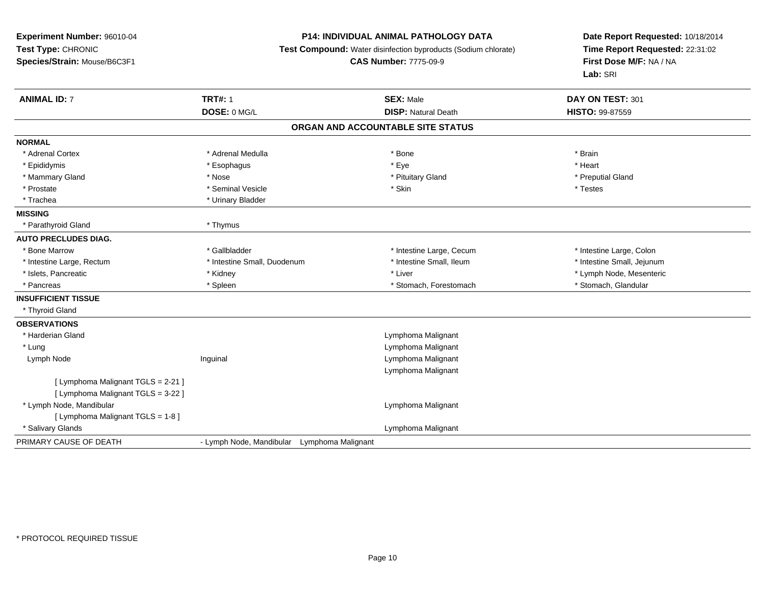**Experiment Number:** 96010-04
**Test Type:** CHRONIC
**Species/Strain:** Mouse/B6C3F1

**P14: INDIVIDUAL ANIMAL PATHOLOGY DATA**
**Test Compound:** Water disinfection byproducts (Sodium chlorate)
**CAS Number:** 7775-09-9

**Date Report Requested:** 10/18/2014
**Time Report Requested:** 22:31:02
**First Dose M/F:** NA / NA
**Lab:** SRI

| **ANIMAL ID:** 7 | **TRT#:** 1 | **SEX:** Male | **DAY ON TEST:** 301 |
|---|---|---|---|
| | **DOSE:** 0 MG/L | **DISP:** Natural Death | **HISTO:** 99-87559 |

## ORGAN AND ACCOUNTABLE SITE STATUS

**NORMAL**

| | | | |
|---|---|---|---|
| * Adrenal Cortex | * Adrenal Medulla | * Bone | * Brain |
| * Epididymis | * Esophagus | * Eye | * Heart |
| * Mammary Gland | * Nose | * Pituitary Gland | * Preputial Gland |
| * Prostate | * Seminal Vesicle | * Skin | * Testes |
| * Trachea | * Urinary Bladder | | |

**MISSING**

| | |
|---|---|
| * Parathyroid Gland | * Thymus |

**AUTO PRECLUDES DIAG.**

| | | | |
|---|---|---|---|
| * Bone Marrow | * Gallbladder | * Intestine Large, Cecum | * Intestine Large, Colon |
| * Intestine Large, Rectum | * Intestine Small, Duodenum | * Intestine Small, Ileum | * Intestine Small, Jejunum |
| * Islets, Pancreatic | * Kidney | * Liver | * Lymph Node, Mesenteric |
| * Pancreas | * Spleen | * Stomach, Forestomach | * Stomach, Glandular |

**INSUFFICIENT TISSUE**

* Thyroid Gland

**OBSERVATIONS**

| | | |
|---|---|---|
| * Harderian Gland | | Lymphoma Malignant |
| * Lung | | Lymphoma Malignant |
| Lymph Node | Inguinal | Lymphoma Malignant |
| | | Lymphoma Malignant |
| [ Lymphoma Malignant TGLS = 2-21 ] | | |
| [ Lymphoma Malignant TGLS = 3-22 ] | | |
| * Lymph Node, Mandibular | | Lymphoma Malignant |
| [ Lymphoma Malignant TGLS = 1-8 ] | | |
| * Salivary Glands | | Lymphoma Malignant |

PRIMARY CAUSE OF DEATH - Lymph Node, Mandibular Lymphoma Malignant

\* PROTOCOL REQUIRED TISSUE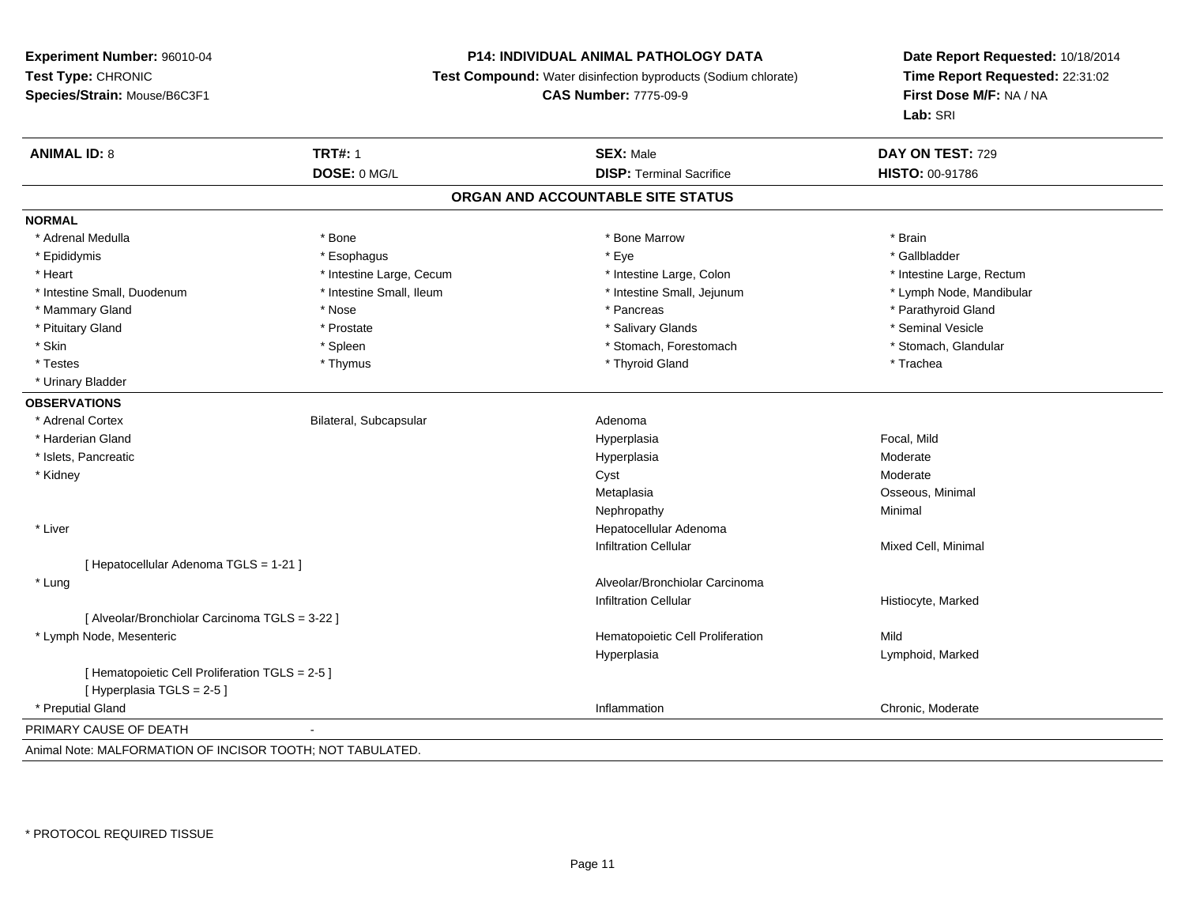**Experiment Number:** 96010-04
**Test Type:** CHRONIC
**Species/Strain:** Mouse/B6C3F1

**P14: INDIVIDUAL ANIMAL PATHOLOGY DATA**
**Test Compound:** Water disinfection byproducts (Sodium chlorate)
**CAS Number:** 7775-09-9

**Date Report Requested:** 10/18/2014
**Time Report Requested:** 22:31:02
**First Dose M/F:** NA / NA
**Lab:** SRI

| **ANIMAL ID:** 8 | **TRT#:** 1 | **SEX:** Male | **DAY ON TEST:** 729 |
|---|---|---|---|
| | **DOSE:** 0 MG/L | **DISP:** Terminal Sacrifice | **HISTO:** 00-91786 |

## ORGAN AND ACCOUNTABLE SITE STATUS

**NORMAL**

| | | | |
|---|---|---|---|
| * Adrenal Medulla | * Bone | * Bone Marrow | * Brain |
| * Epididymis | * Esophagus | * Eye | * Gallbladder |
| * Heart | * Intestine Large, Cecum | * Intestine Large, Colon | * Intestine Large, Rectum |
| * Intestine Small, Duodenum | * Intestine Small, Ileum | * Intestine Small, Jejunum | * Lymph Node, Mandibular |
| * Mammary Gland | * Nose | * Pancreas | * Parathyroid Gland |
| * Pituitary Gland | * Prostate | * Salivary Glands | * Seminal Vesicle |
| * Skin | * Spleen | * Stomach, Forestomach | * Stomach, Glandular |
| * Testes | * Thymus | * Thyroid Gland | * Trachea |
| * Urinary Bladder | | | |

**OBSERVATIONS**

| | | | |
|---|---|---|---|
| * Adrenal Cortex | Bilateral, Subcapsular | Adenoma | |
| * Harderian Gland | | Hyperplasia | Focal, Mild |
| * Islets, Pancreatic | | Hyperplasia | Moderate |
| * Kidney | | Cyst | Moderate |
| | | Metaplasia | Osseous, Minimal |
| | | Nephropathy | Minimal |
| * Liver | | Hepatocellular Adenoma | |
| | | Infiltration Cellular | Mixed Cell, Minimal |
| [ Hepatocellular Adenoma TGLS = 1-21 ] | | | |
| * Lung | | Alveolar/Bronchiolar Carcinoma | |
| | | Infiltration Cellular | Histiocyte, Marked |
| [ Alveolar/Bronchiolar Carcinoma TGLS = 3-22 ] | | | |
| * Lymph Node, Mesenteric | | Hematopoietic Cell Proliferation | Mild |
| | | Hyperplasia | Lymphoid, Marked |
| [ Hematopoietic Cell Proliferation TGLS = 2-5 ] | | | |
| [ Hyperplasia TGLS = 2-5 ] | | | |
| * Preputial Gland | | Inflammation | Chronic, Moderate |

PRIMARY CAUSE OF DEATH -

Animal Note: MALFORMATION OF INCISOR TOOTH; NOT TABULATED.

* PROTOCOL REQUIRED TISSUE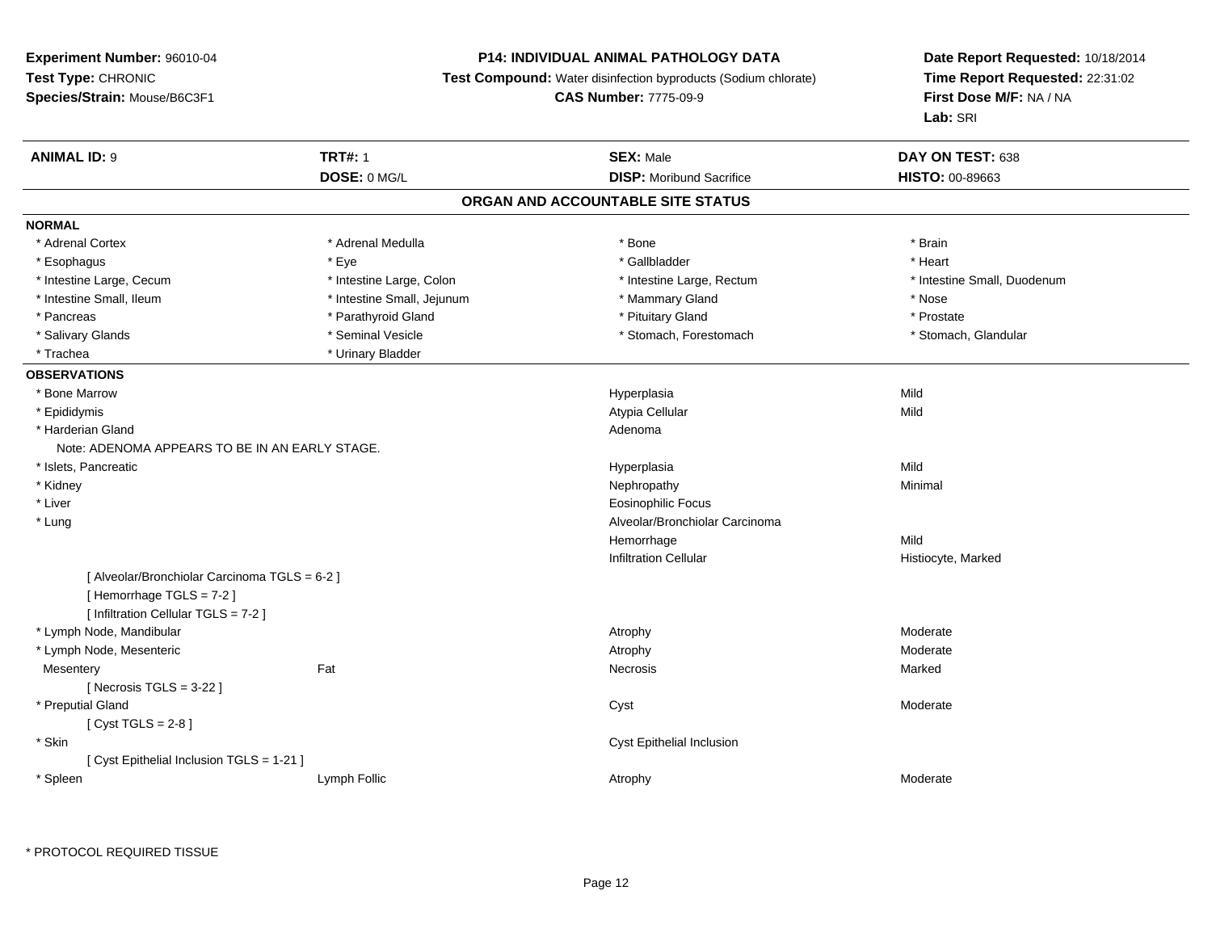**Experiment Number:** 96010-04
**Test Type:** CHRONIC
**Species/Strain:** Mouse/B6C3F1

**P14: INDIVIDUAL ANIMAL PATHOLOGY DATA**
**Test Compound:** Water disinfection byproducts (Sodium chlorate)
**CAS Number:** 7775-09-9

**Date Report Requested:** 10/18/2014
**Time Report Requested:** 22:31:02
**First Dose M/F:** NA / NA
**Lab:** SRI

| **ANIMAL ID:** 9 | **TRT#:** 1 | **SEX:** Male | **DAY ON TEST:** 638 |
|---|---|---|---|
| | **DOSE:** 0 MG/L | **DISP:** Moribund Sacrifice | **HISTO:** 00-89663 |

## ORGAN AND ACCOUNTABLE SITE STATUS

**NORMAL**

| | | | |
|---|---|---|---|
| * Adrenal Cortex | * Adrenal Medulla | * Bone | * Brain |
| * Esophagus | * Eye | * Gallbladder | * Heart |
| * Intestine Large, Cecum | * Intestine Large, Colon | * Intestine Large, Rectum | * Intestine Small, Duodenum |
| * Intestine Small, Ileum | * Intestine Small, Jejunum | * Mammary Gland | * Nose |
| * Pancreas | * Parathyroid Gland | * Pituitary Gland | * Prostate |
| * Salivary Glands | * Seminal Vesicle | * Stomach, Forestomach | * Stomach, Glandular |
| * Trachea | * Urinary Bladder | | |

**OBSERVATIONS**

| | | | |
|---|---|---|---|
| * Bone Marrow | | Hyperplasia | Mild |
| * Epididymis | | Atypia Cellular | Mild |
| * Harderian Gland | | Adenoma | |
| Note: ADENOMA APPEARS TO BE IN AN EARLY STAGE. | | | |
| * Islets, Pancreatic | | Hyperplasia | Mild |
| * Kidney | | Nephropathy | Minimal |
| * Liver | | Eosinophilic Focus | |
| * Lung | | Alveolar/Bronchiolar Carcinoma | |
| | | Hemorrhage | Mild |
| | | Infiltration Cellular | Histiocyte, Marked |
| [ Alveolar/Bronchiolar Carcinoma TGLS = 6-2 ] | | | |
| [ Hemorrhage TGLS = 7-2 ] | | | |
| [ Infiltration Cellular TGLS = 7-2 ] | | | |
| * Lymph Node, Mandibular | | Atrophy | Moderate |
| * Lymph Node, Mesenteric | | Atrophy | Moderate |
| Mesentery | Fat | Necrosis | Marked |
| [ Necrosis TGLS = 3-22 ] | | | |
| * Preputial Gland | | Cyst | Moderate |
| [ Cyst TGLS = 2-8 ] | | | |
| * Skin | | Cyst Epithelial Inclusion | |
| [ Cyst Epithelial Inclusion TGLS = 1-21 ] | | | |
| * Spleen | Lymph Follic | Atrophy | Moderate |

\* PROTOCOL REQUIRED TISSUE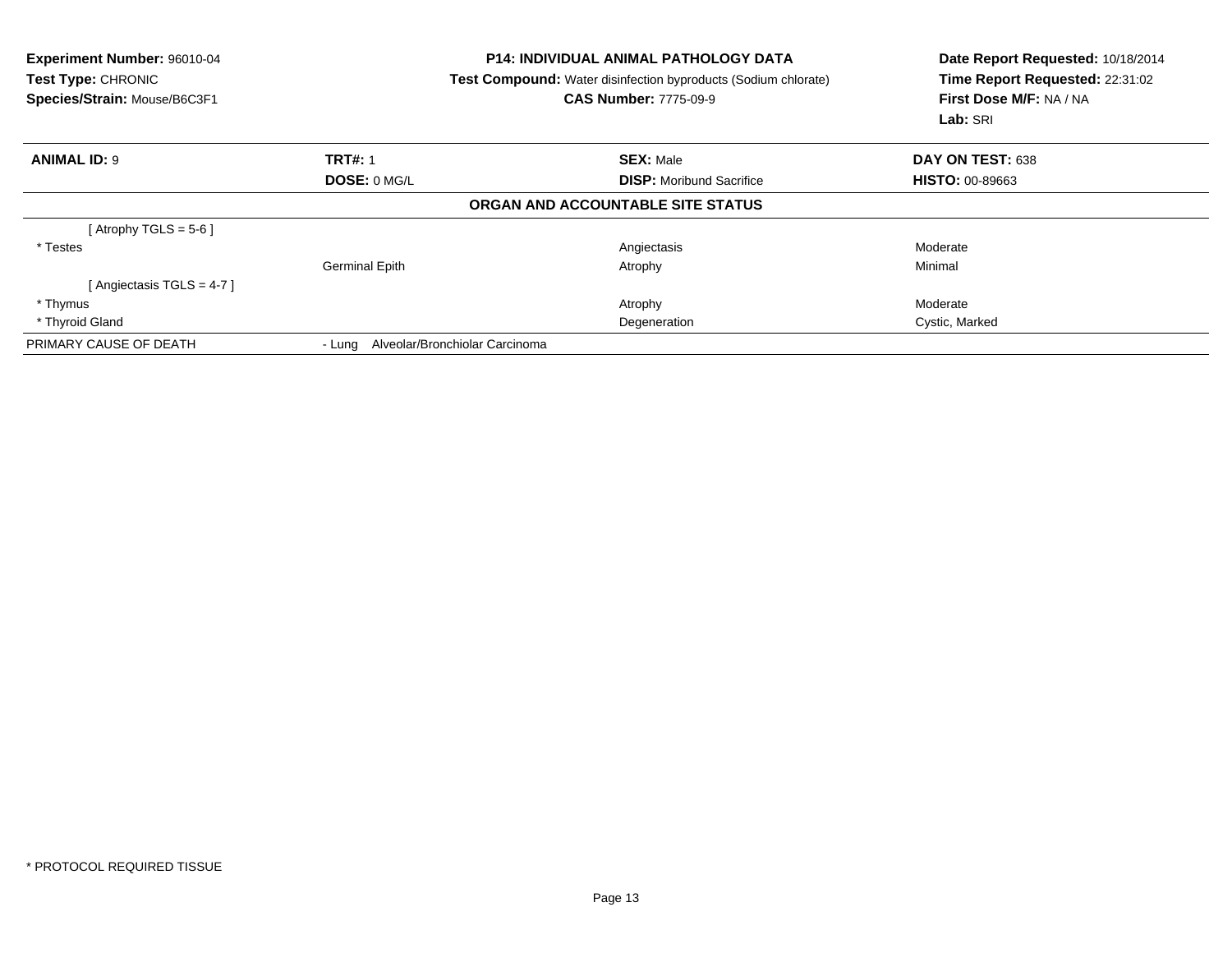**Experiment Number:** 96010-04
**Test Type:** CHRONIC
**Species/Strain:** Mouse/B6C3F1

**P14: INDIVIDUAL ANIMAL PATHOLOGY DATA**
**Test Compound:** Water disinfection byproducts (Sodium chlorate)
**CAS Number:** 7775-09-9

**Date Report Requested:** 10/18/2014
**Time Report Requested:** 22:31:02
**First Dose M/F:** NA / NA
**Lab:** SRI

| **ANIMAL ID:** 9 | **TRT#:** 1 | **SEX:** Male | **DAY ON TEST:** 638 |
|---|---|---|---|
| | **DOSE:** 0 MG/L | **DISP:** Moribund Sacrifice | **HISTO:** 00-89663 |

**ORGAN AND ACCOUNTABLE SITE STATUS**

| | | | |
|---|---|---|---|
| [ Atrophy TGLS = 5-6 ] | | | |
| * Testes | | Angiectasis | Moderate |
| | Germinal Epith | Atrophy | Minimal |
| [ Angiectasis TGLS = 4-7 ] | | | |
| * Thymus | | Atrophy | Moderate |
| * Thyroid Gland | | Degeneration | Cystic, Marked |
| PRIMARY CAUSE OF DEATH | - Lung Alveolar/Bronchiolar Carcinoma | | |

* PROTOCOL REQUIRED TISSUE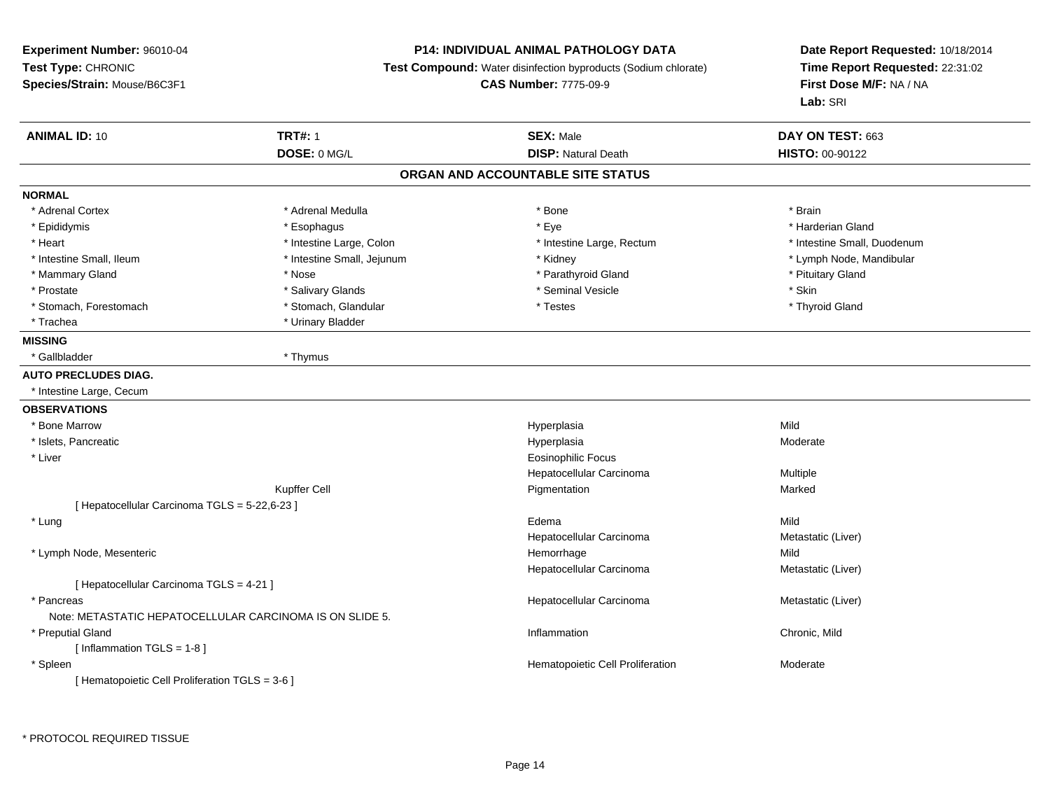**Experiment Number:** 96010-04
**Test Type:** CHRONIC
**Species/Strain:** Mouse/B6C3F1

**P14: INDIVIDUAL ANIMAL PATHOLOGY DATA**
**Test Compound:** Water disinfection byproducts (Sodium chlorate)
**CAS Number:** 7775-09-9

**Date Report Requested:** 10/18/2014
**Time Report Requested:** 22:31:02
**First Dose M/F:** NA / NA
**Lab:** SRI

| **ANIMAL ID:** 10 | **TRT#:** 1 | **SEX:** Male | **DAY ON TEST:** 663 |
|---|---|---|---|
| | **DOSE:** 0 MG/L | **DISP:** Natural Death | **HISTO:** 00-90122 |

## ORGAN AND ACCOUNTABLE SITE STATUS

**NORMAL**

| | | | |
|---|---|---|---|
| * Adrenal Cortex | * Adrenal Medulla | * Bone | * Brain |
| * Epididymis | * Esophagus | * Eye | * Harderian Gland |
| * Heart | * Intestine Large, Colon | * Intestine Large, Rectum | * Intestine Small, Duodenum |
| * Intestine Small, Ileum | * Intestine Small, Jejunum | * Kidney | * Lymph Node, Mandibular |
| * Mammary Gland | * Nose | * Parathyroid Gland | * Pituitary Gland |
| * Prostate | * Salivary Glands | * Seminal Vesicle | * Skin |
| * Stomach, Forestomach | * Stomach, Glandular | * Testes | * Thyroid Gland |
| * Trachea | * Urinary Bladder | | |

**MISSING**

* Gallbladder
* Thymus

**AUTO PRECLUDES DIAG.**

* Intestine Large, Cecum

**OBSERVATIONS**

| Organ | Site | Observation | Severity |
|---|---|---|---|
| * Bone Marrow | | Hyperplasia | Mild |
| * Islets, Pancreatic | | Hyperplasia | Moderate |
| * Liver | | Eosinophilic Focus | |
| | | Hepatocellular Carcinoma | Multiple |
| | Kupffer Cell | Pigmentation | Marked |
| [ Hepatocellular Carcinoma TGLS = 5-22,6-23 ] | | | |
| * Lung | | Edema | Mild |
| | | Hepatocellular Carcinoma | Metastatic (Liver) |
| * Lymph Node, Mesenteric | | Hemorrhage | Mild |
| | | Hepatocellular Carcinoma | Metastatic (Liver) |
| [ Hepatocellular Carcinoma TGLS = 4-21 ] | | | |
| * Pancreas | | Hepatocellular Carcinoma | Metastatic (Liver) |
| Note: METASTATIC HEPATOCELLULAR CARCINOMA IS ON SLIDE 5. | | | |
| * Preputial Gland | | Inflammation | Chronic, Mild |
| [ Inflammation TGLS = 1-8 ] | | | |
| * Spleen | | Hematopoietic Cell Proliferation | Moderate |
| [ Hematopoietic Cell Proliferation TGLS = 3-6 ] | | | |

* PROTOCOL REQUIRED TISSUE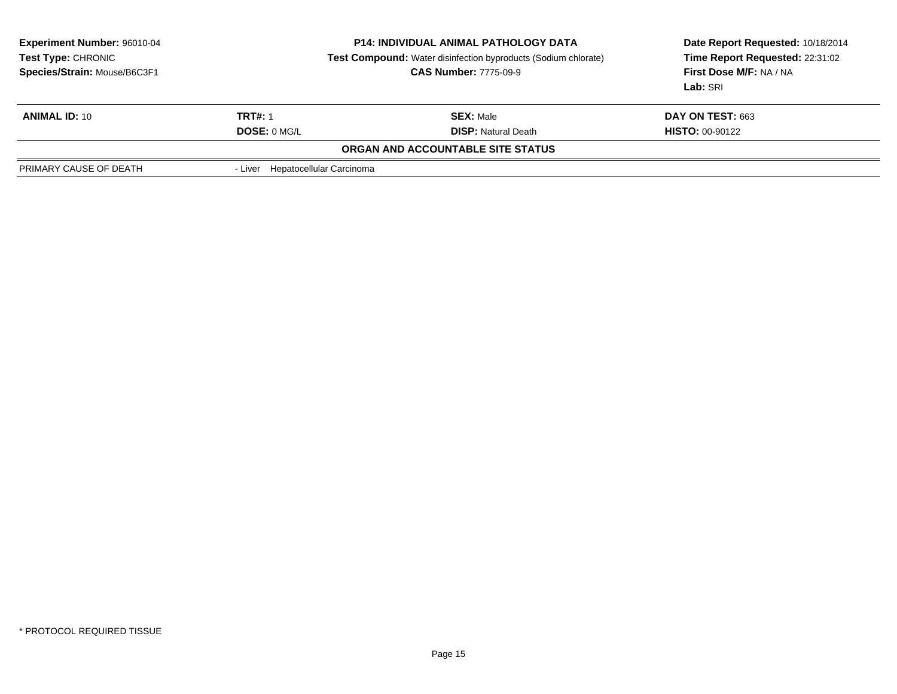**Experiment Number:** 96010-04
**Test Type:** CHRONIC
**Species/Strain:** Mouse/B6C3F1

**P14: INDIVIDUAL ANIMAL PATHOLOGY DATA**
**Test Compound:** Water disinfection byproducts (Sodium chlorate)
**CAS Number:** 7775-09-9

**Date Report Requested:** 10/18/2014
**Time Report Requested:** 22:31:02
**First Dose M/F:** NA / NA
**Lab:** SRI

| **ANIMAL ID:** 10 | **TRT#:** 1 | **SEX:** Male | **DAY ON TEST:** 663 |
|---|---|---|---|
| | **DOSE:** 0 MG/L | **DISP:** Natural Death | **HISTO:** 00-90122 |

**ORGAN AND ACCOUNTABLE SITE STATUS**

| | |
|---|---|
| PRIMARY CAUSE OF DEATH | - Liver Hepatocellular Carcinoma |

* PROTOCOL REQUIRED TISSUE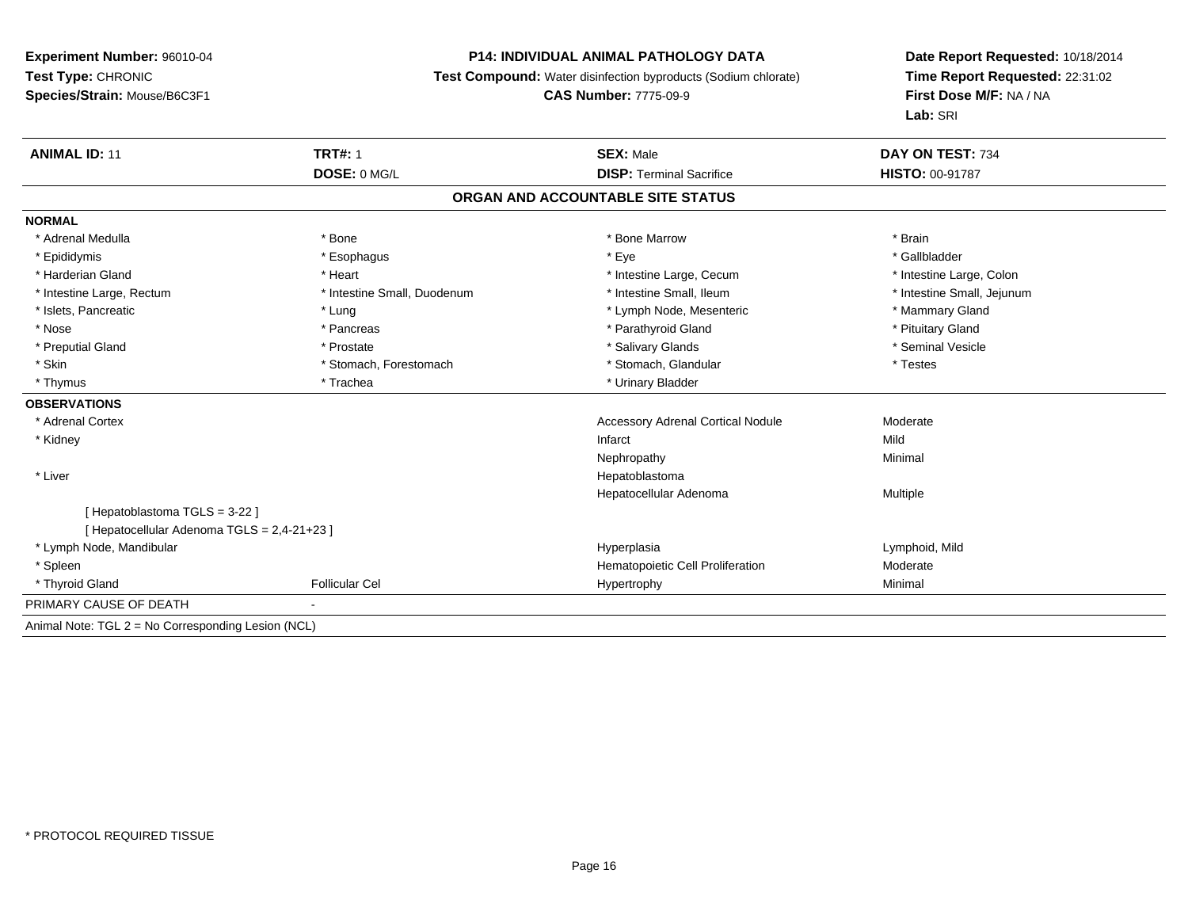**Experiment Number:** 96010-04
**Test Type:** CHRONIC
**Species/Strain:** Mouse/B6C3F1

**P14: INDIVIDUAL ANIMAL PATHOLOGY DATA**
**Test Compound:** Water disinfection byproducts (Sodium chlorate)
**CAS Number:** 7775-09-9

**Date Report Requested:** 10/18/2014
**Time Report Requested:** 22:31:02
**First Dose M/F:** NA / NA
**Lab:** SRI

| **ANIMAL ID:** 11 | **TRT#:** 1 | **SEX:** Male | **DAY ON TEST:** 734 |
|---|---|---|---|
| | **DOSE:** 0 MG/L | **DISP:** Terminal Sacrifice | **HISTO:** 00-91787 |

## ORGAN AND ACCOUNTABLE SITE STATUS

**NORMAL**

| | | | |
|---|---|---|---|
| * Adrenal Medulla | * Bone | * Bone Marrow | * Brain |
| * Epididymis | * Esophagus | * Eye | * Gallbladder |
| * Harderian Gland | * Heart | * Intestine Large, Cecum | * Intestine Large, Colon |
| * Intestine Large, Rectum | * Intestine Small, Duodenum | * Intestine Small, Ileum | * Intestine Small, Jejunum |
| * Islets, Pancreatic | * Lung | * Lymph Node, Mesenteric | * Mammary Gland |
| * Nose | * Pancreas | * Parathyroid Gland | * Pituitary Gland |
| * Preputial Gland | * Prostate | * Salivary Glands | * Seminal Vesicle |
| * Skin | * Stomach, Forestomach | * Stomach, Glandular | * Testes |
| * Thymus | * Trachea | * Urinary Bladder | |

**OBSERVATIONS**

| | | | |
|---|---|---|---|
| * Adrenal Cortex | | Accessory Adrenal Cortical Nodule | Moderate |
| * Kidney | | Infarct | Mild |
| | | Nephropathy | Minimal |
| * Liver | | Hepatoblastoma | |
| | | Hepatocellular Adenoma | Multiple |
| [ Hepatoblastoma TGLS = 3-22 ] | | | |
| [ Hepatocellular Adenoma TGLS = 2,4-21+23 ] | | | |
| * Lymph Node, Mandibular | | Hyperplasia | Lymphoid, Mild |
| * Spleen | | Hematopoietic Cell Proliferation | Moderate |
| * Thyroid Gland | Follicular Cel | Hypertrophy | Minimal |

PRIMARY CAUSE OF DEATH -

Animal Note: TGL 2 = No Corresponding Lesion (NCL)

* PROTOCOL REQUIRED TISSUE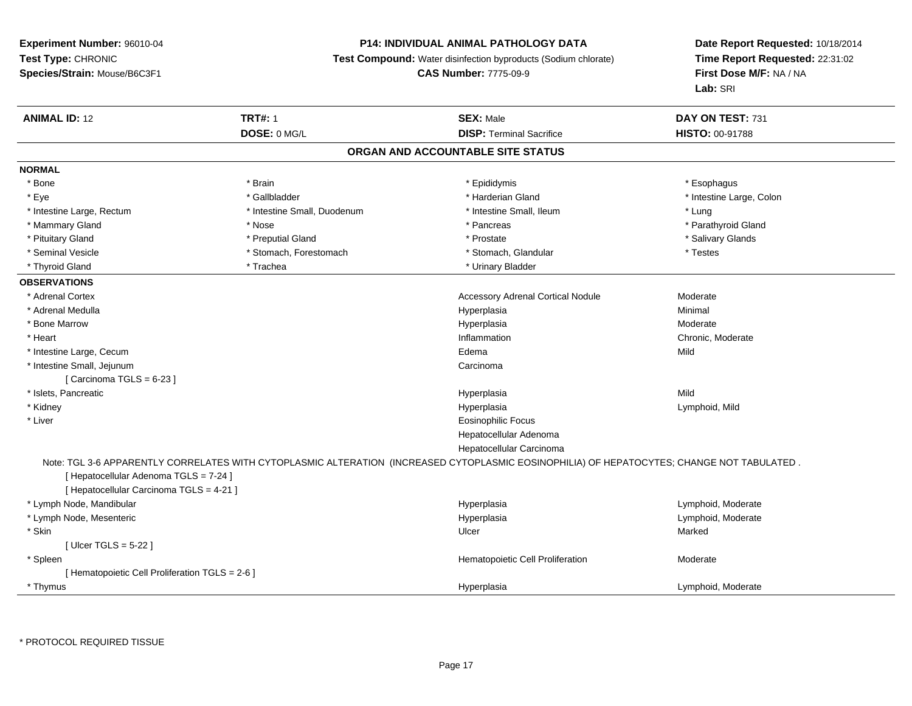**Experiment Number:** 96010-04
**Test Type:** CHRONIC
**Species/Strain:** Mouse/B6C3F1

**P14: INDIVIDUAL ANIMAL PATHOLOGY DATA**
**Test Compound:** Water disinfection byproducts (Sodium chlorate)
**CAS Number:** 7775-09-9

**Date Report Requested:** 10/18/2014
**Time Report Requested:** 22:31:02
**First Dose M/F:** NA / NA
**Lab:** SRI

| **ANIMAL ID:** 12 | **TRT#:** 1 | **SEX:** Male | **DAY ON TEST:** 731 |
|---|---|---|---|
| | **DOSE:** 0 MG/L | **DISP:** Terminal Sacrifice | **HISTO:** 00-91788 |

## ORGAN AND ACCOUNTABLE SITE STATUS

**NORMAL**

| | | | |
|---|---|---|---|
| * Bone | * Brain | * Epididymis | * Esophagus |
| * Eye | * Gallbladder | * Harderian Gland | * Intestine Large, Colon |
| * Intestine Large, Rectum | * Intestine Small, Duodenum | * Intestine Small, Ileum | * Lung |
| * Mammary Gland | * Nose | * Pancreas | * Parathyroid Gland |
| * Pituitary Gland | * Preputial Gland | * Prostate | * Salivary Glands |
| * Seminal Vesicle | * Stomach, Forestomach | * Stomach, Glandular | * Testes |
| * Thyroid Gland | * Trachea | * Urinary Bladder | |

**OBSERVATIONS**

| | | |
|---|---|---|
| * Adrenal Cortex | Accessory Adrenal Cortical Nodule | Moderate |
| * Adrenal Medulla | Hyperplasia | Minimal |
| * Bone Marrow | Hyperplasia | Moderate |
| * Heart | Inflammation | Chronic, Moderate |
| * Intestine Large, Cecum | Edema | Mild |
| * Intestine Small, Jejunum | Carcinoma | |
| [ Carcinoma TGLS = 6-23 ] | | |
| * Islets, Pancreatic | Hyperplasia | Mild |
| * Kidney | Hyperplasia | Lymphoid, Mild |
| * Liver | Eosinophilic Focus | |
| | Hepatocellular Adenoma | |
| | Hepatocellular Carcinoma | |

Note: TGL 3-6 APPARENTLY CORRELATES WITH CYTOPLASMIC ALTERATION (INCREASED CYTOPLASMIC EOSINOPHILIA) OF HEPATOCYTES; CHANGE NOT TABULATED .

[ Hepatocellular Adenoma TGLS = 7-24 ]
[ Hepatocellular Carcinoma TGLS = 4-21 ]

| | | |
|---|---|---|
| * Lymph Node, Mandibular | Hyperplasia | Lymphoid, Moderate |
| * Lymph Node, Mesenteric | Hyperplasia | Lymphoid, Moderate |
| * Skin | Ulcer | Marked |
| [ Ulcer TGLS = 5-22 ] | | |
| * Spleen | Hematopoietic Cell Proliferation | Moderate |
| [ Hematopoietic Cell Proliferation TGLS = 2-6 ] | | |
| * Thymus | Hyperplasia | Lymphoid, Moderate |

* PROTOCOL REQUIRED TISSUE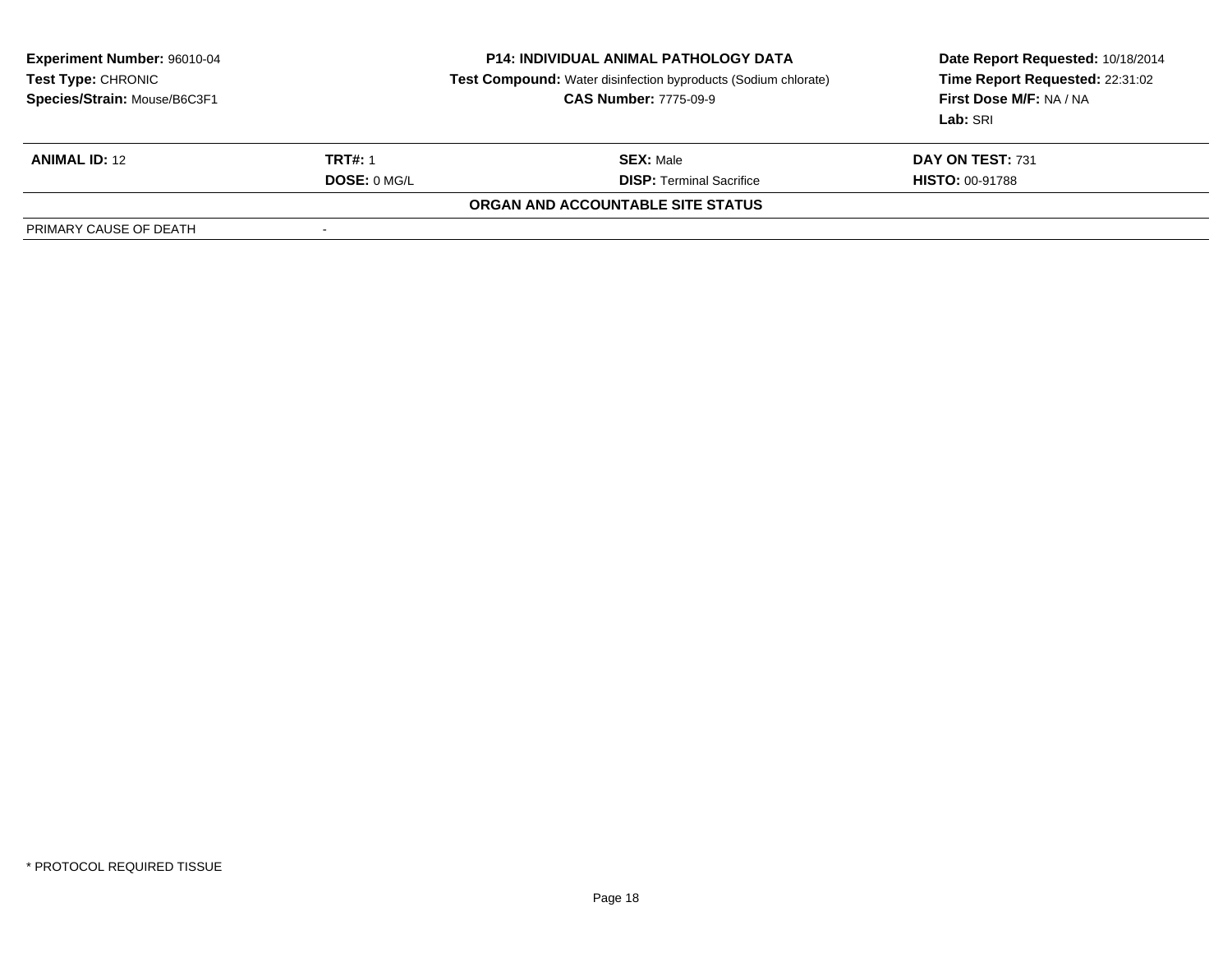| **Experiment Number:** 96010-04 | **P14: INDIVIDUAL ANIMAL PATHOLOGY DATA** | **Date Report Requested:** 10/18/2014 |
|---|---|---|
| **Test Type:** CHRONIC | **Test Compound:** Water disinfection byproducts (Sodium chlorate) | **Time Report Requested:** 22:31:02 |
| **Species/Strain:** Mouse/B6C3F1 | **CAS Number:** 7775-09-9 | **First Dose M/F:** NA / NA |
| | | **Lab:** SRI |

| **ANIMAL ID:** 12 | **TRT#:** 1 | **SEX:** Male | **DAY ON TEST:** 731 |
|---|---|---|---|
| | **DOSE:** 0 MG/L | **DISP:** Terminal Sacrifice | **HISTO:** 00-91788 |

**ORGAN AND ACCOUNTABLE SITE STATUS**

| PRIMARY CAUSE OF DEATH | - |
|---|---|

* PROTOCOL REQUIRED TISSUE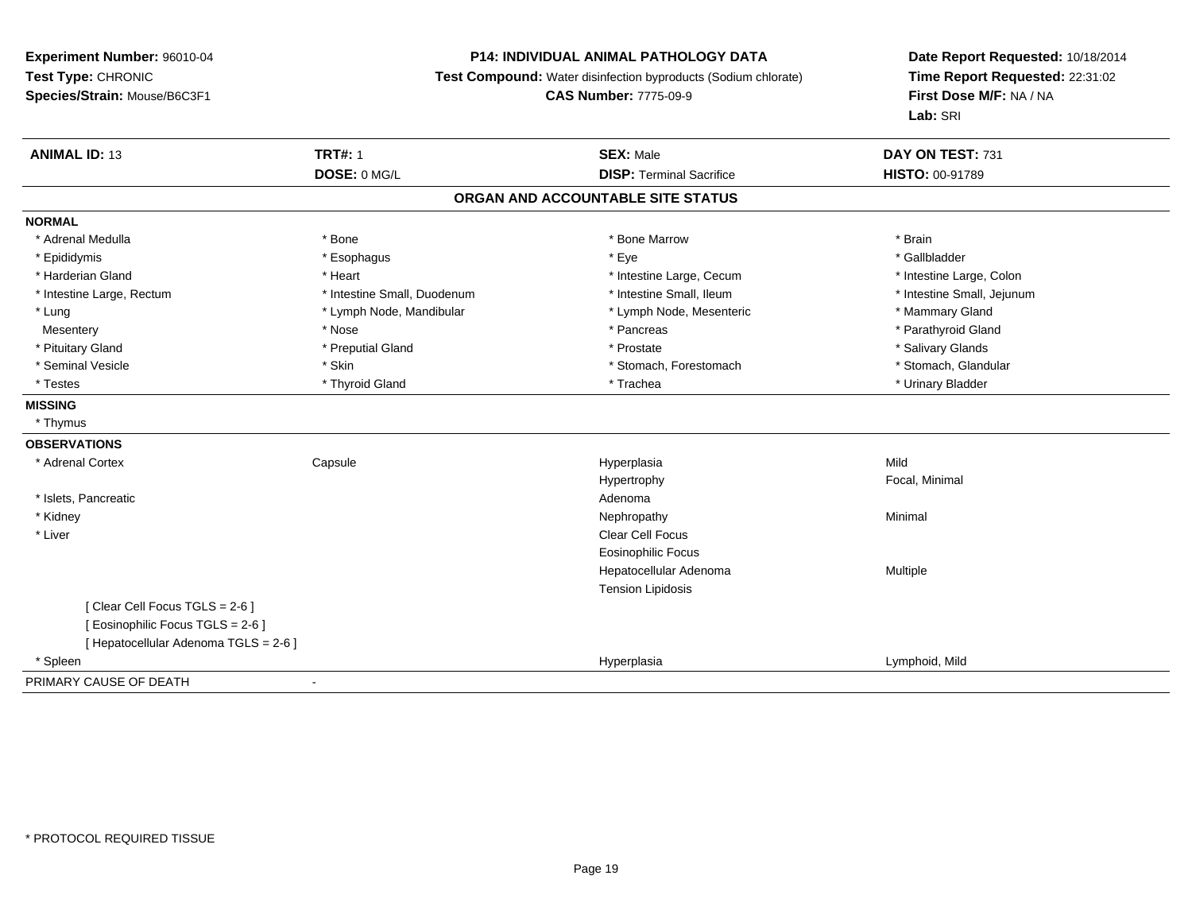**Experiment Number:** 96010-04
**Test Type:** CHRONIC
**Species/Strain:** Mouse/B6C3F1

**P14: INDIVIDUAL ANIMAL PATHOLOGY DATA**
**Test Compound:** Water disinfection byproducts (Sodium chlorate)
**CAS Number:** 7775-09-9

**Date Report Requested:** 10/18/2014
**Time Report Requested:** 22:31:02
**First Dose M/F:** NA / NA
**Lab:** SRI

| **ANIMAL ID:** 13 | **TRT#:** 1 | **SEX:** Male | **DAY ON TEST:** 731 |
|---|---|---|---|
| | **DOSE:** 0 MG/L | **DISP:** Terminal Sacrifice | **HISTO:** 00-91789 |

## ORGAN AND ACCOUNTABLE SITE STATUS

**NORMAL**

| | | | |
|---|---|---|---|
| * Adrenal Medulla | * Bone | * Bone Marrow | * Brain |
| * Epididymis | * Esophagus | * Eye | * Gallbladder |
| * Harderian Gland | * Heart | * Intestine Large, Cecum | * Intestine Large, Colon |
| * Intestine Large, Rectum | * Intestine Small, Duodenum | * Intestine Small, Ileum | * Intestine Small, Jejunum |
| * Lung | * Lymph Node, Mandibular | * Lymph Node, Mesenteric | * Mammary Gland |
| Mesentery | * Nose | * Pancreas | * Parathyroid Gland |
| * Pituitary Gland | * Preputial Gland | * Prostate | * Salivary Glands |
| * Seminal Vesicle | * Skin | * Stomach, Forestomach | * Stomach, Glandular |
| * Testes | * Thyroid Gland | * Trachea | * Urinary Bladder |

**MISSING**

* Thymus

**OBSERVATIONS**

| | | | |
|---|---|---|---|
| * Adrenal Cortex | Capsule | Hyperplasia | Mild |
| | | Hypertrophy | Focal, Minimal |
| * Islets, Pancreatic | | Adenoma | |
| * Kidney | | Nephropathy | Minimal |
| * Liver | | Clear Cell Focus | |
| | | Eosinophilic Focus | |
| | | Hepatocellular Adenoma | Multiple |
| | | Tension Lipidosis | |
| [ Clear Cell Focus TGLS = 2-6 ] | | | |
| [ Eosinophilic Focus TGLS = 2-6 ] | | | |
| [ Hepatocellular Adenoma TGLS = 2-6 ] | | | |
| * Spleen | | Hyperplasia | Lymphoid, Mild |

PRIMARY CAUSE OF DEATH -

\* PROTOCOL REQUIRED TISSUE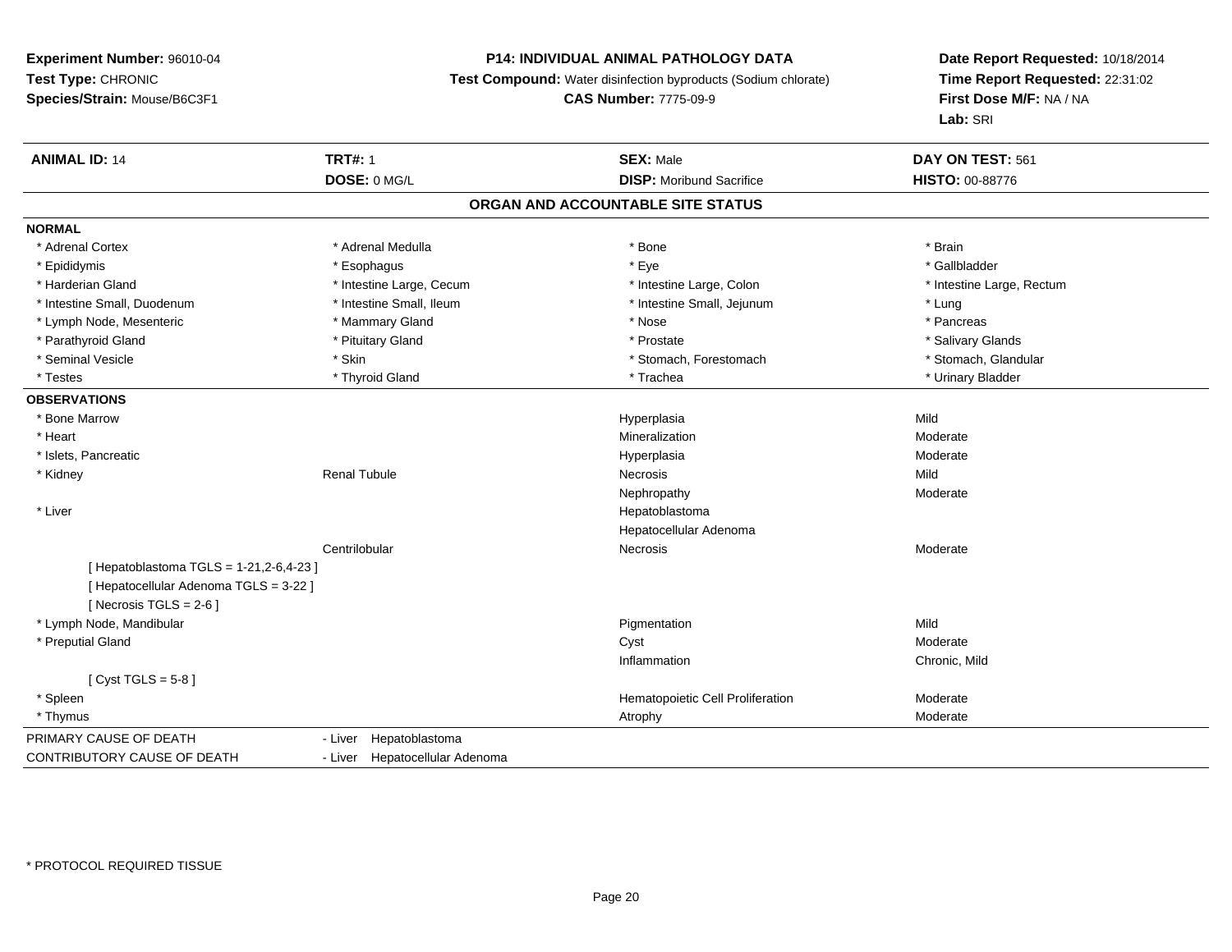**Experiment Number:** 96010-04
**Test Type:** CHRONIC
**Species/Strain:** Mouse/B6C3F1

**P14: INDIVIDUAL ANIMAL PATHOLOGY DATA**
**Test Compound:** Water disinfection byproducts (Sodium chlorate)
**CAS Number:** 7775-09-9

**Date Report Requested:** 10/18/2014
**Time Report Requested:** 22:31:02
**First Dose M/F:** NA / NA
**Lab:** SRI

| **ANIMAL ID:** 14 | **TRT#:** 1 | **SEX:** Male | **DAY ON TEST:** 561 |
|---|---|---|---|
| | **DOSE:** 0 MG/L | **DISP:** Moribund Sacrifice | **HISTO:** 00-88776 |

## ORGAN AND ACCOUNTABLE SITE STATUS

**NORMAL**

| | | | |
|---|---|---|---|
| * Adrenal Cortex | * Adrenal Medulla | * Bone | * Brain |
| * Epididymis | * Esophagus | * Eye | * Gallbladder |
| * Harderian Gland | * Intestine Large, Cecum | * Intestine Large, Colon | * Intestine Large, Rectum |
| * Intestine Small, Duodenum | * Intestine Small, Ileum | * Intestine Small, Jejunum | * Lung |
| * Lymph Node, Mesenteric | * Mammary Gland | * Nose | * Pancreas |
| * Parathyroid Gland | * Pituitary Gland | * Prostate | * Salivary Glands |
| * Seminal Vesicle | * Skin | * Stomach, Forestomach | * Stomach, Glandular |
| * Testes | * Thyroid Gland | * Trachea | * Urinary Bladder |

**OBSERVATIONS**

| | | | |
|---|---|---|---|
| * Bone Marrow | | Hyperplasia | Mild |
| * Heart | | Mineralization | Moderate |
| * Islets, Pancreatic | | Hyperplasia | Moderate |
| * Kidney | Renal Tubule | Necrosis | Mild |
| | | Nephropathy | Moderate |
| * Liver | | Hepatoblastoma | |
| | | Hepatocellular Adenoma | |
| | Centrilobular | Necrosis | Moderate |
| [ Hepatoblastoma TGLS = 1-21,2-6,4-23 ] | | | |
| [ Hepatocellular Adenoma TGLS = 3-22 ] | | | |
| [ Necrosis TGLS = 2-6 ] | | | |
| * Lymph Node, Mandibular | | Pigmentation | Mild |
| * Preputial Gland | | Cyst | Moderate |
| | | Inflammation | Chronic, Mild |
| [ Cyst TGLS = 5-8 ] | | | |
| * Spleen | | Hematopoietic Cell Proliferation | Moderate |
| * Thymus | | Atrophy | Moderate |

| | |
|---|---|
| PRIMARY CAUSE OF DEATH | - Liver Hepatoblastoma |
| CONTRIBUTORY CAUSE OF DEATH | - Liver Hepatocellular Adenoma |

* PROTOCOL REQUIRED TISSUE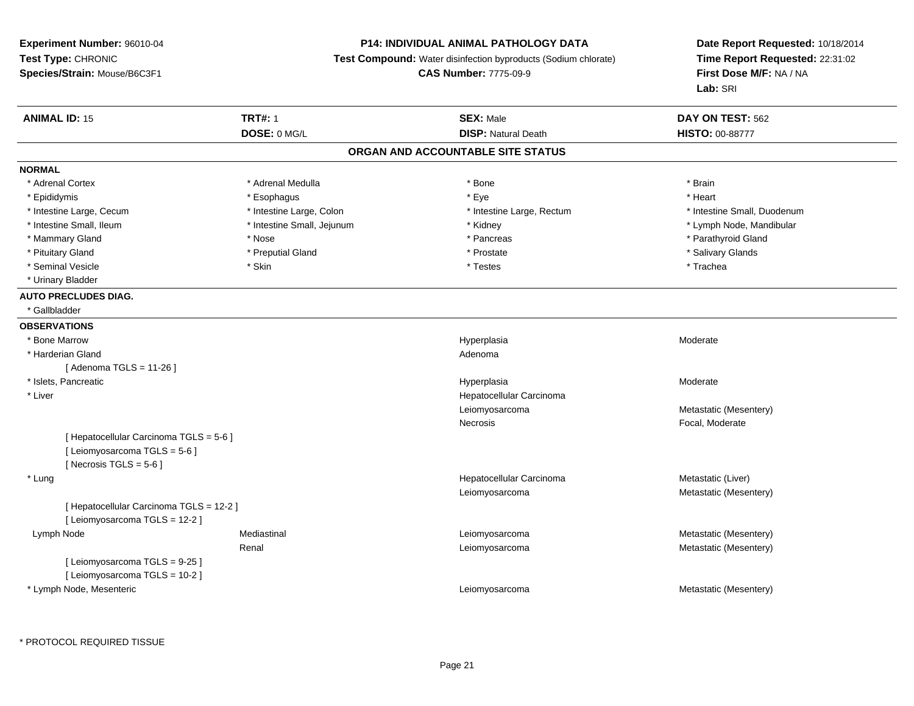**Experiment Number:** 96010-04
**Test Type:** CHRONIC
**Species/Strain:** Mouse/B6C3F1

**P14: INDIVIDUAL ANIMAL PATHOLOGY DATA**
**Test Compound:** Water disinfection byproducts (Sodium chlorate)
**CAS Number:** 7775-09-9

**Date Report Requested:** 10/18/2014
**Time Report Requested:** 22:31:02
**First Dose M/F:** NA / NA
**Lab:** SRI

| **ANIMAL ID:** 15 | **TRT#:** 1 | **SEX:** Male | **DAY ON TEST:** 562 |
|---|---|---|---|
| | **DOSE:** 0 MG/L | **DISP:** Natural Death | **HISTO:** 00-88777 |

## ORGAN AND ACCOUNTABLE SITE STATUS

**NORMAL**

| | | | |
|---|---|---|---|
| * Adrenal Cortex | * Adrenal Medulla | * Bone | * Brain |
| * Epididymis | * Esophagus | * Eye | * Heart |
| * Intestine Large, Cecum | * Intestine Large, Colon | * Intestine Large, Rectum | * Intestine Small, Duodenum |
| * Intestine Small, Ileum | * Intestine Small, Jejunum | * Kidney | * Lymph Node, Mandibular |
| * Mammary Gland | * Nose | * Pancreas | * Parathyroid Gland |
| * Pituitary Gland | * Preputial Gland | * Prostate | * Salivary Glands |
| * Seminal Vesicle | * Skin | * Testes | * Trachea |
| * Urinary Bladder | | | |

**AUTO PRECLUDES DIAG.**

* Gallbladder

**OBSERVATIONS**

| | | | |
|---|---|---|---|
| * Bone Marrow | | Hyperplasia | Moderate |
| * Harderian Gland | | Adenoma | |
| [ Adenoma TGLS = 11-26 ] | | | |
| * Islets, Pancreatic | | Hyperplasia | Moderate |
| * Liver | | Hepatocellular Carcinoma | |
| | | Leiomyosarcoma | Metastatic (Mesentery) |
| | | Necrosis | Focal, Moderate |
| [ Hepatocellular Carcinoma TGLS = 5-6 ] | | | |
| [ Leiomyosarcoma TGLS = 5-6 ] | | | |
| [ Necrosis TGLS = 5-6 ] | | | |
| * Lung | | Hepatocellular Carcinoma | Metastatic (Liver) |
| | | Leiomyosarcoma | Metastatic (Mesentery) |
| [ Hepatocellular Carcinoma TGLS = 12-2 ] | | | |
| [ Leiomyosarcoma TGLS = 12-2 ] | | | |
| Lymph Node | Mediastinal | Leiomyosarcoma | Metastatic (Mesentery) |
| | Renal | Leiomyosarcoma | Metastatic (Mesentery) |
| [ Leiomyosarcoma TGLS = 9-25 ] | | | |
| [ Leiomyosarcoma TGLS = 10-2 ] | | | |
| * Lymph Node, Mesenteric | | Leiomyosarcoma | Metastatic (Mesentery) |

\* PROTOCOL REQUIRED TISSUE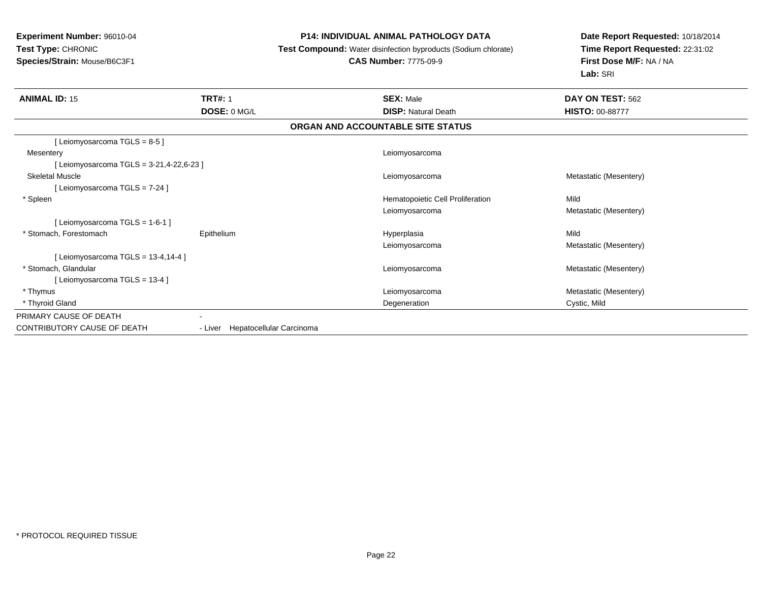**Experiment Number:** 96010-04
**Test Type:** CHRONIC
**Species/Strain:** Mouse/B6C3F1

**P14: INDIVIDUAL ANIMAL PATHOLOGY DATA**
**Test Compound:** Water disinfection byproducts (Sodium chlorate)
**CAS Number:** 7775-09-9

**Date Report Requested:** 10/18/2014
**Time Report Requested:** 22:31:02
**First Dose M/F:** NA / NA
**Lab:** SRI

| **ANIMAL ID:** 15 | **TRT#:** 1 | **SEX:** Male | **DAY ON TEST:** 562 |
|---|---|---|---|
| | **DOSE:** 0 MG/L | **DISP:** Natural Death | **HISTO:** 00-88777 |

**ORGAN AND ACCOUNTABLE SITE STATUS**

| | | | |
|---|---|---|---|
| [ Leiomyosarcoma TGLS = 8-5 ] | | | |
| Mesentery | | Leiomyosarcoma | |
| [ Leiomyosarcoma TGLS = 3-21,4-22,6-23 ] | | | |
| Skeletal Muscle | | Leiomyosarcoma | Metastatic (Mesentery) |
| [ Leiomyosarcoma TGLS = 7-24 ] | | | |
| * Spleen | | Hematopoietic Cell Proliferation | Mild |
| | | Leiomyosarcoma | Metastatic (Mesentery) |
| [ Leiomyosarcoma TGLS = 1-6-1 ] | | | |
| * Stomach, Forestomach | Epithelium | Hyperplasia | Mild |
| | | Leiomyosarcoma | Metastatic (Mesentery) |
| [ Leiomyosarcoma TGLS = 13-4,14-4 ] | | | |
| * Stomach, Glandular | | Leiomyosarcoma | Metastatic (Mesentery) |
| [ Leiomyosarcoma TGLS = 13-4 ] | | | |
| * Thymus | | Leiomyosarcoma | Metastatic (Mesentery) |
| * Thyroid Gland | | Degeneration | Cystic, Mild |
| PRIMARY CAUSE OF DEATH | - | | |
| CONTRIBUTORY CAUSE OF DEATH | - Liver Hepatocellular Carcinoma | | |

* PROTOCOL REQUIRED TISSUE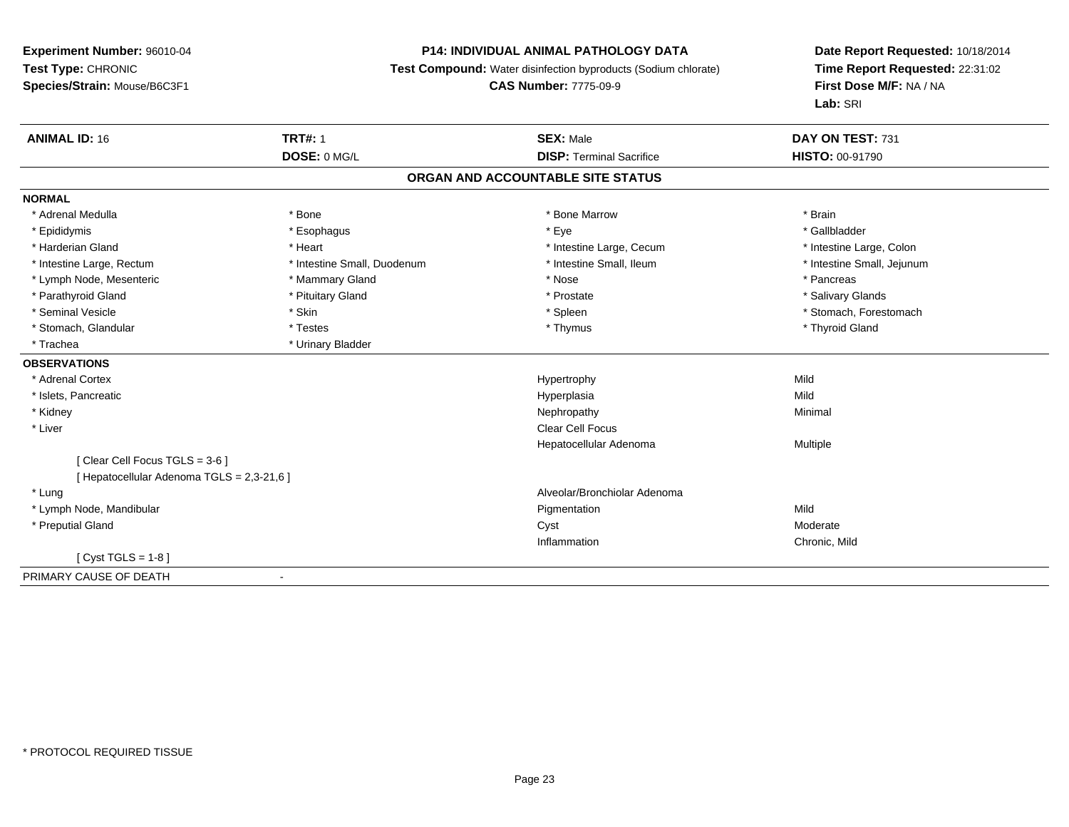**Experiment Number:** 96010-04
**Test Type:** CHRONIC
**Species/Strain:** Mouse/B6C3F1

**P14: INDIVIDUAL ANIMAL PATHOLOGY DATA**
**Test Compound:** Water disinfection byproducts (Sodium chlorate)
**CAS Number:** 7775-09-9

**Date Report Requested:** 10/18/2014
**Time Report Requested:** 22:31:02
**First Dose M/F:** NA / NA
**Lab:** SRI

| **ANIMAL ID:** 16 | **TRT#:** 1 | **SEX:** Male | **DAY ON TEST:** 731 |
|---|---|---|---|
| | **DOSE:** 0 MG/L | **DISP:** Terminal Sacrifice | **HISTO:** 00-91790 |

## ORGAN AND ACCOUNTABLE SITE STATUS

**NORMAL**

| | | | |
|---|---|---|---|
| * Adrenal Medulla | * Bone | * Bone Marrow | * Brain |
| * Epididymis | * Esophagus | * Eye | * Gallbladder |
| * Harderian Gland | * Heart | * Intestine Large, Cecum | * Intestine Large, Colon |
| * Intestine Large, Rectum | * Intestine Small, Duodenum | * Intestine Small, Ileum | * Intestine Small, Jejunum |
| * Lymph Node, Mesenteric | * Mammary Gland | * Nose | * Pancreas |
| * Parathyroid Gland | * Pituitary Gland | * Prostate | * Salivary Glands |
| * Seminal Vesicle | * Skin | * Spleen | * Stomach, Forestomach |
| * Stomach, Glandular | * Testes | * Thymus | * Thyroid Gland |
| * Trachea | * Urinary Bladder | | |

**OBSERVATIONS**

| | | |
|---|---|---|
| * Adrenal Cortex | Hypertrophy | Mild |
| * Islets, Pancreatic | Hyperplasia | Mild |
| * Kidney | Nephropathy | Minimal |
| * Liver | Clear Cell Focus | |
| | Hepatocellular Adenoma | Multiple |
| [ Clear Cell Focus TGLS = 3-6 ] | | |
| [ Hepatocellular Adenoma TGLS = 2,3-21,6 ] | | |
| * Lung | Alveolar/Bronchiolar Adenoma | |
| * Lymph Node, Mandibular | Pigmentation | Mild |
| * Preputial Gland | Cyst | Moderate |
| | Inflammation | Chronic, Mild |
| [ Cyst TGLS = 1-8 ] | | |

PRIMARY CAUSE OF DEATH -

* PROTOCOL REQUIRED TISSUE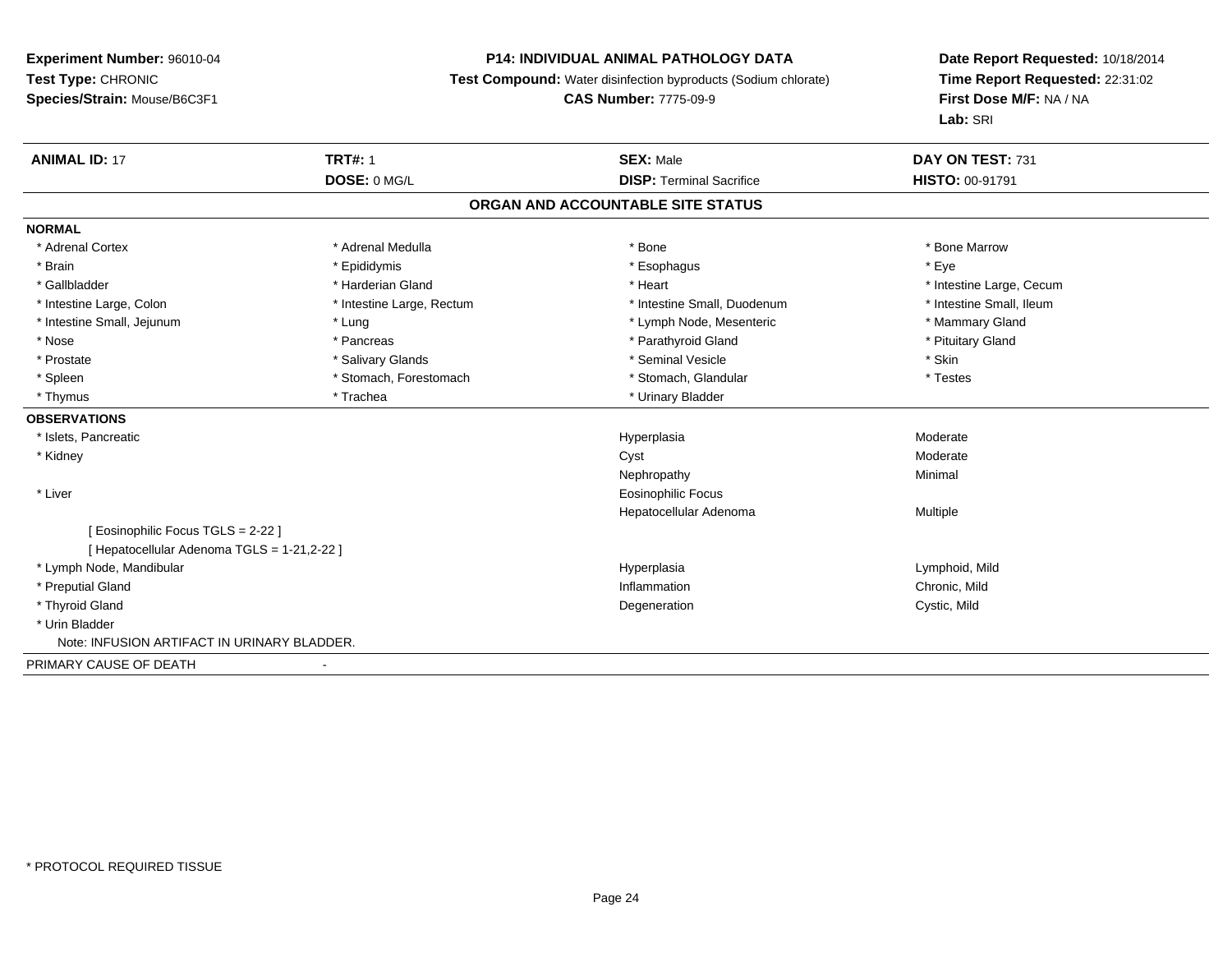**Experiment Number:** 96010-04
**Test Type:** CHRONIC
**Species/Strain:** Mouse/B6C3F1

**P14: INDIVIDUAL ANIMAL PATHOLOGY DATA**
**Test Compound:** Water disinfection byproducts (Sodium chlorate)
**CAS Number:** 7775-09-9

**Date Report Requested:** 10/18/2014
**Time Report Requested:** 22:31:02
**First Dose M/F:** NA / NA
**Lab:** SRI

| **ANIMAL ID:** 17 | **TRT#:** 1 | **SEX:** Male | **DAY ON TEST:** 731 |
|---|---|---|---|
| | **DOSE:** 0 MG/L | **DISP:** Terminal Sacrifice | **HISTO:** 00-91791 |

**ORGAN AND ACCOUNTABLE SITE STATUS**

**NORMAL**

| | | | |
|---|---|---|---|
| * Adrenal Cortex | * Adrenal Medulla | * Bone | * Bone Marrow |
| * Brain | * Epididymis | * Esophagus | * Eye |
| * Gallbladder | * Harderian Gland | * Heart | * Intestine Large, Cecum |
| * Intestine Large, Colon | * Intestine Large, Rectum | * Intestine Small, Duodenum | * Intestine Small, Ileum |
| * Intestine Small, Jejunum | * Lung | * Lymph Node, Mesenteric | * Mammary Gland |
| * Nose | * Pancreas | * Parathyroid Gland | * Pituitary Gland |
| * Prostate | * Salivary Glands | * Seminal Vesicle | * Skin |
| * Spleen | * Stomach, Forestomach | * Stomach, Glandular | * Testes |
| * Thymus | * Trachea | * Urinary Bladder | |

**OBSERVATIONS**

| | | |
|---|---|---|
| * Islets, Pancreatic | Hyperplasia | Moderate |
| * Kidney | Cyst | Moderate |
| | Nephropathy | Minimal |
| * Liver | Eosinophilic Focus | |
| | Hepatocellular Adenoma | Multiple |
| [ Eosinophilic Focus TGLS = 2-22 ] | | |
| [ Hepatocellular Adenoma TGLS = 1-21,2-22 ] | | |
| * Lymph Node, Mandibular | Hyperplasia | Lymphoid, Mild |
| * Preputial Gland | Inflammation | Chronic, Mild |
| * Thyroid Gland | Degeneration | Cystic, Mild |
| * Urin Bladder | | |
| Note: INFUSION ARTIFACT IN URINARY BLADDER. | | |

PRIMARY CAUSE OF DEATH -

* PROTOCOL REQUIRED TISSUE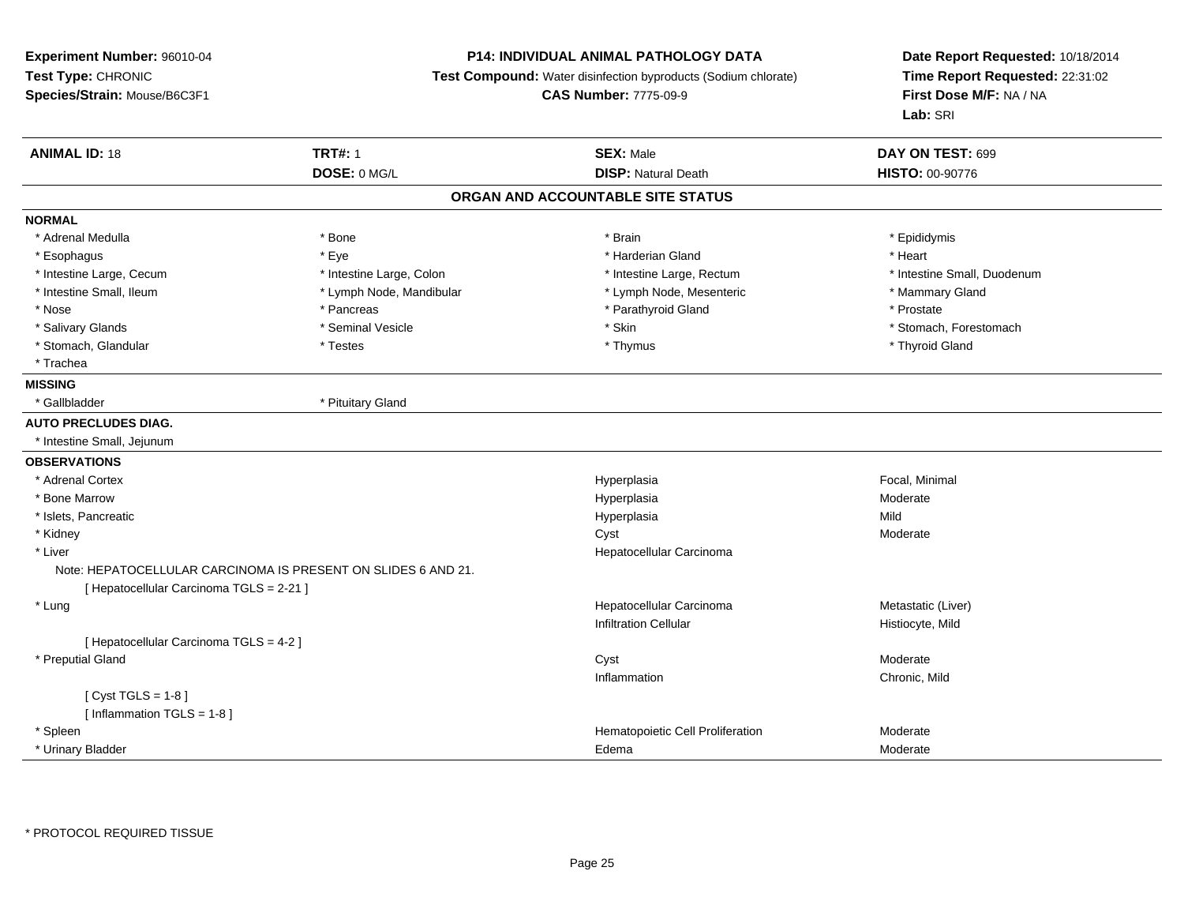**Experiment Number:** 96010-04
**Test Type:** CHRONIC
**Species/Strain:** Mouse/B6C3F1

**P14: INDIVIDUAL ANIMAL PATHOLOGY DATA**
**Test Compound:** Water disinfection byproducts (Sodium chlorate)
**CAS Number:** 7775-09-9

**Date Report Requested:** 10/18/2014
**Time Report Requested:** 22:31:02
**First Dose M/F:** NA / NA
**Lab:** SRI

| **ANIMAL ID:** 18 | **TRT#:** 1 | **SEX:** Male | **DAY ON TEST:** 699 |
|---|---|---|---|
| | **DOSE:** 0 MG/L | **DISP:** Natural Death | **HISTO:** 00-90776 |

## ORGAN AND ACCOUNTABLE SITE STATUS

**NORMAL**

| | | | |
|---|---|---|---|
| * Adrenal Medulla | * Bone | * Brain | * Epididymis |
| * Esophagus | * Eye | * Harderian Gland | * Heart |
| * Intestine Large, Cecum | * Intestine Large, Colon | * Intestine Large, Rectum | * Intestine Small, Duodenum |
| * Intestine Small, Ileum | * Lymph Node, Mandibular | * Lymph Node, Mesenteric | * Mammary Gland |
| * Nose | * Pancreas | * Parathyroid Gland | * Prostate |
| * Salivary Glands | * Seminal Vesicle | * Skin | * Stomach, Forestomach |
| * Stomach, Glandular | * Testes | * Thymus | * Thyroid Gland |
| * Trachea | | | |

**MISSING**

* Gallbladder
* Pituitary Gland

**AUTO PRECLUDES DIAG.**

* Intestine Small, Jejunum

**OBSERVATIONS**

| Site | Observation | Qualifier |
|---|---|---|
| * Adrenal Cortex | Hyperplasia | Focal, Minimal |
| * Bone Marrow | Hyperplasia | Moderate |
| * Islets, Pancreatic | Hyperplasia | Mild |
| * Kidney | Cyst | Moderate |
| * Liver | Hepatocellular Carcinoma | |
| Note: HEPATOCELLULAR CARCINOMA IS PRESENT ON SLIDES 6 AND 21. | | |
| [ Hepatocellular Carcinoma TGLS = 2-21 ] | | |
| * Lung | Hepatocellular Carcinoma | Metastatic (Liver) |
| | Infiltration Cellular | Histiocyte, Mild |
| [ Hepatocellular Carcinoma TGLS = 4-2 ] | | |
| * Preputial Gland | Cyst | Moderate |
| | Inflammation | Chronic, Mild |
| [ Cyst TGLS = 1-8 ] | | |
| [ Inflammation TGLS = 1-8 ] | | |
| * Spleen | Hematopoietic Cell Proliferation | Moderate |
| * Urinary Bladder | Edema | Moderate |

* PROTOCOL REQUIRED TISSUE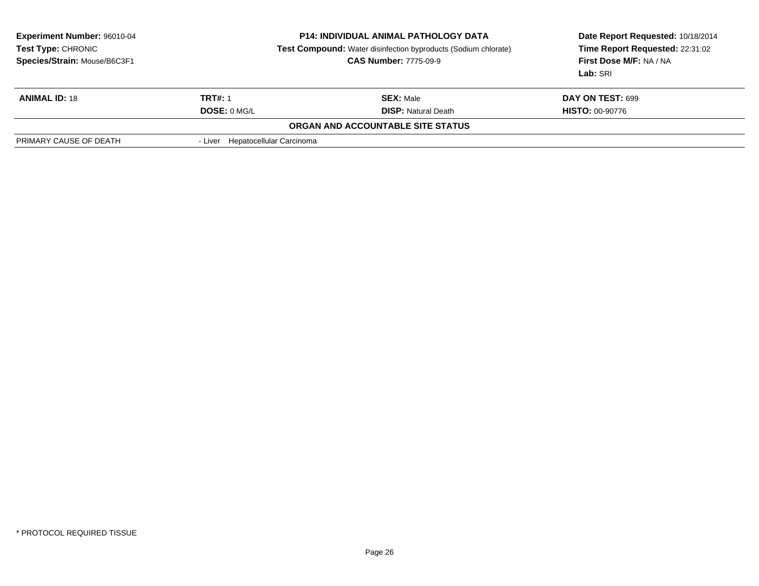**Experiment Number:** 96010-04
**Test Type:** CHRONIC
**Species/Strain:** Mouse/B6C3F1

**P14: INDIVIDUAL ANIMAL PATHOLOGY DATA**
**Test Compound:** Water disinfection byproducts (Sodium chlorate)
**CAS Number:** 7775-09-9

**Date Report Requested:** 10/18/2014
**Time Report Requested:** 22:31:02
**First Dose M/F:** NA / NA
**Lab:** SRI

| **ANIMAL ID:** 18 | **TRT#:** 1 | **SEX:** Male | **DAY ON TEST:** 699 |
|---|---|---|---|
| | **DOSE:** 0 MG/L | **DISP:** Natural Death | **HISTO:** 00-90776 |

**ORGAN AND ACCOUNTABLE SITE STATUS**

| | |
|---|---|
| PRIMARY CAUSE OF DEATH | - Liver Hepatocellular Carcinoma |

* PROTOCOL REQUIRED TISSUE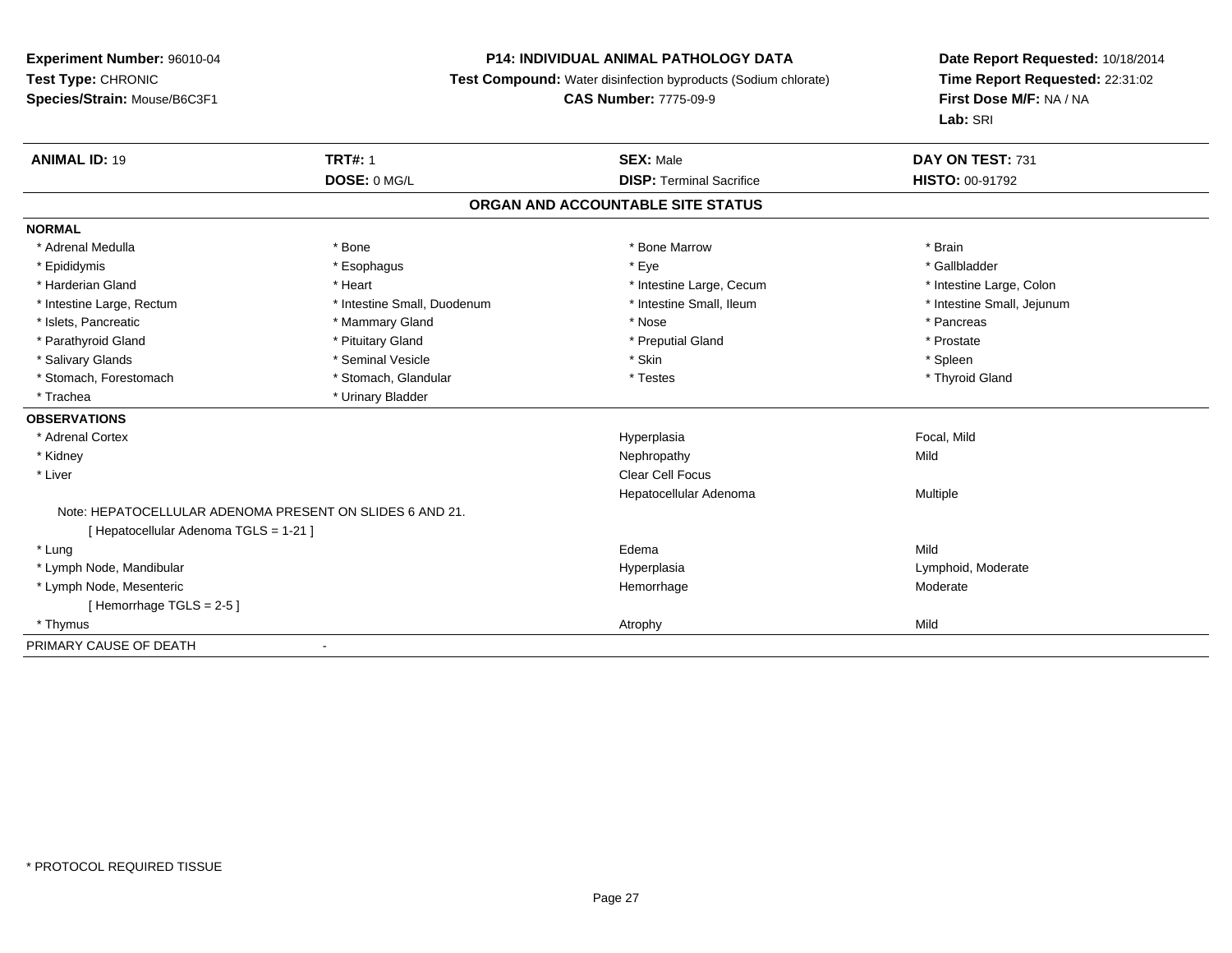**Experiment Number:** 96010-04
**Test Type:** CHRONIC
**Species/Strain:** Mouse/B6C3F1

**P14: INDIVIDUAL ANIMAL PATHOLOGY DATA**
**Test Compound:** Water disinfection byproducts (Sodium chlorate)
**CAS Number:** 7775-09-9

**Date Report Requested:** 10/18/2014
**Time Report Requested:** 22:31:02
**First Dose M/F:** NA / NA
**Lab:** SRI

| **ANIMAL ID:** 19 | **TRT#:** 1 | **SEX:** Male | **DAY ON TEST:** 731 |
|---|---|---|---|
| | **DOSE:** 0 MG/L | **DISP:** Terminal Sacrifice | **HISTO:** 00-91792 |

## ORGAN AND ACCOUNTABLE SITE STATUS

**NORMAL**

| | | | |
|---|---|---|---|
| * Adrenal Medulla | * Bone | * Bone Marrow | * Brain |
| * Epididymis | * Esophagus | * Eye | * Gallbladder |
| * Harderian Gland | * Heart | * Intestine Large, Cecum | * Intestine Large, Colon |
| * Intestine Large, Rectum | * Intestine Small, Duodenum | * Intestine Small, Ileum | * Intestine Small, Jejunum |
| * Islets, Pancreatic | * Mammary Gland | * Nose | * Pancreas |
| * Parathyroid Gland | * Pituitary Gland | * Preputial Gland | * Prostate |
| * Salivary Glands | * Seminal Vesicle | * Skin | * Spleen |
| * Stomach, Forestomach | * Stomach, Glandular | * Testes | * Thyroid Gland |
| * Trachea | * Urinary Bladder | | |

**OBSERVATIONS**

| | | |
|---|---|---|
| * Adrenal Cortex | Hyperplasia | Focal, Mild |
| * Kidney | Nephropathy | Mild |
| * Liver | Clear Cell Focus | |
| | Hepatocellular Adenoma | Multiple |
| Note: HEPATOCELLULAR ADENOMA PRESENT ON SLIDES 6 AND 21. | | |
| [ Hepatocellular Adenoma TGLS = 1-21 ] | | |
| * Lung | Edema | Mild |
| * Lymph Node, Mandibular | Hyperplasia | Lymphoid, Moderate |
| * Lymph Node, Mesenteric | Hemorrhage | Moderate |
| [ Hemorrhage TGLS = 2-5 ] | | |
| * Thymus | Atrophy | Mild |

PRIMARY CAUSE OF DEATH -

* PROTOCOL REQUIRED TISSUE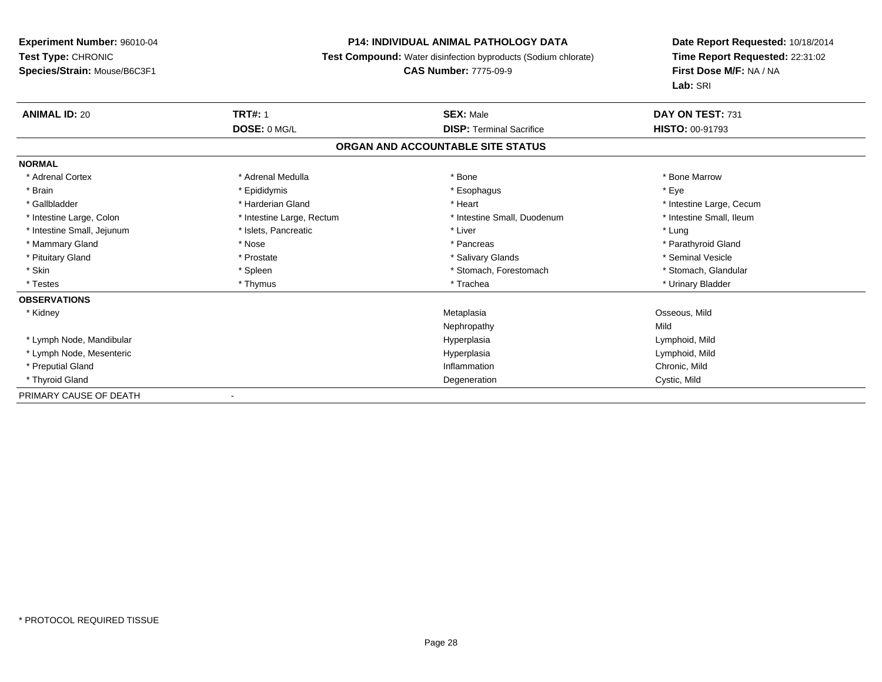**Experiment Number:** 96010-04
**Test Type:** CHRONIC
**Species/Strain:** Mouse/B6C3F1

**P14: INDIVIDUAL ANIMAL PATHOLOGY DATA**
**Test Compound:** Water disinfection byproducts (Sodium chlorate)
**CAS Number:** 7775-09-9

**Date Report Requested:** 10/18/2014
**Time Report Requested:** 22:31:02
**First Dose M/F:** NA / NA
**Lab:** SRI

| **ANIMAL ID:** 20 | **TRT#:** 1 | **SEX:** Male | **DAY ON TEST:** 731 |
|---|---|---|---|
| | **DOSE:** 0 MG/L | **DISP:** Terminal Sacrifice | **HISTO:** 00-91793 |

## ORGAN AND ACCOUNTABLE SITE STATUS

**NORMAL**

| | | | |
|---|---|---|---|
| * Adrenal Cortex | * Adrenal Medulla | * Bone | * Bone Marrow |
| * Brain | * Epididymis | * Esophagus | * Eye |
| * Gallbladder | * Harderian Gland | * Heart | * Intestine Large, Cecum |
| * Intestine Large, Colon | * Intestine Large, Rectum | * Intestine Small, Duodenum | * Intestine Small, Ileum |
| * Intestine Small, Jejunum | * Islets, Pancreatic | * Liver | * Lung |
| * Mammary Gland | * Nose | * Pancreas | * Parathyroid Gland |
| * Pituitary Gland | * Prostate | * Salivary Glands | * Seminal Vesicle |
| * Skin | * Spleen | * Stomach, Forestomach | * Stomach, Glandular |
| * Testes | * Thymus | * Trachea | * Urinary Bladder |

**OBSERVATIONS**

| | | |
|---|---|---|
| * Kidney | Metaplasia | Osseous, Mild |
| | Nephropathy | Mild |
| * Lymph Node, Mandibular | Hyperplasia | Lymphoid, Mild |
| * Lymph Node, Mesenteric | Hyperplasia | Lymphoid, Mild |
| * Preputial Gland | Inflammation | Chronic, Mild |
| * Thyroid Gland | Degeneration | Cystic, Mild |

PRIMARY CAUSE OF DEATH -

* PROTOCOL REQUIRED TISSUE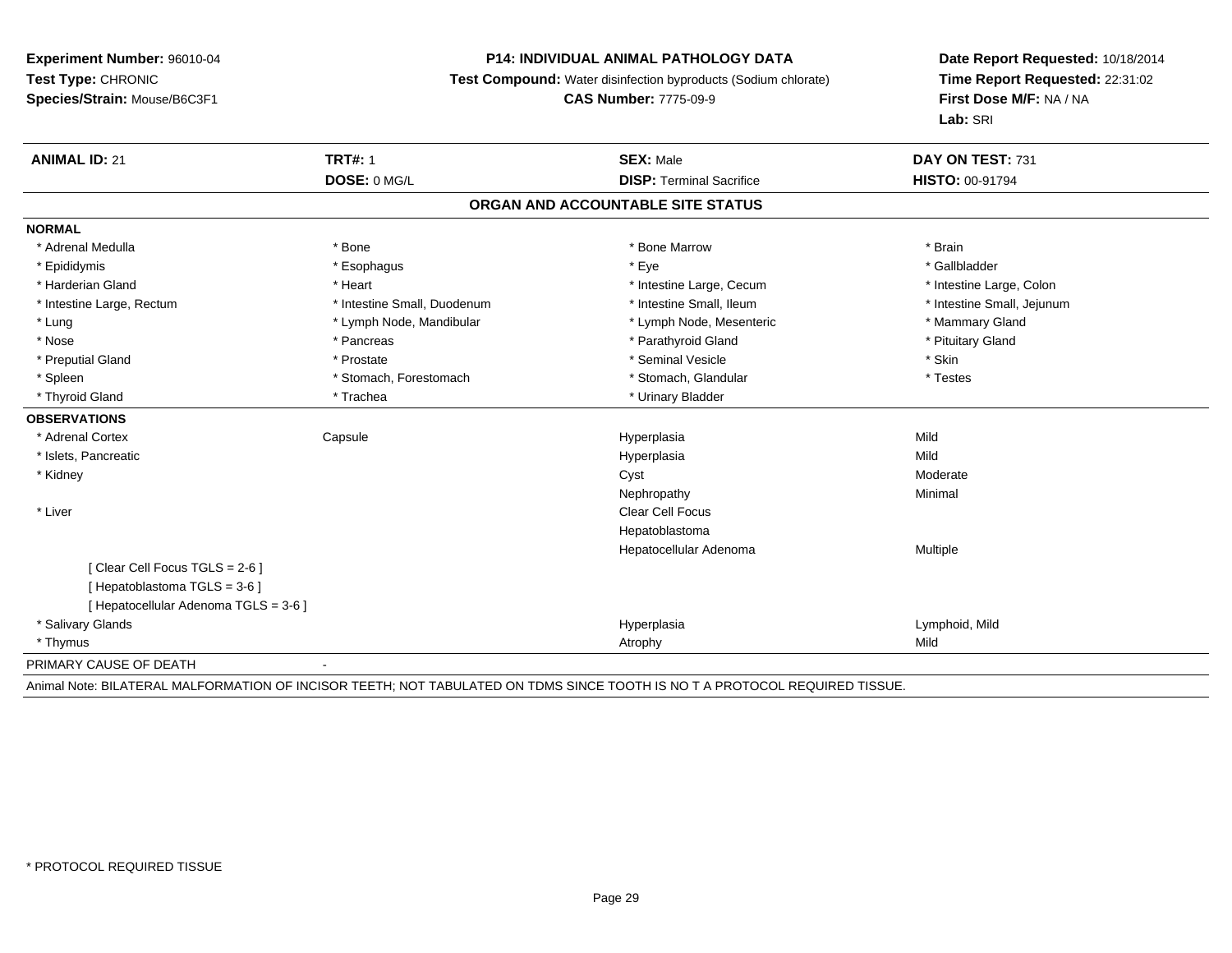**Experiment Number:** 96010-04
**Test Type:** CHRONIC
**Species/Strain:** Mouse/B6C3F1

**P14: INDIVIDUAL ANIMAL PATHOLOGY DATA**
**Test Compound:** Water disinfection byproducts (Sodium chlorate)
**CAS Number:** 7775-09-9

**Date Report Requested:** 10/18/2014
**Time Report Requested:** 22:31:02
**First Dose M/F:** NA / NA
**Lab:** SRI

| **ANIMAL ID:** 21 | **TRT#:** 1 | **SEX:** Male | **DAY ON TEST:** 731 |
|---|---|---|---|
| | **DOSE:** 0 MG/L | **DISP:** Terminal Sacrifice | **HISTO:** 00-91794 |

## ORGAN AND ACCOUNTABLE SITE STATUS

**NORMAL**

| | | | |
|---|---|---|---|
| * Adrenal Medulla | * Bone | * Bone Marrow | * Brain |
| * Epididymis | * Esophagus | * Eye | * Gallbladder |
| * Harderian Gland | * Heart | * Intestine Large, Cecum | * Intestine Large, Colon |
| * Intestine Large, Rectum | * Intestine Small, Duodenum | * Intestine Small, Ileum | * Intestine Small, Jejunum |
| * Lung | * Lymph Node, Mandibular | * Lymph Node, Mesenteric | * Mammary Gland |
| * Nose | * Pancreas | * Parathyroid Gland | * Pituitary Gland |
| * Preputial Gland | * Prostate | * Seminal Vesicle | * Skin |
| * Spleen | * Stomach, Forestomach | * Stomach, Glandular | * Testes |
| * Thyroid Gland | * Trachea | * Urinary Bladder | |

**OBSERVATIONS**

| | | | |
|---|---|---|---|
| * Adrenal Cortex | Capsule | Hyperplasia | Mild |
| * Islets, Pancreatic | | Hyperplasia | Mild |
| * Kidney | | Cyst | Moderate |
| | | Nephropathy | Minimal |
| * Liver | | Clear Cell Focus | |
| | | Hepatoblastoma | |
| | | Hepatocellular Adenoma | Multiple |
| [ Clear Cell Focus TGLS = 2-6 ] | | | |
| [ Hepatoblastoma TGLS = 3-6 ] | | | |
| [ Hepatocellular Adenoma TGLS = 3-6 ] | | | |
| * Salivary Glands | | Hyperplasia | Lymphoid, Mild |
| * Thymus | | Atrophy | Mild |

PRIMARY CAUSE OF DEATH -

Animal Note: BILATERAL MALFORMATION OF INCISOR TEETH; NOT TABULATED ON TDMS SINCE TOOTH IS NO T A PROTOCOL REQUIRED TISSUE.

* PROTOCOL REQUIRED TISSUE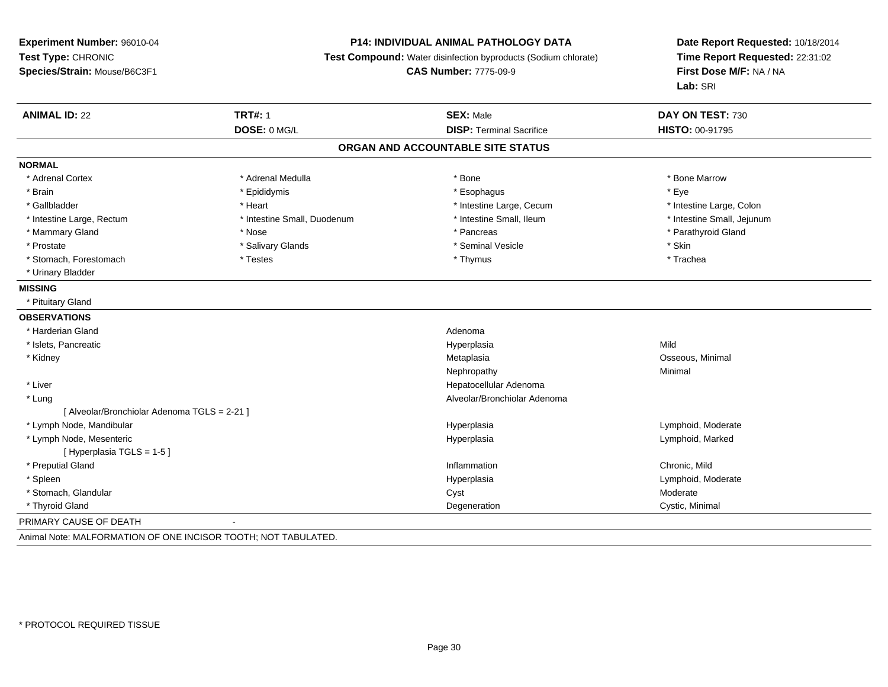**Experiment Number:** 96010-04
**Test Type:** CHRONIC
**Species/Strain:** Mouse/B6C3F1

**P14: INDIVIDUAL ANIMAL PATHOLOGY DATA**
**Test Compound:** Water disinfection byproducts (Sodium chlorate)
**CAS Number:** 7775-09-9

**Date Report Requested:** 10/18/2014
**Time Report Requested:** 22:31:02
**First Dose M/F:** NA / NA
**Lab:** SRI

| **ANIMAL ID:** 22 | **TRT#:** 1 | **SEX:** Male | **DAY ON TEST:** 730 |
|---|---|---|---|
| | **DOSE:** 0 MG/L | **DISP:** Terminal Sacrifice | **HISTO:** 00-91795 |

## ORGAN AND ACCOUNTABLE SITE STATUS

**NORMAL**

| | | | |
|---|---|---|---|
| * Adrenal Cortex | * Adrenal Medulla | * Bone | * Bone Marrow |
| * Brain | * Epididymis | * Esophagus | * Eye |
| * Gallbladder | * Heart | * Intestine Large, Cecum | * Intestine Large, Colon |
| * Intestine Large, Rectum | * Intestine Small, Duodenum | * Intestine Small, Ileum | * Intestine Small, Jejunum |
| * Mammary Gland | * Nose | * Pancreas | * Parathyroid Gland |
| * Prostate | * Salivary Glands | * Seminal Vesicle | * Skin |
| * Stomach, Forestomach | * Testes | * Thymus | * Trachea |
| * Urinary Bladder | | | |

**MISSING**

* Pituitary Gland

**OBSERVATIONS**

| | | |
|---|---|---|
| * Harderian Gland | Adenoma | |
| * Islets, Pancreatic | Hyperplasia | Mild |
| * Kidney | Metaplasia | Osseous, Minimal |
| | Nephropathy | Minimal |
| * Liver | Hepatocellular Adenoma | |
| * Lung | Alveolar/Bronchiolar Adenoma | |
| [ Alveolar/Bronchiolar Adenoma TGLS = 2-21 ] | | |
| * Lymph Node, Mandibular | Hyperplasia | Lymphoid, Moderate |
| * Lymph Node, Mesenteric | Hyperplasia | Lymphoid, Marked |
| [ Hyperplasia TGLS = 1-5 ] | | |
| * Preputial Gland | Inflammation | Chronic, Mild |
| * Spleen | Hyperplasia | Lymphoid, Moderate |
| * Stomach, Glandular | Cyst | Moderate |
| * Thyroid Gland | Degeneration | Cystic, Minimal |

PRIMARY CAUSE OF DEATH -

Animal Note: MALFORMATION OF ONE INCISOR TOOTH; NOT TABULATED.

* PROTOCOL REQUIRED TISSUE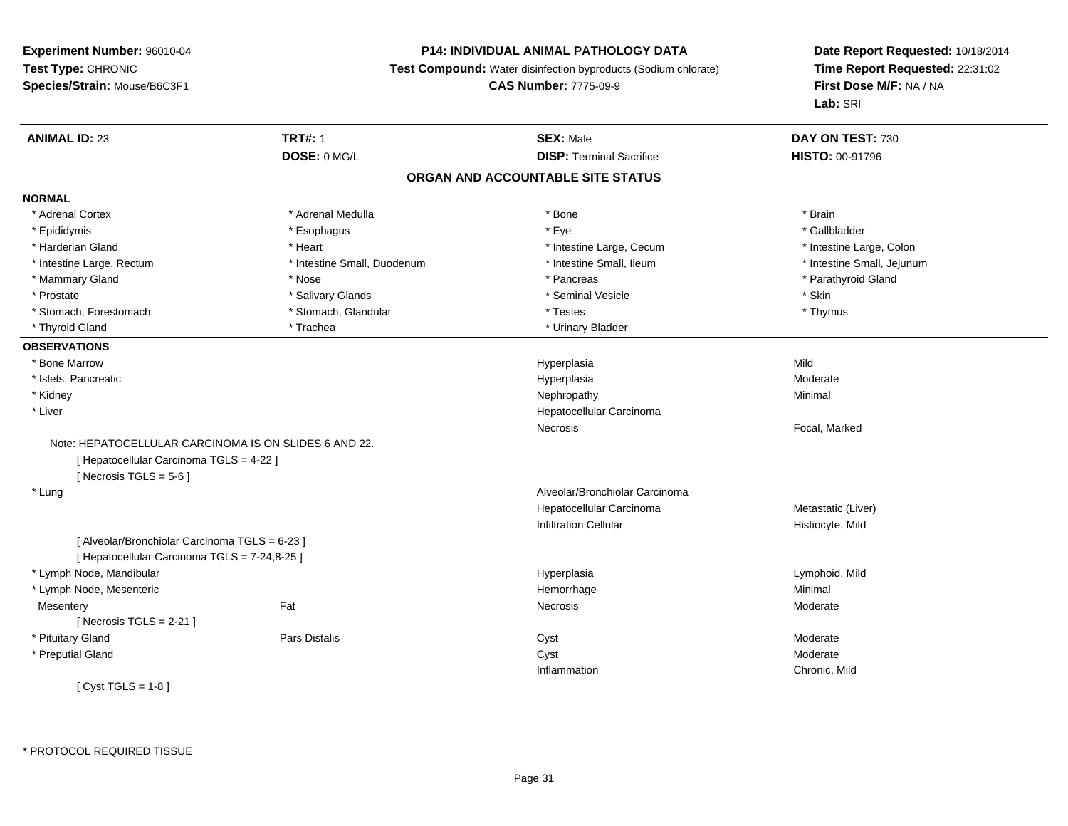**Experiment Number:** 96010-04
**Test Type:** CHRONIC
**Species/Strain:** Mouse/B6C3F1

**P14: INDIVIDUAL ANIMAL PATHOLOGY DATA**
**Test Compound:** Water disinfection byproducts (Sodium chlorate)
**CAS Number:** 7775-09-9

**Date Report Requested:** 10/18/2014
**Time Report Requested:** 22:31:02
**First Dose M/F:** NA / NA
**Lab:** SRI

| **ANIMAL ID:** 23 | **TRT#:** 1 | **SEX:** Male | **DAY ON TEST:** 730 |
|---|---|---|---|
| | **DOSE:** 0 MG/L | **DISP:** Terminal Sacrifice | **HISTO:** 00-91796 |

## ORGAN AND ACCOUNTABLE SITE STATUS

**NORMAL**

| | | | |
|---|---|---|---|
| * Adrenal Cortex | * Adrenal Medulla | * Bone | * Brain |
| * Epididymis | * Esophagus | * Eye | * Gallbladder |
| * Harderian Gland | * Heart | * Intestine Large, Cecum | * Intestine Large, Colon |
| * Intestine Large, Rectum | * Intestine Small, Duodenum | * Intestine Small, Ileum | * Intestine Small, Jejunum |
| * Mammary Gland | * Nose | * Pancreas | * Parathyroid Gland |
| * Prostate | * Salivary Glands | * Seminal Vesicle | * Skin |
| * Stomach, Forestomach | * Stomach, Glandular | * Testes | * Thymus |
| * Thyroid Gland | * Trachea | * Urinary Bladder | |

**OBSERVATIONS**

| | | | |
|---|---|---|---|
| * Bone Marrow | | Hyperplasia | Mild |
| * Islets, Pancreatic | | Hyperplasia | Moderate |
| * Kidney | | Nephropathy | Minimal |
| * Liver | | Hepatocellular Carcinoma | |
| | | Necrosis | Focal, Marked |

Note: HEPATOCELLULAR CARCINOMA IS ON SLIDES 6 AND 22.
[ Hepatocellular Carcinoma TGLS = 4-22 ]
[ Necrosis TGLS = 5-6 ]

| | | | |
|---|---|---|---|
| * Lung | | Alveolar/Bronchiolar Carcinoma | |
| | | Hepatocellular Carcinoma | Metastatic (Liver) |
| | | Infiltration Cellular | Histiocyte, Mild |

[ Alveolar/Bronchiolar Carcinoma TGLS = 6-23 ]
[ Hepatocellular Carcinoma TGLS = 7-24,8-25 ]

| | | | |
|---|---|---|---|
| * Lymph Node, Mandibular | | Hyperplasia | Lymphoid, Mild |
| * Lymph Node, Mesenteric | | Hemorrhage | Minimal |
| Mesentery | Fat | Necrosis | Moderate |

[ Necrosis TGLS = 2-21 ]

| | | | |
|---|---|---|---|
| * Pituitary Gland | Pars Distalis | Cyst | Moderate |
| * Preputial Gland | | Cyst | Moderate |
| | | Inflammation | Chronic, Mild |

[ Cyst TGLS = 1-8 ]

* PROTOCOL REQUIRED TISSUE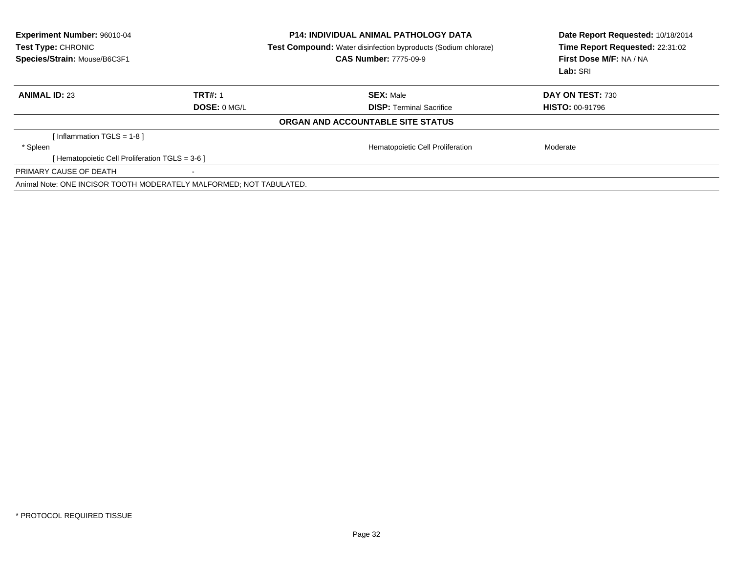**Experiment Number:** 96010-04
**Test Type:** CHRONIC
**Species/Strain:** Mouse/B6C3F1

**P14: INDIVIDUAL ANIMAL PATHOLOGY DATA**
**Test Compound:** Water disinfection byproducts (Sodium chlorate)
**CAS Number:** 7775-09-9

**Date Report Requested:** 10/18/2014
**Time Report Requested:** 22:31:02
**First Dose M/F:** NA / NA
**Lab:** SRI

| **ANIMAL ID:** 23 | **TRT#:** 1 | **SEX:** Male | **DAY ON TEST:** 730 |
|---|---|---|---|
| | **DOSE:** 0 MG/L | **DISP:** Terminal Sacrifice | **HISTO:** 00-91796 |

**ORGAN AND ACCOUNTABLE SITE STATUS**

| | | | |
|---|---|---|---|
| [ Inflammation TGLS = 1-8 ] | | | |
| * Spleen | | Hematopoietic Cell Proliferation | Moderate |
| [ Hematopoietic Cell Proliferation TGLS = 3-6 ] | | | |
| PRIMARY CAUSE OF DEATH | - | | |

Animal Note: ONE INCISOR TOOTH MODERATELY MALFORMED; NOT TABULATED.

* PROTOCOL REQUIRED TISSUE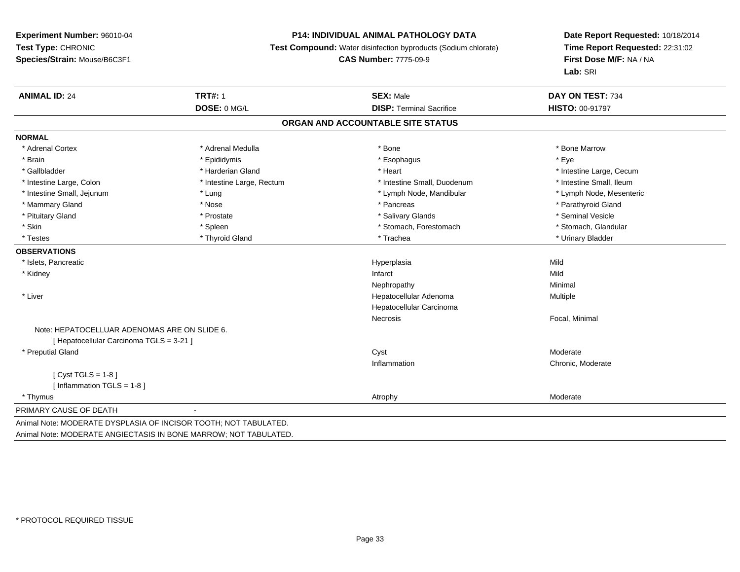**Experiment Number:** 96010-04
**Test Type:** CHRONIC
**Species/Strain:** Mouse/B6C3F1

**P14: INDIVIDUAL ANIMAL PATHOLOGY DATA**
**Test Compound:** Water disinfection byproducts (Sodium chlorate)
**CAS Number:** 7775-09-9

**Date Report Requested:** 10/18/2014
**Time Report Requested:** 22:31:02
**First Dose M/F:** NA / NA
**Lab:** SRI

| **ANIMAL ID:** 24 | **TRT#:** 1 | **SEX:** Male | **DAY ON TEST:** 734 |
|---|---|---|---|
| | **DOSE:** 0 MG/L | **DISP:** Terminal Sacrifice | **HISTO:** 00-91797 |

## ORGAN AND ACCOUNTABLE SITE STATUS

**NORMAL**

| | | | |
|---|---|---|---|
| * Adrenal Cortex | * Adrenal Medulla | * Bone | * Bone Marrow |
| * Brain | * Epididymis | * Esophagus | * Eye |
| * Gallbladder | * Harderian Gland | * Heart | * Intestine Large, Cecum |
| * Intestine Large, Colon | * Intestine Large, Rectum | * Intestine Small, Duodenum | * Intestine Small, Ileum |
| * Intestine Small, Jejunum | * Lung | * Lymph Node, Mandibular | * Lymph Node, Mesenteric |
| * Mammary Gland | * Nose | * Pancreas | * Parathyroid Gland |
| * Pituitary Gland | * Prostate | * Salivary Glands | * Seminal Vesicle |
| * Skin | * Spleen | * Stomach, Forestomach | * Stomach, Glandular |
| * Testes | * Thyroid Gland | * Trachea | * Urinary Bladder |

**OBSERVATIONS**

| | | |
|---|---|---|
| * Islets, Pancreatic | Hyperplasia | Mild |
| * Kidney | Infarct | Mild |
| | Nephropathy | Minimal |
| * Liver | Hepatocellular Adenoma | Multiple |
| | Hepatocellular Carcinoma | |
| | Necrosis | Focal, Minimal |
| Note: HEPATOCELLUAR ADENOMAS ARE ON SLIDE 6. | | |
| [ Hepatocellular Carcinoma TGLS = 3-21 ] | | |
| * Preputial Gland | Cyst | Moderate |
| | Inflammation | Chronic, Moderate |
| [ Cyst TGLS = 1-8 ] | | |
| [ Inflammation TGLS = 1-8 ] | | |
| * Thymus | Atrophy | Moderate |

PRIMARY CAUSE OF DEATH -

Animal Note: MODERATE DYSPLASIA OF INCISOR TOOTH; NOT TABULATED.
Animal Note: MODERATE ANGIECTASIS IN BONE MARROW; NOT TABULATED.

* PROTOCOL REQUIRED TISSUE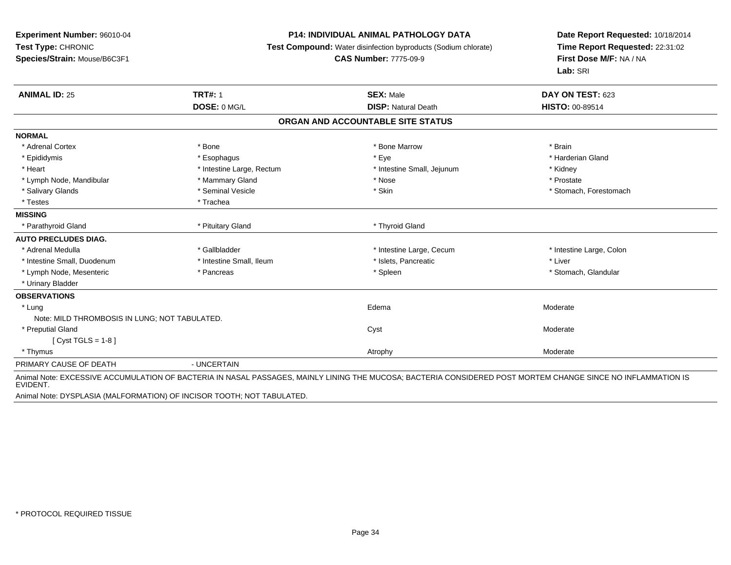**Experiment Number:** 96010-04
**Test Type:** CHRONIC
**Species/Strain:** Mouse/B6C3F1

**P14: INDIVIDUAL ANIMAL PATHOLOGY DATA**
**Test Compound:** Water disinfection byproducts (Sodium chlorate)
**CAS Number:** 7775-09-9

**Date Report Requested:** 10/18/2014
**Time Report Requested:** 22:31:02
**First Dose M/F:** NA / NA
**Lab:** SRI

| **ANIMAL ID:** 25 | **TRT#:** 1 | **SEX:** Male | **DAY ON TEST:** 623 |
|---|---|---|---|
| | **DOSE:** 0 MG/L | **DISP:** Natural Death | **HISTO:** 00-89514 |

## ORGAN AND ACCOUNTABLE SITE STATUS

**NORMAL**

| | | | |
|---|---|---|---|
| * Adrenal Cortex | * Bone | * Bone Marrow | * Brain |
| * Epididymis | * Esophagus | * Eye | * Harderian Gland |
| * Heart | * Intestine Large, Rectum | * Intestine Small, Jejunum | * Kidney |
| * Lymph Node, Mandibular | * Mammary Gland | * Nose | * Prostate |
| * Salivary Glands | * Seminal Vesicle | * Skin | * Stomach, Forestomach |
| * Testes | * Trachea | | |

**MISSING**

| | | | |
|---|---|---|---|
| * Parathyroid Gland | * Pituitary Gland | * Thyroid Gland | |

**AUTO PRECLUDES DIAG.**

| | | | |
|---|---|---|---|
| * Adrenal Medulla | * Gallbladder | * Intestine Large, Cecum | * Intestine Large, Colon |
| * Intestine Small, Duodenum | * Intestine Small, Ileum | * Islets, Pancreatic | * Liver |
| * Lymph Node, Mesenteric | * Pancreas | * Spleen | * Stomach, Glandular |
| * Urinary Bladder | | | |

**OBSERVATIONS**

| | | |
|---|---|---|
| * Lung | Edema | Moderate |
| Note: MILD THROMBOSIS IN LUNG; NOT TABULATED. | | |
| * Preputial Gland | Cyst | Moderate |
| [ Cyst TGLS = 1-8 ] | | |
| * Thymus | Atrophy | Moderate |

PRIMARY CAUSE OF DEATH - UNCERTAIN

Animal Note: EXCESSIVE ACCUMULATION OF BACTERIA IN NASAL PASSAGES, MAINLY LINING THE MUCOSA; BACTERIA CONSIDERED POST MORTEM CHANGE SINCE NO INFLAMMATION IS EVIDENT.

Animal Note: DYSPLASIA (MALFORMATION) OF INCISOR TOOTH; NOT TABULATED.

\* PROTOCOL REQUIRED TISSUE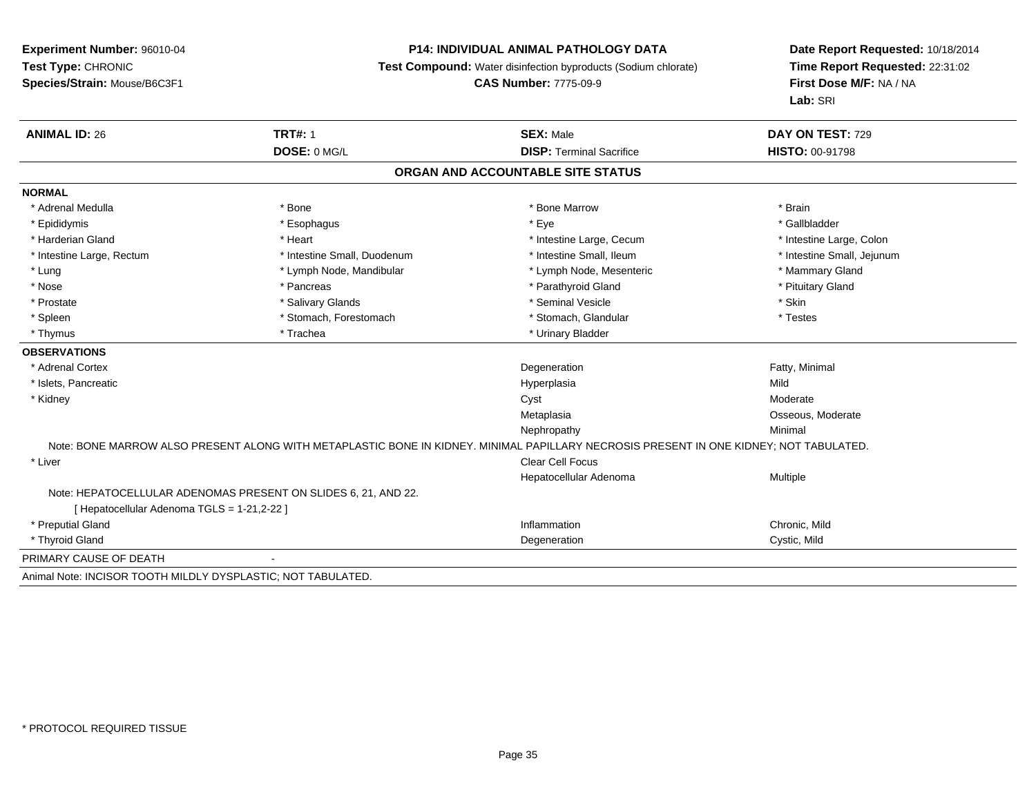**Experiment Number:** 96010-04
**Test Type:** CHRONIC
**Species/Strain:** Mouse/B6C3F1

**P14: INDIVIDUAL ANIMAL PATHOLOGY DATA**
**Test Compound:** Water disinfection byproducts (Sodium chlorate)
**CAS Number:** 7775-09-9

**Date Report Requested:** 10/18/2014
**Time Report Requested:** 22:31:02
**First Dose M/F:** NA / NA
**Lab:** SRI

| **ANIMAL ID:** 26 | **TRT#:** 1 | **SEX:** Male | **DAY ON TEST:** 729 |
|---|---|---|---|
| | **DOSE:** 0 MG/L | **DISP:** Terminal Sacrifice | **HISTO:** 00-91798 |

## ORGAN AND ACCOUNTABLE SITE STATUS

**NORMAL**

| | | | |
|---|---|---|---|
| * Adrenal Medulla | * Bone | * Bone Marrow | * Brain |
| * Epididymis | * Esophagus | * Eye | * Gallbladder |
| * Harderian Gland | * Heart | * Intestine Large, Cecum | * Intestine Large, Colon |
| * Intestine Large, Rectum | * Intestine Small, Duodenum | * Intestine Small, Ileum | * Intestine Small, Jejunum |
| * Lung | * Lymph Node, Mandibular | * Lymph Node, Mesenteric | * Mammary Gland |
| * Nose | * Pancreas | * Parathyroid Gland | * Pituitary Gland |
| * Prostate | * Salivary Glands | * Seminal Vesicle | * Skin |
| * Spleen | * Stomach, Forestomach | * Stomach, Glandular | * Testes |
| * Thymus | * Trachea | * Urinary Bladder | |

**OBSERVATIONS**

| | | |
|---|---|---|
| * Adrenal Cortex | Degeneration | Fatty, Minimal |
| * Islets, Pancreatic | Hyperplasia | Mild |
| * Kidney | Cyst | Moderate |
| | Metaplasia | Osseous, Moderate |
| | Nephropathy | Minimal |

Note: BONE MARROW ALSO PRESENT ALONG WITH METAPLASTIC BONE IN KIDNEY. MINIMAL PAPILLARY NECROSIS PRESENT IN ONE KIDNEY; NOT TABULATED.

| | | |
|---|---|---|
| * Liver | Clear Cell Focus | |
| | Hepatocellular Adenoma | Multiple |

Note: HEPATOCELLULAR ADENOMAS PRESENT ON SLIDES 6, 21, AND 22.

[ Hepatocellular Adenoma TGLS = 1-21,2-22 ]

| | | |
|---|---|---|
| * Preputial Gland | Inflammation | Chronic, Mild |
| * Thyroid Gland | Degeneration | Cystic, Mild |

PRIMARY CAUSE OF DEATH -

Animal Note: INCISOR TOOTH MILDLY DYSPLASTIC; NOT TABULATED.

* PROTOCOL REQUIRED TISSUE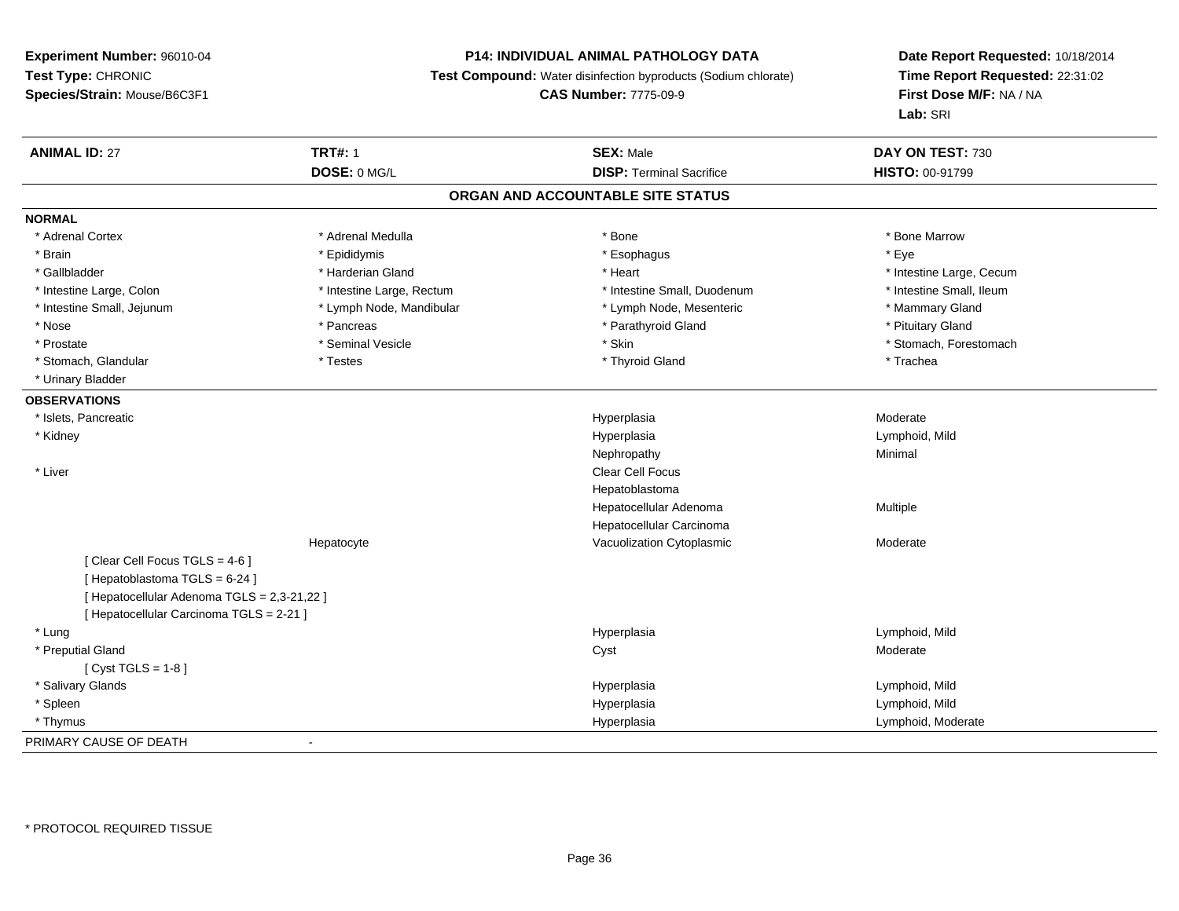**Experiment Number:** 96010-04
**Test Type:** CHRONIC
**Species/Strain:** Mouse/B6C3F1

**P14: INDIVIDUAL ANIMAL PATHOLOGY DATA**
**Test Compound:** Water disinfection byproducts (Sodium chlorate)
**CAS Number:** 7775-09-9

**Date Report Requested:** 10/18/2014
**Time Report Requested:** 22:31:02
**First Dose M/F:** NA / NA
**Lab:** SRI

| **ANIMAL ID:** 27 | **TRT#:** 1 | **SEX:** Male | **DAY ON TEST:** 730 |
|---|---|---|---|
| | **DOSE:** 0 MG/L | **DISP:** Terminal Sacrifice | **HISTO:** 00-91799 |

## ORGAN AND ACCOUNTABLE SITE STATUS

**NORMAL**

| | | | |
|---|---|---|---|
| * Adrenal Cortex | * Adrenal Medulla | * Bone | * Bone Marrow |
| * Brain | * Epididymis | * Esophagus | * Eye |
| * Gallbladder | * Harderian Gland | * Heart | * Intestine Large, Cecum |
| * Intestine Large, Colon | * Intestine Large, Rectum | * Intestine Small, Duodenum | * Intestine Small, Ileum |
| * Intestine Small, Jejunum | * Lymph Node, Mandibular | * Lymph Node, Mesenteric | * Mammary Gland |
| * Nose | * Pancreas | * Parathyroid Gland | * Pituitary Gland |
| * Prostate | * Seminal Vesicle | * Skin | * Stomach, Forestomach |
| * Stomach, Glandular | * Testes | * Thyroid Gland | * Trachea |
| * Urinary Bladder | | | |

**OBSERVATIONS**

| | | | |
|---|---|---|---|
| * Islets, Pancreatic | | Hyperplasia | Moderate |
| * Kidney | | Hyperplasia | Lymphoid, Mild |
| | | Nephropathy | Minimal |
| * Liver | | Clear Cell Focus | |
| | | Hepatoblastoma | |
| | | Hepatocellular Adenoma | Multiple |
| | | Hepatocellular Carcinoma | |
| | Hepatocyte | Vacuolization Cytoplasmic | Moderate |
| [ Clear Cell Focus TGLS = 4-6 ] | | | |
| [ Hepatoblastoma TGLS = 6-24 ] | | | |
| [ Hepatocellular Adenoma TGLS = 2,3-21,22 ] | | | |
| [ Hepatocellular Carcinoma TGLS = 2-21 ] | | | |
| * Lung | | Hyperplasia | Lymphoid, Mild |
| * Preputial Gland | | Cyst | Moderate |
| [ Cyst TGLS = 1-8 ] | | | |
| * Salivary Glands | | Hyperplasia | Lymphoid, Mild |
| * Spleen | | Hyperplasia | Lymphoid, Mild |
| * Thymus | | Hyperplasia | Lymphoid, Moderate |

PRIMARY CAUSE OF DEATH -

* PROTOCOL REQUIRED TISSUE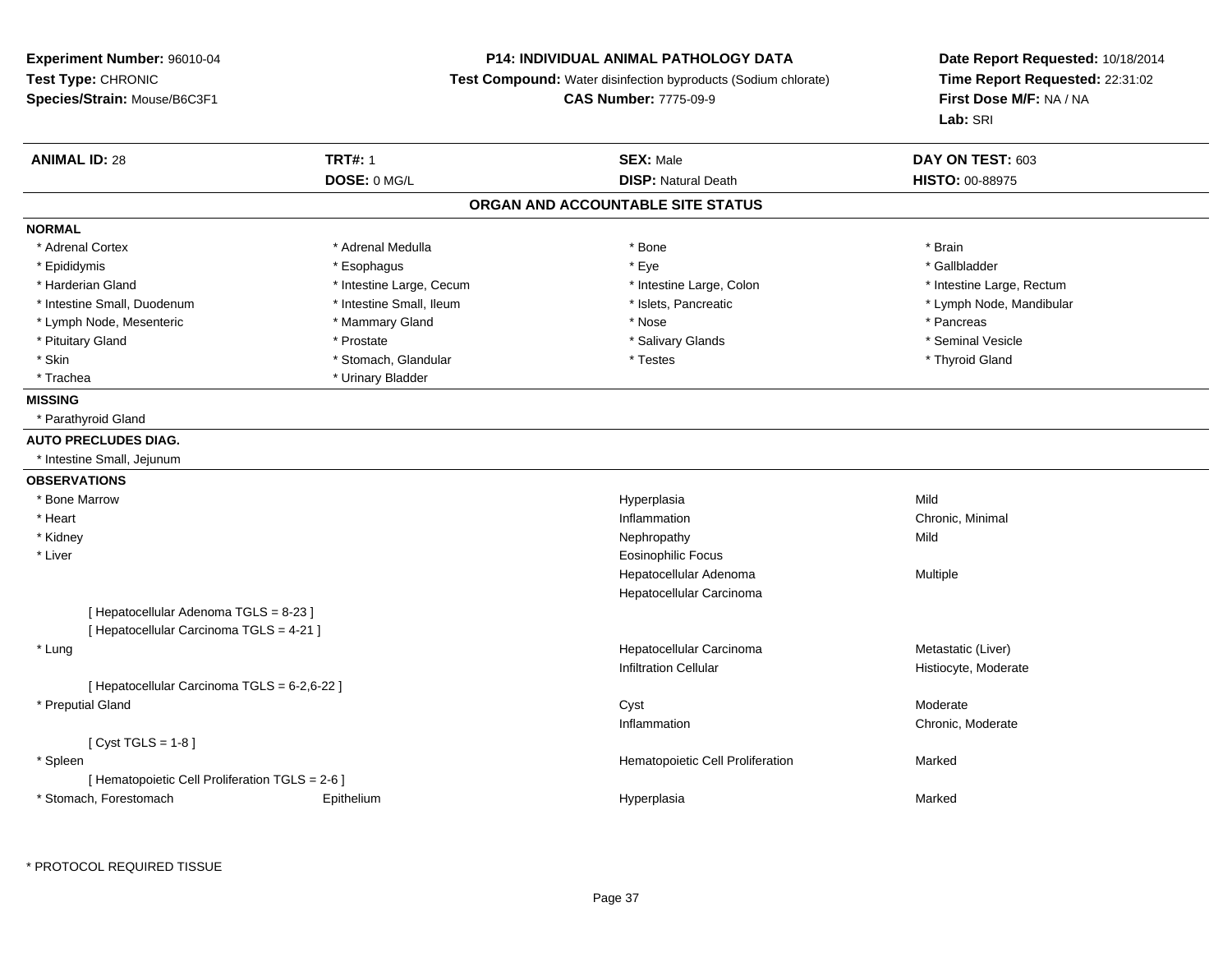**Experiment Number:** 96010-04
**Test Type:** CHRONIC
**Species/Strain:** Mouse/B6C3F1

**P14: INDIVIDUAL ANIMAL PATHOLOGY DATA**
**Test Compound:** Water disinfection byproducts (Sodium chlorate)
**CAS Number:** 7775-09-9

**Date Report Requested:** 10/18/2014
**Time Report Requested:** 22:31:02
**First Dose M/F:** NA / NA
**Lab:** SRI

| **ANIMAL ID:** 28 | **TRT#:** 1 | **SEX:** Male | **DAY ON TEST:** 603 |
|---|---|---|---|
| | **DOSE:** 0 MG/L | **DISP:** Natural Death | **HISTO:** 00-88975 |

## ORGAN AND ACCOUNTABLE SITE STATUS

**NORMAL**

| | | | |
|---|---|---|---|
| * Adrenal Cortex | * Adrenal Medulla | * Bone | * Brain |
| * Epididymis | * Esophagus | * Eye | * Gallbladder |
| * Harderian Gland | * Intestine Large, Cecum | * Intestine Large, Colon | * Intestine Large, Rectum |
| * Intestine Small, Duodenum | * Intestine Small, Ileum | * Islets, Pancreatic | * Lymph Node, Mandibular |
| * Lymph Node, Mesenteric | * Mammary Gland | * Nose | * Pancreas |
| * Pituitary Gland | * Prostate | * Salivary Glands | * Seminal Vesicle |
| * Skin | * Stomach, Glandular | * Testes | * Thyroid Gland |
| * Trachea | * Urinary Bladder | | |

**MISSING**

* Parathyroid Gland

**AUTO PRECLUDES DIAG.**

* Intestine Small, Jejunum

**OBSERVATIONS**

| | | | |
|---|---|---|---|
| * Bone Marrow | | Hyperplasia | Mild |
| * Heart | | Inflammation | Chronic, Minimal |
| * Kidney | | Nephropathy | Mild |
| * Liver | | Eosinophilic Focus | |
| | | Hepatocellular Adenoma | Multiple |
| | | Hepatocellular Carcinoma | |
| [ Hepatocellular Adenoma TGLS = 8-23 ] | | | |
| [ Hepatocellular Carcinoma TGLS = 4-21 ] | | | |
| * Lung | | Hepatocellular Carcinoma | Metastatic (Liver) |
| | | Infiltration Cellular | Histiocyte, Moderate |
| [ Hepatocellular Carcinoma TGLS = 6-2,6-22 ] | | | |
| * Preputial Gland | | Cyst | Moderate |
| | | Inflammation | Chronic, Moderate |
| [ Cyst TGLS = 1-8 ] | | | |
| * Spleen | | Hematopoietic Cell Proliferation | Marked |
| [ Hematopoietic Cell Proliferation TGLS = 2-6 ] | | | |
| * Stomach, Forestomach | Epithelium | Hyperplasia | Marked |

* PROTOCOL REQUIRED TISSUE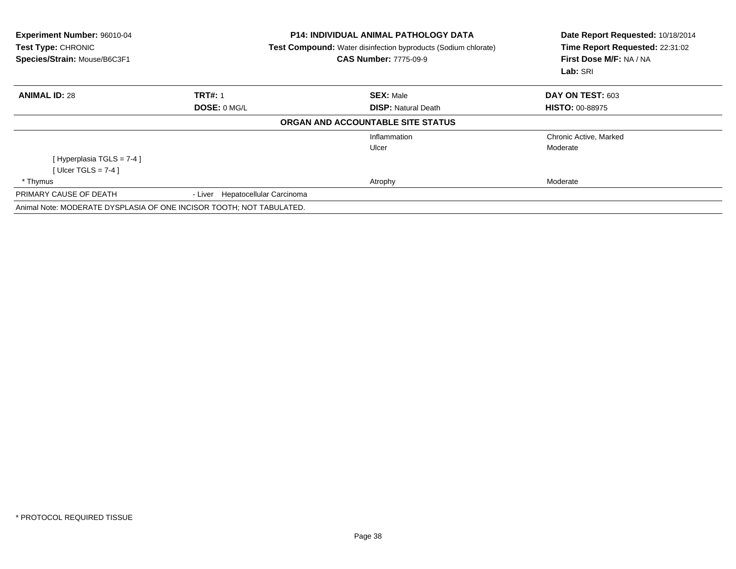**Experiment Number:** 96010-04
**Test Type:** CHRONIC
**Species/Strain:** Mouse/B6C3F1

**P14: INDIVIDUAL ANIMAL PATHOLOGY DATA**
**Test Compound:** Water disinfection byproducts (Sodium chlorate)
**CAS Number:** 7775-09-9

**Date Report Requested:** 10/18/2014
**Time Report Requested:** 22:31:02
**First Dose M/F:** NA / NA
**Lab:** SRI

| **ANIMAL ID:** 28 | **TRT#:** 1 | **SEX:** Male | **DAY ON TEST:** 603 |
|---|---|---|---|
| | **DOSE:** 0 MG/L | **DISP:** Natural Death | **HISTO:** 00-88975 |

**ORGAN AND ACCOUNTABLE SITE STATUS**

| | | | |
|---|---|---|---|
| | | Inflammation | Chronic Active, Marked |
| | | Ulcer | Moderate |
| [ Hyperplasia TGLS = 7-4 ] | | | |
| [ Ulcer TGLS = 7-4 ] | | | |
| * Thymus | | Atrophy | Moderate |
| PRIMARY CAUSE OF DEATH | - Liver Hepatocellular Carcinoma | | |

Animal Note: MODERATE DYSPLASIA OF ONE INCISOR TOOTH; NOT TABULATED.

* PROTOCOL REQUIRED TISSUE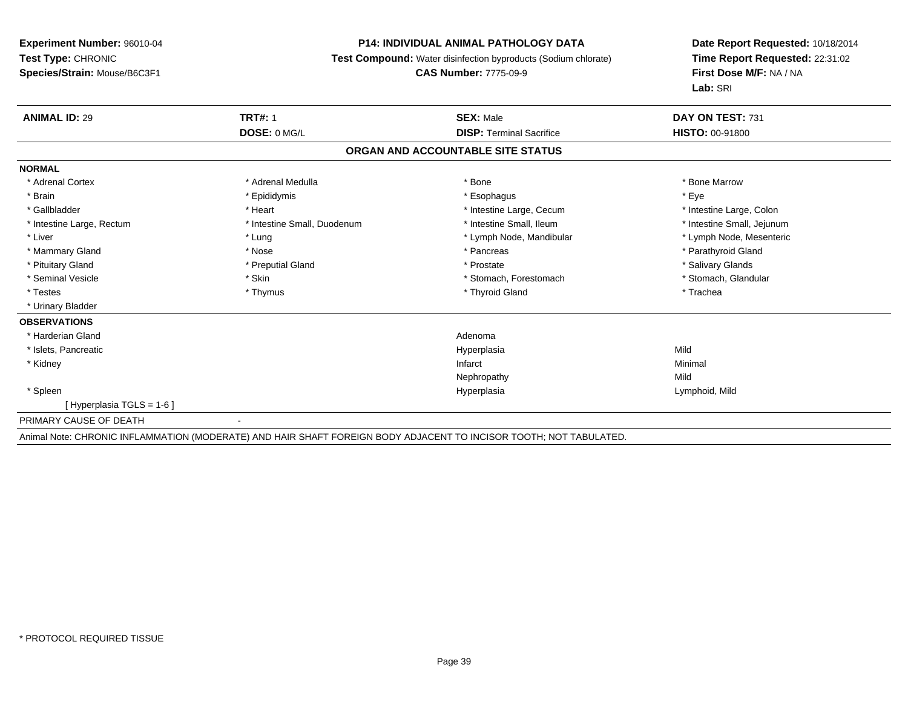**Experiment Number:** 96010-04
**Test Type:** CHRONIC
**Species/Strain:** Mouse/B6C3F1

**P14: INDIVIDUAL ANIMAL PATHOLOGY DATA**
**Test Compound:** Water disinfection byproducts (Sodium chlorate)
**CAS Number:** 7775-09-9

**Date Report Requested:** 10/18/2014
**Time Report Requested:** 22:31:02
**First Dose M/F:** NA / NA
**Lab:** SRI

| **ANIMAL ID:** 29 | **TRT#:** 1 | **SEX:** Male | **DAY ON TEST:** 731 |
|---|---|---|---|
| | **DOSE:** 0 MG/L | **DISP:** Terminal Sacrifice | **HISTO:** 00-91800 |

## ORGAN AND ACCOUNTABLE SITE STATUS

**NORMAL**

| | | | |
|---|---|---|---|
| * Adrenal Cortex | * Adrenal Medulla | * Bone | * Bone Marrow |
| * Brain | * Epididymis | * Esophagus | * Eye |
| * Gallbladder | * Heart | * Intestine Large, Cecum | * Intestine Large, Colon |
| * Intestine Large, Rectum | * Intestine Small, Duodenum | * Intestine Small, Ileum | * Intestine Small, Jejunum |
| * Liver | * Lung | * Lymph Node, Mandibular | * Lymph Node, Mesenteric |
| * Mammary Gland | * Nose | * Pancreas | * Parathyroid Gland |
| * Pituitary Gland | * Preputial Gland | * Prostate | * Salivary Glands |
| * Seminal Vesicle | * Skin | * Stomach, Forestomach | * Stomach, Glandular |
| * Testes | * Thymus | * Thyroid Gland | * Trachea |
| * Urinary Bladder | | | |

**OBSERVATIONS**

| | | |
|---|---|---|
| * Harderian Gland | Adenoma | |
| * Islets, Pancreatic | Hyperplasia | Mild |
| * Kidney | Infarct | Minimal |
| | Nephropathy | Mild |
| * Spleen | Hyperplasia | Lymphoid, Mild |
| [ Hyperplasia TGLS = 1-6 ] | | |

PRIMARY CAUSE OF DEATH -

Animal Note: CHRONIC INFLAMMATION (MODERATE) AND HAIR SHAFT FOREIGN BODY ADJACENT TO INCISOR TOOTH; NOT TABULATED.

* PROTOCOL REQUIRED TISSUE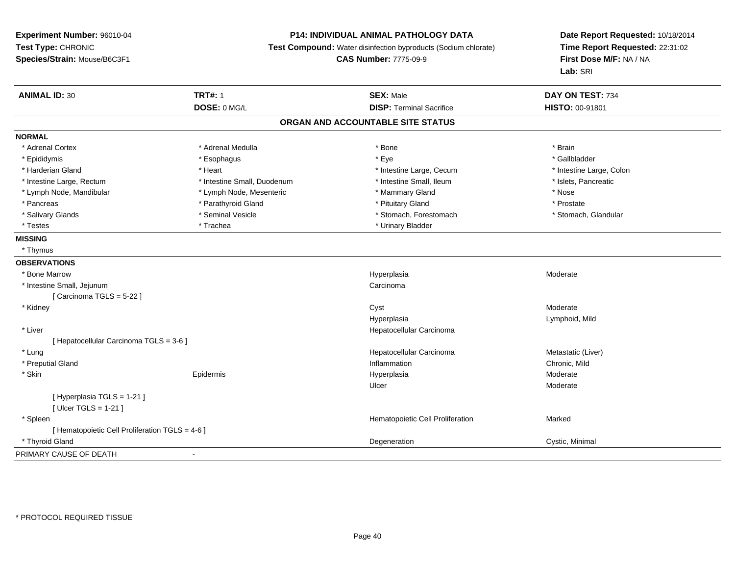**Experiment Number:** 96010-04
**Test Type:** CHRONIC
**Species/Strain:** Mouse/B6C3F1

**P14: INDIVIDUAL ANIMAL PATHOLOGY DATA**
**Test Compound:** Water disinfection byproducts (Sodium chlorate)
**CAS Number:** 7775-09-9

**Date Report Requested:** 10/18/2014
**Time Report Requested:** 22:31:02
**First Dose M/F:** NA / NA
**Lab:** SRI

| **ANIMAL ID:** 30 | **TRT#:** 1 | **SEX:** Male | **DAY ON TEST:** 734 |
|---|---|---|---|
| | **DOSE:** 0 MG/L | **DISP:** Terminal Sacrifice | **HISTO:** 00-91801 |

## ORGAN AND ACCOUNTABLE SITE STATUS

**NORMAL**

| | | | |
|---|---|---|---|
| * Adrenal Cortex | * Adrenal Medulla | * Bone | * Brain |
| * Epididymis | * Esophagus | * Eye | * Gallbladder |
| * Harderian Gland | * Heart | * Intestine Large, Cecum | * Intestine Large, Colon |
| * Intestine Large, Rectum | * Intestine Small, Duodenum | * Intestine Small, Ileum | * Islets, Pancreatic |
| * Lymph Node, Mandibular | * Lymph Node, Mesenteric | * Mammary Gland | * Nose |
| * Pancreas | * Parathyroid Gland | * Pituitary Gland | * Prostate |
| * Salivary Glands | * Seminal Vesicle | * Stomach, Forestomach | * Stomach, Glandular |
| * Testes | * Trachea | * Urinary Bladder | |

**MISSING**

* Thymus

**OBSERVATIONS**

| | | | |
|---|---|---|---|
| * Bone Marrow | | Hyperplasia | Moderate |
| * Intestine Small, Jejunum | | Carcinoma | |
| [ Carcinoma TGLS = 5-22 ] | | | |
| * Kidney | | Cyst | Moderate |
| | | Hyperplasia | Lymphoid, Mild |
| * Liver | | Hepatocellular Carcinoma | |
| [ Hepatocellular Carcinoma TGLS = 3-6 ] | | | |
| * Lung | | Hepatocellular Carcinoma | Metastatic (Liver) |
| * Preputial Gland | | Inflammation | Chronic, Mild |
| * Skin | Epidermis | Hyperplasia | Moderate |
| | | Ulcer | Moderate |
| [ Hyperplasia TGLS = 1-21 ] | | | |
| [ Ulcer TGLS = 1-21 ] | | | |
| * Spleen | | Hematopoietic Cell Proliferation | Marked |
| [ Hematopoietic Cell Proliferation TGLS = 4-6 ] | | | |
| * Thyroid Gland | | Degeneration | Cystic, Minimal |

PRIMARY CAUSE OF DEATH -

* PROTOCOL REQUIRED TISSUE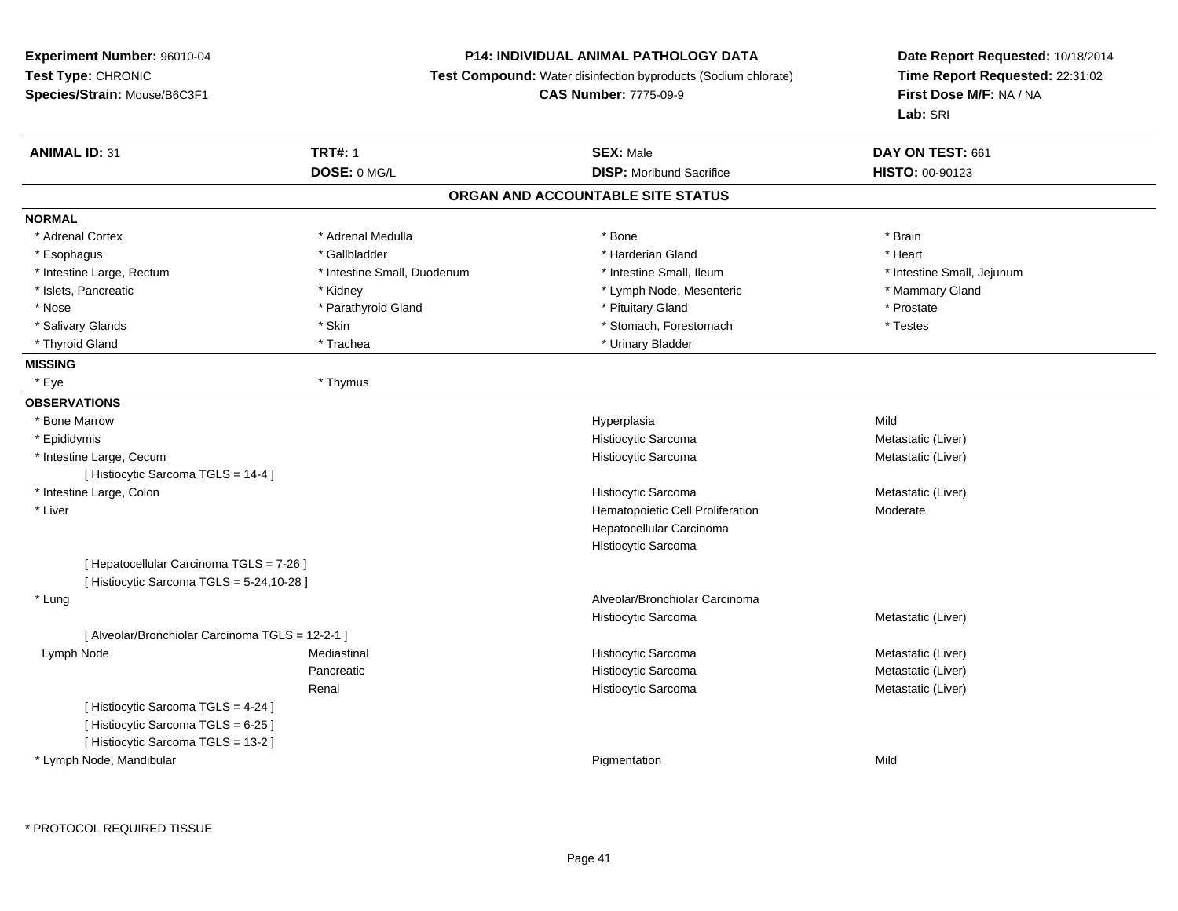**Experiment Number:** 96010-04
**Test Type:** CHRONIC
**Species/Strain:** Mouse/B6C3F1

**P14: INDIVIDUAL ANIMAL PATHOLOGY DATA**
**Test Compound:** Water disinfection byproducts (Sodium chlorate)
**CAS Number:** 7775-09-9

**Date Report Requested:** 10/18/2014
**Time Report Requested:** 22:31:02
**First Dose M/F:** NA / NA
**Lab:** SRI

| **ANIMAL ID:** 31 | **TRT#:** 1 | **SEX:** Male | **DAY ON TEST:** 661 |
|---|---|---|---|
| | **DOSE:** 0 MG/L | **DISP:** Moribund Sacrifice | **HISTO:** 00-90123 |

## ORGAN AND ACCOUNTABLE SITE STATUS

**NORMAL**

| | | | |
|---|---|---|---|
| * Adrenal Cortex | * Adrenal Medulla | * Bone | * Brain |
| * Esophagus | * Gallbladder | * Harderian Gland | * Heart |
| * Intestine Large, Rectum | * Intestine Small, Duodenum | * Intestine Small, Ileum | * Intestine Small, Jejunum |
| * Islets, Pancreatic | * Kidney | * Lymph Node, Mesenteric | * Mammary Gland |
| * Nose | * Parathyroid Gland | * Pituitary Gland | * Prostate |
| * Salivary Glands | * Skin | * Stomach, Forestomach | * Testes |
| * Thyroid Gland | * Trachea | * Urinary Bladder | |

**MISSING**

| | |
|---|---|
| * Eye | * Thymus |

**OBSERVATIONS**

| | | | |
|---|---|---|---|
| * Bone Marrow | | Hyperplasia | Mild |
| * Epididymis | | Histiocytic Sarcoma | Metastatic (Liver) |
| * Intestine Large, Cecum | | Histiocytic Sarcoma | Metastatic (Liver) |
| [ Histiocytic Sarcoma TGLS = 14-4 ] | | | |
| * Intestine Large, Colon | | Histiocytic Sarcoma | Metastatic (Liver) |
| * Liver | | Hematopoietic Cell Proliferation | Moderate |
| | | Hepatocellular Carcinoma | |
| | | Histiocytic Sarcoma | |
| [ Hepatocellular Carcinoma TGLS = 7-26 ] | | | |
| [ Histiocytic Sarcoma TGLS = 5-24,10-28 ] | | | |
| * Lung | | Alveolar/Bronchiolar Carcinoma | |
| | | Histiocytic Sarcoma | Metastatic (Liver) |
| [ Alveolar/Bronchiolar Carcinoma TGLS = 12-2-1 ] | | | |
| Lymph Node | Mediastinal | Histiocytic Sarcoma | Metastatic (Liver) |
| | Pancreatic | Histiocytic Sarcoma | Metastatic (Liver) |
| | Renal | Histiocytic Sarcoma | Metastatic (Liver) |
| [ Histiocytic Sarcoma TGLS = 4-24 ] | | | |
| [ Histiocytic Sarcoma TGLS = 6-25 ] | | | |
| [ Histiocytic Sarcoma TGLS = 13-2 ] | | | |
| * Lymph Node, Mandibular | | Pigmentation | Mild |

* PROTOCOL REQUIRED TISSUE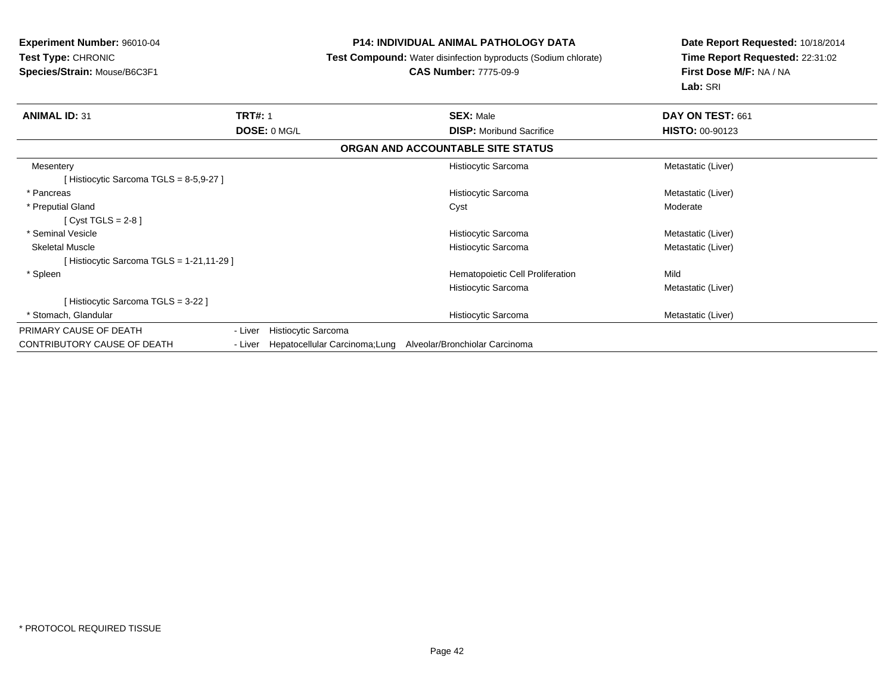**Experiment Number:** 96010-04
**Test Type:** CHRONIC
**Species/Strain:** Mouse/B6C3F1

**P14: INDIVIDUAL ANIMAL PATHOLOGY DATA**
**Test Compound:** Water disinfection byproducts (Sodium chlorate)
**CAS Number:** 7775-09-9

**Date Report Requested:** 10/18/2014
**Time Report Requested:** 22:31:02
**First Dose M/F:** NA / NA
**Lab:** SRI

| **ANIMAL ID:** 31 | **TRT#:** 1 | **SEX:** Male | **DAY ON TEST:** 661 |
|---|---|---|---|
| | **DOSE:** 0 MG/L | **DISP:** Moribund Sacrifice | **HISTO:** 00-90123 |

**ORGAN AND ACCOUNTABLE SITE STATUS**

| | | |
|---|---|---|
| Mesentery | Histiocytic Sarcoma | Metastatic (Liver) |
| [ Histiocytic Sarcoma TGLS = 8-5,9-27 ] | | |
| * Pancreas | Histiocytic Sarcoma | Metastatic (Liver) |
| * Preputial Gland | Cyst | Moderate |
| [ Cyst TGLS = 2-8 ] | | |
| * Seminal Vesicle | Histiocytic Sarcoma | Metastatic (Liver) |
| Skeletal Muscle | Histiocytic Sarcoma | Metastatic (Liver) |
| [ Histiocytic Sarcoma TGLS = 1-21,11-29 ] | | |
| * Spleen | Hematopoietic Cell Proliferation | Mild |
| | Histiocytic Sarcoma | Metastatic (Liver) |
| [ Histiocytic Sarcoma TGLS = 3-22 ] | | |
| * Stomach, Glandular | Histiocytic Sarcoma | Metastatic (Liver) |

| | |
|---|---|
| PRIMARY CAUSE OF DEATH | - Liver Histiocytic Sarcoma |
| CONTRIBUTORY CAUSE OF DEATH | - Liver Hepatocellular Carcinoma;Lung Alveolar/Bronchiolar Carcinoma |

* PROTOCOL REQUIRED TISSUE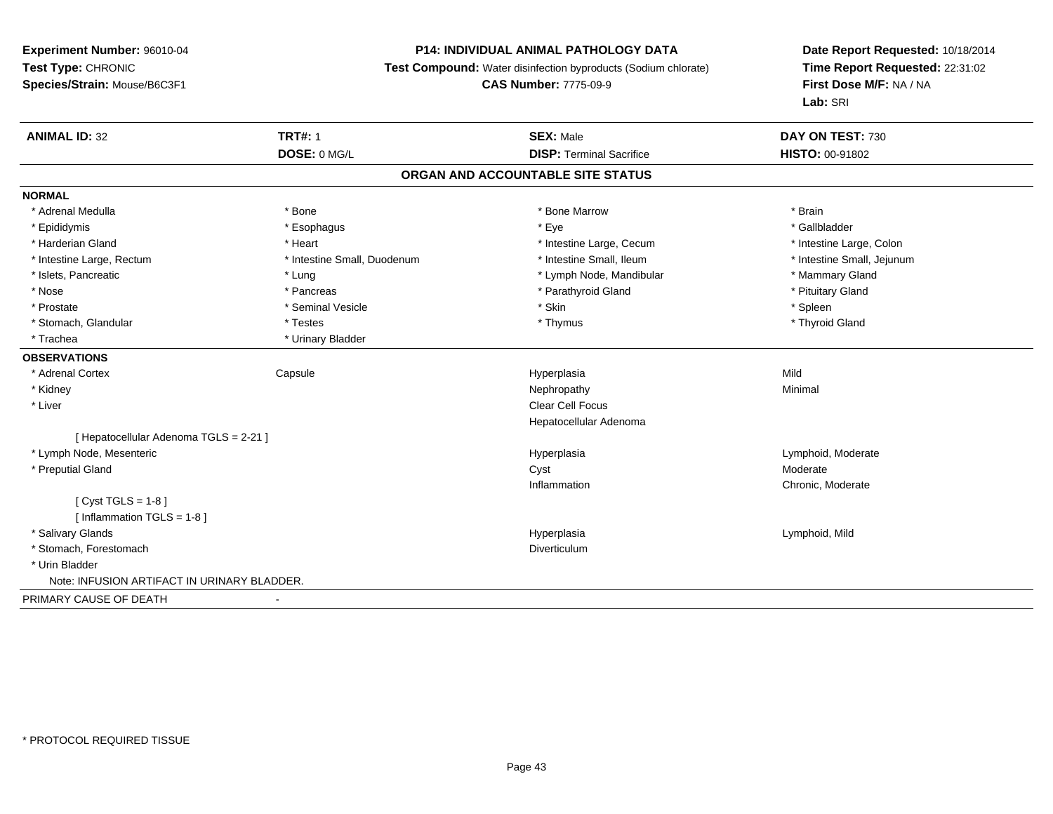**Experiment Number:** 96010-04
**Test Type:** CHRONIC
**Species/Strain:** Mouse/B6C3F1

**P14: INDIVIDUAL ANIMAL PATHOLOGY DATA**
**Test Compound:** Water disinfection byproducts (Sodium chlorate)
**CAS Number:** 7775-09-9

**Date Report Requested:** 10/18/2014
**Time Report Requested:** 22:31:02
**First Dose M/F:** NA / NA
**Lab:** SRI

| **ANIMAL ID:** 32 | **TRT#:** 1 | **SEX:** Male | **DAY ON TEST:** 730 |
|---|---|---|---|
| | **DOSE:** 0 MG/L | **DISP:** Terminal Sacrifice | **HISTO:** 00-91802 |

## ORGAN AND ACCOUNTABLE SITE STATUS

**NORMAL**

| | | | |
|---|---|---|---|
| * Adrenal Medulla | * Bone | * Bone Marrow | * Brain |
| * Epididymis | * Esophagus | * Eye | * Gallbladder |
| * Harderian Gland | * Heart | * Intestine Large, Cecum | * Intestine Large, Colon |
| * Intestine Large, Rectum | * Intestine Small, Duodenum | * Intestine Small, Ileum | * Intestine Small, Jejunum |
| * Islets, Pancreatic | * Lung | * Lymph Node, Mandibular | * Mammary Gland |
| * Nose | * Pancreas | * Parathyroid Gland | * Pituitary Gland |
| * Prostate | * Seminal Vesicle | * Skin | * Spleen |
| * Stomach, Glandular | * Testes | * Thymus | * Thyroid Gland |
| * Trachea | * Urinary Bladder | | |

**OBSERVATIONS**

| | | | |
|---|---|---|---|
| * Adrenal Cortex | Capsule | Hyperplasia | Mild |
| * Kidney | | Nephropathy | Minimal |
| * Liver | | Clear Cell Focus | |
| | | Hepatocellular Adenoma | |
| [ Hepatocellular Adenoma TGLS = 2-21 ] | | | |
| * Lymph Node, Mesenteric | | Hyperplasia | Lymphoid, Moderate |
| * Preputial Gland | | Cyst | Moderate |
| | | Inflammation | Chronic, Moderate |
| [ Cyst TGLS = 1-8 ] | | | |
| [ Inflammation TGLS = 1-8 ] | | | |
| * Salivary Glands | | Hyperplasia | Lymphoid, Mild |
| * Stomach, Forestomach | | Diverticulum | |
| * Urin Bladder | | | |
| Note: INFUSION ARTIFACT IN URINARY BLADDER. | | | |

PRIMARY CAUSE OF DEATH -

* PROTOCOL REQUIRED TISSUE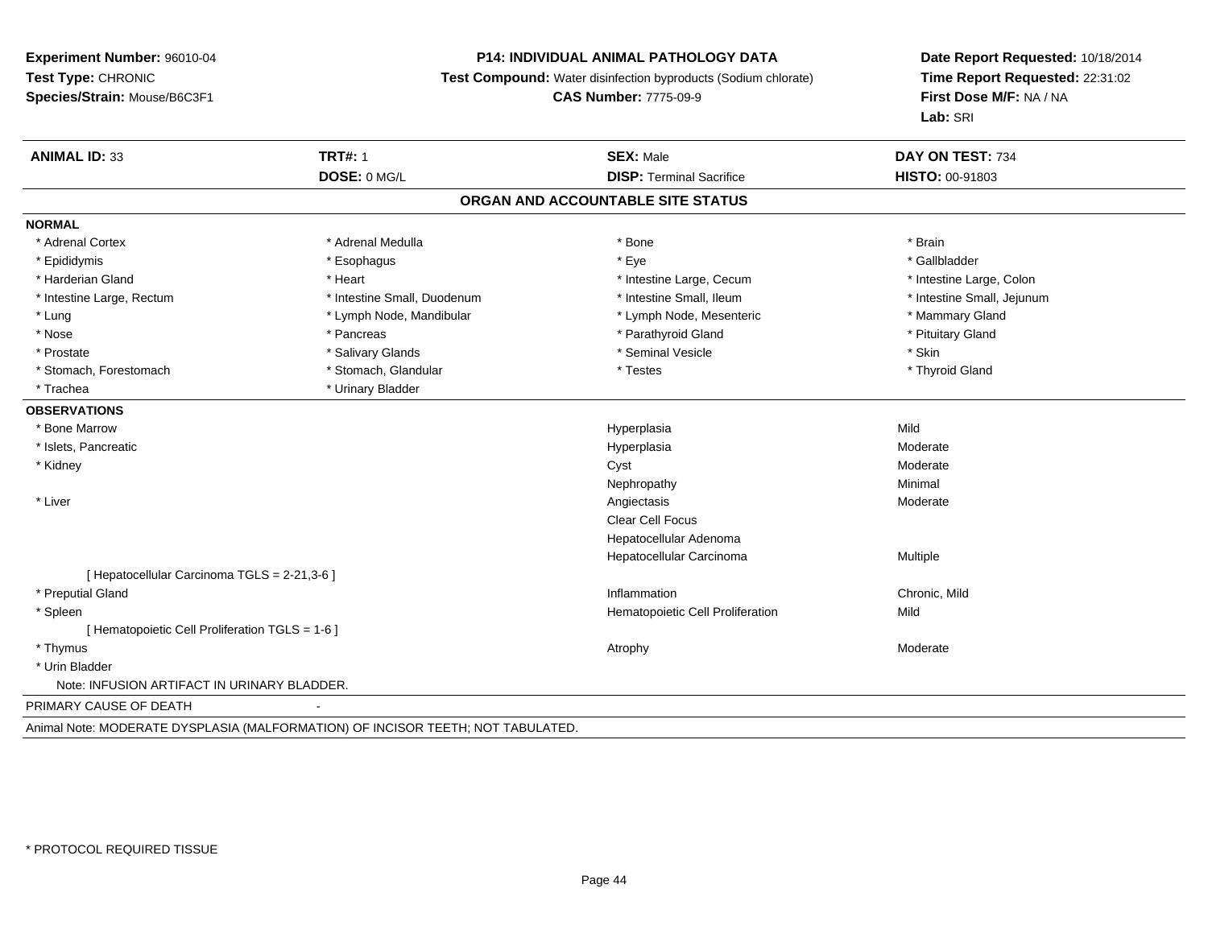**Experiment Number:** 96010-04
**Test Type:** CHRONIC
**Species/Strain:** Mouse/B6C3F1

**P14: INDIVIDUAL ANIMAL PATHOLOGY DATA**
**Test Compound:** Water disinfection byproducts (Sodium chlorate)
**CAS Number:** 7775-09-9

**Date Report Requested:** 10/18/2014
**Time Report Requested:** 22:31:02
**First Dose M/F:** NA / NA
**Lab:** SRI

| **ANIMAL ID:** 33 | **TRT#:** 1 | **SEX:** Male | **DAY ON TEST:** 734 |
|---|---|---|---|
| | **DOSE:** 0 MG/L | **DISP:** Terminal Sacrifice | **HISTO:** 00-91803 |

## ORGAN AND ACCOUNTABLE SITE STATUS

**NORMAL**

| | | | |
|---|---|---|---|
| * Adrenal Cortex | * Adrenal Medulla | * Bone | * Brain |
| * Epididymis | * Esophagus | * Eye | * Gallbladder |
| * Harderian Gland | * Heart | * Intestine Large, Cecum | * Intestine Large, Colon |
| * Intestine Large, Rectum | * Intestine Small, Duodenum | * Intestine Small, Ileum | * Intestine Small, Jejunum |
| * Lung | * Lymph Node, Mandibular | * Lymph Node, Mesenteric | * Mammary Gland |
| * Nose | * Pancreas | * Parathyroid Gland | * Pituitary Gland |
| * Prostate | * Salivary Glands | * Seminal Vesicle | * Skin |
| * Stomach, Forestomach | * Stomach, Glandular | * Testes | * Thyroid Gland |
| * Trachea | * Urinary Bladder | | |

**OBSERVATIONS**

| Organ | Observation | Severity |
|---|---|---|
| * Bone Marrow | Hyperplasia | Mild |
| * Islets, Pancreatic | Hyperplasia | Moderate |
| * Kidney | Cyst | Moderate |
| | Nephropathy | Minimal |
| * Liver | Angiectasis | Moderate |
| | Clear Cell Focus | |
| | Hepatocellular Adenoma | |
| | Hepatocellular Carcinoma | Multiple |
| [ Hepatocellular Carcinoma TGLS = 2-21,3-6 ] | | |
| * Preputial Gland | Inflammation | Chronic, Mild |
| * Spleen | Hematopoietic Cell Proliferation | Mild |
| [ Hematopoietic Cell Proliferation TGLS = 1-6 ] | | |
| * Thymus | Atrophy | Moderate |
| * Urin Bladder | | |

Note: INFUSION ARTIFACT IN URINARY BLADDER.

PRIMARY CAUSE OF DEATH -

Animal Note: MODERATE DYSPLASIA (MALFORMATION) OF INCISOR TEETH; NOT TABULATED.

* PROTOCOL REQUIRED TISSUE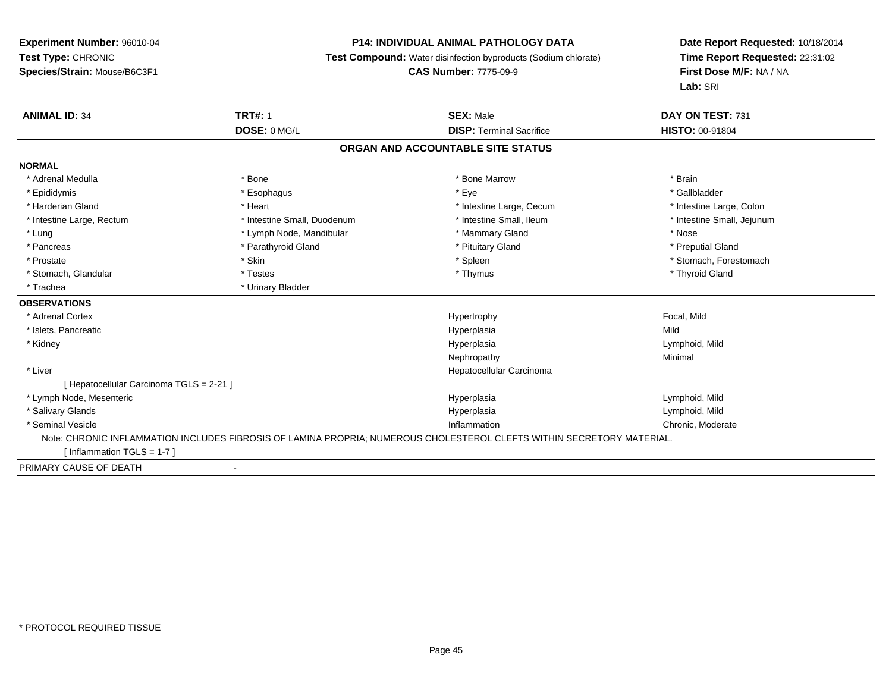**Experiment Number:** 96010-04
**Test Type:** CHRONIC
**Species/Strain:** Mouse/B6C3F1

**P14: INDIVIDUAL ANIMAL PATHOLOGY DATA**
**Test Compound:** Water disinfection byproducts (Sodium chlorate)
**CAS Number:** 7775-09-9

**Date Report Requested:** 10/18/2014
**Time Report Requested:** 22:31:02
**First Dose M/F:** NA / NA
**Lab:** SRI

| **ANIMAL ID:** 34 | **TRT#:** 1 | **SEX:** Male | **DAY ON TEST:** 731 |
|---|---|---|---|
| | **DOSE:** 0 MG/L | **DISP:** Terminal Sacrifice | **HISTO:** 00-91804 |

## ORGAN AND ACCOUNTABLE SITE STATUS

**NORMAL**

| | | | |
|---|---|---|---|
| * Adrenal Medulla | * Bone | * Bone Marrow | * Brain |
| * Epididymis | * Esophagus | * Eye | * Gallbladder |
| * Harderian Gland | * Heart | * Intestine Large, Cecum | * Intestine Large, Colon |
| * Intestine Large, Rectum | * Intestine Small, Duodenum | * Intestine Small, Ileum | * Intestine Small, Jejunum |
| * Lung | * Lymph Node, Mandibular | * Mammary Gland | * Nose |
| * Pancreas | * Parathyroid Gland | * Pituitary Gland | * Preputial Gland |
| * Prostate | * Skin | * Spleen | * Stomach, Forestomach |
| * Stomach, Glandular | * Testes | * Thymus | * Thyroid Gland |
| * Trachea | * Urinary Bladder | | |

**OBSERVATIONS**

| | | |
|---|---|---|
| * Adrenal Cortex | Hypertrophy | Focal, Mild |
| * Islets, Pancreatic | Hyperplasia | Mild |
| * Kidney | Hyperplasia | Lymphoid, Mild |
| | Nephropathy | Minimal |
| * Liver | Hepatocellular Carcinoma | |
| [ Hepatocellular Carcinoma TGLS = 2-21 ] | | |
| * Lymph Node, Mesenteric | Hyperplasia | Lymphoid, Mild |
| * Salivary Glands | Hyperplasia | Lymphoid, Mild |
| * Seminal Vesicle | Inflammation | Chronic, Moderate |

Note: CHRONIC INFLAMMATION INCLUDES FIBROSIS OF LAMINA PROPRIA; NUMEROUS CHOLESTEROL CLEFTS WITHIN SECRETORY MATERIAL.
[ Inflammation TGLS = 1-7 ]

PRIMARY CAUSE OF DEATH -

* PROTOCOL REQUIRED TISSUE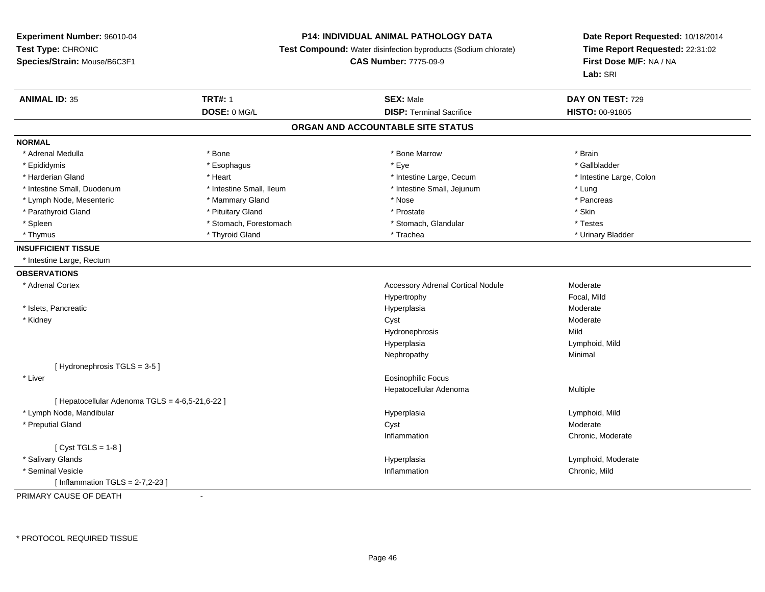**Experiment Number:** 96010-04
**Test Type:** CHRONIC
**Species/Strain:** Mouse/B6C3F1

**P14: INDIVIDUAL ANIMAL PATHOLOGY DATA**
**Test Compound:** Water disinfection byproducts (Sodium chlorate)
**CAS Number:** 7775-09-9

**Date Report Requested:** 10/18/2014
**Time Report Requested:** 22:31:02
**First Dose M/F:** NA / NA
**Lab:** SRI

| **ANIMAL ID:** 35 | **TRT#:** 1 | **SEX:** Male | **DAY ON TEST:** 729 |
|---|---|---|---|
| | **DOSE:** 0 MG/L | **DISP:** Terminal Sacrifice | **HISTO:** 00-91805 |

## ORGAN AND ACCOUNTABLE SITE STATUS

**NORMAL**

| | | | |
|---|---|---|---|
| * Adrenal Medulla | * Bone | * Bone Marrow | * Brain |
| * Epididymis | * Esophagus | * Eye | * Gallbladder |
| * Harderian Gland | * Heart | * Intestine Large, Cecum | * Intestine Large, Colon |
| * Intestine Small, Duodenum | * Intestine Small, Ileum | * Intestine Small, Jejunum | * Lung |
| * Lymph Node, Mesenteric | * Mammary Gland | * Nose | * Pancreas |
| * Parathyroid Gland | * Pituitary Gland | * Prostate | * Skin |
| * Spleen | * Stomach, Forestomach | * Stomach, Glandular | * Testes |
| * Thymus | * Thyroid Gland | * Trachea | * Urinary Bladder |

**INSUFFICIENT TISSUE**

* Intestine Large, Rectum

**OBSERVATIONS**

| Organ | Observation | Severity |
|---|---|---|
| * Adrenal Cortex | Accessory Adrenal Cortical Nodule | Moderate |
| | Hypertrophy | Focal, Mild |
| * Islets, Pancreatic | Hyperplasia | Moderate |
| * Kidney | Cyst | Moderate |
| | Hydronephrosis | Mild |
| | Hyperplasia | Lymphoid, Mild |
| | Nephropathy | Minimal |
| [ Hydronephrosis TGLS = 3-5 ] | | |
| * Liver | Eosinophilic Focus | |
| | Hepatocellular Adenoma | Multiple |
| [ Hepatocellular Adenoma TGLS = 4-6,5-21,6-22 ] | | |
| * Lymph Node, Mandibular | Hyperplasia | Lymphoid, Mild |
| * Preputial Gland | Cyst | Moderate |
| | Inflammation | Chronic, Moderate |
| [ Cyst TGLS = 1-8 ] | | |
| * Salivary Glands | Hyperplasia | Lymphoid, Moderate |
| * Seminal Vesicle | Inflammation | Chronic, Mild |
| [ Inflammation TGLS = 2-7,2-23 ] | | |

PRIMARY CAUSE OF DEATH -

* PROTOCOL REQUIRED TISSUE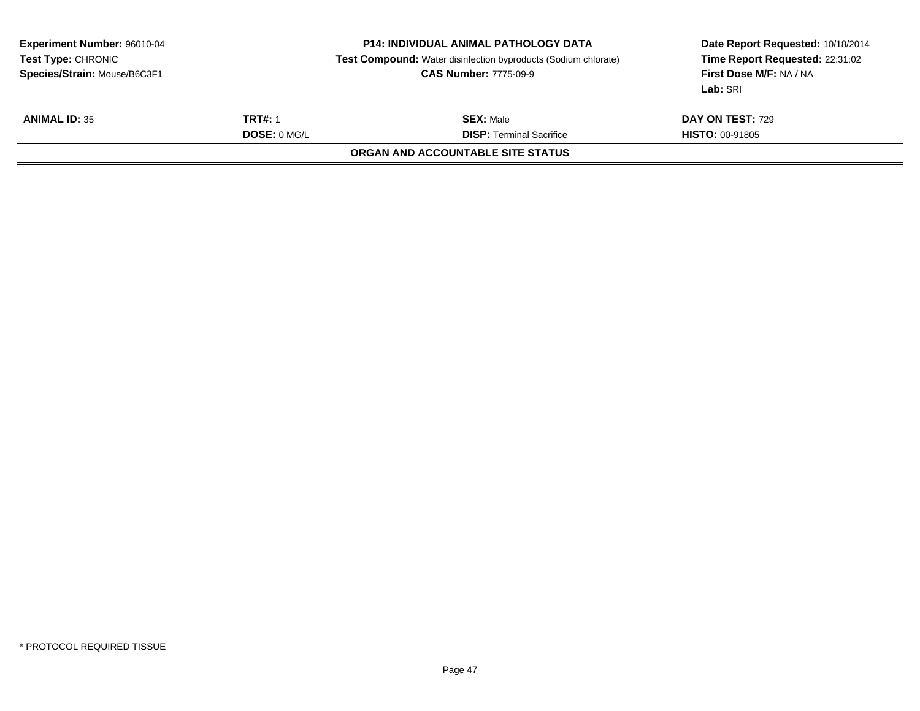**Experiment Number:** 96010-04
**Test Type:** CHRONIC
**Species/Strain:** Mouse/B6C3F1

**P14: INDIVIDUAL ANIMAL PATHOLOGY DATA**
**Test Compound:** Water disinfection byproducts (Sodium chlorate)
**CAS Number:** 7775-09-9

**Date Report Requested:** 10/18/2014
**Time Report Requested:** 22:31:02
**First Dose M/F:** NA / NA
**Lab:** SRI

| **ANIMAL ID:** 35 | **TRT#:** 1 | **SEX:** Male | **DAY ON TEST:** 729 |
|---|---|---|---|
| | **DOSE:** 0 MG/L | **DISP:** Terminal Sacrifice | **HISTO:** 00-91805 |

**ORGAN AND ACCOUNTABLE SITE STATUS**

* PROTOCOL REQUIRED TISSUE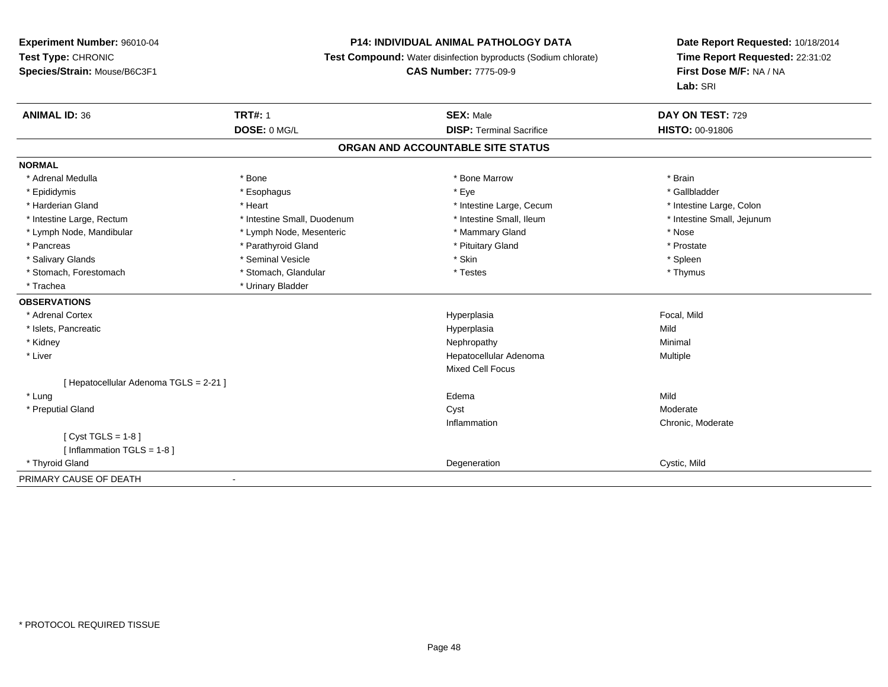**Experiment Number:** 96010-04
**Test Type:** CHRONIC
**Species/Strain:** Mouse/B6C3F1

**P14: INDIVIDUAL ANIMAL PATHOLOGY DATA**
**Test Compound:** Water disinfection byproducts (Sodium chlorate)
**CAS Number:** 7775-09-9

**Date Report Requested:** 10/18/2014
**Time Report Requested:** 22:31:02
**First Dose M/F:** NA / NA
**Lab:** SRI

| **ANIMAL ID:** 36 | **TRT#:** 1 | **SEX:** Male | **DAY ON TEST:** 729 |
|---|---|---|---|
| | **DOSE:** 0 MG/L | **DISP:** Terminal Sacrifice | **HISTO:** 00-91806 |

## ORGAN AND ACCOUNTABLE SITE STATUS

**NORMAL**

| | | | |
|---|---|---|---|
| * Adrenal Medulla | * Bone | * Bone Marrow | * Brain |
| * Epididymis | * Esophagus | * Eye | * Gallbladder |
| * Harderian Gland | * Heart | * Intestine Large, Cecum | * Intestine Large, Colon |
| * Intestine Large, Rectum | * Intestine Small, Duodenum | * Intestine Small, Ileum | * Intestine Small, Jejunum |
| * Lymph Node, Mandibular | * Lymph Node, Mesenteric | * Mammary Gland | * Nose |
| * Pancreas | * Parathyroid Gland | * Pituitary Gland | * Prostate |
| * Salivary Glands | * Seminal Vesicle | * Skin | * Spleen |
| * Stomach, Forestomach | * Stomach, Glandular | * Testes | * Thymus |
| * Trachea | * Urinary Bladder | | |

**OBSERVATIONS**

| | | |
|---|---|---|
| * Adrenal Cortex | Hyperplasia | Focal, Mild |
| * Islets, Pancreatic | Hyperplasia | Mild |
| * Kidney | Nephropathy | Minimal |
| * Liver | Hepatocellular Adenoma | Multiple |
| | Mixed Cell Focus | |
| [ Hepatocellular Adenoma TGLS = 2-21 ] | | |
| * Lung | Edema | Mild |
| * Preputial Gland | Cyst | Moderate |
| | Inflammation | Chronic, Moderate |
| [ Cyst TGLS = 1-8 ] | | |
| [ Inflammation TGLS = 1-8 ] | | |
| * Thyroid Gland | Degeneration | Cystic, Mild |

PRIMARY CAUSE OF DEATH -

* PROTOCOL REQUIRED TISSUE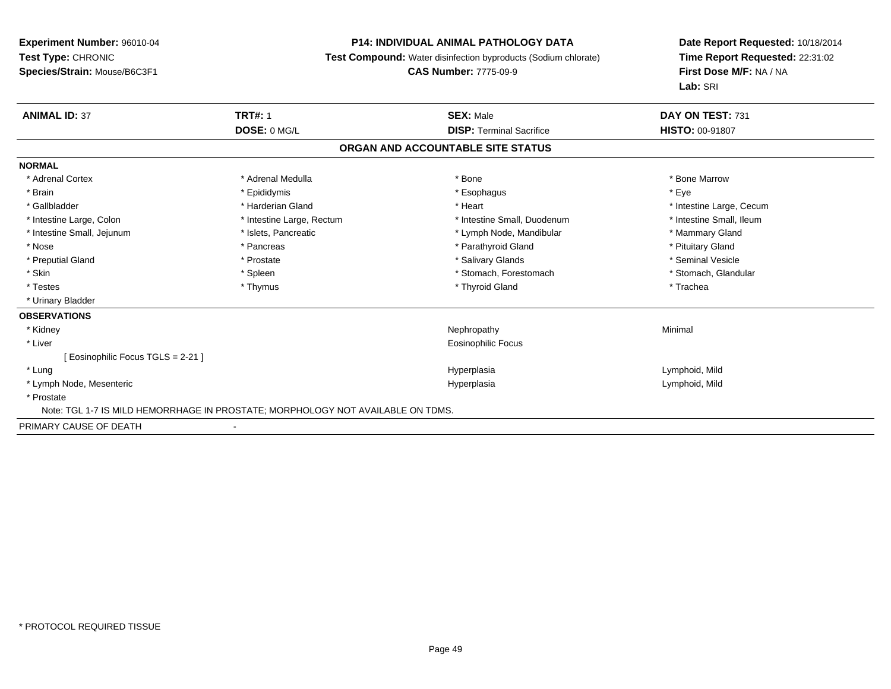**Experiment Number:** 96010-04
**Test Type:** CHRONIC
**Species/Strain:** Mouse/B6C3F1

**P14: INDIVIDUAL ANIMAL PATHOLOGY DATA**
**Test Compound:** Water disinfection byproducts (Sodium chlorate)
**CAS Number:** 7775-09-9

**Date Report Requested:** 10/18/2014
**Time Report Requested:** 22:31:02
**First Dose M/F:** NA / NA
**Lab:** SRI

| **ANIMAL ID:** 37 | **TRT#:** 1 | **SEX:** Male | **DAY ON TEST:** 731 |
|---|---|---|---|
| | **DOSE:** 0 MG/L | **DISP:** Terminal Sacrifice | **HISTO:** 00-91807 |

## ORGAN AND ACCOUNTABLE SITE STATUS

**NORMAL**

| | | | |
|---|---|---|---|
| * Adrenal Cortex | * Adrenal Medulla | * Bone | * Bone Marrow |
| * Brain | * Epididymis | * Esophagus | * Eye |
| * Gallbladder | * Harderian Gland | * Heart | * Intestine Large, Cecum |
| * Intestine Large, Colon | * Intestine Large, Rectum | * Intestine Small, Duodenum | * Intestine Small, Ileum |
| * Intestine Small, Jejunum | * Islets, Pancreatic | * Lymph Node, Mandibular | * Mammary Gland |
| * Nose | * Pancreas | * Parathyroid Gland | * Pituitary Gland |
| * Preputial Gland | * Prostate | * Salivary Glands | * Seminal Vesicle |
| * Skin | * Spleen | * Stomach, Forestomach | * Stomach, Glandular |
| * Testes | * Thymus | * Thyroid Gland | * Trachea |
| * Urinary Bladder | | | |

**OBSERVATIONS**

| | | |
|---|---|---|
| * Kidney | Nephropathy | Minimal |
| * Liver | Eosinophilic Focus | |
| [ Eosinophilic Focus TGLS = 2-21 ] | | |
| * Lung | Hyperplasia | Lymphoid, Mild |
| * Lymph Node, Mesenteric | Hyperplasia | Lymphoid, Mild |
| * Prostate | | |

Note: TGL 1-7 IS MILD HEMORRHAGE IN PROSTATE; MORPHOLOGY NOT AVAILABLE ON TDMS.

PRIMARY CAUSE OF DEATH -

* PROTOCOL REQUIRED TISSUE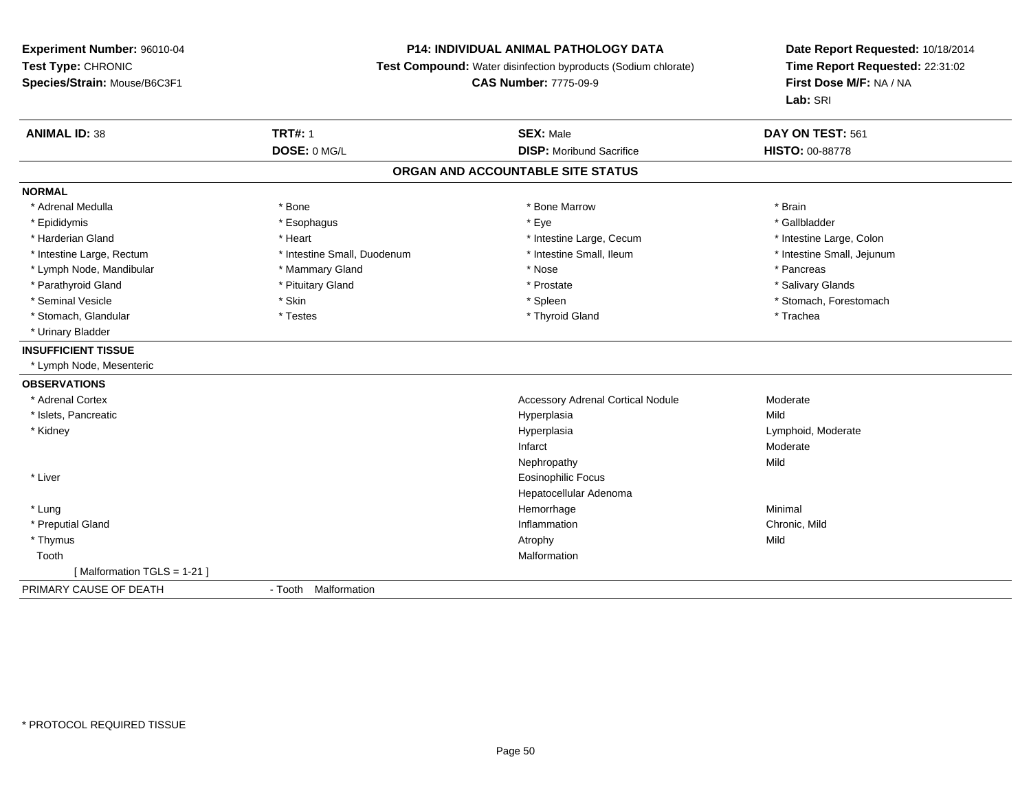**Experiment Number:** 96010-04
**Test Type:** CHRONIC
**Species/Strain:** Mouse/B6C3F1

**P14: INDIVIDUAL ANIMAL PATHOLOGY DATA**
**Test Compound:** Water disinfection byproducts (Sodium chlorate)
**CAS Number:** 7775-09-9

**Date Report Requested:** 10/18/2014
**Time Report Requested:** 22:31:02
**First Dose M/F:** NA / NA
**Lab:** SRI

| **ANIMAL ID:** 38 | **TRT#:** 1 | **SEX:** Male | **DAY ON TEST:** 561 |
|---|---|---|---|
| | **DOSE:** 0 MG/L | **DISP:** Moribund Sacrifice | **HISTO:** 00-88778 |

## ORGAN AND ACCOUNTABLE SITE STATUS

**NORMAL**

| | | | |
|---|---|---|---|
| * Adrenal Medulla | * Bone | * Bone Marrow | * Brain |
| * Epididymis | * Esophagus | * Eye | * Gallbladder |
| * Harderian Gland | * Heart | * Intestine Large, Cecum | * Intestine Large, Colon |
| * Intestine Large, Rectum | * Intestine Small, Duodenum | * Intestine Small, Ileum | * Intestine Small, Jejunum |
| * Lymph Node, Mandibular | * Mammary Gland | * Nose | * Pancreas |
| * Parathyroid Gland | * Pituitary Gland | * Prostate | * Salivary Glands |
| * Seminal Vesicle | * Skin | * Spleen | * Stomach, Forestomach |
| * Stomach, Glandular | * Testes | * Thyroid Gland | * Trachea |
| * Urinary Bladder | | | |

**INSUFFICIENT TISSUE**

* Lymph Node, Mesenteric

**OBSERVATIONS**

| | | |
|---|---|---|
| * Adrenal Cortex | Accessory Adrenal Cortical Nodule | Moderate |
| * Islets, Pancreatic | Hyperplasia | Mild |
| * Kidney | Hyperplasia | Lymphoid, Moderate |
| | Infarct | Moderate |
| | Nephropathy | Mild |
| * Liver | Eosinophilic Focus | |
| | Hepatocellular Adenoma | |
| * Lung | Hemorrhage | Minimal |
| * Preputial Gland | Inflammation | Chronic, Mild |
| * Thymus | Atrophy | Mild |
| Tooth | Malformation | |
| [ Malformation TGLS = 1-21 ] | | |

PRIMARY CAUSE OF DEATH - Tooth Malformation

* PROTOCOL REQUIRED TISSUE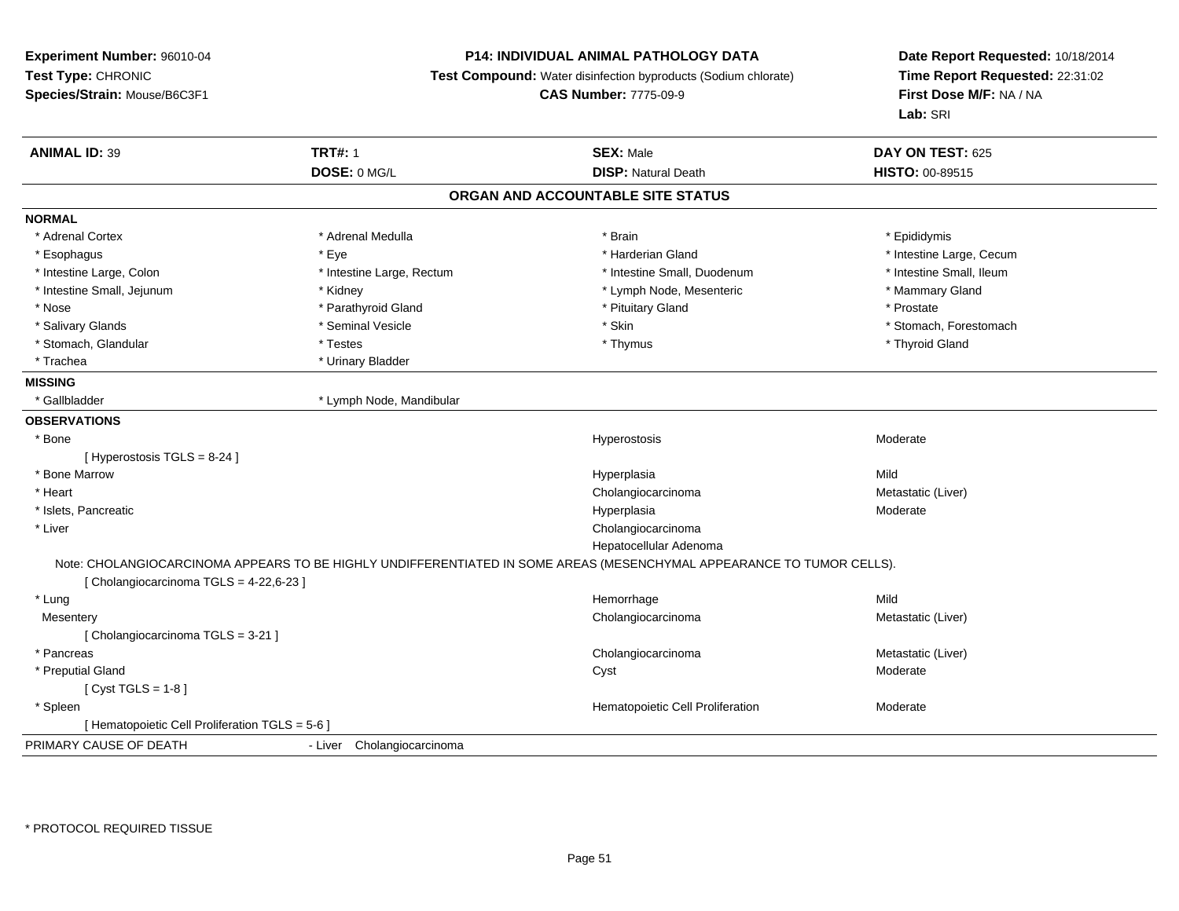**Experiment Number:** 96010-04
**Test Type:** CHRONIC
**Species/Strain:** Mouse/B6C3F1

**P14: INDIVIDUAL ANIMAL PATHOLOGY DATA**
**Test Compound:** Water disinfection byproducts (Sodium chlorate)
**CAS Number:** 7775-09-9

**Date Report Requested:** 10/18/2014
**Time Report Requested:** 22:31:02
**First Dose M/F:** NA / NA
**Lab:** SRI

| **ANIMAL ID:** 39 | **TRT#:** 1 | **SEX:** Male | **DAY ON TEST:** 625 |
|---|---|---|---|
| | **DOSE:** 0 MG/L | **DISP:** Natural Death | **HISTO:** 00-89515 |

## ORGAN AND ACCOUNTABLE SITE STATUS

**NORMAL**

| | | | |
|---|---|---|---|
| * Adrenal Cortex | * Adrenal Medulla | * Brain | * Epididymis |
| * Esophagus | * Eye | * Harderian Gland | * Intestine Large, Cecum |
| * Intestine Large, Colon | * Intestine Large, Rectum | * Intestine Small, Duodenum | * Intestine Small, Ileum |
| * Intestine Small, Jejunum | * Kidney | * Lymph Node, Mesenteric | * Mammary Gland |
| * Nose | * Parathyroid Gland | * Pituitary Gland | * Prostate |
| * Salivary Glands | * Seminal Vesicle | * Skin | * Stomach, Forestomach |
| * Stomach, Glandular | * Testes | * Thymus | * Thyroid Gland |
| * Trachea | * Urinary Bladder | | |

**MISSING**

| | |
|---|---|
| * Gallbladder | * Lymph Node, Mandibular |

**OBSERVATIONS**

| Organ | Observation | Severity |
|---|---|---|
| * Bone | Hyperostosis | Moderate |
| [ Hyperostosis TGLS = 8-24 ] | | |
| * Bone Marrow | Hyperplasia | Mild |
| * Heart | Cholangiocarcinoma | Metastatic (Liver) |
| * Islets, Pancreatic | Hyperplasia | Moderate |
| * Liver | Cholangiocarcinoma | |
| | Hepatocellular Adenoma | |

Note: CHOLANGIOCARCINOMA APPEARS TO BE HIGHLY UNDIFFERENTIATED IN SOME AREAS (MESENCHYMAL APPEARANCE TO TUMOR CELLS).

| Organ | Observation | Severity |
|---|---|---|
| [ Cholangiocarcinoma TGLS = 4-22,6-23 ] | | |
| * Lung | Hemorrhage | Mild |
| Mesentery | Cholangiocarcinoma | Metastatic (Liver) |
| [ Cholangiocarcinoma TGLS = 3-21 ] | | |
| * Pancreas | Cholangiocarcinoma | Metastatic (Liver) |
| * Preputial Gland | Cyst | Moderate |
| [ Cyst TGLS = 1-8 ] | | |
| * Spleen | Hematopoietic Cell Proliferation | Moderate |
| [ Hematopoietic Cell Proliferation TGLS = 5-6 ] | | |

PRIMARY CAUSE OF DEATH - Liver Cholangiocarcinoma

* PROTOCOL REQUIRED TISSUE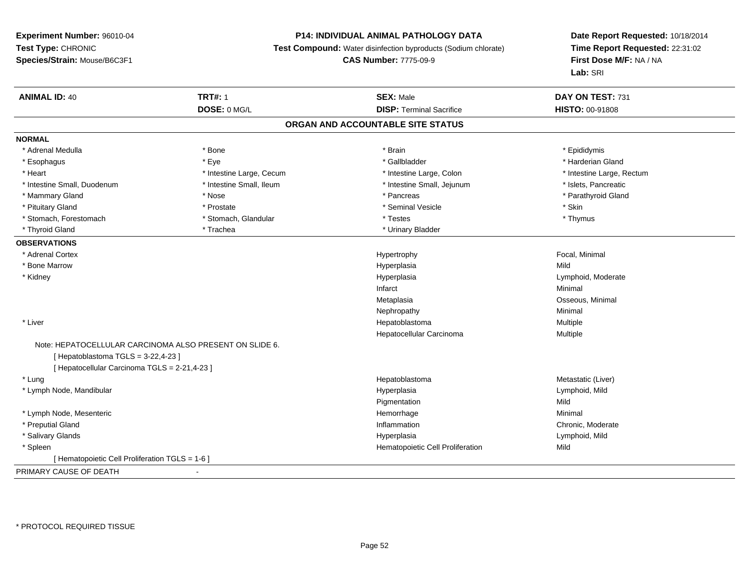**Experiment Number:** 96010-04
**Test Type:** CHRONIC
**Species/Strain:** Mouse/B6C3F1

**P14: INDIVIDUAL ANIMAL PATHOLOGY DATA**
**Test Compound:** Water disinfection byproducts (Sodium chlorate)
**CAS Number:** 7775-09-9

**Date Report Requested:** 10/18/2014
**Time Report Requested:** 22:31:02
**First Dose M/F:** NA / NA
**Lab:** SRI

| **ANIMAL ID:** 40 | **TRT#:** 1 | **SEX:** Male | **DAY ON TEST:** 731 |
|---|---|---|---|
| | **DOSE:** 0 MG/L | **DISP:** Terminal Sacrifice | **HISTO:** 00-91808 |

## ORGAN AND ACCOUNTABLE SITE STATUS

**NORMAL**

| | | | |
|---|---|---|---|
| * Adrenal Medulla | * Bone | * Brain | * Epididymis |
| * Esophagus | * Eye | * Gallbladder | * Harderian Gland |
| * Heart | * Intestine Large, Cecum | * Intestine Large, Colon | * Intestine Large, Rectum |
| * Intestine Small, Duodenum | * Intestine Small, Ileum | * Intestine Small, Jejunum | * Islets, Pancreatic |
| * Mammary Gland | * Nose | * Pancreas | * Parathyroid Gland |
| * Pituitary Gland | * Prostate | * Seminal Vesicle | * Skin |
| * Stomach, Forestomach | * Stomach, Glandular | * Testes | * Thymus |
| * Thyroid Gland | * Trachea | * Urinary Bladder | |

**OBSERVATIONS**

| | | |
|---|---|---|
| * Adrenal Cortex | Hypertrophy | Focal, Minimal |
| * Bone Marrow | Hyperplasia | Mild |
| * Kidney | Hyperplasia | Lymphoid, Moderate |
| | Infarct | Minimal |
| | Metaplasia | Osseous, Minimal |
| | Nephropathy | Minimal |
| * Liver | Hepatoblastoma | Multiple |
| | Hepatocellular Carcinoma | Multiple |

Note: HEPATOCELLULAR CARCINOMA ALSO PRESENT ON SLIDE 6.
[ Hepatoblastoma TGLS = 3-22,4-23 ]
[ Hepatocellular Carcinoma TGLS = 2-21,4-23 ]

| | | |
|---|---|---|
| * Lung | Hepatoblastoma | Metastatic (Liver) |
| * Lymph Node, Mandibular | Hyperplasia | Lymphoid, Mild |
| | Pigmentation | Mild |
| * Lymph Node, Mesenteric | Hemorrhage | Minimal |
| * Preputial Gland | Inflammation | Chronic, Moderate |
| * Salivary Glands | Hyperplasia | Lymphoid, Mild |
| * Spleen | Hematopoietic Cell Proliferation | Mild |

[ Hematopoietic Cell Proliferation TGLS = 1-6 ]

PRIMARY CAUSE OF DEATH -

* PROTOCOL REQUIRED TISSUE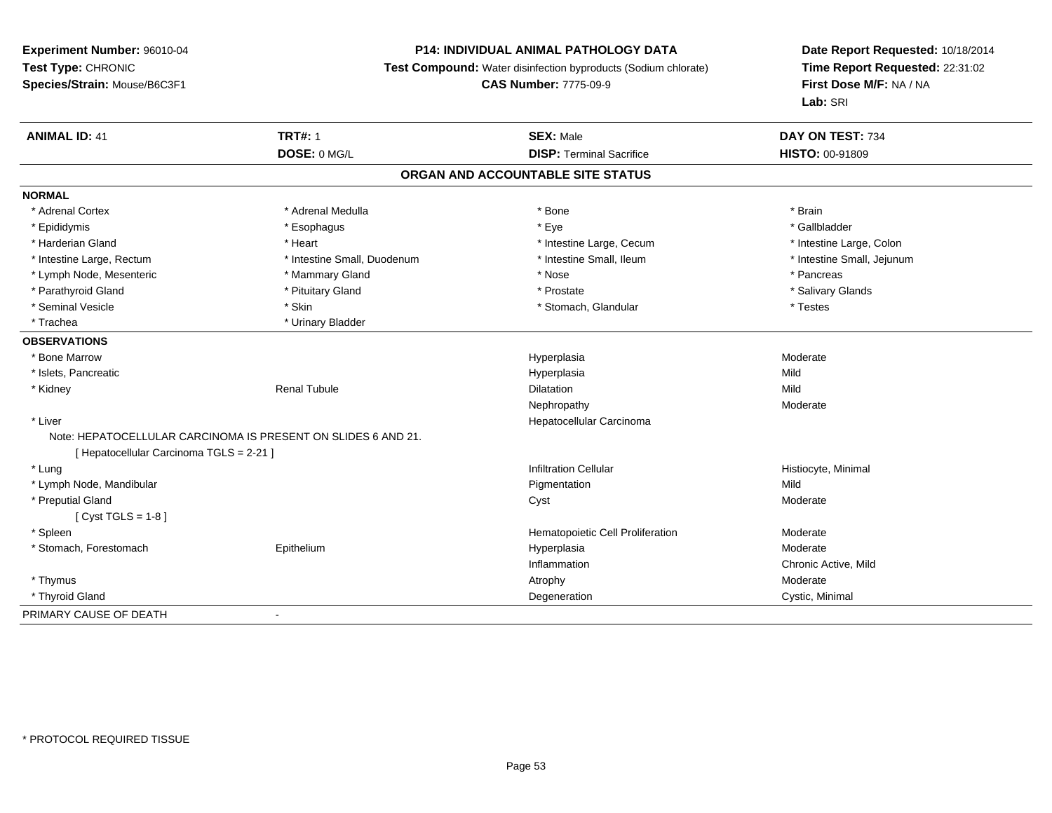**Experiment Number:** 96010-04
**Test Type:** CHRONIC
**Species/Strain:** Mouse/B6C3F1

**P14: INDIVIDUAL ANIMAL PATHOLOGY DATA**
**Test Compound:** Water disinfection byproducts (Sodium chlorate)
**CAS Number:** 7775-09-9

**Date Report Requested:** 10/18/2014
**Time Report Requested:** 22:31:02
**First Dose M/F:** NA / NA
**Lab:** SRI

| **ANIMAL ID:** 41 | **TRT#:** 1 | **SEX:** Male | **DAY ON TEST:** 734 |
|---|---|---|---|
| | **DOSE:** 0 MG/L | **DISP:** Terminal Sacrifice | **HISTO:** 00-91809 |

**ORGAN AND ACCOUNTABLE SITE STATUS**

**NORMAL**

| | | | |
|---|---|---|---|
| * Adrenal Cortex | * Adrenal Medulla | * Bone | * Brain |
| * Epididymis | * Esophagus | * Eye | * Gallbladder |
| * Harderian Gland | * Heart | * Intestine Large, Cecum | * Intestine Large, Colon |
| * Intestine Large, Rectum | * Intestine Small, Duodenum | * Intestine Small, Ileum | * Intestine Small, Jejunum |
| * Lymph Node, Mesenteric | * Mammary Gland | * Nose | * Pancreas |
| * Parathyroid Gland | * Pituitary Gland | * Prostate | * Salivary Glands |
| * Seminal Vesicle | * Skin | * Stomach, Glandular | * Testes |
| * Trachea | * Urinary Bladder | | |

**OBSERVATIONS**

| | | | |
|---|---|---|---|
| * Bone Marrow | | Hyperplasia | Moderate |
| * Islets, Pancreatic | | Hyperplasia | Mild |
| * Kidney | Renal Tubule | Dilatation | Mild |
| | | Nephropathy | Moderate |
| * Liver | | Hepatocellular Carcinoma | |

Note: HEPATOCELLULAR CARCINOMA IS PRESENT ON SLIDES 6 AND 21.
[ Hepatocellular Carcinoma TGLS = 2-21 ]

| | | | |
|---|---|---|---|
| * Lung | | Infiltration Cellular | Histiocyte, Minimal |
| * Lymph Node, Mandibular | | Pigmentation | Mild |
| * Preputial Gland | | Cyst | Moderate |

[ Cyst TGLS = 1-8 ]

| | | | |
|---|---|---|---|
| * Spleen | | Hematopoietic Cell Proliferation | Moderate |
| * Stomach, Forestomach | Epithelium | Hyperplasia | Moderate |
| | | Inflammation | Chronic Active, Mild |
| * Thymus | | Atrophy | Moderate |
| * Thyroid Gland | | Degeneration | Cystic, Minimal |

PRIMARY CAUSE OF DEATH -

* PROTOCOL REQUIRED TISSUE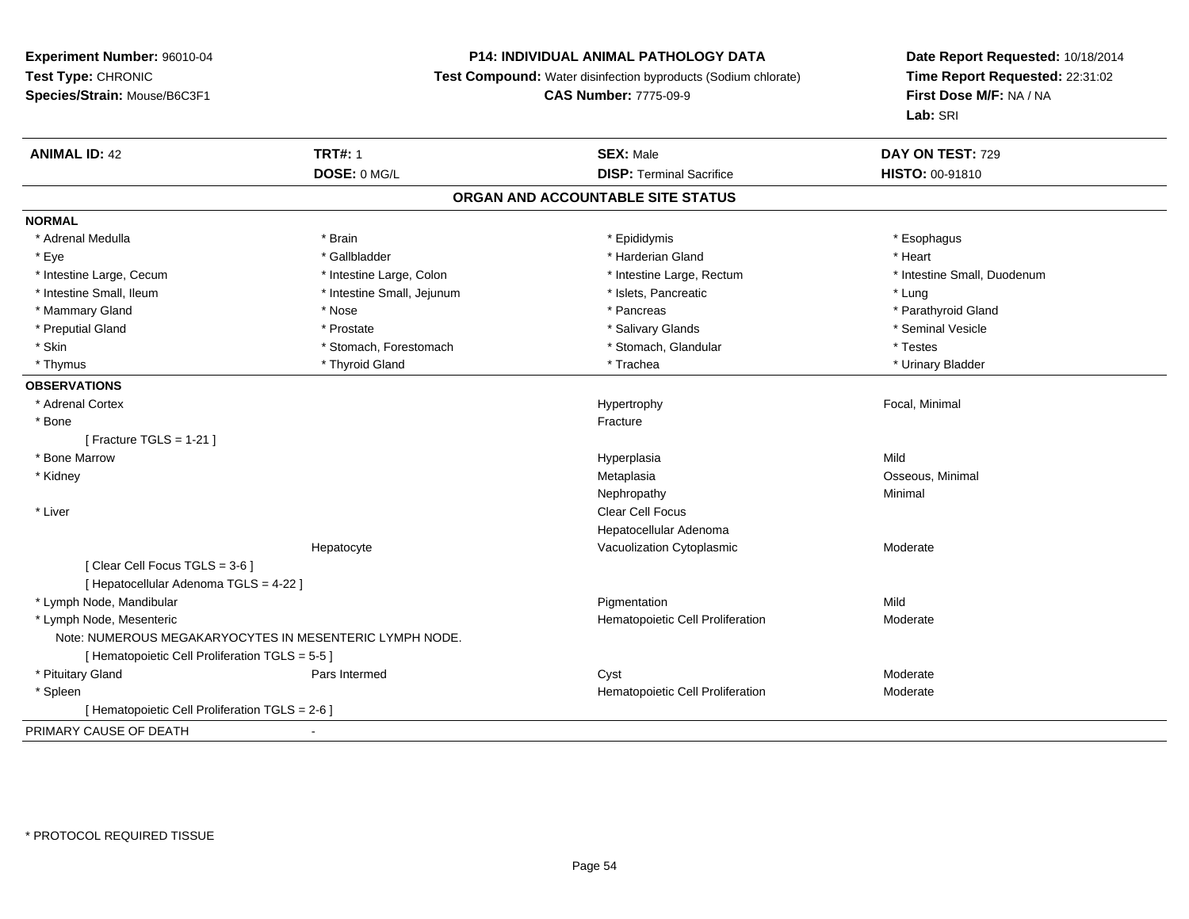**Experiment Number:** 96010-04
**Test Type:** CHRONIC
**Species/Strain:** Mouse/B6C3F1

**P14: INDIVIDUAL ANIMAL PATHOLOGY DATA**
**Test Compound:** Water disinfection byproducts (Sodium chlorate)
**CAS Number:** 7775-09-9

**Date Report Requested:** 10/18/2014
**Time Report Requested:** 22:31:02
**First Dose M/F:** NA / NA
**Lab:** SRI

| **ANIMAL ID:** 42 | **TRT#:** 1 | **SEX:** Male | **DAY ON TEST:** 729 |
|---|---|---|---|
| | **DOSE:** 0 MG/L | **DISP:** Terminal Sacrifice | **HISTO:** 00-91810 |

## ORGAN AND ACCOUNTABLE SITE STATUS

**NORMAL**

| | | | |
|---|---|---|---|
| * Adrenal Medulla | * Brain | * Epididymis | * Esophagus |
| * Eye | * Gallbladder | * Harderian Gland | * Heart |
| * Intestine Large, Cecum | * Intestine Large, Colon | * Intestine Large, Rectum | * Intestine Small, Duodenum |
| * Intestine Small, Ileum | * Intestine Small, Jejunum | * Islets, Pancreatic | * Lung |
| * Mammary Gland | * Nose | * Pancreas | * Parathyroid Gland |
| * Preputial Gland | * Prostate | * Salivary Glands | * Seminal Vesicle |
| * Skin | * Stomach, Forestomach | * Stomach, Glandular | * Testes |
| * Thymus | * Thyroid Gland | * Trachea | * Urinary Bladder |

**OBSERVATIONS**

| | | | |
|---|---|---|---|
| * Adrenal Cortex | | Hypertrophy | Focal, Minimal |
| * Bone | | Fracture | |
| [ Fracture TGLS = 1-21 ] | | | |
| * Bone Marrow | | Hyperplasia | Mild |
| * Kidney | | Metaplasia | Osseous, Minimal |
| | | Nephropathy | Minimal |
| * Liver | | Clear Cell Focus | |
| | | Hepatocellular Adenoma | |
| | Hepatocyte | Vacuolization Cytoplasmic | Moderate |
| [ Clear Cell Focus TGLS = 3-6 ] | | | |
| [ Hepatocellular Adenoma TGLS = 4-22 ] | | | |
| * Lymph Node, Mandibular | | Pigmentation | Mild |
| * Lymph Node, Mesenteric | | Hematopoietic Cell Proliferation | Moderate |
| Note: NUMEROUS MEGAKARYOCYTES IN MESENTERIC LYMPH NODE. | | | |
| [ Hematopoietic Cell Proliferation TGLS = 5-5 ] | | | |
| * Pituitary Gland | Pars Intermed | Cyst | Moderate |
| * Spleen | | Hematopoietic Cell Proliferation | Moderate |
| [ Hematopoietic Cell Proliferation TGLS = 2-6 ] | | | |

PRIMARY CAUSE OF DEATH -

* PROTOCOL REQUIRED TISSUE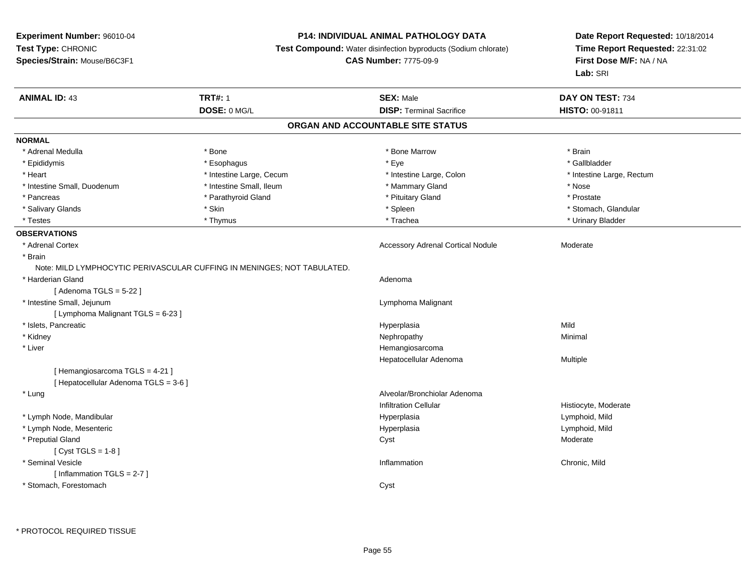**Experiment Number:** 96010-04
**Test Type:** CHRONIC
**Species/Strain:** Mouse/B6C3F1

**P14: INDIVIDUAL ANIMAL PATHOLOGY DATA**
**Test Compound:** Water disinfection byproducts (Sodium chlorate)
**CAS Number:** 7775-09-9

**Date Report Requested:** 10/18/2014
**Time Report Requested:** 22:31:02
**First Dose M/F:** NA / NA
**Lab:** SRI

| **ANIMAL ID:** 43 | **TRT#:** 1 | **SEX:** Male | **DAY ON TEST:** 734 |
|---|---|---|---|
| | **DOSE:** 0 MG/L | **DISP:** Terminal Sacrifice | **HISTO:** 00-91811 |

## ORGAN AND ACCOUNTABLE SITE STATUS

**NORMAL**

| | | | |
|---|---|---|---|
| * Adrenal Medulla | * Bone | * Bone Marrow | * Brain |
| * Epididymis | * Esophagus | * Eye | * Gallbladder |
| * Heart | * Intestine Large, Cecum | * Intestine Large, Colon | * Intestine Large, Rectum |
| * Intestine Small, Duodenum | * Intestine Small, Ileum | * Mammary Gland | * Nose |
| * Pancreas | * Parathyroid Gland | * Pituitary Gland | * Prostate |
| * Salivary Glands | * Skin | * Spleen | * Stomach, Glandular |
| * Testes | * Thymus | * Trachea | * Urinary Bladder |

**OBSERVATIONS**

| Organ | Observation | Qualifier |
|---|---|---|
| * Adrenal Cortex | Accessory Adrenal Cortical Nodule | Moderate |
| * Brain | | |
| Note: MILD LYMPHOCYTIC PERIVASCULAR CUFFING IN MENINGES; NOT TABULATED. | | |
| * Harderian Gland | Adenoma | |
| [ Adenoma TGLS = 5-22 ] | | |
| * Intestine Small, Jejunum | Lymphoma Malignant | |
| [ Lymphoma Malignant TGLS = 6-23 ] | | |
| * Islets, Pancreatic | Hyperplasia | Mild |
| * Kidney | Nephropathy | Minimal |
| * Liver | Hemangiosarcoma | |
| | Hepatocellular Adenoma | Multiple |
| [ Hemangiosarcoma TGLS = 4-21 ] | | |
| [ Hepatocellular Adenoma TGLS = 3-6 ] | | |
| * Lung | Alveolar/Bronchiolar Adenoma | |
| | Infiltration Cellular | Histiocyte, Moderate |
| * Lymph Node, Mandibular | Hyperplasia | Lymphoid, Mild |
| * Lymph Node, Mesenteric | Hyperplasia | Lymphoid, Mild |
| * Preputial Gland | Cyst | Moderate |
| [ Cyst TGLS = 1-8 ] | | |
| * Seminal Vesicle | Inflammation | Chronic, Mild |
| [ Inflammation TGLS = 2-7 ] | | |
| * Stomach, Forestomach | Cyst | |

* PROTOCOL REQUIRED TISSUE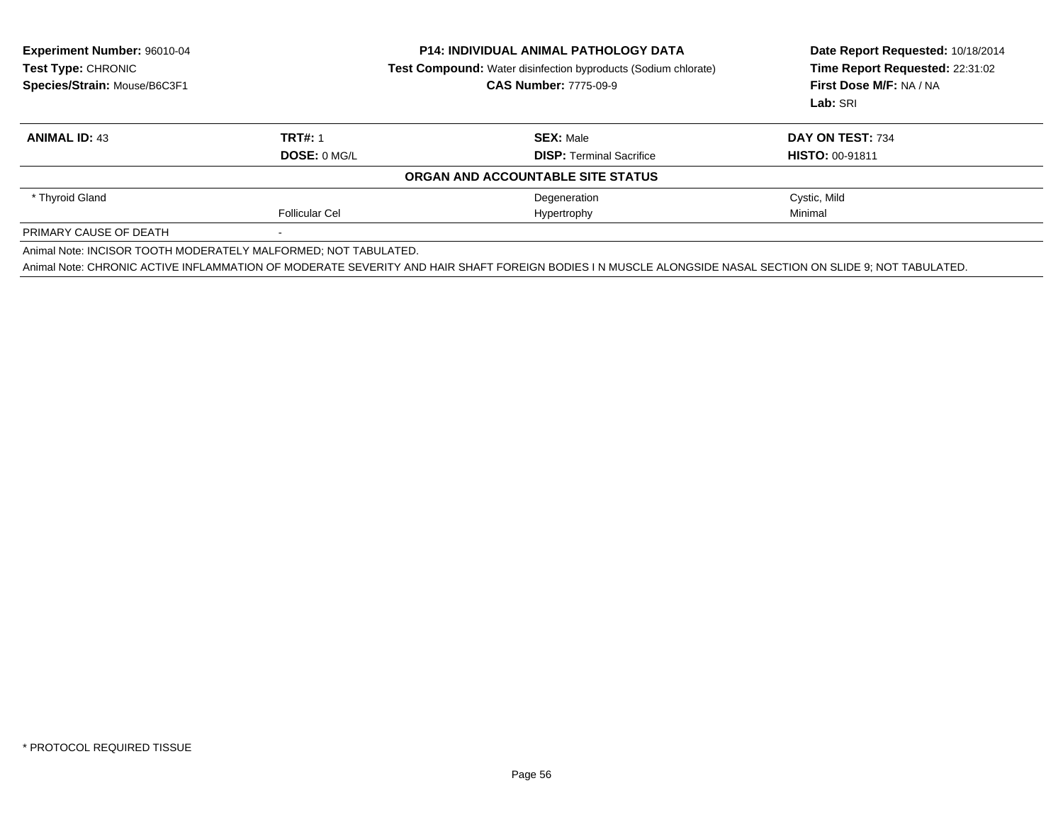**Experiment Number:** 96010-04
**Test Type:** CHRONIC
**Species/Strain:** Mouse/B6C3F1

**P14: INDIVIDUAL ANIMAL PATHOLOGY DATA**
**Test Compound:** Water disinfection byproducts (Sodium chlorate)
**CAS Number:** 7775-09-9

**Date Report Requested:** 10/18/2014
**Time Report Requested:** 22:31:02
**First Dose M/F:** NA / NA
**Lab:** SRI

| **ANIMAL ID:** 43 | **TRT#:** 1 | **SEX:** Male | **DAY ON TEST:** 734 |
|---|---|---|---|
| | **DOSE:** 0 MG/L | **DISP:** Terminal Sacrifice | **HISTO:** 00-91811 |
| | | **ORGAN AND ACCOUNTABLE SITE STATUS** | |
| * Thyroid Gland | | Degeneration | Cystic, Mild |
| | Follicular Cel | Hypertrophy | Minimal |
| PRIMARY CAUSE OF DEATH | - | | |

Animal Note: INCISOR TOOTH MODERATELY MALFORMED; NOT TABULATED.

Animal Note: CHRONIC ACTIVE INFLAMMATION OF MODERATE SEVERITY AND HAIR SHAFT FOREIGN BODIES I N MUSCLE ALONGSIDE NASAL SECTION ON SLIDE 9; NOT TABULATED.

* PROTOCOL REQUIRED TISSUE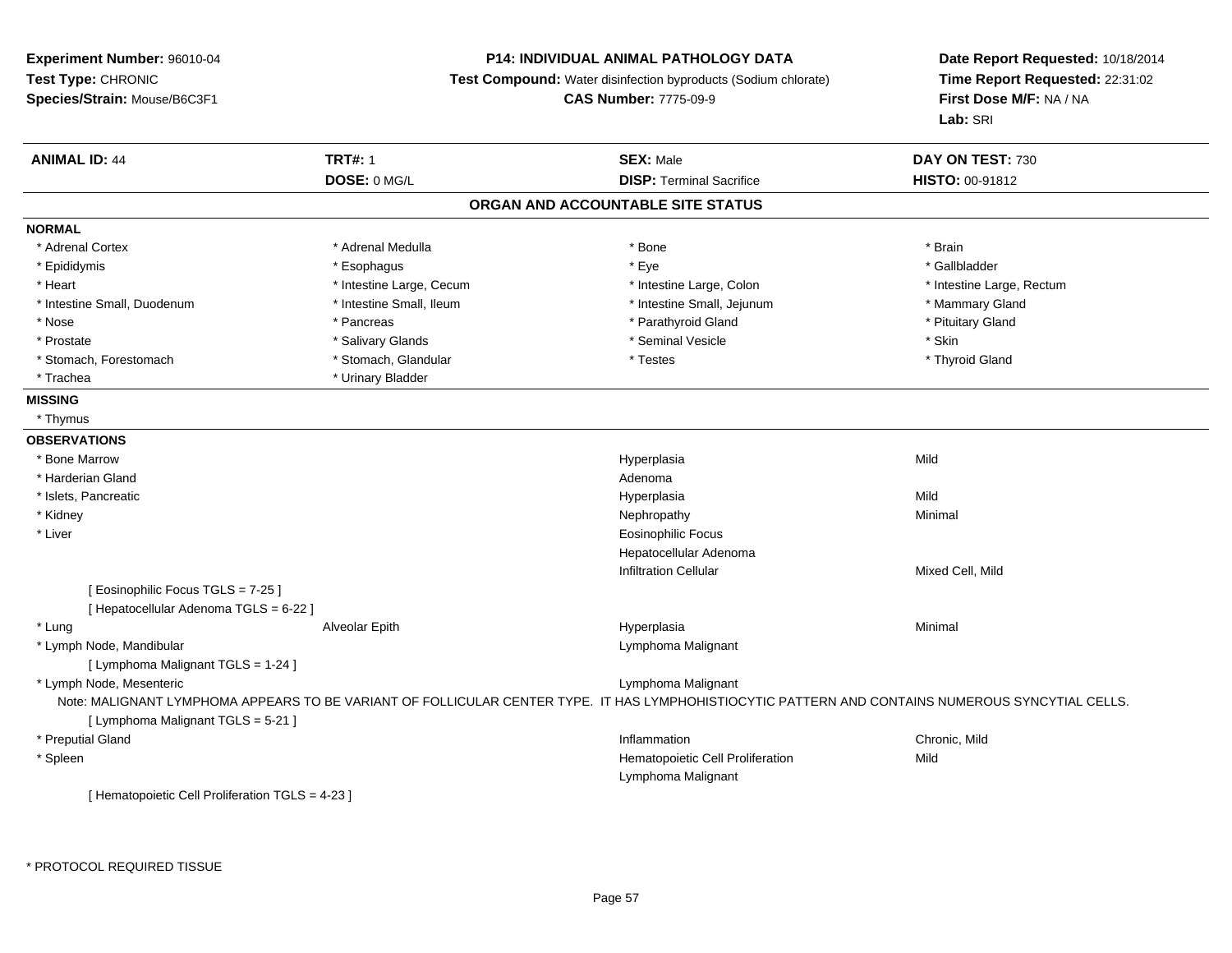**Experiment Number:** 96010-04
**Test Type:** CHRONIC
**Species/Strain:** Mouse/B6C3F1

**P14: INDIVIDUAL ANIMAL PATHOLOGY DATA**
**Test Compound:** Water disinfection byproducts (Sodium chlorate)
**CAS Number:** 7775-09-9

**Date Report Requested:** 10/18/2014
**Time Report Requested:** 22:31:02
**First Dose M/F:** NA / NA
**Lab:** SRI

| **ANIMAL ID:** 44 | **TRT#:** 1 | **SEX:** Male | **DAY ON TEST:** 730 |
|---|---|---|---|
| | **DOSE:** 0 MG/L | **DISP:** Terminal Sacrifice | **HISTO:** 00-91812 |

## ORGAN AND ACCOUNTABLE SITE STATUS

**NORMAL**

| | | | |
|---|---|---|---|
| * Adrenal Cortex | * Adrenal Medulla | * Bone | * Brain |
| * Epididymis | * Esophagus | * Eye | * Gallbladder |
| * Heart | * Intestine Large, Cecum | * Intestine Large, Colon | * Intestine Large, Rectum |
| * Intestine Small, Duodenum | * Intestine Small, Ileum | * Intestine Small, Jejunum | * Mammary Gland |
| * Nose | * Pancreas | * Parathyroid Gland | * Pituitary Gland |
| * Prostate | * Salivary Glands | * Seminal Vesicle | * Skin |
| * Stomach, Forestomach | * Stomach, Glandular | * Testes | * Thyroid Gland |
| * Trachea | * Urinary Bladder | | |

**MISSING**

* Thymus

**OBSERVATIONS**

| | | | |
|---|---|---|---|
| * Bone Marrow | | Hyperplasia | Mild |
| * Harderian Gland | | Adenoma | |
| * Islets, Pancreatic | | Hyperplasia | Mild |
| * Kidney | | Nephropathy | Minimal |
| * Liver | | Eosinophilic Focus | |
| | | Hepatocellular Adenoma | |
| | | Infiltration Cellular | Mixed Cell, Mild |
| [ Eosinophilic Focus TGLS = 7-25 ] | | | |
| [ Hepatocellular Adenoma TGLS = 6-22 ] | | | |
| * Lung | Alveolar Epith | Hyperplasia | Minimal |
| * Lymph Node, Mandibular | | Lymphoma Malignant | |
| [ Lymphoma Malignant TGLS = 1-24 ] | | | |
| * Lymph Node, Mesenteric | | Lymphoma Malignant | |

Note: MALIGNANT LYMPHOMA APPEARS TO BE VARIANT OF FOLLICULAR CENTER TYPE. IT HAS LYMPHOHISTIOCYTIC PATTERN AND CONTAINS NUMEROUS SYNCYTIAL CELLS.

| | | | |
|---|---|---|---|
| [ Lymphoma Malignant TGLS = 5-21 ] | | | |
| * Preputial Gland | | Inflammation | Chronic, Mild |
| * Spleen | | Hematopoietic Cell Proliferation | Mild |
| | | Lymphoma Malignant | |
| [ Hematopoietic Cell Proliferation TGLS = 4-23 ] | | | |

\* PROTOCOL REQUIRED TISSUE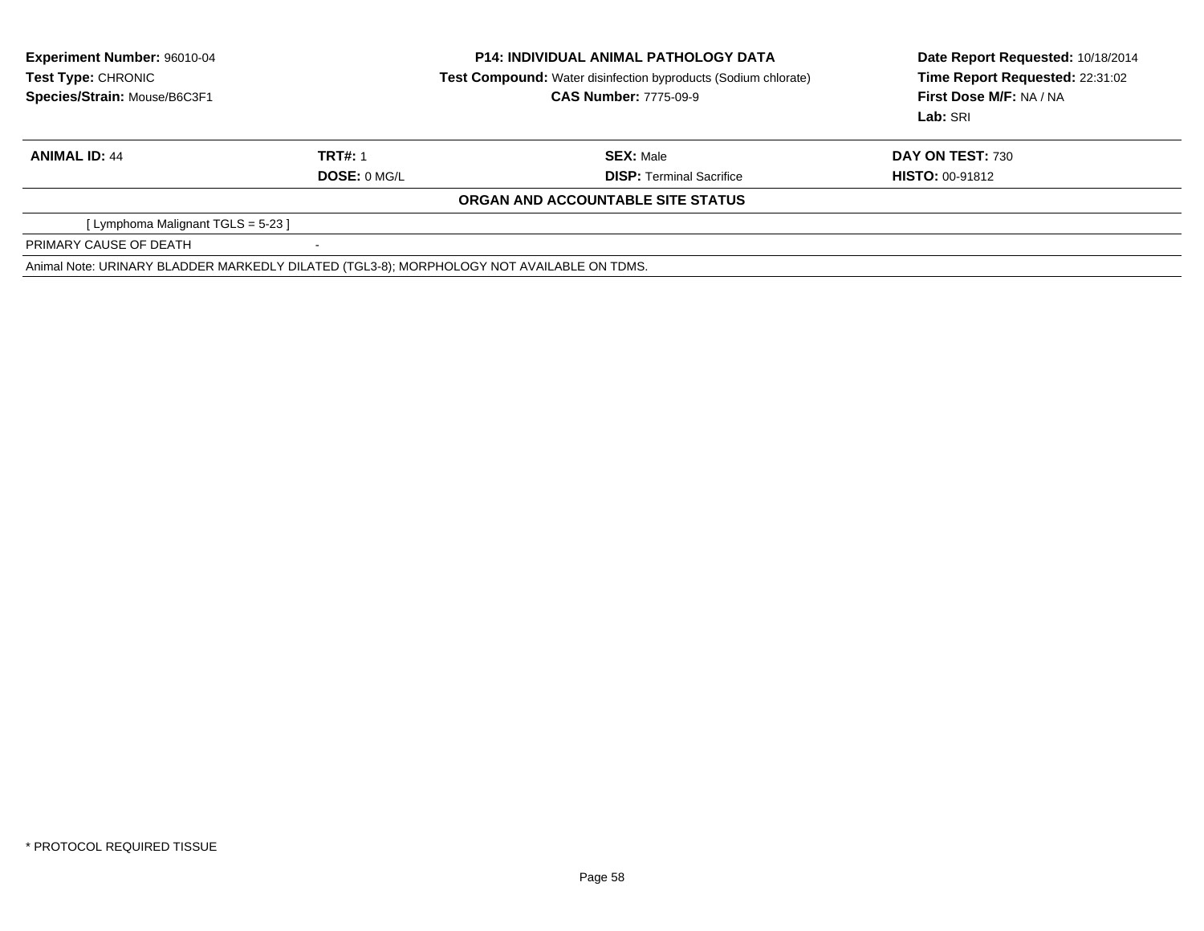**Experiment Number:** 96010-04
**Test Type:** CHRONIC
**Species/Strain:** Mouse/B6C3F1

**P14: INDIVIDUAL ANIMAL PATHOLOGY DATA**
**Test Compound:** Water disinfection byproducts (Sodium chlorate)
**CAS Number:** 7775-09-9

**Date Report Requested:** 10/18/2014
**Time Report Requested:** 22:31:02
**First Dose M/F:** NA / NA
**Lab:** SRI

| **ANIMAL ID:** 44 | **TRT#:** 1 | **SEX:** Male | **DAY ON TEST:** 730 |
|---|---|---|---|
| | **DOSE:** 0 MG/L | **DISP:** Terminal Sacrifice | **HISTO:** 00-91812 |

**ORGAN AND ACCOUNTABLE SITE STATUS**

[ Lymphoma Malignant TGLS = 5-23 ]

| PRIMARY CAUSE OF DEATH | - |
|---|---|

Animal Note: URINARY BLADDER MARKEDLY DILATED (TGL3-8); MORPHOLOGY NOT AVAILABLE ON TDMS.

* PROTOCOL REQUIRED TISSUE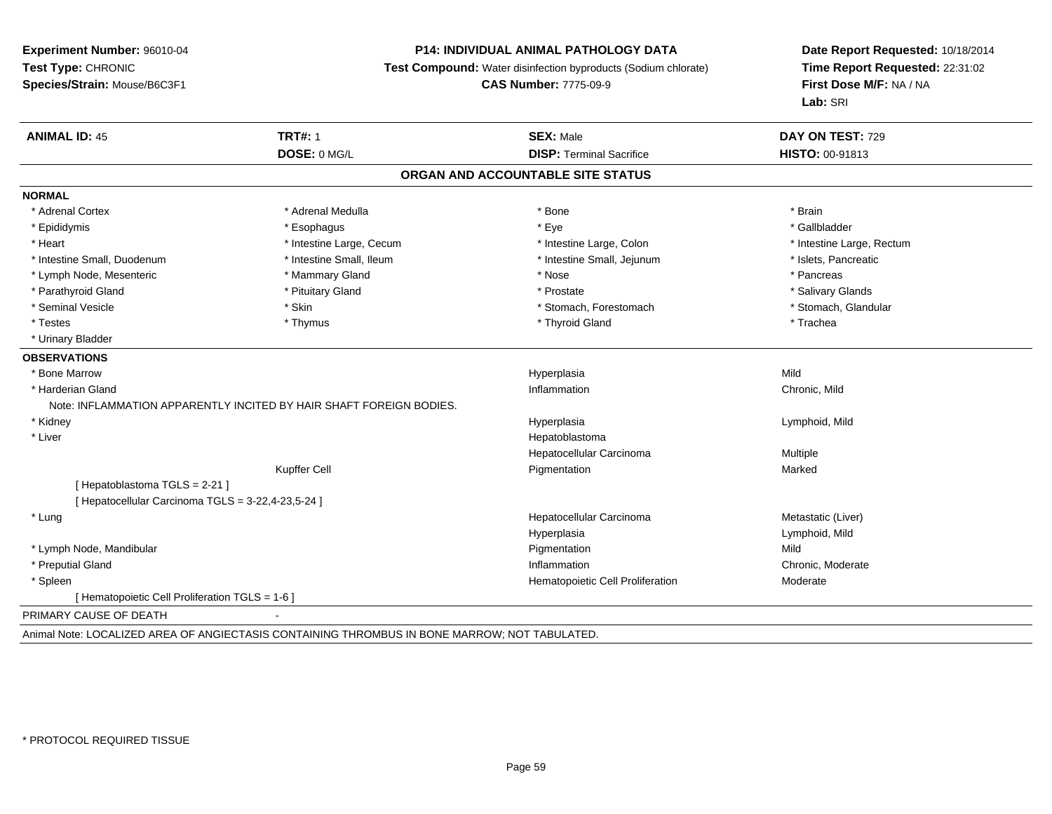**Experiment Number:** 96010-04
**Test Type:** CHRONIC
**Species/Strain:** Mouse/B6C3F1

**P14: INDIVIDUAL ANIMAL PATHOLOGY DATA**
**Test Compound:** Water disinfection byproducts (Sodium chlorate)
**CAS Number:** 7775-09-9

**Date Report Requested:** 10/18/2014
**Time Report Requested:** 22:31:02
**First Dose M/F:** NA / NA
**Lab:** SRI

| **ANIMAL ID:** 45 | **TRT#:** 1 | **SEX:** Male | **DAY ON TEST:** 729 |
|---|---|---|---|
| | **DOSE:** 0 MG/L | **DISP:** Terminal Sacrifice | **HISTO:** 00-91813 |

## ORGAN AND ACCOUNTABLE SITE STATUS

**NORMAL**

| | | | |
|---|---|---|---|
| * Adrenal Cortex | * Adrenal Medulla | * Bone | * Brain |
| * Epididymis | * Esophagus | * Eye | * Gallbladder |
| * Heart | * Intestine Large, Cecum | * Intestine Large, Colon | * Intestine Large, Rectum |
| * Intestine Small, Duodenum | * Intestine Small, Ileum | * Intestine Small, Jejunum | * Islets, Pancreatic |
| * Lymph Node, Mesenteric | * Mammary Gland | * Nose | * Pancreas |
| * Parathyroid Gland | * Pituitary Gland | * Prostate | * Salivary Glands |
| * Seminal Vesicle | * Skin | * Stomach, Forestomach | * Stomach, Glandular |
| * Testes | * Thymus | * Thyroid Gland | * Trachea |
| * Urinary Bladder | | | |

**OBSERVATIONS**

| | | | |
|---|---|---|---|
| * Bone Marrow | | Hyperplasia | Mild |
| * Harderian Gland | | Inflammation | Chronic, Mild |
| Note: INFLAMMATION APPARENTLY INCITED BY HAIR SHAFT FOREIGN BODIES. | | | |
| * Kidney | | Hyperplasia | Lymphoid, Mild |
| * Liver | | Hepatoblastoma | |
| | | Hepatocellular Carcinoma | Multiple |
| | Kupffer Cell | Pigmentation | Marked |
| [ Hepatoblastoma TGLS = 2-21 ] | | | |
| [ Hepatocellular Carcinoma TGLS = 3-22,4-23,5-24 ] | | | |
| * Lung | | Hepatocellular Carcinoma | Metastatic (Liver) |
| | | Hyperplasia | Lymphoid, Mild |
| * Lymph Node, Mandibular | | Pigmentation | Mild |
| * Preputial Gland | | Inflammation | Chronic, Moderate |
| * Spleen | | Hematopoietic Cell Proliferation | Moderate |
| [ Hematopoietic Cell Proliferation TGLS = 1-6 ] | | | |

PRIMARY CAUSE OF DEATH -

Animal Note: LOCALIZED AREA OF ANGIECTASIS CONTAINING THROMBUS IN BONE MARROW; NOT TABULATED.

* PROTOCOL REQUIRED TISSUE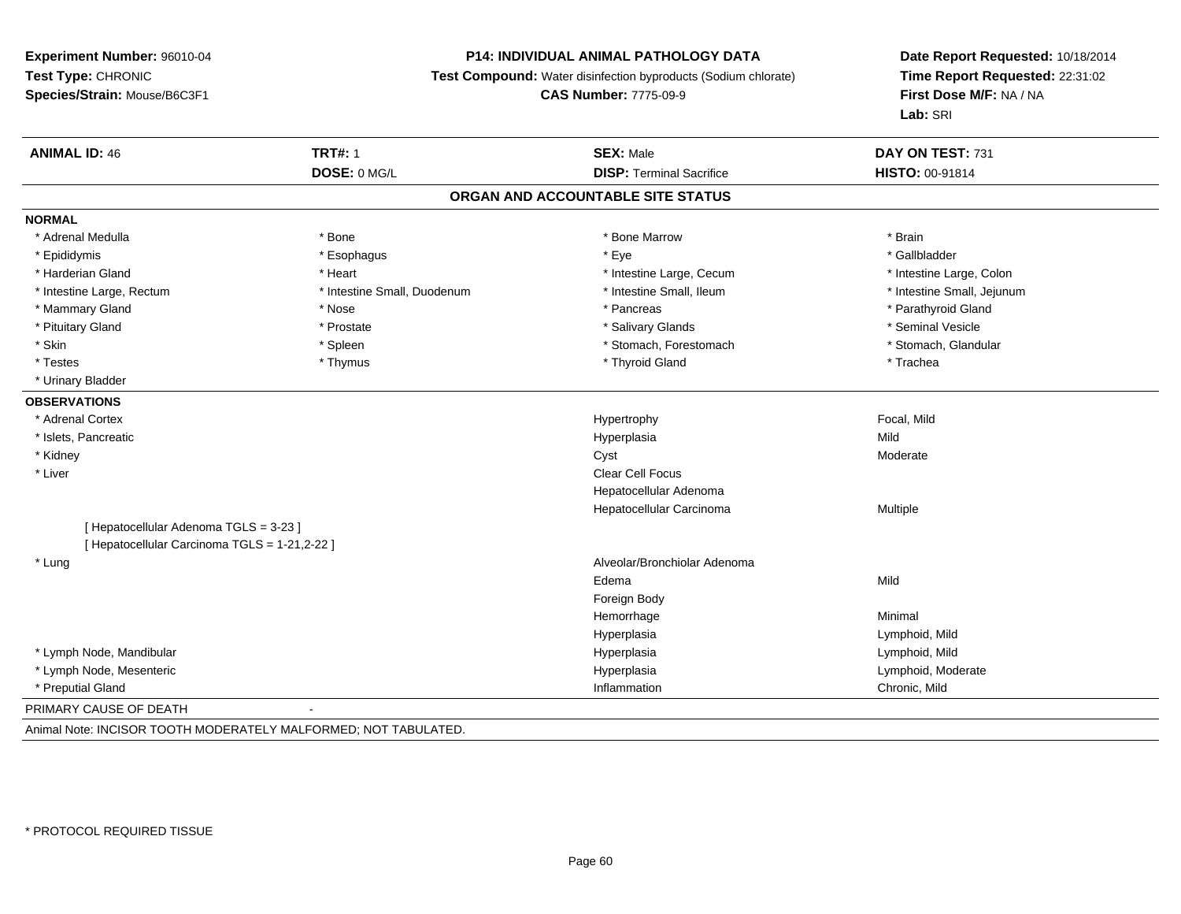**Experiment Number:** 96010-04
**Test Type:** CHRONIC
**Species/Strain:** Mouse/B6C3F1

**P14: INDIVIDUAL ANIMAL PATHOLOGY DATA**
**Test Compound:** Water disinfection byproducts (Sodium chlorate)
**CAS Number:** 7775-09-9

**Date Report Requested:** 10/18/2014
**Time Report Requested:** 22:31:02
**First Dose M/F:** NA / NA
**Lab:** SRI

| **ANIMAL ID:** 46 | **TRT#:** 1 | **SEX:** Male | **DAY ON TEST:** 731 |
|---|---|---|---|
| | **DOSE:** 0 MG/L | **DISP:** Terminal Sacrifice | **HISTO:** 00-91814 |

## ORGAN AND ACCOUNTABLE SITE STATUS

**NORMAL**

| | | | |
|---|---|---|---|
| * Adrenal Medulla | * Bone | * Bone Marrow | * Brain |
| * Epididymis | * Esophagus | * Eye | * Gallbladder |
| * Harderian Gland | * Heart | * Intestine Large, Cecum | * Intestine Large, Colon |
| * Intestine Large, Rectum | * Intestine Small, Duodenum | * Intestine Small, Ileum | * Intestine Small, Jejunum |
| * Mammary Gland | * Nose | * Pancreas | * Parathyroid Gland |
| * Pituitary Gland | * Prostate | * Salivary Glands | * Seminal Vesicle |
| * Skin | * Spleen | * Stomach, Forestomach | * Stomach, Glandular |
| * Testes | * Thymus | * Thyroid Gland | * Trachea |
| * Urinary Bladder | | | |

**OBSERVATIONS**

| | | |
|---|---|---|
| * Adrenal Cortex | Hypertrophy | Focal, Mild |
| * Islets, Pancreatic | Hyperplasia | Mild |
| * Kidney | Cyst | Moderate |
| * Liver | Clear Cell Focus | |
| | Hepatocellular Adenoma | |
| | Hepatocellular Carcinoma | Multiple |
| [ Hepatocellular Adenoma TGLS = 3-23 ] | | |
| [ Hepatocellular Carcinoma TGLS = 1-21,2-22 ] | | |
| * Lung | Alveolar/Bronchiolar Adenoma | |
| | Edema | Mild |
| | Foreign Body | |
| | Hemorrhage | Minimal |
| | Hyperplasia | Lymphoid, Mild |
| * Lymph Node, Mandibular | Hyperplasia | Lymphoid, Mild |
| * Lymph Node, Mesenteric | Hyperplasia | Lymphoid, Moderate |
| * Preputial Gland | Inflammation | Chronic, Mild |

PRIMARY CAUSE OF DEATH -

Animal Note: INCISOR TOOTH MODERATELY MALFORMED; NOT TABULATED.

\* PROTOCOL REQUIRED TISSUE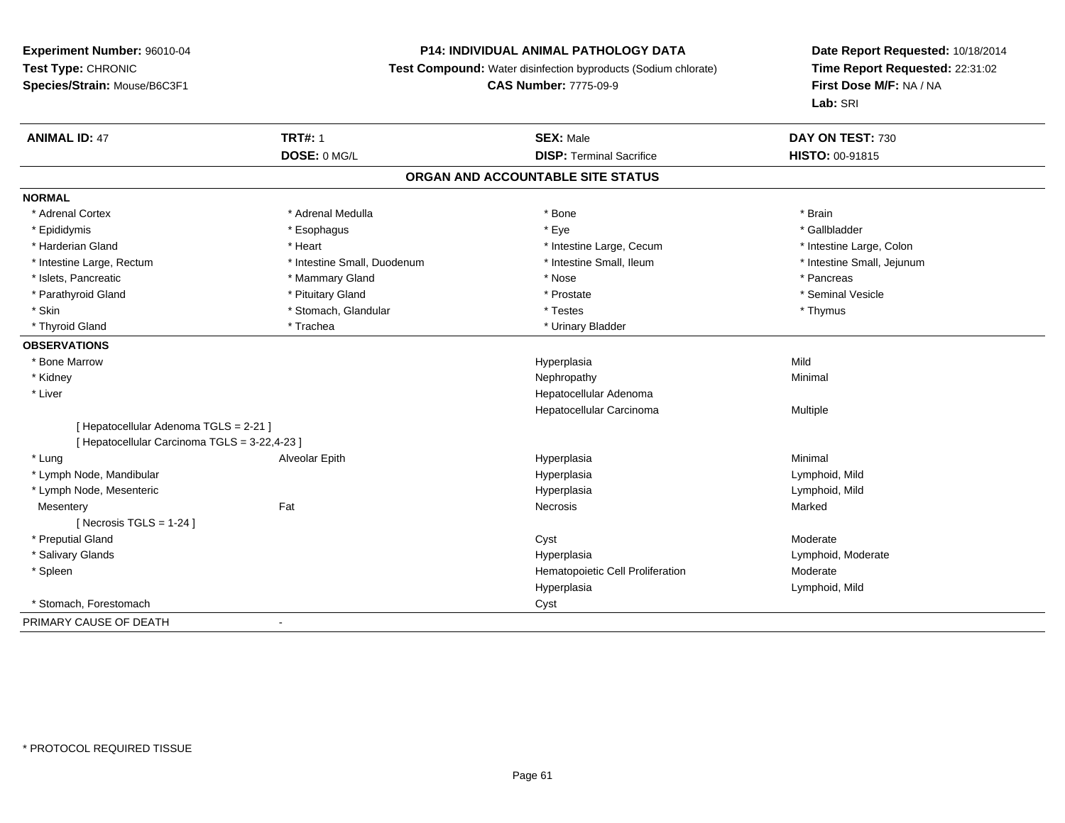**Experiment Number:** 96010-04
**Test Type:** CHRONIC
**Species/Strain:** Mouse/B6C3F1

**P14: INDIVIDUAL ANIMAL PATHOLOGY DATA**
**Test Compound:** Water disinfection byproducts (Sodium chlorate)
**CAS Number:** 7775-09-9

**Date Report Requested:** 10/18/2014
**Time Report Requested:** 22:31:02
**First Dose M/F:** NA / NA
**Lab:** SRI

| **ANIMAL ID:** 47 | **TRT#:** 1 | **SEX:** Male | **DAY ON TEST:** 730 |
|---|---|---|---|
| | **DOSE:** 0 MG/L | **DISP:** Terminal Sacrifice | **HISTO:** 00-91815 |

## ORGAN AND ACCOUNTABLE SITE STATUS

**NORMAL**

| | | | |
|---|---|---|---|
| * Adrenal Cortex | * Adrenal Medulla | * Bone | * Brain |
| * Epididymis | * Esophagus | * Eye | * Gallbladder |
| * Harderian Gland | * Heart | * Intestine Large, Cecum | * Intestine Large, Colon |
| * Intestine Large, Rectum | * Intestine Small, Duodenum | * Intestine Small, Ileum | * Intestine Small, Jejunum |
| * Islets, Pancreatic | * Mammary Gland | * Nose | * Pancreas |
| * Parathyroid Gland | * Pituitary Gland | * Prostate | * Seminal Vesicle |
| * Skin | * Stomach, Glandular | * Testes | * Thymus |
| * Thyroid Gland | * Trachea | * Urinary Bladder | |

**OBSERVATIONS**

| | | | |
|---|---|---|---|
| * Bone Marrow | | Hyperplasia | Mild |
| * Kidney | | Nephropathy | Minimal |
| * Liver | | Hepatocellular Adenoma | |
| | | Hepatocellular Carcinoma | Multiple |
| [ Hepatocellular Adenoma TGLS = 2-21 ] | | | |
| [ Hepatocellular Carcinoma TGLS = 3-22,4-23 ] | | | |
| * Lung | Alveolar Epith | Hyperplasia | Minimal |
| * Lymph Node, Mandibular | | Hyperplasia | Lymphoid, Mild |
| * Lymph Node, Mesenteric | | Hyperplasia | Lymphoid, Mild |
| Mesentery | Fat | Necrosis | Marked |
| [ Necrosis TGLS = 1-24 ] | | | |
| * Preputial Gland | | Cyst | Moderate |
| * Salivary Glands | | Hyperplasia | Lymphoid, Moderate |
| * Spleen | | Hematopoietic Cell Proliferation | Moderate |
| | | Hyperplasia | Lymphoid, Mild |
| * Stomach, Forestomach | | Cyst | |

PRIMARY CAUSE OF DEATH -

* PROTOCOL REQUIRED TISSUE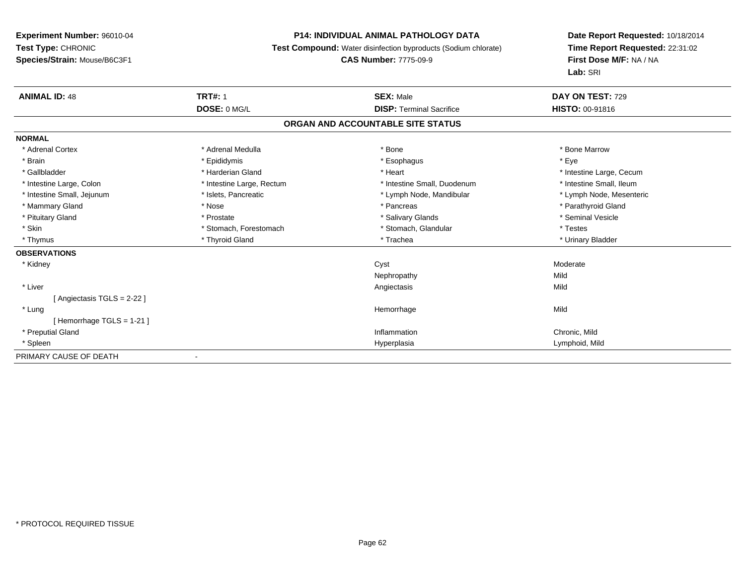**Experiment Number:** 96010-04
**Test Type:** CHRONIC
**Species/Strain:** Mouse/B6C3F1

**P14: INDIVIDUAL ANIMAL PATHOLOGY DATA**
**Test Compound:** Water disinfection byproducts (Sodium chlorate)
**CAS Number:** 7775-09-9

**Date Report Requested:** 10/18/2014
**Time Report Requested:** 22:31:02
**First Dose M/F:** NA / NA
**Lab:** SRI

| **ANIMAL ID:** 48 | **TRT#:** 1 | **SEX:** Male | **DAY ON TEST:** 729 |
|---|---|---|---|
| | **DOSE:** 0 MG/L | **DISP:** Terminal Sacrifice | **HISTO:** 00-91816 |

## ORGAN AND ACCOUNTABLE SITE STATUS

**NORMAL**

| | | | |
|---|---|---|---|
| * Adrenal Cortex | * Adrenal Medulla | * Bone | * Bone Marrow |
| * Brain | * Epididymis | * Esophagus | * Eye |
| * Gallbladder | * Harderian Gland | * Heart | * Intestine Large, Cecum |
| * Intestine Large, Colon | * Intestine Large, Rectum | * Intestine Small, Duodenum | * Intestine Small, Ileum |
| * Intestine Small, Jejunum | * Islets, Pancreatic | * Lymph Node, Mandibular | * Lymph Node, Mesenteric |
| * Mammary Gland | * Nose | * Pancreas | * Parathyroid Gland |
| * Pituitary Gland | * Prostate | * Salivary Glands | * Seminal Vesicle |
| * Skin | * Stomach, Forestomach | * Stomach, Glandular | * Testes |
| * Thymus | * Thyroid Gland | * Trachea | * Urinary Bladder |

**OBSERVATIONS**

| | | |
|---|---|---|
| * Kidney | Cyst | Moderate |
| | Nephropathy | Mild |
| * Liver | Angiectasis | Mild |
| [ Angiectasis TGLS = 2-22 ] | | |
| * Lung | Hemorrhage | Mild |
| [ Hemorrhage TGLS = 1-21 ] | | |
| * Preputial Gland | Inflammation | Chronic, Mild |
| * Spleen | Hyperplasia | Lymphoid, Mild |

PRIMARY CAUSE OF DEATH -

* PROTOCOL REQUIRED TISSUE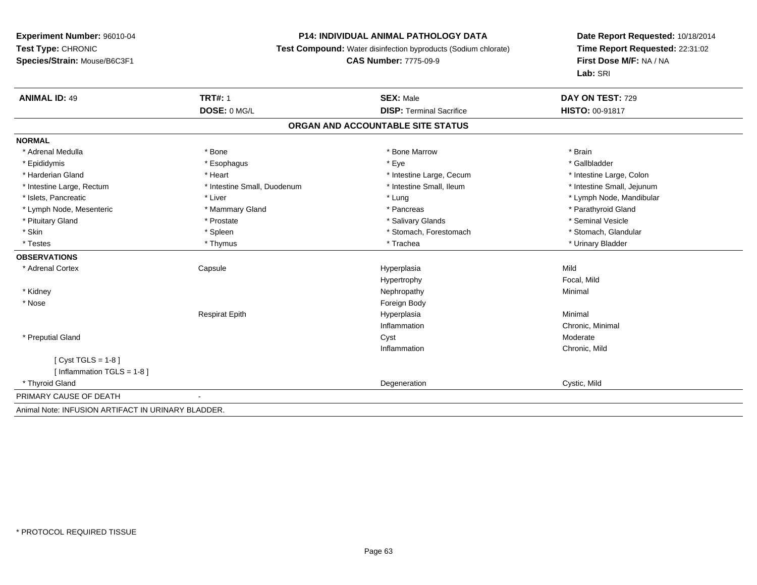**Experiment Number:** 96010-04
**Test Type:** CHRONIC
**Species/Strain:** Mouse/B6C3F1

**P14: INDIVIDUAL ANIMAL PATHOLOGY DATA**
**Test Compound:** Water disinfection byproducts (Sodium chlorate)
**CAS Number:** 7775-09-9

**Date Report Requested:** 10/18/2014
**Time Report Requested:** 22:31:02
**First Dose M/F:** NA / NA
**Lab:** SRI

| **ANIMAL ID:** 49 | **TRT#:** 1 | **SEX:** Male | **DAY ON TEST:** 729 |
|---|---|---|---|
| | **DOSE:** 0 MG/L | **DISP:** Terminal Sacrifice | **HISTO:** 00-91817 |

## ORGAN AND ACCOUNTABLE SITE STATUS

**NORMAL**

| | | | |
|---|---|---|---|
| * Adrenal Medulla | * Bone | * Bone Marrow | * Brain |
| * Epididymis | * Esophagus | * Eye | * Gallbladder |
| * Harderian Gland | * Heart | * Intestine Large, Cecum | * Intestine Large, Colon |
| * Intestine Large, Rectum | * Intestine Small, Duodenum | * Intestine Small, Ileum | * Intestine Small, Jejunum |
| * Islets, Pancreatic | * Liver | * Lung | * Lymph Node, Mandibular |
| * Lymph Node, Mesenteric | * Mammary Gland | * Pancreas | * Parathyroid Gland |
| * Pituitary Gland | * Prostate | * Salivary Glands | * Seminal Vesicle |
| * Skin | * Spleen | * Stomach, Forestomach | * Stomach, Glandular |
| * Testes | * Thymus | * Trachea | * Urinary Bladder |

**OBSERVATIONS**

| | | | |
|---|---|---|---|
| * Adrenal Cortex | Capsule | Hyperplasia | Mild |
| | | Hypertrophy | Focal, Mild |
| * Kidney | | Nephropathy | Minimal |
| * Nose | | Foreign Body | |
| | Respirat Epith | Hyperplasia | Minimal |
| | | Inflammation | Chronic, Minimal |
| * Preputial Gland | | Cyst | Moderate |
| | | Inflammation | Chronic, Mild |
| [ Cyst TGLS = 1-8 ] | | | |
| [ Inflammation TGLS = 1-8 ] | | | |
| * Thyroid Gland | | Degeneration | Cystic, Mild |

PRIMARY CAUSE OF DEATH -

Animal Note: INFUSION ARTIFACT IN URINARY BLADDER.

* PROTOCOL REQUIRED TISSUE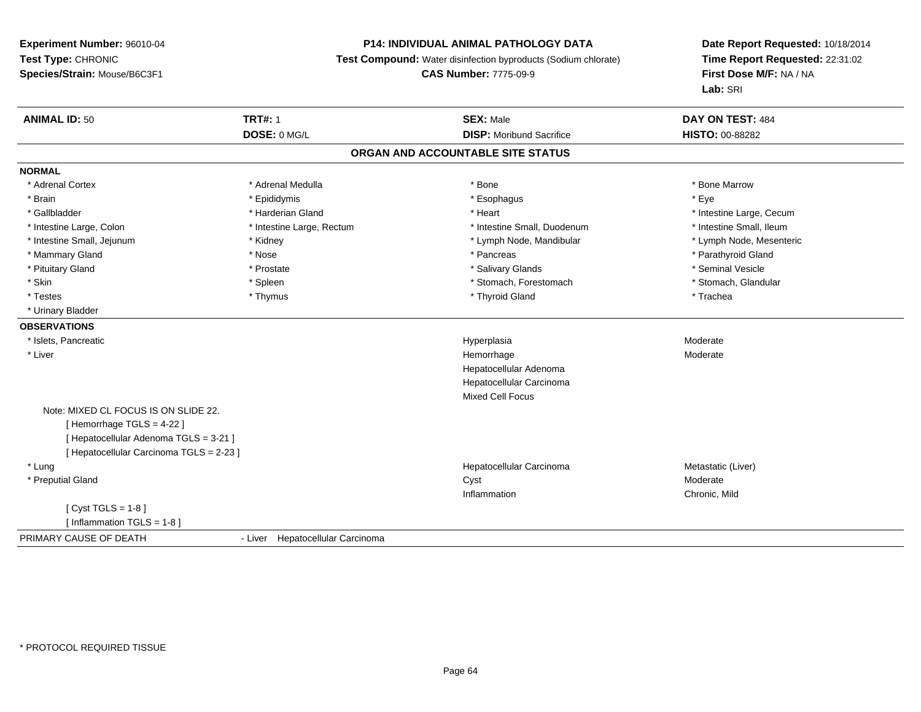**Experiment Number:** 96010-04
**Test Type:** CHRONIC
**Species/Strain:** Mouse/B6C3F1

**P14: INDIVIDUAL ANIMAL PATHOLOGY DATA**
**Test Compound:** Water disinfection byproducts (Sodium chlorate)
**CAS Number:** 7775-09-9

**Date Report Requested:** 10/18/2014
**Time Report Requested:** 22:31:02
**First Dose M/F:** NA / NA
**Lab:** SRI

| **ANIMAL ID:** 50 | **TRT#:** 1 | **SEX:** Male | **DAY ON TEST:** 484 |
|---|---|---|---|
| | **DOSE:** 0 MG/L | **DISP:** Moribund Sacrifice | **HISTO:** 00-88282 |

## ORGAN AND ACCOUNTABLE SITE STATUS

**NORMAL**

| | | | |
|---|---|---|---|
| * Adrenal Cortex | * Adrenal Medulla | * Bone | * Bone Marrow |
| * Brain | * Epididymis | * Esophagus | * Eye |
| * Gallbladder | * Harderian Gland | * Heart | * Intestine Large, Cecum |
| * Intestine Large, Colon | * Intestine Large, Rectum | * Intestine Small, Duodenum | * Intestine Small, Ileum |
| * Intestine Small, Jejunum | * Kidney | * Lymph Node, Mandibular | * Lymph Node, Mesenteric |
| * Mammary Gland | * Nose | * Pancreas | * Parathyroid Gland |
| * Pituitary Gland | * Prostate | * Salivary Glands | * Seminal Vesicle |
| * Skin | * Spleen | * Stomach, Forestomach | * Stomach, Glandular |
| * Testes | * Thymus | * Thyroid Gland | * Trachea |
| * Urinary Bladder | | | |

**OBSERVATIONS**

| | | |
|---|---|---|
| * Islets, Pancreatic | Hyperplasia | Moderate |
| * Liver | Hemorrhage | Moderate |
| | Hepatocellular Adenoma | |
| | Hepatocellular Carcinoma | |
| | Mixed Cell Focus | |

Note: MIXED CL FOCUS IS ON SLIDE 22.
[ Hemorrhage TGLS = 4-22 ]
[ Hepatocellular Adenoma TGLS = 3-21 ]
[ Hepatocellular Carcinoma TGLS = 2-23 ]

| | | |
|---|---|---|
| * Lung | Hepatocellular Carcinoma | Metastatic (Liver) |
| * Preputial Gland | Cyst | Moderate |
| | Inflammation | Chronic, Mild |

[ Cyst TGLS = 1-8 ]
[ Inflammation TGLS = 1-8 ]

PRIMARY CAUSE OF DEATH - Liver Hepatocellular Carcinoma

* PROTOCOL REQUIRED TISSUE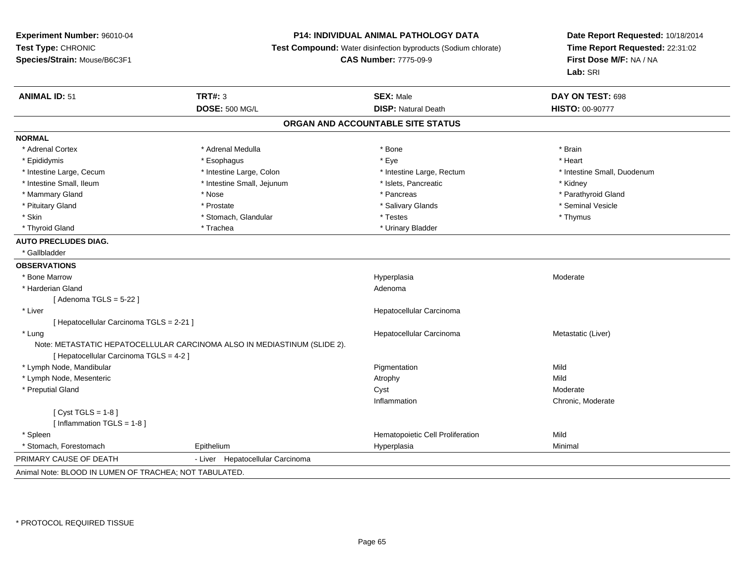**Experiment Number:** 96010-04
**Test Type:** CHRONIC
**Species/Strain:** Mouse/B6C3F1

**P14: INDIVIDUAL ANIMAL PATHOLOGY DATA**
**Test Compound:** Water disinfection byproducts (Sodium chlorate)
**CAS Number:** 7775-09-9

**Date Report Requested:** 10/18/2014
**Time Report Requested:** 22:31:02
**First Dose M/F:** NA / NA
**Lab:** SRI

| **ANIMAL ID:** 51 | **TRT#:** 3 | **SEX:** Male | **DAY ON TEST:** 698 |
|---|---|---|---|
| | **DOSE:** 500 MG/L | **DISP:** Natural Death | **HISTO:** 00-90777 |

## ORGAN AND ACCOUNTABLE SITE STATUS

**NORMAL**

| | | | |
|---|---|---|---|
| * Adrenal Cortex | * Adrenal Medulla | * Bone | * Brain |
| * Epididymis | * Esophagus | * Eye | * Heart |
| * Intestine Large, Cecum | * Intestine Large, Colon | * Intestine Large, Rectum | * Intestine Small, Duodenum |
| * Intestine Small, Ileum | * Intestine Small, Jejunum | * Islets, Pancreatic | * Kidney |
| * Mammary Gland | * Nose | * Pancreas | * Parathyroid Gland |
| * Pituitary Gland | * Prostate | * Salivary Glands | * Seminal Vesicle |
| * Skin | * Stomach, Glandular | * Testes | * Thymus |
| * Thyroid Gland | * Trachea | * Urinary Bladder | |

**AUTO PRECLUDES DIAG.**

* Gallbladder

**OBSERVATIONS**

| | | | |
|---|---|---|---|
| * Bone Marrow | | Hyperplasia | Moderate |
| * Harderian Gland | | Adenoma | |
| [ Adenoma TGLS = 5-22 ] | | | |
| * Liver | | Hepatocellular Carcinoma | |
| [ Hepatocellular Carcinoma TGLS = 2-21 ] | | | |
| * Lung | | Hepatocellular Carcinoma | Metastatic (Liver) |
| Note: METASTATIC HEPATOCELLULAR CARCINOMA ALSO IN MEDIASTINUM (SLIDE 2). | | | |
| [ Hepatocellular Carcinoma TGLS = 4-2 ] | | | |
| * Lymph Node, Mandibular | | Pigmentation | Mild |
| * Lymph Node, Mesenteric | | Atrophy | Mild |
| * Preputial Gland | | Cyst | Moderate |
| | | Inflammation | Chronic, Moderate |
| [ Cyst TGLS = 1-8 ] | | | |
| [ Inflammation TGLS = 1-8 ] | | | |
| * Spleen | | Hematopoietic Cell Proliferation | Mild |
| * Stomach, Forestomach | Epithelium | Hyperplasia | Minimal |

PRIMARY CAUSE OF DEATH - Liver Hepatocellular Carcinoma

Animal Note: BLOOD IN LUMEN OF TRACHEA; NOT TABULATED.

* PROTOCOL REQUIRED TISSUE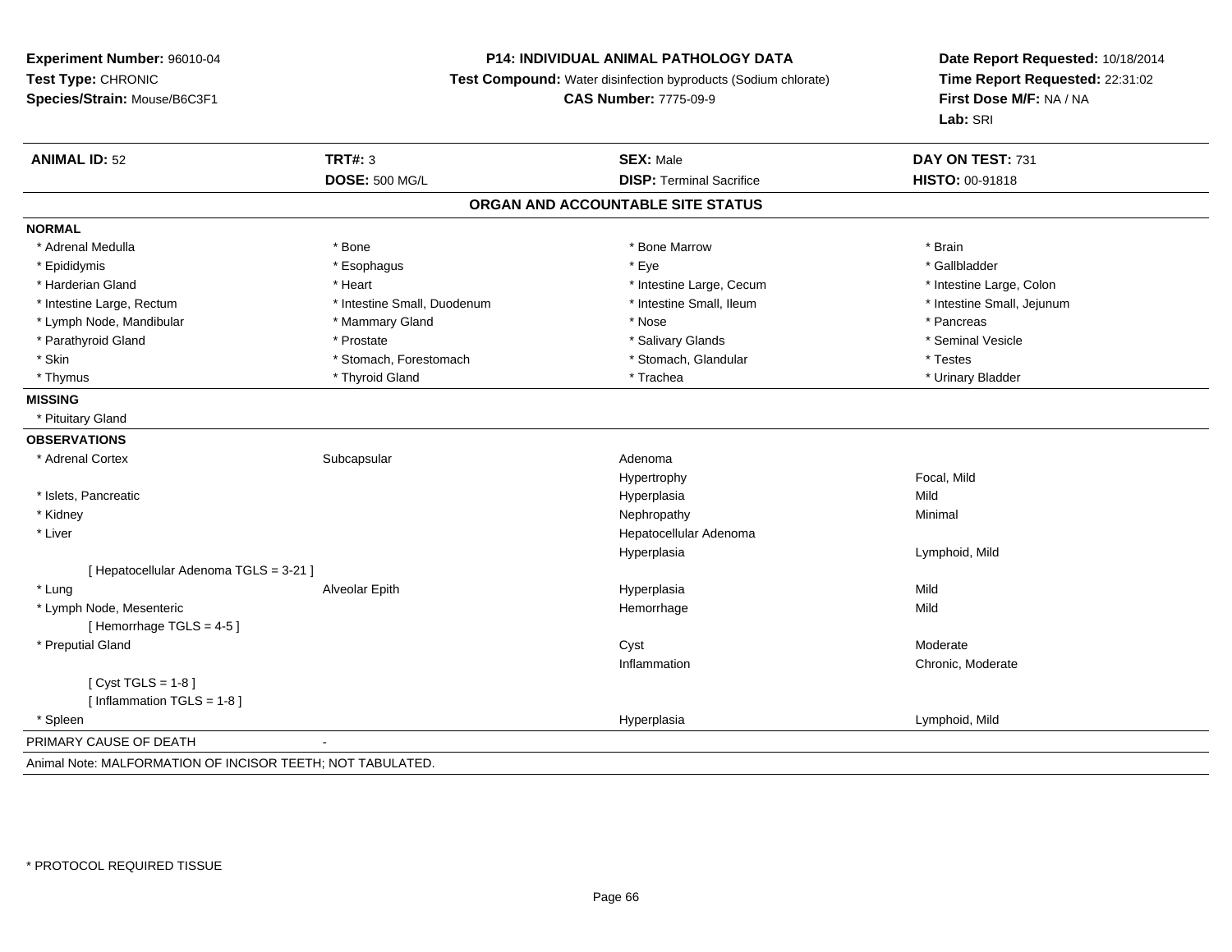**Experiment Number:** 96010-04
**Test Type:** CHRONIC
**Species/Strain:** Mouse/B6C3F1

**P14: INDIVIDUAL ANIMAL PATHOLOGY DATA**
**Test Compound:** Water disinfection byproducts (Sodium chlorate)
**CAS Number:** 7775-09-9

**Date Report Requested:** 10/18/2014
**Time Report Requested:** 22:31:02
**First Dose M/F:** NA / NA
**Lab:** SRI

| **ANIMAL ID:** 52 | **TRT#:** 3 | **SEX:** Male | **DAY ON TEST:** 731 |
|---|---|---|---|
| | **DOSE:** 500 MG/L | **DISP:** Terminal Sacrifice | **HISTO:** 00-91818 |

## ORGAN AND ACCOUNTABLE SITE STATUS

**NORMAL**

| | | | |
|---|---|---|---|
| * Adrenal Medulla | * Bone | * Bone Marrow | * Brain |
| * Epididymis | * Esophagus | * Eye | * Gallbladder |
| * Harderian Gland | * Heart | * Intestine Large, Cecum | * Intestine Large, Colon |
| * Intestine Large, Rectum | * Intestine Small, Duodenum | * Intestine Small, Ileum | * Intestine Small, Jejunum |
| * Lymph Node, Mandibular | * Mammary Gland | * Nose | * Pancreas |
| * Parathyroid Gland | * Prostate | * Salivary Glands | * Seminal Vesicle |
| * Skin | * Stomach, Forestomach | * Stomach, Glandular | * Testes |
| * Thymus | * Thyroid Gland | * Trachea | * Urinary Bladder |

**MISSING**

* Pituitary Gland

**OBSERVATIONS**

| | | | |
|---|---|---|---|
| * Adrenal Cortex | Subcapsular | Adenoma | |
| | | Hypertrophy | Focal, Mild |
| * Islets, Pancreatic | | Hyperplasia | Mild |
| * Kidney | | Nephropathy | Minimal |
| * Liver | | Hepatocellular Adenoma | |
| | | Hyperplasia | Lymphoid, Mild |
| [ Hepatocellular Adenoma TGLS = 3-21 ] | | | |
| * Lung | Alveolar Epith | Hyperplasia | Mild |
| * Lymph Node, Mesenteric | | Hemorrhage | Mild |
| [ Hemorrhage TGLS = 4-5 ] | | | |
| * Preputial Gland | | Cyst | Moderate |
| | | Inflammation | Chronic, Moderate |
| [ Cyst TGLS = 1-8 ] | | | |
| [ Inflammation TGLS = 1-8 ] | | | |
| * Spleen | | Hyperplasia | Lymphoid, Mild |

PRIMARY CAUSE OF DEATH -

Animal Note: MALFORMATION OF INCISOR TEETH; NOT TABULATED.

* PROTOCOL REQUIRED TISSUE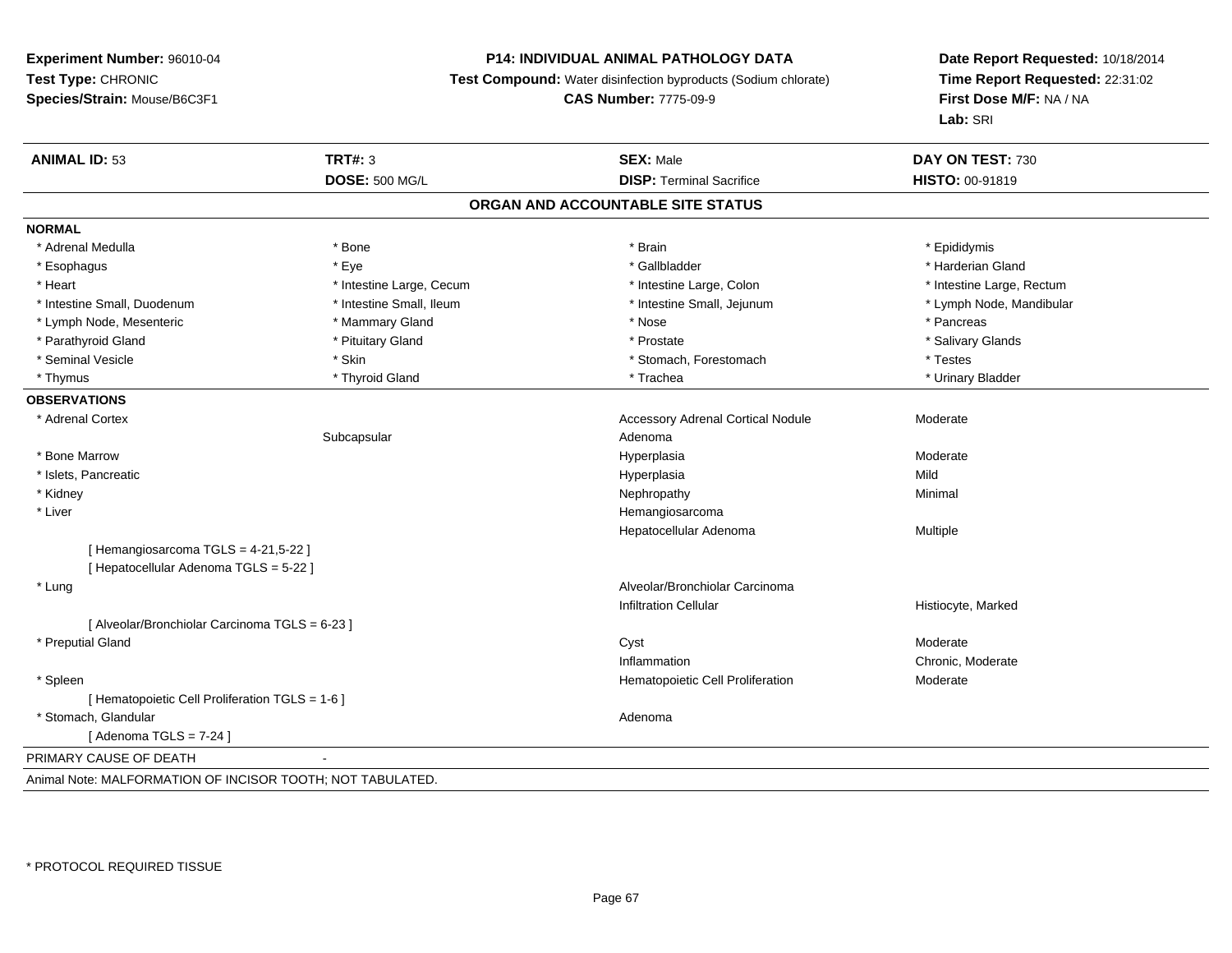**Experiment Number:** 96010-04
**Test Type:** CHRONIC
**Species/Strain:** Mouse/B6C3F1

**P14: INDIVIDUAL ANIMAL PATHOLOGY DATA**
**Test Compound:** Water disinfection byproducts (Sodium chlorate)
**CAS Number:** 7775-09-9

**Date Report Requested:** 10/18/2014
**Time Report Requested:** 22:31:02
**First Dose M/F:** NA / NA
**Lab:** SRI

| **ANIMAL ID:** 53 | **TRT#:** 3 | **SEX:** Male | **DAY ON TEST:** 730 |
|---|---|---|---|
| | **DOSE:** 500 MG/L | **DISP:** Terminal Sacrifice | **HISTO:** 00-91819 |

## ORGAN AND ACCOUNTABLE SITE STATUS

**NORMAL**

| | | | |
|---|---|---|---|
| * Adrenal Medulla | * Bone | * Brain | * Epididymis |
| * Esophagus | * Eye | * Gallbladder | * Harderian Gland |
| * Heart | * Intestine Large, Cecum | * Intestine Large, Colon | * Intestine Large, Rectum |
| * Intestine Small, Duodenum | * Intestine Small, Ileum | * Intestine Small, Jejunum | * Lymph Node, Mandibular |
| * Lymph Node, Mesenteric | * Mammary Gland | * Nose | * Pancreas |
| * Parathyroid Gland | * Pituitary Gland | * Prostate | * Salivary Glands |
| * Seminal Vesicle | * Skin | * Stomach, Forestomach | * Testes |
| * Thymus | * Thyroid Gland | * Trachea | * Urinary Bladder |

**OBSERVATIONS**

| | | | |
|---|---|---|---|
| * Adrenal Cortex | | Accessory Adrenal Cortical Nodule | Moderate |
| | Subcapsular | Adenoma | |
| * Bone Marrow | | Hyperplasia | Moderate |
| * Islets, Pancreatic | | Hyperplasia | Mild |
| * Kidney | | Nephropathy | Minimal |
| * Liver | | Hemangiosarcoma | |
| | | Hepatocellular Adenoma | Multiple |
| [ Hemangiosarcoma TGLS = 4-21,5-22 ] | | | |
| [ Hepatocellular Adenoma TGLS = 5-22 ] | | | |
| * Lung | | Alveolar/Bronchiolar Carcinoma | |
| | | Infiltration Cellular | Histiocyte, Marked |
| [ Alveolar/Bronchiolar Carcinoma TGLS = 6-23 ] | | | |
| * Preputial Gland | | Cyst | Moderate |
| | | Inflammation | Chronic, Moderate |
| * Spleen | | Hematopoietic Cell Proliferation | Moderate |
| [ Hematopoietic Cell Proliferation TGLS = 1-6 ] | | | |
| * Stomach, Glandular | | Adenoma | |
| [ Adenoma TGLS = 7-24 ] | | | |

PRIMARY CAUSE OF DEATH -

Animal Note: MALFORMATION OF INCISOR TOOTH; NOT TABULATED.

* PROTOCOL REQUIRED TISSUE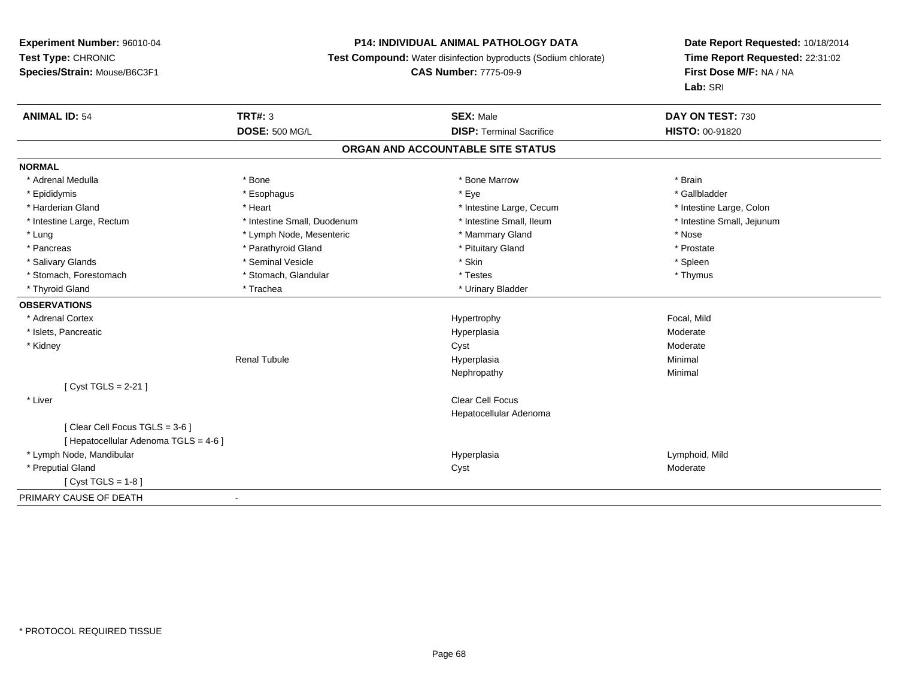**Experiment Number:** 96010-04
**Test Type:** CHRONIC
**Species/Strain:** Mouse/B6C3F1

**P14: INDIVIDUAL ANIMAL PATHOLOGY DATA**
**Test Compound:** Water disinfection byproducts (Sodium chlorate)
**CAS Number:** 7775-09-9

**Date Report Requested:** 10/18/2014
**Time Report Requested:** 22:31:02
**First Dose M/F:** NA / NA
**Lab:** SRI

| **ANIMAL ID:** 54 | **TRT#:** 3 | **SEX:** Male | **DAY ON TEST:** 730 |
|---|---|---|---|
| | **DOSE:** 500 MG/L | **DISP:** Terminal Sacrifice | **HISTO:** 00-91820 |

## ORGAN AND ACCOUNTABLE SITE STATUS

**NORMAL**

| | | | |
|---|---|---|---|
| * Adrenal Medulla | * Bone | * Bone Marrow | * Brain |
| * Epididymis | * Esophagus | * Eye | * Gallbladder |
| * Harderian Gland | * Heart | * Intestine Large, Cecum | * Intestine Large, Colon |
| * Intestine Large, Rectum | * Intestine Small, Duodenum | * Intestine Small, Ileum | * Intestine Small, Jejunum |
| * Lung | * Lymph Node, Mesenteric | * Mammary Gland | * Nose |
| * Pancreas | * Parathyroid Gland | * Pituitary Gland | * Prostate |
| * Salivary Glands | * Seminal Vesicle | * Skin | * Spleen |
| * Stomach, Forestomach | * Stomach, Glandular | * Testes | * Thymus |
| * Thyroid Gland | * Trachea | * Urinary Bladder | |

**OBSERVATIONS**

| | | | |
|---|---|---|---|
| * Adrenal Cortex | | Hypertrophy | Focal, Mild |
| * Islets, Pancreatic | | Hyperplasia | Moderate |
| * Kidney | | Cyst | Moderate |
| | Renal Tubule | Hyperplasia | Minimal |
| | | Nephropathy | Minimal |
| [ Cyst TGLS = 2-21 ] | | | |
| * Liver | | Clear Cell Focus | |
| | | Hepatocellular Adenoma | |
| [ Clear Cell Focus TGLS = 3-6 ] | | | |
| [ Hepatocellular Adenoma TGLS = 4-6 ] | | | |
| * Lymph Node, Mandibular | | Hyperplasia | Lymphoid, Mild |
| * Preputial Gland | | Cyst | Moderate |
| [ Cyst TGLS = 1-8 ] | | | |

PRIMARY CAUSE OF DEATH -

* PROTOCOL REQUIRED TISSUE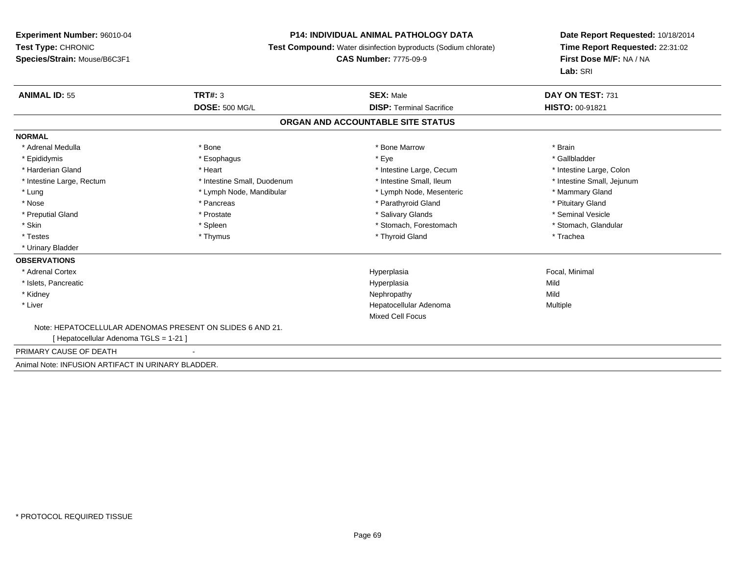**Experiment Number:** 96010-04
**Test Type:** CHRONIC
**Species/Strain:** Mouse/B6C3F1

**P14: INDIVIDUAL ANIMAL PATHOLOGY DATA**
**Test Compound:** Water disinfection byproducts (Sodium chlorate)
**CAS Number:** 7775-09-9

**Date Report Requested:** 10/18/2014
**Time Report Requested:** 22:31:02
**First Dose M/F:** NA / NA
**Lab:** SRI

| **ANIMAL ID:** 55 | **TRT#:** 3 | **SEX:** Male | **DAY ON TEST:** 731 |
|---|---|---|---|
| | **DOSE:** 500 MG/L | **DISP:** Terminal Sacrifice | **HISTO:** 00-91821 |

## ORGAN AND ACCOUNTABLE SITE STATUS

**NORMAL**

| | | | |
|---|---|---|---|
| * Adrenal Medulla | * Bone | * Bone Marrow | * Brain |
| * Epididymis | * Esophagus | * Eye | * Gallbladder |
| * Harderian Gland | * Heart | * Intestine Large, Cecum | * Intestine Large, Colon |
| * Intestine Large, Rectum | * Intestine Small, Duodenum | * Intestine Small, Ileum | * Intestine Small, Jejunum |
| * Lung | * Lymph Node, Mandibular | * Lymph Node, Mesenteric | * Mammary Gland |
| * Nose | * Pancreas | * Parathyroid Gland | * Pituitary Gland |
| * Preputial Gland | * Prostate | * Salivary Glands | * Seminal Vesicle |
| * Skin | * Spleen | * Stomach, Forestomach | * Stomach, Glandular |
| * Testes | * Thymus | * Thyroid Gland | * Trachea |
| * Urinary Bladder | | | |

**OBSERVATIONS**

| | | |
|---|---|---|
| * Adrenal Cortex | Hyperplasia | Focal, Minimal |
| * Islets, Pancreatic | Hyperplasia | Mild |
| * Kidney | Nephropathy | Mild |
| * Liver | Hepatocellular Adenoma | Multiple |
| | Mixed Cell Focus | |

Note: HEPATOCELLULAR ADENOMAS PRESENT ON SLIDES 6 AND 21.
[ Hepatocellular Adenoma TGLS = 1-21 ]

PRIMARY CAUSE OF DEATH -

Animal Note: INFUSION ARTIFACT IN URINARY BLADDER.

* PROTOCOL REQUIRED TISSUE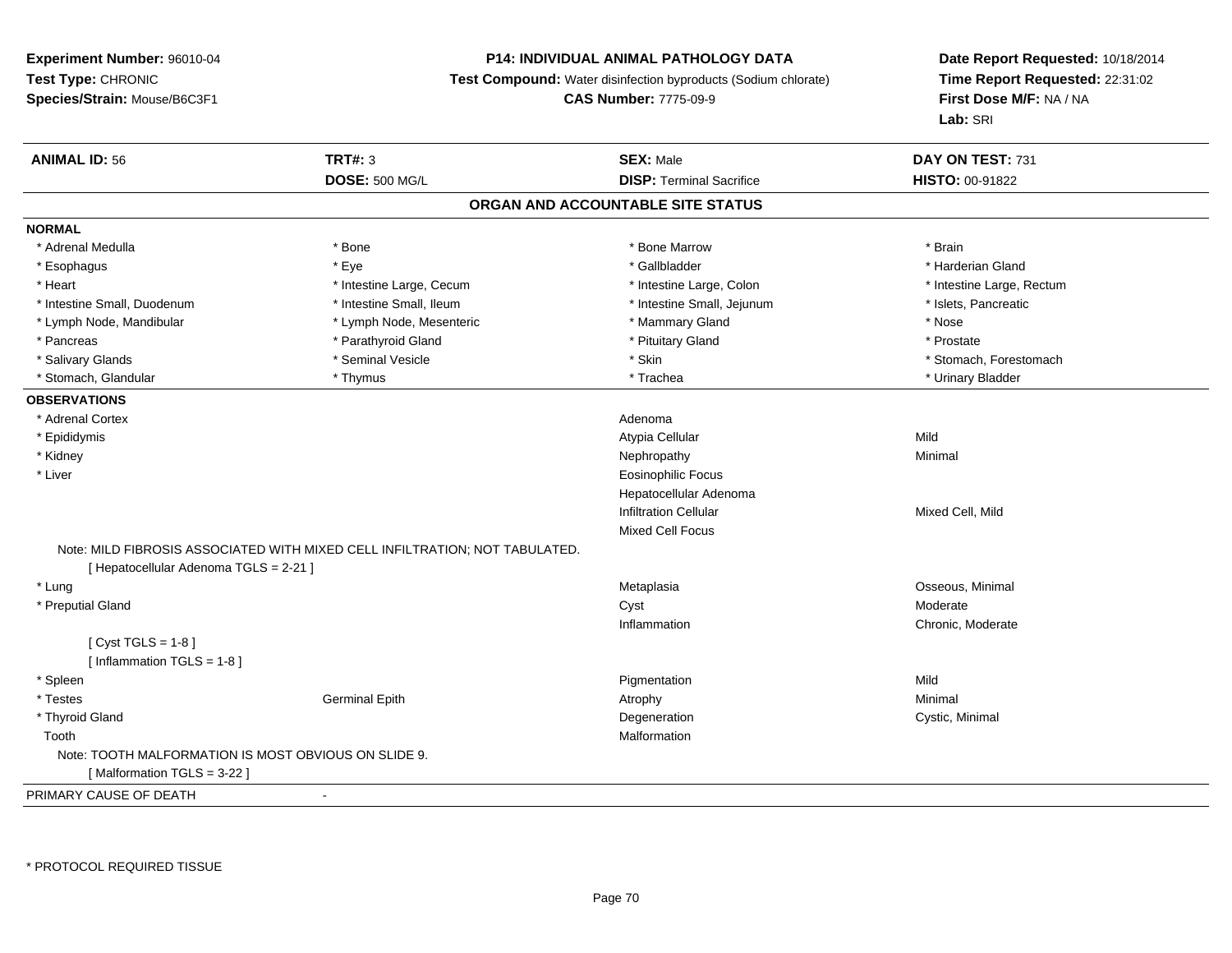**Experiment Number:** 96010-04
**Test Type:** CHRONIC
**Species/Strain:** Mouse/B6C3F1

**P14: INDIVIDUAL ANIMAL PATHOLOGY DATA**
**Test Compound:** Water disinfection byproducts (Sodium chlorate)
**CAS Number:** 7775-09-9

**Date Report Requested:** 10/18/2014
**Time Report Requested:** 22:31:02
**First Dose M/F:** NA / NA
**Lab:** SRI

| **ANIMAL ID:** 56 | **TRT#:** 3 | **SEX:** Male | **DAY ON TEST:** 731 |
|---|---|---|---|
| | **DOSE:** 500 MG/L | **DISP:** Terminal Sacrifice | **HISTO:** 00-91822 |

## ORGAN AND ACCOUNTABLE SITE STATUS

**NORMAL**

| | | | |
|---|---|---|---|
| * Adrenal Medulla | * Bone | * Bone Marrow | * Brain |
| * Esophagus | * Eye | * Gallbladder | * Harderian Gland |
| * Heart | * Intestine Large, Cecum | * Intestine Large, Colon | * Intestine Large, Rectum |
| * Intestine Small, Duodenum | * Intestine Small, Ileum | * Intestine Small, Jejunum | * Islets, Pancreatic |
| * Lymph Node, Mandibular | * Lymph Node, Mesenteric | * Mammary Gland | * Nose |
| * Pancreas | * Parathyroid Gland | * Pituitary Gland | * Prostate |
| * Salivary Glands | * Seminal Vesicle | * Skin | * Stomach, Forestomach |
| * Stomach, Glandular | * Thymus | * Trachea | * Urinary Bladder |

**OBSERVATIONS**

| | | | |
|---|---|---|---|
| * Adrenal Cortex | | Adenoma | |
| * Epididymis | | Atypia Cellular | Mild |
| * Kidney | | Nephropathy | Minimal |
| * Liver | | Eosinophilic Focus | |
| | | Hepatocellular Adenoma | |
| | | Infiltration Cellular | Mixed Cell, Mild |
| | | Mixed Cell Focus | |

Note: MILD FIBROSIS ASSOCIATED WITH MIXED CELL INFILTRATION; NOT TABULATED.
[ Hepatocellular Adenoma TGLS = 2-21 ]

| | | | |
|---|---|---|---|
| * Lung | | Metaplasia | Osseous, Minimal |
| * Preputial Gland | | Cyst | Moderate |
| | | Inflammation | Chronic, Moderate |

[ Cyst TGLS = 1-8 ]
[ Inflammation TGLS = 1-8 ]

| | | | |
|---|---|---|---|
| * Spleen | | Pigmentation | Mild |
| * Testes | Germinal Epith | Atrophy | Minimal |
| * Thyroid Gland | | Degeneration | Cystic, Minimal |
| Tooth | | Malformation | |

Note: TOOTH MALFORMATION IS MOST OBVIOUS ON SLIDE 9.
[ Malformation TGLS = 3-22 ]

PRIMARY CAUSE OF DEATH -

* PROTOCOL REQUIRED TISSUE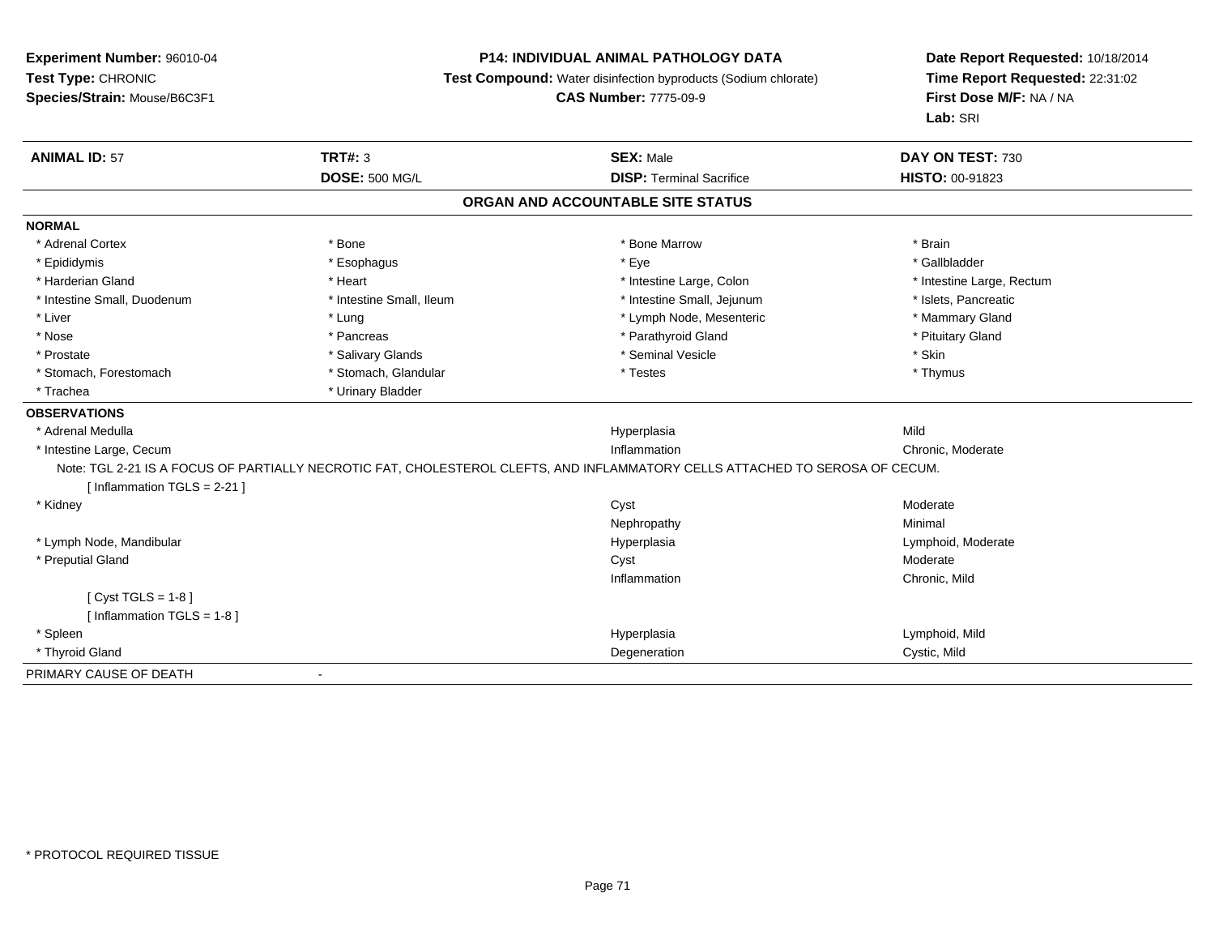**Experiment Number:** 96010-04
**Test Type:** CHRONIC
**Species/Strain:** Mouse/B6C3F1

**P14: INDIVIDUAL ANIMAL PATHOLOGY DATA**
**Test Compound:** Water disinfection byproducts (Sodium chlorate)
**CAS Number:** 7775-09-9

**Date Report Requested:** 10/18/2014
**Time Report Requested:** 22:31:02
**First Dose M/F:** NA / NA
**Lab:** SRI

| **ANIMAL ID:** 57 | **TRT#:** 3 | **SEX:** Male | **DAY ON TEST:** 730 |
|---|---|---|---|
| | **DOSE:** 500 MG/L | **DISP:** Terminal Sacrifice | **HISTO:** 00-91823 |

## ORGAN AND ACCOUNTABLE SITE STATUS

**NORMAL**

| | | | |
|---|---|---|---|
| * Adrenal Cortex | * Bone | * Bone Marrow | * Brain |
| * Epididymis | * Esophagus | * Eye | * Gallbladder |
| * Harderian Gland | * Heart | * Intestine Large, Colon | * Intestine Large, Rectum |
| * Intestine Small, Duodenum | * Intestine Small, Ileum | * Intestine Small, Jejunum | * Islets, Pancreatic |
| * Liver | * Lung | * Lymph Node, Mesenteric | * Mammary Gland |
| * Nose | * Pancreas | * Parathyroid Gland | * Pituitary Gland |
| * Prostate | * Salivary Glands | * Seminal Vesicle | * Skin |
| * Stomach, Forestomach | * Stomach, Glandular | * Testes | * Thymus |
| * Trachea | * Urinary Bladder | | |

**OBSERVATIONS**

| | | |
|---|---|---|
| * Adrenal Medulla | Hyperplasia | Mild |
| * Intestine Large, Cecum | Inflammation | Chronic, Moderate |

Note: TGL 2-21 IS A FOCUS OF PARTIALLY NECROTIC FAT, CHOLESTEROL CLEFTS, AND INFLAMMATORY CELLS ATTACHED TO SEROSA OF CECUM.

[ Inflammation TGLS = 2-21 ]

| | | |
|---|---|---|
| * Kidney | Cyst | Moderate |
| | Nephropathy | Minimal |
| * Lymph Node, Mandibular | Hyperplasia | Lymphoid, Moderate |
| * Preputial Gland | Cyst | Moderate |
| | Inflammation | Chronic, Mild |

[ Cyst TGLS = 1-8 ]
[ Inflammation TGLS = 1-8 ]

| | | |
|---|---|---|
| * Spleen | Hyperplasia | Lymphoid, Mild |
| * Thyroid Gland | Degeneration | Cystic, Mild |

PRIMARY CAUSE OF DEATH -

* PROTOCOL REQUIRED TISSUE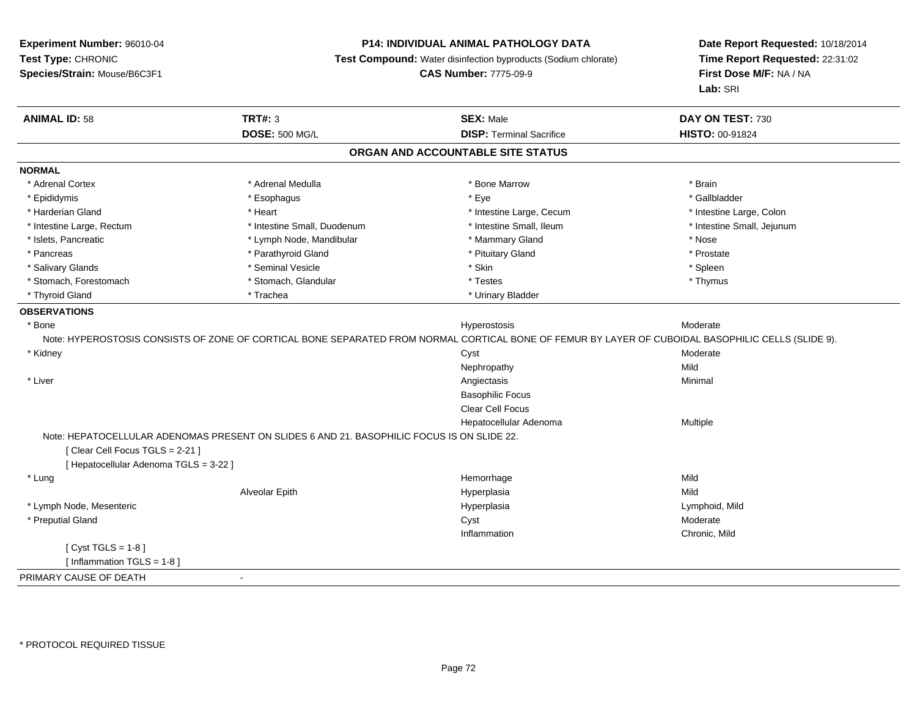**Experiment Number:** 96010-04
**Test Type:** CHRONIC
**Species/Strain:** Mouse/B6C3F1

**P14: INDIVIDUAL ANIMAL PATHOLOGY DATA**
**Test Compound:** Water disinfection byproducts (Sodium chlorate)
**CAS Number:** 7775-09-9

**Date Report Requested:** 10/18/2014
**Time Report Requested:** 22:31:02
**First Dose M/F:** NA / NA
**Lab:** SRI

| **ANIMAL ID:** 58 | **TRT#:** 3 | **SEX:** Male | **DAY ON TEST:** 730 |
|---|---|---|---|
| | **DOSE:** 500 MG/L | **DISP:** Terminal Sacrifice | **HISTO:** 00-91824 |

## ORGAN AND ACCOUNTABLE SITE STATUS

**NORMAL**

| | | | |
|---|---|---|---|
| * Adrenal Cortex | * Adrenal Medulla | * Bone Marrow | * Brain |
| * Epididymis | * Esophagus | * Eye | * Gallbladder |
| * Harderian Gland | * Heart | * Intestine Large, Cecum | * Intestine Large, Colon |
| * Intestine Large, Rectum | * Intestine Small, Duodenum | * Intestine Small, Ileum | * Intestine Small, Jejunum |
| * Islets, Pancreatic | * Lymph Node, Mandibular | * Mammary Gland | * Nose |
| * Pancreas | * Parathyroid Gland | * Pituitary Gland | * Prostate |
| * Salivary Glands | * Seminal Vesicle | * Skin | * Spleen |
| * Stomach, Forestomach | * Stomach, Glandular | * Testes | * Thymus |
| * Thyroid Gland | * Trachea | * Urinary Bladder | |

**OBSERVATIONS**

| | | | |
|---|---|---|---|
| * Bone | | Hyperostosis | Moderate |

Note: HYPEROSTOSIS CONSISTS OF ZONE OF CORTICAL BONE SEPARATED FROM NORMAL CORTICAL BONE OF FEMUR BY LAYER OF CUBOIDAL BASOPHILIC CELLS (SLIDE 9).

| | | | |
|---|---|---|---|
| * Kidney | | Cyst | Moderate |
| | | Nephropathy | Mild |
| * Liver | | Angiectasis | Minimal |
| | | Basophilic Focus | |
| | | Clear Cell Focus | |
| | | Hepatocellular Adenoma | Multiple |

Note: HEPATOCELLULAR ADENOMAS PRESENT ON SLIDES 6 AND 21. BASOPHILIC FOCUS IS ON SLIDE 22.

[ Clear Cell Focus TGLS = 2-21 ]
[ Hepatocellular Adenoma TGLS = 3-22 ]

| | | | |
|---|---|---|---|
| * Lung | | Hemorrhage | Mild |
| | Alveolar Epith | Hyperplasia | Mild |
| * Lymph Node, Mesenteric | | Hyperplasia | Lymphoid, Mild |
| * Preputial Gland | | Cyst | Moderate |
| | | Inflammation | Chronic, Mild |

[ Cyst TGLS = 1-8 ]
[ Inflammation TGLS = 1-8 ]

PRIMARY CAUSE OF DEATH -

* PROTOCOL REQUIRED TISSUE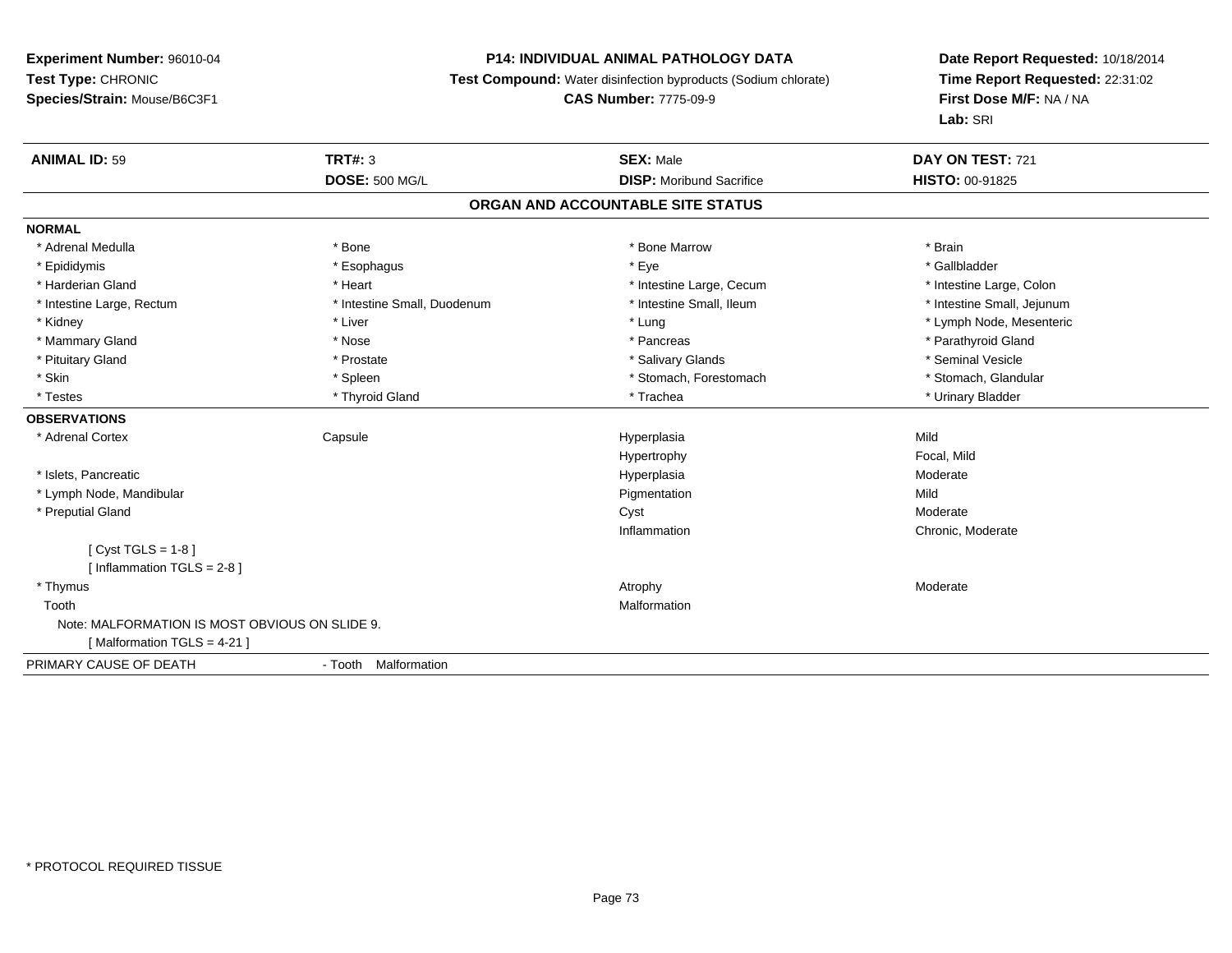**Experiment Number:** 96010-04
**Test Type:** CHRONIC
**Species/Strain:** Mouse/B6C3F1

**P14: INDIVIDUAL ANIMAL PATHOLOGY DATA**
**Test Compound:** Water disinfection byproducts (Sodium chlorate)
**CAS Number:** 7775-09-9

**Date Report Requested:** 10/18/2014
**Time Report Requested:** 22:31:02
**First Dose M/F:** NA / NA
**Lab:** SRI

| **ANIMAL ID:** 59 | **TRT#:** 3 | **SEX:** Male | **DAY ON TEST:** 721 |
|---|---|---|---|
| | **DOSE:** 500 MG/L | **DISP:** Moribund Sacrifice | **HISTO:** 00-91825 |

## ORGAN AND ACCOUNTABLE SITE STATUS

**NORMAL**

| | | | |
|---|---|---|---|
| * Adrenal Medulla | * Bone | * Bone Marrow | * Brain |
| * Epididymis | * Esophagus | * Eye | * Gallbladder |
| * Harderian Gland | * Heart | * Intestine Large, Cecum | * Intestine Large, Colon |
| * Intestine Large, Rectum | * Intestine Small, Duodenum | * Intestine Small, Ileum | * Intestine Small, Jejunum |
| * Kidney | * Liver | * Lung | * Lymph Node, Mesenteric |
| * Mammary Gland | * Nose | * Pancreas | * Parathyroid Gland |
| * Pituitary Gland | * Prostate | * Salivary Glands | * Seminal Vesicle |
| * Skin | * Spleen | * Stomach, Forestomach | * Stomach, Glandular |
| * Testes | * Thyroid Gland | * Trachea | * Urinary Bladder |

**OBSERVATIONS**

| | | | |
|---|---|---|---|
| * Adrenal Cortex | Capsule | Hyperplasia | Mild |
| | | Hypertrophy | Focal, Mild |
| * Islets, Pancreatic | | Hyperplasia | Moderate |
| * Lymph Node, Mandibular | | Pigmentation | Mild |
| * Preputial Gland | | Cyst | Moderate |
| | | Inflammation | Chronic, Moderate |
| [ Cyst TGLS = 1-8 ] | | | |
| [ Inflammation TGLS = 2-8 ] | | | |
| * Thymus | | Atrophy | Moderate |
| Tooth | | Malformation | |
| Note: MALFORMATION IS MOST OBVIOUS ON SLIDE 9. | | | |
| [ Malformation TGLS = 4-21 ] | | | |

PRIMARY CAUSE OF DEATH - Tooth Malformation

* PROTOCOL REQUIRED TISSUE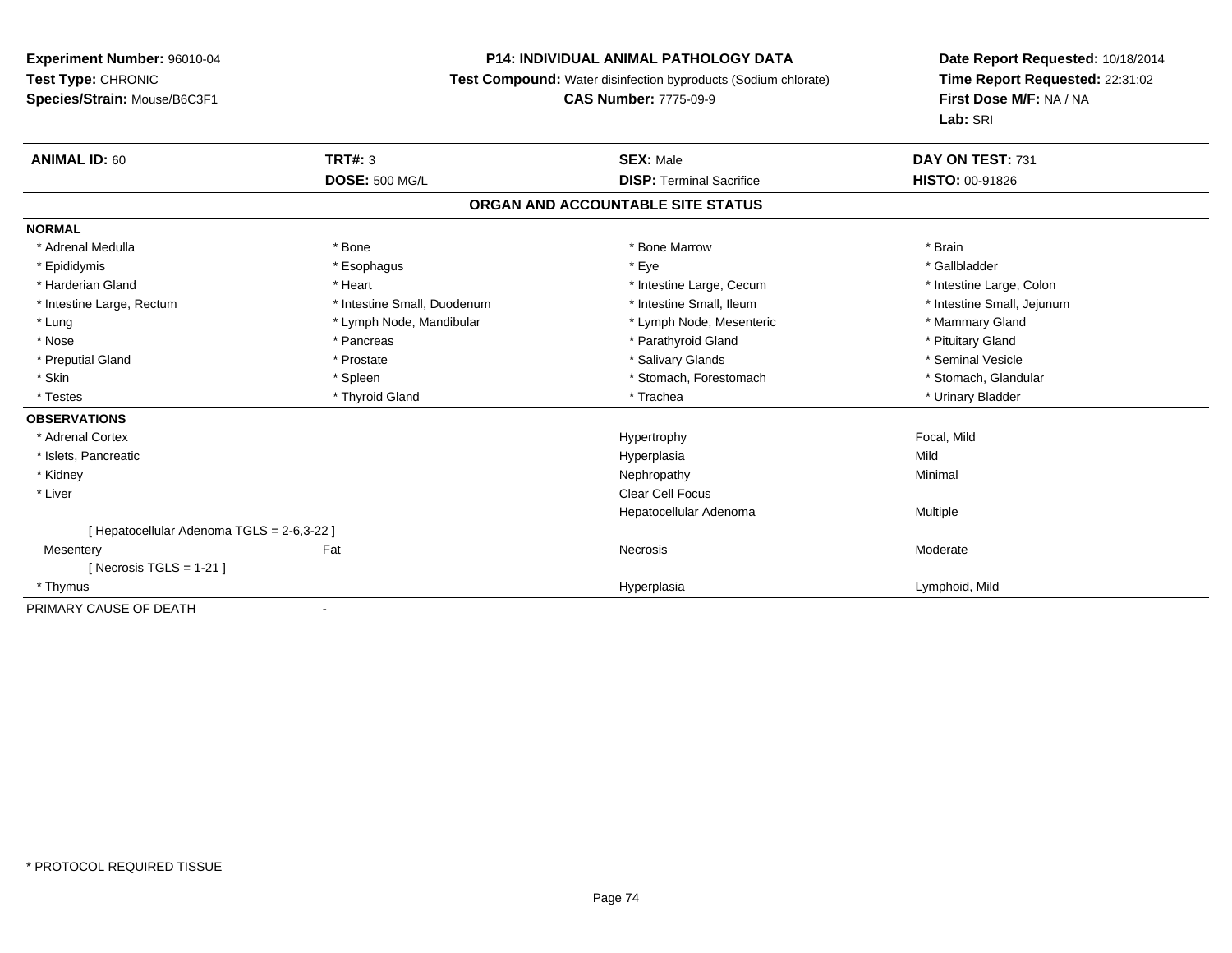**Experiment Number:** 96010-04
**Test Type:** CHRONIC
**Species/Strain:** Mouse/B6C3F1

**P14: INDIVIDUAL ANIMAL PATHOLOGY DATA**
**Test Compound:** Water disinfection byproducts (Sodium chlorate)
**CAS Number:** 7775-09-9

**Date Report Requested:** 10/18/2014
**Time Report Requested:** 22:31:02
**First Dose M/F:** NA / NA
**Lab:** SRI

| **ANIMAL ID:** 60 | **TRT#:** 3 | **SEX:** Male | **DAY ON TEST:** 731 |
|---|---|---|---|
| | **DOSE:** 500 MG/L | **DISP:** Terminal Sacrifice | **HISTO:** 00-91826 |

## ORGAN AND ACCOUNTABLE SITE STATUS

| | | | |
|---|---|---|---|
| **NORMAL** | | | |
| * Adrenal Medulla | * Bone | * Bone Marrow | * Brain |
| * Epididymis | * Esophagus | * Eye | * Gallbladder |
| * Harderian Gland | * Heart | * Intestine Large, Cecum | * Intestine Large, Colon |
| * Intestine Large, Rectum | * Intestine Small, Duodenum | * Intestine Small, Ileum | * Intestine Small, Jejunum |
| * Lung | * Lymph Node, Mandibular | * Lymph Node, Mesenteric | * Mammary Gland |
| * Nose | * Pancreas | * Parathyroid Gland | * Pituitary Gland |
| * Preputial Gland | * Prostate | * Salivary Glands | * Seminal Vesicle |
| * Skin | * Spleen | * Stomach, Forestomach | * Stomach, Glandular |
| * Testes | * Thyroid Gland | * Trachea | * Urinary Bladder |
| **OBSERVATIONS** | | | |
| * Adrenal Cortex | | Hypertrophy | Focal, Mild |
| * Islets, Pancreatic | | Hyperplasia | Mild |
| * Kidney | | Nephropathy | Minimal |
| * Liver | | Clear Cell Focus | |
| | | Hepatocellular Adenoma | Multiple |
| [ Hepatocellular Adenoma TGLS = 2-6,3-22 ] | | | |
| Mesentery | Fat | Necrosis | Moderate |
| [ Necrosis TGLS = 1-21 ] | | | |
| * Thymus | | Hyperplasia | Lymphoid, Mild |
| PRIMARY CAUSE OF DEATH | - | | |

* PROTOCOL REQUIRED TISSUE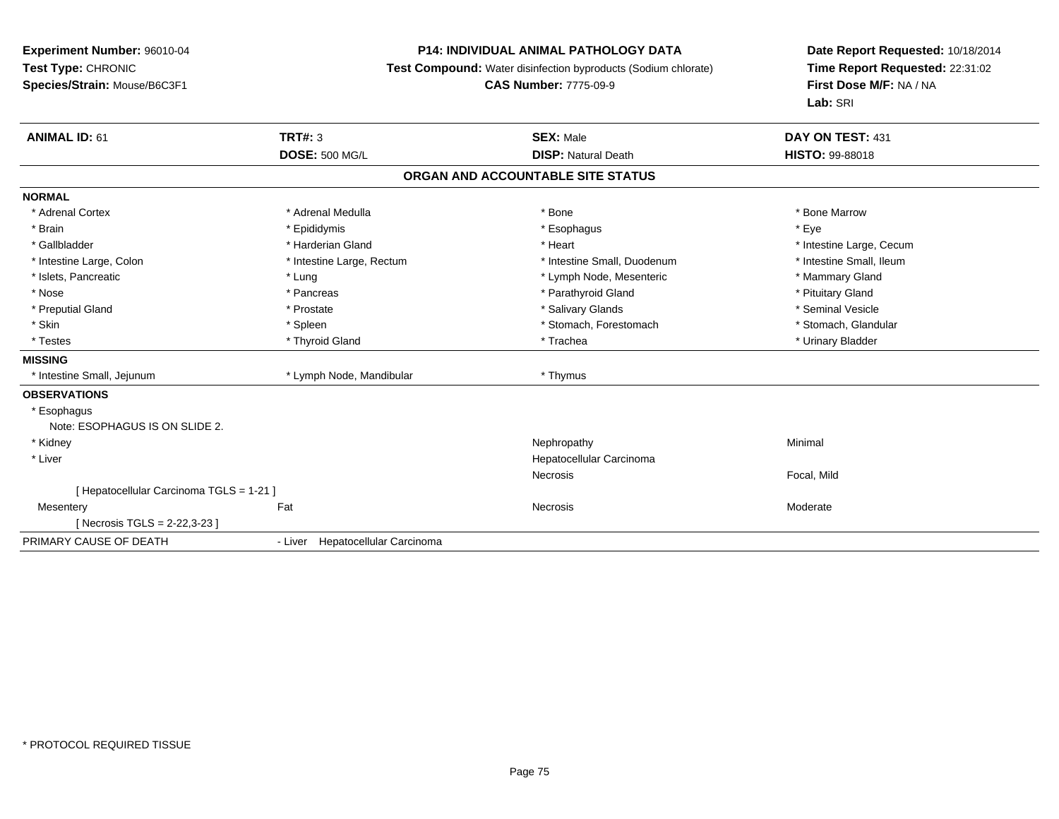**Experiment Number:** 96010-04
**Test Type:** CHRONIC
**Species/Strain:** Mouse/B6C3F1

**P14: INDIVIDUAL ANIMAL PATHOLOGY DATA**
**Test Compound:** Water disinfection byproducts (Sodium chlorate)
**CAS Number:** 7775-09-9

**Date Report Requested:** 10/18/2014
**Time Report Requested:** 22:31:02
**First Dose M/F:** NA / NA
**Lab:** SRI

| **ANIMAL ID:** 61 | **TRT#:** 3 | **SEX:** Male | **DAY ON TEST:** 431 |
|---|---|---|---|
| | **DOSE:** 500 MG/L | **DISP:** Natural Death | **HISTO:** 99-88018 |

## ORGAN AND ACCOUNTABLE SITE STATUS

**NORMAL**

| | | | |
|---|---|---|---|
| * Adrenal Cortex | * Adrenal Medulla | * Bone | * Bone Marrow |
| * Brain | * Epididymis | * Esophagus | * Eye |
| * Gallbladder | * Harderian Gland | * Heart | * Intestine Large, Cecum |
| * Intestine Large, Colon | * Intestine Large, Rectum | * Intestine Small, Duodenum | * Intestine Small, Ileum |
| * Islets, Pancreatic | * Lung | * Lymph Node, Mesenteric | * Mammary Gland |
| * Nose | * Pancreas | * Parathyroid Gland | * Pituitary Gland |
| * Preputial Gland | * Prostate | * Salivary Glands | * Seminal Vesicle |
| * Skin | * Spleen | * Stomach, Forestomach | * Stomach, Glandular |
| * Testes | * Thyroid Gland | * Trachea | * Urinary Bladder |

**MISSING**

| | | |
|---|---|---|
| * Intestine Small, Jejunum | * Lymph Node, Mandibular | * Thymus |

**OBSERVATIONS**

| | | | |
|---|---|---|---|
| * Esophagus | | | |
| Note: ESOPHAGUS IS ON SLIDE 2. | | | |
| * Kidney | | Nephropathy | Minimal |
| * Liver | | Hepatocellular Carcinoma | |
| | | Necrosis | Focal, Mild |
| [ Hepatocellular Carcinoma TGLS = 1-21 ] | | | |
| Mesentery | Fat | Necrosis | Moderate |
| [ Necrosis TGLS = 2-22,3-23 ] | | | |

| | |
|---|---|
| PRIMARY CAUSE OF DEATH | - Liver Hepatocellular Carcinoma |

* PROTOCOL REQUIRED TISSUE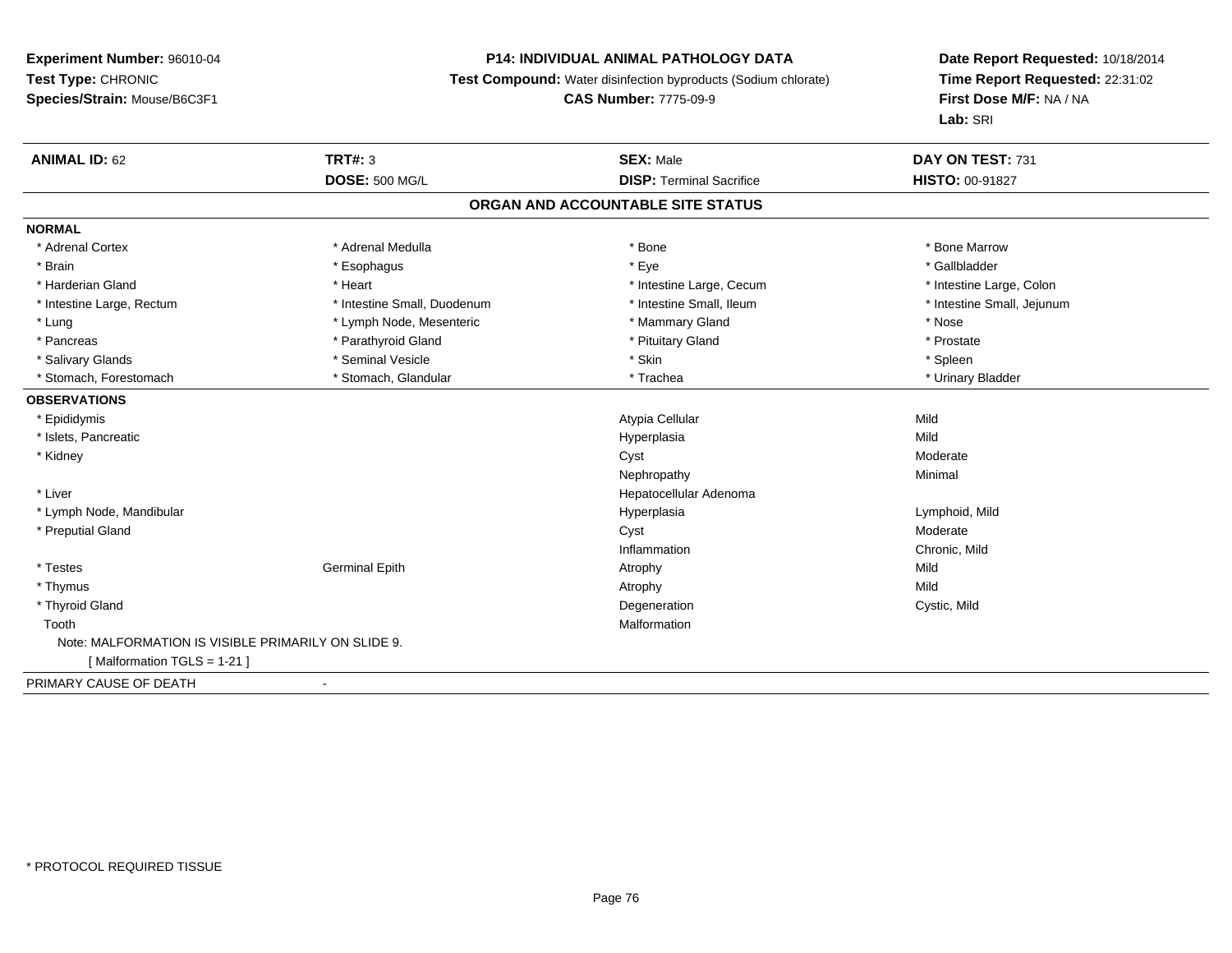**Experiment Number:** 96010-04
**Test Type:** CHRONIC
**Species/Strain:** Mouse/B6C3F1

**P14: INDIVIDUAL ANIMAL PATHOLOGY DATA**
**Test Compound:** Water disinfection byproducts (Sodium chlorate)
**CAS Number:** 7775-09-9

**Date Report Requested:** 10/18/2014
**Time Report Requested:** 22:31:02
**First Dose M/F:** NA / NA
**Lab:** SRI

| **ANIMAL ID:** 62 | **TRT#:** 3 | **SEX:** Male | **DAY ON TEST:** 731 |
|---|---|---|---|
| | **DOSE:** 500 MG/L | **DISP:** Terminal Sacrifice | **HISTO:** 00-91827 |

## ORGAN AND ACCOUNTABLE SITE STATUS

**NORMAL**

| | | | |
|---|---|---|---|
| * Adrenal Cortex | * Adrenal Medulla | * Bone | * Bone Marrow |
| * Brain | * Esophagus | * Eye | * Gallbladder |
| * Harderian Gland | * Heart | * Intestine Large, Cecum | * Intestine Large, Colon |
| * Intestine Large, Rectum | * Intestine Small, Duodenum | * Intestine Small, Ileum | * Intestine Small, Jejunum |
| * Lung | * Lymph Node, Mesenteric | * Mammary Gland | * Nose |
| * Pancreas | * Parathyroid Gland | * Pituitary Gland | * Prostate |
| * Salivary Glands | * Seminal Vesicle | * Skin | * Spleen |
| * Stomach, Forestomach | * Stomach, Glandular | * Trachea | * Urinary Bladder |

**OBSERVATIONS**

| | | | |
|---|---|---|---|
| * Epididymis | | Atypia Cellular | Mild |
| * Islets, Pancreatic | | Hyperplasia | Mild |
| * Kidney | | Cyst | Moderate |
| | | Nephropathy | Minimal |
| * Liver | | Hepatocellular Adenoma | |
| * Lymph Node, Mandibular | | Hyperplasia | Lymphoid, Mild |
| * Preputial Gland | | Cyst | Moderate |
| | | Inflammation | Chronic, Mild |
| * Testes | Germinal Epith | Atrophy | Mild |
| * Thymus | | Atrophy | Mild |
| * Thyroid Gland | | Degeneration | Cystic, Mild |
| Tooth | | Malformation | |

Note: MALFORMATION IS VISIBLE PRIMARILY ON SLIDE 9.
[ Malformation TGLS = 1-21 ]

PRIMARY CAUSE OF DEATH -

* PROTOCOL REQUIRED TISSUE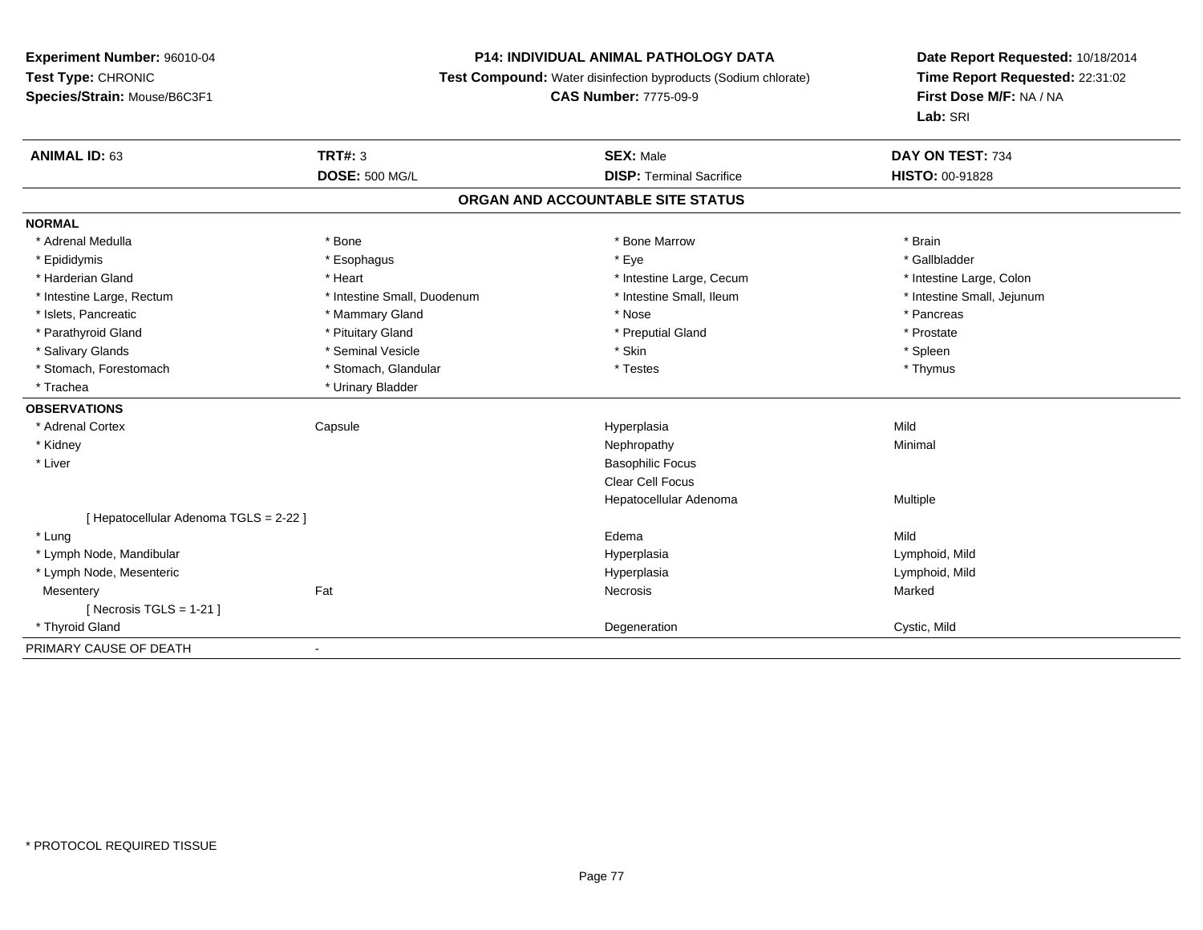**Experiment Number:** 96010-04
**Test Type:** CHRONIC
**Species/Strain:** Mouse/B6C3F1

**P14: INDIVIDUAL ANIMAL PATHOLOGY DATA**
**Test Compound:** Water disinfection byproducts (Sodium chlorate)
**CAS Number:** 7775-09-9

**Date Report Requested:** 10/18/2014
**Time Report Requested:** 22:31:02
**First Dose M/F:** NA / NA
**Lab:** SRI

| **ANIMAL ID:** 63 | **TRT#:** 3 | **SEX:** Male | **DAY ON TEST:** 734 |
|---|---|---|---|
| | **DOSE:** 500 MG/L | **DISP:** Terminal Sacrifice | **HISTO:** 00-91828 |

## ORGAN AND ACCOUNTABLE SITE STATUS

**NORMAL**

| | | | |
|---|---|---|---|
| * Adrenal Medulla | * Bone | * Bone Marrow | * Brain |
| * Epididymis | * Esophagus | * Eye | * Gallbladder |
| * Harderian Gland | * Heart | * Intestine Large, Cecum | * Intestine Large, Colon |
| * Intestine Large, Rectum | * Intestine Small, Duodenum | * Intestine Small, Ileum | * Intestine Small, Jejunum |
| * Islets, Pancreatic | * Mammary Gland | * Nose | * Pancreas |
| * Parathyroid Gland | * Pituitary Gland | * Preputial Gland | * Prostate |
| * Salivary Glands | * Seminal Vesicle | * Skin | * Spleen |
| * Stomach, Forestomach | * Stomach, Glandular | * Testes | * Thymus |
| * Trachea | * Urinary Bladder | | |

**OBSERVATIONS**

| | | | |
|---|---|---|---|
| * Adrenal Cortex | Capsule | Hyperplasia | Mild |
| * Kidney | | Nephropathy | Minimal |
| * Liver | | Basophilic Focus | |
| | | Clear Cell Focus | |
| | | Hepatocellular Adenoma | Multiple |
| [ Hepatocellular Adenoma TGLS = 2-22 ] | | | |
| * Lung | | Edema | Mild |
| * Lymph Node, Mandibular | | Hyperplasia | Lymphoid, Mild |
| * Lymph Node, Mesenteric | | Hyperplasia | Lymphoid, Mild |
| Mesentery | Fat | Necrosis | Marked |
| [ Necrosis TGLS = 1-21 ] | | | |
| * Thyroid Gland | | Degeneration | Cystic, Mild |

PRIMARY CAUSE OF DEATH -

\* PROTOCOL REQUIRED TISSUE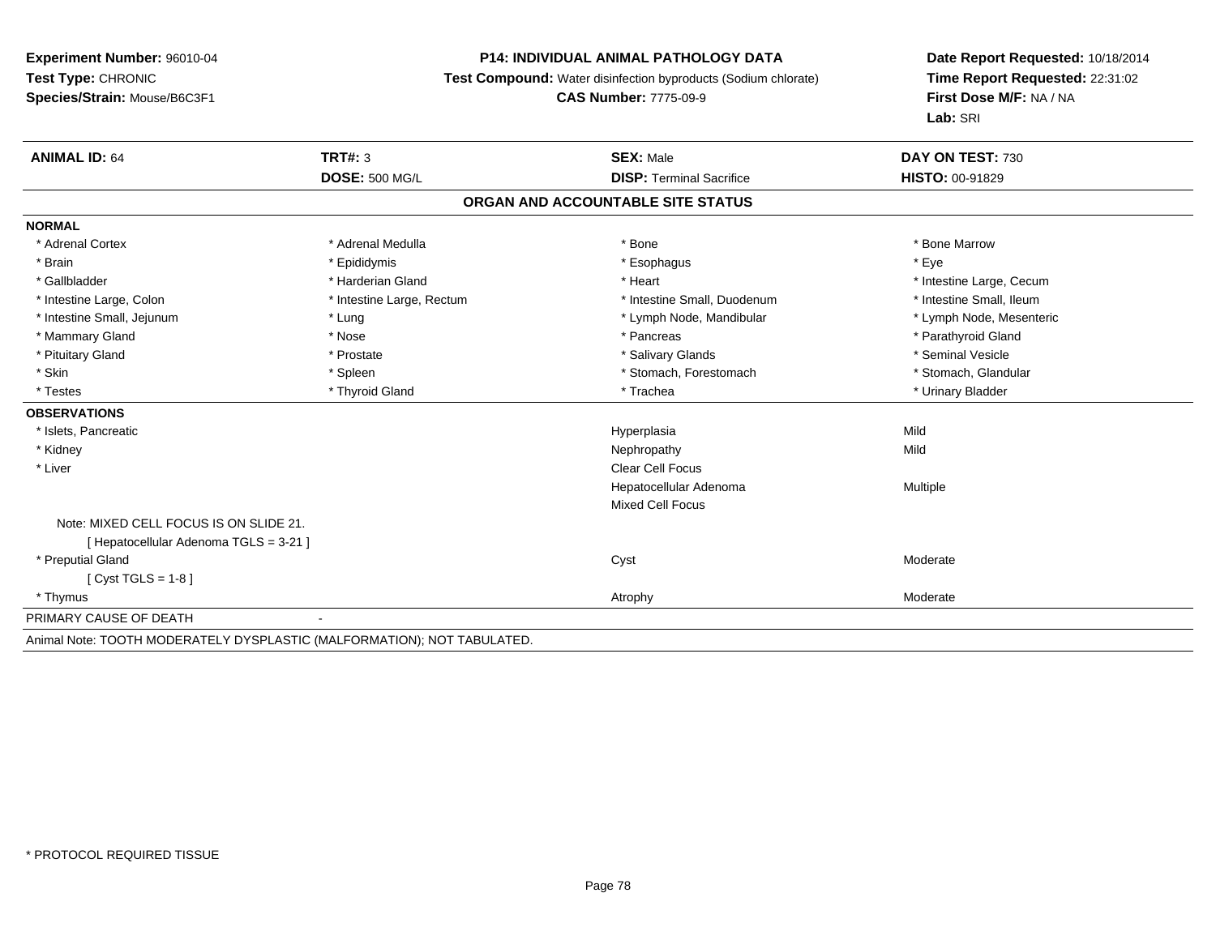**Experiment Number:** 96010-04
**Test Type:** CHRONIC
**Species/Strain:** Mouse/B6C3F1

**P14: INDIVIDUAL ANIMAL PATHOLOGY DATA**
**Test Compound:** Water disinfection byproducts (Sodium chlorate)
**CAS Number:** 7775-09-9

**Date Report Requested:** 10/18/2014
**Time Report Requested:** 22:31:02
**First Dose M/F:** NA / NA
**Lab:** SRI

| **ANIMAL ID:** 64 | **TRT#:** 3 | **SEX:** Male | **DAY ON TEST:** 730 |
|---|---|---|---|
| | **DOSE:** 500 MG/L | **DISP:** Terminal Sacrifice | **HISTO:** 00-91829 |

## ORGAN AND ACCOUNTABLE SITE STATUS

**NORMAL**

| | | | |
|---|---|---|---|
| * Adrenal Cortex | * Adrenal Medulla | * Bone | * Bone Marrow |
| * Brain | * Epididymis | * Esophagus | * Eye |
| * Gallbladder | * Harderian Gland | * Heart | * Intestine Large, Cecum |
| * Intestine Large, Colon | * Intestine Large, Rectum | * Intestine Small, Duodenum | * Intestine Small, Ileum |
| * Intestine Small, Jejunum | * Lung | * Lymph Node, Mandibular | * Lymph Node, Mesenteric |
| * Mammary Gland | * Nose | * Pancreas | * Parathyroid Gland |
| * Pituitary Gland | * Prostate | * Salivary Glands | * Seminal Vesicle |
| * Skin | * Spleen | * Stomach, Forestomach | * Stomach, Glandular |
| * Testes | * Thyroid Gland | * Trachea | * Urinary Bladder |

**OBSERVATIONS**

| | | |
|---|---|---|
| * Islets, Pancreatic | Hyperplasia | Mild |
| * Kidney | Nephropathy | Mild |
| * Liver | Clear Cell Focus | |
| | Hepatocellular Adenoma | Multiple |
| | Mixed Cell Focus | |
| Note: MIXED CELL FOCUS IS ON SLIDE 21. | | |
| [ Hepatocellular Adenoma TGLS = 3-21 ] | | |
| * Preputial Gland | Cyst | Moderate |
| [ Cyst TGLS = 1-8 ] | | |
| * Thymus | Atrophy | Moderate |

PRIMARY CAUSE OF DEATH -

Animal Note: TOOTH MODERATELY DYSPLASTIC (MALFORMATION); NOT TABULATED.

* PROTOCOL REQUIRED TISSUE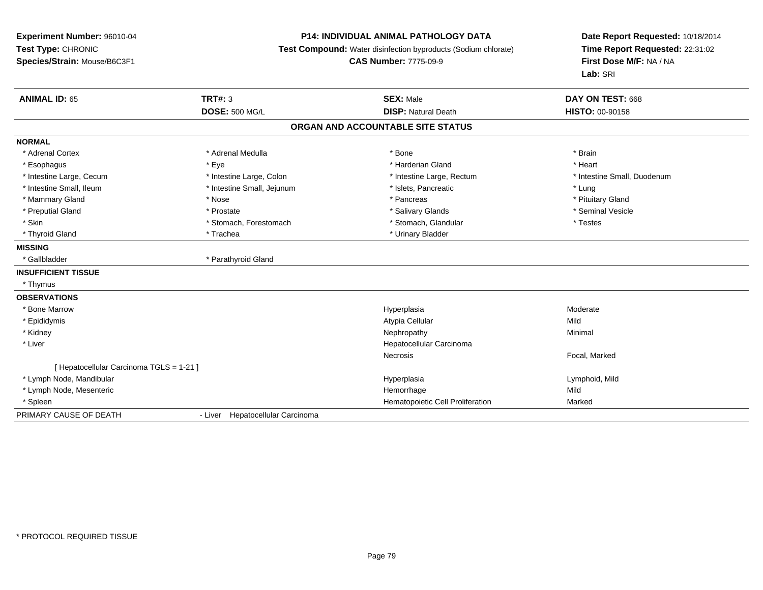**Experiment Number:** 96010-04
**Test Type:** CHRONIC
**Species/Strain:** Mouse/B6C3F1

**P14: INDIVIDUAL ANIMAL PATHOLOGY DATA**
**Test Compound:** Water disinfection byproducts (Sodium chlorate)
**CAS Number:** 7775-09-9

**Date Report Requested:** 10/18/2014
**Time Report Requested:** 22:31:02
**First Dose M/F:** NA / NA
**Lab:** SRI

| **ANIMAL ID:** 65 | **TRT#:** 3 | **SEX:** Male | **DAY ON TEST:** 668 |
|---|---|---|---|
| | **DOSE:** 500 MG/L | **DISP:** Natural Death | **HISTO:** 00-90158 |

## ORGAN AND ACCOUNTABLE SITE STATUS

| | | | |
|---|---|---|---|
| **NORMAL** | | | |
| * Adrenal Cortex | * Adrenal Medulla | * Bone | * Brain |
| * Esophagus | * Eye | * Harderian Gland | * Heart |
| * Intestine Large, Cecum | * Intestine Large, Colon | * Intestine Large, Rectum | * Intestine Small, Duodenum |
| * Intestine Small, Ileum | * Intestine Small, Jejunum | * Islets, Pancreatic | * Lung |
| * Mammary Gland | * Nose | * Pancreas | * Pituitary Gland |
| * Preputial Gland | * Prostate | * Salivary Glands | * Seminal Vesicle |
| * Skin | * Stomach, Forestomach | * Stomach, Glandular | * Testes |
| * Thyroid Gland | * Trachea | * Urinary Bladder | |
| **MISSING** | | | |
| * Gallbladder | * Parathyroid Gland | | |
| **INSUFFICIENT TISSUE** | | | |
| * Thymus | | | |
| **OBSERVATIONS** | | | |
| * Bone Marrow | | Hyperplasia | Moderate |
| * Epididymis | | Atypia Cellular | Mild |
| * Kidney | | Nephropathy | Minimal |
| * Liver | | Hepatocellular Carcinoma | |
| | | Necrosis | Focal, Marked |
| [ Hepatocellular Carcinoma TGLS = 1-21 ] | | | |
| * Lymph Node, Mandibular | | Hyperplasia | Lymphoid, Mild |
| * Lymph Node, Mesenteric | | Hemorrhage | Mild |
| * Spleen | | Hematopoietic Cell Proliferation | Marked |
| PRIMARY CAUSE OF DEATH | - Liver Hepatocellular Carcinoma | | |

* PROTOCOL REQUIRED TISSUE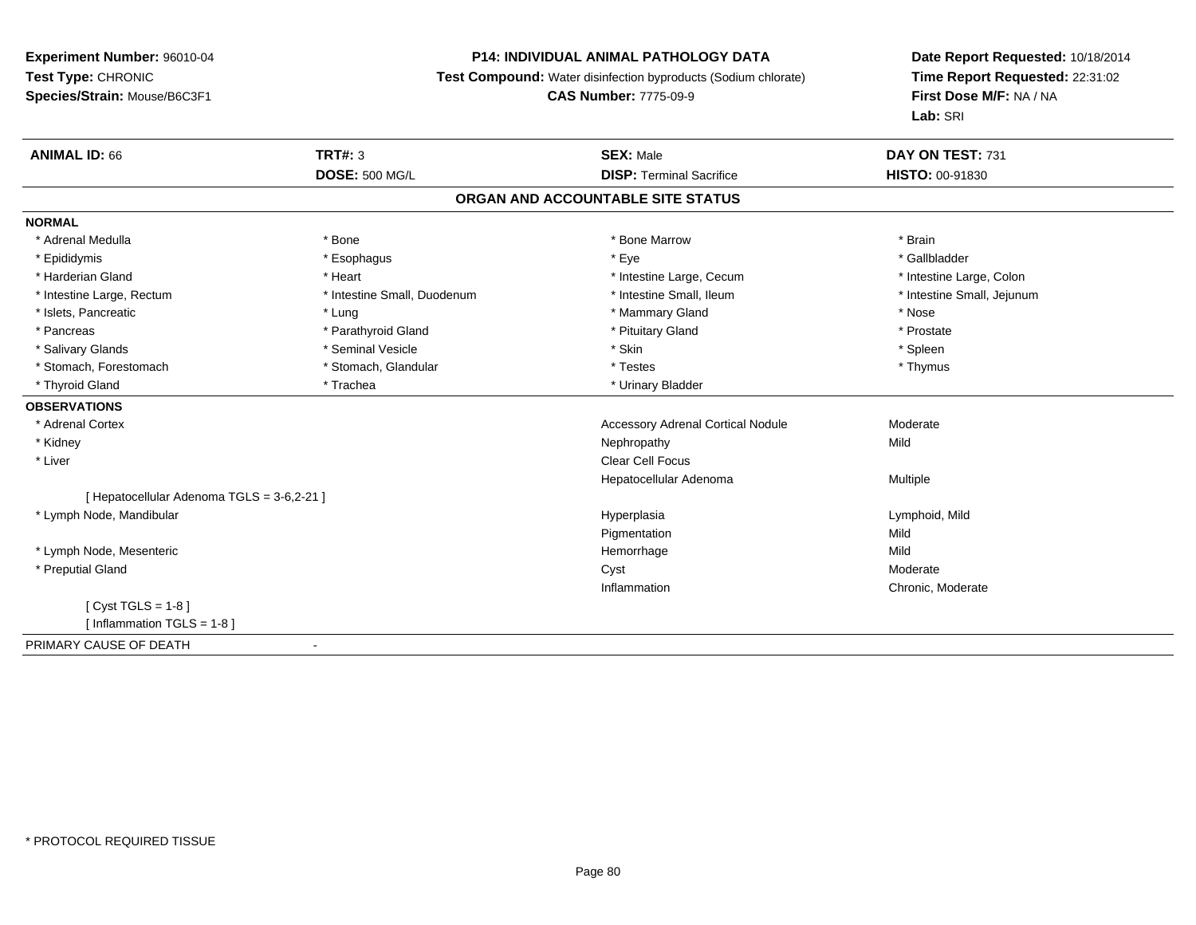**Experiment Number:** 96010-04
**Test Type:** CHRONIC
**Species/Strain:** Mouse/B6C3F1

**P14: INDIVIDUAL ANIMAL PATHOLOGY DATA**
**Test Compound:** Water disinfection byproducts (Sodium chlorate)
**CAS Number:** 7775-09-9

**Date Report Requested:** 10/18/2014
**Time Report Requested:** 22:31:02
**First Dose M/F:** NA / NA
**Lab:** SRI

| **ANIMAL ID:** 66 | **TRT#:** 3 | **SEX:** Male | **DAY ON TEST:** 731 |
|---|---|---|---|
| | **DOSE:** 500 MG/L | **DISP:** Terminal Sacrifice | **HISTO:** 00-91830 |

## ORGAN AND ACCOUNTABLE SITE STATUS

**NORMAL**

| | | | |
|---|---|---|---|
| * Adrenal Medulla | * Bone | * Bone Marrow | * Brain |
| * Epididymis | * Esophagus | * Eye | * Gallbladder |
| * Harderian Gland | * Heart | * Intestine Large, Cecum | * Intestine Large, Colon |
| * Intestine Large, Rectum | * Intestine Small, Duodenum | * Intestine Small, Ileum | * Intestine Small, Jejunum |
| * Islets, Pancreatic | * Lung | * Mammary Gland | * Nose |
| * Pancreas | * Parathyroid Gland | * Pituitary Gland | * Prostate |
| * Salivary Glands | * Seminal Vesicle | * Skin | * Spleen |
| * Stomach, Forestomach | * Stomach, Glandular | * Testes | * Thymus |
| * Thyroid Gland | * Trachea | * Urinary Bladder | |

**OBSERVATIONS**

| | | |
|---|---|---|
| * Adrenal Cortex | Accessory Adrenal Cortical Nodule | Moderate |
| * Kidney | Nephropathy | Mild |
| * Liver | Clear Cell Focus | |
| | Hepatocellular Adenoma | Multiple |
| [ Hepatocellular Adenoma TGLS = 3-6,2-21 ] | | |
| * Lymph Node, Mandibular | Hyperplasia | Lymphoid, Mild |
| | Pigmentation | Mild |
| * Lymph Node, Mesenteric | Hemorrhage | Mild |
| * Preputial Gland | Cyst | Moderate |
| | Inflammation | Chronic, Moderate |
| [ Cyst TGLS = 1-8 ] | | |
| [ Inflammation TGLS = 1-8 ] | | |

PRIMARY CAUSE OF DEATH -

* PROTOCOL REQUIRED TISSUE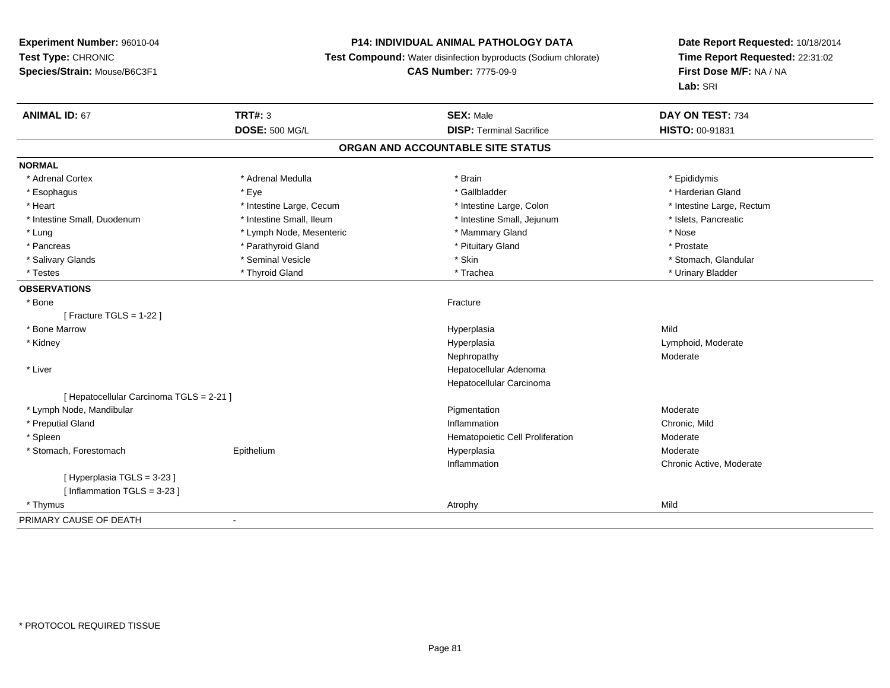**Experiment Number:** 96010-04
**Test Type:** CHRONIC
**Species/Strain:** Mouse/B6C3F1

**P14: INDIVIDUAL ANIMAL PATHOLOGY DATA**
**Test Compound:** Water disinfection byproducts (Sodium chlorate)
**CAS Number:** 7775-09-9

**Date Report Requested:** 10/18/2014
**Time Report Requested:** 22:31:02
**First Dose M/F:** NA / NA
**Lab:** SRI

| **ANIMAL ID:** 67 | **TRT#:** 3 | **SEX:** Male | **DAY ON TEST:** 734 |
|---|---|---|---|
| | **DOSE:** 500 MG/L | **DISP:** Terminal Sacrifice | **HISTO:** 00-91831 |

## ORGAN AND ACCOUNTABLE SITE STATUS

**NORMAL**

| | | | |
|---|---|---|---|
| * Adrenal Cortex | * Adrenal Medulla | * Brain | * Epididymis |
| * Esophagus | * Eye | * Gallbladder | * Harderian Gland |
| * Heart | * Intestine Large, Cecum | * Intestine Large, Colon | * Intestine Large, Rectum |
| * Intestine Small, Duodenum | * Intestine Small, Ileum | * Intestine Small, Jejunum | * Islets, Pancreatic |
| * Lung | * Lymph Node, Mesenteric | * Mammary Gland | * Nose |
| * Pancreas | * Parathyroid Gland | * Pituitary Gland | * Prostate |
| * Salivary Glands | * Seminal Vesicle | * Skin | * Stomach, Glandular |
| * Testes | * Thyroid Gland | * Trachea | * Urinary Bladder |

**OBSERVATIONS**

| | | | |
|---|---|---|---|
| * Bone | | Fracture | |
| [ Fracture TGLS = 1-22 ] | | | |
| * Bone Marrow | | Hyperplasia | Mild |
| * Kidney | | Hyperplasia | Lymphoid, Moderate |
| | | Nephropathy | Moderate |
| * Liver | | Hepatocellular Adenoma | |
| | | Hepatocellular Carcinoma | |
| [ Hepatocellular Carcinoma TGLS = 2-21 ] | | | |
| * Lymph Node, Mandibular | | Pigmentation | Moderate |
| * Preputial Gland | | Inflammation | Chronic, Mild |
| * Spleen | | Hematopoietic Cell Proliferation | Moderate |
| * Stomach, Forestomach | Epithelium | Hyperplasia | Moderate |
| | | Inflammation | Chronic Active, Moderate |
| [ Hyperplasia TGLS = 3-23 ] | | | |
| [ Inflammation TGLS = 3-23 ] | | | |
| * Thymus | | Atrophy | Mild |

PRIMARY CAUSE OF DEATH -

* PROTOCOL REQUIRED TISSUE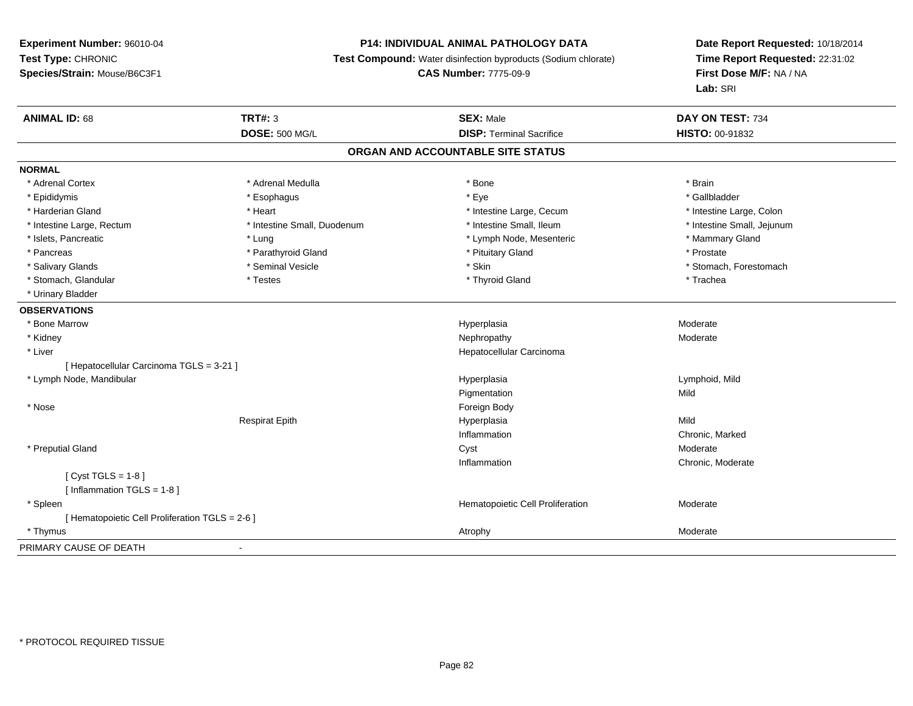**Experiment Number:** 96010-04
**Test Type:** CHRONIC
**Species/Strain:** Mouse/B6C3F1

**P14: INDIVIDUAL ANIMAL PATHOLOGY DATA**
**Test Compound:** Water disinfection byproducts (Sodium chlorate)
**CAS Number:** 7775-09-9

**Date Report Requested:** 10/18/2014
**Time Report Requested:** 22:31:02
**First Dose M/F:** NA / NA
**Lab:** SRI

| **ANIMAL ID:** 68 | **TRT#:** 3 | **SEX:** Male | **DAY ON TEST:** 734 |
|---|---|---|---|
| | **DOSE:** 500 MG/L | **DISP:** Terminal Sacrifice | **HISTO:** 00-91832 |

## ORGAN AND ACCOUNTABLE SITE STATUS

**NORMAL**

| | | | |
|---|---|---|---|
| * Adrenal Cortex | * Adrenal Medulla | * Bone | * Brain |
| * Epididymis | * Esophagus | * Eye | * Gallbladder |
| * Harderian Gland | * Heart | * Intestine Large, Cecum | * Intestine Large, Colon |
| * Intestine Large, Rectum | * Intestine Small, Duodenum | * Intestine Small, Ileum | * Intestine Small, Jejunum |
| * Islets, Pancreatic | * Lung | * Lymph Node, Mesenteric | * Mammary Gland |
| * Pancreas | * Parathyroid Gland | * Pituitary Gland | * Prostate |
| * Salivary Glands | * Seminal Vesicle | * Skin | * Stomach, Forestomach |
| * Stomach, Glandular | * Testes | * Thyroid Gland | * Trachea |
| * Urinary Bladder | | | |

**OBSERVATIONS**

| | | | |
|---|---|---|---|
| * Bone Marrow | | Hyperplasia | Moderate |
| * Kidney | | Nephropathy | Moderate |
| * Liver | | Hepatocellular Carcinoma | |
| [ Hepatocellular Carcinoma TGLS = 3-21 ] | | | |
| * Lymph Node, Mandibular | | Hyperplasia | Lymphoid, Mild |
| | | Pigmentation | Mild |
| * Nose | | Foreign Body | |
| | Respirat Epith | Hyperplasia | Mild |
| | | Inflammation | Chronic, Marked |
| * Preputial Gland | | Cyst | Moderate |
| | | Inflammation | Chronic, Moderate |
| [ Cyst TGLS = 1-8 ] | | | |
| [ Inflammation TGLS = 1-8 ] | | | |
| * Spleen | | Hematopoietic Cell Proliferation | Moderate |
| [ Hematopoietic Cell Proliferation TGLS = 2-6 ] | | | |
| * Thymus | | Atrophy | Moderate |

PRIMARY CAUSE OF DEATH -

* PROTOCOL REQUIRED TISSUE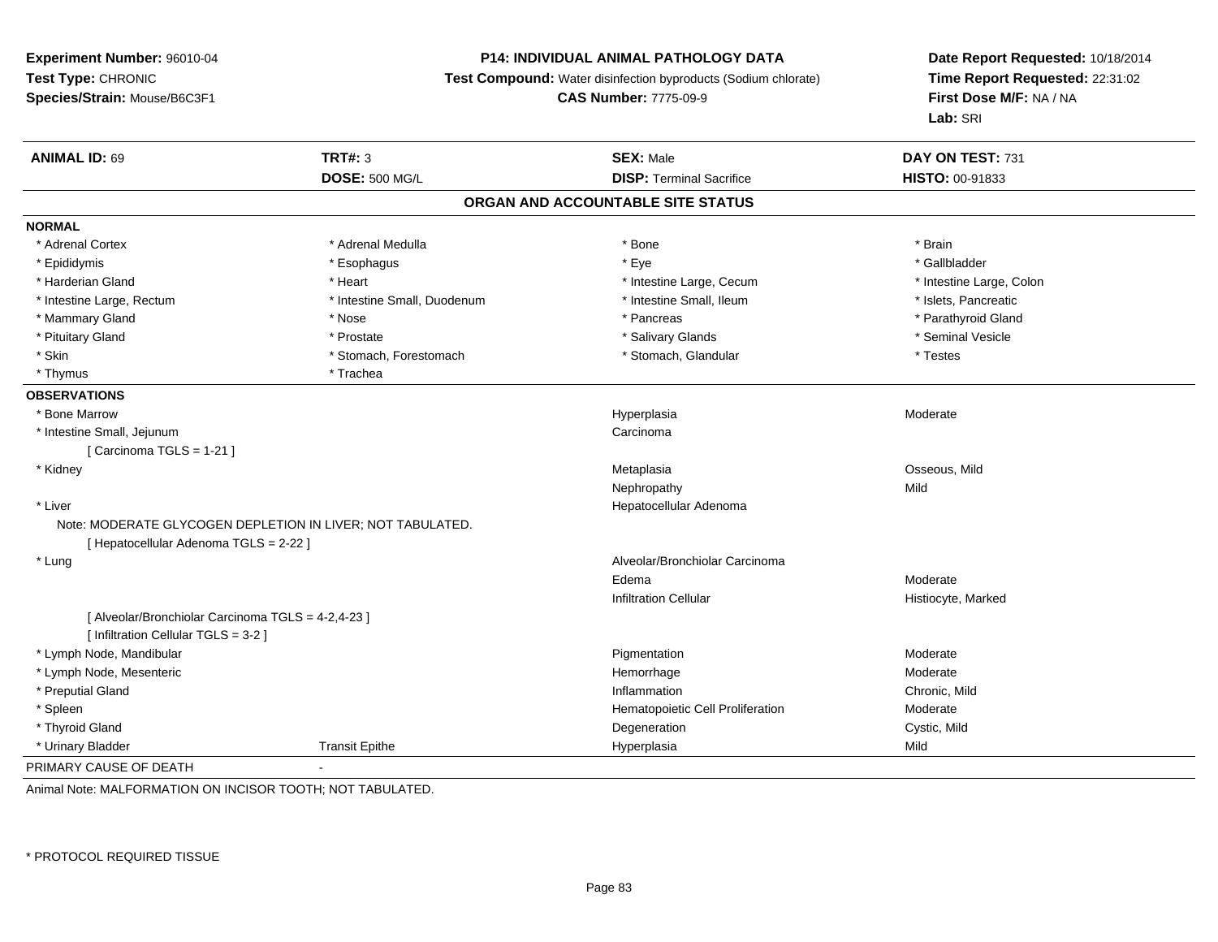**Experiment Number:** 96010-04
**Test Type:** CHRONIC
**Species/Strain:** Mouse/B6C3F1

**P14: INDIVIDUAL ANIMAL PATHOLOGY DATA**
**Test Compound:** Water disinfection byproducts (Sodium chlorate)
**CAS Number:** 7775-09-9

**Date Report Requested:** 10/18/2014
**Time Report Requested:** 22:31:02
**First Dose M/F:** NA / NA
**Lab:** SRI

| **ANIMAL ID:** 69 | **TRT#:** 3 | **SEX:** Male | **DAY ON TEST:** 731 |
|---|---|---|---|
| | **DOSE:** 500 MG/L | **DISP:** Terminal Sacrifice | **HISTO:** 00-91833 |

## ORGAN AND ACCOUNTABLE SITE STATUS

**NORMAL**

| | | | |
|---|---|---|---|
| * Adrenal Cortex | * Adrenal Medulla | * Bone | * Brain |
| * Epididymis | * Esophagus | * Eye | * Gallbladder |
| * Harderian Gland | * Heart | * Intestine Large, Cecum | * Intestine Large, Colon |
| * Intestine Large, Rectum | * Intestine Small, Duodenum | * Intestine Small, Ileum | * Islets, Pancreatic |
| * Mammary Gland | * Nose | * Pancreas | * Parathyroid Gland |
| * Pituitary Gland | * Prostate | * Salivary Glands | * Seminal Vesicle |
| * Skin | * Stomach, Forestomach | * Stomach, Glandular | * Testes |
| * Thymus | * Trachea | | |

**OBSERVATIONS**

| | | | |
|---|---|---|---|
| * Bone Marrow | | Hyperplasia | Moderate |
| * Intestine Small, Jejunum | | Carcinoma | |
| [ Carcinoma TGLS = 1-21 ] | | | |
| * Kidney | | Metaplasia | Osseous, Mild |
| | | Nephropathy | Mild |
| * Liver | | Hepatocellular Adenoma | |
| Note: MODERATE GLYCOGEN DEPLETION IN LIVER; NOT TABULATED. | | | |
| [ Hepatocellular Adenoma TGLS = 2-22 ] | | | |
| * Lung | | Alveolar/Bronchiolar Carcinoma | |
| | | Edema | Moderate |
| | | Infiltration Cellular | Histiocyte, Marked |
| [ Alveolar/Bronchiolar Carcinoma TGLS = 4-2,4-23 ] | | | |
| [ Infiltration Cellular TGLS = 3-2 ] | | | |
| * Lymph Node, Mandibular | | Pigmentation | Moderate |
| * Lymph Node, Mesenteric | | Hemorrhage | Moderate |
| * Preputial Gland | | Inflammation | Chronic, Mild |
| * Spleen | | Hematopoietic Cell Proliferation | Moderate |
| * Thyroid Gland | | Degeneration | Cystic, Mild |
| * Urinary Bladder | Transit Epithe | Hyperplasia | Mild |

PRIMARY CAUSE OF DEATH -

Animal Note: MALFORMATION ON INCISOR TOOTH; NOT TABULATED.

* PROTOCOL REQUIRED TISSUE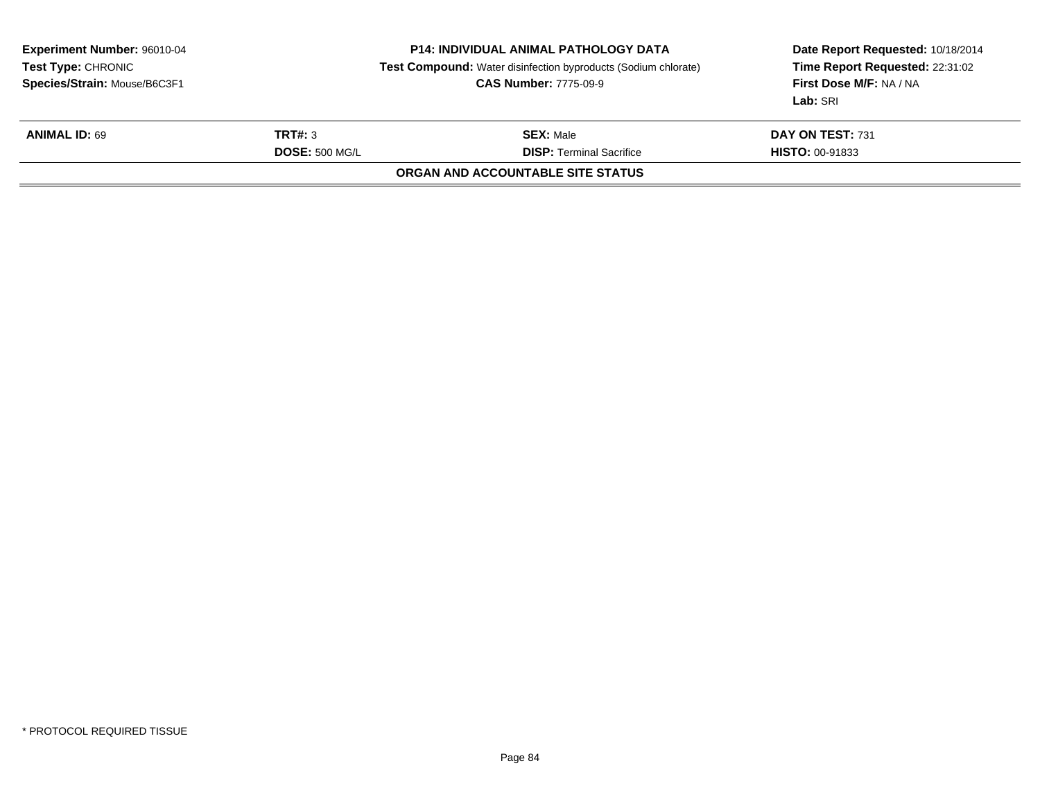**Experiment Number:** 96010-04
**Test Type:** CHRONIC
**Species/Strain:** Mouse/B6C3F1

**P14: INDIVIDUAL ANIMAL PATHOLOGY DATA**
**Test Compound:** Water disinfection byproducts (Sodium chlorate)
**CAS Number:** 7775-09-9

**Date Report Requested:** 10/18/2014
**Time Report Requested:** 22:31:02
**First Dose M/F:** NA / NA
**Lab:** SRI

| **ANIMAL ID:** 69 | **TRT#:** 3 | **SEX:** Male | **DAY ON TEST:** 731 |
|---|---|---|---|
| | **DOSE:** 500 MG/L | **DISP:** Terminal Sacrifice | **HISTO:** 00-91833 |

**ORGAN AND ACCOUNTABLE SITE STATUS**

* PROTOCOL REQUIRED TISSUE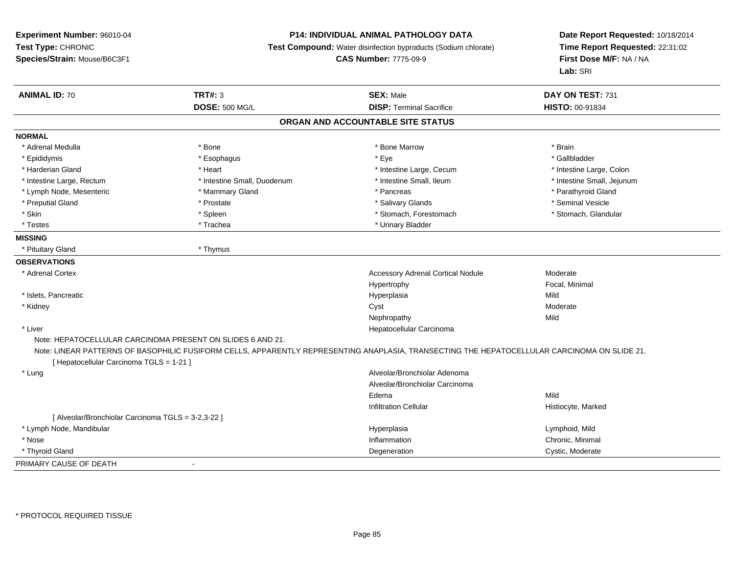**Experiment Number:** 96010-04
**Test Type:** CHRONIC
**Species/Strain:** Mouse/B6C3F1

**P14: INDIVIDUAL ANIMAL PATHOLOGY DATA**
**Test Compound:** Water disinfection byproducts (Sodium chlorate)
**CAS Number:** 7775-09-9

**Date Report Requested:** 10/18/2014
**Time Report Requested:** 22:31:02
**First Dose M/F:** NA / NA
**Lab:** SRI

| **ANIMAL ID:** 70 | **TRT#:** 3 | **SEX:** Male | **DAY ON TEST:** 731 |
|---|---|---|---|
| | **DOSE:** 500 MG/L | **DISP:** Terminal Sacrifice | **HISTO:** 00-91834 |

## ORGAN AND ACCOUNTABLE SITE STATUS

**NORMAL**

| | | | |
|---|---|---|---|
| * Adrenal Medulla | * Bone | * Bone Marrow | * Brain |
| * Epididymis | * Esophagus | * Eye | * Gallbladder |
| * Harderian Gland | * Heart | * Intestine Large, Cecum | * Intestine Large, Colon |
| * Intestine Large, Rectum | * Intestine Small, Duodenum | * Intestine Small, Ileum | * Intestine Small, Jejunum |
| * Lymph Node, Mesenteric | * Mammary Gland | * Pancreas | * Parathyroid Gland |
| * Preputial Gland | * Prostate | * Salivary Glands | * Seminal Vesicle |
| * Skin | * Spleen | * Stomach, Forestomach | * Stomach, Glandular |
| * Testes | * Trachea | * Urinary Bladder | |

**MISSING**

* Pituitary Gland
* Thymus

**OBSERVATIONS**

| Organ | Observation | Qualifier |
|---|---|---|
| * Adrenal Cortex | Accessory Adrenal Cortical Nodule | Moderate |
| | Hypertrophy | Focal, Minimal |
| * Islets, Pancreatic | Hyperplasia | Mild |
| * Kidney | Cyst | Moderate |
| | Nephropathy | Mild |
| * Liver | Hepatocellular Carcinoma | |

Note: HEPATOCELLULAR CARCINOMA PRESENT ON SLIDES 6 AND 21.

Note: LINEAR PATTERNS OF BASOPHILIC FUSIFORM CELLS, APPARENTLY REPRESENTING ANAPLASIA, TRANSECTING THE HEPATOCELLULAR CARCINOMA ON SLIDE 21.

[ Hepatocellular Carcinoma TGLS = 1-21 ]

| Organ | Observation | Qualifier |
|---|---|---|
| * Lung | Alveolar/Bronchiolar Adenoma | |
| | Alveolar/Bronchiolar Carcinoma | |
| | Edema | Mild |
| | Infiltration Cellular | Histiocyte, Marked |

[ Alveolar/Bronchiolar Carcinoma TGLS = 3-2,3-22 ]

| Organ | Observation | Qualifier |
|---|---|---|
| * Lymph Node, Mandibular | Hyperplasia | Lymphoid, Mild |
| * Nose | Inflammation | Chronic, Minimal |
| * Thyroid Gland | Degeneration | Cystic, Moderate |

PRIMARY CAUSE OF DEATH -

* PROTOCOL REQUIRED TISSUE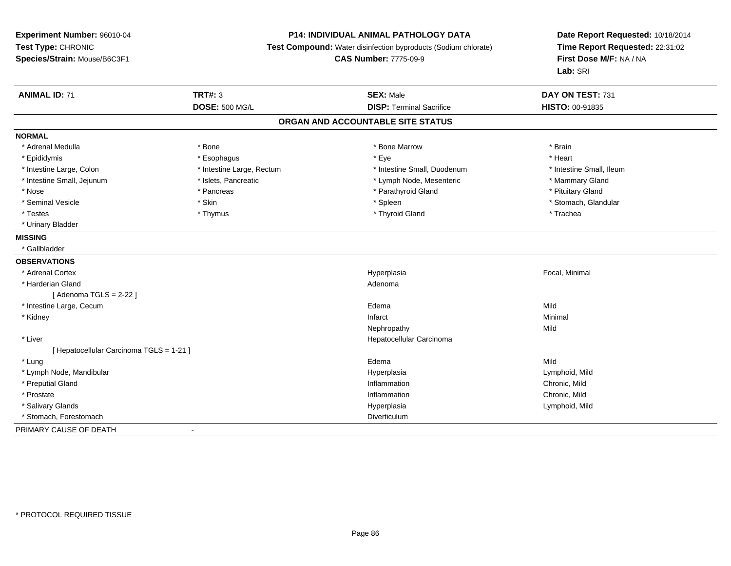**Experiment Number:** 96010-04
**Test Type:** CHRONIC
**Species/Strain:** Mouse/B6C3F1

**P14: INDIVIDUAL ANIMAL PATHOLOGY DATA**
**Test Compound:** Water disinfection byproducts (Sodium chlorate)
**CAS Number:** 7775-09-9

**Date Report Requested:** 10/18/2014
**Time Report Requested:** 22:31:02
**First Dose M/F:** NA / NA
**Lab:** SRI

| **ANIMAL ID:** 71 | **TRT#:** 3 | **SEX:** Male | **DAY ON TEST:** 731 |
|---|---|---|---|
| | **DOSE:** 500 MG/L | **DISP:** Terminal Sacrifice | **HISTO:** 00-91835 |

## ORGAN AND ACCOUNTABLE SITE STATUS

**NORMAL**

| | | | |
|---|---|---|---|
| * Adrenal Medulla | * Bone | * Bone Marrow | * Brain |
| * Epididymis | * Esophagus | * Eye | * Heart |
| * Intestine Large, Colon | * Intestine Large, Rectum | * Intestine Small, Duodenum | * Intestine Small, Ileum |
| * Intestine Small, Jejunum | * Islets, Pancreatic | * Lymph Node, Mesenteric | * Mammary Gland |
| * Nose | * Pancreas | * Parathyroid Gland | * Pituitary Gland |
| * Seminal Vesicle | * Skin | * Spleen | * Stomach, Glandular |
| * Testes | * Thymus | * Thyroid Gland | * Trachea |
| * Urinary Bladder | | | |

**MISSING**

* Gallbladder

**OBSERVATIONS**

| | | |
|---|---|---|
| * Adrenal Cortex | Hyperplasia | Focal, Minimal |
| * Harderian Gland | Adenoma | |
| [ Adenoma TGLS = 2-22 ] | | |
| * Intestine Large, Cecum | Edema | Mild |
| * Kidney | Infarct | Minimal |
| | Nephropathy | Mild |
| * Liver | Hepatocellular Carcinoma | |
| [ Hepatocellular Carcinoma TGLS = 1-21 ] | | |
| * Lung | Edema | Mild |
| * Lymph Node, Mandibular | Hyperplasia | Lymphoid, Mild |
| * Preputial Gland | Inflammation | Chronic, Mild |
| * Prostate | Inflammation | Chronic, Mild |
| * Salivary Glands | Hyperplasia | Lymphoid, Mild |
| * Stomach, Forestomach | Diverticulum | |

PRIMARY CAUSE OF DEATH -

* PROTOCOL REQUIRED TISSUE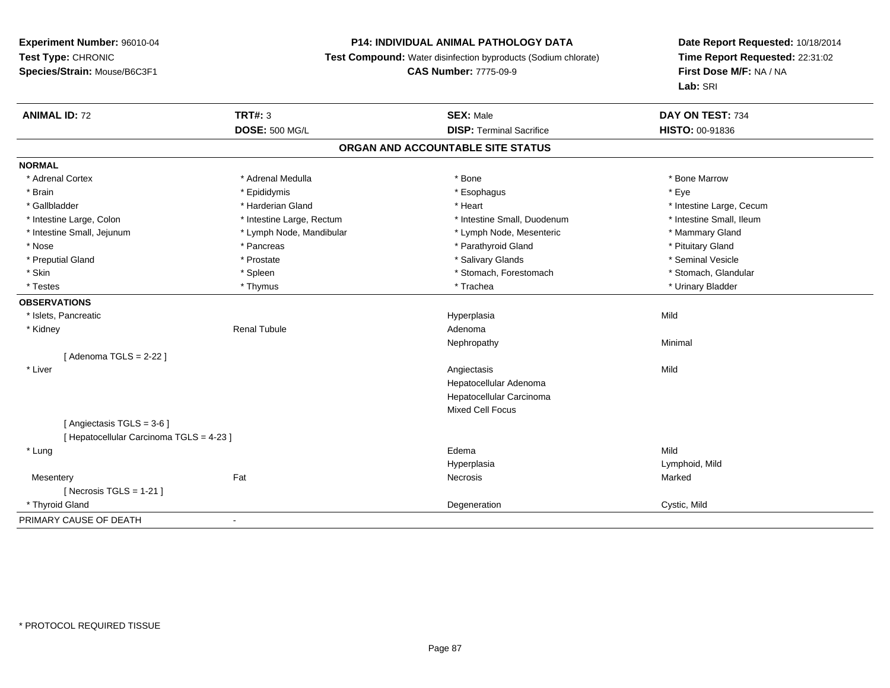**Experiment Number:** 96010-04
**Test Type:** CHRONIC
**Species/Strain:** Mouse/B6C3F1

**P14: INDIVIDUAL ANIMAL PATHOLOGY DATA**
**Test Compound:** Water disinfection byproducts (Sodium chlorate)
**CAS Number:** 7775-09-9

**Date Report Requested:** 10/18/2014
**Time Report Requested:** 22:31:02
**First Dose M/F:** NA / NA
**Lab:** SRI

| **ANIMAL ID:** 72 | **TRT#:** 3 | **SEX:** Male | **DAY ON TEST:** 734 |
|---|---|---|---|
| | **DOSE:** 500 MG/L | **DISP:** Terminal Sacrifice | **HISTO:** 00-91836 |

## ORGAN AND ACCOUNTABLE SITE STATUS

**NORMAL**

| | | | |
|---|---|---|---|
| * Adrenal Cortex | * Adrenal Medulla | * Bone | * Bone Marrow |
| * Brain | * Epididymis | * Esophagus | * Eye |
| * Gallbladder | * Harderian Gland | * Heart | * Intestine Large, Cecum |
| * Intestine Large, Colon | * Intestine Large, Rectum | * Intestine Small, Duodenum | * Intestine Small, Ileum |
| * Intestine Small, Jejunum | * Lymph Node, Mandibular | * Lymph Node, Mesenteric | * Mammary Gland |
| * Nose | * Pancreas | * Parathyroid Gland | * Pituitary Gland |
| * Preputial Gland | * Prostate | * Salivary Glands | * Seminal Vesicle |
| * Skin | * Spleen | * Stomach, Forestomach | * Stomach, Glandular |
| * Testes | * Thymus | * Trachea | * Urinary Bladder |

**OBSERVATIONS**

| | | | |
|---|---|---|---|
| * Islets, Pancreatic | | Hyperplasia | Mild |
| * Kidney | Renal Tubule | Adenoma | |
| | | Nephropathy | Minimal |
| [ Adenoma TGLS = 2-22 ] | | | |
| * Liver | | Angiectasis | Mild |
| | | Hepatocellular Adenoma | |
| | | Hepatocellular Carcinoma | |
| | | Mixed Cell Focus | |
| [ Angiectasis TGLS = 3-6 ] | | | |
| [ Hepatocellular Carcinoma TGLS = 4-23 ] | | | |
| * Lung | | Edema | Mild |
| | | Hyperplasia | Lymphoid, Mild |
| Mesentery | Fat | Necrosis | Marked |
| [ Necrosis TGLS = 1-21 ] | | | |
| * Thyroid Gland | | Degeneration | Cystic, Mild |

PRIMARY CAUSE OF DEATH -

* PROTOCOL REQUIRED TISSUE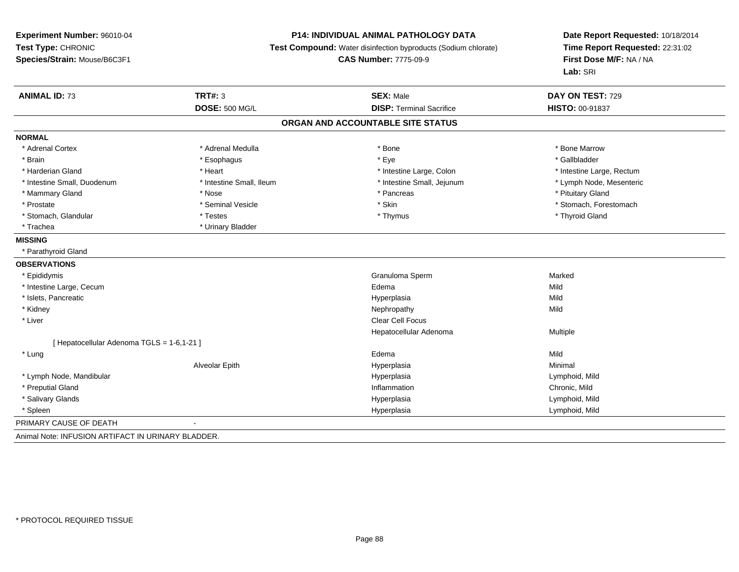**Experiment Number:** 96010-04
**Test Type:** CHRONIC
**Species/Strain:** Mouse/B6C3F1

**P14: INDIVIDUAL ANIMAL PATHOLOGY DATA**
**Test Compound:** Water disinfection byproducts (Sodium chlorate)
**CAS Number:** 7775-09-9

**Date Report Requested:** 10/18/2014
**Time Report Requested:** 22:31:02
**First Dose M/F:** NA / NA
**Lab:** SRI

| **ANIMAL ID:** 73 | **TRT#:** 3 | **SEX:** Male | **DAY ON TEST:** 729 |
|---|---|---|---|
| | **DOSE:** 500 MG/L | **DISP:** Terminal Sacrifice | **HISTO:** 00-91837 |

## ORGAN AND ACCOUNTABLE SITE STATUS

**NORMAL**

| | | | |
|---|---|---|---|
| * Adrenal Cortex | * Adrenal Medulla | * Bone | * Bone Marrow |
| * Brain | * Esophagus | * Eye | * Gallbladder |
| * Harderian Gland | * Heart | * Intestine Large, Colon | * Intestine Large, Rectum |
| * Intestine Small, Duodenum | * Intestine Small, Ileum | * Intestine Small, Jejunum | * Lymph Node, Mesenteric |
| * Mammary Gland | * Nose | * Pancreas | * Pituitary Gland |
| * Prostate | * Seminal Vesicle | * Skin | * Stomach, Forestomach |
| * Stomach, Glandular | * Testes | * Thymus | * Thyroid Gland |
| * Trachea | * Urinary Bladder | | |

**MISSING**

* Parathyroid Gland

**OBSERVATIONS**

| Organ | Site | Observation | Severity |
|---|---|---|---|
| * Epididymis | | Granuloma Sperm | Marked |
| * Intestine Large, Cecum | | Edema | Mild |
| * Islets, Pancreatic | | Hyperplasia | Mild |
| * Kidney | | Nephropathy | Mild |
| * Liver | | Clear Cell Focus | |
| | | Hepatocellular Adenoma | Multiple |
| [ Hepatocellular Adenoma TGLS = 1-6,1-21 ] | | | |
| * Lung | | Edema | Mild |
| | Alveolar Epith | Hyperplasia | Minimal |
| * Lymph Node, Mandibular | | Hyperplasia | Lymphoid, Mild |
| * Preputial Gland | | Inflammation | Chronic, Mild |
| * Salivary Glands | | Hyperplasia | Lymphoid, Mild |
| * Spleen | | Hyperplasia | Lymphoid, Mild |

PRIMARY CAUSE OF DEATH -

Animal Note: INFUSION ARTIFACT IN URINARY BLADDER.

* PROTOCOL REQUIRED TISSUE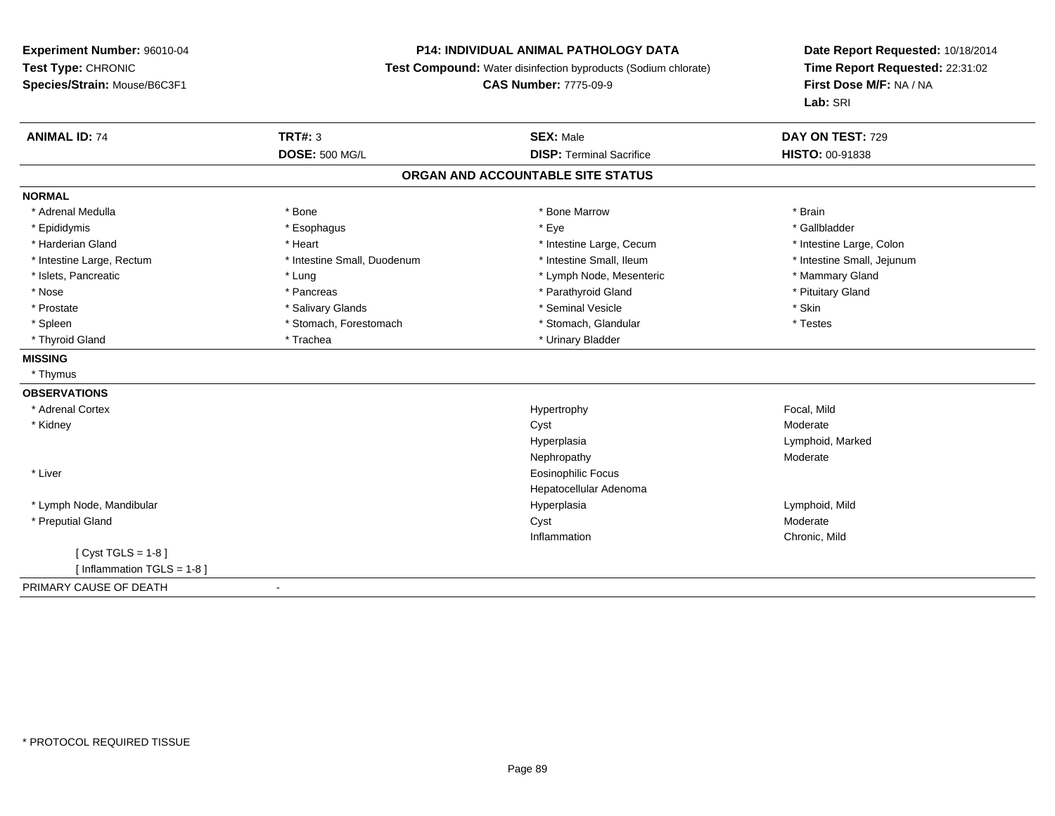**Experiment Number:** 96010-04
**Test Type:** CHRONIC
**Species/Strain:** Mouse/B6C3F1

**P14: INDIVIDUAL ANIMAL PATHOLOGY DATA**
**Test Compound:** Water disinfection byproducts (Sodium chlorate)
**CAS Number:** 7775-09-9

**Date Report Requested:** 10/18/2014
**Time Report Requested:** 22:31:02
**First Dose M/F:** NA / NA
**Lab:** SRI

| **ANIMAL ID:** 74 | **TRT#:** 3 | **SEX:** Male | **DAY ON TEST:** 729 |
|---|---|---|---|
| | **DOSE:** 500 MG/L | **DISP:** Terminal Sacrifice | **HISTO:** 00-91838 |

## ORGAN AND ACCOUNTABLE SITE STATUS

**NORMAL**

| | | | |
|---|---|---|---|
| * Adrenal Medulla | * Bone | * Bone Marrow | * Brain |
| * Epididymis | * Esophagus | * Eye | * Gallbladder |
| * Harderian Gland | * Heart | * Intestine Large, Cecum | * Intestine Large, Colon |
| * Intestine Large, Rectum | * Intestine Small, Duodenum | * Intestine Small, Ileum | * Intestine Small, Jejunum |
| * Islets, Pancreatic | * Lung | * Lymph Node, Mesenteric | * Mammary Gland |
| * Nose | * Pancreas | * Parathyroid Gland | * Pituitary Gland |
| * Prostate | * Salivary Glands | * Seminal Vesicle | * Skin |
| * Spleen | * Stomach, Forestomach | * Stomach, Glandular | * Testes |
| * Thyroid Gland | * Trachea | * Urinary Bladder | |

**MISSING**

* Thymus

**OBSERVATIONS**

| | | |
|---|---|---|
| * Adrenal Cortex | Hypertrophy | Focal, Mild |
| * Kidney | Cyst | Moderate |
| | Hyperplasia | Lymphoid, Marked |
| | Nephropathy | Moderate |
| * Liver | Eosinophilic Focus | |
| | Hepatocellular Adenoma | |
| * Lymph Node, Mandibular | Hyperplasia | Lymphoid, Mild |
| * Preputial Gland | Cyst | Moderate |
| | Inflammation | Chronic, Mild |

[ Cyst TGLS = 1-8 ]
[ Inflammation TGLS = 1-8 ]

PRIMARY CAUSE OF DEATH -

* PROTOCOL REQUIRED TISSUE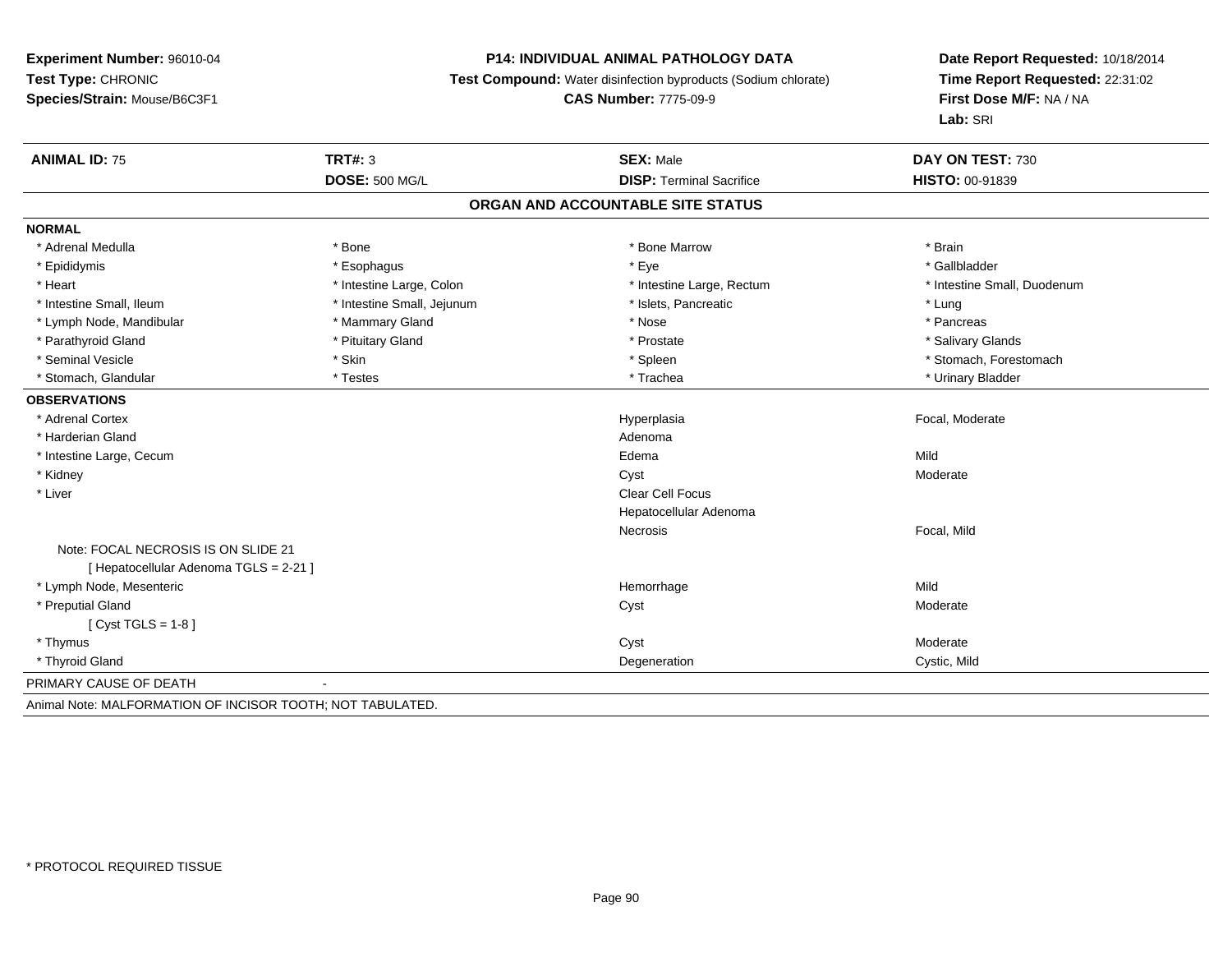**Experiment Number:** 96010-04
**Test Type:** CHRONIC
**Species/Strain:** Mouse/B6C3F1

**P14: INDIVIDUAL ANIMAL PATHOLOGY DATA**
**Test Compound:** Water disinfection byproducts (Sodium chlorate)
**CAS Number:** 7775-09-9

**Date Report Requested:** 10/18/2014
**Time Report Requested:** 22:31:02
**First Dose M/F:** NA / NA
**Lab:** SRI

| **ANIMAL ID:** 75 | **TRT#:** 3 | **SEX:** Male | **DAY ON TEST:** 730 |
|---|---|---|---|
| | **DOSE:** 500 MG/L | **DISP:** Terminal Sacrifice | **HISTO:** 00-91839 |

## ORGAN AND ACCOUNTABLE SITE STATUS

**NORMAL**

| | | | |
|---|---|---|---|
| * Adrenal Medulla | * Bone | * Bone Marrow | * Brain |
| * Epididymis | * Esophagus | * Eye | * Gallbladder |
| * Heart | * Intestine Large, Colon | * Intestine Large, Rectum | * Intestine Small, Duodenum |
| * Intestine Small, Ileum | * Intestine Small, Jejunum | * Islets, Pancreatic | * Lung |
| * Lymph Node, Mandibular | * Mammary Gland | * Nose | * Pancreas |
| * Parathyroid Gland | * Pituitary Gland | * Prostate | * Salivary Glands |
| * Seminal Vesicle | * Skin | * Spleen | * Stomach, Forestomach |
| * Stomach, Glandular | * Testes | * Trachea | * Urinary Bladder |

**OBSERVATIONS**

| Organ | Observation | Severity |
|---|---|---|
| * Adrenal Cortex | Hyperplasia | Focal, Moderate |
| * Harderian Gland | Adenoma | |
| * Intestine Large, Cecum | Edema | Mild |
| * Kidney | Cyst | Moderate |
| * Liver | Clear Cell Focus | |
| | Hepatocellular Adenoma | |
| | Necrosis | Focal, Mild |
| Note: FOCAL NECROSIS IS ON SLIDE 21 | | |
| [ Hepatocellular Adenoma TGLS = 2-21 ] | | |
| * Lymph Node, Mesenteric | Hemorrhage | Mild |
| * Preputial Gland | Cyst | Moderate |
| [ Cyst TGLS = 1-8 ] | | |
| * Thymus | Cyst | Moderate |
| * Thyroid Gland | Degeneration | Cystic, Mild |

PRIMARY CAUSE OF DEATH -

Animal Note: MALFORMATION OF INCISOR TOOTH; NOT TABULATED.

* PROTOCOL REQUIRED TISSUE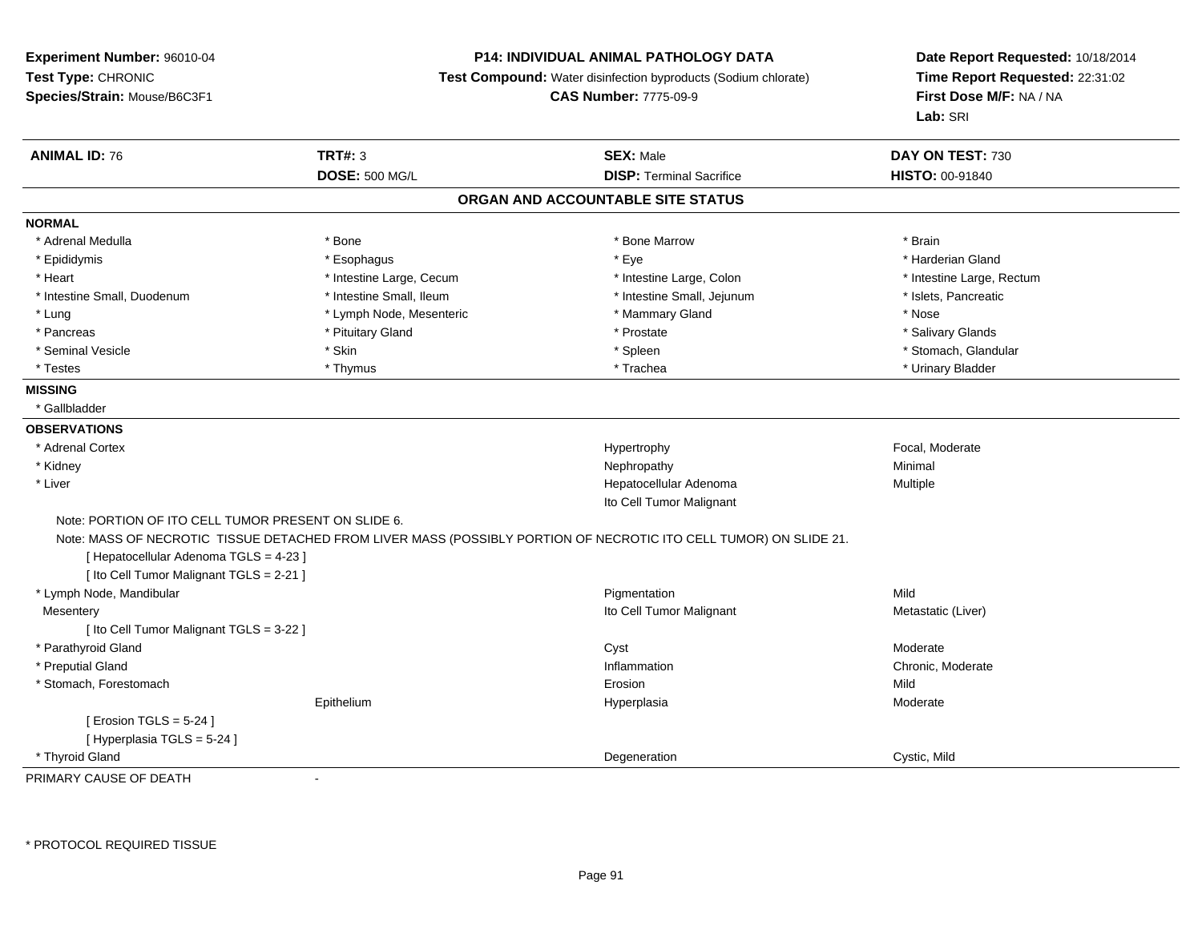**Experiment Number:** 96010-04
**Test Type:** CHRONIC
**Species/Strain:** Mouse/B6C3F1

**P14: INDIVIDUAL ANIMAL PATHOLOGY DATA**
**Test Compound:** Water disinfection byproducts (Sodium chlorate)
**CAS Number:** 7775-09-9

**Date Report Requested:** 10/18/2014
**Time Report Requested:** 22:31:02
**First Dose M/F:** NA / NA
**Lab:** SRI

| **ANIMAL ID:** 76 | **TRT#:** 3 | **SEX:** Male | **DAY ON TEST:** 730 |
|---|---|---|---|
| | **DOSE:** 500 MG/L | **DISP:** Terminal Sacrifice | **HISTO:** 00-91840 |

## ORGAN AND ACCOUNTABLE SITE STATUS

**NORMAL**

| | | | |
|---|---|---|---|
| * Adrenal Medulla | * Bone | * Bone Marrow | * Brain |
| * Epididymis | * Esophagus | * Eye | * Harderian Gland |
| * Heart | * Intestine Large, Cecum | * Intestine Large, Colon | * Intestine Large, Rectum |
| * Intestine Small, Duodenum | * Intestine Small, Ileum | * Intestine Small, Jejunum | * Islets, Pancreatic |
| * Lung | * Lymph Node, Mesenteric | * Mammary Gland | * Nose |
| * Pancreas | * Pituitary Gland | * Prostate | * Salivary Glands |
| * Seminal Vesicle | * Skin | * Spleen | * Stomach, Glandular |
| * Testes | * Thymus | * Trachea | * Urinary Bladder |

**MISSING**

* Gallbladder

**OBSERVATIONS**

| | | | |
|---|---|---|---|
| * Adrenal Cortex | | Hypertrophy | Focal, Moderate |
| * Kidney | | Nephropathy | Minimal |
| * Liver | | Hepatocellular Adenoma | Multiple |
| | | Ito Cell Tumor Malignant | |

Note: PORTION OF ITO CELL TUMOR PRESENT ON SLIDE 6.

Note: MASS OF NECROTIC TISSUE DETACHED FROM LIVER MASS (POSSIBLY PORTION OF NECROTIC ITO CELL TUMOR) ON SLIDE 21.

[ Hepatocellular Adenoma TGLS = 4-23 ]
[ Ito Cell Tumor Malignant TGLS = 2-21 ]

| | | | |
|---|---|---|---|
| * Lymph Node, Mandibular | | Pigmentation | Mild |
| Mesentery | | Ito Cell Tumor Malignant | Metastatic (Liver) |

[ Ito Cell Tumor Malignant TGLS = 3-22 ]

| | | | |
|---|---|---|---|
| * Parathyroid Gland | | Cyst | Moderate |
| * Preputial Gland | | Inflammation | Chronic, Moderate |
| * Stomach, Forestomach | | Erosion | Mild |
| | Epithelium | Hyperplasia | Moderate |

[ Erosion TGLS = 5-24 ]
[ Hyperplasia TGLS = 5-24 ]

| | | | |
|---|---|---|---|
| * Thyroid Gland | | Degeneration | Cystic, Mild |

PRIMARY CAUSE OF DEATH -

\* PROTOCOL REQUIRED TISSUE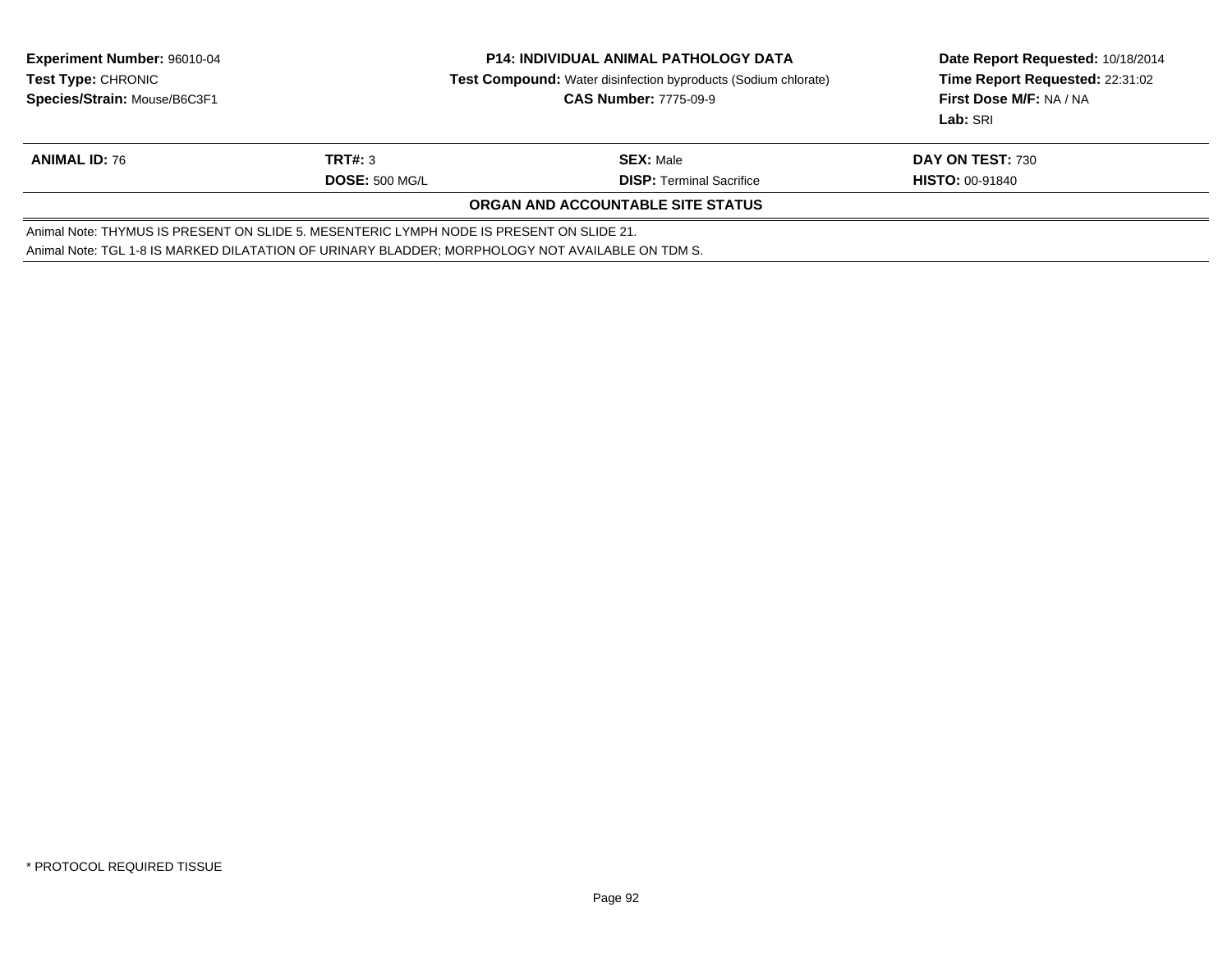**Experiment Number:** 96010-04
**Test Type:** CHRONIC
**Species/Strain:** Mouse/B6C3F1

**P14: INDIVIDUAL ANIMAL PATHOLOGY DATA**
**Test Compound:** Water disinfection byproducts (Sodium chlorate)
**CAS Number:** 7775-09-9

**Date Report Requested:** 10/18/2014
**Time Report Requested:** 22:31:02
**First Dose M/F:** NA / NA
**Lab:** SRI

| **ANIMAL ID:** 76 | **TRT#:** 3 | **SEX:** Male | **DAY ON TEST:** 730 |
|---|---|---|---|
| | **DOSE:** 500 MG/L | **DISP:** Terminal Sacrifice | **HISTO:** 00-91840 |

**ORGAN AND ACCOUNTABLE SITE STATUS**

Animal Note: THYMUS IS PRESENT ON SLIDE 5. MESENTERIC LYMPH NODE IS PRESENT ON SLIDE 21.
Animal Note: TGL 1-8 IS MARKED DILATATION OF URINARY BLADDER; MORPHOLOGY NOT AVAILABLE ON TDM S.

* PROTOCOL REQUIRED TISSUE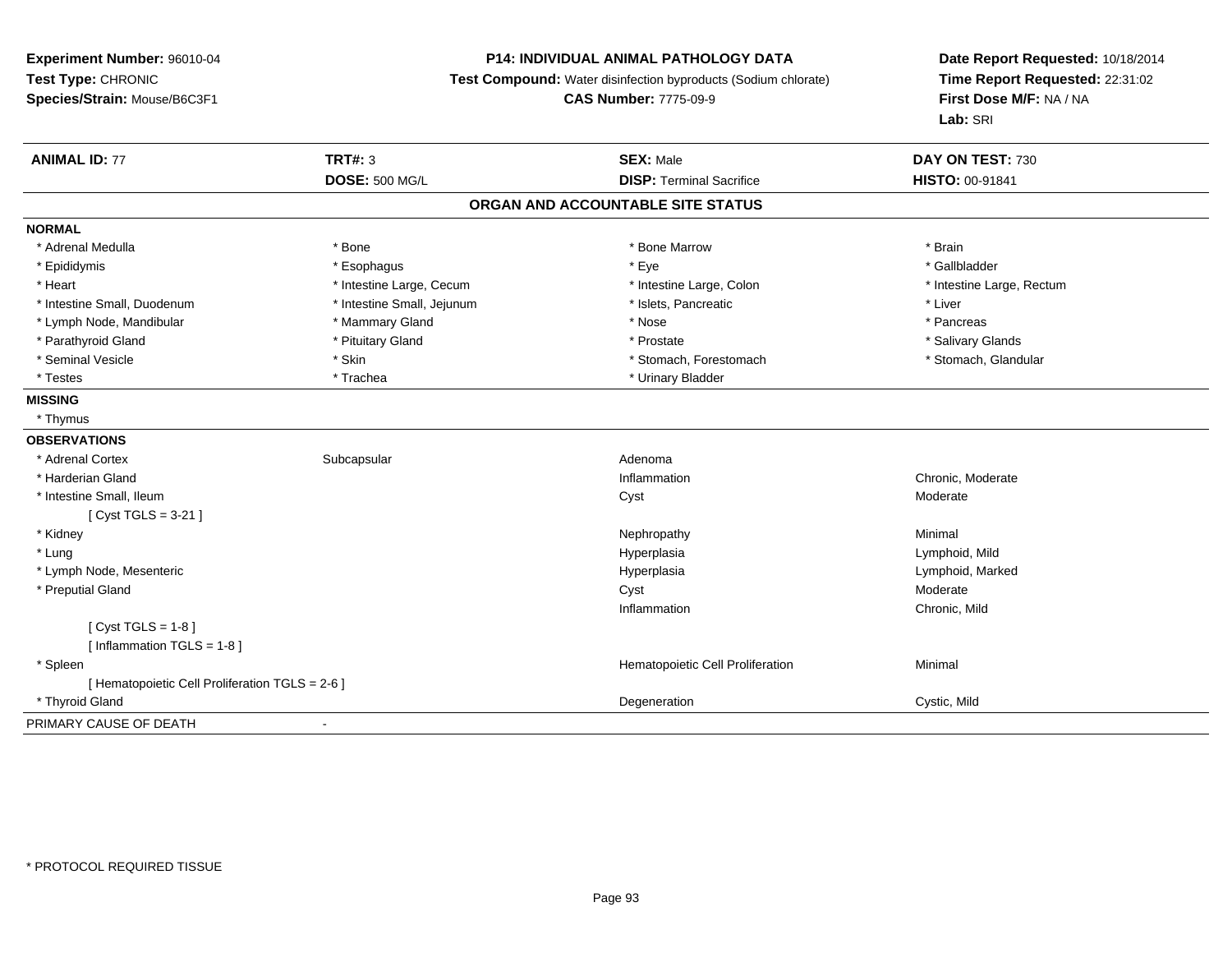**Experiment Number:** 96010-04
**Test Type:** CHRONIC
**Species/Strain:** Mouse/B6C3F1

**P14: INDIVIDUAL ANIMAL PATHOLOGY DATA**
**Test Compound:** Water disinfection byproducts (Sodium chlorate)
**CAS Number:** 7775-09-9

**Date Report Requested:** 10/18/2014
**Time Report Requested:** 22:31:02
**First Dose M/F:** NA / NA
**Lab:** SRI

| **ANIMAL ID:** 77 | **TRT#:** 3 | **SEX:** Male | **DAY ON TEST:** 730 |
|---|---|---|---|
| | **DOSE:** 500 MG/L | **DISP:** Terminal Sacrifice | **HISTO:** 00-91841 |

## ORGAN AND ACCOUNTABLE SITE STATUS

**NORMAL**

| | | | |
|---|---|---|---|
| * Adrenal Medulla | * Bone | * Bone Marrow | * Brain |
| * Epididymis | * Esophagus | * Eye | * Gallbladder |
| * Heart | * Intestine Large, Cecum | * Intestine Large, Colon | * Intestine Large, Rectum |
| * Intestine Small, Duodenum | * Intestine Small, Jejunum | * Islets, Pancreatic | * Liver |
| * Lymph Node, Mandibular | * Mammary Gland | * Nose | * Pancreas |
| * Parathyroid Gland | * Pituitary Gland | * Prostate | * Salivary Glands |
| * Seminal Vesicle | * Skin | * Stomach, Forestomach | * Stomach, Glandular |
| * Testes | * Trachea | * Urinary Bladder | |

**MISSING**

* Thymus

**OBSERVATIONS**

| | | | |
|---|---|---|---|
| * Adrenal Cortex | Subcapsular | Adenoma | |
| * Harderian Gland | | Inflammation | Chronic, Moderate |
| * Intestine Small, Ileum | | Cyst | Moderate |
| [ Cyst TGLS = 3-21 ] | | | |
| * Kidney | | Nephropathy | Minimal |
| * Lung | | Hyperplasia | Lymphoid, Mild |
| * Lymph Node, Mesenteric | | Hyperplasia | Lymphoid, Marked |
| * Preputial Gland | | Cyst | Moderate |
| | | Inflammation | Chronic, Mild |
| [ Cyst TGLS = 1-8 ] | | | |
| [ Inflammation TGLS = 1-8 ] | | | |
| * Spleen | | Hematopoietic Cell Proliferation | Minimal |
| [ Hematopoietic Cell Proliferation TGLS = 2-6 ] | | | |
| * Thyroid Gland | | Degeneration | Cystic, Mild |

PRIMARY CAUSE OF DEATH -

* PROTOCOL REQUIRED TISSUE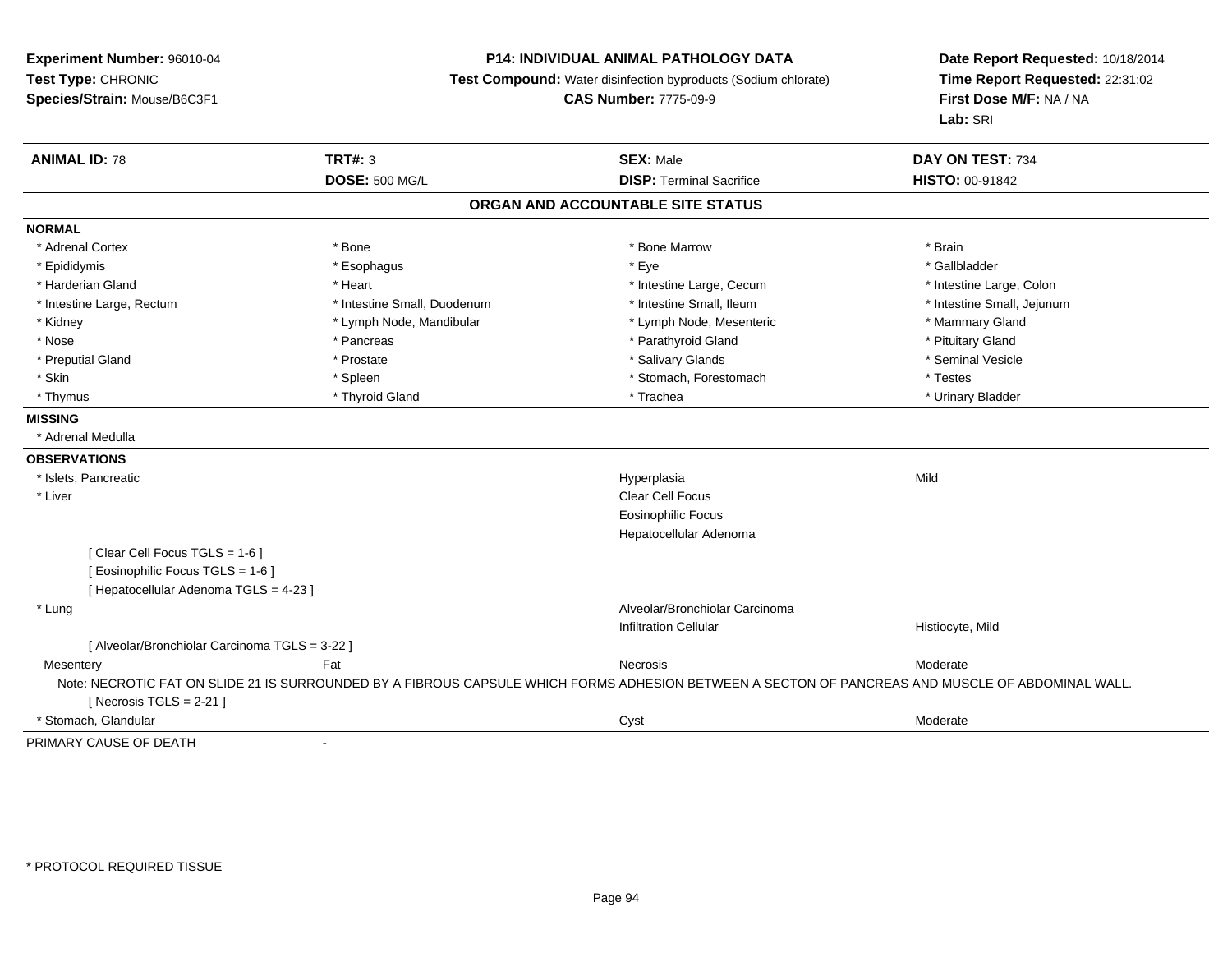**Experiment Number:** 96010-04
**Test Type:** CHRONIC
**Species/Strain:** Mouse/B6C3F1

**P14: INDIVIDUAL ANIMAL PATHOLOGY DATA**
**Test Compound:** Water disinfection byproducts (Sodium chlorate)
**CAS Number:** 7775-09-9

**Date Report Requested:** 10/18/2014
**Time Report Requested:** 22:31:02
**First Dose M/F:** NA / NA
**Lab:** SRI

| **ANIMAL ID:** 78 | **TRT#:** 3 | **SEX:** Male | **DAY ON TEST:** 734 |
|---|---|---|---|
| | **DOSE:** 500 MG/L | **DISP:** Terminal Sacrifice | **HISTO:** 00-91842 |

## ORGAN AND ACCOUNTABLE SITE STATUS

**NORMAL**

| | | | |
|---|---|---|---|
| * Adrenal Cortex | * Bone | * Bone Marrow | * Brain |
| * Epididymis | * Esophagus | * Eye | * Gallbladder |
| * Harderian Gland | * Heart | * Intestine Large, Cecum | * Intestine Large, Colon |
| * Intestine Large, Rectum | * Intestine Small, Duodenum | * Intestine Small, Ileum | * Intestine Small, Jejunum |
| * Kidney | * Lymph Node, Mandibular | * Lymph Node, Mesenteric | * Mammary Gland |
| * Nose | * Pancreas | * Parathyroid Gland | * Pituitary Gland |
| * Preputial Gland | * Prostate | * Salivary Glands | * Seminal Vesicle |
| * Skin | * Spleen | * Stomach, Forestomach | * Testes |
| * Thymus | * Thyroid Gland | * Trachea | * Urinary Bladder |

**MISSING**

* Adrenal Medulla

**OBSERVATIONS**

| | | | |
|---|---|---|---|
| * Islets, Pancreatic | | Hyperplasia | Mild |
| * Liver | | Clear Cell Focus | |
| | | Eosinophilic Focus | |
| | | Hepatocellular Adenoma | |
| [ Clear Cell Focus TGLS = 1-6 ] | | | |
| [ Eosinophilic Focus TGLS = 1-6 ] | | | |
| [ Hepatocellular Adenoma TGLS = 4-23 ] | | | |
| * Lung | | Alveolar/Bronchiolar Carcinoma | |
| | | Infiltration Cellular | Histiocyte, Mild |
| [ Alveolar/Bronchiolar Carcinoma TGLS = 3-22 ] | | | |
| Mesentery | Fat | Necrosis | Moderate |

Note: NECROTIC FAT ON SLIDE 21 IS SURROUNDED BY A FIBROUS CAPSULE WHICH FORMS ADHESION BETWEEN A SECTON OF PANCREAS AND MUSCLE OF ABDOMINAL WALL.

[ Necrosis TGLS = 2-21 ]

| | | | |
|---|---|---|---|
| * Stomach, Glandular | | Cyst | Moderate |

PRIMARY CAUSE OF DEATH -

* PROTOCOL REQUIRED TISSUE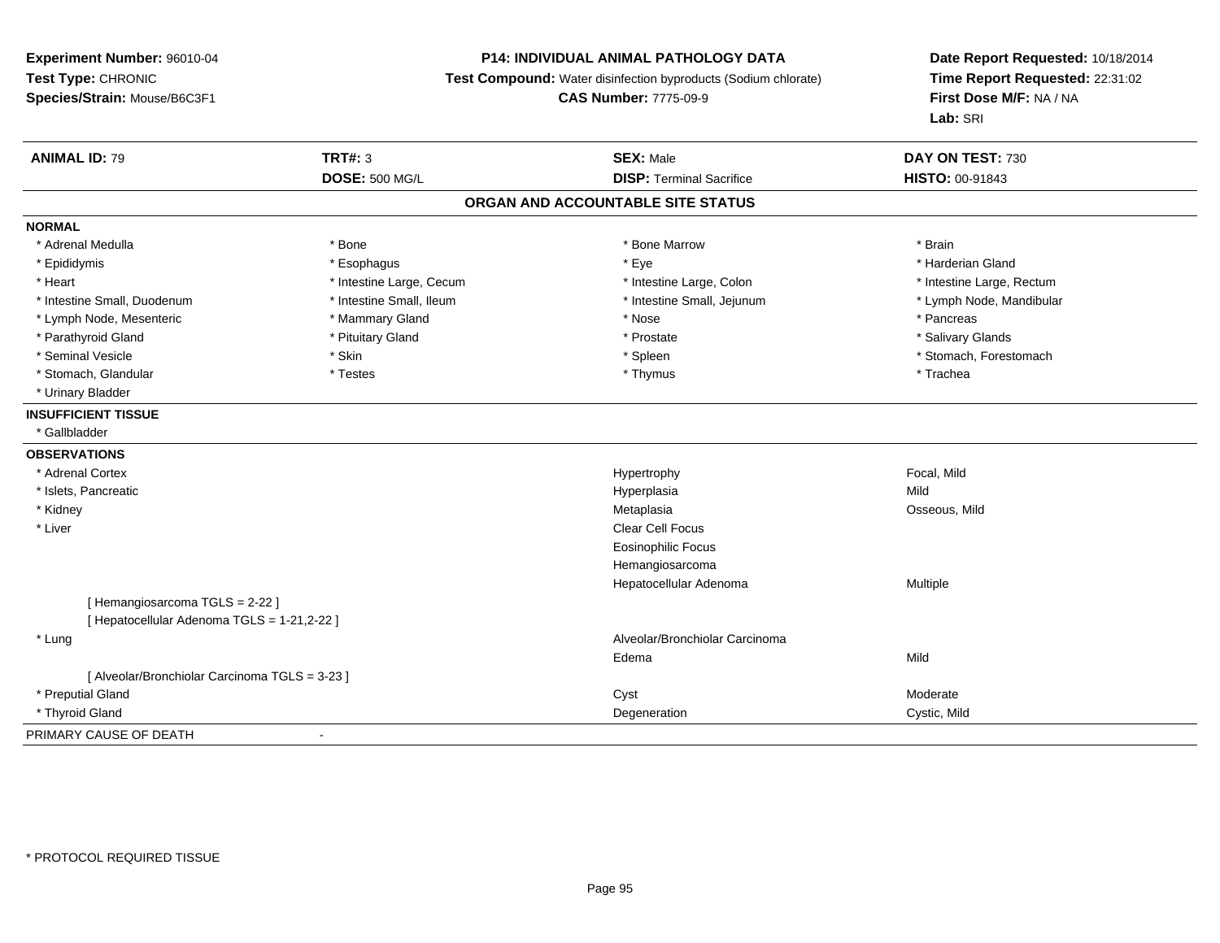**Experiment Number:** 96010-04
**Test Type:** CHRONIC
**Species/Strain:** Mouse/B6C3F1

**P14: INDIVIDUAL ANIMAL PATHOLOGY DATA**
**Test Compound:** Water disinfection byproducts (Sodium chlorate)
**CAS Number:** 7775-09-9

**Date Report Requested:** 10/18/2014
**Time Report Requested:** 22:31:02
**First Dose M/F:** NA / NA
**Lab:** SRI

| **ANIMAL ID:** 79 | **TRT#:** 3 | **SEX:** Male | **DAY ON TEST:** 730 |
|---|---|---|---|
| | **DOSE:** 500 MG/L | **DISP:** Terminal Sacrifice | **HISTO:** 00-91843 |

## ORGAN AND ACCOUNTABLE SITE STATUS

**NORMAL**

| | | | |
|---|---|---|---|
| * Adrenal Medulla | * Bone | * Bone Marrow | * Brain |
| * Epididymis | * Esophagus | * Eye | * Harderian Gland |
| * Heart | * Intestine Large, Cecum | * Intestine Large, Colon | * Intestine Large, Rectum |
| * Intestine Small, Duodenum | * Intestine Small, Ileum | * Intestine Small, Jejunum | * Lymph Node, Mandibular |
| * Lymph Node, Mesenteric | * Mammary Gland | * Nose | * Pancreas |
| * Parathyroid Gland | * Pituitary Gland | * Prostate | * Salivary Glands |
| * Seminal Vesicle | * Skin | * Spleen | * Stomach, Forestomach |
| * Stomach, Glandular | * Testes | * Thymus | * Trachea |
| * Urinary Bladder | | | |

**INSUFFICIENT TISSUE**

* Gallbladder

**OBSERVATIONS**

| Organ | Observation | Qualifier |
|---|---|---|
| * Adrenal Cortex | Hypertrophy | Focal, Mild |
| * Islets, Pancreatic | Hyperplasia | Mild |
| * Kidney | Metaplasia | Osseous, Mild |
| * Liver | Clear Cell Focus | |
| | Eosinophilic Focus | |
| | Hemangiosarcoma | |
| | Hepatocellular Adenoma | Multiple |
| [ Hemangiosarcoma TGLS = 2-22 ] | | |
| [ Hepatocellular Adenoma TGLS = 1-21,2-22 ] | | |
| * Lung | Alveolar/Bronchiolar Carcinoma | |
| | Edema | Mild |
| [ Alveolar/Bronchiolar Carcinoma TGLS = 3-23 ] | | |
| * Preputial Gland | Cyst | Moderate |
| * Thyroid Gland | Degeneration | Cystic, Mild |

PRIMARY CAUSE OF DEATH -

* PROTOCOL REQUIRED TISSUE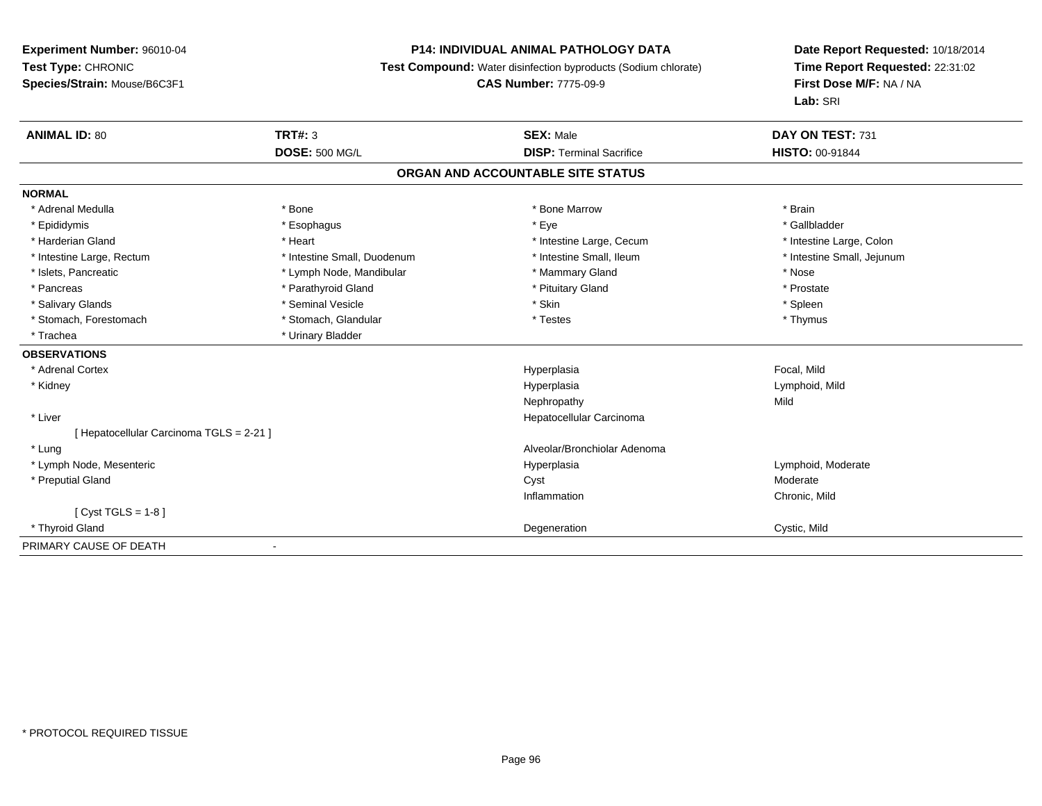**Experiment Number:** 96010-04
**Test Type:** CHRONIC
**Species/Strain:** Mouse/B6C3F1

**P14: INDIVIDUAL ANIMAL PATHOLOGY DATA**
**Test Compound:** Water disinfection byproducts (Sodium chlorate)
**CAS Number:** 7775-09-9

**Date Report Requested:** 10/18/2014
**Time Report Requested:** 22:31:02
**First Dose M/F:** NA / NA
**Lab:** SRI

| **ANIMAL ID:** 80 | **TRT#:** 3 | **SEX:** Male | **DAY ON TEST:** 731 |
|---|---|---|---|
| | **DOSE:** 500 MG/L | **DISP:** Terminal Sacrifice | **HISTO:** 00-91844 |

**ORGAN AND ACCOUNTABLE SITE STATUS**

**NORMAL**

| | | | |
|---|---|---|---|
| * Adrenal Medulla | * Bone | * Bone Marrow | * Brain |
| * Epididymis | * Esophagus | * Eye | * Gallbladder |
| * Harderian Gland | * Heart | * Intestine Large, Cecum | * Intestine Large, Colon |
| * Intestine Large, Rectum | * Intestine Small, Duodenum | * Intestine Small, Ileum | * Intestine Small, Jejunum |
| * Islets, Pancreatic | * Lymph Node, Mandibular | * Mammary Gland | * Nose |
| * Pancreas | * Parathyroid Gland | * Pituitary Gland | * Prostate |
| * Salivary Glands | * Seminal Vesicle | * Skin | * Spleen |
| * Stomach, Forestomach | * Stomach, Glandular | * Testes | * Thymus |
| * Trachea | * Urinary Bladder | | |

**OBSERVATIONS**

| | | |
|---|---|---|
| * Adrenal Cortex | Hyperplasia | Focal, Mild |
| * Kidney | Hyperplasia | Lymphoid, Mild |
| | Nephropathy | Mild |
| * Liver | Hepatocellular Carcinoma | |
| [ Hepatocellular Carcinoma TGLS = 2-21 ] | | |
| * Lung | Alveolar/Bronchiolar Adenoma | |
| * Lymph Node, Mesenteric | Hyperplasia | Lymphoid, Moderate |
| * Preputial Gland | Cyst | Moderate |
| | Inflammation | Chronic, Mild |
| [ Cyst TGLS = 1-8 ] | | |
| * Thyroid Gland | Degeneration | Cystic, Mild |

PRIMARY CAUSE OF DEATH -

* PROTOCOL REQUIRED TISSUE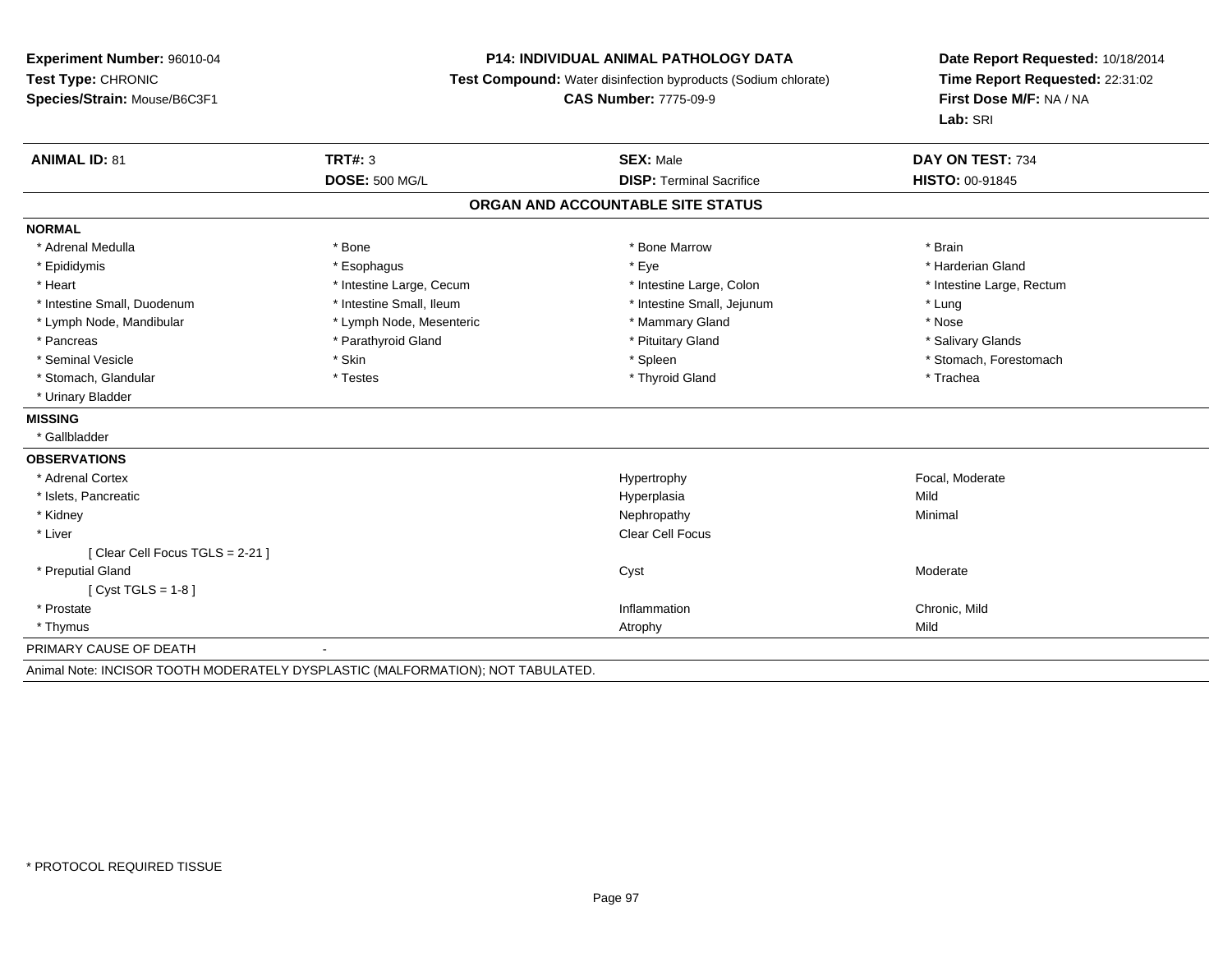**Experiment Number:** 96010-04
**Test Type:** CHRONIC
**Species/Strain:** Mouse/B6C3F1

**P14: INDIVIDUAL ANIMAL PATHOLOGY DATA**
**Test Compound:** Water disinfection byproducts (Sodium chlorate)
**CAS Number:** 7775-09-9

**Date Report Requested:** 10/18/2014
**Time Report Requested:** 22:31:02
**First Dose M/F:** NA / NA
**Lab:** SRI

| **ANIMAL ID:** 81 | **TRT#:** 3 | **SEX:** Male | **DAY ON TEST:** 734 |
|---|---|---|---|
| | **DOSE:** 500 MG/L | **DISP:** Terminal Sacrifice | **HISTO:** 00-91845 |

## ORGAN AND ACCOUNTABLE SITE STATUS

**NORMAL**

| | | | |
|---|---|---|---|
| * Adrenal Medulla | * Bone | * Bone Marrow | * Brain |
| * Epididymis | * Esophagus | * Eye | * Harderian Gland |
| * Heart | * Intestine Large, Cecum | * Intestine Large, Colon | * Intestine Large, Rectum |
| * Intestine Small, Duodenum | * Intestine Small, Ileum | * Intestine Small, Jejunum | * Lung |
| * Lymph Node, Mandibular | * Lymph Node, Mesenteric | * Mammary Gland | * Nose |
| * Pancreas | * Parathyroid Gland | * Pituitary Gland | * Salivary Glands |
| * Seminal Vesicle | * Skin | * Spleen | * Stomach, Forestomach |
| * Stomach, Glandular | * Testes | * Thyroid Gland | * Trachea |
| * Urinary Bladder | | | |

**MISSING**

* Gallbladder

**OBSERVATIONS**

| | | |
|---|---|---|
| * Adrenal Cortex | Hypertrophy | Focal, Moderate |
| * Islets, Pancreatic | Hyperplasia | Mild |
| * Kidney | Nephropathy | Minimal |
| * Liver | Clear Cell Focus | |
| [ Clear Cell Focus TGLS = 2-21 ] | | |
| * Preputial Gland | Cyst | Moderate |
| [ Cyst TGLS = 1-8 ] | | |
| * Prostate | Inflammation | Chronic, Mild |
| * Thymus | Atrophy | Mild |

PRIMARY CAUSE OF DEATH -

Animal Note: INCISOR TOOTH MODERATELY DYSPLASTIC (MALFORMATION); NOT TABULATED.

\* PROTOCOL REQUIRED TISSUE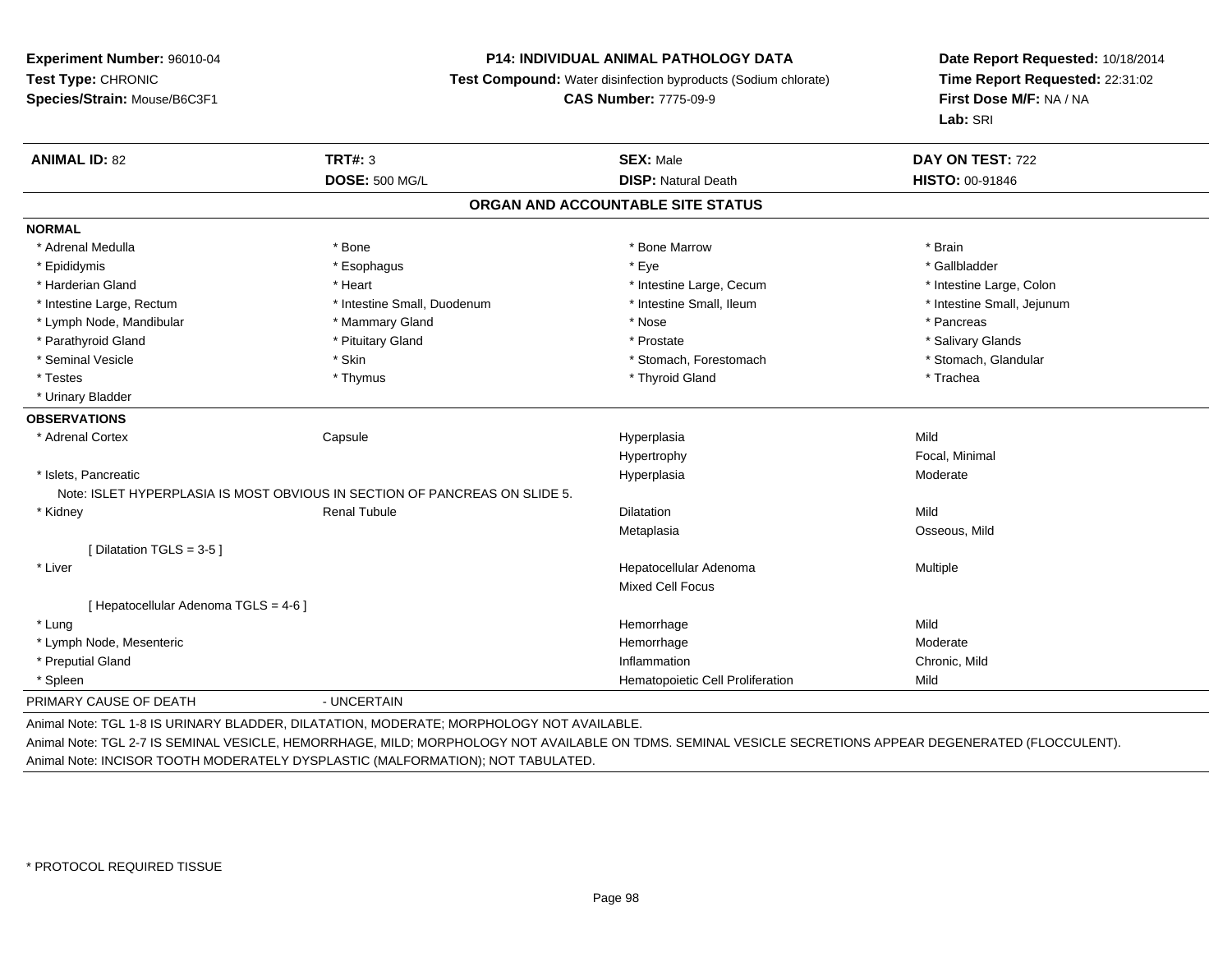**Experiment Number:** 96010-04
**Test Type:** CHRONIC
**Species/Strain:** Mouse/B6C3F1

**P14: INDIVIDUAL ANIMAL PATHOLOGY DATA**
**Test Compound:** Water disinfection byproducts (Sodium chlorate)
**CAS Number:** 7775-09-9

**Date Report Requested:** 10/18/2014
**Time Report Requested:** 22:31:02
**First Dose M/F:** NA / NA
**Lab:** SRI

| **ANIMAL ID:** 82 | **TRT#:** 3 | **SEX:** Male | **DAY ON TEST:** 722 |
|---|---|---|---|
| | **DOSE:** 500 MG/L | **DISP:** Natural Death | **HISTO:** 00-91846 |

## ORGAN AND ACCOUNTABLE SITE STATUS

**NORMAL**

| | | | |
|---|---|---|---|
| * Adrenal Medulla | * Bone | * Bone Marrow | * Brain |
| * Epididymis | * Esophagus | * Eye | * Gallbladder |
| * Harderian Gland | * Heart | * Intestine Large, Cecum | * Intestine Large, Colon |
| * Intestine Large, Rectum | * Intestine Small, Duodenum | * Intestine Small, Ileum | * Intestine Small, Jejunum |
| * Lymph Node, Mandibular | * Mammary Gland | * Nose | * Pancreas |
| * Parathyroid Gland | * Pituitary Gland | * Prostate | * Salivary Glands |
| * Seminal Vesicle | * Skin | * Stomach, Forestomach | * Stomach, Glandular |
| * Testes | * Thymus | * Thyroid Gland | * Trachea |
| * Urinary Bladder | | | |

**OBSERVATIONS**

| | | | |
|---|---|---|---|
| * Adrenal Cortex | Capsule | Hyperplasia | Mild |
| | | Hypertrophy | Focal, Minimal |
| * Islets, Pancreatic | | Hyperplasia | Moderate |
| Note: ISLET HYPERPLASIA IS MOST OBVIOUS IN SECTION OF PANCREAS ON SLIDE 5. | | | |
| * Kidney | Renal Tubule | Dilatation | Mild |
| | | Metaplasia | Osseous, Mild |
| [ Dilatation TGLS = 3-5 ] | | | |
| * Liver | | Hepatocellular Adenoma | Multiple |
| | | Mixed Cell Focus | |
| [ Hepatocellular Adenoma TGLS = 4-6 ] | | | |
| * Lung | | Hemorrhage | Mild |
| * Lymph Node, Mesenteric | | Hemorrhage | Moderate |
| * Preputial Gland | | Inflammation | Chronic, Mild |
| * Spleen | | Hematopoietic Cell Proliferation | Mild |

PRIMARY CAUSE OF DEATH - UNCERTAIN

Animal Note: TGL 1-8 IS URINARY BLADDER, DILATATION, MODERATE; MORPHOLOGY NOT AVAILABLE.
Animal Note: TGL 2-7 IS SEMINAL VESICLE, HEMORRHAGE, MILD; MORPHOLOGY NOT AVAILABLE ON TDMS. SEMINAL VESICLE SECRETIONS APPEAR DEGENERATED (FLOCCULENT).
Animal Note: INCISOR TOOTH MODERATELY DYSPLASTIC (MALFORMATION); NOT TABULATED.

* PROTOCOL REQUIRED TISSUE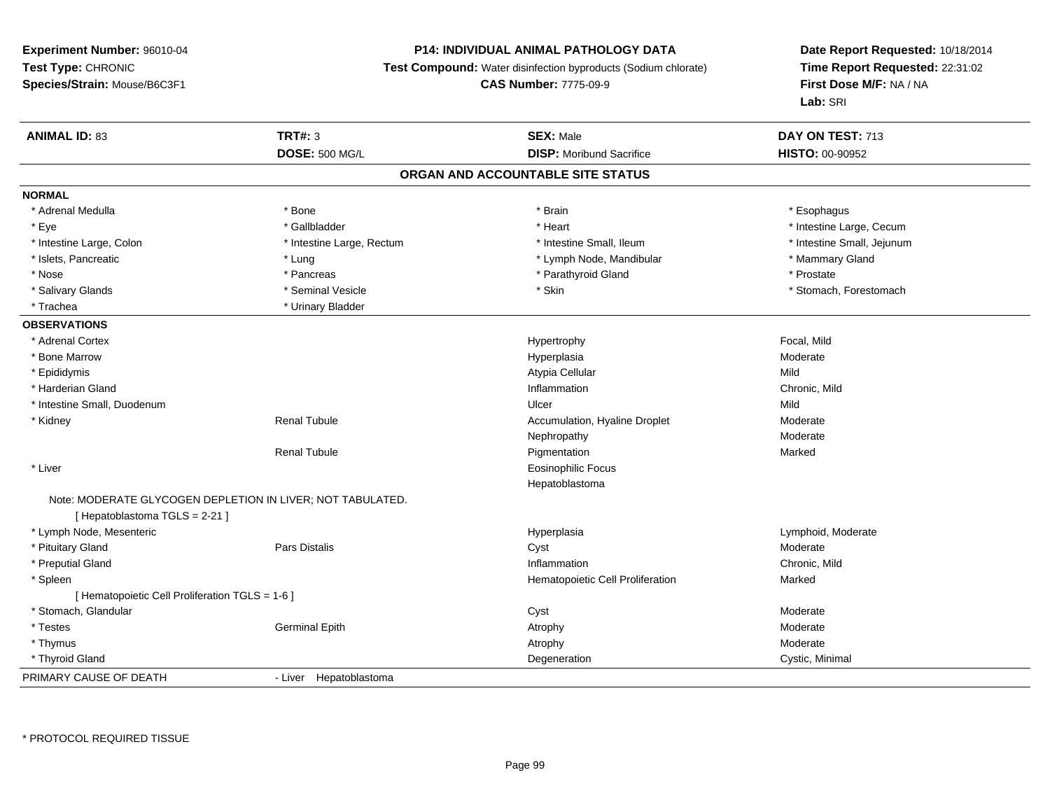**Experiment Number:** 96010-04
**Test Type:** CHRONIC
**Species/Strain:** Mouse/B6C3F1

**P14: INDIVIDUAL ANIMAL PATHOLOGY DATA**
**Test Compound:** Water disinfection byproducts (Sodium chlorate)
**CAS Number:** 7775-09-9

**Date Report Requested:** 10/18/2014
**Time Report Requested:** 22:31:02
**First Dose M/F:** NA / NA
**Lab:** SRI

| **ANIMAL ID:** 83 | **TRT#:** 3 | **SEX:** Male | **DAY ON TEST:** 713 |
|---|---|---|---|
| | **DOSE:** 500 MG/L | **DISP:** Moribund Sacrifice | **HISTO:** 00-90952 |

## ORGAN AND ACCOUNTABLE SITE STATUS

**NORMAL**

| | | | |
|---|---|---|---|
| * Adrenal Medulla | * Bone | * Brain | * Esophagus |
| * Eye | * Gallbladder | * Heart | * Intestine Large, Cecum |
| * Intestine Large, Colon | * Intestine Large, Rectum | * Intestine Small, Ileum | * Intestine Small, Jejunum |
| * Islets, Pancreatic | * Lung | * Lymph Node, Mandibular | * Mammary Gland |
| * Nose | * Pancreas | * Parathyroid Gland | * Prostate |
| * Salivary Glands | * Seminal Vesicle | * Skin | * Stomach, Forestomach |
| * Trachea | * Urinary Bladder | | |

**OBSERVATIONS**

| | | | |
|---|---|---|---|
| * Adrenal Cortex | | Hypertrophy | Focal, Mild |
| * Bone Marrow | | Hyperplasia | Moderate |
| * Epididymis | | Atypia Cellular | Mild |
| * Harderian Gland | | Inflammation | Chronic, Mild |
| * Intestine Small, Duodenum | | Ulcer | Mild |
| * Kidney | Renal Tubule | Accumulation, Hyaline Droplet | Moderate |
| | | Nephropathy | Moderate |
| | Renal Tubule | Pigmentation | Marked |
| * Liver | | Eosinophilic Focus | |
| | | Hepatoblastoma | |
| Note: MODERATE GLYCOGEN DEPLETION IN LIVER; NOT TABULATED. | | | |
| [ Hepatoblastoma TGLS = 2-21 ] | | | |
| * Lymph Node, Mesenteric | | Hyperplasia | Lymphoid, Moderate |
| * Pituitary Gland | Pars Distalis | Cyst | Moderate |
| * Preputial Gland | | Inflammation | Chronic, Mild |
| * Spleen | | Hematopoietic Cell Proliferation | Marked |
| [ Hematopoietic Cell Proliferation TGLS = 1-6 ] | | | |
| * Stomach, Glandular | | Cyst | Moderate |
| * Testes | Germinal Epith | Atrophy | Moderate |
| * Thymus | | Atrophy | Moderate |
| * Thyroid Gland | | Degeneration | Cystic, Minimal |

| PRIMARY CAUSE OF DEATH | - Liver Hepatoblastoma |
|---|---|

* PROTOCOL REQUIRED TISSUE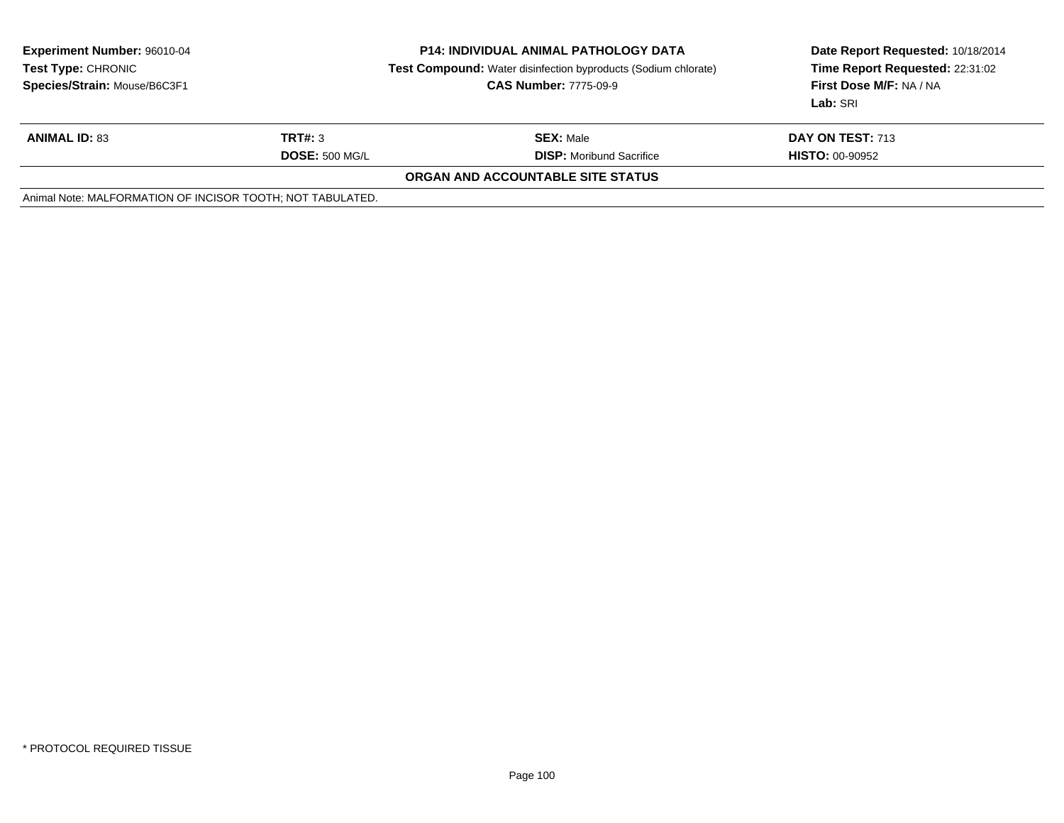**Experiment Number:** 96010-04
**Test Type:** CHRONIC
**Species/Strain:** Mouse/B6C3F1

**P14: INDIVIDUAL ANIMAL PATHOLOGY DATA**
**Test Compound:** Water disinfection byproducts (Sodium chlorate)
**CAS Number:** 7775-09-9

**Date Report Requested:** 10/18/2014
**Time Report Requested:** 22:31:02
**First Dose M/F:** NA / NA
**Lab:** SRI

| **ANIMAL ID:** 83 | **TRT#:** 3 | **SEX:** Male | **DAY ON TEST:** 713 |
|---|---|---|---|
| | **DOSE:** 500 MG/L | **DISP:** Moribund Sacrifice | **HISTO:** 00-90952 |

**ORGAN AND ACCOUNTABLE SITE STATUS**

Animal Note: MALFORMATION OF INCISOR TOOTH; NOT TABULATED.

* PROTOCOL REQUIRED TISSUE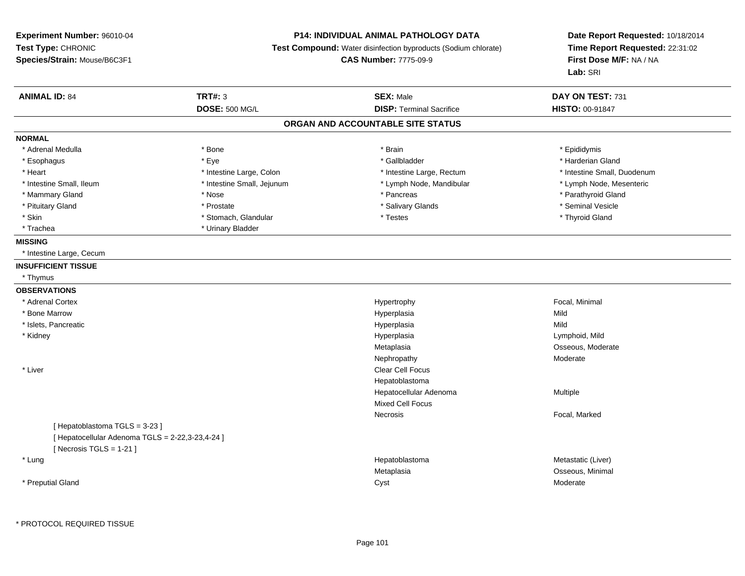**Experiment Number:** 96010-04
**Test Type:** CHRONIC
**Species/Strain:** Mouse/B6C3F1

**P14: INDIVIDUAL ANIMAL PATHOLOGY DATA**
**Test Compound:** Water disinfection byproducts (Sodium chlorate)
**CAS Number:** 7775-09-9

**Date Report Requested:** 10/18/2014
**Time Report Requested:** 22:31:02
**First Dose M/F:** NA / NA
**Lab:** SRI

| **ANIMAL ID:** 84 | **TRT#:** 3 | **SEX:** Male | **DAY ON TEST:** 731 |
|---|---|---|---|
| | **DOSE:** 500 MG/L | **DISP:** Terminal Sacrifice | **HISTO:** 00-91847 |

## ORGAN AND ACCOUNTABLE SITE STATUS

**NORMAL**

| | | | |
|---|---|---|---|
| * Adrenal Medulla | * Bone | * Brain | * Epididymis |
| * Esophagus | * Eye | * Gallbladder | * Harderian Gland |
| * Heart | * Intestine Large, Colon | * Intestine Large, Rectum | * Intestine Small, Duodenum |
| * Intestine Small, Ileum | * Intestine Small, Jejunum | * Lymph Node, Mandibular | * Lymph Node, Mesenteric |
| * Mammary Gland | * Nose | * Pancreas | * Parathyroid Gland |
| * Pituitary Gland | * Prostate | * Salivary Glands | * Seminal Vesicle |
| * Skin | * Stomach, Glandular | * Testes | * Thyroid Gland |
| * Trachea | * Urinary Bladder | | |

**MISSING**

* Intestine Large, Cecum

**INSUFFICIENT TISSUE**

* Thymus

**OBSERVATIONS**

| | | |
|---|---|---|
| * Adrenal Cortex | Hypertrophy | Focal, Minimal |
| * Bone Marrow | Hyperplasia | Mild |
| * Islets, Pancreatic | Hyperplasia | Mild |
| * Kidney | Hyperplasia | Lymphoid, Mild |
| | Metaplasia | Osseous, Moderate |
| | Nephropathy | Moderate |
| * Liver | Clear Cell Focus | |
| | Hepatoblastoma | |
| | Hepatocellular Adenoma | Multiple |
| | Mixed Cell Focus | |
| | Necrosis | Focal, Marked |
| [ Hepatoblastoma TGLS = 3-23 ] | | |
| [ Hepatocellular Adenoma TGLS = 2-22,3-23,4-24 ] | | |
| [ Necrosis TGLS = 1-21 ] | | |
| * Lung | Hepatoblastoma | Metastatic (Liver) |
| | Metaplasia | Osseous, Minimal |
| * Preputial Gland | Cyst | Moderate |

* PROTOCOL REQUIRED TISSUE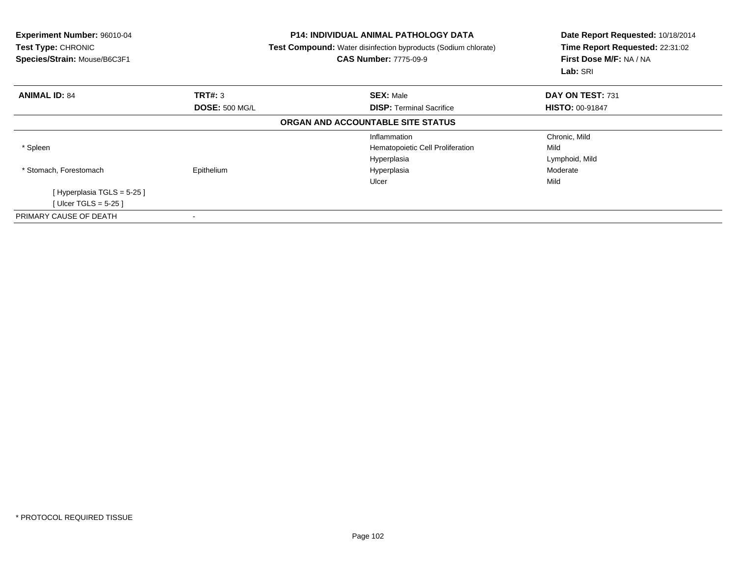**Experiment Number:** 96010-04
**Test Type:** CHRONIC
**Species/Strain:** Mouse/B6C3F1

**P14: INDIVIDUAL ANIMAL PATHOLOGY DATA**
**Test Compound:** Water disinfection byproducts (Sodium chlorate)
**CAS Number:** 7775-09-9

**Date Report Requested:** 10/18/2014
**Time Report Requested:** 22:31:02
**First Dose M/F:** NA / NA
**Lab:** SRI

| **ANIMAL ID:** 84 | **TRT#:** 3 | **SEX:** Male | **DAY ON TEST:** 731 |
|---|---|---|---|
| | **DOSE:** 500 MG/L | **DISP:** Terminal Sacrifice | **HISTO:** 00-91847 |

**ORGAN AND ACCOUNTABLE SITE STATUS**

| | | | |
|---|---|---|---|
| | | Inflammation | Chronic, Mild |
| * Spleen | | Hematopoietic Cell Proliferation | Mild |
| | | Hyperplasia | Lymphoid, Mild |
| * Stomach, Forestomach | Epithelium | Hyperplasia | Moderate |
| | | Ulcer | Mild |
| [ Hyperplasia TGLS = 5-25 ] | | | |
| [ Ulcer TGLS = 5-25 ] | | | |
| PRIMARY CAUSE OF DEATH | - | | |

* PROTOCOL REQUIRED TISSUE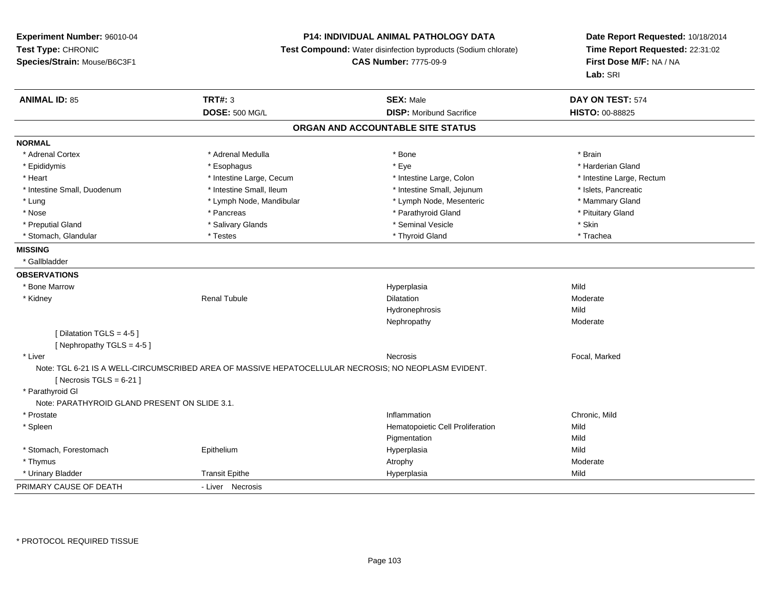**Experiment Number:** 96010-04
**Test Type:** CHRONIC
**Species/Strain:** Mouse/B6C3F1

**P14: INDIVIDUAL ANIMAL PATHOLOGY DATA**
**Test Compound:** Water disinfection byproducts (Sodium chlorate)
**CAS Number:** 7775-09-9

**Date Report Requested:** 10/18/2014
**Time Report Requested:** 22:31:02
**First Dose M/F:** NA / NA
**Lab:** SRI

| **ANIMAL ID:** 85 | **TRT#:** 3 | **SEX:** Male | **DAY ON TEST:** 574 |
|---|---|---|---|
| | **DOSE:** 500 MG/L | **DISP:** Moribund Sacrifice | **HISTO:** 00-88825 |

## ORGAN AND ACCOUNTABLE SITE STATUS

**NORMAL**

| | | | |
|---|---|---|---|
| * Adrenal Cortex | * Adrenal Medulla | * Bone | * Brain |
| * Epididymis | * Esophagus | * Eye | * Harderian Gland |
| * Heart | * Intestine Large, Cecum | * Intestine Large, Colon | * Intestine Large, Rectum |
| * Intestine Small, Duodenum | * Intestine Small, Ileum | * Intestine Small, Jejunum | * Islets, Pancreatic |
| * Lung | * Lymph Node, Mandibular | * Lymph Node, Mesenteric | * Mammary Gland |
| * Nose | * Pancreas | * Parathyroid Gland | * Pituitary Gland |
| * Preputial Gland | * Salivary Glands | * Seminal Vesicle | * Skin |
| * Stomach, Glandular | * Testes | * Thyroid Gland | * Trachea |

**MISSING**

* Gallbladder

**OBSERVATIONS**

| | | | |
|---|---|---|---|
| * Bone Marrow | | Hyperplasia | Mild |
| * Kidney | Renal Tubule | Dilatation | Moderate |
| | | Hydronephrosis | Mild |
| | | Nephropathy | Moderate |
| [ Dilatation TGLS = 4-5 ] | | | |
| [ Nephropathy TGLS = 4-5 ] | | | |
| * Liver | | Necrosis | Focal, Marked |

Note: TGL 6-21 IS A WELL-CIRCUMSCRIBED AREA OF MASSIVE HEPATOCELLULAR NECROSIS; NO NEOPLASM EVIDENT.

[ Necrosis TGLS = 6-21 ]

* Parathyroid Gl

Note: PARATHYROID GLAND PRESENT ON SLIDE 3.1.

| | | | |
|---|---|---|---|
| * Prostate | | Inflammation | Chronic, Mild |
| * Spleen | | Hematopoietic Cell Proliferation | Mild |
| | | Pigmentation | Mild |
| * Stomach, Forestomach | Epithelium | Hyperplasia | Mild |
| * Thymus | | Atrophy | Moderate |
| * Urinary Bladder | Transit Epithe | Hyperplasia | Mild |

PRIMARY CAUSE OF DEATH - Liver Necrosis

* PROTOCOL REQUIRED TISSUE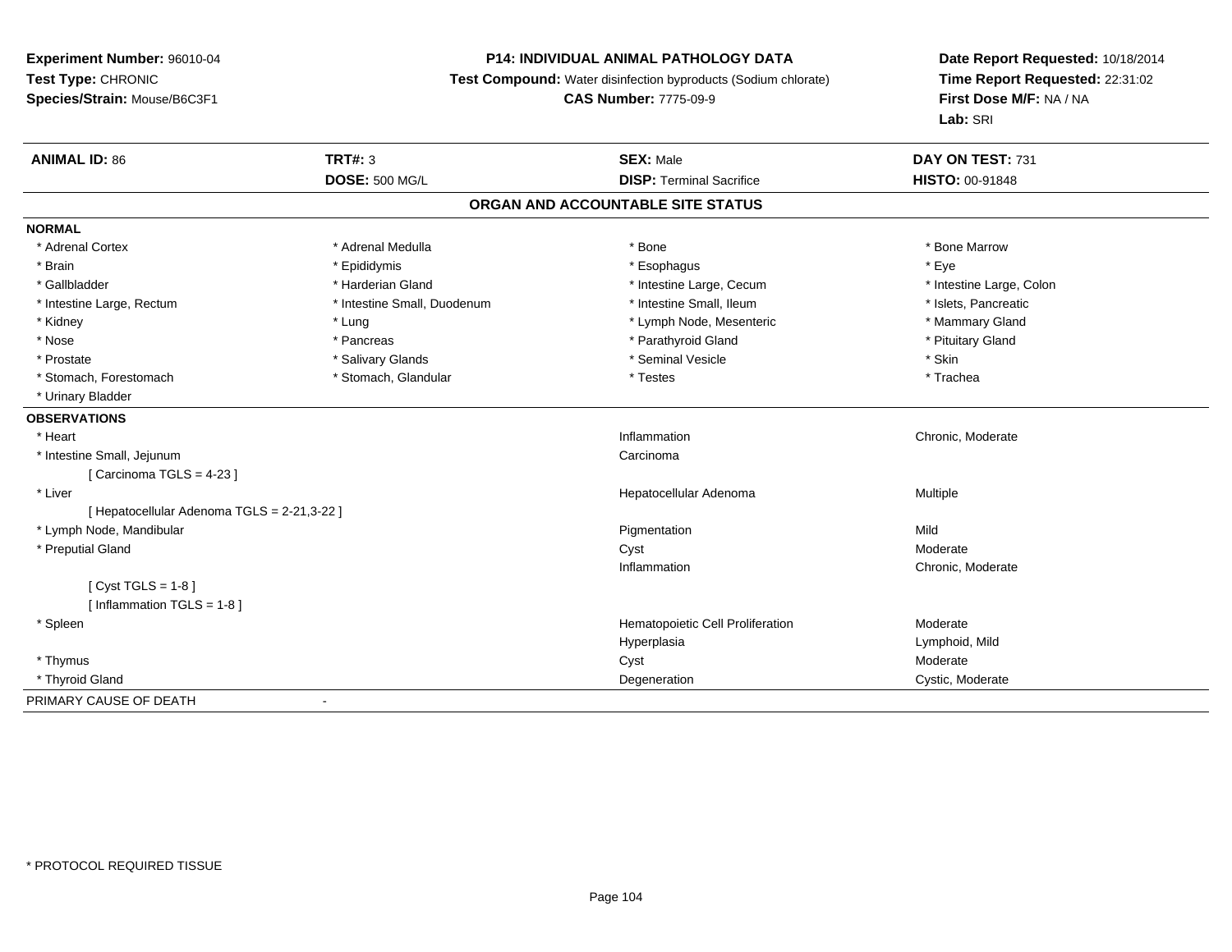**Experiment Number:** 96010-04
**Test Type:** CHRONIC
**Species/Strain:** Mouse/B6C3F1

**P14: INDIVIDUAL ANIMAL PATHOLOGY DATA**
**Test Compound:** Water disinfection byproducts (Sodium chlorate)
**CAS Number:** 7775-09-9

**Date Report Requested:** 10/18/2014
**Time Report Requested:** 22:31:02
**First Dose M/F:** NA / NA
**Lab:** SRI

| **ANIMAL ID:** 86 | **TRT#:** 3 | **SEX:** Male | **DAY ON TEST:** 731 |
|---|---|---|---|
| | **DOSE:** 500 MG/L | **DISP:** Terminal Sacrifice | **HISTO:** 00-91848 |

## ORGAN AND ACCOUNTABLE SITE STATUS

**NORMAL**

| | | | |
|---|---|---|---|
| * Adrenal Cortex | * Adrenal Medulla | * Bone | * Bone Marrow |
| * Brain | * Epididymis | * Esophagus | * Eye |
| * Gallbladder | * Harderian Gland | * Intestine Large, Cecum | * Intestine Large, Colon |
| * Intestine Large, Rectum | * Intestine Small, Duodenum | * Intestine Small, Ileum | * Islets, Pancreatic |
| * Kidney | * Lung | * Lymph Node, Mesenteric | * Mammary Gland |
| * Nose | * Pancreas | * Parathyroid Gland | * Pituitary Gland |
| * Prostate | * Salivary Glands | * Seminal Vesicle | * Skin |
| * Stomach, Forestomach | * Stomach, Glandular | * Testes | * Trachea |
| * Urinary Bladder | | | |

**OBSERVATIONS**

| | | |
|---|---|---|
| * Heart | Inflammation | Chronic, Moderate |
| * Intestine Small, Jejunum | Carcinoma | |
| [ Carcinoma TGLS = 4-23 ] | | |
| * Liver | Hepatocellular Adenoma | Multiple |
| [ Hepatocellular Adenoma TGLS = 2-21,3-22 ] | | |
| * Lymph Node, Mandibular | Pigmentation | Mild |
| * Preputial Gland | Cyst | Moderate |
| | Inflammation | Chronic, Moderate |
| [ Cyst TGLS = 1-8 ] | | |
| [ Inflammation TGLS = 1-8 ] | | |
| * Spleen | Hematopoietic Cell Proliferation | Moderate |
| | Hyperplasia | Lymphoid, Mild |
| * Thymus | Cyst | Moderate |
| * Thyroid Gland | Degeneration | Cystic, Moderate |

PRIMARY CAUSE OF DEATH -

* PROTOCOL REQUIRED TISSUE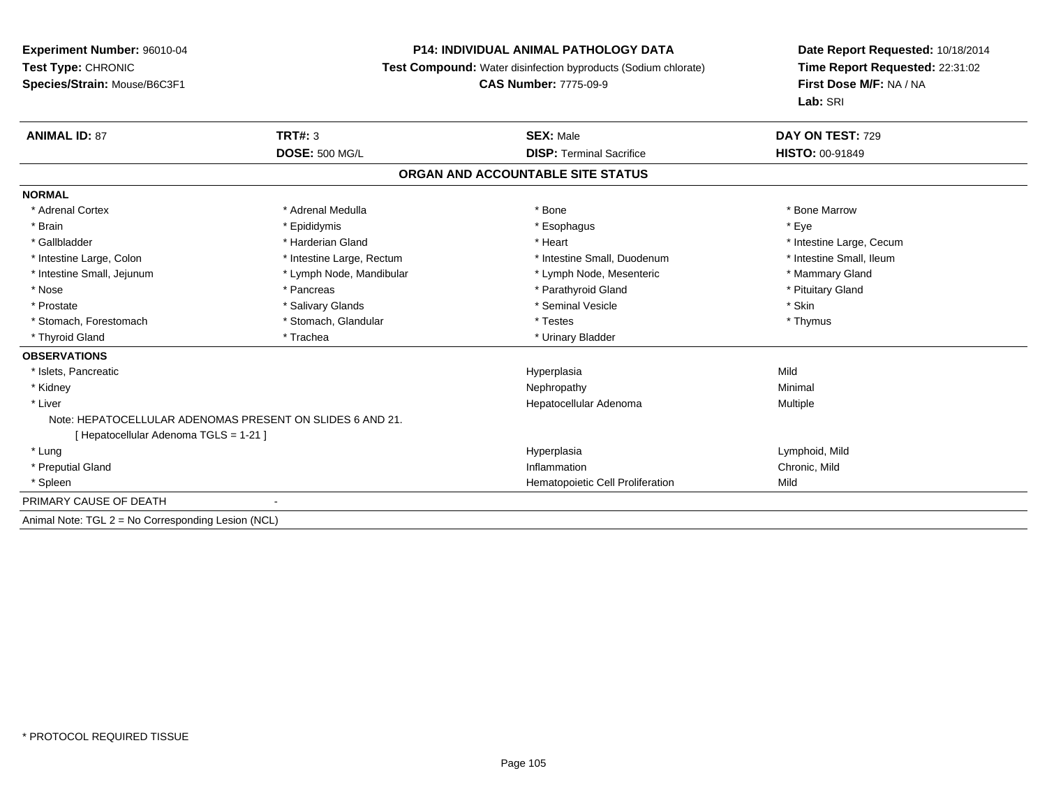**Experiment Number:** 96010-04
**Test Type:** CHRONIC
**Species/Strain:** Mouse/B6C3F1

**P14: INDIVIDUAL ANIMAL PATHOLOGY DATA**
**Test Compound:** Water disinfection byproducts (Sodium chlorate)
**CAS Number:** 7775-09-9

**Date Report Requested:** 10/18/2014
**Time Report Requested:** 22:31:02
**First Dose M/F:** NA / NA
**Lab:** SRI

| **ANIMAL ID:** 87 | **TRT#:** 3 | **SEX:** Male | **DAY ON TEST:** 729 |
|---|---|---|---|
| | **DOSE:** 500 MG/L | **DISP:** Terminal Sacrifice | **HISTO:** 00-91849 |

## ORGAN AND ACCOUNTABLE SITE STATUS

**NORMAL**

| | | | |
|---|---|---|---|
| * Adrenal Cortex | * Adrenal Medulla | * Bone | * Bone Marrow |
| * Brain | * Epididymis | * Esophagus | * Eye |
| * Gallbladder | * Harderian Gland | * Heart | * Intestine Large, Cecum |
| * Intestine Large, Colon | * Intestine Large, Rectum | * Intestine Small, Duodenum | * Intestine Small, Ileum |
| * Intestine Small, Jejunum | * Lymph Node, Mandibular | * Lymph Node, Mesenteric | * Mammary Gland |
| * Nose | * Pancreas | * Parathyroid Gland | * Pituitary Gland |
| * Prostate | * Salivary Glands | * Seminal Vesicle | * Skin |
| * Stomach, Forestomach | * Stomach, Glandular | * Testes | * Thymus |
| * Thyroid Gland | * Trachea | * Urinary Bladder | |

**OBSERVATIONS**

| | | |
|---|---|---|
| * Islets, Pancreatic | Hyperplasia | Mild |
| * Kidney | Nephropathy | Minimal |
| * Liver | Hepatocellular Adenoma | Multiple |
| Note: HEPATOCELLULAR ADENOMAS PRESENT ON SLIDES 6 AND 21. [ Hepatocellular Adenoma TGLS = 1-21 ] | | |
| * Lung | Hyperplasia | Lymphoid, Mild |
| * Preputial Gland | Inflammation | Chronic, Mild |
| * Spleen | Hematopoietic Cell Proliferation | Mild |

PRIMARY CAUSE OF DEATH -

Animal Note: TGL 2 = No Corresponding Lesion (NCL)

* PROTOCOL REQUIRED TISSUE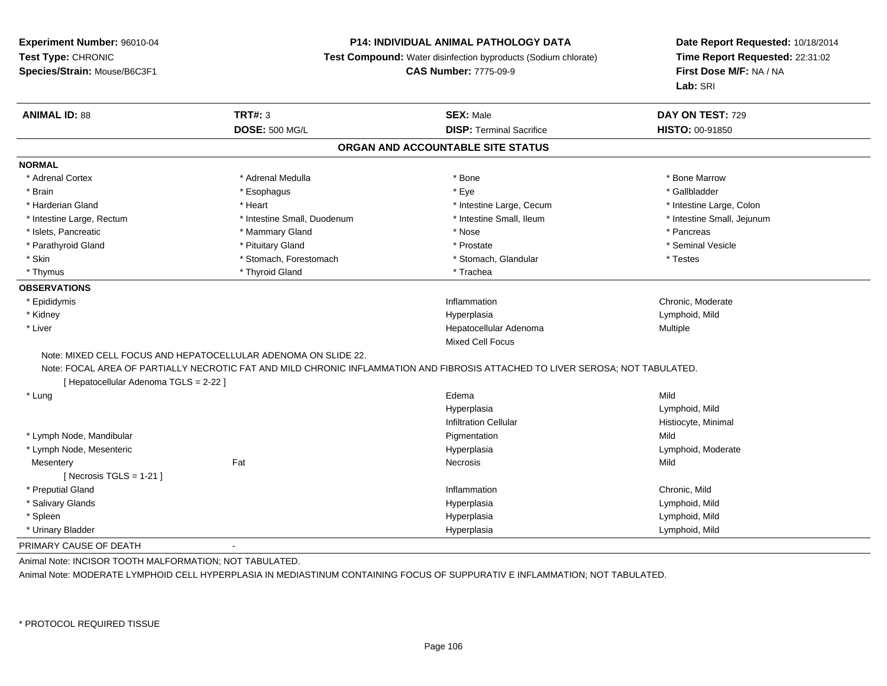**Experiment Number:** 96010-04
**Test Type:** CHRONIC
**Species/Strain:** Mouse/B6C3F1

**P14: INDIVIDUAL ANIMAL PATHOLOGY DATA**
**Test Compound:** Water disinfection byproducts (Sodium chlorate)
**CAS Number:** 7775-09-9

**Date Report Requested:** 10/18/2014
**Time Report Requested:** 22:31:02
**First Dose M/F:** NA / NA
**Lab:** SRI

| **ANIMAL ID:** 88 | **TRT#:** 3 | **SEX:** Male | **DAY ON TEST:** 729 |
|---|---|---|---|
| | **DOSE:** 500 MG/L | **DISP:** Terminal Sacrifice | **HISTO:** 00-91850 |

## ORGAN AND ACCOUNTABLE SITE STATUS

**NORMAL**

| | | | |
|---|---|---|---|
| * Adrenal Cortex | * Adrenal Medulla | * Bone | * Bone Marrow |
| * Brain | * Esophagus | * Eye | * Gallbladder |
| * Harderian Gland | * Heart | * Intestine Large, Cecum | * Intestine Large, Colon |
| * Intestine Large, Rectum | * Intestine Small, Duodenum | * Intestine Small, Ileum | * Intestine Small, Jejunum |
| * Islets, Pancreatic | * Mammary Gland | * Nose | * Pancreas |
| * Parathyroid Gland | * Pituitary Gland | * Prostate | * Seminal Vesicle |
| * Skin | * Stomach, Forestomach | * Stomach, Glandular | * Testes |
| * Thymus | * Thyroid Gland | * Trachea | |

**OBSERVATIONS**

| | | | |
|---|---|---|---|
| * Epididymis | | Inflammation | Chronic, Moderate |
| * Kidney | | Hyperplasia | Lymphoid, Mild |
| * Liver | | Hepatocellular Adenoma | Multiple |
| | | Mixed Cell Focus | |

Note: MIXED CELL FOCUS AND HEPATOCELLULAR ADENOMA ON SLIDE 22.

Note: FOCAL AREA OF PARTIALLY NECROTIC FAT AND MILD CHRONIC INFLAMMATION AND FIBROSIS ATTACHED TO LIVER SEROSA; NOT TABULATED.

[ Hepatocellular Adenoma TGLS = 2-22 ]

| | | | |
|---|---|---|---|
| * Lung | | Edema | Mild |
| | | Hyperplasia | Lymphoid, Mild |
| | | Infiltration Cellular | Histiocyte, Minimal |
| * Lymph Node, Mandibular | | Pigmentation | Mild |
| * Lymph Node, Mesenteric | | Hyperplasia | Lymphoid, Moderate |
| Mesentery | Fat | Necrosis | Mild |

[ Necrosis TGLS = 1-21 ]

| | | | |
|---|---|---|---|
| * Preputial Gland | | Inflammation | Chronic, Mild |
| * Salivary Glands | | Hyperplasia | Lymphoid, Mild |
| * Spleen | | Hyperplasia | Lymphoid, Mild |
| * Urinary Bladder | | Hyperplasia | Lymphoid, Mild |

PRIMARY CAUSE OF DEATH -

Animal Note: INCISOR TOOTH MALFORMATION; NOT TABULATED.

Animal Note: MODERATE LYMPHOID CELL HYPERPLASIA IN MEDIASTINUM CONTAINING FOCUS OF SUPPURATIV E INFLAMMATION; NOT TABULATED.

* PROTOCOL REQUIRED TISSUE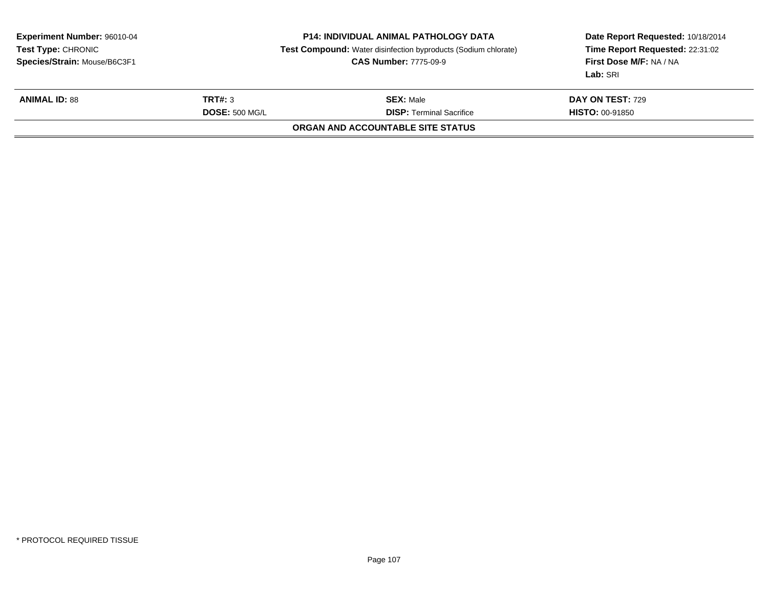**Experiment Number:** 96010-04
**Test Type:** CHRONIC
**Species/Strain:** Mouse/B6C3F1

**P14: INDIVIDUAL ANIMAL PATHOLOGY DATA**
**Test Compound:** Water disinfection byproducts (Sodium chlorate)
**CAS Number:** 7775-09-9

**Date Report Requested:** 10/18/2014
**Time Report Requested:** 22:31:02
**First Dose M/F:** NA / NA
**Lab:** SRI

| **ANIMAL ID:** 88 | **TRT#:** 3 | **SEX:** Male | **DAY ON TEST:** 729 |
|---|---|---|---|
| | **DOSE:** 500 MG/L | **DISP:** Terminal Sacrifice | **HISTO:** 00-91850 |

**ORGAN AND ACCOUNTABLE SITE STATUS**

* PROTOCOL REQUIRED TISSUE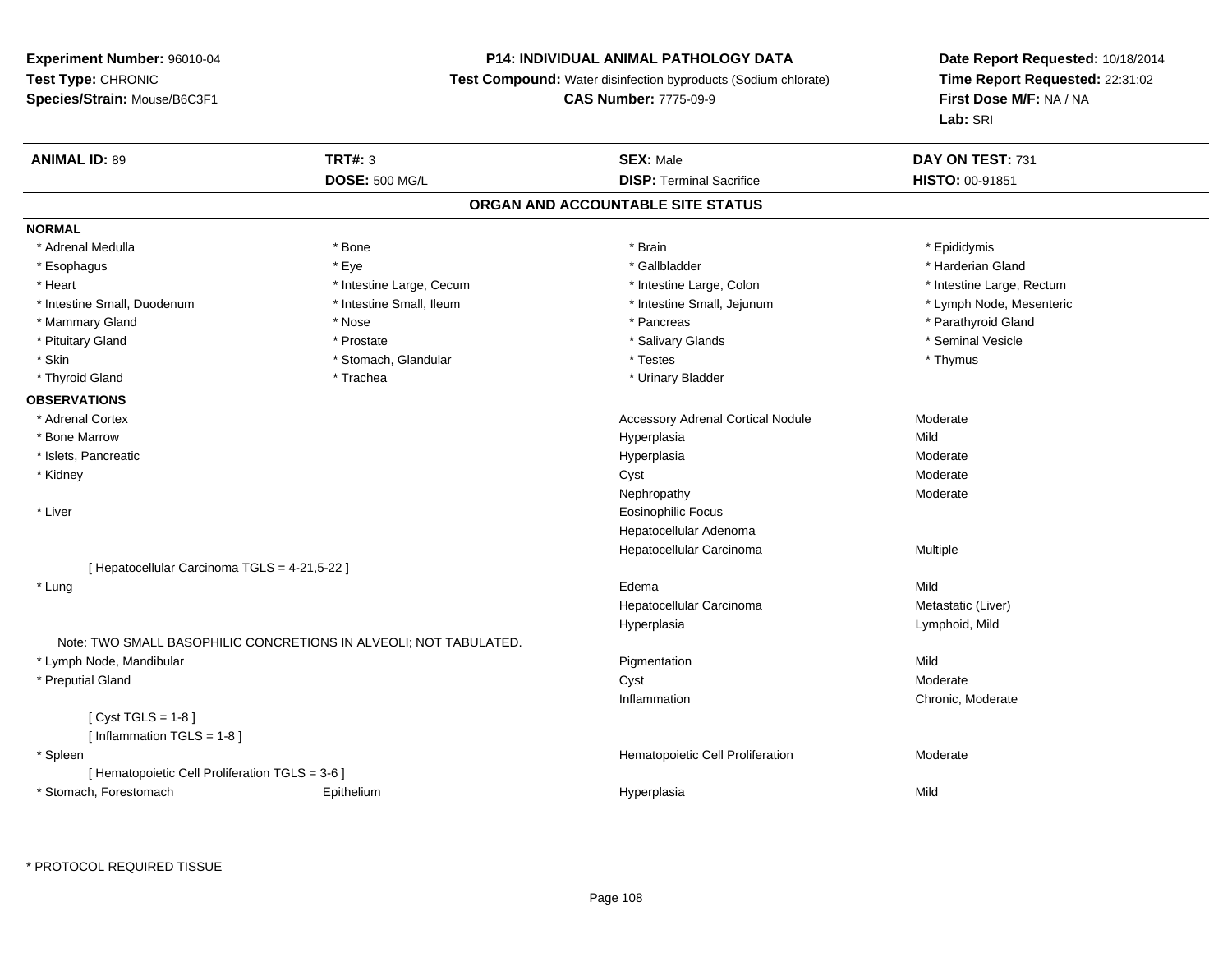**Experiment Number:** 96010-04
**Test Type:** CHRONIC
**Species/Strain:** Mouse/B6C3F1

**P14: INDIVIDUAL ANIMAL PATHOLOGY DATA**
**Test Compound:** Water disinfection byproducts (Sodium chlorate)
**CAS Number:** 7775-09-9

**Date Report Requested:** 10/18/2014
**Time Report Requested:** 22:31:02
**First Dose M/F:** NA / NA
**Lab:** SRI

| **ANIMAL ID:** 89 | **TRT#:** 3 | **SEX:** Male | **DAY ON TEST:** 731 |
|---|---|---|---|
| | **DOSE:** 500 MG/L | **DISP:** Terminal Sacrifice | **HISTO:** 00-91851 |

## ORGAN AND ACCOUNTABLE SITE STATUS

**NORMAL**

| | | | |
|---|---|---|---|
| * Adrenal Medulla | * Bone | * Brain | * Epididymis |
| * Esophagus | * Eye | * Gallbladder | * Harderian Gland |
| * Heart | * Intestine Large, Cecum | * Intestine Large, Colon | * Intestine Large, Rectum |
| * Intestine Small, Duodenum | * Intestine Small, Ileum | * Intestine Small, Jejunum | * Lymph Node, Mesenteric |
| * Mammary Gland | * Nose | * Pancreas | * Parathyroid Gland |
| * Pituitary Gland | * Prostate | * Salivary Glands | * Seminal Vesicle |
| * Skin | * Stomach, Glandular | * Testes | * Thymus |
| * Thyroid Gland | * Trachea | * Urinary Bladder | |

**OBSERVATIONS**

| | | | |
|---|---|---|---|
| * Adrenal Cortex | | Accessory Adrenal Cortical Nodule | Moderate |
| * Bone Marrow | | Hyperplasia | Mild |
| * Islets, Pancreatic | | Hyperplasia | Moderate |
| * Kidney | | Cyst | Moderate |
| | | Nephropathy | Moderate |
| * Liver | | Eosinophilic Focus | |
| | | Hepatocellular Adenoma | |
| | | Hepatocellular Carcinoma | Multiple |
| [ Hepatocellular Carcinoma TGLS = 4-21,5-22 ] | | | |
| * Lung | | Edema | Mild |
| | | Hepatocellular Carcinoma | Metastatic (Liver) |
| | | Hyperplasia | Lymphoid, Mild |
| Note: TWO SMALL BASOPHILIC CONCRETIONS IN ALVEOLI; NOT TABULATED. | | | |
| * Lymph Node, Mandibular | | Pigmentation | Mild |
| * Preputial Gland | | Cyst | Moderate |
| | | Inflammation | Chronic, Moderate |
| [ Cyst TGLS = 1-8 ] | | | |
| [ Inflammation TGLS = 1-8 ] | | | |
| * Spleen | | Hematopoietic Cell Proliferation | Moderate |
| [ Hematopoietic Cell Proliferation TGLS = 3-6 ] | | | |
| * Stomach, Forestomach | Epithelium | Hyperplasia | Mild |

* PROTOCOL REQUIRED TISSUE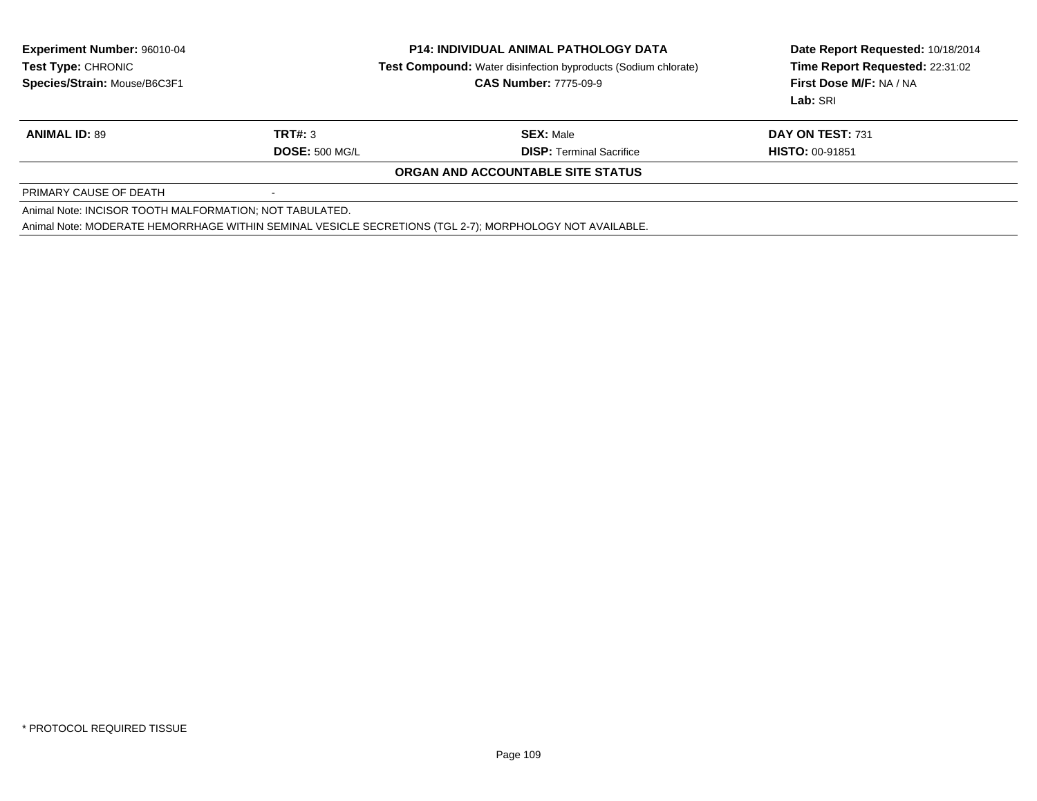**Experiment Number:** 96010-04
**Test Type:** CHRONIC
**Species/Strain:** Mouse/B6C3F1

**P14: INDIVIDUAL ANIMAL PATHOLOGY DATA**
**Test Compound:** Water disinfection byproducts (Sodium chlorate)
**CAS Number:** 7775-09-9

**Date Report Requested:** 10/18/2014
**Time Report Requested:** 22:31:02
**First Dose M/F:** NA / NA
**Lab:** SRI

| **ANIMAL ID:** 89 | **TRT#:** 3 | **SEX:** Male | **DAY ON TEST:** 731 |
|---|---|---|---|
| | **DOSE:** 500 MG/L | **DISP:** Terminal Sacrifice | **HISTO:** 00-91851 |

**ORGAN AND ACCOUNTABLE SITE STATUS**

PRIMARY CAUSE OF DEATH -

Animal Note: INCISOR TOOTH MALFORMATION; NOT TABULATED.

Animal Note: MODERATE HEMORRHAGE WITHIN SEMINAL VESICLE SECRETIONS (TGL 2-7); MORPHOLOGY NOT AVAILABLE.

* PROTOCOL REQUIRED TISSUE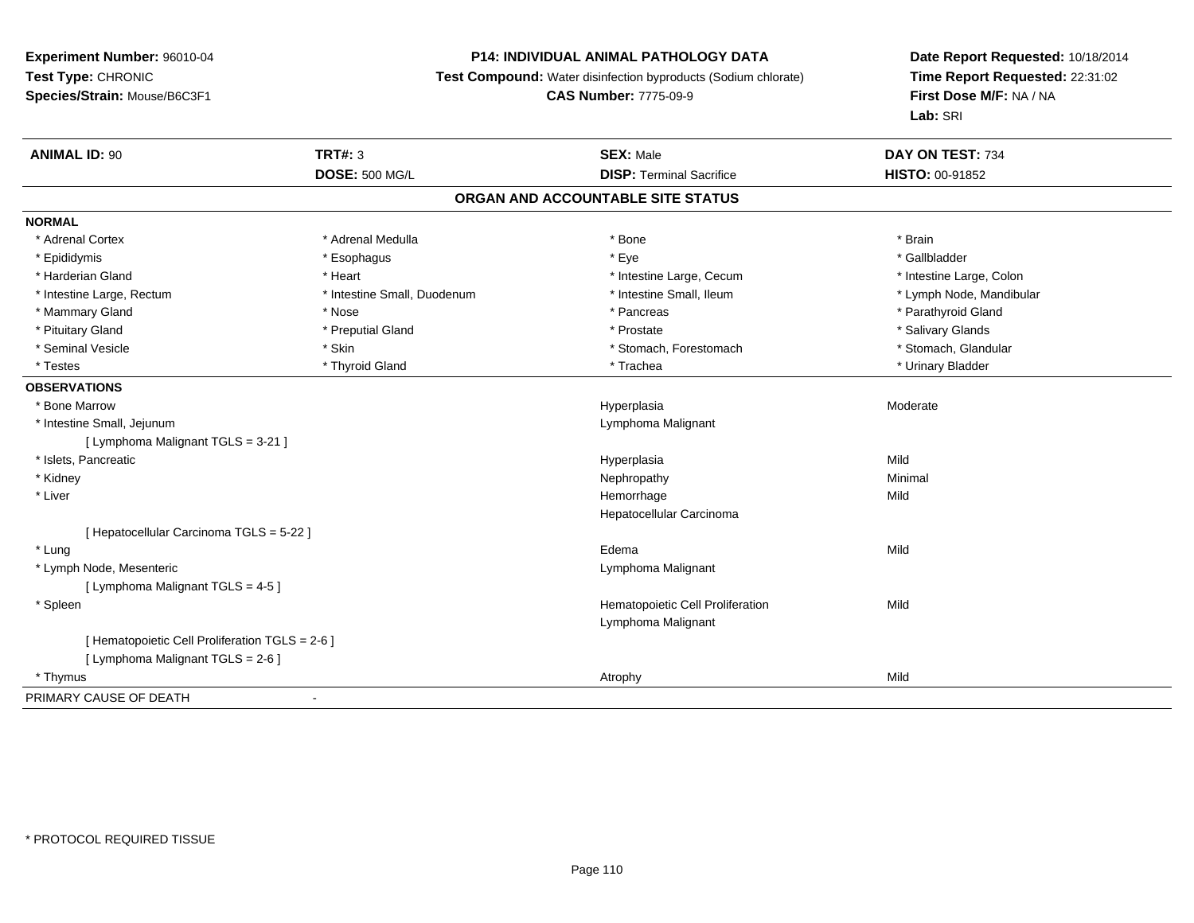**Experiment Number:** 96010-04
**Test Type:** CHRONIC
**Species/Strain:** Mouse/B6C3F1

**P14: INDIVIDUAL ANIMAL PATHOLOGY DATA**
**Test Compound:** Water disinfection byproducts (Sodium chlorate)
**CAS Number:** 7775-09-9

**Date Report Requested:** 10/18/2014
**Time Report Requested:** 22:31:02
**First Dose M/F:** NA / NA
**Lab:** SRI

| **ANIMAL ID:** 90 | **TRT#:** 3 | **SEX:** Male | **DAY ON TEST:** 734 |
|---|---|---|---|
| | **DOSE:** 500 MG/L | **DISP:** Terminal Sacrifice | **HISTO:** 00-91852 |

## ORGAN AND ACCOUNTABLE SITE STATUS

**NORMAL**

| | | | |
|---|---|---|---|
| * Adrenal Cortex | * Adrenal Medulla | * Bone | * Brain |
| * Epididymis | * Esophagus | * Eye | * Gallbladder |
| * Harderian Gland | * Heart | * Intestine Large, Cecum | * Intestine Large, Colon |
| * Intestine Large, Rectum | * Intestine Small, Duodenum | * Intestine Small, Ileum | * Lymph Node, Mandibular |
| * Mammary Gland | * Nose | * Pancreas | * Parathyroid Gland |
| * Pituitary Gland | * Preputial Gland | * Prostate | * Salivary Glands |
| * Seminal Vesicle | * Skin | * Stomach, Forestomach | * Stomach, Glandular |
| * Testes | * Thyroid Gland | * Trachea | * Urinary Bladder |

**OBSERVATIONS**

| | | |
|---|---|---|
| * Bone Marrow | Hyperplasia | Moderate |
| * Intestine Small, Jejunum | Lymphoma Malignant | |
| [ Lymphoma Malignant TGLS = 3-21 ] | | |
| * Islets, Pancreatic | Hyperplasia | Mild |
| * Kidney | Nephropathy | Minimal |
| * Liver | Hemorrhage | Mild |
| | Hepatocellular Carcinoma | |
| [ Hepatocellular Carcinoma TGLS = 5-22 ] | | |
| * Lung | Edema | Mild |
| * Lymph Node, Mesenteric | Lymphoma Malignant | |
| [ Lymphoma Malignant TGLS = 4-5 ] | | |
| * Spleen | Hematopoietic Cell Proliferation | Mild |
| | Lymphoma Malignant | |
| [ Hematopoietic Cell Proliferation TGLS = 2-6 ] | | |
| [ Lymphoma Malignant TGLS = 2-6 ] | | |
| * Thymus | Atrophy | Mild |

PRIMARY CAUSE OF DEATH -

* PROTOCOL REQUIRED TISSUE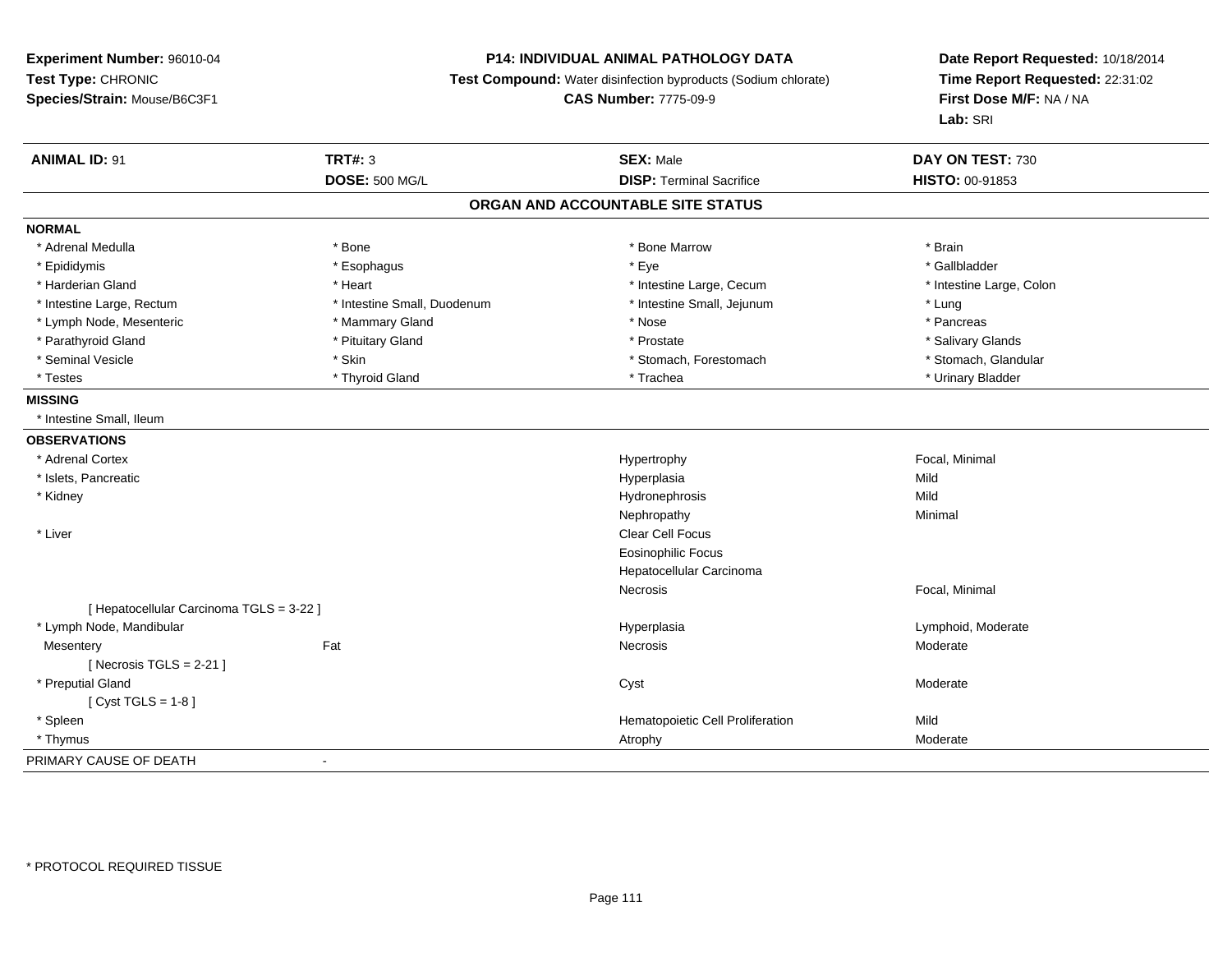**Experiment Number:** 96010-04
**Test Type:** CHRONIC
**Species/Strain:** Mouse/B6C3F1

**P14: INDIVIDUAL ANIMAL PATHOLOGY DATA**
**Test Compound:** Water disinfection byproducts (Sodium chlorate)
**CAS Number:** 7775-09-9

**Date Report Requested:** 10/18/2014
**Time Report Requested:** 22:31:02
**First Dose M/F:** NA / NA
**Lab:** SRI

| **ANIMAL ID:** 91 | **TRT#:** 3 | **SEX:** Male | **DAY ON TEST:** 730 |
|---|---|---|---|
| | **DOSE:** 500 MG/L | **DISP:** Terminal Sacrifice | **HISTO:** 00-91853 |

## ORGAN AND ACCOUNTABLE SITE STATUS

**NORMAL**

| | | | |
|---|---|---|---|
| * Adrenal Medulla | * Bone | * Bone Marrow | * Brain |
| * Epididymis | * Esophagus | * Eye | * Gallbladder |
| * Harderian Gland | * Heart | * Intestine Large, Cecum | * Intestine Large, Colon |
| * Intestine Large, Rectum | * Intestine Small, Duodenum | * Intestine Small, Jejunum | * Lung |
| * Lymph Node, Mesenteric | * Mammary Gland | * Nose | * Pancreas |
| * Parathyroid Gland | * Pituitary Gland | * Prostate | * Salivary Glands |
| * Seminal Vesicle | * Skin | * Stomach, Forestomach | * Stomach, Glandular |
| * Testes | * Thyroid Gland | * Trachea | * Urinary Bladder |

**MISSING**

* Intestine Small, Ileum

**OBSERVATIONS**

| | | | |
|---|---|---|---|
| * Adrenal Cortex | | Hypertrophy | Focal, Minimal |
| * Islets, Pancreatic | | Hyperplasia | Mild |
| * Kidney | | Hydronephrosis | Mild |
| | | Nephropathy | Minimal |
| * Liver | | Clear Cell Focus | |
| | | Eosinophilic Focus | |
| | | Hepatocellular Carcinoma | |
| | | Necrosis | Focal, Minimal |
| [ Hepatocellular Carcinoma TGLS = 3-22 ] | | | |
| * Lymph Node, Mandibular | | Hyperplasia | Lymphoid, Moderate |
| Mesentery | Fat | Necrosis | Moderate |
| [ Necrosis TGLS = 2-21 ] | | | |
| * Preputial Gland | | Cyst | Moderate |
| [ Cyst TGLS = 1-8 ] | | | |
| * Spleen | | Hematopoietic Cell Proliferation | Mild |
| * Thymus | | Atrophy | Moderate |

PRIMARY CAUSE OF DEATH -

* PROTOCOL REQUIRED TISSUE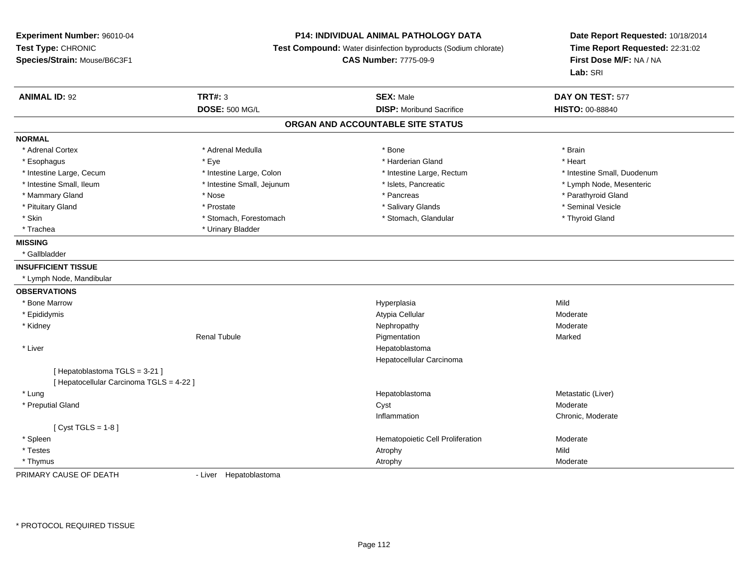**Experiment Number:** 96010-04
**Test Type:** CHRONIC
**Species/Strain:** Mouse/B6C3F1

**P14: INDIVIDUAL ANIMAL PATHOLOGY DATA**
**Test Compound:** Water disinfection byproducts (Sodium chlorate)
**CAS Number:** 7775-09-9

**Date Report Requested:** 10/18/2014
**Time Report Requested:** 22:31:02
**First Dose M/F:** NA / NA
**Lab:** SRI

| **ANIMAL ID:** 92 | **TRT#:** 3 | **SEX:** Male | **DAY ON TEST:** 577 |
|---|---|---|---|
| | **DOSE:** 500 MG/L | **DISP:** Moribund Sacrifice | **HISTO:** 00-88840 |

## ORGAN AND ACCOUNTABLE SITE STATUS

**NORMAL**

| | | | |
|---|---|---|---|
| * Adrenal Cortex | * Adrenal Medulla | * Bone | * Brain |
| * Esophagus | * Eye | * Harderian Gland | * Heart |
| * Intestine Large, Cecum | * Intestine Large, Colon | * Intestine Large, Rectum | * Intestine Small, Duodenum |
| * Intestine Small, Ileum | * Intestine Small, Jejunum | * Islets, Pancreatic | * Lymph Node, Mesenteric |
| * Mammary Gland | * Nose | * Pancreas | * Parathyroid Gland |
| * Pituitary Gland | * Prostate | * Salivary Glands | * Seminal Vesicle |
| * Skin | * Stomach, Forestomach | * Stomach, Glandular | * Thyroid Gland |
| * Trachea | * Urinary Bladder | | |

**MISSING**

* Gallbladder

**INSUFFICIENT TISSUE**

* Lymph Node, Mandibular

**OBSERVATIONS**

| | | | |
|---|---|---|---|
| * Bone Marrow | | Hyperplasia | Mild |
| * Epididymis | | Atypia Cellular | Moderate |
| * Kidney | | Nephropathy | Moderate |
| | Renal Tubule | Pigmentation | Marked |
| * Liver | | Hepatoblastoma | |
| | | Hepatocellular Carcinoma | |
| [ Hepatoblastoma TGLS = 3-21 ] | | | |
| [ Hepatocellular Carcinoma TGLS = 4-22 ] | | | |
| * Lung | | Hepatoblastoma | Metastatic (Liver) |
| * Preputial Gland | | Cyst | Moderate |
| | | Inflammation | Chronic, Moderate |
| [ Cyst TGLS = 1-8 ] | | | |
| * Spleen | | Hematopoietic Cell Proliferation | Moderate |
| * Testes | | Atrophy | Mild |
| * Thymus | | Atrophy | Moderate |

PRIMARY CAUSE OF DEATH - Liver Hepatoblastoma

\* PROTOCOL REQUIRED TISSUE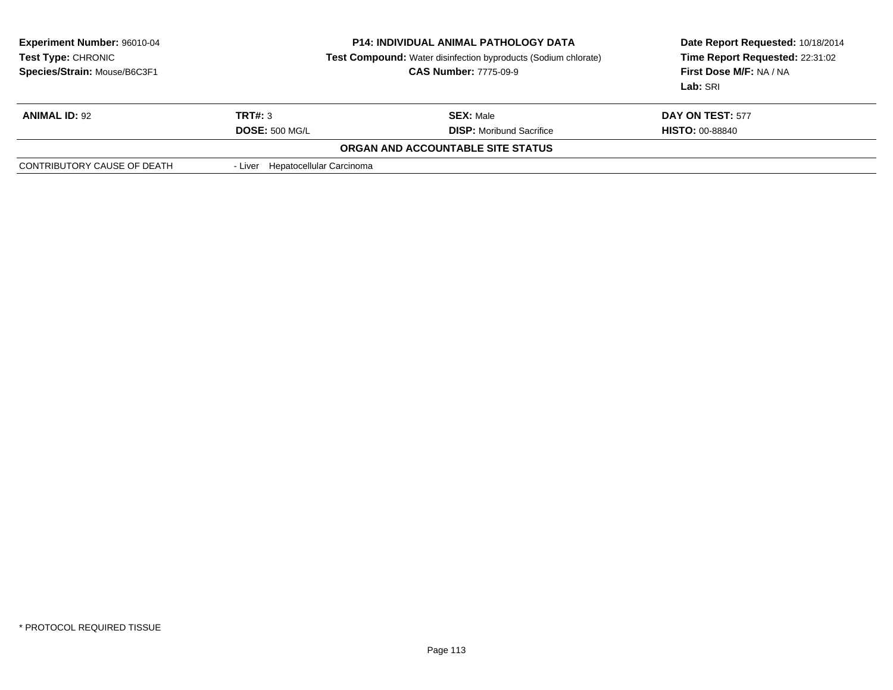**Experiment Number:** 96010-04
**Test Type:** CHRONIC
**Species/Strain:** Mouse/B6C3F1

**P14: INDIVIDUAL ANIMAL PATHOLOGY DATA**
**Test Compound:** Water disinfection byproducts (Sodium chlorate)
**CAS Number:** 7775-09-9

**Date Report Requested:** 10/18/2014
**Time Report Requested:** 22:31:02
**First Dose M/F:** NA / NA
**Lab:** SRI

| **ANIMAL ID:** 92 | **TRT#:** 3 | **SEX:** Male | **DAY ON TEST:** 577 |
|---|---|---|---|
| | **DOSE:** 500 MG/L | **DISP:** Moribund Sacrifice | **HISTO:** 00-88840 |

**ORGAN AND ACCOUNTABLE SITE STATUS**

| CONTRIBUTORY CAUSE OF DEATH | - Liver Hepatocellular Carcinoma |
|---|---|

* PROTOCOL REQUIRED TISSUE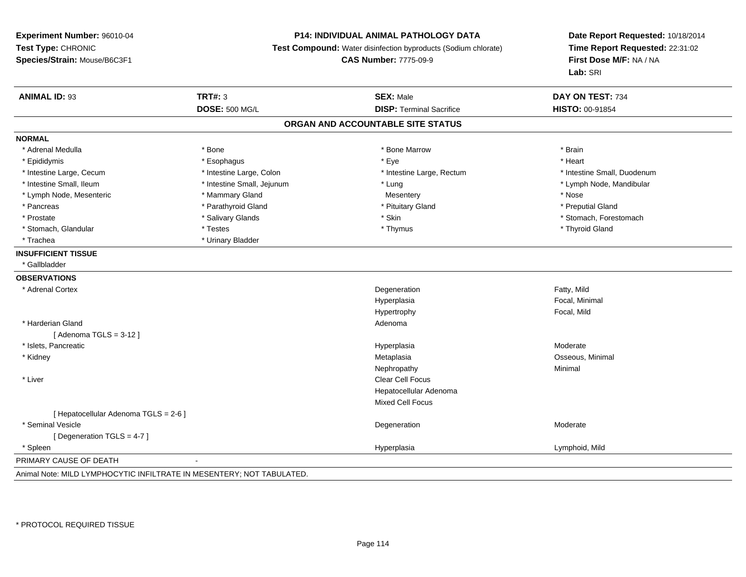**Experiment Number:** 96010-04
**Test Type:** CHRONIC
**Species/Strain:** Mouse/B6C3F1

**P14: INDIVIDUAL ANIMAL PATHOLOGY DATA**
**Test Compound:** Water disinfection byproducts (Sodium chlorate)
**CAS Number:** 7775-09-9

**Date Report Requested:** 10/18/2014
**Time Report Requested:** 22:31:02
**First Dose M/F:** NA / NA
**Lab:** SRI

| **ANIMAL ID:** 93 | **TRT#:** 3 | **SEX:** Male | **DAY ON TEST:** 734 |
|---|---|---|---|
| | **DOSE:** 500 MG/L | **DISP:** Terminal Sacrifice | **HISTO:** 00-91854 |

## ORGAN AND ACCOUNTABLE SITE STATUS

**NORMAL**

| | | | |
|---|---|---|---|
| * Adrenal Medulla | * Bone | * Bone Marrow | * Brain |
| * Epididymis | * Esophagus | * Eye | * Heart |
| * Intestine Large, Cecum | * Intestine Large, Colon | * Intestine Large, Rectum | * Intestine Small, Duodenum |
| * Intestine Small, Ileum | * Intestine Small, Jejunum | * Lung | * Lymph Node, Mandibular |
| * Lymph Node, Mesenteric | * Mammary Gland | Mesentery | * Nose |
| * Pancreas | * Parathyroid Gland | * Pituitary Gland | * Preputial Gland |
| * Prostate | * Salivary Glands | * Skin | * Stomach, Forestomach |
| * Stomach, Glandular | * Testes | * Thymus | * Thyroid Gland |
| * Trachea | * Urinary Bladder | | |

**INSUFFICIENT TISSUE**

* Gallbladder

**OBSERVATIONS**

| Organ | Observation | Severity |
|---|---|---|
| * Adrenal Cortex | Degeneration | Fatty, Mild |
| | Hyperplasia | Focal, Minimal |
| | Hypertrophy | Focal, Mild |
| * Harderian Gland | Adenoma | |
| [ Adenoma TGLS = 3-12 ] | | |
| * Islets, Pancreatic | Hyperplasia | Moderate |
| * Kidney | Metaplasia | Osseous, Minimal |
| | Nephropathy | Minimal |
| * Liver | Clear Cell Focus | |
| | Hepatocellular Adenoma | |
| | Mixed Cell Focus | |
| [ Hepatocellular Adenoma TGLS = 2-6 ] | | |
| * Seminal Vesicle | Degeneration | Moderate |
| [ Degeneration TGLS = 4-7 ] | | |
| * Spleen | Hyperplasia | Lymphoid, Mild |

PRIMARY CAUSE OF DEATH -

Animal Note: MILD LYMPHOCYTIC INFILTRATE IN MESENTERY; NOT TABULATED.

* PROTOCOL REQUIRED TISSUE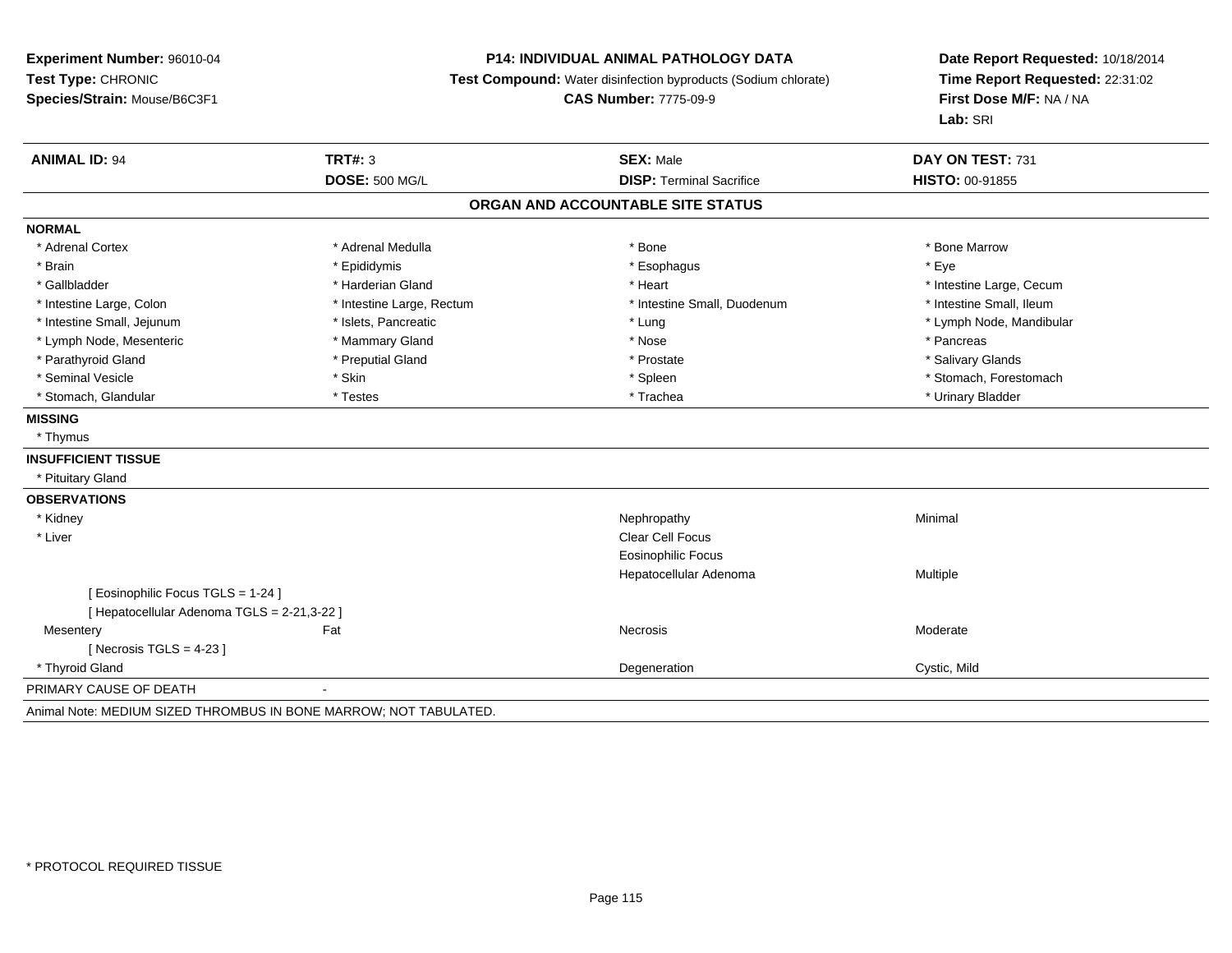**Experiment Number:** 96010-04
**Test Type:** CHRONIC
**Species/Strain:** Mouse/B6C3F1

**P14: INDIVIDUAL ANIMAL PATHOLOGY DATA**
**Test Compound:** Water disinfection byproducts (Sodium chlorate)
**CAS Number:** 7775-09-9

**Date Report Requested:** 10/18/2014
**Time Report Requested:** 22:31:02
**First Dose M/F:** NA / NA
**Lab:** SRI

| **ANIMAL ID:** 94 | **TRT#:** 3 | **SEX:** Male | **DAY ON TEST:** 731 |
|---|---|---|---|
| | **DOSE:** 500 MG/L | **DISP:** Terminal Sacrifice | **HISTO:** 00-91855 |

## ORGAN AND ACCOUNTABLE SITE STATUS

**NORMAL**

| | | | |
|---|---|---|---|
| * Adrenal Cortex | * Adrenal Medulla | * Bone | * Bone Marrow |
| * Brain | * Epididymis | * Esophagus | * Eye |
| * Gallbladder | * Harderian Gland | * Heart | * Intestine Large, Cecum |
| * Intestine Large, Colon | * Intestine Large, Rectum | * Intestine Small, Duodenum | * Intestine Small, Ileum |
| * Intestine Small, Jejunum | * Islets, Pancreatic | * Lung | * Lymph Node, Mandibular |
| * Lymph Node, Mesenteric | * Mammary Gland | * Nose | * Pancreas |
| * Parathyroid Gland | * Preputial Gland | * Prostate | * Salivary Glands |
| * Seminal Vesicle | * Skin | * Spleen | * Stomach, Forestomach |
| * Stomach, Glandular | * Testes | * Trachea | * Urinary Bladder |

**MISSING**

* Thymus

**INSUFFICIENT TISSUE**

* Pituitary Gland

**OBSERVATIONS**

| | | | |
|---|---|---|---|
| * Kidney | | Nephropathy | Minimal |
| * Liver | | Clear Cell Focus | |
| | | Eosinophilic Focus | |
| | | Hepatocellular Adenoma | Multiple |
| [ Eosinophilic Focus TGLS = 1-24 ] | | | |
| [ Hepatocellular Adenoma TGLS = 2-21,3-22 ] | | | |
| Mesentery | Fat | Necrosis | Moderate |
| [ Necrosis TGLS = 4-23 ] | | | |
| * Thyroid Gland | | Degeneration | Cystic, Mild |

PRIMARY CAUSE OF DEATH -

Animal Note: MEDIUM SIZED THROMBUS IN BONE MARROW; NOT TABULATED.

* PROTOCOL REQUIRED TISSUE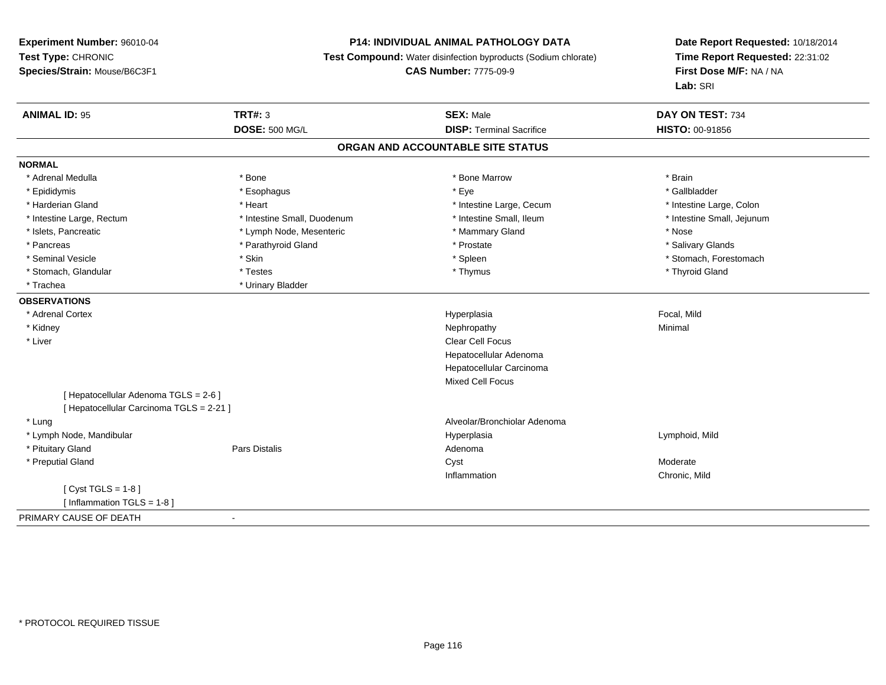**Experiment Number:** 96010-04
**Test Type:** CHRONIC
**Species/Strain:** Mouse/B6C3F1

**P14: INDIVIDUAL ANIMAL PATHOLOGY DATA**
**Test Compound:** Water disinfection byproducts (Sodium chlorate)
**CAS Number:** 7775-09-9

**Date Report Requested:** 10/18/2014
**Time Report Requested:** 22:31:02
**First Dose M/F:** NA / NA
**Lab:** SRI

| **ANIMAL ID:** 95 | **TRT#:** 3 | **SEX:** Male | **DAY ON TEST:** 734 |
|---|---|---|---|
| | **DOSE:** 500 MG/L | **DISP:** Terminal Sacrifice | **HISTO:** 00-91856 |

## ORGAN AND ACCOUNTABLE SITE STATUS

**NORMAL**

| | | | |
|---|---|---|---|
| * Adrenal Medulla | * Bone | * Bone Marrow | * Brain |
| * Epididymis | * Esophagus | * Eye | * Gallbladder |
| * Harderian Gland | * Heart | * Intestine Large, Cecum | * Intestine Large, Colon |
| * Intestine Large, Rectum | * Intestine Small, Duodenum | * Intestine Small, Ileum | * Intestine Small, Jejunum |
| * Islets, Pancreatic | * Lymph Node, Mesenteric | * Mammary Gland | * Nose |
| * Pancreas | * Parathyroid Gland | * Prostate | * Salivary Glands |
| * Seminal Vesicle | * Skin | * Spleen | * Stomach, Forestomach |
| * Stomach, Glandular | * Testes | * Thymus | * Thyroid Gland |
| * Trachea | * Urinary Bladder | | |

**OBSERVATIONS**

| | | | |
|---|---|---|---|
| * Adrenal Cortex | | Hyperplasia | Focal, Mild |
| * Kidney | | Nephropathy | Minimal |
| * Liver | | Clear Cell Focus | |
| | | Hepatocellular Adenoma | |
| | | Hepatocellular Carcinoma | |
| | | Mixed Cell Focus | |
| [ Hepatocellular Adenoma TGLS = 2-6 ] | | | |
| [ Hepatocellular Carcinoma TGLS = 2-21 ] | | | |
| * Lung | | Alveolar/Bronchiolar Adenoma | |
| * Lymph Node, Mandibular | | Hyperplasia | Lymphoid, Mild |
| * Pituitary Gland | Pars Distalis | Adenoma | |
| * Preputial Gland | | Cyst | Moderate |
| | | Inflammation | Chronic, Mild |
| [ Cyst TGLS = 1-8 ] | | | |
| [ Inflammation TGLS = 1-8 ] | | | |

PRIMARY CAUSE OF DEATH -

* PROTOCOL REQUIRED TISSUE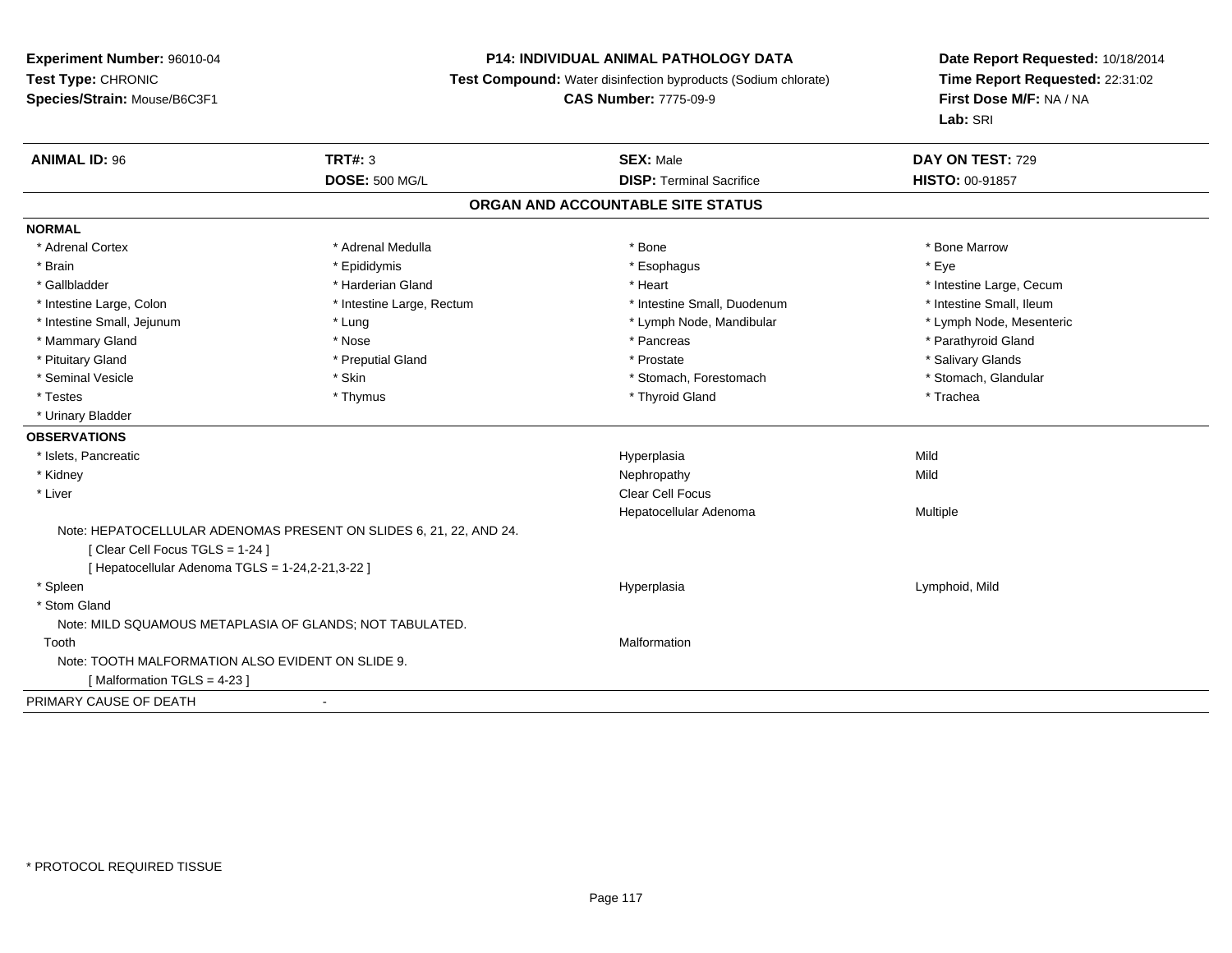**Experiment Number:** 96010-04
**Test Type:** CHRONIC
**Species/Strain:** Mouse/B6C3F1

**P14: INDIVIDUAL ANIMAL PATHOLOGY DATA**
**Test Compound:** Water disinfection byproducts (Sodium chlorate)
**CAS Number:** 7775-09-9

**Date Report Requested:** 10/18/2014
**Time Report Requested:** 22:31:02
**First Dose M/F:** NA / NA
**Lab:** SRI

| **ANIMAL ID:** 96 | **TRT#:** 3 | **SEX:** Male | **DAY ON TEST:** 729 |
|---|---|---|---|
| | **DOSE:** 500 MG/L | **DISP:** Terminal Sacrifice | **HISTO:** 00-91857 |

## ORGAN AND ACCOUNTABLE SITE STATUS

**NORMAL**

| | | | |
|---|---|---|---|
| * Adrenal Cortex | * Adrenal Medulla | * Bone | * Bone Marrow |
| * Brain | * Epididymis | * Esophagus | * Eye |
| * Gallbladder | * Harderian Gland | * Heart | * Intestine Large, Cecum |
| * Intestine Large, Colon | * Intestine Large, Rectum | * Intestine Small, Duodenum | * Intestine Small, Ileum |
| * Intestine Small, Jejunum | * Lung | * Lymph Node, Mandibular | * Lymph Node, Mesenteric |
| * Mammary Gland | * Nose | * Pancreas | * Parathyroid Gland |
| * Pituitary Gland | * Preputial Gland | * Prostate | * Salivary Glands |
| * Seminal Vesicle | * Skin | * Stomach, Forestomach | * Stomach, Glandular |
| * Testes | * Thymus | * Thyroid Gland | * Trachea |
| * Urinary Bladder | | | |

**OBSERVATIONS**

| | | |
|---|---|---|
| * Islets, Pancreatic | Hyperplasia | Mild |
| * Kidney | Nephropathy | Mild |
| * Liver | Clear Cell Focus | |
| | Hepatocellular Adenoma | Multiple |

Note: HEPATOCELLULAR ADENOMAS PRESENT ON SLIDES 6, 21, 22, AND 24.
[ Clear Cell Focus TGLS = 1-24 ]
[ Hepatocellular Adenoma TGLS = 1-24,2-21,3-22 ]

| | | |
|---|---|---|
| * Spleen | Hyperplasia | Lymphoid, Mild |
| * Stom Gland | | |

Note: MILD SQUAMOUS METAPLASIA OF GLANDS; NOT TABULATED.

| | | |
|---|---|---|
| Tooth | Malformation | |

Note: TOOTH MALFORMATION ALSO EVIDENT ON SLIDE 9.
[ Malformation TGLS = 4-23 ]

PRIMARY CAUSE OF DEATH -

* PROTOCOL REQUIRED TISSUE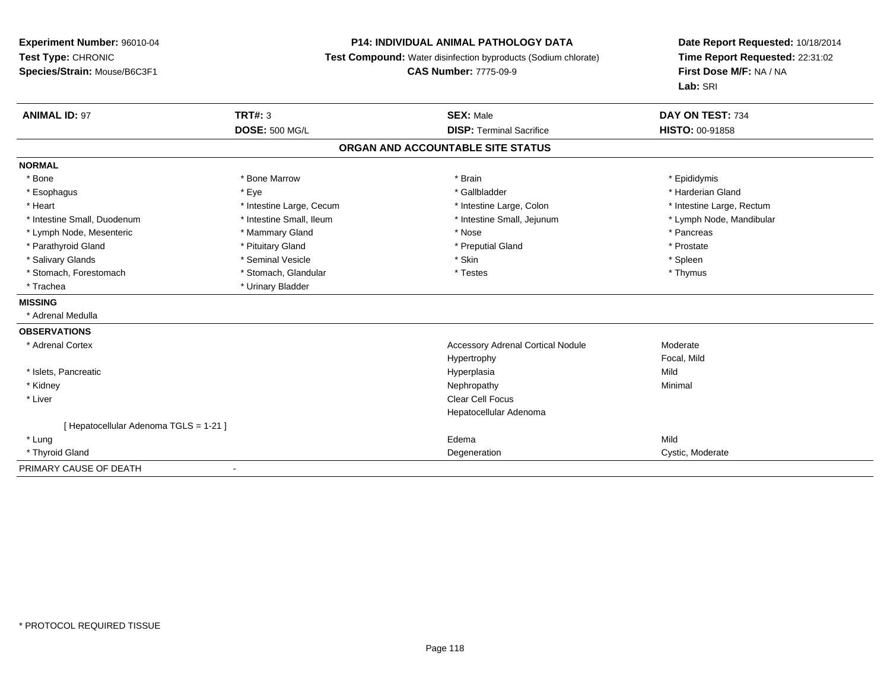**Experiment Number:** 96010-04
**Test Type:** CHRONIC
**Species/Strain:** Mouse/B6C3F1

**P14: INDIVIDUAL ANIMAL PATHOLOGY DATA**
**Test Compound:** Water disinfection byproducts (Sodium chlorate)
**CAS Number:** 7775-09-9

**Date Report Requested:** 10/18/2014
**Time Report Requested:** 22:31:02
**First Dose M/F:** NA / NA
**Lab:** SRI

| **ANIMAL ID:** 97 | **TRT#:** 3 | **SEX:** Male | **DAY ON TEST:** 734 |
|---|---|---|---|
| | **DOSE:** 500 MG/L | **DISP:** Terminal Sacrifice | **HISTO:** 00-91858 |

## ORGAN AND ACCOUNTABLE SITE STATUS

**NORMAL**

| | | | |
|---|---|---|---|
| * Bone | * Bone Marrow | * Brain | * Epididymis |
| * Esophagus | * Eye | * Gallbladder | * Harderian Gland |
| * Heart | * Intestine Large, Cecum | * Intestine Large, Colon | * Intestine Large, Rectum |
| * Intestine Small, Duodenum | * Intestine Small, Ileum | * Intestine Small, Jejunum | * Lymph Node, Mandibular |
| * Lymph Node, Mesenteric | * Mammary Gland | * Nose | * Pancreas |
| * Parathyroid Gland | * Pituitary Gland | * Preputial Gland | * Prostate |
| * Salivary Glands | * Seminal Vesicle | * Skin | * Spleen |
| * Stomach, Forestomach | * Stomach, Glandular | * Testes | * Thymus |
| * Trachea | * Urinary Bladder | | |

**MISSING**

* Adrenal Medulla

**OBSERVATIONS**

| | | |
|---|---|---|
| * Adrenal Cortex | Accessory Adrenal Cortical Nodule | Moderate |
| | Hypertrophy | Focal, Mild |
| * Islets, Pancreatic | Hyperplasia | Mild |
| * Kidney | Nephropathy | Minimal |
| * Liver | Clear Cell Focus | |
| | Hepatocellular Adenoma | |
| [ Hepatocellular Adenoma TGLS = 1-21 ] | | |
| * Lung | Edema | Mild |
| * Thyroid Gland | Degeneration | Cystic, Moderate |

PRIMARY CAUSE OF DEATH -

* PROTOCOL REQUIRED TISSUE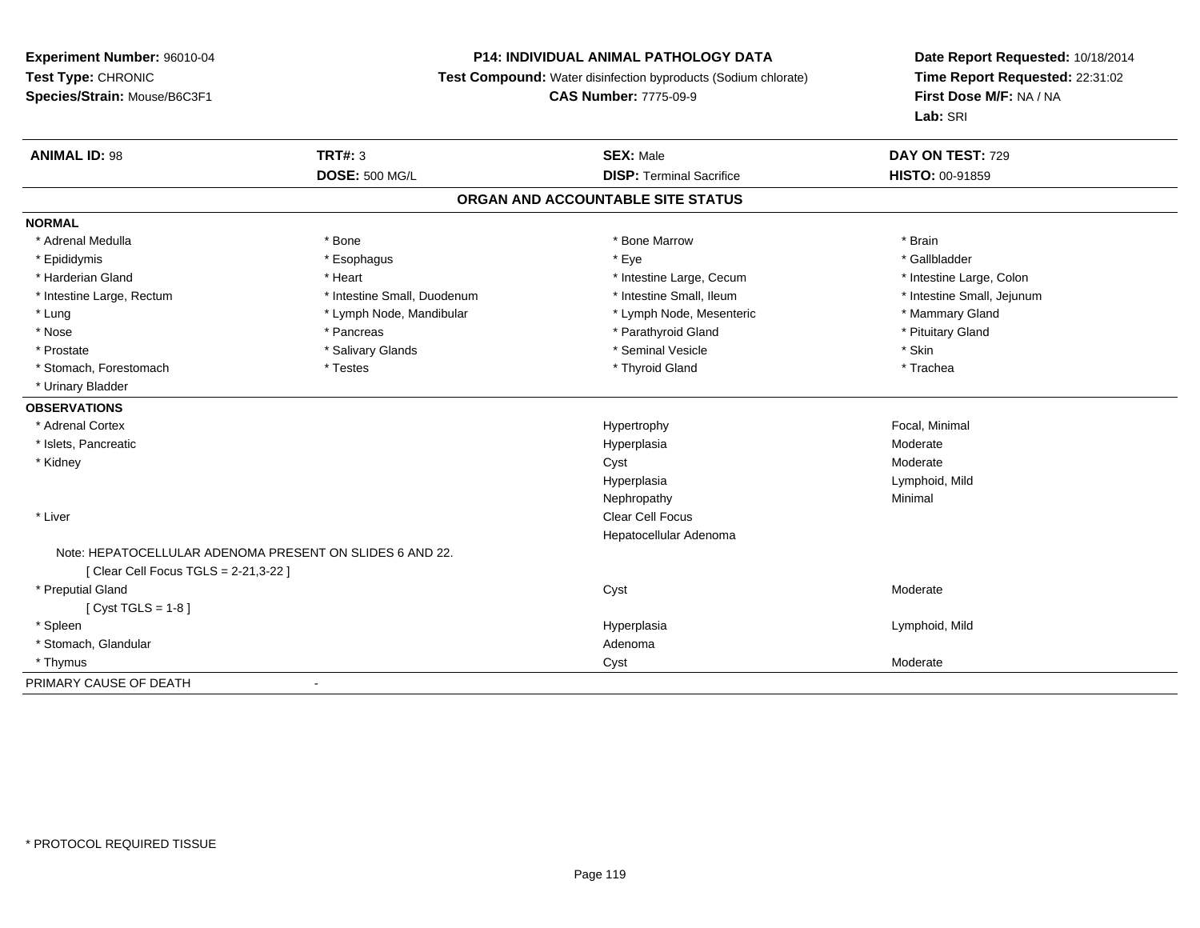**Experiment Number:** 96010-04
**Test Type:** CHRONIC
**Species/Strain:** Mouse/B6C3F1

**P14: INDIVIDUAL ANIMAL PATHOLOGY DATA**
**Test Compound:** Water disinfection byproducts (Sodium chlorate)
**CAS Number:** 7775-09-9

**Date Report Requested:** 10/18/2014
**Time Report Requested:** 22:31:02
**First Dose M/F:** NA / NA
**Lab:** SRI

| **ANIMAL ID:** 98 | **TRT#:** 3 | **SEX:** Male | **DAY ON TEST:** 729 |
|---|---|---|---|
| | **DOSE:** 500 MG/L | **DISP:** Terminal Sacrifice | **HISTO:** 00-91859 |

## ORGAN AND ACCOUNTABLE SITE STATUS

**NORMAL**

| | | | |
|---|---|---|---|
| * Adrenal Medulla | * Bone | * Bone Marrow | * Brain |
| * Epididymis | * Esophagus | * Eye | * Gallbladder |
| * Harderian Gland | * Heart | * Intestine Large, Cecum | * Intestine Large, Colon |
| * Intestine Large, Rectum | * Intestine Small, Duodenum | * Intestine Small, Ileum | * Intestine Small, Jejunum |
| * Lung | * Lymph Node, Mandibular | * Lymph Node, Mesenteric | * Mammary Gland |
| * Nose | * Pancreas | * Parathyroid Gland | * Pituitary Gland |
| * Prostate | * Salivary Glands | * Seminal Vesicle | * Skin |
| * Stomach, Forestomach | * Testes | * Thyroid Gland | * Trachea |
| * Urinary Bladder | | | |

**OBSERVATIONS**

| | | |
|---|---|---|
| * Adrenal Cortex | Hypertrophy | Focal, Minimal |
| * Islets, Pancreatic | Hyperplasia | Moderate |
| * Kidney | Cyst | Moderate |
| | Hyperplasia | Lymphoid, Mild |
| | Nephropathy | Minimal |
| * Liver | Clear Cell Focus | |
| | Hepatocellular Adenoma | |

Note: HEPATOCELLULAR ADENOMA PRESENT ON SLIDES 6 AND 22.
[ Clear Cell Focus TGLS = 2-21,3-22 ]

| | | |
|---|---|---|
| * Preputial Gland | Cyst | Moderate |

[ Cyst TGLS = 1-8 ]

| | | |
|---|---|---|
| * Spleen | Hyperplasia | Lymphoid, Mild |
| * Stomach, Glandular | Adenoma | |
| * Thymus | Cyst | Moderate |

PRIMARY CAUSE OF DEATH -

* PROTOCOL REQUIRED TISSUE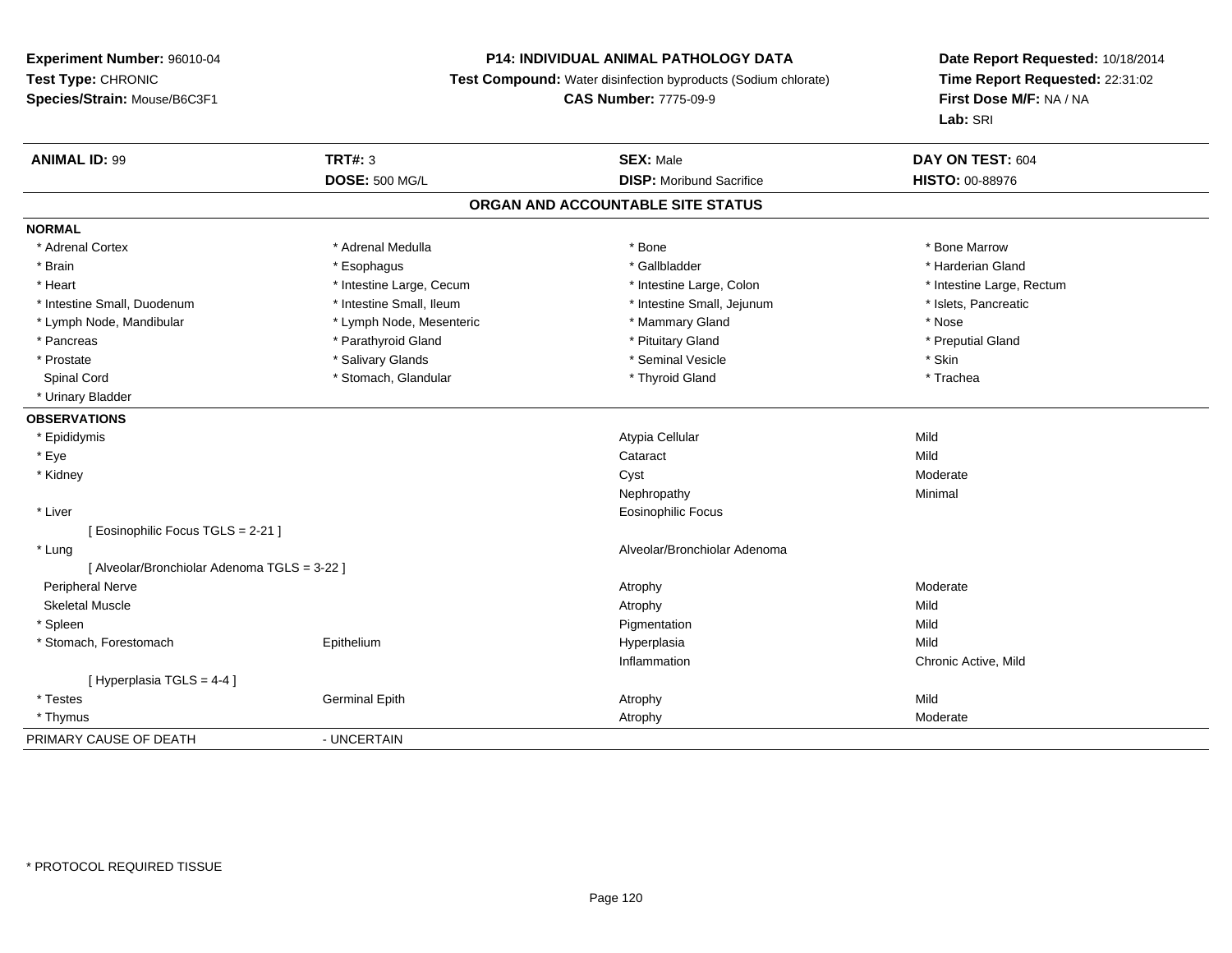**Experiment Number:** 96010-04
**Test Type:** CHRONIC
**Species/Strain:** Mouse/B6C3F1

**P14: INDIVIDUAL ANIMAL PATHOLOGY DATA**
**Test Compound:** Water disinfection byproducts (Sodium chlorate)
**CAS Number:** 7775-09-9

**Date Report Requested:** 10/18/2014
**Time Report Requested:** 22:31:02
**First Dose M/F:** NA / NA
**Lab:** SRI

| **ANIMAL ID:** 99 | **TRT#:** 3 | **SEX:** Male | **DAY ON TEST:** 604 |
|---|---|---|---|
| | **DOSE:** 500 MG/L | **DISP:** Moribund Sacrifice | **HISTO:** 00-88976 |

## ORGAN AND ACCOUNTABLE SITE STATUS

**NORMAL**

| | | | |
|---|---|---|---|
| * Adrenal Cortex | * Adrenal Medulla | * Bone | * Bone Marrow |
| * Brain | * Esophagus | * Gallbladder | * Harderian Gland |
| * Heart | * Intestine Large, Cecum | * Intestine Large, Colon | * Intestine Large, Rectum |
| * Intestine Small, Duodenum | * Intestine Small, Ileum | * Intestine Small, Jejunum | * Islets, Pancreatic |
| * Lymph Node, Mandibular | * Lymph Node, Mesenteric | * Mammary Gland | * Nose |
| * Pancreas | * Parathyroid Gland | * Pituitary Gland | * Preputial Gland |
| * Prostate | * Salivary Glands | * Seminal Vesicle | * Skin |
| Spinal Cord | * Stomach, Glandular | * Thyroid Gland | * Trachea |
| * Urinary Bladder | | | |

**OBSERVATIONS**

| | | | |
|---|---|---|---|
| * Epididymis | | Atypia Cellular | Mild |
| * Eye | | Cataract | Mild |
| * Kidney | | Cyst | Moderate |
| | | Nephropathy | Minimal |
| * Liver | | Eosinophilic Focus | |
| [ Eosinophilic Focus TGLS = 2-21 ] | | | |
| * Lung | | Alveolar/Bronchiolar Adenoma | |
| [ Alveolar/Bronchiolar Adenoma TGLS = 3-22 ] | | | |
| Peripheral Nerve | | Atrophy | Moderate |
| Skeletal Muscle | | Atrophy | Mild |
| * Spleen | | Pigmentation | Mild |
| * Stomach, Forestomach | Epithelium | Hyperplasia | Mild |
| | | Inflammation | Chronic Active, Mild |
| [ Hyperplasia TGLS = 4-4 ] | | | |
| * Testes | Germinal Epith | Atrophy | Mild |
| * Thymus | | Atrophy | Moderate |

PRIMARY CAUSE OF DEATH - UNCERTAIN

* PROTOCOL REQUIRED TISSUE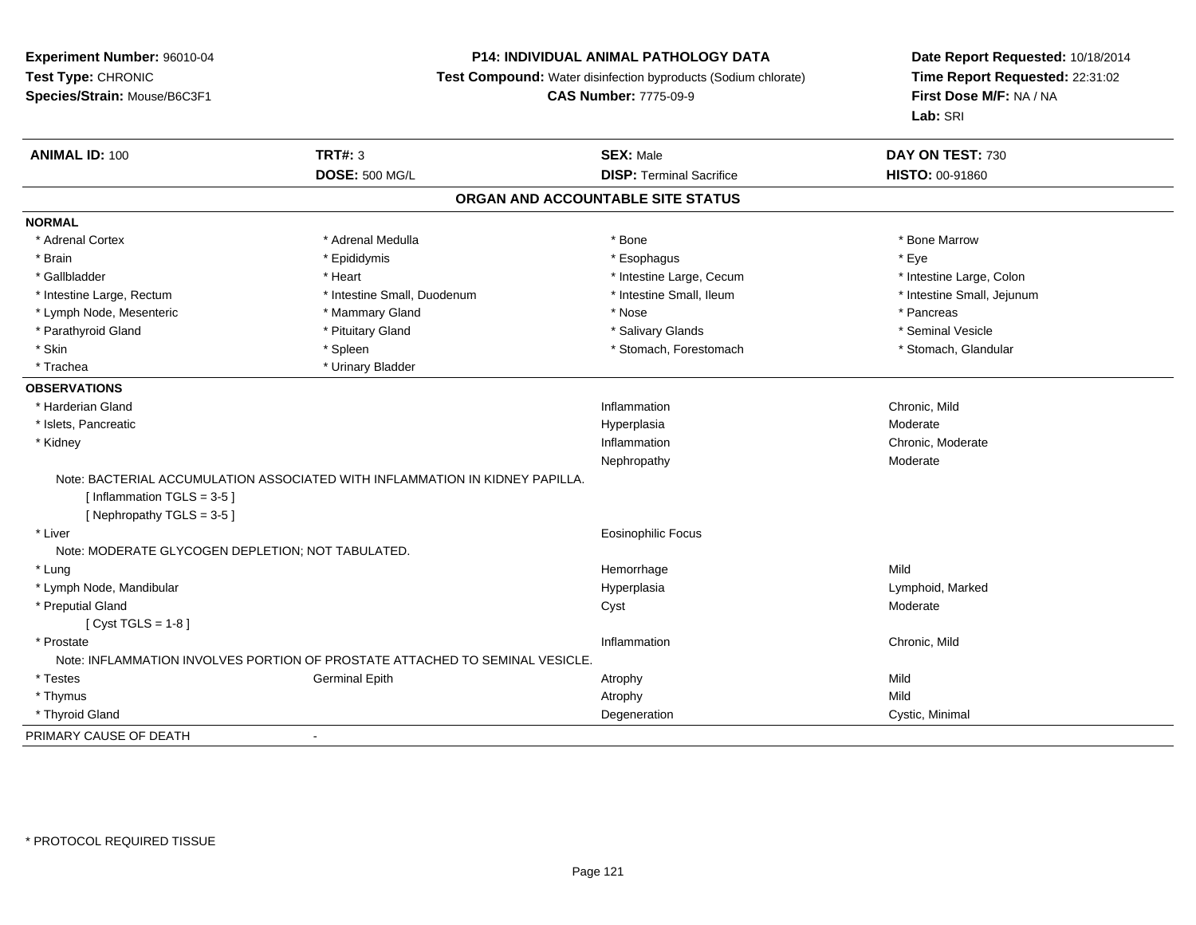**Experiment Number:** 96010-04
**Test Type:** CHRONIC
**Species/Strain:** Mouse/B6C3F1

**P14: INDIVIDUAL ANIMAL PATHOLOGY DATA**
**Test Compound:** Water disinfection byproducts (Sodium chlorate)
**CAS Number:** 7775-09-9

**Date Report Requested:** 10/18/2014
**Time Report Requested:** 22:31:02
**First Dose M/F:** NA / NA
**Lab:** SRI

| **ANIMAL ID:** 100 | **TRT#:** 3 | **SEX:** Male | **DAY ON TEST:** 730 |
|---|---|---|---|
| | **DOSE:** 500 MG/L | **DISP:** Terminal Sacrifice | **HISTO:** 00-91860 |

## ORGAN AND ACCOUNTABLE SITE STATUS

**NORMAL**

| | | | |
|---|---|---|---|
| * Adrenal Cortex | * Adrenal Medulla | * Bone | * Bone Marrow |
| * Brain | * Epididymis | * Esophagus | * Eye |
| * Gallbladder | * Heart | * Intestine Large, Cecum | * Intestine Large, Colon |
| * Intestine Large, Rectum | * Intestine Small, Duodenum | * Intestine Small, Ileum | * Intestine Small, Jejunum |
| * Lymph Node, Mesenteric | * Mammary Gland | * Nose | * Pancreas |
| * Parathyroid Gland | * Pituitary Gland | * Salivary Glands | * Seminal Vesicle |
| * Skin | * Spleen | * Stomach, Forestomach | * Stomach, Glandular |
| * Trachea | * Urinary Bladder | | |

**OBSERVATIONS**

| | | | |
|---|---|---|---|
| * Harderian Gland | | Inflammation | Chronic, Mild |
| * Islets, Pancreatic | | Hyperplasia | Moderate |
| * Kidney | | Inflammation | Chronic, Moderate |
| | | Nephropathy | Moderate |

Note: BACTERIAL ACCUMULATION ASSOCIATED WITH INFLAMMATION IN KIDNEY PAPILLA.
[ Inflammation TGLS = 3-5 ]
[ Nephropathy TGLS = 3-5 ]

| | | | |
|---|---|---|---|
| * Liver | | Eosinophilic Focus | |

Note: MODERATE GLYCOGEN DEPLETION; NOT TABULATED.

| | | | |
|---|---|---|---|
| * Lung | | Hemorrhage | Mild |
| * Lymph Node, Mandibular | | Hyperplasia | Lymphoid, Marked |
| * Preputial Gland | | Cyst | Moderate |

[ Cyst TGLS = 1-8 ]

| | | | |
|---|---|---|---|
| * Prostate | | Inflammation | Chronic, Mild |

Note: INFLAMMATION INVOLVES PORTION OF PROSTATE ATTACHED TO SEMINAL VESICLE.

| | | | |
|---|---|---|---|
| * Testes | Germinal Epith | Atrophy | Mild |
| * Thymus | | Atrophy | Mild |
| * Thyroid Gland | | Degeneration | Cystic, Minimal |

PRIMARY CAUSE OF DEATH -

* PROTOCOL REQUIRED TISSUE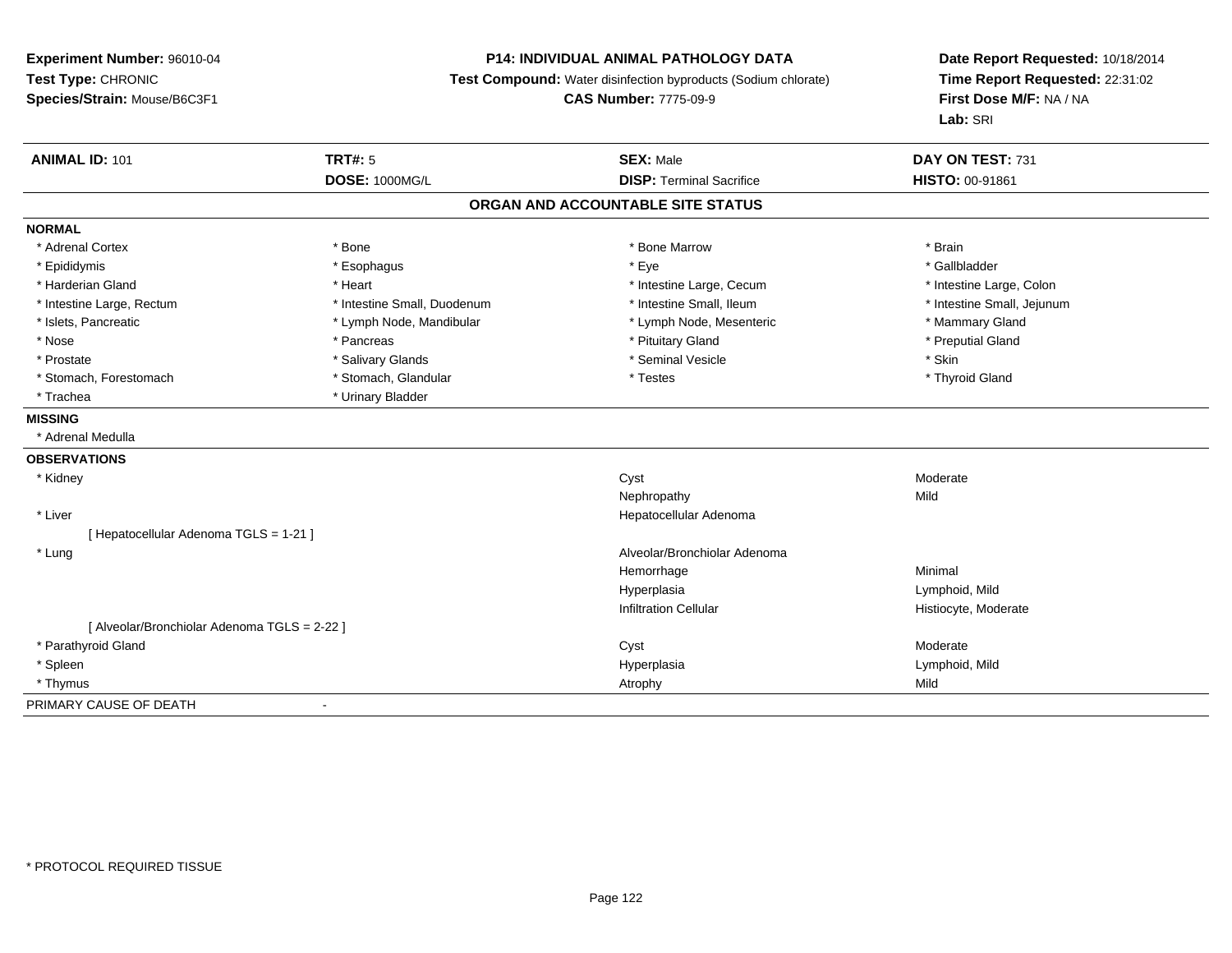**Experiment Number:** 96010-04
**Test Type:** CHRONIC
**Species/Strain:** Mouse/B6C3F1

**P14: INDIVIDUAL ANIMAL PATHOLOGY DATA**
**Test Compound:** Water disinfection byproducts (Sodium chlorate)
**CAS Number:** 7775-09-9

**Date Report Requested:** 10/18/2014
**Time Report Requested:** 22:31:02
**First Dose M/F:** NA / NA
**Lab:** SRI

| **ANIMAL ID:** 101 | **TRT#:** 5 | **SEX:** Male | **DAY ON TEST:** 731 |
|---|---|---|---|
| | **DOSE:** 1000MG/L | **DISP:** Terminal Sacrifice | **HISTO:** 00-91861 |

## ORGAN AND ACCOUNTABLE SITE STATUS

**NORMAL**

| | | | |
|---|---|---|---|
| * Adrenal Cortex | * Bone | * Bone Marrow | * Brain |
| * Epididymis | * Esophagus | * Eye | * Gallbladder |
| * Harderian Gland | * Heart | * Intestine Large, Cecum | * Intestine Large, Colon |
| * Intestine Large, Rectum | * Intestine Small, Duodenum | * Intestine Small, Ileum | * Intestine Small, Jejunum |
| * Islets, Pancreatic | * Lymph Node, Mandibular | * Lymph Node, Mesenteric | * Mammary Gland |
| * Nose | * Pancreas | * Pituitary Gland | * Preputial Gland |
| * Prostate | * Salivary Glands | * Seminal Vesicle | * Skin |
| * Stomach, Forestomach | * Stomach, Glandular | * Testes | * Thyroid Gland |
| * Trachea | * Urinary Bladder | | |

**MISSING**

* Adrenal Medulla

**OBSERVATIONS**

| | | |
|---|---|---|
| * Kidney | Cyst | Moderate |
| | Nephropathy | Mild |
| * Liver | Hepatocellular Adenoma | |
| [ Hepatocellular Adenoma TGLS = 1-21 ] | | |
| * Lung | Alveolar/Bronchiolar Adenoma | |
| | Hemorrhage | Minimal |
| | Hyperplasia | Lymphoid, Mild |
| | Infiltration Cellular | Histiocyte, Moderate |
| [ Alveolar/Bronchiolar Adenoma TGLS = 2-22 ] | | |
| * Parathyroid Gland | Cyst | Moderate |
| * Spleen | Hyperplasia | Lymphoid, Mild |
| * Thymus | Atrophy | Mild |

PRIMARY CAUSE OF DEATH -

* PROTOCOL REQUIRED TISSUE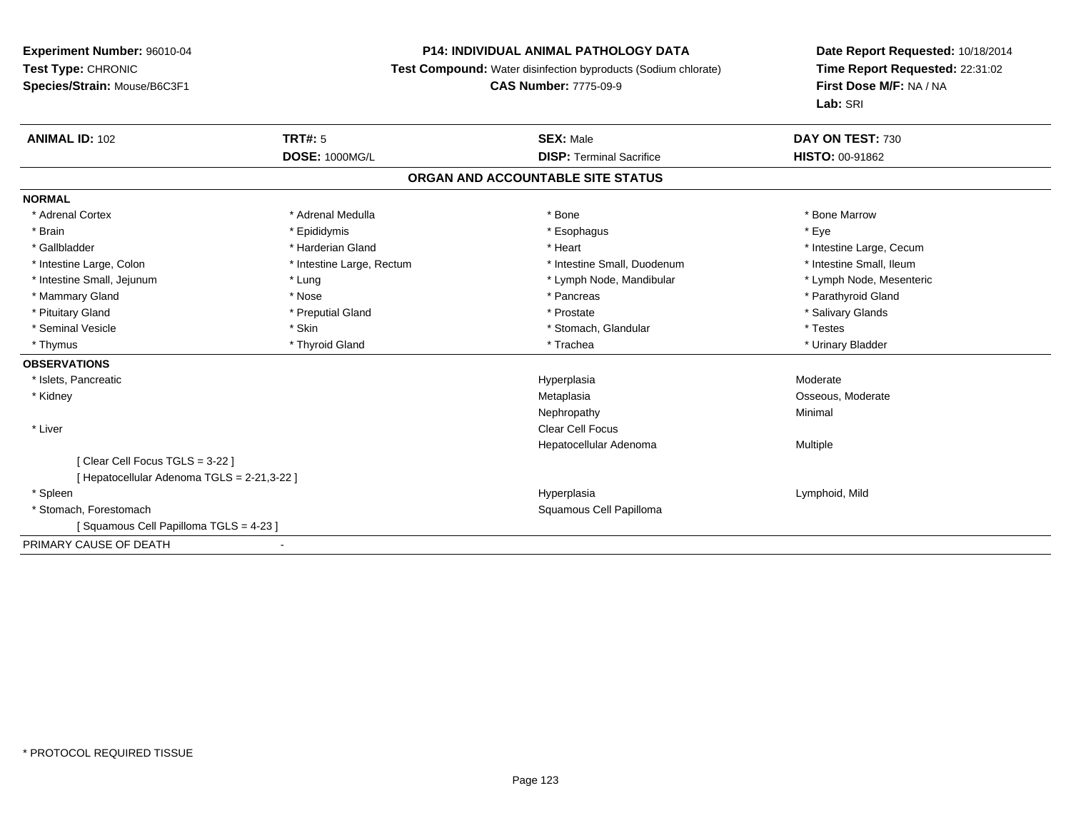**Experiment Number:** 96010-04
**Test Type:** CHRONIC
**Species/Strain:** Mouse/B6C3F1

**P14: INDIVIDUAL ANIMAL PATHOLOGY DATA**
**Test Compound:** Water disinfection byproducts (Sodium chlorate)
**CAS Number:** 7775-09-9

**Date Report Requested:** 10/18/2014
**Time Report Requested:** 22:31:02
**First Dose M/F:** NA / NA
**Lab:** SRI

| **ANIMAL ID:** 102 | **TRT#:** 5 | **SEX:** Male | **DAY ON TEST:** 730 |
|---|---|---|---|
| | **DOSE:** 1000MG/L | **DISP:** Terminal Sacrifice | **HISTO:** 00-91862 |

## ORGAN AND ACCOUNTABLE SITE STATUS

**NORMAL**

| | | | |
|---|---|---|---|
| * Adrenal Cortex | * Adrenal Medulla | * Bone | * Bone Marrow |
| * Brain | * Epididymis | * Esophagus | * Eye |
| * Gallbladder | * Harderian Gland | * Heart | * Intestine Large, Cecum |
| * Intestine Large, Colon | * Intestine Large, Rectum | * Intestine Small, Duodenum | * Intestine Small, Ileum |
| * Intestine Small, Jejunum | * Lung | * Lymph Node, Mandibular | * Lymph Node, Mesenteric |
| * Mammary Gland | * Nose | * Pancreas | * Parathyroid Gland |
| * Pituitary Gland | * Preputial Gland | * Prostate | * Salivary Glands |
| * Seminal Vesicle | * Skin | * Stomach, Glandular | * Testes |
| * Thymus | * Thyroid Gland | * Trachea | * Urinary Bladder |

**OBSERVATIONS**

| | | |
|---|---|---|
| * Islets, Pancreatic | Hyperplasia | Moderate |
| * Kidney | Metaplasia | Osseous, Moderate |
| | Nephropathy | Minimal |
| * Liver | Clear Cell Focus | |
| | Hepatocellular Adenoma | Multiple |
| [ Clear Cell Focus TGLS = 3-22 ] | | |
| [ Hepatocellular Adenoma TGLS = 2-21,3-22 ] | | |
| * Spleen | Hyperplasia | Lymphoid, Mild |
| * Stomach, Forestomach | Squamous Cell Papilloma | |
| [ Squamous Cell Papilloma TGLS = 4-23 ] | | |

PRIMARY CAUSE OF DEATH -

* PROTOCOL REQUIRED TISSUE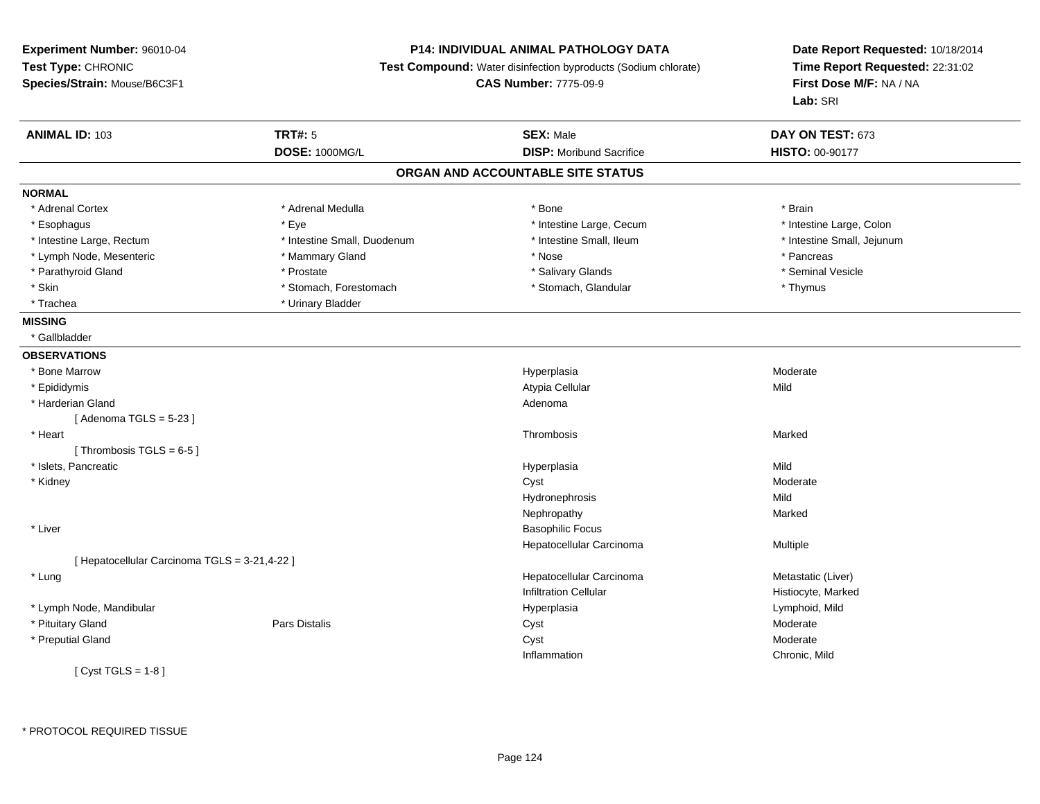**Experiment Number:** 96010-04
**Test Type:** CHRONIC
**Species/Strain:** Mouse/B6C3F1

**P14: INDIVIDUAL ANIMAL PATHOLOGY DATA**
**Test Compound:** Water disinfection byproducts (Sodium chlorate)
**CAS Number:** 7775-09-9

**Date Report Requested:** 10/18/2014
**Time Report Requested:** 22:31:02
**First Dose M/F:** NA / NA
**Lab:** SRI

| **ANIMAL ID:** 103 | **TRT#:** 5 | **SEX:** Male | **DAY ON TEST:** 673 |
|---|---|---|---|
| | **DOSE:** 1000MG/L | **DISP:** Moribund Sacrifice | **HISTO:** 00-90177 |

## ORGAN AND ACCOUNTABLE SITE STATUS

**NORMAL**

| | | | |
|---|---|---|---|
| * Adrenal Cortex | * Adrenal Medulla | * Bone | * Brain |
| * Esophagus | * Eye | * Intestine Large, Cecum | * Intestine Large, Colon |
| * Intestine Large, Rectum | * Intestine Small, Duodenum | * Intestine Small, Ileum | * Intestine Small, Jejunum |
| * Lymph Node, Mesenteric | * Mammary Gland | * Nose | * Pancreas |
| * Parathyroid Gland | * Prostate | * Salivary Glands | * Seminal Vesicle |
| * Skin | * Stomach, Forestomach | * Stomach, Glandular | * Thymus |
| * Trachea | * Urinary Bladder | | |

**MISSING**

* Gallbladder

**OBSERVATIONS**

| | | | |
|---|---|---|---|
| * Bone Marrow | | Hyperplasia | Moderate |
| * Epididymis | | Atypia Cellular | Mild |
| * Harderian Gland | | Adenoma | |
| [ Adenoma TGLS = 5-23 ] | | | |
| * Heart | | Thrombosis | Marked |
| [ Thrombosis TGLS = 6-5 ] | | | |
| * Islets, Pancreatic | | Hyperplasia | Mild |
| * Kidney | | Cyst | Moderate |
| | | Hydronephrosis | Mild |
| | | Nephropathy | Marked |
| * Liver | | Basophilic Focus | |
| | | Hepatocellular Carcinoma | Multiple |
| [ Hepatocellular Carcinoma TGLS = 3-21,4-22 ] | | | |
| * Lung | | Hepatocellular Carcinoma | Metastatic (Liver) |
| | | Infiltration Cellular | Histiocyte, Marked |
| * Lymph Node, Mandibular | | Hyperplasia | Lymphoid, Mild |
| * Pituitary Gland | Pars Distalis | Cyst | Moderate |
| * Preputial Gland | | Cyst | Moderate |
| | | Inflammation | Chronic, Mild |
| [ Cyst TGLS = 1-8 ] | | | |

* PROTOCOL REQUIRED TISSUE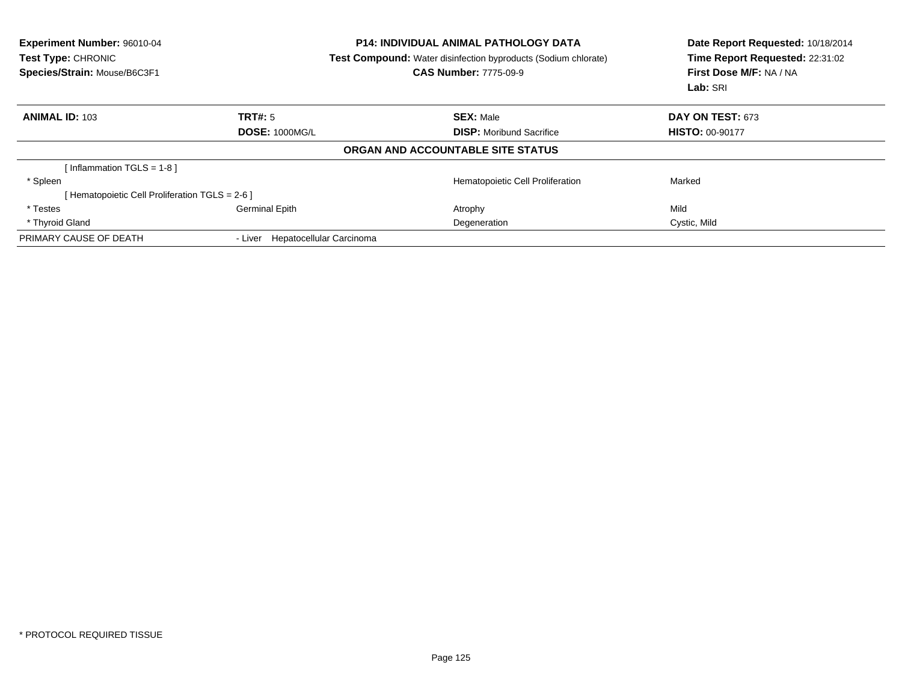**Experiment Number:** 96010-04
**Test Type:** CHRONIC
**Species/Strain:** Mouse/B6C3F1

**P14: INDIVIDUAL ANIMAL PATHOLOGY DATA**
**Test Compound:** Water disinfection byproducts (Sodium chlorate)
**CAS Number:** 7775-09-9

**Date Report Requested:** 10/18/2014
**Time Report Requested:** 22:31:02
**First Dose M/F:** NA / NA
**Lab:** SRI

| **ANIMAL ID:** 103 | **TRT#:** 5 | **SEX:** Male | **DAY ON TEST:** 673 |
|---|---|---|---|
| | **DOSE:** 1000MG/L | **DISP:** Moribund Sacrifice | **HISTO:** 00-90177 |

## ORGAN AND ACCOUNTABLE SITE STATUS

| | | | |
|---|---|---|---|
| [ Inflammation TGLS = 1-8 ] | | | |
| * Spleen | | Hematopoietic Cell Proliferation | Marked |
| [ Hematopoietic Cell Proliferation TGLS = 2-6 ] | | | |
| * Testes | Germinal Epith | Atrophy | Mild |
| * Thyroid Gland | | Degeneration | Cystic, Mild |
| PRIMARY CAUSE OF DEATH | - Liver Hepatocellular Carcinoma | | |

* PROTOCOL REQUIRED TISSUE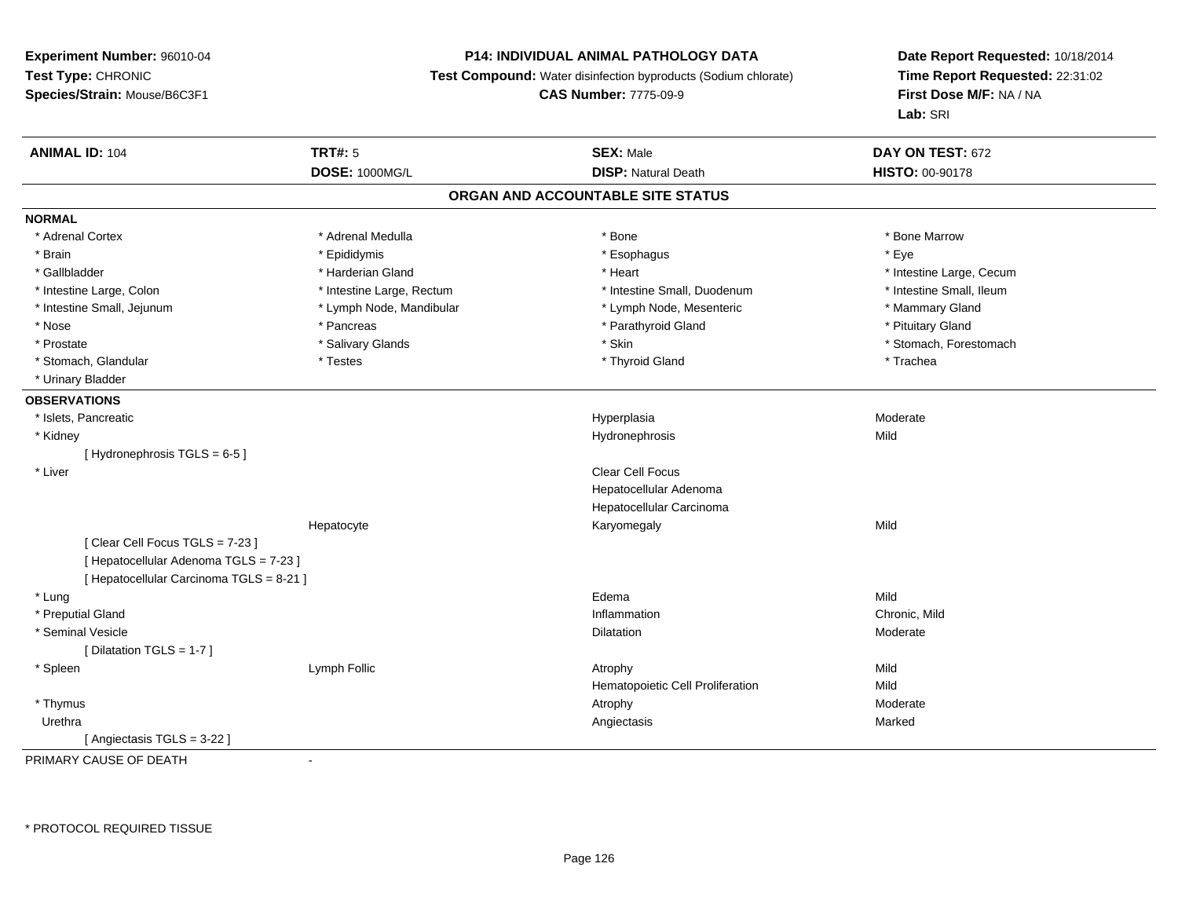**Experiment Number:** 96010-04
**Test Type:** CHRONIC
**Species/Strain:** Mouse/B6C3F1

**P14: INDIVIDUAL ANIMAL PATHOLOGY DATA**
**Test Compound:** Water disinfection byproducts (Sodium chlorate)
**CAS Number:** 7775-09-9

**Date Report Requested:** 10/18/2014
**Time Report Requested:** 22:31:02
**First Dose M/F:** NA / NA
**Lab:** SRI

| **ANIMAL ID:** 104 | **TRT#:** 5 | **SEX:** Male | **DAY ON TEST:** 672 |
|---|---|---|---|
| | **DOSE:** 1000MG/L | **DISP:** Natural Death | **HISTO:** 00-90178 |

## ORGAN AND ACCOUNTABLE SITE STATUS

**NORMAL**

| | | | |
|---|---|---|---|
| * Adrenal Cortex | * Adrenal Medulla | * Bone | * Bone Marrow |
| * Brain | * Epididymis | * Esophagus | * Eye |
| * Gallbladder | * Harderian Gland | * Heart | * Intestine Large, Cecum |
| * Intestine Large, Colon | * Intestine Large, Rectum | * Intestine Small, Duodenum | * Intestine Small, Ileum |
| * Intestine Small, Jejunum | * Lymph Node, Mandibular | * Lymph Node, Mesenteric | * Mammary Gland |
| * Nose | * Pancreas | * Parathyroid Gland | * Pituitary Gland |
| * Prostate | * Salivary Glands | * Skin | * Stomach, Forestomach |
| * Stomach, Glandular | * Testes | * Thyroid Gland | * Trachea |
| * Urinary Bladder | | | |

**OBSERVATIONS**

| | | | |
|---|---|---|---|
| * Islets, Pancreatic | | Hyperplasia | Moderate |
| * Kidney | | Hydronephrosis | Mild |
| [ Hydronephrosis TGLS = 6-5 ] | | | |
| * Liver | | Clear Cell Focus | |
| | | Hepatocellular Adenoma | |
| | | Hepatocellular Carcinoma | |
| | Hepatocyte | Karyomegaly | Mild |
| [ Clear Cell Focus TGLS = 7-23 ] | | | |
| [ Hepatocellular Adenoma TGLS = 7-23 ] | | | |
| [ Hepatocellular Carcinoma TGLS = 8-21 ] | | | |
| * Lung | | Edema | Mild |
| * Preputial Gland | | Inflammation | Chronic, Mild |
| * Seminal Vesicle | | Dilatation | Moderate |
| [ Dilatation TGLS = 1-7 ] | | | |
| * Spleen | Lymph Follic | Atrophy | Mild |
| | | Hematopoietic Cell Proliferation | Mild |
| * Thymus | | Atrophy | Moderate |
| Urethra | | Angiectasis | Marked |
| [ Angiectasis TGLS = 3-22 ] | | | |

PRIMARY CAUSE OF DEATH -

* PROTOCOL REQUIRED TISSUE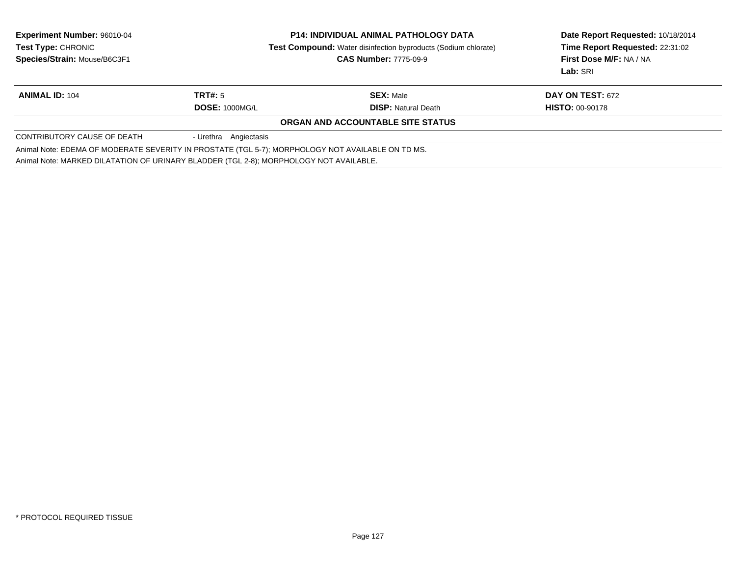**Experiment Number:** 96010-04
**Test Type:** CHRONIC
**Species/Strain:** Mouse/B6C3F1

**P14: INDIVIDUAL ANIMAL PATHOLOGY DATA**
**Test Compound:** Water disinfection byproducts (Sodium chlorate)
**CAS Number:** 7775-09-9

**Date Report Requested:** 10/18/2014
**Time Report Requested:** 22:31:02
**First Dose M/F:** NA / NA
**Lab:** SRI

| **ANIMAL ID:** 104 | **TRT#:** 5 | **SEX:** Male | **DAY ON TEST:** 672 |
|---|---|---|---|
| | **DOSE:** 1000MG/L | **DISP:** Natural Death | **HISTO:** 00-90178 |

**ORGAN AND ACCOUNTABLE SITE STATUS**

| CONTRIBUTORY CAUSE OF DEATH | - Urethra Angiectasis |
|---|---|

Animal Note: EDEMA OF MODERATE SEVERITY IN PROSTATE (TGL 5-7); MORPHOLOGY NOT AVAILABLE ON TD MS.

Animal Note: MARKED DILATATION OF URINARY BLADDER (TGL 2-8); MORPHOLOGY NOT AVAILABLE.

* PROTOCOL REQUIRED TISSUE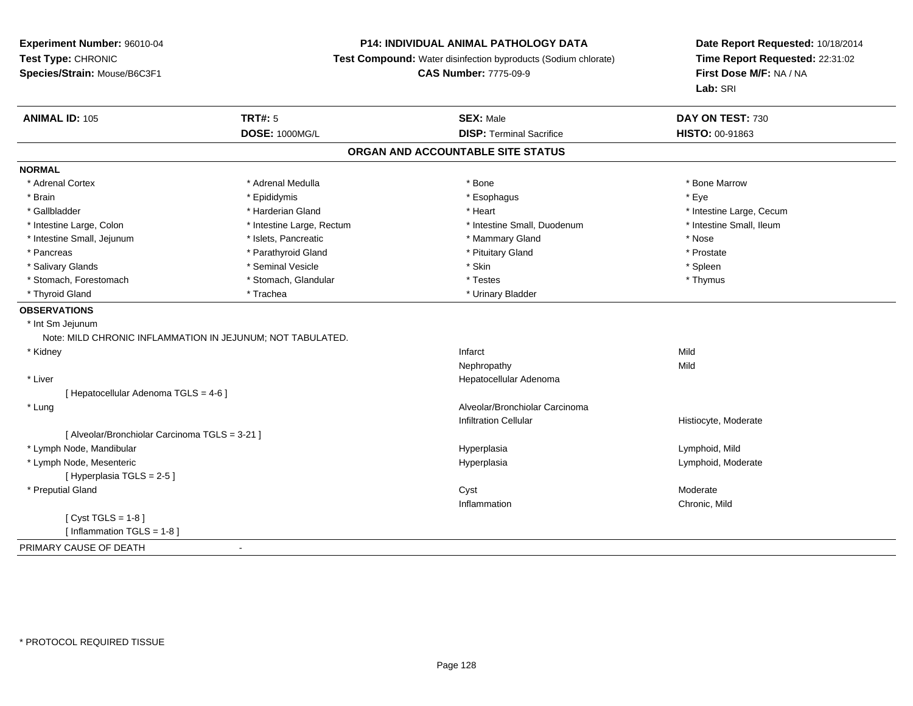**Experiment Number:** 96010-04
**Test Type:** CHRONIC
**Species/Strain:** Mouse/B6C3F1

**P14: INDIVIDUAL ANIMAL PATHOLOGY DATA**
**Test Compound:** Water disinfection byproducts (Sodium chlorate)
**CAS Number:** 7775-09-9

**Date Report Requested:** 10/18/2014
**Time Report Requested:** 22:31:02
**First Dose M/F:** NA / NA
**Lab:** SRI

| **ANIMAL ID:** 105 | **TRT#:** 5 | **SEX:** Male | **DAY ON TEST:** 730 |
|---|---|---|---|
| | **DOSE:** 1000MG/L | **DISP:** Terminal Sacrifice | **HISTO:** 00-91863 |

## ORGAN AND ACCOUNTABLE SITE STATUS

**NORMAL**

| | | | |
|---|---|---|---|
| * Adrenal Cortex | * Adrenal Medulla | * Bone | * Bone Marrow |
| * Brain | * Epididymis | * Esophagus | * Eye |
| * Gallbladder | * Harderian Gland | * Heart | * Intestine Large, Cecum |
| * Intestine Large, Colon | * Intestine Large, Rectum | * Intestine Small, Duodenum | * Intestine Small, Ileum |
| * Intestine Small, Jejunum | * Islets, Pancreatic | * Mammary Gland | * Nose |
| * Pancreas | * Parathyroid Gland | * Pituitary Gland | * Prostate |
| * Salivary Glands | * Seminal Vesicle | * Skin | * Spleen |
| * Stomach, Forestomach | * Stomach, Glandular | * Testes | * Thymus |
| * Thyroid Gland | * Trachea | * Urinary Bladder | |

**OBSERVATIONS**

* Int Sm Jejunum
  Note: MILD CHRONIC INFLAMMATION IN JEJUNUM; NOT TABULATED.

| Organ | Observation | Qualifier |
|---|---|---|
| * Kidney | Infarct | Mild |
| | Nephropathy | Mild |
| * Liver | Hepatocellular Adenoma | |
| [ Hepatocellular Adenoma TGLS = 4-6 ] | | |
| * Lung | Alveolar/Bronchiolar Carcinoma | |
| | Infiltration Cellular | Histiocyte, Moderate |
| [ Alveolar/Bronchiolar Carcinoma TGLS = 3-21 ] | | |
| * Lymph Node, Mandibular | Hyperplasia | Lymphoid, Mild |
| * Lymph Node, Mesenteric | Hyperplasia | Lymphoid, Moderate |
| [ Hyperplasia TGLS = 2-5 ] | | |
| * Preputial Gland | Cyst | Moderate |
| | Inflammation | Chronic, Mild |
| [ Cyst TGLS = 1-8 ] | | |
| [ Inflammation TGLS = 1-8 ] | | |

PRIMARY CAUSE OF DEATH -

* PROTOCOL REQUIRED TISSUE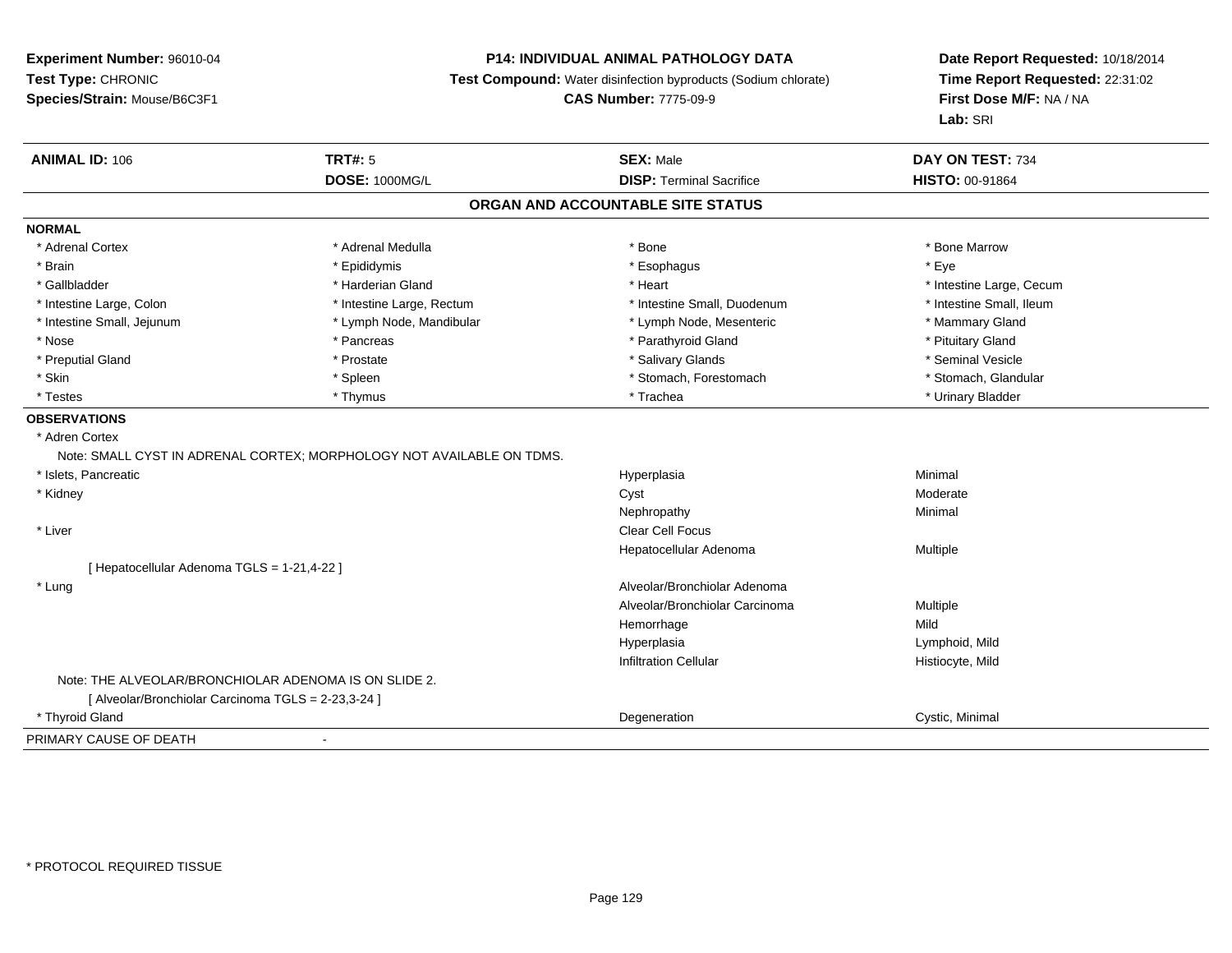**Experiment Number:** 96010-04
**Test Type:** CHRONIC
**Species/Strain:** Mouse/B6C3F1

**P14: INDIVIDUAL ANIMAL PATHOLOGY DATA**
**Test Compound:** Water disinfection byproducts (Sodium chlorate)
**CAS Number:** 7775-09-9

**Date Report Requested:** 10/18/2014
**Time Report Requested:** 22:31:02
**First Dose M/F:** NA / NA
**Lab:** SRI

| **ANIMAL ID:** 106 | **TRT#:** 5 | **SEX:** Male | **DAY ON TEST:** 734 |
|---|---|---|---|
| | **DOSE:** 1000MG/L | **DISP:** Terminal Sacrifice | **HISTO:** 00-91864 |

## ORGAN AND ACCOUNTABLE SITE STATUS

**NORMAL**

| | | | |
|---|---|---|---|
| * Adrenal Cortex | * Adrenal Medulla | * Bone | * Bone Marrow |
| * Brain | * Epididymis | * Esophagus | * Eye |
| * Gallbladder | * Harderian Gland | * Heart | * Intestine Large, Cecum |
| * Intestine Large, Colon | * Intestine Large, Rectum | * Intestine Small, Duodenum | * Intestine Small, Ileum |
| * Intestine Small, Jejunum | * Lymph Node, Mandibular | * Lymph Node, Mesenteric | * Mammary Gland |
| * Nose | * Pancreas | * Parathyroid Gland | * Pituitary Gland |
| * Preputial Gland | * Prostate | * Salivary Glands | * Seminal Vesicle |
| * Skin | * Spleen | * Stomach, Forestomach | * Stomach, Glandular |
| * Testes | * Thymus | * Trachea | * Urinary Bladder |

**OBSERVATIONS**

* Adren Cortex
  Note: SMALL CYST IN ADRENAL CORTEX; MORPHOLOGY NOT AVAILABLE ON TDMS.

| Organ | Observation | Qualifier |
|---|---|---|
| * Islets, Pancreatic | Hyperplasia | Minimal |
| * Kidney | Cyst | Moderate |
| | Nephropathy | Minimal |
| * Liver | Clear Cell Focus | |
| | Hepatocellular Adenoma | Multiple |
| [ Hepatocellular Adenoma TGLS = 1-21,4-22 ] | | |
| * Lung | Alveolar/Bronchiolar Adenoma | |
| | Alveolar/Bronchiolar Carcinoma | Multiple |
| | Hemorrhage | Mild |
| | Hyperplasia | Lymphoid, Mild |
| | Infiltration Cellular | Histiocyte, Mild |

Note: THE ALVEOLAR/BRONCHIOLAR ADENOMA IS ON SLIDE 2.
[ Alveolar/Bronchiolar Carcinoma TGLS = 2-23,3-24 ]

| Organ | Observation | Qualifier |
|---|---|---|
| * Thyroid Gland | Degeneration | Cystic, Minimal |

PRIMARY CAUSE OF DEATH -

* PROTOCOL REQUIRED TISSUE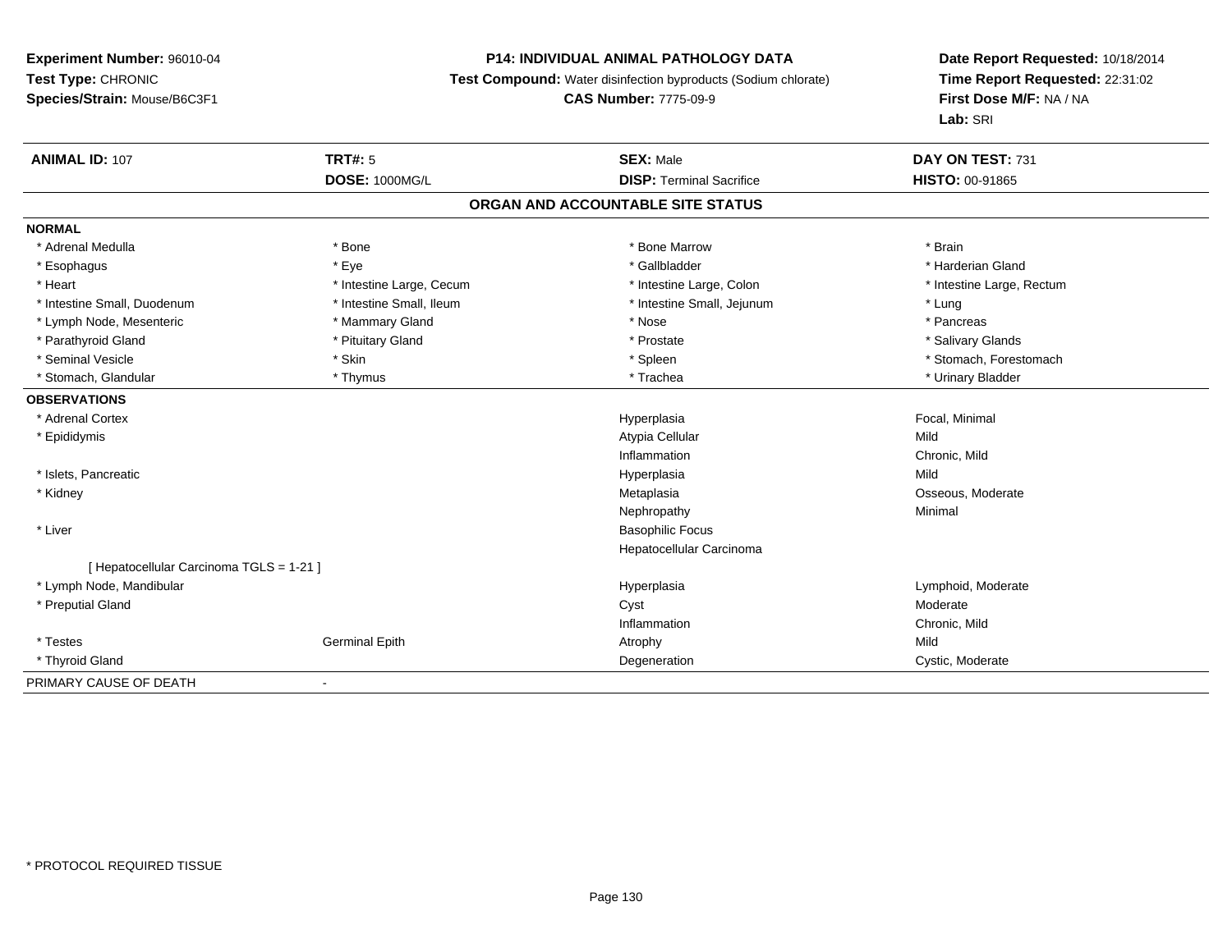**Experiment Number:** 96010-04
**Test Type:** CHRONIC
**Species/Strain:** Mouse/B6C3F1

**P14: INDIVIDUAL ANIMAL PATHOLOGY DATA**
**Test Compound:** Water disinfection byproducts (Sodium chlorate)
**CAS Number:** 7775-09-9

**Date Report Requested:** 10/18/2014
**Time Report Requested:** 22:31:02
**First Dose M/F:** NA / NA
**Lab:** SRI

| **ANIMAL ID:** 107 | **TRT#:** 5 | **SEX:** Male | **DAY ON TEST:** 731 |
|---|---|---|---|
| | **DOSE:** 1000MG/L | **DISP:** Terminal Sacrifice | **HISTO:** 00-91865 |

## ORGAN AND ACCOUNTABLE SITE STATUS

**NORMAL**

| | | | |
|---|---|---|---|
| * Adrenal Medulla | * Bone | * Bone Marrow | * Brain |
| * Esophagus | * Eye | * Gallbladder | * Harderian Gland |
| * Heart | * Intestine Large, Cecum | * Intestine Large, Colon | * Intestine Large, Rectum |
| * Intestine Small, Duodenum | * Intestine Small, Ileum | * Intestine Small, Jejunum | * Lung |
| * Lymph Node, Mesenteric | * Mammary Gland | * Nose | * Pancreas |
| * Parathyroid Gland | * Pituitary Gland | * Prostate | * Salivary Glands |
| * Seminal Vesicle | * Skin | * Spleen | * Stomach, Forestomach |
| * Stomach, Glandular | * Thymus | * Trachea | * Urinary Bladder |

**OBSERVATIONS**

| | | | |
|---|---|---|---|
| * Adrenal Cortex | | Hyperplasia | Focal, Minimal |
| * Epididymis | | Atypia Cellular | Mild |
| | | Inflammation | Chronic, Mild |
| * Islets, Pancreatic | | Hyperplasia | Mild |
| * Kidney | | Metaplasia | Osseous, Moderate |
| | | Nephropathy | Minimal |
| * Liver | | Basophilic Focus | |
| | | Hepatocellular Carcinoma | |
| [ Hepatocellular Carcinoma TGLS = 1-21 ] | | | |
| * Lymph Node, Mandibular | | Hyperplasia | Lymphoid, Moderate |
| * Preputial Gland | | Cyst | Moderate |
| | | Inflammation | Chronic, Mild |
| * Testes | Germinal Epith | Atrophy | Mild |
| * Thyroid Gland | | Degeneration | Cystic, Moderate |

PRIMARY CAUSE OF DEATH -

* PROTOCOL REQUIRED TISSUE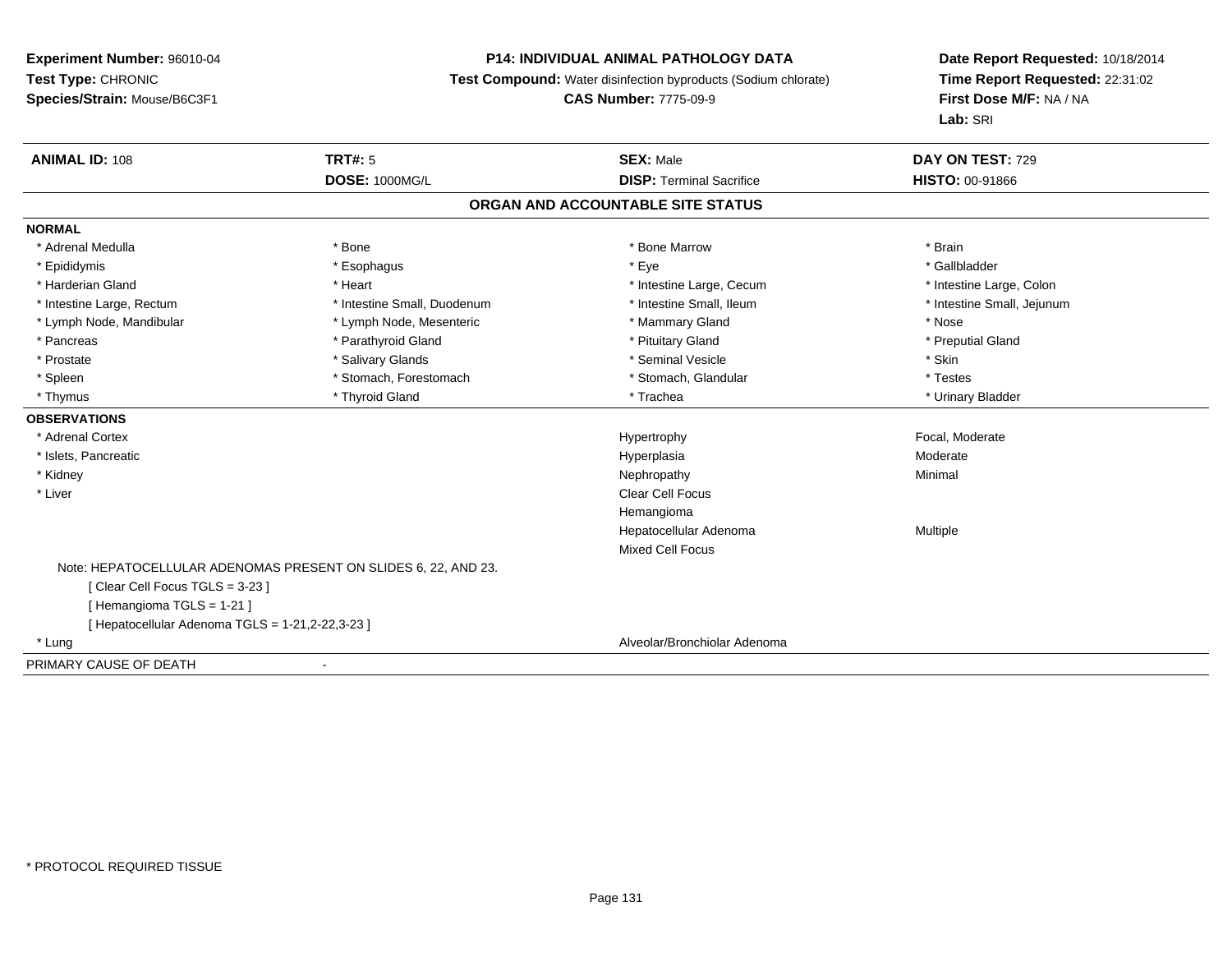**Experiment Number:** 96010-04
**Test Type:** CHRONIC
**Species/Strain:** Mouse/B6C3F1

**P14: INDIVIDUAL ANIMAL PATHOLOGY DATA**
**Test Compound:** Water disinfection byproducts (Sodium chlorate)
**CAS Number:** 7775-09-9

**Date Report Requested:** 10/18/2014
**Time Report Requested:** 22:31:02
**First Dose M/F:** NA / NA
**Lab:** SRI

| **ANIMAL ID:** 108 | **TRT#:** 5 | **SEX:** Male | **DAY ON TEST:** 729 |
|---|---|---|---|
| | **DOSE:** 1000MG/L | **DISP:** Terminal Sacrifice | **HISTO:** 00-91866 |

## ORGAN AND ACCOUNTABLE SITE STATUS

**NORMAL**

| | | | |
|---|---|---|---|
| * Adrenal Medulla | * Bone | * Bone Marrow | * Brain |
| * Epididymis | * Esophagus | * Eye | * Gallbladder |
| * Harderian Gland | * Heart | * Intestine Large, Cecum | * Intestine Large, Colon |
| * Intestine Large, Rectum | * Intestine Small, Duodenum | * Intestine Small, Ileum | * Intestine Small, Jejunum |
| * Lymph Node, Mandibular | * Lymph Node, Mesenteric | * Mammary Gland | * Nose |
| * Pancreas | * Parathyroid Gland | * Pituitary Gland | * Preputial Gland |
| * Prostate | * Salivary Glands | * Seminal Vesicle | * Skin |
| * Spleen | * Stomach, Forestomach | * Stomach, Glandular | * Testes |
| * Thymus | * Thyroid Gland | * Trachea | * Urinary Bladder |

**OBSERVATIONS**

| | | |
|---|---|---|
| * Adrenal Cortex | Hypertrophy | Focal, Moderate |
| * Islets, Pancreatic | Hyperplasia | Moderate |
| * Kidney | Nephropathy | Minimal |
| * Liver | Clear Cell Focus | |
| | Hemangioma | |
| | Hepatocellular Adenoma | Multiple |
| | Mixed Cell Focus | |

Note: HEPATOCELLULAR ADENOMAS PRESENT ON SLIDES 6, 22, AND 23.
[ Clear Cell Focus TGLS = 3-23 ]
[ Hemangioma TGLS = 1-21 ]
[ Hepatocellular Adenoma TGLS = 1-21,2-22,3-23 ]

| | | |
|---|---|---|
| * Lung | Alveolar/Bronchiolar Adenoma | |

PRIMARY CAUSE OF DEATH -

* PROTOCOL REQUIRED TISSUE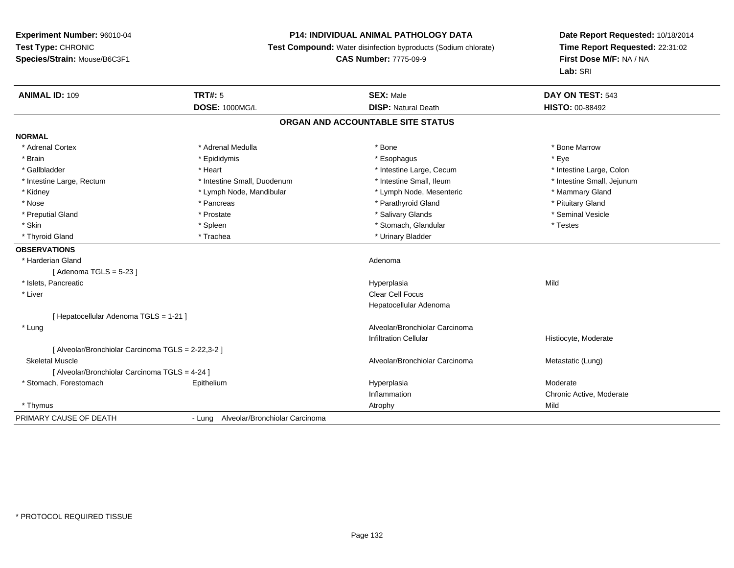**Experiment Number:** 96010-04
**Test Type:** CHRONIC
**Species/Strain:** Mouse/B6C3F1

**P14: INDIVIDUAL ANIMAL PATHOLOGY DATA**
**Test Compound:** Water disinfection byproducts (Sodium chlorate)
**CAS Number:** 7775-09-9

**Date Report Requested:** 10/18/2014
**Time Report Requested:** 22:31:02
**First Dose M/F:** NA / NA
**Lab:** SRI

| **ANIMAL ID:** 109 | **TRT#:** 5 | **SEX:** Male | **DAY ON TEST:** 543 |
|---|---|---|---|
| | **DOSE:** 1000MG/L | **DISP:** Natural Death | **HISTO:** 00-88492 |

## ORGAN AND ACCOUNTABLE SITE STATUS

**NORMAL**

| | | | |
|---|---|---|---|
| * Adrenal Cortex | * Adrenal Medulla | * Bone | * Bone Marrow |
| * Brain | * Epididymis | * Esophagus | * Eye |
| * Gallbladder | * Heart | * Intestine Large, Cecum | * Intestine Large, Colon |
| * Intestine Large, Rectum | * Intestine Small, Duodenum | * Intestine Small, Ileum | * Intestine Small, Jejunum |
| * Kidney | * Lymph Node, Mandibular | * Lymph Node, Mesenteric | * Mammary Gland |
| * Nose | * Pancreas | * Parathyroid Gland | * Pituitary Gland |
| * Preputial Gland | * Prostate | * Salivary Glands | * Seminal Vesicle |
| * Skin | * Spleen | * Stomach, Glandular | * Testes |
| * Thyroid Gland | * Trachea | * Urinary Bladder | |

**OBSERVATIONS**

| | | | |
|---|---|---|---|
| * Harderian Gland | | Adenoma | |
| [ Adenoma TGLS = 5-23 ] | | | |
| * Islets, Pancreatic | | Hyperplasia | Mild |
| * Liver | | Clear Cell Focus | |
| | | Hepatocellular Adenoma | |
| [ Hepatocellular Adenoma TGLS = 1-21 ] | | | |
| * Lung | | Alveolar/Bronchiolar Carcinoma | |
| | | Infiltration Cellular | Histiocyte, Moderate |
| [ Alveolar/Bronchiolar Carcinoma TGLS = 2-22,3-2 ] | | | |
| Skeletal Muscle | | Alveolar/Bronchiolar Carcinoma | Metastatic (Lung) |
| [ Alveolar/Bronchiolar Carcinoma TGLS = 4-24 ] | | | |
| * Stomach, Forestomach | Epithelium | Hyperplasia | Moderate |
| | | Inflammation | Chronic Active, Moderate |
| * Thymus | | Atrophy | Mild |

PRIMARY CAUSE OF DEATH - Lung Alveolar/Bronchiolar Carcinoma

* PROTOCOL REQUIRED TISSUE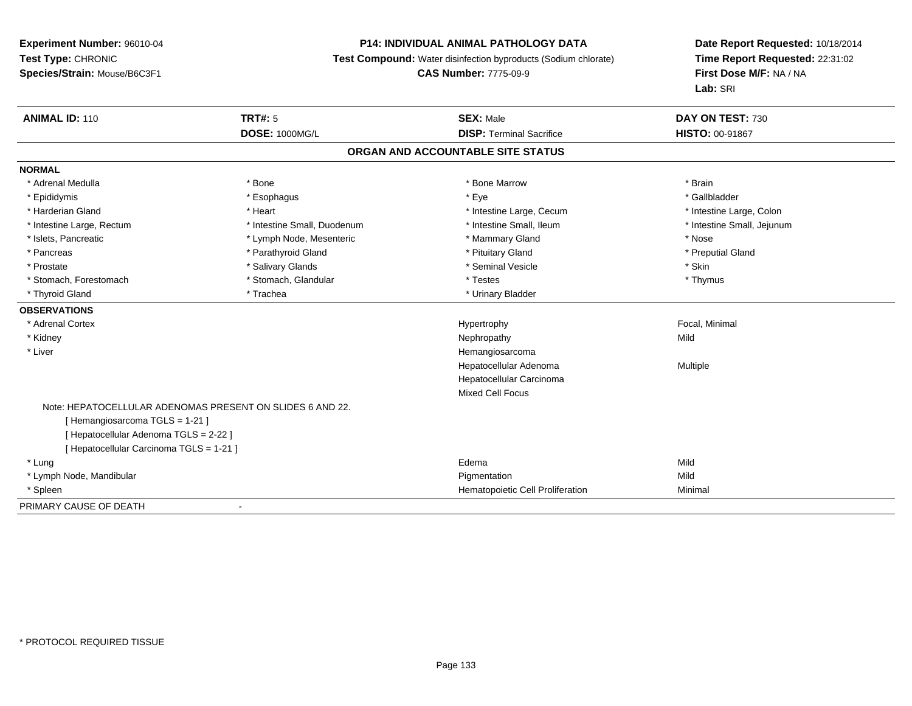**Experiment Number:** 96010-04
**Test Type:** CHRONIC
**Species/Strain:** Mouse/B6C3F1

**P14: INDIVIDUAL ANIMAL PATHOLOGY DATA**
**Test Compound:** Water disinfection byproducts (Sodium chlorate)
**CAS Number:** 7775-09-9

**Date Report Requested:** 10/18/2014
**Time Report Requested:** 22:31:02
**First Dose M/F:** NA / NA
**Lab:** SRI

| **ANIMAL ID:** 110 | **TRT#:** 5 | **SEX:** Male | **DAY ON TEST:** 730 |
|---|---|---|---|
| | **DOSE:** 1000MG/L | **DISP:** Terminal Sacrifice | **HISTO:** 00-91867 |

## ORGAN AND ACCOUNTABLE SITE STATUS

**NORMAL**

| | | | |
|---|---|---|---|
| * Adrenal Medulla | * Bone | * Bone Marrow | * Brain |
| * Epididymis | * Esophagus | * Eye | * Gallbladder |
| * Harderian Gland | * Heart | * Intestine Large, Cecum | * Intestine Large, Colon |
| * Intestine Large, Rectum | * Intestine Small, Duodenum | * Intestine Small, Ileum | * Intestine Small, Jejunum |
| * Islets, Pancreatic | * Lymph Node, Mesenteric | * Mammary Gland | * Nose |
| * Pancreas | * Parathyroid Gland | * Pituitary Gland | * Preputial Gland |
| * Prostate | * Salivary Glands | * Seminal Vesicle | * Skin |
| * Stomach, Forestomach | * Stomach, Glandular | * Testes | * Thymus |
| * Thyroid Gland | * Trachea | * Urinary Bladder | |

**OBSERVATIONS**

| | | |
|---|---|---|
| * Adrenal Cortex | Hypertrophy | Focal, Minimal |
| * Kidney | Nephropathy | Mild |
| * Liver | Hemangiosarcoma | |
| | Hepatocellular Adenoma | Multiple |
| | Hepatocellular Carcinoma | |
| | Mixed Cell Focus | |

Note: HEPATOCELLULAR ADENOMAS PRESENT ON SLIDES 6 AND 22.
[ Hemangiosarcoma TGLS = 1-21 ]
[ Hepatocellular Adenoma TGLS = 2-22 ]
[ Hepatocellular Carcinoma TGLS = 1-21 ]

| | | |
|---|---|---|
| * Lung | Edema | Mild |
| * Lymph Node, Mandibular | Pigmentation | Mild |
| * Spleen | Hematopoietic Cell Proliferation | Minimal |

PRIMARY CAUSE OF DEATH -

* PROTOCOL REQUIRED TISSUE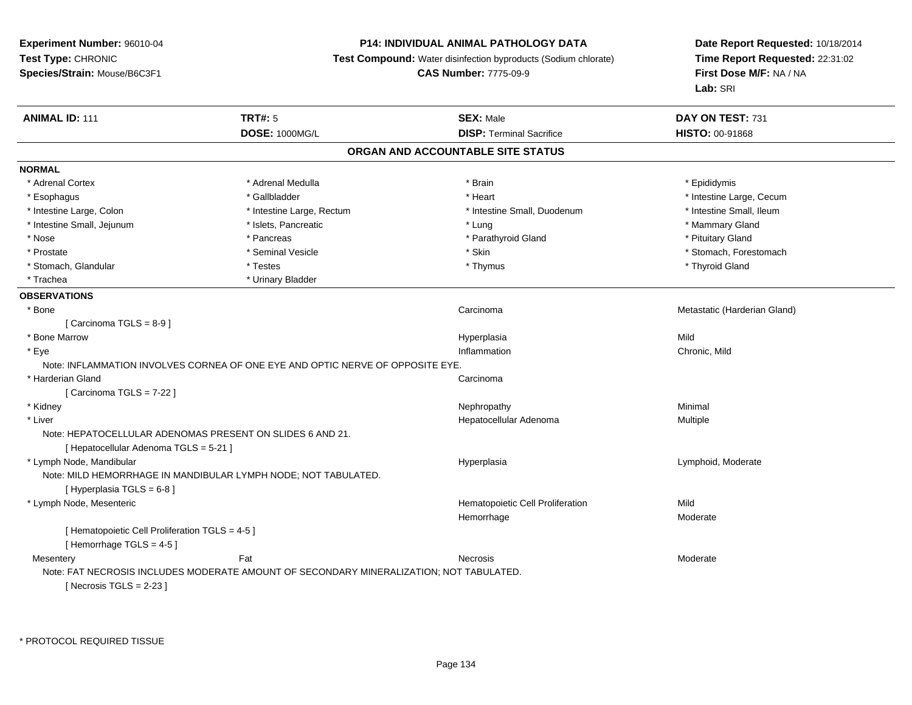**Experiment Number:** 96010-04
**Test Type:** CHRONIC
**Species/Strain:** Mouse/B6C3F1

**P14: INDIVIDUAL ANIMAL PATHOLOGY DATA**
**Test Compound:** Water disinfection byproducts (Sodium chlorate)
**CAS Number:** 7775-09-9

**Date Report Requested:** 10/18/2014
**Time Report Requested:** 22:31:02
**First Dose M/F:** NA / NA
**Lab:** SRI

| **ANIMAL ID:** 111 | **TRT#:** 5 | **SEX:** Male | **DAY ON TEST:** 731 |
|---|---|---|---|
| | **DOSE:** 1000MG/L | **DISP:** Terminal Sacrifice | **HISTO:** 00-91868 |

## ORGAN AND ACCOUNTABLE SITE STATUS

**NORMAL**

| | | | |
|---|---|---|---|
| * Adrenal Cortex | * Adrenal Medulla | * Brain | * Epididymis |
| * Esophagus | * Gallbladder | * Heart | * Intestine Large, Cecum |
| * Intestine Large, Colon | * Intestine Large, Rectum | * Intestine Small, Duodenum | * Intestine Small, Ileum |
| * Intestine Small, Jejunum | * Islets, Pancreatic | * Lung | * Mammary Gland |
| * Nose | * Pancreas | * Parathyroid Gland | * Pituitary Gland |
| * Prostate | * Seminal Vesicle | * Skin | * Stomach, Forestomach |
| * Stomach, Glandular | * Testes | * Thymus | * Thyroid Gland |
| * Trachea | * Urinary Bladder | | |

**OBSERVATIONS**

| | | | |
|---|---|---|---|
| * Bone | | Carcinoma | Metastatic (Harderian Gland) |
| [ Carcinoma TGLS = 8-9 ] | | | |
| * Bone Marrow | | Hyperplasia | Mild |
| * Eye | | Inflammation | Chronic, Mild |
| Note: INFLAMMATION INVOLVES CORNEA OF ONE EYE AND OPTIC NERVE OF OPPOSITE EYE. | | | |
| * Harderian Gland | | Carcinoma | |
| [ Carcinoma TGLS = 7-22 ] | | | |
| * Kidney | | Nephropathy | Minimal |
| * Liver | | Hepatocellular Adenoma | Multiple |
| Note: HEPATOCELLULAR ADENOMAS PRESENT ON SLIDES 6 AND 21. | | | |
| [ Hepatocellular Adenoma TGLS = 5-21 ] | | | |
| * Lymph Node, Mandibular | | Hyperplasia | Lymphoid, Moderate |
| Note: MILD HEMORRHAGE IN MANDIBULAR LYMPH NODE; NOT TABULATED. | | | |
| [ Hyperplasia TGLS = 6-8 ] | | | |
| * Lymph Node, Mesenteric | | Hematopoietic Cell Proliferation | Mild |
| | | Hemorrhage | Moderate |
| [ Hematopoietic Cell Proliferation TGLS = 4-5 ] | | | |
| [ Hemorrhage TGLS = 4-5 ] | | | |
| Mesentery | Fat | Necrosis | Moderate |
| Note: FAT NECROSIS INCLUDES MODERATE AMOUNT OF SECONDARY MINERALIZATION; NOT TABULATED. | | | |
| [ Necrosis TGLS = 2-23 ] | | | |

* PROTOCOL REQUIRED TISSUE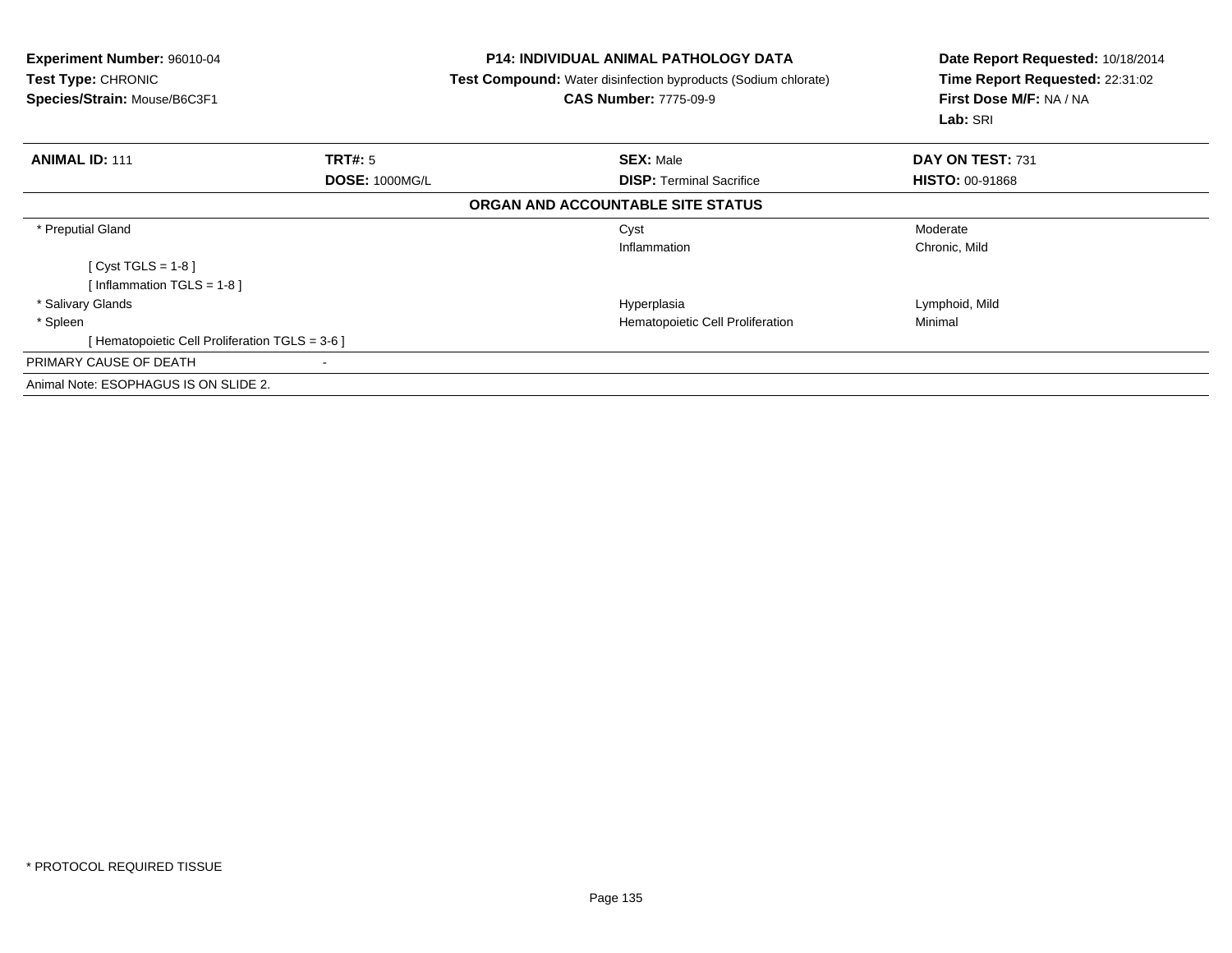**Experiment Number:** 96010-04
**Test Type:** CHRONIC
**Species/Strain:** Mouse/B6C3F1

**P14: INDIVIDUAL ANIMAL PATHOLOGY DATA**
**Test Compound:** Water disinfection byproducts (Sodium chlorate)
**CAS Number:** 7775-09-9

**Date Report Requested:** 10/18/2014
**Time Report Requested:** 22:31:02
**First Dose M/F:** NA / NA
**Lab:** SRI

| **ANIMAL ID:** 111 | **TRT#:** 5 | **SEX:** Male | **DAY ON TEST:** 731 |
|---|---|---|---|
| | **DOSE:** 1000MG/L | **DISP:** Terminal Sacrifice | **HISTO:** 00-91868 |

**ORGAN AND ACCOUNTABLE SITE STATUS**

| | | |
|---|---|---|
| * Preputial Gland | Cyst | Moderate |
| | Inflammation | Chronic, Mild |
| [ Cyst TGLS = 1-8 ] | | |
| [ Inflammation TGLS = 1-8 ] | | |
| * Salivary Glands | Hyperplasia | Lymphoid, Mild |
| * Spleen | Hematopoietic Cell Proliferation | Minimal |
| [ Hematopoietic Cell Proliferation TGLS = 3-6 ] | | |

PRIMARY CAUSE OF DEATH -

Animal Note: ESOPHAGUS IS ON SLIDE 2.

* PROTOCOL REQUIRED TISSUE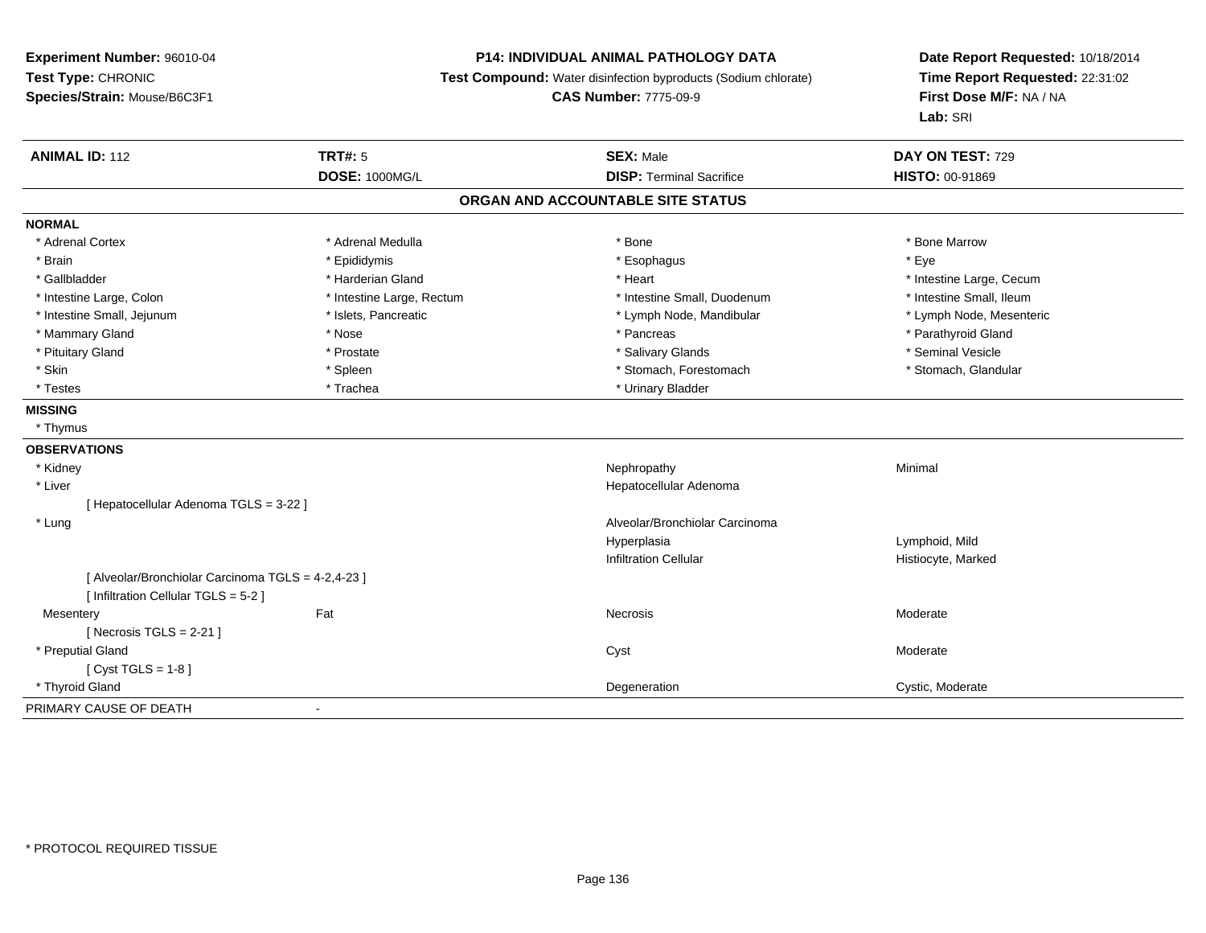**Experiment Number:** 96010-04
**Test Type:** CHRONIC
**Species/Strain:** Mouse/B6C3F1

**P14: INDIVIDUAL ANIMAL PATHOLOGY DATA**
**Test Compound:** Water disinfection byproducts (Sodium chlorate)
**CAS Number:** 7775-09-9

**Date Report Requested:** 10/18/2014
**Time Report Requested:** 22:31:02
**First Dose M/F:** NA / NA
**Lab:** SRI

| **ANIMAL ID:** 112 | **TRT#:** 5 | **SEX:** Male | **DAY ON TEST:** 729 |
|---|---|---|---|
| | **DOSE:** 1000MG/L | **DISP:** Terminal Sacrifice | **HISTO:** 00-91869 |

## ORGAN AND ACCOUNTABLE SITE STATUS

**NORMAL**

| | | | |
|---|---|---|---|
| * Adrenal Cortex | * Adrenal Medulla | * Bone | * Bone Marrow |
| * Brain | * Epididymis | * Esophagus | * Eye |
| * Gallbladder | * Harderian Gland | * Heart | * Intestine Large, Cecum |
| * Intestine Large, Colon | * Intestine Large, Rectum | * Intestine Small, Duodenum | * Intestine Small, Ileum |
| * Intestine Small, Jejunum | * Islets, Pancreatic | * Lymph Node, Mandibular | * Lymph Node, Mesenteric |
| * Mammary Gland | * Nose | * Pancreas | * Parathyroid Gland |
| * Pituitary Gland | * Prostate | * Salivary Glands | * Seminal Vesicle |
| * Skin | * Spleen | * Stomach, Forestomach | * Stomach, Glandular |
| * Testes | * Trachea | * Urinary Bladder | |

**MISSING**

* Thymus

**OBSERVATIONS**

| | | | |
|---|---|---|---|
| * Kidney | | Nephropathy | Minimal |
| * Liver | | Hepatocellular Adenoma | |
| [ Hepatocellular Adenoma TGLS = 3-22 ] | | | |
| * Lung | | Alveolar/Bronchiolar Carcinoma | |
| | | Hyperplasia | Lymphoid, Mild |
| | | Infiltration Cellular | Histiocyte, Marked |
| [ Alveolar/Bronchiolar Carcinoma TGLS = 4-2,4-23 ] | | | |
| [ Infiltration Cellular TGLS = 5-2 ] | | | |
| Mesentery | Fat | Necrosis | Moderate |
| [ Necrosis TGLS = 2-21 ] | | | |
| * Preputial Gland | | Cyst | Moderate |
| [ Cyst TGLS = 1-8 ] | | | |
| * Thyroid Gland | | Degeneration | Cystic, Moderate |

PRIMARY CAUSE OF DEATH -

* PROTOCOL REQUIRED TISSUE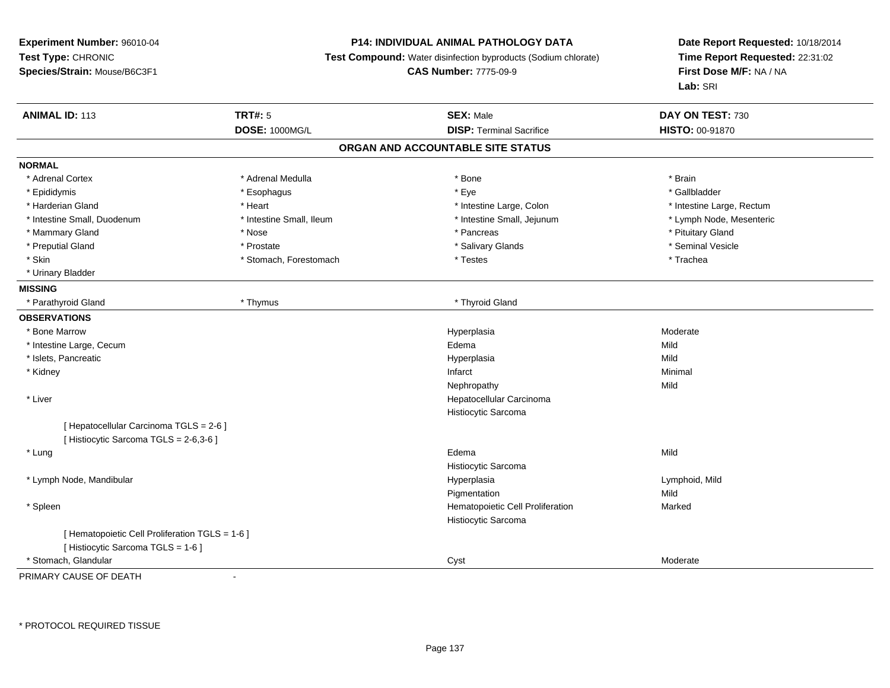**Experiment Number:** 96010-04
**Test Type:** CHRONIC
**Species/Strain:** Mouse/B6C3F1

**P14: INDIVIDUAL ANIMAL PATHOLOGY DATA**
**Test Compound:** Water disinfection byproducts (Sodium chlorate)
**CAS Number:** 7775-09-9

**Date Report Requested:** 10/18/2014
**Time Report Requested:** 22:31:02
**First Dose M/F:** NA / NA
**Lab:** SRI

| **ANIMAL ID:** 113 | **TRT#:** 5 | **SEX:** Male | **DAY ON TEST:** 730 |
|---|---|---|---|
| | **DOSE:** 1000MG/L | **DISP:** Terminal Sacrifice | **HISTO:** 00-91870 |

## ORGAN AND ACCOUNTABLE SITE STATUS

**NORMAL**

| | | | |
|---|---|---|---|
| * Adrenal Cortex | * Adrenal Medulla | * Bone | * Brain |
| * Epididymis | * Esophagus | * Eye | * Gallbladder |
| * Harderian Gland | * Heart | * Intestine Large, Colon | * Intestine Large, Rectum |
| * Intestine Small, Duodenum | * Intestine Small, Ileum | * Intestine Small, Jejunum | * Lymph Node, Mesenteric |
| * Mammary Gland | * Nose | * Pancreas | * Pituitary Gland |
| * Preputial Gland | * Prostate | * Salivary Glands | * Seminal Vesicle |
| * Skin | * Stomach, Forestomach | * Testes | * Trachea |
| * Urinary Bladder | | | |

**MISSING**

| | | |
|---|---|---|
| * Parathyroid Gland | * Thymus | * Thyroid Gland |

**OBSERVATIONS**

| Organ | Observation | Severity |
|---|---|---|
| * Bone Marrow | Hyperplasia | Moderate |
| * Intestine Large, Cecum | Edema | Mild |
| * Islets, Pancreatic | Hyperplasia | Mild |
| * Kidney | Infarct | Minimal |
| | Nephropathy | Mild |
| * Liver | Hepatocellular Carcinoma | |
| | Histiocytic Sarcoma | |
| [ Hepatocellular Carcinoma TGLS = 2-6 ] | | |
| [ Histiocytic Sarcoma TGLS = 2-6,3-6 ] | | |
| * Lung | Edema | Mild |
| | Histiocytic Sarcoma | |
| * Lymph Node, Mandibular | Hyperplasia | Lymphoid, Mild |
| | Pigmentation | Mild |
| * Spleen | Hematopoietic Cell Proliferation | Marked |
| | Histiocytic Sarcoma | |
| [ Hematopoietic Cell Proliferation TGLS = 1-6 ] | | |
| [ Histiocytic Sarcoma TGLS = 1-6 ] | | |
| * Stomach, Glandular | Cyst | Moderate |

PRIMARY CAUSE OF DEATH -

* PROTOCOL REQUIRED TISSUE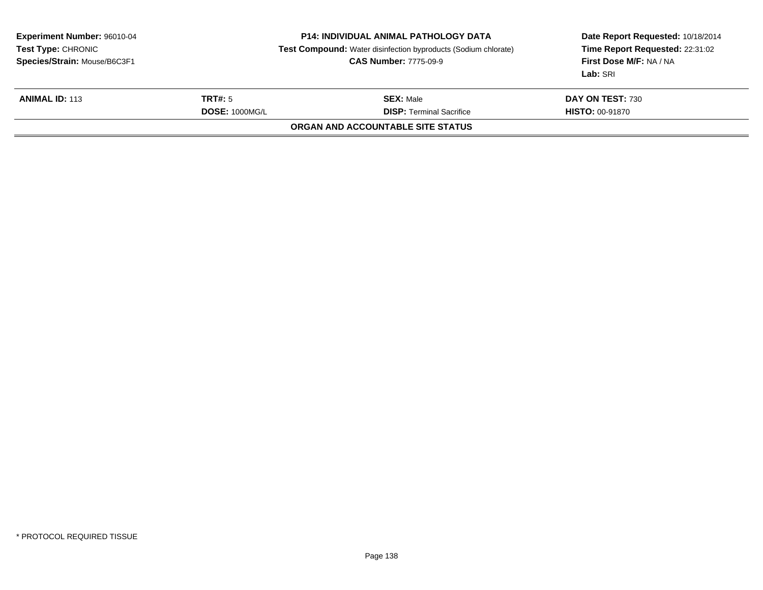**Experiment Number:** 96010-04
**Test Type:** CHRONIC
**Species/Strain:** Mouse/B6C3F1

**P14: INDIVIDUAL ANIMAL PATHOLOGY DATA**
**Test Compound:** Water disinfection byproducts (Sodium chlorate)
**CAS Number:** 7775-09-9

**Date Report Requested:** 10/18/2014
**Time Report Requested:** 22:31:02
**First Dose M/F:** NA / NA
**Lab:** SRI

| **ANIMAL ID:** 113 | **TRT#:** 5 | **SEX:** Male | **DAY ON TEST:** 730 |
|---|---|---|---|
| | **DOSE:** 1000MG/L | **DISP:** Terminal Sacrifice | **HISTO:** 00-91870 |

**ORGAN AND ACCOUNTABLE SITE STATUS**

* PROTOCOL REQUIRED TISSUE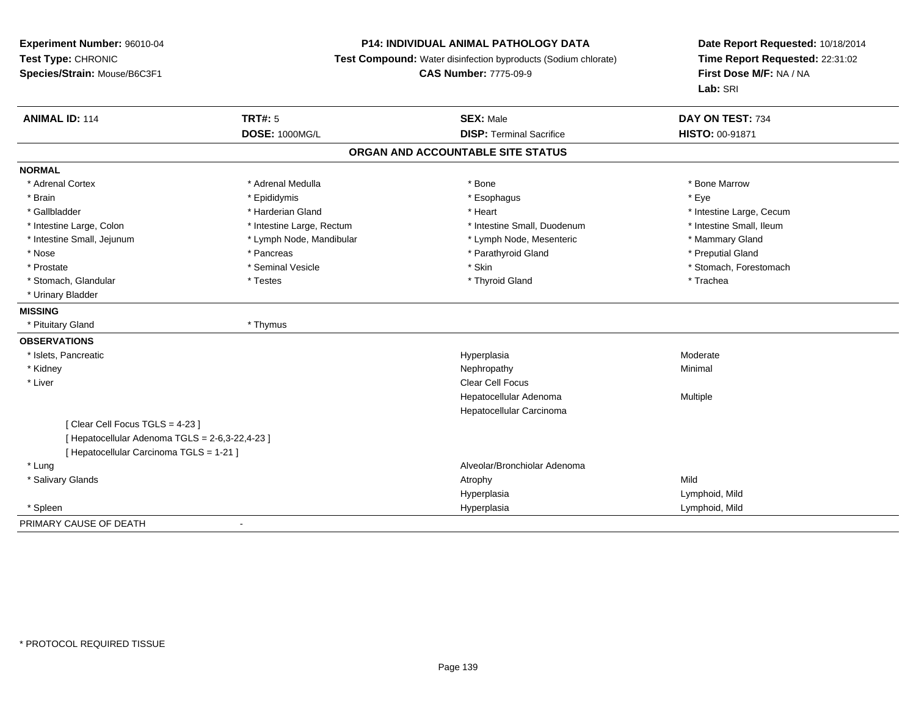**Experiment Number:** 96010-04
**Test Type:** CHRONIC
**Species/Strain:** Mouse/B6C3F1

**P14: INDIVIDUAL ANIMAL PATHOLOGY DATA**
**Test Compound:** Water disinfection byproducts (Sodium chlorate)
**CAS Number:** 7775-09-9

**Date Report Requested:** 10/18/2014
**Time Report Requested:** 22:31:02
**First Dose M/F:** NA / NA
**Lab:** SRI

| **ANIMAL ID:** 114 | **TRT#:** 5 | **SEX:** Male | **DAY ON TEST:** 734 |
|---|---|---|---|
| | **DOSE:** 1000MG/L | **DISP:** Terminal Sacrifice | **HISTO:** 00-91871 |

## ORGAN AND ACCOUNTABLE SITE STATUS

**NORMAL**

| | | | |
|---|---|---|---|
| * Adrenal Cortex | * Adrenal Medulla | * Bone | * Bone Marrow |
| * Brain | * Epididymis | * Esophagus | * Eye |
| * Gallbladder | * Harderian Gland | * Heart | * Intestine Large, Cecum |
| * Intestine Large, Colon | * Intestine Large, Rectum | * Intestine Small, Duodenum | * Intestine Small, Ileum |
| * Intestine Small, Jejunum | * Lymph Node, Mandibular | * Lymph Node, Mesenteric | * Mammary Gland |
| * Nose | * Pancreas | * Parathyroid Gland | * Preputial Gland |
| * Prostate | * Seminal Vesicle | * Skin | * Stomach, Forestomach |
| * Stomach, Glandular | * Testes | * Thyroid Gland | * Trachea |
| * Urinary Bladder | | | |

**MISSING**

| | |
|---|---|
| * Pituitary Gland | * Thymus |

**OBSERVATIONS**

| Organ | Observation | Qualifier |
|---|---|---|
| * Islets, Pancreatic | Hyperplasia | Moderate |
| * Kidney | Nephropathy | Minimal |
| * Liver | Clear Cell Focus | |
| | Hepatocellular Adenoma | Multiple |
| | Hepatocellular Carcinoma | |
| [ Clear Cell Focus TGLS = 4-23 ] | | |
| [ Hepatocellular Adenoma TGLS = 2-6,3-22,4-23 ] | | |
| [ Hepatocellular Carcinoma TGLS = 1-21 ] | | |
| * Lung | Alveolar/Bronchiolar Adenoma | |
| * Salivary Glands | Atrophy | Mild |
| | Hyperplasia | Lymphoid, Mild |
| * Spleen | Hyperplasia | Lymphoid, Mild |

PRIMARY CAUSE OF DEATH -

* PROTOCOL REQUIRED TISSUE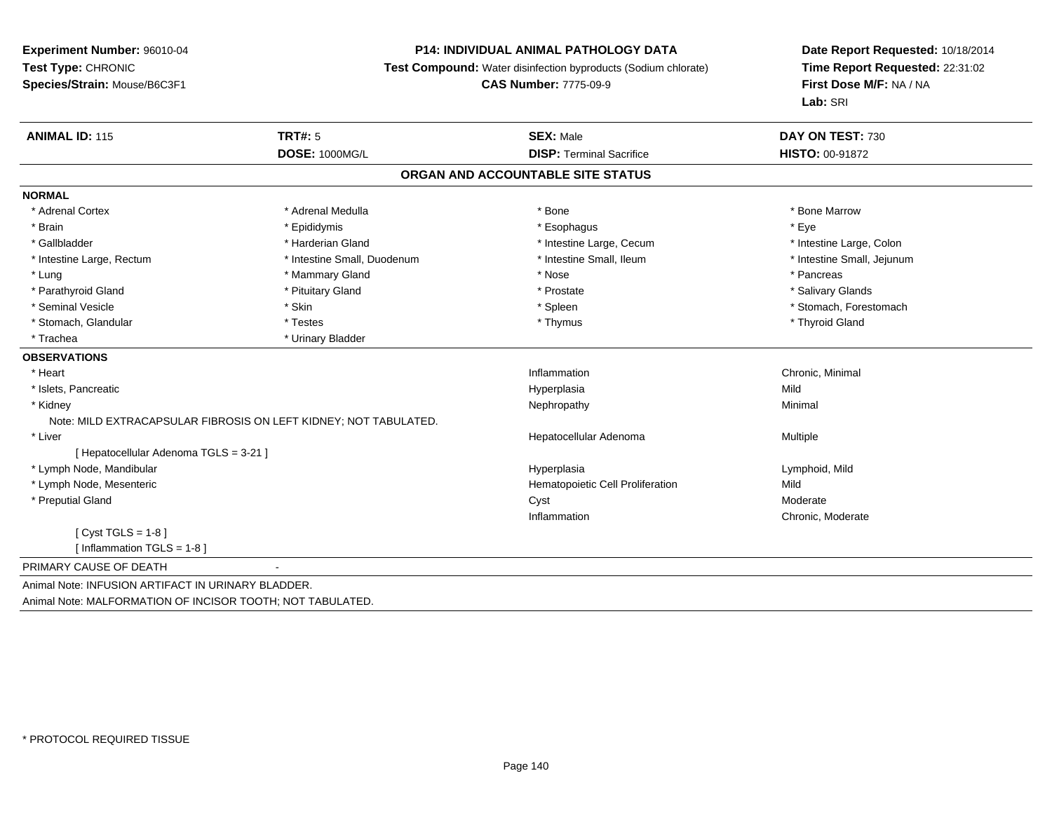**Experiment Number:** 96010-04
**Test Type:** CHRONIC
**Species/Strain:** Mouse/B6C3F1

**P14: INDIVIDUAL ANIMAL PATHOLOGY DATA**
**Test Compound:** Water disinfection byproducts (Sodium chlorate)
**CAS Number:** 7775-09-9

**Date Report Requested:** 10/18/2014
**Time Report Requested:** 22:31:02
**First Dose M/F:** NA / NA
**Lab:** SRI

| **ANIMAL ID:** 115 | **TRT#:** 5 | **SEX:** Male | **DAY ON TEST:** 730 |
|---|---|---|---|
| | **DOSE:** 1000MG/L | **DISP:** Terminal Sacrifice | **HISTO:** 00-91872 |

## ORGAN AND ACCOUNTABLE SITE STATUS

**NORMAL**

| | | | |
|---|---|---|---|
| * Adrenal Cortex | * Adrenal Medulla | * Bone | * Bone Marrow |
| * Brain | * Epididymis | * Esophagus | * Eye |
| * Gallbladder | * Harderian Gland | * Intestine Large, Cecum | * Intestine Large, Colon |
| * Intestine Large, Rectum | * Intestine Small, Duodenum | * Intestine Small, Ileum | * Intestine Small, Jejunum |
| * Lung | * Mammary Gland | * Nose | * Pancreas |
| * Parathyroid Gland | * Pituitary Gland | * Prostate | * Salivary Glands |
| * Seminal Vesicle | * Skin | * Spleen | * Stomach, Forestomach |
| * Stomach, Glandular | * Testes | * Thymus | * Thyroid Gland |
| * Trachea | * Urinary Bladder | | |

**OBSERVATIONS**

| | | |
|---|---|---|
| * Heart | Inflammation | Chronic, Minimal |
| * Islets, Pancreatic | Hyperplasia | Mild |
| * Kidney | Nephropathy | Minimal |
| Note: MILD EXTRACAPSULAR FIBROSIS ON LEFT KIDNEY; NOT TABULATED. | | |
| * Liver | Hepatocellular Adenoma | Multiple |
| [ Hepatocellular Adenoma TGLS = 3-21 ] | | |
| * Lymph Node, Mandibular | Hyperplasia | Lymphoid, Mild |
| * Lymph Node, Mesenteric | Hematopoietic Cell Proliferation | Mild |
| * Preputial Gland | Cyst | Moderate |
| | Inflammation | Chronic, Moderate |
| [ Cyst TGLS = 1-8 ] | | |
| [ Inflammation TGLS = 1-8 ] | | |

PRIMARY CAUSE OF DEATH -

Animal Note: INFUSION ARTIFACT IN URINARY BLADDER.

Animal Note: MALFORMATION OF INCISOR TOOTH; NOT TABULATED.

* PROTOCOL REQUIRED TISSUE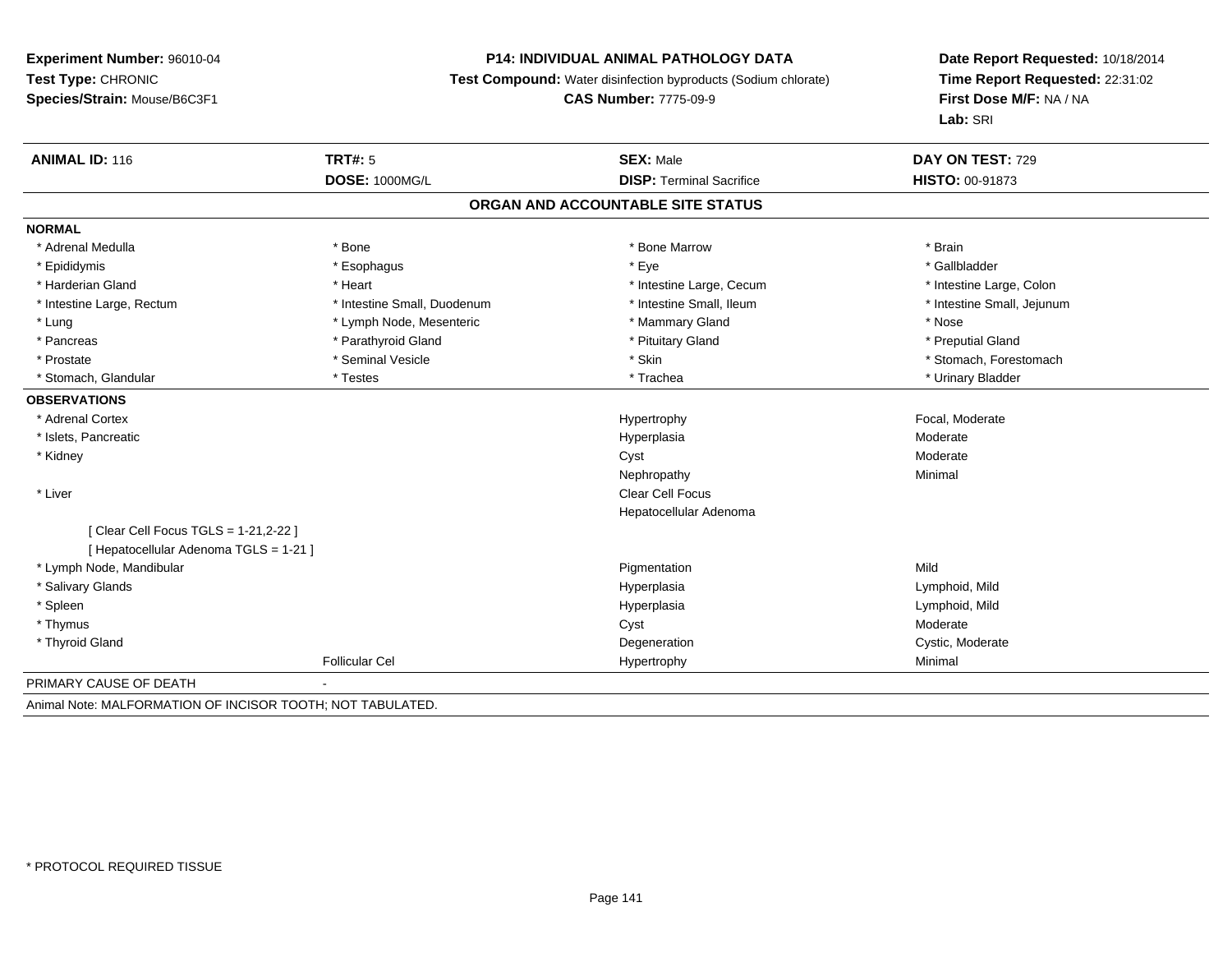**Experiment Number:** 96010-04
**Test Type:** CHRONIC
**Species/Strain:** Mouse/B6C3F1

**P14: INDIVIDUAL ANIMAL PATHOLOGY DATA**
**Test Compound:** Water disinfection byproducts (Sodium chlorate)
**CAS Number:** 7775-09-9

**Date Report Requested:** 10/18/2014
**Time Report Requested:** 22:31:02
**First Dose M/F:** NA / NA
**Lab:** SRI

| **ANIMAL ID:** 116 | **TRT#:** 5 | **SEX:** Male | **DAY ON TEST:** 729 |
|---|---|---|---|
| | **DOSE:** 1000MG/L | **DISP:** Terminal Sacrifice | **HISTO:** 00-91873 |

## ORGAN AND ACCOUNTABLE SITE STATUS

**NORMAL**

| | | | |
|---|---|---|---|
| * Adrenal Medulla | * Bone | * Bone Marrow | * Brain |
| * Epididymis | * Esophagus | * Eye | * Gallbladder |
| * Harderian Gland | * Heart | * Intestine Large, Cecum | * Intestine Large, Colon |
| * Intestine Large, Rectum | * Intestine Small, Duodenum | * Intestine Small, Ileum | * Intestine Small, Jejunum |
| * Lung | * Lymph Node, Mesenteric | * Mammary Gland | * Nose |
| * Pancreas | * Parathyroid Gland | * Pituitary Gland | * Preputial Gland |
| * Prostate | * Seminal Vesicle | * Skin | * Stomach, Forestomach |
| * Stomach, Glandular | * Testes | * Trachea | * Urinary Bladder |

**OBSERVATIONS**

| | | | |
|---|---|---|---|
| * Adrenal Cortex | | Hypertrophy | Focal, Moderate |
| * Islets, Pancreatic | | Hyperplasia | Moderate |
| * Kidney | | Cyst | Moderate |
| | | Nephropathy | Minimal |
| * Liver | | Clear Cell Focus | |
| | | Hepatocellular Adenoma | |
| [ Clear Cell Focus TGLS = 1-21,2-22 ] | | | |
| [ Hepatocellular Adenoma TGLS = 1-21 ] | | | |
| * Lymph Node, Mandibular | | Pigmentation | Mild |
| * Salivary Glands | | Hyperplasia | Lymphoid, Mild |
| * Spleen | | Hyperplasia | Lymphoid, Mild |
| * Thymus | | Cyst | Moderate |
| * Thyroid Gland | | Degeneration | Cystic, Moderate |
| | Follicular Cel | Hypertrophy | Minimal |

PRIMARY CAUSE OF DEATH -

Animal Note: MALFORMATION OF INCISOR TOOTH; NOT TABULATED.

* PROTOCOL REQUIRED TISSUE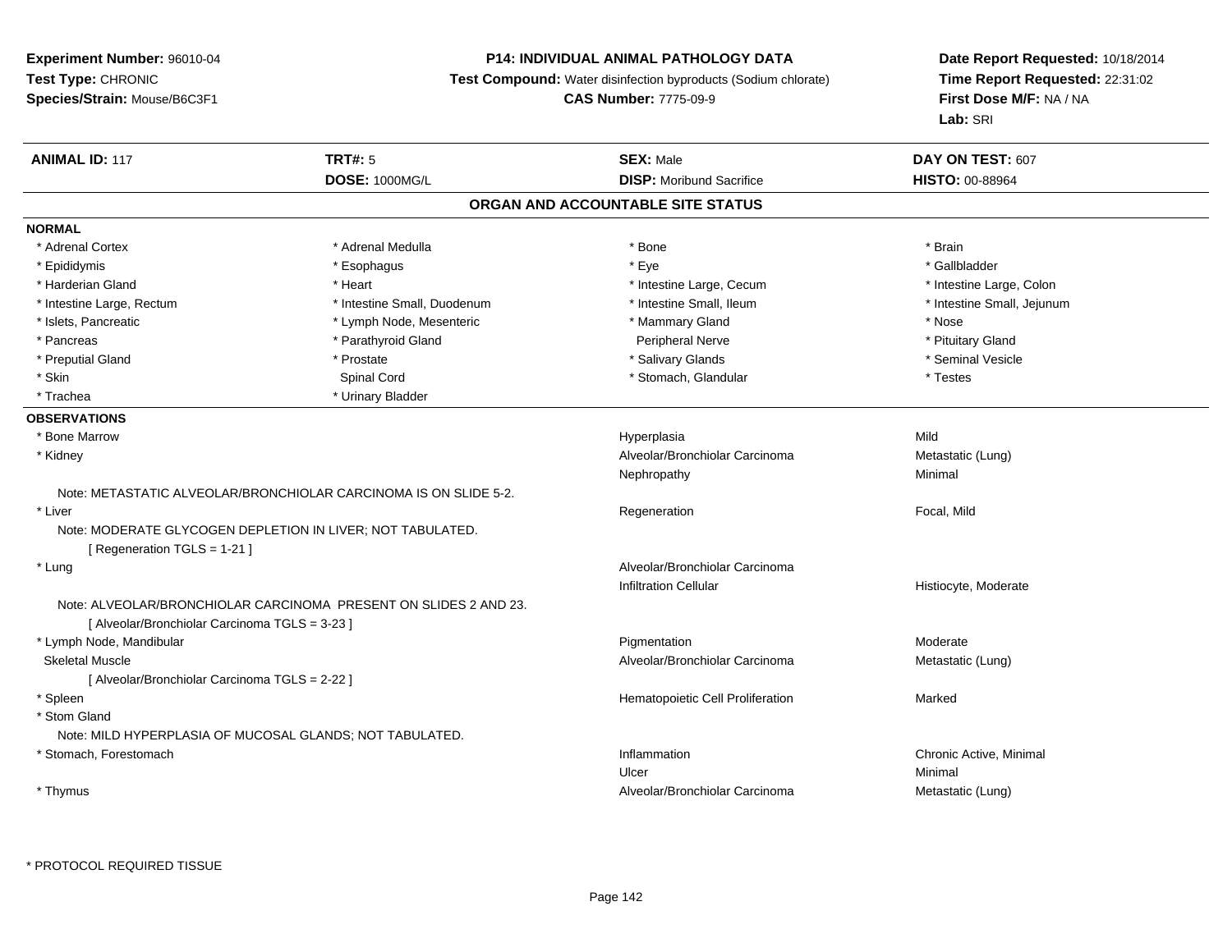**Experiment Number:** 96010-04
**Test Type:** CHRONIC
**Species/Strain:** Mouse/B6C3F1

**P14: INDIVIDUAL ANIMAL PATHOLOGY DATA**
**Test Compound:** Water disinfection byproducts (Sodium chlorate)
**CAS Number:** 7775-09-9

**Date Report Requested:** 10/18/2014
**Time Report Requested:** 22:31:02
**First Dose M/F:** NA / NA
**Lab:** SRI

| **ANIMAL ID:** 117 | **TRT#:** 5 | **SEX:** Male | **DAY ON TEST:** 607 |
|---|---|---|---|
| | **DOSE:** 1000MG/L | **DISP:** Moribund Sacrifice | **HISTO:** 00-88964 |

## ORGAN AND ACCOUNTABLE SITE STATUS

### NORMAL

| | | | |
|---|---|---|---|
| * Adrenal Cortex | * Adrenal Medulla | * Bone | * Brain |
| * Epididymis | * Esophagus | * Eye | * Gallbladder |
| * Harderian Gland | * Heart | * Intestine Large, Cecum | * Intestine Large, Colon |
| * Intestine Large, Rectum | * Intestine Small, Duodenum | * Intestine Small, Ileum | * Intestine Small, Jejunum |
| * Islets, Pancreatic | * Lymph Node, Mesenteric | * Mammary Gland | * Nose |
| * Pancreas | * Parathyroid Gland | Peripheral Nerve | * Pituitary Gland |
| * Preputial Gland | * Prostate | * Salivary Glands | * Seminal Vesicle |
| * Skin | Spinal Cord | * Stomach, Glandular | * Testes |
| * Trachea | * Urinary Bladder | | |

### OBSERVATIONS

| | | |
|---|---|---|
| * Bone Marrow | Hyperplasia | Mild |
| * Kidney | Alveolar/Bronchiolar Carcinoma | Metastatic (Lung) |
| | Nephropathy | Minimal |
| Note: METASTATIC ALVEOLAR/BRONCHIOLAR CARCINOMA IS ON SLIDE 5-2. | | |
| * Liver | Regeneration | Focal, Mild |
| Note: MODERATE GLYCOGEN DEPLETION IN LIVER; NOT TABULATED. | | |
| [ Regeneration TGLS = 1-21 ] | | |
| * Lung | Alveolar/Bronchiolar Carcinoma | |
| | Infiltration Cellular | Histiocyte, Moderate |
| Note: ALVEOLAR/BRONCHIOLAR CARCINOMA PRESENT ON SLIDES 2 AND 23. | | |
| [ Alveolar/Bronchiolar Carcinoma TGLS = 3-23 ] | | |
| * Lymph Node, Mandibular | Pigmentation | Moderate |
| Skeletal Muscle | Alveolar/Bronchiolar Carcinoma | Metastatic (Lung) |
| [ Alveolar/Bronchiolar Carcinoma TGLS = 2-22 ] | | |
| * Spleen | Hematopoietic Cell Proliferation | Marked |
| * Stom Gland | | |
| Note: MILD HYPERPLASIA OF MUCOSAL GLANDS; NOT TABULATED. | | |
| * Stomach, Forestomach | Inflammation | Chronic Active, Minimal |
| | Ulcer | Minimal |
| * Thymus | Alveolar/Bronchiolar Carcinoma | Metastatic (Lung) |

* PROTOCOL REQUIRED TISSUE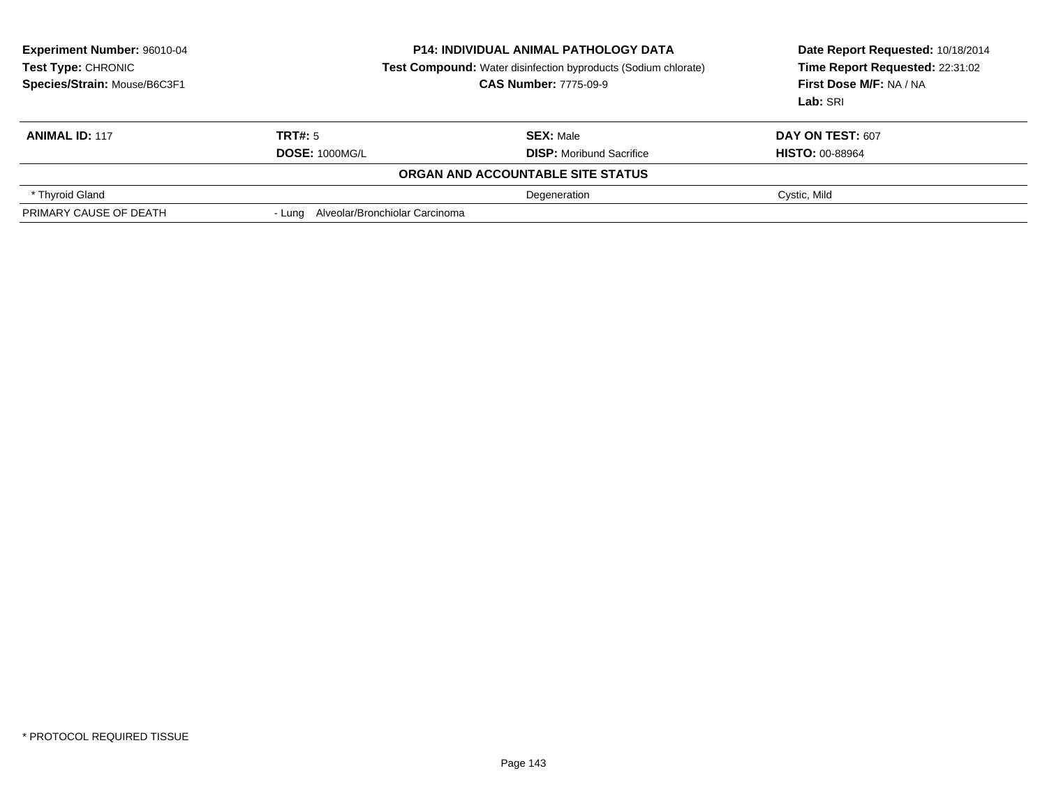**Experiment Number:** 96010-04
**Test Type:** CHRONIC
**Species/Strain:** Mouse/B6C3F1

**P14: INDIVIDUAL ANIMAL PATHOLOGY DATA**
**Test Compound:** Water disinfection byproducts (Sodium chlorate)
**CAS Number:** 7775-09-9

**Date Report Requested:** 10/18/2014
**Time Report Requested:** 22:31:02
**First Dose M/F:** NA / NA
**Lab:** SRI

| **ANIMAL ID:** 117 | **TRT#:** 5 | **SEX:** Male | **DAY ON TEST:** 607 |
|---|---|---|---|
| | **DOSE:** 1000MG/L | **DISP:** Moribund Sacrifice | **HISTO:** 00-88964 |
| **ORGAN AND ACCOUNTABLE SITE STATUS** | | | |
| * Thyroid Gland | | Degeneration | Cystic, Mild |
| PRIMARY CAUSE OF DEATH | - Lung Alveolar/Bronchiolar Carcinoma | | |

* PROTOCOL REQUIRED TISSUE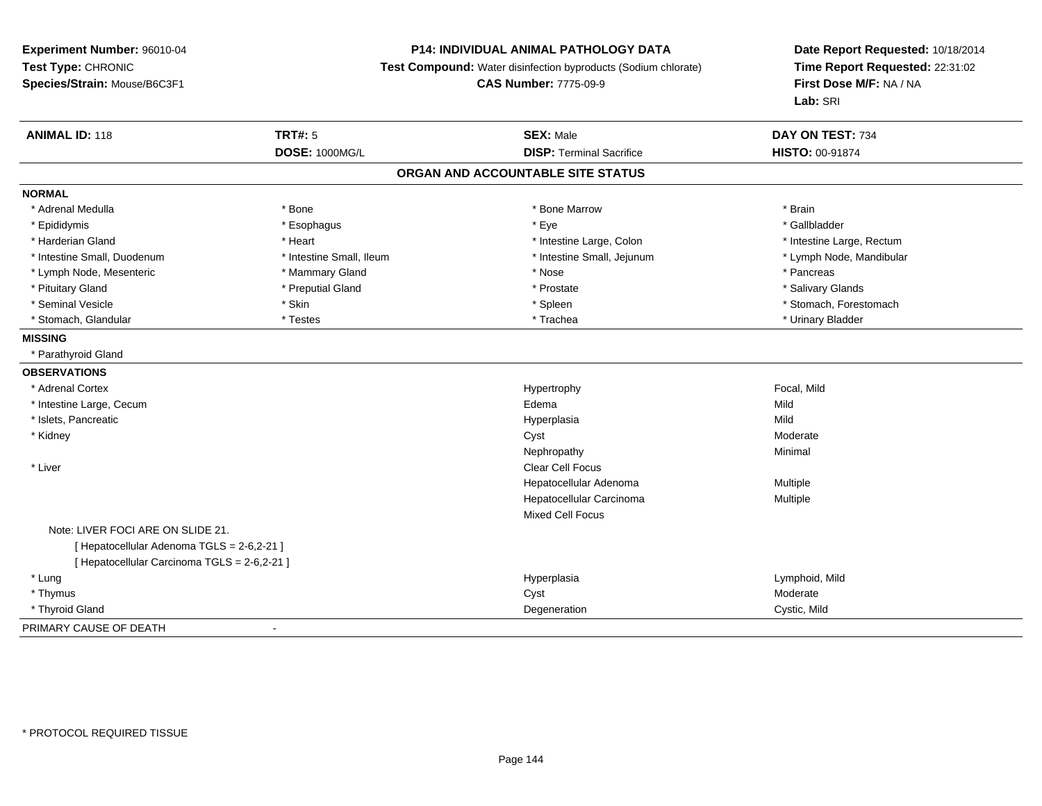**Experiment Number:** 96010-04
**Test Type:** CHRONIC
**Species/Strain:** Mouse/B6C3F1

**P14: INDIVIDUAL ANIMAL PATHOLOGY DATA**
**Test Compound:** Water disinfection byproducts (Sodium chlorate)
**CAS Number:** 7775-09-9

**Date Report Requested:** 10/18/2014
**Time Report Requested:** 22:31:02
**First Dose M/F:** NA / NA
**Lab:** SRI

| **ANIMAL ID:** 118 | **TRT#:** 5 | **SEX:** Male | **DAY ON TEST:** 734 |
|---|---|---|---|
| | **DOSE:** 1000MG/L | **DISP:** Terminal Sacrifice | **HISTO:** 00-91874 |

## ORGAN AND ACCOUNTABLE SITE STATUS

**NORMAL**

| | | | |
|---|---|---|---|
| * Adrenal Medulla | * Bone | * Bone Marrow | * Brain |
| * Epididymis | * Esophagus | * Eye | * Gallbladder |
| * Harderian Gland | * Heart | * Intestine Large, Colon | * Intestine Large, Rectum |
| * Intestine Small, Duodenum | * Intestine Small, Ileum | * Intestine Small, Jejunum | * Lymph Node, Mandibular |
| * Lymph Node, Mesenteric | * Mammary Gland | * Nose | * Pancreas |
| * Pituitary Gland | * Preputial Gland | * Prostate | * Salivary Glands |
| * Seminal Vesicle | * Skin | * Spleen | * Stomach, Forestomach |
| * Stomach, Glandular | * Testes | * Trachea | * Urinary Bladder |

**MISSING**

* Parathyroid Gland

**OBSERVATIONS**

| Organ | Observation | Severity |
|---|---|---|
| * Adrenal Cortex | Hypertrophy | Focal, Mild |
| * Intestine Large, Cecum | Edema | Mild |
| * Islets, Pancreatic | Hyperplasia | Mild |
| * Kidney | Cyst | Moderate |
| | Nephropathy | Minimal |
| * Liver | Clear Cell Focus | |
| | Hepatocellular Adenoma | Multiple |
| | Hepatocellular Carcinoma | Multiple |
| | Mixed Cell Focus | |

Note: LIVER FOCI ARE ON SLIDE 21.
[ Hepatocellular Adenoma TGLS = 2-6,2-21 ]
[ Hepatocellular Carcinoma TGLS = 2-6,2-21 ]

| Organ | Observation | Severity |
|---|---|---|
| * Lung | Hyperplasia | Lymphoid, Mild |
| * Thymus | Cyst | Moderate |
| * Thyroid Gland | Degeneration | Cystic, Mild |

PRIMARY CAUSE OF DEATH -

* PROTOCOL REQUIRED TISSUE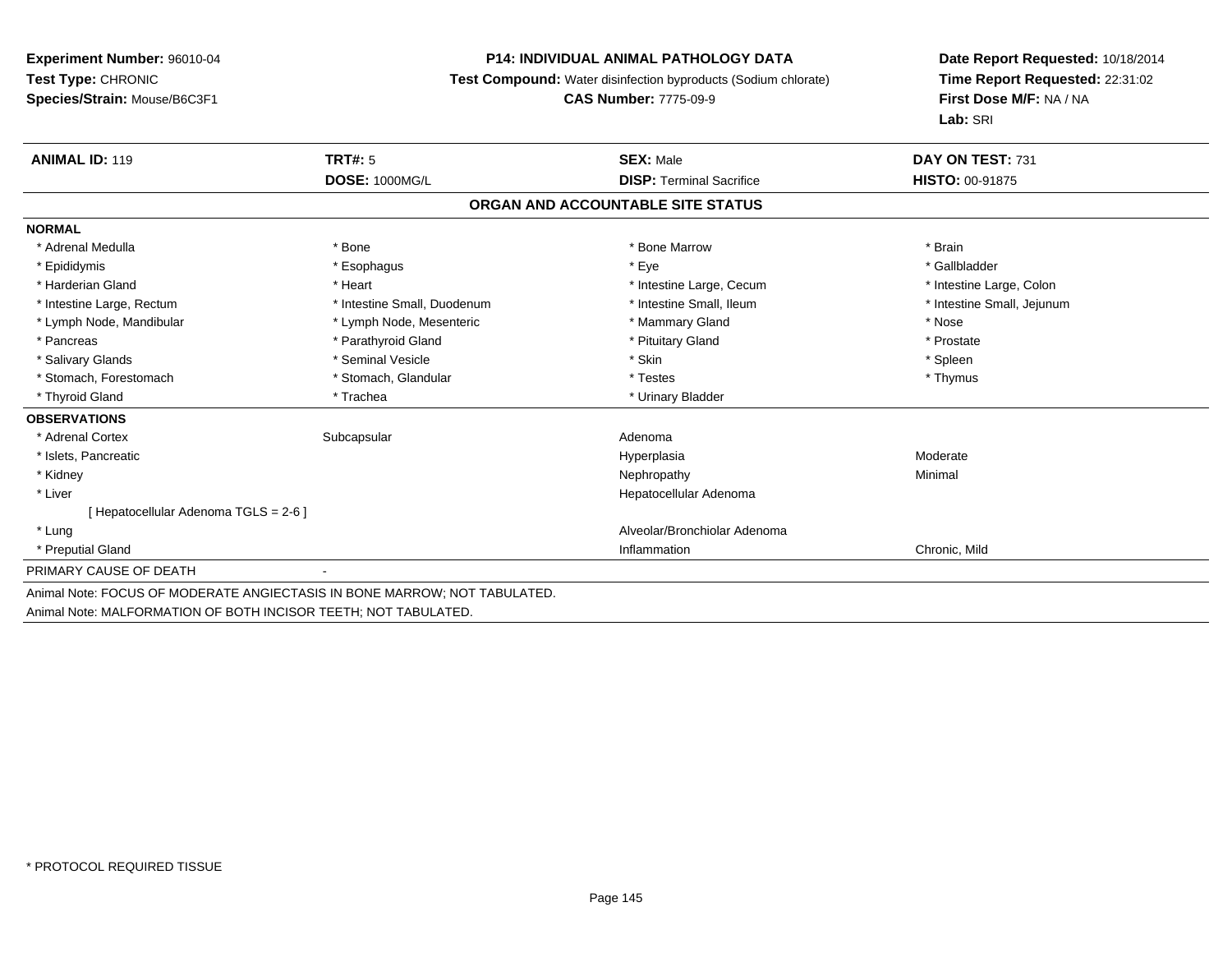**Experiment Number:** 96010-04
**Test Type:** CHRONIC
**Species/Strain:** Mouse/B6C3F1

**P14: INDIVIDUAL ANIMAL PATHOLOGY DATA**
**Test Compound:** Water disinfection byproducts (Sodium chlorate)
**CAS Number:** 7775-09-9

**Date Report Requested:** 10/18/2014
**Time Report Requested:** 22:31:02
**First Dose M/F:** NA / NA
**Lab:** SRI

| **ANIMAL ID:** 119 | **TRT#:** 5 | **SEX:** Male | **DAY ON TEST:** 731 |
|---|---|---|---|
| | **DOSE:** 1000MG/L | **DISP:** Terminal Sacrifice | **HISTO:** 00-91875 |

## ORGAN AND ACCOUNTABLE SITE STATUS

**NORMAL**

| | | | |
|---|---|---|---|
| * Adrenal Medulla | * Bone | * Bone Marrow | * Brain |
| * Epididymis | * Esophagus | * Eye | * Gallbladder |
| * Harderian Gland | * Heart | * Intestine Large, Cecum | * Intestine Large, Colon |
| * Intestine Large, Rectum | * Intestine Small, Duodenum | * Intestine Small, Ileum | * Intestine Small, Jejunum |
| * Lymph Node, Mandibular | * Lymph Node, Mesenteric | * Mammary Gland | * Nose |
| * Pancreas | * Parathyroid Gland | * Pituitary Gland | * Prostate |
| * Salivary Glands | * Seminal Vesicle | * Skin | * Spleen |
| * Stomach, Forestomach | * Stomach, Glandular | * Testes | * Thymus |
| * Thyroid Gland | * Trachea | * Urinary Bladder | |

**OBSERVATIONS**

| | | | |
|---|---|---|---|
| * Adrenal Cortex | Subcapsular | Adenoma | |
| * Islets, Pancreatic | | Hyperplasia | Moderate |
| * Kidney | | Nephropathy | Minimal |
| * Liver | | Hepatocellular Adenoma | |
| [ Hepatocellular Adenoma TGLS = 2-6 ] | | | |
| * Lung | | Alveolar/Bronchiolar Adenoma | |
| * Preputial Gland | | Inflammation | Chronic, Mild |

PRIMARY CAUSE OF DEATH -

Animal Note: FOCUS OF MODERATE ANGIECTASIS IN BONE MARROW; NOT TABULATED.
Animal Note: MALFORMATION OF BOTH INCISOR TEETH; NOT TABULATED.

* PROTOCOL REQUIRED TISSUE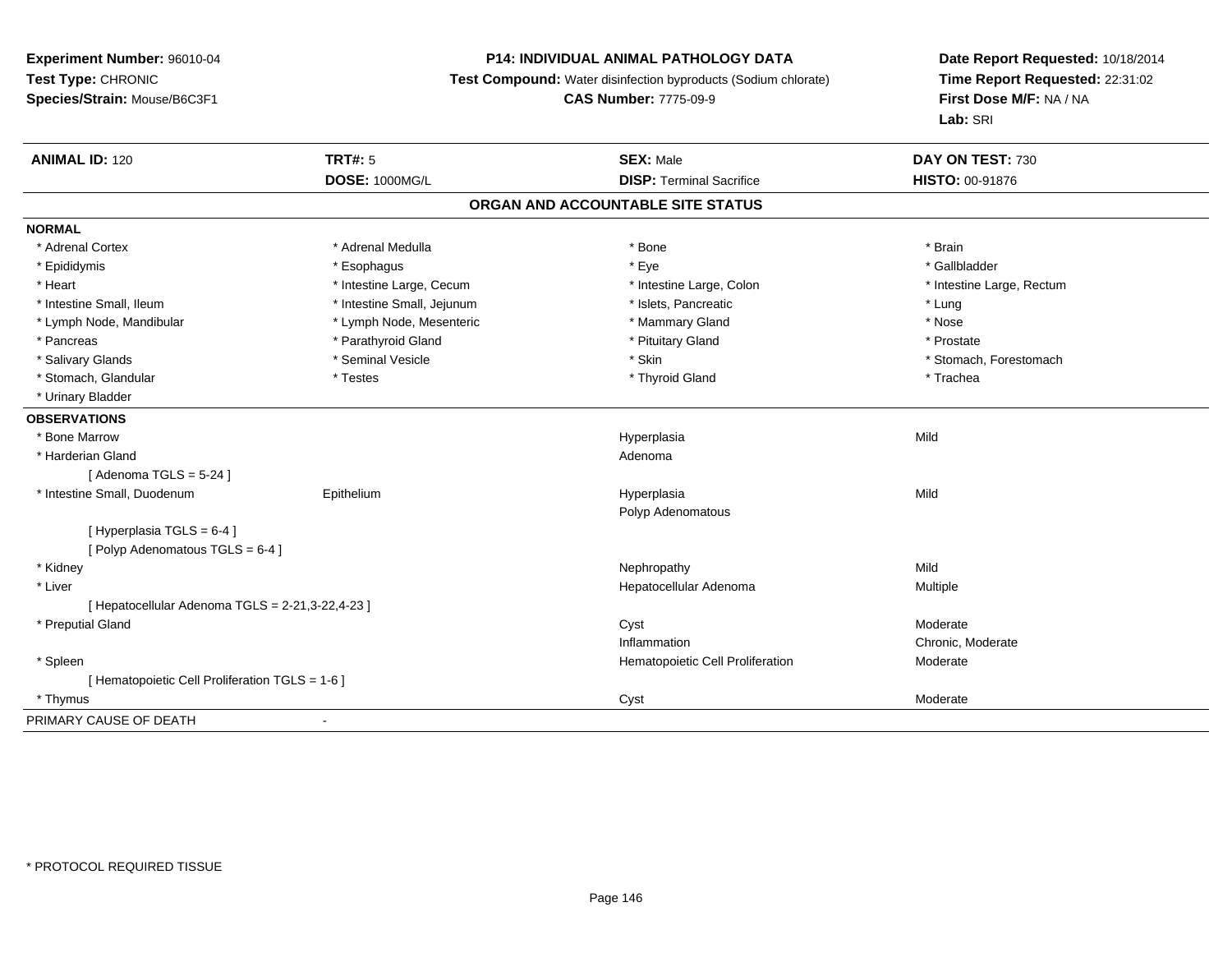**Experiment Number:** 96010-04
**Test Type:** CHRONIC
**Species/Strain:** Mouse/B6C3F1

**P14: INDIVIDUAL ANIMAL PATHOLOGY DATA**
**Test Compound:** Water disinfection byproducts (Sodium chlorate)
**CAS Number:** 7775-09-9

**Date Report Requested:** 10/18/2014
**Time Report Requested:** 22:31:02
**First Dose M/F:** NA / NA
**Lab:** SRI

| **ANIMAL ID:** 120 | **TRT#:** 5 | **SEX:** Male | **DAY ON TEST:** 730 |
|---|---|---|---|
| | **DOSE:** 1000MG/L | **DISP:** Terminal Sacrifice | **HISTO:** 00-91876 |

## ORGAN AND ACCOUNTABLE SITE STATUS

**NORMAL**

| | | | |
|---|---|---|---|
| * Adrenal Cortex | * Adrenal Medulla | * Bone | * Brain |
| * Epididymis | * Esophagus | * Eye | * Gallbladder |
| * Heart | * Intestine Large, Cecum | * Intestine Large, Colon | * Intestine Large, Rectum |
| * Intestine Small, Ileum | * Intestine Small, Jejunum | * Islets, Pancreatic | * Lung |
| * Lymph Node, Mandibular | * Lymph Node, Mesenteric | * Mammary Gland | * Nose |
| * Pancreas | * Parathyroid Gland | * Pituitary Gland | * Prostate |
| * Salivary Glands | * Seminal Vesicle | * Skin | * Stomach, Forestomach |
| * Stomach, Glandular | * Testes | * Thyroid Gland | * Trachea |
| * Urinary Bladder | | | |

**OBSERVATIONS**

| | | | |
|---|---|---|---|
| * Bone Marrow | | Hyperplasia | Mild |
| * Harderian Gland | | Adenoma | |
| [ Adenoma TGLS = 5-24 ] | | | |
| * Intestine Small, Duodenum | Epithelium | Hyperplasia | Mild |
| | | Polyp Adenomatous | |
| [ Hyperplasia TGLS = 6-4 ] | | | |
| [ Polyp Adenomatous TGLS = 6-4 ] | | | |
| * Kidney | | Nephropathy | Mild |
| * Liver | | Hepatocellular Adenoma | Multiple |
| [ Hepatocellular Adenoma TGLS = 2-21,3-22,4-23 ] | | | |
| * Preputial Gland | | Cyst | Moderate |
| | | Inflammation | Chronic, Moderate |
| * Spleen | | Hematopoietic Cell Proliferation | Moderate |
| [ Hematopoietic Cell Proliferation TGLS = 1-6 ] | | | |
| * Thymus | | Cyst | Moderate |

PRIMARY CAUSE OF DEATH -

* PROTOCOL REQUIRED TISSUE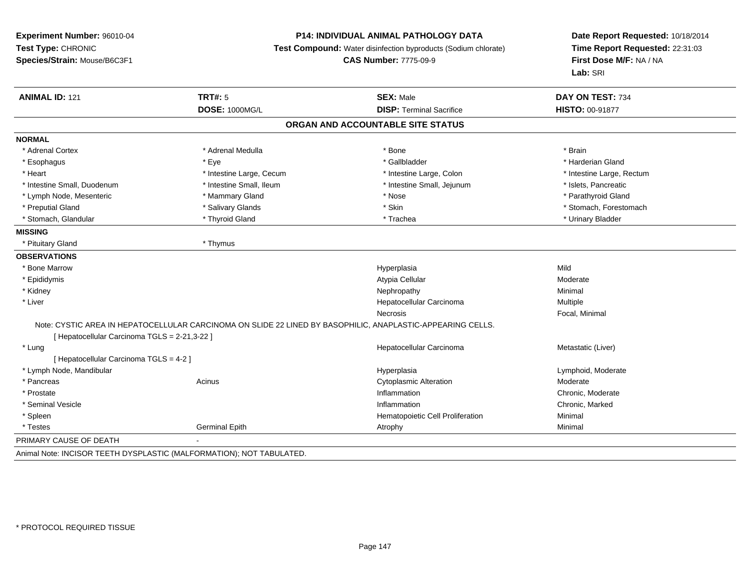**Experiment Number:** 96010-04
**Test Type:** CHRONIC
**Species/Strain:** Mouse/B6C3F1

**P14: INDIVIDUAL ANIMAL PATHOLOGY DATA**
**Test Compound:** Water disinfection byproducts (Sodium chlorate)
**CAS Number:** 7775-09-9

**Date Report Requested:** 10/18/2014
**Time Report Requested:** 22:31:03
**First Dose M/F:** NA / NA
**Lab:** SRI

| **ANIMAL ID:** 121 | **TRT#:** 5 | **SEX:** Male | **DAY ON TEST:** 734 |
|---|---|---|---|
| | **DOSE:** 1000MG/L | **DISP:** Terminal Sacrifice | **HISTO:** 00-91877 |

## ORGAN AND ACCOUNTABLE SITE STATUS

**NORMAL**

| | | | |
|---|---|---|---|
| * Adrenal Cortex | * Adrenal Medulla | * Bone | * Brain |
| * Esophagus | * Eye | * Gallbladder | * Harderian Gland |
| * Heart | * Intestine Large, Cecum | * Intestine Large, Colon | * Intestine Large, Rectum |
| * Intestine Small, Duodenum | * Intestine Small, Ileum | * Intestine Small, Jejunum | * Islets, Pancreatic |
| * Lymph Node, Mesenteric | * Mammary Gland | * Nose | * Parathyroid Gland |
| * Preputial Gland | * Salivary Glands | * Skin | * Stomach, Forestomach |
| * Stomach, Glandular | * Thyroid Gland | * Trachea | * Urinary Bladder |

**MISSING**

| | |
|---|---|
| * Pituitary Gland | * Thymus |

**OBSERVATIONS**

| | | | |
|---|---|---|---|
| * Bone Marrow | | Hyperplasia | Mild |
| * Epididymis | | Atypia Cellular | Moderate |
| * Kidney | | Nephropathy | Minimal |
| * Liver | | Hepatocellular Carcinoma | Multiple |
| | | Necrosis | Focal, Minimal |

Note: CYSTIC AREA IN HEPATOCELLULAR CARCINOMA ON SLIDE 22 LINED BY BASOPHILIC, ANAPLASTIC-APPEARING CELLS.

[ Hepatocellular Carcinoma TGLS = 2-21,3-22 ]

| | | | |
|---|---|---|---|
| * Lung | | Hepatocellular Carcinoma | Metastatic (Liver) |

[ Hepatocellular Carcinoma TGLS = 4-2 ]

| | | | |
|---|---|---|---|
| * Lymph Node, Mandibular | | Hyperplasia | Lymphoid, Moderate |
| * Pancreas | Acinus | Cytoplasmic Alteration | Moderate |
| * Prostate | | Inflammation | Chronic, Moderate |
| * Seminal Vesicle | | Inflammation | Chronic, Marked |
| * Spleen | | Hematopoietic Cell Proliferation | Minimal |
| * Testes | Germinal Epith | Atrophy | Minimal |

PRIMARY CAUSE OF DEATH -

Animal Note: INCISOR TEETH DYSPLASTIC (MALFORMATION); NOT TABULATED.

* PROTOCOL REQUIRED TISSUE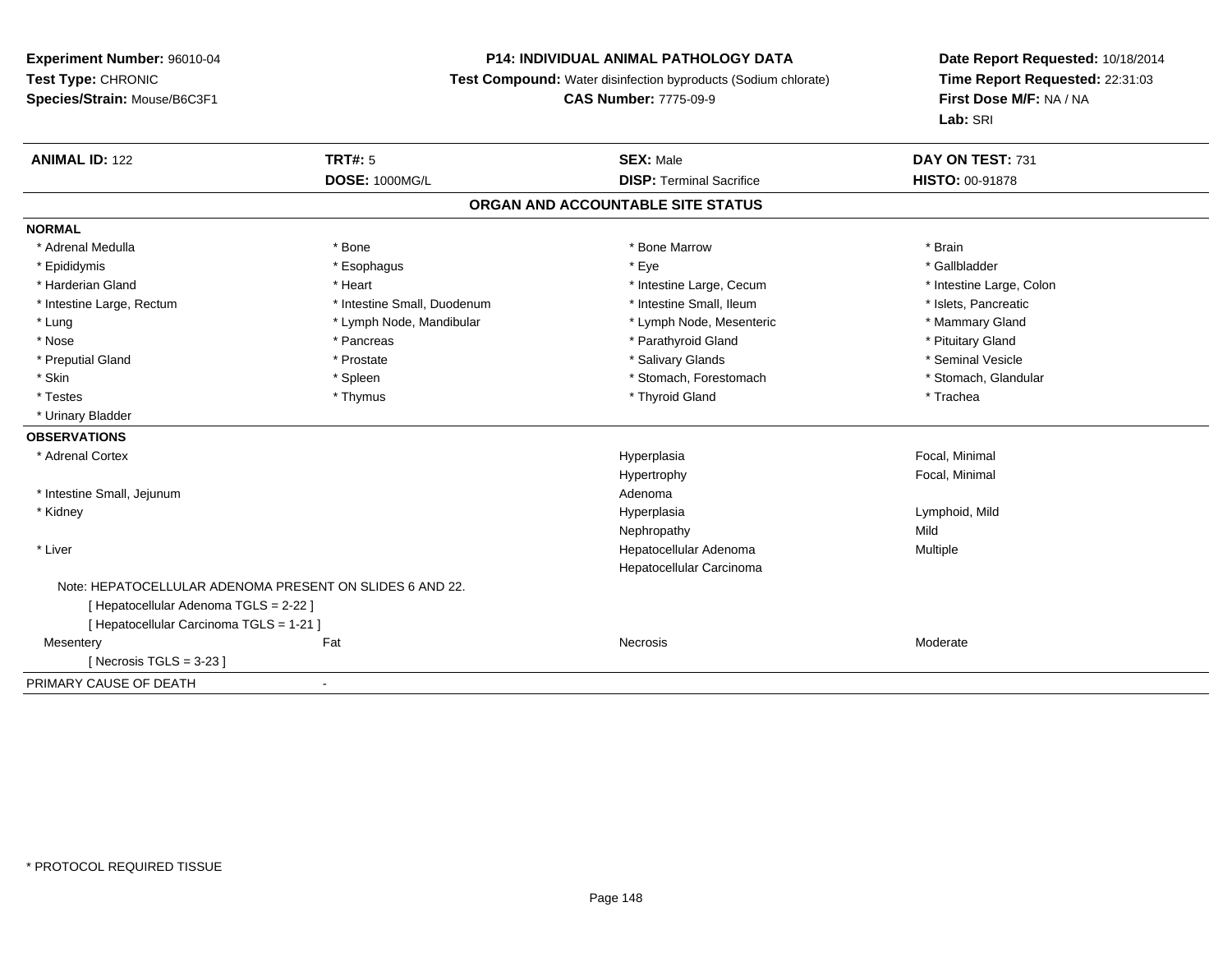**Experiment Number:** 96010-04
**Test Type:** CHRONIC
**Species/Strain:** Mouse/B6C3F1

**P14: INDIVIDUAL ANIMAL PATHOLOGY DATA**
**Test Compound:** Water disinfection byproducts (Sodium chlorate)
**CAS Number:** 7775-09-9

**Date Report Requested:** 10/18/2014
**Time Report Requested:** 22:31:03
**First Dose M/F:** NA / NA
**Lab:** SRI

| **ANIMAL ID:** 122 | **TRT#:** 5 | **SEX:** Male | **DAY ON TEST:** 731 |
|---|---|---|---|
| | **DOSE:** 1000MG/L | **DISP:** Terminal Sacrifice | **HISTO:** 00-91878 |

## ORGAN AND ACCOUNTABLE SITE STATUS

**NORMAL**

| | | | |
|---|---|---|---|
| * Adrenal Medulla | * Bone | * Bone Marrow | * Brain |
| * Epididymis | * Esophagus | * Eye | * Gallbladder |
| * Harderian Gland | * Heart | * Intestine Large, Cecum | * Intestine Large, Colon |
| * Intestine Large, Rectum | * Intestine Small, Duodenum | * Intestine Small, Ileum | * Islets, Pancreatic |
| * Lung | * Lymph Node, Mandibular | * Lymph Node, Mesenteric | * Mammary Gland |
| * Nose | * Pancreas | * Parathyroid Gland | * Pituitary Gland |
| * Preputial Gland | * Prostate | * Salivary Glands | * Seminal Vesicle |
| * Skin | * Spleen | * Stomach, Forestomach | * Stomach, Glandular |
| * Testes | * Thymus | * Thyroid Gland | * Trachea |
| * Urinary Bladder | | | |

**OBSERVATIONS**

| | | | |
|---|---|---|---|
| * Adrenal Cortex | | Hyperplasia | Focal, Minimal |
| | | Hypertrophy | Focal, Minimal |
| * Intestine Small, Jejunum | | Adenoma | |
| * Kidney | | Hyperplasia | Lymphoid, Mild |
| | | Nephropathy | Mild |
| * Liver | | Hepatocellular Adenoma | Multiple |
| | | Hepatocellular Carcinoma | |
| Note: HEPATOCELLULAR ADENOMA PRESENT ON SLIDES 6 AND 22. | | | |
| [ Hepatocellular Adenoma TGLS = 2-22 ] | | | |
| [ Hepatocellular Carcinoma TGLS = 1-21 ] | | | |
| Mesentery | Fat | Necrosis | Moderate |
| [ Necrosis TGLS = 3-23 ] | | | |

PRIMARY CAUSE OF DEATH -

* PROTOCOL REQUIRED TISSUE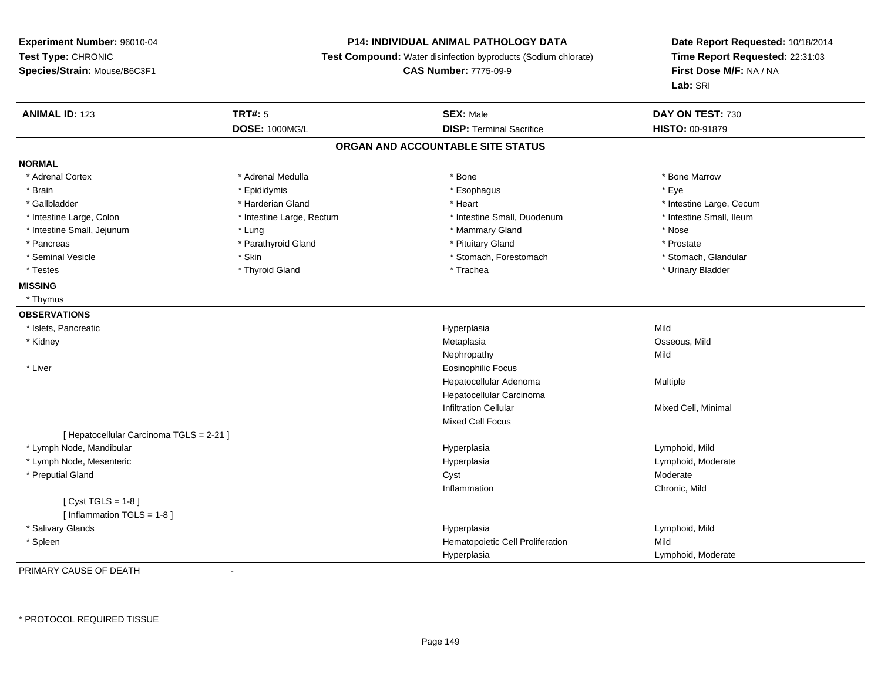**Experiment Number:** 96010-04
**Test Type:** CHRONIC
**Species/Strain:** Mouse/B6C3F1

**P14: INDIVIDUAL ANIMAL PATHOLOGY DATA**
**Test Compound:** Water disinfection byproducts (Sodium chlorate)
**CAS Number:** 7775-09-9

**Date Report Requested:** 10/18/2014
**Time Report Requested:** 22:31:03
**First Dose M/F:** NA / NA
**Lab:** SRI

| **ANIMAL ID:** 123 | **TRT#:** 5 | **SEX:** Male | **DAY ON TEST:** 730 |
|---|---|---|---|
| | **DOSE:** 1000MG/L | **DISP:** Terminal Sacrifice | **HISTO:** 00-91879 |

## ORGAN AND ACCOUNTABLE SITE STATUS

**NORMAL**

| | | | |
|---|---|---|---|
| * Adrenal Cortex | * Adrenal Medulla | * Bone | * Bone Marrow |
| * Brain | * Epididymis | * Esophagus | * Eye |
| * Gallbladder | * Harderian Gland | * Heart | * Intestine Large, Cecum |
| * Intestine Large, Colon | * Intestine Large, Rectum | * Intestine Small, Duodenum | * Intestine Small, Ileum |
| * Intestine Small, Jejunum | * Lung | * Mammary Gland | * Nose |
| * Pancreas | * Parathyroid Gland | * Pituitary Gland | * Prostate |
| * Seminal Vesicle | * Skin | * Stomach, Forestomach | * Stomach, Glandular |
| * Testes | * Thyroid Gland | * Trachea | * Urinary Bladder |

**MISSING**

* Thymus

**OBSERVATIONS**

| | | |
|---|---|---|
| * Islets, Pancreatic | Hyperplasia | Mild |
| * Kidney | Metaplasia | Osseous, Mild |
| | Nephropathy | Mild |
| * Liver | Eosinophilic Focus | |
| | Hepatocellular Adenoma | Multiple |
| | Hepatocellular Carcinoma | |
| | Infiltration Cellular | Mixed Cell, Minimal |
| | Mixed Cell Focus | |
| [ Hepatocellular Carcinoma TGLS = 2-21 ] | | |
| * Lymph Node, Mandibular | Hyperplasia | Lymphoid, Mild |
| * Lymph Node, Mesenteric | Hyperplasia | Lymphoid, Moderate |
| * Preputial Gland | Cyst | Moderate |
| | Inflammation | Chronic, Mild |
| [ Cyst TGLS = 1-8 ] | | |
| [ Inflammation TGLS = 1-8 ] | | |
| * Salivary Glands | Hyperplasia | Lymphoid, Mild |
| * Spleen | Hematopoietic Cell Proliferation | Mild |
| | Hyperplasia | Lymphoid, Moderate |

PRIMARY CAUSE OF DEATH -

* PROTOCOL REQUIRED TISSUE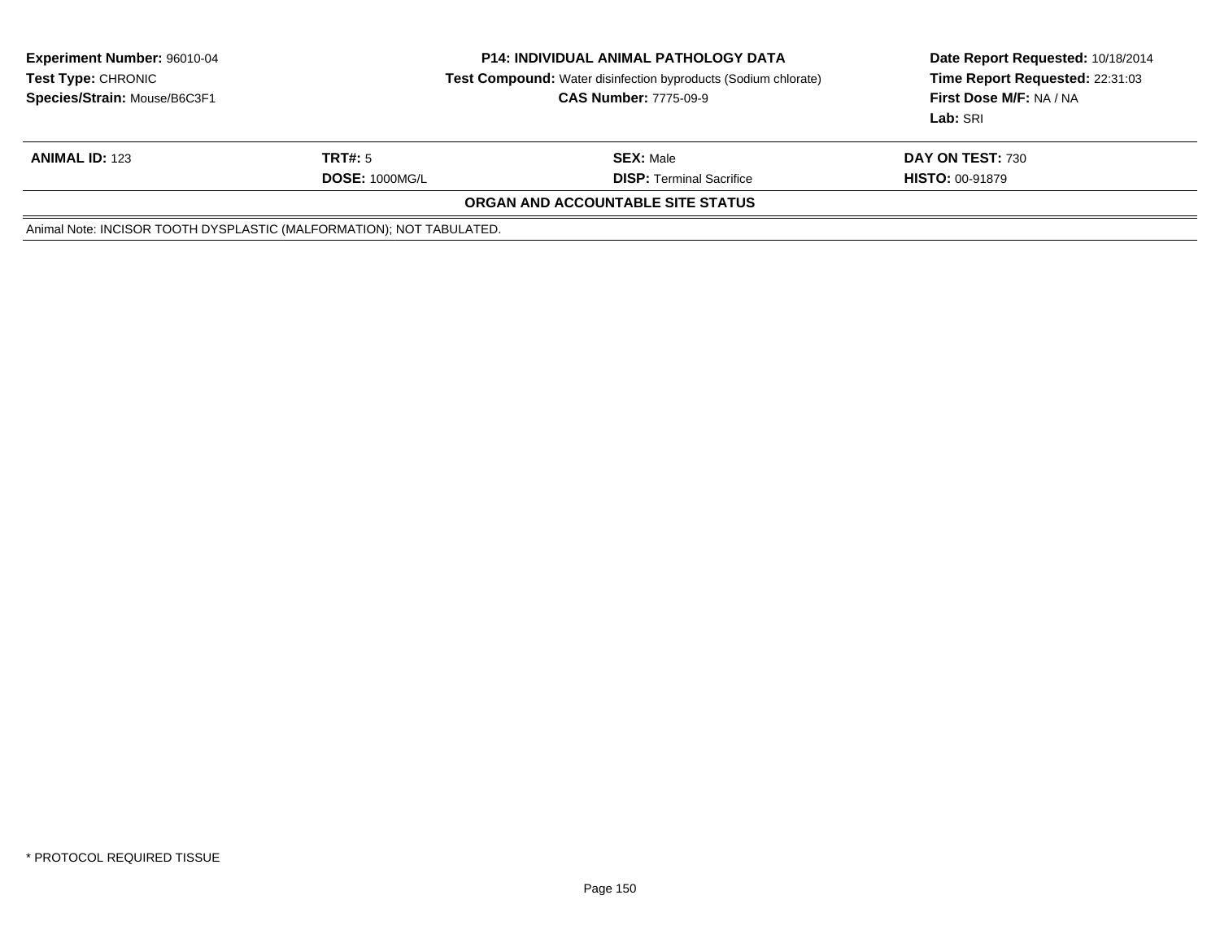**Experiment Number:** 96010-04
**Test Type:** CHRONIC
**Species/Strain:** Mouse/B6C3F1

**P14: INDIVIDUAL ANIMAL PATHOLOGY DATA**
**Test Compound:** Water disinfection byproducts (Sodium chlorate)
**CAS Number:** 7775-09-9

**Date Report Requested:** 10/18/2014
**Time Report Requested:** 22:31:03
**First Dose M/F:** NA / NA
**Lab:** SRI

| **ANIMAL ID:** 123 | **TRT#:** 5 | **SEX:** Male | **DAY ON TEST:** 730 |
|---|---|---|---|
| | **DOSE:** 1000MG/L | **DISP:** Terminal Sacrifice | **HISTO:** 00-91879 |

**ORGAN AND ACCOUNTABLE SITE STATUS**

Animal Note: INCISOR TOOTH DYSPLASTIC (MALFORMATION); NOT TABULATED.

* PROTOCOL REQUIRED TISSUE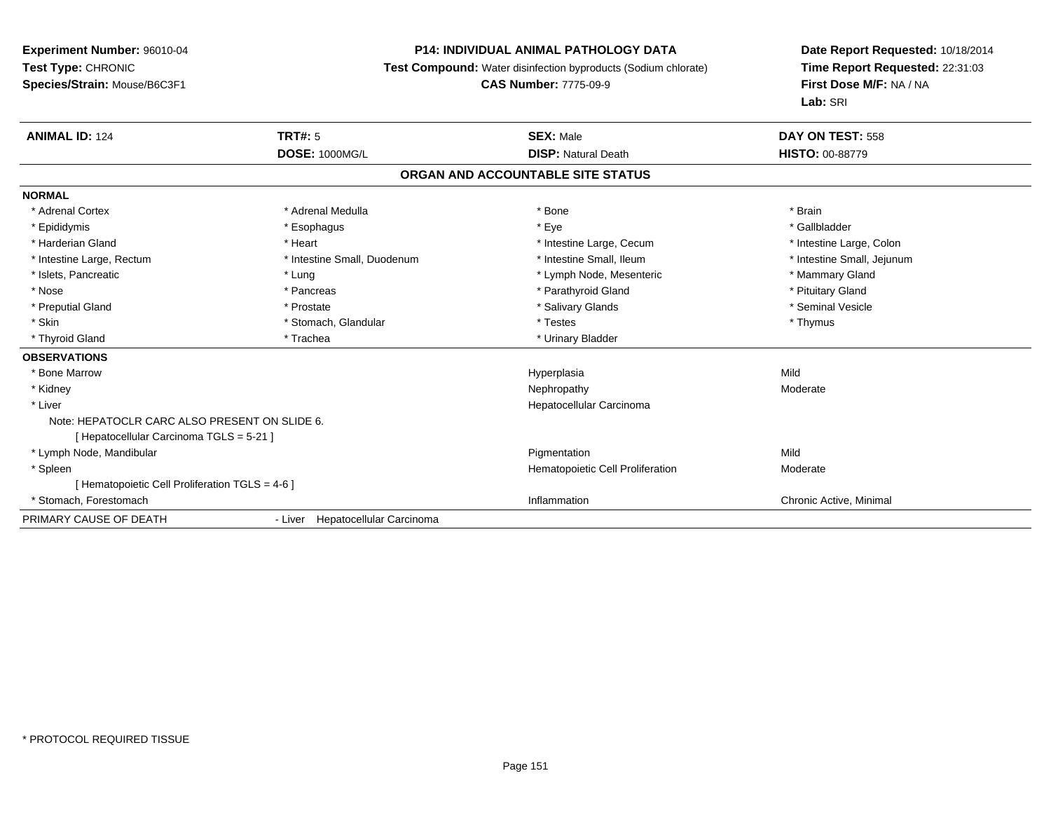**Experiment Number:** 96010-04
**Test Type:** CHRONIC
**Species/Strain:** Mouse/B6C3F1

**P14: INDIVIDUAL ANIMAL PATHOLOGY DATA**
**Test Compound:** Water disinfection byproducts (Sodium chlorate)
**CAS Number:** 7775-09-9

**Date Report Requested:** 10/18/2014
**Time Report Requested:** 22:31:03
**First Dose M/F:** NA / NA
**Lab:** SRI

| **ANIMAL ID:** 124 | **TRT#:** 5 | **SEX:** Male | **DAY ON TEST:** 558 |
|---|---|---|---|
| | **DOSE:** 1000MG/L | **DISP:** Natural Death | **HISTO:** 00-88779 |

## ORGAN AND ACCOUNTABLE SITE STATUS

**NORMAL**

| | | | |
|---|---|---|---|
| * Adrenal Cortex | * Adrenal Medulla | * Bone | * Brain |
| * Epididymis | * Esophagus | * Eye | * Gallbladder |
| * Harderian Gland | * Heart | * Intestine Large, Cecum | * Intestine Large, Colon |
| * Intestine Large, Rectum | * Intestine Small, Duodenum | * Intestine Small, Ileum | * Intestine Small, Jejunum |
| * Islets, Pancreatic | * Lung | * Lymph Node, Mesenteric | * Mammary Gland |
| * Nose | * Pancreas | * Parathyroid Gland | * Pituitary Gland |
| * Preputial Gland | * Prostate | * Salivary Glands | * Seminal Vesicle |
| * Skin | * Stomach, Glandular | * Testes | * Thymus |
| * Thyroid Gland | * Trachea | * Urinary Bladder | |

**OBSERVATIONS**

| | | |
|---|---|---|
| * Bone Marrow | Hyperplasia | Mild |
| * Kidney | Nephropathy | Moderate |
| * Liver | Hepatocellular Carcinoma | |
| Note: HEPATOCLR CARC ALSO PRESENT ON SLIDE 6. | | |
| [ Hepatocellular Carcinoma TGLS = 5-21 ] | | |
| * Lymph Node, Mandibular | Pigmentation | Mild |
| * Spleen | Hematopoietic Cell Proliferation | Moderate |
| [ Hematopoietic Cell Proliferation TGLS = 4-6 ] | | |
| * Stomach, Forestomach | Inflammation | Chronic Active, Minimal |

PRIMARY CAUSE OF DEATH - Liver Hepatocellular Carcinoma

* PROTOCOL REQUIRED TISSUE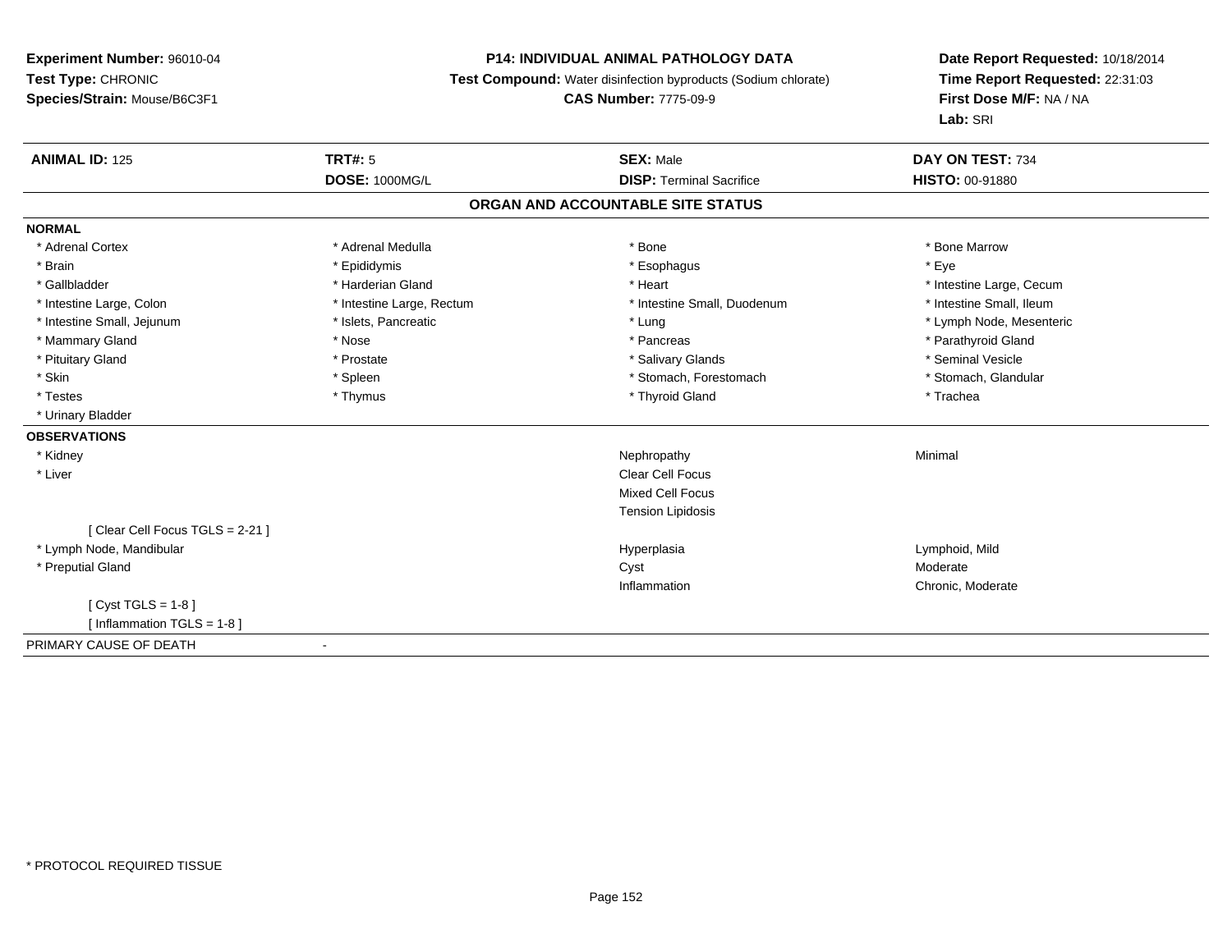**Experiment Number:** 96010-04
**Test Type:** CHRONIC
**Species/Strain:** Mouse/B6C3F1

**P14: INDIVIDUAL ANIMAL PATHOLOGY DATA**
**Test Compound:** Water disinfection byproducts (Sodium chlorate)
**CAS Number:** 7775-09-9

**Date Report Requested:** 10/18/2014
**Time Report Requested:** 22:31:03
**First Dose M/F:** NA / NA
**Lab:** SRI

| **ANIMAL ID:** 125 | **TRT#:** 5 | **SEX:** Male | **DAY ON TEST:** 734 |
|---|---|---|---|
| | **DOSE:** 1000MG/L | **DISP:** Terminal Sacrifice | **HISTO:** 00-91880 |

## ORGAN AND ACCOUNTABLE SITE STATUS

**NORMAL**

| | | | |
|---|---|---|---|
| * Adrenal Cortex | * Adrenal Medulla | * Bone | * Bone Marrow |
| * Brain | * Epididymis | * Esophagus | * Eye |
| * Gallbladder | * Harderian Gland | * Heart | * Intestine Large, Cecum |
| * Intestine Large, Colon | * Intestine Large, Rectum | * Intestine Small, Duodenum | * Intestine Small, Ileum |
| * Intestine Small, Jejunum | * Islets, Pancreatic | * Lung | * Lymph Node, Mesenteric |
| * Mammary Gland | * Nose | * Pancreas | * Parathyroid Gland |
| * Pituitary Gland | * Prostate | * Salivary Glands | * Seminal Vesicle |
| * Skin | * Spleen | * Stomach, Forestomach | * Stomach, Glandular |
| * Testes | * Thymus | * Thyroid Gland | * Trachea |
| * Urinary Bladder | | | |

**OBSERVATIONS**

| | | |
|---|---|---|
| * Kidney | Nephropathy | Minimal |
| * Liver | Clear Cell Focus | |
| | Mixed Cell Focus | |
| | Tension Lipidosis | |
| [ Clear Cell Focus TGLS = 2-21 ] | | |
| * Lymph Node, Mandibular | Hyperplasia | Lymphoid, Mild |
| * Preputial Gland | Cyst | Moderate |
| | Inflammation | Chronic, Moderate |
| [ Cyst TGLS = 1-8 ] | | |
| [ Inflammation TGLS = 1-8 ] | | |

PRIMARY CAUSE OF DEATH -

* PROTOCOL REQUIRED TISSUE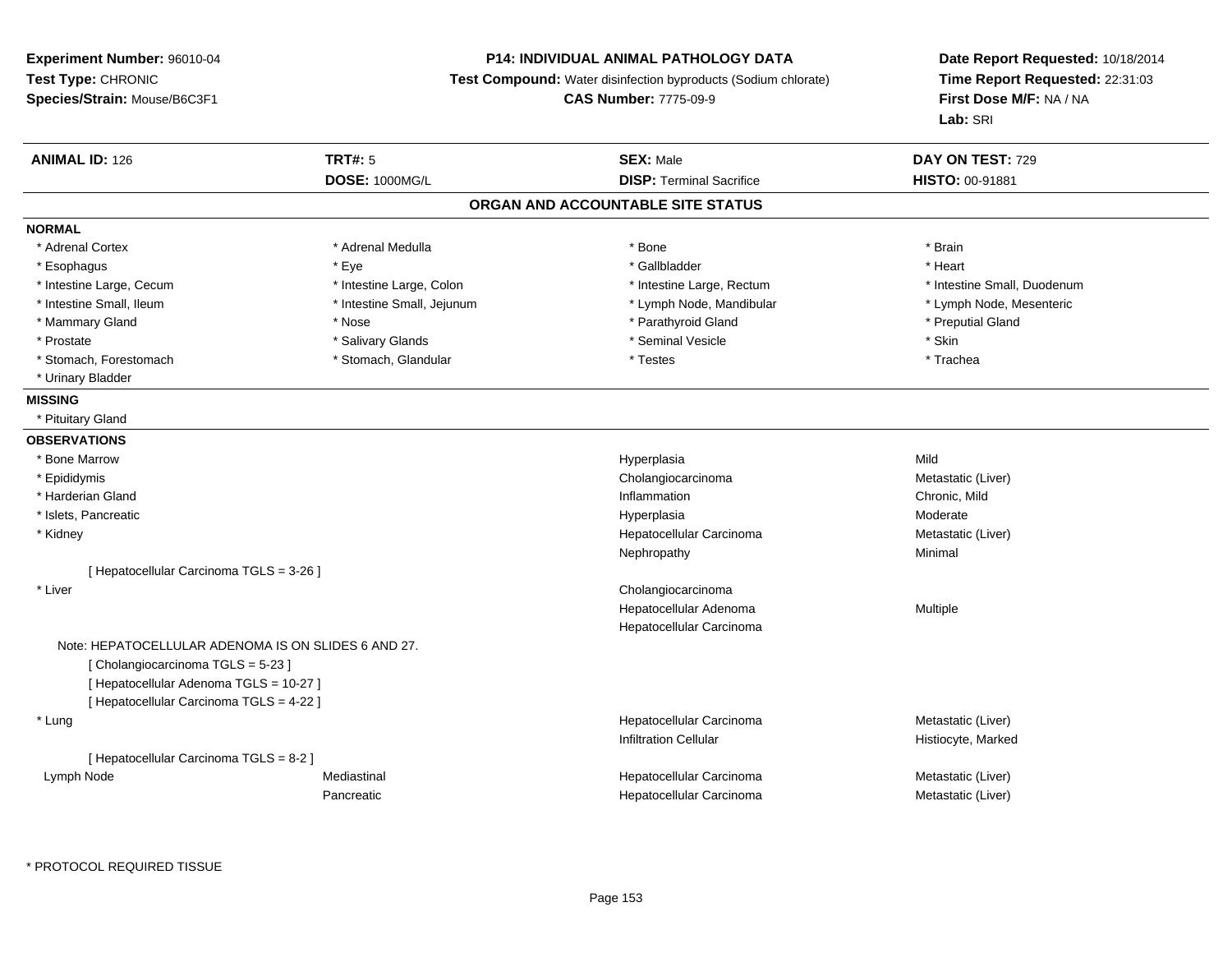**Experiment Number:** 96010-04
**Test Type:** CHRONIC
**Species/Strain:** Mouse/B6C3F1

**P14: INDIVIDUAL ANIMAL PATHOLOGY DATA**
**Test Compound:** Water disinfection byproducts (Sodium chlorate)
**CAS Number:** 7775-09-9

**Date Report Requested:** 10/18/2014
**Time Report Requested:** 22:31:03
**First Dose M/F:** NA / NA
**Lab:** SRI

| **ANIMAL ID:** 126 | **TRT#:** 5 | **SEX:** Male | **DAY ON TEST:** 729 |
|---|---|---|---|
| | **DOSE:** 1000MG/L | **DISP:** Terminal Sacrifice | **HISTO:** 00-91881 |

## ORGAN AND ACCOUNTABLE SITE STATUS

**NORMAL**

| | | | |
|---|---|---|---|
| * Adrenal Cortex | * Adrenal Medulla | * Bone | * Brain |
| * Esophagus | * Eye | * Gallbladder | * Heart |
| * Intestine Large, Cecum | * Intestine Large, Colon | * Intestine Large, Rectum | * Intestine Small, Duodenum |
| * Intestine Small, Ileum | * Intestine Small, Jejunum | * Lymph Node, Mandibular | * Lymph Node, Mesenteric |
| * Mammary Gland | * Nose | * Parathyroid Gland | * Preputial Gland |
| * Prostate | * Salivary Glands | * Seminal Vesicle | * Skin |
| * Stomach, Forestomach | * Stomach, Glandular | * Testes | * Trachea |
| * Urinary Bladder | | | |

**MISSING**

* Pituitary Gland

**OBSERVATIONS**

| | | | |
|---|---|---|---|
| * Bone Marrow | | Hyperplasia | Mild |
| * Epididymis | | Cholangiocarcinoma | Metastatic (Liver) |
| * Harderian Gland | | Inflammation | Chronic, Mild |
| * Islets, Pancreatic | | Hyperplasia | Moderate |
| * Kidney | | Hepatocellular Carcinoma | Metastatic (Liver) |
| | | Nephropathy | Minimal |
| [ Hepatocellular Carcinoma TGLS = 3-26 ] | | | |
| * Liver | | Cholangiocarcinoma | |
| | | Hepatocellular Adenoma | Multiple |
| | | Hepatocellular Carcinoma | |
| Note: HEPATOCELLULAR ADENOMA IS ON SLIDES 6 AND 27. | | | |
| [ Cholangiocarcinoma TGLS = 5-23 ] | | | |
| [ Hepatocellular Adenoma TGLS = 10-27 ] | | | |
| [ Hepatocellular Carcinoma TGLS = 4-22 ] | | | |
| * Lung | | Hepatocellular Carcinoma | Metastatic (Liver) |
| | | Infiltration Cellular | Histiocyte, Marked |
| [ Hepatocellular Carcinoma TGLS = 8-2 ] | | | |
| Lymph Node | Mediastinal | Hepatocellular Carcinoma | Metastatic (Liver) |
| | Pancreatic | Hepatocellular Carcinoma | Metastatic (Liver) |

\* PROTOCOL REQUIRED TISSUE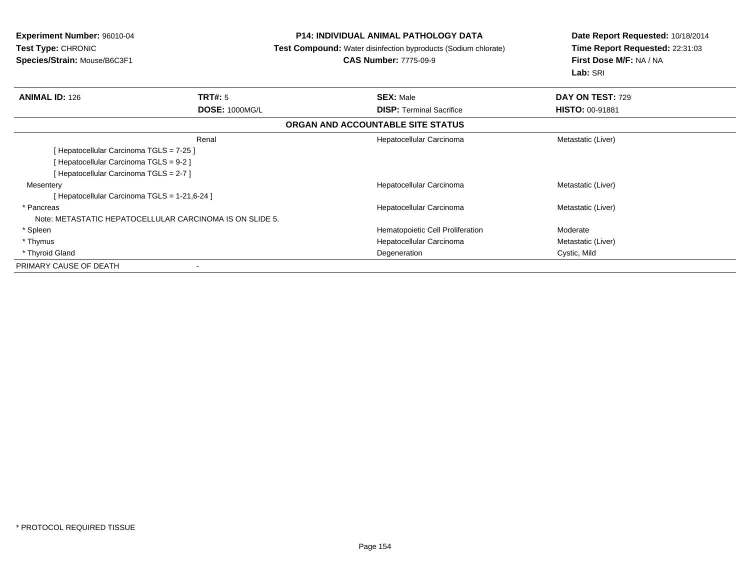**Experiment Number:** 96010-04
**Test Type:** CHRONIC
**Species/Strain:** Mouse/B6C3F1

**P14: INDIVIDUAL ANIMAL PATHOLOGY DATA**
**Test Compound:** Water disinfection byproducts (Sodium chlorate)
**CAS Number:** 7775-09-9

**Date Report Requested:** 10/18/2014
**Time Report Requested:** 22:31:03
**First Dose M/F:** NA / NA
**Lab:** SRI

| **ANIMAL ID:** 126 | **TRT#:** 5 | **SEX:** Male | **DAY ON TEST:** 729 |
|---|---|---|---|
| | **DOSE:** 1000MG/L | **DISP:** Terminal Sacrifice | **HISTO:** 00-91881 |

**ORGAN AND ACCOUNTABLE SITE STATUS**

| | | | |
|---|---|---|---|
| | Renal | Hepatocellular Carcinoma | Metastatic (Liver) |
| [ Hepatocellular Carcinoma TGLS = 7-25 ] | | | |
| [ Hepatocellular Carcinoma TGLS = 9-2 ] | | | |
| [ Hepatocellular Carcinoma TGLS = 2-7 ] | | | |
| Mesentery | | Hepatocellular Carcinoma | Metastatic (Liver) |
| [ Hepatocellular Carcinoma TGLS = 1-21,6-24 ] | | | |
| * Pancreas | | Hepatocellular Carcinoma | Metastatic (Liver) |
| Note: METASTATIC HEPATOCELLULAR CARCINOMA IS ON SLIDE 5. | | | |
| * Spleen | | Hematopoietic Cell Proliferation | Moderate |
| * Thymus | | Hepatocellular Carcinoma | Metastatic (Liver) |
| * Thyroid Gland | | Degeneration | Cystic, Mild |
| PRIMARY CAUSE OF DEATH | - | | |

* PROTOCOL REQUIRED TISSUE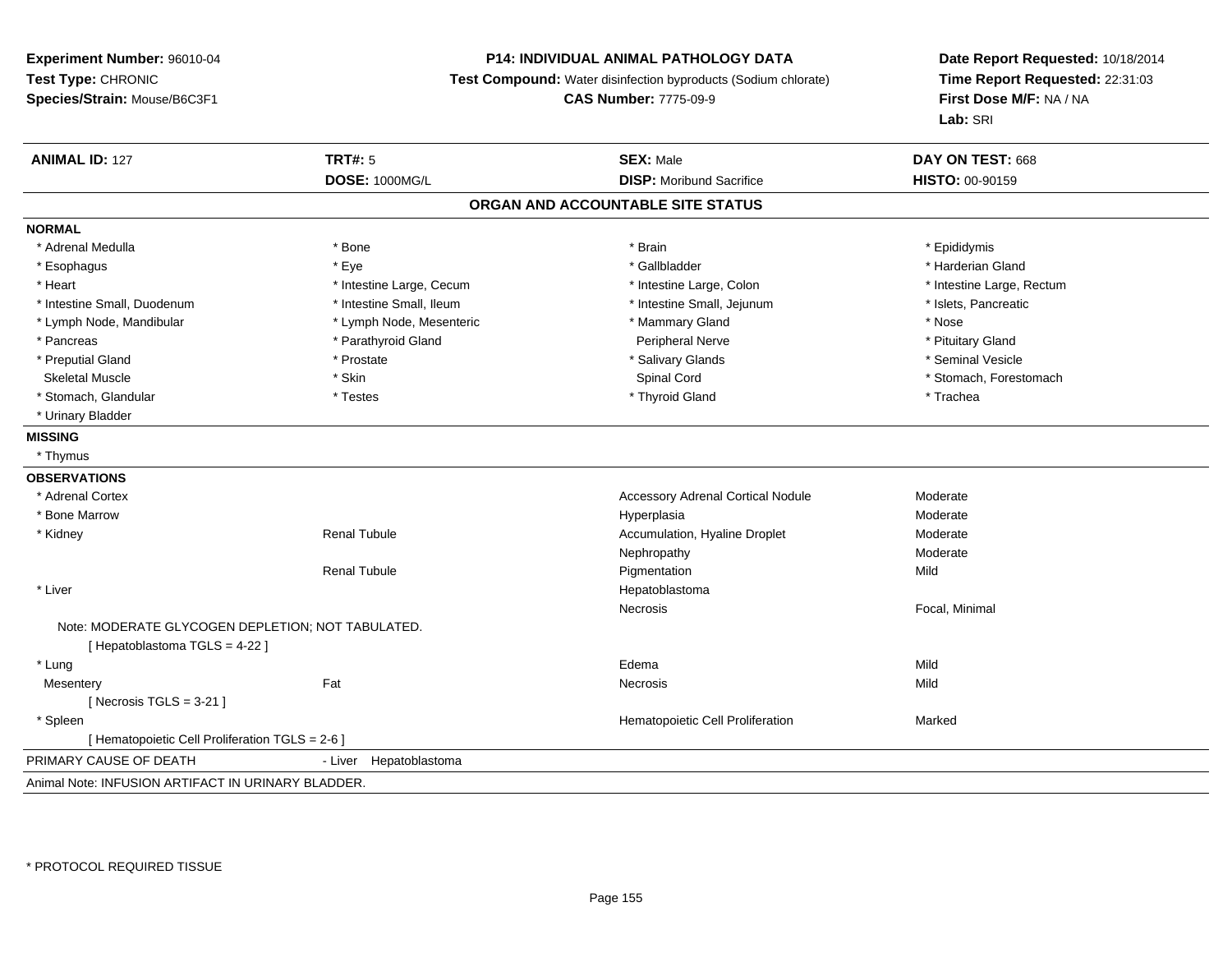**Experiment Number:** 96010-04
**Test Type:** CHRONIC
**Species/Strain:** Mouse/B6C3F1

**P14: INDIVIDUAL ANIMAL PATHOLOGY DATA**
**Test Compound:** Water disinfection byproducts (Sodium chlorate)
**CAS Number:** 7775-09-9

**Date Report Requested:** 10/18/2014
**Time Report Requested:** 22:31:03
**First Dose M/F:** NA / NA
**Lab:** SRI

| **ANIMAL ID:** 127 | **TRT#:** 5 | **SEX:** Male | **DAY ON TEST:** 668 |
|---|---|---|---|
| | **DOSE:** 1000MG/L | **DISP:** Moribund Sacrifice | **HISTO:** 00-90159 |

## ORGAN AND ACCOUNTABLE SITE STATUS

**NORMAL**

| | | | |
|---|---|---|---|
| * Adrenal Medulla | * Bone | * Brain | * Epididymis |
| * Esophagus | * Eye | * Gallbladder | * Harderian Gland |
| * Heart | * Intestine Large, Cecum | * Intestine Large, Colon | * Intestine Large, Rectum |
| * Intestine Small, Duodenum | * Intestine Small, Ileum | * Intestine Small, Jejunum | * Islets, Pancreatic |
| * Lymph Node, Mandibular | * Lymph Node, Mesenteric | * Mammary Gland | * Nose |
| * Pancreas | * Parathyroid Gland | Peripheral Nerve | * Pituitary Gland |
| * Preputial Gland | * Prostate | * Salivary Glands | * Seminal Vesicle |
| Skeletal Muscle | * Skin | Spinal Cord | * Stomach, Forestomach |
| * Stomach, Glandular | * Testes | * Thyroid Gland | * Trachea |
| * Urinary Bladder | | | |

**MISSING**

* Thymus

**OBSERVATIONS**

| | | | |
|---|---|---|---|
| * Adrenal Cortex | | Accessory Adrenal Cortical Nodule | Moderate |
| * Bone Marrow | | Hyperplasia | Moderate |
| * Kidney | Renal Tubule | Accumulation, Hyaline Droplet | Moderate |
| | | Nephropathy | Moderate |
| | Renal Tubule | Pigmentation | Mild |
| * Liver | | Hepatoblastoma | |
| | | Necrosis | Focal, Minimal |
| Note: MODERATE GLYCOGEN DEPLETION; NOT TABULATED. | | | |
| [ Hepatoblastoma TGLS = 4-22 ] | | | |
| * Lung | | Edema | Mild |
| Mesentery | Fat | Necrosis | Mild |
| [ Necrosis TGLS = 3-21 ] | | | |
| * Spleen | | Hematopoietic Cell Proliferation | Marked |
| [ Hematopoietic Cell Proliferation TGLS = 2-6 ] | | | |

PRIMARY CAUSE OF DEATH - Liver Hepatoblastoma

Animal Note: INFUSION ARTIFACT IN URINARY BLADDER.

* PROTOCOL REQUIRED TISSUE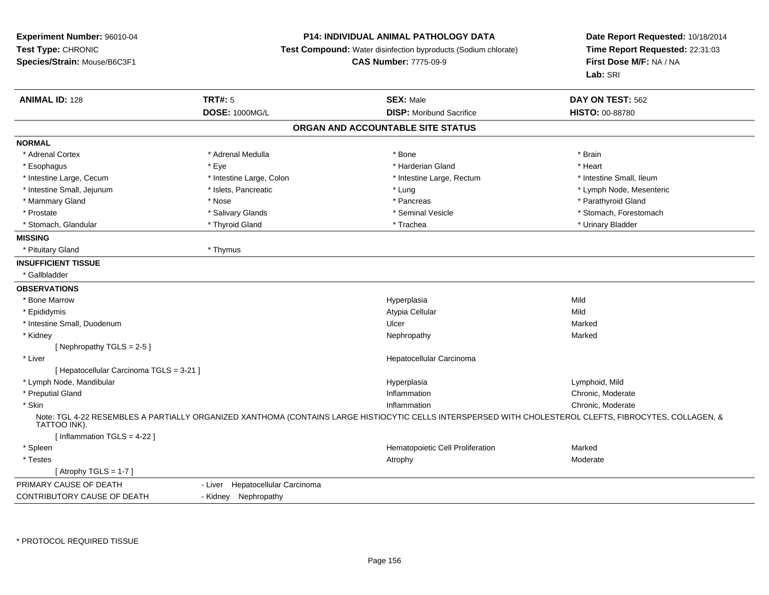**Experiment Number:** 96010-04
**Test Type:** CHRONIC
**Species/Strain:** Mouse/B6C3F1

**P14: INDIVIDUAL ANIMAL PATHOLOGY DATA**
**Test Compound:** Water disinfection byproducts (Sodium chlorate)
**CAS Number:** 7775-09-9

**Date Report Requested:** 10/18/2014
**Time Report Requested:** 22:31:03
**First Dose M/F:** NA / NA
**Lab:** SRI

| **ANIMAL ID:** 128 | **TRT#:** 5 | **SEX:** Male | **DAY ON TEST:** 562 |
|---|---|---|---|
| | **DOSE:** 1000MG/L | **DISP:** Moribund Sacrifice | **HISTO:** 00-88780 |

## ORGAN AND ACCOUNTABLE SITE STATUS

**NORMAL**

| | | | |
|---|---|---|---|
| * Adrenal Cortex | * Adrenal Medulla | * Bone | * Brain |
| * Esophagus | * Eye | * Harderian Gland | * Heart |
| * Intestine Large, Cecum | * Intestine Large, Colon | * Intestine Large, Rectum | * Intestine Small, Ileum |
| * Intestine Small, Jejunum | * Islets, Pancreatic | * Lung | * Lymph Node, Mesenteric |
| * Mammary Gland | * Nose | * Pancreas | * Parathyroid Gland |
| * Prostate | * Salivary Glands | * Seminal Vesicle | * Stomach, Forestomach |
| * Stomach, Glandular | * Thyroid Gland | * Trachea | * Urinary Bladder |

**MISSING**

* Pituitary Gland
* Thymus

**INSUFFICIENT TISSUE**

* Gallbladder

**OBSERVATIONS**

| | | |
|---|---|---|
| * Bone Marrow | Hyperplasia | Mild |
| * Epididymis | Atypia Cellular | Mild |
| * Intestine Small, Duodenum | Ulcer | Marked |
| * Kidney | Nephropathy | Marked |
| [ Nephropathy TGLS = 2-5 ] | | |
| * Liver | Hepatocellular Carcinoma | |
| [ Hepatocellular Carcinoma TGLS = 3-21 ] | | |
| * Lymph Node, Mandibular | Hyperplasia | Lymphoid, Mild |
| * Preputial Gland | Inflammation | Chronic, Moderate |
| * Skin | Inflammation | Chronic, Moderate |

Note: TGL 4-22 RESEMBLES A PARTIALLY ORGANIZED XANTHOMA (CONTAINS LARGE HISTIOCYTIC CELLS INTERSPERSED WITH CHOLESTEROL CLEFTS, FIBROCYTES, COLLAGEN, & TATTOO INK).

| | | |
|---|---|---|
| [ Inflammation TGLS = 4-22 ] | | |
| * Spleen | Hematopoietic Cell Proliferation | Marked |
| * Testes | Atrophy | Moderate |
| [ Atrophy TGLS = 1-7 ] | | |

| | |
|---|---|
| PRIMARY CAUSE OF DEATH | - Liver Hepatocellular Carcinoma |
| CONTRIBUTORY CAUSE OF DEATH | - Kidney Nephropathy |

* PROTOCOL REQUIRED TISSUE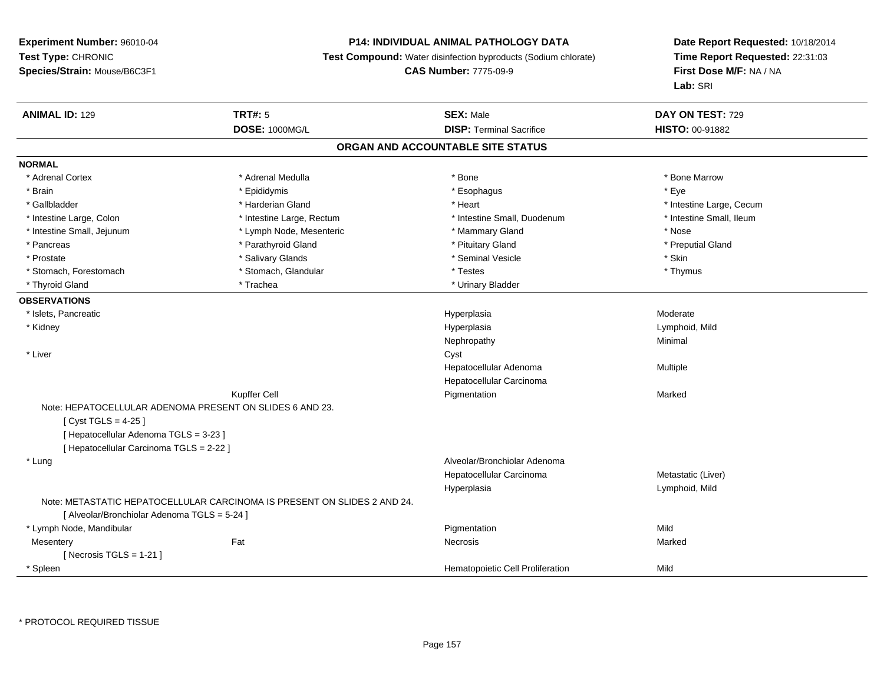**Experiment Number:** 96010-04
**Test Type:** CHRONIC
**Species/Strain:** Mouse/B6C3F1

**P14: INDIVIDUAL ANIMAL PATHOLOGY DATA**
**Test Compound:** Water disinfection byproducts (Sodium chlorate)
**CAS Number:** 7775-09-9

**Date Report Requested:** 10/18/2014
**Time Report Requested:** 22:31:03
**First Dose M/F:** NA / NA
**Lab:** SRI

| **ANIMAL ID:** 129 | **TRT#:** 5 | **SEX:** Male | **DAY ON TEST:** 729 |
|---|---|---|---|
| | **DOSE:** 1000MG/L | **DISP:** Terminal Sacrifice | **HISTO:** 00-91882 |

## ORGAN AND ACCOUNTABLE SITE STATUS

**NORMAL**

| | | | |
|---|---|---|---|
| * Adrenal Cortex | * Adrenal Medulla | * Bone | * Bone Marrow |
| * Brain | * Epididymis | * Esophagus | * Eye |
| * Gallbladder | * Harderian Gland | * Heart | * Intestine Large, Cecum |
| * Intestine Large, Colon | * Intestine Large, Rectum | * Intestine Small, Duodenum | * Intestine Small, Ileum |
| * Intestine Small, Jejunum | * Lymph Node, Mesenteric | * Mammary Gland | * Nose |
| * Pancreas | * Parathyroid Gland | * Pituitary Gland | * Preputial Gland |
| * Prostate | * Salivary Glands | * Seminal Vesicle | * Skin |
| * Stomach, Forestomach | * Stomach, Glandular | * Testes | * Thymus |
| * Thyroid Gland | * Trachea | * Urinary Bladder | |

**OBSERVATIONS**

| | | | |
|---|---|---|---|
| * Islets, Pancreatic | | Hyperplasia | Moderate |
| * Kidney | | Hyperplasia | Lymphoid, Mild |
| | | Nephropathy | Minimal |
| * Liver | | Cyst | |
| | | Hepatocellular Adenoma | Multiple |
| | | Hepatocellular Carcinoma | |
| | Kupffer Cell | Pigmentation | Marked |

Note: HEPATOCELLULAR ADENOMA PRESENT ON SLIDES 6 AND 23.
[ Cyst TGLS = 4-25 ]
[ Hepatocellular Adenoma TGLS = 3-23 ]
[ Hepatocellular Carcinoma TGLS = 2-22 ]

| | | | |
|---|---|---|---|
| * Lung | | Alveolar/Bronchiolar Adenoma | |
| | | Hepatocellular Carcinoma | Metastatic (Liver) |
| | | Hyperplasia | Lymphoid, Mild |

Note: METASTATIC HEPATOCELLULAR CARCINOMA IS PRESENT ON SLIDES 2 AND 24.
[ Alveolar/Bronchiolar Adenoma TGLS = 5-24 ]

| | | | |
|---|---|---|---|
| * Lymph Node, Mandibular | | Pigmentation | Mild |
| Mesentery | Fat | Necrosis | Marked |

[ Necrosis TGLS = 1-21 ]

| | | | |
|---|---|---|---|
| * Spleen | | Hematopoietic Cell Proliferation | Mild |

* PROTOCOL REQUIRED TISSUE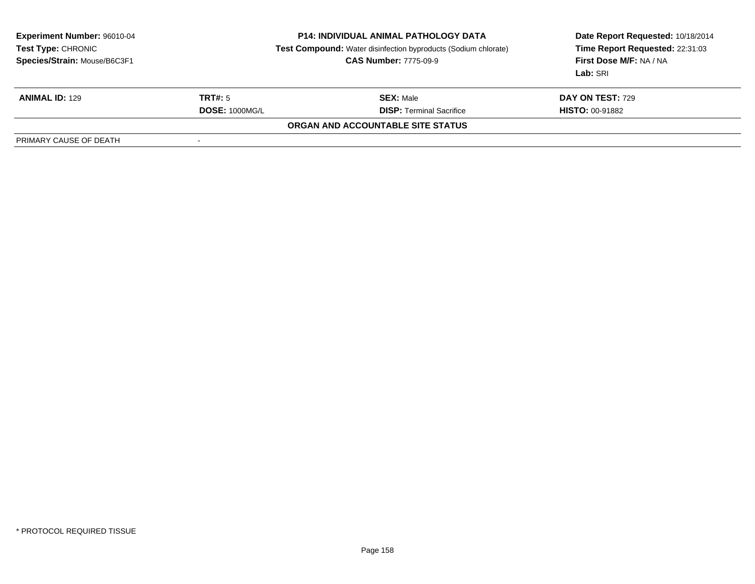**Experiment Number:** 96010-04
**Test Type:** CHRONIC
**Species/Strain:** Mouse/B6C3F1

**P14: INDIVIDUAL ANIMAL PATHOLOGY DATA**
**Test Compound:** Water disinfection byproducts (Sodium chlorate)
**CAS Number:** 7775-09-9

**Date Report Requested:** 10/18/2014
**Time Report Requested:** 22:31:03
**First Dose M/F:** NA / NA
**Lab:** SRI

| **ANIMAL ID:** 129 | **TRT#:** 5 | **SEX:** Male | **DAY ON TEST:** 729 |
|---|---|---|---|
| | **DOSE:** 1000MG/L | **DISP:** Terminal Sacrifice | **HISTO:** 00-91882 |

**ORGAN AND ACCOUNTABLE SITE STATUS**

| PRIMARY CAUSE OF DEATH | - |
|---|---|

* PROTOCOL REQUIRED TISSUE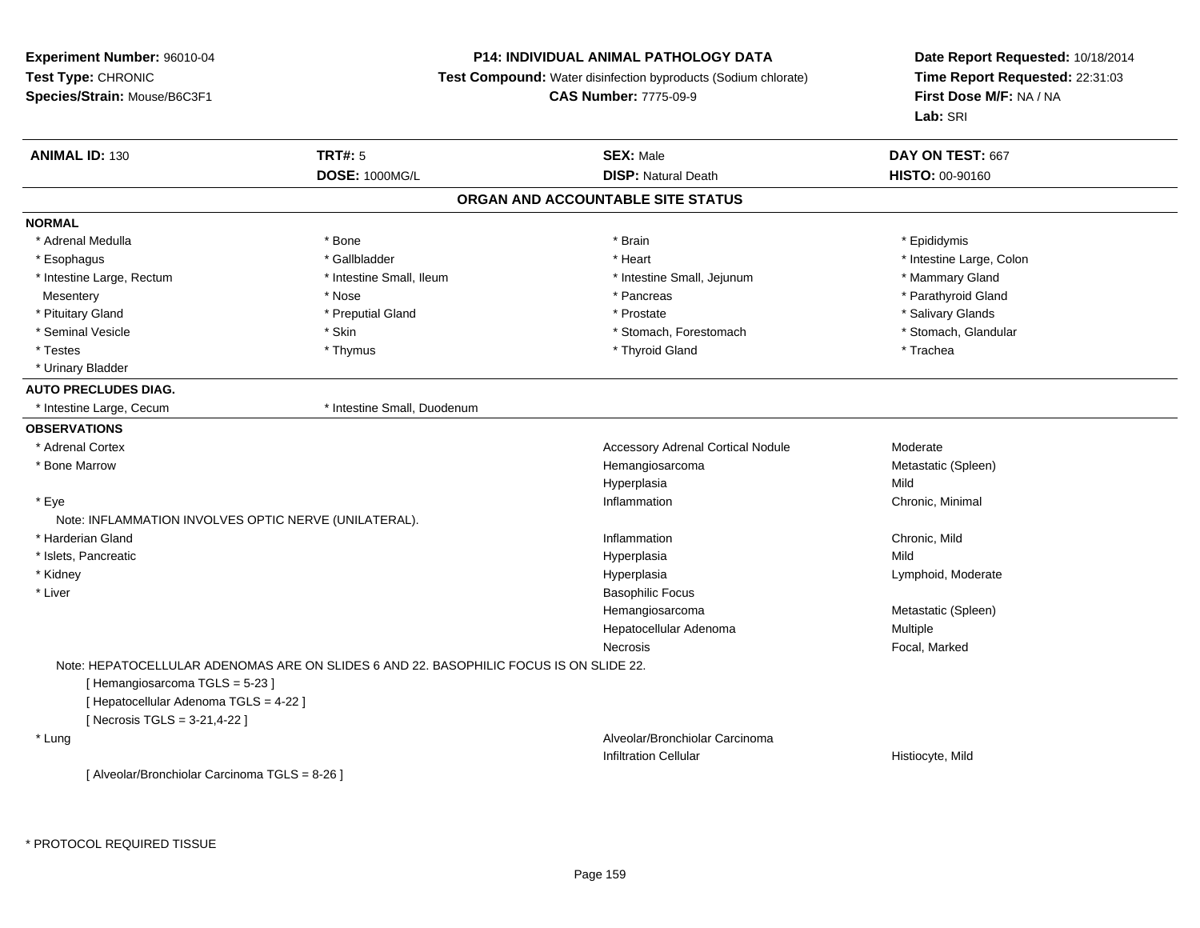**Experiment Number:** 96010-04
**Test Type:** CHRONIC
**Species/Strain:** Mouse/B6C3F1

**P14: INDIVIDUAL ANIMAL PATHOLOGY DATA**
**Test Compound:** Water disinfection byproducts (Sodium chlorate)
**CAS Number:** 7775-09-9

**Date Report Requested:** 10/18/2014
**Time Report Requested:** 22:31:03
**First Dose M/F:** NA / NA
**Lab:** SRI

| **ANIMAL ID:** 130 | **TRT#:** 5 | **SEX:** Male | **DAY ON TEST:** 667 |
|---|---|---|---|
| | **DOSE:** 1000MG/L | **DISP:** Natural Death | **HISTO:** 00-90160 |

## ORGAN AND ACCOUNTABLE SITE STATUS

**NORMAL**

| | | | |
|---|---|---|---|
| * Adrenal Medulla | * Bone | * Brain | * Epididymis |
| * Esophagus | * Gallbladder | * Heart | * Intestine Large, Colon |
| * Intestine Large, Rectum | * Intestine Small, Ileum | * Intestine Small, Jejunum | * Mammary Gland |
| Mesentery | * Nose | * Pancreas | * Parathyroid Gland |
| * Pituitary Gland | * Preputial Gland | * Prostate | * Salivary Glands |
| * Seminal Vesicle | * Skin | * Stomach, Forestomach | * Stomach, Glandular |
| * Testes | * Thymus | * Thyroid Gland | * Trachea |
| * Urinary Bladder | | | |

**AUTO PRECLUDES DIAG.**

* Intestine Large, Cecum
* Intestine Small, Duodenum

**OBSERVATIONS**

| Organ | Observation | Qualifier |
|---|---|---|
| * Adrenal Cortex | Accessory Adrenal Cortical Nodule | Moderate |
| * Bone Marrow | Hemangiosarcoma | Metastatic (Spleen) |
| | Hyperplasia | Mild |
| * Eye | Inflammation | Chronic, Minimal |

Note: INFLAMMATION INVOLVES OPTIC NERVE (UNILATERAL).

| Organ | Observation | Qualifier |
|---|---|---|
| * Harderian Gland | Inflammation | Chronic, Mild |
| * Islets, Pancreatic | Hyperplasia | Mild |
| * Kidney | Hyperplasia | Lymphoid, Moderate |
| * Liver | Basophilic Focus | |
| | Hemangiosarcoma | Metastatic (Spleen) |
| | Hepatocellular Adenoma | Multiple |
| | Necrosis | Focal, Marked |

Note: HEPATOCELLULAR ADENOMAS ARE ON SLIDES 6 AND 22. BASOPHILIC FOCUS IS ON SLIDE 22.

[ Hemangiosarcoma TGLS = 5-23 ]
[ Hepatocellular Adenoma TGLS = 4-22 ]
[ Necrosis TGLS = 3-21,4-22 ]

| Organ | Observation | Qualifier |
|---|---|---|
| * Lung | Alveolar/Bronchiolar Carcinoma | |
| | Infiltration Cellular | Histiocyte, Mild |

[ Alveolar/Bronchiolar Carcinoma TGLS = 8-26 ]

* PROTOCOL REQUIRED TISSUE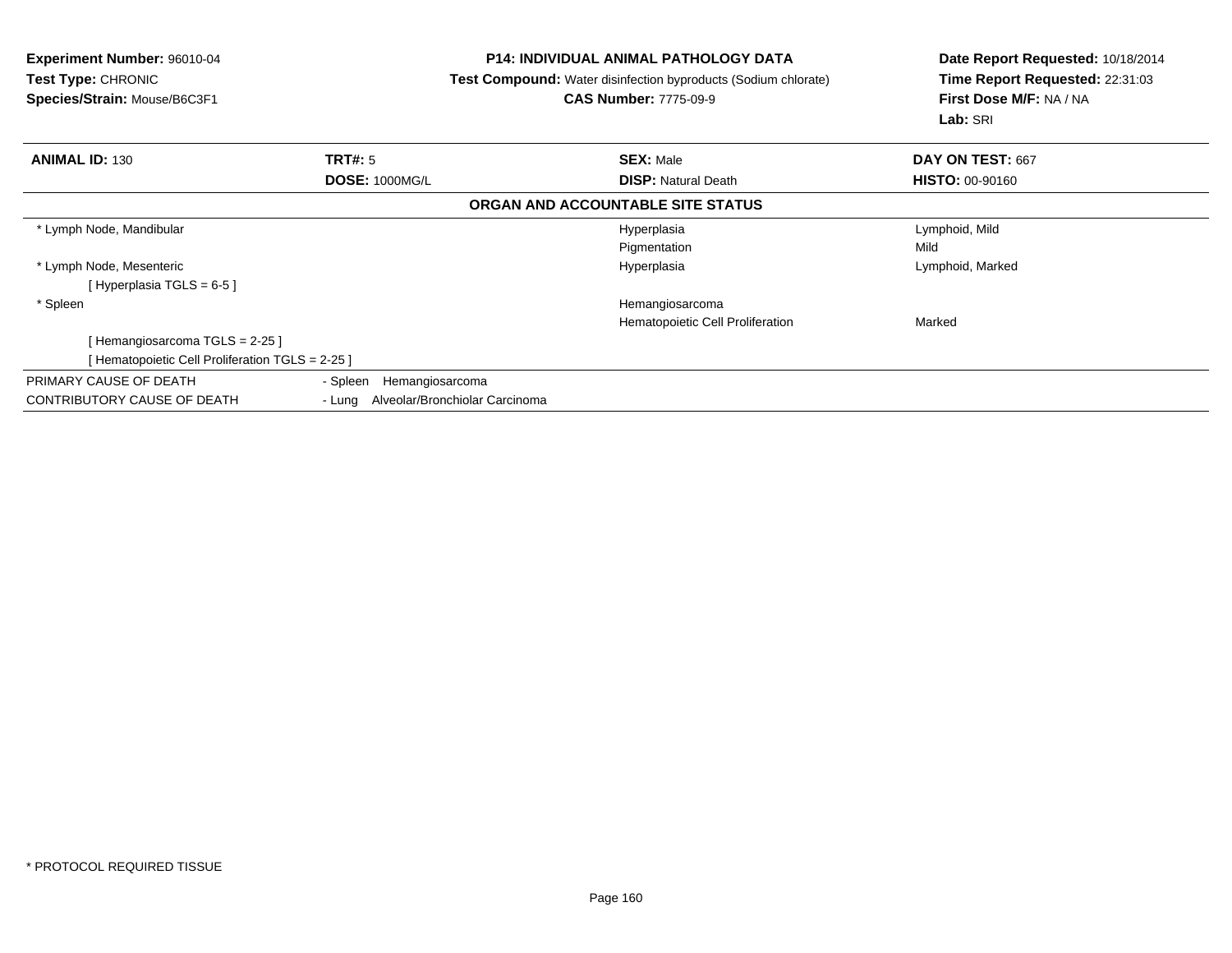**Experiment Number:** 96010-04
**Test Type:** CHRONIC
**Species/Strain:** Mouse/B6C3F1

**P14: INDIVIDUAL ANIMAL PATHOLOGY DATA**
**Test Compound:** Water disinfection byproducts (Sodium chlorate)
**CAS Number:** 7775-09-9

**Date Report Requested:** 10/18/2014
**Time Report Requested:** 22:31:03
**First Dose M/F:** NA / NA
**Lab:** SRI

| **ANIMAL ID:** 130 | **TRT#:** 5 | **SEX:** Male | **DAY ON TEST:** 667 |
|---|---|---|---|
| | **DOSE:** 1000MG/L | **DISP:** Natural Death | **HISTO:** 00-90160 |

**ORGAN AND ACCOUNTABLE SITE STATUS**

| Organ | | Finding | Qualifier |
|---|---|---|---|
| * Lymph Node, Mandibular | | Hyperplasia | Lymphoid, Mild |
| | | Pigmentation | Mild |
| * Lymph Node, Mesenteric | | Hyperplasia | Lymphoid, Marked |
| [ Hyperplasia TGLS = 6-5 ] | | | |
| * Spleen | | Hemangiosarcoma | |
| | | Hematopoietic Cell Proliferation | Marked |
| [ Hemangiosarcoma TGLS = 2-25 ] | | | |
| [ Hematopoietic Cell Proliferation TGLS = 2-25 ] | | | |
| PRIMARY CAUSE OF DEATH | - Spleen Hemangiosarcoma | | |
| CONTRIBUTORY CAUSE OF DEATH | - Lung Alveolar/Bronchiolar Carcinoma | | |

* PROTOCOL REQUIRED TISSUE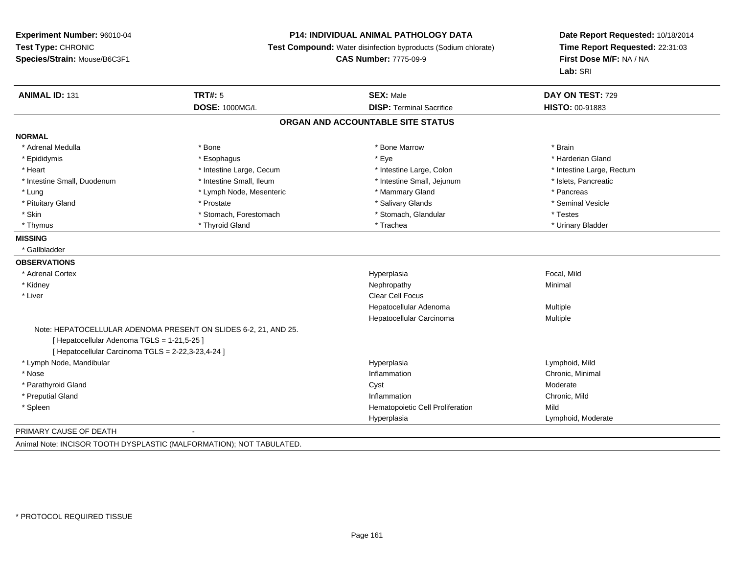**Experiment Number:** 96010-04
**Test Type:** CHRONIC
**Species/Strain:** Mouse/B6C3F1

**P14: INDIVIDUAL ANIMAL PATHOLOGY DATA**
**Test Compound:** Water disinfection byproducts (Sodium chlorate)
**CAS Number:** 7775-09-9

**Date Report Requested:** 10/18/2014
**Time Report Requested:** 22:31:03
**First Dose M/F:** NA / NA
**Lab:** SRI

| **ANIMAL ID:** 131 | **TRT#:** 5 | **SEX:** Male | **DAY ON TEST:** 729 |
|---|---|---|---|
| | **DOSE:** 1000MG/L | **DISP:** Terminal Sacrifice | **HISTO:** 00-91883 |

## ORGAN AND ACCOUNTABLE SITE STATUS

**NORMAL**

| | | | |
|---|---|---|---|
| * Adrenal Medulla | * Bone | * Bone Marrow | * Brain |
| * Epididymis | * Esophagus | * Eye | * Harderian Gland |
| * Heart | * Intestine Large, Cecum | * Intestine Large, Colon | * Intestine Large, Rectum |
| * Intestine Small, Duodenum | * Intestine Small, Ileum | * Intestine Small, Jejunum | * Islets, Pancreatic |
| * Lung | * Lymph Node, Mesenteric | * Mammary Gland | * Pancreas |
| * Pituitary Gland | * Prostate | * Salivary Glands | * Seminal Vesicle |
| * Skin | * Stomach, Forestomach | * Stomach, Glandular | * Testes |
| * Thymus | * Thyroid Gland | * Trachea | * Urinary Bladder |

**MISSING**

* Gallbladder

**OBSERVATIONS**

| | | |
|---|---|---|
| * Adrenal Cortex | Hyperplasia | Focal, Mild |
| * Kidney | Nephropathy | Minimal |
| * Liver | Clear Cell Focus | |
| | Hepatocellular Adenoma | Multiple |
| | Hepatocellular Carcinoma | Multiple |

Note: HEPATOCELLULAR ADENOMA PRESENT ON SLIDES 6-2, 21, AND 25.
[ Hepatocellular Adenoma TGLS = 1-21,5-25 ]
[ Hepatocellular Carcinoma TGLS = 2-22,3-23,4-24 ]

| | | |
|---|---|---|
| * Lymph Node, Mandibular | Hyperplasia | Lymphoid, Mild |
| * Nose | Inflammation | Chronic, Minimal |
| * Parathyroid Gland | Cyst | Moderate |
| * Preputial Gland | Inflammation | Chronic, Mild |
| * Spleen | Hematopoietic Cell Proliferation | Mild |
| | Hyperplasia | Lymphoid, Moderate |

PRIMARY CAUSE OF DEATH -

Animal Note: INCISOR TOOTH DYSPLASTIC (MALFORMATION); NOT TABULATED.

* PROTOCOL REQUIRED TISSUE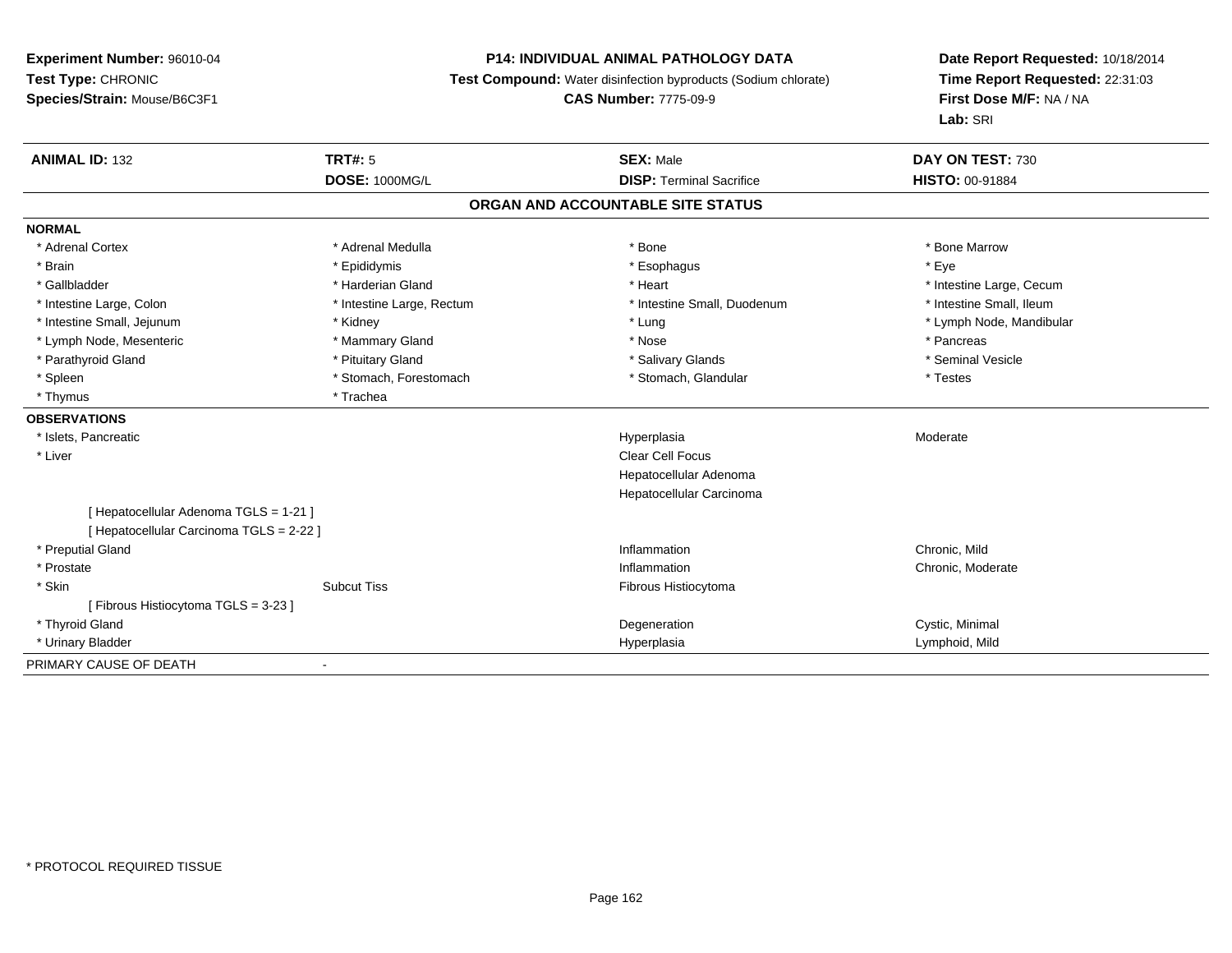**Experiment Number:** 96010-04
**Test Type:** CHRONIC
**Species/Strain:** Mouse/B6C3F1

**P14: INDIVIDUAL ANIMAL PATHOLOGY DATA**
**Test Compound:** Water disinfection byproducts (Sodium chlorate)
**CAS Number:** 7775-09-9

**Date Report Requested:** 10/18/2014
**Time Report Requested:** 22:31:03
**First Dose M/F:** NA / NA
**Lab:** SRI

| **ANIMAL ID:** 132 | **TRT#:** 5 | **SEX:** Male | **DAY ON TEST:** 730 |
|---|---|---|---|
| | **DOSE:** 1000MG/L | **DISP:** Terminal Sacrifice | **HISTO:** 00-91884 |

## ORGAN AND ACCOUNTABLE SITE STATUS

| | | | |
|---|---|---|---|
| **NORMAL** | | | |
| * Adrenal Cortex | * Adrenal Medulla | * Bone | * Bone Marrow |
| * Brain | * Epididymis | * Esophagus | * Eye |
| * Gallbladder | * Harderian Gland | * Heart | * Intestine Large, Cecum |
| * Intestine Large, Colon | * Intestine Large, Rectum | * Intestine Small, Duodenum | * Intestine Small, Ileum |
| * Intestine Small, Jejunum | * Kidney | * Lung | * Lymph Node, Mandibular |
| * Lymph Node, Mesenteric | * Mammary Gland | * Nose | * Pancreas |
| * Parathyroid Gland | * Pituitary Gland | * Salivary Glands | * Seminal Vesicle |
| * Spleen | * Stomach, Forestomach | * Stomach, Glandular | * Testes |
| * Thymus | * Trachea | | |
| **OBSERVATIONS** | | | |
| * Islets, Pancreatic | | Hyperplasia | Moderate |
| * Liver | | Clear Cell Focus | |
| | | Hepatocellular Adenoma | |
| | | Hepatocellular Carcinoma | |
| [ Hepatocellular Adenoma TGLS = 1-21 ] | | | |
| [ Hepatocellular Carcinoma TGLS = 2-22 ] | | | |
| * Preputial Gland | | Inflammation | Chronic, Mild |
| * Prostate | | Inflammation | Chronic, Moderate |
| * Skin | Subcut Tiss | Fibrous Histiocytoma | |
| [ Fibrous Histiocytoma TGLS = 3-23 ] | | | |
| * Thyroid Gland | | Degeneration | Cystic, Minimal |
| * Urinary Bladder | | Hyperplasia | Lymphoid, Mild |
| PRIMARY CAUSE OF DEATH | - | | |

* PROTOCOL REQUIRED TISSUE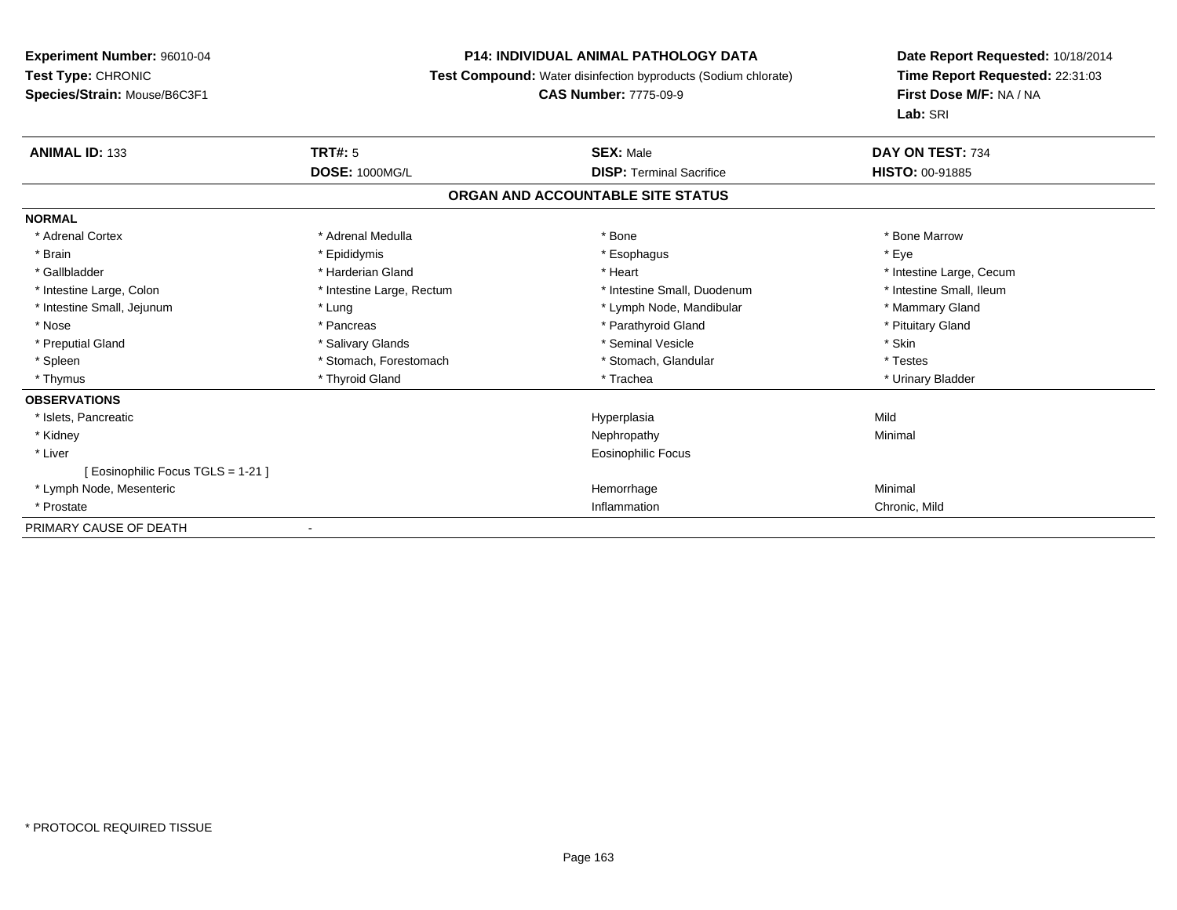**Experiment Number:** 96010-04
**Test Type:** CHRONIC
**Species/Strain:** Mouse/B6C3F1

**P14: INDIVIDUAL ANIMAL PATHOLOGY DATA**
**Test Compound:** Water disinfection byproducts (Sodium chlorate)
**CAS Number:** 7775-09-9

**Date Report Requested:** 10/18/2014
**Time Report Requested:** 22:31:03
**First Dose M/F:** NA / NA
**Lab:** SRI

| **ANIMAL ID:** 133 | **TRT#:** 5 | **SEX:** Male | **DAY ON TEST:** 734 |
|---|---|---|---|
| | **DOSE:** 1000MG/L | **DISP:** Terminal Sacrifice | **HISTO:** 00-91885 |

**ORGAN AND ACCOUNTABLE SITE STATUS**

**NORMAL**

| | | | |
|---|---|---|---|
| * Adrenal Cortex | * Adrenal Medulla | * Bone | * Bone Marrow |
| * Brain | * Epididymis | * Esophagus | * Eye |
| * Gallbladder | * Harderian Gland | * Heart | * Intestine Large, Cecum |
| * Intestine Large, Colon | * Intestine Large, Rectum | * Intestine Small, Duodenum | * Intestine Small, Ileum |
| * Intestine Small, Jejunum | * Lung | * Lymph Node, Mandibular | * Mammary Gland |
| * Nose | * Pancreas | * Parathyroid Gland | * Pituitary Gland |
| * Preputial Gland | * Salivary Glands | * Seminal Vesicle | * Skin |
| * Spleen | * Stomach, Forestomach | * Stomach, Glandular | * Testes |
| * Thymus | * Thyroid Gland | * Trachea | * Urinary Bladder |

**OBSERVATIONS**

| | | |
|---|---|---|
| * Islets, Pancreatic | Hyperplasia | Mild |
| * Kidney | Nephropathy | Minimal |
| * Liver | Eosinophilic Focus | |
| [ Eosinophilic Focus TGLS = 1-21 ] | | |
| * Lymph Node, Mesenteric | Hemorrhage | Minimal |
| * Prostate | Inflammation | Chronic, Mild |

PRIMARY CAUSE OF DEATH -

* PROTOCOL REQUIRED TISSUE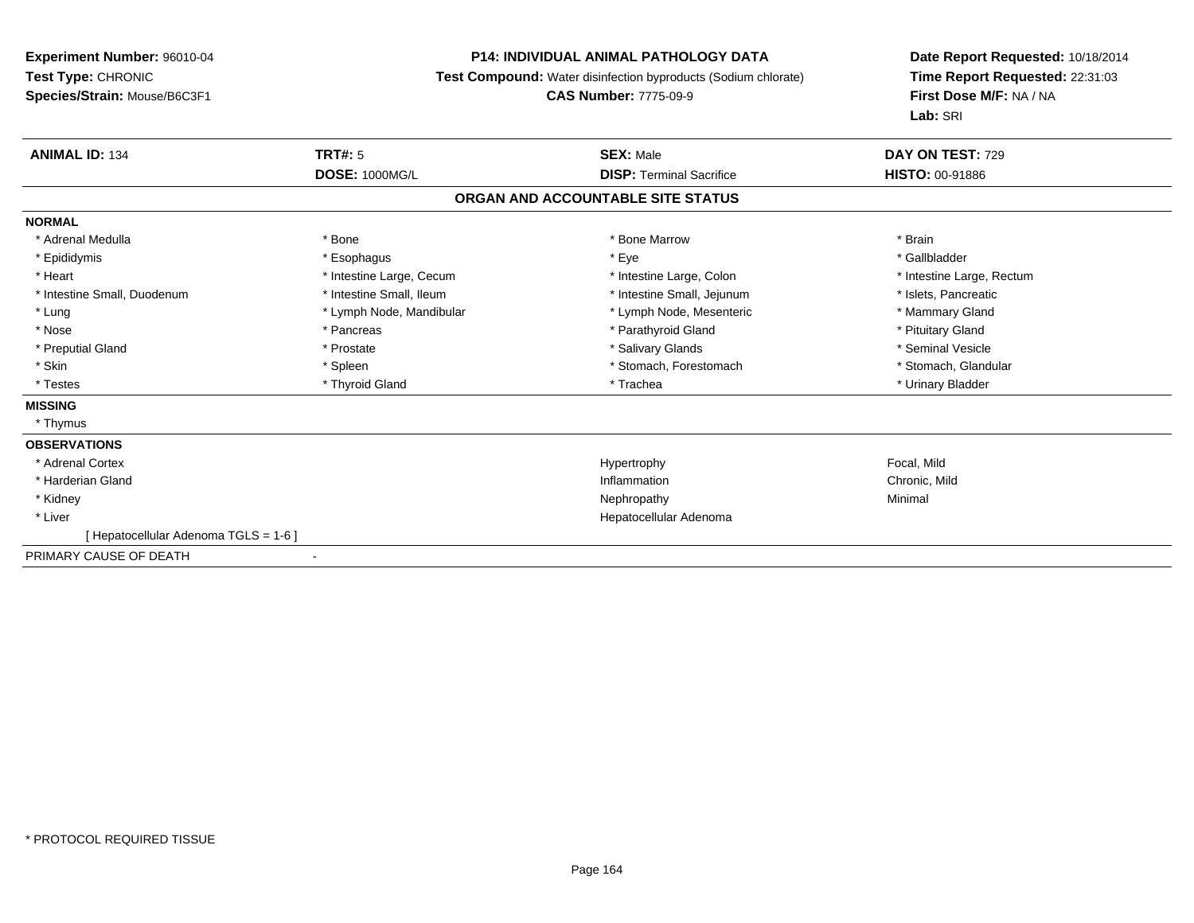**Experiment Number:** 96010-04
**Test Type:** CHRONIC
**Species/Strain:** Mouse/B6C3F1

**P14: INDIVIDUAL ANIMAL PATHOLOGY DATA**
**Test Compound:** Water disinfection byproducts (Sodium chlorate)
**CAS Number:** 7775-09-9

**Date Report Requested:** 10/18/2014
**Time Report Requested:** 22:31:03
**First Dose M/F:** NA / NA
**Lab:** SRI

| **ANIMAL ID:** 134 | **TRT#:** 5 | **SEX:** Male | **DAY ON TEST:** 729 |
|---|---|---|---|
| | **DOSE:** 1000MG/L | **DISP:** Terminal Sacrifice | **HISTO:** 00-91886 |

## ORGAN AND ACCOUNTABLE SITE STATUS

**NORMAL**

| | | | |
|---|---|---|---|
| * Adrenal Medulla | * Bone | * Bone Marrow | * Brain |
| * Epididymis | * Esophagus | * Eye | * Gallbladder |
| * Heart | * Intestine Large, Cecum | * Intestine Large, Colon | * Intestine Large, Rectum |
| * Intestine Small, Duodenum | * Intestine Small, Ileum | * Intestine Small, Jejunum | * Islets, Pancreatic |
| * Lung | * Lymph Node, Mandibular | * Lymph Node, Mesenteric | * Mammary Gland |
| * Nose | * Pancreas | * Parathyroid Gland | * Pituitary Gland |
| * Preputial Gland | * Prostate | * Salivary Glands | * Seminal Vesicle |
| * Skin | * Spleen | * Stomach, Forestomach | * Stomach, Glandular |
| * Testes | * Thyroid Gland | * Trachea | * Urinary Bladder |

**MISSING**

* Thymus

**OBSERVATIONS**

| | | |
|---|---|---|
| * Adrenal Cortex | Hypertrophy | Focal, Mild |
| * Harderian Gland | Inflammation | Chronic, Mild |
| * Kidney | Nephropathy | Minimal |
| * Liver | Hepatocellular Adenoma | |
| [ Hepatocellular Adenoma TGLS = 1-6 ] | | |

PRIMARY CAUSE OF DEATH -

* PROTOCOL REQUIRED TISSUE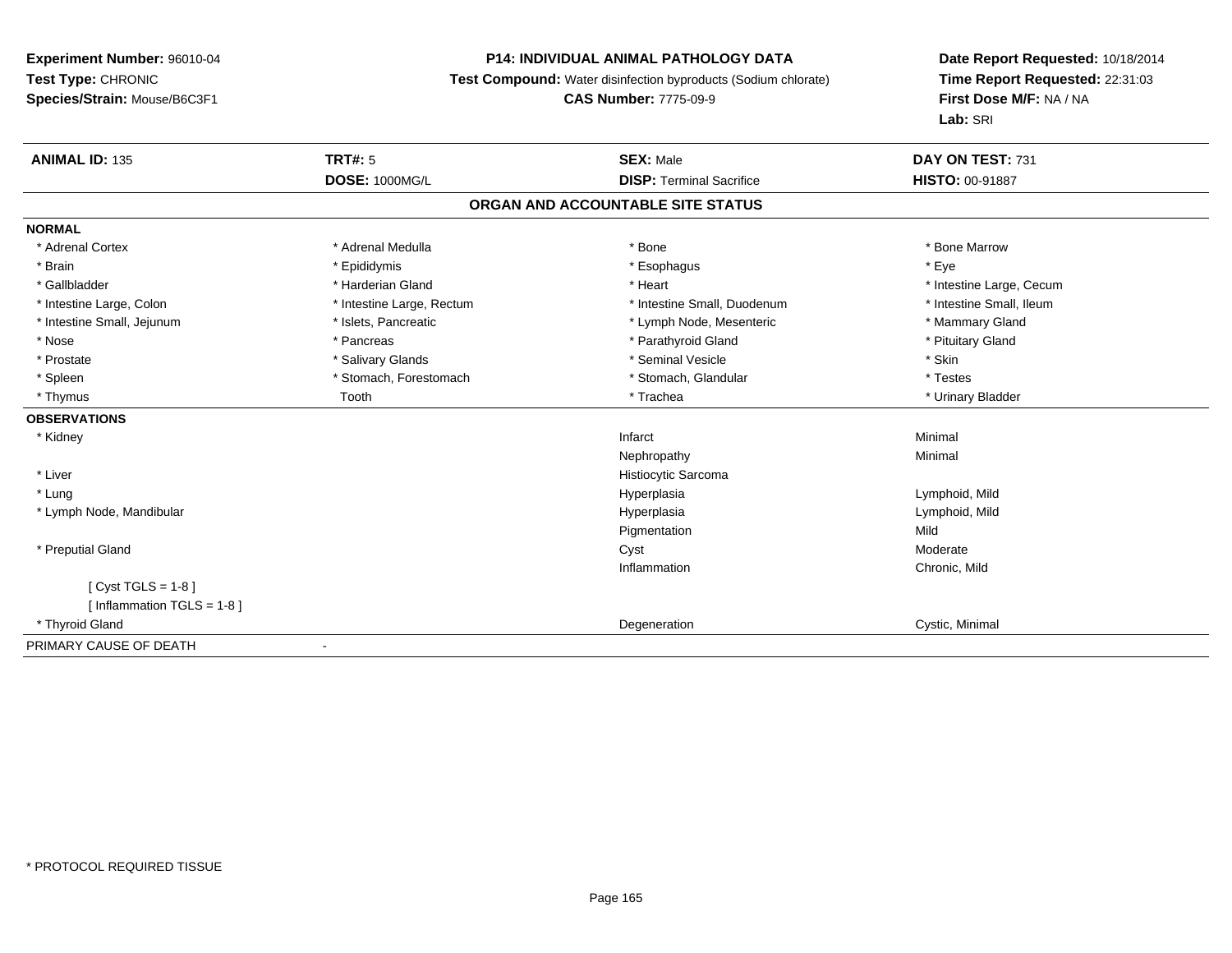**Experiment Number:** 96010-04
**Test Type:** CHRONIC
**Species/Strain:** Mouse/B6C3F1

**P14: INDIVIDUAL ANIMAL PATHOLOGY DATA**
**Test Compound:** Water disinfection byproducts (Sodium chlorate)
**CAS Number:** 7775-09-9

**Date Report Requested:** 10/18/2014
**Time Report Requested:** 22:31:03
**First Dose M/F:** NA / NA
**Lab:** SRI

| **ANIMAL ID:** 135 | **TRT#:** 5 | **SEX:** Male | **DAY ON TEST:** 731 |
|---|---|---|---|
| | **DOSE:** 1000MG/L | **DISP:** Terminal Sacrifice | **HISTO:** 00-91887 |

## ORGAN AND ACCOUNTABLE SITE STATUS

**NORMAL**

| | | | |
|---|---|---|---|
| * Adrenal Cortex | * Adrenal Medulla | * Bone | * Bone Marrow |
| * Brain | * Epididymis | * Esophagus | * Eye |
| * Gallbladder | * Harderian Gland | * Heart | * Intestine Large, Cecum |
| * Intestine Large, Colon | * Intestine Large, Rectum | * Intestine Small, Duodenum | * Intestine Small, Ileum |
| * Intestine Small, Jejunum | * Islets, Pancreatic | * Lymph Node, Mesenteric | * Mammary Gland |
| * Nose | * Pancreas | * Parathyroid Gland | * Pituitary Gland |
| * Prostate | * Salivary Glands | * Seminal Vesicle | * Skin |
| * Spleen | * Stomach, Forestomach | * Stomach, Glandular | * Testes |
| * Thymus | Tooth | * Trachea | * Urinary Bladder |

**OBSERVATIONS**

| | | |
|---|---|---|
| * Kidney | Infarct | Minimal |
| | Nephropathy | Minimal |
| * Liver | Histiocytic Sarcoma | |
| * Lung | Hyperplasia | Lymphoid, Mild |
| * Lymph Node, Mandibular | Hyperplasia | Lymphoid, Mild |
| | Pigmentation | Mild |
| * Preputial Gland | Cyst | Moderate |
| | Inflammation | Chronic, Mild |
| [ Cyst TGLS = 1-8 ] | | |
| [ Inflammation TGLS = 1-8 ] | | |
| * Thyroid Gland | Degeneration | Cystic, Minimal |

PRIMARY CAUSE OF DEATH -

* PROTOCOL REQUIRED TISSUE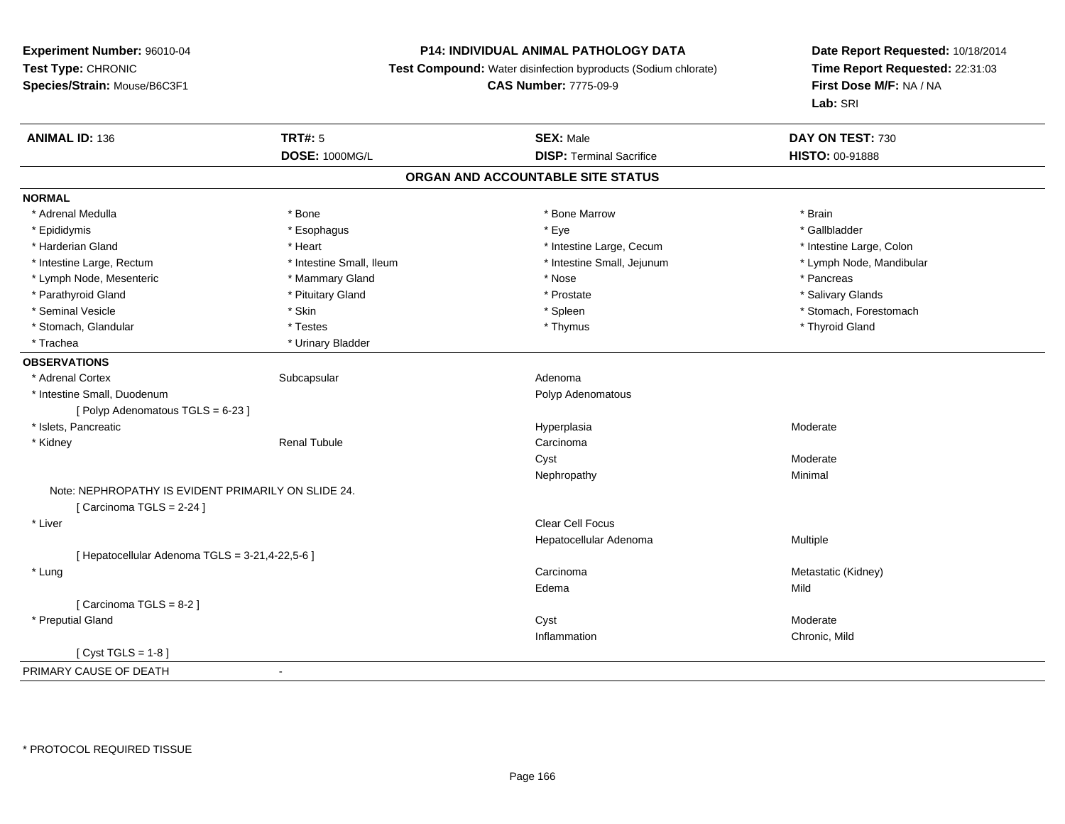**Experiment Number:** 96010-04
**Test Type:** CHRONIC
**Species/Strain:** Mouse/B6C3F1

**P14: INDIVIDUAL ANIMAL PATHOLOGY DATA**
**Test Compound:** Water disinfection byproducts (Sodium chlorate)
**CAS Number:** 7775-09-9

**Date Report Requested:** 10/18/2014
**Time Report Requested:** 22:31:03
**First Dose M/F:** NA / NA
**Lab:** SRI

| **ANIMAL ID:** 136 | **TRT#:** 5 | **SEX:** Male | **DAY ON TEST:** 730 |
|---|---|---|---|
| | **DOSE:** 1000MG/L | **DISP:** Terminal Sacrifice | **HISTO:** 00-91888 |

## ORGAN AND ACCOUNTABLE SITE STATUS

**NORMAL**

| | | | |
|---|---|---|---|
| * Adrenal Medulla | * Bone | * Bone Marrow | * Brain |
| * Epididymis | * Esophagus | * Eye | * Gallbladder |
| * Harderian Gland | * Heart | * Intestine Large, Cecum | * Intestine Large, Colon |
| * Intestine Large, Rectum | * Intestine Small, Ileum | * Intestine Small, Jejunum | * Lymph Node, Mandibular |
| * Lymph Node, Mesenteric | * Mammary Gland | * Nose | * Pancreas |
| * Parathyroid Gland | * Pituitary Gland | * Prostate | * Salivary Glands |
| * Seminal Vesicle | * Skin | * Spleen | * Stomach, Forestomach |
| * Stomach, Glandular | * Testes | * Thymus | * Thyroid Gland |
| * Trachea | * Urinary Bladder | | |

**OBSERVATIONS**

| | | | |
|---|---|---|---|
| * Adrenal Cortex | Subcapsular | Adenoma | |
| * Intestine Small, Duodenum | | Polyp Adenomatous | |
| [ Polyp Adenomatous TGLS = 6-23 ] | | | |
| * Islets, Pancreatic | | Hyperplasia | Moderate |
| * Kidney | Renal Tubule | Carcinoma | |
| | | Cyst | Moderate |
| | | Nephropathy | Minimal |
| Note: NEPHROPATHY IS EVIDENT PRIMARILY ON SLIDE 24. | | | |
| [ Carcinoma TGLS = 2-24 ] | | | |
| * Liver | | Clear Cell Focus | |
| | | Hepatocellular Adenoma | Multiple |
| [ Hepatocellular Adenoma TGLS = 3-21,4-22,5-6 ] | | | |
| * Lung | | Carcinoma | Metastatic (Kidney) |
| | | Edema | Mild |
| [ Carcinoma TGLS = 8-2 ] | | | |
| * Preputial Gland | | Cyst | Moderate |
| | | Inflammation | Chronic, Mild |
| [ Cyst TGLS = 1-8 ] | | | |

PRIMARY CAUSE OF DEATH -

* PROTOCOL REQUIRED TISSUE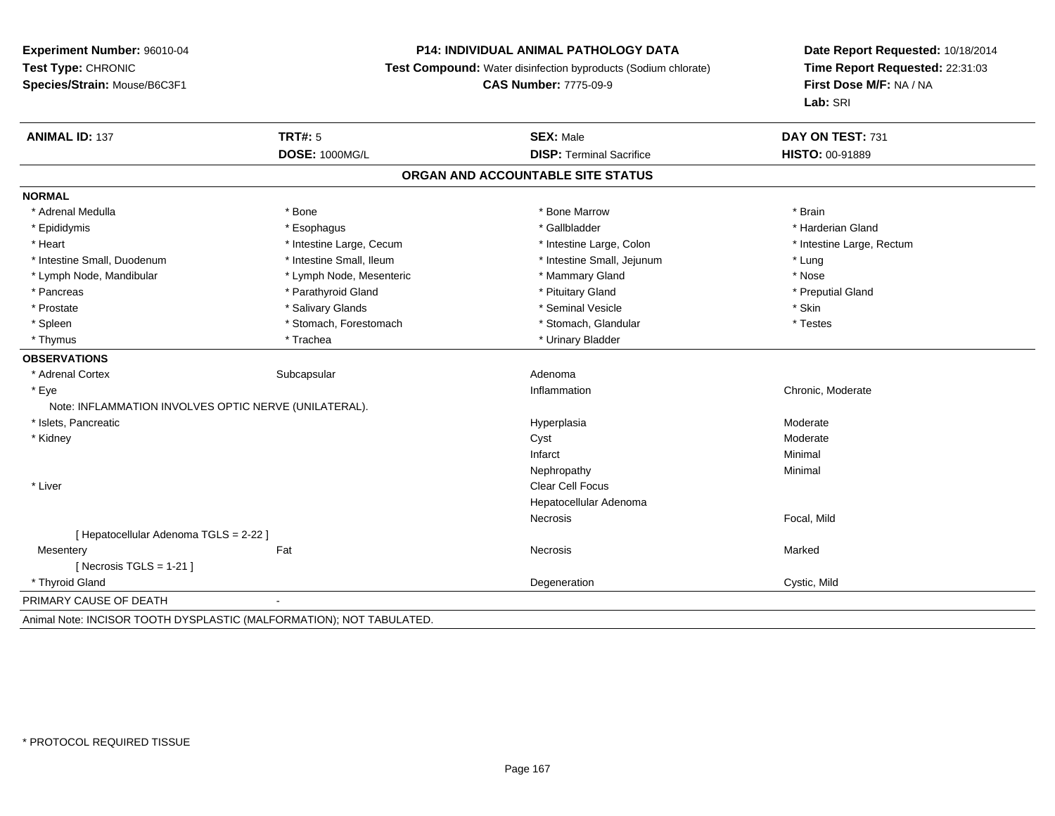**Experiment Number:** 96010-04
**Test Type:** CHRONIC
**Species/Strain:** Mouse/B6C3F1

**P14: INDIVIDUAL ANIMAL PATHOLOGY DATA**
**Test Compound:** Water disinfection byproducts (Sodium chlorate)
**CAS Number:** 7775-09-9

**Date Report Requested:** 10/18/2014
**Time Report Requested:** 22:31:03
**First Dose M/F:** NA / NA
**Lab:** SRI

| **ANIMAL ID:** 137 | **TRT#:** 5 | **SEX:** Male | **DAY ON TEST:** 731 |
|---|---|---|---|
| | **DOSE:** 1000MG/L | **DISP:** Terminal Sacrifice | **HISTO:** 00-91889 |

## ORGAN AND ACCOUNTABLE SITE STATUS

**NORMAL**

| | | | |
|---|---|---|---|
| * Adrenal Medulla | * Bone | * Bone Marrow | * Brain |
| * Epididymis | * Esophagus | * Gallbladder | * Harderian Gland |
| * Heart | * Intestine Large, Cecum | * Intestine Large, Colon | * Intestine Large, Rectum |
| * Intestine Small, Duodenum | * Intestine Small, Ileum | * Intestine Small, Jejunum | * Lung |
| * Lymph Node, Mandibular | * Lymph Node, Mesenteric | * Mammary Gland | * Nose |
| * Pancreas | * Parathyroid Gland | * Pituitary Gland | * Preputial Gland |
| * Prostate | * Salivary Glands | * Seminal Vesicle | * Skin |
| * Spleen | * Stomach, Forestomach | * Stomach, Glandular | * Testes |
| * Thymus | * Trachea | * Urinary Bladder | |

**OBSERVATIONS**

| | | | |
|---|---|---|---|
| * Adrenal Cortex | Subcapsular | Adenoma | |
| * Eye | | Inflammation | Chronic, Moderate |
| Note: INFLAMMATION INVOLVES OPTIC NERVE (UNILATERAL). | | | |
| * Islets, Pancreatic | | Hyperplasia | Moderate |
| * Kidney | | Cyst | Moderate |
| | | Infarct | Minimal |
| | | Nephropathy | Minimal |
| * Liver | | Clear Cell Focus | |
| | | Hepatocellular Adenoma | |
| | | Necrosis | Focal, Mild |
| [ Hepatocellular Adenoma TGLS = 2-22 ] | | | |
| Mesentery | Fat | Necrosis | Marked |
| [ Necrosis TGLS = 1-21 ] | | | |
| * Thyroid Gland | | Degeneration | Cystic, Mild |

PRIMARY CAUSE OF DEATH -

Animal Note: INCISOR TOOTH DYSPLASTIC (MALFORMATION); NOT TABULATED.

* PROTOCOL REQUIRED TISSUE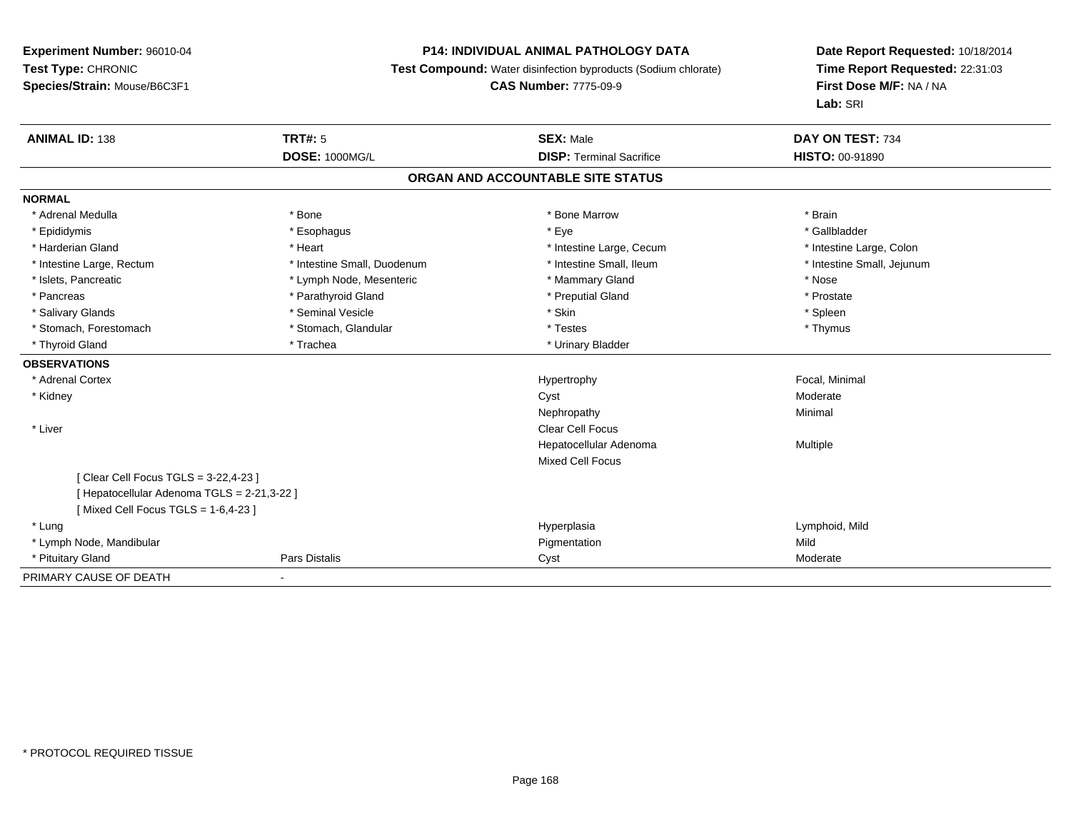**Experiment Number:** 96010-04
**Test Type:** CHRONIC
**Species/Strain:** Mouse/B6C3F1

**P14: INDIVIDUAL ANIMAL PATHOLOGY DATA**
**Test Compound:** Water disinfection byproducts (Sodium chlorate)
**CAS Number:** 7775-09-9

**Date Report Requested:** 10/18/2014
**Time Report Requested:** 22:31:03
**First Dose M/F:** NA / NA
**Lab:** SRI

| **ANIMAL ID:** 138 | **TRT#:** 5 | **SEX:** Male | **DAY ON TEST:** 734 |
|---|---|---|---|
| | **DOSE:** 1000MG/L | **DISP:** Terminal Sacrifice | **HISTO:** 00-91890 |

**ORGAN AND ACCOUNTABLE SITE STATUS**

| | | | |
|---|---|---|---|
| **NORMAL** | | | |
| * Adrenal Medulla | * Bone | * Bone Marrow | * Brain |
| * Epididymis | * Esophagus | * Eye | * Gallbladder |
| * Harderian Gland | * Heart | * Intestine Large, Cecum | * Intestine Large, Colon |
| * Intestine Large, Rectum | * Intestine Small, Duodenum | * Intestine Small, Ileum | * Intestine Small, Jejunum |
| * Islets, Pancreatic | * Lymph Node, Mesenteric | * Mammary Gland | * Nose |
| * Pancreas | * Parathyroid Gland | * Preputial Gland | * Prostate |
| * Salivary Glands | * Seminal Vesicle | * Skin | * Spleen |
| * Stomach, Forestomach | * Stomach, Glandular | * Testes | * Thymus |
| * Thyroid Gland | * Trachea | * Urinary Bladder | |
| **OBSERVATIONS** | | | |
| * Adrenal Cortex | | Hypertrophy | Focal, Minimal |
| * Kidney | | Cyst | Moderate |
| | | Nephropathy | Minimal |
| * Liver | | Clear Cell Focus | |
| | | Hepatocellular Adenoma | Multiple |
| | | Mixed Cell Focus | |
| [ Clear Cell Focus TGLS = 3-22,4-23 ] | | | |
| [ Hepatocellular Adenoma TGLS = 2-21,3-22 ] | | | |
| [ Mixed Cell Focus TGLS = 1-6,4-23 ] | | | |
| * Lung | | Hyperplasia | Lymphoid, Mild |
| * Lymph Node, Mandibular | | Pigmentation | Mild |
| * Pituitary Gland | Pars Distalis | Cyst | Moderate |
| PRIMARY CAUSE OF DEATH | - | | |

* PROTOCOL REQUIRED TISSUE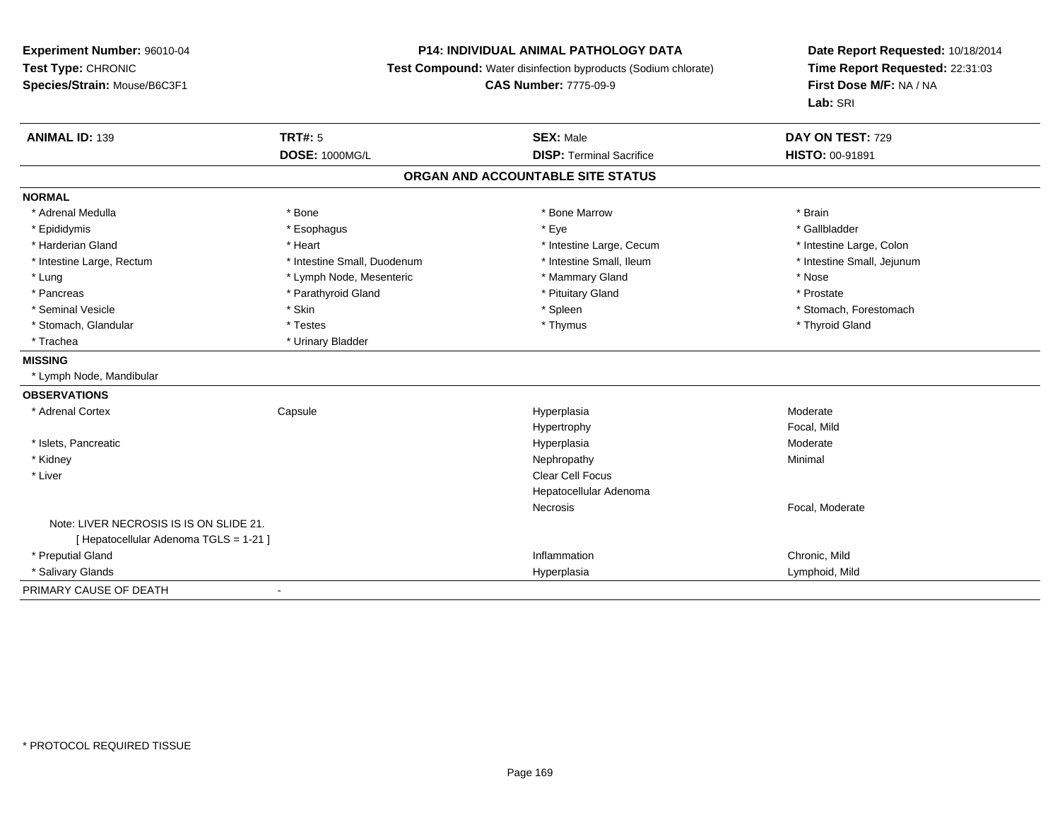**Experiment Number:** 96010-04
**Test Type:** CHRONIC
**Species/Strain:** Mouse/B6C3F1

**P14: INDIVIDUAL ANIMAL PATHOLOGY DATA**
**Test Compound:** Water disinfection byproducts (Sodium chlorate)
**CAS Number:** 7775-09-9

**Date Report Requested:** 10/18/2014
**Time Report Requested:** 22:31:03
**First Dose M/F:** NA / NA
**Lab:** SRI

| **ANIMAL ID:** 139 | **TRT#:** 5 | **SEX:** Male | **DAY ON TEST:** 729 |
|---|---|---|---|
| | **DOSE:** 1000MG/L | **DISP:** Terminal Sacrifice | **HISTO:** 00-91891 |

## ORGAN AND ACCOUNTABLE SITE STATUS

**NORMAL**

| | | | |
|---|---|---|---|
| * Adrenal Medulla | * Bone | * Bone Marrow | * Brain |
| * Epididymis | * Esophagus | * Eye | * Gallbladder |
| * Harderian Gland | * Heart | * Intestine Large, Cecum | * Intestine Large, Colon |
| * Intestine Large, Rectum | * Intestine Small, Duodenum | * Intestine Small, Ileum | * Intestine Small, Jejunum |
| * Lung | * Lymph Node, Mesenteric | * Mammary Gland | * Nose |
| * Pancreas | * Parathyroid Gland | * Pituitary Gland | * Prostate |
| * Seminal Vesicle | * Skin | * Spleen | * Stomach, Forestomach |
| * Stomach, Glandular | * Testes | * Thymus | * Thyroid Gland |
| * Trachea | * Urinary Bladder | | |

**MISSING**

* Lymph Node, Mandibular

**OBSERVATIONS**

| | | | |
|---|---|---|---|
| * Adrenal Cortex | Capsule | Hyperplasia | Moderate |
| | | Hypertrophy | Focal, Mild |
| * Islets, Pancreatic | | Hyperplasia | Moderate |
| * Kidney | | Nephropathy | Minimal |
| * Liver | | Clear Cell Focus | |
| | | Hepatocellular Adenoma | |
| | | Necrosis | Focal, Moderate |
| Note: LIVER NECROSIS IS IS ON SLIDE 21. | | | |
| [ Hepatocellular Adenoma TGLS = 1-21 ] | | | |
| * Preputial Gland | | Inflammation | Chronic, Mild |
| * Salivary Glands | | Hyperplasia | Lymphoid, Mild |

PRIMARY CAUSE OF DEATH -

* PROTOCOL REQUIRED TISSUE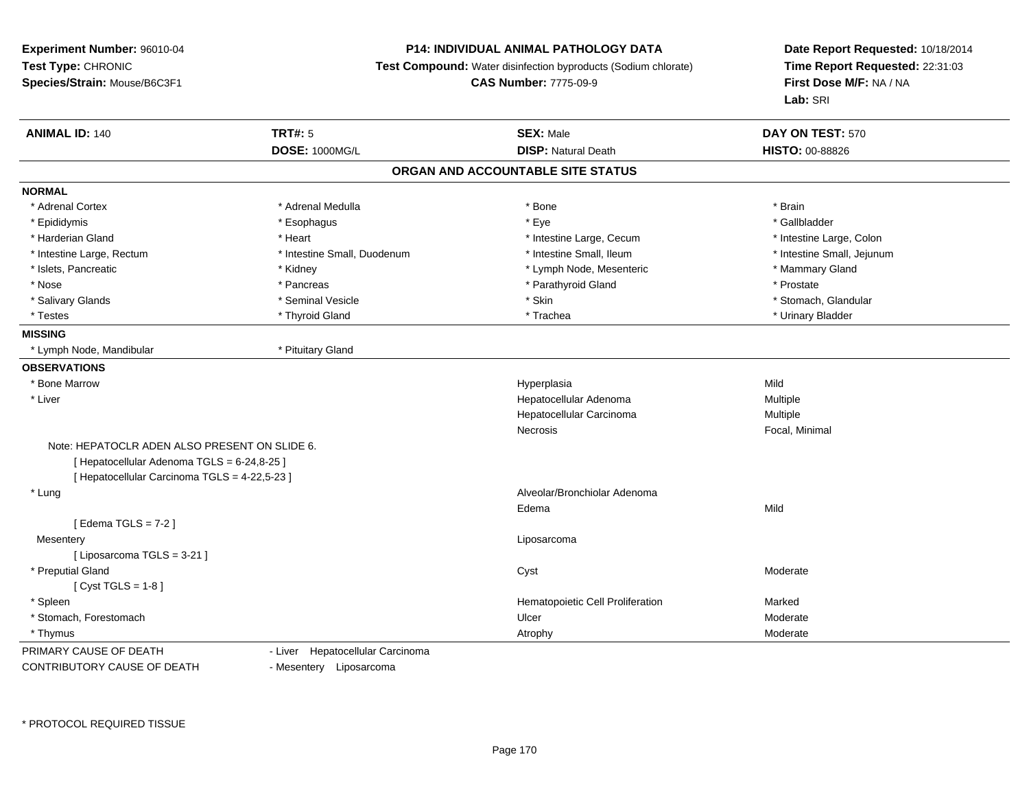**Experiment Number:** 96010-04
**Test Type:** CHRONIC
**Species/Strain:** Mouse/B6C3F1

**P14: INDIVIDUAL ANIMAL PATHOLOGY DATA**
**Test Compound:** Water disinfection byproducts (Sodium chlorate)
**CAS Number:** 7775-09-9

**Date Report Requested:** 10/18/2014
**Time Report Requested:** 22:31:03
**First Dose M/F:** NA / NA
**Lab:** SRI

| **ANIMAL ID:** 140 | **TRT#:** 5 | **SEX:** Male | **DAY ON TEST:** 570 |
|---|---|---|---|
| | **DOSE:** 1000MG/L | **DISP:** Natural Death | **HISTO:** 00-88826 |

## ORGAN AND ACCOUNTABLE SITE STATUS

**NORMAL**

| | | | |
|---|---|---|---|
| * Adrenal Cortex | * Adrenal Medulla | * Bone | * Brain |
| * Epididymis | * Esophagus | * Eye | * Gallbladder |
| * Harderian Gland | * Heart | * Intestine Large, Cecum | * Intestine Large, Colon |
| * Intestine Large, Rectum | * Intestine Small, Duodenum | * Intestine Small, Ileum | * Intestine Small, Jejunum |
| * Islets, Pancreatic | * Kidney | * Lymph Node, Mesenteric | * Mammary Gland |
| * Nose | * Pancreas | * Parathyroid Gland | * Prostate |
| * Salivary Glands | * Seminal Vesicle | * Skin | * Stomach, Glandular |
| * Testes | * Thyroid Gland | * Trachea | * Urinary Bladder |

**MISSING**

* Lymph Node, Mandibular
* Pituitary Gland

**OBSERVATIONS**

| Organ | Observation | Severity |
|---|---|---|
| * Bone Marrow | Hyperplasia | Mild |
| * Liver | Hepatocellular Adenoma | Multiple |
| | Hepatocellular Carcinoma | Multiple |
| | Necrosis | Focal, Minimal |
| Note: HEPATOCLR ADEN ALSO PRESENT ON SLIDE 6. | | |
| [ Hepatocellular Adenoma TGLS = 6-24,8-25 ] | | |
| [ Hepatocellular Carcinoma TGLS = 4-22,5-23 ] | | |
| * Lung | Alveolar/Bronchiolar Adenoma | |
| | Edema | Mild |
| [ Edema TGLS = 7-2 ] | | |
| Mesentery | Liposarcoma | |
| [ Liposarcoma TGLS = 3-21 ] | | |
| * Preputial Gland | Cyst | Moderate |
| [ Cyst TGLS = 1-8 ] | | |
| * Spleen | Hematopoietic Cell Proliferation | Marked |
| * Stomach, Forestomach | Ulcer | Moderate |
| * Thymus | Atrophy | Moderate |

PRIMARY CAUSE OF DEATH - Liver Hepatocellular Carcinoma
CONTRIBUTORY CAUSE OF DEATH - Mesentery Liposarcoma

* PROTOCOL REQUIRED TISSUE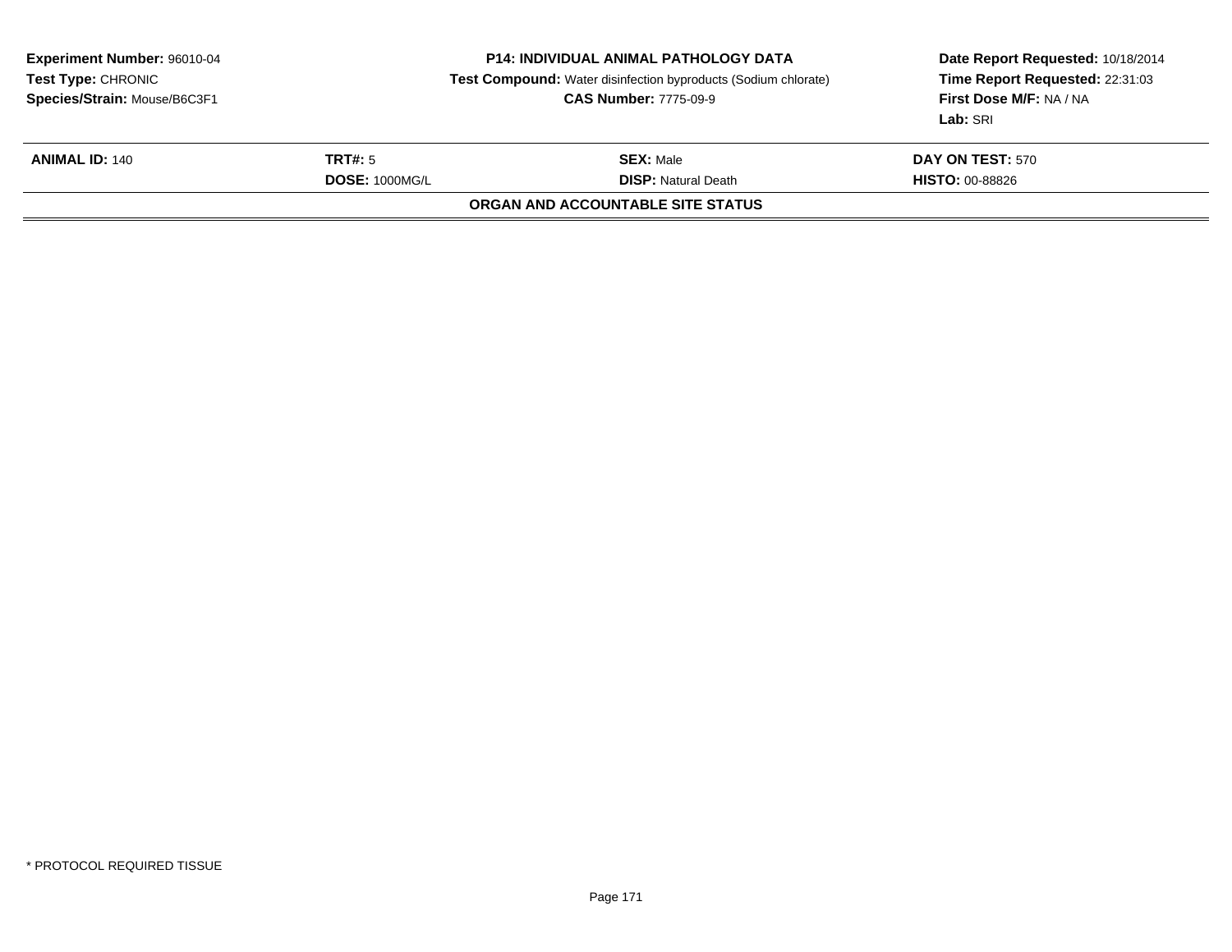**Experiment Number:** 96010-04
**Test Type:** CHRONIC
**Species/Strain:** Mouse/B6C3F1

**P14: INDIVIDUAL ANIMAL PATHOLOGY DATA**
**Test Compound:** Water disinfection byproducts (Sodium chlorate)
**CAS Number:** 7775-09-9

**Date Report Requested:** 10/18/2014
**Time Report Requested:** 22:31:03
**First Dose M/F:** NA / NA
**Lab:** SRI

| **ANIMAL ID:** 140 | **TRT#:** 5 | **SEX:** Male | **DAY ON TEST:** 570 |
|---|---|---|---|
| | **DOSE:** 1000MG/L | **DISP:** Natural Death | **HISTO:** 00-88826 |

**ORGAN AND ACCOUNTABLE SITE STATUS**

* PROTOCOL REQUIRED TISSUE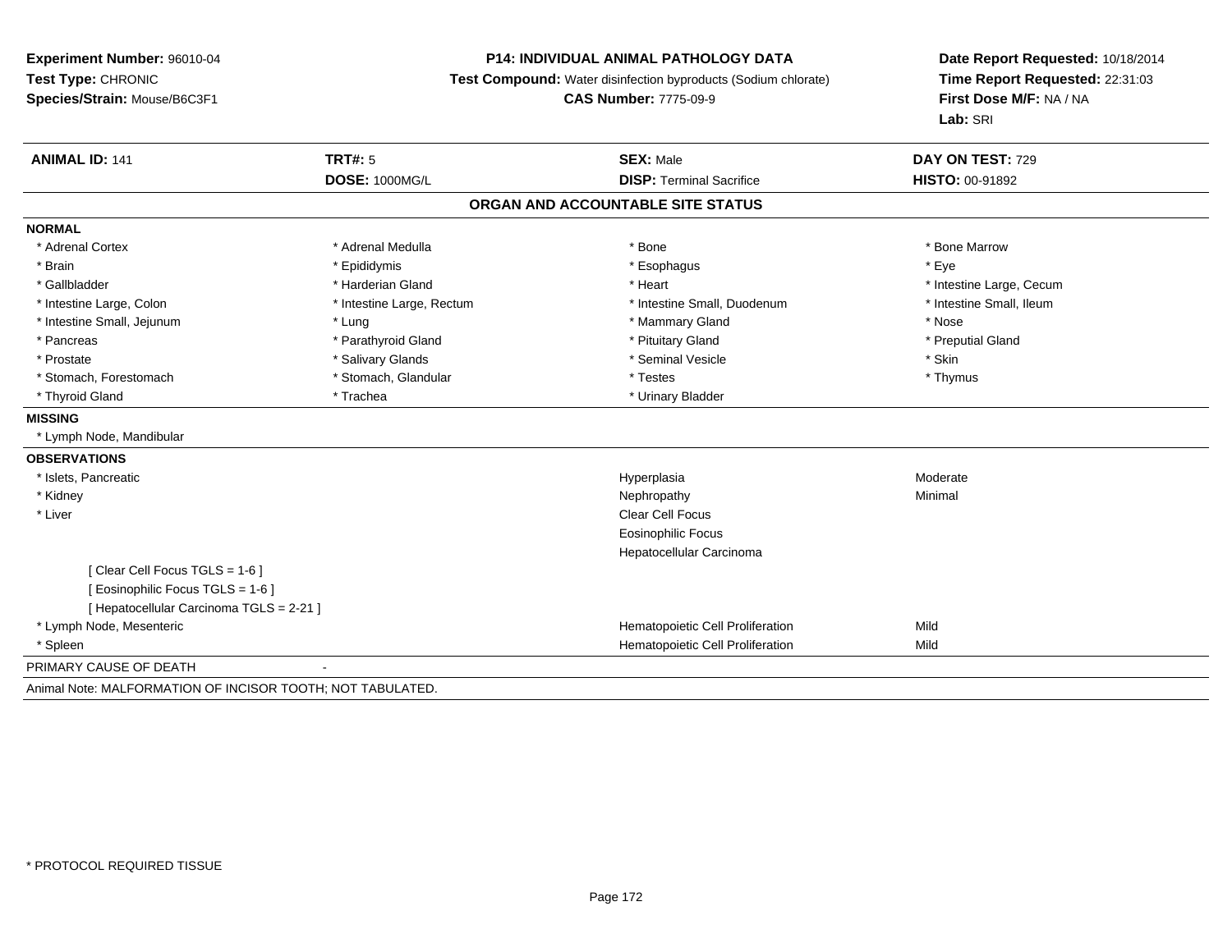**Experiment Number:** 96010-04
**Test Type:** CHRONIC
**Species/Strain:** Mouse/B6C3F1

**P14: INDIVIDUAL ANIMAL PATHOLOGY DATA**
**Test Compound:** Water disinfection byproducts (Sodium chlorate)
**CAS Number:** 7775-09-9

**Date Report Requested:** 10/18/2014
**Time Report Requested:** 22:31:03
**First Dose M/F:** NA / NA
**Lab:** SRI

| **ANIMAL ID:** 141 | **TRT#:** 5 | **SEX:** Male | **DAY ON TEST:** 729 |
|---|---|---|---|
| | **DOSE:** 1000MG/L | **DISP:** Terminal Sacrifice | **HISTO:** 00-91892 |

## ORGAN AND ACCOUNTABLE SITE STATUS

**NORMAL**

| | | | |
|---|---|---|---|
| * Adrenal Cortex | * Adrenal Medulla | * Bone | * Bone Marrow |
| * Brain | * Epididymis | * Esophagus | * Eye |
| * Gallbladder | * Harderian Gland | * Heart | * Intestine Large, Cecum |
| * Intestine Large, Colon | * Intestine Large, Rectum | * Intestine Small, Duodenum | * Intestine Small, Ileum |
| * Intestine Small, Jejunum | * Lung | * Mammary Gland | * Nose |
| * Pancreas | * Parathyroid Gland | * Pituitary Gland | * Preputial Gland |
| * Prostate | * Salivary Glands | * Seminal Vesicle | * Skin |
| * Stomach, Forestomach | * Stomach, Glandular | * Testes | * Thymus |
| * Thyroid Gland | * Trachea | * Urinary Bladder | |

**MISSING**

* Lymph Node, Mandibular

**OBSERVATIONS**

| | | |
|---|---|---|
| * Islets, Pancreatic | Hyperplasia | Moderate |
| * Kidney | Nephropathy | Minimal |
| * Liver | Clear Cell Focus | |
| | Eosinophilic Focus | |
| | Hepatocellular Carcinoma | |
| [ Clear Cell Focus TGLS = 1-6 ] | | |
| [ Eosinophilic Focus TGLS = 1-6 ] | | |
| [ Hepatocellular Carcinoma TGLS = 2-21 ] | | |
| * Lymph Node, Mesenteric | Hematopoietic Cell Proliferation | Mild |
| * Spleen | Hematopoietic Cell Proliferation | Mild |

PRIMARY CAUSE OF DEATH -

Animal Note: MALFORMATION OF INCISOR TOOTH; NOT TABULATED.

* PROTOCOL REQUIRED TISSUE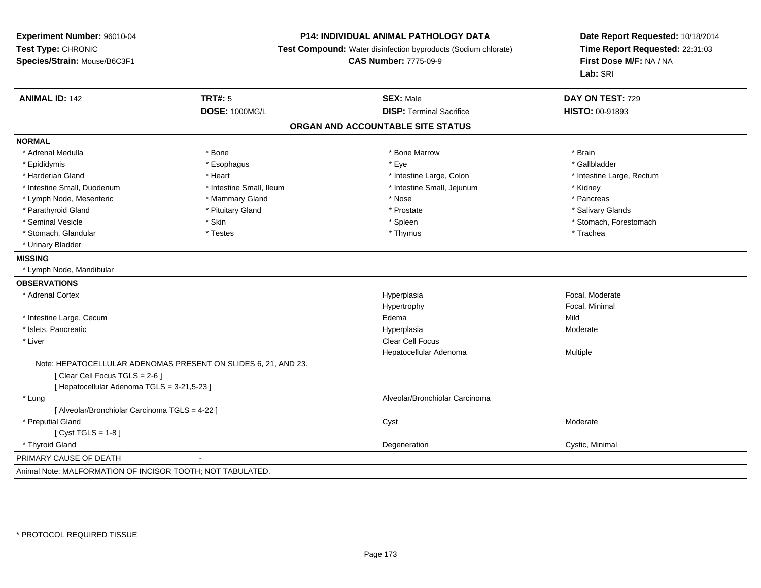**Experiment Number:** 96010-04
**Test Type:** CHRONIC
**Species/Strain:** Mouse/B6C3F1

**P14: INDIVIDUAL ANIMAL PATHOLOGY DATA**
**Test Compound:** Water disinfection byproducts (Sodium chlorate)
**CAS Number:** 7775-09-9

**Date Report Requested:** 10/18/2014
**Time Report Requested:** 22:31:03
**First Dose M/F:** NA / NA
**Lab:** SRI

| **ANIMAL ID:** 142 | **TRT#:** 5 | **SEX:** Male | **DAY ON TEST:** 729 |
|---|---|---|---|
| | **DOSE:** 1000MG/L | **DISP:** Terminal Sacrifice | **HISTO:** 00-91893 |

## ORGAN AND ACCOUNTABLE SITE STATUS

**NORMAL**

| | | | |
|---|---|---|---|
| * Adrenal Medulla | * Bone | * Bone Marrow | * Brain |
| * Epididymis | * Esophagus | * Eye | * Gallbladder |
| * Harderian Gland | * Heart | * Intestine Large, Colon | * Intestine Large, Rectum |
| * Intestine Small, Duodenum | * Intestine Small, Ileum | * Intestine Small, Jejunum | * Kidney |
| * Lymph Node, Mesenteric | * Mammary Gland | * Nose | * Pancreas |
| * Parathyroid Gland | * Pituitary Gland | * Prostate | * Salivary Glands |
| * Seminal Vesicle | * Skin | * Spleen | * Stomach, Forestomach |
| * Stomach, Glandular | * Testes | * Thymus | * Trachea |
| * Urinary Bladder | | | |

**MISSING**

* Lymph Node, Mandibular

**OBSERVATIONS**

| | | |
|---|---|---|
| * Adrenal Cortex | Hyperplasia | Focal, Moderate |
| | Hypertrophy | Focal, Minimal |
| * Intestine Large, Cecum | Edema | Mild |
| * Islets, Pancreatic | Hyperplasia | Moderate |
| * Liver | Clear Cell Focus | |
| | Hepatocellular Adenoma | Multiple |
| Note: HEPATOCELLULAR ADENOMAS PRESENT ON SLIDES 6, 21, AND 23. | | |
| [ Clear Cell Focus TGLS = 2-6 ] | | |
| [ Hepatocellular Adenoma TGLS = 3-21,5-23 ] | | |
| * Lung | Alveolar/Bronchiolar Carcinoma | |
| [ Alveolar/Bronchiolar Carcinoma TGLS = 4-22 ] | | |
| * Preputial Gland | Cyst | Moderate |
| [ Cyst TGLS = 1-8 ] | | |
| * Thyroid Gland | Degeneration | Cystic, Minimal |

PRIMARY CAUSE OF DEATH -

Animal Note: MALFORMATION OF INCISOR TOOTH; NOT TABULATED.

* PROTOCOL REQUIRED TISSUE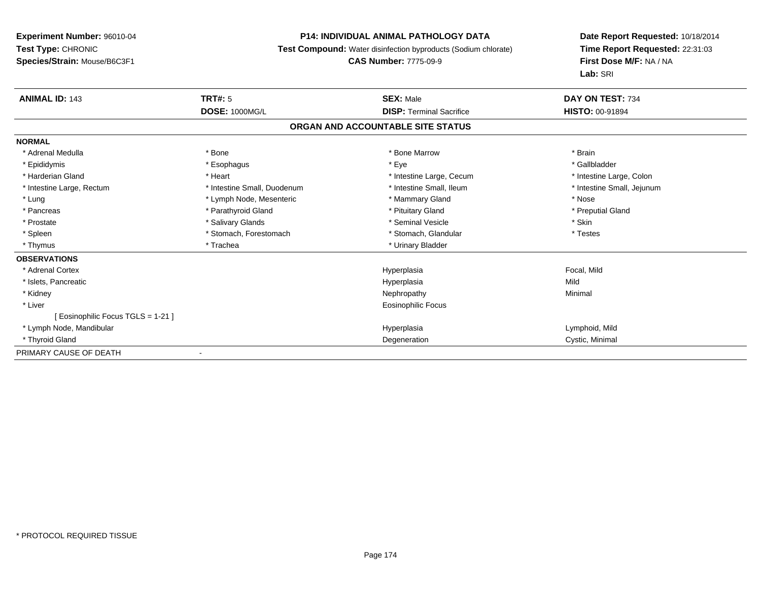**Experiment Number:** 96010-04
**Test Type:** CHRONIC
**Species/Strain:** Mouse/B6C3F1

**P14: INDIVIDUAL ANIMAL PATHOLOGY DATA**
**Test Compound:** Water disinfection byproducts (Sodium chlorate)
**CAS Number:** 7775-09-9

**Date Report Requested:** 10/18/2014
**Time Report Requested:** 22:31:03
**First Dose M/F:** NA / NA
**Lab:** SRI

| **ANIMAL ID:** 143 | **TRT#:** 5 | **SEX:** Male | **DAY ON TEST:** 734 |
|---|---|---|---|
| | **DOSE:** 1000MG/L | **DISP:** Terminal Sacrifice | **HISTO:** 00-91894 |

## ORGAN AND ACCOUNTABLE SITE STATUS

**NORMAL**

| | | | |
|---|---|---|---|
| * Adrenal Medulla | * Bone | * Bone Marrow | * Brain |
| * Epididymis | * Esophagus | * Eye | * Gallbladder |
| * Harderian Gland | * Heart | * Intestine Large, Cecum | * Intestine Large, Colon |
| * Intestine Large, Rectum | * Intestine Small, Duodenum | * Intestine Small, Ileum | * Intestine Small, Jejunum |
| * Lung | * Lymph Node, Mesenteric | * Mammary Gland | * Nose |
| * Pancreas | * Parathyroid Gland | * Pituitary Gland | * Preputial Gland |
| * Prostate | * Salivary Glands | * Seminal Vesicle | * Skin |
| * Spleen | * Stomach, Forestomach | * Stomach, Glandular | * Testes |
| * Thymus | * Trachea | * Urinary Bladder | |

**OBSERVATIONS**

| | | |
|---|---|---|
| * Adrenal Cortex | Hyperplasia | Focal, Mild |
| * Islets, Pancreatic | Hyperplasia | Mild |
| * Kidney | Nephropathy | Minimal |
| * Liver | Eosinophilic Focus | |
| [ Eosinophilic Focus TGLS = 1-21 ] | | |
| * Lymph Node, Mandibular | Hyperplasia | Lymphoid, Mild |
| * Thyroid Gland | Degeneration | Cystic, Minimal |

PRIMARY CAUSE OF DEATH -

* PROTOCOL REQUIRED TISSUE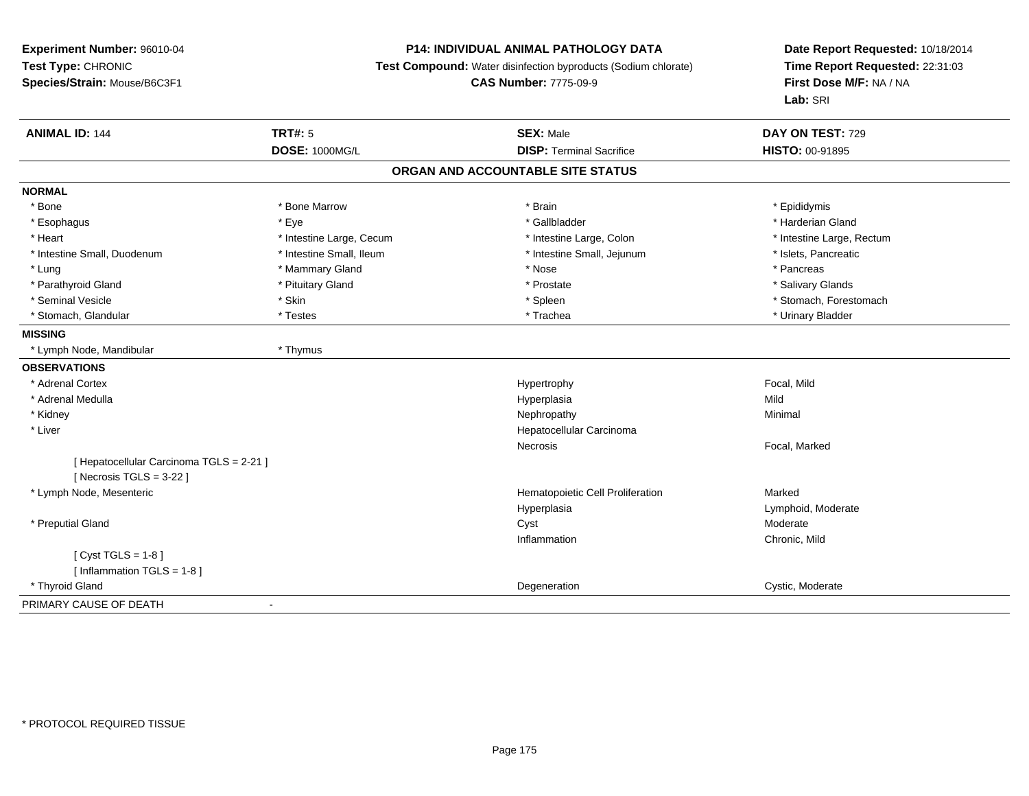**Experiment Number:** 96010-04
**Test Type:** CHRONIC
**Species/Strain:** Mouse/B6C3F1

**P14: INDIVIDUAL ANIMAL PATHOLOGY DATA**
**Test Compound:** Water disinfection byproducts (Sodium chlorate)
**CAS Number:** 7775-09-9

**Date Report Requested:** 10/18/2014
**Time Report Requested:** 22:31:03
**First Dose M/F:** NA / NA
**Lab:** SRI

| **ANIMAL ID:** 144 | **TRT#:** 5 | **SEX:** Male | **DAY ON TEST:** 729 |
|---|---|---|---|
| | **DOSE:** 1000MG/L | **DISP:** Terminal Sacrifice | **HISTO:** 00-91895 |

## ORGAN AND ACCOUNTABLE SITE STATUS

**NORMAL**

| | | | |
|---|---|---|---|
| * Bone | * Bone Marrow | * Brain | * Epididymis |
| * Esophagus | * Eye | * Gallbladder | * Harderian Gland |
| * Heart | * Intestine Large, Cecum | * Intestine Large, Colon | * Intestine Large, Rectum |
| * Intestine Small, Duodenum | * Intestine Small, Ileum | * Intestine Small, Jejunum | * Islets, Pancreatic |
| * Lung | * Mammary Gland | * Nose | * Pancreas |
| * Parathyroid Gland | * Pituitary Gland | * Prostate | * Salivary Glands |
| * Seminal Vesicle | * Skin | * Spleen | * Stomach, Forestomach |
| * Stomach, Glandular | * Testes | * Trachea | * Urinary Bladder |

**MISSING**

| | |
|---|---|
| * Lymph Node, Mandibular | * Thymus |

**OBSERVATIONS**

| Organ | Observation | Severity |
|---|---|---|
| * Adrenal Cortex | Hypertrophy | Focal, Mild |
| * Adrenal Medulla | Hyperplasia | Mild |
| * Kidney | Nephropathy | Minimal |
| * Liver | Hepatocellular Carcinoma | |
| | Necrosis | Focal, Marked |
| [ Hepatocellular Carcinoma TGLS = 2-21 ] | | |
| [ Necrosis TGLS = 3-22 ] | | |
| * Lymph Node, Mesenteric | Hematopoietic Cell Proliferation | Marked |
| | Hyperplasia | Lymphoid, Moderate |
| * Preputial Gland | Cyst | Moderate |
| | Inflammation | Chronic, Mild |
| [ Cyst TGLS = 1-8 ] | | |
| [ Inflammation TGLS = 1-8 ] | | |
| * Thyroid Gland | Degeneration | Cystic, Moderate |

PRIMARY CAUSE OF DEATH -

* PROTOCOL REQUIRED TISSUE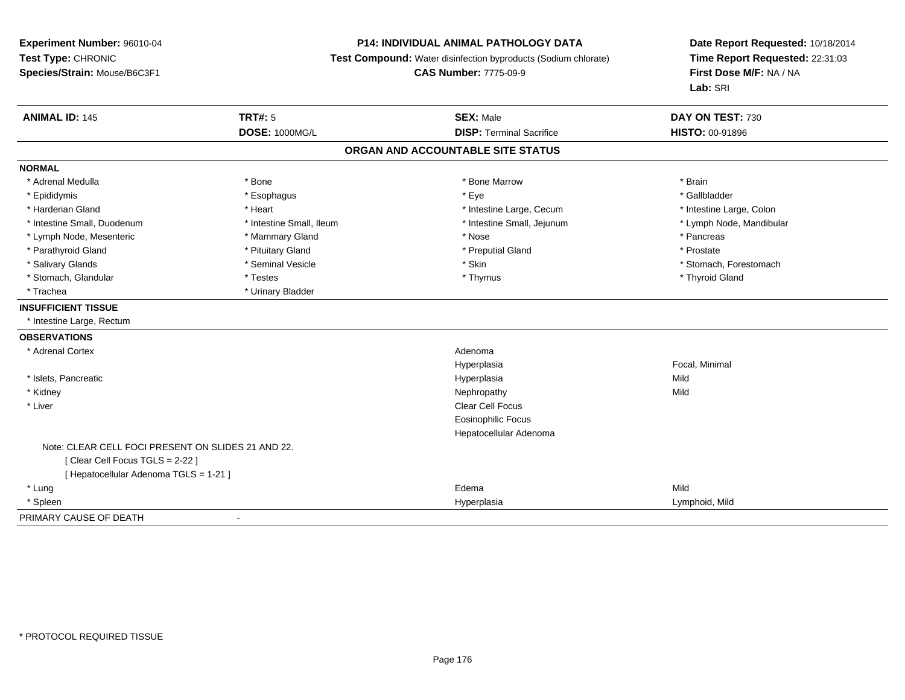**Experiment Number:** 96010-04
**Test Type:** CHRONIC
**Species/Strain:** Mouse/B6C3F1

**P14: INDIVIDUAL ANIMAL PATHOLOGY DATA**
**Test Compound:** Water disinfection byproducts (Sodium chlorate)
**CAS Number:** 7775-09-9

**Date Report Requested:** 10/18/2014
**Time Report Requested:** 22:31:03
**First Dose M/F:** NA / NA
**Lab:** SRI

| **ANIMAL ID:** 145 | **TRT#:** 5 | **SEX:** Male | **DAY ON TEST:** 730 |
|---|---|---|---|
| | **DOSE:** 1000MG/L | **DISP:** Terminal Sacrifice | **HISTO:** 00-91896 |

**ORGAN AND ACCOUNTABLE SITE STATUS**

**NORMAL**

| | | | |
|---|---|---|---|
| * Adrenal Medulla | * Bone | * Bone Marrow | * Brain |
| * Epididymis | * Esophagus | * Eye | * Gallbladder |
| * Harderian Gland | * Heart | * Intestine Large, Cecum | * Intestine Large, Colon |
| * Intestine Small, Duodenum | * Intestine Small, Ileum | * Intestine Small, Jejunum | * Lymph Node, Mandibular |
| * Lymph Node, Mesenteric | * Mammary Gland | * Nose | * Pancreas |
| * Parathyroid Gland | * Pituitary Gland | * Preputial Gland | * Prostate |
| * Salivary Glands | * Seminal Vesicle | * Skin | * Stomach, Forestomach |
| * Stomach, Glandular | * Testes | * Thymus | * Thyroid Gland |
| * Trachea | * Urinary Bladder | | |

**INSUFFICIENT TISSUE**

* Intestine Large, Rectum

**OBSERVATIONS**

| | | |
|---|---|---|
| * Adrenal Cortex | Adenoma | |
| | Hyperplasia | Focal, Minimal |
| * Islets, Pancreatic | Hyperplasia | Mild |
| * Kidney | Nephropathy | Mild |
| * Liver | Clear Cell Focus | |
| | Eosinophilic Focus | |
| | Hepatocellular Adenoma | |

Note: CLEAR CELL FOCI PRESENT ON SLIDES 21 AND 22.
[ Clear Cell Focus TGLS = 2-22 ]
[ Hepatocellular Adenoma TGLS = 1-21 ]

| | | |
|---|---|---|
| * Lung | Edema | Mild |
| * Spleen | Hyperplasia | Lymphoid, Mild |

PRIMARY CAUSE OF DEATH -

* PROTOCOL REQUIRED TISSUE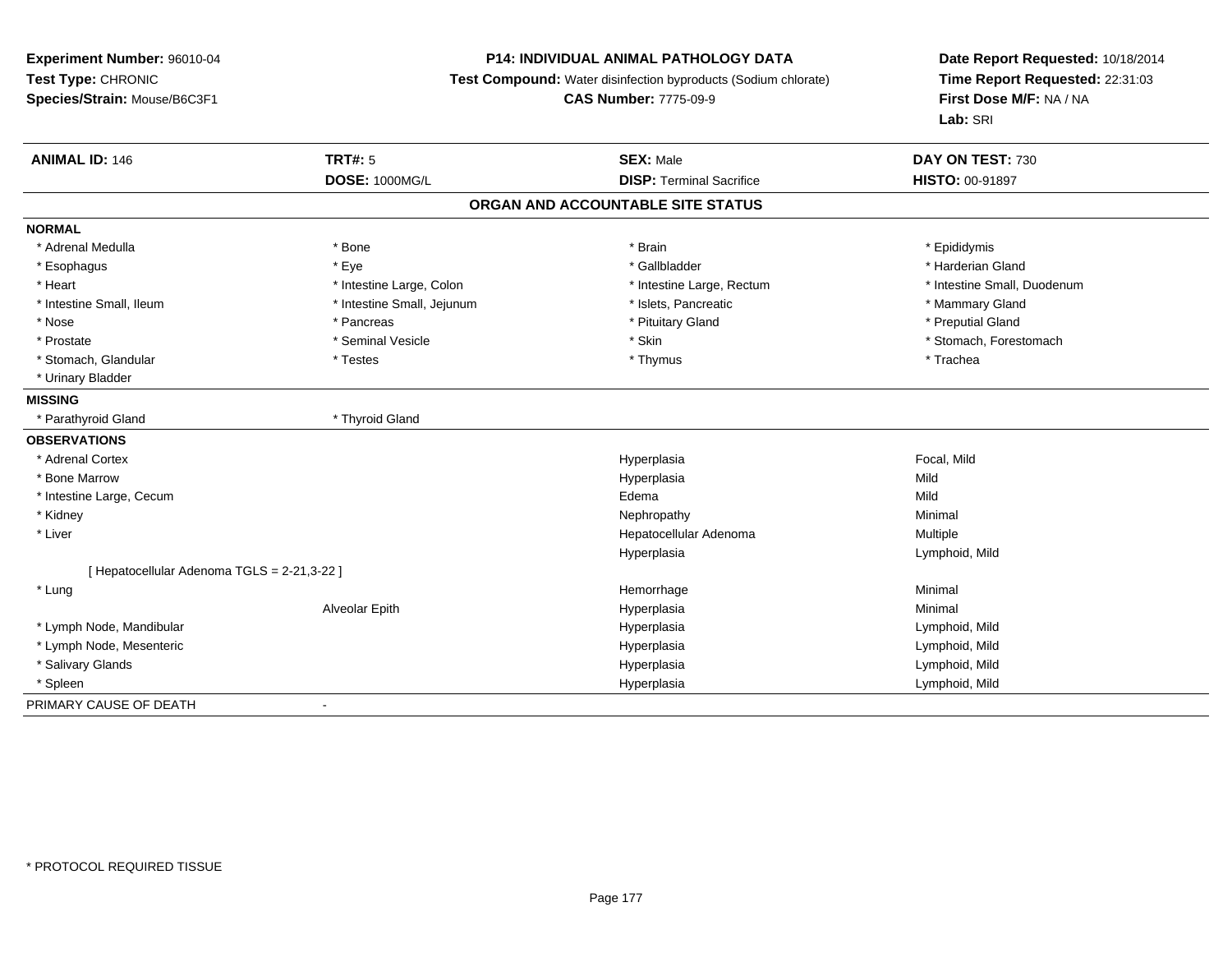**Experiment Number:** 96010-04
**Test Type:** CHRONIC
**Species/Strain:** Mouse/B6C3F1

**P14: INDIVIDUAL ANIMAL PATHOLOGY DATA**
**Test Compound:** Water disinfection byproducts (Sodium chlorate)
**CAS Number:** 7775-09-9

**Date Report Requested:** 10/18/2014
**Time Report Requested:** 22:31:03
**First Dose M/F:** NA / NA
**Lab:** SRI

| **ANIMAL ID:** 146 | **TRT#:** 5 | **SEX:** Male | **DAY ON TEST:** 730 |
|---|---|---|---|
| | **DOSE:** 1000MG/L | **DISP:** Terminal Sacrifice | **HISTO:** 00-91897 |

## ORGAN AND ACCOUNTABLE SITE STATUS

**NORMAL**

| | | | |
|---|---|---|---|
| * Adrenal Medulla | * Bone | * Brain | * Epididymis |
| * Esophagus | * Eye | * Gallbladder | * Harderian Gland |
| * Heart | * Intestine Large, Colon | * Intestine Large, Rectum | * Intestine Small, Duodenum |
| * Intestine Small, Ileum | * Intestine Small, Jejunum | * Islets, Pancreatic | * Mammary Gland |
| * Nose | * Pancreas | * Pituitary Gland | * Preputial Gland |
| * Prostate | * Seminal Vesicle | * Skin | * Stomach, Forestomach |
| * Stomach, Glandular | * Testes | * Thymus | * Trachea |
| * Urinary Bladder | | | |

**MISSING**

| | |
|---|---|
| * Parathyroid Gland | * Thyroid Gland |

**OBSERVATIONS**

| Organ | Site | Observation | Qualifier |
|---|---|---|---|
| * Adrenal Cortex | | Hyperplasia | Focal, Mild |
| * Bone Marrow | | Hyperplasia | Mild |
| * Intestine Large, Cecum | | Edema | Mild |
| * Kidney | | Nephropathy | Minimal |
| * Liver | | Hepatocellular Adenoma | Multiple |
| | | Hyperplasia | Lymphoid, Mild |
| [ Hepatocellular Adenoma TGLS = 2-21,3-22 ] | | | |
| * Lung | | Hemorrhage | Minimal |
| | Alveolar Epith | Hyperplasia | Minimal |
| * Lymph Node, Mandibular | | Hyperplasia | Lymphoid, Mild |
| * Lymph Node, Mesenteric | | Hyperplasia | Lymphoid, Mild |
| * Salivary Glands | | Hyperplasia | Lymphoid, Mild |
| * Spleen | | Hyperplasia | Lymphoid, Mild |

PRIMARY CAUSE OF DEATH -

* PROTOCOL REQUIRED TISSUE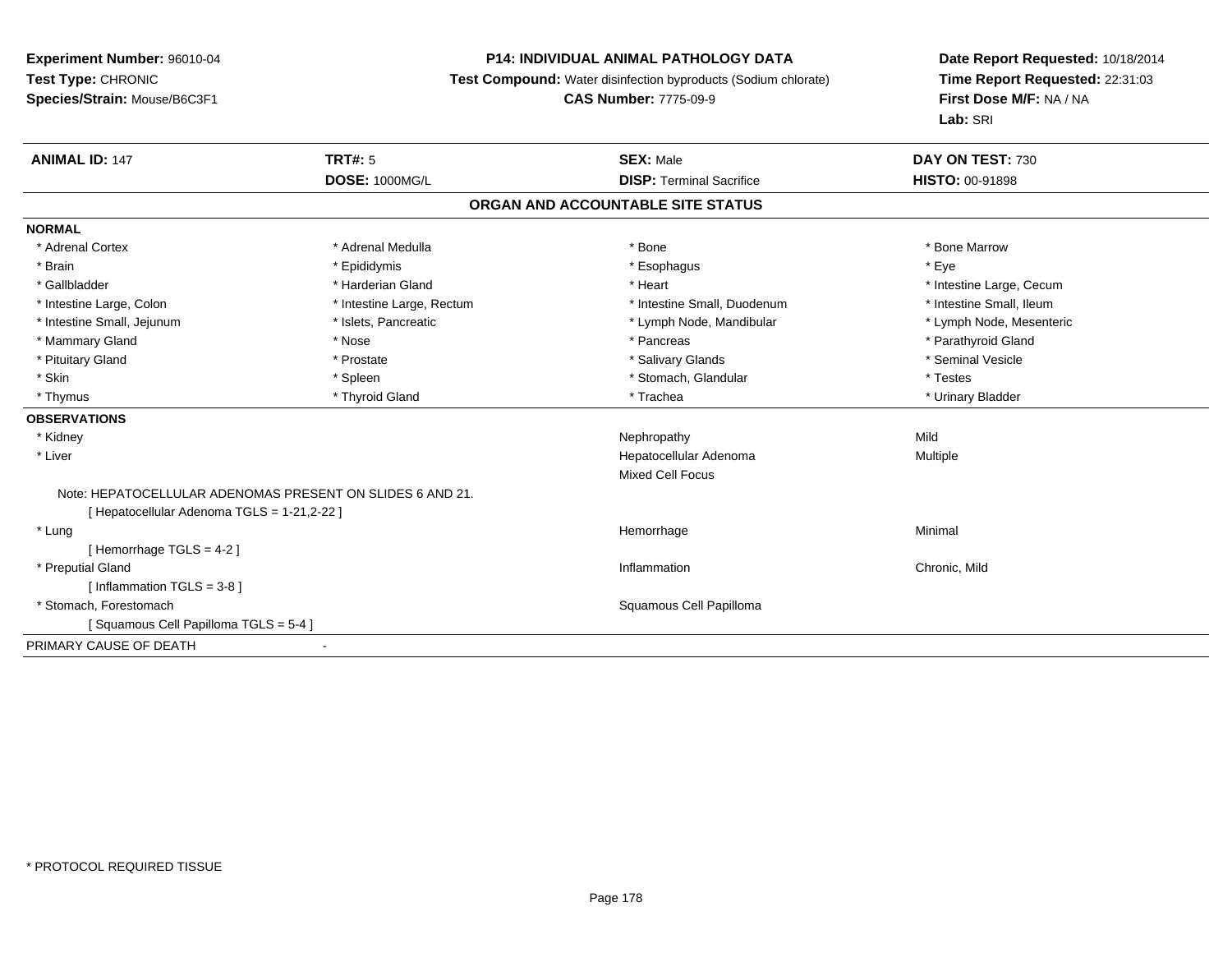**Experiment Number:** 96010-04
**Test Type:** CHRONIC
**Species/Strain:** Mouse/B6C3F1

**P14: INDIVIDUAL ANIMAL PATHOLOGY DATA**
**Test Compound:** Water disinfection byproducts (Sodium chlorate)
**CAS Number:** 7775-09-9

**Date Report Requested:** 10/18/2014
**Time Report Requested:** 22:31:03
**First Dose M/F:** NA / NA
**Lab:** SRI

| **ANIMAL ID:** 147 | **TRT#:** 5 | **SEX:** Male | **DAY ON TEST:** 730 |
|---|---|---|---|
| | **DOSE:** 1000MG/L | **DISP:** Terminal Sacrifice | **HISTO:** 00-91898 |

## ORGAN AND ACCOUNTABLE SITE STATUS

**NORMAL**

| | | | |
|---|---|---|---|
| * Adrenal Cortex | * Adrenal Medulla | * Bone | * Bone Marrow |
| * Brain | * Epididymis | * Esophagus | * Eye |
| * Gallbladder | * Harderian Gland | * Heart | * Intestine Large, Cecum |
| * Intestine Large, Colon | * Intestine Large, Rectum | * Intestine Small, Duodenum | * Intestine Small, Ileum |
| * Intestine Small, Jejunum | * Islets, Pancreatic | * Lymph Node, Mandibular | * Lymph Node, Mesenteric |
| * Mammary Gland | * Nose | * Pancreas | * Parathyroid Gland |
| * Pituitary Gland | * Prostate | * Salivary Glands | * Seminal Vesicle |
| * Skin | * Spleen | * Stomach, Glandular | * Testes |
| * Thymus | * Thyroid Gland | * Trachea | * Urinary Bladder |

**OBSERVATIONS**

| | | |
|---|---|---|
| * Kidney | Nephropathy | Mild |
| * Liver | Hepatocellular Adenoma | Multiple |
| | Mixed Cell Focus | |
| Note: HEPATOCELLULAR ADENOMAS PRESENT ON SLIDES 6 AND 21. | | |
| [ Hepatocellular Adenoma TGLS = 1-21,2-22 ] | | |
| * Lung | Hemorrhage | Minimal |
| [ Hemorrhage TGLS = 4-2 ] | | |
| * Preputial Gland | Inflammation | Chronic, Mild |
| [ Inflammation TGLS = 3-8 ] | | |
| * Stomach, Forestomach | Squamous Cell Papilloma | |
| [ Squamous Cell Papilloma TGLS = 5-4 ] | | |

PRIMARY CAUSE OF DEATH -

* PROTOCOL REQUIRED TISSUE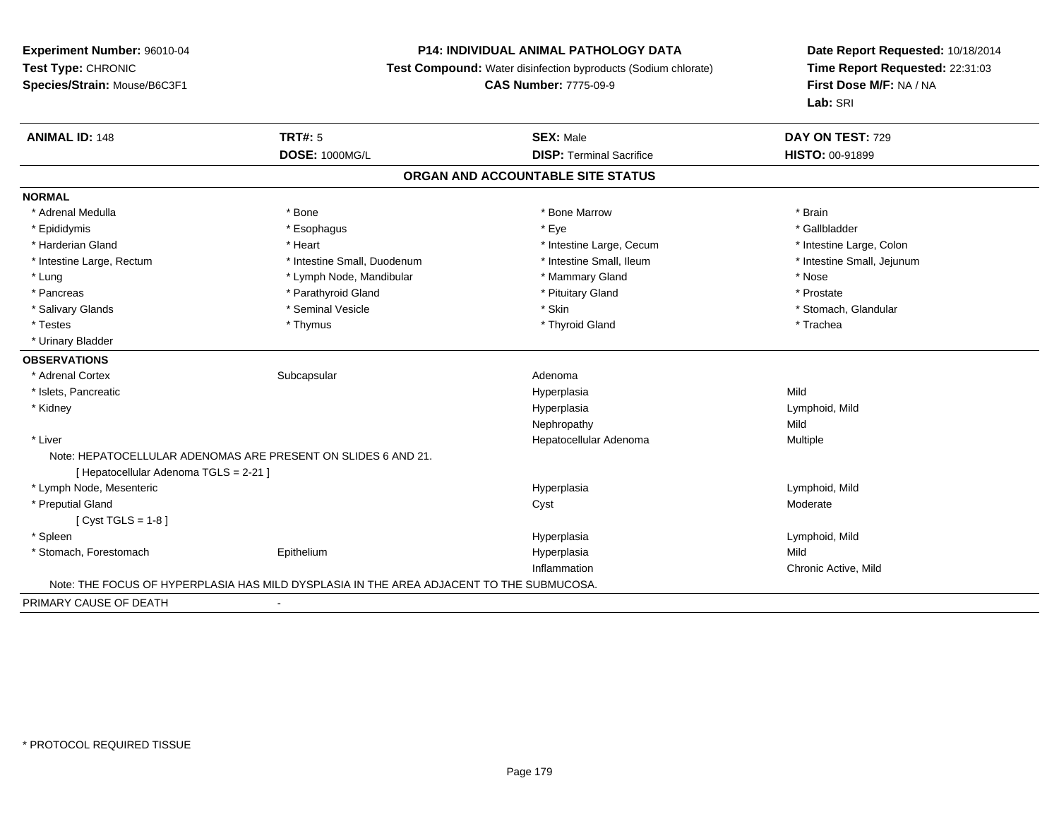**Experiment Number:** 96010-04
**Test Type:** CHRONIC
**Species/Strain:** Mouse/B6C3F1

**P14: INDIVIDUAL ANIMAL PATHOLOGY DATA**
**Test Compound:** Water disinfection byproducts (Sodium chlorate)
**CAS Number:** 7775-09-9

**Date Report Requested:** 10/18/2014
**Time Report Requested:** 22:31:03
**First Dose M/F:** NA / NA
**Lab:** SRI

| **ANIMAL ID:** 148 | **TRT#:** 5 | **SEX:** Male | **DAY ON TEST:** 729 |
|---|---|---|---|
| | **DOSE:** 1000MG/L | **DISP:** Terminal Sacrifice | **HISTO:** 00-91899 |

## ORGAN AND ACCOUNTABLE SITE STATUS

**NORMAL**

| | | | |
|---|---|---|---|
| * Adrenal Medulla | * Bone | * Bone Marrow | * Brain |
| * Epididymis | * Esophagus | * Eye | * Gallbladder |
| * Harderian Gland | * Heart | * Intestine Large, Cecum | * Intestine Large, Colon |
| * Intestine Large, Rectum | * Intestine Small, Duodenum | * Intestine Small, Ileum | * Intestine Small, Jejunum |
| * Lung | * Lymph Node, Mandibular | * Mammary Gland | * Nose |
| * Pancreas | * Parathyroid Gland | * Pituitary Gland | * Prostate |
| * Salivary Glands | * Seminal Vesicle | * Skin | * Stomach, Glandular |
| * Testes | * Thymus | * Thyroid Gland | * Trachea |
| * Urinary Bladder | | | |

**OBSERVATIONS**

| | | | |
|---|---|---|---|
| * Adrenal Cortex | Subcapsular | Adenoma | |
| * Islets, Pancreatic | | Hyperplasia | Mild |
| * Kidney | | Hyperplasia | Lymphoid, Mild |
| | | Nephropathy | Mild |
| * Liver | | Hepatocellular Adenoma | Multiple |

Note: HEPATOCELLULAR ADENOMAS ARE PRESENT ON SLIDES 6 AND 21.
[ Hepatocellular Adenoma TGLS = 2-21 ]

| | | | |
|---|---|---|---|
| * Lymph Node, Mesenteric | | Hyperplasia | Lymphoid, Mild |
| * Preputial Gland | | Cyst | Moderate |

[ Cyst TGLS = 1-8 ]

| | | | |
|---|---|---|---|
| * Spleen | | Hyperplasia | Lymphoid, Mild |
| * Stomach, Forestomach | Epithelium | Hyperplasia | Mild |
| | | Inflammation | Chronic Active, Mild |

Note: THE FOCUS OF HYPERPLASIA HAS MILD DYSPLASIA IN THE AREA ADJACENT TO THE SUBMUCOSA.

PRIMARY CAUSE OF DEATH -

* PROTOCOL REQUIRED TISSUE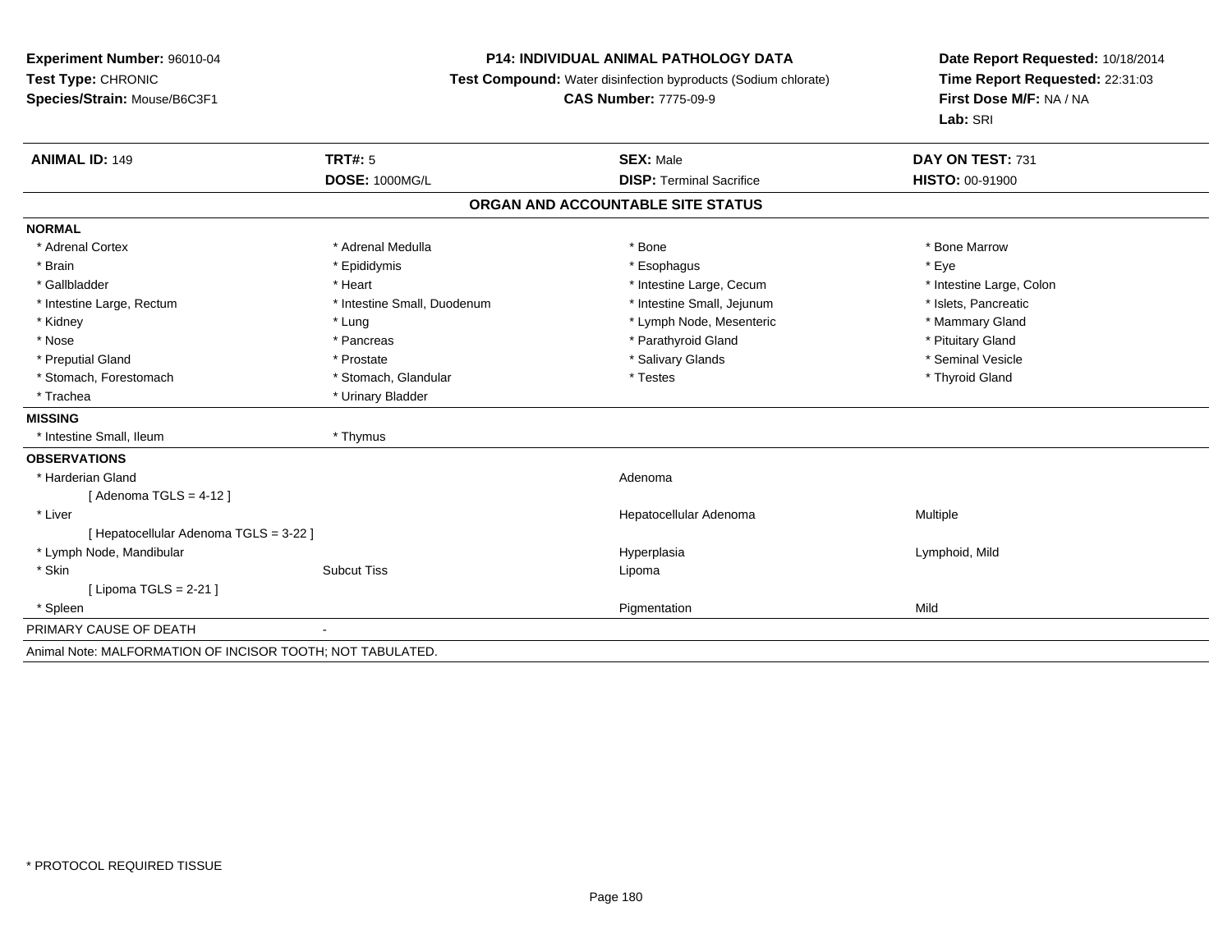**Experiment Number:** 96010-04
**Test Type:** CHRONIC
**Species/Strain:** Mouse/B6C3F1

**P14: INDIVIDUAL ANIMAL PATHOLOGY DATA**
**Test Compound:** Water disinfection byproducts (Sodium chlorate)
**CAS Number:** 7775-09-9

**Date Report Requested:** 10/18/2014
**Time Report Requested:** 22:31:03
**First Dose M/F:** NA / NA
**Lab:** SRI

| **ANIMAL ID:** 149 | **TRT#:** 5 | **SEX:** Male | **DAY ON TEST:** 731 |
|---|---|---|---|
| | **DOSE:** 1000MG/L | **DISP:** Terminal Sacrifice | **HISTO:** 00-91900 |

## ORGAN AND ACCOUNTABLE SITE STATUS

**NORMAL**

| | | | |
|---|---|---|---|
| * Adrenal Cortex | * Adrenal Medulla | * Bone | * Bone Marrow |
| * Brain | * Epididymis | * Esophagus | * Eye |
| * Gallbladder | * Heart | * Intestine Large, Cecum | * Intestine Large, Colon |
| * Intestine Large, Rectum | * Intestine Small, Duodenum | * Intestine Small, Jejunum | * Islets, Pancreatic |
| * Kidney | * Lung | * Lymph Node, Mesenteric | * Mammary Gland |
| * Nose | * Pancreas | * Parathyroid Gland | * Pituitary Gland |
| * Preputial Gland | * Prostate | * Salivary Glands | * Seminal Vesicle |
| * Stomach, Forestomach | * Stomach, Glandular | * Testes | * Thyroid Gland |
| * Trachea | * Urinary Bladder | | |

**MISSING**

| | |
|---|---|
| * Intestine Small, Ileum | * Thymus |

**OBSERVATIONS**

| | | | |
|---|---|---|---|
| * Harderian Gland | | Adenoma | |
| [ Adenoma TGLS = 4-12 ] | | | |
| * Liver | | Hepatocellular Adenoma | Multiple |
| [ Hepatocellular Adenoma TGLS = 3-22 ] | | | |
| * Lymph Node, Mandibular | | Hyperplasia | Lymphoid, Mild |
| * Skin | Subcut Tiss | Lipoma | |
| [ Lipoma TGLS = 2-21 ] | | | |
| * Spleen | | Pigmentation | Mild |

PRIMARY CAUSE OF DEATH -

Animal Note: MALFORMATION OF INCISOR TOOTH; NOT TABULATED.

\* PROTOCOL REQUIRED TISSUE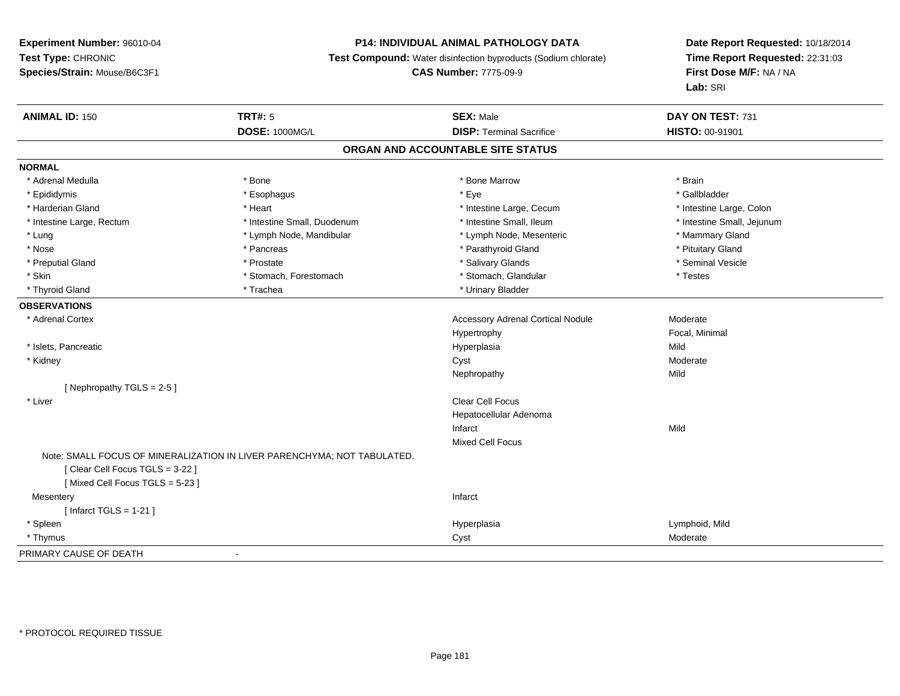**Experiment Number:** 96010-04
**Test Type:** CHRONIC
**Species/Strain:** Mouse/B6C3F1

**P14: INDIVIDUAL ANIMAL PATHOLOGY DATA**
**Test Compound:** Water disinfection byproducts (Sodium chlorate)
**CAS Number:** 7775-09-9

**Date Report Requested:** 10/18/2014
**Time Report Requested:** 22:31:03
**First Dose M/F:** NA / NA
**Lab:** SRI

| **ANIMAL ID:** 150 | **TRT#:** 5 | **SEX:** Male | **DAY ON TEST:** 731 |
|---|---|---|---|
| | **DOSE:** 1000MG/L | **DISP:** Terminal Sacrifice | **HISTO:** 00-91901 |

## ORGAN AND ACCOUNTABLE SITE STATUS

**NORMAL**

| | | | |
|---|---|---|---|
| * Adrenal Medulla | * Bone | * Bone Marrow | * Brain |
| * Epididymis | * Esophagus | * Eye | * Gallbladder |
| * Harderian Gland | * Heart | * Intestine Large, Cecum | * Intestine Large, Colon |
| * Intestine Large, Rectum | * Intestine Small, Duodenum | * Intestine Small, Ileum | * Intestine Small, Jejunum |
| * Lung | * Lymph Node, Mandibular | * Lymph Node, Mesenteric | * Mammary Gland |
| * Nose | * Pancreas | * Parathyroid Gland | * Pituitary Gland |
| * Preputial Gland | * Prostate | * Salivary Glands | * Seminal Vesicle |
| * Skin | * Stomach, Forestomach | * Stomach, Glandular | * Testes |
| * Thyroid Gland | * Trachea | * Urinary Bladder | |

**OBSERVATIONS**

| | | |
|---|---|---|
| * Adrenal Cortex | Accessory Adrenal Cortical Nodule | Moderate |
| | Hypertrophy | Focal, Minimal |
| * Islets, Pancreatic | Hyperplasia | Mild |
| * Kidney | Cyst | Moderate |
| | Nephropathy | Mild |
| [ Nephropathy TGLS = 2-5 ] | | |
| * Liver | Clear Cell Focus | |
| | Hepatocellular Adenoma | |
| | Infarct | Mild |
| | Mixed Cell Focus | |
| Note: SMALL FOCUS OF MINERALIZATION IN LIVER PARENCHYMA; NOT TABULATED. | | |
| [ Clear Cell Focus TGLS = 3-22 ] | | |
| [ Mixed Cell Focus TGLS = 5-23 ] | | |
| Mesentery | Infarct | |
| [ Infarct TGLS = 1-21 ] | | |
| * Spleen | Hyperplasia | Lymphoid, Mild |
| * Thymus | Cyst | Moderate |

PRIMARY CAUSE OF DEATH -

\* PROTOCOL REQUIRED TISSUE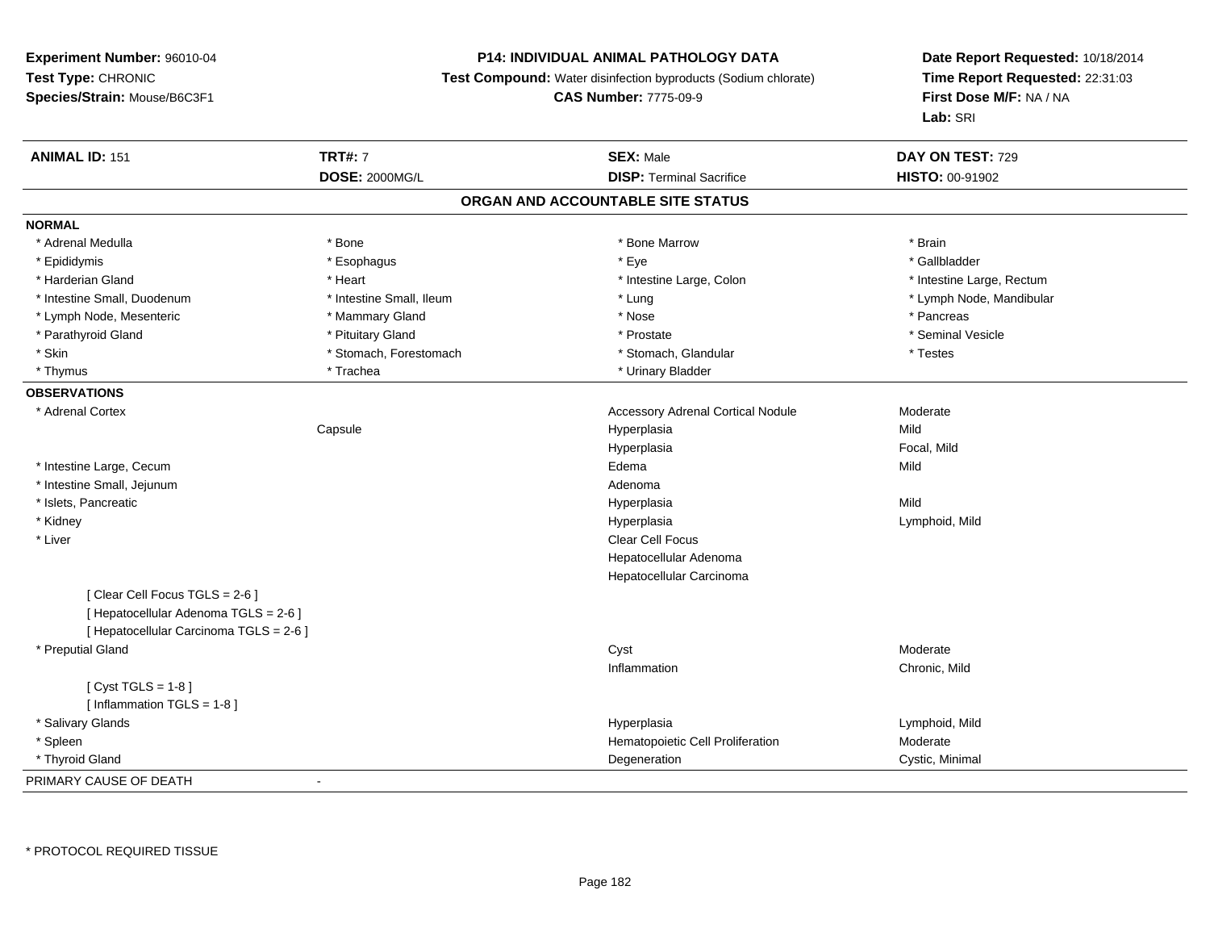**Experiment Number:** 96010-04
**Test Type:** CHRONIC
**Species/Strain:** Mouse/B6C3F1

**P14: INDIVIDUAL ANIMAL PATHOLOGY DATA**
**Test Compound:** Water disinfection byproducts (Sodium chlorate)
**CAS Number:** 7775-09-9

**Date Report Requested:** 10/18/2014
**Time Report Requested:** 22:31:03
**First Dose M/F:** NA / NA
**Lab:** SRI

| **ANIMAL ID:** 151 | **TRT#:** 7 | **SEX:** Male | **DAY ON TEST:** 729 |
|---|---|---|---|
| | **DOSE:** 2000MG/L | **DISP:** Terminal Sacrifice | **HISTO:** 00-91902 |

## ORGAN AND ACCOUNTABLE SITE STATUS

**NORMAL**

| | | | |
|---|---|---|---|
| * Adrenal Medulla | * Bone | * Bone Marrow | * Brain |
| * Epididymis | * Esophagus | * Eye | * Gallbladder |
| * Harderian Gland | * Heart | * Intestine Large, Colon | * Intestine Large, Rectum |
| * Intestine Small, Duodenum | * Intestine Small, Ileum | * Lung | * Lymph Node, Mandibular |
| * Lymph Node, Mesenteric | * Mammary Gland | * Nose | * Pancreas |
| * Parathyroid Gland | * Pituitary Gland | * Prostate | * Seminal Vesicle |
| * Skin | * Stomach, Forestomach | * Stomach, Glandular | * Testes |
| * Thymus | * Trachea | * Urinary Bladder | |

**OBSERVATIONS**

| | | | |
|---|---|---|---|
| * Adrenal Cortex | | Accessory Adrenal Cortical Nodule | Moderate |
| | Capsule | Hyperplasia | Mild |
| | | Hyperplasia | Focal, Mild |
| * Intestine Large, Cecum | | Edema | Mild |
| * Intestine Small, Jejunum | | Adenoma | |
| * Islets, Pancreatic | | Hyperplasia | Mild |
| * Kidney | | Hyperplasia | Lymphoid, Mild |
| * Liver | | Clear Cell Focus | |
| | | Hepatocellular Adenoma | |
| | | Hepatocellular Carcinoma | |
| [ Clear Cell Focus TGLS = 2-6 ] | | | |
| [ Hepatocellular Adenoma TGLS = 2-6 ] | | | |
| [ Hepatocellular Carcinoma TGLS = 2-6 ] | | | |
| * Preputial Gland | | Cyst | Moderate |
| | | Inflammation | Chronic, Mild |
| [ Cyst TGLS = 1-8 ] | | | |
| [ Inflammation TGLS = 1-8 ] | | | |
| * Salivary Glands | | Hyperplasia | Lymphoid, Mild |
| * Spleen | | Hematopoietic Cell Proliferation | Moderate |
| * Thyroid Gland | | Degeneration | Cystic, Minimal |

PRIMARY CAUSE OF DEATH -

* PROTOCOL REQUIRED TISSUE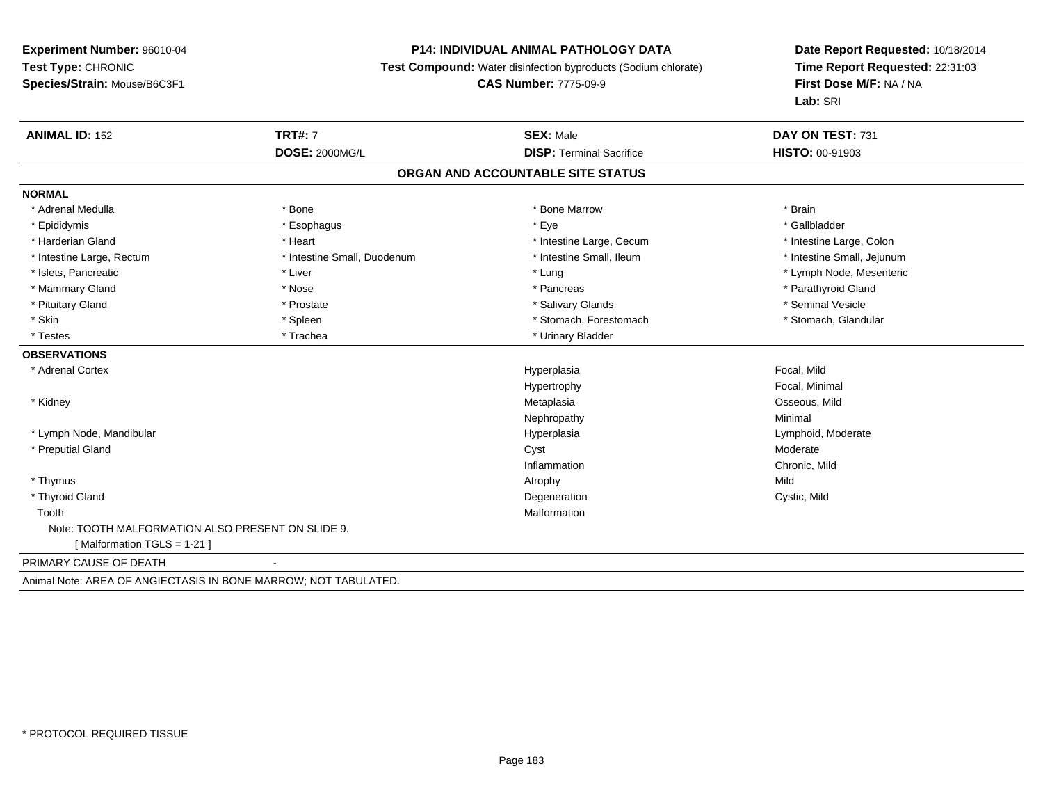**Experiment Number:** 96010-04
**Test Type:** CHRONIC
**Species/Strain:** Mouse/B6C3F1

**P14: INDIVIDUAL ANIMAL PATHOLOGY DATA**
**Test Compound:** Water disinfection byproducts (Sodium chlorate)
**CAS Number:** 7775-09-9

**Date Report Requested:** 10/18/2014
**Time Report Requested:** 22:31:03
**First Dose M/F:** NA / NA
**Lab:** SRI

| **ANIMAL ID:** 152 | **TRT#:** 7 | **SEX:** Male | **DAY ON TEST:** 731 |
|---|---|---|---|
| | **DOSE:** 2000MG/L | **DISP:** Terminal Sacrifice | **HISTO:** 00-91903 |

## ORGAN AND ACCOUNTABLE SITE STATUS

**NORMAL**

| | | | |
|---|---|---|---|
| * Adrenal Medulla | * Bone | * Bone Marrow | * Brain |
| * Epididymis | * Esophagus | * Eye | * Gallbladder |
| * Harderian Gland | * Heart | * Intestine Large, Cecum | * Intestine Large, Colon |
| * Intestine Large, Rectum | * Intestine Small, Duodenum | * Intestine Small, Ileum | * Intestine Small, Jejunum |
| * Islets, Pancreatic | * Liver | * Lung | * Lymph Node, Mesenteric |
| * Mammary Gland | * Nose | * Pancreas | * Parathyroid Gland |
| * Pituitary Gland | * Prostate | * Salivary Glands | * Seminal Vesicle |
| * Skin | * Spleen | * Stomach, Forestomach | * Stomach, Glandular |
| * Testes | * Trachea | * Urinary Bladder | |

**OBSERVATIONS**

| | | |
|---|---|---|
| * Adrenal Cortex | Hyperplasia | Focal, Mild |
| | Hypertrophy | Focal, Minimal |
| * Kidney | Metaplasia | Osseous, Mild |
| | Nephropathy | Minimal |
| * Lymph Node, Mandibular | Hyperplasia | Lymphoid, Moderate |
| * Preputial Gland | Cyst | Moderate |
| | Inflammation | Chronic, Mild |
| * Thymus | Atrophy | Mild |
| * Thyroid Gland | Degeneration | Cystic, Mild |
| Tooth | Malformation | |

Note: TOOTH MALFORMATION ALSO PRESENT ON SLIDE 9.
[ Malformation TGLS = 1-21 ]

PRIMARY CAUSE OF DEATH -

Animal Note: AREA OF ANGIECTASIS IN BONE MARROW; NOT TABULATED.

* PROTOCOL REQUIRED TISSUE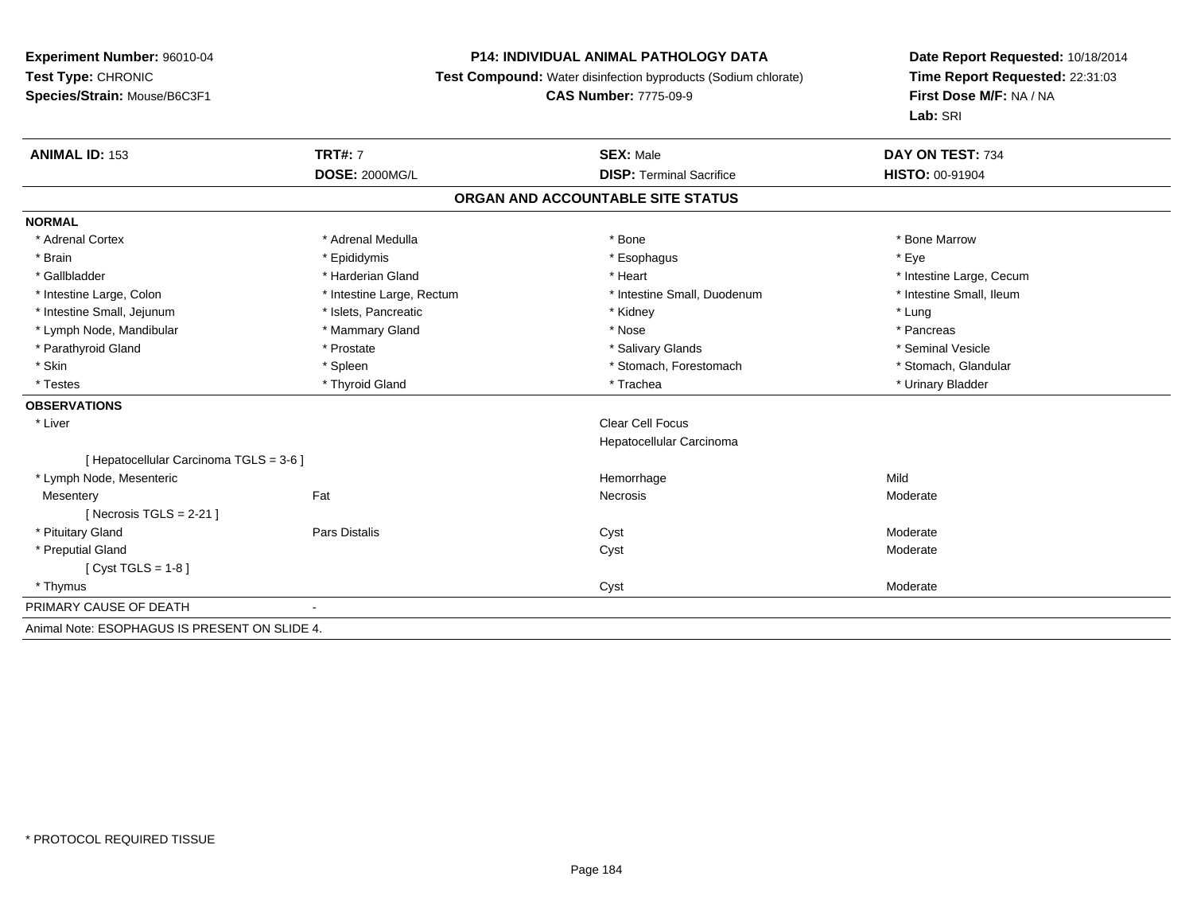**Experiment Number:** 96010-04
**Test Type:** CHRONIC
**Species/Strain:** Mouse/B6C3F1

**P14: INDIVIDUAL ANIMAL PATHOLOGY DATA**
**Test Compound:** Water disinfection byproducts (Sodium chlorate)
**CAS Number:** 7775-09-9

**Date Report Requested:** 10/18/2014
**Time Report Requested:** 22:31:03
**First Dose M/F:** NA / NA
**Lab:** SRI

| **ANIMAL ID:** 153 | **TRT#:** 7 | **SEX:** Male | **DAY ON TEST:** 734 |
|---|---|---|---|
| | **DOSE:** 2000MG/L | **DISP:** Terminal Sacrifice | **HISTO:** 00-91904 |

**ORGAN AND ACCOUNTABLE SITE STATUS**

**NORMAL**

| | | | |
|---|---|---|---|
| * Adrenal Cortex | * Adrenal Medulla | * Bone | * Bone Marrow |
| * Brain | * Epididymis | * Esophagus | * Eye |
| * Gallbladder | * Harderian Gland | * Heart | * Intestine Large, Cecum |
| * Intestine Large, Colon | * Intestine Large, Rectum | * Intestine Small, Duodenum | * Intestine Small, Ileum |
| * Intestine Small, Jejunum | * Islets, Pancreatic | * Kidney | * Lung |
| * Lymph Node, Mandibular | * Mammary Gland | * Nose | * Pancreas |
| * Parathyroid Gland | * Prostate | * Salivary Glands | * Seminal Vesicle |
| * Skin | * Spleen | * Stomach, Forestomach | * Stomach, Glandular |
| * Testes | * Thyroid Gland | * Trachea | * Urinary Bladder |

**OBSERVATIONS**

| | | | |
|---|---|---|---|
| * Liver | | Clear Cell Focus | |
| | | Hepatocellular Carcinoma | |
| [ Hepatocellular Carcinoma TGLS = 3-6 ] | | | |
| * Lymph Node, Mesenteric | | Hemorrhage | Mild |
| Mesentery | Fat | Necrosis | Moderate |
| [ Necrosis TGLS = 2-21 ] | | | |
| * Pituitary Gland | Pars Distalis | Cyst | Moderate |
| * Preputial Gland | | Cyst | Moderate |
| [ Cyst TGLS = 1-8 ] | | | |
| * Thymus | | Cyst | Moderate |

PRIMARY CAUSE OF DEATH -

Animal Note: ESOPHAGUS IS PRESENT ON SLIDE 4.

* PROTOCOL REQUIRED TISSUE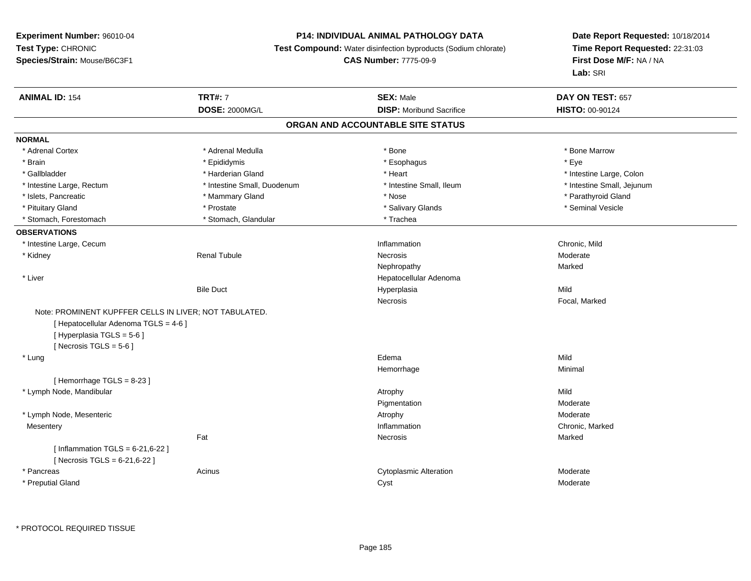**Experiment Number:** 96010-04
**Test Type:** CHRONIC
**Species/Strain:** Mouse/B6C3F1

**P14: INDIVIDUAL ANIMAL PATHOLOGY DATA**
**Test Compound:** Water disinfection byproducts (Sodium chlorate)
**CAS Number:** 7775-09-9

**Date Report Requested:** 10/18/2014
**Time Report Requested:** 22:31:03
**First Dose M/F:** NA / NA
**Lab:** SRI

| **ANIMAL ID:** 154 | **TRT#:** 7 | **SEX:** Male | **DAY ON TEST:** 657 |
|---|---|---|---|
| | **DOSE:** 2000MG/L | **DISP:** Moribund Sacrifice | **HISTO:** 00-90124 |

## ORGAN AND ACCOUNTABLE SITE STATUS

**NORMAL**

| | | | |
|---|---|---|---|
| * Adrenal Cortex | * Adrenal Medulla | * Bone | * Bone Marrow |
| * Brain | * Epididymis | * Esophagus | * Eye |
| * Gallbladder | * Harderian Gland | * Heart | * Intestine Large, Colon |
| * Intestine Large, Rectum | * Intestine Small, Duodenum | * Intestine Small, Ileum | * Intestine Small, Jejunum |
| * Islets, Pancreatic | * Mammary Gland | * Nose | * Parathyroid Gland |
| * Pituitary Gland | * Prostate | * Salivary Glands | * Seminal Vesicle |
| * Stomach, Forestomach | * Stomach, Glandular | * Trachea | |

**OBSERVATIONS**

| | | | |
|---|---|---|---|
| * Intestine Large, Cecum | | Inflammation | Chronic, Mild |
| * Kidney | Renal Tubule | Necrosis | Moderate |
| | | Nephropathy | Marked |
| * Liver | | Hepatocellular Adenoma | |
| | Bile Duct | Hyperplasia | Mild |
| | | Necrosis | Focal, Marked |

Note: PROMINENT KUPFFER CELLS IN LIVER; NOT TABULATED.
[ Hepatocellular Adenoma TGLS = 4-6 ]
[ Hyperplasia TGLS = 5-6 ]
[ Necrosis TGLS = 5-6 ]

| | | | |
|---|---|---|---|
| * Lung | | Edema | Mild |
| | | Hemorrhage | Minimal |

[ Hemorrhage TGLS = 8-23 ]

| | | | |
|---|---|---|---|
| * Lymph Node, Mandibular | | Atrophy | Mild |
| | | Pigmentation | Moderate |
| * Lymph Node, Mesenteric | | Atrophy | Moderate |
| Mesentery | | Inflammation | Chronic, Marked |
| | Fat | Necrosis | Marked |

[ Inflammation TGLS = 6-21,6-22 ]
[ Necrosis TGLS = 6-21,6-22 ]

| | | | |
|---|---|---|---|
| * Pancreas | Acinus | Cytoplasmic Alteration | Moderate |
| * Preputial Gland | | Cyst | Moderate |

* PROTOCOL REQUIRED TISSUE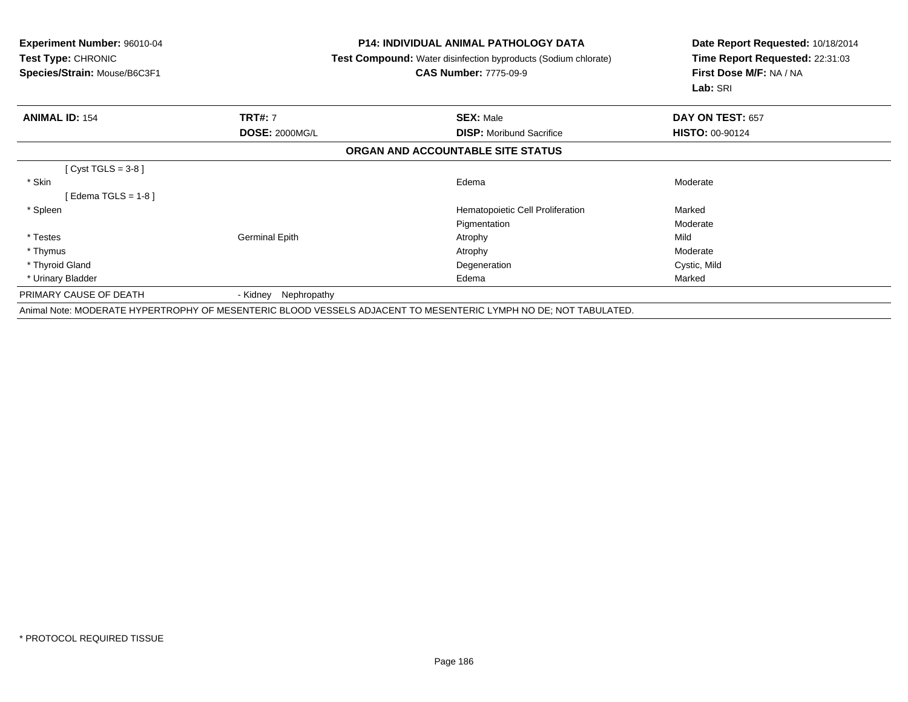**Experiment Number:** 96010-04
**Test Type:** CHRONIC
**Species/Strain:** Mouse/B6C3F1

**P14: INDIVIDUAL ANIMAL PATHOLOGY DATA**
**Test Compound:** Water disinfection byproducts (Sodium chlorate)
**CAS Number:** 7775-09-9

**Date Report Requested:** 10/18/2014
**Time Report Requested:** 22:31:03
**First Dose M/F:** NA / NA
**Lab:** SRI

| **ANIMAL ID:** 154 | **TRT#:** 7 | **SEX:** Male | **DAY ON TEST:** 657 |
|---|---|---|---|
| | **DOSE:** 2000MG/L | **DISP:** Moribund Sacrifice | **HISTO:** 00-90124 |

## ORGAN AND ACCOUNTABLE SITE STATUS

| | | | |
|---|---|---|---|
| [ Cyst TGLS = 3-8 ] | | | |
| * Skin | | Edema | Moderate |
| [ Edema TGLS = 1-8 ] | | | |
| * Spleen | | Hematopoietic Cell Proliferation | Marked |
| | | Pigmentation | Moderate |
| * Testes | Germinal Epith | Atrophy | Mild |
| * Thymus | | Atrophy | Moderate |
| * Thyroid Gland | | Degeneration | Cystic, Mild |
| * Urinary Bladder | | Edema | Marked |
| PRIMARY CAUSE OF DEATH | - Kidney Nephropathy | | |

Animal Note: MODERATE HYPERTROPHY OF MESENTERIC BLOOD VESSELS ADJACENT TO MESENTERIC LYMPH NO DE; NOT TABULATED.

* PROTOCOL REQUIRED TISSUE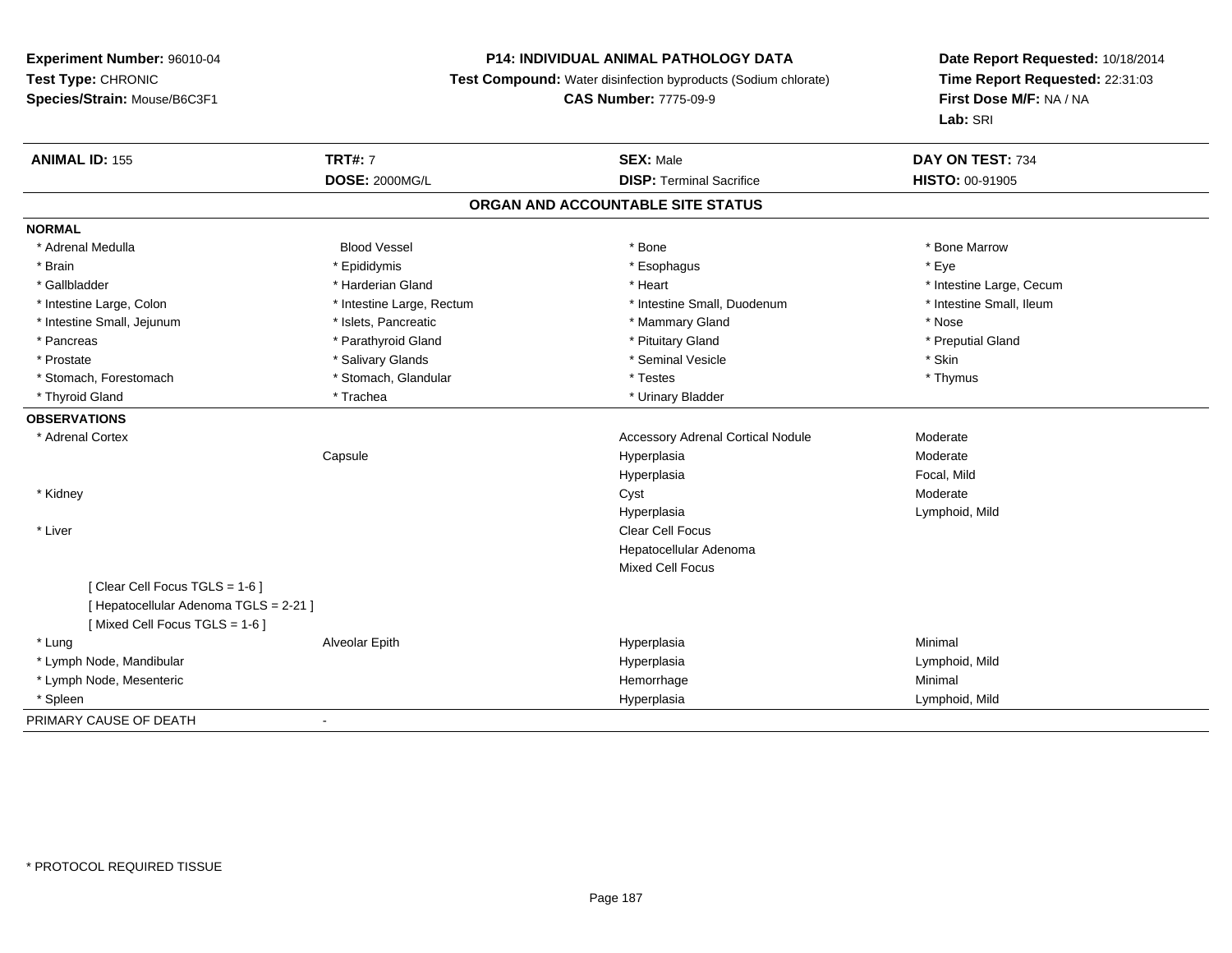**Experiment Number:** 96010-04
**Test Type:** CHRONIC
**Species/Strain:** Mouse/B6C3F1

**P14: INDIVIDUAL ANIMAL PATHOLOGY DATA**
**Test Compound:** Water disinfection byproducts (Sodium chlorate)
**CAS Number:** 7775-09-9

**Date Report Requested:** 10/18/2014
**Time Report Requested:** 22:31:03
**First Dose M/F:** NA / NA
**Lab:** SRI

| **ANIMAL ID:** 155 | **TRT#:** 7 | **SEX:** Male | **DAY ON TEST:** 734 |
|---|---|---|---|
| | **DOSE:** 2000MG/L | **DISP:** Terminal Sacrifice | **HISTO:** 00-91905 |

## ORGAN AND ACCOUNTABLE SITE STATUS

**NORMAL**

| | | | |
|---|---|---|---|
| * Adrenal Medulla | Blood Vessel | * Bone | * Bone Marrow |
| * Brain | * Epididymis | * Esophagus | * Eye |
| * Gallbladder | * Harderian Gland | * Heart | * Intestine Large, Cecum |
| * Intestine Large, Colon | * Intestine Large, Rectum | * Intestine Small, Duodenum | * Intestine Small, Ileum |
| * Intestine Small, Jejunum | * Islets, Pancreatic | * Mammary Gland | * Nose |
| * Pancreas | * Parathyroid Gland | * Pituitary Gland | * Preputial Gland |
| * Prostate | * Salivary Glands | * Seminal Vesicle | * Skin |
| * Stomach, Forestomach | * Stomach, Glandular | * Testes | * Thymus |
| * Thyroid Gland | * Trachea | * Urinary Bladder | |

**OBSERVATIONS**

| | | | |
|---|---|---|---|
| * Adrenal Cortex | | Accessory Adrenal Cortical Nodule | Moderate |
| | Capsule | Hyperplasia | Moderate |
| | | Hyperplasia | Focal, Mild |
| * Kidney | | Cyst | Moderate |
| | | Hyperplasia | Lymphoid, Mild |
| * Liver | | Clear Cell Focus | |
| | | Hepatocellular Adenoma | |
| | | Mixed Cell Focus | |
| [ Clear Cell Focus TGLS = 1-6 ] | | | |
| [ Hepatocellular Adenoma TGLS = 2-21 ] | | | |
| [ Mixed Cell Focus TGLS = 1-6 ] | | | |
| * Lung | Alveolar Epith | Hyperplasia | Minimal |
| * Lymph Node, Mandibular | | Hyperplasia | Lymphoid, Mild |
| * Lymph Node, Mesenteric | | Hemorrhage | Minimal |
| * Spleen | | Hyperplasia | Lymphoid, Mild |

PRIMARY CAUSE OF DEATH -

* PROTOCOL REQUIRED TISSUE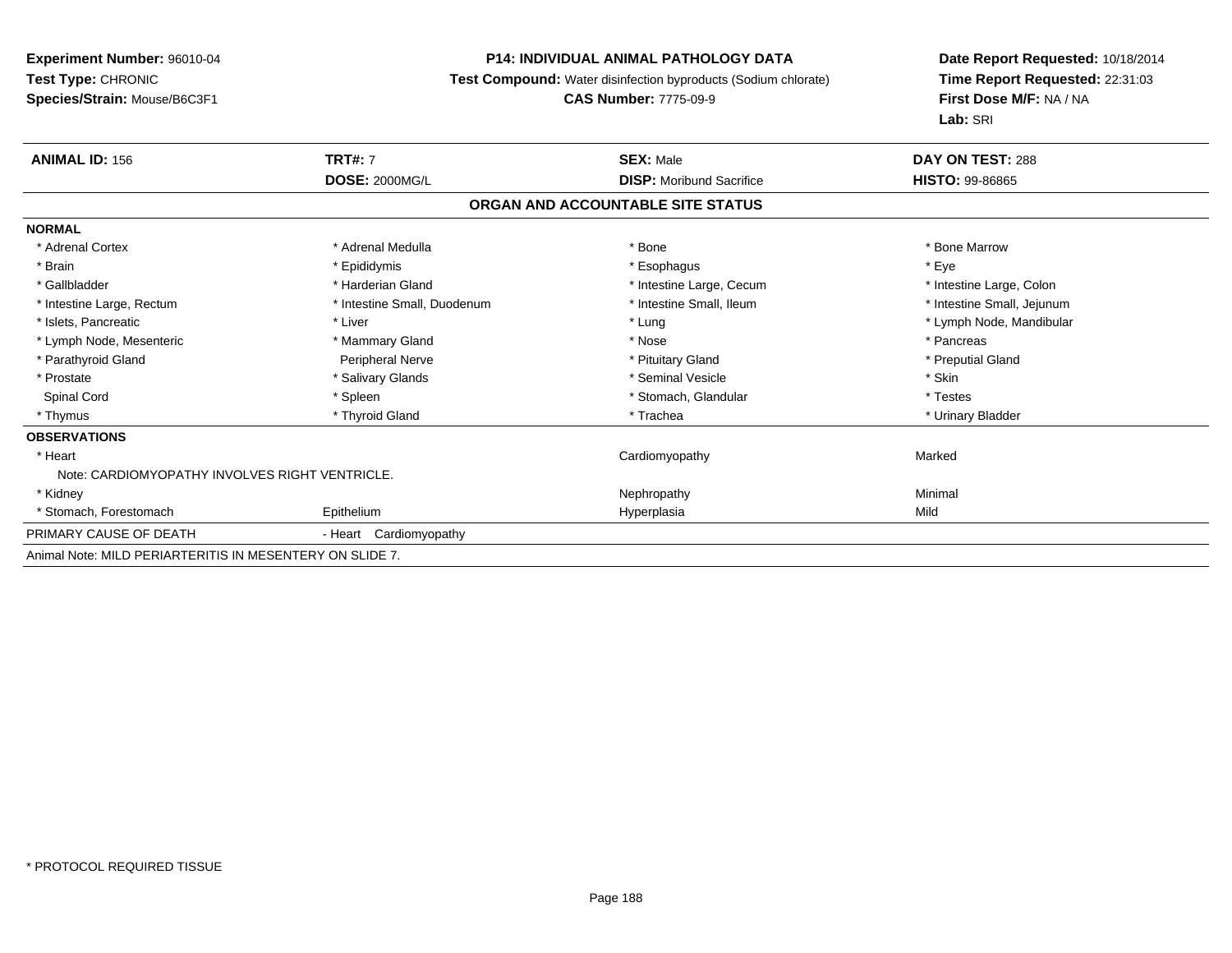**Experiment Number:** 96010-04
**Test Type:** CHRONIC
**Species/Strain:** Mouse/B6C3F1

**P14: INDIVIDUAL ANIMAL PATHOLOGY DATA**
**Test Compound:** Water disinfection byproducts (Sodium chlorate)
**CAS Number:** 7775-09-9

**Date Report Requested:** 10/18/2014
**Time Report Requested:** 22:31:03
**First Dose M/F:** NA / NA
**Lab:** SRI

| **ANIMAL ID:** 156 | **TRT#:** 7 | **SEX:** Male | **DAY ON TEST:** 288 |
|---|---|---|---|
| | **DOSE:** 2000MG/L | **DISP:** Moribund Sacrifice | **HISTO:** 99-86865 |

**ORGAN AND ACCOUNTABLE SITE STATUS**

**NORMAL**

| | | | |
|---|---|---|---|
| * Adrenal Cortex | * Adrenal Medulla | * Bone | * Bone Marrow |
| * Brain | * Epididymis | * Esophagus | * Eye |
| * Gallbladder | * Harderian Gland | * Intestine Large, Cecum | * Intestine Large, Colon |
| * Intestine Large, Rectum | * Intestine Small, Duodenum | * Intestine Small, Ileum | * Intestine Small, Jejunum |
| * Islets, Pancreatic | * Liver | * Lung | * Lymph Node, Mandibular |
| * Lymph Node, Mesenteric | * Mammary Gland | * Nose | * Pancreas |
| * Parathyroid Gland | Peripheral Nerve | * Pituitary Gland | * Preputial Gland |
| * Prostate | * Salivary Glands | * Seminal Vesicle | * Skin |
| Spinal Cord | * Spleen | * Stomach, Glandular | * Testes |
| * Thymus | * Thyroid Gland | * Trachea | * Urinary Bladder |

**OBSERVATIONS**

| | | | |
|---|---|---|---|
| * Heart | | Cardiomyopathy | Marked |
| Note: CARDIOMYOPATHY INVOLVES RIGHT VENTRICLE. | | | |
| * Kidney | | Nephropathy | Minimal |
| * Stomach, Forestomach | Epithelium | Hyperplasia | Mild |

PRIMARY CAUSE OF DEATH - Heart Cardiomyopathy

Animal Note: MILD PERIARTERITIS IN MESENTERY ON SLIDE 7.

* PROTOCOL REQUIRED TISSUE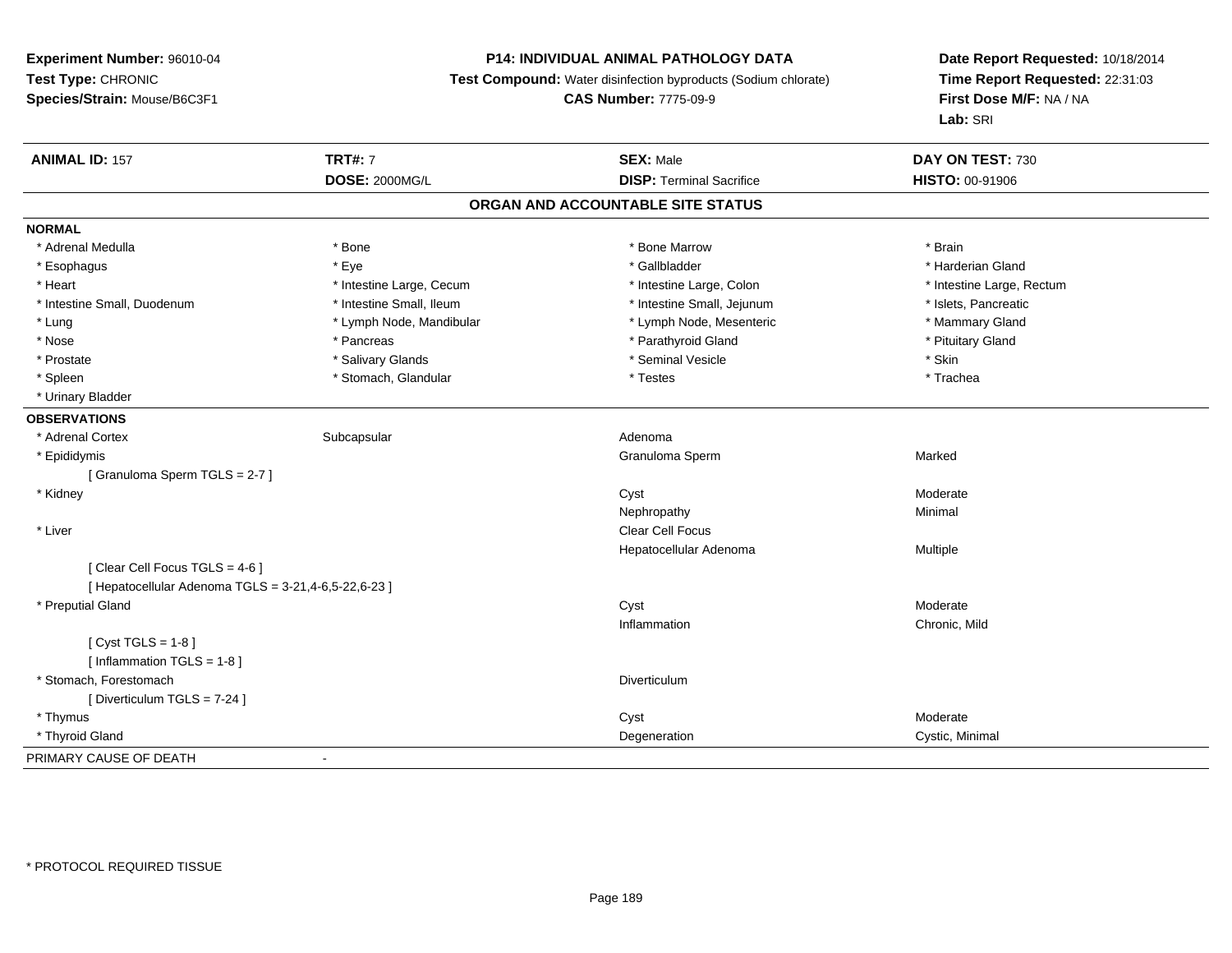**Experiment Number:** 96010-04
**Test Type:** CHRONIC
**Species/Strain:** Mouse/B6C3F1

**P14: INDIVIDUAL ANIMAL PATHOLOGY DATA**
**Test Compound:** Water disinfection byproducts (Sodium chlorate)
**CAS Number:** 7775-09-9

**Date Report Requested:** 10/18/2014
**Time Report Requested:** 22:31:03
**First Dose M/F:** NA / NA
**Lab:** SRI

| **ANIMAL ID:** 157 | **TRT#:** 7 | **SEX:** Male | **DAY ON TEST:** 730 |
|---|---|---|---|
| | **DOSE:** 2000MG/L | **DISP:** Terminal Sacrifice | **HISTO:** 00-91906 |

## ORGAN AND ACCOUNTABLE SITE STATUS

**NORMAL**

| | | | |
|---|---|---|---|
| * Adrenal Medulla | * Bone | * Bone Marrow | * Brain |
| * Esophagus | * Eye | * Gallbladder | * Harderian Gland |
| * Heart | * Intestine Large, Cecum | * Intestine Large, Colon | * Intestine Large, Rectum |
| * Intestine Small, Duodenum | * Intestine Small, Ileum | * Intestine Small, Jejunum | * Islets, Pancreatic |
| * Lung | * Lymph Node, Mandibular | * Lymph Node, Mesenteric | * Mammary Gland |
| * Nose | * Pancreas | * Parathyroid Gland | * Pituitary Gland |
| * Prostate | * Salivary Glands | * Seminal Vesicle | * Skin |
| * Spleen | * Stomach, Glandular | * Testes | * Trachea |
| * Urinary Bladder | | | |

**OBSERVATIONS**

| | | | |
|---|---|---|---|
| * Adrenal Cortex | Subcapsular | Adenoma | |
| * Epididymis | | Granuloma Sperm | Marked |
| [ Granuloma Sperm TGLS = 2-7 ] | | | |
| * Kidney | | Cyst | Moderate |
| | | Nephropathy | Minimal |
| * Liver | | Clear Cell Focus | |
| | | Hepatocellular Adenoma | Multiple |
| [ Clear Cell Focus TGLS = 4-6 ] | | | |
| [ Hepatocellular Adenoma TGLS = 3-21,4-6,5-22,6-23 ] | | | |
| * Preputial Gland | | Cyst | Moderate |
| | | Inflammation | Chronic, Mild |
| [ Cyst TGLS = 1-8 ] | | | |
| [ Inflammation TGLS = 1-8 ] | | | |
| * Stomach, Forestomach | | Diverticulum | |
| [ Diverticulum TGLS = 7-24 ] | | | |
| * Thymus | | Cyst | Moderate |
| * Thyroid Gland | | Degeneration | Cystic, Minimal |

PRIMARY CAUSE OF DEATH -

* PROTOCOL REQUIRED TISSUE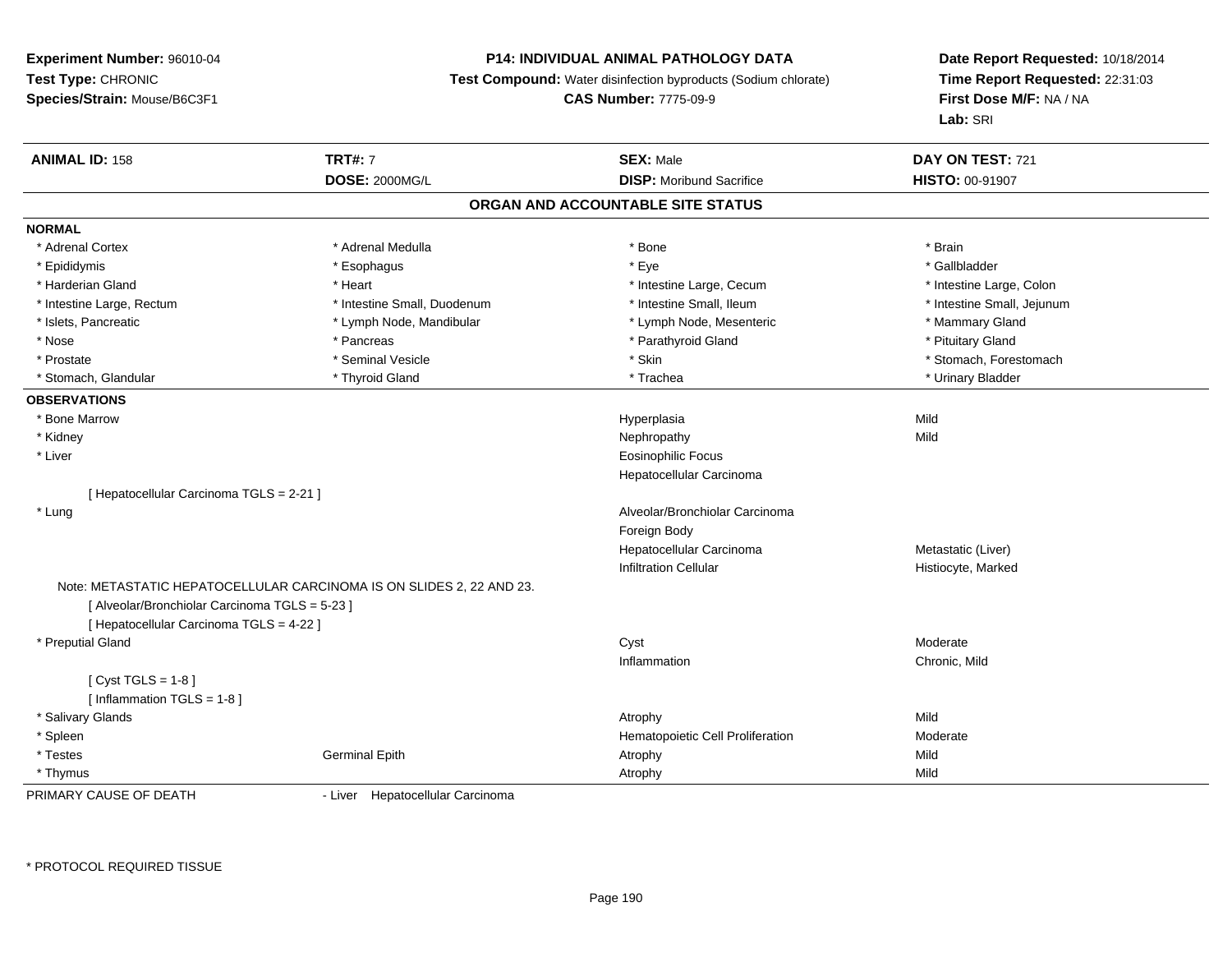**Experiment Number:** 96010-04
**Test Type:** CHRONIC
**Species/Strain:** Mouse/B6C3F1

**P14: INDIVIDUAL ANIMAL PATHOLOGY DATA**
**Test Compound:** Water disinfection byproducts (Sodium chlorate)
**CAS Number:** 7775-09-9

**Date Report Requested:** 10/18/2014
**Time Report Requested:** 22:31:03
**First Dose M/F:** NA / NA
**Lab:** SRI

| **ANIMAL ID:** 158 | **TRT#:** 7 | **SEX:** Male | **DAY ON TEST:** 721 |
|---|---|---|---|
| | **DOSE:** 2000MG/L | **DISP:** Moribund Sacrifice | **HISTO:** 00-91907 |

## ORGAN AND ACCOUNTABLE SITE STATUS

**NORMAL**

| | | | |
|---|---|---|---|
| * Adrenal Cortex | * Adrenal Medulla | * Bone | * Brain |
| * Epididymis | * Esophagus | * Eye | * Gallbladder |
| * Harderian Gland | * Heart | * Intestine Large, Cecum | * Intestine Large, Colon |
| * Intestine Large, Rectum | * Intestine Small, Duodenum | * Intestine Small, Ileum | * Intestine Small, Jejunum |
| * Islets, Pancreatic | * Lymph Node, Mandibular | * Lymph Node, Mesenteric | * Mammary Gland |
| * Nose | * Pancreas | * Parathyroid Gland | * Pituitary Gland |
| * Prostate | * Seminal Vesicle | * Skin | * Stomach, Forestomach |
| * Stomach, Glandular | * Thyroid Gland | * Trachea | * Urinary Bladder |

**OBSERVATIONS**

| | | | |
|---|---|---|---|
| * Bone Marrow | | Hyperplasia | Mild |
| * Kidney | | Nephropathy | Mild |
| * Liver | | Eosinophilic Focus | |
| | | Hepatocellular Carcinoma | |
| [ Hepatocellular Carcinoma TGLS = 2-21 ] | | | |
| * Lung | | Alveolar/Bronchiolar Carcinoma | |
| | | Foreign Body | |
| | | Hepatocellular Carcinoma | Metastatic (Liver) |
| | | Infiltration Cellular | Histiocyte, Marked |
| Note: METASTATIC HEPATOCELLULAR CARCINOMA IS ON SLIDES 2, 22 AND 23. | | | |
| [ Alveolar/Bronchiolar Carcinoma TGLS = 5-23 ] | | | |
| [ Hepatocellular Carcinoma TGLS = 4-22 ] | | | |
| * Preputial Gland | | Cyst | Moderate |
| | | Inflammation | Chronic, Mild |
| [ Cyst TGLS = 1-8 ] | | | |
| [ Inflammation TGLS = 1-8 ] | | | |
| * Salivary Glands | | Atrophy | Mild |
| * Spleen | | Hematopoietic Cell Proliferation | Moderate |
| * Testes | Germinal Epith | Atrophy | Mild |
| * Thymus | | Atrophy | Mild |

PRIMARY CAUSE OF DEATH - Liver Hepatocellular Carcinoma

* PROTOCOL REQUIRED TISSUE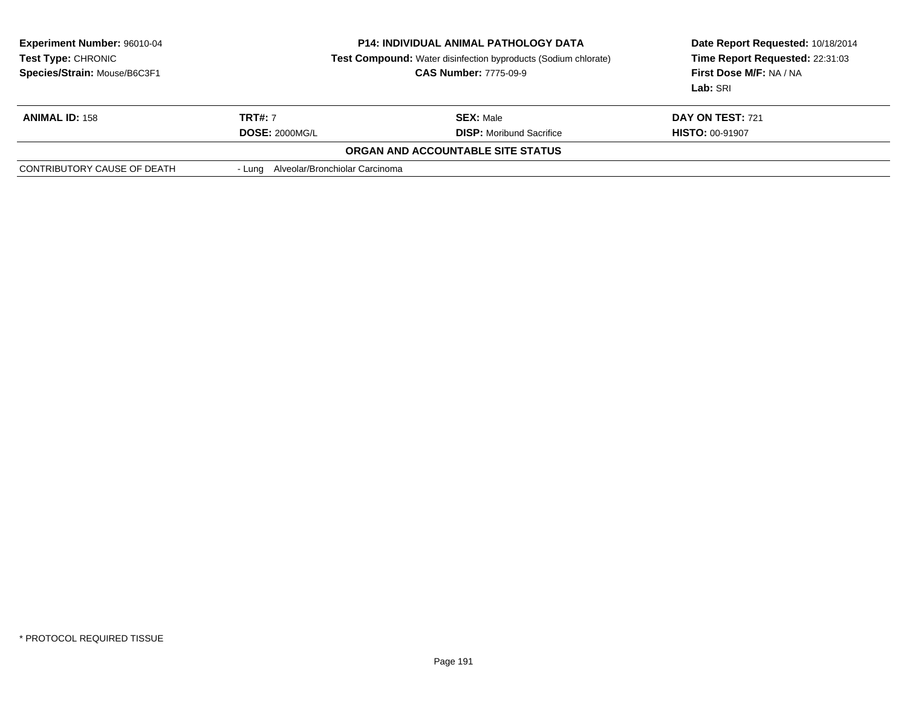| **Experiment Number:** 96010-04 | **P14: INDIVIDUAL ANIMAL PATHOLOGY DATA** | **Date Report Requested:** 10/18/2014 |
|---|---|---|
| **Test Type:** CHRONIC | **Test Compound:** Water disinfection byproducts (Sodium chlorate) | **Time Report Requested:** 22:31:03 |
| **Species/Strain:** Mouse/B6C3F1 | **CAS Number:** 7775-09-9 | **First Dose M/F:** NA / NA |
| | | **Lab:** SRI |

| **ANIMAL ID:** 158 | **TRT#:** 7 | **SEX:** Male | **DAY ON TEST:** 721 |
|---|---|---|---|
| | **DOSE:** 2000MG/L | **DISP:** Moribund Sacrifice | **HISTO:** 00-91907 |

**ORGAN AND ACCOUNTABLE SITE STATUS**

| | |
|---|---|
| CONTRIBUTORY CAUSE OF DEATH | - Lung Alveolar/Bronchiolar Carcinoma |

\* PROTOCOL REQUIRED TISSUE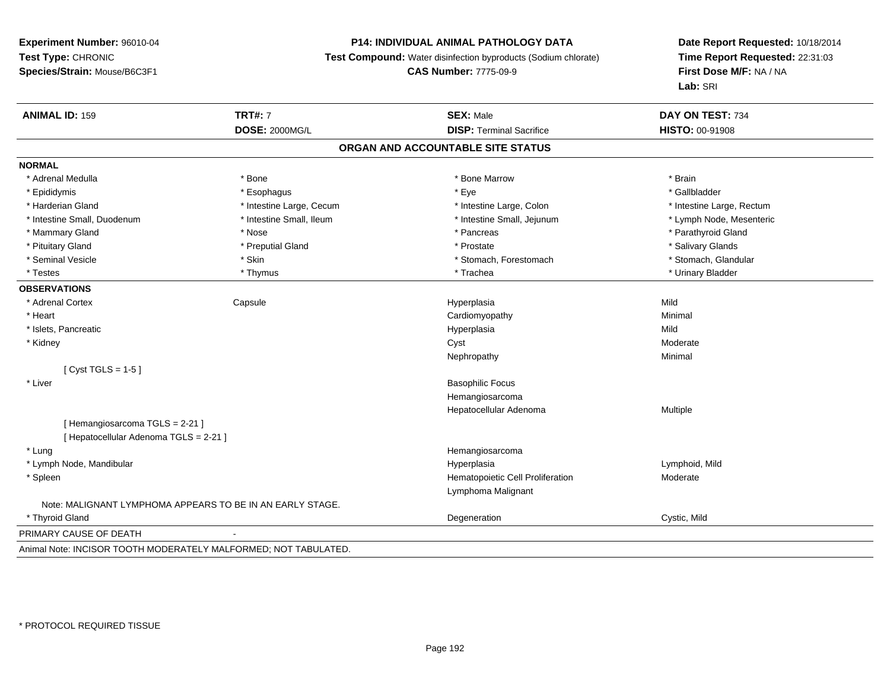**Experiment Number:** 96010-04
**Test Type:** CHRONIC
**Species/Strain:** Mouse/B6C3F1

**P14: INDIVIDUAL ANIMAL PATHOLOGY DATA**
**Test Compound:** Water disinfection byproducts (Sodium chlorate)
**CAS Number:** 7775-09-9

**Date Report Requested:** 10/18/2014
**Time Report Requested:** 22:31:03
**First Dose M/F:** NA / NA
**Lab:** SRI

| **ANIMAL ID:** 159 | **TRT#:** 7 | **SEX:** Male | **DAY ON TEST:** 734 |
|---|---|---|---|
| | **DOSE:** 2000MG/L | **DISP:** Terminal Sacrifice | **HISTO:** 00-91908 |

## ORGAN AND ACCOUNTABLE SITE STATUS

**NORMAL**

| | | | |
|---|---|---|---|
| * Adrenal Medulla | * Bone | * Bone Marrow | * Brain |
| * Epididymis | * Esophagus | * Eye | * Gallbladder |
| * Harderian Gland | * Intestine Large, Cecum | * Intestine Large, Colon | * Intestine Large, Rectum |
| * Intestine Small, Duodenum | * Intestine Small, Ileum | * Intestine Small, Jejunum | * Lymph Node, Mesenteric |
| * Mammary Gland | * Nose | * Pancreas | * Parathyroid Gland |
| * Pituitary Gland | * Preputial Gland | * Prostate | * Salivary Glands |
| * Seminal Vesicle | * Skin | * Stomach, Forestomach | * Stomach, Glandular |
| * Testes | * Thymus | * Trachea | * Urinary Bladder |

**OBSERVATIONS**

| | | | |
|---|---|---|---|
| * Adrenal Cortex | Capsule | Hyperplasia | Mild |
| * Heart | | Cardiomyopathy | Minimal |
| * Islets, Pancreatic | | Hyperplasia | Mild |
| * Kidney | | Cyst | Moderate |
| | | Nephropathy | Minimal |
| [ Cyst TGLS = 1-5 ] | | | |
| * Liver | | Basophilic Focus | |
| | | Hemangiosarcoma | |
| | | Hepatocellular Adenoma | Multiple |
| [ Hemangiosarcoma TGLS = 2-21 ] | | | |
| [ Hepatocellular Adenoma TGLS = 2-21 ] | | | |
| * Lung | | Hemangiosarcoma | |
| * Lymph Node, Mandibular | | Hyperplasia | Lymphoid, Mild |
| * Spleen | | Hematopoietic Cell Proliferation | Moderate |
| | | Lymphoma Malignant | |
| Note: MALIGNANT LYMPHOMA APPEARS TO BE IN AN EARLY STAGE. | | | |
| * Thyroid Gland | | Degeneration | Cystic, Mild |

PRIMARY CAUSE OF DEATH -

Animal Note: INCISOR TOOTH MODERATELY MALFORMED; NOT TABULATED.

* PROTOCOL REQUIRED TISSUE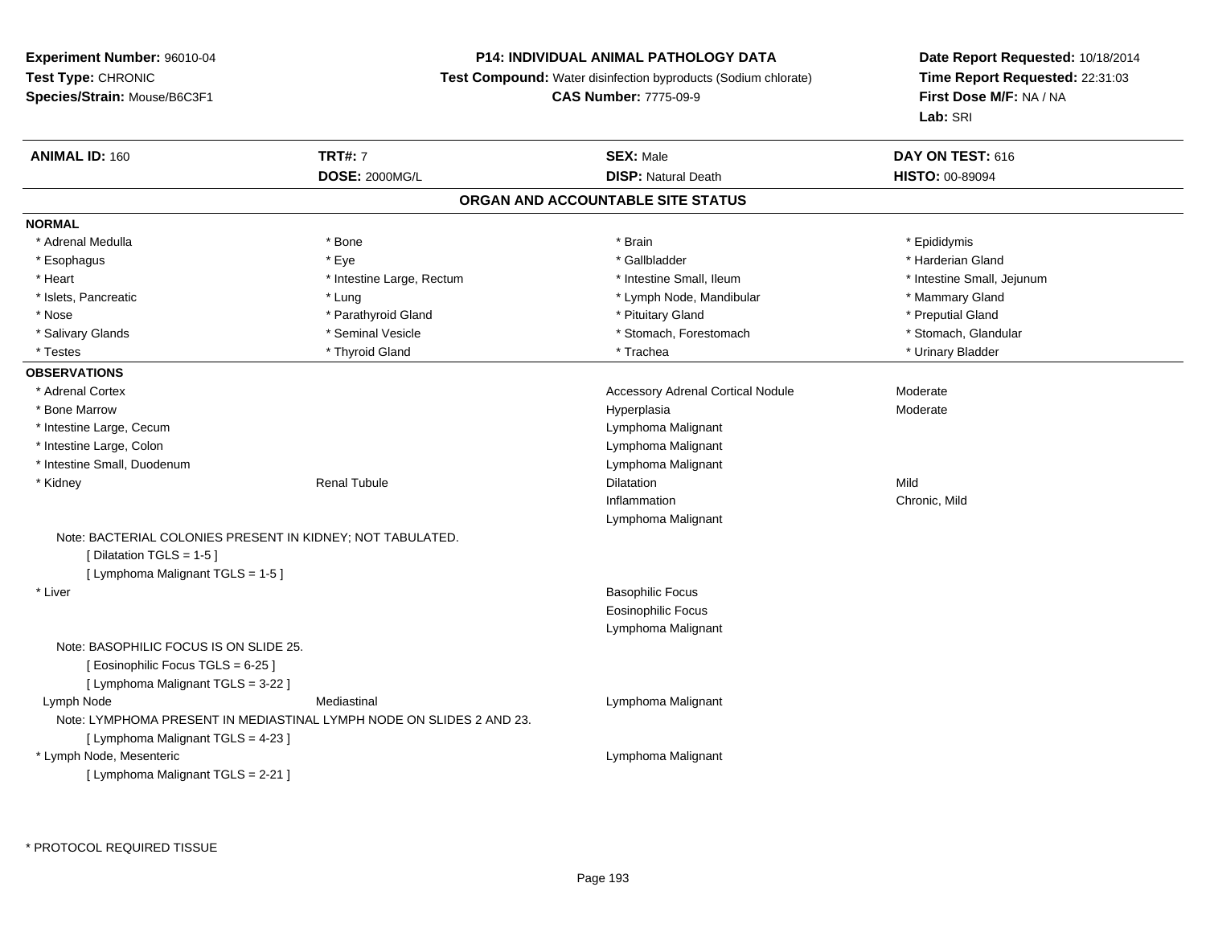**Experiment Number:** 96010-04
**Test Type:** CHRONIC
**Species/Strain:** Mouse/B6C3F1

**P14: INDIVIDUAL ANIMAL PATHOLOGY DATA**
**Test Compound:** Water disinfection byproducts (Sodium chlorate)
**CAS Number:** 7775-09-9

**Date Report Requested:** 10/18/2014
**Time Report Requested:** 22:31:03
**First Dose M/F:** NA / NA
**Lab:** SRI

| **ANIMAL ID:** 160 | **TRT#:** 7 | **SEX:** Male | **DAY ON TEST:** 616 |
|---|---|---|---|
| | **DOSE:** 2000MG/L | **DISP:** Natural Death | **HISTO:** 00-89094 |

## ORGAN AND ACCOUNTABLE SITE STATUS

**NORMAL**

| | | | |
|---|---|---|---|
| * Adrenal Medulla | * Bone | * Brain | * Epididymis |
| * Esophagus | * Eye | * Gallbladder | * Harderian Gland |
| * Heart | * Intestine Large, Rectum | * Intestine Small, Ileum | * Intestine Small, Jejunum |
| * Islets, Pancreatic | * Lung | * Lymph Node, Mandibular | * Mammary Gland |
| * Nose | * Parathyroid Gland | * Pituitary Gland | * Preputial Gland |
| * Salivary Glands | * Seminal Vesicle | * Stomach, Forestomach | * Stomach, Glandular |
| * Testes | * Thyroid Gland | * Trachea | * Urinary Bladder |

**OBSERVATIONS**

| | | | |
|---|---|---|---|
| * Adrenal Cortex | | Accessory Adrenal Cortical Nodule | Moderate |
| * Bone Marrow | | Hyperplasia | Moderate |
| * Intestine Large, Cecum | | Lymphoma Malignant | |
| * Intestine Large, Colon | | Lymphoma Malignant | |
| * Intestine Small, Duodenum | | Lymphoma Malignant | |
| * Kidney | Renal Tubule | Dilatation | Mild |
| | | Inflammation | Chronic, Mild |
| | | Lymphoma Malignant | |

Note: BACTERIAL COLONIES PRESENT IN KIDNEY; NOT TABULATED.
[ Dilatation TGLS = 1-5 ]
[ Lymphoma Malignant TGLS = 1-5 ]

| | | | |
|---|---|---|---|
| * Liver | | Basophilic Focus | |
| | | Eosinophilic Focus | |
| | | Lymphoma Malignant | |

Note: BASOPHILIC FOCUS IS ON SLIDE 25.
[ Eosinophilic Focus TGLS = 6-25 ]
[ Lymphoma Malignant TGLS = 3-22 ]

| | | | |
|---|---|---|---|
| Lymph Node | Mediastinal | Lymphoma Malignant | |

Note: LYMPHOMA PRESENT IN MEDIASTINAL LYMPH NODE ON SLIDES 2 AND 23.
[ Lymphoma Malignant TGLS = 4-23 ]

| | | | |
|---|---|---|---|
| * Lymph Node, Mesenteric | | Lymphoma Malignant | |

[ Lymphoma Malignant TGLS = 2-21 ]

\* PROTOCOL REQUIRED TISSUE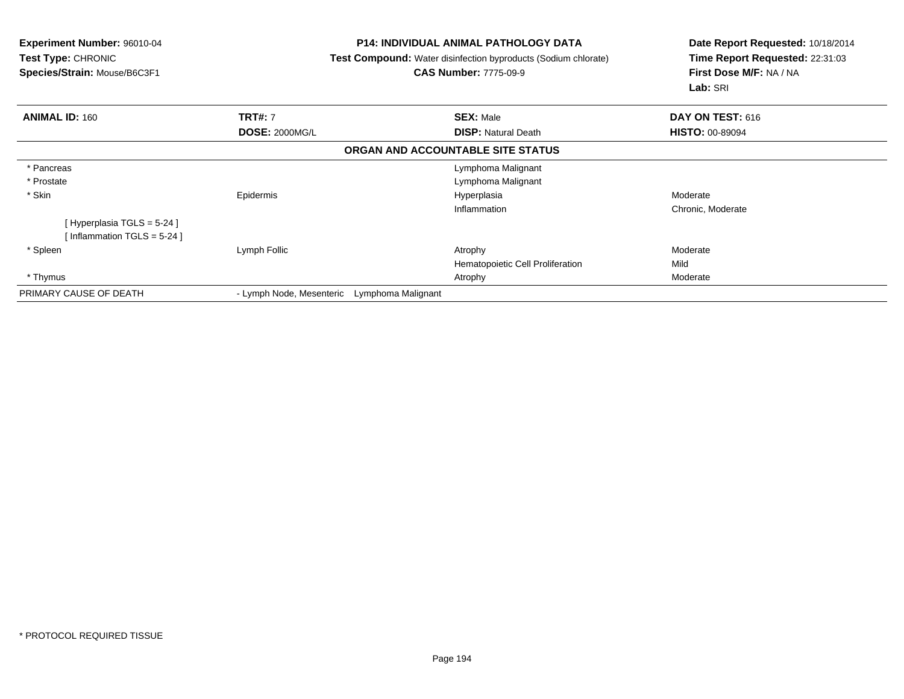**Experiment Number:** 96010-04
**Test Type:** CHRONIC
**Species/Strain:** Mouse/B6C3F1

**P14: INDIVIDUAL ANIMAL PATHOLOGY DATA**
**Test Compound:** Water disinfection byproducts (Sodium chlorate)
**CAS Number:** 7775-09-9

**Date Report Requested:** 10/18/2014
**Time Report Requested:** 22:31:03
**First Dose M/F:** NA / NA
**Lab:** SRI

| **ANIMAL ID:** 160 | **TRT#:** 7 | **SEX:** Male | **DAY ON TEST:** 616 |
|---|---|---|---|
| | **DOSE:** 2000MG/L | **DISP:** Natural Death | **HISTO:** 00-89094 |

**ORGAN AND ACCOUNTABLE SITE STATUS**

| | | | |
|---|---|---|---|
| * Pancreas | | Lymphoma Malignant | |
| * Prostate | | Lymphoma Malignant | |
| * Skin | Epidermis | Hyperplasia | Moderate |
| | | Inflammation | Chronic, Moderate |
| [ Hyperplasia TGLS = 5-24 ] | | | |
| [ Inflammation TGLS = 5-24 ] | | | |
| * Spleen | Lymph Follic | Atrophy | Moderate |
| | | Hematopoietic Cell Proliferation | Mild |
| * Thymus | | Atrophy | Moderate |
| PRIMARY CAUSE OF DEATH | - Lymph Node, Mesenteric | Lymphoma Malignant | |

* PROTOCOL REQUIRED TISSUE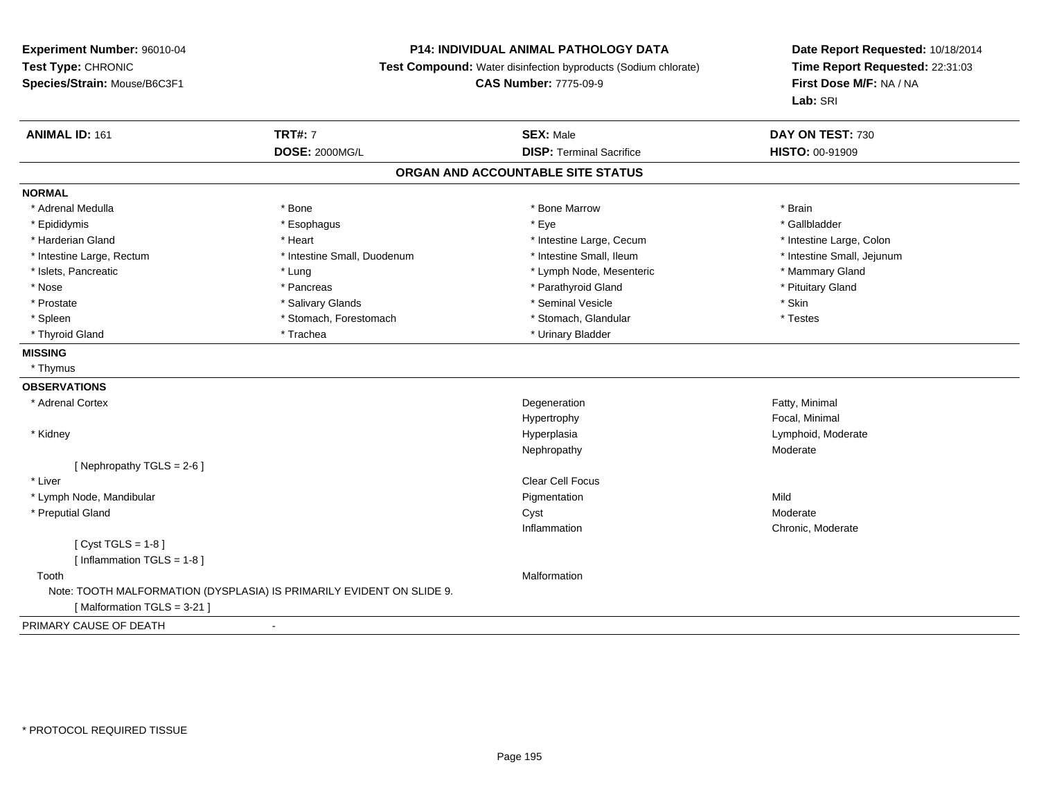**Experiment Number:** 96010-04
**Test Type:** CHRONIC
**Species/Strain:** Mouse/B6C3F1

**P14: INDIVIDUAL ANIMAL PATHOLOGY DATA**
**Test Compound:** Water disinfection byproducts (Sodium chlorate)
**CAS Number:** 7775-09-9

**Date Report Requested:** 10/18/2014
**Time Report Requested:** 22:31:03
**First Dose M/F:** NA / NA
**Lab:** SRI

| **ANIMAL ID:** 161 | **TRT#:** 7 | **SEX:** Male | **DAY ON TEST:** 730 |
|---|---|---|---|
| | **DOSE:** 2000MG/L | **DISP:** Terminal Sacrifice | **HISTO:** 00-91909 |

## ORGAN AND ACCOUNTABLE SITE STATUS

**NORMAL**

| | | | |
|---|---|---|---|
| * Adrenal Medulla | * Bone | * Bone Marrow | * Brain |
| * Epididymis | * Esophagus | * Eye | * Gallbladder |
| * Harderian Gland | * Heart | * Intestine Large, Cecum | * Intestine Large, Colon |
| * Intestine Large, Rectum | * Intestine Small, Duodenum | * Intestine Small, Ileum | * Intestine Small, Jejunum |
| * Islets, Pancreatic | * Lung | * Lymph Node, Mesenteric | * Mammary Gland |
| * Nose | * Pancreas | * Parathyroid Gland | * Pituitary Gland |
| * Prostate | * Salivary Glands | * Seminal Vesicle | * Skin |
| * Spleen | * Stomach, Forestomach | * Stomach, Glandular | * Testes |
| * Thyroid Gland | * Trachea | * Urinary Bladder | |

**MISSING**

* Thymus

**OBSERVATIONS**

| | | |
|---|---|---|
| * Adrenal Cortex | Degeneration | Fatty, Minimal |
| | Hypertrophy | Focal, Minimal |
| * Kidney | Hyperplasia | Lymphoid, Moderate |
| | Nephropathy | Moderate |
| [ Nephropathy TGLS = 2-6 ] | | |
| * Liver | Clear Cell Focus | |
| * Lymph Node, Mandibular | Pigmentation | Mild |
| * Preputial Gland | Cyst | Moderate |
| | Inflammation | Chronic, Moderate |
| [ Cyst TGLS = 1-8 ] | | |
| [ Inflammation TGLS = 1-8 ] | | |
| Tooth | Malformation | |

Note: TOOTH MALFORMATION (DYSPLASIA) IS PRIMARILY EVIDENT ON SLIDE 9.

[ Malformation TGLS = 3-21 ]

PRIMARY CAUSE OF DEATH -

* PROTOCOL REQUIRED TISSUE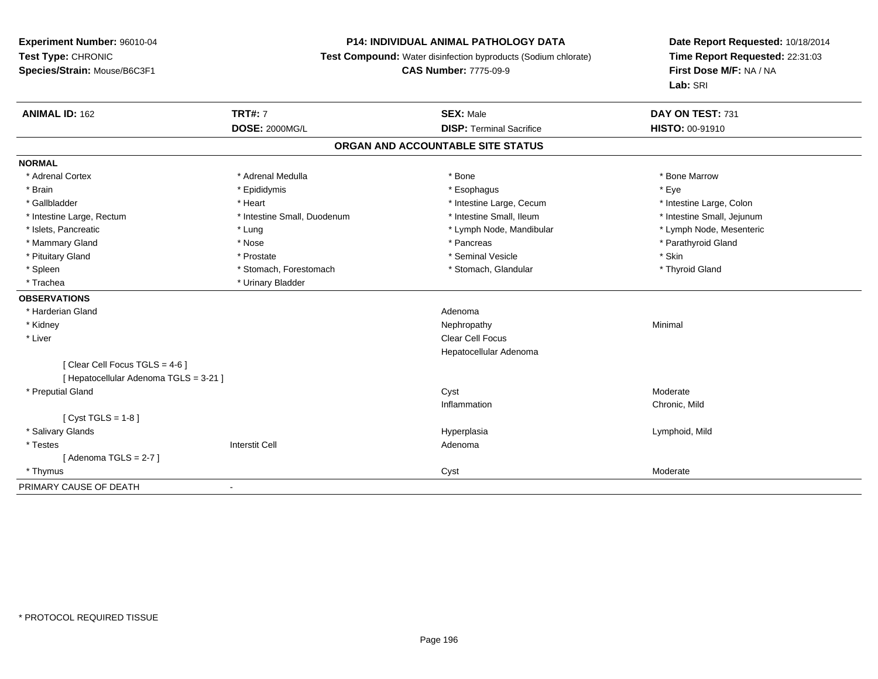**Experiment Number:** 96010-04
**Test Type:** CHRONIC
**Species/Strain:** Mouse/B6C3F1

**P14: INDIVIDUAL ANIMAL PATHOLOGY DATA**
**Test Compound:** Water disinfection byproducts (Sodium chlorate)
**CAS Number:** 7775-09-9

**Date Report Requested:** 10/18/2014
**Time Report Requested:** 22:31:03
**First Dose M/F:** NA / NA
**Lab:** SRI

| **ANIMAL ID:** 162 | **TRT#:** 7 | **SEX:** Male | **DAY ON TEST:** 731 |
|---|---|---|---|
| | **DOSE:** 2000MG/L | **DISP:** Terminal Sacrifice | **HISTO:** 00-91910 |

## ORGAN AND ACCOUNTABLE SITE STATUS

**NORMAL**

| | | | |
|---|---|---|---|
| * Adrenal Cortex | * Adrenal Medulla | * Bone | * Bone Marrow |
| * Brain | * Epididymis | * Esophagus | * Eye |
| * Gallbladder | * Heart | * Intestine Large, Cecum | * Intestine Large, Colon |
| * Intestine Large, Rectum | * Intestine Small, Duodenum | * Intestine Small, Ileum | * Intestine Small, Jejunum |
| * Islets, Pancreatic | * Lung | * Lymph Node, Mandibular | * Lymph Node, Mesenteric |
| * Mammary Gland | * Nose | * Pancreas | * Parathyroid Gland |
| * Pituitary Gland | * Prostate | * Seminal Vesicle | * Skin |
| * Spleen | * Stomach, Forestomach | * Stomach, Glandular | * Thyroid Gland |
| * Trachea | * Urinary Bladder | | |

**OBSERVATIONS**

| | | | |
|---|---|---|---|
| * Harderian Gland | | Adenoma | |
| * Kidney | | Nephropathy | Minimal |
| * Liver | | Clear Cell Focus | |
| | | Hepatocellular Adenoma | |
| [ Clear Cell Focus TGLS = 4-6 ] | | | |
| [ Hepatocellular Adenoma TGLS = 3-21 ] | | | |
| * Preputial Gland | | Cyst | Moderate |
| | | Inflammation | Chronic, Mild |
| [ Cyst TGLS = 1-8 ] | | | |
| * Salivary Glands | | Hyperplasia | Lymphoid, Mild |
| * Testes | Interstit Cell | Adenoma | |
| [ Adenoma TGLS = 2-7 ] | | | |
| * Thymus | | Cyst | Moderate |

PRIMARY CAUSE OF DEATH -

* PROTOCOL REQUIRED TISSUE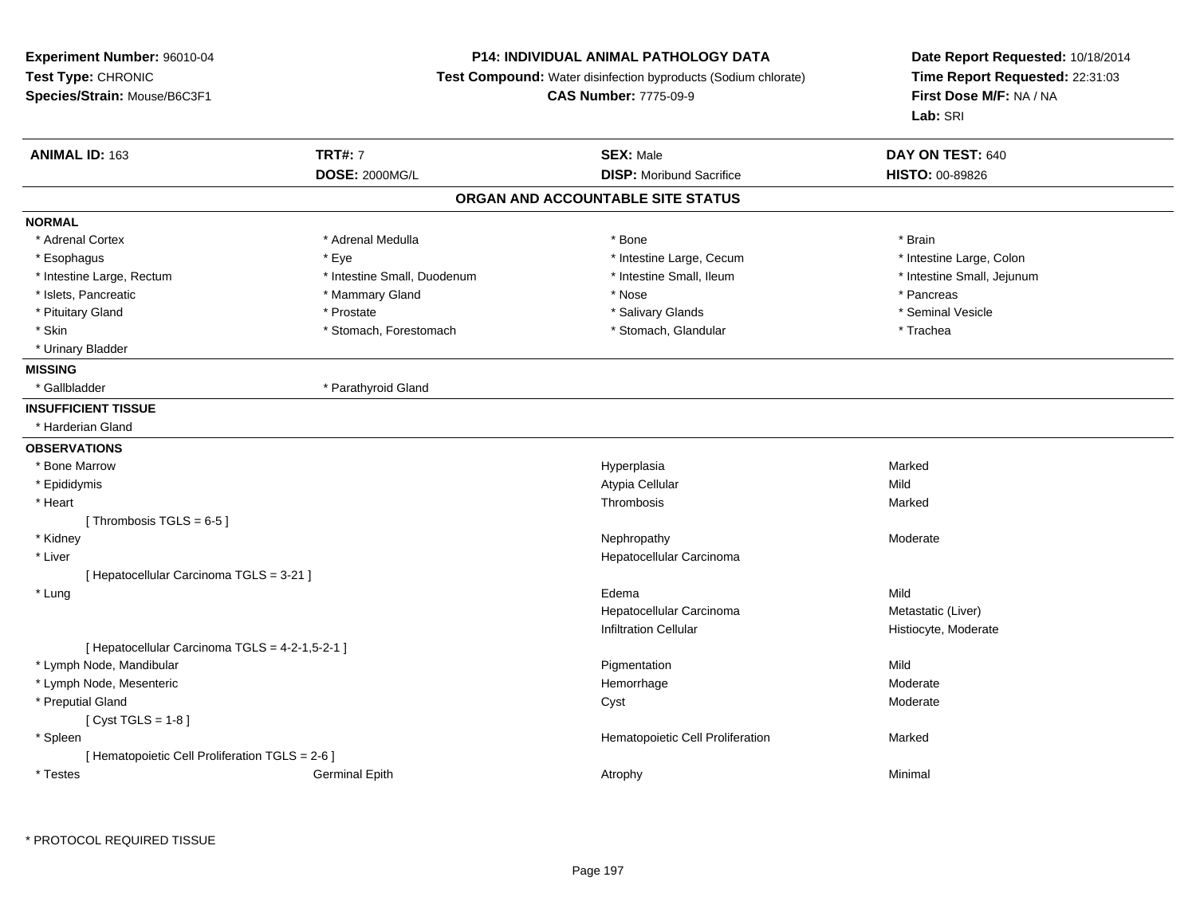**Experiment Number:** 96010-04
**Test Type:** CHRONIC
**Species/Strain:** Mouse/B6C3F1

**P14: INDIVIDUAL ANIMAL PATHOLOGY DATA**
**Test Compound:** Water disinfection byproducts (Sodium chlorate)
**CAS Number:** 7775-09-9

**Date Report Requested:** 10/18/2014
**Time Report Requested:** 22:31:03
**First Dose M/F:** NA / NA
**Lab:** SRI

| **ANIMAL ID:** 163 | **TRT#:** 7 | **SEX:** Male | **DAY ON TEST:** 640 |
|---|---|---|---|
| | **DOSE:** 2000MG/L | **DISP:** Moribund Sacrifice | **HISTO:** 00-89826 |

## ORGAN AND ACCOUNTABLE SITE STATUS

**NORMAL**

| | | | |
|---|---|---|---|
| * Adrenal Cortex | * Adrenal Medulla | * Bone | * Brain |
| * Esophagus | * Eye | * Intestine Large, Cecum | * Intestine Large, Colon |
| * Intestine Large, Rectum | * Intestine Small, Duodenum | * Intestine Small, Ileum | * Intestine Small, Jejunum |
| * Islets, Pancreatic | * Mammary Gland | * Nose | * Pancreas |
| * Pituitary Gland | * Prostate | * Salivary Glands | * Seminal Vesicle |
| * Skin | * Stomach, Forestomach | * Stomach, Glandular | * Trachea |
| * Urinary Bladder | | | |

**MISSING**

* Gallbladder
* Parathyroid Gland

**INSUFFICIENT TISSUE**

* Harderian Gland

**OBSERVATIONS**

| | | | |
|---|---|---|---|
| * Bone Marrow | | Hyperplasia | Marked |
| * Epididymis | | Atypia Cellular | Mild |
| * Heart | | Thrombosis | Marked |
| [ Thrombosis TGLS = 6-5 ] | | | |
| * Kidney | | Nephropathy | Moderate |
| * Liver | | Hepatocellular Carcinoma | |
| [ Hepatocellular Carcinoma TGLS = 3-21 ] | | | |
| * Lung | | Edema | Mild |
| | | Hepatocellular Carcinoma | Metastatic (Liver) |
| | | Infiltration Cellular | Histiocyte, Moderate |
| [ Hepatocellular Carcinoma TGLS = 4-2-1,5-2-1 ] | | | |
| * Lymph Node, Mandibular | | Pigmentation | Mild |
| * Lymph Node, Mesenteric | | Hemorrhage | Moderate |
| * Preputial Gland | | Cyst | Moderate |
| [ Cyst TGLS = 1-8 ] | | | |
| * Spleen | | Hematopoietic Cell Proliferation | Marked |
| [ Hematopoietic Cell Proliferation TGLS = 2-6 ] | | | |
| * Testes | Germinal Epith | Atrophy | Minimal |

* PROTOCOL REQUIRED TISSUE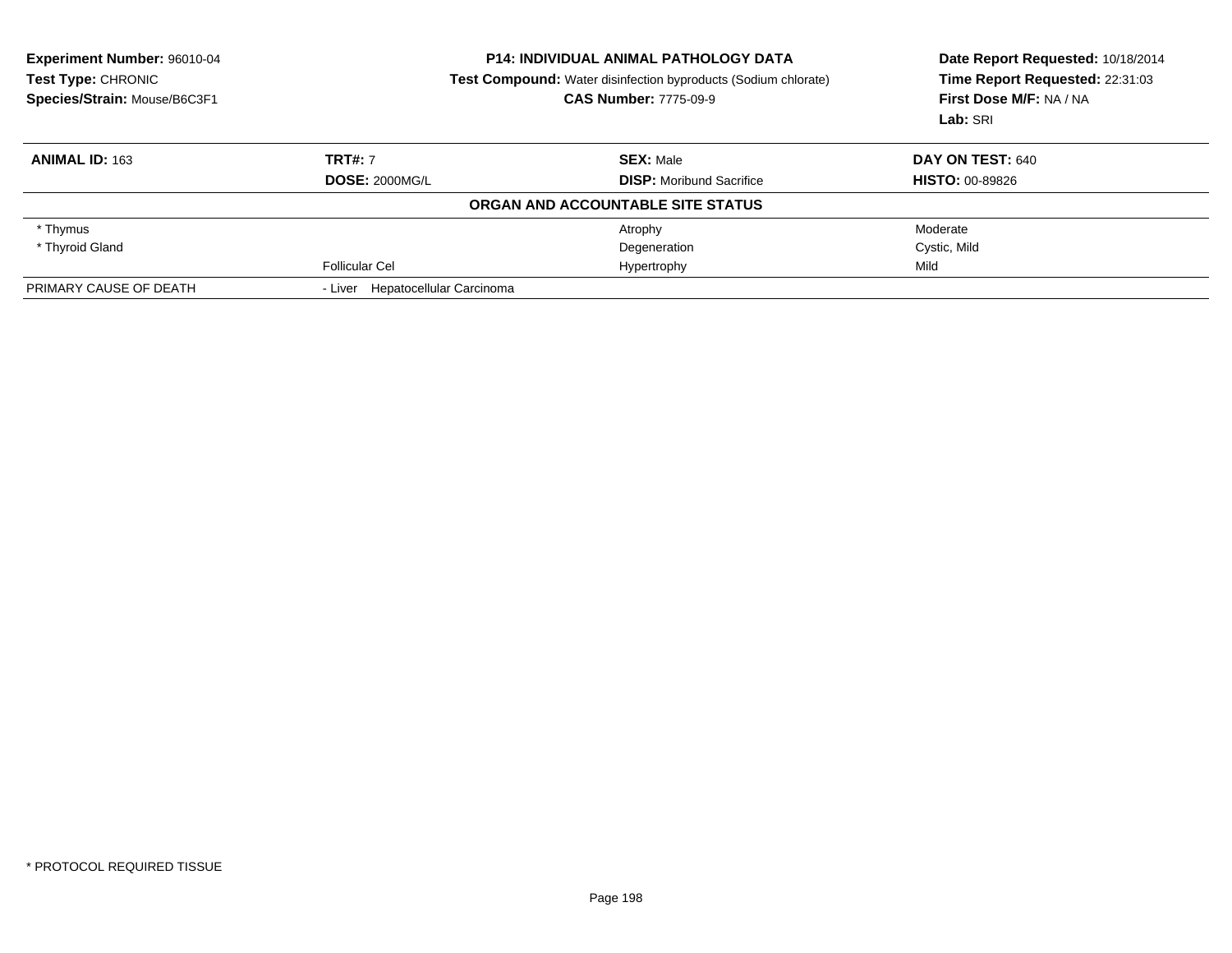**Experiment Number:** 96010-04
**Test Type:** CHRONIC
**Species/Strain:** Mouse/B6C3F1

**P14: INDIVIDUAL ANIMAL PATHOLOGY DATA**
**Test Compound:** Water disinfection byproducts (Sodium chlorate)
**CAS Number:** 7775-09-9

**Date Report Requested:** 10/18/2014
**Time Report Requested:** 22:31:03
**First Dose M/F:** NA / NA
**Lab:** SRI

| **ANIMAL ID:** 163 | **TRT#:** 7 | **SEX:** Male | **DAY ON TEST:** 640 |
|---|---|---|---|
| | **DOSE:** 2000MG/L | **DISP:** Moribund Sacrifice | **HISTO:** 00-89826 |

**ORGAN AND ACCOUNTABLE SITE STATUS**

| | | | |
|---|---|---|---|
| * Thymus | | Atrophy | Moderate |
| * Thyroid Gland | | Degeneration | Cystic, Mild |
| | Follicular Cel | Hypertrophy | Mild |
| PRIMARY CAUSE OF DEATH | - Liver Hepatocellular Carcinoma | | |

* PROTOCOL REQUIRED TISSUE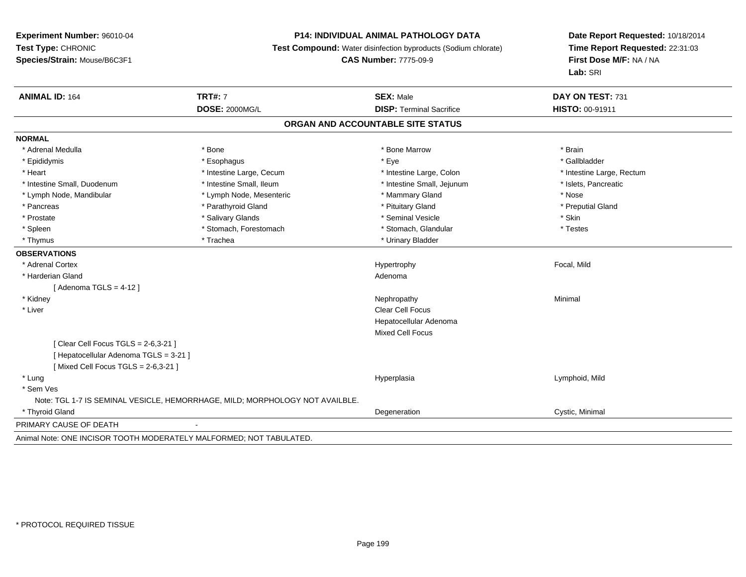**Experiment Number:** 96010-04
**Test Type:** CHRONIC
**Species/Strain:** Mouse/B6C3F1

**P14: INDIVIDUAL ANIMAL PATHOLOGY DATA**
**Test Compound:** Water disinfection byproducts (Sodium chlorate)
**CAS Number:** 7775-09-9

**Date Report Requested:** 10/18/2014
**Time Report Requested:** 22:31:03
**First Dose M/F:** NA / NA
**Lab:** SRI

| **ANIMAL ID:** 164 | **TRT#:** 7 | **SEX:** Male | **DAY ON TEST:** 731 |
|---|---|---|---|
| | **DOSE:** 2000MG/L | **DISP:** Terminal Sacrifice | **HISTO:** 00-91911 |

## ORGAN AND ACCOUNTABLE SITE STATUS

**NORMAL**

| | | | |
|---|---|---|---|
| * Adrenal Medulla | * Bone | * Bone Marrow | * Brain |
| * Epididymis | * Esophagus | * Eye | * Gallbladder |
| * Heart | * Intestine Large, Cecum | * Intestine Large, Colon | * Intestine Large, Rectum |
| * Intestine Small, Duodenum | * Intestine Small, Ileum | * Intestine Small, Jejunum | * Islets, Pancreatic |
| * Lymph Node, Mandibular | * Lymph Node, Mesenteric | * Mammary Gland | * Nose |
| * Pancreas | * Parathyroid Gland | * Pituitary Gland | * Preputial Gland |
| * Prostate | * Salivary Glands | * Seminal Vesicle | * Skin |
| * Spleen | * Stomach, Forestomach | * Stomach, Glandular | * Testes |
| * Thymus | * Trachea | * Urinary Bladder | |

**OBSERVATIONS**

| Organ | Observation | Qualifier |
|---|---|---|
| * Adrenal Cortex | Hypertrophy | Focal, Mild |
| * Harderian Gland | Adenoma | |
| [ Adenoma TGLS = 4-12 ] | | |
| * Kidney | Nephropathy | Minimal |
| * Liver | Clear Cell Focus | |
| | Hepatocellular Adenoma | |
| | Mixed Cell Focus | |
| [ Clear Cell Focus TGLS = 2-6,3-21 ] | | |
| [ Hepatocellular Adenoma TGLS = 3-21 ] | | |
| [ Mixed Cell Focus TGLS = 2-6,3-21 ] | | |
| * Lung | Hyperplasia | Lymphoid, Mild |
| * Sem Ves | | |
| Note: TGL 1-7 IS SEMINAL VESICLE, HEMORRHAGE, MILD; MORPHOLOGY NOT AVAILBLE. | | |
| * Thyroid Gland | Degeneration | Cystic, Minimal |

PRIMARY CAUSE OF DEATH -

Animal Note: ONE INCISOR TOOTH MODERATELY MALFORMED; NOT TABULATED.

* PROTOCOL REQUIRED TISSUE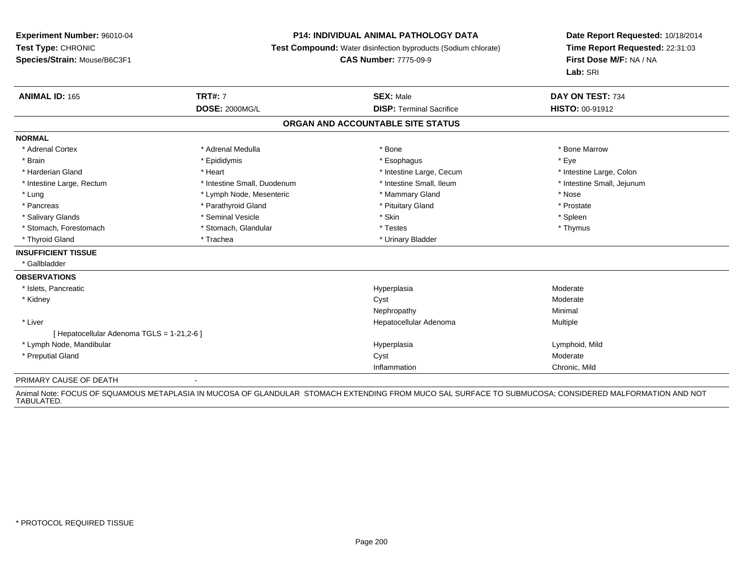**Experiment Number:** 96010-04
**Test Type:** CHRONIC
**Species/Strain:** Mouse/B6C3F1

**P14: INDIVIDUAL ANIMAL PATHOLOGY DATA**
**Test Compound:** Water disinfection byproducts (Sodium chlorate)
**CAS Number:** 7775-09-9

**Date Report Requested:** 10/18/2014
**Time Report Requested:** 22:31:03
**First Dose M/F:** NA / NA
**Lab:** SRI

| **ANIMAL ID:** 165 | **TRT#:** 7 | **SEX:** Male | **DAY ON TEST:** 734 |
|---|---|---|---|
| | **DOSE:** 2000MG/L | **DISP:** Terminal Sacrifice | **HISTO:** 00-91912 |

## ORGAN AND ACCOUNTABLE SITE STATUS

**NORMAL**

| | | | |
|---|---|---|---|
| * Adrenal Cortex | * Adrenal Medulla | * Bone | * Bone Marrow |
| * Brain | * Epididymis | * Esophagus | * Eye |
| * Harderian Gland | * Heart | * Intestine Large, Cecum | * Intestine Large, Colon |
| * Intestine Large, Rectum | * Intestine Small, Duodenum | * Intestine Small, Ileum | * Intestine Small, Jejunum |
| * Lung | * Lymph Node, Mesenteric | * Mammary Gland | * Nose |
| * Pancreas | * Parathyroid Gland | * Pituitary Gland | * Prostate |
| * Salivary Glands | * Seminal Vesicle | * Skin | * Spleen |
| * Stomach, Forestomach | * Stomach, Glandular | * Testes | * Thymus |
| * Thyroid Gland | * Trachea | * Urinary Bladder | |

**INSUFFICIENT TISSUE**

* Gallbladder

**OBSERVATIONS**

| | | |
|---|---|---|
| * Islets, Pancreatic | Hyperplasia | Moderate |
| * Kidney | Cyst | Moderate |
| | Nephropathy | Minimal |
| * Liver | Hepatocellular Adenoma | Multiple |
| [ Hepatocellular Adenoma TGLS = 1-21,2-6 ] | | |
| * Lymph Node, Mandibular | Hyperplasia | Lymphoid, Mild |
| * Preputial Gland | Cyst | Moderate |
| | Inflammation | Chronic, Mild |

PRIMARY CAUSE OF DEATH -

Animal Note: FOCUS OF SQUAMOUS METAPLASIA IN MUCOSA OF GLANDULAR STOMACH EXTENDING FROM MUCO SAL SURFACE TO SUBMUCOSA; CONSIDERED MALFORMATION AND NOT TABULATED.

\* PROTOCOL REQUIRED TISSUE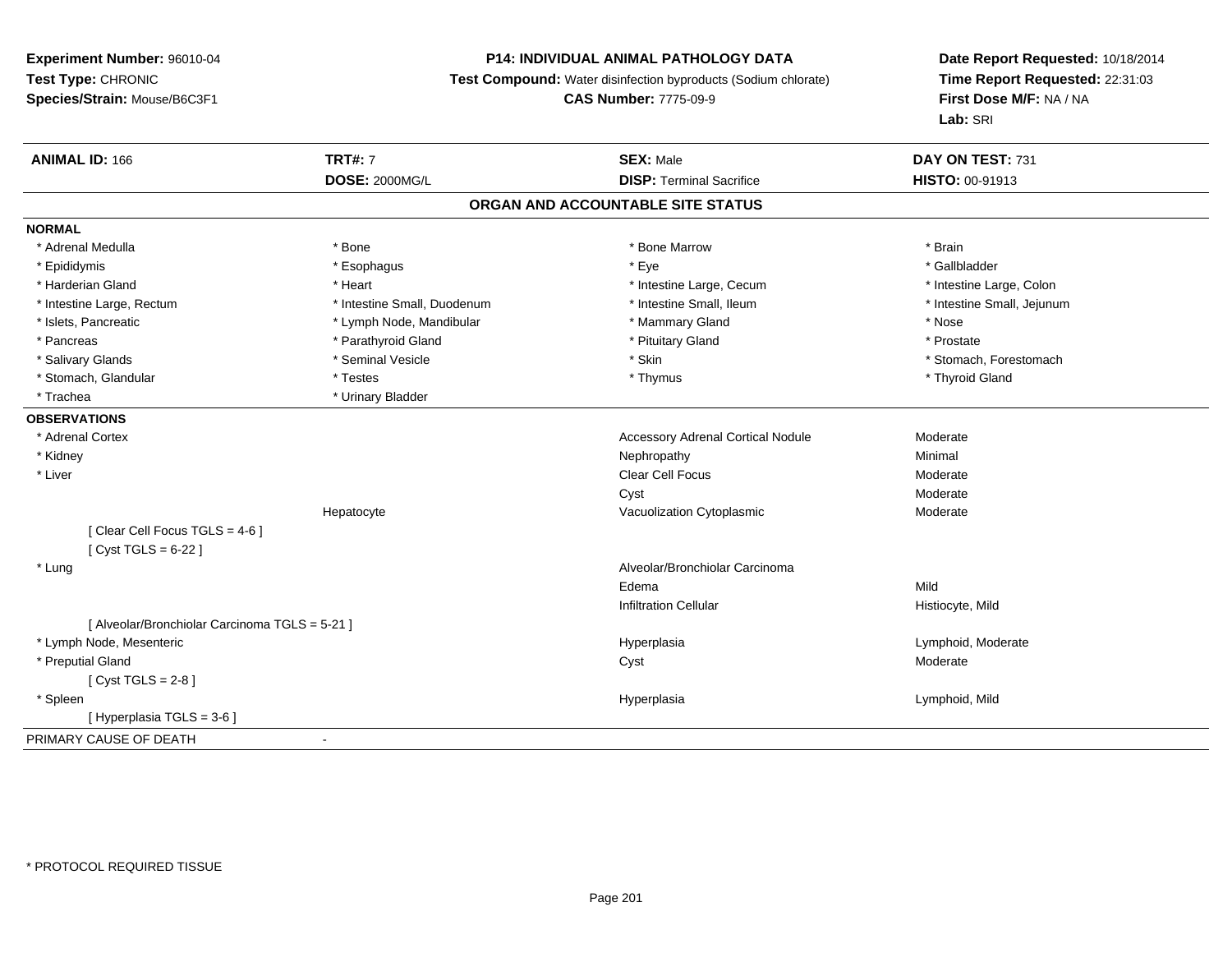**Experiment Number:** 96010-04
**Test Type:** CHRONIC
**Species/Strain:** Mouse/B6C3F1

**P14: INDIVIDUAL ANIMAL PATHOLOGY DATA**
**Test Compound:** Water disinfection byproducts (Sodium chlorate)
**CAS Number:** 7775-09-9

**Date Report Requested:** 10/18/2014
**Time Report Requested:** 22:31:03
**First Dose M/F:** NA / NA
**Lab:** SRI

| **ANIMAL ID:** 166 | **TRT#:** 7 | **SEX:** Male | **DAY ON TEST:** 731 |
|---|---|---|---|
| | **DOSE:** 2000MG/L | **DISP:** Terminal Sacrifice | **HISTO:** 00-91913 |

## ORGAN AND ACCOUNTABLE SITE STATUS

**NORMAL**

| | | | |
|---|---|---|---|
| * Adrenal Medulla | * Bone | * Bone Marrow | * Brain |
| * Epididymis | * Esophagus | * Eye | * Gallbladder |
| * Harderian Gland | * Heart | * Intestine Large, Cecum | * Intestine Large, Colon |
| * Intestine Large, Rectum | * Intestine Small, Duodenum | * Intestine Small, Ileum | * Intestine Small, Jejunum |
| * Islets, Pancreatic | * Lymph Node, Mandibular | * Mammary Gland | * Nose |
| * Pancreas | * Parathyroid Gland | * Pituitary Gland | * Prostate |
| * Salivary Glands | * Seminal Vesicle | * Skin | * Stomach, Forestomach |
| * Stomach, Glandular | * Testes | * Thymus | * Thyroid Gland |
| * Trachea | * Urinary Bladder | | |

**OBSERVATIONS**

| | | | |
|---|---|---|---|
| * Adrenal Cortex | | Accessory Adrenal Cortical Nodule | Moderate |
| * Kidney | | Nephropathy | Minimal |
| * Liver | | Clear Cell Focus | Moderate |
| | | Cyst | Moderate |
| | Hepatocyte | Vacuolization Cytoplasmic | Moderate |
| [ Clear Cell Focus TGLS = 4-6 ] | | | |
| [ Cyst TGLS = 6-22 ] | | | |
| * Lung | | Alveolar/Bronchiolar Carcinoma | |
| | | Edema | Mild |
| | | Infiltration Cellular | Histiocyte, Mild |
| [ Alveolar/Bronchiolar Carcinoma TGLS = 5-21 ] | | | |
| * Lymph Node, Mesenteric | | Hyperplasia | Lymphoid, Moderate |
| * Preputial Gland | | Cyst | Moderate |
| [ Cyst TGLS = 2-8 ] | | | |
| * Spleen | | Hyperplasia | Lymphoid, Mild |
| [ Hyperplasia TGLS = 3-6 ] | | | |

PRIMARY CAUSE OF DEATH -

* PROTOCOL REQUIRED TISSUE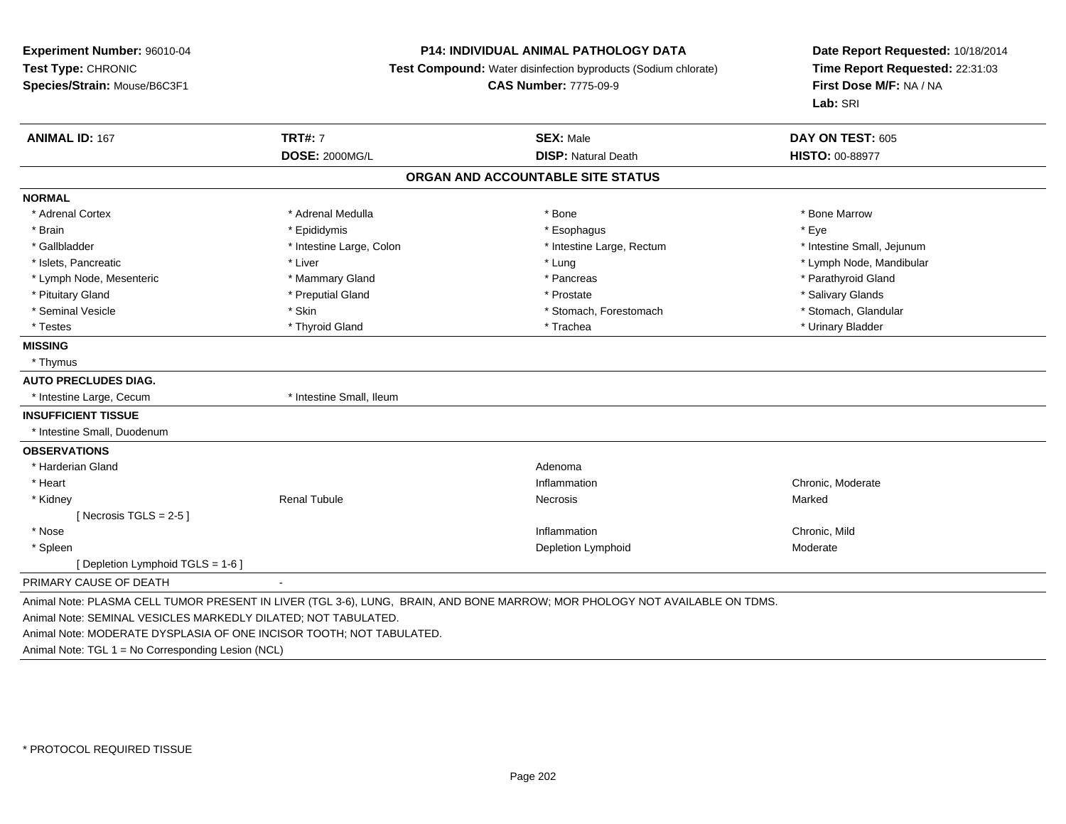**Experiment Number:** 96010-04
**Test Type:** CHRONIC
**Species/Strain:** Mouse/B6C3F1

**P14: INDIVIDUAL ANIMAL PATHOLOGY DATA**
**Test Compound:** Water disinfection byproducts (Sodium chlorate)
**CAS Number:** 7775-09-9

**Date Report Requested:** 10/18/2014
**Time Report Requested:** 22:31:03
**First Dose M/F:** NA / NA
**Lab:** SRI

| **ANIMAL ID:** 167 | **TRT#:** 7 | **SEX:** Male | **DAY ON TEST:** 605 |
|---|---|---|---|
| | **DOSE:** 2000MG/L | **DISP:** Natural Death | **HISTO:** 00-88977 |

## ORGAN AND ACCOUNTABLE SITE STATUS

**NORMAL**

| | | | |
|---|---|---|---|
| * Adrenal Cortex | * Adrenal Medulla | * Bone | * Bone Marrow |
| * Brain | * Epididymis | * Esophagus | * Eye |
| * Gallbladder | * Intestine Large, Colon | * Intestine Large, Rectum | * Intestine Small, Jejunum |
| * Islets, Pancreatic | * Liver | * Lung | * Lymph Node, Mandibular |
| * Lymph Node, Mesenteric | * Mammary Gland | * Pancreas | * Parathyroid Gland |
| * Pituitary Gland | * Preputial Gland | * Prostate | * Salivary Glands |
| * Seminal Vesicle | * Skin | * Stomach, Forestomach | * Stomach, Glandular |
| * Testes | * Thyroid Gland | * Trachea | * Urinary Bladder |

**MISSING**

* Thymus

**AUTO PRECLUDES DIAG.**

* Intestine Large, Cecum
* Intestine Small, Ileum

**INSUFFICIENT TISSUE**

* Intestine Small, Duodenum

**OBSERVATIONS**

| | | | |
|---|---|---|---|
| * Harderian Gland | | Adenoma | |
| * Heart | | Inflammation | Chronic, Moderate |
| * Kidney | Renal Tubule | Necrosis | Marked |
| [ Necrosis TGLS = 2-5 ] | | | |
| * Nose | | Inflammation | Chronic, Mild |
| * Spleen | | Depletion Lymphoid | Moderate |
| [ Depletion Lymphoid TGLS = 1-6 ] | | | |

PRIMARY CAUSE OF DEATH -

Animal Note: PLASMA CELL TUMOR PRESENT IN LIVER (TGL 3-6), LUNG, BRAIN, AND BONE MARROW; MOR PHOLOGY NOT AVAILABLE ON TDMS.
Animal Note: SEMINAL VESICLES MARKEDLY DILATED; NOT TABULATED.
Animal Note: MODERATE DYSPLASIA OF ONE INCISOR TOOTH; NOT TABULATED.
Animal Note: TGL 1 = No Corresponding Lesion (NCL)

* PROTOCOL REQUIRED TISSUE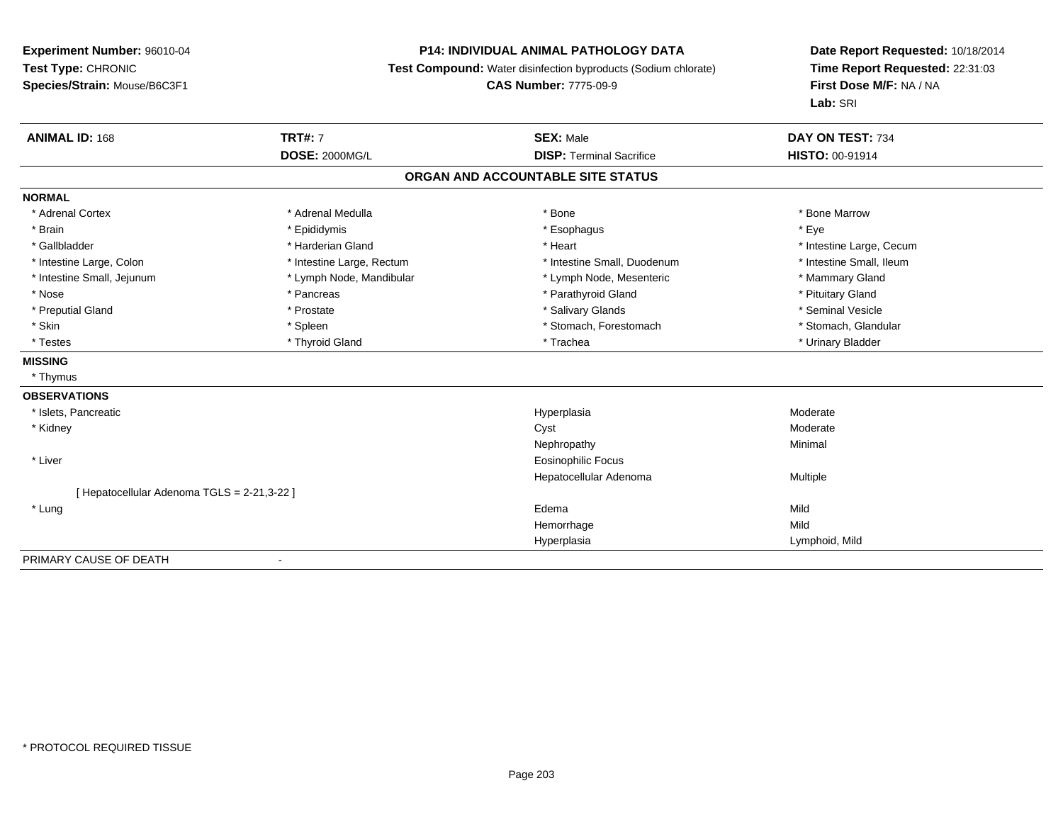**Experiment Number:** 96010-04
**Test Type:** CHRONIC
**Species/Strain:** Mouse/B6C3F1

**P14: INDIVIDUAL ANIMAL PATHOLOGY DATA**
**Test Compound:** Water disinfection byproducts (Sodium chlorate)
**CAS Number:** 7775-09-9

**Date Report Requested:** 10/18/2014
**Time Report Requested:** 22:31:03
**First Dose M/F:** NA / NA
**Lab:** SRI

| **ANIMAL ID:** 168 | **TRT#:** 7 | **SEX:** Male | **DAY ON TEST:** 734 |
|---|---|---|---|
| | **DOSE:** 2000MG/L | **DISP:** Terminal Sacrifice | **HISTO:** 00-91914 |

## ORGAN AND ACCOUNTABLE SITE STATUS

**NORMAL**

| | | | |
|---|---|---|---|
| * Adrenal Cortex | * Adrenal Medulla | * Bone | * Bone Marrow |
| * Brain | * Epididymis | * Esophagus | * Eye |
| * Gallbladder | * Harderian Gland | * Heart | * Intestine Large, Cecum |
| * Intestine Large, Colon | * Intestine Large, Rectum | * Intestine Small, Duodenum | * Intestine Small, Ileum |
| * Intestine Small, Jejunum | * Lymph Node, Mandibular | * Lymph Node, Mesenteric | * Mammary Gland |
| * Nose | * Pancreas | * Parathyroid Gland | * Pituitary Gland |
| * Preputial Gland | * Prostate | * Salivary Glands | * Seminal Vesicle |
| * Skin | * Spleen | * Stomach, Forestomach | * Stomach, Glandular |
| * Testes | * Thyroid Gland | * Trachea | * Urinary Bladder |

**MISSING**

* Thymus

**OBSERVATIONS**

| | | |
|---|---|---|
| * Islets, Pancreatic | Hyperplasia | Moderate |
| * Kidney | Cyst | Moderate |
| | Nephropathy | Minimal |
| * Liver | Eosinophilic Focus | |
| | Hepatocellular Adenoma | Multiple |
| [ Hepatocellular Adenoma TGLS = 2-21,3-22 ] | | |
| * Lung | Edema | Mild |
| | Hemorrhage | Mild |
| | Hyperplasia | Lymphoid, Mild |

PRIMARY CAUSE OF DEATH -

* PROTOCOL REQUIRED TISSUE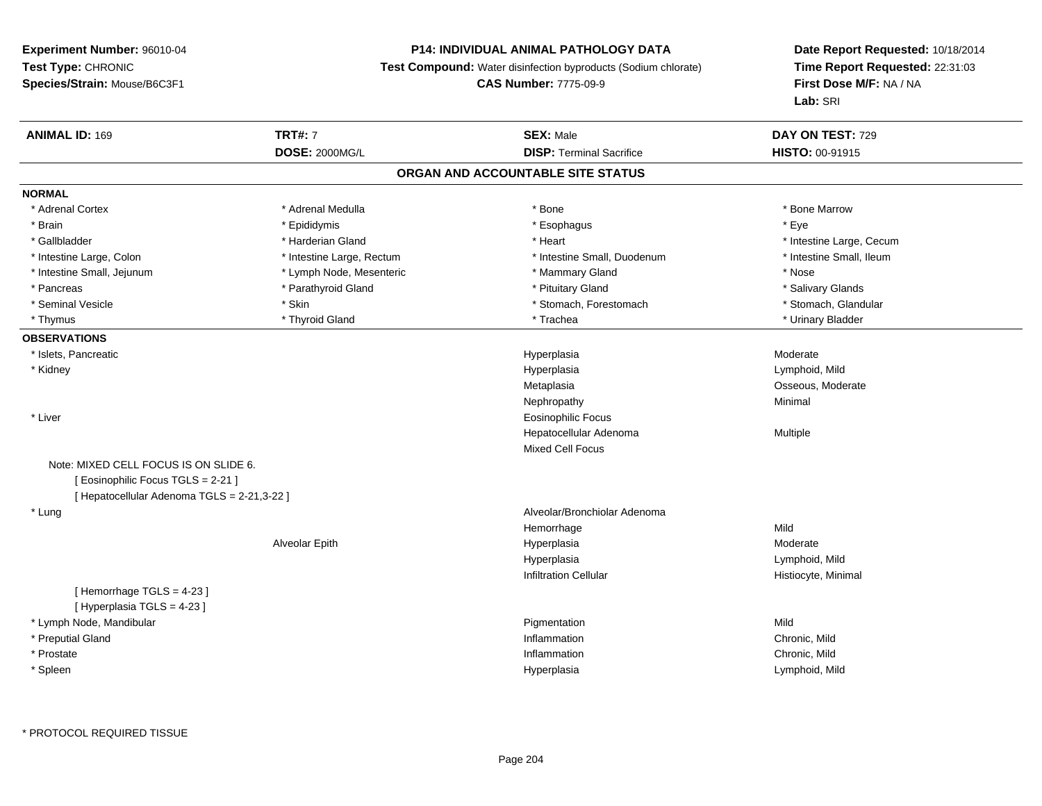**Experiment Number:** 96010-04
**Test Type:** CHRONIC
**Species/Strain:** Mouse/B6C3F1

**P14: INDIVIDUAL ANIMAL PATHOLOGY DATA**
**Test Compound:** Water disinfection byproducts (Sodium chlorate)
**CAS Number:** 7775-09-9

**Date Report Requested:** 10/18/2014
**Time Report Requested:** 22:31:03
**First Dose M/F:** NA / NA
**Lab:** SRI

| **ANIMAL ID:** 169 | **TRT#:** 7 | **SEX:** Male | **DAY ON TEST:** 729 |
|---|---|---|---|
| | **DOSE:** 2000MG/L | **DISP:** Terminal Sacrifice | **HISTO:** 00-91915 |

## ORGAN AND ACCOUNTABLE SITE STATUS

**NORMAL**

| | | | |
|---|---|---|---|
| * Adrenal Cortex | * Adrenal Medulla | * Bone | * Bone Marrow |
| * Brain | * Epididymis | * Esophagus | * Eye |
| * Gallbladder | * Harderian Gland | * Heart | * Intestine Large, Cecum |
| * Intestine Large, Colon | * Intestine Large, Rectum | * Intestine Small, Duodenum | * Intestine Small, Ileum |
| * Intestine Small, Jejunum | * Lymph Node, Mesenteric | * Mammary Gland | * Nose |
| * Pancreas | * Parathyroid Gland | * Pituitary Gland | * Salivary Glands |
| * Seminal Vesicle | * Skin | * Stomach, Forestomach | * Stomach, Glandular |
| * Thymus | * Thyroid Gland | * Trachea | * Urinary Bladder |

**OBSERVATIONS**

| | | | |
|---|---|---|---|
| * Islets, Pancreatic | | Hyperplasia | Moderate |
| * Kidney | | Hyperplasia | Lymphoid, Mild |
| | | Metaplasia | Osseous, Moderate |
| | | Nephropathy | Minimal |
| * Liver | | Eosinophilic Focus | |
| | | Hepatocellular Adenoma | Multiple |
| | | Mixed Cell Focus | |

Note: MIXED CELL FOCUS IS ON SLIDE 6.
[ Eosinophilic Focus TGLS = 2-21 ]
[ Hepatocellular Adenoma TGLS = 2-21,3-22 ]

| | | | |
|---|---|---|---|
| * Lung | | Alveolar/Bronchiolar Adenoma | |
| | | Hemorrhage | Mild |
| | Alveolar Epith | Hyperplasia | Moderate |
| | | Hyperplasia | Lymphoid, Mild |
| | | Infiltration Cellular | Histiocyte, Minimal |

[ Hemorrhage TGLS = 4-23 ]
[ Hyperplasia TGLS = 4-23 ]

| | | | |
|---|---|---|---|
| * Lymph Node, Mandibular | | Pigmentation | Mild |
| * Preputial Gland | | Inflammation | Chronic, Mild |
| * Prostate | | Inflammation | Chronic, Mild |
| * Spleen | | Hyperplasia | Lymphoid, Mild |

* PROTOCOL REQUIRED TISSUE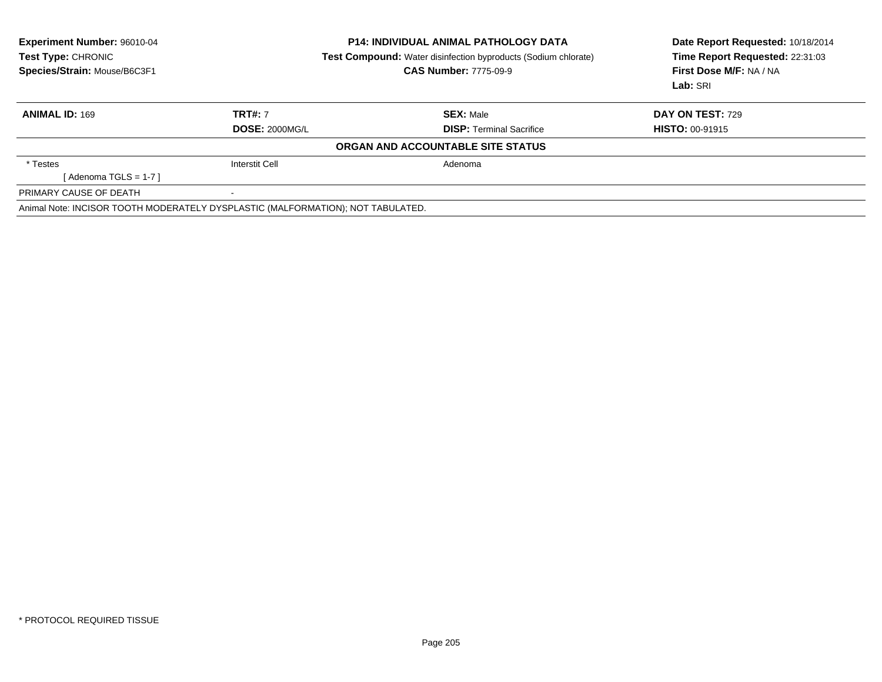**Experiment Number:** 96010-04
**Test Type:** CHRONIC
**Species/Strain:** Mouse/B6C3F1

**P14: INDIVIDUAL ANIMAL PATHOLOGY DATA**
**Test Compound:** Water disinfection byproducts (Sodium chlorate)
**CAS Number:** 7775-09-9

**Date Report Requested:** 10/18/2014
**Time Report Requested:** 22:31:03
**First Dose M/F:** NA / NA
**Lab:** SRI

| **ANIMAL ID:** 169 | **TRT#:** 7 | **SEX:** Male | **DAY ON TEST:** 729 |
|---|---|---|---|
| | **DOSE:** 2000MG/L | **DISP:** Terminal Sacrifice | **HISTO:** 00-91915 |

**ORGAN AND ACCOUNTABLE SITE STATUS**

| | | |
|---|---|---|
| * Testes | Interstit Cell | Adenoma |
| [ Adenoma TGLS = 1-7 ] | | |
| PRIMARY CAUSE OF DEATH | - | |

Animal Note: INCISOR TOOTH MODERATELY DYSPLASTIC (MALFORMATION); NOT TABULATED.

* PROTOCOL REQUIRED TISSUE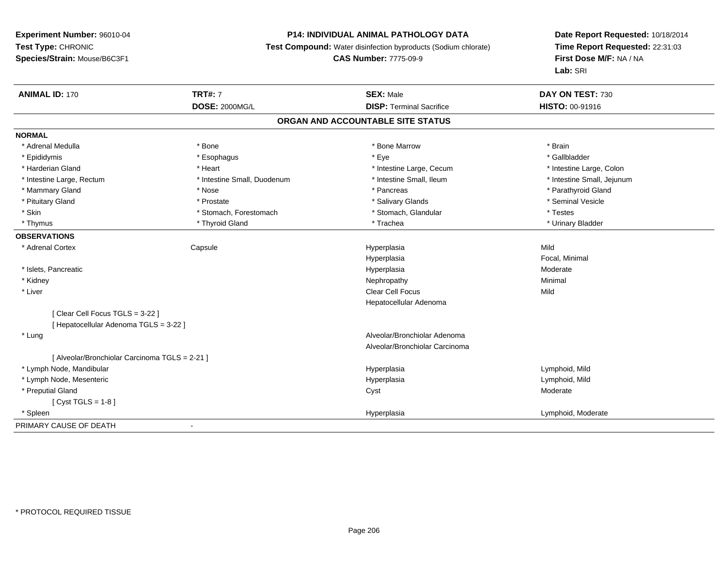**Experiment Number:** 96010-04
**Test Type:** CHRONIC
**Species/Strain:** Mouse/B6C3F1

**P14: INDIVIDUAL ANIMAL PATHOLOGY DATA**
**Test Compound:** Water disinfection byproducts (Sodium chlorate)
**CAS Number:** 7775-09-9

**Date Report Requested:** 10/18/2014
**Time Report Requested:** 22:31:03
**First Dose M/F:** NA / NA
**Lab:** SRI

| **ANIMAL ID:** 170 | **TRT#:** 7 | **SEX:** Male | **DAY ON TEST:** 730 |
|---|---|---|---|
| | **DOSE:** 2000MG/L | **DISP:** Terminal Sacrifice | **HISTO:** 00-91916 |

## ORGAN AND ACCOUNTABLE SITE STATUS

**NORMAL**

| | | | |
|---|---|---|---|
| * Adrenal Medulla | * Bone | * Bone Marrow | * Brain |
| * Epididymis | * Esophagus | * Eye | * Gallbladder |
| * Harderian Gland | * Heart | * Intestine Large, Cecum | * Intestine Large, Colon |
| * Intestine Large, Rectum | * Intestine Small, Duodenum | * Intestine Small, Ileum | * Intestine Small, Jejunum |
| * Mammary Gland | * Nose | * Pancreas | * Parathyroid Gland |
| * Pituitary Gland | * Prostate | * Salivary Glands | * Seminal Vesicle |
| * Skin | * Stomach, Forestomach | * Stomach, Glandular | * Testes |
| * Thymus | * Thyroid Gland | * Trachea | * Urinary Bladder |

**OBSERVATIONS**

| | | | |
|---|---|---|---|
| * Adrenal Cortex | Capsule | Hyperplasia | Mild |
| | | Hyperplasia | Focal, Minimal |
| * Islets, Pancreatic | | Hyperplasia | Moderate |
| * Kidney | | Nephropathy | Minimal |
| * Liver | | Clear Cell Focus | Mild |
| | | Hepatocellular Adenoma | |
| [ Clear Cell Focus TGLS = 3-22 ] | | | |
| [ Hepatocellular Adenoma TGLS = 3-22 ] | | | |
| * Lung | | Alveolar/Bronchiolar Adenoma | |
| | | Alveolar/Bronchiolar Carcinoma | |
| [ Alveolar/Bronchiolar Carcinoma TGLS = 2-21 ] | | | |
| * Lymph Node, Mandibular | | Hyperplasia | Lymphoid, Mild |
| * Lymph Node, Mesenteric | | Hyperplasia | Lymphoid, Mild |
| * Preputial Gland | | Cyst | Moderate |
| [ Cyst TGLS = 1-8 ] | | | |
| * Spleen | | Hyperplasia | Lymphoid, Moderate |

PRIMARY CAUSE OF DEATH -

* PROTOCOL REQUIRED TISSUE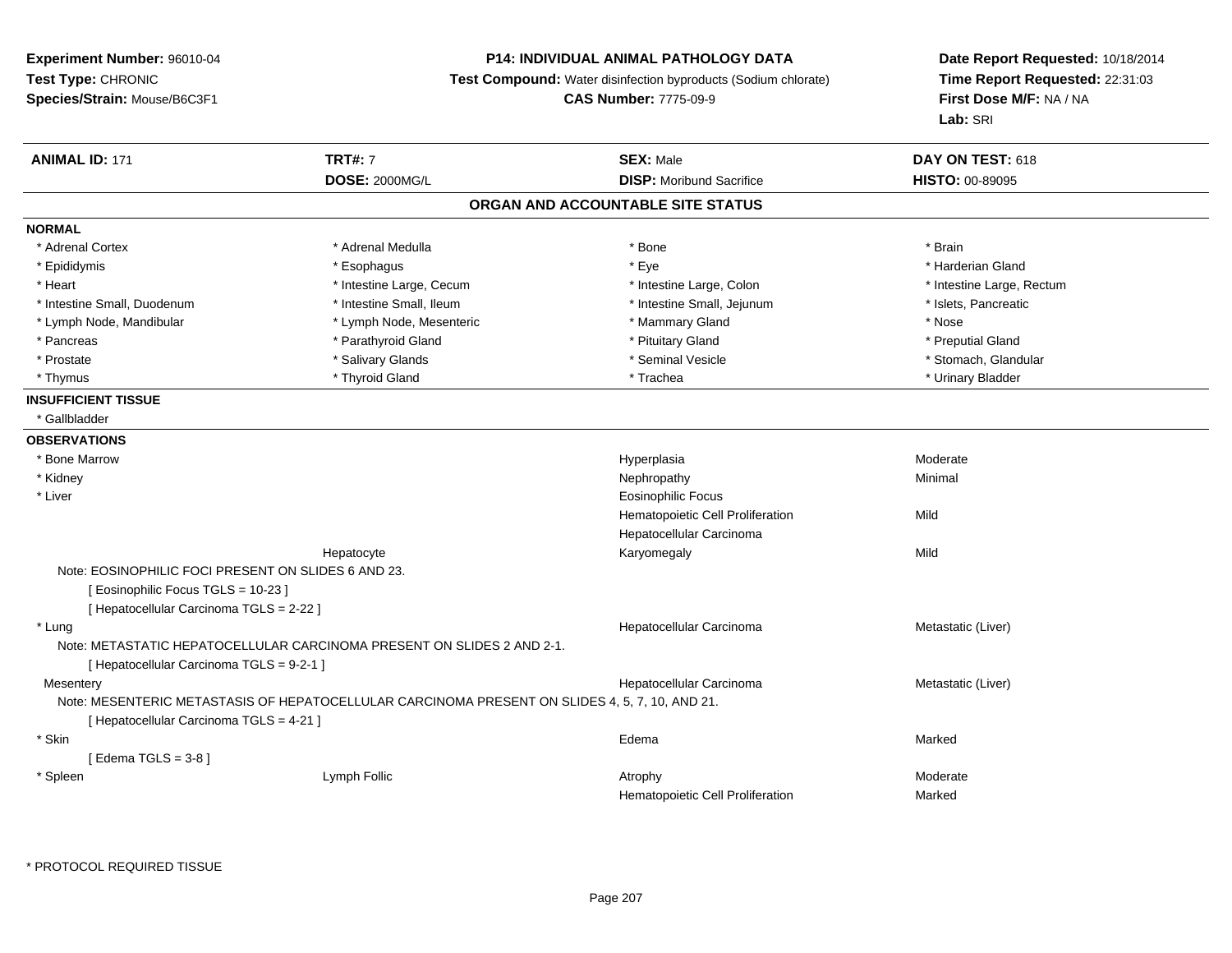**Experiment Number:** 96010-04
**Test Type:** CHRONIC
**Species/Strain:** Mouse/B6C3F1

**P14: INDIVIDUAL ANIMAL PATHOLOGY DATA**
**Test Compound:** Water disinfection byproducts (Sodium chlorate)
**CAS Number:** 7775-09-9

**Date Report Requested:** 10/18/2014
**Time Report Requested:** 22:31:03
**First Dose M/F:** NA / NA
**Lab:** SRI

| **ANIMAL ID:** 171 | **TRT#:** 7 | **SEX:** Male | **DAY ON TEST:** 618 |
|---|---|---|---|
| | **DOSE:** 2000MG/L | **DISP:** Moribund Sacrifice | **HISTO:** 00-89095 |

## ORGAN AND ACCOUNTABLE SITE STATUS

**NORMAL**

| | | | |
|---|---|---|---|
| * Adrenal Cortex | * Adrenal Medulla | * Bone | * Brain |
| * Epididymis | * Esophagus | * Eye | * Harderian Gland |
| * Heart | * Intestine Large, Cecum | * Intestine Large, Colon | * Intestine Large, Rectum |
| * Intestine Small, Duodenum | * Intestine Small, Ileum | * Intestine Small, Jejunum | * Islets, Pancreatic |
| * Lymph Node, Mandibular | * Lymph Node, Mesenteric | * Mammary Gland | * Nose |
| * Pancreas | * Parathyroid Gland | * Pituitary Gland | * Preputial Gland |
| * Prostate | * Salivary Glands | * Seminal Vesicle | * Stomach, Glandular |
| * Thymus | * Thyroid Gland | * Trachea | * Urinary Bladder |

**INSUFFICIENT TISSUE**

* Gallbladder

**OBSERVATIONS**

| | | | |
|---|---|---|---|
| * Bone Marrow | | Hyperplasia | Moderate |
| * Kidney | | Nephropathy | Minimal |
| * Liver | | Eosinophilic Focus | |
| | | Hematopoietic Cell Proliferation | Mild |
| | | Hepatocellular Carcinoma | |
| | Hepatocyte | Karyomegaly | Mild |

Note: EOSINOPHILIC FOCI PRESENT ON SLIDES 6 AND 23.
[ Eosinophilic Focus TGLS = 10-23 ]
[ Hepatocellular Carcinoma TGLS = 2-22 ]

| | | | |
|---|---|---|---|
| * Lung | | Hepatocellular Carcinoma | Metastatic (Liver) |

Note: METASTATIC HEPATOCELLULAR CARCINOMA PRESENT ON SLIDES 2 AND 2-1.
[ Hepatocellular Carcinoma TGLS = 9-2-1 ]

| | | | |
|---|---|---|---|
| Mesentery | | Hepatocellular Carcinoma | Metastatic (Liver) |

Note: MESENTERIC METASTASIS OF HEPATOCELLULAR CARCINOMA PRESENT ON SLIDES 4, 5, 7, 10, AND 21.
[ Hepatocellular Carcinoma TGLS = 4-21 ]

| | | | |
|---|---|---|---|
| * Skin | | Edema | Marked |

[ Edema TGLS = 3-8 ]

| | | | |
|---|---|---|---|
| * Spleen | Lymph Follic | Atrophy | Moderate |
| | | Hematopoietic Cell Proliferation | Marked |

* PROTOCOL REQUIRED TISSUE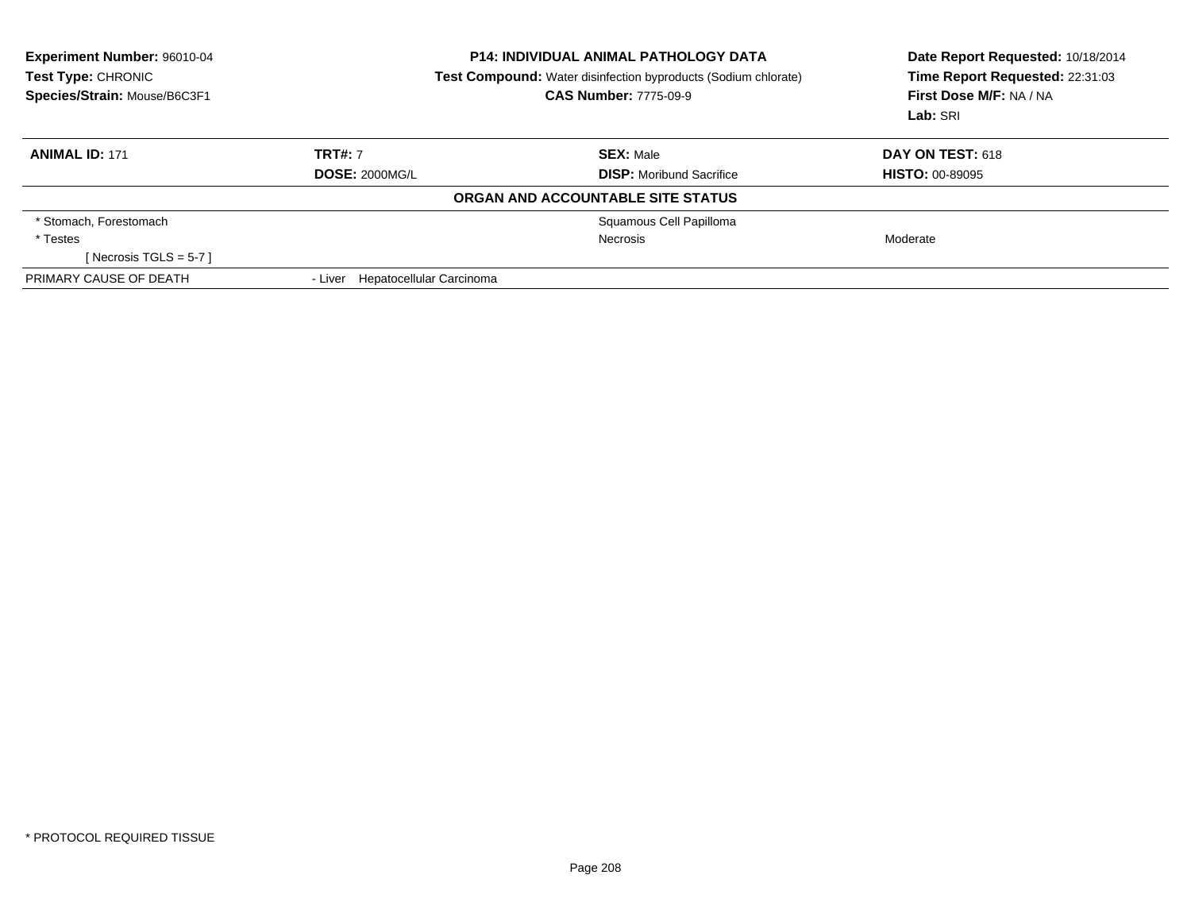**Experiment Number:** 96010-04
**Test Type:** CHRONIC
**Species/Strain:** Mouse/B6C3F1

**P14: INDIVIDUAL ANIMAL PATHOLOGY DATA**
**Test Compound:** Water disinfection byproducts (Sodium chlorate)
**CAS Number:** 7775-09-9

**Date Report Requested:** 10/18/2014
**Time Report Requested:** 22:31:03
**First Dose M/F:** NA / NA
**Lab:** SRI

| **ANIMAL ID:** 171 | **TRT#:** 7 | **SEX:** Male | **DAY ON TEST:** 618 |
|---|---|---|---|
| | **DOSE:** 2000MG/L | **DISP:** Moribund Sacrifice | **HISTO:** 00-89095 |

**ORGAN AND ACCOUNTABLE SITE STATUS**

| | | | |
|---|---|---|---|
| * Stomach, Forestomach | | Squamous Cell Papilloma | |
| * Testes | | Necrosis | Moderate |
| [ Necrosis TGLS = 5-7 ] | | | |
| PRIMARY CAUSE OF DEATH | - Liver Hepatocellular Carcinoma | | |

* PROTOCOL REQUIRED TISSUE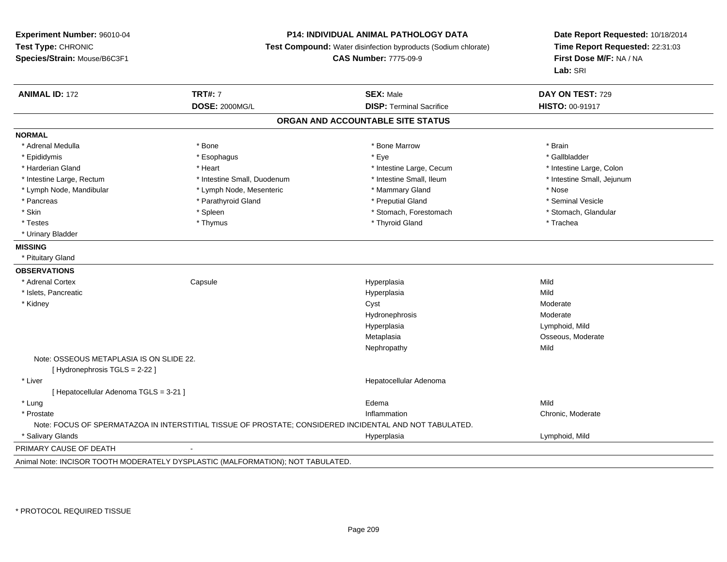**Experiment Number:** 96010-04
**Test Type:** CHRONIC
**Species/Strain:** Mouse/B6C3F1

**P14: INDIVIDUAL ANIMAL PATHOLOGY DATA**
**Test Compound:** Water disinfection byproducts (Sodium chlorate)
**CAS Number:** 7775-09-9

**Date Report Requested:** 10/18/2014
**Time Report Requested:** 22:31:03
**First Dose M/F:** NA / NA
**Lab:** SRI

| **ANIMAL ID:** 172 | **TRT#:** 7 | **SEX:** Male | **DAY ON TEST:** 729 |
|---|---|---|---|
| | **DOSE:** 2000MG/L | **DISP:** Terminal Sacrifice | **HISTO:** 00-91917 |

## ORGAN AND ACCOUNTABLE SITE STATUS

**NORMAL**

| | | | |
|---|---|---|---|
| * Adrenal Medulla | * Bone | * Bone Marrow | * Brain |
| * Epididymis | * Esophagus | * Eye | * Gallbladder |
| * Harderian Gland | * Heart | * Intestine Large, Cecum | * Intestine Large, Colon |
| * Intestine Large, Rectum | * Intestine Small, Duodenum | * Intestine Small, Ileum | * Intestine Small, Jejunum |
| * Lymph Node, Mandibular | * Lymph Node, Mesenteric | * Mammary Gland | * Nose |
| * Pancreas | * Parathyroid Gland | * Preputial Gland | * Seminal Vesicle |
| * Skin | * Spleen | * Stomach, Forestomach | * Stomach, Glandular |
| * Testes | * Thymus | * Thyroid Gland | * Trachea |
| * Urinary Bladder | | | |

**MISSING**

* Pituitary Gland

**OBSERVATIONS**

| | | | |
|---|---|---|---|
| * Adrenal Cortex | Capsule | Hyperplasia | Mild |
| * Islets, Pancreatic | | Hyperplasia | Mild |
| * Kidney | | Cyst | Moderate |
| | | Hydronephrosis | Moderate |
| | | Hyperplasia | Lymphoid, Mild |
| | | Metaplasia | Osseous, Moderate |
| | | Nephropathy | Mild |

Note: OSSEOUS METAPLASIA IS ON SLIDE 22.
[ Hydronephrosis TGLS = 2-22 ]

| | | | |
|---|---|---|---|
| * Liver | | Hepatocellular Adenoma | |

[ Hepatocellular Adenoma TGLS = 3-21 ]

| | | | |
|---|---|---|---|
| * Lung | | Edema | Mild |
| * Prostate | | Inflammation | Chronic, Moderate |

Note: FOCUS OF SPERMATAZOA IN INTERSTITIAL TISSUE OF PROSTATE; CONSIDERED INCIDENTAL AND NOT TABULATED.

| | | | |
|---|---|---|---|
| * Salivary Glands | | Hyperplasia | Lymphoid, Mild |

PRIMARY CAUSE OF DEATH -

Animal Note: INCISOR TOOTH MODERATELY DYSPLASTIC (MALFORMATION); NOT TABULATED.

* PROTOCOL REQUIRED TISSUE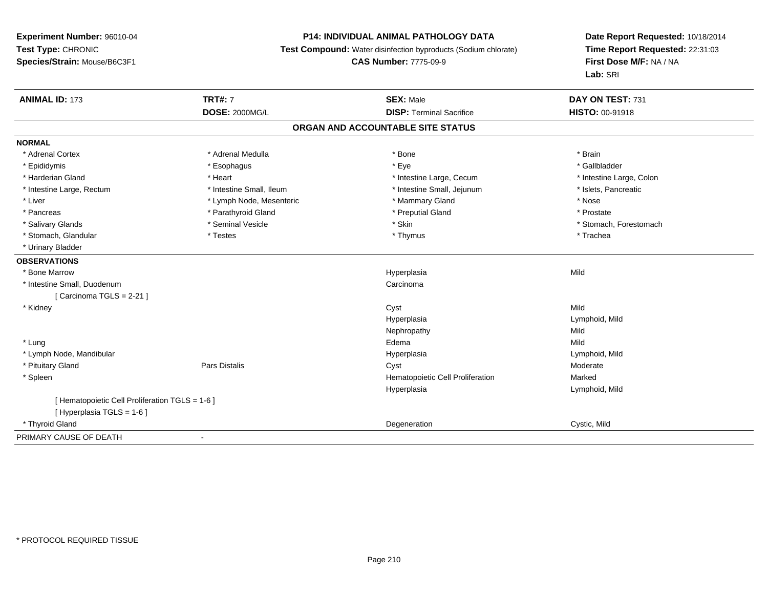**Experiment Number:** 96010-04
**Test Type:** CHRONIC
**Species/Strain:** Mouse/B6C3F1

**P14: INDIVIDUAL ANIMAL PATHOLOGY DATA**
**Test Compound:** Water disinfection byproducts (Sodium chlorate)
**CAS Number:** 7775-09-9

**Date Report Requested:** 10/18/2014
**Time Report Requested:** 22:31:03
**First Dose M/F:** NA / NA
**Lab:** SRI

| **ANIMAL ID:** 173 | **TRT#:** 7 | **SEX:** Male | **DAY ON TEST:** 731 |
|---|---|---|---|
| | **DOSE:** 2000MG/L | **DISP:** Terminal Sacrifice | **HISTO:** 00-91918 |

## ORGAN AND ACCOUNTABLE SITE STATUS

**NORMAL**

| | | | |
|---|---|---|---|
| * Adrenal Cortex | * Adrenal Medulla | * Bone | * Brain |
| * Epididymis | * Esophagus | * Eye | * Gallbladder |
| * Harderian Gland | * Heart | * Intestine Large, Cecum | * Intestine Large, Colon |
| * Intestine Large, Rectum | * Intestine Small, Ileum | * Intestine Small, Jejunum | * Islets, Pancreatic |
| * Liver | * Lymph Node, Mesenteric | * Mammary Gland | * Nose |
| * Pancreas | * Parathyroid Gland | * Preputial Gland | * Prostate |
| * Salivary Glands | * Seminal Vesicle | * Skin | * Stomach, Forestomach |
| * Stomach, Glandular | * Testes | * Thymus | * Trachea |
| * Urinary Bladder | | | |

**OBSERVATIONS**

| | | | |
|---|---|---|---|
| * Bone Marrow | | Hyperplasia | Mild |
| * Intestine Small, Duodenum | | Carcinoma | |
| [ Carcinoma TGLS = 2-21 ] | | | |
| * Kidney | | Cyst | Mild |
| | | Hyperplasia | Lymphoid, Mild |
| | | Nephropathy | Mild |
| * Lung | | Edema | Mild |
| * Lymph Node, Mandibular | | Hyperplasia | Lymphoid, Mild |
| * Pituitary Gland | Pars Distalis | Cyst | Moderate |
| * Spleen | | Hematopoietic Cell Proliferation | Marked |
| | | Hyperplasia | Lymphoid, Mild |
| [ Hematopoietic Cell Proliferation TGLS = 1-6 ] | | | |
| [ Hyperplasia TGLS = 1-6 ] | | | |
| * Thyroid Gland | | Degeneration | Cystic, Mild |

PRIMARY CAUSE OF DEATH -

* PROTOCOL REQUIRED TISSUE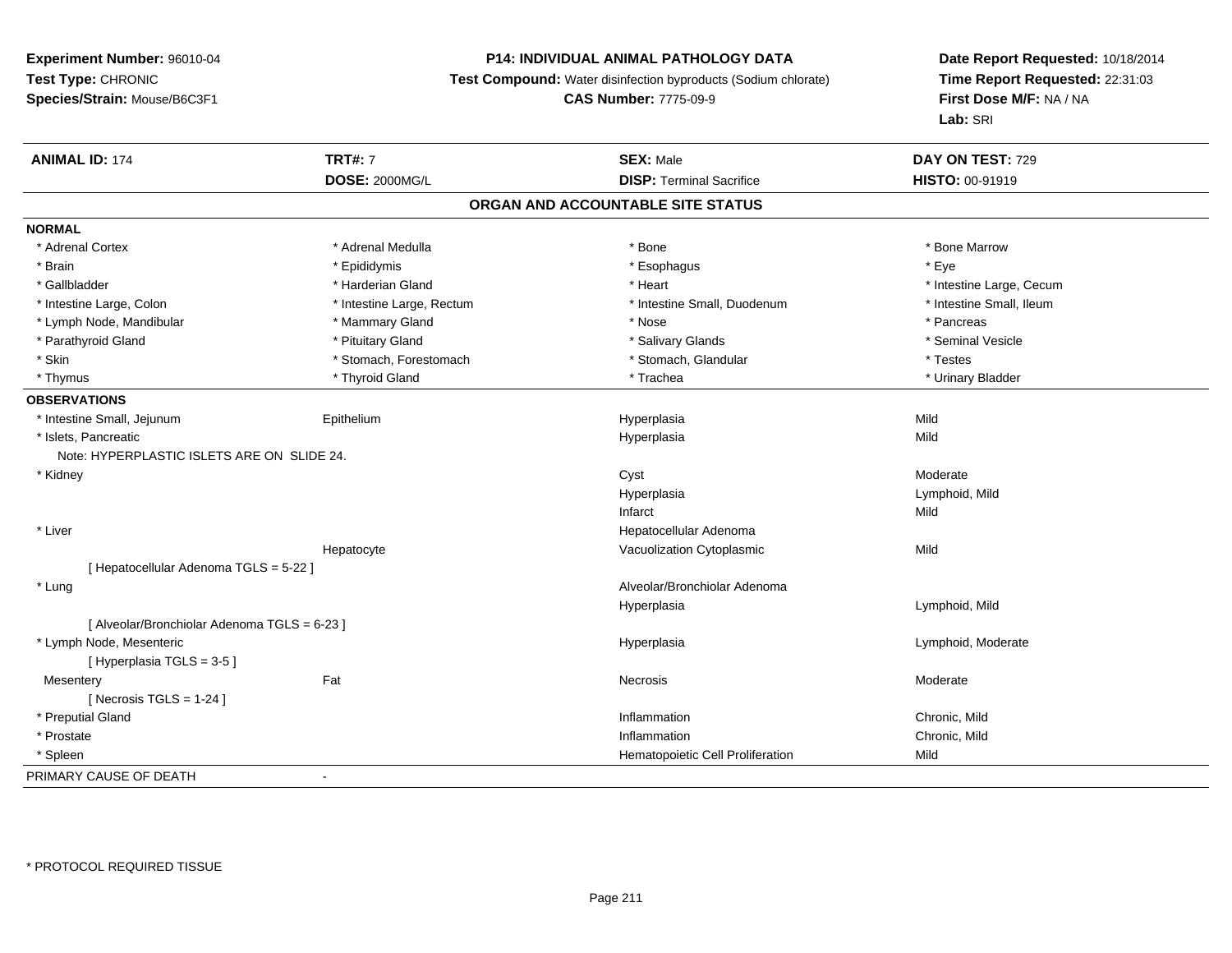**Experiment Number:** 96010-04
**Test Type:** CHRONIC
**Species/Strain:** Mouse/B6C3F1

**P14: INDIVIDUAL ANIMAL PATHOLOGY DATA**
**Test Compound:** Water disinfection byproducts (Sodium chlorate)
**CAS Number:** 7775-09-9

**Date Report Requested:** 10/18/2014
**Time Report Requested:** 22:31:03
**First Dose M/F:** NA / NA
**Lab:** SRI

| **ANIMAL ID:** 174 | **TRT#:** 7 | **SEX:** Male | **DAY ON TEST:** 729 |
|---|---|---|---|
| | **DOSE:** 2000MG/L | **DISP:** Terminal Sacrifice | **HISTO:** 00-91919 |

## ORGAN AND ACCOUNTABLE SITE STATUS

**NORMAL**

| | | | |
|---|---|---|---|
| * Adrenal Cortex | * Adrenal Medulla | * Bone | * Bone Marrow |
| * Brain | * Epididymis | * Esophagus | * Eye |
| * Gallbladder | * Harderian Gland | * Heart | * Intestine Large, Cecum |
| * Intestine Large, Colon | * Intestine Large, Rectum | * Intestine Small, Duodenum | * Intestine Small, Ileum |
| * Lymph Node, Mandibular | * Mammary Gland | * Nose | * Pancreas |
| * Parathyroid Gland | * Pituitary Gland | * Salivary Glands | * Seminal Vesicle |
| * Skin | * Stomach, Forestomach | * Stomach, Glandular | * Testes |
| * Thymus | * Thyroid Gland | * Trachea | * Urinary Bladder |

**OBSERVATIONS**

| | | | |
|---|---|---|---|
| * Intestine Small, Jejunum | Epithelium | Hyperplasia | Mild |
| * Islets, Pancreatic | | Hyperplasia | Mild |
| Note: HYPERPLASTIC ISLETS ARE ON SLIDE 24. | | | |
| * Kidney | | Cyst | Moderate |
| | | Hyperplasia | Lymphoid, Mild |
| | | Infarct | Mild |
| * Liver | | Hepatocellular Adenoma | |
| | Hepatocyte | Vacuolization Cytoplasmic | Mild |
| [ Hepatocellular Adenoma TGLS = 5-22 ] | | | |
| * Lung | | Alveolar/Bronchiolar Adenoma | |
| | | Hyperplasia | Lymphoid, Mild |
| [ Alveolar/Bronchiolar Adenoma TGLS = 6-23 ] | | | |
| * Lymph Node, Mesenteric | | Hyperplasia | Lymphoid, Moderate |
| [ Hyperplasia TGLS = 3-5 ] | | | |
| Mesentery | Fat | Necrosis | Moderate |
| [ Necrosis TGLS = 1-24 ] | | | |
| * Preputial Gland | | Inflammation | Chronic, Mild |
| * Prostate | | Inflammation | Chronic, Mild |
| * Spleen | | Hematopoietic Cell Proliferation | Mild |

PRIMARY CAUSE OF DEATH -

* PROTOCOL REQUIRED TISSUE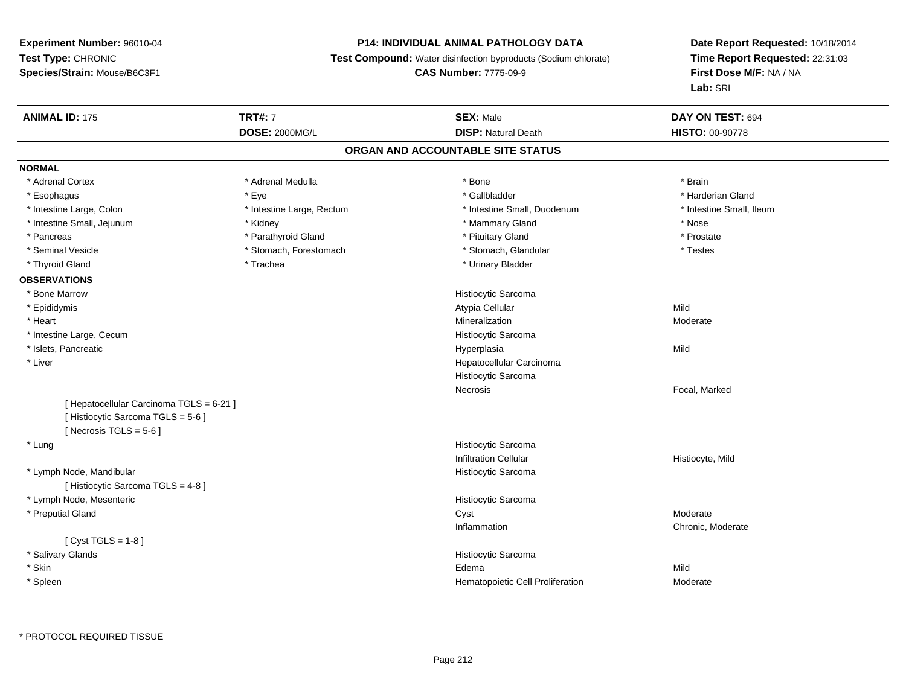**Experiment Number:** 96010-04
**Test Type:** CHRONIC
**Species/Strain:** Mouse/B6C3F1

**P14: INDIVIDUAL ANIMAL PATHOLOGY DATA**
**Test Compound:** Water disinfection byproducts (Sodium chlorate)
**CAS Number:** 7775-09-9

**Date Report Requested:** 10/18/2014
**Time Report Requested:** 22:31:03
**First Dose M/F:** NA / NA
**Lab:** SRI

| **ANIMAL ID:** 175 | **TRT#:** 7 | **SEX:** Male | **DAY ON TEST:** 694 |
|---|---|---|---|
| | **DOSE:** 2000MG/L | **DISP:** Natural Death | **HISTO:** 00-90778 |

## ORGAN AND ACCOUNTABLE SITE STATUS

**NORMAL**

| | | | |
|---|---|---|---|
| * Adrenal Cortex | * Adrenal Medulla | * Bone | * Brain |
| * Esophagus | * Eye | * Gallbladder | * Harderian Gland |
| * Intestine Large, Colon | * Intestine Large, Rectum | * Intestine Small, Duodenum | * Intestine Small, Ileum |
| * Intestine Small, Jejunum | * Kidney | * Mammary Gland | * Nose |
| * Pancreas | * Parathyroid Gland | * Pituitary Gland | * Prostate |
| * Seminal Vesicle | * Stomach, Forestomach | * Stomach, Glandular | * Testes |
| * Thyroid Gland | * Trachea | * Urinary Bladder | |

**OBSERVATIONS**

| Organ | Observation | Severity |
|---|---|---|
| * Bone Marrow | Histiocytic Sarcoma | |
| * Epididymis | Atypia Cellular | Mild |
| * Heart | Mineralization | Moderate |
| * Intestine Large, Cecum | Histiocytic Sarcoma | |
| * Islets, Pancreatic | Hyperplasia | Mild |
| * Liver | Hepatocellular Carcinoma | |
| | Histiocytic Sarcoma | |
| | Necrosis | Focal, Marked |
| [ Hepatocellular Carcinoma TGLS = 6-21 ] | | |
| [ Histiocytic Sarcoma TGLS = 5-6 ] | | |
| [ Necrosis TGLS = 5-6 ] | | |
| * Lung | Histiocytic Sarcoma | |
| | Infiltration Cellular | Histiocyte, Mild |
| * Lymph Node, Mandibular | Histiocytic Sarcoma | |
| [ Histiocytic Sarcoma TGLS = 4-8 ] | | |
| * Lymph Node, Mesenteric | Histiocytic Sarcoma | |
| * Preputial Gland | Cyst | Moderate |
| | Inflammation | Chronic, Moderate |
| [ Cyst TGLS = 1-8 ] | | |
| * Salivary Glands | Histiocytic Sarcoma | |
| * Skin | Edema | Mild |
| * Spleen | Hematopoietic Cell Proliferation | Moderate |

* PROTOCOL REQUIRED TISSUE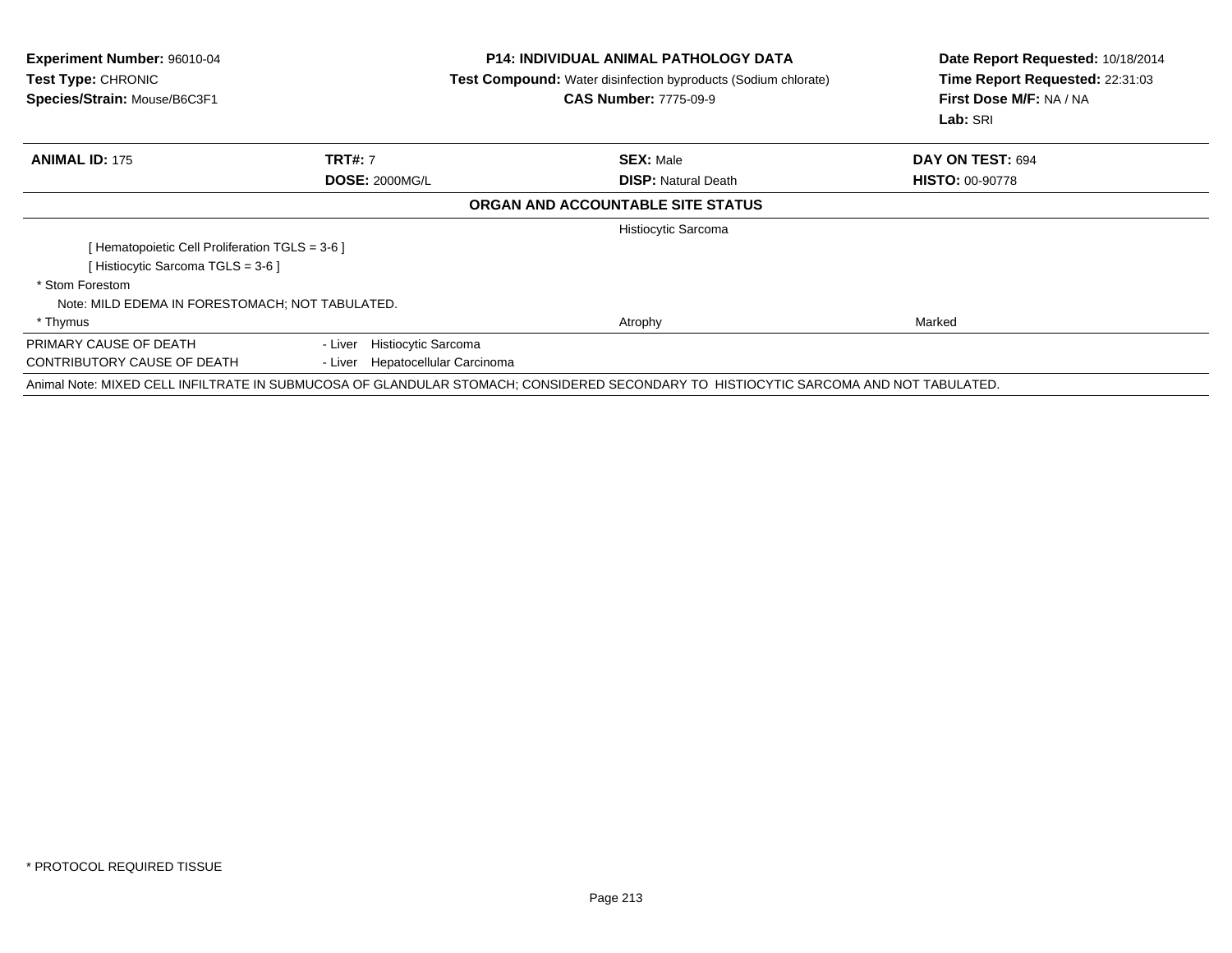**Experiment Number:** 96010-04
**Test Type:** CHRONIC
**Species/Strain:** Mouse/B6C3F1

**P14: INDIVIDUAL ANIMAL PATHOLOGY DATA**
**Test Compound:** Water disinfection byproducts (Sodium chlorate)
**CAS Number:** 7775-09-9

**Date Report Requested:** 10/18/2014
**Time Report Requested:** 22:31:03
**First Dose M/F:** NA / NA
**Lab:** SRI

| **ANIMAL ID:** 175 | **TRT#:** 7 | **SEX:** Male | **DAY ON TEST:** 694 |
|---|---|---|---|
| | **DOSE:** 2000MG/L | **DISP:** Natural Death | **HISTO:** 00-90778 |

**ORGAN AND ACCOUNTABLE SITE STATUS**

| | | | |
|---|---|---|---|
| | | Histiocytic Sarcoma | |
| [ Hematopoietic Cell Proliferation TGLS = 3-6 ] | | | |
| [ Histiocytic Sarcoma TGLS = 3-6 ] | | | |
| * Stom Forestom | | | |
| Note: MILD EDEMA IN FORESTOMACH; NOT TABULATED. | | | |
| * Thymus | | Atrophy | Marked |

| | |
|---|---|
| PRIMARY CAUSE OF DEATH | - Liver Histiocytic Sarcoma |
| CONTRIBUTORY CAUSE OF DEATH | - Liver Hepatocellular Carcinoma |

Animal Note: MIXED CELL INFILTRATE IN SUBMUCOSA OF GLANDULAR STOMACH; CONSIDERED SECONDARY TO HISTIOCYTIC SARCOMA AND NOT TABULATED.

* PROTOCOL REQUIRED TISSUE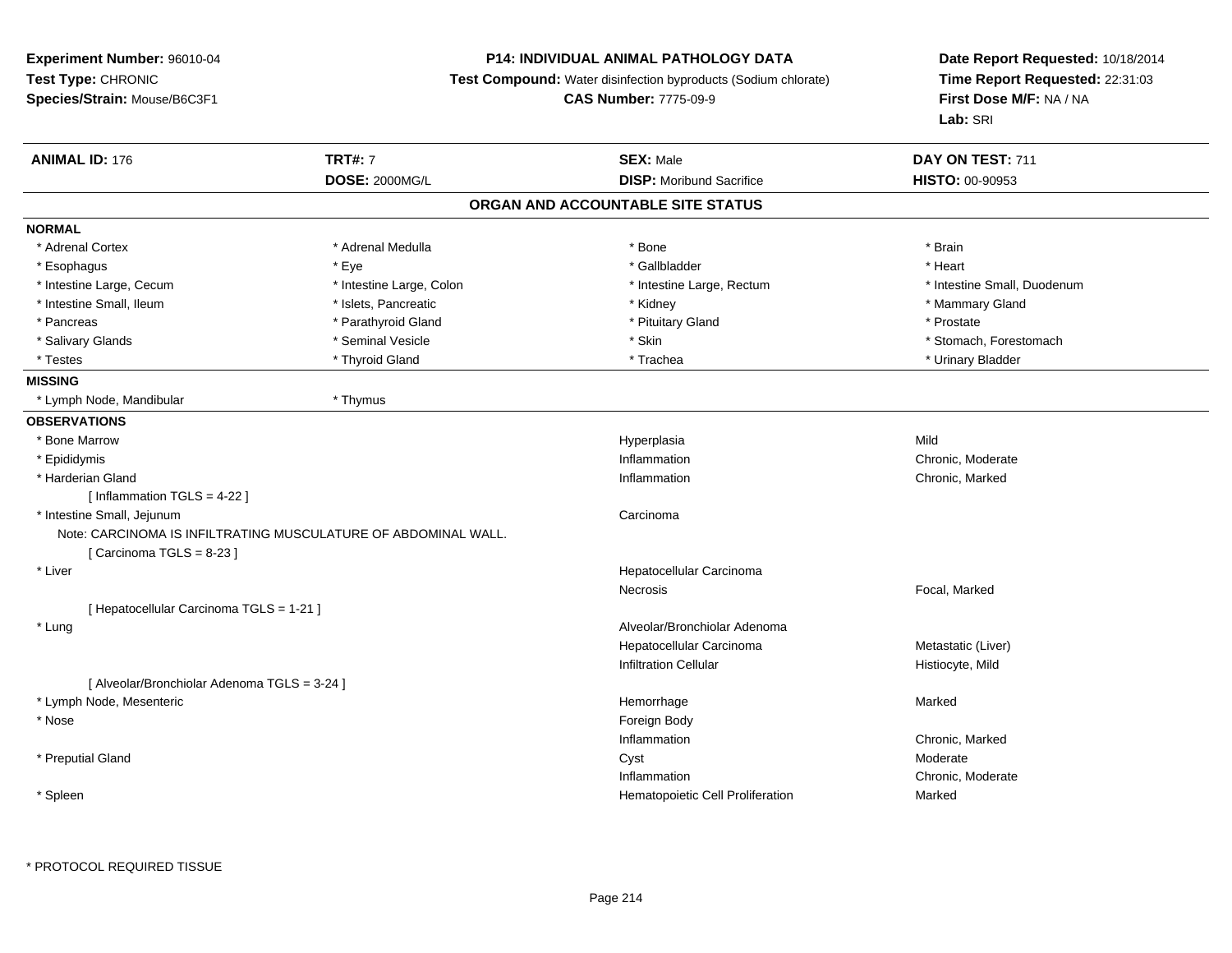**Experiment Number:** 96010-04
**Test Type:** CHRONIC
**Species/Strain:** Mouse/B6C3F1

**P14: INDIVIDUAL ANIMAL PATHOLOGY DATA**
**Test Compound:** Water disinfection byproducts (Sodium chlorate)
**CAS Number:** 7775-09-9

**Date Report Requested:** 10/18/2014
**Time Report Requested:** 22:31:03
**First Dose M/F:** NA / NA
**Lab:** SRI

| **ANIMAL ID:** 176 | **TRT#:** 7 | **SEX:** Male | **DAY ON TEST:** 711 |
|---|---|---|---|
| | **DOSE:** 2000MG/L | **DISP:** Moribund Sacrifice | **HISTO:** 00-90953 |

## ORGAN AND ACCOUNTABLE SITE STATUS

**NORMAL**

| | | | |
|---|---|---|---|
| * Adrenal Cortex | * Adrenal Medulla | * Bone | * Brain |
| * Esophagus | * Eye | * Gallbladder | * Heart |
| * Intestine Large, Cecum | * Intestine Large, Colon | * Intestine Large, Rectum | * Intestine Small, Duodenum |
| * Intestine Small, Ileum | * Islets, Pancreatic | * Kidney | * Mammary Gland |
| * Pancreas | * Parathyroid Gland | * Pituitary Gland | * Prostate |
| * Salivary Glands | * Seminal Vesicle | * Skin | * Stomach, Forestomach |
| * Testes | * Thyroid Gland | * Trachea | * Urinary Bladder |

**MISSING**

* Lymph Node, Mandibular
* Thymus

**OBSERVATIONS**

| Organ | Observation | Qualifier |
|---|---|---|
| * Bone Marrow | Hyperplasia | Mild |
| * Epididymis | Inflammation | Chronic, Moderate |
| * Harderian Gland | Inflammation | Chronic, Marked |
| [ Inflammation TGLS = 4-22 ] | | |
| * Intestine Small, Jejunum | Carcinoma | |
| Note: CARCINOMA IS INFILTRATING MUSCULATURE OF ABDOMINAL WALL. | | |
| [ Carcinoma TGLS = 8-23 ] | | |
| * Liver | Hepatocellular Carcinoma | |
| | Necrosis | Focal, Marked |
| [ Hepatocellular Carcinoma TGLS = 1-21 ] | | |
| * Lung | Alveolar/Bronchiolar Adenoma | |
| | Hepatocellular Carcinoma | Metastatic (Liver) |
| | Infiltration Cellular | Histiocyte, Mild |
| [ Alveolar/Bronchiolar Adenoma TGLS = 3-24 ] | | |
| * Lymph Node, Mesenteric | Hemorrhage | Marked |
| * Nose | Foreign Body | |
| | Inflammation | Chronic, Marked |
| * Preputial Gland | Cyst | Moderate |
| | Inflammation | Chronic, Moderate |
| * Spleen | Hematopoietic Cell Proliferation | Marked |

* PROTOCOL REQUIRED TISSUE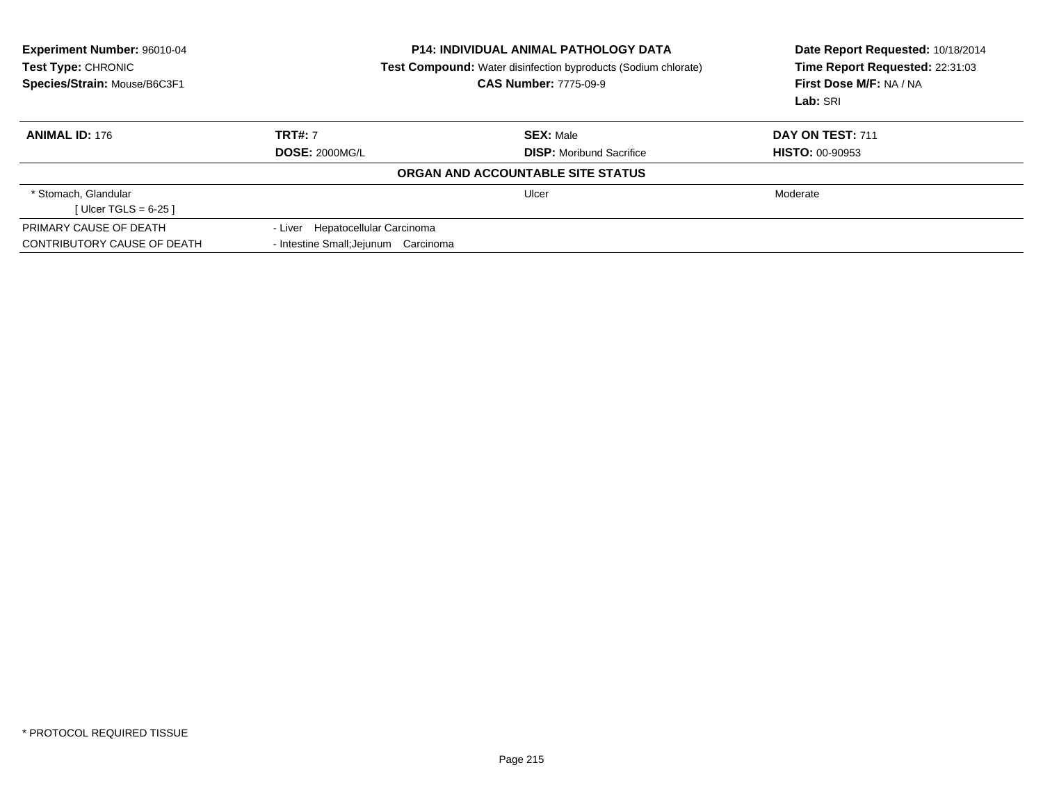**Experiment Number:** 96010-04
**Test Type:** CHRONIC
**Species/Strain:** Mouse/B6C3F1

**P14: INDIVIDUAL ANIMAL PATHOLOGY DATA**
**Test Compound:** Water disinfection byproducts (Sodium chlorate)
**CAS Number:** 7775-09-9

**Date Report Requested:** 10/18/2014
**Time Report Requested:** 22:31:03
**First Dose M/F:** NA / NA
**Lab:** SRI

| **ANIMAL ID:** 176 | **TRT#:** 7 | **SEX:** Male | **DAY ON TEST:** 711 |
|---|---|---|---|
| | **DOSE:** 2000MG/L | **DISP:** Moribund Sacrifice | **HISTO:** 00-90953 |

**ORGAN AND ACCOUNTABLE SITE STATUS**

| | | | |
|---|---|---|---|
| * Stomach, Glandular<br>[ Ulcer TGLS = 6-25 ] | | Ulcer | Moderate |
| PRIMARY CAUSE OF DEATH | - Liver Hepatocellular Carcinoma | | |
| CONTRIBUTORY CAUSE OF DEATH | - Intestine Small;Jejunum Carcinoma | | |

* PROTOCOL REQUIRED TISSUE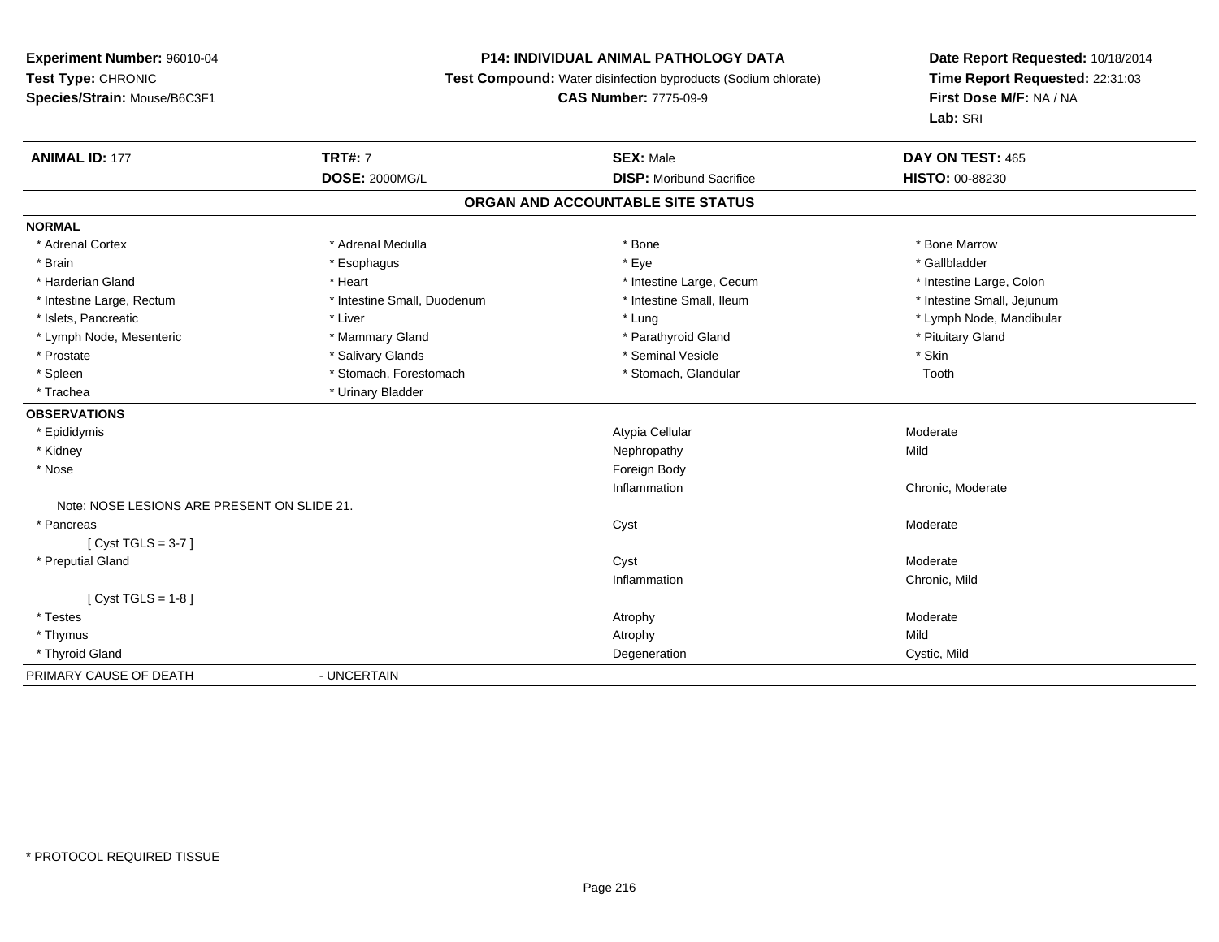**Experiment Number:** 96010-04
**Test Type:** CHRONIC
**Species/Strain:** Mouse/B6C3F1

**P14: INDIVIDUAL ANIMAL PATHOLOGY DATA**
**Test Compound:** Water disinfection byproducts (Sodium chlorate)
**CAS Number:** 7775-09-9

**Date Report Requested:** 10/18/2014
**Time Report Requested:** 22:31:03
**First Dose M/F:** NA / NA
**Lab:** SRI

| **ANIMAL ID:** 177 | **TRT#:** 7 | **SEX:** Male | **DAY ON TEST:** 465 |
|---|---|---|---|
| | **DOSE:** 2000MG/L | **DISP:** Moribund Sacrifice | **HISTO:** 00-88230 |

## ORGAN AND ACCOUNTABLE SITE STATUS

**NORMAL**

| | | | |
|---|---|---|---|
| * Adrenal Cortex | * Adrenal Medulla | * Bone | * Bone Marrow |
| * Brain | * Esophagus | * Eye | * Gallbladder |
| * Harderian Gland | * Heart | * Intestine Large, Cecum | * Intestine Large, Colon |
| * Intestine Large, Rectum | * Intestine Small, Duodenum | * Intestine Small, Ileum | * Intestine Small, Jejunum |
| * Islets, Pancreatic | * Liver | * Lung | * Lymph Node, Mandibular |
| * Lymph Node, Mesenteric | * Mammary Gland | * Parathyroid Gland | * Pituitary Gland |
| * Prostate | * Salivary Glands | * Seminal Vesicle | * Skin |
| * Spleen | * Stomach, Forestomach | * Stomach, Glandular | Tooth |
| * Trachea | * Urinary Bladder | | |

**OBSERVATIONS**

| | | |
|---|---|---|
| * Epididymis | Atypia Cellular | Moderate |
| * Kidney | Nephropathy | Mild |
| * Nose | Foreign Body | |
| | Inflammation | Chronic, Moderate |
| Note: NOSE LESIONS ARE PRESENT ON SLIDE 21. | | |
| * Pancreas | Cyst | Moderate |
| [ Cyst TGLS = 3-7 ] | | |
| * Preputial Gland | Cyst | Moderate |
| | Inflammation | Chronic, Mild |
| [ Cyst TGLS = 1-8 ] | | |
| * Testes | Atrophy | Moderate |
| * Thymus | Atrophy | Mild |
| * Thyroid Gland | Degeneration | Cystic, Mild |

PRIMARY CAUSE OF DEATH - UNCERTAIN

* PROTOCOL REQUIRED TISSUE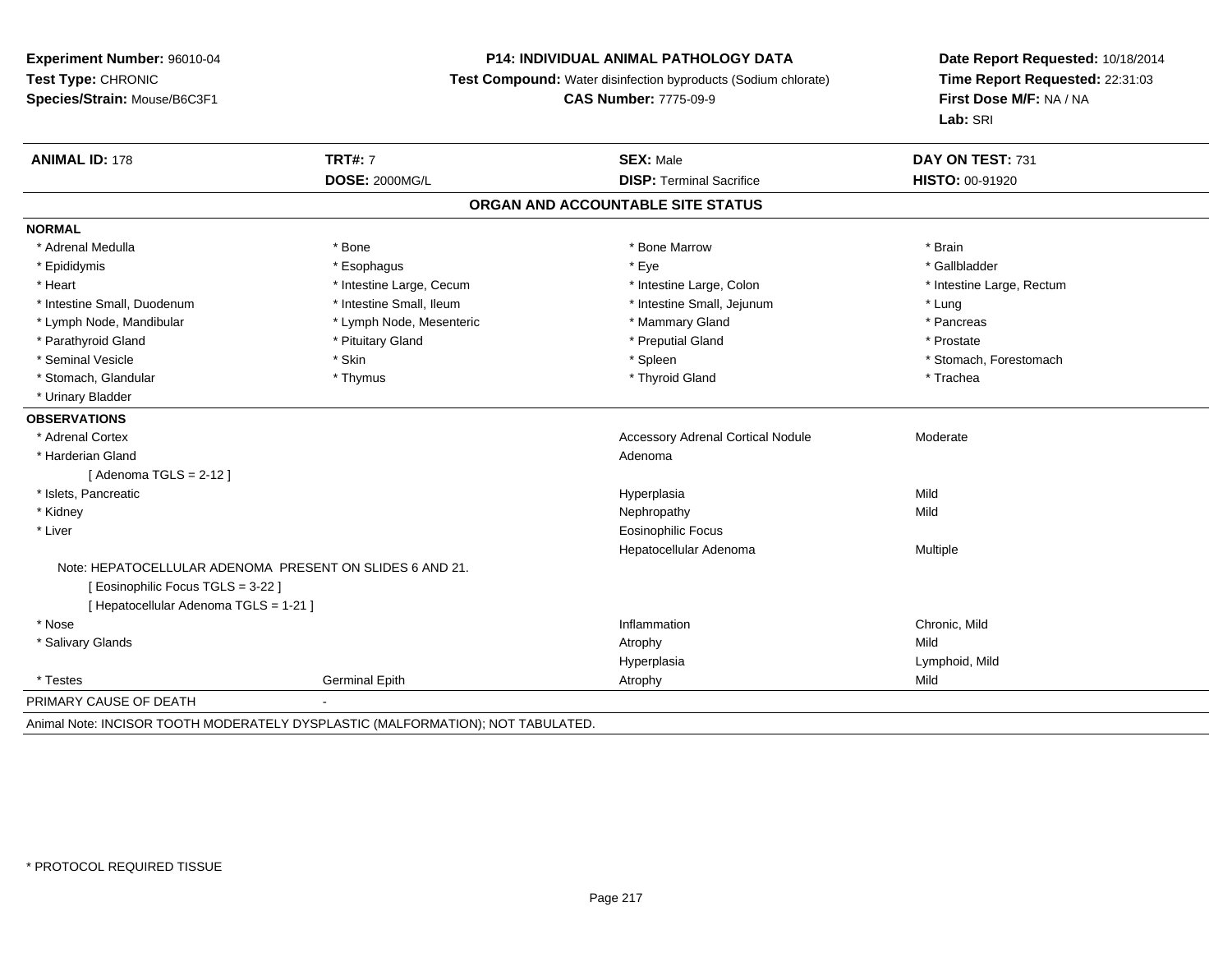**Experiment Number:** 96010-04
**Test Type:** CHRONIC
**Species/Strain:** Mouse/B6C3F1

**P14: INDIVIDUAL ANIMAL PATHOLOGY DATA**
**Test Compound:** Water disinfection byproducts (Sodium chlorate)
**CAS Number:** 7775-09-9

**Date Report Requested:** 10/18/2014
**Time Report Requested:** 22:31:03
**First Dose M/F:** NA / NA
**Lab:** SRI

| **ANIMAL ID:** 178 | **TRT#:** 7 | **SEX:** Male | **DAY ON TEST:** 731 |
|---|---|---|---|
| | **DOSE:** 2000MG/L | **DISP:** Terminal Sacrifice | **HISTO:** 00-91920 |

## ORGAN AND ACCOUNTABLE SITE STATUS

**NORMAL**

| | | | |
|---|---|---|---|
| * Adrenal Medulla | * Bone | * Bone Marrow | * Brain |
| * Epididymis | * Esophagus | * Eye | * Gallbladder |
| * Heart | * Intestine Large, Cecum | * Intestine Large, Colon | * Intestine Large, Rectum |
| * Intestine Small, Duodenum | * Intestine Small, Ileum | * Intestine Small, Jejunum | * Lung |
| * Lymph Node, Mandibular | * Lymph Node, Mesenteric | * Mammary Gland | * Pancreas |
| * Parathyroid Gland | * Pituitary Gland | * Preputial Gland | * Prostate |
| * Seminal Vesicle | * Skin | * Spleen | * Stomach, Forestomach |
| * Stomach, Glandular | * Thymus | * Thyroid Gland | * Trachea |
| * Urinary Bladder | | | |

**OBSERVATIONS**

| | | | |
|---|---|---|---|
| * Adrenal Cortex | | Accessory Adrenal Cortical Nodule | Moderate |
| * Harderian Gland | | Adenoma | |
| [ Adenoma TGLS = 2-12 ] | | | |
| * Islets, Pancreatic | | Hyperplasia | Mild |
| * Kidney | | Nephropathy | Mild |
| * Liver | | Eosinophilic Focus | |
| | | Hepatocellular Adenoma | Multiple |
| Note: HEPATOCELLULAR ADENOMA PRESENT ON SLIDES 6 AND 21. | | | |
| [ Eosinophilic Focus TGLS = 3-22 ] | | | |
| [ Hepatocellular Adenoma TGLS = 1-21 ] | | | |
| * Nose | | Inflammation | Chronic, Mild |
| * Salivary Glands | | Atrophy | Mild |
| | | Hyperplasia | Lymphoid, Mild |
| * Testes | Germinal Epith | Atrophy | Mild |

PRIMARY CAUSE OF DEATH -

Animal Note: INCISOR TOOTH MODERATELY DYSPLASTIC (MALFORMATION); NOT TABULATED.

* PROTOCOL REQUIRED TISSUE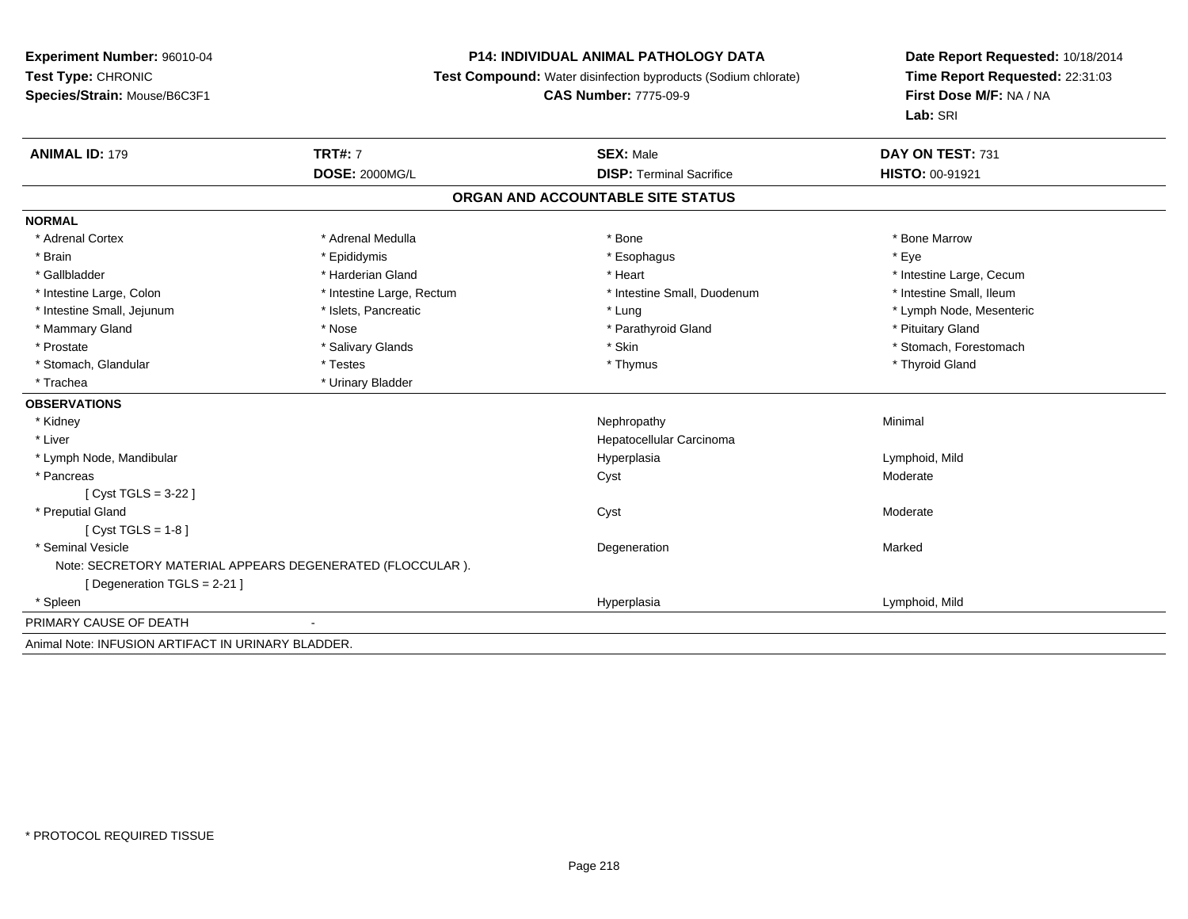**Experiment Number:** 96010-04
**Test Type:** CHRONIC
**Species/Strain:** Mouse/B6C3F1

**P14: INDIVIDUAL ANIMAL PATHOLOGY DATA**
**Test Compound:** Water disinfection byproducts (Sodium chlorate)
**CAS Number:** 7775-09-9

**Date Report Requested:** 10/18/2014
**Time Report Requested:** 22:31:03
**First Dose M/F:** NA / NA
**Lab:** SRI

| **ANIMAL ID:** 179 | **TRT#:** 7 | **SEX:** Male | **DAY ON TEST:** 731 |
|---|---|---|---|
| | **DOSE:** 2000MG/L | **DISP:** Terminal Sacrifice | **HISTO:** 00-91921 |

## ORGAN AND ACCOUNTABLE SITE STATUS

**NORMAL**

| | | | |
|---|---|---|---|
| * Adrenal Cortex | * Adrenal Medulla | * Bone | * Bone Marrow |
| * Brain | * Epididymis | * Esophagus | * Eye |
| * Gallbladder | * Harderian Gland | * Heart | * Intestine Large, Cecum |
| * Intestine Large, Colon | * Intestine Large, Rectum | * Intestine Small, Duodenum | * Intestine Small, Ileum |
| * Intestine Small, Jejunum | * Islets, Pancreatic | * Lung | * Lymph Node, Mesenteric |
| * Mammary Gland | * Nose | * Parathyroid Gland | * Pituitary Gland |
| * Prostate | * Salivary Glands | * Skin | * Stomach, Forestomach |
| * Stomach, Glandular | * Testes | * Thymus | * Thyroid Gland |
| * Trachea | * Urinary Bladder | | |

**OBSERVATIONS**

| | | |
|---|---|---|
| * Kidney | Nephropathy | Minimal |
| * Liver | Hepatocellular Carcinoma | |
| * Lymph Node, Mandibular | Hyperplasia | Lymphoid, Mild |
| * Pancreas | Cyst | Moderate |
| [ Cyst TGLS = 3-22 ] | | |
| * Preputial Gland | Cyst | Moderate |
| [ Cyst TGLS = 1-8 ] | | |
| * Seminal Vesicle | Degeneration | Marked |
| Note: SECRETORY MATERIAL APPEARS DEGENERATED (FLOCCULAR ). | | |
| [ Degeneration TGLS = 2-21 ] | | |
| * Spleen | Hyperplasia | Lymphoid, Mild |

PRIMARY CAUSE OF DEATH -

Animal Note: INFUSION ARTIFACT IN URINARY BLADDER.

* PROTOCOL REQUIRED TISSUE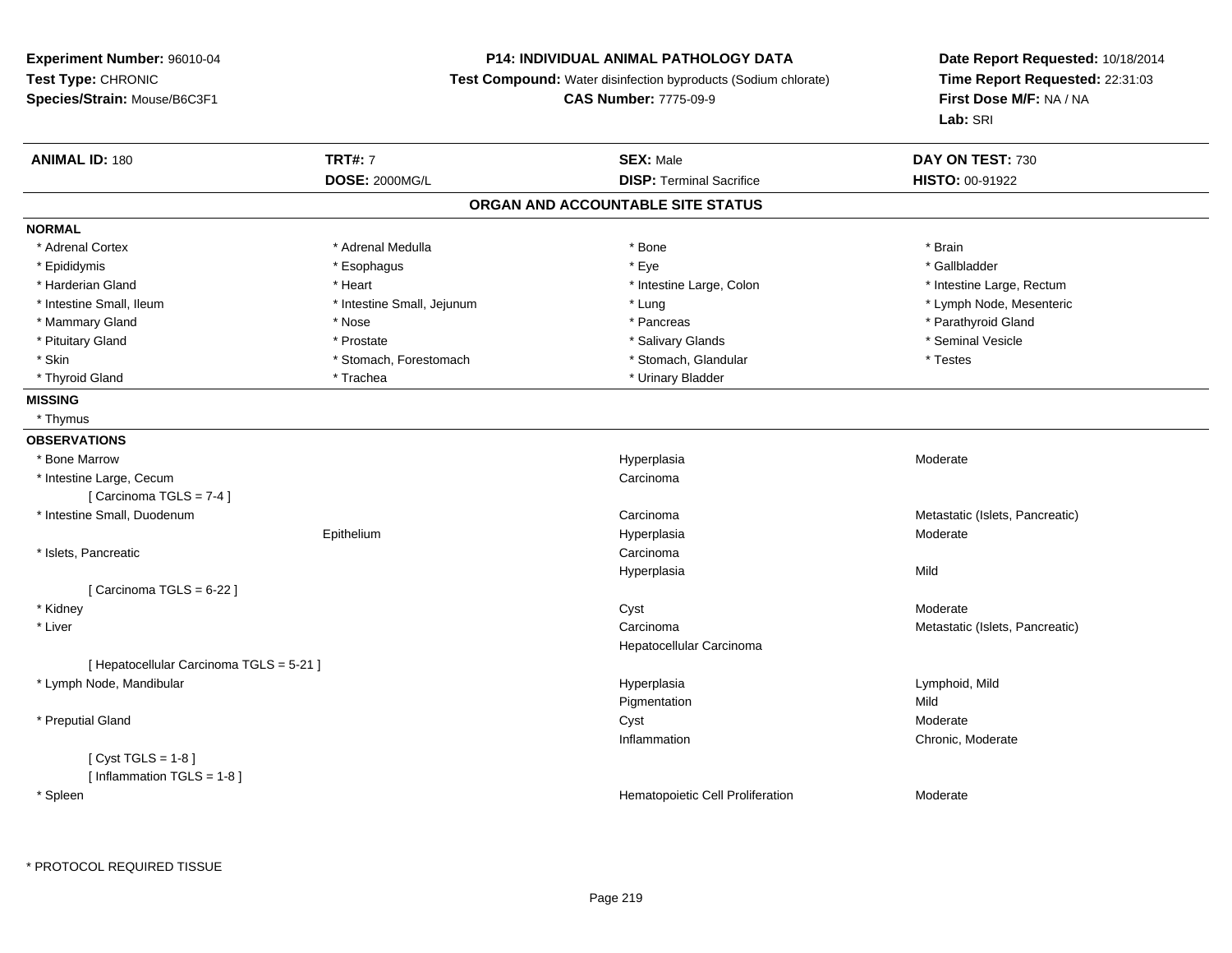**Experiment Number:** 96010-04
**Test Type:** CHRONIC
**Species/Strain:** Mouse/B6C3F1

**P14: INDIVIDUAL ANIMAL PATHOLOGY DATA**
**Test Compound:** Water disinfection byproducts (Sodium chlorate)
**CAS Number:** 7775-09-9

**Date Report Requested:** 10/18/2014
**Time Report Requested:** 22:31:03
**First Dose M/F:** NA / NA
**Lab:** SRI

| **ANIMAL ID:** 180 | **TRT#:** 7 | **SEX:** Male | **DAY ON TEST:** 730 |
|---|---|---|---|
| | **DOSE:** 2000MG/L | **DISP:** Terminal Sacrifice | **HISTO:** 00-91922 |

## ORGAN AND ACCOUNTABLE SITE STATUS

**NORMAL**

| | | | |
|---|---|---|---|
| * Adrenal Cortex | * Adrenal Medulla | * Bone | * Brain |
| * Epididymis | * Esophagus | * Eye | * Gallbladder |
| * Harderian Gland | * Heart | * Intestine Large, Colon | * Intestine Large, Rectum |
| * Intestine Small, Ileum | * Intestine Small, Jejunum | * Lung | * Lymph Node, Mesenteric |
| * Mammary Gland | * Nose | * Pancreas | * Parathyroid Gland |
| * Pituitary Gland | * Prostate | * Salivary Glands | * Seminal Vesicle |
| * Skin | * Stomach, Forestomach | * Stomach, Glandular | * Testes |
| * Thyroid Gland | * Trachea | * Urinary Bladder | |

**MISSING**

* Thymus

**OBSERVATIONS**

| | | | |
|---|---|---|---|
| * Bone Marrow | | Hyperplasia | Moderate |
| * Intestine Large, Cecum | | Carcinoma | |
| [ Carcinoma TGLS = 7-4 ] | | | |
| * Intestine Small, Duodenum | | Carcinoma | Metastatic (Islets, Pancreatic) |
| | Epithelium | Hyperplasia | Moderate |
| * Islets, Pancreatic | | Carcinoma | |
| | | Hyperplasia | Mild |
| [ Carcinoma TGLS = 6-22 ] | | | |
| * Kidney | | Cyst | Moderate |
| * Liver | | Carcinoma | Metastatic (Islets, Pancreatic) |
| | | Hepatocellular Carcinoma | |
| [ Hepatocellular Carcinoma TGLS = 5-21 ] | | | |
| * Lymph Node, Mandibular | | Hyperplasia | Lymphoid, Mild |
| | | Pigmentation | Mild |
| * Preputial Gland | | Cyst | Moderate |
| | | Inflammation | Chronic, Moderate |
| [ Cyst TGLS = 1-8 ] | | | |
| [ Inflammation TGLS = 1-8 ] | | | |
| * Spleen | | Hematopoietic Cell Proliferation | Moderate |

* PROTOCOL REQUIRED TISSUE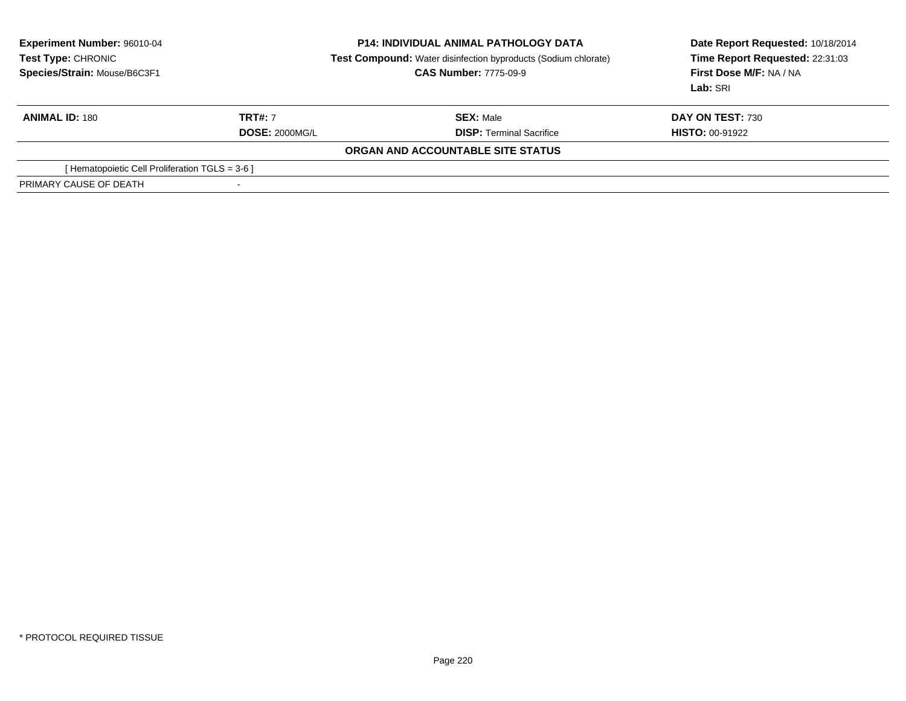**Experiment Number:** 96010-04
**Test Type:** CHRONIC
**Species/Strain:** Mouse/B6C3F1

**P14: INDIVIDUAL ANIMAL PATHOLOGY DATA**
**Test Compound:** Water disinfection byproducts (Sodium chlorate)
**CAS Number:** 7775-09-9

**Date Report Requested:** 10/18/2014
**Time Report Requested:** 22:31:03
**First Dose M/F:** NA / NA
**Lab:** SRI

| **ANIMAL ID:** 180 | **TRT#:** 7 | **SEX:** Male | **DAY ON TEST:** 730 |
|---|---|---|---|
| | **DOSE:** 2000MG/L | **DISP:** Terminal Sacrifice | **HISTO:** 00-91922 |

**ORGAN AND ACCOUNTABLE SITE STATUS**

[ Hematopoietic Cell Proliferation TGLS = 3-6 ]

| PRIMARY CAUSE OF DEATH | - |
|---|---|

* PROTOCOL REQUIRED TISSUE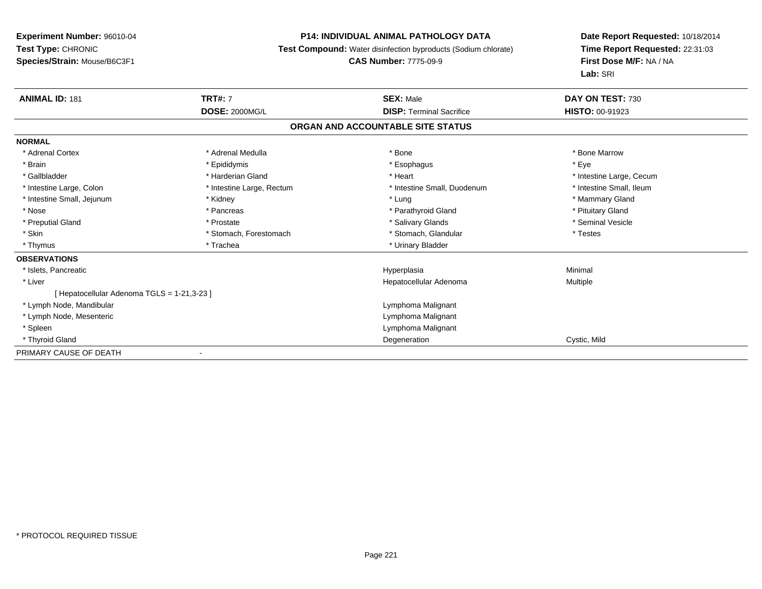**Experiment Number:** 96010-04
**Test Type:** CHRONIC
**Species/Strain:** Mouse/B6C3F1

**P14: INDIVIDUAL ANIMAL PATHOLOGY DATA**
**Test Compound:** Water disinfection byproducts (Sodium chlorate)
**CAS Number:** 7775-09-9

**Date Report Requested:** 10/18/2014
**Time Report Requested:** 22:31:03
**First Dose M/F:** NA / NA
**Lab:** SRI

| **ANIMAL ID:** 181 | **TRT#:** 7 | **SEX:** Male | **DAY ON TEST:** 730 |
|---|---|---|---|
| | **DOSE:** 2000MG/L | **DISP:** Terminal Sacrifice | **HISTO:** 00-91923 |

## ORGAN AND ACCOUNTABLE SITE STATUS

**NORMAL**

| | | | |
|---|---|---|---|
| * Adrenal Cortex | * Adrenal Medulla | * Bone | * Bone Marrow |
| * Brain | * Epididymis | * Esophagus | * Eye |
| * Gallbladder | * Harderian Gland | * Heart | * Intestine Large, Cecum |
| * Intestine Large, Colon | * Intestine Large, Rectum | * Intestine Small, Duodenum | * Intestine Small, Ileum |
| * Intestine Small, Jejunum | * Kidney | * Lung | * Mammary Gland |
| * Nose | * Pancreas | * Parathyroid Gland | * Pituitary Gland |
| * Preputial Gland | * Prostate | * Salivary Glands | * Seminal Vesicle |
| * Skin | * Stomach, Forestomach | * Stomach, Glandular | * Testes |
| * Thymus | * Trachea | * Urinary Bladder | |

**OBSERVATIONS**

| | | |
|---|---|---|
| * Islets, Pancreatic | Hyperplasia | Minimal |
| * Liver | Hepatocellular Adenoma | Multiple |
| [ Hepatocellular Adenoma TGLS = 1-21,3-23 ] | | |
| * Lymph Node, Mandibular | Lymphoma Malignant | |
| * Lymph Node, Mesenteric | Lymphoma Malignant | |
| * Spleen | Lymphoma Malignant | |
| * Thyroid Gland | Degeneration | Cystic, Mild |

PRIMARY CAUSE OF DEATH -

* PROTOCOL REQUIRED TISSUE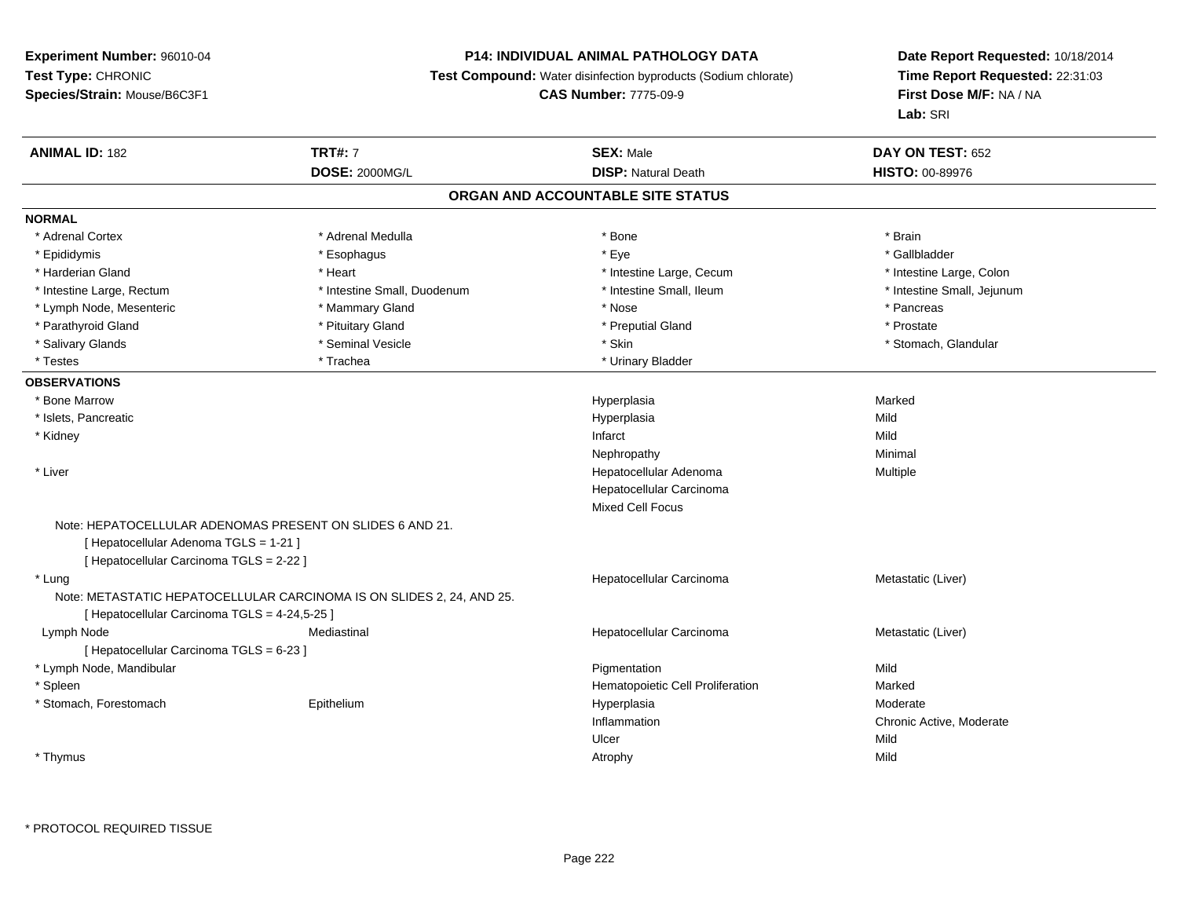**Experiment Number:** 96010-04
**Test Type:** CHRONIC
**Species/Strain:** Mouse/B6C3F1

**P14: INDIVIDUAL ANIMAL PATHOLOGY DATA**
**Test Compound:** Water disinfection byproducts (Sodium chlorate)
**CAS Number:** 7775-09-9

**Date Report Requested:** 10/18/2014
**Time Report Requested:** 22:31:03
**First Dose M/F:** NA / NA
**Lab:** SRI

| **ANIMAL ID:** 182 | **TRT#:** 7 | **SEX:** Male | **DAY ON TEST:** 652 |
|---|---|---|---|
| | **DOSE:** 2000MG/L | **DISP:** Natural Death | **HISTO:** 00-89976 |

## ORGAN AND ACCOUNTABLE SITE STATUS

**NORMAL**

| | | | |
|---|---|---|---|
| * Adrenal Cortex | * Adrenal Medulla | * Bone | * Brain |
| * Epididymis | * Esophagus | * Eye | * Gallbladder |
| * Harderian Gland | * Heart | * Intestine Large, Cecum | * Intestine Large, Colon |
| * Intestine Large, Rectum | * Intestine Small, Duodenum | * Intestine Small, Ileum | * Intestine Small, Jejunum |
| * Lymph Node, Mesenteric | * Mammary Gland | * Nose | * Pancreas |
| * Parathyroid Gland | * Pituitary Gland | * Preputial Gland | * Prostate |
| * Salivary Glands | * Seminal Vesicle | * Skin | * Stomach, Glandular |
| * Testes | * Trachea | * Urinary Bladder | |

**OBSERVATIONS**

| | | | |
|---|---|---|---|
| * Bone Marrow | | Hyperplasia | Marked |
| * Islets, Pancreatic | | Hyperplasia | Mild |
| * Kidney | | Infarct | Mild |
| | | Nephropathy | Minimal |
| * Liver | | Hepatocellular Adenoma | Multiple |
| | | Hepatocellular Carcinoma | |
| | | Mixed Cell Focus | |

Note: HEPATOCELLULAR ADENOMAS PRESENT ON SLIDES 6 AND 21.
[ Hepatocellular Adenoma TGLS = 1-21 ]
[ Hepatocellular Carcinoma TGLS = 2-22 ]

| | | | |
|---|---|---|---|
| * Lung | | Hepatocellular Carcinoma | Metastatic (Liver) |

Note: METASTATIC HEPATOCELLULAR CARCINOMA IS ON SLIDES 2, 24, AND 25.
[ Hepatocellular Carcinoma TGLS = 4-24,5-25 ]

| | | | |
|---|---|---|---|
| Lymph Node | Mediastinal | Hepatocellular Carcinoma | Metastatic (Liver) |

[ Hepatocellular Carcinoma TGLS = 6-23 ]

| | | | |
|---|---|---|---|
| * Lymph Node, Mandibular | | Pigmentation | Mild |
| * Spleen | | Hematopoietic Cell Proliferation | Marked |
| * Stomach, Forestomach | Epithelium | Hyperplasia | Moderate |
| | | Inflammation | Chronic Active, Moderate |
| | | Ulcer | Mild |
| * Thymus | | Atrophy | Mild |

* PROTOCOL REQUIRED TISSUE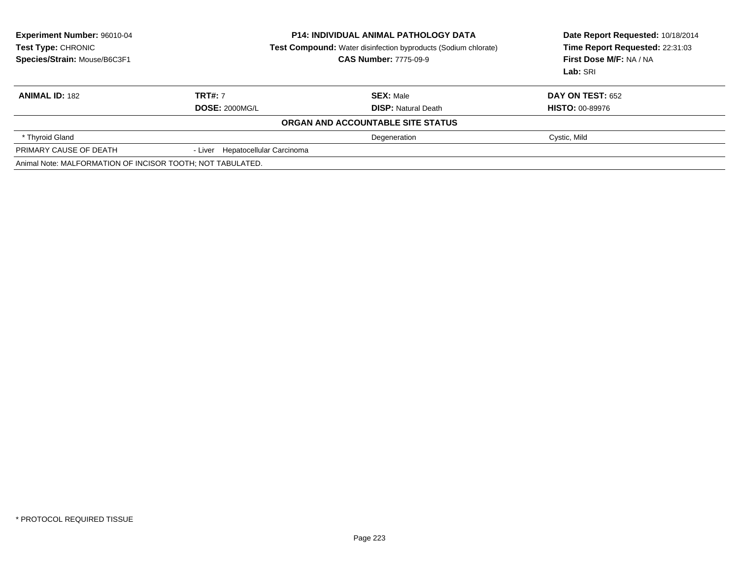**Experiment Number:** 96010-04
**Test Type:** CHRONIC
**Species/Strain:** Mouse/B6C3F1

**P14: INDIVIDUAL ANIMAL PATHOLOGY DATA**
**Test Compound:** Water disinfection byproducts (Sodium chlorate)
**CAS Number:** 7775-09-9

**Date Report Requested:** 10/18/2014
**Time Report Requested:** 22:31:03
**First Dose M/F:** NA / NA
**Lab:** SRI

| **ANIMAL ID:** 182 | **TRT#:** 7 | **SEX:** Male | **DAY ON TEST:** 652 |
|---|---|---|---|
| | **DOSE:** 2000MG/L | **DISP:** Natural Death | **HISTO:** 00-89976 |

**ORGAN AND ACCOUNTABLE SITE STATUS**

| | | | |
|---|---|---|---|
| * Thyroid Gland | | Degeneration | Cystic, Mild |
| PRIMARY CAUSE OF DEATH | - Liver Hepatocellular Carcinoma | | |

Animal Note: MALFORMATION OF INCISOR TOOTH; NOT TABULATED.

* PROTOCOL REQUIRED TISSUE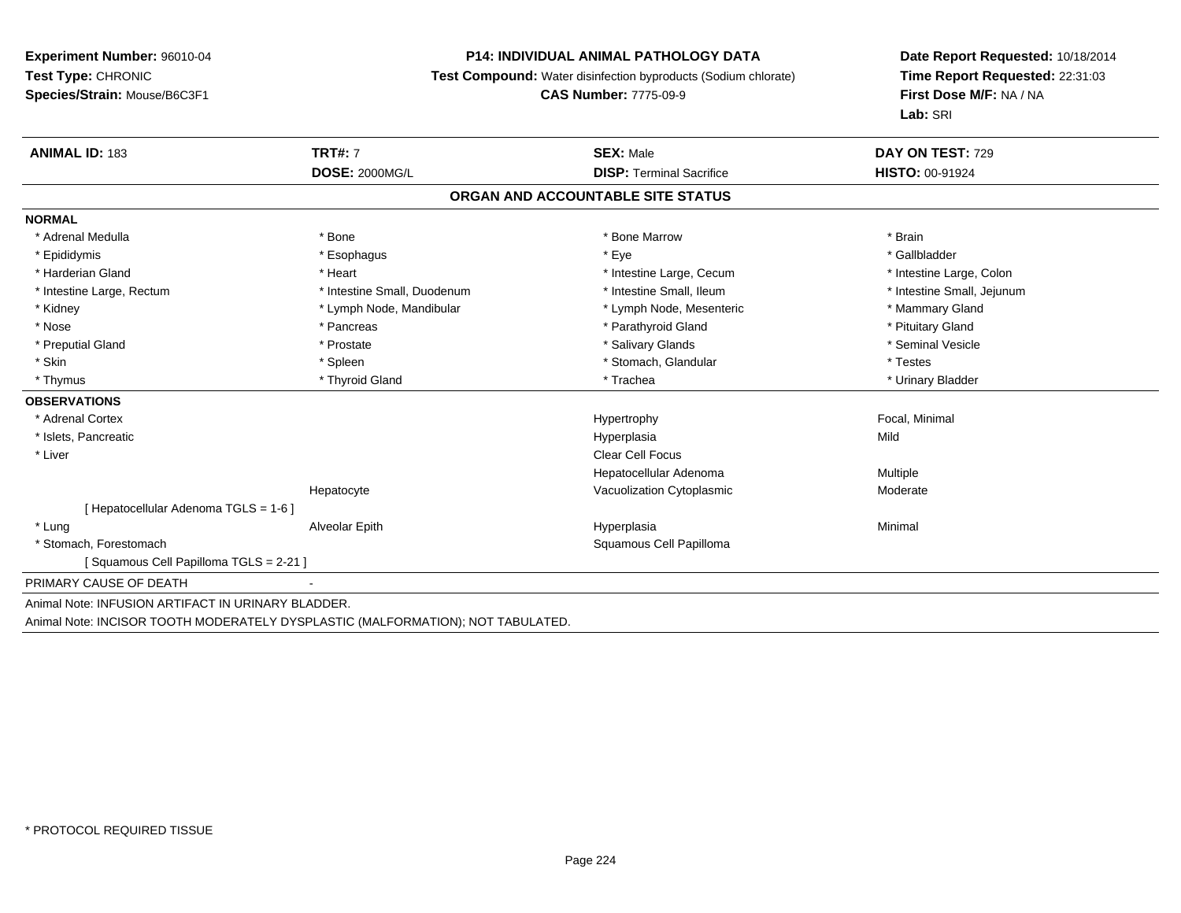**Experiment Number:** 96010-04
**Test Type:** CHRONIC
**Species/Strain:** Mouse/B6C3F1

**P14: INDIVIDUAL ANIMAL PATHOLOGY DATA**
**Test Compound:** Water disinfection byproducts (Sodium chlorate)
**CAS Number:** 7775-09-9

**Date Report Requested:** 10/18/2014
**Time Report Requested:** 22:31:03
**First Dose M/F:** NA / NA
**Lab:** SRI

| **ANIMAL ID:** 183 | **TRT#:** 7 | **SEX:** Male | **DAY ON TEST:** 729 |
|---|---|---|---|
| | **DOSE:** 2000MG/L | **DISP:** Terminal Sacrifice | **HISTO:** 00-91924 |

## ORGAN AND ACCOUNTABLE SITE STATUS

| | | | |
|---|---|---|---|
| **NORMAL** | | | |
| * Adrenal Medulla | * Bone | * Bone Marrow | * Brain |
| * Epididymis | * Esophagus | * Eye | * Gallbladder |
| * Harderian Gland | * Heart | * Intestine Large, Cecum | * Intestine Large, Colon |
| * Intestine Large, Rectum | * Intestine Small, Duodenum | * Intestine Small, Ileum | * Intestine Small, Jejunum |
| * Kidney | * Lymph Node, Mandibular | * Lymph Node, Mesenteric | * Mammary Gland |
| * Nose | * Pancreas | * Parathyroid Gland | * Pituitary Gland |
| * Preputial Gland | * Prostate | * Salivary Glands | * Seminal Vesicle |
| * Skin | * Spleen | * Stomach, Glandular | * Testes |
| * Thymus | * Thyroid Gland | * Trachea | * Urinary Bladder |
| **OBSERVATIONS** | | | |
| * Adrenal Cortex | | Hypertrophy | Focal, Minimal |
| * Islets, Pancreatic | | Hyperplasia | Mild |
| * Liver | | Clear Cell Focus | |
| | | Hepatocellular Adenoma | Multiple |
| | Hepatocyte | Vacuolization Cytoplasmic | Moderate |
| [ Hepatocellular Adenoma TGLS = 1-6 ] | | | |
| * Lung | Alveolar Epith | Hyperplasia | Minimal |
| * Stomach, Forestomach | | Squamous Cell Papilloma | |
| [ Squamous Cell Papilloma TGLS = 2-21 ] | | | |
| PRIMARY CAUSE OF DEATH | - | | |

Animal Note: INFUSION ARTIFACT IN URINARY BLADDER.
Animal Note: INCISOR TOOTH MODERATELY DYSPLASTIC (MALFORMATION); NOT TABULATED.

* PROTOCOL REQUIRED TISSUE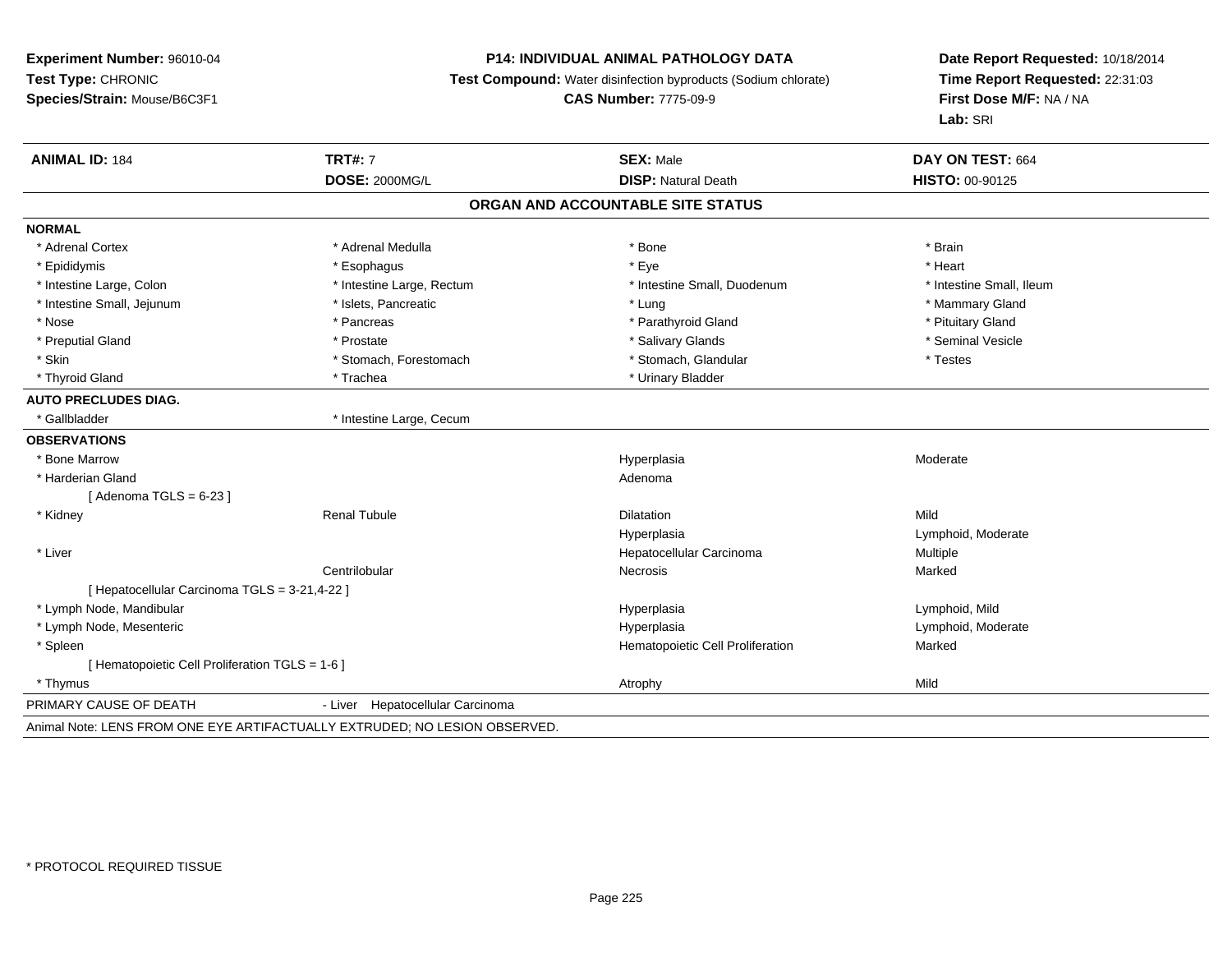**Experiment Number:** 96010-04
**Test Type:** CHRONIC
**Species/Strain:** Mouse/B6C3F1

**P14: INDIVIDUAL ANIMAL PATHOLOGY DATA**
**Test Compound:** Water disinfection byproducts (Sodium chlorate)
**CAS Number:** 7775-09-9

**Date Report Requested:** 10/18/2014
**Time Report Requested:** 22:31:03
**First Dose M/F:** NA / NA
**Lab:** SRI

| **ANIMAL ID:** 184 | **TRT#:** 7 | **SEX:** Male | **DAY ON TEST:** 664 |
|---|---|---|---|
| | **DOSE:** 2000MG/L | **DISP:** Natural Death | **HISTO:** 00-90125 |

## ORGAN AND ACCOUNTABLE SITE STATUS

**NORMAL**

| | | | |
|---|---|---|---|
| * Adrenal Cortex | * Adrenal Medulla | * Bone | * Brain |
| * Epididymis | * Esophagus | * Eye | * Heart |
| * Intestine Large, Colon | * Intestine Large, Rectum | * Intestine Small, Duodenum | * Intestine Small, Ileum |
| * Intestine Small, Jejunum | * Islets, Pancreatic | * Lung | * Mammary Gland |
| * Nose | * Pancreas | * Parathyroid Gland | * Pituitary Gland |
| * Preputial Gland | * Prostate | * Salivary Glands | * Seminal Vesicle |
| * Skin | * Stomach, Forestomach | * Stomach, Glandular | * Testes |
| * Thyroid Gland | * Trachea | * Urinary Bladder | |

**AUTO PRECLUDES DIAG.**

| | |
|---|---|
| * Gallbladder | * Intestine Large, Cecum |

**OBSERVATIONS**

| | | | |
|---|---|---|---|
| * Bone Marrow | | Hyperplasia | Moderate |
| * Harderian Gland | | Adenoma | |
| [ Adenoma TGLS = 6-23 ] | | | |
| * Kidney | Renal Tubule | Dilatation | Mild |
| | | Hyperplasia | Lymphoid, Moderate |
| * Liver | | Hepatocellular Carcinoma | Multiple |
| | Centrilobular | Necrosis | Marked |
| [ Hepatocellular Carcinoma TGLS = 3-21,4-22 ] | | | |
| * Lymph Node, Mandibular | | Hyperplasia | Lymphoid, Mild |
| * Lymph Node, Mesenteric | | Hyperplasia | Lymphoid, Moderate |
| * Spleen | | Hematopoietic Cell Proliferation | Marked |
| [ Hematopoietic Cell Proliferation TGLS = 1-6 ] | | | |
| * Thymus | | Atrophy | Mild |

PRIMARY CAUSE OF DEATH - Liver Hepatocellular Carcinoma

Animal Note: LENS FROM ONE EYE ARTIFACTUALLY EXTRUDED; NO LESION OBSERVED.

* PROTOCOL REQUIRED TISSUE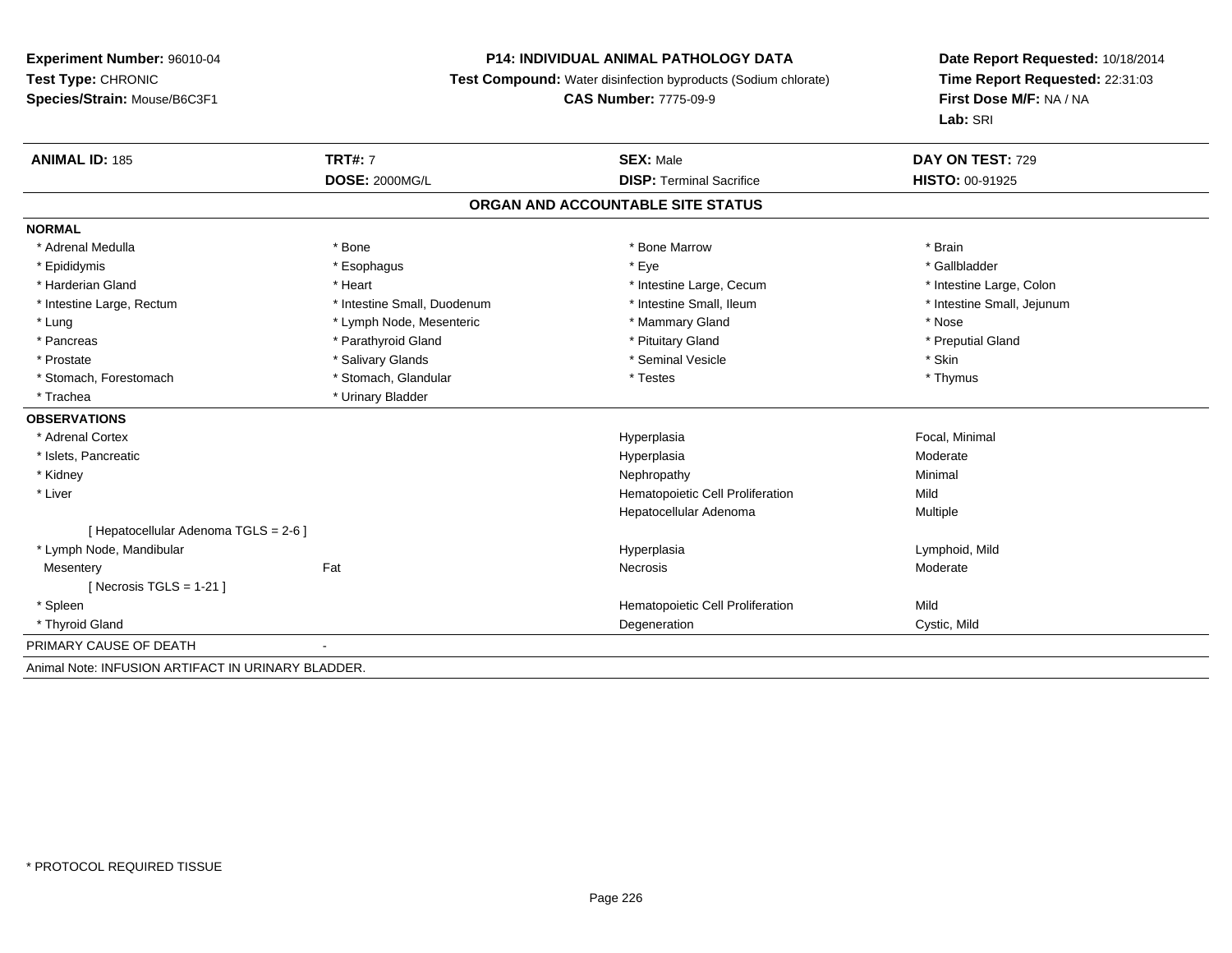**Experiment Number:** 96010-04
**Test Type:** CHRONIC
**Species/Strain:** Mouse/B6C3F1

**P14: INDIVIDUAL ANIMAL PATHOLOGY DATA**
**Test Compound:** Water disinfection byproducts (Sodium chlorate)
**CAS Number:** 7775-09-9

**Date Report Requested:** 10/18/2014
**Time Report Requested:** 22:31:03
**First Dose M/F:** NA / NA
**Lab:** SRI

| **ANIMAL ID:** 185 | **TRT#:** 7 | **SEX:** Male | **DAY ON TEST:** 729 |
|---|---|---|---|
| | **DOSE:** 2000MG/L | **DISP:** Terminal Sacrifice | **HISTO:** 00-91925 |

## ORGAN AND ACCOUNTABLE SITE STATUS

**NORMAL**

| | | | |
|---|---|---|---|
| * Adrenal Medulla | * Bone | * Bone Marrow | * Brain |
| * Epididymis | * Esophagus | * Eye | * Gallbladder |
| * Harderian Gland | * Heart | * Intestine Large, Cecum | * Intestine Large, Colon |
| * Intestine Large, Rectum | * Intestine Small, Duodenum | * Intestine Small, Ileum | * Intestine Small, Jejunum |
| * Lung | * Lymph Node, Mesenteric | * Mammary Gland | * Nose |
| * Pancreas | * Parathyroid Gland | * Pituitary Gland | * Preputial Gland |
| * Prostate | * Salivary Glands | * Seminal Vesicle | * Skin |
| * Stomach, Forestomach | * Stomach, Glandular | * Testes | * Thymus |
| * Trachea | * Urinary Bladder | | |

**OBSERVATIONS**

| | | | |
|---|---|---|---|
| * Adrenal Cortex | | Hyperplasia | Focal, Minimal |
| * Islets, Pancreatic | | Hyperplasia | Moderate |
| * Kidney | | Nephropathy | Minimal |
| * Liver | | Hematopoietic Cell Proliferation | Mild |
| | | Hepatocellular Adenoma | Multiple |
| [ Hepatocellular Adenoma TGLS = 2-6 ] | | | |
| * Lymph Node, Mandibular | | Hyperplasia | Lymphoid, Mild |
| Mesentery | Fat | Necrosis | Moderate |
| [ Necrosis TGLS = 1-21 ] | | | |
| * Spleen | | Hematopoietic Cell Proliferation | Mild |
| * Thyroid Gland | | Degeneration | Cystic, Mild |

PRIMARY CAUSE OF DEATH -

Animal Note: INFUSION ARTIFACT IN URINARY BLADDER.

* PROTOCOL REQUIRED TISSUE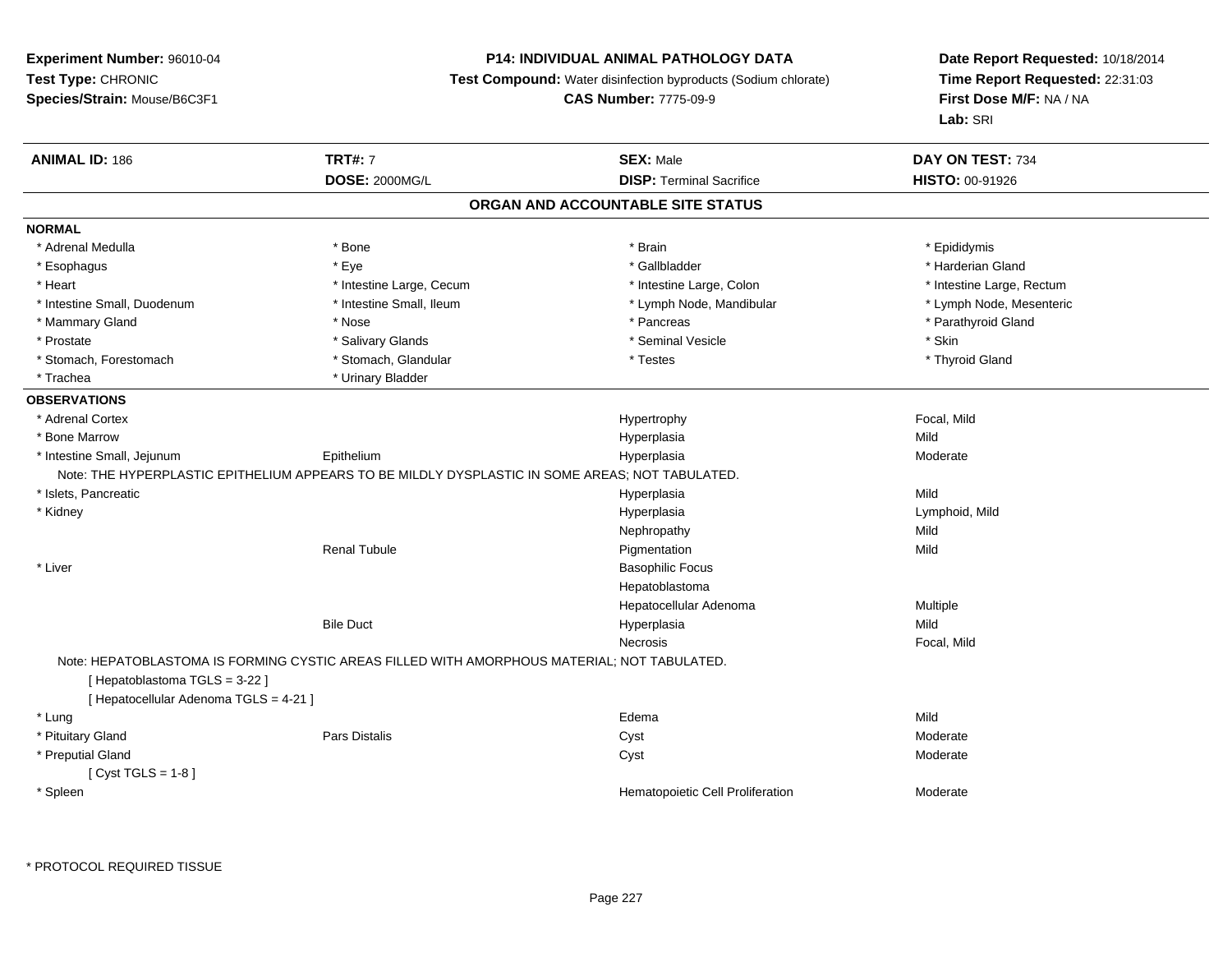**Experiment Number:** 96010-04
**Test Type:** CHRONIC
**Species/Strain:** Mouse/B6C3F1

**P14: INDIVIDUAL ANIMAL PATHOLOGY DATA**
**Test Compound:** Water disinfection byproducts (Sodium chlorate)
**CAS Number:** 7775-09-9

**Date Report Requested:** 10/18/2014
**Time Report Requested:** 22:31:03
**First Dose M/F:** NA / NA
**Lab:** SRI

| **ANIMAL ID:** 186 | **TRT#:** 7 | **SEX:** Male | **DAY ON TEST:** 734 |
|---|---|---|---|
| | **DOSE:** 2000MG/L | **DISP:** Terminal Sacrifice | **HISTO:** 00-91926 |

## ORGAN AND ACCOUNTABLE SITE STATUS

**NORMAL**

| | | | |
|---|---|---|---|
| * Adrenal Medulla | * Bone | * Brain | * Epididymis |
| * Esophagus | * Eye | * Gallbladder | * Harderian Gland |
| * Heart | * Intestine Large, Cecum | * Intestine Large, Colon | * Intestine Large, Rectum |
| * Intestine Small, Duodenum | * Intestine Small, Ileum | * Lymph Node, Mandibular | * Lymph Node, Mesenteric |
| * Mammary Gland | * Nose | * Pancreas | * Parathyroid Gland |
| * Prostate | * Salivary Glands | * Seminal Vesicle | * Skin |
| * Stomach, Forestomach | * Stomach, Glandular | * Testes | * Thyroid Gland |
| * Trachea | * Urinary Bladder | | |

**OBSERVATIONS**

| | | | |
|---|---|---|---|
| * Adrenal Cortex | | Hypertrophy | Focal, Mild |
| * Bone Marrow | | Hyperplasia | Mild |
| * Intestine Small, Jejunum | Epithelium | Hyperplasia | Moderate |

Note: THE HYPERPLASTIC EPITHELIUM APPEARS TO BE MILDLY DYSPLASTIC IN SOME AREAS; NOT TABULATED.

| | | | |
|---|---|---|---|
| * Islets, Pancreatic | | Hyperplasia | Mild |
| * Kidney | | Hyperplasia | Lymphoid, Mild |
| | | Nephropathy | Mild |
| | Renal Tubule | Pigmentation | Mild |
| * Liver | | Basophilic Focus | |
| | | Hepatoblastoma | |
| | | Hepatocellular Adenoma | Multiple |
| | Bile Duct | Hyperplasia | Mild |
| | | Necrosis | Focal, Mild |

Note: HEPATOBLASTOMA IS FORMING CYSTIC AREAS FILLED WITH AMORPHOUS MATERIAL; NOT TABULATED.

[ Hepatoblastoma TGLS = 3-22 ]
[ Hepatocellular Adenoma TGLS = 4-21 ]

| | | | |
|---|---|---|---|
| * Lung | | Edema | Mild |
| * Pituitary Gland | Pars Distalis | Cyst | Moderate |
| * Preputial Gland | | Cyst | Moderate |

[ Cyst TGLS = 1-8 ]

| | | | |
|---|---|---|---|
| * Spleen | | Hematopoietic Cell Proliferation | Moderate |

\* PROTOCOL REQUIRED TISSUE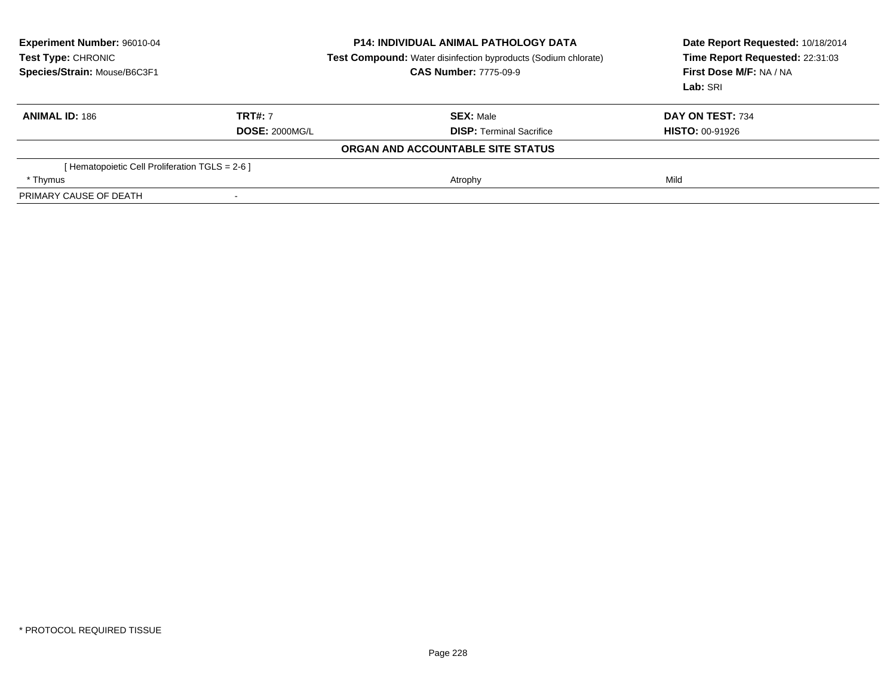**Experiment Number:** 96010-04
**Test Type:** CHRONIC
**Species/Strain:** Mouse/B6C3F1

**P14: INDIVIDUAL ANIMAL PATHOLOGY DATA**
**Test Compound:** Water disinfection byproducts (Sodium chlorate)
**CAS Number:** 7775-09-9

**Date Report Requested:** 10/18/2014
**Time Report Requested:** 22:31:03
**First Dose M/F:** NA / NA
**Lab:** SRI

| **ANIMAL ID:** 186 | **TRT#:** 7 | **SEX:** Male | **DAY ON TEST:** 734 |
|---|---|---|---|
| | **DOSE:** 2000MG/L | **DISP:** Terminal Sacrifice | **HISTO:** 00-91926 |

**ORGAN AND ACCOUNTABLE SITE STATUS**

| | | | |
|---|---|---|---|
| [ Hematopoietic Cell Proliferation TGLS = 2-6 ] | | | |
| * Thymus | | Atrophy | Mild |
| PRIMARY CAUSE OF DEATH | - | | |

* PROTOCOL REQUIRED TISSUE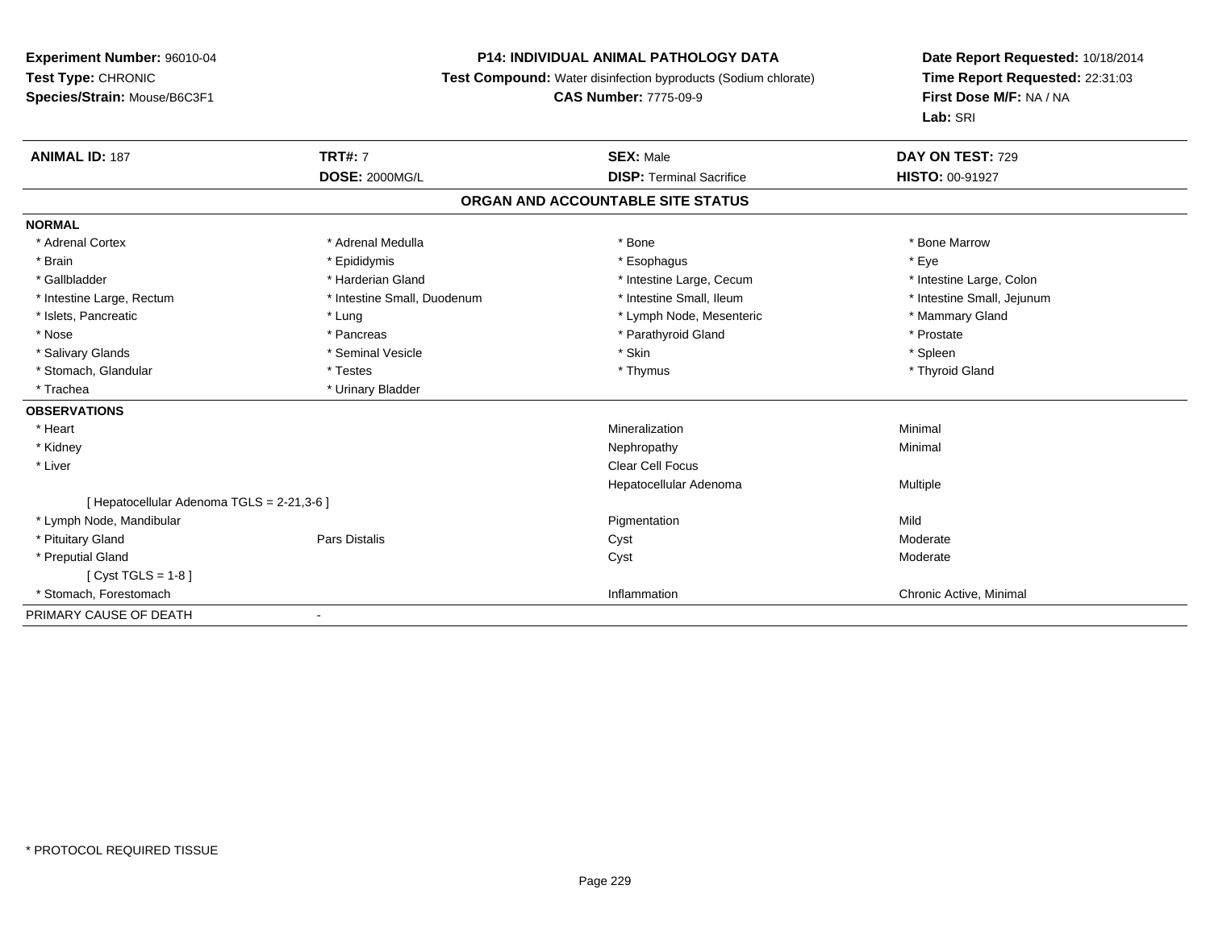**Experiment Number:** 96010-04
**Test Type:** CHRONIC
**Species/Strain:** Mouse/B6C3F1

**P14: INDIVIDUAL ANIMAL PATHOLOGY DATA**
**Test Compound:** Water disinfection byproducts (Sodium chlorate)
**CAS Number:** 7775-09-9

**Date Report Requested:** 10/18/2014
**Time Report Requested:** 22:31:03
**First Dose M/F:** NA / NA
**Lab:** SRI

| **ANIMAL ID:** 187 | **TRT#:** 7 | **SEX:** Male | **DAY ON TEST:** 729 |
|---|---|---|---|
| | **DOSE:** 2000MG/L | **DISP:** Terminal Sacrifice | **HISTO:** 00-91927 |

## ORGAN AND ACCOUNTABLE SITE STATUS

**NORMAL**

| | | | |
|---|---|---|---|
| * Adrenal Cortex | * Adrenal Medulla | * Bone | * Bone Marrow |
| * Brain | * Epididymis | * Esophagus | * Eye |
| * Gallbladder | * Harderian Gland | * Intestine Large, Cecum | * Intestine Large, Colon |
| * Intestine Large, Rectum | * Intestine Small, Duodenum | * Intestine Small, Ileum | * Intestine Small, Jejunum |
| * Islets, Pancreatic | * Lung | * Lymph Node, Mesenteric | * Mammary Gland |
| * Nose | * Pancreas | * Parathyroid Gland | * Prostate |
| * Salivary Glands | * Seminal Vesicle | * Skin | * Spleen |
| * Stomach, Glandular | * Testes | * Thymus | * Thyroid Gland |
| * Trachea | * Urinary Bladder | | |

**OBSERVATIONS**

| | | | |
|---|---|---|---|
| * Heart | | Mineralization | Minimal |
| * Kidney | | Nephropathy | Minimal |
| * Liver | | Clear Cell Focus | |
| | | Hepatocellular Adenoma | Multiple |
| [ Hepatocellular Adenoma TGLS = 2-21,3-6 ] | | | |
| * Lymph Node, Mandibular | | Pigmentation | Mild |
| * Pituitary Gland | Pars Distalis | Cyst | Moderate |
| * Preputial Gland | | Cyst | Moderate |
| [ Cyst TGLS = 1-8 ] | | | |
| * Stomach, Forestomach | | Inflammation | Chronic Active, Minimal |

PRIMARY CAUSE OF DEATH -

* PROTOCOL REQUIRED TISSUE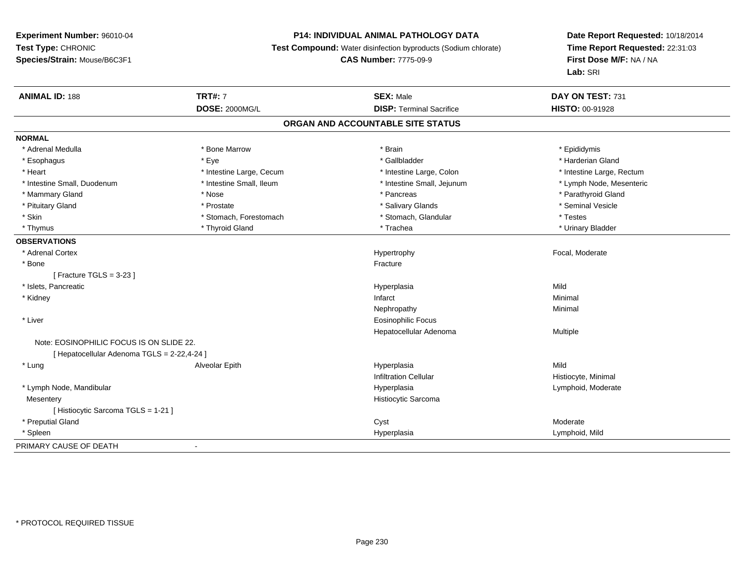**Experiment Number:** 96010-04
**Test Type:** CHRONIC
**Species/Strain:** Mouse/B6C3F1

**P14: INDIVIDUAL ANIMAL PATHOLOGY DATA**
**Test Compound:** Water disinfection byproducts (Sodium chlorate)
**CAS Number:** 7775-09-9

**Date Report Requested:** 10/18/2014
**Time Report Requested:** 22:31:03
**First Dose M/F:** NA / NA
**Lab:** SRI

| **ANIMAL ID:** 188 | **TRT#:** 7 | **SEX:** Male | **DAY ON TEST:** 731 |
|---|---|---|---|
| | **DOSE:** 2000MG/L | **DISP:** Terminal Sacrifice | **HISTO:** 00-91928 |

## ORGAN AND ACCOUNTABLE SITE STATUS

**NORMAL**

| | | | |
|---|---|---|---|
| * Adrenal Medulla | * Bone Marrow | * Brain | * Epididymis |
| * Esophagus | * Eye | * Gallbladder | * Harderian Gland |
| * Heart | * Intestine Large, Cecum | * Intestine Large, Colon | * Intestine Large, Rectum |
| * Intestine Small, Duodenum | * Intestine Small, Ileum | * Intestine Small, Jejunum | * Lymph Node, Mesenteric |
| * Mammary Gland | * Nose | * Pancreas | * Parathyroid Gland |
| * Pituitary Gland | * Prostate | * Salivary Glands | * Seminal Vesicle |
| * Skin | * Stomach, Forestomach | * Stomach, Glandular | * Testes |
| * Thymus | * Thyroid Gland | * Trachea | * Urinary Bladder |

**OBSERVATIONS**

| | | | |
|---|---|---|---|
| * Adrenal Cortex | | Hypertrophy | Focal, Moderate |
| * Bone | | Fracture | |
| [ Fracture TGLS = 3-23 ] | | | |
| * Islets, Pancreatic | | Hyperplasia | Mild |
| * Kidney | | Infarct | Minimal |
| | | Nephropathy | Minimal |
| * Liver | | Eosinophilic Focus | |
| | | Hepatocellular Adenoma | Multiple |
| Note: EOSINOPHILIC FOCUS IS ON SLIDE 22. | | | |
| [ Hepatocellular Adenoma TGLS = 2-22,4-24 ] | | | |
| * Lung | Alveolar Epith | Hyperplasia | Mild |
| | | Infiltration Cellular | Histiocyte, Minimal |
| * Lymph Node, Mandibular | | Hyperplasia | Lymphoid, Moderate |
| Mesentery | | Histiocytic Sarcoma | |
| [ Histiocytic Sarcoma TGLS = 1-21 ] | | | |
| * Preputial Gland | | Cyst | Moderate |
| * Spleen | | Hyperplasia | Lymphoid, Mild |

PRIMARY CAUSE OF DEATH -

* PROTOCOL REQUIRED TISSUE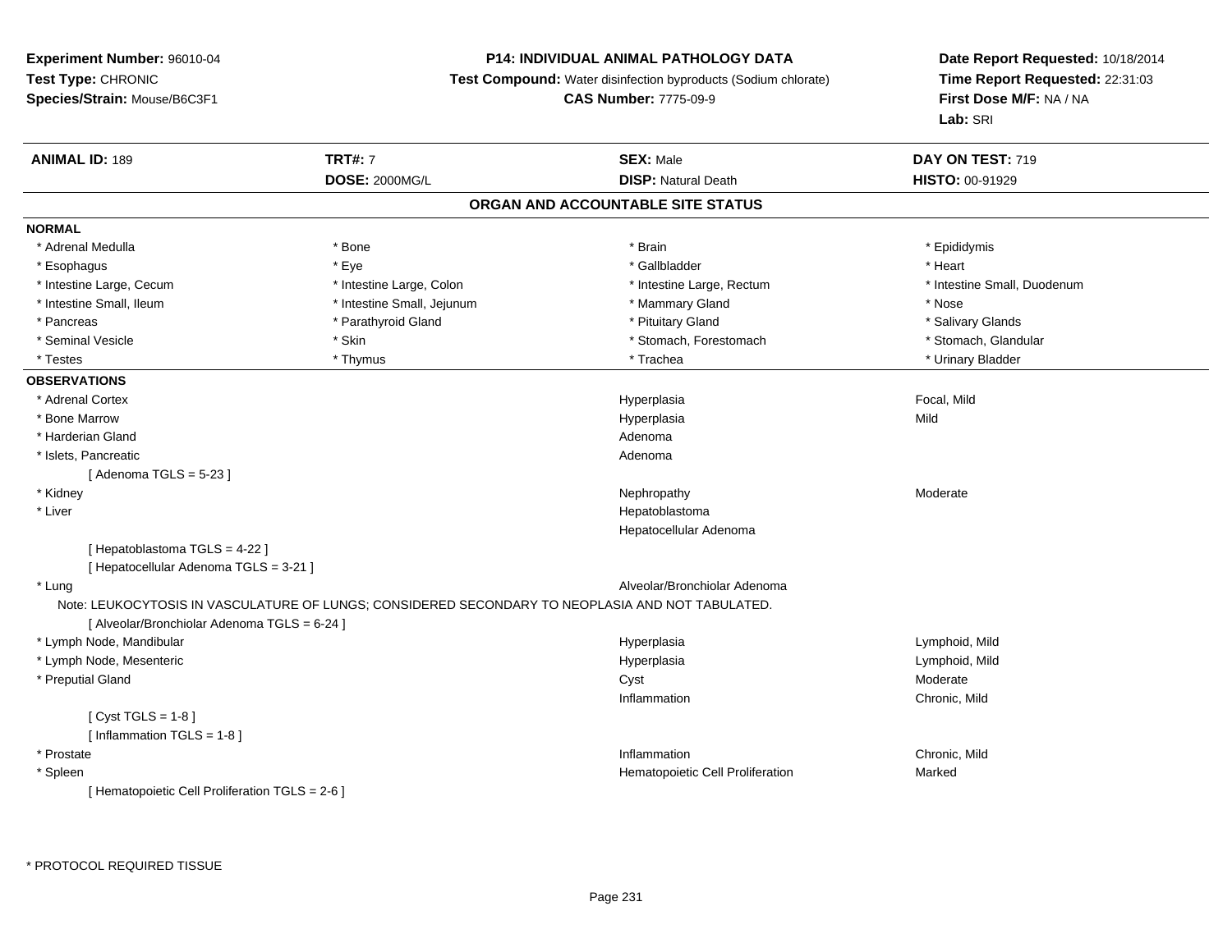**Experiment Number:** 96010-04
**Test Type:** CHRONIC
**Species/Strain:** Mouse/B6C3F1

**P14: INDIVIDUAL ANIMAL PATHOLOGY DATA**
**Test Compound:** Water disinfection byproducts (Sodium chlorate)
**CAS Number:** 7775-09-9

**Date Report Requested:** 10/18/2014
**Time Report Requested:** 22:31:03
**First Dose M/F:** NA / NA
**Lab:** SRI

| **ANIMAL ID:** 189 | **TRT#:** 7 | **SEX:** Male | **DAY ON TEST:** 719 |
|---|---|---|---|
| | **DOSE:** 2000MG/L | **DISP:** Natural Death | **HISTO:** 00-91929 |

## ORGAN AND ACCOUNTABLE SITE STATUS

**NORMAL**

| | | | |
|---|---|---|---|
| * Adrenal Medulla | * Bone | * Brain | * Epididymis |
| * Esophagus | * Eye | * Gallbladder | * Heart |
| * Intestine Large, Cecum | * Intestine Large, Colon | * Intestine Large, Rectum | * Intestine Small, Duodenum |
| * Intestine Small, Ileum | * Intestine Small, Jejunum | * Mammary Gland | * Nose |
| * Pancreas | * Parathyroid Gland | * Pituitary Gland | * Salivary Glands |
| * Seminal Vesicle | * Skin | * Stomach, Forestomach | * Stomach, Glandular |
| * Testes | * Thymus | * Trachea | * Urinary Bladder |

**OBSERVATIONS**

| Organ | Observation | Severity |
|---|---|---|
| * Adrenal Cortex | Hyperplasia | Focal, Mild |
| * Bone Marrow | Hyperplasia | Mild |
| * Harderian Gland | Adenoma | |
| * Islets, Pancreatic | Adenoma | |
| [ Adenoma TGLS = 5-23 ] | | |
| * Kidney | Nephropathy | Moderate |
| * Liver | Hepatoblastoma | |
| | Hepatocellular Adenoma | |
| [ Hepatoblastoma TGLS = 4-22 ] | | |
| [ Hepatocellular Adenoma TGLS = 3-21 ] | | |
| * Lung | Alveolar/Bronchiolar Adenoma | |
| Note: LEUKOCYTOSIS IN VASCULATURE OF LUNGS; CONSIDERED SECONDARY TO NEOPLASIA AND NOT TABULATED. | | |
| [ Alveolar/Bronchiolar Adenoma TGLS = 6-24 ] | | |
| * Lymph Node, Mandibular | Hyperplasia | Lymphoid, Mild |
| * Lymph Node, Mesenteric | Hyperplasia | Lymphoid, Mild |
| * Preputial Gland | Cyst | Moderate |
| | Inflammation | Chronic, Mild |
| [ Cyst TGLS = 1-8 ] | | |
| [ Inflammation TGLS = 1-8 ] | | |
| * Prostate | Inflammation | Chronic, Mild |
| * Spleen | Hematopoietic Cell Proliferation | Marked |
| [ Hematopoietic Cell Proliferation TGLS = 2-6 ] | | |

* PROTOCOL REQUIRED TISSUE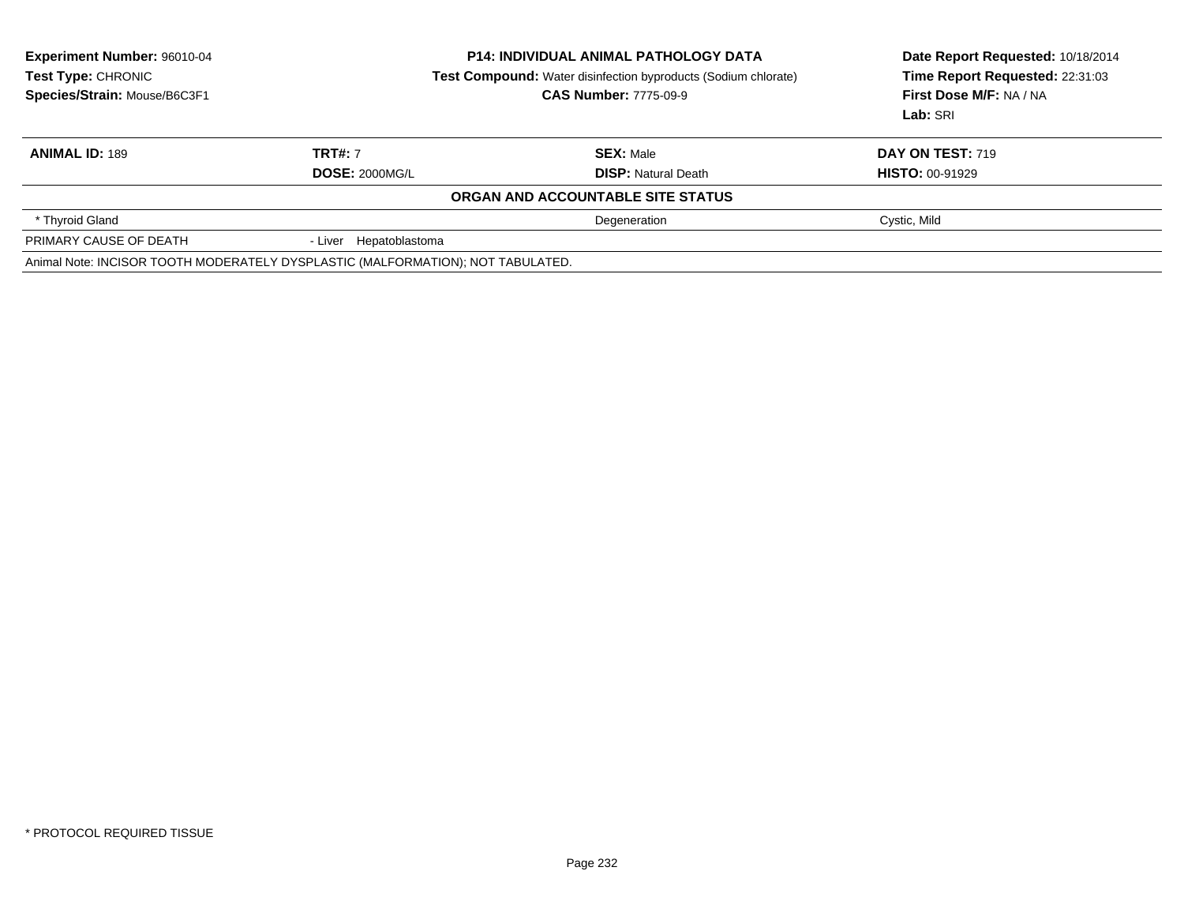**Experiment Number:** 96010-04
**Test Type:** CHRONIC
**Species/Strain:** Mouse/B6C3F1

**P14: INDIVIDUAL ANIMAL PATHOLOGY DATA**
**Test Compound:** Water disinfection byproducts (Sodium chlorate)
**CAS Number:** 7775-09-9

**Date Report Requested:** 10/18/2014
**Time Report Requested:** 22:31:03
**First Dose M/F:** NA / NA
**Lab:** SRI

| **ANIMAL ID:** 189 | **TRT#:** 7 | **SEX:** Male | **DAY ON TEST:** 719 |
|---|---|---|---|
| | **DOSE:** 2000MG/L | **DISP:** Natural Death | **HISTO:** 00-91929 |

**ORGAN AND ACCOUNTABLE SITE STATUS**

| | | | |
|---|---|---|---|
| * Thyroid Gland | | Degeneration | Cystic, Mild |
| PRIMARY CAUSE OF DEATH | - Liver Hepatoblastoma | | |

Animal Note: INCISOR TOOTH MODERATELY DYSPLASTIC (MALFORMATION); NOT TABULATED.

* PROTOCOL REQUIRED TISSUE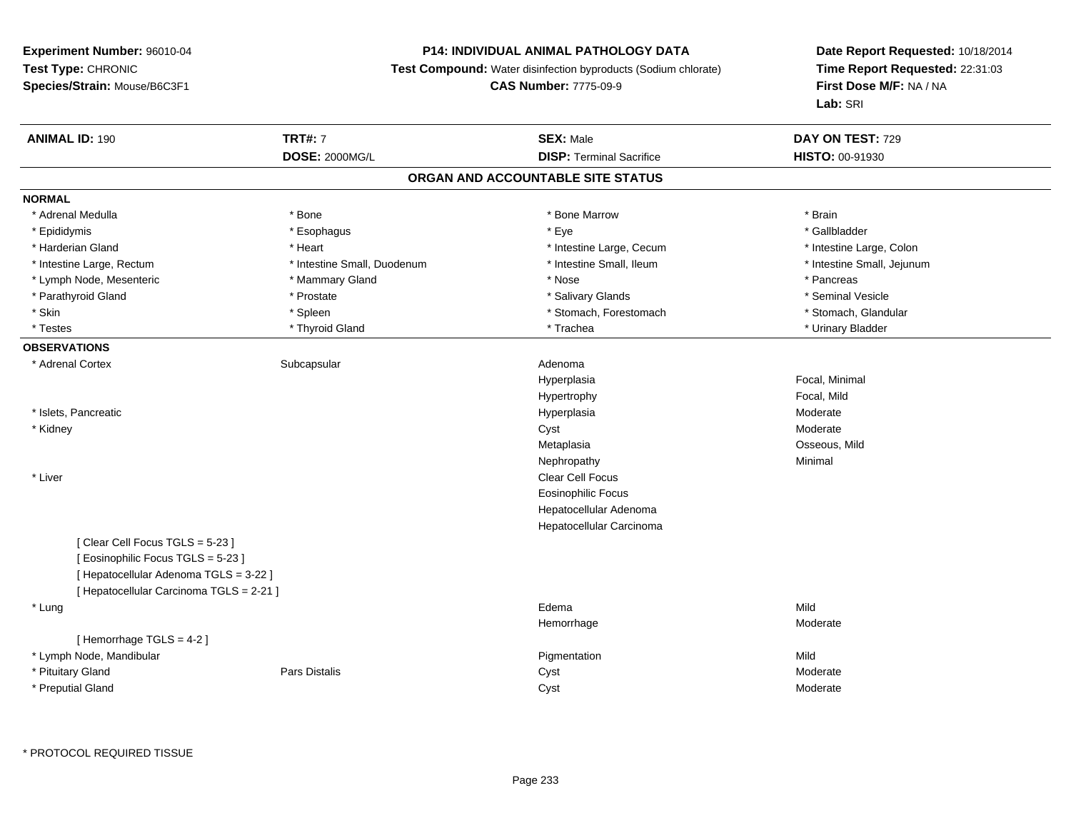**Experiment Number:** 96010-04
**Test Type:** CHRONIC
**Species/Strain:** Mouse/B6C3F1

**P14: INDIVIDUAL ANIMAL PATHOLOGY DATA**
**Test Compound:** Water disinfection byproducts (Sodium chlorate)
**CAS Number:** 7775-09-9

**Date Report Requested:** 10/18/2014
**Time Report Requested:** 22:31:03
**First Dose M/F:** NA / NA
**Lab:** SRI

| **ANIMAL ID:** 190 | **TRT#:** 7 | **SEX:** Male | **DAY ON TEST:** 729 |
|---|---|---|---|
| | **DOSE:** 2000MG/L | **DISP:** Terminal Sacrifice | **HISTO:** 00-91930 |

## ORGAN AND ACCOUNTABLE SITE STATUS

**NORMAL**

| | | | |
|---|---|---|---|
| * Adrenal Medulla | * Bone | * Bone Marrow | * Brain |
| * Epididymis | * Esophagus | * Eye | * Gallbladder |
| * Harderian Gland | * Heart | * Intestine Large, Cecum | * Intestine Large, Colon |
| * Intestine Large, Rectum | * Intestine Small, Duodenum | * Intestine Small, Ileum | * Intestine Small, Jejunum |
| * Lymph Node, Mesenteric | * Mammary Gland | * Nose | * Pancreas |
| * Parathyroid Gland | * Prostate | * Salivary Glands | * Seminal Vesicle |
| * Skin | * Spleen | * Stomach, Forestomach | * Stomach, Glandular |
| * Testes | * Thyroid Gland | * Trachea | * Urinary Bladder |

**OBSERVATIONS**

| | | | |
|---|---|---|---|
| * Adrenal Cortex | Subcapsular | Adenoma | |
| | | Hyperplasia | Focal, Minimal |
| | | Hypertrophy | Focal, Mild |
| * Islets, Pancreatic | | Hyperplasia | Moderate |
| * Kidney | | Cyst | Moderate |
| | | Metaplasia | Osseous, Mild |
| | | Nephropathy | Minimal |
| * Liver | | Clear Cell Focus | |
| | | Eosinophilic Focus | |
| | | Hepatocellular Adenoma | |
| | | Hepatocellular Carcinoma | |
| [ Clear Cell Focus TGLS = 5-23 ] | | | |
| [ Eosinophilic Focus TGLS = 5-23 ] | | | |
| [ Hepatocellular Adenoma TGLS = 3-22 ] | | | |
| [ Hepatocellular Carcinoma TGLS = 2-21 ] | | | |
| * Lung | | Edema | Mild |
| | | Hemorrhage | Moderate |
| [ Hemorrhage TGLS = 4-2 ] | | | |
| * Lymph Node, Mandibular | | Pigmentation | Mild |
| * Pituitary Gland | Pars Distalis | Cyst | Moderate |
| * Preputial Gland | | Cyst | Moderate |

* PROTOCOL REQUIRED TISSUE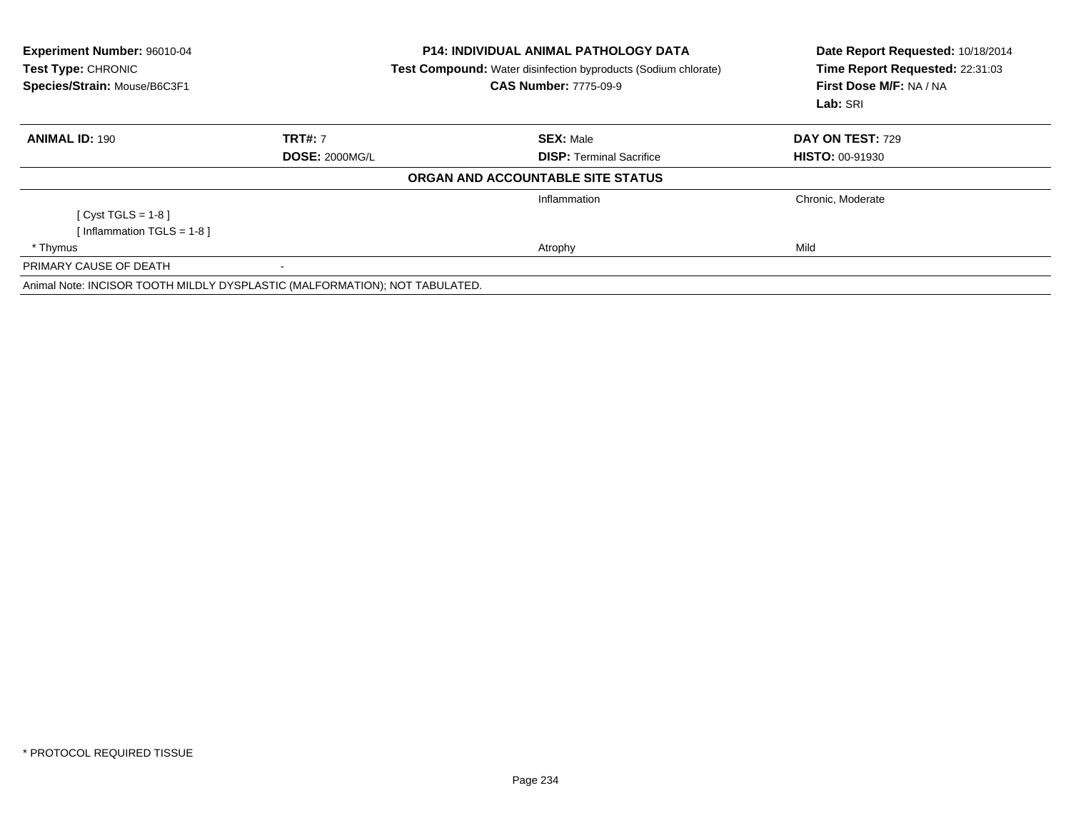**Experiment Number:** 96010-04
**Test Type:** CHRONIC
**Species/Strain:** Mouse/B6C3F1

**P14: INDIVIDUAL ANIMAL PATHOLOGY DATA**
**Test Compound:** Water disinfection byproducts (Sodium chlorate)
**CAS Number:** 7775-09-9

**Date Report Requested:** 10/18/2014
**Time Report Requested:** 22:31:03
**First Dose M/F:** NA / NA
**Lab:** SRI

| **ANIMAL ID:** 190 | **TRT#:** 7 | **SEX:** Male | **DAY ON TEST:** 729 |
|---|---|---|---|
| | **DOSE:** 2000MG/L | **DISP:** Terminal Sacrifice | **HISTO:** 00-91930 |

**ORGAN AND ACCOUNTABLE SITE STATUS**

| | | | |
|---|---|---|---|
| | | Inflammation | Chronic, Moderate |
| [ Cyst TGLS = 1-8 ] | | | |
| [ Inflammation TGLS = 1-8 ] | | | |
| * Thymus | | Atrophy | Mild |
| PRIMARY CAUSE OF DEATH | - | | |

Animal Note: INCISOR TOOTH MILDLY DYSPLASTIC (MALFORMATION); NOT TABULATED.

* PROTOCOL REQUIRED TISSUE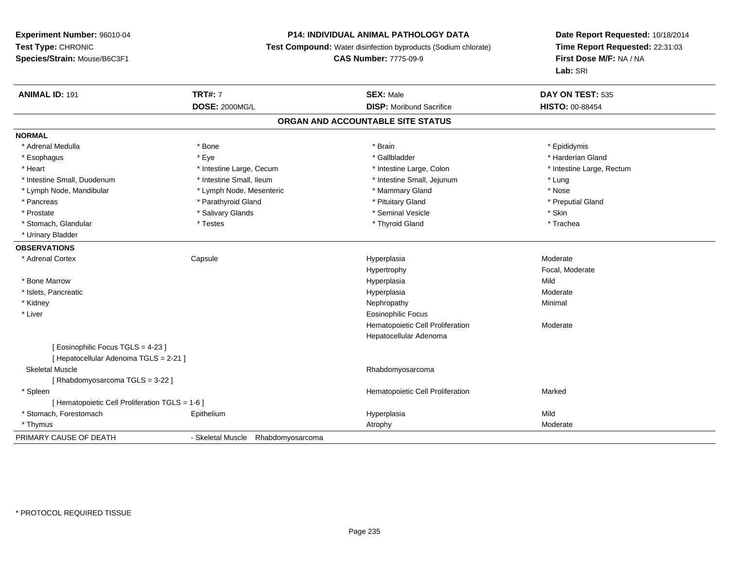**Experiment Number:** 96010-04
**Test Type:** CHRONIC
**Species/Strain:** Mouse/B6C3F1

**P14: INDIVIDUAL ANIMAL PATHOLOGY DATA**
**Test Compound:** Water disinfection byproducts (Sodium chlorate)
**CAS Number:** 7775-09-9

**Date Report Requested:** 10/18/2014
**Time Report Requested:** 22:31:03
**First Dose M/F:** NA / NA
**Lab:** SRI

| **ANIMAL ID:** 191 | **TRT#:** 7 | **SEX:** Male | **DAY ON TEST:** 535 |
|---|---|---|---|
| | **DOSE:** 2000MG/L | **DISP:** Moribund Sacrifice | **HISTO:** 00-88454 |

## ORGAN AND ACCOUNTABLE SITE STATUS

**NORMAL**

| | | | |
|---|---|---|---|
| * Adrenal Medulla | * Bone | * Brain | * Epididymis |
| * Esophagus | * Eye | * Gallbladder | * Harderian Gland |
| * Heart | * Intestine Large, Cecum | * Intestine Large, Colon | * Intestine Large, Rectum |
| * Intestine Small, Duodenum | * Intestine Small, Ileum | * Intestine Small, Jejunum | * Lung |
| * Lymph Node, Mandibular | * Lymph Node, Mesenteric | * Mammary Gland | * Nose |
| * Pancreas | * Parathyroid Gland | * Pituitary Gland | * Preputial Gland |
| * Prostate | * Salivary Glands | * Seminal Vesicle | * Skin |
| * Stomach, Glandular | * Testes | * Thyroid Gland | * Trachea |
| * Urinary Bladder | | | |

**OBSERVATIONS**

| | | | |
|---|---|---|---|
| * Adrenal Cortex | Capsule | Hyperplasia | Moderate |
| | | Hypertrophy | Focal, Moderate |
| * Bone Marrow | | Hyperplasia | Mild |
| * Islets, Pancreatic | | Hyperplasia | Moderate |
| * Kidney | | Nephropathy | Minimal |
| * Liver | | Eosinophilic Focus | |
| | | Hematopoietic Cell Proliferation | Moderate |
| | | Hepatocellular Adenoma | |
| [ Eosinophilic Focus TGLS = 4-23 ] | | | |
| [ Hepatocellular Adenoma TGLS = 2-21 ] | | | |
| Skeletal Muscle | | Rhabdomyosarcoma | |
| [ Rhabdomyosarcoma TGLS = 3-22 ] | | | |
| * Spleen | | Hematopoietic Cell Proliferation | Marked |
| [ Hematopoietic Cell Proliferation TGLS = 1-6 ] | | | |
| * Stomach, Forestomach | Epithelium | Hyperplasia | Mild |
| * Thymus | | Atrophy | Moderate |

PRIMARY CAUSE OF DEATH - Skeletal Muscle Rhabdomyosarcoma

* PROTOCOL REQUIRED TISSUE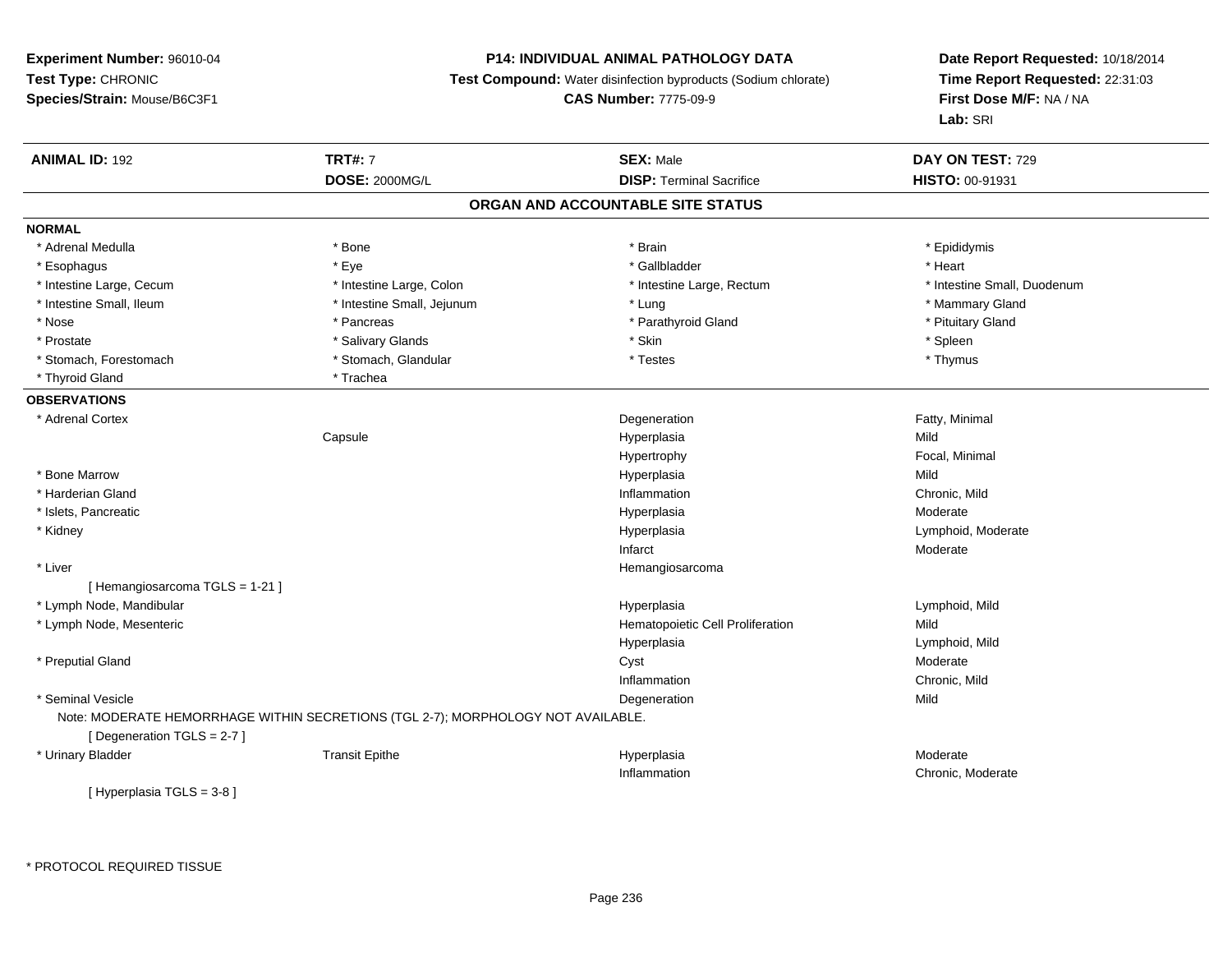**Experiment Number:** 96010-04
**Test Type:** CHRONIC
**Species/Strain:** Mouse/B6C3F1

**P14: INDIVIDUAL ANIMAL PATHOLOGY DATA**
**Test Compound:** Water disinfection byproducts (Sodium chlorate)
**CAS Number:** 7775-09-9

**Date Report Requested:** 10/18/2014
**Time Report Requested:** 22:31:03
**First Dose M/F:** NA / NA
**Lab:** SRI

| **ANIMAL ID:** 192 | **TRT#:** 7 | **SEX:** Male | **DAY ON TEST:** 729 |
|---|---|---|---|
| | **DOSE:** 2000MG/L | **DISP:** Terminal Sacrifice | **HISTO:** 00-91931 |

## ORGAN AND ACCOUNTABLE SITE STATUS

**NORMAL**

| | | | |
|---|---|---|---|
| * Adrenal Medulla | * Bone | * Brain | * Epididymis |
| * Esophagus | * Eye | * Gallbladder | * Heart |
| * Intestine Large, Cecum | * Intestine Large, Colon | * Intestine Large, Rectum | * Intestine Small, Duodenum |
| * Intestine Small, Ileum | * Intestine Small, Jejunum | * Lung | * Mammary Gland |
| * Nose | * Pancreas | * Parathyroid Gland | * Pituitary Gland |
| * Prostate | * Salivary Glands | * Skin | * Spleen |
| * Stomach, Forestomach | * Stomach, Glandular | * Testes | * Thymus |
| * Thyroid Gland | * Trachea | | |

**OBSERVATIONS**

| Organ | Site | Observation | Qualifier |
|---|---|---|---|
| * Adrenal Cortex | | Degeneration | Fatty, Minimal |
| | Capsule | Hyperplasia | Mild |
| | | Hypertrophy | Focal, Minimal |
| * Bone Marrow | | Hyperplasia | Mild |
| * Harderian Gland | | Inflammation | Chronic, Mild |
| * Islets, Pancreatic | | Hyperplasia | Moderate |
| * Kidney | | Hyperplasia | Lymphoid, Moderate |
| | | Infarct | Moderate |
| * Liver | | Hemangiosarcoma | |
| [ Hemangiosarcoma TGLS = 1-21 ] | | | |
| * Lymph Node, Mandibular | | Hyperplasia | Lymphoid, Mild |
| * Lymph Node, Mesenteric | | Hematopoietic Cell Proliferation | Mild |
| | | Hyperplasia | Lymphoid, Mild |
| * Preputial Gland | | Cyst | Moderate |
| | | Inflammation | Chronic, Mild |
| * Seminal Vesicle | | Degeneration | Mild |
| Note: MODERATE HEMORRHAGE WITHIN SECRETIONS (TGL 2-7); MORPHOLOGY NOT AVAILABLE. | | | |
| [ Degeneration TGLS = 2-7 ] | | | |
| * Urinary Bladder | Transit Epithe | Hyperplasia | Moderate |
| | | Inflammation | Chronic, Moderate |
| [ Hyperplasia TGLS = 3-8 ] | | | |

* PROTOCOL REQUIRED TISSUE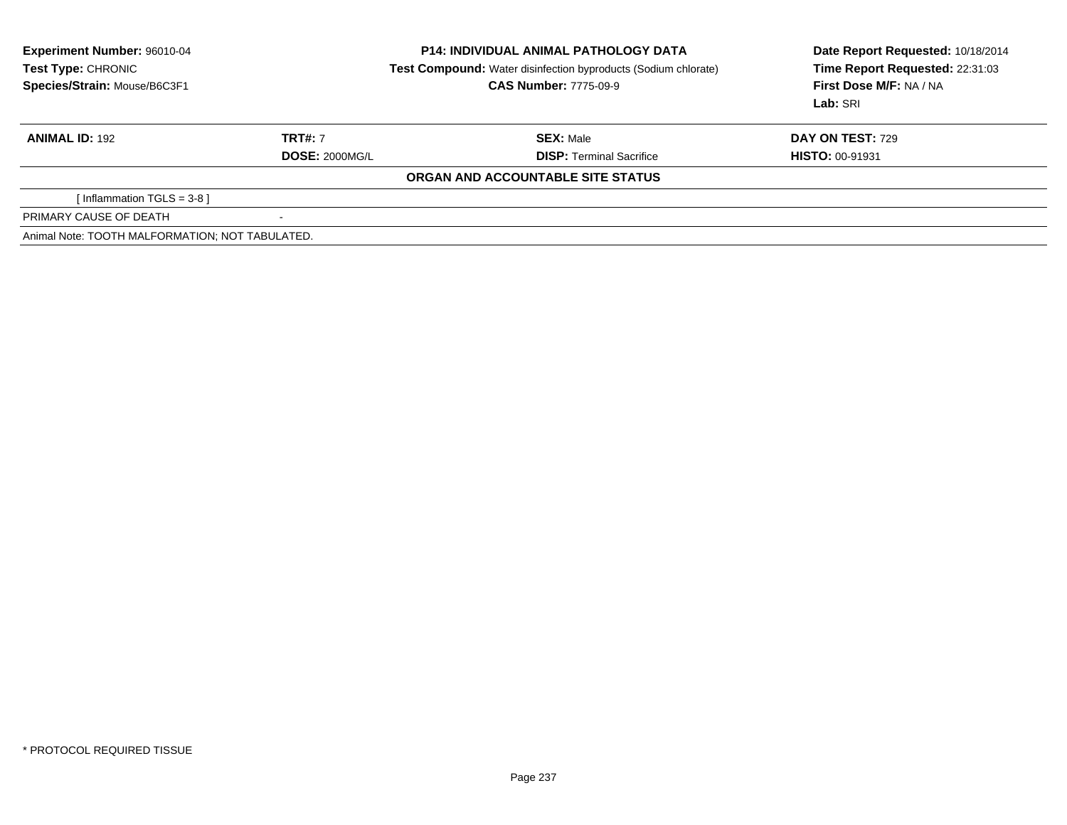**Experiment Number:** 96010-04
**Test Type:** CHRONIC
**Species/Strain:** Mouse/B6C3F1

**P14: INDIVIDUAL ANIMAL PATHOLOGY DATA**
**Test Compound:** Water disinfection byproducts (Sodium chlorate)
**CAS Number:** 7775-09-9

**Date Report Requested:** 10/18/2014
**Time Report Requested:** 22:31:03
**First Dose M/F:** NA / NA
**Lab:** SRI

| **ANIMAL ID:** 192 | **TRT#:** 7 | **SEX:** Male | **DAY ON TEST:** 729 |
|---|---|---|---|
| | **DOSE:** 2000MG/L | **DISP:** Terminal Sacrifice | **HISTO:** 00-91931 |

**ORGAN AND ACCOUNTABLE SITE STATUS**

| | |
|---|---|
| [ Inflammation TGLS = 3-8 ] | |
| PRIMARY CAUSE OF DEATH | - |
| Animal Note: TOOTH MALFORMATION; NOT TABULATED. | |

* PROTOCOL REQUIRED TISSUE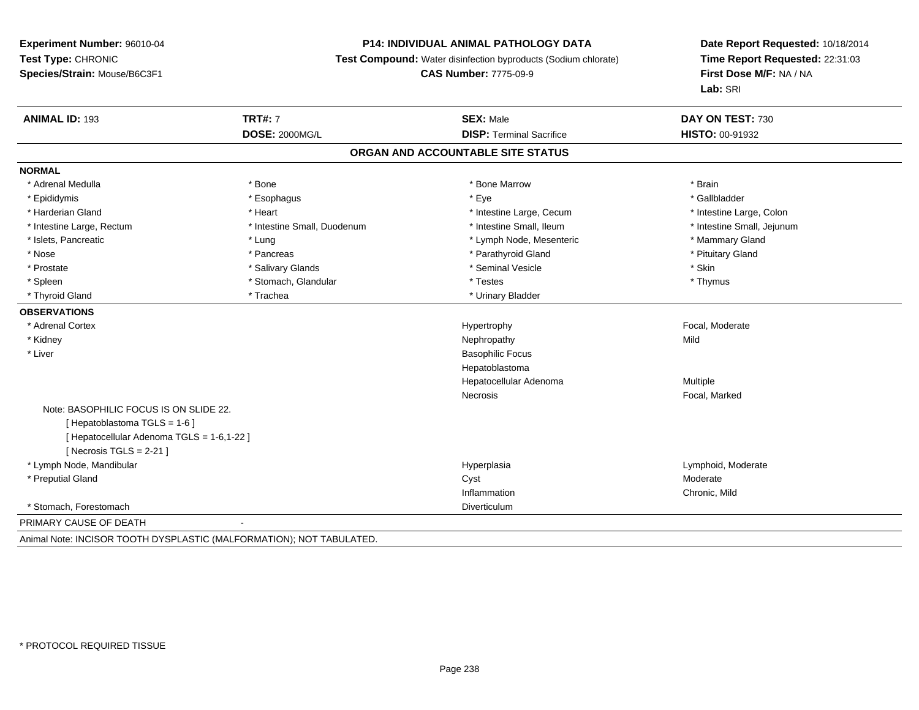**Experiment Number:** 96010-04
**Test Type:** CHRONIC
**Species/Strain:** Mouse/B6C3F1

**P14: INDIVIDUAL ANIMAL PATHOLOGY DATA**
**Test Compound:** Water disinfection byproducts (Sodium chlorate)
**CAS Number:** 7775-09-9

**Date Report Requested:** 10/18/2014
**Time Report Requested:** 22:31:03
**First Dose M/F:** NA / NA
**Lab:** SRI

| **ANIMAL ID:** 193 | **TRT#:** 7 | **SEX:** Male | **DAY ON TEST:** 730 |
|---|---|---|---|
| | **DOSE:** 2000MG/L | **DISP:** Terminal Sacrifice | **HISTO:** 00-91932 |

## ORGAN AND ACCOUNTABLE SITE STATUS

**NORMAL**

| | | | |
|---|---|---|---|
| * Adrenal Medulla | * Bone | * Bone Marrow | * Brain |
| * Epididymis | * Esophagus | * Eye | * Gallbladder |
| * Harderian Gland | * Heart | * Intestine Large, Cecum | * Intestine Large, Colon |
| * Intestine Large, Rectum | * Intestine Small, Duodenum | * Intestine Small, Ileum | * Intestine Small, Jejunum |
| * Islets, Pancreatic | * Lung | * Lymph Node, Mesenteric | * Mammary Gland |
| * Nose | * Pancreas | * Parathyroid Gland | * Pituitary Gland |
| * Prostate | * Salivary Glands | * Seminal Vesicle | * Skin |
| * Spleen | * Stomach, Glandular | * Testes | * Thymus |
| * Thyroid Gland | * Trachea | * Urinary Bladder | |

**OBSERVATIONS**

| | | |
|---|---|---|
| * Adrenal Cortex | Hypertrophy | Focal, Moderate |
| * Kidney | Nephropathy | Mild |
| * Liver | Basophilic Focus | |
| | Hepatoblastoma | |
| | Hepatocellular Adenoma | Multiple |
| | Necrosis | Focal, Marked |

Note: BASOPHILIC FOCUS IS ON SLIDE 22.
[ Hepatoblastoma TGLS = 1-6 ]
[ Hepatocellular Adenoma TGLS = 1-6,1-22 ]
[ Necrosis TGLS = 2-21 ]

| | | |
|---|---|---|
| * Lymph Node, Mandibular | Hyperplasia | Lymphoid, Moderate |
| * Preputial Gland | Cyst | Moderate |
| | Inflammation | Chronic, Mild |
| * Stomach, Forestomach | Diverticulum | |

PRIMARY CAUSE OF DEATH -

Animal Note: INCISOR TOOTH DYSPLASTIC (MALFORMATION); NOT TABULATED.

* PROTOCOL REQUIRED TISSUE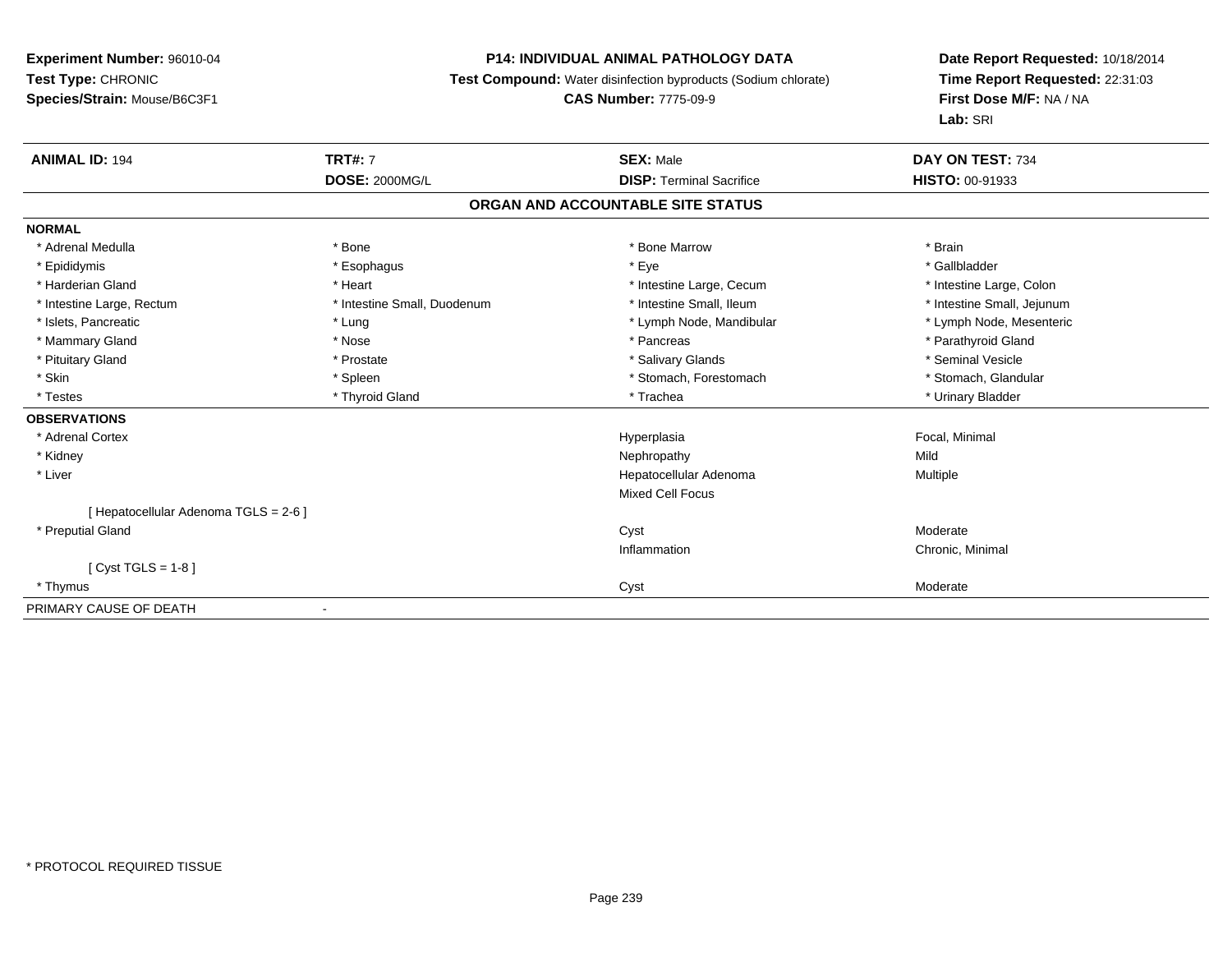**Experiment Number:** 96010-04
**Test Type:** CHRONIC
**Species/Strain:** Mouse/B6C3F1

**P14: INDIVIDUAL ANIMAL PATHOLOGY DATA**
**Test Compound:** Water disinfection byproducts (Sodium chlorate)
**CAS Number:** 7775-09-9

**Date Report Requested:** 10/18/2014
**Time Report Requested:** 22:31:03
**First Dose M/F:** NA / NA
**Lab:** SRI

| **ANIMAL ID:** 194 | **TRT#:** 7 | **SEX:** Male | **DAY ON TEST:** 734 |
|---|---|---|---|
| | **DOSE:** 2000MG/L | **DISP:** Terminal Sacrifice | **HISTO:** 00-91933 |

## ORGAN AND ACCOUNTABLE SITE STATUS

**NORMAL**

| | | | |
|---|---|---|---|
| * Adrenal Medulla | * Bone | * Bone Marrow | * Brain |
| * Epididymis | * Esophagus | * Eye | * Gallbladder |
| * Harderian Gland | * Heart | * Intestine Large, Cecum | * Intestine Large, Colon |
| * Intestine Large, Rectum | * Intestine Small, Duodenum | * Intestine Small, Ileum | * Intestine Small, Jejunum |
| * Islets, Pancreatic | * Lung | * Lymph Node, Mandibular | * Lymph Node, Mesenteric |
| * Mammary Gland | * Nose | * Pancreas | * Parathyroid Gland |
| * Pituitary Gland | * Prostate | * Salivary Glands | * Seminal Vesicle |
| * Skin | * Spleen | * Stomach, Forestomach | * Stomach, Glandular |
| * Testes | * Thyroid Gland | * Trachea | * Urinary Bladder |

**OBSERVATIONS**

| | | |
|---|---|---|
| * Adrenal Cortex | Hyperplasia | Focal, Minimal |
| * Kidney | Nephropathy | Mild |
| * Liver | Hepatocellular Adenoma | Multiple |
| | Mixed Cell Focus | |
| [ Hepatocellular Adenoma TGLS = 2-6 ] | | |
| * Preputial Gland | Cyst | Moderate |
| | Inflammation | Chronic, Minimal |
| [ Cyst TGLS = 1-8 ] | | |
| * Thymus | Cyst | Moderate |

PRIMARY CAUSE OF DEATH -

\* PROTOCOL REQUIRED TISSUE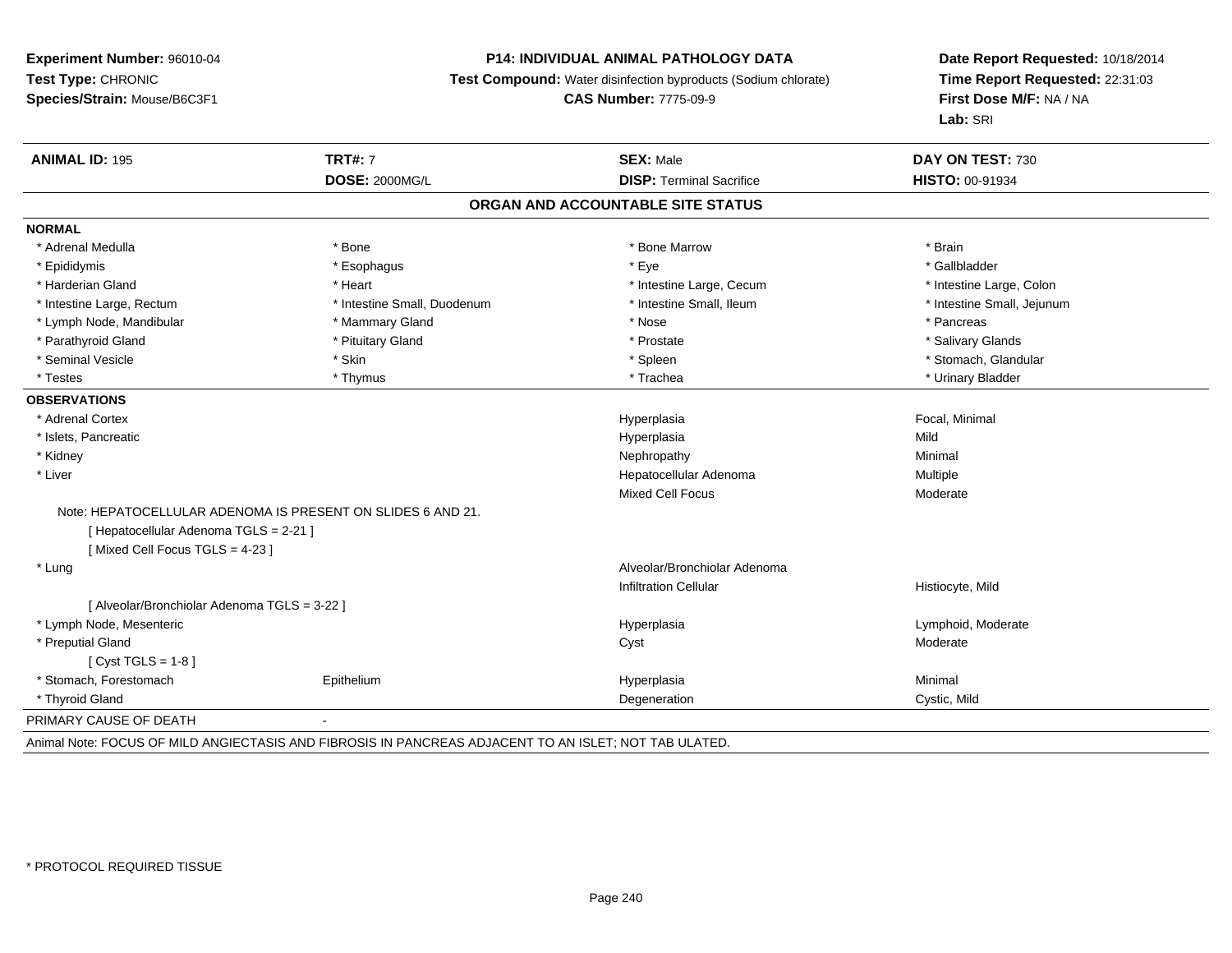**Experiment Number:** 96010-04
**Test Type:** CHRONIC
**Species/Strain:** Mouse/B6C3F1

**P14: INDIVIDUAL ANIMAL PATHOLOGY DATA**
**Test Compound:** Water disinfection byproducts (Sodium chlorate)
**CAS Number:** 7775-09-9

**Date Report Requested:** 10/18/2014
**Time Report Requested:** 22:31:03
**First Dose M/F:** NA / NA
**Lab:** SRI

| **ANIMAL ID:** 195 | **TRT#:** 7 | **SEX:** Male | **DAY ON TEST:** 730 |
|---|---|---|---|
| | **DOSE:** 2000MG/L | **DISP:** Terminal Sacrifice | **HISTO:** 00-91934 |

## ORGAN AND ACCOUNTABLE SITE STATUS

**NORMAL**

| | | | |
|---|---|---|---|
| * Adrenal Medulla | * Bone | * Bone Marrow | * Brain |
| * Epididymis | * Esophagus | * Eye | * Gallbladder |
| * Harderian Gland | * Heart | * Intestine Large, Cecum | * Intestine Large, Colon |
| * Intestine Large, Rectum | * Intestine Small, Duodenum | * Intestine Small, Ileum | * Intestine Small, Jejunum |
| * Lymph Node, Mandibular | * Mammary Gland | * Nose | * Pancreas |
| * Parathyroid Gland | * Pituitary Gland | * Prostate | * Salivary Glands |
| * Seminal Vesicle | * Skin | * Spleen | * Stomach, Glandular |
| * Testes | * Thymus | * Trachea | * Urinary Bladder |

**OBSERVATIONS**

| | | | |
|---|---|---|---|
| * Adrenal Cortex | | Hyperplasia | Focal, Minimal |
| * Islets, Pancreatic | | Hyperplasia | Mild |
| * Kidney | | Nephropathy | Minimal |
| * Liver | | Hepatocellular Adenoma | Multiple |
| | | Mixed Cell Focus | Moderate |

Note: HEPATOCELLULAR ADENOMA IS PRESENT ON SLIDES 6 AND 21.
[ Hepatocellular Adenoma TGLS = 2-21 ]
[ Mixed Cell Focus TGLS = 4-23 ]

| | | | |
|---|---|---|---|
| * Lung | | Alveolar/Bronchiolar Adenoma | |
| | | Infiltration Cellular | Histiocyte, Mild |

[ Alveolar/Bronchiolar Adenoma TGLS = 3-22 ]

| | | | |
|---|---|---|---|
| * Lymph Node, Mesenteric | | Hyperplasia | Lymphoid, Moderate |
| * Preputial Gland | | Cyst | Moderate |

[ Cyst TGLS = 1-8 ]

| | | | |
|---|---|---|---|
| * Stomach, Forestomach | Epithelium | Hyperplasia | Minimal |
| * Thyroid Gland | | Degeneration | Cystic, Mild |

PRIMARY CAUSE OF DEATH -

Animal Note: FOCUS OF MILD ANGIECTASIS AND FIBROSIS IN PANCREAS ADJACENT TO AN ISLET; NOT TAB ULATED.

* PROTOCOL REQUIRED TISSUE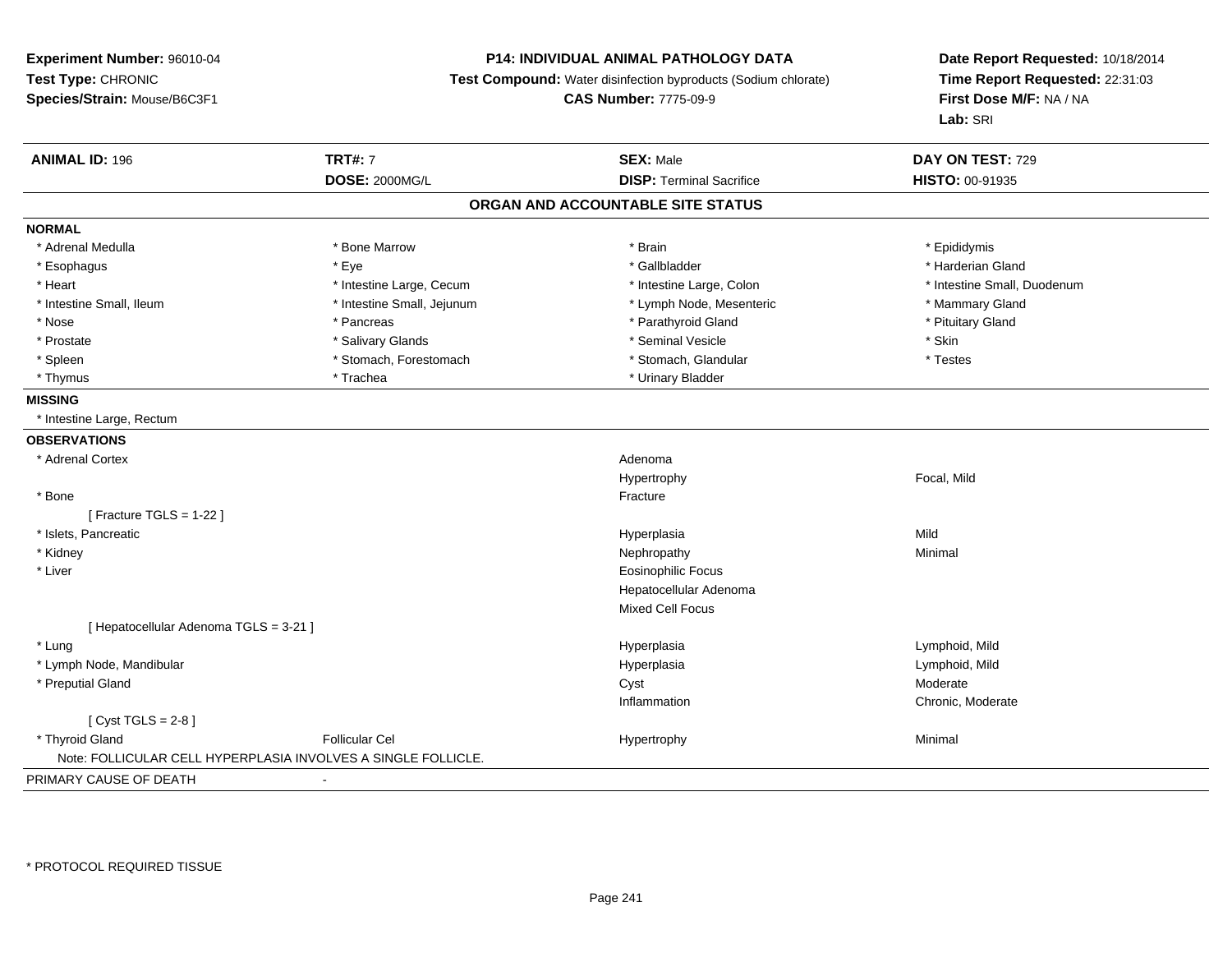**Experiment Number:** 96010-04
**Test Type:** CHRONIC
**Species/Strain:** Mouse/B6C3F1

**P14: INDIVIDUAL ANIMAL PATHOLOGY DATA**
**Test Compound:** Water disinfection byproducts (Sodium chlorate)
**CAS Number:** 7775-09-9

**Date Report Requested:** 10/18/2014
**Time Report Requested:** 22:31:03
**First Dose M/F:** NA / NA
**Lab:** SRI

| **ANIMAL ID:** 196 | **TRT#:** 7 | **SEX:** Male | **DAY ON TEST:** 729 |
|---|---|---|---|
| | **DOSE:** 2000MG/L | **DISP:** Terminal Sacrifice | **HISTO:** 00-91935 |

## ORGAN AND ACCOUNTABLE SITE STATUS

**NORMAL**

| | | | |
|---|---|---|---|
| * Adrenal Medulla | * Bone Marrow | * Brain | * Epididymis |
| * Esophagus | * Eye | * Gallbladder | * Harderian Gland |
| * Heart | * Intestine Large, Cecum | * Intestine Large, Colon | * Intestine Small, Duodenum |
| * Intestine Small, Ileum | * Intestine Small, Jejunum | * Lymph Node, Mesenteric | * Mammary Gland |
| * Nose | * Pancreas | * Parathyroid Gland | * Pituitary Gland |
| * Prostate | * Salivary Glands | * Seminal Vesicle | * Skin |
| * Spleen | * Stomach, Forestomach | * Stomach, Glandular | * Testes |
| * Thymus | * Trachea | * Urinary Bladder | |

**MISSING**

* Intestine Large, Rectum

**OBSERVATIONS**

| | | | |
|---|---|---|---|
| * Adrenal Cortex | | Adenoma | |
| | | Hypertrophy | Focal, Mild |
| * Bone | | Fracture | |
| [ Fracture TGLS = 1-22 ] | | | |
| * Islets, Pancreatic | | Hyperplasia | Mild |
| * Kidney | | Nephropathy | Minimal |
| * Liver | | Eosinophilic Focus | |
| | | Hepatocellular Adenoma | |
| | | Mixed Cell Focus | |
| [ Hepatocellular Adenoma TGLS = 3-21 ] | | | |
| * Lung | | Hyperplasia | Lymphoid, Mild |
| * Lymph Node, Mandibular | | Hyperplasia | Lymphoid, Mild |
| * Preputial Gland | | Cyst | Moderate |
| | | Inflammation | Chronic, Moderate |
| [ Cyst TGLS = 2-8 ] | | | |
| * Thyroid Gland | Follicular Cel | Hypertrophy | Minimal |

Note: FOLLICULAR CELL HYPERPLASIA INVOLVES A SINGLE FOLLICLE.

PRIMARY CAUSE OF DEATH -

* PROTOCOL REQUIRED TISSUE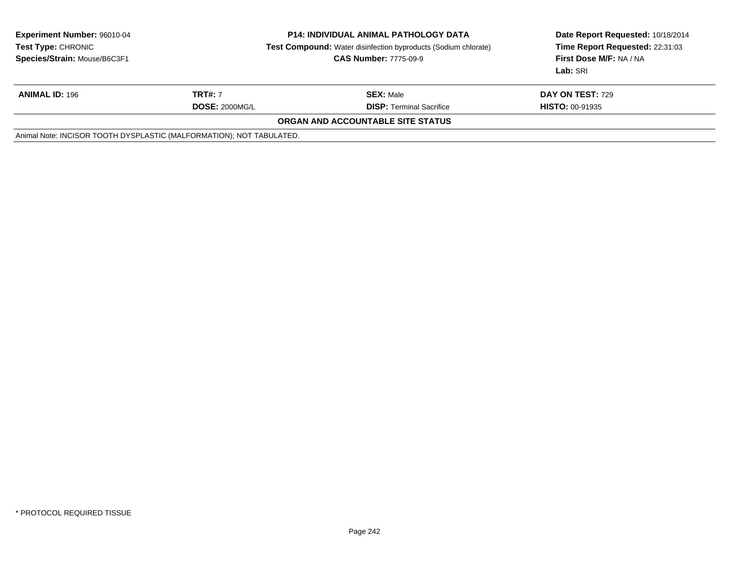**Experiment Number:** 96010-04
**Test Type:** CHRONIC
**Species/Strain:** Mouse/B6C3F1

**P14: INDIVIDUAL ANIMAL PATHOLOGY DATA**
**Test Compound:** Water disinfection byproducts (Sodium chlorate)
**CAS Number:** 7775-09-9

**Date Report Requested:** 10/18/2014
**Time Report Requested:** 22:31:03
**First Dose M/F:** NA / NA
**Lab:** SRI

| **ANIMAL ID:** 196 | **TRT#:** 7 | **SEX:** Male | **DAY ON TEST:** 729 |
|---|---|---|---|
| | **DOSE:** 2000MG/L | **DISP:** Terminal Sacrifice | **HISTO:** 00-91935 |

**ORGAN AND ACCOUNTABLE SITE STATUS**

Animal Note: INCISOR TOOTH DYSPLASTIC (MALFORMATION); NOT TABULATED.

* PROTOCOL REQUIRED TISSUE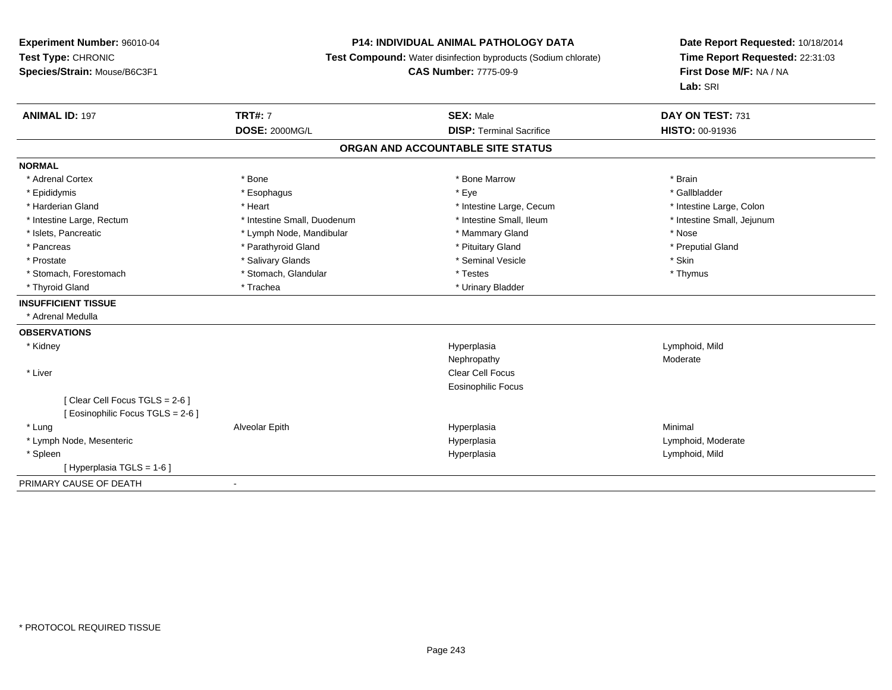**Experiment Number:** 96010-04
**Test Type:** CHRONIC
**Species/Strain:** Mouse/B6C3F1

**P14: INDIVIDUAL ANIMAL PATHOLOGY DATA**
**Test Compound:** Water disinfection byproducts (Sodium chlorate)
**CAS Number:** 7775-09-9

**Date Report Requested:** 10/18/2014
**Time Report Requested:** 22:31:03
**First Dose M/F:** NA / NA
**Lab:** SRI

| **ANIMAL ID:** 197 | **TRT#:** 7 | **SEX:** Male | **DAY ON TEST:** 731 |
|---|---|---|---|
| | **DOSE:** 2000MG/L | **DISP:** Terminal Sacrifice | **HISTO:** 00-91936 |

## ORGAN AND ACCOUNTABLE SITE STATUS

**NORMAL**

| | | | |
|---|---|---|---|
| * Adrenal Cortex | * Bone | * Bone Marrow | * Brain |
| * Epididymis | * Esophagus | * Eye | * Gallbladder |
| * Harderian Gland | * Heart | * Intestine Large, Cecum | * Intestine Large, Colon |
| * Intestine Large, Rectum | * Intestine Small, Duodenum | * Intestine Small, Ileum | * Intestine Small, Jejunum |
| * Islets, Pancreatic | * Lymph Node, Mandibular | * Mammary Gland | * Nose |
| * Pancreas | * Parathyroid Gland | * Pituitary Gland | * Preputial Gland |
| * Prostate | * Salivary Glands | * Seminal Vesicle | * Skin |
| * Stomach, Forestomach | * Stomach, Glandular | * Testes | * Thymus |
| * Thyroid Gland | * Trachea | * Urinary Bladder | |

**INSUFFICIENT TISSUE**

* Adrenal Medulla

**OBSERVATIONS**

| | | | |
|---|---|---|---|
| * Kidney | | Hyperplasia | Lymphoid, Mild |
| | | Nephropathy | Moderate |
| * Liver | | Clear Cell Focus | |
| | | Eosinophilic Focus | |
| [ Clear Cell Focus TGLS = 2-6 ] | | | |
| [ Eosinophilic Focus TGLS = 2-6 ] | | | |
| * Lung | Alveolar Epith | Hyperplasia | Minimal |
| * Lymph Node, Mesenteric | | Hyperplasia | Lymphoid, Moderate |
| * Spleen | | Hyperplasia | Lymphoid, Mild |
| [ Hyperplasia TGLS = 1-6 ] | | | |

PRIMARY CAUSE OF DEATH -

* PROTOCOL REQUIRED TISSUE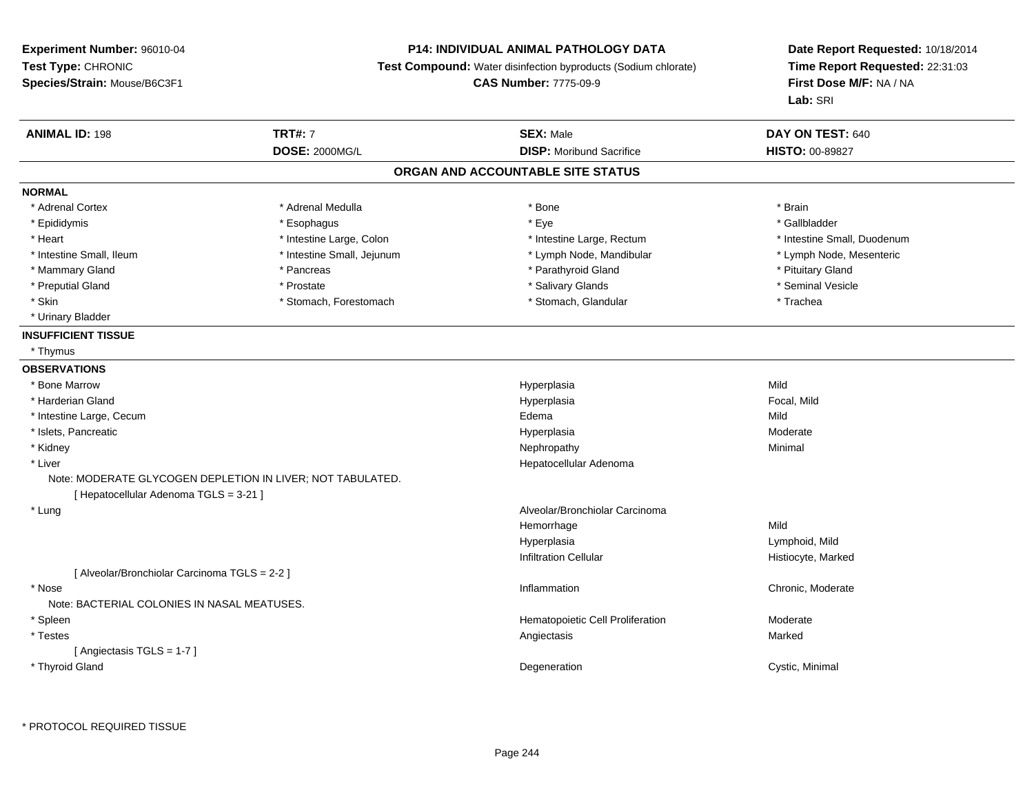**Experiment Number:** 96010-04
**Test Type:** CHRONIC
**Species/Strain:** Mouse/B6C3F1

**P14: INDIVIDUAL ANIMAL PATHOLOGY DATA**
**Test Compound:** Water disinfection byproducts (Sodium chlorate)
**CAS Number:** 7775-09-9

**Date Report Requested:** 10/18/2014
**Time Report Requested:** 22:31:03
**First Dose M/F:** NA / NA
**Lab:** SRI

| **ANIMAL ID:** 198 | **TRT#:** 7 | **SEX:** Male | **DAY ON TEST:** 640 |
|---|---|---|---|
| | **DOSE:** 2000MG/L | **DISP:** Moribund Sacrifice | **HISTO:** 00-89827 |

## ORGAN AND ACCOUNTABLE SITE STATUS

**NORMAL**

| | | | |
|---|---|---|---|
| * Adrenal Cortex | * Adrenal Medulla | * Bone | * Brain |
| * Epididymis | * Esophagus | * Eye | * Gallbladder |
| * Heart | * Intestine Large, Colon | * Intestine Large, Rectum | * Intestine Small, Duodenum |
| * Intestine Small, Ileum | * Intestine Small, Jejunum | * Lymph Node, Mandibular | * Lymph Node, Mesenteric |
| * Mammary Gland | * Pancreas | * Parathyroid Gland | * Pituitary Gland |
| * Preputial Gland | * Prostate | * Salivary Glands | * Seminal Vesicle |
| * Skin | * Stomach, Forestomach | * Stomach, Glandular | * Trachea |
| * Urinary Bladder | | | |

**INSUFFICIENT TISSUE**

* Thymus

**OBSERVATIONS**

| | | |
|---|---|---|
| * Bone Marrow | Hyperplasia | Mild |
| * Harderian Gland | Hyperplasia | Focal, Mild |
| * Intestine Large, Cecum | Edema | Mild |
| * Islets, Pancreatic | Hyperplasia | Moderate |
| * Kidney | Nephropathy | Minimal |
| * Liver | Hepatocellular Adenoma | |
| Note: MODERATE GLYCOGEN DEPLETION IN LIVER; NOT TABULATED. | | |
| [ Hepatocellular Adenoma TGLS = 3-21 ] | | |
| * Lung | Alveolar/Bronchiolar Carcinoma | |
| | Hemorrhage | Mild |
| | Hyperplasia | Lymphoid, Mild |
| | Infiltration Cellular | Histiocyte, Marked |
| [ Alveolar/Bronchiolar Carcinoma TGLS = 2-2 ] | | |
| * Nose | Inflammation | Chronic, Moderate |
| Note: BACTERIAL COLONIES IN NASAL MEATUSES. | | |
| * Spleen | Hematopoietic Cell Proliferation | Moderate |
| * Testes | Angiectasis | Marked |
| [ Angiectasis TGLS = 1-7 ] | | |
| * Thyroid Gland | Degeneration | Cystic, Minimal |

* PROTOCOL REQUIRED TISSUE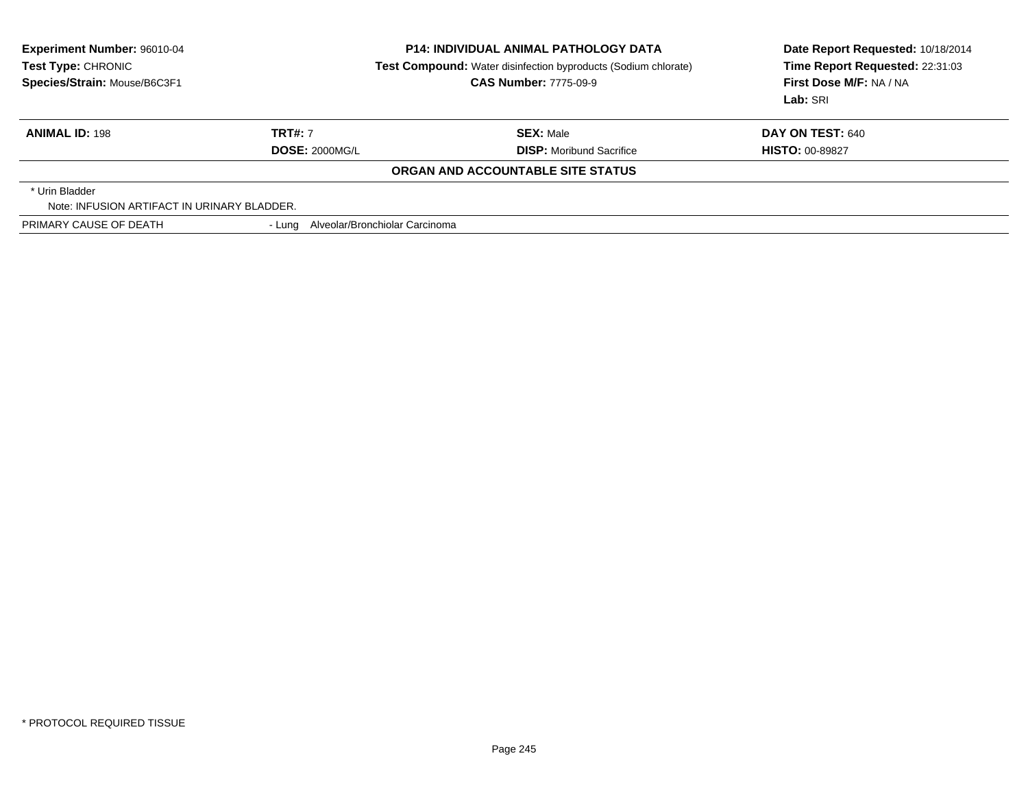**Experiment Number:** 96010-04
**Test Type:** CHRONIC
**Species/Strain:** Mouse/B6C3F1

**P14: INDIVIDUAL ANIMAL PATHOLOGY DATA**
**Test Compound:** Water disinfection byproducts (Sodium chlorate)
**CAS Number:** 7775-09-9

**Date Report Requested:** 10/18/2014
**Time Report Requested:** 22:31:03
**First Dose M/F:** NA / NA
**Lab:** SRI

| **ANIMAL ID:** 198 | **TRT#:** 7 | **SEX:** Male | **DAY ON TEST:** 640 |
|---|---|---|---|
| | **DOSE:** 2000MG/L | **DISP:** Moribund Sacrifice | **HISTO:** 00-89827 |

**ORGAN AND ACCOUNTABLE SITE STATUS**

\* Urin Bladder
Note: INFUSION ARTIFACT IN URINARY BLADDER.

PRIMARY CAUSE OF DEATH - Lung Alveolar/Bronchiolar Carcinoma

\* PROTOCOL REQUIRED TISSUE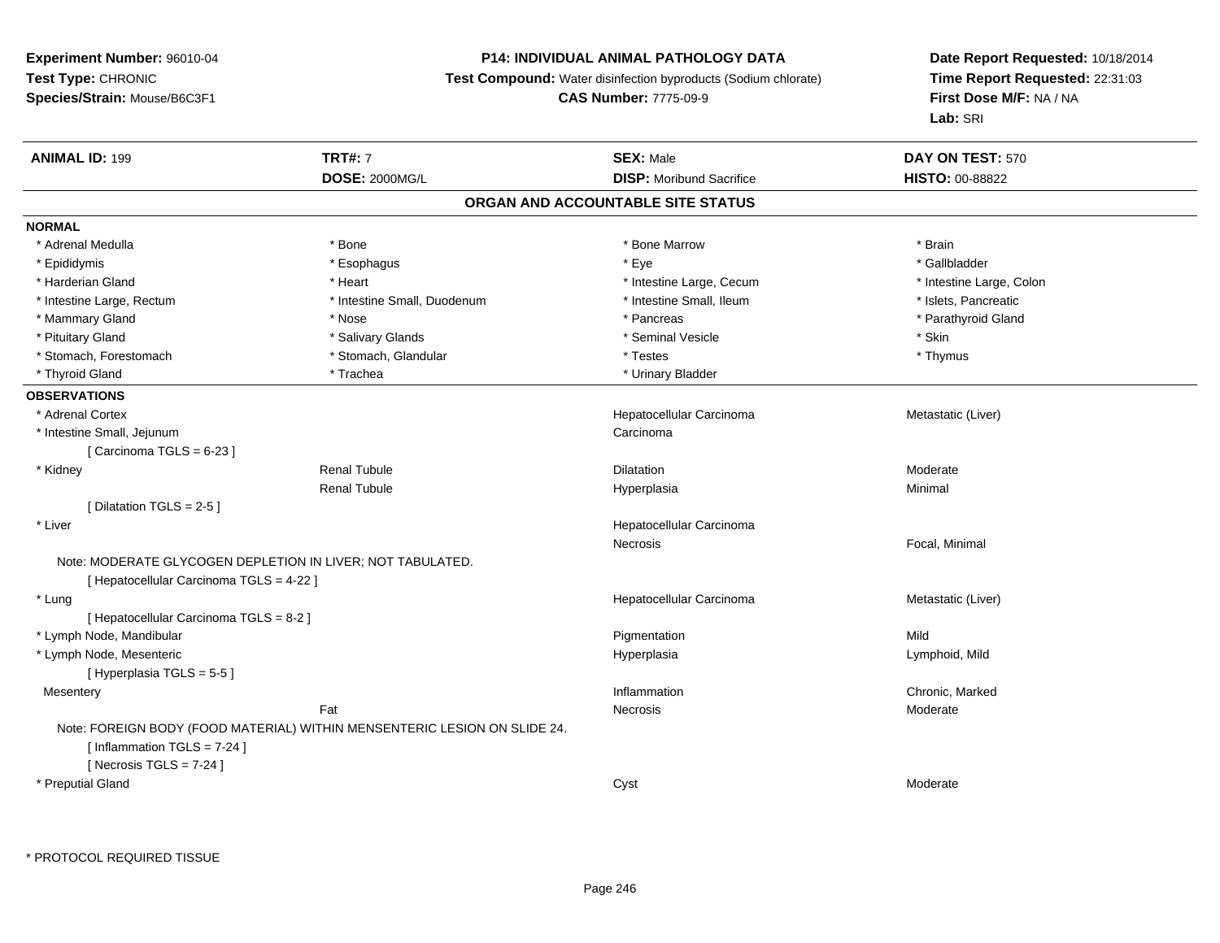**Experiment Number:** 96010-04
**Test Type:** CHRONIC
**Species/Strain:** Mouse/B6C3F1

**P14: INDIVIDUAL ANIMAL PATHOLOGY DATA**
**Test Compound:** Water disinfection byproducts (Sodium chlorate)
**CAS Number:** 7775-09-9

**Date Report Requested:** 10/18/2014
**Time Report Requested:** 22:31:03
**First Dose M/F:** NA / NA
**Lab:** SRI

| **ANIMAL ID:** 199 | **TRT#:** 7 | **SEX:** Male | **DAY ON TEST:** 570 |
|---|---|---|---|
| | **DOSE:** 2000MG/L | **DISP:** Moribund Sacrifice | **HISTO:** 00-88822 |

## ORGAN AND ACCOUNTABLE SITE STATUS

**NORMAL**

| | | | |
|---|---|---|---|
| * Adrenal Medulla | * Bone | * Bone Marrow | * Brain |
| * Epididymis | * Esophagus | * Eye | * Gallbladder |
| * Harderian Gland | * Heart | * Intestine Large, Cecum | * Intestine Large, Colon |
| * Intestine Large, Rectum | * Intestine Small, Duodenum | * Intestine Small, Ileum | * Islets, Pancreatic |
| * Mammary Gland | * Nose | * Pancreas | * Parathyroid Gland |
| * Pituitary Gland | * Salivary Glands | * Seminal Vesicle | * Skin |
| * Stomach, Forestomach | * Stomach, Glandular | * Testes | * Thymus |
| * Thyroid Gland | * Trachea | * Urinary Bladder | |

**OBSERVATIONS**

| | | | |
|---|---|---|---|
| * Adrenal Cortex | | Hepatocellular Carcinoma | Metastatic (Liver) |
| * Intestine Small, Jejunum | | Carcinoma | |
| [ Carcinoma TGLS = 6-23 ] | | | |
| * Kidney | Renal Tubule | Dilatation | Moderate |
| | Renal Tubule | Hyperplasia | Minimal |
| [ Dilatation TGLS = 2-5 ] | | | |
| * Liver | | Hepatocellular Carcinoma | |
| | | Necrosis | Focal, Minimal |
| Note: MODERATE GLYCOGEN DEPLETION IN LIVER; NOT TABULATED. | | | |
| [ Hepatocellular Carcinoma TGLS = 4-22 ] | | | |
| * Lung | | Hepatocellular Carcinoma | Metastatic (Liver) |
| [ Hepatocellular Carcinoma TGLS = 8-2 ] | | | |
| * Lymph Node, Mandibular | | Pigmentation | Mild |
| * Lymph Node, Mesenteric | | Hyperplasia | Lymphoid, Mild |
| [ Hyperplasia TGLS = 5-5 ] | | | |
| Mesentery | | Inflammation | Chronic, Marked |
| | Fat | Necrosis | Moderate |
| Note: FOREIGN BODY (FOOD MATERIAL) WITHIN MENSENTERIC LESION ON SLIDE 24. | | | |
| [ Inflammation TGLS = 7-24 ] | | | |
| [ Necrosis TGLS = 7-24 ] | | | |
| * Preputial Gland | | Cyst | Moderate |

* PROTOCOL REQUIRED TISSUE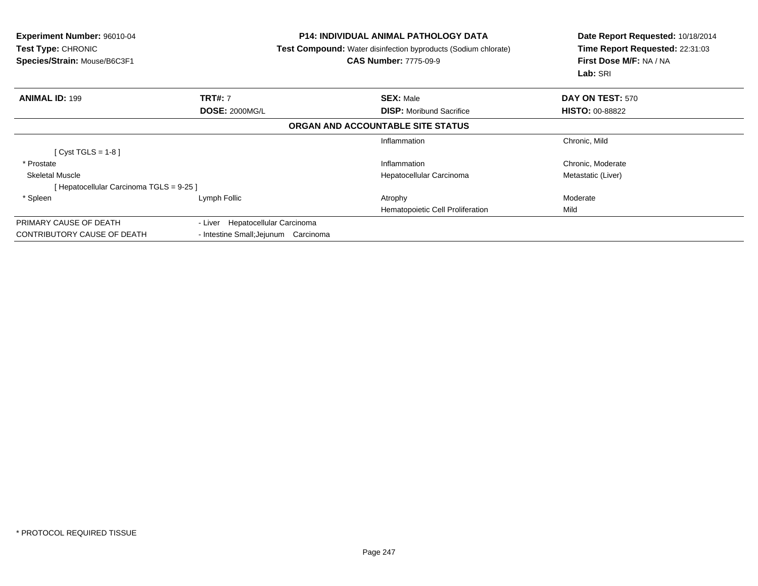**Experiment Number:** 96010-04
**Test Type:** CHRONIC
**Species/Strain:** Mouse/B6C3F1

**P14: INDIVIDUAL ANIMAL PATHOLOGY DATA**
**Test Compound:** Water disinfection byproducts (Sodium chlorate)
**CAS Number:** 7775-09-9

**Date Report Requested:** 10/18/2014
**Time Report Requested:** 22:31:03
**First Dose M/F:** NA / NA
**Lab:** SRI

| **ANIMAL ID:** 199 | **TRT#:** 7 | **SEX:** Male | **DAY ON TEST:** 570 |
|---|---|---|---|
| | **DOSE:** 2000MG/L | **DISP:** Moribund Sacrifice | **HISTO:** 00-88822 |

**ORGAN AND ACCOUNTABLE SITE STATUS**

| | | | |
|---|---|---|---|
| | | Inflammation | Chronic, Mild |
| [ Cyst TGLS = 1-8 ] | | | |
| * Prostate | | Inflammation | Chronic, Moderate |
| Skeletal Muscle | | Hepatocellular Carcinoma | Metastatic (Liver) |
| [ Hepatocellular Carcinoma TGLS = 9-25 ] | | | |
| * Spleen | Lymph Follic | Atrophy | Moderate |
| | | Hematopoietic Cell Proliferation | Mild |
| PRIMARY CAUSE OF DEATH | - Liver Hepatocellular Carcinoma | | |
| CONTRIBUTORY CAUSE OF DEATH | - Intestine Small;Jejunum Carcinoma | | |

* PROTOCOL REQUIRED TISSUE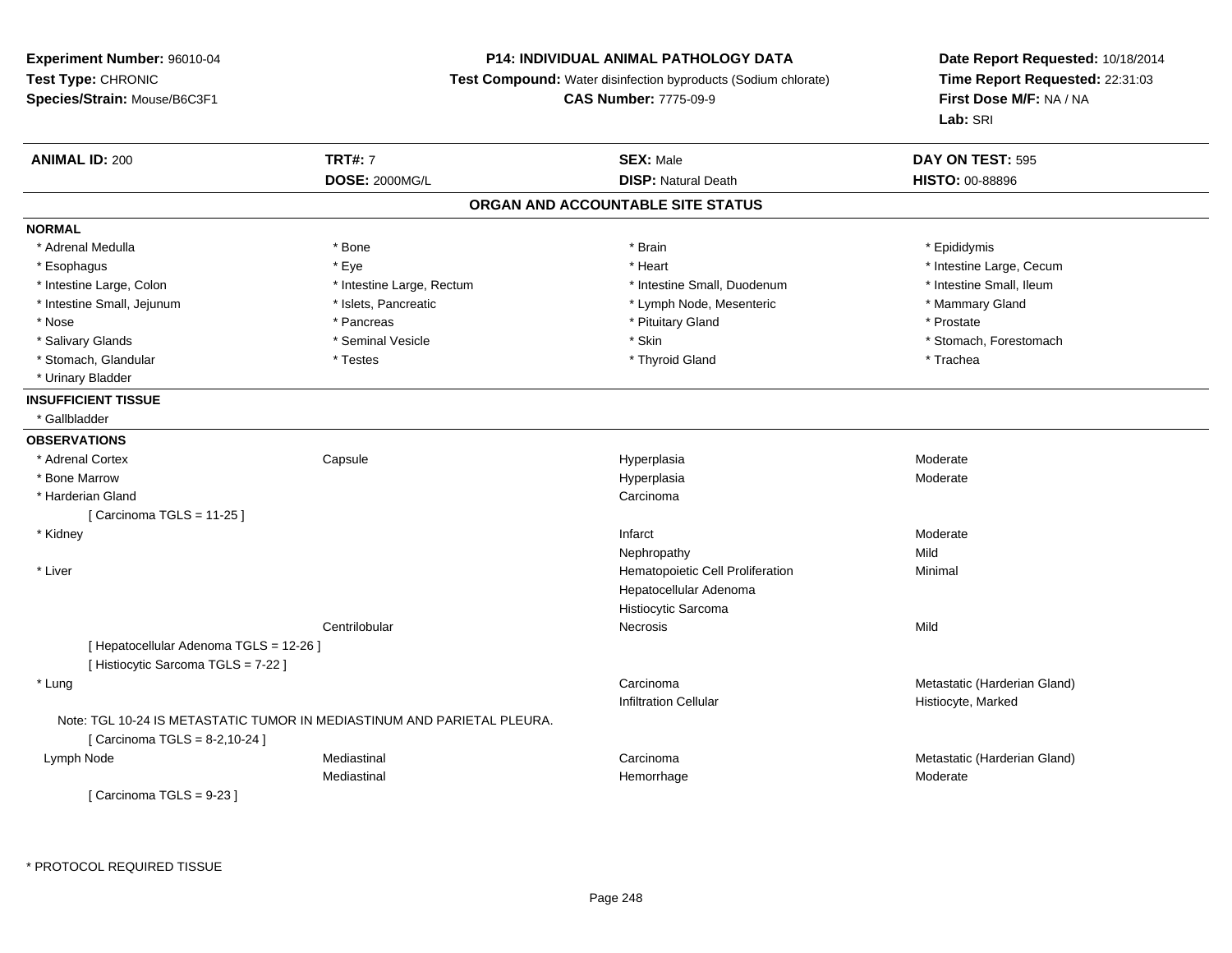**Experiment Number:** 96010-04
**Test Type:** CHRONIC
**Species/Strain:** Mouse/B6C3F1

**P14: INDIVIDUAL ANIMAL PATHOLOGY DATA**
**Test Compound:** Water disinfection byproducts (Sodium chlorate)
**CAS Number:** 7775-09-9

**Date Report Requested:** 10/18/2014
**Time Report Requested:** 22:31:03
**First Dose M/F:** NA / NA
**Lab:** SRI

| **ANIMAL ID:** 200 | **TRT#:** 7 | **SEX:** Male | **DAY ON TEST:** 595 |
|---|---|---|---|
| | **DOSE:** 2000MG/L | **DISP:** Natural Death | **HISTO:** 00-88896 |

## ORGAN AND ACCOUNTABLE SITE STATUS

**NORMAL**

| | | | |
|---|---|---|---|
| * Adrenal Medulla | * Bone | * Brain | * Epididymis |
| * Esophagus | * Eye | * Heart | * Intestine Large, Cecum |
| * Intestine Large, Colon | * Intestine Large, Rectum | * Intestine Small, Duodenum | * Intestine Small, Ileum |
| * Intestine Small, Jejunum | * Islets, Pancreatic | * Lymph Node, Mesenteric | * Mammary Gland |
| * Nose | * Pancreas | * Pituitary Gland | * Prostate |
| * Salivary Glands | * Seminal Vesicle | * Skin | * Stomach, Forestomach |
| * Stomach, Glandular | * Testes | * Thyroid Gland | * Trachea |
| * Urinary Bladder | | | |

**INSUFFICIENT TISSUE**

* Gallbladder

**OBSERVATIONS**

| | | | |
|---|---|---|---|
| * Adrenal Cortex | Capsule | Hyperplasia | Moderate |
| * Bone Marrow | | Hyperplasia | Moderate |
| * Harderian Gland | | Carcinoma | |
| [ Carcinoma TGLS = 11-25 ] | | | |
| * Kidney | | Infarct | Moderate |
| | | Nephropathy | Mild |
| * Liver | | Hematopoietic Cell Proliferation | Minimal |
| | | Hepatocellular Adenoma | |
| | | Histiocytic Sarcoma | |
| | Centrilobular | Necrosis | Mild |
| [ Hepatocellular Adenoma TGLS = 12-26 ] | | | |
| [ Histiocytic Sarcoma TGLS = 7-22 ] | | | |
| * Lung | | Carcinoma | Metastatic (Harderian Gland) |
| | | Infiltration Cellular | Histiocyte, Marked |
| Note: TGL 10-24 IS METASTATIC TUMOR IN MEDIASTINUM AND PARIETAL PLEURA. | | | |
| [ Carcinoma TGLS = 8-2,10-24 ] | | | |
| Lymph Node | Mediastinal | Carcinoma | Metastatic (Harderian Gland) |
| | Mediastinal | Hemorrhage | Moderate |
| [ Carcinoma TGLS = 9-23 ] | | | |

* PROTOCOL REQUIRED TISSUE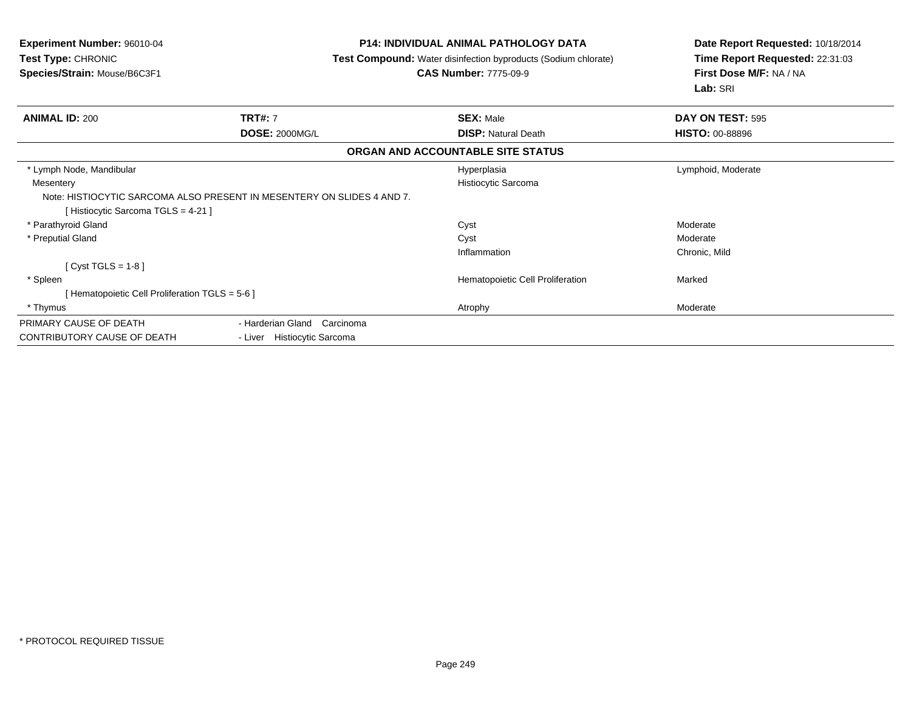**Experiment Number:** 96010-04
**Test Type:** CHRONIC
**Species/Strain:** Mouse/B6C3F1

**P14: INDIVIDUAL ANIMAL PATHOLOGY DATA**
**Test Compound:** Water disinfection byproducts (Sodium chlorate)
**CAS Number:** 7775-09-9

**Date Report Requested:** 10/18/2014
**Time Report Requested:** 22:31:03
**First Dose M/F:** NA / NA
**Lab:** SRI

| **ANIMAL ID:** 200 | **TRT#:** 7 | **SEX:** Male | **DAY ON TEST:** 595 |
|---|---|---|---|
| | **DOSE:** 2000MG/L | **DISP:** Natural Death | **HISTO:** 00-88896 |

**ORGAN AND ACCOUNTABLE SITE STATUS**

| Organ | Finding | Qualifier |
|---|---|---|
| * Lymph Node, Mandibular | Hyperplasia | Lymphoid, Moderate |
| Mesentery | Histiocytic Sarcoma | |
| Note: HISTIOCYTIC SARCOMA ALSO PRESENT IN MESENTERY ON SLIDES 4 AND 7. | | |
| [ Histiocytic Sarcoma TGLS = 4-21 ] | | |
| * Parathyroid Gland | Cyst | Moderate |
| * Preputial Gland | Cyst | Moderate |
| | Inflammation | Chronic, Mild |
| [ Cyst TGLS = 1-8 ] | | |
| * Spleen | Hematopoietic Cell Proliferation | Marked |
| [ Hematopoietic Cell Proliferation TGLS = 5-6 ] | | |
| * Thymus | Atrophy | Moderate |

| | |
|---|---|
| PRIMARY CAUSE OF DEATH | - Harderian Gland Carcinoma |
| CONTRIBUTORY CAUSE OF DEATH | - Liver Histiocytic Sarcoma |

* PROTOCOL REQUIRED TISSUE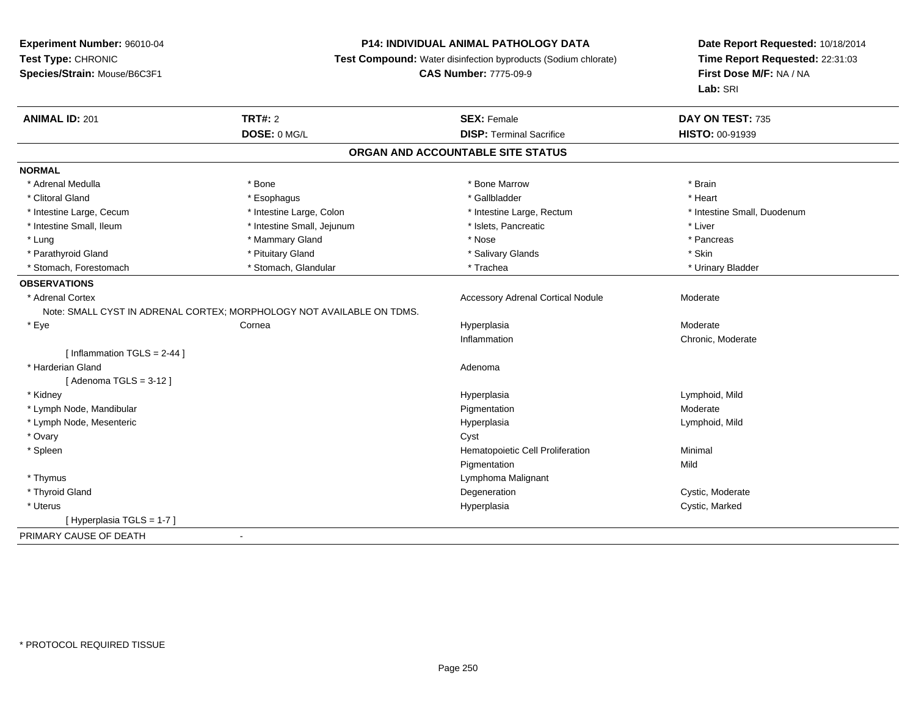**Experiment Number:** 96010-04
**Test Type:** CHRONIC
**Species/Strain:** Mouse/B6C3F1

**P14: INDIVIDUAL ANIMAL PATHOLOGY DATA**
**Test Compound:** Water disinfection byproducts (Sodium chlorate)
**CAS Number:** 7775-09-9

**Date Report Requested:** 10/18/2014
**Time Report Requested:** 22:31:03
**First Dose M/F:** NA / NA
**Lab:** SRI

| **ANIMAL ID:** 201 | **TRT#:** 2 | **SEX:** Female | **DAY ON TEST:** 735 |
|---|---|---|---|
| | **DOSE:** 0 MG/L | **DISP:** Terminal Sacrifice | **HISTO:** 00-91939 |

## ORGAN AND ACCOUNTABLE SITE STATUS

**NORMAL**

| | | | |
|---|---|---|---|
| * Adrenal Medulla | * Bone | * Bone Marrow | * Brain |
| * Clitoral Gland | * Esophagus | * Gallbladder | * Heart |
| * Intestine Large, Cecum | * Intestine Large, Colon | * Intestine Large, Rectum | * Intestine Small, Duodenum |
| * Intestine Small, Ileum | * Intestine Small, Jejunum | * Islets, Pancreatic | * Liver |
| * Lung | * Mammary Gland | * Nose | * Pancreas |
| * Parathyroid Gland | * Pituitary Gland | * Salivary Glands | * Skin |
| * Stomach, Forestomach | * Stomach, Glandular | * Trachea | * Urinary Bladder |

**OBSERVATIONS**

| | | | |
|---|---|---|---|
| * Adrenal Cortex | | Accessory Adrenal Cortical Nodule | Moderate |
| Note: SMALL CYST IN ADRENAL CORTEX; MORPHOLOGY NOT AVAILABLE ON TDMS. | | | |
| * Eye | Cornea | Hyperplasia | Moderate |
| | | Inflammation | Chronic, Moderate |
| [ Inflammation TGLS = 2-44 ] | | | |
| * Harderian Gland | | Adenoma | |
| [ Adenoma TGLS = 3-12 ] | | | |
| * Kidney | | Hyperplasia | Lymphoid, Mild |
| * Lymph Node, Mandibular | | Pigmentation | Moderate |
| * Lymph Node, Mesenteric | | Hyperplasia | Lymphoid, Mild |
| * Ovary | | Cyst | |
| * Spleen | | Hematopoietic Cell Proliferation | Minimal |
| | | Pigmentation | Mild |
| * Thymus | | Lymphoma Malignant | |
| * Thyroid Gland | | Degeneration | Cystic, Moderate |
| * Uterus | | Hyperplasia | Cystic, Marked |
| [ Hyperplasia TGLS = 1-7 ] | | | |

PRIMARY CAUSE OF DEATH -

* PROTOCOL REQUIRED TISSUE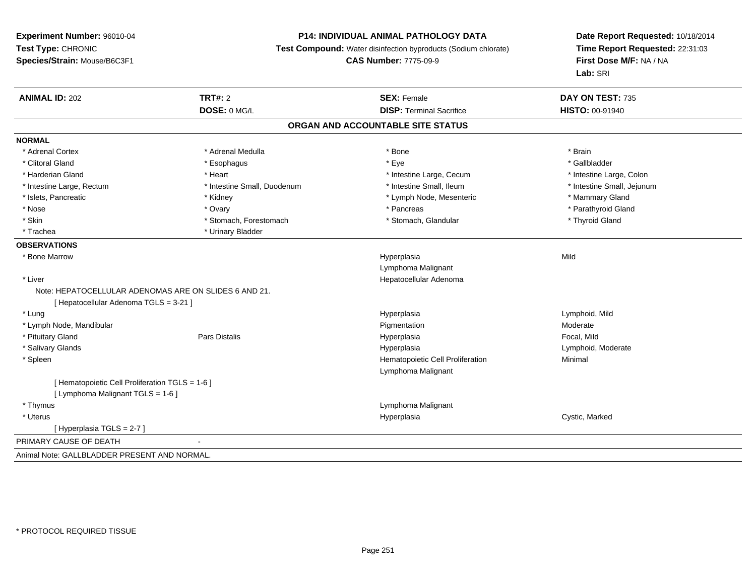**Experiment Number:** 96010-04
**Test Type:** CHRONIC
**Species/Strain:** Mouse/B6C3F1

**P14: INDIVIDUAL ANIMAL PATHOLOGY DATA**
**Test Compound:** Water disinfection byproducts (Sodium chlorate)
**CAS Number:** 7775-09-9

**Date Report Requested:** 10/18/2014
**Time Report Requested:** 22:31:03
**First Dose M/F:** NA / NA
**Lab:** SRI

| **ANIMAL ID:** 202 | **TRT#:** 2 | **SEX:** Female | **DAY ON TEST:** 735 |
|---|---|---|---|
| | **DOSE:** 0 MG/L | **DISP:** Terminal Sacrifice | **HISTO:** 00-91940 |

## ORGAN AND ACCOUNTABLE SITE STATUS

**NORMAL**

| | | | |
|---|---|---|---|
| * Adrenal Cortex | * Adrenal Medulla | * Bone | * Brain |
| * Clitoral Gland | * Esophagus | * Eye | * Gallbladder |
| * Harderian Gland | * Heart | * Intestine Large, Cecum | * Intestine Large, Colon |
| * Intestine Large, Rectum | * Intestine Small, Duodenum | * Intestine Small, Ileum | * Intestine Small, Jejunum |
| * Islets, Pancreatic | * Kidney | * Lymph Node, Mesenteric | * Mammary Gland |
| * Nose | * Ovary | * Pancreas | * Parathyroid Gland |
| * Skin | * Stomach, Forestomach | * Stomach, Glandular | * Thyroid Gland |
| * Trachea | * Urinary Bladder | | |

**OBSERVATIONS**

| | | | |
|---|---|---|---|
| * Bone Marrow | | Hyperplasia | Mild |
| | | Lymphoma Malignant | |
| * Liver | | Hepatocellular Adenoma | |
| Note: HEPATOCELLULAR ADENOMAS ARE ON SLIDES 6 AND 21. | | | |
| [ Hepatocellular Adenoma TGLS = 3-21 ] | | | |
| * Lung | | Hyperplasia | Lymphoid, Mild |
| * Lymph Node, Mandibular | | Pigmentation | Moderate |
| * Pituitary Gland | Pars Distalis | Hyperplasia | Focal, Mild |
| * Salivary Glands | | Hyperplasia | Lymphoid, Moderate |
| * Spleen | | Hematopoietic Cell Proliferation | Minimal |
| | | Lymphoma Malignant | |
| [ Hematopoietic Cell Proliferation TGLS = 1-6 ] | | | |
| [ Lymphoma Malignant TGLS = 1-6 ] | | | |
| * Thymus | | Lymphoma Malignant | |
| * Uterus | | Hyperplasia | Cystic, Marked |
| [ Hyperplasia TGLS = 2-7 ] | | | |

PRIMARY CAUSE OF DEATH -

Animal Note: GALLBLADDER PRESENT AND NORMAL.

* PROTOCOL REQUIRED TISSUE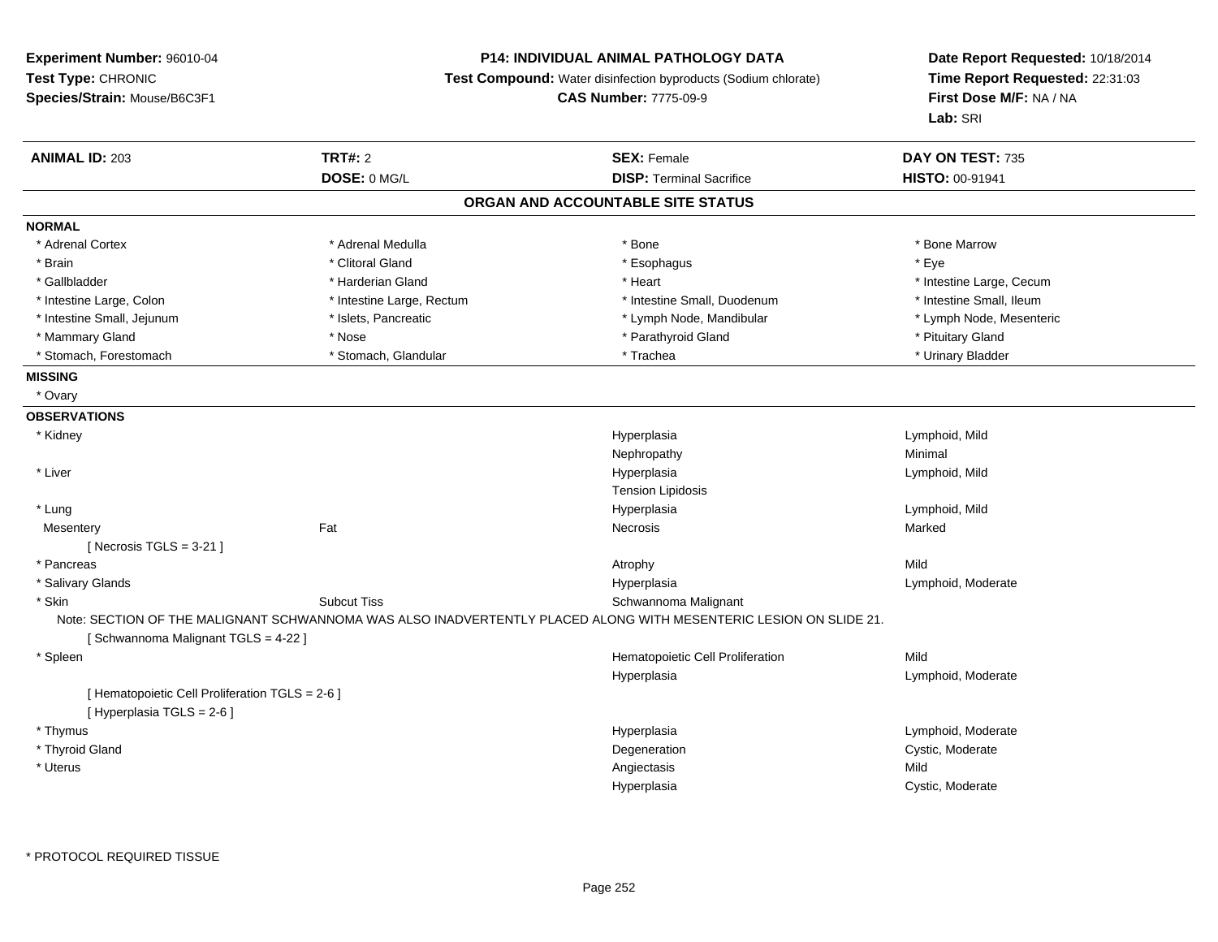**Experiment Number:** 96010-04
**Test Type:** CHRONIC
**Species/Strain:** Mouse/B6C3F1

**P14: INDIVIDUAL ANIMAL PATHOLOGY DATA**
**Test Compound:** Water disinfection byproducts (Sodium chlorate)
**CAS Number:** 7775-09-9

**Date Report Requested:** 10/18/2014
**Time Report Requested:** 22:31:03
**First Dose M/F:** NA / NA
**Lab:** SRI

| **ANIMAL ID:** 203 | **TRT#:** 2 | **SEX:** Female | **DAY ON TEST:** 735 |
|---|---|---|---|
| | **DOSE:** 0 MG/L | **DISP:** Terminal Sacrifice | **HISTO:** 00-91941 |

## ORGAN AND ACCOUNTABLE SITE STATUS

**NORMAL**

| | | | |
|---|---|---|---|
| * Adrenal Cortex | * Adrenal Medulla | * Bone | * Bone Marrow |
| * Brain | * Clitoral Gland | * Esophagus | * Eye |
| * Gallbladder | * Harderian Gland | * Heart | * Intestine Large, Cecum |
| * Intestine Large, Colon | * Intestine Large, Rectum | * Intestine Small, Duodenum | * Intestine Small, Ileum |
| * Intestine Small, Jejunum | * Islets, Pancreatic | * Lymph Node, Mandibular | * Lymph Node, Mesenteric |
| * Mammary Gland | * Nose | * Parathyroid Gland | * Pituitary Gland |
| * Stomach, Forestomach | * Stomach, Glandular | * Trachea | * Urinary Bladder |

**MISSING**

* Ovary

**OBSERVATIONS**

| | | | |
|---|---|---|---|
| * Kidney | | Hyperplasia | Lymphoid, Mild |
| | | Nephropathy | Minimal |
| * Liver | | Hyperplasia | Lymphoid, Mild |
| | | Tension Lipidosis | |
| * Lung | | Hyperplasia | Lymphoid, Mild |
| Mesentery | Fat | Necrosis | Marked |
| [ Necrosis TGLS = 3-21 ] | | | |
| * Pancreas | | Atrophy | Mild |
| * Salivary Glands | | Hyperplasia | Lymphoid, Moderate |
| * Skin | Subcut Tiss | Schwannoma Malignant | |

Note: SECTION OF THE MALIGNANT SCHWANNOMA WAS ALSO INADVERTENTLY PLACED ALONG WITH MESENTERIC LESION ON SLIDE 21.

[ Schwannoma Malignant TGLS = 4-22 ]

| | | | |
|---|---|---|---|
| * Spleen | | Hematopoietic Cell Proliferation | Mild |
| | | Hyperplasia | Lymphoid, Moderate |
| [ Hematopoietic Cell Proliferation TGLS = 2-6 ] | | | |
| [ Hyperplasia TGLS = 2-6 ] | | | |
| * Thymus | | Hyperplasia | Lymphoid, Moderate |
| * Thyroid Gland | | Degeneration | Cystic, Moderate |
| * Uterus | | Angiectasis | Mild |
| | | Hyperplasia | Cystic, Moderate |

* PROTOCOL REQUIRED TISSUE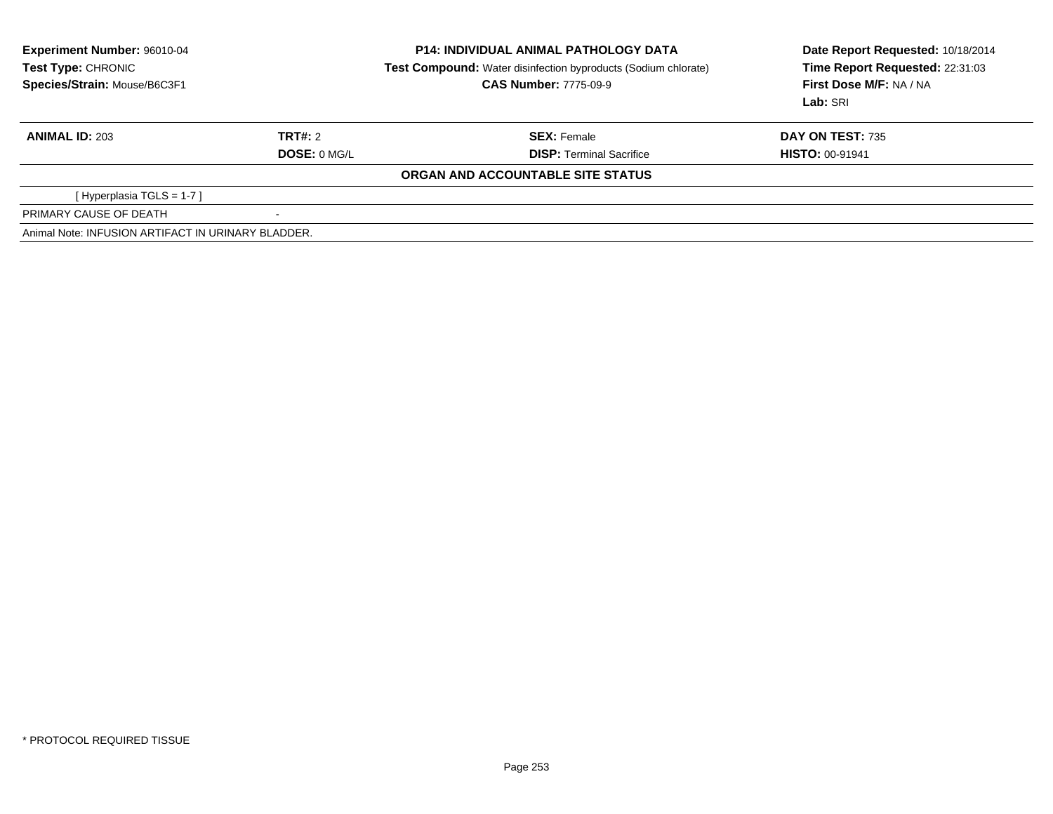**Experiment Number:** 96010-04
**Test Type:** CHRONIC
**Species/Strain:** Mouse/B6C3F1

**P14: INDIVIDUAL ANIMAL PATHOLOGY DATA**
**Test Compound:** Water disinfection byproducts (Sodium chlorate)
**CAS Number:** 7775-09-9

**Date Report Requested:** 10/18/2014
**Time Report Requested:** 22:31:03
**First Dose M/F:** NA / NA
**Lab:** SRI

| **ANIMAL ID:** 203 | **TRT#:** 2 | **SEX:** Female | **DAY ON TEST:** 735 |
|---|---|---|---|
| | **DOSE:** 0 MG/L | **DISP:** Terminal Sacrifice | **HISTO:** 00-91941 |

**ORGAN AND ACCOUNTABLE SITE STATUS**

| | |
|---|---|
| [ Hyperplasia TGLS = 1-7 ] | |
| PRIMARY CAUSE OF DEATH | - |

Animal Note: INFUSION ARTIFACT IN URINARY BLADDER.

* PROTOCOL REQUIRED TISSUE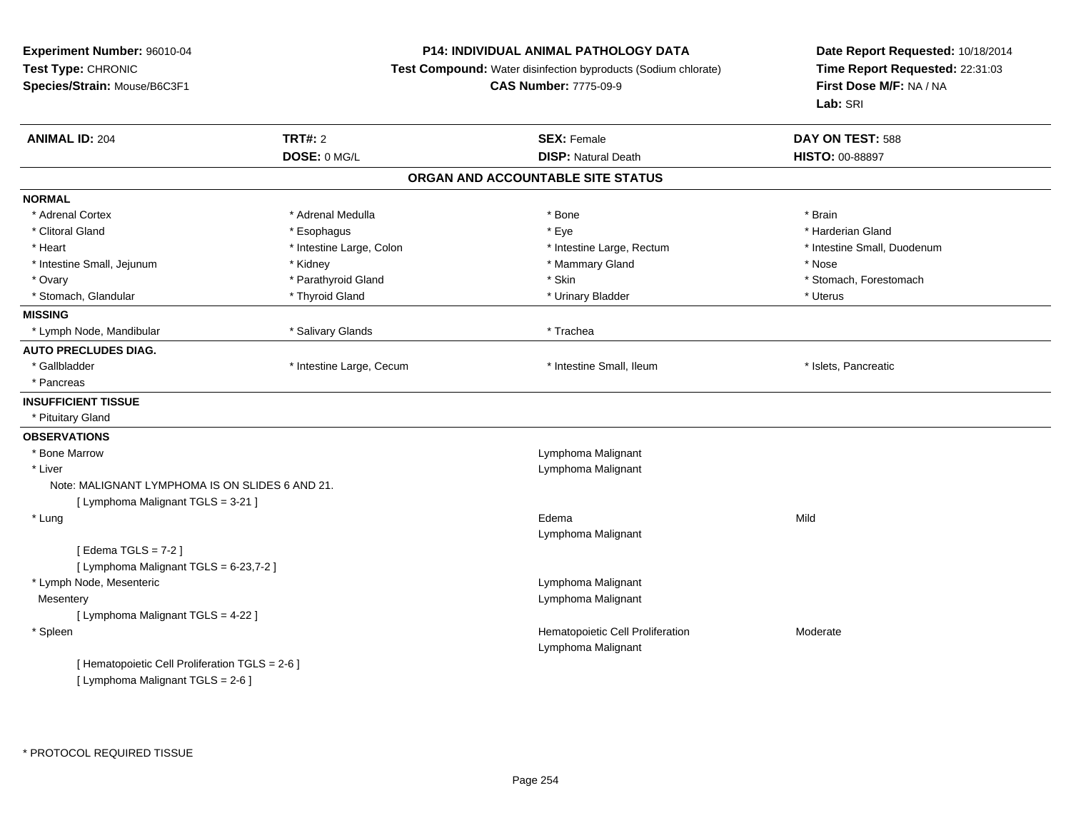**Experiment Number:** 96010-04
**Test Type:** CHRONIC
**Species/Strain:** Mouse/B6C3F1

**P14: INDIVIDUAL ANIMAL PATHOLOGY DATA**
**Test Compound:** Water disinfection byproducts (Sodium chlorate)
**CAS Number:** 7775-09-9

**Date Report Requested:** 10/18/2014
**Time Report Requested:** 22:31:03
**First Dose M/F:** NA / NA
**Lab:** SRI

| **ANIMAL ID:** 204 | **TRT#:** 2 | **SEX:** Female | **DAY ON TEST:** 588 |
|---|---|---|---|
| | **DOSE:** 0 MG/L | **DISP:** Natural Death | **HISTO:** 00-88897 |

## ORGAN AND ACCOUNTABLE SITE STATUS

**NORMAL**

| | | | |
|---|---|---|---|
| * Adrenal Cortex | * Adrenal Medulla | * Bone | * Brain |
| * Clitoral Gland | * Esophagus | * Eye | * Harderian Gland |
| * Heart | * Intestine Large, Colon | * Intestine Large, Rectum | * Intestine Small, Duodenum |
| * Intestine Small, Jejunum | * Kidney | * Mammary Gland | * Nose |
| * Ovary | * Parathyroid Gland | * Skin | * Stomach, Forestomach |
| * Stomach, Glandular | * Thyroid Gland | * Urinary Bladder | * Uterus |

**MISSING**

| | | |
|---|---|---|
| * Lymph Node, Mandibular | * Salivary Glands | * Trachea |

**AUTO PRECLUDES DIAG.**

| | | | |
|---|---|---|---|
| * Gallbladder | * Intestine Large, Cecum | * Intestine Small, Ileum | * Islets, Pancreatic |
| * Pancreas | | | |

**INSUFFICIENT TISSUE**

* Pituitary Gland

**OBSERVATIONS**

| | | |
|---|---|---|
| * Bone Marrow | Lymphoma Malignant | |
| * Liver | Lymphoma Malignant | |
| Note: MALIGNANT LYMPHOMA IS ON SLIDES 6 AND 21. | | |
| [ Lymphoma Malignant TGLS = 3-21 ] | | |
| * Lung | Edema | Mild |
| | Lymphoma Malignant | |
| [ Edema TGLS = 7-2 ] | | |
| [ Lymphoma Malignant TGLS = 6-23,7-2 ] | | |
| * Lymph Node, Mesenteric | Lymphoma Malignant | |
| Mesentery | Lymphoma Malignant | |
| [ Lymphoma Malignant TGLS = 4-22 ] | | |
| * Spleen | Hematopoietic Cell Proliferation | Moderate |
| | Lymphoma Malignant | |
| [ Hematopoietic Cell Proliferation TGLS = 2-6 ] | | |
| [ Lymphoma Malignant TGLS = 2-6 ] | | |

* PROTOCOL REQUIRED TISSUE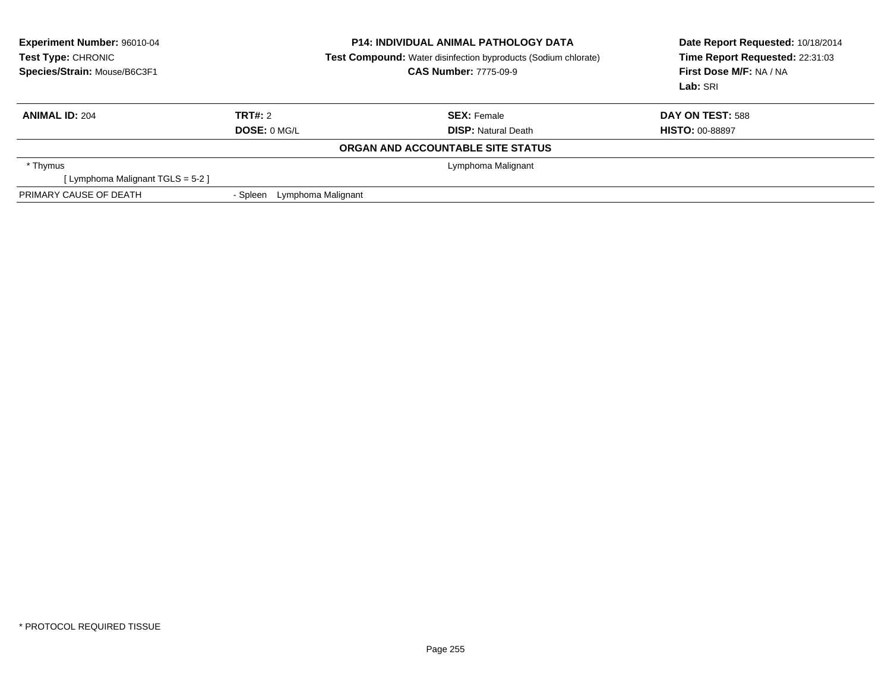**Experiment Number:** 96010-04
**Test Type:** CHRONIC
**Species/Strain:** Mouse/B6C3F1

**P14: INDIVIDUAL ANIMAL PATHOLOGY DATA**
**Test Compound:** Water disinfection byproducts (Sodium chlorate)
**CAS Number:** 7775-09-9

**Date Report Requested:** 10/18/2014
**Time Report Requested:** 22:31:03
**First Dose M/F:** NA / NA
**Lab:** SRI

| **ANIMAL ID:** 204 | **TRT#:** 2 | **SEX:** Female | **DAY ON TEST:** 588 |
|---|---|---|---|
| | **DOSE:** 0 MG/L | **DISP:** Natural Death | **HISTO:** 00-88897 |

**ORGAN AND ACCOUNTABLE SITE STATUS**

| | |
|---|---|
| * Thymus | Lymphoma Malignant |
| [ Lymphoma Malignant TGLS = 5-2 ] | |
| PRIMARY CAUSE OF DEATH | - Spleen Lymphoma Malignant |

* PROTOCOL REQUIRED TISSUE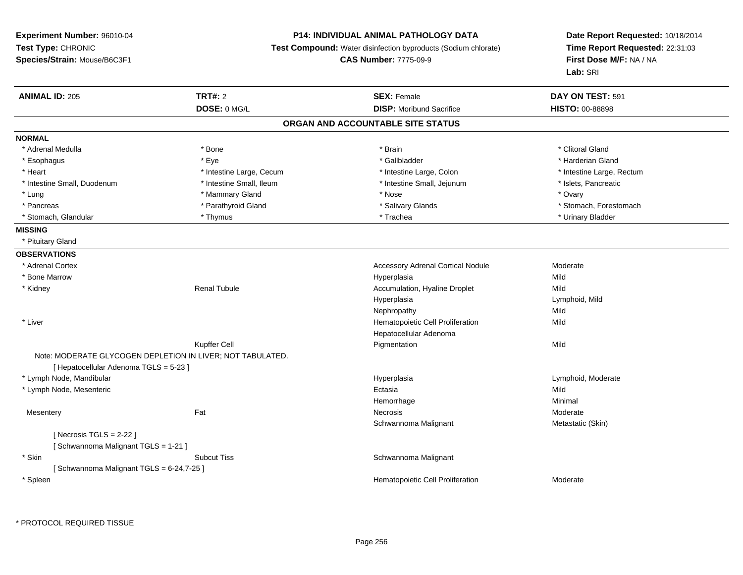**Experiment Number:** 96010-04
**Test Type:** CHRONIC
**Species/Strain:** Mouse/B6C3F1

**P14: INDIVIDUAL ANIMAL PATHOLOGY DATA**
**Test Compound:** Water disinfection byproducts (Sodium chlorate)
**CAS Number:** 7775-09-9

**Date Report Requested:** 10/18/2014
**Time Report Requested:** 22:31:03
**First Dose M/F:** NA / NA
**Lab:** SRI

| **ANIMAL ID:** 205 | **TRT#:** 2 | **SEX:** Female | **DAY ON TEST:** 591 |
|---|---|---|---|
| | **DOSE:** 0 MG/L | **DISP:** Moribund Sacrifice | **HISTO:** 00-88898 |

## ORGAN AND ACCOUNTABLE SITE STATUS

**NORMAL**

| | | | |
|---|---|---|---|
| * Adrenal Medulla | * Bone | * Brain | * Clitoral Gland |
| * Esophagus | * Eye | * Gallbladder | * Harderian Gland |
| * Heart | * Intestine Large, Cecum | * Intestine Large, Colon | * Intestine Large, Rectum |
| * Intestine Small, Duodenum | * Intestine Small, Ileum | * Intestine Small, Jejunum | * Islets, Pancreatic |
| * Lung | * Mammary Gland | * Nose | * Ovary |
| * Pancreas | * Parathyroid Gland | * Salivary Glands | * Stomach, Forestomach |
| * Stomach, Glandular | * Thymus | * Trachea | * Urinary Bladder |

**MISSING**

* Pituitary Gland

**OBSERVATIONS**

| | | | |
|---|---|---|---|
| * Adrenal Cortex | | Accessory Adrenal Cortical Nodule | Moderate |
| * Bone Marrow | | Hyperplasia | Mild |
| * Kidney | Renal Tubule | Accumulation, Hyaline Droplet | Mild |
| | | Hyperplasia | Lymphoid, Mild |
| | | Nephropathy | Mild |
| * Liver | | Hematopoietic Cell Proliferation | Mild |
| | | Hepatocellular Adenoma | |
| | Kupffer Cell | Pigmentation | Mild |
| Note: MODERATE GLYCOGEN DEPLETION IN LIVER; NOT TABULATED. | | | |
| [ Hepatocellular Adenoma TGLS = 5-23 ] | | | |
| * Lymph Node, Mandibular | | Hyperplasia | Lymphoid, Moderate |
| * Lymph Node, Mesenteric | | Ectasia | Mild |
| | | Hemorrhage | Minimal |
| Mesentery | Fat | Necrosis | Moderate |
| | | Schwannoma Malignant | Metastatic (Skin) |
| [ Necrosis TGLS = 2-22 ] | | | |
| [ Schwannoma Malignant TGLS = 1-21 ] | | | |
| * Skin | Subcut Tiss | Schwannoma Malignant | |
| [ Schwannoma Malignant TGLS = 6-24,7-25 ] | | | |
| * Spleen | | Hematopoietic Cell Proliferation | Moderate |

* PROTOCOL REQUIRED TISSUE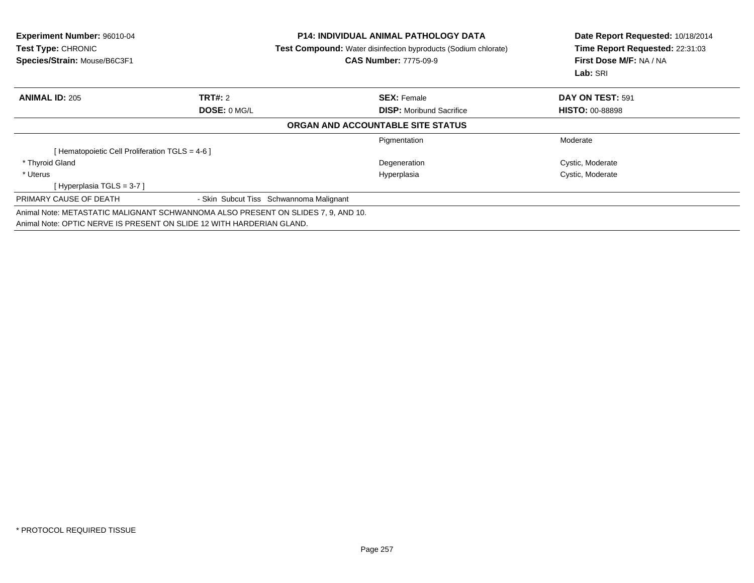**Experiment Number:** 96010-04
**Test Type:** CHRONIC
**Species/Strain:** Mouse/B6C3F1

**P14: INDIVIDUAL ANIMAL PATHOLOGY DATA**
**Test Compound:** Water disinfection byproducts (Sodium chlorate)
**CAS Number:** 7775-09-9

**Date Report Requested:** 10/18/2014
**Time Report Requested:** 22:31:03
**First Dose M/F:** NA / NA
**Lab:** SRI

| **ANIMAL ID:** 205 | **TRT#:** 2 | **SEX:** Female | **DAY ON TEST:** 591 |
|---|---|---|---|
| | **DOSE:** 0 MG/L | **DISP:** Moribund Sacrifice | **HISTO:** 00-88898 |

**ORGAN AND ACCOUNTABLE SITE STATUS**

| | | | |
|---|---|---|---|
| | | Pigmentation | Moderate |
| [ Hematopoietic Cell Proliferation TGLS = 4-6 ] | | | |
| * Thyroid Gland | | Degeneration | Cystic, Moderate |
| * Uterus | | Hyperplasia | Cystic, Moderate |
| [ Hyperplasia TGLS = 3-7 ] | | | |

PRIMARY CAUSE OF DEATH - Skin Subcut Tiss Schwannoma Malignant

Animal Note: METASTATIC MALIGNANT SCHWANNOMA ALSO PRESENT ON SLIDES 7, 9, AND 10.
Animal Note: OPTIC NERVE IS PRESENT ON SLIDE 12 WITH HARDERIAN GLAND.

* PROTOCOL REQUIRED TISSUE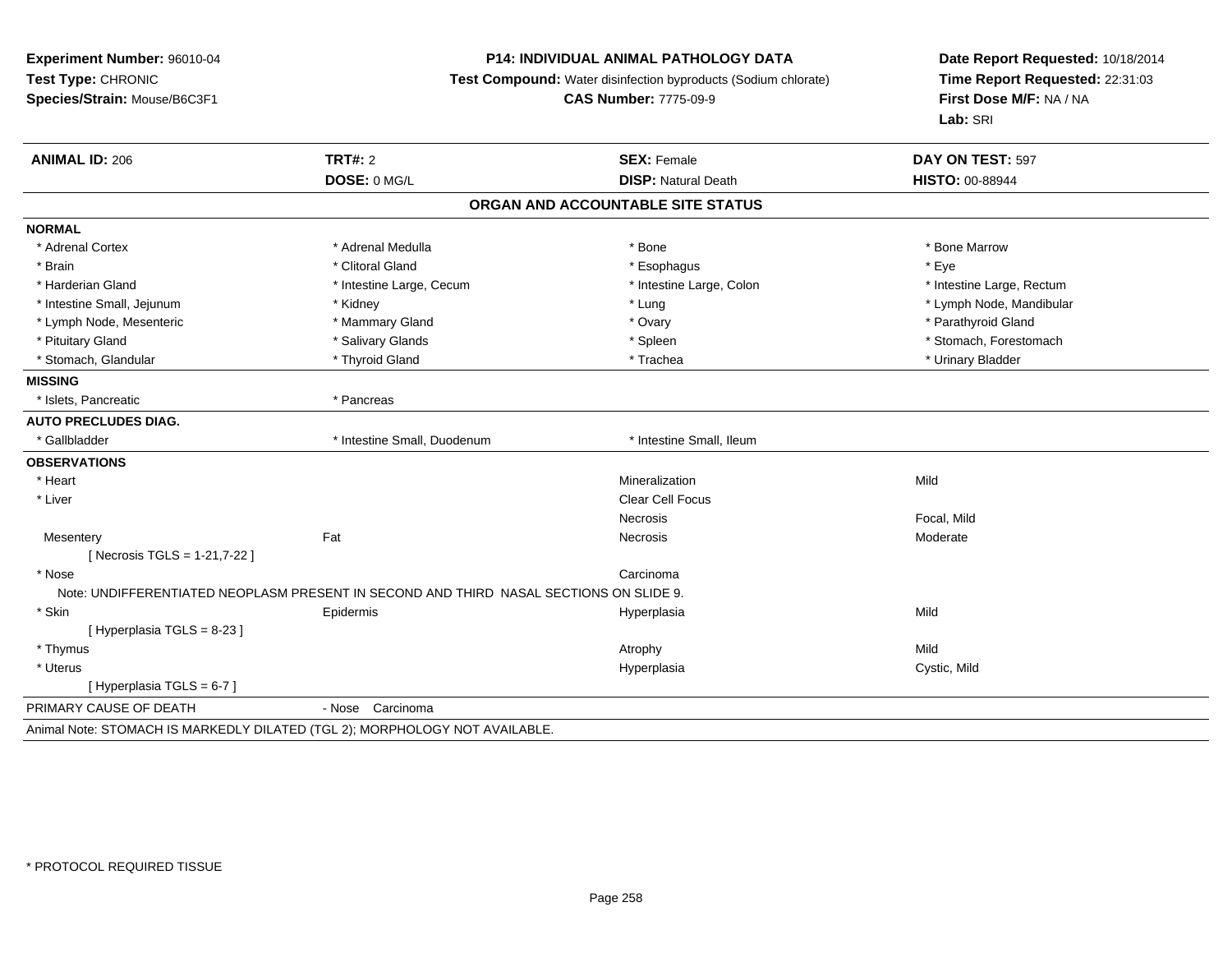**Experiment Number:** 96010-04
**Test Type:** CHRONIC
**Species/Strain:** Mouse/B6C3F1

**P14: INDIVIDUAL ANIMAL PATHOLOGY DATA**
**Test Compound:** Water disinfection byproducts (Sodium chlorate)
**CAS Number:** 7775-09-9

**Date Report Requested:** 10/18/2014
**Time Report Requested:** 22:31:03
**First Dose M/F:** NA / NA
**Lab:** SRI

| **ANIMAL ID:** 206 | **TRT#:** 2 | **SEX:** Female | **DAY ON TEST:** 597 |
|---|---|---|---|
| | **DOSE:** 0 MG/L | **DISP:** Natural Death | **HISTO:** 00-88944 |

## ORGAN AND ACCOUNTABLE SITE STATUS

| | | | |
|---|---|---|---|
| **NORMAL** | | | |
| * Adrenal Cortex | * Adrenal Medulla | * Bone | * Bone Marrow |
| * Brain | * Clitoral Gland | * Esophagus | * Eye |
| * Harderian Gland | * Intestine Large, Cecum | * Intestine Large, Colon | * Intestine Large, Rectum |
| * Intestine Small, Jejunum | * Kidney | * Lung | * Lymph Node, Mandibular |
| * Lymph Node, Mesenteric | * Mammary Gland | * Ovary | * Parathyroid Gland |
| * Pituitary Gland | * Salivary Glands | * Spleen | * Stomach, Forestomach |
| * Stomach, Glandular | * Thyroid Gland | * Trachea | * Urinary Bladder |
| **MISSING** | | | |
| * Islets, Pancreatic | * Pancreas | | |
| **AUTO PRECLUDES DIAG.** | | | |
| * Gallbladder | * Intestine Small, Duodenum | * Intestine Small, Ileum | |
| **OBSERVATIONS** | | | |
| * Heart | | Mineralization | Mild |
| * Liver | | Clear Cell Focus | |
| | | Necrosis | Focal, Mild |
| Mesentery | Fat | Necrosis | Moderate |
| [ Necrosis TGLS = 1-21,7-22 ] | | | |
| * Nose | | Carcinoma | |
| Note: UNDIFFERENTIATED NEOPLASM PRESENT IN SECOND AND THIRD NASAL SECTIONS ON SLIDE 9. | | | |
| * Skin | Epidermis | Hyperplasia | Mild |
| [ Hyperplasia TGLS = 8-23 ] | | | |
| * Thymus | | Atrophy | Mild |
| * Uterus | | Hyperplasia | Cystic, Mild |
| [ Hyperplasia TGLS = 6-7 ] | | | |
| PRIMARY CAUSE OF DEATH | - Nose Carcinoma | | |

Animal Note: STOMACH IS MARKEDLY DILATED (TGL 2); MORPHOLOGY NOT AVAILABLE.

* PROTOCOL REQUIRED TISSUE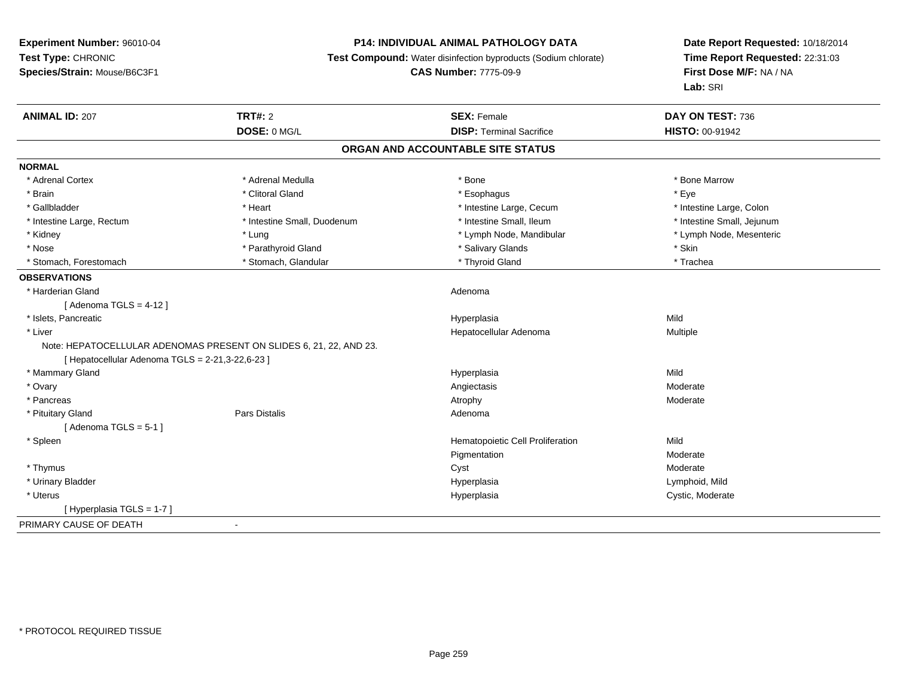**Experiment Number:** 96010-04
**Test Type:** CHRONIC
**Species/Strain:** Mouse/B6C3F1

**P14: INDIVIDUAL ANIMAL PATHOLOGY DATA**
**Test Compound:** Water disinfection byproducts (Sodium chlorate)
**CAS Number:** 7775-09-9

**Date Report Requested:** 10/18/2014
**Time Report Requested:** 22:31:03
**First Dose M/F:** NA / NA
**Lab:** SRI

| **ANIMAL ID:** 207 | **TRT#:** 2 | **SEX:** Female | **DAY ON TEST:** 736 |
|---|---|---|---|
| | **DOSE:** 0 MG/L | **DISP:** Terminal Sacrifice | **HISTO:** 00-91942 |

## ORGAN AND ACCOUNTABLE SITE STATUS

**NORMAL**

| | | | |
|---|---|---|---|
| * Adrenal Cortex | * Adrenal Medulla | * Bone | * Bone Marrow |
| * Brain | * Clitoral Gland | * Esophagus | * Eye |
| * Gallbladder | * Heart | * Intestine Large, Cecum | * Intestine Large, Colon |
| * Intestine Large, Rectum | * Intestine Small, Duodenum | * Intestine Small, Ileum | * Intestine Small, Jejunum |
| * Kidney | * Lung | * Lymph Node, Mandibular | * Lymph Node, Mesenteric |
| * Nose | * Parathyroid Gland | * Salivary Glands | * Skin |
| * Stomach, Forestomach | * Stomach, Glandular | * Thyroid Gland | * Trachea |

**OBSERVATIONS**

| | | | |
|---|---|---|---|
| * Harderian Gland | | Adenoma | |
| [ Adenoma TGLS = 4-12 ] | | | |
| * Islets, Pancreatic | | Hyperplasia | Mild |
| * Liver | | Hepatocellular Adenoma | Multiple |
| Note: HEPATOCELLULAR ADENOMAS PRESENT ON SLIDES 6, 21, 22, AND 23. | | | |
| [ Hepatocellular Adenoma TGLS = 2-21,3-22,6-23 ] | | | |
| * Mammary Gland | | Hyperplasia | Mild |
| * Ovary | | Angiectasis | Moderate |
| * Pancreas | | Atrophy | Moderate |
| * Pituitary Gland | Pars Distalis | Adenoma | |
| [ Adenoma TGLS = 5-1 ] | | | |
| * Spleen | | Hematopoietic Cell Proliferation | Mild |
| | | Pigmentation | Moderate |
| * Thymus | | Cyst | Moderate |
| * Urinary Bladder | | Hyperplasia | Lymphoid, Mild |
| * Uterus | | Hyperplasia | Cystic, Moderate |
| [ Hyperplasia TGLS = 1-7 ] | | | |

PRIMARY CAUSE OF DEATH -

* PROTOCOL REQUIRED TISSUE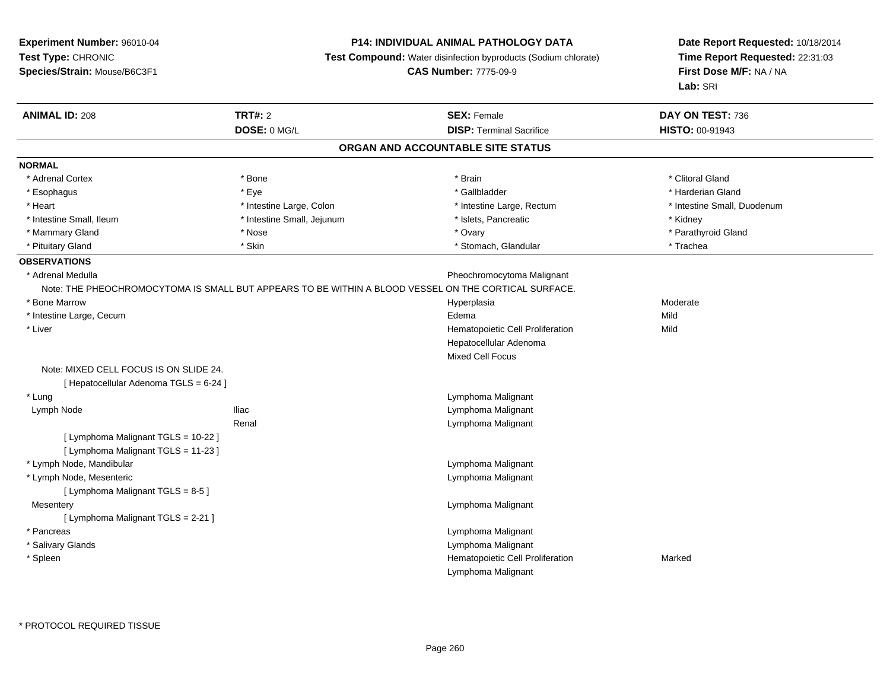**Experiment Number:** 96010-04
**Test Type:** CHRONIC
**Species/Strain:** Mouse/B6C3F1

**P14: INDIVIDUAL ANIMAL PATHOLOGY DATA**
**Test Compound:** Water disinfection byproducts (Sodium chlorate)
**CAS Number:** 7775-09-9

**Date Report Requested:** 10/18/2014
**Time Report Requested:** 22:31:03
**First Dose M/F:** NA / NA
**Lab:** SRI

| **ANIMAL ID:** 208 | **TRT#:** 2 | **SEX:** Female | **DAY ON TEST:** 736 |
|---|---|---|---|
| | **DOSE:** 0 MG/L | **DISP:** Terminal Sacrifice | **HISTO:** 00-91943 |

## ORGAN AND ACCOUNTABLE SITE STATUS

**NORMAL**

| | | | |
|---|---|---|---|
| * Adrenal Cortex | * Bone | * Brain | * Clitoral Gland |
| * Esophagus | * Eye | * Gallbladder | * Harderian Gland |
| * Heart | * Intestine Large, Colon | * Intestine Large, Rectum | * Intestine Small, Duodenum |
| * Intestine Small, Ileum | * Intestine Small, Jejunum | * Islets, Pancreatic | * Kidney |
| * Mammary Gland | * Nose | * Ovary | * Parathyroid Gland |
| * Pituitary Gland | * Skin | * Stomach, Glandular | * Trachea |

**OBSERVATIONS**

| | | | |
|---|---|---|---|
| * Adrenal Medulla | | Pheochromocytoma Malignant | |
| Note: THE PHEOCHROMOCYTOMA IS SMALL BUT APPEARS TO BE WITHIN A BLOOD VESSEL ON THE CORTICAL SURFACE. | | | |
| * Bone Marrow | | Hyperplasia | Moderate |
| * Intestine Large, Cecum | | Edema | Mild |
| * Liver | | Hematopoietic Cell Proliferation | Mild |
| | | Hepatocellular Adenoma | |
| | | Mixed Cell Focus | |
| Note: MIXED CELL FOCUS IS ON SLIDE 24. | | | |
| [ Hepatocellular Adenoma TGLS = 6-24 ] | | | |
| * Lung | | Lymphoma Malignant | |
| Lymph Node | Iliac | Lymphoma Malignant | |
| | Renal | Lymphoma Malignant | |
| [ Lymphoma Malignant TGLS = 10-22 ] | | | |
| [ Lymphoma Malignant TGLS = 11-23 ] | | | |
| * Lymph Node, Mandibular | | Lymphoma Malignant | |
| * Lymph Node, Mesenteric | | Lymphoma Malignant | |
| [ Lymphoma Malignant TGLS = 8-5 ] | | | |
| Mesentery | | Lymphoma Malignant | |
| [ Lymphoma Malignant TGLS = 2-21 ] | | | |
| * Pancreas | | Lymphoma Malignant | |
| * Salivary Glands | | Lymphoma Malignant | |
| * Spleen | | Hematopoietic Cell Proliferation | Marked |
| | | Lymphoma Malignant | |

* PROTOCOL REQUIRED TISSUE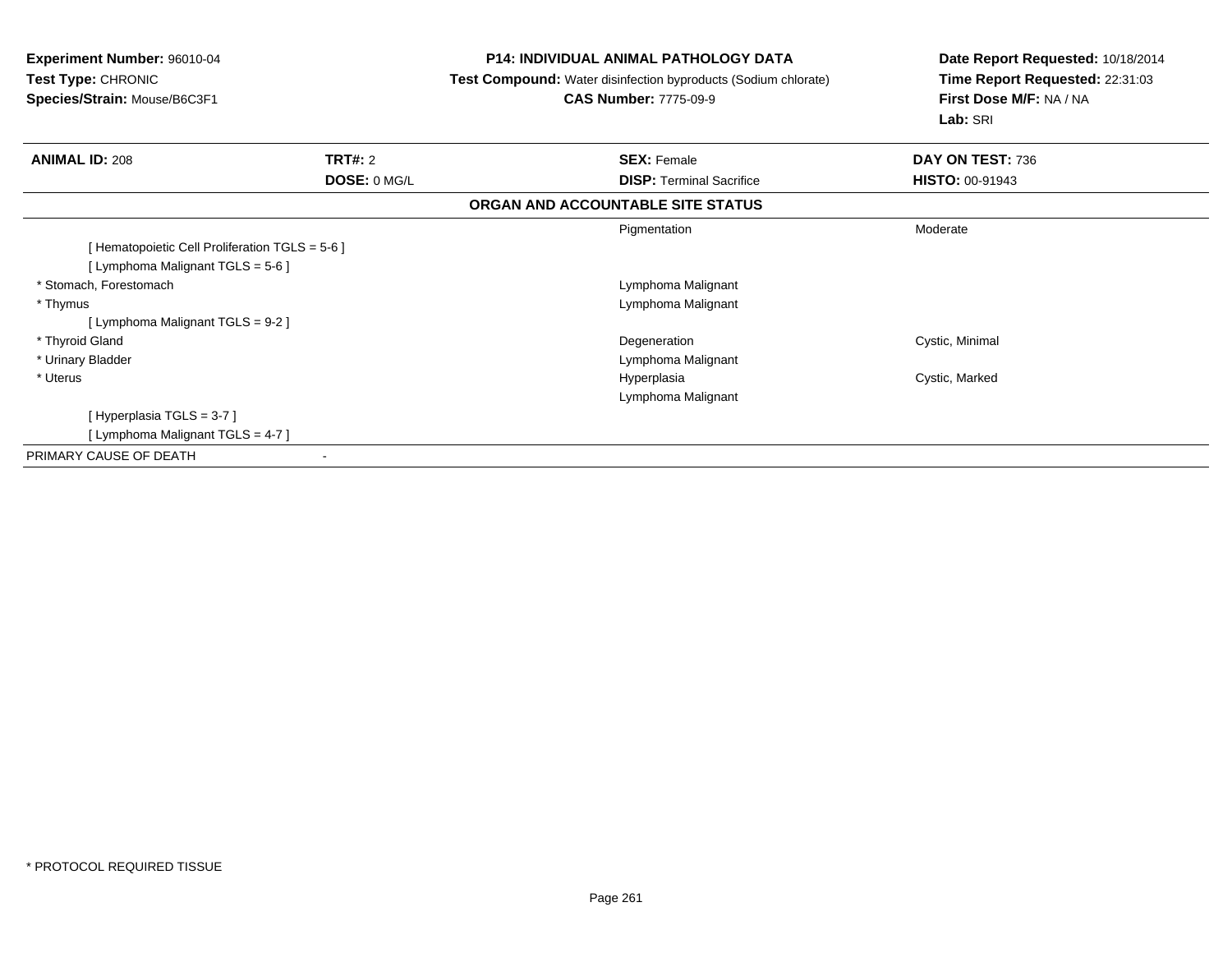**Experiment Number:** 96010-04
**Test Type:** CHRONIC
**Species/Strain:** Mouse/B6C3F1

**P14: INDIVIDUAL ANIMAL PATHOLOGY DATA**
**Test Compound:** Water disinfection byproducts (Sodium chlorate)
**CAS Number:** 7775-09-9

**Date Report Requested:** 10/18/2014
**Time Report Requested:** 22:31:03
**First Dose M/F:** NA / NA
**Lab:** SRI

| **ANIMAL ID:** 208 | **TRT#:** 2 | **SEX:** Female | **DAY ON TEST:** 736 |
|---|---|---|---|
| | **DOSE:** 0 MG/L | **DISP:** Terminal Sacrifice | **HISTO:** 00-91943 |

**ORGAN AND ACCOUNTABLE SITE STATUS**

| | | |
|---|---|---|
| | Pigmentation | Moderate |
| [ Hematopoietic Cell Proliferation TGLS = 5-6 ] | | |
| [ Lymphoma Malignant TGLS = 5-6 ] | | |
| * Stomach, Forestomach | Lymphoma Malignant | |
| * Thymus | Lymphoma Malignant | |
| [ Lymphoma Malignant TGLS = 9-2 ] | | |
| * Thyroid Gland | Degeneration | Cystic, Minimal |
| * Urinary Bladder | Lymphoma Malignant | |
| * Uterus | Hyperplasia | Cystic, Marked |
| | Lymphoma Malignant | |
| [ Hyperplasia TGLS = 3-7 ] | | |
| [ Lymphoma Malignant TGLS = 4-7 ] | | |
| PRIMARY CAUSE OF DEATH | - | |

\* PROTOCOL REQUIRED TISSUE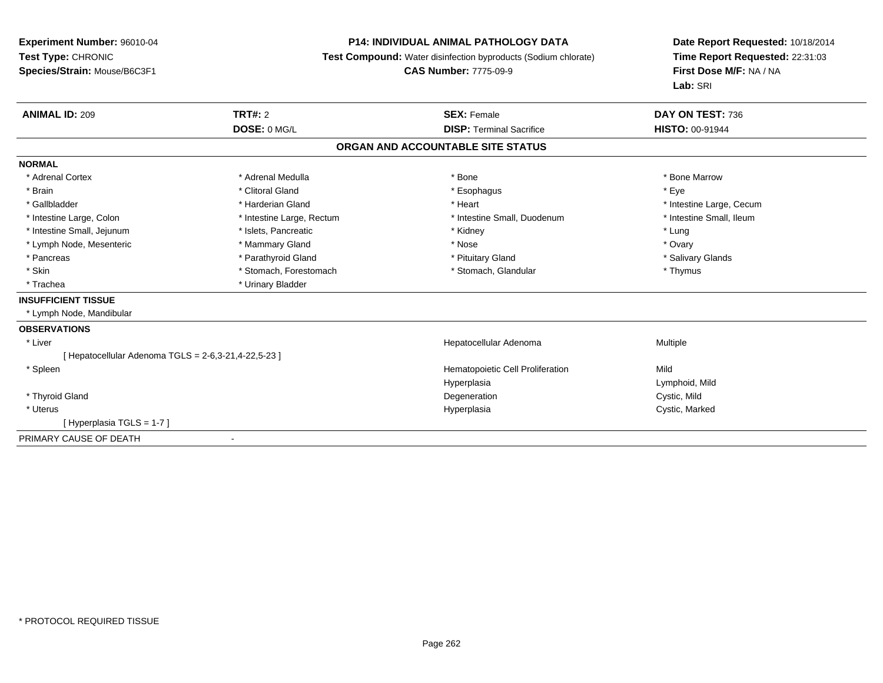**Experiment Number:** 96010-04
**Test Type:** CHRONIC
**Species/Strain:** Mouse/B6C3F1

**P14: INDIVIDUAL ANIMAL PATHOLOGY DATA**
**Test Compound:** Water disinfection byproducts (Sodium chlorate)
**CAS Number:** 7775-09-9

**Date Report Requested:** 10/18/2014
**Time Report Requested:** 22:31:03
**First Dose M/F:** NA / NA
**Lab:** SRI

| **ANIMAL ID:** 209 | **TRT#:** 2 | **SEX:** Female | **DAY ON TEST:** 736 |
|---|---|---|---|
| | **DOSE:** 0 MG/L | **DISP:** Terminal Sacrifice | **HISTO:** 00-91944 |

**ORGAN AND ACCOUNTABLE SITE STATUS**

**NORMAL**

| | | | |
|---|---|---|---|
| * Adrenal Cortex | * Adrenal Medulla | * Bone | * Bone Marrow |
| * Brain | * Clitoral Gland | * Esophagus | * Eye |
| * Gallbladder | * Harderian Gland | * Heart | * Intestine Large, Cecum |
| * Intestine Large, Colon | * Intestine Large, Rectum | * Intestine Small, Duodenum | * Intestine Small, Ileum |
| * Intestine Small, Jejunum | * Islets, Pancreatic | * Kidney | * Lung |
| * Lymph Node, Mesenteric | * Mammary Gland | * Nose | * Ovary |
| * Pancreas | * Parathyroid Gland | * Pituitary Gland | * Salivary Glands |
| * Skin | * Stomach, Forestomach | * Stomach, Glandular | * Thymus |
| * Trachea | * Urinary Bladder | | |

**INSUFFICIENT TISSUE**

* Lymph Node, Mandibular

**OBSERVATIONS**

| | | |
|---|---|---|
| * Liver | Hepatocellular Adenoma | Multiple |
| [ Hepatocellular Adenoma TGLS = 2-6,3-21,4-22,5-23 ] | | |
| * Spleen | Hematopoietic Cell Proliferation | Mild |
| | Hyperplasia | Lymphoid, Mild |
| * Thyroid Gland | Degeneration | Cystic, Mild |
| * Uterus | Hyperplasia | Cystic, Marked |
| [ Hyperplasia TGLS = 1-7 ] | | |

PRIMARY CAUSE OF DEATH -

* PROTOCOL REQUIRED TISSUE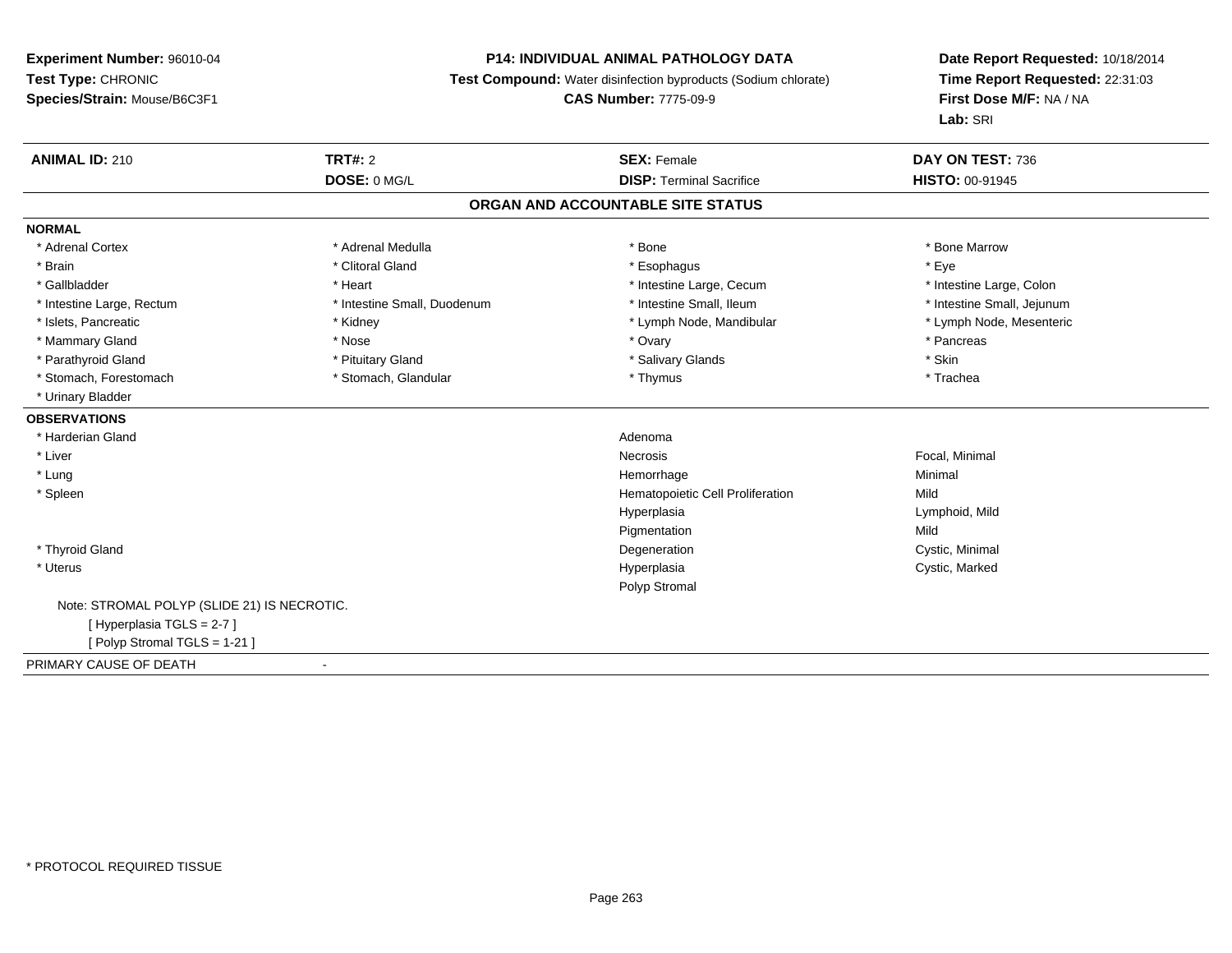**Experiment Number:** 96010-04
**Test Type:** CHRONIC
**Species/Strain:** Mouse/B6C3F1

**P14: INDIVIDUAL ANIMAL PATHOLOGY DATA**
**Test Compound:** Water disinfection byproducts (Sodium chlorate)
**CAS Number:** 7775-09-9

**Date Report Requested:** 10/18/2014
**Time Report Requested:** 22:31:03
**First Dose M/F:** NA / NA
**Lab:** SRI

| **ANIMAL ID:** 210 | **TRT#:** 2 | **SEX:** Female | **DAY ON TEST:** 736 |
|---|---|---|---|
| | **DOSE:** 0 MG/L | **DISP:** Terminal Sacrifice | **HISTO:** 00-91945 |

## ORGAN AND ACCOUNTABLE SITE STATUS

**NORMAL**

| | | | |
|---|---|---|---|
| * Adrenal Cortex | * Adrenal Medulla | * Bone | * Bone Marrow |
| * Brain | * Clitoral Gland | * Esophagus | * Eye |
| * Gallbladder | * Heart | * Intestine Large, Cecum | * Intestine Large, Colon |
| * Intestine Large, Rectum | * Intestine Small, Duodenum | * Intestine Small, Ileum | * Intestine Small, Jejunum |
| * Islets, Pancreatic | * Kidney | * Lymph Node, Mandibular | * Lymph Node, Mesenteric |
| * Mammary Gland | * Nose | * Ovary | * Pancreas |
| * Parathyroid Gland | * Pituitary Gland | * Salivary Glands | * Skin |
| * Stomach, Forestomach | * Stomach, Glandular | * Thymus | * Trachea |
| * Urinary Bladder | | | |

**OBSERVATIONS**

| | | |
|---|---|---|
| * Harderian Gland | Adenoma | |
| * Liver | Necrosis | Focal, Minimal |
| * Lung | Hemorrhage | Minimal |
| * Spleen | Hematopoietic Cell Proliferation | Mild |
| | Hyperplasia | Lymphoid, Mild |
| | Pigmentation | Mild |
| * Thyroid Gland | Degeneration | Cystic, Minimal |
| * Uterus | Hyperplasia | Cystic, Marked |
| | Polyp Stromal | |

Note: STROMAL POLYP (SLIDE 21) IS NECROTIC.
[ Hyperplasia TGLS = 2-7 ]
[ Polyp Stromal TGLS = 1-21 ]

PRIMARY CAUSE OF DEATH -

* PROTOCOL REQUIRED TISSUE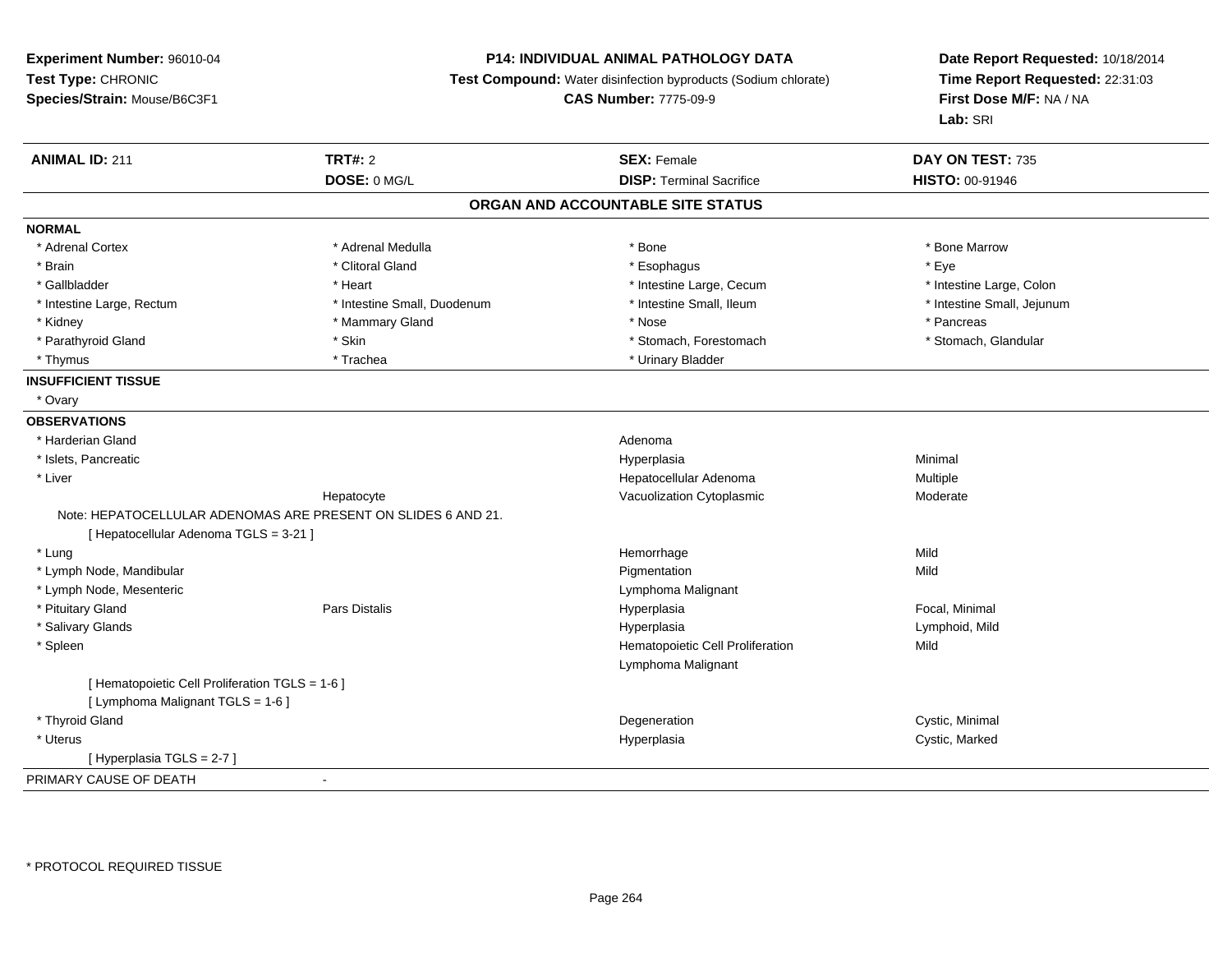**Experiment Number:** 96010-04
**Test Type:** CHRONIC
**Species/Strain:** Mouse/B6C3F1

**P14: INDIVIDUAL ANIMAL PATHOLOGY DATA**
**Test Compound:** Water disinfection byproducts (Sodium chlorate)
**CAS Number:** 7775-09-9

**Date Report Requested:** 10/18/2014
**Time Report Requested:** 22:31:03
**First Dose M/F:** NA / NA
**Lab:** SRI

| **ANIMAL ID:** 211 | **TRT#:** 2 | **SEX:** Female | **DAY ON TEST:** 735 |
|---|---|---|---|
| | **DOSE:** 0 MG/L | **DISP:** Terminal Sacrifice | **HISTO:** 00-91946 |

## ORGAN AND ACCOUNTABLE SITE STATUS

**NORMAL**

| | | | |
|---|---|---|---|
| * Adrenal Cortex | * Adrenal Medulla | * Bone | * Bone Marrow |
| * Brain | * Clitoral Gland | * Esophagus | * Eye |
| * Gallbladder | * Heart | * Intestine Large, Cecum | * Intestine Large, Colon |
| * Intestine Large, Rectum | * Intestine Small, Duodenum | * Intestine Small, Ileum | * Intestine Small, Jejunum |
| * Kidney | * Mammary Gland | * Nose | * Pancreas |
| * Parathyroid Gland | * Skin | * Stomach, Forestomach | * Stomach, Glandular |
| * Thymus | * Trachea | * Urinary Bladder | |

**INSUFFICIENT TISSUE**

* Ovary

**OBSERVATIONS**

| | | | |
|---|---|---|---|
| * Harderian Gland | | Adenoma | |
| * Islets, Pancreatic | | Hyperplasia | Minimal |
| * Liver | | Hepatocellular Adenoma | Multiple |
| | Hepatocyte | Vacuolization Cytoplasmic | Moderate |
| Note: HEPATOCELLULAR ADENOMAS ARE PRESENT ON SLIDES 6 AND 21. | | | |
| [ Hepatocellular Adenoma TGLS = 3-21 ] | | | |
| * Lung | | Hemorrhage | Mild |
| * Lymph Node, Mandibular | | Pigmentation | Mild |
| * Lymph Node, Mesenteric | | Lymphoma Malignant | |
| * Pituitary Gland | Pars Distalis | Hyperplasia | Focal, Minimal |
| * Salivary Glands | | Hyperplasia | Lymphoid, Mild |
| * Spleen | | Hematopoietic Cell Proliferation | Mild |
| | | Lymphoma Malignant | |
| [ Hematopoietic Cell Proliferation TGLS = 1-6 ] | | | |
| [ Lymphoma Malignant TGLS = 1-6 ] | | | |
| * Thyroid Gland | | Degeneration | Cystic, Minimal |
| * Uterus | | Hyperplasia | Cystic, Marked |
| [ Hyperplasia TGLS = 2-7 ] | | | |

PRIMARY CAUSE OF DEATH -

\* PROTOCOL REQUIRED TISSUE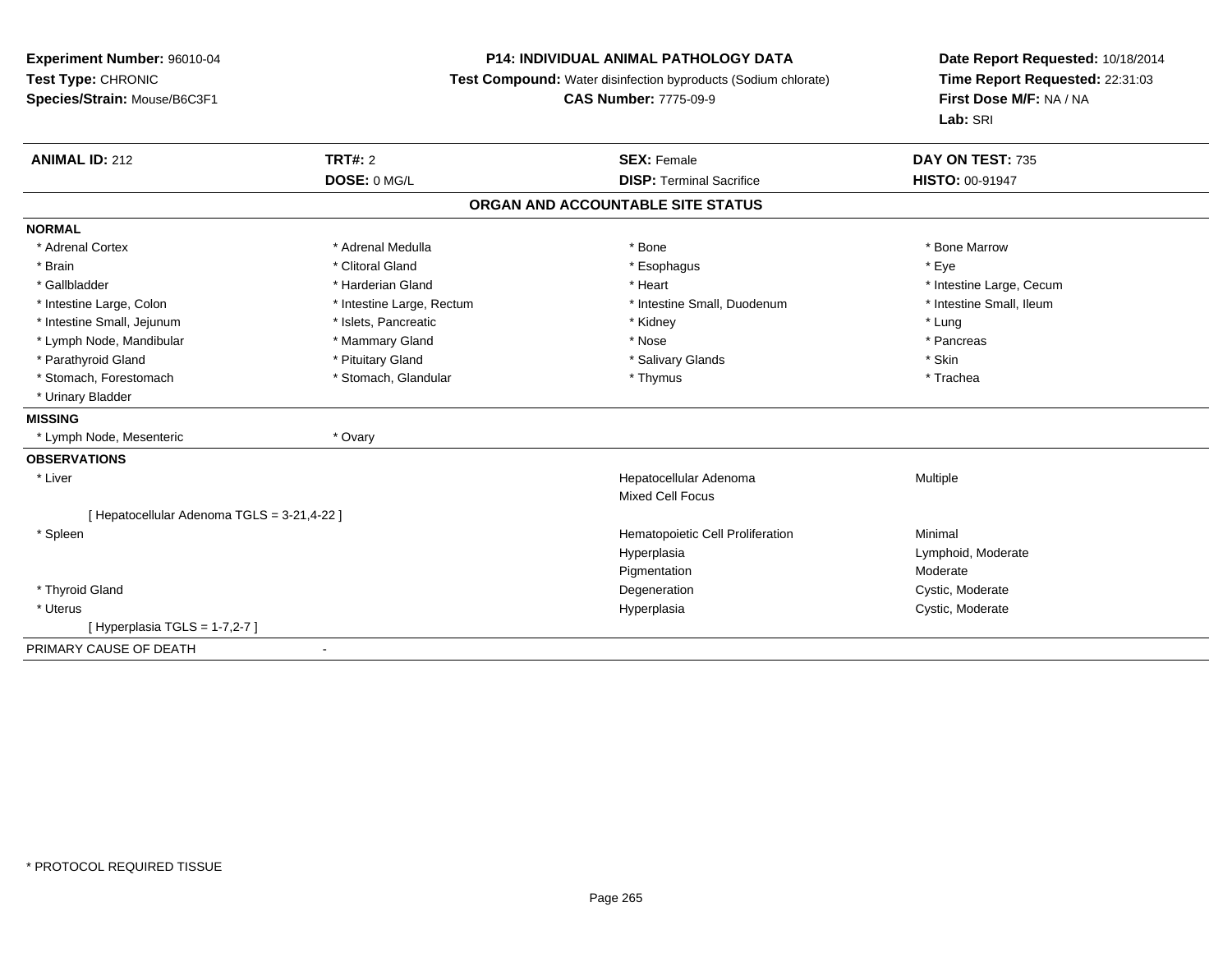**Experiment Number:** 96010-04
**Test Type:** CHRONIC
**Species/Strain:** Mouse/B6C3F1

**P14: INDIVIDUAL ANIMAL PATHOLOGY DATA**
**Test Compound:** Water disinfection byproducts (Sodium chlorate)
**CAS Number:** 7775-09-9

**Date Report Requested:** 10/18/2014
**Time Report Requested:** 22:31:03
**First Dose M/F:** NA / NA
**Lab:** SRI

| **ANIMAL ID:** 212 | **TRT#:** 2 | **SEX:** Female | **DAY ON TEST:** 735 |
|---|---|---|---|
| | **DOSE:** 0 MG/L | **DISP:** Terminal Sacrifice | **HISTO:** 00-91947 |

**ORGAN AND ACCOUNTABLE SITE STATUS**

**NORMAL**

| | | | |
|---|---|---|---|
| * Adrenal Cortex | * Adrenal Medulla | * Bone | * Bone Marrow |
| * Brain | * Clitoral Gland | * Esophagus | * Eye |
| * Gallbladder | * Harderian Gland | * Heart | * Intestine Large, Cecum |
| * Intestine Large, Colon | * Intestine Large, Rectum | * Intestine Small, Duodenum | * Intestine Small, Ileum |
| * Intestine Small, Jejunum | * Islets, Pancreatic | * Kidney | * Lung |
| * Lymph Node, Mandibular | * Mammary Gland | * Nose | * Pancreas |
| * Parathyroid Gland | * Pituitary Gland | * Salivary Glands | * Skin |
| * Stomach, Forestomach | * Stomach, Glandular | * Thymus | * Trachea |
| * Urinary Bladder | | | |

**MISSING**

| | |
|---|---|
| * Lymph Node, Mesenteric | * Ovary |

**OBSERVATIONS**

| Organ | Observation | Qualifier |
|---|---|---|
| * Liver | Hepatocellular Adenoma | Multiple |
| | Mixed Cell Focus | |
| [ Hepatocellular Adenoma TGLS = 3-21,4-22 ] | | |
| * Spleen | Hematopoietic Cell Proliferation | Minimal |
| | Hyperplasia | Lymphoid, Moderate |
| | Pigmentation | Moderate |
| * Thyroid Gland | Degeneration | Cystic, Moderate |
| * Uterus | Hyperplasia | Cystic, Moderate |
| [ Hyperplasia TGLS = 1-7,2-7 ] | | |

PRIMARY CAUSE OF DEATH -

* PROTOCOL REQUIRED TISSUE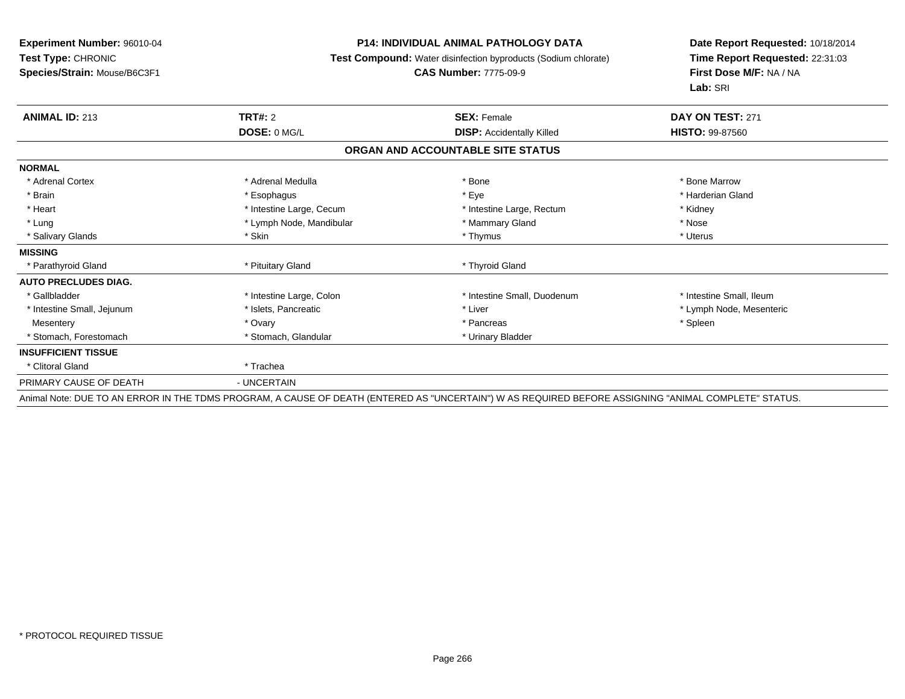**Experiment Number:** 96010-04
**Test Type:** CHRONIC
**Species/Strain:** Mouse/B6C3F1

**P14: INDIVIDUAL ANIMAL PATHOLOGY DATA**
**Test Compound:** Water disinfection byproducts (Sodium chlorate)
**CAS Number:** 7775-09-9

**Date Report Requested:** 10/18/2014
**Time Report Requested:** 22:31:03
**First Dose M/F:** NA / NA
**Lab:** SRI

| **ANIMAL ID:** 213 | **TRT#:** 2 | **SEX:** Female | **DAY ON TEST:** 271 |
|---|---|---|---|
| | **DOSE:** 0 MG/L | **DISP:** Accidentally Killed | **HISTO:** 99-87560 |

**ORGAN AND ACCOUNTABLE SITE STATUS**

**NORMAL**

| | | | |
|---|---|---|---|
| * Adrenal Cortex | * Adrenal Medulla | * Bone | * Bone Marrow |
| * Brain | * Esophagus | * Eye | * Harderian Gland |
| * Heart | * Intestine Large, Cecum | * Intestine Large, Rectum | * Kidney |
| * Lung | * Lymph Node, Mandibular | * Mammary Gland | * Nose |
| * Salivary Glands | * Skin | * Thymus | * Uterus |

**MISSING**

| | | |
|---|---|---|
| * Parathyroid Gland | * Pituitary Gland | * Thyroid Gland |

**AUTO PRECLUDES DIAG.**

| | | | |
|---|---|---|---|
| * Gallbladder | * Intestine Large, Colon | * Intestine Small, Duodenum | * Intestine Small, Ileum |
| * Intestine Small, Jejunum | * Islets, Pancreatic | * Liver | * Lymph Node, Mesenteric |
| Mesentery | * Ovary | * Pancreas | * Spleen |
| * Stomach, Forestomach | * Stomach, Glandular | * Urinary Bladder | |

**INSUFFICIENT TISSUE**

| | |
|---|---|
| * Clitoral Gland | * Trachea |

PRIMARY CAUSE OF DEATH - UNCERTAIN

Animal Note: DUE TO AN ERROR IN THE TDMS PROGRAM, A CAUSE OF DEATH (ENTERED AS "UNCERTAIN") W AS REQUIRED BEFORE ASSIGNING "ANIMAL COMPLETE" STATUS.

\* PROTOCOL REQUIRED TISSUE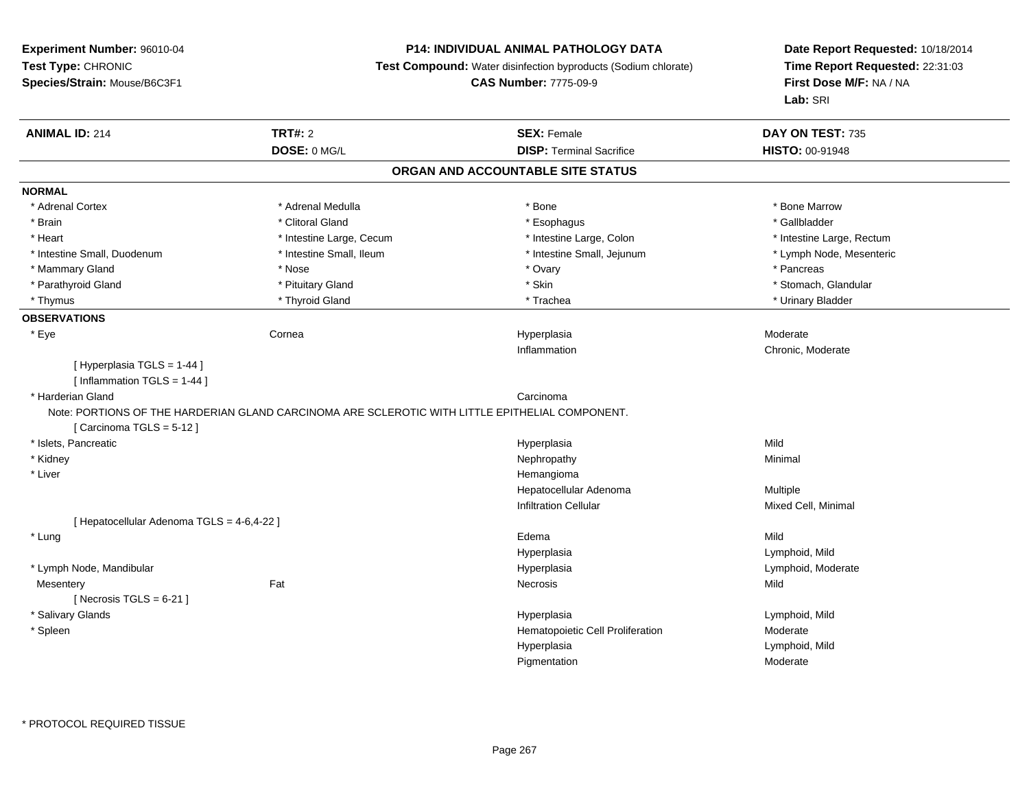**Experiment Number:** 96010-04
**Test Type:** CHRONIC
**Species/Strain:** Mouse/B6C3F1

**P14: INDIVIDUAL ANIMAL PATHOLOGY DATA**
**Test Compound:** Water disinfection byproducts (Sodium chlorate)
**CAS Number:** 7775-09-9

**Date Report Requested:** 10/18/2014
**Time Report Requested:** 22:31:03
**First Dose M/F:** NA / NA
**Lab:** SRI

| **ANIMAL ID:** 214 | **TRT#:** 2 | **SEX:** Female | **DAY ON TEST:** 735 |
|---|---|---|---|
| | **DOSE:** 0 MG/L | **DISP:** Terminal Sacrifice | **HISTO:** 00-91948 |

## ORGAN AND ACCOUNTABLE SITE STATUS

**NORMAL**

| | | | |
|---|---|---|---|
| * Adrenal Cortex | * Adrenal Medulla | * Bone | * Bone Marrow |
| * Brain | * Clitoral Gland | * Esophagus | * Gallbladder |
| * Heart | * Intestine Large, Cecum | * Intestine Large, Colon | * Intestine Large, Rectum |
| * Intestine Small, Duodenum | * Intestine Small, Ileum | * Intestine Small, Jejunum | * Lymph Node, Mesenteric |
| * Mammary Gland | * Nose | * Ovary | * Pancreas |
| * Parathyroid Gland | * Pituitary Gland | * Skin | * Stomach, Glandular |
| * Thymus | * Thyroid Gland | * Trachea | * Urinary Bladder |

**OBSERVATIONS**

| | | | |
|---|---|---|---|
| * Eye | Cornea | Hyperplasia | Moderate |
| | | Inflammation | Chronic, Moderate |
| [ Hyperplasia TGLS = 1-44 ] | | | |
| [ Inflammation TGLS = 1-44 ] | | | |
| * Harderian Gland | | Carcinoma | |
| Note: PORTIONS OF THE HARDERIAN GLAND CARCINOMA ARE SCLEROTIC WITH LITTLE EPITHELIAL COMPONENT. | | | |
| [ Carcinoma TGLS = 5-12 ] | | | |
| * Islets, Pancreatic | | Hyperplasia | Mild |
| * Kidney | | Nephropathy | Minimal |
| * Liver | | Hemangioma | |
| | | Hepatocellular Adenoma | Multiple |
| | | Infiltration Cellular | Mixed Cell, Minimal |
| [ Hepatocellular Adenoma TGLS = 4-6,4-22 ] | | | |
| * Lung | | Edema | Mild |
| | | Hyperplasia | Lymphoid, Mild |
| * Lymph Node, Mandibular | | Hyperplasia | Lymphoid, Moderate |
| Mesentery | Fat | Necrosis | Mild |
| [ Necrosis TGLS = 6-21 ] | | | |
| * Salivary Glands | | Hyperplasia | Lymphoid, Mild |
| * Spleen | | Hematopoietic Cell Proliferation | Moderate |
| | | Hyperplasia | Lymphoid, Mild |
| | | Pigmentation | Moderate |

\* PROTOCOL REQUIRED TISSUE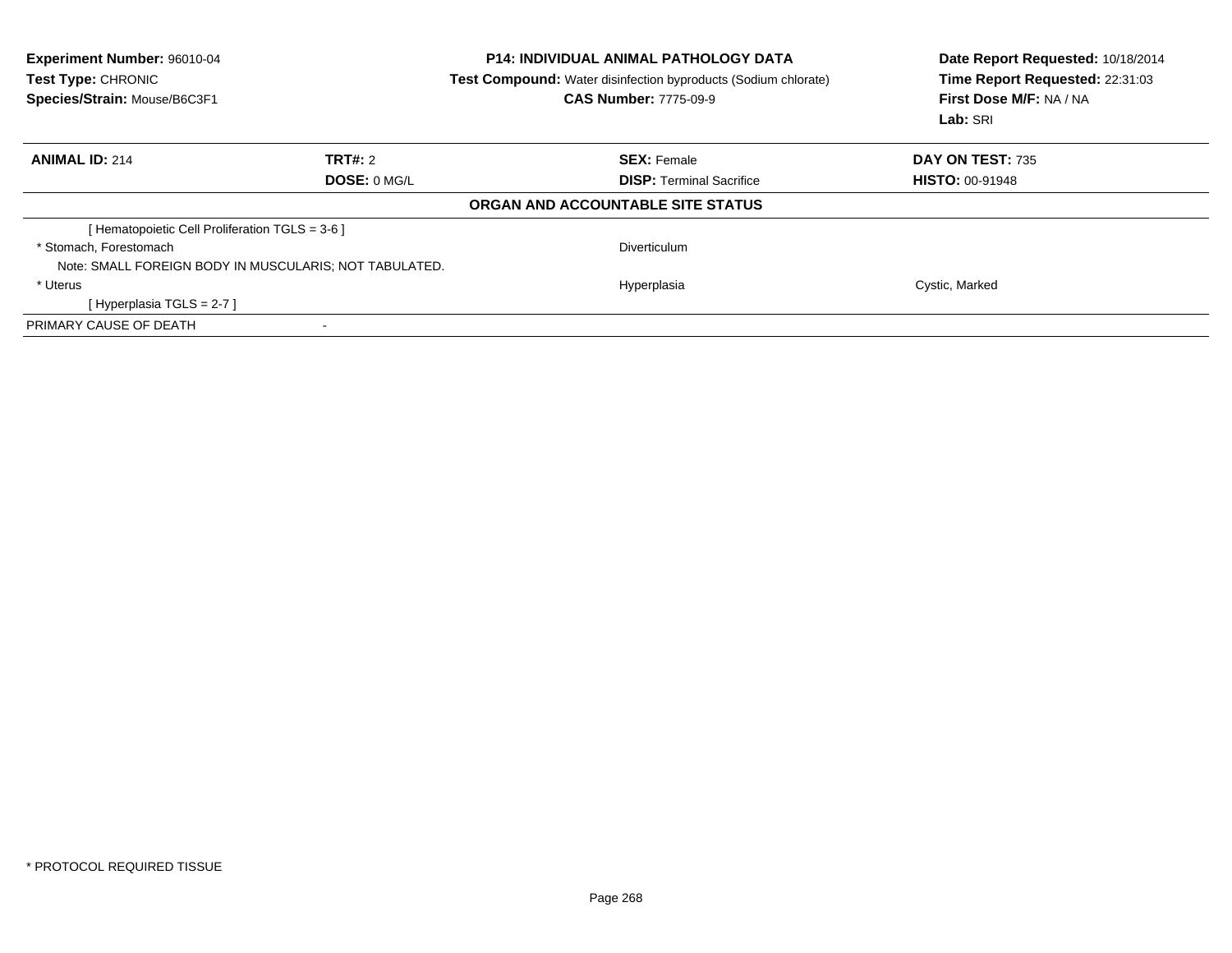**Experiment Number:** 96010-04
**Test Type:** CHRONIC
**Species/Strain:** Mouse/B6C3F1

**P14: INDIVIDUAL ANIMAL PATHOLOGY DATA**
**Test Compound:** Water disinfection byproducts (Sodium chlorate)
**CAS Number:** 7775-09-9

**Date Report Requested:** 10/18/2014
**Time Report Requested:** 22:31:03
**First Dose M/F:** NA / NA
**Lab:** SRI

| **ANIMAL ID:** 214 | **TRT#:** 2 | **SEX:** Female | **DAY ON TEST:** 735 |
|---|---|---|---|
| | **DOSE:** 0 MG/L | **DISP:** Terminal Sacrifice | **HISTO:** 00-91948 |

**ORGAN AND ACCOUNTABLE SITE STATUS**

| | | |
|---|---|---|
| [ Hematopoietic Cell Proliferation TGLS = 3-6 ] | | |
| * Stomach, Forestomach | Diverticulum | |
| Note: SMALL FOREIGN BODY IN MUSCULARIS; NOT TABULATED. | | |
| * Uterus | Hyperplasia | Cystic, Marked |
| [ Hyperplasia TGLS = 2-7 ] | | |
| PRIMARY CAUSE OF DEATH | - | |

* PROTOCOL REQUIRED TISSUE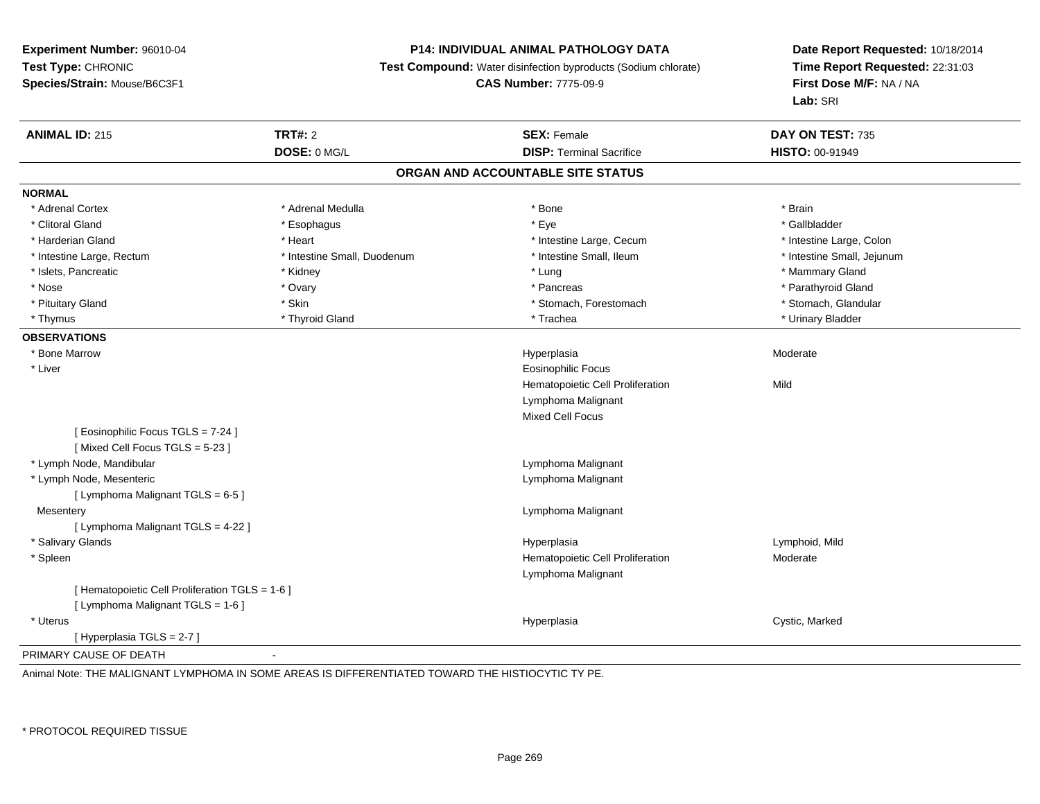**Experiment Number:** 96010-04
**Test Type:** CHRONIC
**Species/Strain:** Mouse/B6C3F1

**P14: INDIVIDUAL ANIMAL PATHOLOGY DATA**
**Test Compound:** Water disinfection byproducts (Sodium chlorate)
**CAS Number:** 7775-09-9

**Date Report Requested:** 10/18/2014
**Time Report Requested:** 22:31:03
**First Dose M/F:** NA / NA
**Lab:** SRI

| **ANIMAL ID:** 215 | **TRT#:** 2 | **SEX:** Female | **DAY ON TEST:** 735 |
|---|---|---|---|
| | **DOSE:** 0 MG/L | **DISP:** Terminal Sacrifice | **HISTO:** 00-91949 |

**ORGAN AND ACCOUNTABLE SITE STATUS**

**NORMAL**

| | | | |
|---|---|---|---|
| * Adrenal Cortex | * Adrenal Medulla | * Bone | * Brain |
| * Clitoral Gland | * Esophagus | * Eye | * Gallbladder |
| * Harderian Gland | * Heart | * Intestine Large, Cecum | * Intestine Large, Colon |
| * Intestine Large, Rectum | * Intestine Small, Duodenum | * Intestine Small, Ileum | * Intestine Small, Jejunum |
| * Islets, Pancreatic | * Kidney | * Lung | * Mammary Gland |
| * Nose | * Ovary | * Pancreas | * Parathyroid Gland |
| * Pituitary Gland | * Skin | * Stomach, Forestomach | * Stomach, Glandular |
| * Thymus | * Thyroid Gland | * Trachea | * Urinary Bladder |

**OBSERVATIONS**

| | | |
|---|---|---|
| * Bone Marrow | Hyperplasia | Moderate |
| * Liver | Eosinophilic Focus | |
| | Hematopoietic Cell Proliferation | Mild |
| | Lymphoma Malignant | |
| | Mixed Cell Focus | |
| [ Eosinophilic Focus TGLS = 7-24 ] | | |
| [ Mixed Cell Focus TGLS = 5-23 ] | | |
| * Lymph Node, Mandibular | Lymphoma Malignant | |
| * Lymph Node, Mesenteric | Lymphoma Malignant | |
| [ Lymphoma Malignant TGLS = 6-5 ] | | |
| Mesentery | Lymphoma Malignant | |
| [ Lymphoma Malignant TGLS = 4-22 ] | | |
| * Salivary Glands | Hyperplasia | Lymphoid, Mild |
| * Spleen | Hematopoietic Cell Proliferation | Moderate |
| | Lymphoma Malignant | |
| [ Hematopoietic Cell Proliferation TGLS = 1-6 ] | | |
| [ Lymphoma Malignant TGLS = 1-6 ] | | |
| * Uterus | Hyperplasia | Cystic, Marked |
| [ Hyperplasia TGLS = 2-7 ] | | |

PRIMARY CAUSE OF DEATH -

Animal Note: THE MALIGNANT LYMPHOMA IN SOME AREAS IS DIFFERENTIATED TOWARD THE HISTIOCYTIC TY PE.

* PROTOCOL REQUIRED TISSUE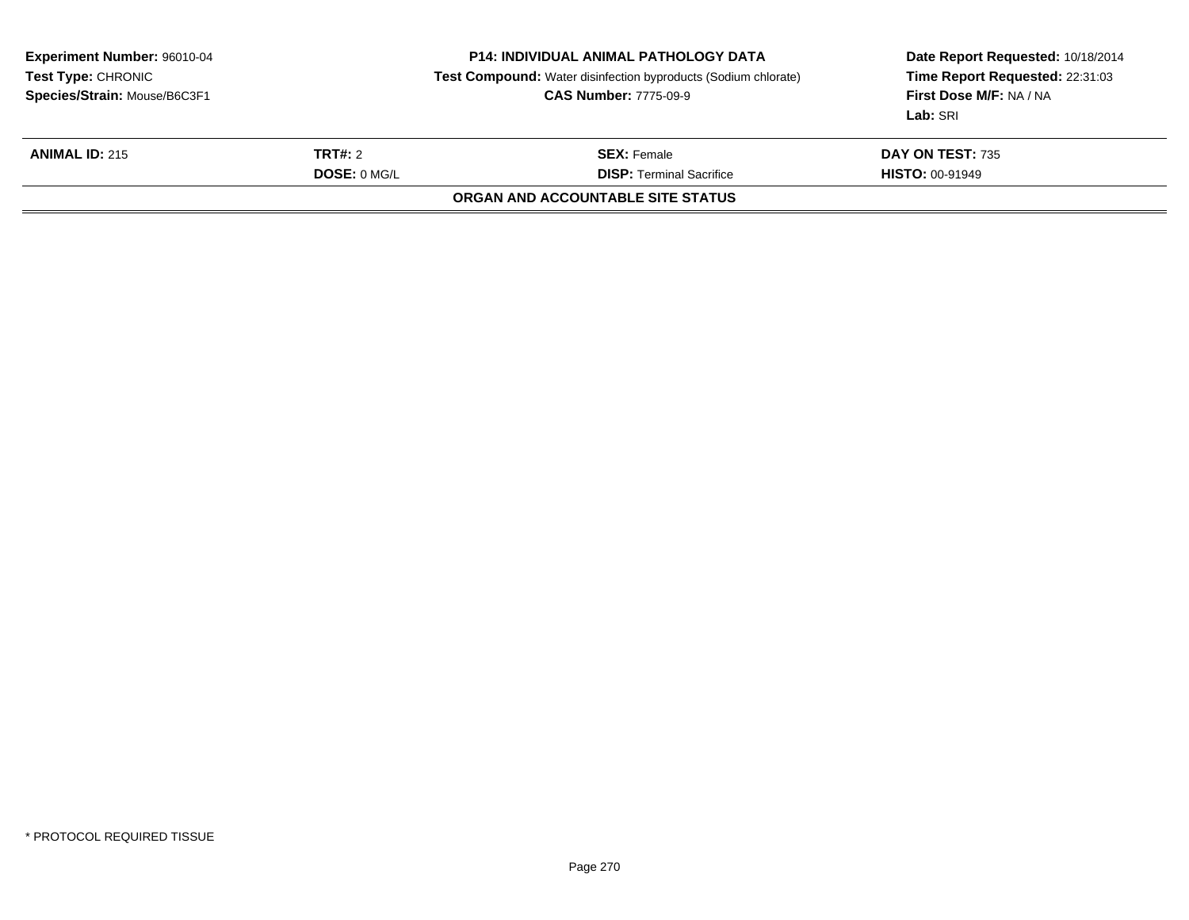| **Experiment Number:** 96010-04 | **P14: INDIVIDUAL ANIMAL PATHOLOGY DATA** | **Date Report Requested:** 10/18/2014 |
|---|---|---|
| **Test Type:** CHRONIC | **Test Compound:** Water disinfection byproducts (Sodium chlorate) | **Time Report Requested:** 22:31:03 |
| **Species/Strain:** Mouse/B6C3F1 | **CAS Number:** 7775-09-9 | **First Dose M/F:** NA / NA |
| | | **Lab:** SRI |

| **ANIMAL ID:** 215 | **TRT#:** 2 | **SEX:** Female | **DAY ON TEST:** 735 |
|---|---|---|---|
| | **DOSE:** 0 MG/L | **DISP:** Terminal Sacrifice | **HISTO:** 00-91949 |

**ORGAN AND ACCOUNTABLE SITE STATUS**

* PROTOCOL REQUIRED TISSUE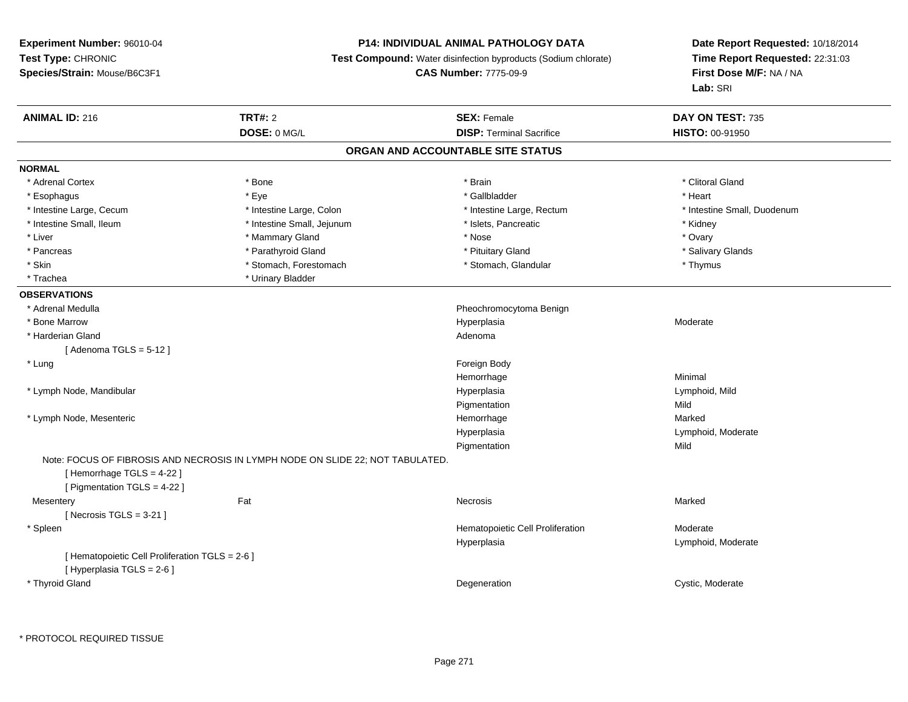**Experiment Number:** 96010-04
**Test Type:** CHRONIC
**Species/Strain:** Mouse/B6C3F1

**P14: INDIVIDUAL ANIMAL PATHOLOGY DATA**
**Test Compound:** Water disinfection byproducts (Sodium chlorate)
**CAS Number:** 7775-09-9

**Date Report Requested:** 10/18/2014
**Time Report Requested:** 22:31:03
**First Dose M/F:** NA / NA
**Lab:** SRI

| **ANIMAL ID:** 216 | **TRT#:** 2 | **SEX:** Female | **DAY ON TEST:** 735 |
|---|---|---|---|
| | **DOSE:** 0 MG/L | **DISP:** Terminal Sacrifice | **HISTO:** 00-91950 |

## ORGAN AND ACCOUNTABLE SITE STATUS

**NORMAL**

| | | | |
|---|---|---|---|
| * Adrenal Cortex | * Bone | * Brain | * Clitoral Gland |
| * Esophagus | * Eye | * Gallbladder | * Heart |
| * Intestine Large, Cecum | * Intestine Large, Colon | * Intestine Large, Rectum | * Intestine Small, Duodenum |
| * Intestine Small, Ileum | * Intestine Small, Jejunum | * Islets, Pancreatic | * Kidney |
| * Liver | * Mammary Gland | * Nose | * Ovary |
| * Pancreas | * Parathyroid Gland | * Pituitary Gland | * Salivary Glands |
| * Skin | * Stomach, Forestomach | * Stomach, Glandular | * Thymus |
| * Trachea | * Urinary Bladder | | |

**OBSERVATIONS**

| | | | |
|---|---|---|---|
| * Adrenal Medulla | | Pheochromocytoma Benign | |
| * Bone Marrow | | Hyperplasia | Moderate |
| * Harderian Gland | | Adenoma | |
| [ Adenoma TGLS = 5-12 ] | | | |
| * Lung | | Foreign Body | |
| | | Hemorrhage | Minimal |
| * Lymph Node, Mandibular | | Hyperplasia | Lymphoid, Mild |
| | | Pigmentation | Mild |
| * Lymph Node, Mesenteric | | Hemorrhage | Marked |
| | | Hyperplasia | Lymphoid, Moderate |
| | | Pigmentation | Mild |
| Note: FOCUS OF FIBROSIS AND NECROSIS IN LYMPH NODE ON SLIDE 22; NOT TABULATED. | | | |
| [ Hemorrhage TGLS = 4-22 ] | | | |
| [ Pigmentation TGLS = 4-22 ] | | | |
| Mesentery | Fat | Necrosis | Marked |
| [ Necrosis TGLS = 3-21 ] | | | |
| * Spleen | | Hematopoietic Cell Proliferation | Moderate |
| | | Hyperplasia | Lymphoid, Moderate |
| [ Hematopoietic Cell Proliferation TGLS = 2-6 ] | | | |
| [ Hyperplasia TGLS = 2-6 ] | | | |
| * Thyroid Gland | | Degeneration | Cystic, Moderate |

* PROTOCOL REQUIRED TISSUE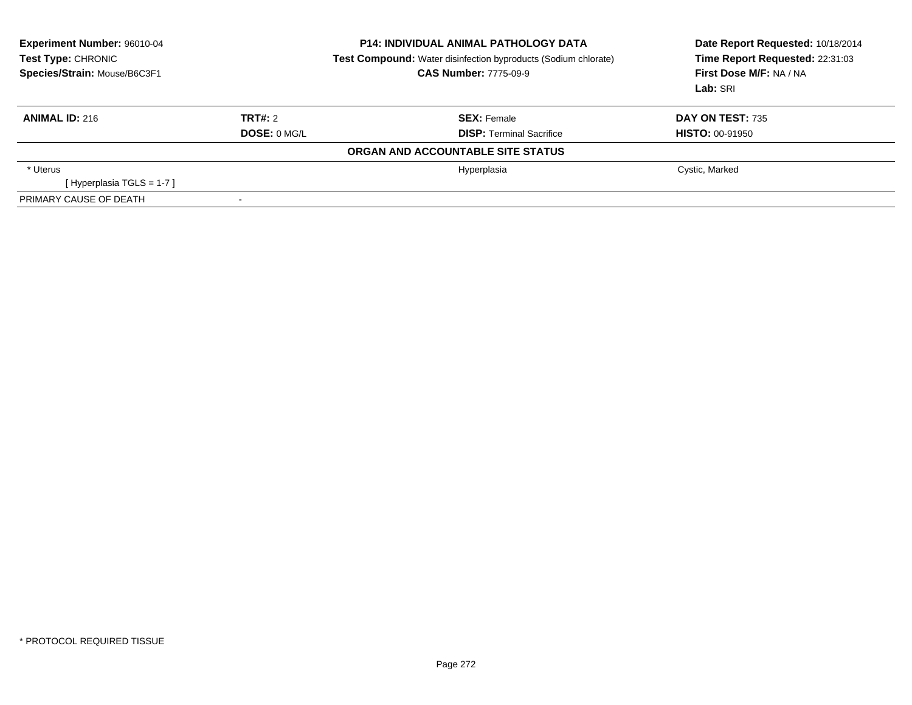**Experiment Number:** 96010-04
**Test Type:** CHRONIC
**Species/Strain:** Mouse/B6C3F1

**P14: INDIVIDUAL ANIMAL PATHOLOGY DATA**
**Test Compound:** Water disinfection byproducts (Sodium chlorate)
**CAS Number:** 7775-09-9

**Date Report Requested:** 10/18/2014
**Time Report Requested:** 22:31:03
**First Dose M/F:** NA / NA
**Lab:** SRI

| **ANIMAL ID:** 216 | **TRT#:** 2 | **SEX:** Female | **DAY ON TEST:** 735 |
|---|---|---|---|
| | **DOSE:** 0 MG/L | **DISP:** Terminal Sacrifice | **HISTO:** 00-91950 |

**ORGAN AND ACCOUNTABLE SITE STATUS**

| | | | |
|---|---|---|---|
| * Uterus | | Hyperplasia | Cystic, Marked |
| [ Hyperplasia TGLS = 1-7 ] | | | |
| PRIMARY CAUSE OF DEATH | - | | |

* PROTOCOL REQUIRED TISSUE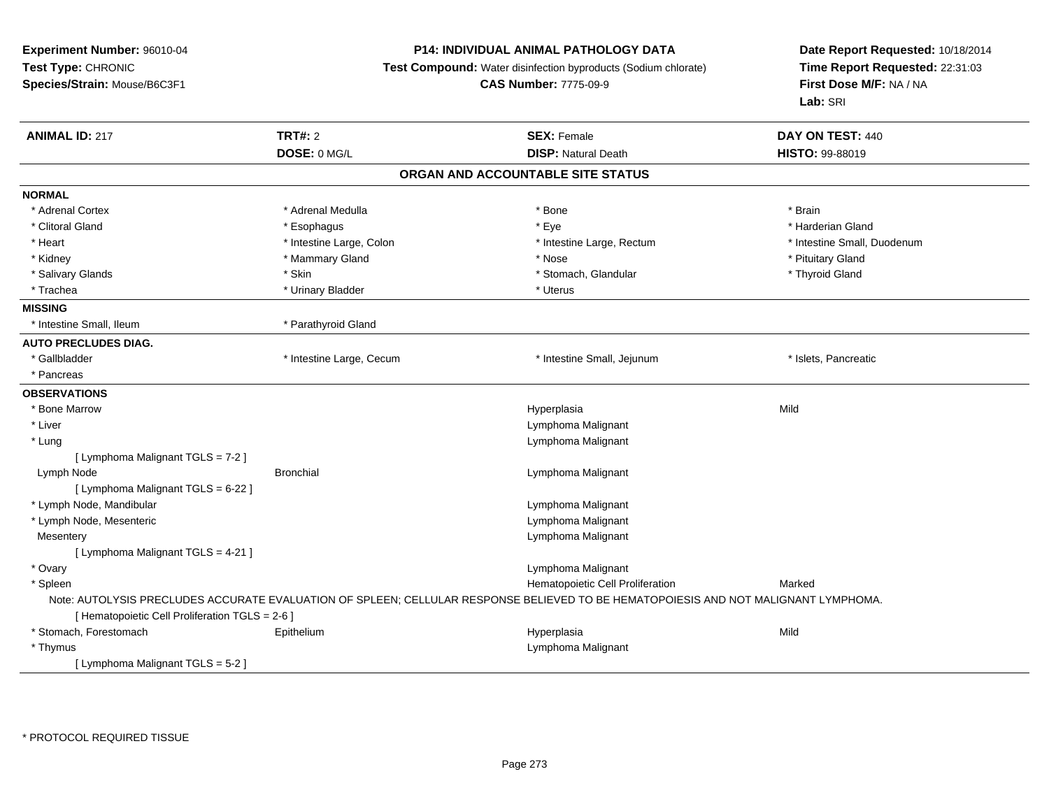**Experiment Number:** 96010-04
**Test Type:** CHRONIC
**Species/Strain:** Mouse/B6C3F1

**P14: INDIVIDUAL ANIMAL PATHOLOGY DATA**
**Test Compound:** Water disinfection byproducts (Sodium chlorate)
**CAS Number:** 7775-09-9

**Date Report Requested:** 10/18/2014
**Time Report Requested:** 22:31:03
**First Dose M/F:** NA / NA
**Lab:** SRI

| **ANIMAL ID:** 217 | **TRT#:** 2 | **SEX:** Female | **DAY ON TEST:** 440 |
|---|---|---|---|
| | **DOSE:** 0 MG/L | **DISP:** Natural Death | **HISTO:** 99-88019 |

## ORGAN AND ACCOUNTABLE SITE STATUS

**NORMAL**

| | | | |
|---|---|---|---|
| * Adrenal Cortex | * Adrenal Medulla | * Bone | * Brain |
| * Clitoral Gland | * Esophagus | * Eye | * Harderian Gland |
| * Heart | * Intestine Large, Colon | * Intestine Large, Rectum | * Intestine Small, Duodenum |
| * Kidney | * Mammary Gland | * Nose | * Pituitary Gland |
| * Salivary Glands | * Skin | * Stomach, Glandular | * Thyroid Gland |
| * Trachea | * Urinary Bladder | * Uterus | |

**MISSING**

| | |
|---|---|
| * Intestine Small, Ileum | * Parathyroid Gland |

**AUTO PRECLUDES DIAG.**

| | | | |
|---|---|---|---|
| * Gallbladder | * Intestine Large, Cecum | * Intestine Small, Jejunum | * Islets, Pancreatic |
| * Pancreas | | | |

**OBSERVATIONS**

| | | | |
|---|---|---|---|
| * Bone Marrow | | Hyperplasia | Mild |
| * Liver | | Lymphoma Malignant | |
| * Lung | | Lymphoma Malignant | |
| [ Lymphoma Malignant TGLS = 7-2 ] | | | |
| Lymph Node | Bronchial | Lymphoma Malignant | |
| [ Lymphoma Malignant TGLS = 6-22 ] | | | |
| * Lymph Node, Mandibular | | Lymphoma Malignant | |
| * Lymph Node, Mesenteric | | Lymphoma Malignant | |
| Mesentery | | Lymphoma Malignant | |
| [ Lymphoma Malignant TGLS = 4-21 ] | | | |
| * Ovary | | Lymphoma Malignant | |
| * Spleen | | Hematopoietic Cell Proliferation | Marked |

Note: AUTOLYSIS PRECLUDES ACCURATE EVALUATION OF SPLEEN; CELLULAR RESPONSE BELIEVED TO BE HEMATOPOIESIS AND NOT MALIGNANT LYMPHOMA.

| | | | |
|---|---|---|---|
| [ Hematopoietic Cell Proliferation TGLS = 2-6 ] | | | |
| * Stomach, Forestomach | Epithelium | Hyperplasia | Mild |
| * Thymus | | Lymphoma Malignant | |
| [ Lymphoma Malignant TGLS = 5-2 ] | | | |

* PROTOCOL REQUIRED TISSUE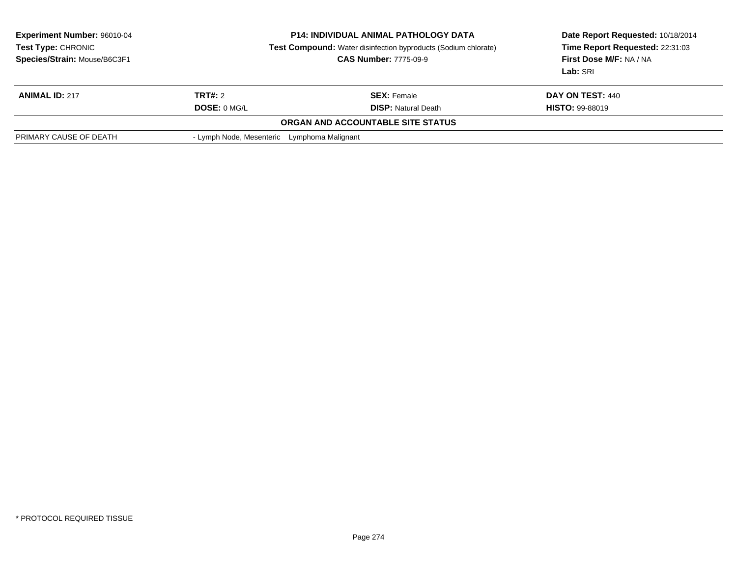**Experiment Number:** 96010-04
**Test Type:** CHRONIC
**Species/Strain:** Mouse/B6C3F1

**P14: INDIVIDUAL ANIMAL PATHOLOGY DATA**
**Test Compound:** Water disinfection byproducts (Sodium chlorate)
**CAS Number:** 7775-09-9

**Date Report Requested:** 10/18/2014
**Time Report Requested:** 22:31:03
**First Dose M/F:** NA / NA
**Lab:** SRI

| **ANIMAL ID:** 217 | **TRT#:** 2 | **SEX:** Female | **DAY ON TEST:** 440 |
|---|---|---|---|
| | **DOSE:** 0 MG/L | **DISP:** Natural Death | **HISTO:** 99-88019 |

**ORGAN AND ACCOUNTABLE SITE STATUS**

| | |
|---|---|
| PRIMARY CAUSE OF DEATH | - Lymph Node, Mesenteric Lymphoma Malignant |

* PROTOCOL REQUIRED TISSUE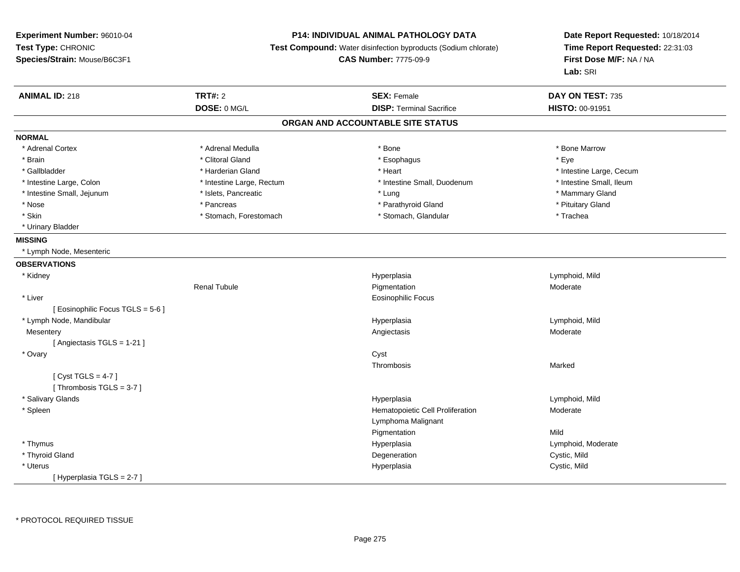**Experiment Number:** 96010-04
**Test Type:** CHRONIC
**Species/Strain:** Mouse/B6C3F1

**P14: INDIVIDUAL ANIMAL PATHOLOGY DATA**
**Test Compound:** Water disinfection byproducts (Sodium chlorate)
**CAS Number:** 7775-09-9

**Date Report Requested:** 10/18/2014
**Time Report Requested:** 22:31:03
**First Dose M/F:** NA / NA
**Lab:** SRI

| **ANIMAL ID:** 218 | **TRT#:** 2 | **SEX:** Female | **DAY ON TEST:** 735 |
|---|---|---|---|
| | **DOSE:** 0 MG/L | **DISP:** Terminal Sacrifice | **HISTO:** 00-91951 |

## ORGAN AND ACCOUNTABLE SITE STATUS

**NORMAL**

| | | | |
|---|---|---|---|
| * Adrenal Cortex | * Adrenal Medulla | * Bone | * Bone Marrow |
| * Brain | * Clitoral Gland | * Esophagus | * Eye |
| * Gallbladder | * Harderian Gland | * Heart | * Intestine Large, Cecum |
| * Intestine Large, Colon | * Intestine Large, Rectum | * Intestine Small, Duodenum | * Intestine Small, Ileum |
| * Intestine Small, Jejunum | * Islets, Pancreatic | * Lung | * Mammary Gland |
| * Nose | * Pancreas | * Parathyroid Gland | * Pituitary Gland |
| * Skin | * Stomach, Forestomach | * Stomach, Glandular | * Trachea |
| * Urinary Bladder | | | |

**MISSING**

* Lymph Node, Mesenteric

**OBSERVATIONS**

| | | | |
|---|---|---|---|
| * Kidney | | Hyperplasia | Lymphoid, Mild |
| | Renal Tubule | Pigmentation | Moderate |
| * Liver | | Eosinophilic Focus | |
| [ Eosinophilic Focus TGLS = 5-6 ] | | | |
| * Lymph Node, Mandibular | | Hyperplasia | Lymphoid, Mild |
| Mesentery | | Angiectasis | Moderate |
| [ Angiectasis TGLS = 1-21 ] | | | |
| * Ovary | | Cyst | |
| | | Thrombosis | Marked |
| [ Cyst TGLS = 4-7 ] | | | |
| [ Thrombosis TGLS = 3-7 ] | | | |
| * Salivary Glands | | Hyperplasia | Lymphoid, Mild |
| * Spleen | | Hematopoietic Cell Proliferation | Moderate |
| | | Lymphoma Malignant | |
| | | Pigmentation | Mild |
| * Thymus | | Hyperplasia | Lymphoid, Moderate |
| * Thyroid Gland | | Degeneration | Cystic, Mild |
| * Uterus | | Hyperplasia | Cystic, Mild |
| [ Hyperplasia TGLS = 2-7 ] | | | |

* PROTOCOL REQUIRED TISSUE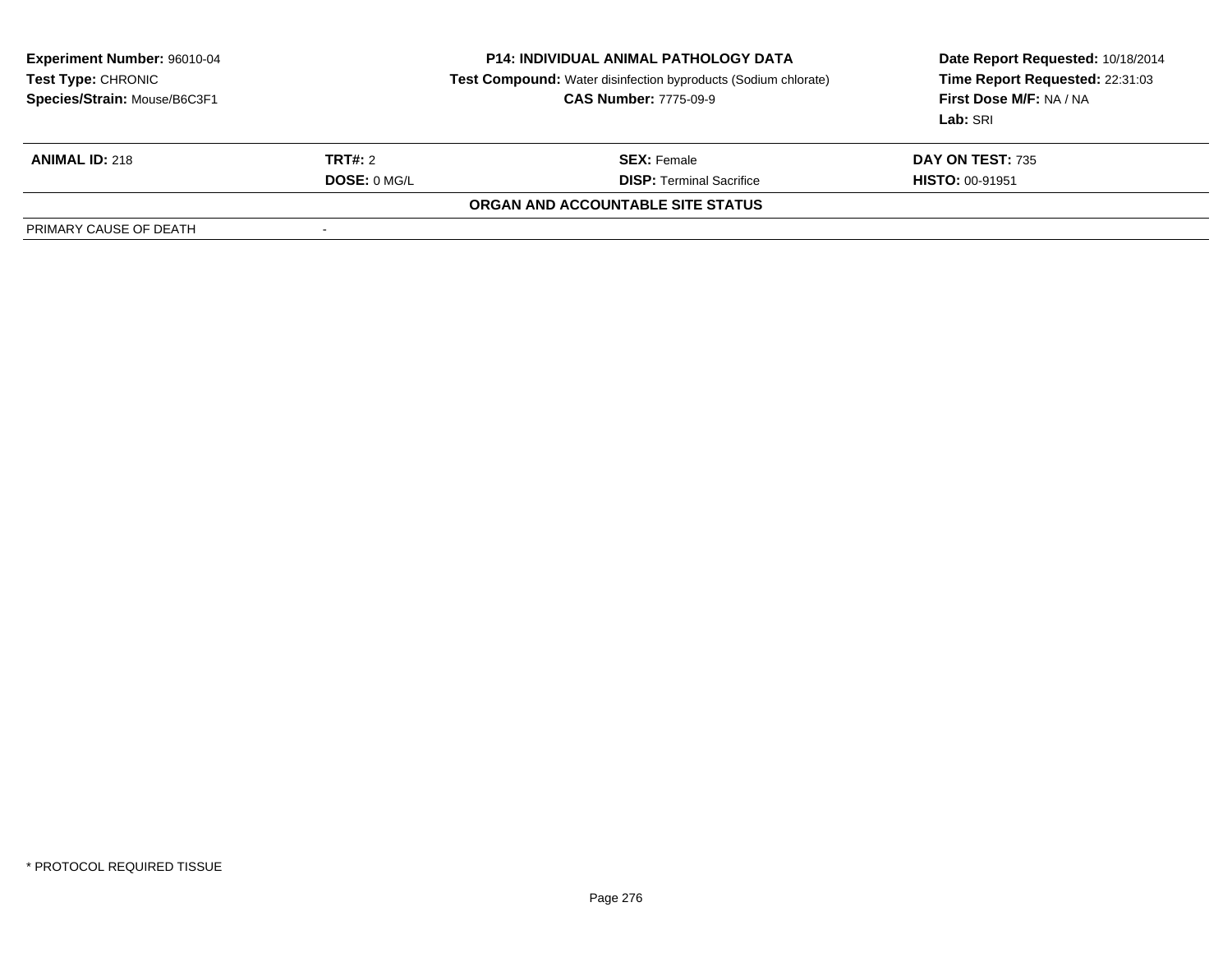| **Experiment Number:** 96010-04 | **P14: INDIVIDUAL ANIMAL PATHOLOGY DATA** | **Date Report Requested:** 10/18/2014 |
|---|---|---|
| **Test Type:** CHRONIC | **Test Compound:** Water disinfection byproducts (Sodium chlorate) | **Time Report Requested:** 22:31:03 |
| **Species/Strain:** Mouse/B6C3F1 | **CAS Number:** 7775-09-9 | **First Dose M/F:** NA / NA |
| | | **Lab:** SRI |

| **ANIMAL ID:** 218 | **TRT#:** 2 | **SEX:** Female | **DAY ON TEST:** 735 |
|---|---|---|---|
| | **DOSE:** 0 MG/L | **DISP:** Terminal Sacrifice | **HISTO:** 00-91951 |

**ORGAN AND ACCOUNTABLE SITE STATUS**

| PRIMARY CAUSE OF DEATH | - |
|---|---|

* PROTOCOL REQUIRED TISSUE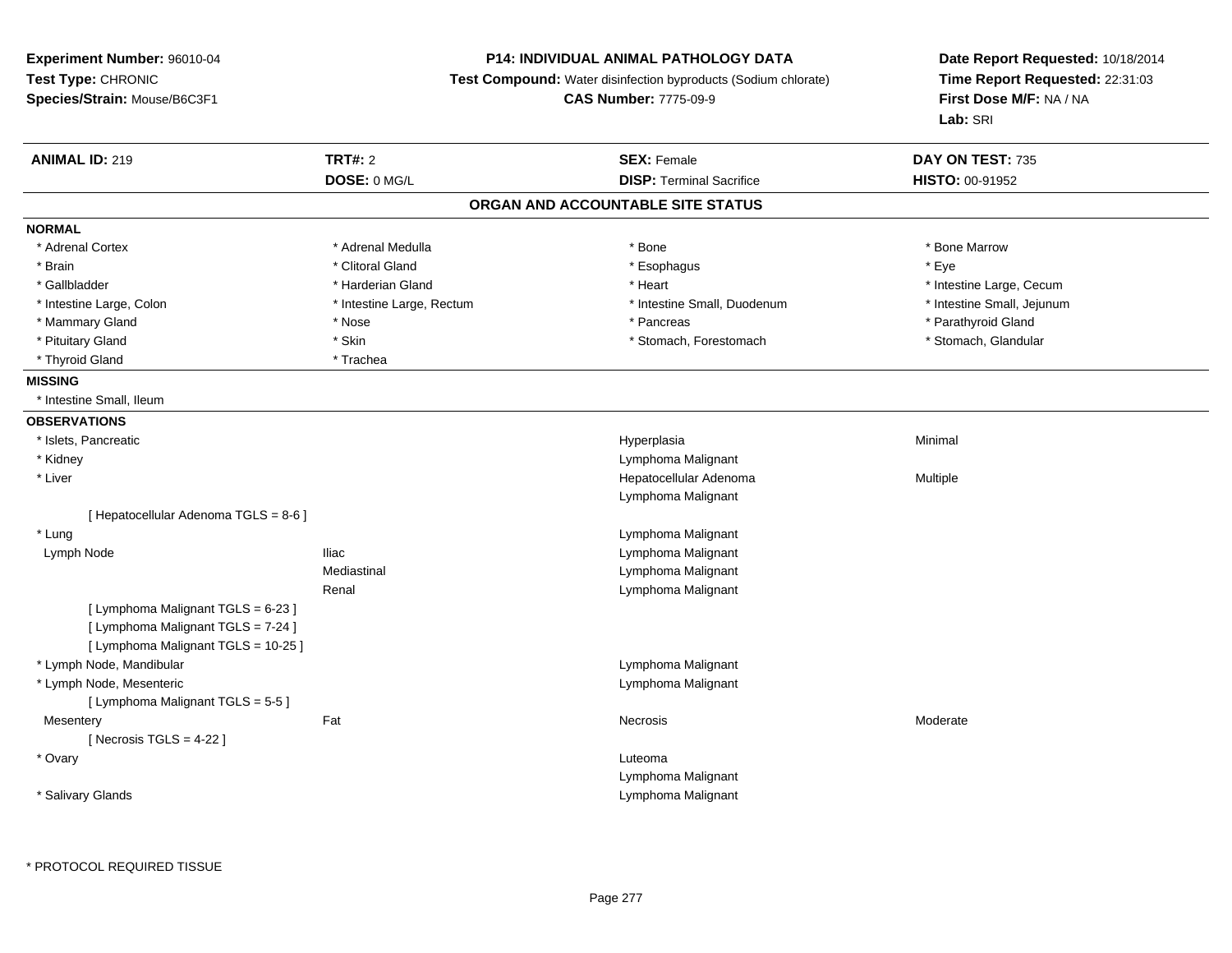**Experiment Number:** 96010-04
**Test Type:** CHRONIC
**Species/Strain:** Mouse/B6C3F1

**P14: INDIVIDUAL ANIMAL PATHOLOGY DATA**
**Test Compound:** Water disinfection byproducts (Sodium chlorate)
**CAS Number:** 7775-09-9

**Date Report Requested:** 10/18/2014
**Time Report Requested:** 22:31:03
**First Dose M/F:** NA / NA
**Lab:** SRI

| **ANIMAL ID:** 219 | **TRT#:** 2 | **SEX:** Female | **DAY ON TEST:** 735 |
|---|---|---|---|
| | **DOSE:** 0 MG/L | **DISP:** Terminal Sacrifice | **HISTO:** 00-91952 |

## ORGAN AND ACCOUNTABLE SITE STATUS

**NORMAL**

| | | | |
|---|---|---|---|
| * Adrenal Cortex | * Adrenal Medulla | * Bone | * Bone Marrow |
| * Brain | * Clitoral Gland | * Esophagus | * Eye |
| * Gallbladder | * Harderian Gland | * Heart | * Intestine Large, Cecum |
| * Intestine Large, Colon | * Intestine Large, Rectum | * Intestine Small, Duodenum | * Intestine Small, Jejunum |
| * Mammary Gland | * Nose | * Pancreas | * Parathyroid Gland |
| * Pituitary Gland | * Skin | * Stomach, Forestomach | * Stomach, Glandular |
| * Thyroid Gland | * Trachea | | |

**MISSING**

* Intestine Small, Ileum

**OBSERVATIONS**

| | | | |
|---|---|---|---|
| * Islets, Pancreatic | | Hyperplasia | Minimal |
| * Kidney | | Lymphoma Malignant | |
| * Liver | | Hepatocellular Adenoma | Multiple |
| | | Lymphoma Malignant | |
| [ Hepatocellular Adenoma TGLS = 8-6 ] | | | |
| * Lung | | Lymphoma Malignant | |
| Lymph Node | Iliac | Lymphoma Malignant | |
| | Mediastinal | Lymphoma Malignant | |
| | Renal | Lymphoma Malignant | |
| [ Lymphoma Malignant TGLS = 6-23 ] | | | |
| [ Lymphoma Malignant TGLS = 7-24 ] | | | |
| [ Lymphoma Malignant TGLS = 10-25 ] | | | |
| * Lymph Node, Mandibular | | Lymphoma Malignant | |
| * Lymph Node, Mesenteric | | Lymphoma Malignant | |
| [ Lymphoma Malignant TGLS = 5-5 ] | | | |
| Mesentery | Fat | Necrosis | Moderate |
| [ Necrosis TGLS = 4-22 ] | | | |
| * Ovary | | Luteoma | |
| | | Lymphoma Malignant | |
| * Salivary Glands | | Lymphoma Malignant | |

* PROTOCOL REQUIRED TISSUE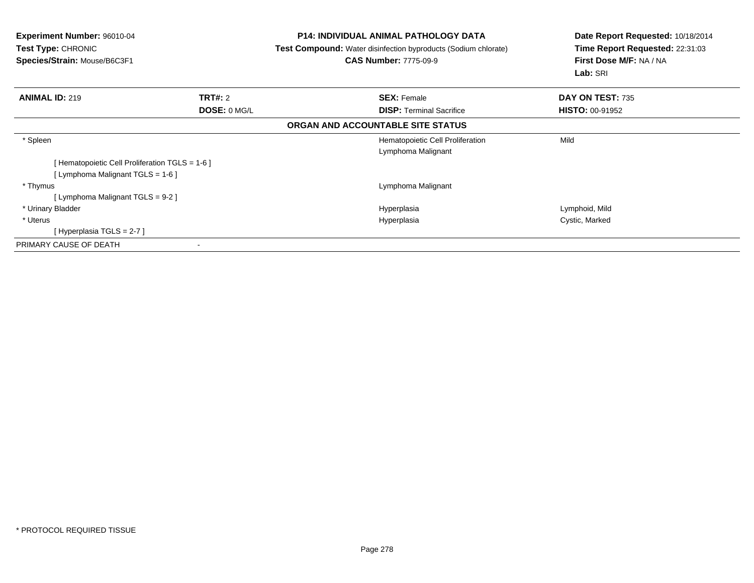**Experiment Number:** 96010-04
**Test Type:** CHRONIC
**Species/Strain:** Mouse/B6C3F1

**P14: INDIVIDUAL ANIMAL PATHOLOGY DATA**
**Test Compound:** Water disinfection byproducts (Sodium chlorate)
**CAS Number:** 7775-09-9

**Date Report Requested:** 10/18/2014
**Time Report Requested:** 22:31:03
**First Dose M/F:** NA / NA
**Lab:** SRI

| **ANIMAL ID:** 219 | **TRT#:** 2 | **SEX:** Female | **DAY ON TEST:** 735 |
|---|---|---|---|
| | **DOSE:** 0 MG/L | **DISP:** Terminal Sacrifice | **HISTO:** 00-91952 |

**ORGAN AND ACCOUNTABLE SITE STATUS**

| | | |
|---|---|---|
| * Spleen | Hematopoietic Cell Proliferation | Mild |
| | Lymphoma Malignant | |
| [ Hematopoietic Cell Proliferation TGLS = 1-6 ] | | |
| [ Lymphoma Malignant TGLS = 1-6 ] | | |
| * Thymus | Lymphoma Malignant | |
| [ Lymphoma Malignant TGLS = 9-2 ] | | |
| * Urinary Bladder | Hyperplasia | Lymphoid, Mild |
| * Uterus | Hyperplasia | Cystic, Marked |
| [ Hyperplasia TGLS = 2-7 ] | | |
| PRIMARY CAUSE OF DEATH | - | |

* PROTOCOL REQUIRED TISSUE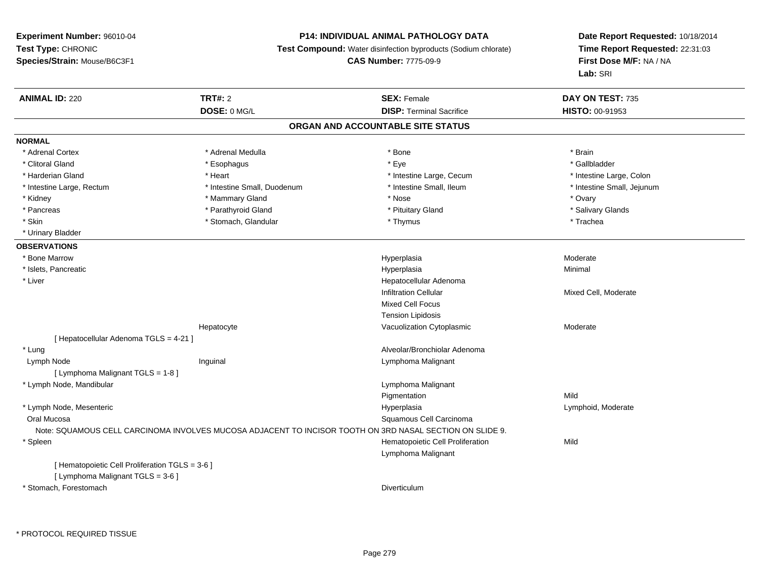**Experiment Number:** 96010-04
**Test Type:** CHRONIC
**Species/Strain:** Mouse/B6C3F1

**P14: INDIVIDUAL ANIMAL PATHOLOGY DATA**
**Test Compound:** Water disinfection byproducts (Sodium chlorate)
**CAS Number:** 7775-09-9

**Date Report Requested:** 10/18/2014
**Time Report Requested:** 22:31:03
**First Dose M/F:** NA / NA
**Lab:** SRI

| **ANIMAL ID:** 220 | **TRT#:** 2 | **SEX:** Female | **DAY ON TEST:** 735 |
|---|---|---|---|
| | **DOSE:** 0 MG/L | **DISP:** Terminal Sacrifice | **HISTO:** 00-91953 |

## ORGAN AND ACCOUNTABLE SITE STATUS

**NORMAL**

| | | | |
|---|---|---|---|
| * Adrenal Cortex | * Adrenal Medulla | * Bone | * Brain |
| * Clitoral Gland | * Esophagus | * Eye | * Gallbladder |
| * Harderian Gland | * Heart | * Intestine Large, Cecum | * Intestine Large, Colon |
| * Intestine Large, Rectum | * Intestine Small, Duodenum | * Intestine Small, Ileum | * Intestine Small, Jejunum |
| * Kidney | * Mammary Gland | * Nose | * Ovary |
| * Pancreas | * Parathyroid Gland | * Pituitary Gland | * Salivary Glands |
| * Skin | * Stomach, Glandular | * Thymus | * Trachea |
| * Urinary Bladder | | | |

**OBSERVATIONS**

| | | | |
|---|---|---|---|
| * Bone Marrow | | Hyperplasia | Moderate |
| * Islets, Pancreatic | | Hyperplasia | Minimal |
| * Liver | | Hepatocellular Adenoma | |
| | | Infiltration Cellular | Mixed Cell, Moderate |
| | | Mixed Cell Focus | |
| | | Tension Lipidosis | |
| | Hepatocyte | Vacuolization Cytoplasmic | Moderate |
| [ Hepatocellular Adenoma TGLS = 4-21 ] | | | |
| * Lung | | Alveolar/Bronchiolar Adenoma | |
| Lymph Node | Inguinal | Lymphoma Malignant | |
| [ Lymphoma Malignant TGLS = 1-8 ] | | | |
| * Lymph Node, Mandibular | | Lymphoma Malignant | |
| | | Pigmentation | Mild |
| * Lymph Node, Mesenteric | | Hyperplasia | Lymphoid, Moderate |
| Oral Mucosa | | Squamous Cell Carcinoma | |

Note: SQUAMOUS CELL CARCINOMA INVOLVES MUCOSA ADJACENT TO INCISOR TOOTH ON 3RD NASAL SECTION ON SLIDE 9.

| | | | |
|---|---|---|---|
| * Spleen | | Hematopoietic Cell Proliferation | Mild |
| | | Lymphoma Malignant | |
| [ Hematopoietic Cell Proliferation TGLS = 3-6 ] | | | |
| [ Lymphoma Malignant TGLS = 3-6 ] | | | |
| * Stomach, Forestomach | | Diverticulum | |

* PROTOCOL REQUIRED TISSUE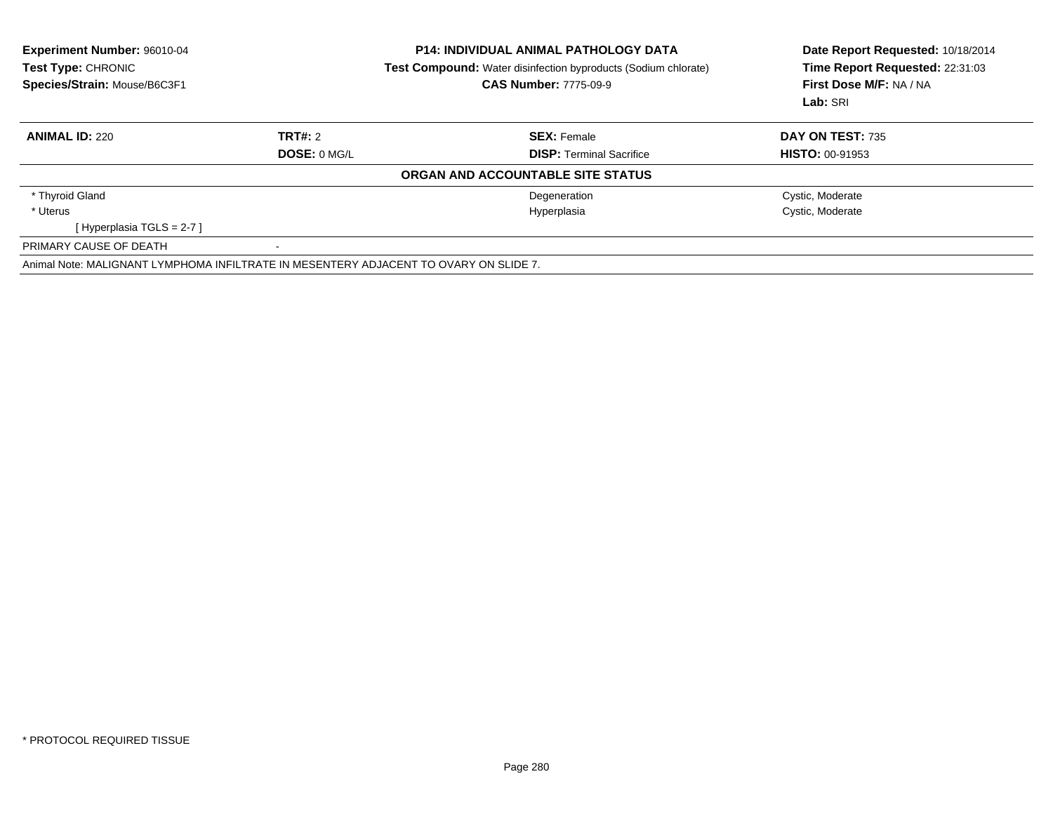**Experiment Number:** 96010-04
**Test Type:** CHRONIC
**Species/Strain:** Mouse/B6C3F1

**P14: INDIVIDUAL ANIMAL PATHOLOGY DATA**
**Test Compound:** Water disinfection byproducts (Sodium chlorate)
**CAS Number:** 7775-09-9

**Date Report Requested:** 10/18/2014
**Time Report Requested:** 22:31:03
**First Dose M/F:** NA / NA
**Lab:** SRI

| **ANIMAL ID:** 220 | **TRT#:** 2 | **SEX:** Female | **DAY ON TEST:** 735 |
|---|---|---|---|
| | **DOSE:** 0 MG/L | **DISP:** Terminal Sacrifice | **HISTO:** 00-91953 |

**ORGAN AND ACCOUNTABLE SITE STATUS**

| | | |
|---|---|---|
| * Thyroid Gland | Degeneration | Cystic, Moderate |
| * Uterus | Hyperplasia | Cystic, Moderate |
| [ Hyperplasia TGLS = 2-7 ] | | |

PRIMARY CAUSE OF DEATH -

Animal Note: MALIGNANT LYMPHOMA INFILTRATE IN MESENTERY ADJACENT TO OVARY ON SLIDE 7.

* PROTOCOL REQUIRED TISSUE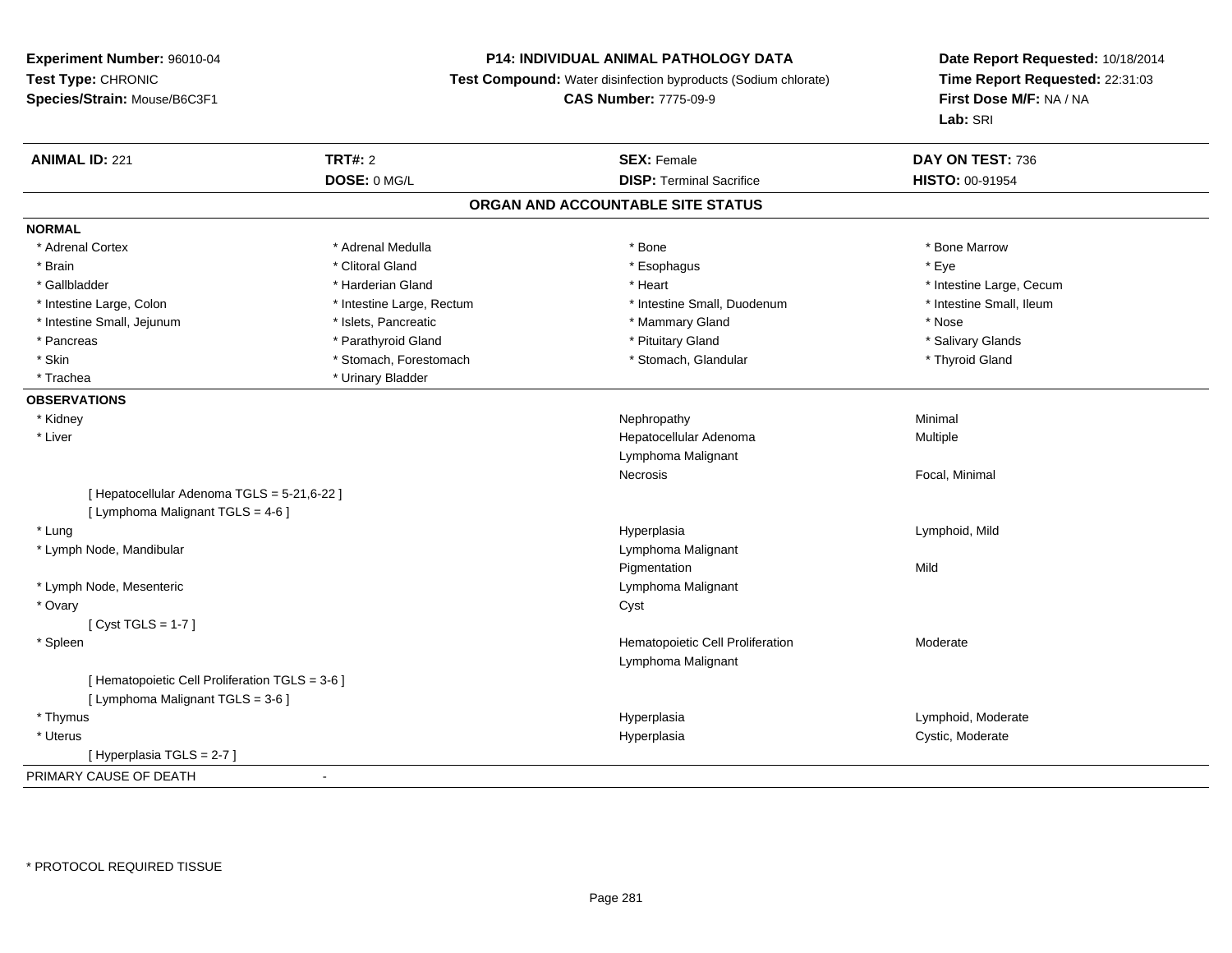**Experiment Number:** 96010-04
**Test Type:** CHRONIC
**Species/Strain:** Mouse/B6C3F1

**P14: INDIVIDUAL ANIMAL PATHOLOGY DATA**
**Test Compound:** Water disinfection byproducts (Sodium chlorate)
**CAS Number:** 7775-09-9

**Date Report Requested:** 10/18/2014
**Time Report Requested:** 22:31:03
**First Dose M/F:** NA / NA
**Lab:** SRI

| **ANIMAL ID:** 221 | **TRT#:** 2 | **SEX:** Female | **DAY ON TEST:** 736 |
|---|---|---|---|
| | **DOSE:** 0 MG/L | **DISP:** Terminal Sacrifice | **HISTO:** 00-91954 |

## ORGAN AND ACCOUNTABLE SITE STATUS

**NORMAL**

| | | | |
|---|---|---|---|
| * Adrenal Cortex | * Adrenal Medulla | * Bone | * Bone Marrow |
| * Brain | * Clitoral Gland | * Esophagus | * Eye |
| * Gallbladder | * Harderian Gland | * Heart | * Intestine Large, Cecum |
| * Intestine Large, Colon | * Intestine Large, Rectum | * Intestine Small, Duodenum | * Intestine Small, Ileum |
| * Intestine Small, Jejunum | * Islets, Pancreatic | * Mammary Gland | * Nose |
| * Pancreas | * Parathyroid Gland | * Pituitary Gland | * Salivary Glands |
| * Skin | * Stomach, Forestomach | * Stomach, Glandular | * Thyroid Gland |
| * Trachea | * Urinary Bladder | | |

**OBSERVATIONS**

| Organ | Observation | Qualifier |
|---|---|---|
| * Kidney | Nephropathy | Minimal |
| * Liver | Hepatocellular Adenoma | Multiple |
| | Lymphoma Malignant | |
| | Necrosis | Focal, Minimal |
| [ Hepatocellular Adenoma TGLS = 5-21,6-22 ] | | |
| [ Lymphoma Malignant TGLS = 4-6 ] | | |
| * Lung | Hyperplasia | Lymphoid, Mild |
| * Lymph Node, Mandibular | Lymphoma Malignant | |
| | Pigmentation | Mild |
| * Lymph Node, Mesenteric | Lymphoma Malignant | |
| * Ovary | Cyst | |
| [ Cyst TGLS = 1-7 ] | | |
| * Spleen | Hematopoietic Cell Proliferation | Moderate |
| | Lymphoma Malignant | |
| [ Hematopoietic Cell Proliferation TGLS = 3-6 ] | | |
| [ Lymphoma Malignant TGLS = 3-6 ] | | |
| * Thymus | Hyperplasia | Lymphoid, Moderate |
| * Uterus | Hyperplasia | Cystic, Moderate |
| [ Hyperplasia TGLS = 2-7 ] | | |

PRIMARY CAUSE OF DEATH -

* PROTOCOL REQUIRED TISSUE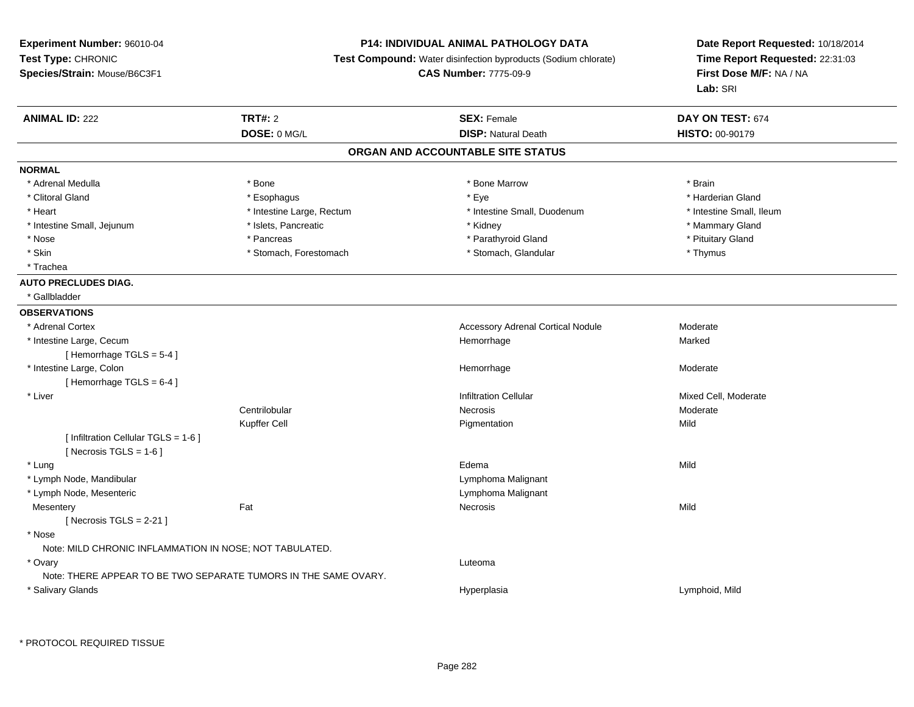**Experiment Number:** 96010-04
**Test Type:** CHRONIC
**Species/Strain:** Mouse/B6C3F1

**P14: INDIVIDUAL ANIMAL PATHOLOGY DATA**
**Test Compound:** Water disinfection byproducts (Sodium chlorate)
**CAS Number:** 7775-09-9

**Date Report Requested:** 10/18/2014
**Time Report Requested:** 22:31:03
**First Dose M/F:** NA / NA
**Lab:** SRI

| **ANIMAL ID:** 222 | **TRT#:** 2 | **SEX:** Female | **DAY ON TEST:** 674 |
|---|---|---|---|
| | **DOSE:** 0 MG/L | **DISP:** Natural Death | **HISTO:** 00-90179 |

## ORGAN AND ACCOUNTABLE SITE STATUS

**NORMAL**

| | | | |
|---|---|---|---|
| * Adrenal Medulla | * Bone | * Bone Marrow | * Brain |
| * Clitoral Gland | * Esophagus | * Eye | * Harderian Gland |
| * Heart | * Intestine Large, Rectum | * Intestine Small, Duodenum | * Intestine Small, Ileum |
| * Intestine Small, Jejunum | * Islets, Pancreatic | * Kidney | * Mammary Gland |
| * Nose | * Pancreas | * Parathyroid Gland | * Pituitary Gland |
| * Skin | * Stomach, Forestomach | * Stomach, Glandular | * Thymus |
| * Trachea | | | |

**AUTO PRECLUDES DIAG.**

* Gallbladder

**OBSERVATIONS**

| | | | |
|---|---|---|---|
| * Adrenal Cortex | | Accessory Adrenal Cortical Nodule | Moderate |
| * Intestine Large, Cecum | | Hemorrhage | Marked |
| [ Hemorrhage TGLS = 5-4 ] | | | |
| * Intestine Large, Colon | | Hemorrhage | Moderate |
| [ Hemorrhage TGLS = 6-4 ] | | | |
| * Liver | | Infiltration Cellular | Mixed Cell, Moderate |
| | Centrilobular | Necrosis | Moderate |
| | Kupffer Cell | Pigmentation | Mild |
| [ Infiltration Cellular TGLS = 1-6 ] | | | |
| [ Necrosis TGLS = 1-6 ] | | | |
| * Lung | | Edema | Mild |
| * Lymph Node, Mandibular | | Lymphoma Malignant | |
| * Lymph Node, Mesenteric | | Lymphoma Malignant | |
| Mesentery | Fat | Necrosis | Mild |
| [ Necrosis TGLS = 2-21 ] | | | |
| * Nose | | | |
| Note: MILD CHRONIC INFLAMMATION IN NOSE; NOT TABULATED. | | | |
| * Ovary | | Luteoma | |
| Note: THERE APPEAR TO BE TWO SEPARATE TUMORS IN THE SAME OVARY. | | | |
| * Salivary Glands | | Hyperplasia | Lymphoid, Mild |

* PROTOCOL REQUIRED TISSUE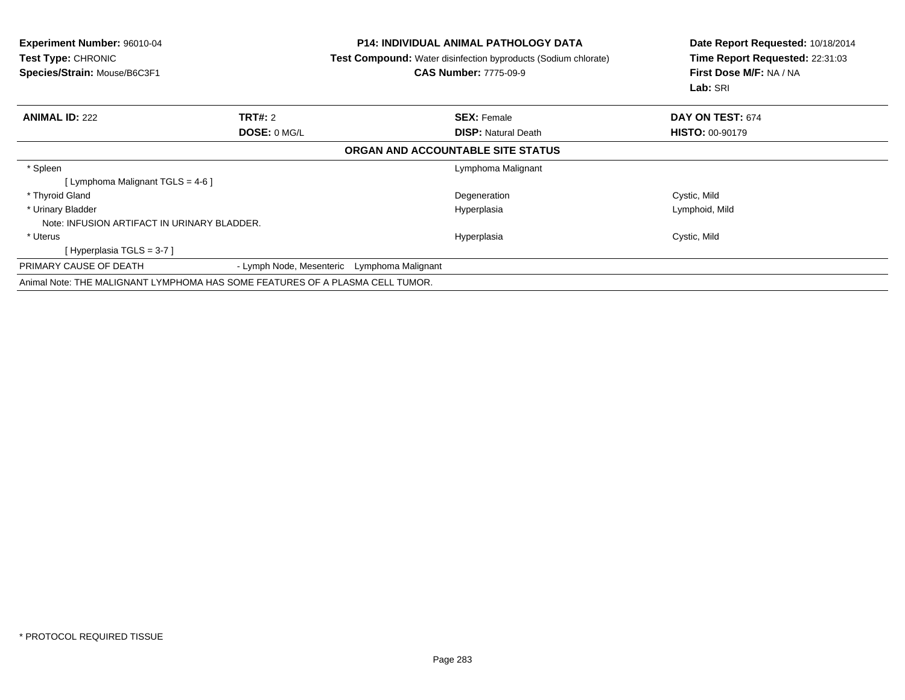**Experiment Number:** 96010-04
**Test Type:** CHRONIC
**Species/Strain:** Mouse/B6C3F1

**P14: INDIVIDUAL ANIMAL PATHOLOGY DATA**
**Test Compound:** Water disinfection byproducts (Sodium chlorate)
**CAS Number:** 7775-09-9

**Date Report Requested:** 10/18/2014
**Time Report Requested:** 22:31:03
**First Dose M/F:** NA / NA
**Lab:** SRI

| **ANIMAL ID:** 222 | **TRT#:** 2 | **SEX:** Female | **DAY ON TEST:** 674 |
|---|---|---|---|
| | **DOSE:** 0 MG/L | **DISP:** Natural Death | **HISTO:** 00-90179 |

**ORGAN AND ACCOUNTABLE SITE STATUS**

| Organ | | Finding | Qualifier |
|---|---|---|---|
| * Spleen | | Lymphoma Malignant | |
| [ Lymphoma Malignant TGLS = 4-6 ] | | | |
| * Thyroid Gland | | Degeneration | Cystic, Mild |
| * Urinary Bladder | | Hyperplasia | Lymphoid, Mild |
| Note: INFUSION ARTIFACT IN URINARY BLADDER. | | | |
| * Uterus | | Hyperplasia | Cystic, Mild |
| [ Hyperplasia TGLS = 3-7 ] | | | |
| PRIMARY CAUSE OF DEATH | - Lymph Node, Mesenteric | Lymphoma Malignant | |

Animal Note: THE MALIGNANT LYMPHOMA HAS SOME FEATURES OF A PLASMA CELL TUMOR.

* PROTOCOL REQUIRED TISSUE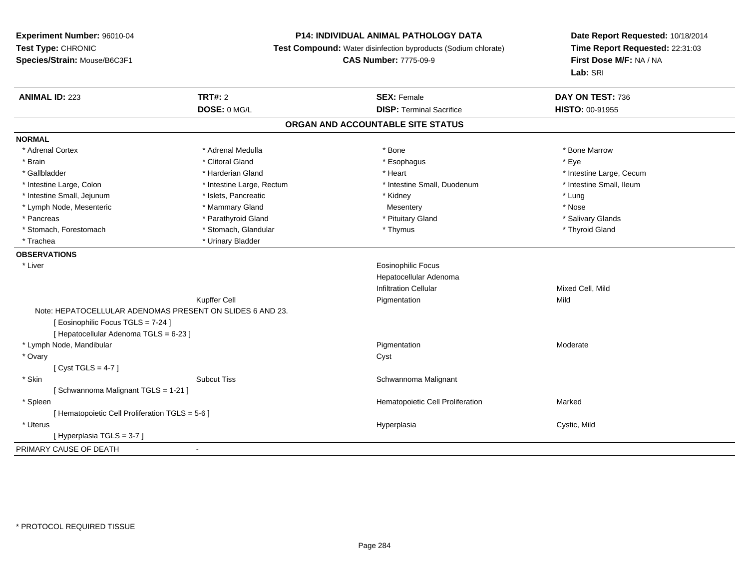**Experiment Number:** 96010-04
**Test Type:** CHRONIC
**Species/Strain:** Mouse/B6C3F1

**P14: INDIVIDUAL ANIMAL PATHOLOGY DATA**
**Test Compound:** Water disinfection byproducts (Sodium chlorate)
**CAS Number:** 7775-09-9

**Date Report Requested:** 10/18/2014
**Time Report Requested:** 22:31:03
**First Dose M/F:** NA / NA
**Lab:** SRI

| **ANIMAL ID:** 223 | **TRT#:** 2 | **SEX:** Female | **DAY ON TEST:** 736 |
|---|---|---|---|
| | **DOSE:** 0 MG/L | **DISP:** Terminal Sacrifice | **HISTO:** 00-91955 |

## ORGAN AND ACCOUNTABLE SITE STATUS

**NORMAL**

| | | | |
|---|---|---|---|
| * Adrenal Cortex | * Adrenal Medulla | * Bone | * Bone Marrow |
| * Brain | * Clitoral Gland | * Esophagus | * Eye |
| * Gallbladder | * Harderian Gland | * Heart | * Intestine Large, Cecum |
| * Intestine Large, Colon | * Intestine Large, Rectum | * Intestine Small, Duodenum | * Intestine Small, Ileum |
| * Intestine Small, Jejunum | * Islets, Pancreatic | * Kidney | * Lung |
| * Lymph Node, Mesenteric | * Mammary Gland | Mesentery | * Nose |
| * Pancreas | * Parathyroid Gland | * Pituitary Gland | * Salivary Glands |
| * Stomach, Forestomach | * Stomach, Glandular | * Thymus | * Thyroid Gland |
| * Trachea | * Urinary Bladder | | |

**OBSERVATIONS**

| | | | |
|---|---|---|---|
| * Liver | | Eosinophilic Focus | |
| | | Hepatocellular Adenoma | |
| | | Infiltration Cellular | Mixed Cell, Mild |
| | Kupffer Cell | Pigmentation | Mild |

Note: HEPATOCELLULAR ADENOMAS PRESENT ON SLIDES 6 AND 23.
[ Eosinophilic Focus TGLS = 7-24 ]
[ Hepatocellular Adenoma TGLS = 6-23 ]

| | | | |
|---|---|---|---|
| * Lymph Node, Mandibular | | Pigmentation | Moderate |
| * Ovary | | Cyst | |

[ Cyst TGLS = 4-7 ]

| | | | |
|---|---|---|---|
| * Skin | Subcut Tiss | Schwannoma Malignant | |

[ Schwannoma Malignant TGLS = 1-21 ]

| | | | |
|---|---|---|---|
| * Spleen | | Hematopoietic Cell Proliferation | Marked |

[ Hematopoietic Cell Proliferation TGLS = 5-6 ]

| | | | |
|---|---|---|---|
| * Uterus | | Hyperplasia | Cystic, Mild |

[ Hyperplasia TGLS = 3-7 ]

PRIMARY CAUSE OF DEATH -

\* PROTOCOL REQUIRED TISSUE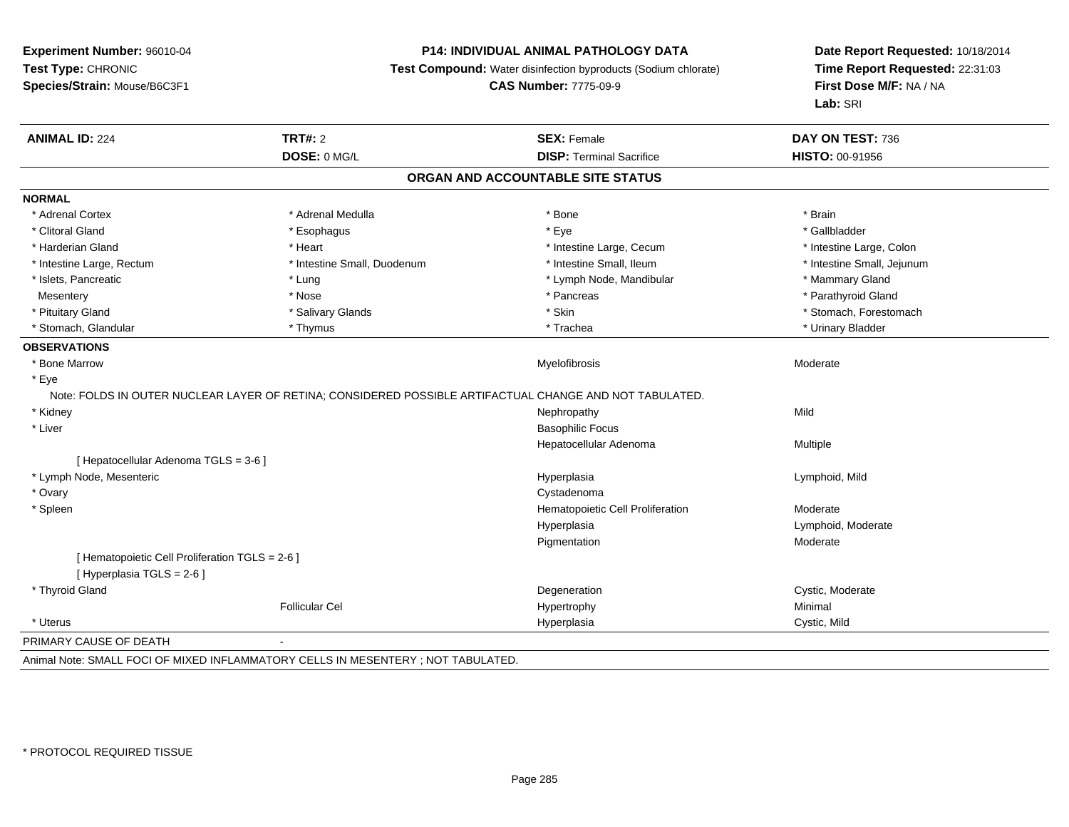**Experiment Number:** 96010-04
**Test Type:** CHRONIC
**Species/Strain:** Mouse/B6C3F1

**P14: INDIVIDUAL ANIMAL PATHOLOGY DATA**
**Test Compound:** Water disinfection byproducts (Sodium chlorate)
**CAS Number:** 7775-09-9

**Date Report Requested:** 10/18/2014
**Time Report Requested:** 22:31:03
**First Dose M/F:** NA / NA
**Lab:** SRI

| **ANIMAL ID:** 224 | **TRT#:** 2 | **SEX:** Female | **DAY ON TEST:** 736 |
|---|---|---|---|
| | **DOSE:** 0 MG/L | **DISP:** Terminal Sacrifice | **HISTO:** 00-91956 |

## ORGAN AND ACCOUNTABLE SITE STATUS

**NORMAL**

| | | | |
|---|---|---|---|
| * Adrenal Cortex | * Adrenal Medulla | * Bone | * Brain |
| * Clitoral Gland | * Esophagus | * Eye | * Gallbladder |
| * Harderian Gland | * Heart | * Intestine Large, Cecum | * Intestine Large, Colon |
| * Intestine Large, Rectum | * Intestine Small, Duodenum | * Intestine Small, Ileum | * Intestine Small, Jejunum |
| * Islets, Pancreatic | * Lung | * Lymph Node, Mandibular | * Mammary Gland |
| Mesentery | * Nose | * Pancreas | * Parathyroid Gland |
| * Pituitary Gland | * Salivary Glands | * Skin | * Stomach, Forestomach |
| * Stomach, Glandular | * Thymus | * Trachea | * Urinary Bladder |

**OBSERVATIONS**

| | | | |
|---|---|---|---|
| * Bone Marrow | | Myelofibrosis | Moderate |
| * Eye | | | |
| Note: FOLDS IN OUTER NUCLEAR LAYER OF RETINA; CONSIDERED POSSIBLE ARTIFACTUAL CHANGE AND NOT TABULATED. | | | |
| * Kidney | | Nephropathy | Mild |
| * Liver | | Basophilic Focus | |
| | | Hepatocellular Adenoma | Multiple |
| [ Hepatocellular Adenoma TGLS = 3-6 ] | | | |
| * Lymph Node, Mesenteric | | Hyperplasia | Lymphoid, Mild |
| * Ovary | | Cystadenoma | |
| * Spleen | | Hematopoietic Cell Proliferation | Moderate |
| | | Hyperplasia | Lymphoid, Moderate |
| | | Pigmentation | Moderate |
| [ Hematopoietic Cell Proliferation TGLS = 2-6 ] | | | |
| [ Hyperplasia TGLS = 2-6 ] | | | |
| * Thyroid Gland | | Degeneration | Cystic, Moderate |
| | Follicular Cel | Hypertrophy | Minimal |
| * Uterus | | Hyperplasia | Cystic, Mild |

PRIMARY CAUSE OF DEATH -

Animal Note: SMALL FOCI OF MIXED INFLAMMATORY CELLS IN MESENTERY ; NOT TABULATED.

* PROTOCOL REQUIRED TISSUE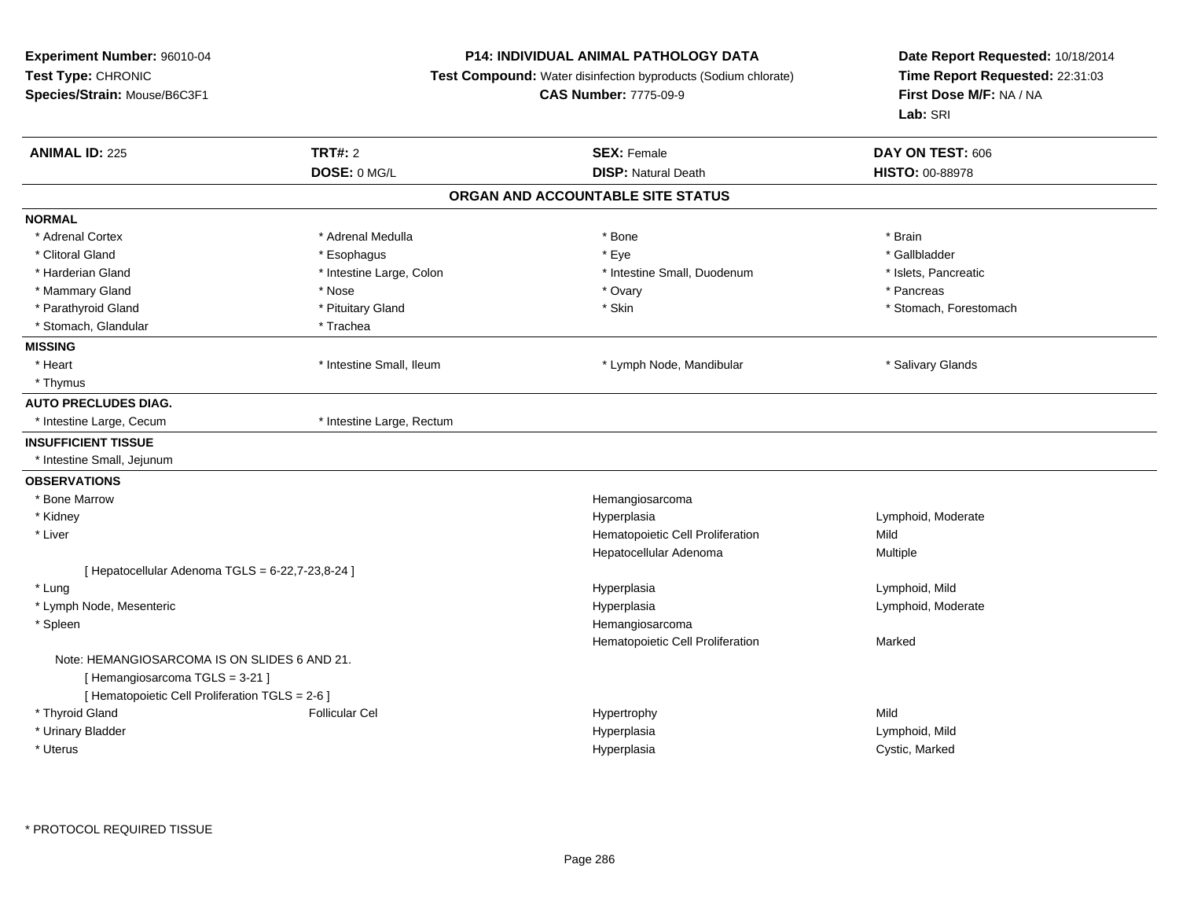**Experiment Number:** 96010-04
**Test Type:** CHRONIC
**Species/Strain:** Mouse/B6C3F1

**P14: INDIVIDUAL ANIMAL PATHOLOGY DATA**
**Test Compound:** Water disinfection byproducts (Sodium chlorate)
**CAS Number:** 7775-09-9

**Date Report Requested:** 10/18/2014
**Time Report Requested:** 22:31:03
**First Dose M/F:** NA / NA
**Lab:** SRI

| **ANIMAL ID:** 225 | **TRT#:** 2 | **SEX:** Female | **DAY ON TEST:** 606 |
|---|---|---|---|
| | **DOSE:** 0 MG/L | **DISP:** Natural Death | **HISTO:** 00-88978 |

## ORGAN AND ACCOUNTABLE SITE STATUS

**NORMAL**

| | | | |
|---|---|---|---|
| * Adrenal Cortex | * Adrenal Medulla | * Bone | * Brain |
| * Clitoral Gland | * Esophagus | * Eye | * Gallbladder |
| * Harderian Gland | * Intestine Large, Colon | * Intestine Small, Duodenum | * Islets, Pancreatic |
| * Mammary Gland | * Nose | * Ovary | * Pancreas |
| * Parathyroid Gland | * Pituitary Gland | * Skin | * Stomach, Forestomach |
| * Stomach, Glandular | * Trachea | | |

**MISSING**

| | | | |
|---|---|---|---|
| * Heart | * Intestine Small, Ileum | * Lymph Node, Mandibular | * Salivary Glands |
| * Thymus | | | |

**AUTO PRECLUDES DIAG.**

| | |
|---|---|
| * Intestine Large, Cecum | * Intestine Large, Rectum |

**INSUFFICIENT TISSUE**

* Intestine Small, Jejunum

**OBSERVATIONS**

| | | | |
|---|---|---|---|
| * Bone Marrow | | Hemangiosarcoma | |
| * Kidney | | Hyperplasia | Lymphoid, Moderate |
| * Liver | | Hematopoietic Cell Proliferation | Mild |
| | | Hepatocellular Adenoma | Multiple |
| [ Hepatocellular Adenoma TGLS = 6-22,7-23,8-24 ] | | | |
| * Lung | | Hyperplasia | Lymphoid, Mild |
| * Lymph Node, Mesenteric | | Hyperplasia | Lymphoid, Moderate |
| * Spleen | | Hemangiosarcoma | |
| | | Hematopoietic Cell Proliferation | Marked |
| Note: HEMANGIOSARCOMA IS ON SLIDES 6 AND 21. | | | |
| [ Hemangiosarcoma TGLS = 3-21 ] | | | |
| [ Hematopoietic Cell Proliferation TGLS = 2-6 ] | | | |
| * Thyroid Gland | Follicular Cel | Hypertrophy | Mild |
| * Urinary Bladder | | Hyperplasia | Lymphoid, Mild |
| * Uterus | | Hyperplasia | Cystic, Marked |

* PROTOCOL REQUIRED TISSUE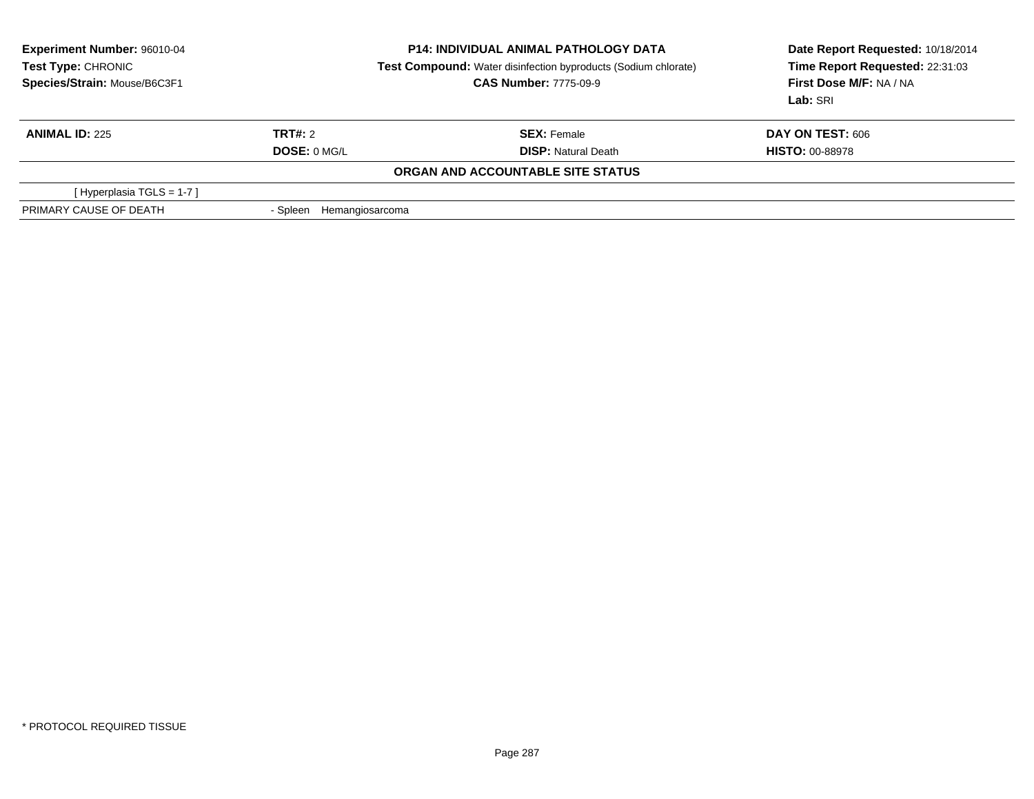**Experiment Number:** 96010-04
**Test Type:** CHRONIC
**Species/Strain:** Mouse/B6C3F1

**P14: INDIVIDUAL ANIMAL PATHOLOGY DATA**
**Test Compound:** Water disinfection byproducts (Sodium chlorate)
**CAS Number:** 7775-09-9

**Date Report Requested:** 10/18/2014
**Time Report Requested:** 22:31:03
**First Dose M/F:** NA / NA
**Lab:** SRI

| **ANIMAL ID:** 225 | **TRT#:** 2 | **SEX:** Female | **DAY ON TEST:** 606 |
|---|---|---|---|
| | **DOSE:** 0 MG/L | **DISP:** Natural Death | **HISTO:** 00-88978 |

**ORGAN AND ACCOUNTABLE SITE STATUS**

[ Hyperplasia TGLS = 1-7 ]

| PRIMARY CAUSE OF DEATH | - Spleen Hemangiosarcoma |
|---|---|

* PROTOCOL REQUIRED TISSUE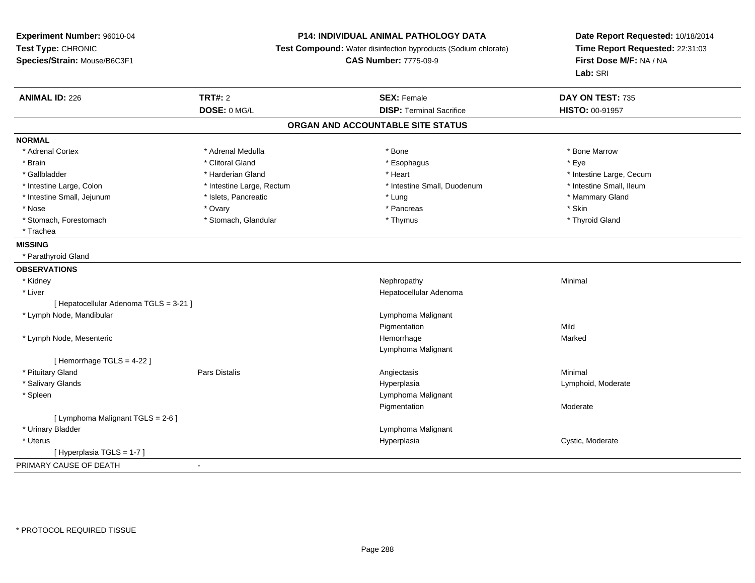**Experiment Number:** 96010-04
**Test Type:** CHRONIC
**Species/Strain:** Mouse/B6C3F1

**P14: INDIVIDUAL ANIMAL PATHOLOGY DATA**
**Test Compound:** Water disinfection byproducts (Sodium chlorate)
**CAS Number:** 7775-09-9

**Date Report Requested:** 10/18/2014
**Time Report Requested:** 22:31:03
**First Dose M/F:** NA / NA
**Lab:** SRI

| **ANIMAL ID:** 226 | **TRT#:** 2 | **SEX:** Female | **DAY ON TEST:** 735 |
|---|---|---|---|
| | **DOSE:** 0 MG/L | **DISP:** Terminal Sacrifice | **HISTO:** 00-91957 |

## ORGAN AND ACCOUNTABLE SITE STATUS

**NORMAL**

| | | | |
|---|---|---|---|
| * Adrenal Cortex | * Adrenal Medulla | * Bone | * Bone Marrow |
| * Brain | * Clitoral Gland | * Esophagus | * Eye |
| * Gallbladder | * Harderian Gland | * Heart | * Intestine Large, Cecum |
| * Intestine Large, Colon | * Intestine Large, Rectum | * Intestine Small, Duodenum | * Intestine Small, Ileum |
| * Intestine Small, Jejunum | * Islets, Pancreatic | * Lung | * Mammary Gland |
| * Nose | * Ovary | * Pancreas | * Skin |
| * Stomach, Forestomach | * Stomach, Glandular | * Thymus | * Thyroid Gland |
| * Trachea | | | |

**MISSING**

* Parathyroid Gland

**OBSERVATIONS**

| | | | |
|---|---|---|---|
| * Kidney | | Nephropathy | Minimal |
| * Liver | | Hepatocellular Adenoma | |
| [ Hepatocellular Adenoma TGLS = 3-21 ] | | | |
| * Lymph Node, Mandibular | | Lymphoma Malignant | |
| | | Pigmentation | Mild |
| * Lymph Node, Mesenteric | | Hemorrhage | Marked |
| | | Lymphoma Malignant | |
| [ Hemorrhage TGLS = 4-22 ] | | | |
| * Pituitary Gland | Pars Distalis | Angiectasis | Minimal |
| * Salivary Glands | | Hyperplasia | Lymphoid, Moderate |
| * Spleen | | Lymphoma Malignant | |
| | | Pigmentation | Moderate |
| [ Lymphoma Malignant TGLS = 2-6 ] | | | |
| * Urinary Bladder | | Lymphoma Malignant | |
| * Uterus | | Hyperplasia | Cystic, Moderate |
| [ Hyperplasia TGLS = 1-7 ] | | | |

PRIMARY CAUSE OF DEATH -

* PROTOCOL REQUIRED TISSUE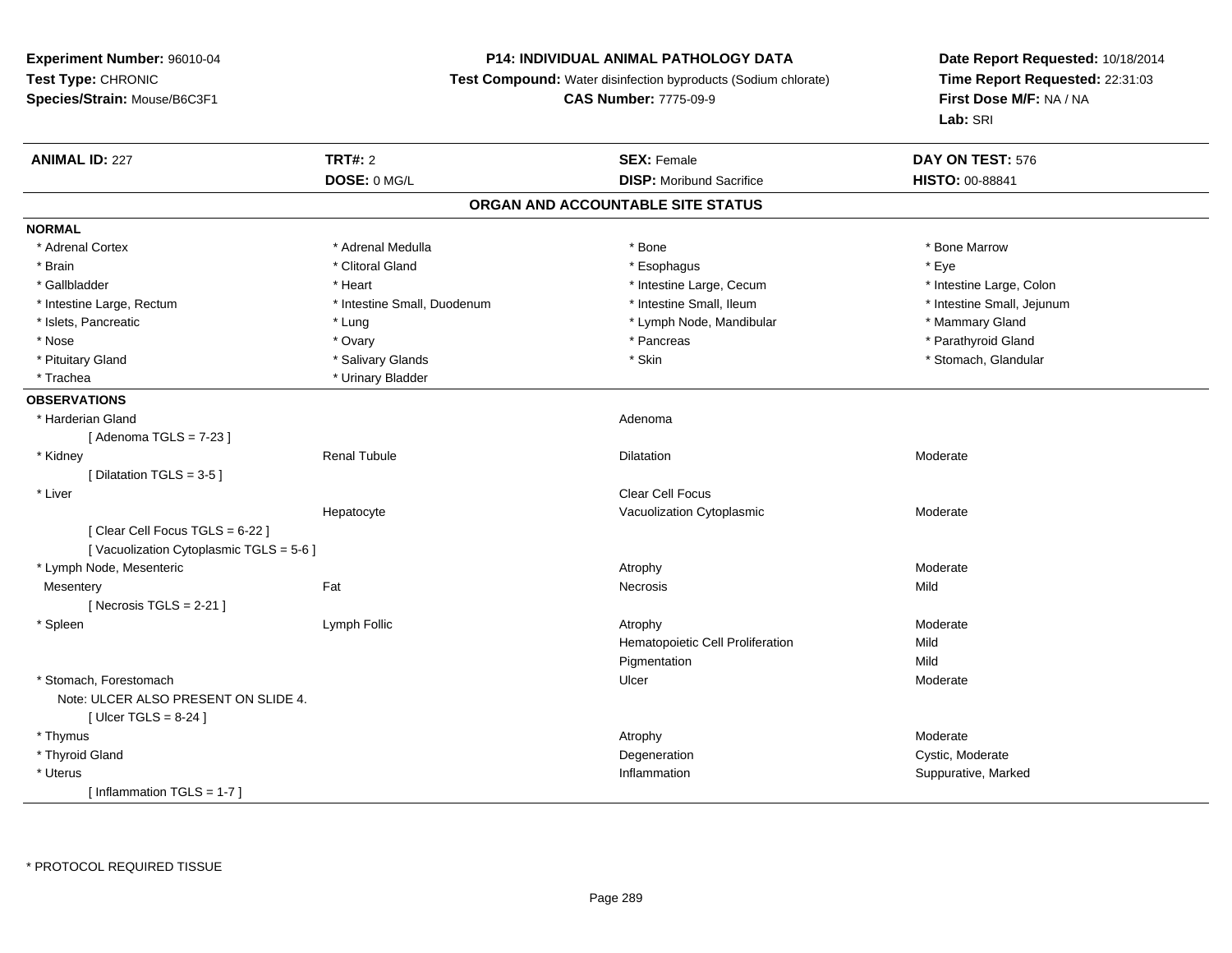**Experiment Number:** 96010-04
**Test Type:** CHRONIC
**Species/Strain:** Mouse/B6C3F1

**P14: INDIVIDUAL ANIMAL PATHOLOGY DATA**
**Test Compound:** Water disinfection byproducts (Sodium chlorate)
**CAS Number:** 7775-09-9

**Date Report Requested:** 10/18/2014
**Time Report Requested:** 22:31:03
**First Dose M/F:** NA / NA
**Lab:** SRI

| **ANIMAL ID:** 227 | **TRT#:** 2 | **SEX:** Female | **DAY ON TEST:** 576 |
|---|---|---|---|
| | **DOSE:** 0 MG/L | **DISP:** Moribund Sacrifice | **HISTO:** 00-88841 |

## ORGAN AND ACCOUNTABLE SITE STATUS

**NORMAL**

| | | | |
|---|---|---|---|
| * Adrenal Cortex | * Adrenal Medulla | * Bone | * Bone Marrow |
| * Brain | * Clitoral Gland | * Esophagus | * Eye |
| * Gallbladder | * Heart | * Intestine Large, Cecum | * Intestine Large, Colon |
| * Intestine Large, Rectum | * Intestine Small, Duodenum | * Intestine Small, Ileum | * Intestine Small, Jejunum |
| * Islets, Pancreatic | * Lung | * Lymph Node, Mandibular | * Mammary Gland |
| * Nose | * Ovary | * Pancreas | * Parathyroid Gland |
| * Pituitary Gland | * Salivary Glands | * Skin | * Stomach, Glandular |
| * Trachea | * Urinary Bladder | | |

**OBSERVATIONS**

| | | | |
|---|---|---|---|
| * Harderian Gland | | Adenoma | |
| [ Adenoma TGLS = 7-23 ] | | | |
| * Kidney | Renal Tubule | Dilatation | Moderate |
| [ Dilatation TGLS = 3-5 ] | | | |
| * Liver | | Clear Cell Focus | |
| | Hepatocyte | Vacuolization Cytoplasmic | Moderate |
| [ Clear Cell Focus TGLS = 6-22 ] | | | |
| [ Vacuolization Cytoplasmic TGLS = 5-6 ] | | | |
| * Lymph Node, Mesenteric | | Atrophy | Moderate |
| Mesentery | Fat | Necrosis | Mild |
| [ Necrosis TGLS = 2-21 ] | | | |
| * Spleen | Lymph Follic | Atrophy | Moderate |
| | | Hematopoietic Cell Proliferation | Mild |
| | | Pigmentation | Mild |
| * Stomach, Forestomach | | Ulcer | Moderate |
| Note: ULCER ALSO PRESENT ON SLIDE 4. | | | |
| [ Ulcer TGLS = 8-24 ] | | | |
| * Thymus | | Atrophy | Moderate |
| * Thyroid Gland | | Degeneration | Cystic, Moderate |
| * Uterus | | Inflammation | Suppurative, Marked |
| [ Inflammation TGLS = 1-7 ] | | | |

\* PROTOCOL REQUIRED TISSUE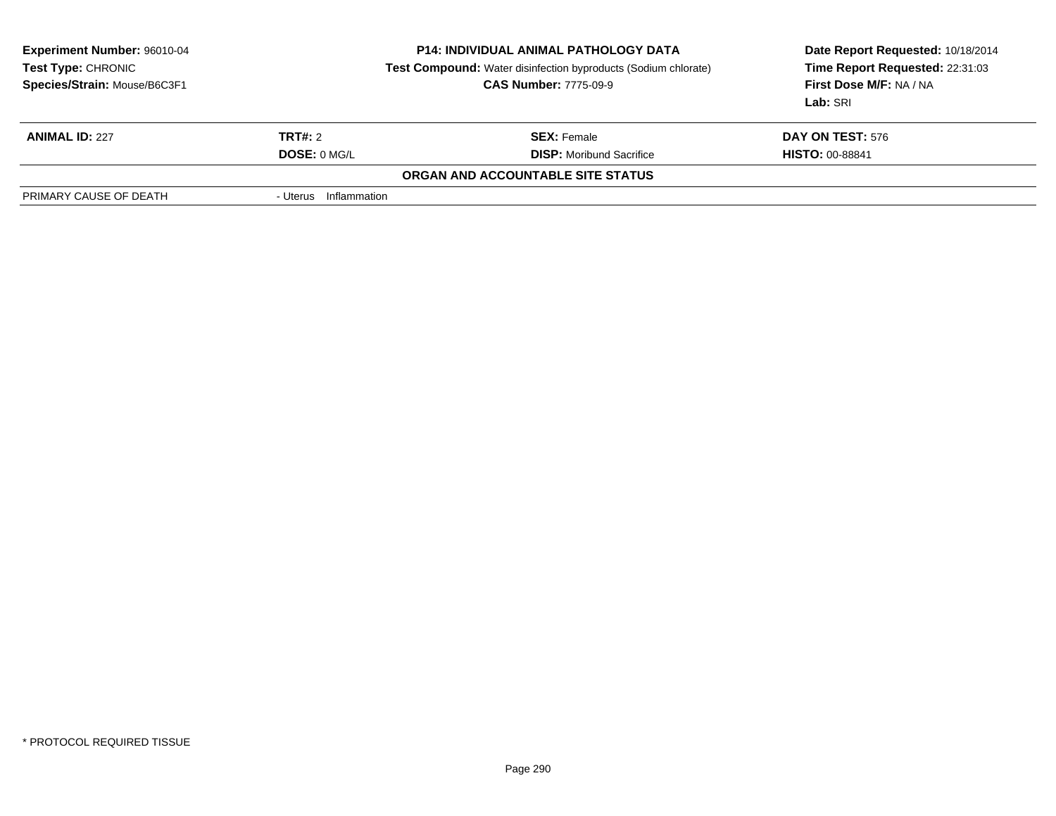**Experiment Number:** 96010-04
**Test Type:** CHRONIC
**Species/Strain:** Mouse/B6C3F1

**P14: INDIVIDUAL ANIMAL PATHOLOGY DATA**
**Test Compound:** Water disinfection byproducts (Sodium chlorate)
**CAS Number:** 7775-09-9

**Date Report Requested:** 10/18/2014
**Time Report Requested:** 22:31:03
**First Dose M/F:** NA / NA
**Lab:** SRI

| **ANIMAL ID:** 227 | **TRT#:** 2 | **SEX:** Female | **DAY ON TEST:** 576 |
|---|---|---|---|
| | **DOSE:** 0 MG/L | **DISP:** Moribund Sacrifice | **HISTO:** 00-88841 |

**ORGAN AND ACCOUNTABLE SITE STATUS**

| PRIMARY CAUSE OF DEATH | - Uterus Inflammation |
|---|---|

* PROTOCOL REQUIRED TISSUE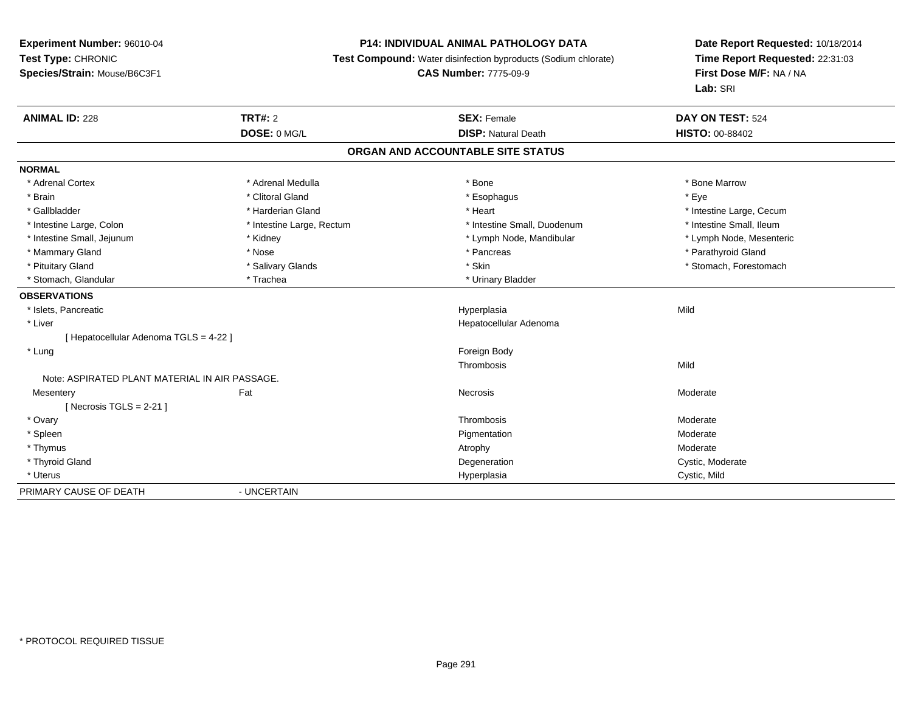**Experiment Number:** 96010-04
**Test Type:** CHRONIC
**Species/Strain:** Mouse/B6C3F1

**P14: INDIVIDUAL ANIMAL PATHOLOGY DATA**
**Test Compound:** Water disinfection byproducts (Sodium chlorate)
**CAS Number:** 7775-09-9

**Date Report Requested:** 10/18/2014
**Time Report Requested:** 22:31:03
**First Dose M/F:** NA / NA
**Lab:** SRI

| **ANIMAL ID:** 228 | **TRT#:** 2 | **SEX:** Female | **DAY ON TEST:** 524 |
|---|---|---|---|
| | **DOSE:** 0 MG/L | **DISP:** Natural Death | **HISTO:** 00-88402 |

## ORGAN AND ACCOUNTABLE SITE STATUS

**NORMAL**

| | | | |
|---|---|---|---|
| * Adrenal Cortex | * Adrenal Medulla | * Bone | * Bone Marrow |
| * Brain | * Clitoral Gland | * Esophagus | * Eye |
| * Gallbladder | * Harderian Gland | * Heart | * Intestine Large, Cecum |
| * Intestine Large, Colon | * Intestine Large, Rectum | * Intestine Small, Duodenum | * Intestine Small, Ileum |
| * Intestine Small, Jejunum | * Kidney | * Lymph Node, Mandibular | * Lymph Node, Mesenteric |
| * Mammary Gland | * Nose | * Pancreas | * Parathyroid Gland |
| * Pituitary Gland | * Salivary Glands | * Skin | * Stomach, Forestomach |
| * Stomach, Glandular | * Trachea | * Urinary Bladder | |

**OBSERVATIONS**

| | | | |
|---|---|---|---|
| * Islets, Pancreatic | | Hyperplasia | Mild |
| * Liver | | Hepatocellular Adenoma | |
| [ Hepatocellular Adenoma TGLS = 4-22 ] | | | |
| * Lung | | Foreign Body | |
| | | Thrombosis | Mild |
| Note: ASPIRATED PLANT MATERIAL IN AIR PASSAGE. | | | |
| Mesentery | Fat | Necrosis | Moderate |
| [ Necrosis TGLS = 2-21 ] | | | |
| * Ovary | | Thrombosis | Moderate |
| * Spleen | | Pigmentation | Moderate |
| * Thymus | | Atrophy | Moderate |
| * Thyroid Gland | | Degeneration | Cystic, Moderate |
| * Uterus | | Hyperplasia | Cystic, Mild |

PRIMARY CAUSE OF DEATH - UNCERTAIN

* PROTOCOL REQUIRED TISSUE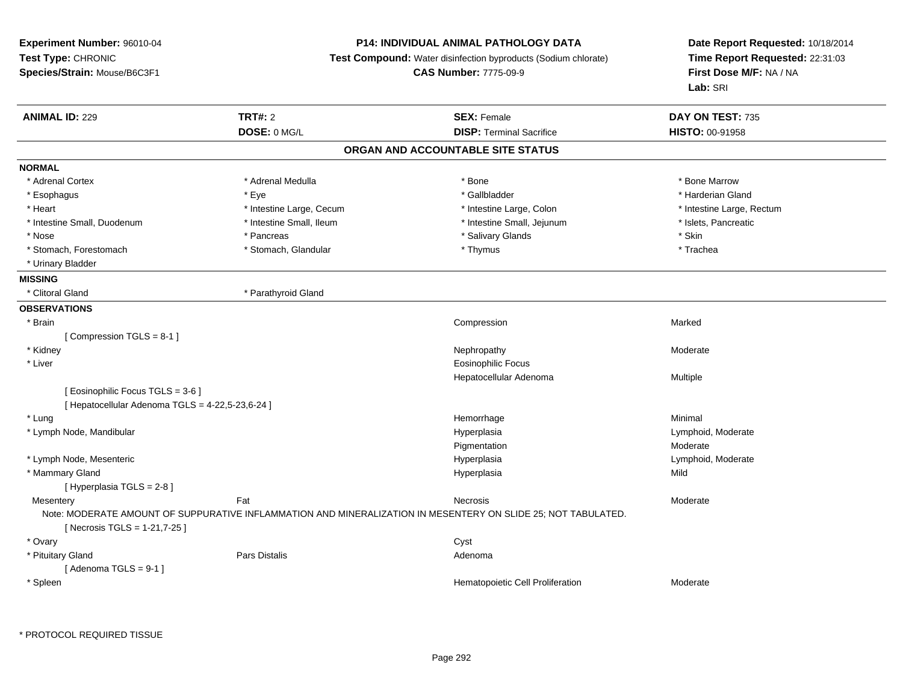**Experiment Number:** 96010-04
**Test Type:** CHRONIC
**Species/Strain:** Mouse/B6C3F1

**P14: INDIVIDUAL ANIMAL PATHOLOGY DATA**
**Test Compound:** Water disinfection byproducts (Sodium chlorate)
**CAS Number:** 7775-09-9

**Date Report Requested:** 10/18/2014
**Time Report Requested:** 22:31:03
**First Dose M/F:** NA / NA
**Lab:** SRI

| **ANIMAL ID:** 229 | **TRT#:** 2 | **SEX:** Female | **DAY ON TEST:** 735 |
|---|---|---|---|
| | **DOSE:** 0 MG/L | **DISP:** Terminal Sacrifice | **HISTO:** 00-91958 |

## ORGAN AND ACCOUNTABLE SITE STATUS

**NORMAL**

| | | | |
|---|---|---|---|
| * Adrenal Cortex | * Adrenal Medulla | * Bone | * Bone Marrow |
| * Esophagus | * Eye | * Gallbladder | * Harderian Gland |
| * Heart | * Intestine Large, Cecum | * Intestine Large, Colon | * Intestine Large, Rectum |
| * Intestine Small, Duodenum | * Intestine Small, Ileum | * Intestine Small, Jejunum | * Islets, Pancreatic |
| * Nose | * Pancreas | * Salivary Glands | * Skin |
| * Stomach, Forestomach | * Stomach, Glandular | * Thymus | * Trachea |
| * Urinary Bladder | | | |

**MISSING**

| | |
|---|---|
| * Clitoral Gland | * Parathyroid Gland |

**OBSERVATIONS**

| Organ | Site | Observation | Severity |
|---|---|---|---|
| * Brain | | Compression | Marked |
| [ Compression TGLS = 8-1 ] | | | |
| * Kidney | | Nephropathy | Moderate |
| * Liver | | Eosinophilic Focus | |
| | | Hepatocellular Adenoma | Multiple |
| [ Eosinophilic Focus TGLS = 3-6 ] | | | |
| [ Hepatocellular Adenoma TGLS = 4-22,5-23,6-24 ] | | | |
| * Lung | | Hemorrhage | Minimal |
| * Lymph Node, Mandibular | | Hyperplasia | Lymphoid, Moderate |
| | | Pigmentation | Moderate |
| * Lymph Node, Mesenteric | | Hyperplasia | Lymphoid, Moderate |
| * Mammary Gland | | Hyperplasia | Mild |
| [ Hyperplasia TGLS = 2-8 ] | | | |
| Mesentery | Fat | Necrosis | Moderate |
| Note: MODERATE AMOUNT OF SUPPURATIVE INFLAMMATION AND MINERALIZATION IN MESENTERY ON SLIDE 25; NOT TABULATED. | | | |
| [ Necrosis TGLS = 1-21,7-25 ] | | | |
| * Ovary | | Cyst | |
| * Pituitary Gland | Pars Distalis | Adenoma | |
| [ Adenoma TGLS = 9-1 ] | | | |
| * Spleen | | Hematopoietic Cell Proliferation | Moderate |

\* PROTOCOL REQUIRED TISSUE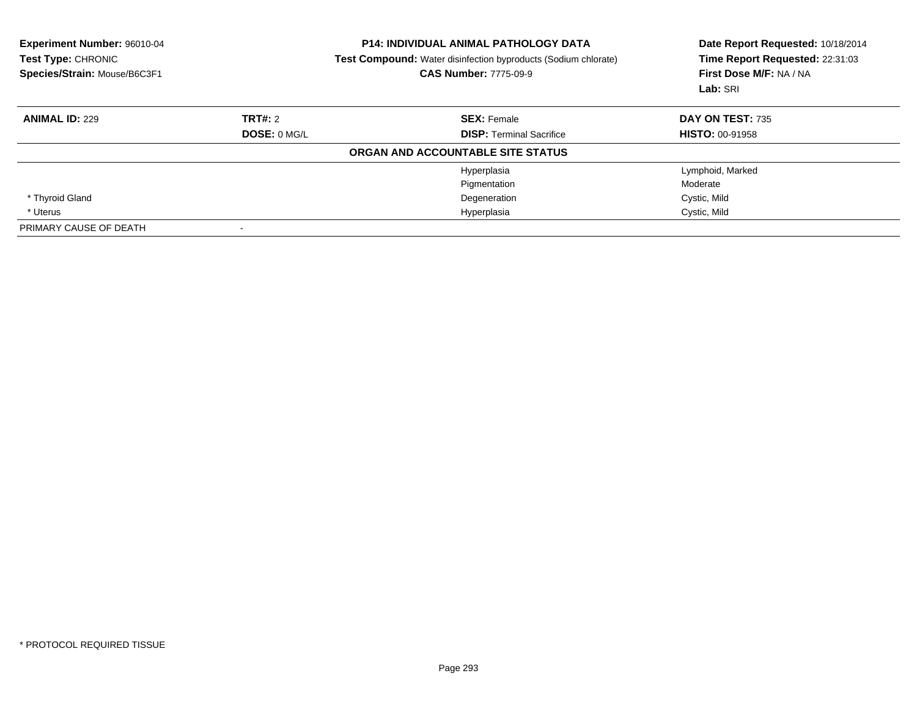**Experiment Number:** 96010-04
**Test Type:** CHRONIC
**Species/Strain:** Mouse/B6C3F1

**P14: INDIVIDUAL ANIMAL PATHOLOGY DATA**
**Test Compound:** Water disinfection byproducts (Sodium chlorate)
**CAS Number:** 7775-09-9

**Date Report Requested:** 10/18/2014
**Time Report Requested:** 22:31:03
**First Dose M/F:** NA / NA
**Lab:** SRI

| **ANIMAL ID:** 229 | **TRT#:** 2 | **SEX:** Female | **DAY ON TEST:** 735 |
|---|---|---|---|
| | **DOSE:** 0 MG/L | **DISP:** Terminal Sacrifice | **HISTO:** 00-91958 |
| | | **ORGAN AND ACCOUNTABLE SITE STATUS** | |
| | | Hyperplasia | Lymphoid, Marked |
| | | Pigmentation | Moderate |
| * Thyroid Gland | | Degeneration | Cystic, Mild |
| * Uterus | | Hyperplasia | Cystic, Mild |
| PRIMARY CAUSE OF DEATH | - | | |

* PROTOCOL REQUIRED TISSUE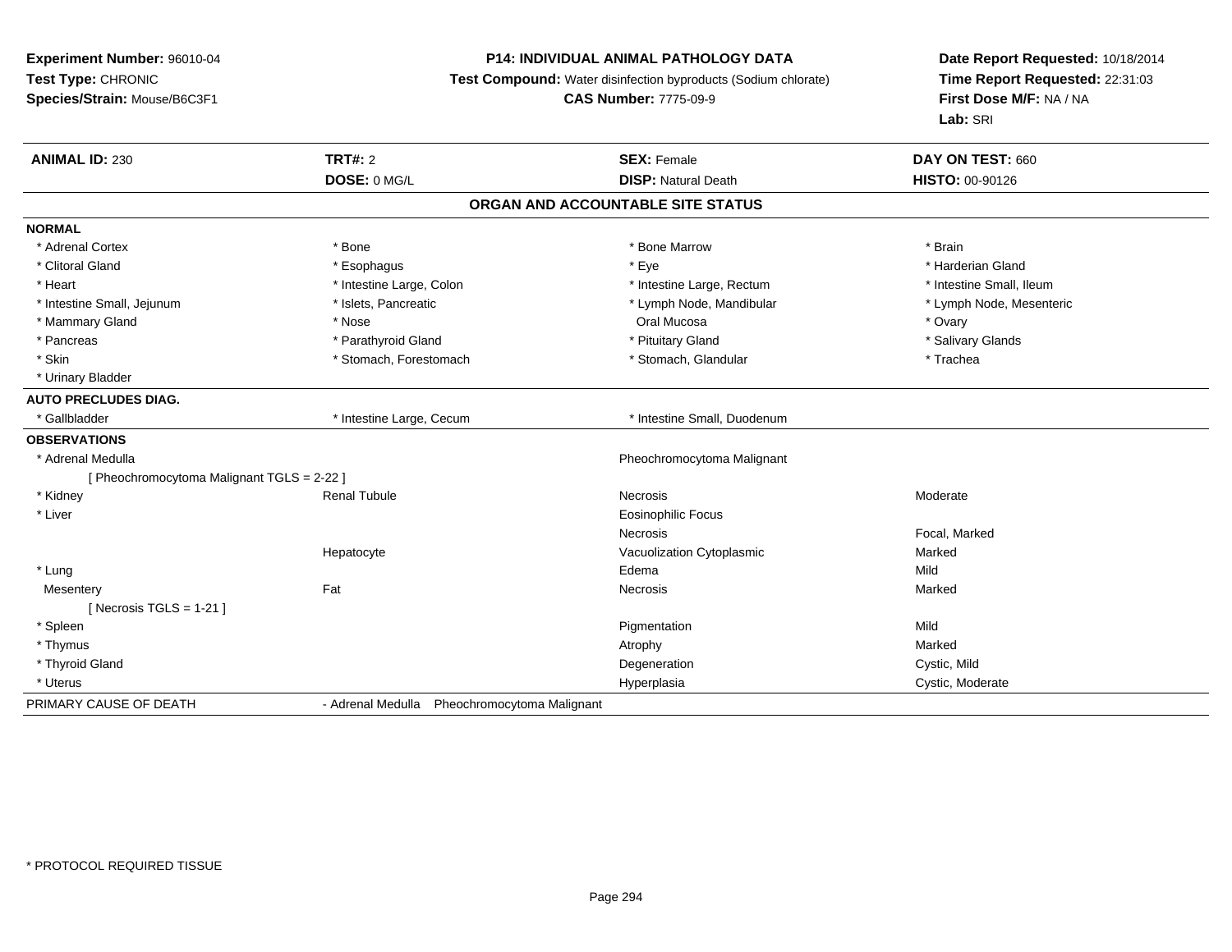**Experiment Number:** 96010-04
**Test Type:** CHRONIC
**Species/Strain:** Mouse/B6C3F1

**P14: INDIVIDUAL ANIMAL PATHOLOGY DATA**
**Test Compound:** Water disinfection byproducts (Sodium chlorate)
**CAS Number:** 7775-09-9

**Date Report Requested:** 10/18/2014
**Time Report Requested:** 22:31:03
**First Dose M/F:** NA / NA
**Lab:** SRI

| **ANIMAL ID:** 230 | **TRT#:** 2 | **SEX:** Female | **DAY ON TEST:** 660 |
|---|---|---|---|
| | **DOSE:** 0 MG/L | **DISP:** Natural Death | **HISTO:** 00-90126 |

## ORGAN AND ACCOUNTABLE SITE STATUS

| | | | |
|---|---|---|---|
| **NORMAL** | | | |
| * Adrenal Cortex | * Bone | * Bone Marrow | * Brain |
| * Clitoral Gland | * Esophagus | * Eye | * Harderian Gland |
| * Heart | * Intestine Large, Colon | * Intestine Large, Rectum | * Intestine Small, Ileum |
| * Intestine Small, Jejunum | * Islets, Pancreatic | * Lymph Node, Mandibular | * Lymph Node, Mesenteric |
| * Mammary Gland | * Nose | Oral Mucosa | * Ovary |
| * Pancreas | * Parathyroid Gland | * Pituitary Gland | * Salivary Glands |
| * Skin | * Stomach, Forestomach | * Stomach, Glandular | * Trachea |
| * Urinary Bladder | | | |
| **AUTO PRECLUDES DIAG.** | | | |
| * Gallbladder | * Intestine Large, Cecum | * Intestine Small, Duodenum | |
| **OBSERVATIONS** | | | |
| * Adrenal Medulla | | Pheochromocytoma Malignant | |
| [ Pheochromocytoma Malignant TGLS = 2-22 ] | | | |
| * Kidney | Renal Tubule | Necrosis | Moderate |
| * Liver | | Eosinophilic Focus | |
| | | Necrosis | Focal, Marked |
| | Hepatocyte | Vacuolization Cytoplasmic | Marked |
| * Lung | | Edema | Mild |
| Mesentery | Fat | Necrosis | Marked |
| [ Necrosis TGLS = 1-21 ] | | | |
| * Spleen | | Pigmentation | Mild |
| * Thymus | | Atrophy | Marked |
| * Thyroid Gland | | Degeneration | Cystic, Mild |
| * Uterus | | Hyperplasia | Cystic, Moderate |
| PRIMARY CAUSE OF DEATH | - Adrenal Medulla Pheochromocytoma Malignant | | |

* PROTOCOL REQUIRED TISSUE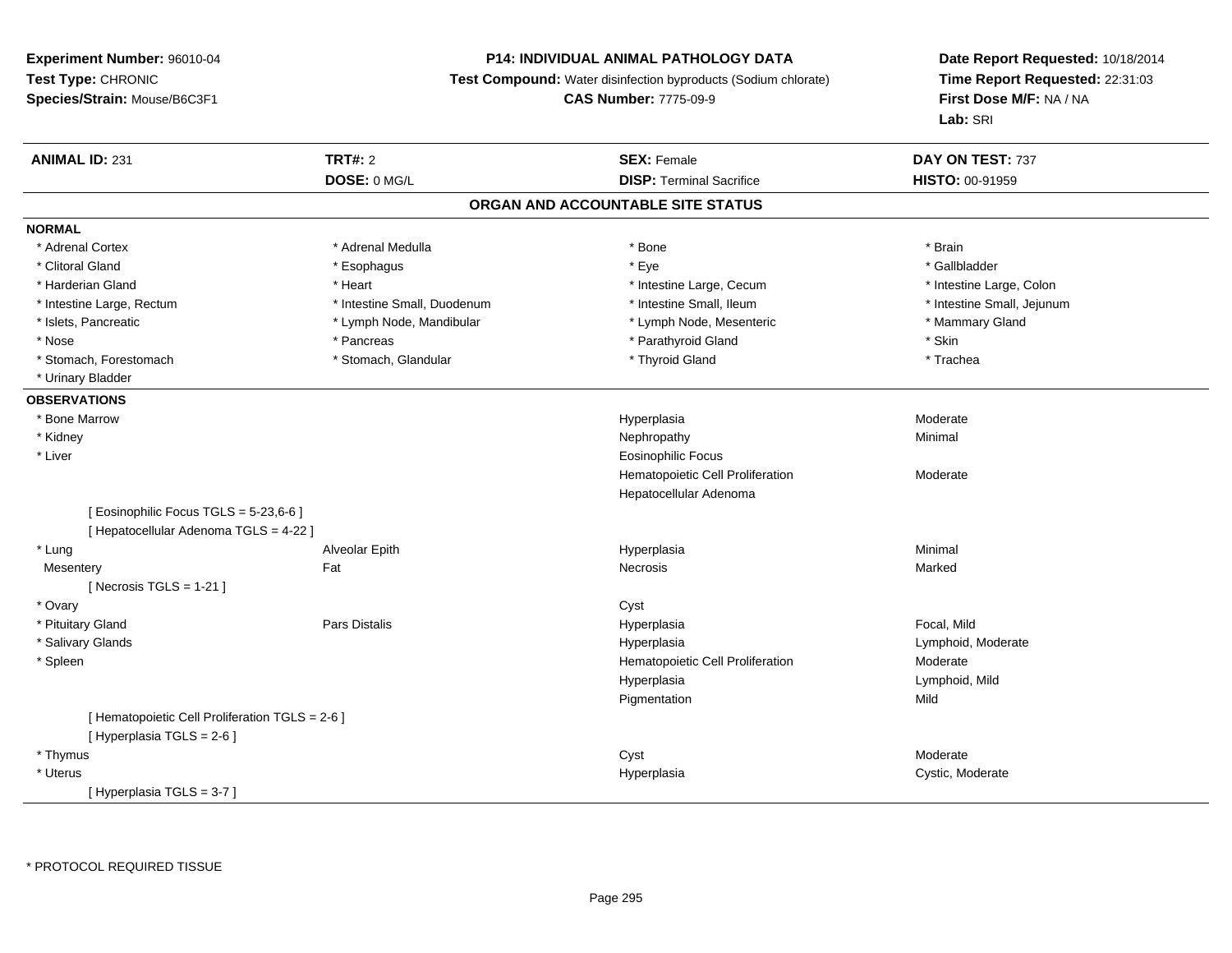**Experiment Number:** 96010-04
**Test Type:** CHRONIC
**Species/Strain:** Mouse/B6C3F1

**P14: INDIVIDUAL ANIMAL PATHOLOGY DATA**
**Test Compound:** Water disinfection byproducts (Sodium chlorate)
**CAS Number:** 7775-09-9

**Date Report Requested:** 10/18/2014
**Time Report Requested:** 22:31:03
**First Dose M/F:** NA / NA
**Lab:** SRI

| **ANIMAL ID:** 231 | **TRT#:** 2 | **SEX:** Female | **DAY ON TEST:** 737 |
|---|---|---|---|
| | **DOSE:** 0 MG/L | **DISP:** Terminal Sacrifice | **HISTO:** 00-91959 |

## ORGAN AND ACCOUNTABLE SITE STATUS

### NORMAL

| | | | |
|---|---|---|---|
| * Adrenal Cortex | * Adrenal Medulla | * Bone | * Brain |
| * Clitoral Gland | * Esophagus | * Eye | * Gallbladder |
| * Harderian Gland | * Heart | * Intestine Large, Cecum | * Intestine Large, Colon |
| * Intestine Large, Rectum | * Intestine Small, Duodenum | * Intestine Small, Ileum | * Intestine Small, Jejunum |
| * Islets, Pancreatic | * Lymph Node, Mandibular | * Lymph Node, Mesenteric | * Mammary Gland |
| * Nose | * Pancreas | * Parathyroid Gland | * Skin |
| * Stomach, Forestomach | * Stomach, Glandular | * Thyroid Gland | * Trachea |
| * Urinary Bladder | | | |

### OBSERVATIONS

| | | | |
|---|---|---|---|
| * Bone Marrow | | Hyperplasia | Moderate |
| * Kidney | | Nephropathy | Minimal |
| * Liver | | Eosinophilic Focus | |
| | | Hematopoietic Cell Proliferation | Moderate |
| | | Hepatocellular Adenoma | |
| [ Eosinophilic Focus TGLS = 5-23,6-6 ] | | | |
| [ Hepatocellular Adenoma TGLS = 4-22 ] | | | |
| * Lung | Alveolar Epith | Hyperplasia | Minimal |
| Mesentery | Fat | Necrosis | Marked |
| [ Necrosis TGLS = 1-21 ] | | | |
| * Ovary | | Cyst | |
| * Pituitary Gland | Pars Distalis | Hyperplasia | Focal, Mild |
| * Salivary Glands | | Hyperplasia | Lymphoid, Moderate |
| * Spleen | | Hematopoietic Cell Proliferation | Moderate |
| | | Hyperplasia | Lymphoid, Mild |
| | | Pigmentation | Mild |
| [ Hematopoietic Cell Proliferation TGLS = 2-6 ] | | | |
| [ Hyperplasia TGLS = 2-6 ] | | | |
| * Thymus | | Cyst | Moderate |
| * Uterus | | Hyperplasia | Cystic, Moderate |
| [ Hyperplasia TGLS = 3-7 ] | | | |

* PROTOCOL REQUIRED TISSUE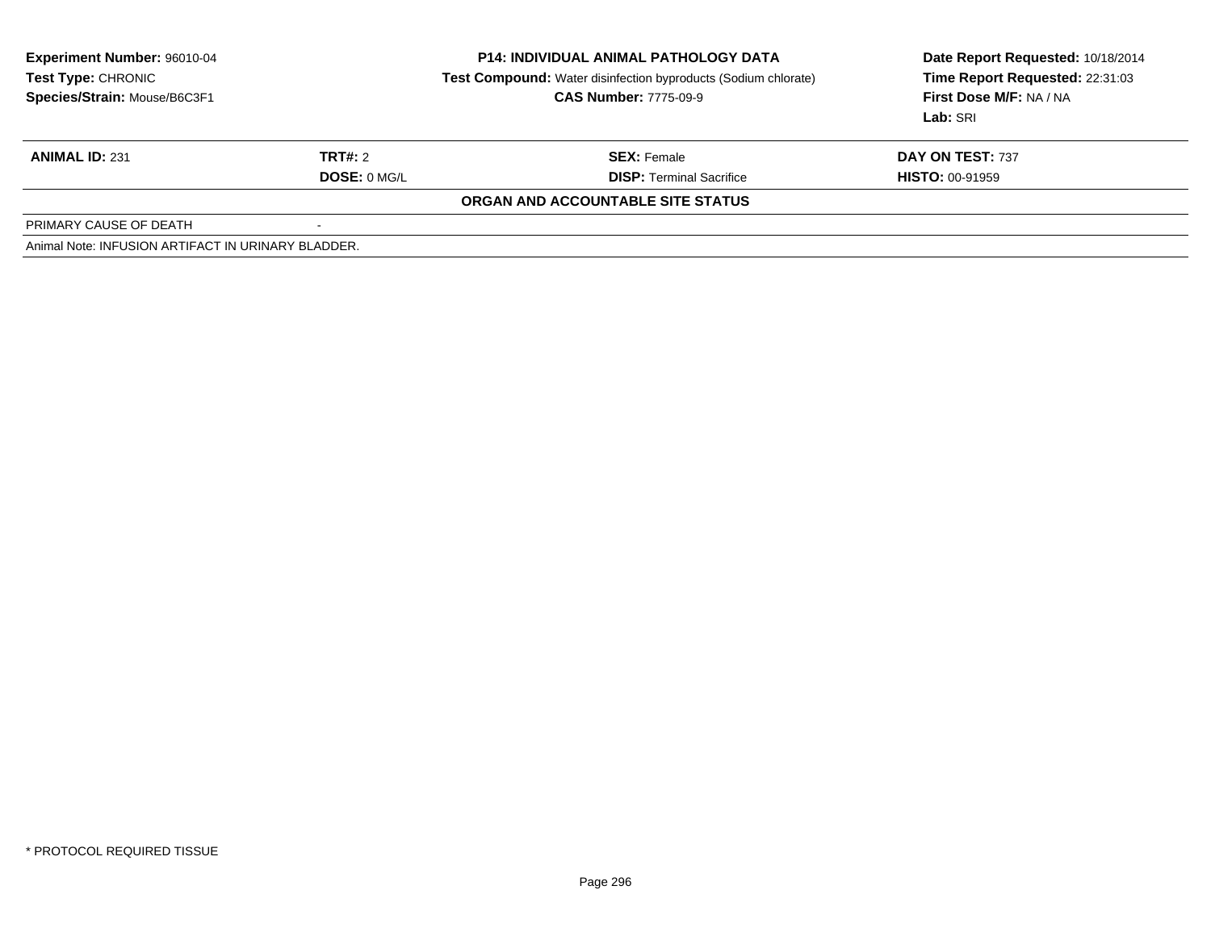**Experiment Number:** 96010-04
**Test Type:** CHRONIC
**Species/Strain:** Mouse/B6C3F1

**P14: INDIVIDUAL ANIMAL PATHOLOGY DATA**
**Test Compound:** Water disinfection byproducts (Sodium chlorate)
**CAS Number:** 7775-09-9

**Date Report Requested:** 10/18/2014
**Time Report Requested:** 22:31:03
**First Dose M/F:** NA / NA
**Lab:** SRI

| **ANIMAL ID:** 231 | **TRT#:** 2 | **SEX:** Female | **DAY ON TEST:** 737 |
|---|---|---|---|
| | **DOSE:** 0 MG/L | **DISP:** Terminal Sacrifice | **HISTO:** 00-91959 |

**ORGAN AND ACCOUNTABLE SITE STATUS**

| PRIMARY CAUSE OF DEATH | - |
|---|---|

Animal Note: INFUSION ARTIFACT IN URINARY BLADDER.

\* PROTOCOL REQUIRED TISSUE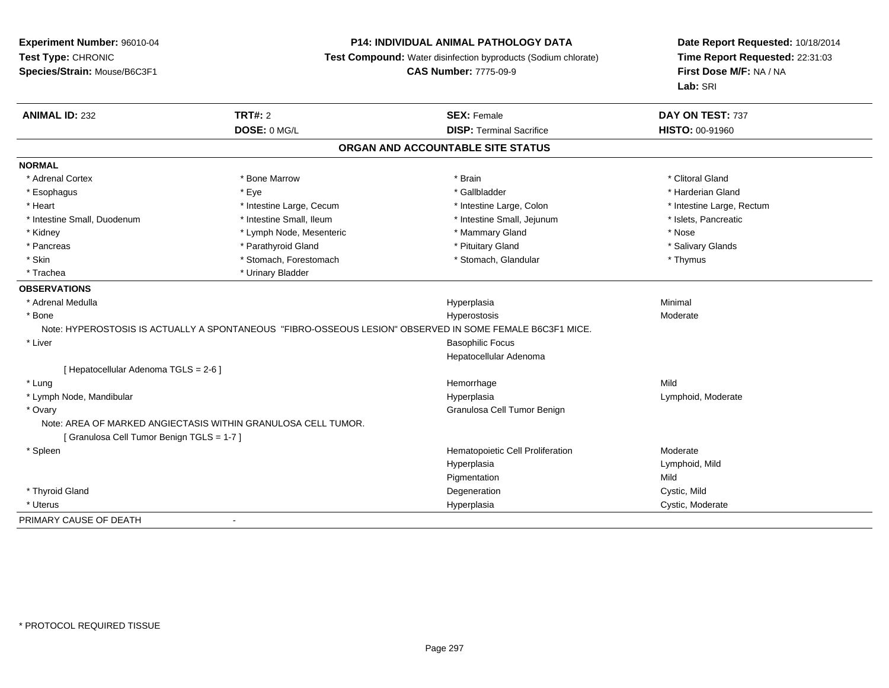**Experiment Number:** 96010-04
**Test Type:** CHRONIC
**Species/Strain:** Mouse/B6C3F1

**P14: INDIVIDUAL ANIMAL PATHOLOGY DATA**
**Test Compound:** Water disinfection byproducts (Sodium chlorate)
**CAS Number:** 7775-09-9

**Date Report Requested:** 10/18/2014
**Time Report Requested:** 22:31:03
**First Dose M/F:** NA / NA
**Lab:** SRI

| **ANIMAL ID:** 232 | **TRT#:** 2 | **SEX:** Female | **DAY ON TEST:** 737 |
|---|---|---|---|
| | **DOSE:** 0 MG/L | **DISP:** Terminal Sacrifice | **HISTO:** 00-91960 |

## ORGAN AND ACCOUNTABLE SITE STATUS

**NORMAL**

| | | | |
|---|---|---|---|
| * Adrenal Cortex | * Bone Marrow | * Brain | * Clitoral Gland |
| * Esophagus | * Eye | * Gallbladder | * Harderian Gland |
| * Heart | * Intestine Large, Cecum | * Intestine Large, Colon | * Intestine Large, Rectum |
| * Intestine Small, Duodenum | * Intestine Small, Ileum | * Intestine Small, Jejunum | * Islets, Pancreatic |
| * Kidney | * Lymph Node, Mesenteric | * Mammary Gland | * Nose |
| * Pancreas | * Parathyroid Gland | * Pituitary Gland | * Salivary Glands |
| * Skin | * Stomach, Forestomach | * Stomach, Glandular | * Thymus |
| * Trachea | * Urinary Bladder | | |

**OBSERVATIONS**

| | | |
|---|---|---|
| * Adrenal Medulla | Hyperplasia | Minimal |
| * Bone | Hyperostosis | Moderate |
| Note: HYPEROSTOSIS IS ACTUALLY A SPONTANEOUS "FIBRO-OSSEOUS LESION" OBSERVED IN SOME FEMALE B6C3F1 MICE. | | |
| * Liver | Basophilic Focus | |
| | Hepatocellular Adenoma | |
| [ Hepatocellular Adenoma TGLS = 2-6 ] | | |
| * Lung | Hemorrhage | Mild |
| * Lymph Node, Mandibular | Hyperplasia | Lymphoid, Moderate |
| * Ovary | Granulosa Cell Tumor Benign | |
| Note: AREA OF MARKED ANGIECTASIS WITHIN GRANULOSA CELL TUMOR. | | |
| [ Granulosa Cell Tumor Benign TGLS = 1-7 ] | | |
| * Spleen | Hematopoietic Cell Proliferation | Moderate |
| | Hyperplasia | Lymphoid, Mild |
| | Pigmentation | Mild |
| * Thyroid Gland | Degeneration | Cystic, Mild |
| * Uterus | Hyperplasia | Cystic, Moderate |

PRIMARY CAUSE OF DEATH -

\* PROTOCOL REQUIRED TISSUE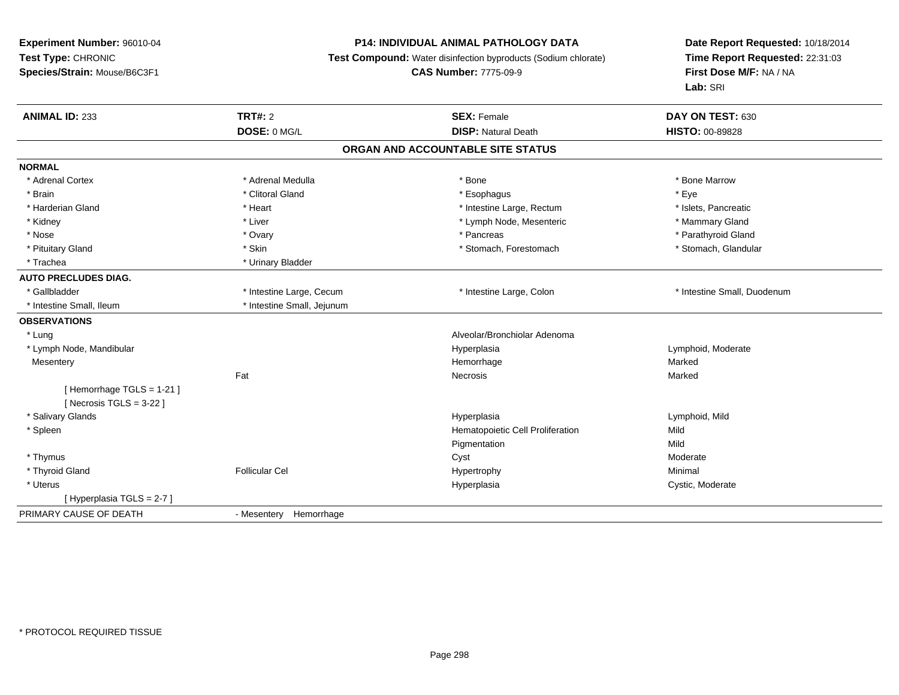**Experiment Number:** 96010-04
**Test Type:** CHRONIC
**Species/Strain:** Mouse/B6C3F1

**P14: INDIVIDUAL ANIMAL PATHOLOGY DATA**
**Test Compound:** Water disinfection byproducts (Sodium chlorate)
**CAS Number:** 7775-09-9

**Date Report Requested:** 10/18/2014
**Time Report Requested:** 22:31:03
**First Dose M/F:** NA / NA
**Lab:** SRI

| **ANIMAL ID:** 233 | **TRT#:** 2 | **SEX:** Female | **DAY ON TEST:** 630 |
|---|---|---|---|
| | **DOSE:** 0 MG/L | **DISP:** Natural Death | **HISTO:** 00-89828 |

## ORGAN AND ACCOUNTABLE SITE STATUS

**NORMAL**

| | | | |
|---|---|---|---|
| * Adrenal Cortex | * Adrenal Medulla | * Bone | * Bone Marrow |
| * Brain | * Clitoral Gland | * Esophagus | * Eye |
| * Harderian Gland | * Heart | * Intestine Large, Rectum | * Islets, Pancreatic |
| * Kidney | * Liver | * Lymph Node, Mesenteric | * Mammary Gland |
| * Nose | * Ovary | * Pancreas | * Parathyroid Gland |
| * Pituitary Gland | * Skin | * Stomach, Forestomach | * Stomach, Glandular |
| * Trachea | * Urinary Bladder | | |

**AUTO PRECLUDES DIAG.**

| | | | |
|---|---|---|---|
| * Gallbladder | * Intestine Large, Cecum | * Intestine Large, Colon | * Intestine Small, Duodenum |
| * Intestine Small, Ileum | * Intestine Small, Jejunum | | |

**OBSERVATIONS**

| | | | |
|---|---|---|---|
| * Lung | | Alveolar/Bronchiolar Adenoma | |
| * Lymph Node, Mandibular | | Hyperplasia | Lymphoid, Moderate |
| Mesentery | | Hemorrhage | Marked |
| | Fat | Necrosis | Marked |
| [ Hemorrhage TGLS = 1-21 ] | | | |
| [ Necrosis TGLS = 3-22 ] | | | |
| * Salivary Glands | | Hyperplasia | Lymphoid, Mild |
| * Spleen | | Hematopoietic Cell Proliferation | Mild |
| | | Pigmentation | Mild |
| * Thymus | | Cyst | Moderate |
| * Thyroid Gland | Follicular Cel | Hypertrophy | Minimal |
| * Uterus | | Hyperplasia | Cystic, Moderate |
| [ Hyperplasia TGLS = 2-7 ] | | | |

PRIMARY CAUSE OF DEATH - Mesentery Hemorrhage

* PROTOCOL REQUIRED TISSUE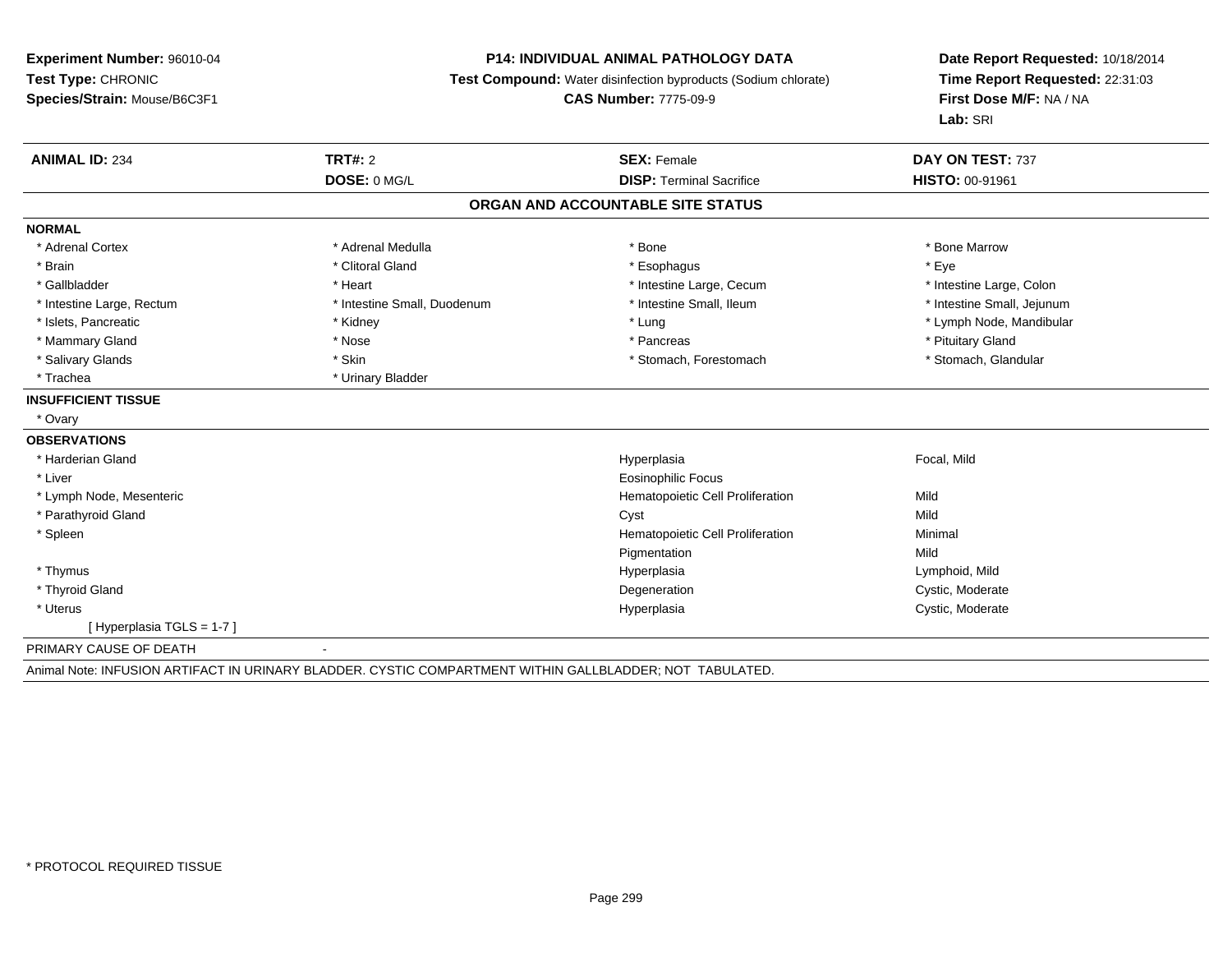**Experiment Number:** 96010-04
**Test Type:** CHRONIC
**Species/Strain:** Mouse/B6C3F1

**P14: INDIVIDUAL ANIMAL PATHOLOGY DATA**
**Test Compound:** Water disinfection byproducts (Sodium chlorate)
**CAS Number:** 7775-09-9

**Date Report Requested:** 10/18/2014
**Time Report Requested:** 22:31:03
**First Dose M/F:** NA / NA
**Lab:** SRI

| **ANIMAL ID:** 234 | **TRT#:** 2 | **SEX:** Female | **DAY ON TEST:** 737 |
|---|---|---|---|
| | **DOSE:** 0 MG/L | **DISP:** Terminal Sacrifice | **HISTO:** 00-91961 |

## ORGAN AND ACCOUNTABLE SITE STATUS

**NORMAL**

| | | | |
|---|---|---|---|
| * Adrenal Cortex | * Adrenal Medulla | * Bone | * Bone Marrow |
| * Brain | * Clitoral Gland | * Esophagus | * Eye |
| * Gallbladder | * Heart | * Intestine Large, Cecum | * Intestine Large, Colon |
| * Intestine Large, Rectum | * Intestine Small, Duodenum | * Intestine Small, Ileum | * Intestine Small, Jejunum |
| * Islets, Pancreatic | * Kidney | * Lung | * Lymph Node, Mandibular |
| * Mammary Gland | * Nose | * Pancreas | * Pituitary Gland |
| * Salivary Glands | * Skin | * Stomach, Forestomach | * Stomach, Glandular |
| * Trachea | * Urinary Bladder | | |

**INSUFFICIENT TISSUE**

* Ovary

**OBSERVATIONS**

| Organ | Observation | Grade |
|---|---|---|
| * Harderian Gland | Hyperplasia | Focal, Mild |
| * Liver | Eosinophilic Focus | |
| * Lymph Node, Mesenteric | Hematopoietic Cell Proliferation | Mild |
| * Parathyroid Gland | Cyst | Mild |
| * Spleen | Hematopoietic Cell Proliferation | Minimal |
| | Pigmentation | Mild |
| * Thymus | Hyperplasia | Lymphoid, Mild |
| * Thyroid Gland | Degeneration | Cystic, Moderate |
| * Uterus | Hyperplasia | Cystic, Moderate |
| [ Hyperplasia TGLS = 1-7 ] | | |

PRIMARY CAUSE OF DEATH -

Animal Note: INFUSION ARTIFACT IN URINARY BLADDER. CYSTIC COMPARTMENT WITHIN GALLBLADDER; NOT TABULATED.

* PROTOCOL REQUIRED TISSUE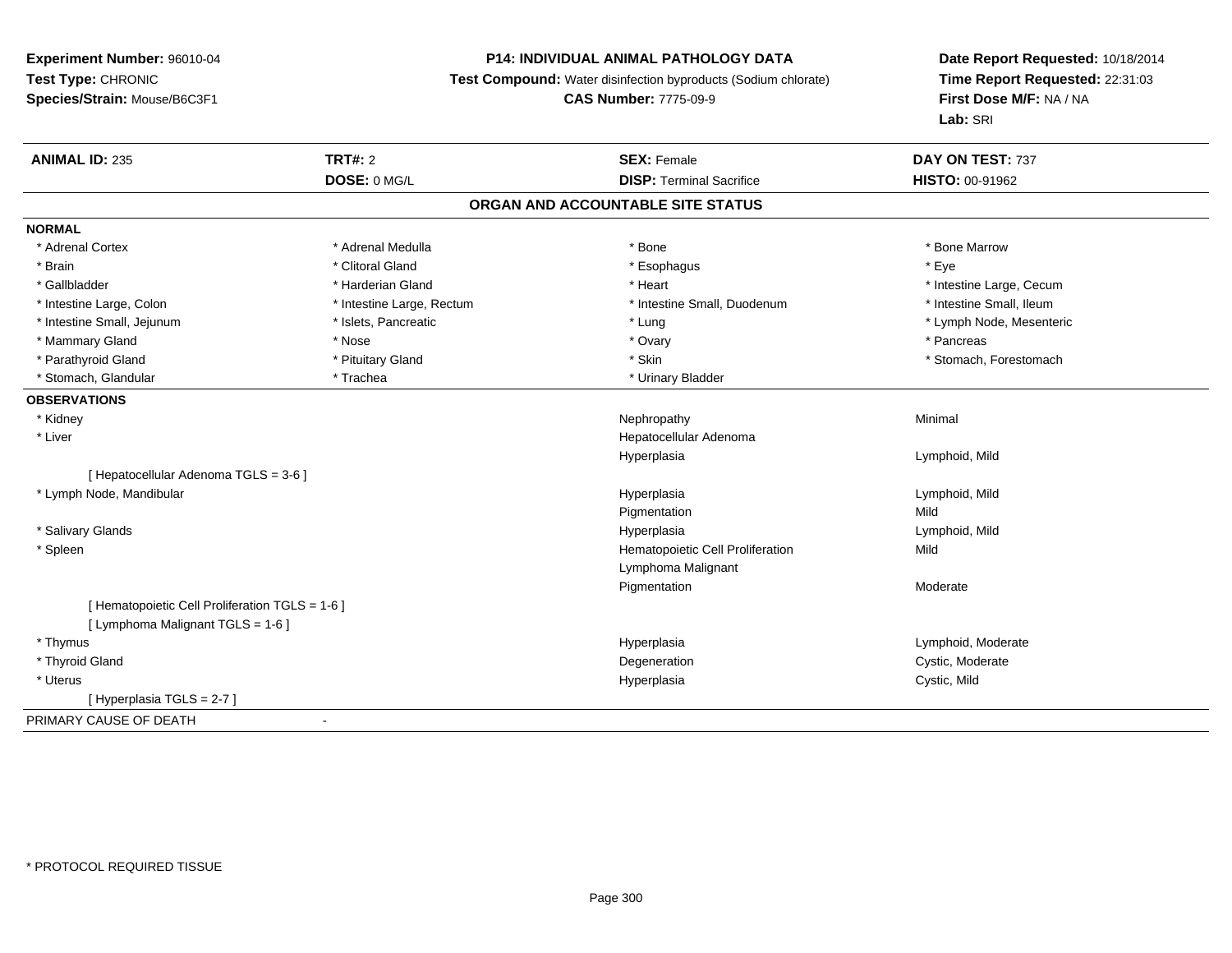**Experiment Number:** 96010-04
**Test Type:** CHRONIC
**Species/Strain:** Mouse/B6C3F1

**P14: INDIVIDUAL ANIMAL PATHOLOGY DATA**
**Test Compound:** Water disinfection byproducts (Sodium chlorate)
**CAS Number:** 7775-09-9

**Date Report Requested:** 10/18/2014
**Time Report Requested:** 22:31:03
**First Dose M/F:** NA / NA
**Lab:** SRI

| **ANIMAL ID:** 235 | **TRT#:** 2 | **SEX:** Female | **DAY ON TEST:** 737 |
|---|---|---|---|
| | **DOSE:** 0 MG/L | **DISP:** Terminal Sacrifice | **HISTO:** 00-91962 |

## ORGAN AND ACCOUNTABLE SITE STATUS

**NORMAL**

| | | | |
|---|---|---|---|
| * Adrenal Cortex | * Adrenal Medulla | * Bone | * Bone Marrow |
| * Brain | * Clitoral Gland | * Esophagus | * Eye |
| * Gallbladder | * Harderian Gland | * Heart | * Intestine Large, Cecum |
| * Intestine Large, Colon | * Intestine Large, Rectum | * Intestine Small, Duodenum | * Intestine Small, Ileum |
| * Intestine Small, Jejunum | * Islets, Pancreatic | * Lung | * Lymph Node, Mesenteric |
| * Mammary Gland | * Nose | * Ovary | * Pancreas |
| * Parathyroid Gland | * Pituitary Gland | * Skin | * Stomach, Forestomach |
| * Stomach, Glandular | * Trachea | * Urinary Bladder | |

**OBSERVATIONS**

| Organ | Observation | Severity |
|---|---|---|
| * Kidney | Nephropathy | Minimal |
| * Liver | Hepatocellular Adenoma | |
| | Hyperplasia | Lymphoid, Mild |
| [ Hepatocellular Adenoma TGLS = 3-6 ] | | |
| * Lymph Node, Mandibular | Hyperplasia | Lymphoid, Mild |
| | Pigmentation | Mild |
| * Salivary Glands | Hyperplasia | Lymphoid, Mild |
| * Spleen | Hematopoietic Cell Proliferation | Mild |
| | Lymphoma Malignant | |
| | Pigmentation | Moderate |
| [ Hematopoietic Cell Proliferation TGLS = 1-6 ] | | |
| [ Lymphoma Malignant TGLS = 1-6 ] | | |
| * Thymus | Hyperplasia | Lymphoid, Moderate |
| * Thyroid Gland | Degeneration | Cystic, Moderate |
| * Uterus | Hyperplasia | Cystic, Mild |
| [ Hyperplasia TGLS = 2-7 ] | | |

PRIMARY CAUSE OF DEATH -

* PROTOCOL REQUIRED TISSUE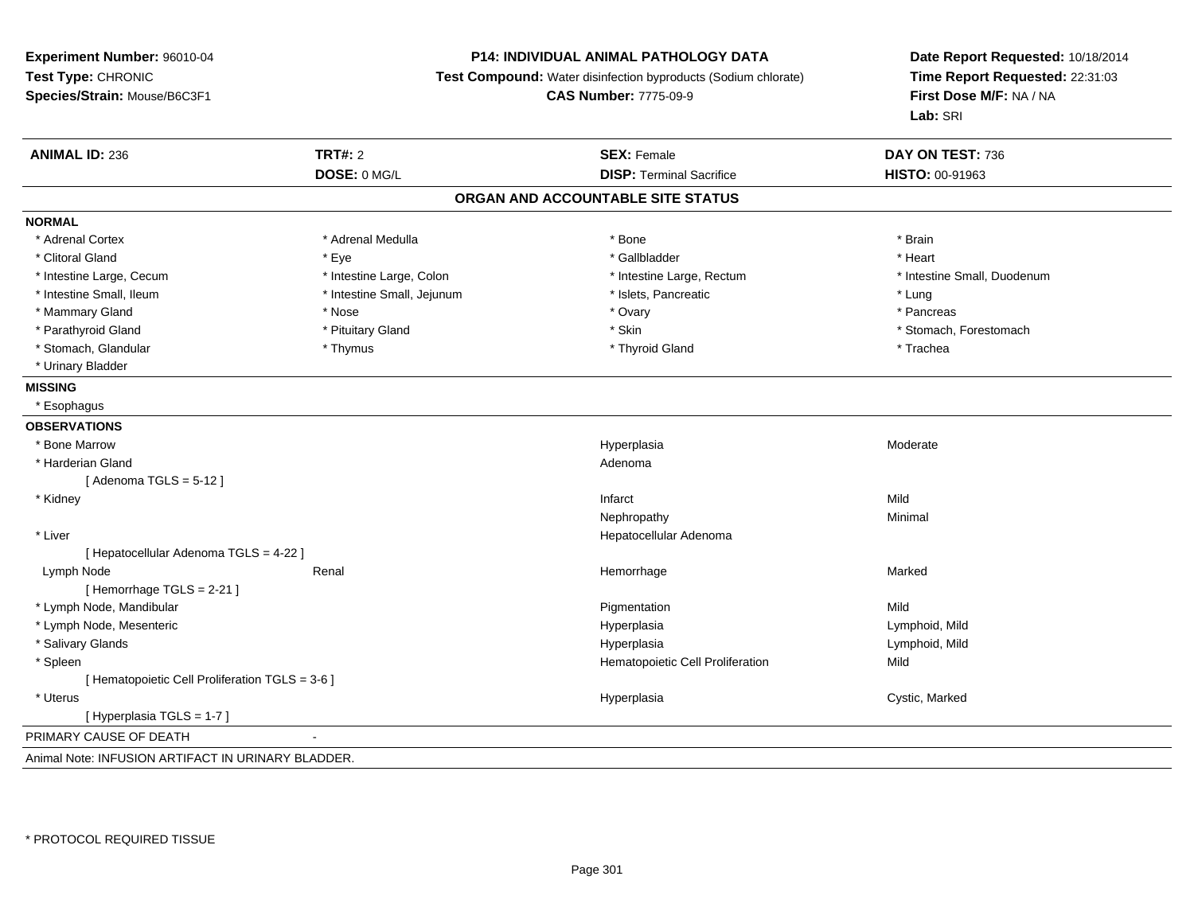**Experiment Number:** 96010-04
**Test Type:** CHRONIC
**Species/Strain:** Mouse/B6C3F1

**P14: INDIVIDUAL ANIMAL PATHOLOGY DATA**
**Test Compound:** Water disinfection byproducts (Sodium chlorate)
**CAS Number:** 7775-09-9

**Date Report Requested:** 10/18/2014
**Time Report Requested:** 22:31:03
**First Dose M/F:** NA / NA
**Lab:** SRI

| **ANIMAL ID:** 236 | **TRT#:** 2 | **SEX:** Female | **DAY ON TEST:** 736 |
|---|---|---|---|
| | **DOSE:** 0 MG/L | **DISP:** Terminal Sacrifice | **HISTO:** 00-91963 |

## ORGAN AND ACCOUNTABLE SITE STATUS

**NORMAL**

| | | | |
|---|---|---|---|
| * Adrenal Cortex | * Adrenal Medulla | * Bone | * Brain |
| * Clitoral Gland | * Eye | * Gallbladder | * Heart |
| * Intestine Large, Cecum | * Intestine Large, Colon | * Intestine Large, Rectum | * Intestine Small, Duodenum |
| * Intestine Small, Ileum | * Intestine Small, Jejunum | * Islets, Pancreatic | * Lung |
| * Mammary Gland | * Nose | * Ovary | * Pancreas |
| * Parathyroid Gland | * Pituitary Gland | * Skin | * Stomach, Forestomach |
| * Stomach, Glandular | * Thymus | * Thyroid Gland | * Trachea |
| * Urinary Bladder | | | |

**MISSING**

* Esophagus

**OBSERVATIONS**

| | | | |
|---|---|---|---|
| * Bone Marrow | | Hyperplasia | Moderate |
| * Harderian Gland | | Adenoma | |
| [ Adenoma TGLS = 5-12 ] | | | |
| * Kidney | | Infarct | Mild |
| | | Nephropathy | Minimal |
| * Liver | | Hepatocellular Adenoma | |
| [ Hepatocellular Adenoma TGLS = 4-22 ] | | | |
| Lymph Node | Renal | Hemorrhage | Marked |
| [ Hemorrhage TGLS = 2-21 ] | | | |
| * Lymph Node, Mandibular | | Pigmentation | Mild |
| * Lymph Node, Mesenteric | | Hyperplasia | Lymphoid, Mild |
| * Salivary Glands | | Hyperplasia | Lymphoid, Mild |
| * Spleen | | Hematopoietic Cell Proliferation | Mild |
| [ Hematopoietic Cell Proliferation TGLS = 3-6 ] | | | |
| * Uterus | | Hyperplasia | Cystic, Marked |
| [ Hyperplasia TGLS = 1-7 ] | | | |

PRIMARY CAUSE OF DEATH -

Animal Note: INFUSION ARTIFACT IN URINARY BLADDER.

* PROTOCOL REQUIRED TISSUE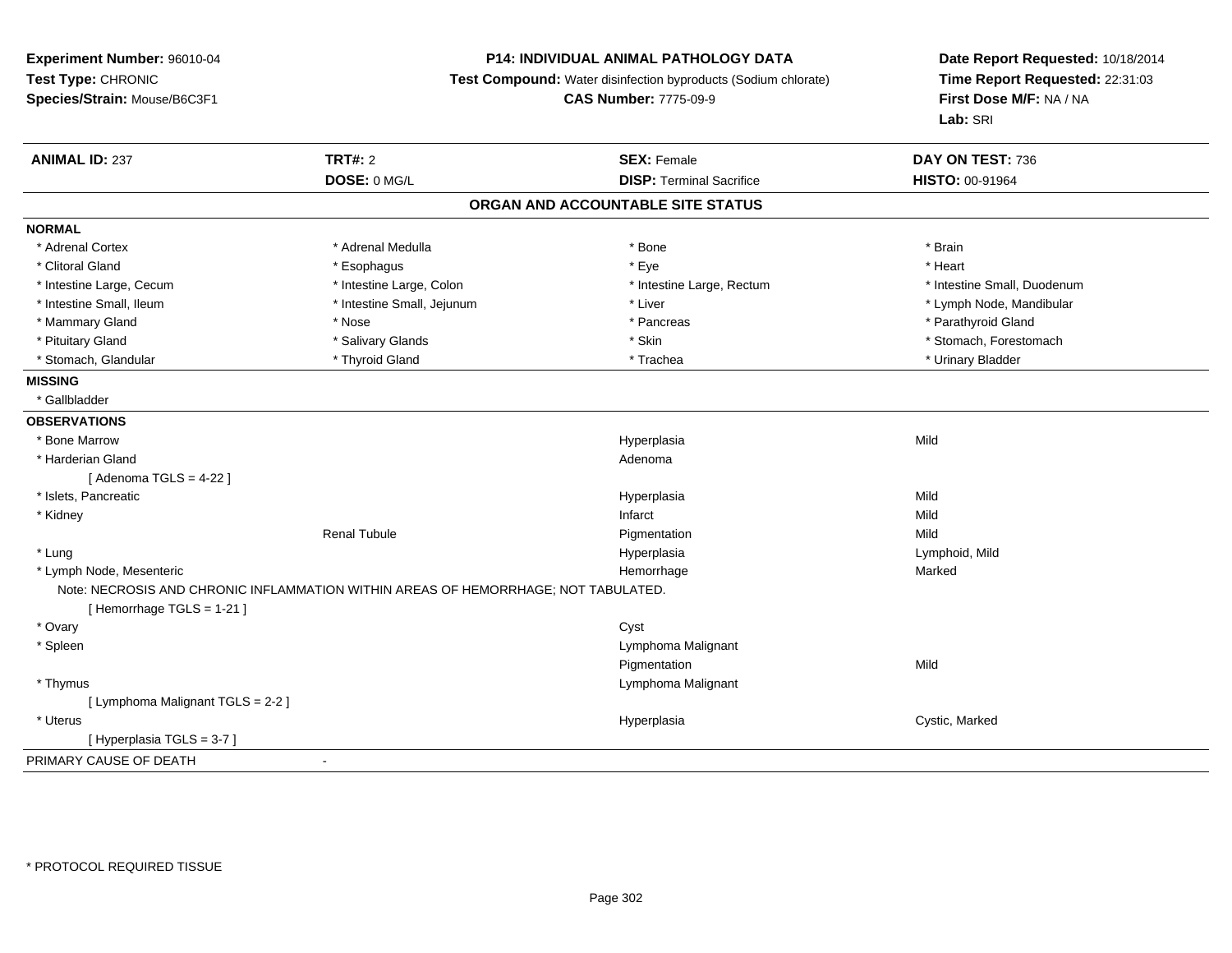**Experiment Number:** 96010-04
**Test Type:** CHRONIC
**Species/Strain:** Mouse/B6C3F1

**P14: INDIVIDUAL ANIMAL PATHOLOGY DATA**
**Test Compound:** Water disinfection byproducts (Sodium chlorate)
**CAS Number:** 7775-09-9

**Date Report Requested:** 10/18/2014
**Time Report Requested:** 22:31:03
**First Dose M/F:** NA / NA
**Lab:** SRI

| **ANIMAL ID:** 237 | **TRT#:** 2 | **SEX:** Female | **DAY ON TEST:** 736 |
|---|---|---|---|
| | **DOSE:** 0 MG/L | **DISP:** Terminal Sacrifice | **HISTO:** 00-91964 |

## ORGAN AND ACCOUNTABLE SITE STATUS

**NORMAL**

| | | | |
|---|---|---|---|
| * Adrenal Cortex | * Adrenal Medulla | * Bone | * Brain |
| * Clitoral Gland | * Esophagus | * Eye | * Heart |
| * Intestine Large, Cecum | * Intestine Large, Colon | * Intestine Large, Rectum | * Intestine Small, Duodenum |
| * Intestine Small, Ileum | * Intestine Small, Jejunum | * Liver | * Lymph Node, Mandibular |
| * Mammary Gland | * Nose | * Pancreas | * Parathyroid Gland |
| * Pituitary Gland | * Salivary Glands | * Skin | * Stomach, Forestomach |
| * Stomach, Glandular | * Thyroid Gland | * Trachea | * Urinary Bladder |

**MISSING**

* Gallbladder

**OBSERVATIONS**

| | | | |
|---|---|---|---|
| * Bone Marrow | | Hyperplasia | Mild |
| * Harderian Gland | | Adenoma | |
| [ Adenoma TGLS = 4-22 ] | | | |
| * Islets, Pancreatic | | Hyperplasia | Mild |
| * Kidney | | Infarct | Mild |
| | Renal Tubule | Pigmentation | Mild |
| * Lung | | Hyperplasia | Lymphoid, Mild |
| * Lymph Node, Mesenteric | | Hemorrhage | Marked |

Note: NECROSIS AND CHRONIC INFLAMMATION WITHIN AREAS OF HEMORRHAGE; NOT TABULATED.

| | | | |
|---|---|---|---|
| [ Hemorrhage TGLS = 1-21 ] | | | |
| * Ovary | | Cyst | |
| * Spleen | | Lymphoma Malignant | |
| | | Pigmentation | Mild |
| * Thymus | | Lymphoma Malignant | |
| [ Lymphoma Malignant TGLS = 2-2 ] | | | |
| * Uterus | | Hyperplasia | Cystic, Marked |
| [ Hyperplasia TGLS = 3-7 ] | | | |

PRIMARY CAUSE OF DEATH -

* PROTOCOL REQUIRED TISSUE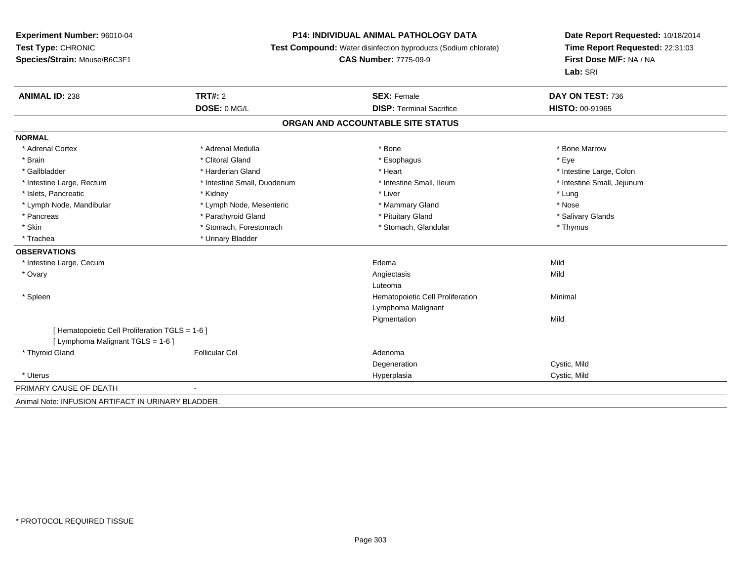**Experiment Number:** 96010-04
**Test Type:** CHRONIC
**Species/Strain:** Mouse/B6C3F1

**P14: INDIVIDUAL ANIMAL PATHOLOGY DATA**
**Test Compound:** Water disinfection byproducts (Sodium chlorate)
**CAS Number:** 7775-09-9

**Date Report Requested:** 10/18/2014
**Time Report Requested:** 22:31:03
**First Dose M/F:** NA / NA
**Lab:** SRI

| **ANIMAL ID:** 238 | **TRT#:** 2 | **SEX:** Female | **DAY ON TEST:** 736 |
|---|---|---|---|
| | **DOSE:** 0 MG/L | **DISP:** Terminal Sacrifice | **HISTO:** 00-91965 |

## ORGAN AND ACCOUNTABLE SITE STATUS

**NORMAL**

| | | | |
|---|---|---|---|
| * Adrenal Cortex | * Adrenal Medulla | * Bone | * Bone Marrow |
| * Brain | * Clitoral Gland | * Esophagus | * Eye |
| * Gallbladder | * Harderian Gland | * Heart | * Intestine Large, Colon |
| * Intestine Large, Rectum | * Intestine Small, Duodenum | * Intestine Small, Ileum | * Intestine Small, Jejunum |
| * Islets, Pancreatic | * Kidney | * Liver | * Lung |
| * Lymph Node, Mandibular | * Lymph Node, Mesenteric | * Mammary Gland | * Nose |
| * Pancreas | * Parathyroid Gland | * Pituitary Gland | * Salivary Glands |
| * Skin | * Stomach, Forestomach | * Stomach, Glandular | * Thymus |
| * Trachea | * Urinary Bladder | | |

**OBSERVATIONS**

| | | | |
|---|---|---|---|
| * Intestine Large, Cecum | | Edema | Mild |
| * Ovary | | Angiectasis | Mild |
| | | Luteoma | |
| * Spleen | | Hematopoietic Cell Proliferation | Minimal |
| | | Lymphoma Malignant | |
| | | Pigmentation | Mild |
| [ Hematopoietic Cell Proliferation TGLS = 1-6 ] | | | |
| [ Lymphoma Malignant TGLS = 1-6 ] | | | |
| * Thyroid Gland | Follicular Cel | Adenoma | |
| | | Degeneration | Cystic, Mild |
| * Uterus | | Hyperplasia | Cystic, Mild |

PRIMARY CAUSE OF DEATH -

Animal Note: INFUSION ARTIFACT IN URINARY BLADDER.

* PROTOCOL REQUIRED TISSUE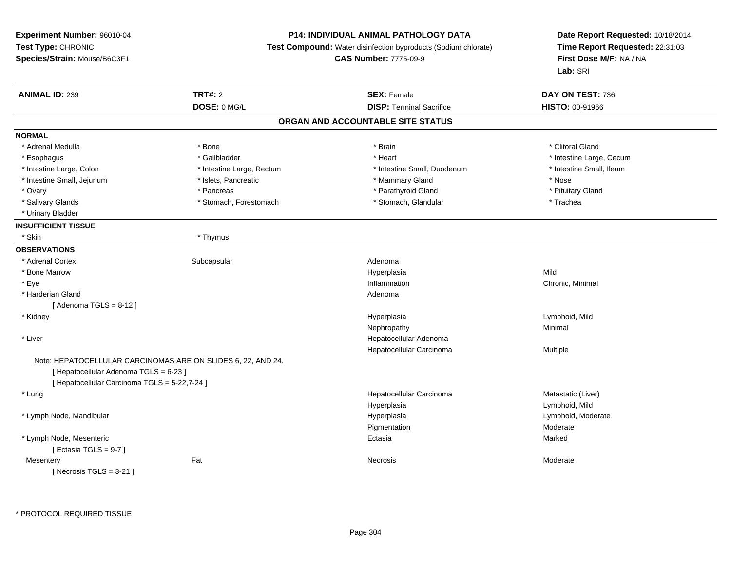**Experiment Number:** 96010-04
**Test Type:** CHRONIC
**Species/Strain:** Mouse/B6C3F1

**P14: INDIVIDUAL ANIMAL PATHOLOGY DATA**
**Test Compound:** Water disinfection byproducts (Sodium chlorate)
**CAS Number:** 7775-09-9

**Date Report Requested:** 10/18/2014
**Time Report Requested:** 22:31:03
**First Dose M/F:** NA / NA
**Lab:** SRI

| **ANIMAL ID:** 239 | **TRT#:** 2 | **SEX:** Female | **DAY ON TEST:** 736 |
|---|---|---|---|
| | **DOSE:** 0 MG/L | **DISP:** Terminal Sacrifice | **HISTO:** 00-91966 |

## ORGAN AND ACCOUNTABLE SITE STATUS

**NORMAL**

| | | | |
|---|---|---|---|
| * Adrenal Medulla | * Bone | * Brain | * Clitoral Gland |
| * Esophagus | * Gallbladder | * Heart | * Intestine Large, Cecum |
| * Intestine Large, Colon | * Intestine Large, Rectum | * Intestine Small, Duodenum | * Intestine Small, Ileum |
| * Intestine Small, Jejunum | * Islets, Pancreatic | * Mammary Gland | * Nose |
| * Ovary | * Pancreas | * Parathyroid Gland | * Pituitary Gland |
| * Salivary Glands | * Stomach, Forestomach | * Stomach, Glandular | * Trachea |
| * Urinary Bladder | | | |

**INSUFFICIENT TISSUE**

| | |
|---|---|
| * Skin | * Thymus |

**OBSERVATIONS**

| Organ | Site | Observation | Qualifier |
|---|---|---|---|
| * Adrenal Cortex | Subcapsular | Adenoma | |
| * Bone Marrow | | Hyperplasia | Mild |
| * Eye | | Inflammation | Chronic, Minimal |
| * Harderian Gland | | Adenoma | |
| [ Adenoma TGLS = 8-12 ] | | | |
| * Kidney | | Hyperplasia | Lymphoid, Mild |
| | | Nephropathy | Minimal |
| * Liver | | Hepatocellular Adenoma | |
| | | Hepatocellular Carcinoma | Multiple |
| Note: HEPATOCELLULAR CARCINOMAS ARE ON SLIDES 6, 22, AND 24. | | | |
| [ Hepatocellular Adenoma TGLS = 6-23 ] | | | |
| [ Hepatocellular Carcinoma TGLS = 5-22,7-24 ] | | | |
| * Lung | | Hepatocellular Carcinoma | Metastatic (Liver) |
| | | Hyperplasia | Lymphoid, Mild |
| * Lymph Node, Mandibular | | Hyperplasia | Lymphoid, Moderate |
| | | Pigmentation | Moderate |
| * Lymph Node, Mesenteric | | Ectasia | Marked |
| [ Ectasia TGLS = 9-7 ] | | | |
| Mesentery | Fat | Necrosis | Moderate |
| [ Necrosis TGLS = 3-21 ] | | | |

* PROTOCOL REQUIRED TISSUE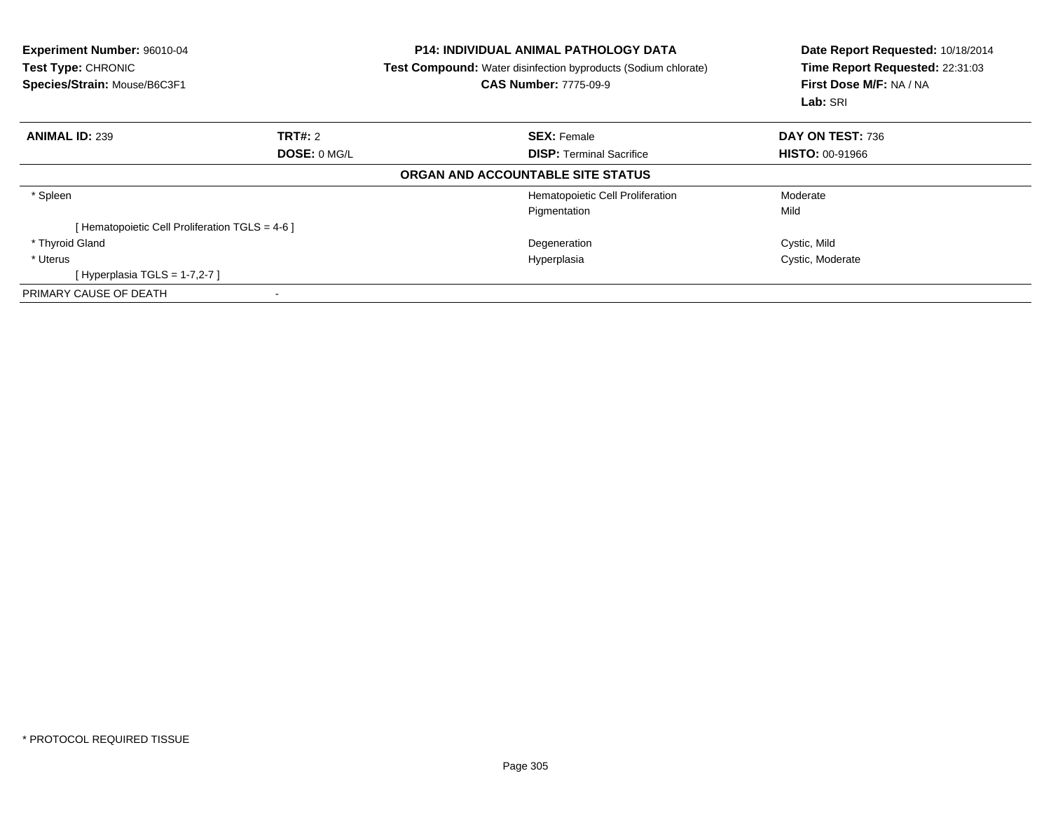**Experiment Number:** 96010-04
**Test Type:** CHRONIC
**Species/Strain:** Mouse/B6C3F1

**P14: INDIVIDUAL ANIMAL PATHOLOGY DATA**
**Test Compound:** Water disinfection byproducts (Sodium chlorate)
**CAS Number:** 7775-09-9

**Date Report Requested:** 10/18/2014
**Time Report Requested:** 22:31:03
**First Dose M/F:** NA / NA
**Lab:** SRI

| **ANIMAL ID:** 239 | **TRT#:** 2 | **SEX:** Female | **DAY ON TEST:** 736 |
|---|---|---|---|
| | **DOSE:** 0 MG/L | **DISP:** Terminal Sacrifice | **HISTO:** 00-91966 |

**ORGAN AND ACCOUNTABLE SITE STATUS**

| | | |
|---|---|---|
| * Spleen | Hematopoietic Cell Proliferation | Moderate |
| | Pigmentation | Mild |
| [ Hematopoietic Cell Proliferation TGLS = 4-6 ] | | |
| * Thyroid Gland | Degeneration | Cystic, Mild |
| * Uterus | Hyperplasia | Cystic, Moderate |
| [ Hyperplasia TGLS = 1-7,2-7 ] | | |
| PRIMARY CAUSE OF DEATH | - | |

* PROTOCOL REQUIRED TISSUE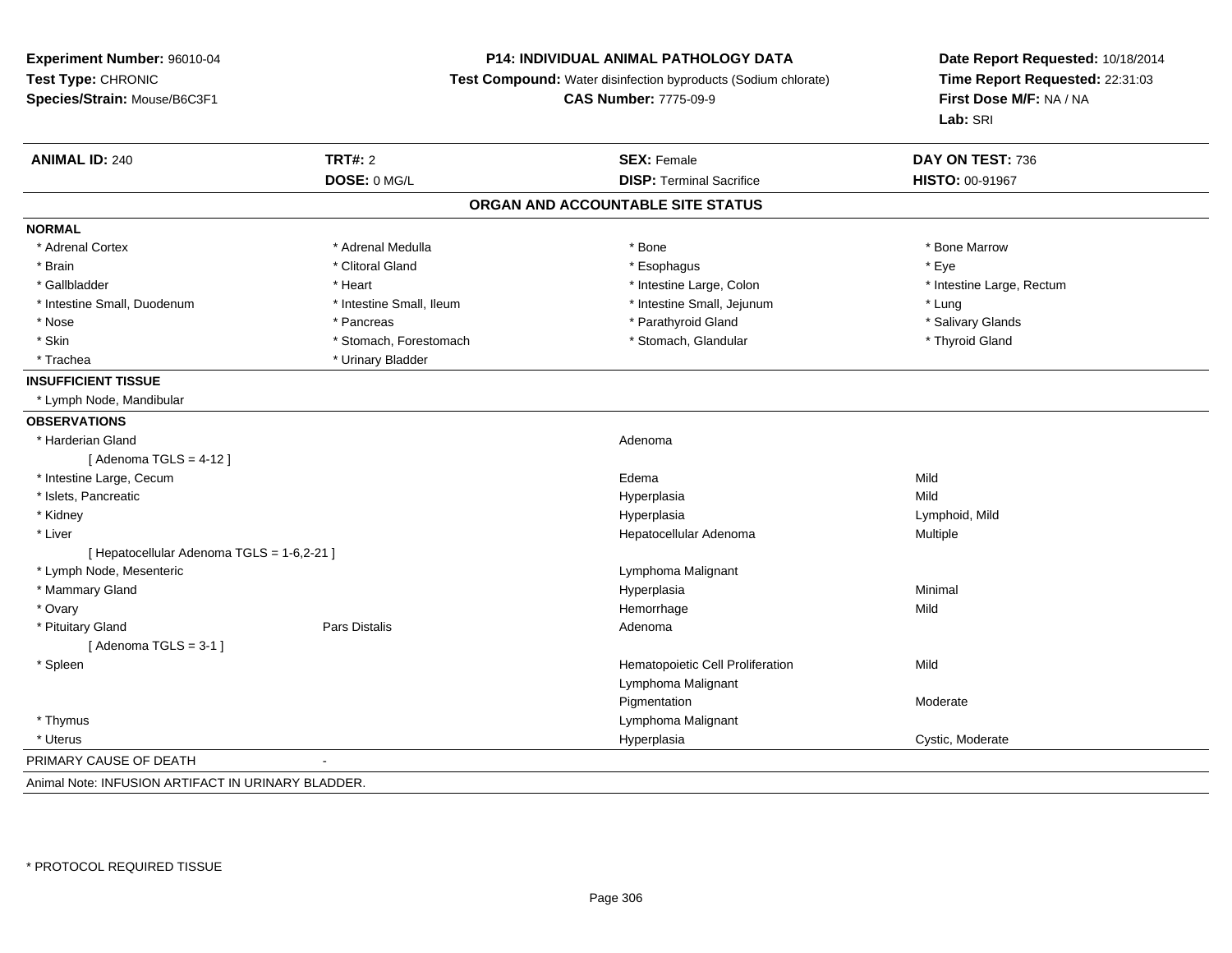**Experiment Number:** 96010-04
**Test Type:** CHRONIC
**Species/Strain:** Mouse/B6C3F1

**P14: INDIVIDUAL ANIMAL PATHOLOGY DATA**
**Test Compound:** Water disinfection byproducts (Sodium chlorate)
**CAS Number:** 7775-09-9

**Date Report Requested:** 10/18/2014
**Time Report Requested:** 22:31:03
**First Dose M/F:** NA / NA
**Lab:** SRI

| **ANIMAL ID:** 240 | **TRT#:** 2 | **SEX:** Female | **DAY ON TEST:** 736 |
|---|---|---|---|
| | **DOSE:** 0 MG/L | **DISP:** Terminal Sacrifice | **HISTO:** 00-91967 |

## ORGAN AND ACCOUNTABLE SITE STATUS

**NORMAL**

| | | | |
|---|---|---|---|
| * Adrenal Cortex | * Adrenal Medulla | * Bone | * Bone Marrow |
| * Brain | * Clitoral Gland | * Esophagus | * Eye |
| * Gallbladder | * Heart | * Intestine Large, Colon | * Intestine Large, Rectum |
| * Intestine Small, Duodenum | * Intestine Small, Ileum | * Intestine Small, Jejunum | * Lung |
| * Nose | * Pancreas | * Parathyroid Gland | * Salivary Glands |
| * Skin | * Stomach, Forestomach | * Stomach, Glandular | * Thyroid Gland |
| * Trachea | * Urinary Bladder | | |

**INSUFFICIENT TISSUE**

* Lymph Node, Mandibular

**OBSERVATIONS**

| | | | |
|---|---|---|---|
| * Harderian Gland | | Adenoma | |
| [ Adenoma TGLS = 4-12 ] | | | |
| * Intestine Large, Cecum | | Edema | Mild |
| * Islets, Pancreatic | | Hyperplasia | Mild |
| * Kidney | | Hyperplasia | Lymphoid, Mild |
| * Liver | | Hepatocellular Adenoma | Multiple |
| [ Hepatocellular Adenoma TGLS = 1-6,2-21 ] | | | |
| * Lymph Node, Mesenteric | | Lymphoma Malignant | |
| * Mammary Gland | | Hyperplasia | Minimal |
| * Ovary | | Hemorrhage | Mild |
| * Pituitary Gland | Pars Distalis | Adenoma | |
| [ Adenoma TGLS = 3-1 ] | | | |
| * Spleen | | Hematopoietic Cell Proliferation | Mild |
| | | Lymphoma Malignant | |
| | | Pigmentation | Moderate |
| * Thymus | | Lymphoma Malignant | |
| * Uterus | | Hyperplasia | Cystic, Moderate |

PRIMARY CAUSE OF DEATH -

Animal Note: INFUSION ARTIFACT IN URINARY BLADDER.

* PROTOCOL REQUIRED TISSUE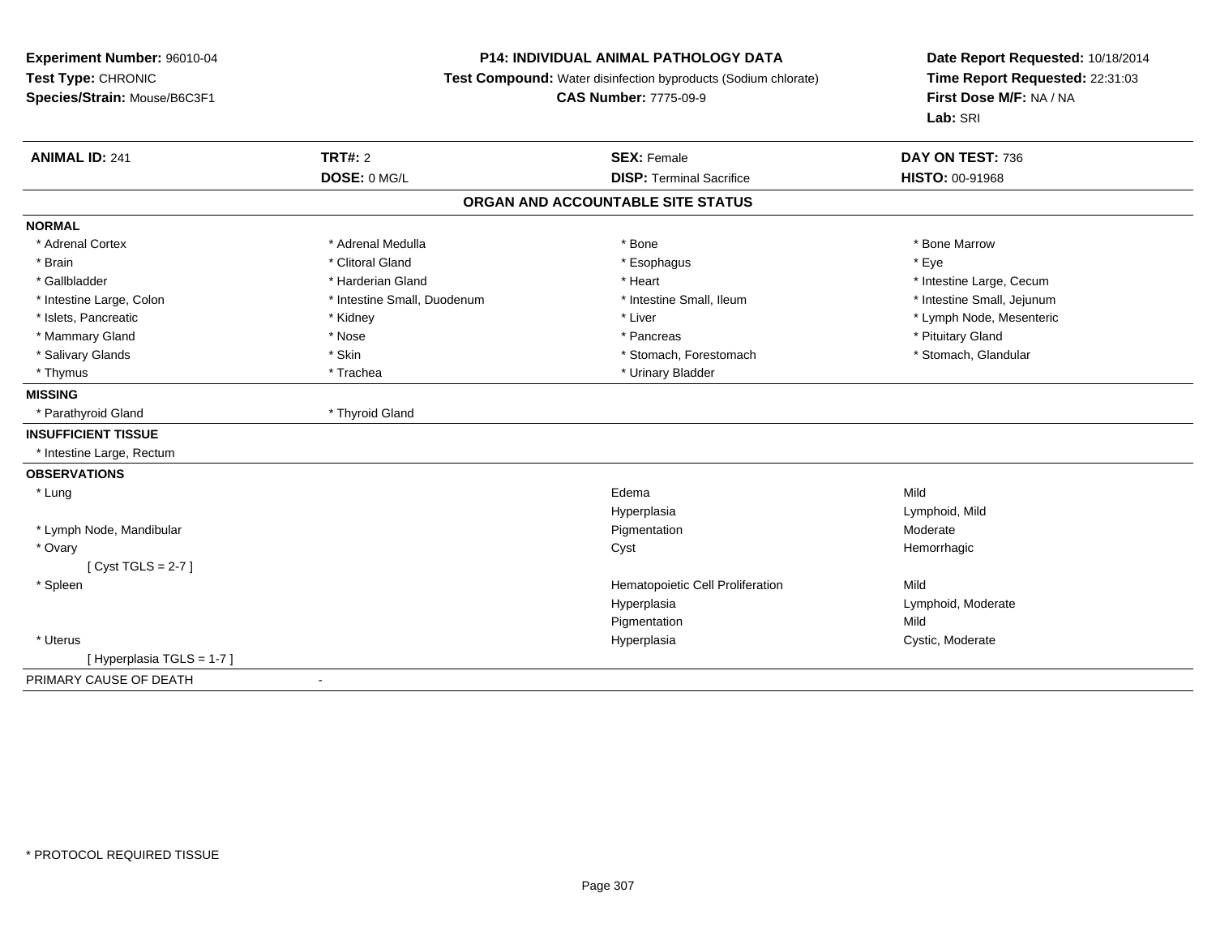**Experiment Number:** 96010-04
**Test Type:** CHRONIC
**Species/Strain:** Mouse/B6C3F1

**P14: INDIVIDUAL ANIMAL PATHOLOGY DATA**
**Test Compound:** Water disinfection byproducts (Sodium chlorate)
**CAS Number:** 7775-09-9

**Date Report Requested:** 10/18/2014
**Time Report Requested:** 22:31:03
**First Dose M/F:** NA / NA
**Lab:** SRI

| **ANIMAL ID:** 241 | **TRT#:** 2 | **SEX:** Female | **DAY ON TEST:** 736 |
|---|---|---|---|
| | **DOSE:** 0 MG/L | **DISP:** Terminal Sacrifice | **HISTO:** 00-91968 |

## ORGAN AND ACCOUNTABLE SITE STATUS

**NORMAL**

| | | | |
|---|---|---|---|
| * Adrenal Cortex | * Adrenal Medulla | * Bone | * Bone Marrow |
| * Brain | * Clitoral Gland | * Esophagus | * Eye |
| * Gallbladder | * Harderian Gland | * Heart | * Intestine Large, Cecum |
| * Intestine Large, Colon | * Intestine Small, Duodenum | * Intestine Small, Ileum | * Intestine Small, Jejunum |
| * Islets, Pancreatic | * Kidney | * Liver | * Lymph Node, Mesenteric |
| * Mammary Gland | * Nose | * Pancreas | * Pituitary Gland |
| * Salivary Glands | * Skin | * Stomach, Forestomach | * Stomach, Glandular |
| * Thymus | * Trachea | * Urinary Bladder | |

**MISSING**

* Parathyroid Gland
* Thyroid Gland

**INSUFFICIENT TISSUE**

* Intestine Large, Rectum

**OBSERVATIONS**

| Organ | Observation | Qualifier |
|---|---|---|
| * Lung | Edema | Mild |
| | Hyperplasia | Lymphoid, Mild |
| * Lymph Node, Mandibular | Pigmentation | Moderate |
| * Ovary | Cyst | Hemorrhagic |
| [ Cyst TGLS = 2-7 ] | | |
| * Spleen | Hematopoietic Cell Proliferation | Mild |
| | Hyperplasia | Lymphoid, Moderate |
| | Pigmentation | Mild |
| * Uterus | Hyperplasia | Cystic, Moderate |
| [ Hyperplasia TGLS = 1-7 ] | | |

PRIMARY CAUSE OF DEATH -

* PROTOCOL REQUIRED TISSUE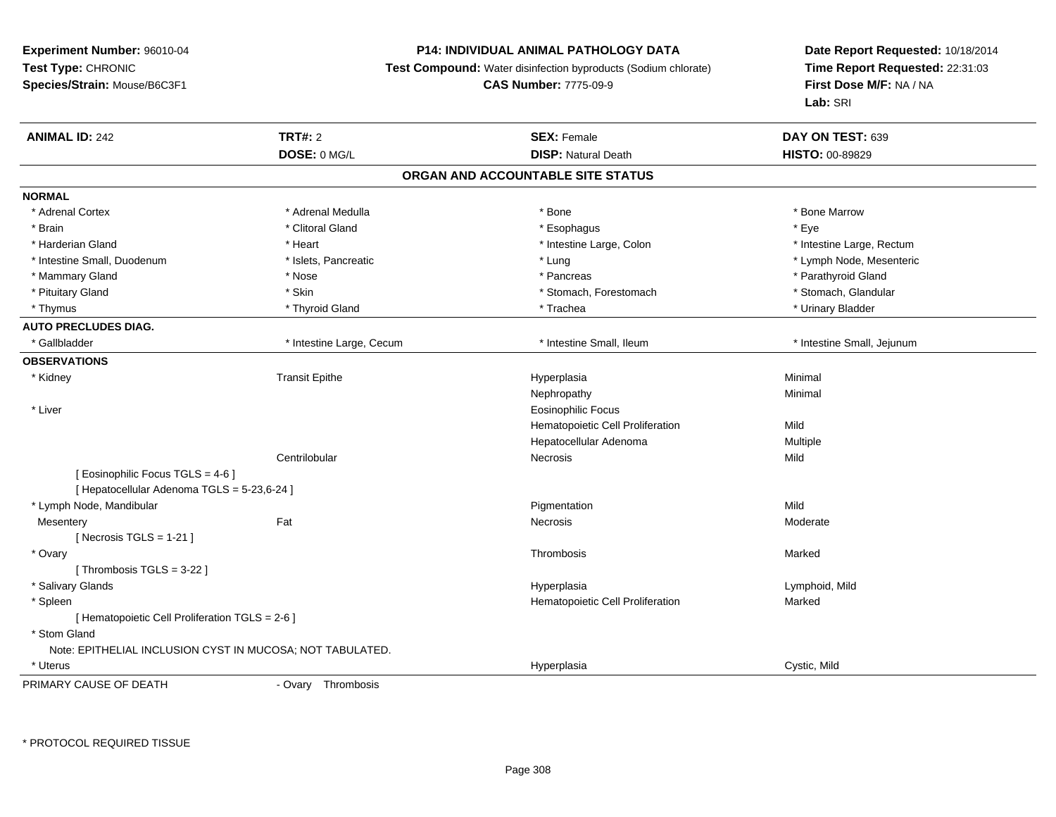**Experiment Number:** 96010-04
**Test Type:** CHRONIC
**Species/Strain:** Mouse/B6C3F1

**P14: INDIVIDUAL ANIMAL PATHOLOGY DATA**
**Test Compound:** Water disinfection byproducts (Sodium chlorate)
**CAS Number:** 7775-09-9

**Date Report Requested:** 10/18/2014
**Time Report Requested:** 22:31:03
**First Dose M/F:** NA / NA
**Lab:** SRI

| **ANIMAL ID:** 242 | **TRT#:** 2 | **SEX:** Female | **DAY ON TEST:** 639 |
|---|---|---|---|
| | **DOSE:** 0 MG/L | **DISP:** Natural Death | **HISTO:** 00-89829 |

## ORGAN AND ACCOUNTABLE SITE STATUS

**NORMAL**

| | | | |
|---|---|---|---|
| * Adrenal Cortex | * Adrenal Medulla | * Bone | * Bone Marrow |
| * Brain | * Clitoral Gland | * Esophagus | * Eye |
| * Harderian Gland | * Heart | * Intestine Large, Colon | * Intestine Large, Rectum |
| * Intestine Small, Duodenum | * Islets, Pancreatic | * Lung | * Lymph Node, Mesenteric |
| * Mammary Gland | * Nose | * Pancreas | * Parathyroid Gland |
| * Pituitary Gland | * Skin | * Stomach, Forestomach | * Stomach, Glandular |
| * Thymus | * Thyroid Gland | * Trachea | * Urinary Bladder |

**AUTO PRECLUDES DIAG.**

| | | | |
|---|---|---|---|
| * Gallbladder | * Intestine Large, Cecum | * Intestine Small, Ileum | * Intestine Small, Jejunum |

**OBSERVATIONS**

| | | | |
|---|---|---|---|
| * Kidney | Transit Epithe | Hyperplasia | Minimal |
| | | Nephropathy | Minimal |
| * Liver | | Eosinophilic Focus | |
| | | Hematopoietic Cell Proliferation | Mild |
| | | Hepatocellular Adenoma | Multiple |
| | Centrilobular | Necrosis | Mild |
| [ Eosinophilic Focus TGLS = 4-6 ] | | | |
| [ Hepatocellular Adenoma TGLS = 5-23,6-24 ] | | | |
| * Lymph Node, Mandibular | | Pigmentation | Mild |
| Mesentery | Fat | Necrosis | Moderate |
| [ Necrosis TGLS = 1-21 ] | | | |
| * Ovary | | Thrombosis | Marked |
| [ Thrombosis TGLS = 3-22 ] | | | |
| * Salivary Glands | | Hyperplasia | Lymphoid, Mild |
| * Spleen | | Hematopoietic Cell Proliferation | Marked |
| [ Hematopoietic Cell Proliferation TGLS = 2-6 ] | | | |
| * Stom Gland | | | |
| Note: EPITHELIAL INCLUSION CYST IN MUCOSA; NOT TABULATED. | | | |
| * Uterus | | Hyperplasia | Cystic, Mild |

PRIMARY CAUSE OF DEATH - Ovary Thrombosis

* PROTOCOL REQUIRED TISSUE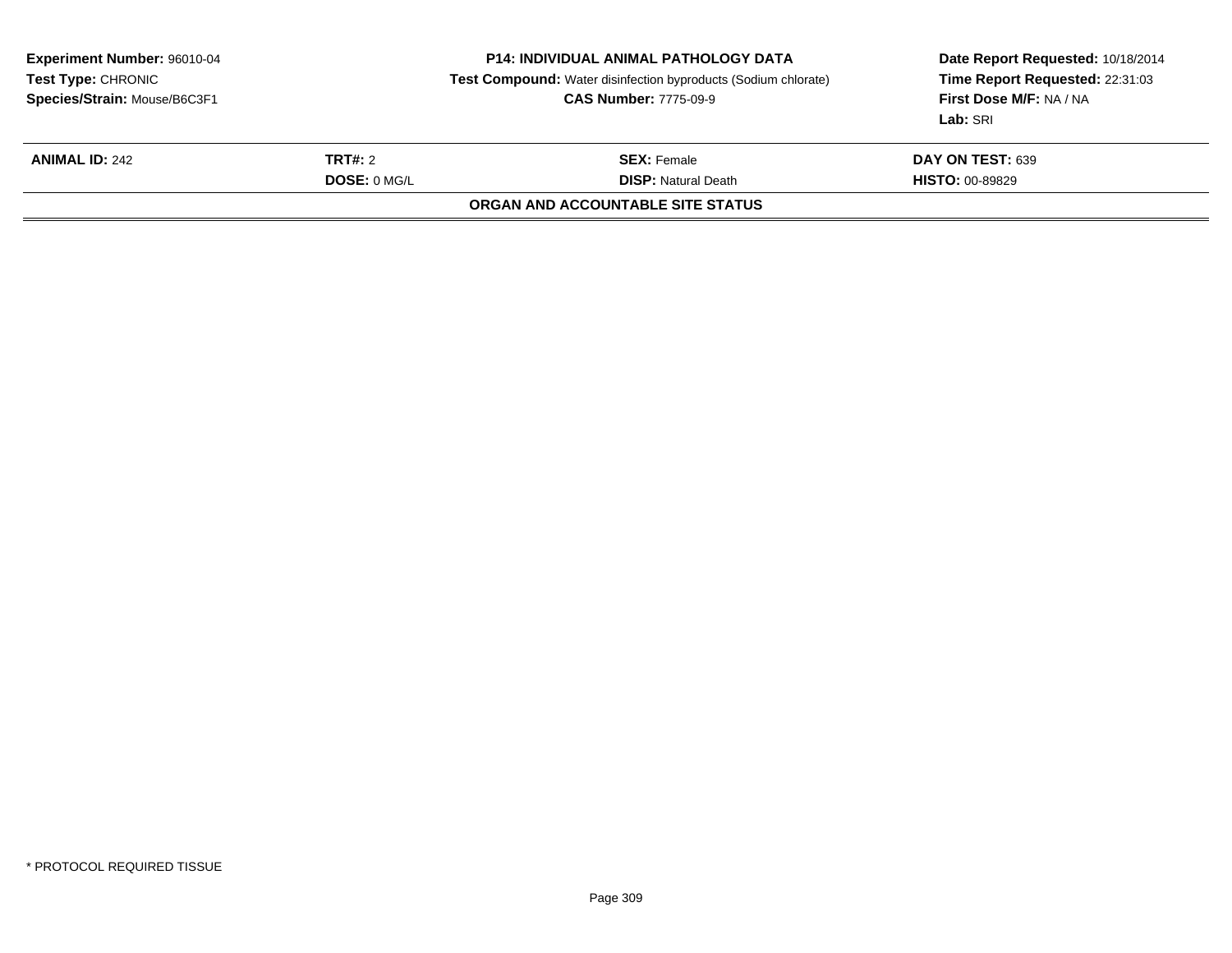**Experiment Number:** 96010-04
**Test Type:** CHRONIC
**Species/Strain:** Mouse/B6C3F1

**P14: INDIVIDUAL ANIMAL PATHOLOGY DATA**
**Test Compound:** Water disinfection byproducts (Sodium chlorate)
**CAS Number:** 7775-09-9

**Date Report Requested:** 10/18/2014
**Time Report Requested:** 22:31:03
**First Dose M/F:** NA / NA
**Lab:** SRI

| **ANIMAL ID:** 242 | **TRT#:** 2 | **SEX:** Female | **DAY ON TEST:** 639 |
|---|---|---|---|
| | **DOSE:** 0 MG/L | **DISP:** Natural Death | **HISTO:** 00-89829 |

**ORGAN AND ACCOUNTABLE SITE STATUS**

\* PROTOCOL REQUIRED TISSUE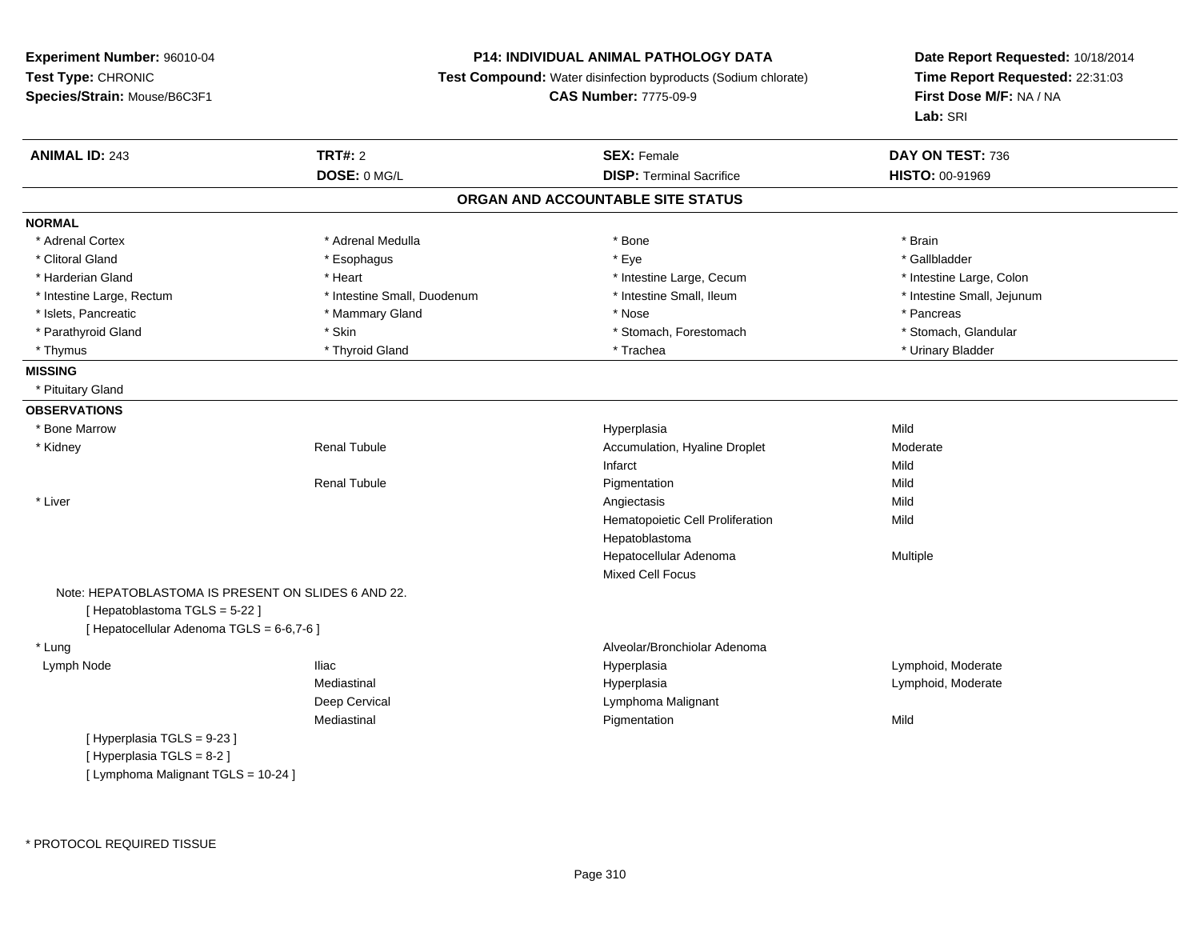**Experiment Number:** 96010-04
**Test Type:** CHRONIC
**Species/Strain:** Mouse/B6C3F1

**P14: INDIVIDUAL ANIMAL PATHOLOGY DATA**
**Test Compound:** Water disinfection byproducts (Sodium chlorate)
**CAS Number:** 7775-09-9

**Date Report Requested:** 10/18/2014
**Time Report Requested:** 22:31:03
**First Dose M/F:** NA / NA
**Lab:** SRI

| **ANIMAL ID:** 243 | **TRT#:** 2 | **SEX:** Female | **DAY ON TEST:** 736 |
|---|---|---|---|
| | **DOSE:** 0 MG/L | **DISP:** Terminal Sacrifice | **HISTO:** 00-91969 |

## ORGAN AND ACCOUNTABLE SITE STATUS

**NORMAL**

| | | | |
|---|---|---|---|
| * Adrenal Cortex | * Adrenal Medulla | * Bone | * Brain |
| * Clitoral Gland | * Esophagus | * Eye | * Gallbladder |
| * Harderian Gland | * Heart | * Intestine Large, Cecum | * Intestine Large, Colon |
| * Intestine Large, Rectum | * Intestine Small, Duodenum | * Intestine Small, Ileum | * Intestine Small, Jejunum |
| * Islets, Pancreatic | * Mammary Gland | * Nose | * Pancreas |
| * Parathyroid Gland | * Skin | * Stomach, Forestomach | * Stomach, Glandular |
| * Thymus | * Thyroid Gland | * Trachea | * Urinary Bladder |

**MISSING**

* Pituitary Gland

**OBSERVATIONS**

| | | | |
|---|---|---|---|
| * Bone Marrow | | Hyperplasia | Mild |
| * Kidney | Renal Tubule | Accumulation, Hyaline Droplet | Moderate |
| | | Infarct | Mild |
| | Renal Tubule | Pigmentation | Mild |
| * Liver | | Angiectasis | Mild |
| | | Hematopoietic Cell Proliferation | Mild |
| | | Hepatoblastoma | |
| | | Hepatocellular Adenoma | Multiple |
| | | Mixed Cell Focus | |

Note: HEPATOBLASTOMA IS PRESENT ON SLIDES 6 AND 22.
[ Hepatoblastoma TGLS = 5-22 ]
[ Hepatocellular Adenoma TGLS = 6-6,7-6 ]

| | | | |
|---|---|---|---|
| * Lung | | Alveolar/Bronchiolar Adenoma | |
| Lymph Node | Iliac | Hyperplasia | Lymphoid, Moderate |
| | Mediastinal | Hyperplasia | Lymphoid, Moderate |
| | Deep Cervical | Lymphoma Malignant | |
| | Mediastinal | Pigmentation | Mild |

[ Hyperplasia TGLS = 9-23 ]
[ Hyperplasia TGLS = 8-2 ]
[ Lymphoma Malignant TGLS = 10-24 ]

* PROTOCOL REQUIRED TISSUE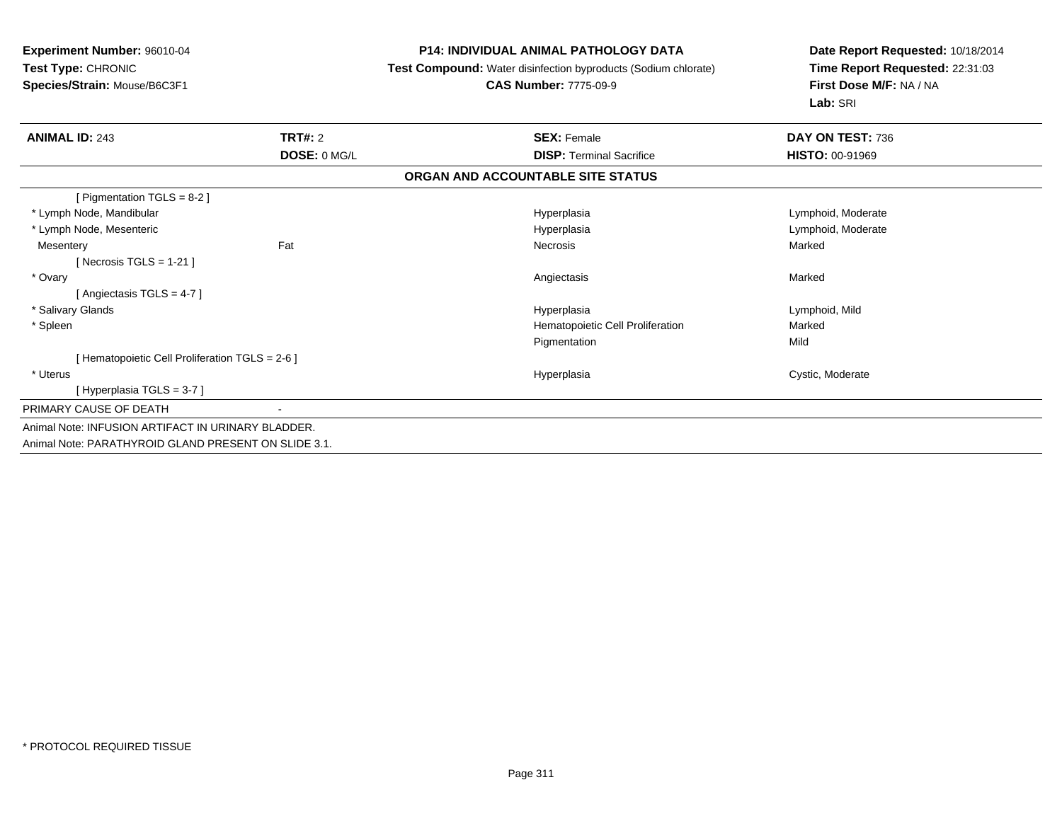**Experiment Number:** 96010-04
**Test Type:** CHRONIC
**Species/Strain:** Mouse/B6C3F1

**P14: INDIVIDUAL ANIMAL PATHOLOGY DATA**
**Test Compound:** Water disinfection byproducts (Sodium chlorate)
**CAS Number:** 7775-09-9

**Date Report Requested:** 10/18/2014
**Time Report Requested:** 22:31:03
**First Dose M/F:** NA / NA
**Lab:** SRI

| **ANIMAL ID:** 243 | **TRT#:** 2 | **SEX:** Female | **DAY ON TEST:** 736 |
|---|---|---|---|
| | **DOSE:** 0 MG/L | **DISP:** Terminal Sacrifice | **HISTO:** 00-91969 |

**ORGAN AND ACCOUNTABLE SITE STATUS**

| | | | |
|---|---|---|---|
| [ Pigmentation TGLS = 8-2 ] | | | |
| * Lymph Node, Mandibular | | Hyperplasia | Lymphoid, Moderate |
| * Lymph Node, Mesenteric | | Hyperplasia | Lymphoid, Moderate |
| Mesentery | Fat | Necrosis | Marked |
| [ Necrosis TGLS = 1-21 ] | | | |
| * Ovary | | Angiectasis | Marked |
| [ Angiectasis TGLS = 4-7 ] | | | |
| * Salivary Glands | | Hyperplasia | Lymphoid, Mild |
| * Spleen | | Hematopoietic Cell Proliferation | Marked |
| | | Pigmentation | Mild |
| [ Hematopoietic Cell Proliferation TGLS = 2-6 ] | | | |
| * Uterus | | Hyperplasia | Cystic, Moderate |
| [ Hyperplasia TGLS = 3-7 ] | | | |

PRIMARY CAUSE OF DEATH -

Animal Note: INFUSION ARTIFACT IN URINARY BLADDER.
Animal Note: PARATHYROID GLAND PRESENT ON SLIDE 3.1.

* PROTOCOL REQUIRED TISSUE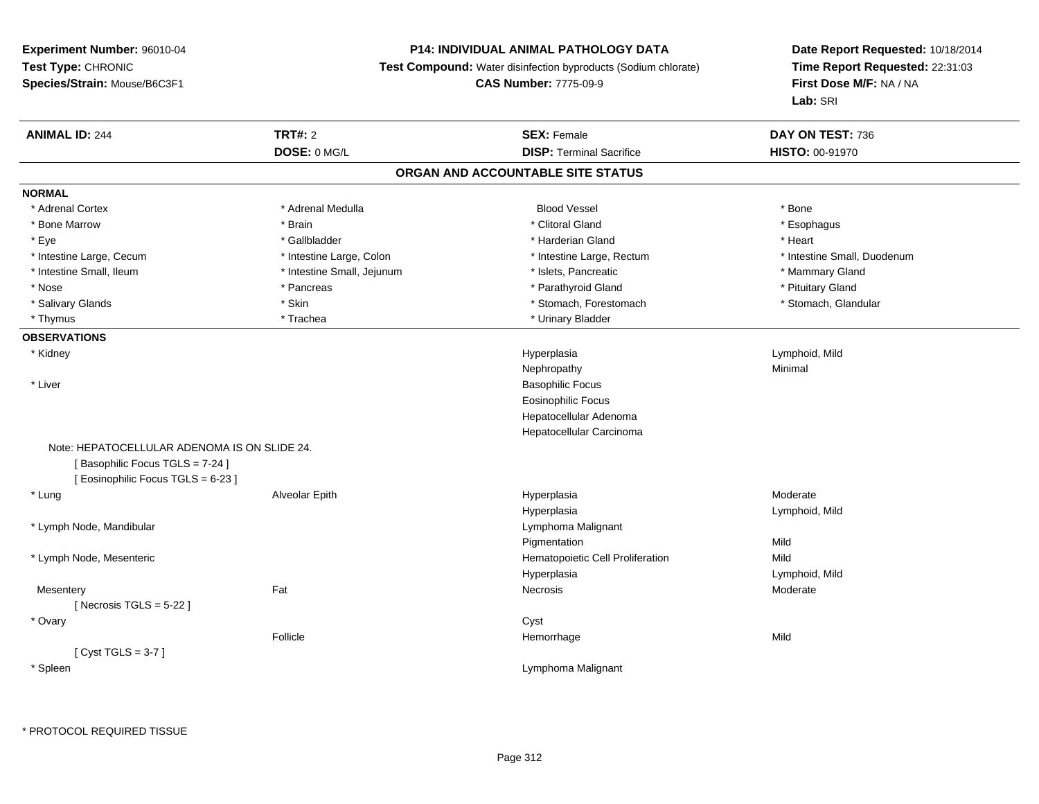**Experiment Number:** 96010-04
**Test Type:** CHRONIC
**Species/Strain:** Mouse/B6C3F1

**P14: INDIVIDUAL ANIMAL PATHOLOGY DATA**
**Test Compound:** Water disinfection byproducts (Sodium chlorate)
**CAS Number:** 7775-09-9

**Date Report Requested:** 10/18/2014
**Time Report Requested:** 22:31:03
**First Dose M/F:** NA / NA
**Lab:** SRI

| **ANIMAL ID:** 244 | **TRT#:** 2 | **SEX:** Female | **DAY ON TEST:** 736 |
|---|---|---|---|
| | **DOSE:** 0 MG/L | **DISP:** Terminal Sacrifice | **HISTO:** 00-91970 |

## ORGAN AND ACCOUNTABLE SITE STATUS

**NORMAL**

| | | | |
|---|---|---|---|
| * Adrenal Cortex | * Adrenal Medulla | Blood Vessel | * Bone |
| * Bone Marrow | * Brain | * Clitoral Gland | * Esophagus |
| * Eye | * Gallbladder | * Harderian Gland | * Heart |
| * Intestine Large, Cecum | * Intestine Large, Colon | * Intestine Large, Rectum | * Intestine Small, Duodenum |
| * Intestine Small, Ileum | * Intestine Small, Jejunum | * Islets, Pancreatic | * Mammary Gland |
| * Nose | * Pancreas | * Parathyroid Gland | * Pituitary Gland |
| * Salivary Glands | * Skin | * Stomach, Forestomach | * Stomach, Glandular |
| * Thymus | * Trachea | * Urinary Bladder | |

**OBSERVATIONS**

| | | | |
|---|---|---|---|
| * Kidney | | Hyperplasia | Lymphoid, Mild |
| | | Nephropathy | Minimal |
| * Liver | | Basophilic Focus | |
| | | Eosinophilic Focus | |
| | | Hepatocellular Adenoma | |
| | | Hepatocellular Carcinoma | |
| Note: HEPATOCELLULAR ADENOMA IS ON SLIDE 24. | | | |
| [ Basophilic Focus TGLS = 7-24 ] | | | |
| [ Eosinophilic Focus TGLS = 6-23 ] | | | |
| * Lung | Alveolar Epith | Hyperplasia | Moderate |
| | | Hyperplasia | Lymphoid, Mild |
| * Lymph Node, Mandibular | | Lymphoma Malignant | |
| | | Pigmentation | Mild |
| * Lymph Node, Mesenteric | | Hematopoietic Cell Proliferation | Mild |
| | | Hyperplasia | Lymphoid, Mild |
| Mesentery | Fat | Necrosis | Moderate |
| [ Necrosis TGLS = 5-22 ] | | | |
| * Ovary | | Cyst | |
| | Follicle | Hemorrhage | Mild |
| [ Cyst TGLS = 3-7 ] | | | |
| * Spleen | | Lymphoma Malignant | |

* PROTOCOL REQUIRED TISSUE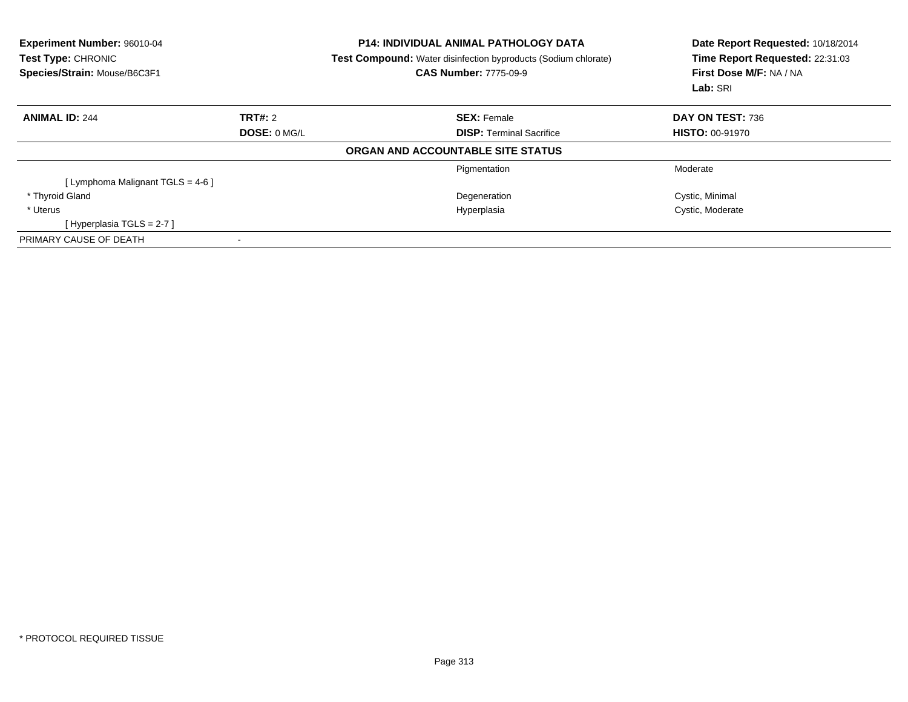**Experiment Number:** 96010-04
**Test Type:** CHRONIC
**Species/Strain:** Mouse/B6C3F1

**P14: INDIVIDUAL ANIMAL PATHOLOGY DATA**
**Test Compound:** Water disinfection byproducts (Sodium chlorate)
**CAS Number:** 7775-09-9

**Date Report Requested:** 10/18/2014
**Time Report Requested:** 22:31:03
**First Dose M/F:** NA / NA
**Lab:** SRI

| **ANIMAL ID:** 244 | **TRT#:** 2 | **SEX:** Female | **DAY ON TEST:** 736 |
|---|---|---|---|
| | **DOSE:** 0 MG/L | **DISP:** Terminal Sacrifice | **HISTO:** 00-91970 |

**ORGAN AND ACCOUNTABLE SITE STATUS**

| | | | |
|---|---|---|---|
| | | Pigmentation | Moderate |
| [ Lymphoma Malignant TGLS = 4-6 ] | | | |
| * Thyroid Gland | | Degeneration | Cystic, Minimal |
| * Uterus | | Hyperplasia | Cystic, Moderate |
| [ Hyperplasia TGLS = 2-7 ] | | | |
| PRIMARY CAUSE OF DEATH | - | | |

* PROTOCOL REQUIRED TISSUE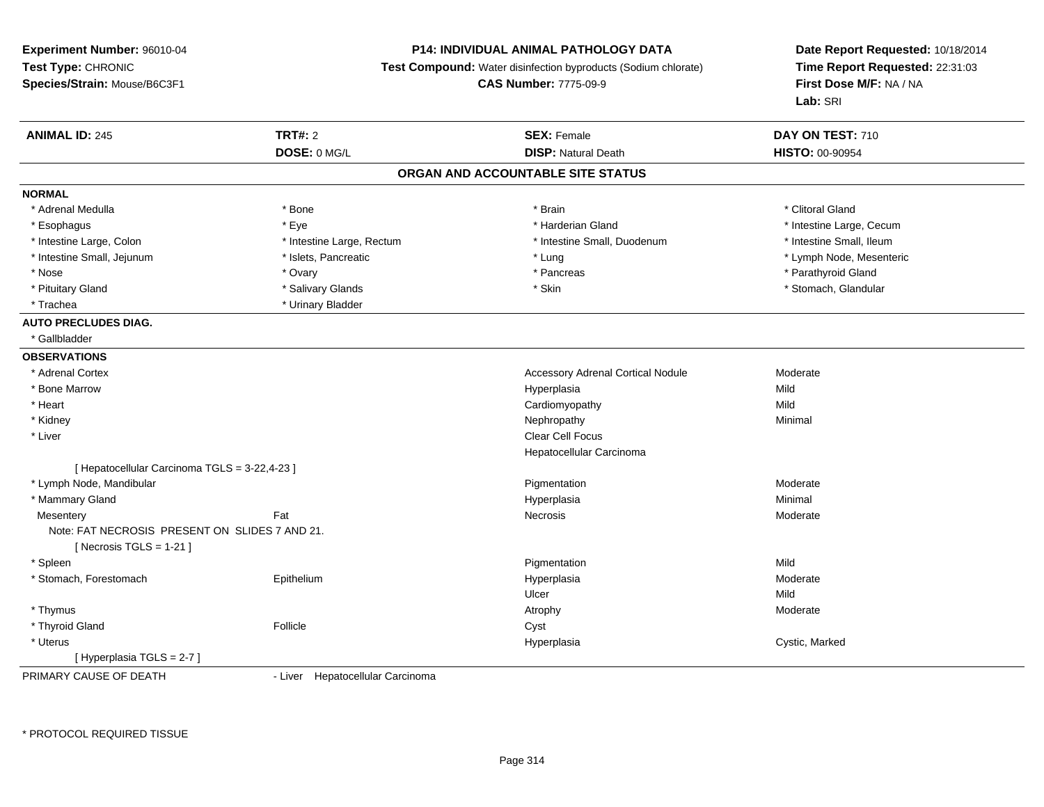**Experiment Number:** 96010-04
**Test Type:** CHRONIC
**Species/Strain:** Mouse/B6C3F1

**P14: INDIVIDUAL ANIMAL PATHOLOGY DATA**
**Test Compound:** Water disinfection byproducts (Sodium chlorate)
**CAS Number:** 7775-09-9

**Date Report Requested:** 10/18/2014
**Time Report Requested:** 22:31:03
**First Dose M/F:** NA / NA
**Lab:** SRI

| **ANIMAL ID:** 245 | **TRT#:** 2 | **SEX:** Female | **DAY ON TEST:** 710 |
|---|---|---|---|
| | **DOSE:** 0 MG/L | **DISP:** Natural Death | **HISTO:** 00-90954 |

## ORGAN AND ACCOUNTABLE SITE STATUS

**NORMAL**

| | | | |
|---|---|---|---|
| * Adrenal Medulla | * Bone | * Brain | * Clitoral Gland |
| * Esophagus | * Eye | * Harderian Gland | * Intestine Large, Cecum |
| * Intestine Large, Colon | * Intestine Large, Rectum | * Intestine Small, Duodenum | * Intestine Small, Ileum |
| * Intestine Small, Jejunum | * Islets, Pancreatic | * Lung | * Lymph Node, Mesenteric |
| * Nose | * Ovary | * Pancreas | * Parathyroid Gland |
| * Pituitary Gland | * Salivary Glands | * Skin | * Stomach, Glandular |
| * Trachea | * Urinary Bladder | | |

**AUTO PRECLUDES DIAG.**

* Gallbladder

**OBSERVATIONS**

| | | | |
|---|---|---|---|
| * Adrenal Cortex | | Accessory Adrenal Cortical Nodule | Moderate |
| * Bone Marrow | | Hyperplasia | Mild |
| * Heart | | Cardiomyopathy | Mild |
| * Kidney | | Nephropathy | Minimal |
| * Liver | | Clear Cell Focus | |
| | | Hepatocellular Carcinoma | |
| [ Hepatocellular Carcinoma TGLS = 3-22,4-23 ] | | | |
| * Lymph Node, Mandibular | | Pigmentation | Moderate |
| * Mammary Gland | | Hyperplasia | Minimal |
| Mesentery | Fat | Necrosis | Moderate |
| Note: FAT NECROSIS PRESENT ON SLIDES 7 AND 21. | | | |
| [ Necrosis TGLS = 1-21 ] | | | |
| * Spleen | | Pigmentation | Mild |
| * Stomach, Forestomach | Epithelium | Hyperplasia | Moderate |
| | | Ulcer | Mild |
| * Thymus | | Atrophy | Moderate |
| * Thyroid Gland | Follicle | Cyst | |
| * Uterus | | Hyperplasia | Cystic, Marked |
| [ Hyperplasia TGLS = 2-7 ] | | | |

PRIMARY CAUSE OF DEATH - Liver Hepatocellular Carcinoma

* PROTOCOL REQUIRED TISSUE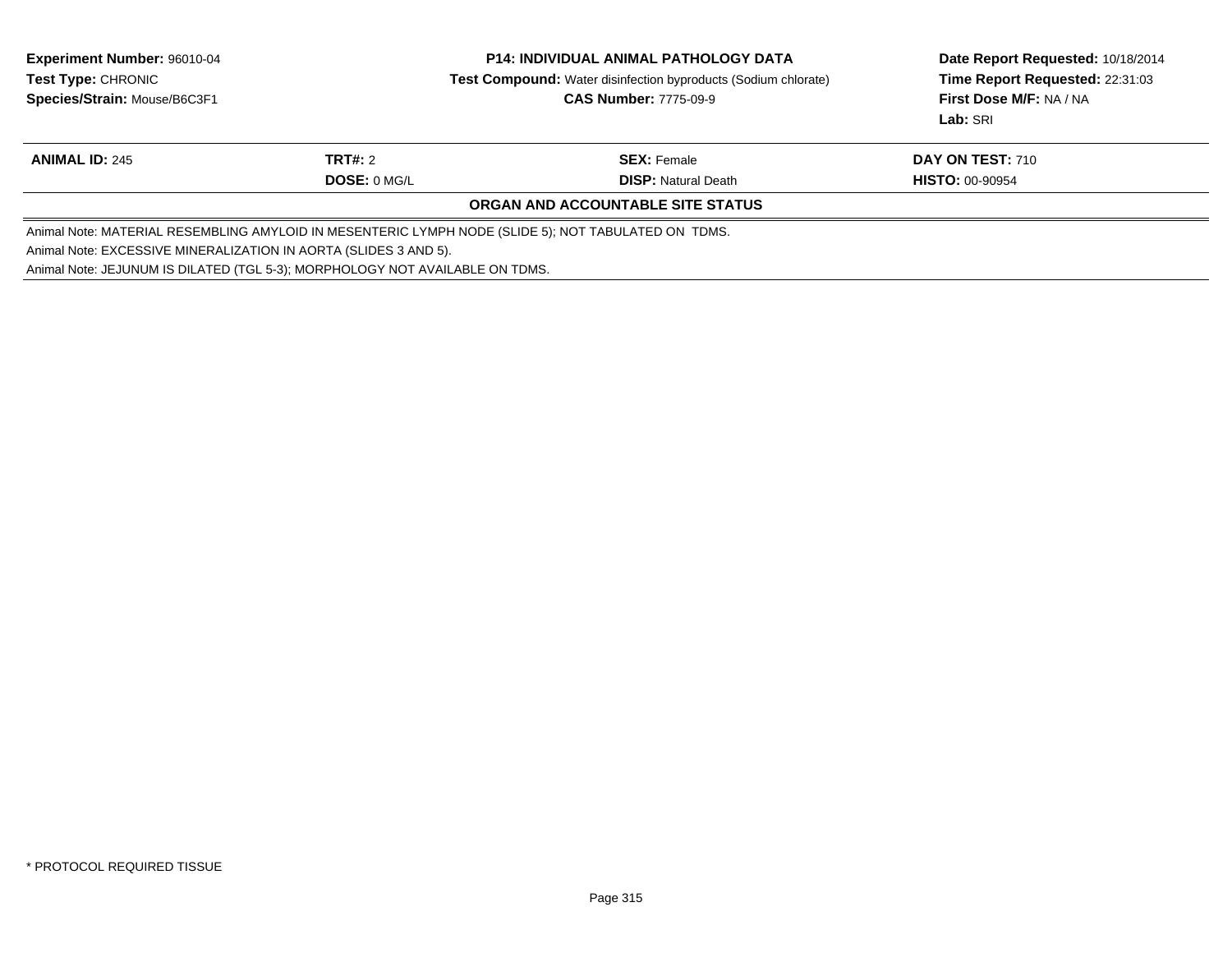**Experiment Number:** 96010-04
**Test Type:** CHRONIC
**Species/Strain:** Mouse/B6C3F1

**P14: INDIVIDUAL ANIMAL PATHOLOGY DATA**
**Test Compound:** Water disinfection byproducts (Sodium chlorate)
**CAS Number:** 7775-09-9

**Date Report Requested:** 10/18/2014
**Time Report Requested:** 22:31:03
**First Dose M/F:** NA / NA
**Lab:** SRI

| **ANIMAL ID:** 245 | **TRT#:** 2 | **SEX:** Female | **DAY ON TEST:** 710 |
|---|---|---|---|
| | **DOSE:** 0 MG/L | **DISP:** Natural Death | **HISTO:** 00-90954 |

**ORGAN AND ACCOUNTABLE SITE STATUS**

Animal Note: MATERIAL RESEMBLING AMYLOID IN MESENTERIC LYMPH NODE (SLIDE 5); NOT TABULATED ON TDMS.
Animal Note: EXCESSIVE MINERALIZATION IN AORTA (SLIDES 3 AND 5).
Animal Note: JEJUNUM IS DILATED (TGL 5-3); MORPHOLOGY NOT AVAILABLE ON TDMS.

* PROTOCOL REQUIRED TISSUE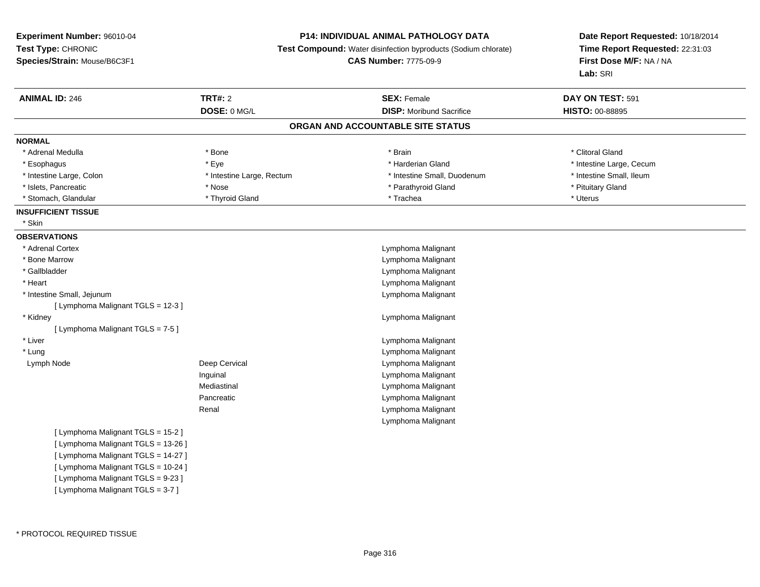**Experiment Number:** 96010-04
**Test Type:** CHRONIC
**Species/Strain:** Mouse/B6C3F1

**P14: INDIVIDUAL ANIMAL PATHOLOGY DATA**
**Test Compound:** Water disinfection byproducts (Sodium chlorate)
**CAS Number:** 7775-09-9

**Date Report Requested:** 10/18/2014
**Time Report Requested:** 22:31:03
**First Dose M/F:** NA / NA
**Lab:** SRI

| **ANIMAL ID:** 246 | **TRT#:** 2 | **SEX:** Female | **DAY ON TEST:** 591 |
|---|---|---|---|
| | **DOSE:** 0 MG/L | **DISP:** Moribund Sacrifice | **HISTO:** 00-88895 |

## ORGAN AND ACCOUNTABLE SITE STATUS

**NORMAL**

| | | | |
|---|---|---|---|
| * Adrenal Medulla | * Bone | * Brain | * Clitoral Gland |
| * Esophagus | * Eye | * Harderian Gland | * Intestine Large, Cecum |
| * Intestine Large, Colon | * Intestine Large, Rectum | * Intestine Small, Duodenum | * Intestine Small, Ileum |
| * Islets, Pancreatic | * Nose | * Parathyroid Gland | * Pituitary Gland |
| * Stomach, Glandular | * Thyroid Gland | * Trachea | * Uterus |

**INSUFFICIENT TISSUE**

* Skin

**OBSERVATIONS**

| | | |
|---|---|---|
| * Adrenal Cortex | | Lymphoma Malignant |
| * Bone Marrow | | Lymphoma Malignant |
| * Gallbladder | | Lymphoma Malignant |
| * Heart | | Lymphoma Malignant |
| * Intestine Small, Jejunum | | Lymphoma Malignant |
| [ Lymphoma Malignant TGLS = 12-3 ] | | |
| * Kidney | | Lymphoma Malignant |
| [ Lymphoma Malignant TGLS = 7-5 ] | | |
| * Liver | | Lymphoma Malignant |
| * Lung | | Lymphoma Malignant |
| Lymph Node | Deep Cervical | Lymphoma Malignant |
| | Inguinal | Lymphoma Malignant |
| | Mediastinal | Lymphoma Malignant |
| | Pancreatic | Lymphoma Malignant |
| | Renal | Lymphoma Malignant |
| | | Lymphoma Malignant |
| [ Lymphoma Malignant TGLS = 15-2 ] | | |
| [ Lymphoma Malignant TGLS = 13-26 ] | | |
| [ Lymphoma Malignant TGLS = 14-27 ] | | |
| [ Lymphoma Malignant TGLS = 10-24 ] | | |
| [ Lymphoma Malignant TGLS = 9-23 ] | | |
| [ Lymphoma Malignant TGLS = 3-7 ] | | |

* PROTOCOL REQUIRED TISSUE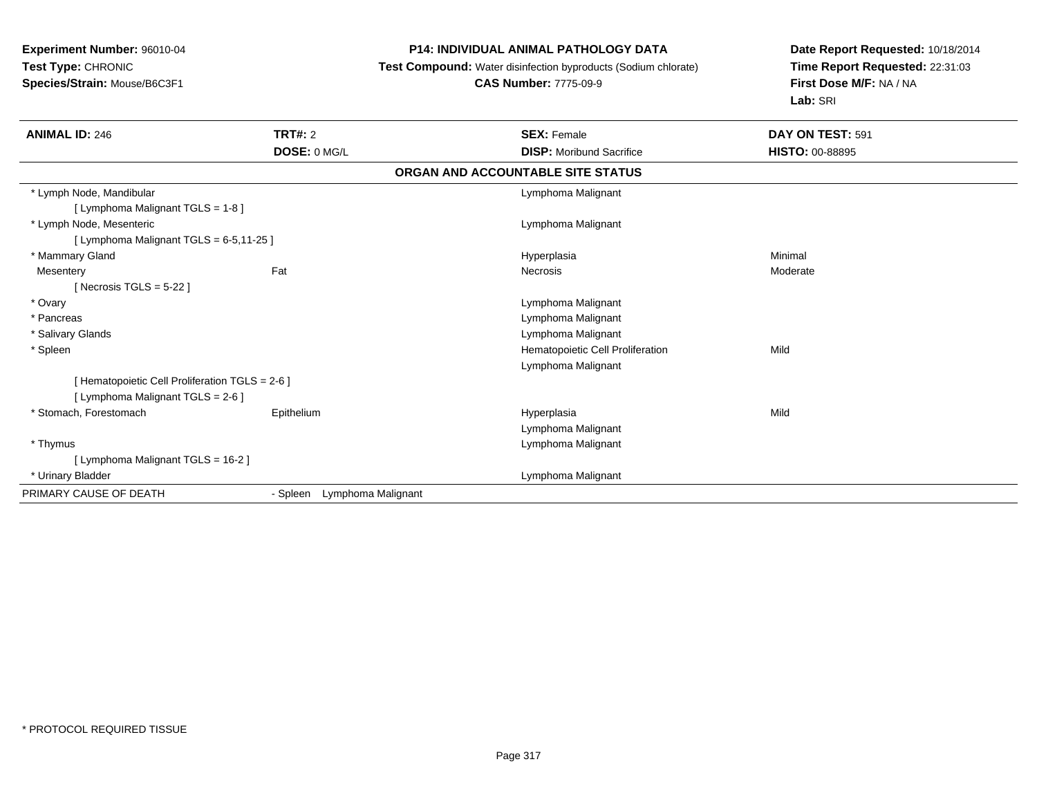**Experiment Number:** 96010-04
**Test Type:** CHRONIC
**Species/Strain:** Mouse/B6C3F1

**P14: INDIVIDUAL ANIMAL PATHOLOGY DATA**
**Test Compound:** Water disinfection byproducts (Sodium chlorate)
**CAS Number:** 7775-09-9

**Date Report Requested:** 10/18/2014
**Time Report Requested:** 22:31:03
**First Dose M/F:** NA / NA
**Lab:** SRI

| **ANIMAL ID:** 246 | **TRT#:** 2 | **SEX:** Female | **DAY ON TEST:** 591 |
|---|---|---|---|
| | **DOSE:** 0 MG/L | **DISP:** Moribund Sacrifice | **HISTO:** 00-88895 |

**ORGAN AND ACCOUNTABLE SITE STATUS**

| | | | |
|---|---|---|---|
| * Lymph Node, Mandibular | | Lymphoma Malignant | |
| [ Lymphoma Malignant TGLS = 1-8 ] | | | |
| * Lymph Node, Mesenteric | | Lymphoma Malignant | |
| [ Lymphoma Malignant TGLS = 6-5,11-25 ] | | | |
| * Mammary Gland | | Hyperplasia | Minimal |
| Mesentery | Fat | Necrosis | Moderate |
| [ Necrosis TGLS = 5-22 ] | | | |
| * Ovary | | Lymphoma Malignant | |
| * Pancreas | | Lymphoma Malignant | |
| * Salivary Glands | | Lymphoma Malignant | |
| * Spleen | | Hematopoietic Cell Proliferation | Mild |
| | | Lymphoma Malignant | |
| [ Hematopoietic Cell Proliferation TGLS = 2-6 ] | | | |
| [ Lymphoma Malignant TGLS = 2-6 ] | | | |
| * Stomach, Forestomach | Epithelium | Hyperplasia | Mild |
| | | Lymphoma Malignant | |
| * Thymus | | Lymphoma Malignant | |
| [ Lymphoma Malignant TGLS = 16-2 ] | | | |
| * Urinary Bladder | | Lymphoma Malignant | |
| PRIMARY CAUSE OF DEATH | - Spleen Lymphoma Malignant | | |

* PROTOCOL REQUIRED TISSUE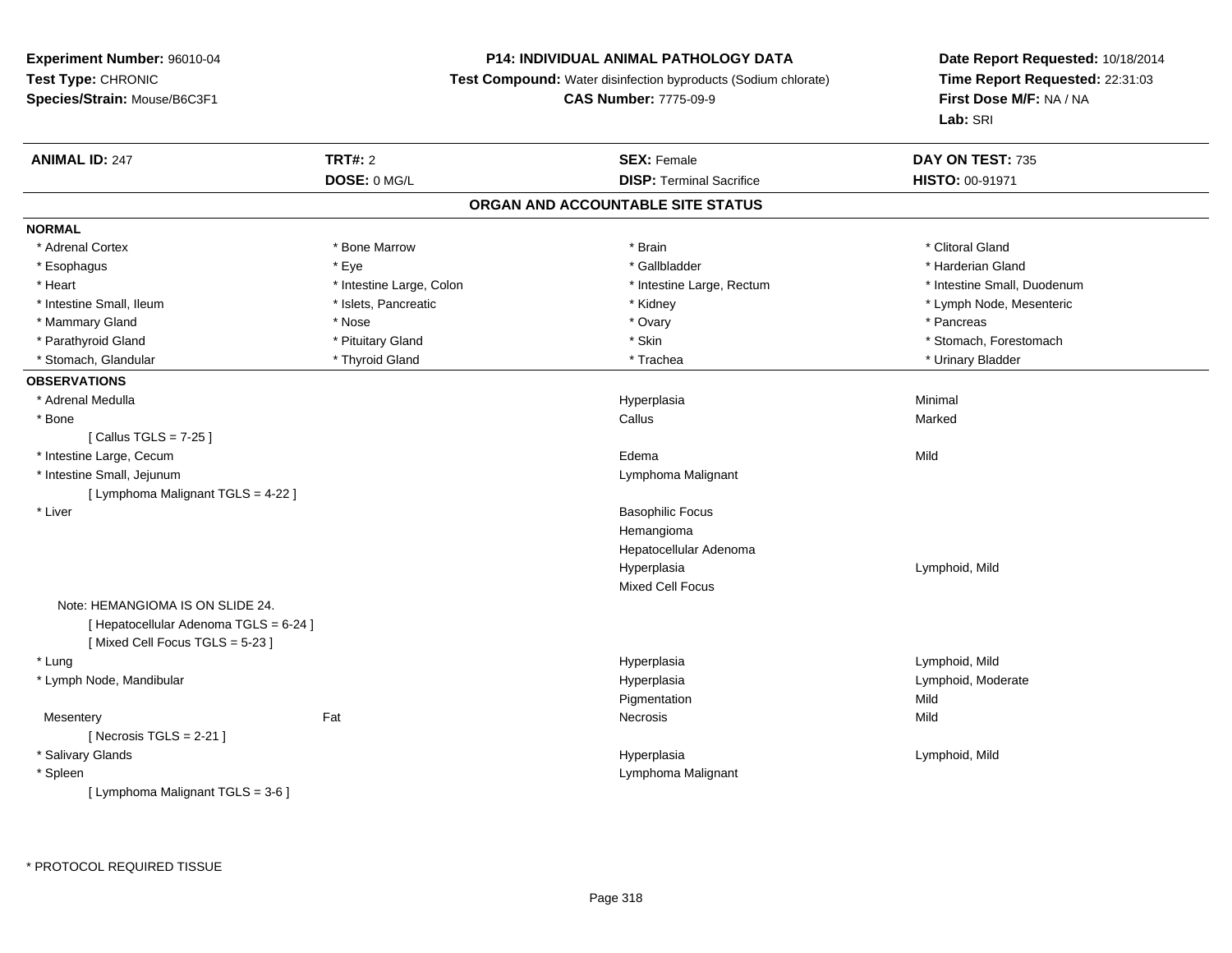**Experiment Number:** 96010-04
**Test Type:** CHRONIC
**Species/Strain:** Mouse/B6C3F1

**P14: INDIVIDUAL ANIMAL PATHOLOGY DATA**
**Test Compound:** Water disinfection byproducts (Sodium chlorate)
**CAS Number:** 7775-09-9

**Date Report Requested:** 10/18/2014
**Time Report Requested:** 22:31:03
**First Dose M/F:** NA / NA
**Lab:** SRI

| **ANIMAL ID:** 247 | **TRT#:** 2 | **SEX:** Female | **DAY ON TEST:** 735 |
|---|---|---|---|
| | **DOSE:** 0 MG/L | **DISP:** Terminal Sacrifice | **HISTO:** 00-91971 |

## ORGAN AND ACCOUNTABLE SITE STATUS

**NORMAL**

| | | | |
|---|---|---|---|
| * Adrenal Cortex | * Bone Marrow | * Brain | * Clitoral Gland |
| * Esophagus | * Eye | * Gallbladder | * Harderian Gland |
| * Heart | * Intestine Large, Colon | * Intestine Large, Rectum | * Intestine Small, Duodenum |
| * Intestine Small, Ileum | * Islets, Pancreatic | * Kidney | * Lymph Node, Mesenteric |
| * Mammary Gland | * Nose | * Ovary | * Pancreas |
| * Parathyroid Gland | * Pituitary Gland | * Skin | * Stomach, Forestomach |
| * Stomach, Glandular | * Thyroid Gland | * Trachea | * Urinary Bladder |

**OBSERVATIONS**

| | | | |
|---|---|---|---|
| * Adrenal Medulla | | Hyperplasia | Minimal |
| * Bone | | Callus | Marked |
| [ Callus TGLS = 7-25 ] | | | |
| * Intestine Large, Cecum | | Edema | Mild |
| * Intestine Small, Jejunum | | Lymphoma Malignant | |
| [ Lymphoma Malignant TGLS = 4-22 ] | | | |
| * Liver | | Basophilic Focus | |
| | | Hemangioma | |
| | | Hepatocellular Adenoma | |
| | | Hyperplasia | Lymphoid, Mild |
| | | Mixed Cell Focus | |
| Note: HEMANGIOMA IS ON SLIDE 24. | | | |
| [ Hepatocellular Adenoma TGLS = 6-24 ] | | | |
| [ Mixed Cell Focus TGLS = 5-23 ] | | | |
| * Lung | | Hyperplasia | Lymphoid, Mild |
| * Lymph Node, Mandibular | | Hyperplasia | Lymphoid, Moderate |
| | | Pigmentation | Mild |
| Mesentery | Fat | Necrosis | Mild |
| [ Necrosis TGLS = 2-21 ] | | | |
| * Salivary Glands | | Hyperplasia | Lymphoid, Mild |
| * Spleen | | Lymphoma Malignant | |
| [ Lymphoma Malignant TGLS = 3-6 ] | | | |

* PROTOCOL REQUIRED TISSUE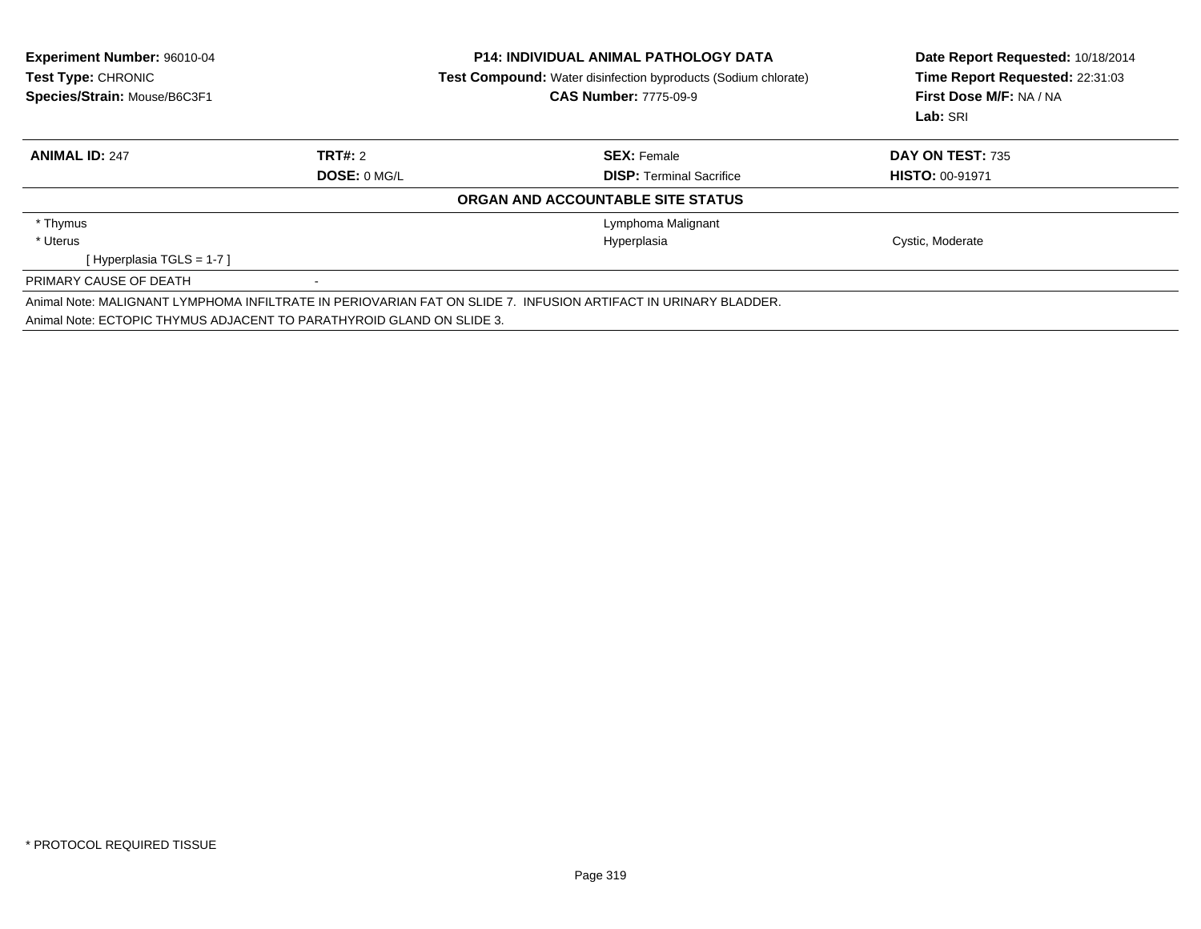**Experiment Number:** 96010-04
**Test Type:** CHRONIC
**Species/Strain:** Mouse/B6C3F1

**P14: INDIVIDUAL ANIMAL PATHOLOGY DATA**
**Test Compound:** Water disinfection byproducts (Sodium chlorate)
**CAS Number:** 7775-09-9

**Date Report Requested:** 10/18/2014
**Time Report Requested:** 22:31:03
**First Dose M/F:** NA / NA
**Lab:** SRI

| **ANIMAL ID:** 247 | **TRT#:** 2 | **SEX:** Female | **DAY ON TEST:** 735 |
|---|---|---|---|
| | **DOSE:** 0 MG/L | **DISP:** Terminal Sacrifice | **HISTO:** 00-91971 |

**ORGAN AND ACCOUNTABLE SITE STATUS**

| | | |
|---|---|---|
| * Thymus | Lymphoma Malignant | |
| * Uterus | Hyperplasia | Cystic, Moderate |
| [ Hyperplasia TGLS = 1-7 ] | | |

PRIMARY CAUSE OF DEATH -

Animal Note: MALIGNANT LYMPHOMA INFILTRATE IN PERIOVARIAN FAT ON SLIDE 7. INFUSION ARTIFACT IN URINARY BLADDER.
Animal Note: ECTOPIC THYMUS ADJACENT TO PARATHYROID GLAND ON SLIDE 3.

* PROTOCOL REQUIRED TISSUE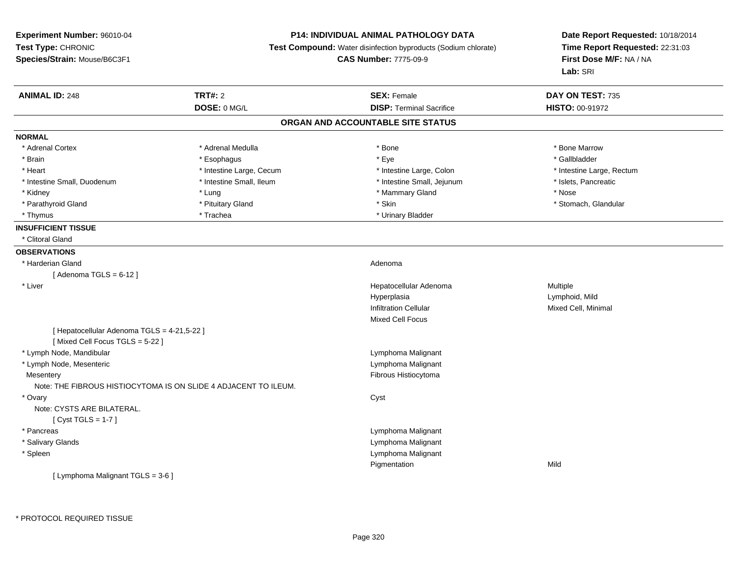**Experiment Number:** 96010-04
**Test Type:** CHRONIC
**Species/Strain:** Mouse/B6C3F1

**P14: INDIVIDUAL ANIMAL PATHOLOGY DATA**
**Test Compound:** Water disinfection byproducts (Sodium chlorate)
**CAS Number:** 7775-09-9

**Date Report Requested:** 10/18/2014
**Time Report Requested:** 22:31:03
**First Dose M/F:** NA / NA
**Lab:** SRI

| **ANIMAL ID:** 248 | **TRT#:** 2 | **SEX:** Female | **DAY ON TEST:** 735 |
|---|---|---|---|
| | **DOSE:** 0 MG/L | **DISP:** Terminal Sacrifice | **HISTO:** 00-91972 |

## ORGAN AND ACCOUNTABLE SITE STATUS

**NORMAL**

| | | | |
|---|---|---|---|
| * Adrenal Cortex | * Adrenal Medulla | * Bone | * Bone Marrow |
| * Brain | * Esophagus | * Eye | * Gallbladder |
| * Heart | * Intestine Large, Cecum | * Intestine Large, Colon | * Intestine Large, Rectum |
| * Intestine Small, Duodenum | * Intestine Small, Ileum | * Intestine Small, Jejunum | * Islets, Pancreatic |
| * Kidney | * Lung | * Mammary Gland | * Nose |
| * Parathyroid Gland | * Pituitary Gland | * Skin | * Stomach, Glandular |
| * Thymus | * Trachea | * Urinary Bladder | |

**INSUFFICIENT TISSUE**

* Clitoral Gland

**OBSERVATIONS**

| Organ | Observation | Qualifier |
|---|---|---|
| * Harderian Gland | Adenoma | |
| [ Adenoma TGLS = 6-12 ] | | |
| * Liver | Hepatocellular Adenoma | Multiple |
| | Hyperplasia | Lymphoid, Mild |
| | Infiltration Cellular | Mixed Cell, Minimal |
| | Mixed Cell Focus | |
| [ Hepatocellular Adenoma TGLS = 4-21,5-22 ] | | |
| [ Mixed Cell Focus TGLS = 5-22 ] | | |
| * Lymph Node, Mandibular | Lymphoma Malignant | |
| * Lymph Node, Mesenteric | Lymphoma Malignant | |
| Mesentery | Fibrous Histiocytoma | |
| Note: THE FIBROUS HISTIOCYTOMA IS ON SLIDE 4 ADJACENT TO ILEUM. | | |
| * Ovary | Cyst | |
| Note: CYSTS ARE BILATERAL. | | |
| [ Cyst TGLS = 1-7 ] | | |
| * Pancreas | Lymphoma Malignant | |
| * Salivary Glands | Lymphoma Malignant | |
| * Spleen | Lymphoma Malignant | |
| | Pigmentation | Mild |
| [ Lymphoma Malignant TGLS = 3-6 ] | | |

* PROTOCOL REQUIRED TISSUE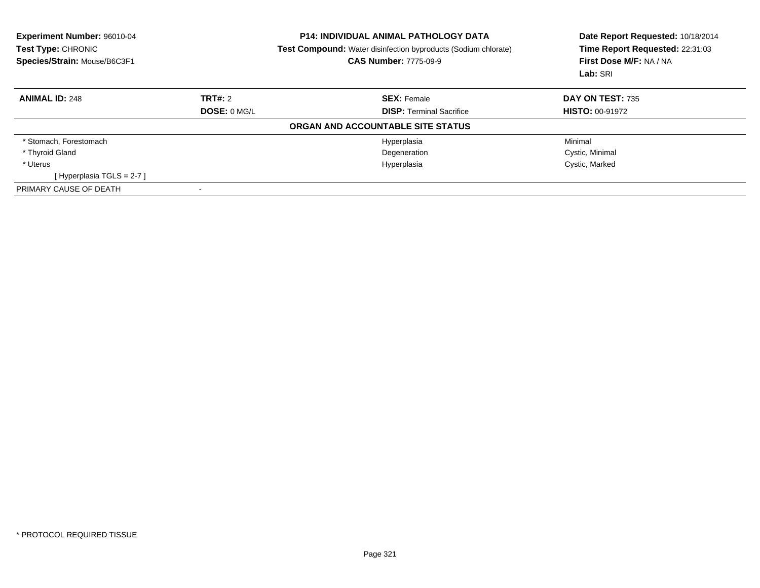**Experiment Number:** 96010-04
**Test Type:** CHRONIC
**Species/Strain:** Mouse/B6C3F1

**P14: INDIVIDUAL ANIMAL PATHOLOGY DATA**
**Test Compound:** Water disinfection byproducts (Sodium chlorate)
**CAS Number:** 7775-09-9

**Date Report Requested:** 10/18/2014
**Time Report Requested:** 22:31:03
**First Dose M/F:** NA / NA
**Lab:** SRI

| **ANIMAL ID:** 248 | **TRT#:** 2 | **SEX:** Female | **DAY ON TEST:** 735 |
|---|---|---|---|
| | **DOSE:** 0 MG/L | **DISP:** Terminal Sacrifice | **HISTO:** 00-91972 |

**ORGAN AND ACCOUNTABLE SITE STATUS**

| | | |
|---|---|---|
| * Stomach, Forestomach | Hyperplasia | Minimal |
| * Thyroid Gland | Degeneration | Cystic, Minimal |
| * Uterus | Hyperplasia | Cystic, Marked |
| [ Hyperplasia TGLS = 2-7 ] | | |

PRIMARY CAUSE OF DEATH -

* PROTOCOL REQUIRED TISSUE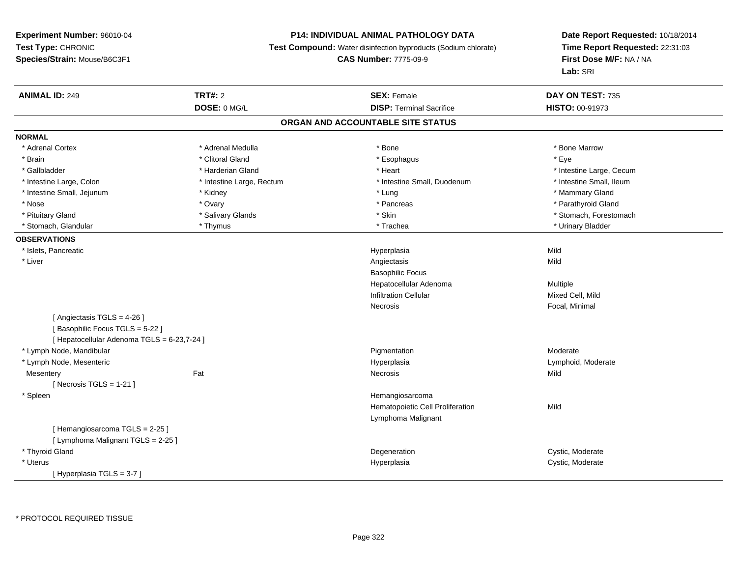**Experiment Number:** 96010-04
**Test Type:** CHRONIC
**Species/Strain:** Mouse/B6C3F1

**P14: INDIVIDUAL ANIMAL PATHOLOGY DATA**
**Test Compound:** Water disinfection byproducts (Sodium chlorate)
**CAS Number:** 7775-09-9

**Date Report Requested:** 10/18/2014
**Time Report Requested:** 22:31:03
**First Dose M/F:** NA / NA
**Lab:** SRI

| **ANIMAL ID:** 249 | **TRT#:** 2 | **SEX:** Female | **DAY ON TEST:** 735 |
|---|---|---|---|
| | **DOSE:** 0 MG/L | **DISP:** Terminal Sacrifice | **HISTO:** 00-91973 |

## ORGAN AND ACCOUNTABLE SITE STATUS

**NORMAL**

| | | | |
|---|---|---|---|
| * Adrenal Cortex | * Adrenal Medulla | * Bone | * Bone Marrow |
| * Brain | * Clitoral Gland | * Esophagus | * Eye |
| * Gallbladder | * Harderian Gland | * Heart | * Intestine Large, Cecum |
| * Intestine Large, Colon | * Intestine Large, Rectum | * Intestine Small, Duodenum | * Intestine Small, Ileum |
| * Intestine Small, Jejunum | * Kidney | * Lung | * Mammary Gland |
| * Nose | * Ovary | * Pancreas | * Parathyroid Gland |
| * Pituitary Gland | * Salivary Glands | * Skin | * Stomach, Forestomach |
| * Stomach, Glandular | * Thymus | * Trachea | * Urinary Bladder |

**OBSERVATIONS**

| | | | |
|---|---|---|---|
| * Islets, Pancreatic | | Hyperplasia | Mild |
| * Liver | | Angiectasis | Mild |
| | | Basophilic Focus | |
| | | Hepatocellular Adenoma | Multiple |
| | | Infiltration Cellular | Mixed Cell, Mild |
| | | Necrosis | Focal, Minimal |
| [ Angiectasis TGLS = 4-26 ] | | | |
| [ Basophilic Focus TGLS = 5-22 ] | | | |
| [ Hepatocellular Adenoma TGLS = 6-23,7-24 ] | | | |
| * Lymph Node, Mandibular | | Pigmentation | Moderate |
| * Lymph Node, Mesenteric | | Hyperplasia | Lymphoid, Moderate |
| Mesentery | Fat | Necrosis | Mild |
| [ Necrosis TGLS = 1-21 ] | | | |
| * Spleen | | Hemangiosarcoma | |
| | | Hematopoietic Cell Proliferation | Mild |
| | | Lymphoma Malignant | |
| [ Hemangiosarcoma TGLS = 2-25 ] | | | |
| [ Lymphoma Malignant TGLS = 2-25 ] | | | |
| * Thyroid Gland | | Degeneration | Cystic, Moderate |
| * Uterus | | Hyperplasia | Cystic, Moderate |
| [ Hyperplasia TGLS = 3-7 ] | | | |

* PROTOCOL REQUIRED TISSUE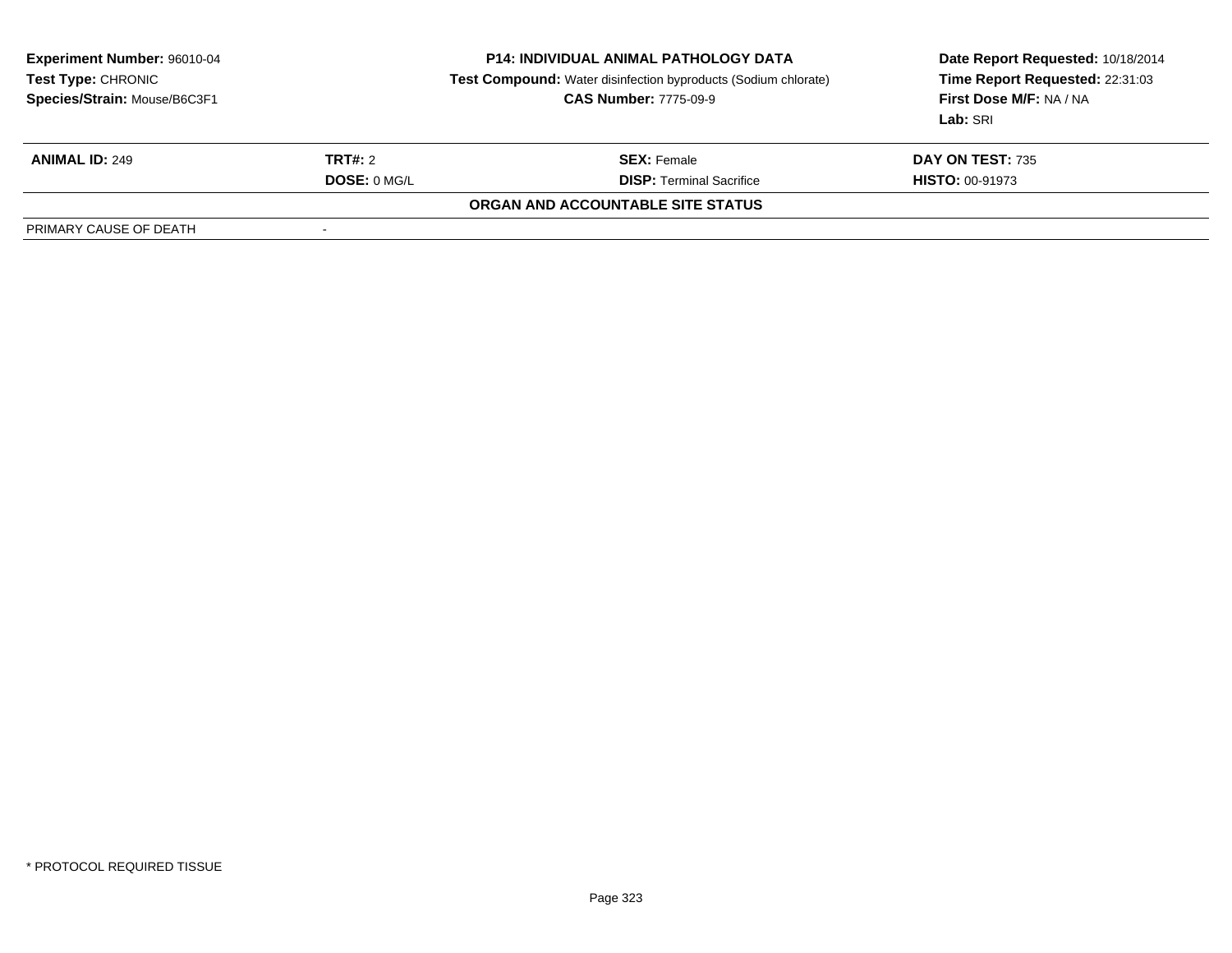**Experiment Number:** 96010-04
**Test Type:** CHRONIC
**Species/Strain:** Mouse/B6C3F1

**P14: INDIVIDUAL ANIMAL PATHOLOGY DATA**
**Test Compound:** Water disinfection byproducts (Sodium chlorate)
**CAS Number:** 7775-09-9

**Date Report Requested:** 10/18/2014
**Time Report Requested:** 22:31:03
**First Dose M/F:** NA / NA
**Lab:** SRI

| **ANIMAL ID:** 249 | **TRT#:** 2 | **SEX:** Female | **DAY ON TEST:** 735 |
|---|---|---|---|
| | **DOSE:** 0 MG/L | **DISP:** Terminal Sacrifice | **HISTO:** 00-91973 |

**ORGAN AND ACCOUNTABLE SITE STATUS**

| | |
|---|---|
| PRIMARY CAUSE OF DEATH | - |

* PROTOCOL REQUIRED TISSUE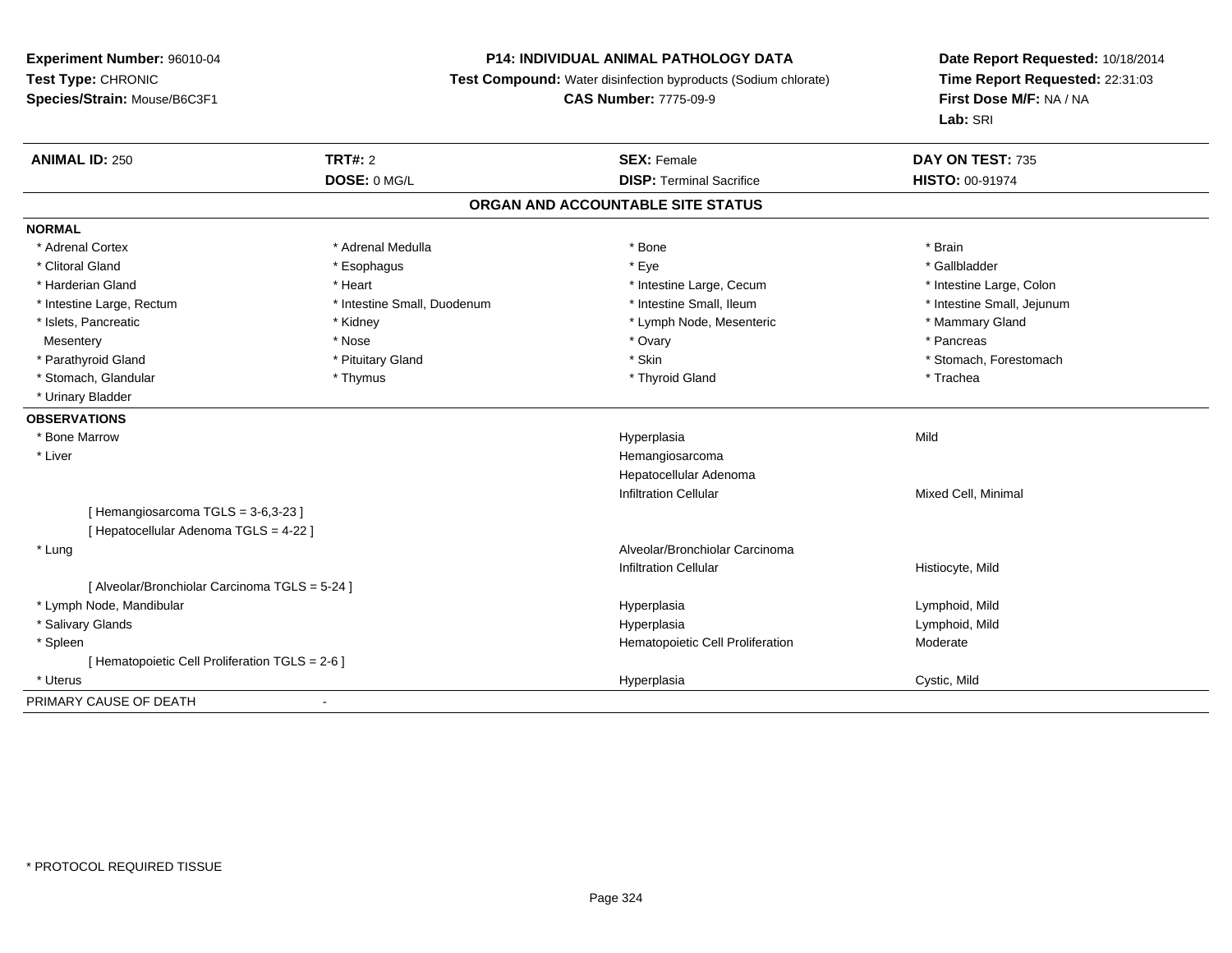**Experiment Number:** 96010-04
**Test Type:** CHRONIC
**Species/Strain:** Mouse/B6C3F1

**P14: INDIVIDUAL ANIMAL PATHOLOGY DATA**
**Test Compound:** Water disinfection byproducts (Sodium chlorate)
**CAS Number:** 7775-09-9

**Date Report Requested:** 10/18/2014
**Time Report Requested:** 22:31:03
**First Dose M/F:** NA / NA
**Lab:** SRI

| **ANIMAL ID:** 250 | **TRT#:** 2 | **SEX:** Female | **DAY ON TEST:** 735 |
|---|---|---|---|
| | **DOSE:** 0 MG/L | **DISP:** Terminal Sacrifice | **HISTO:** 00-91974 |

## ORGAN AND ACCOUNTABLE SITE STATUS

**NORMAL**

| | | | |
|---|---|---|---|
| * Adrenal Cortex | * Adrenal Medulla | * Bone | * Brain |
| * Clitoral Gland | * Esophagus | * Eye | * Gallbladder |
| * Harderian Gland | * Heart | * Intestine Large, Cecum | * Intestine Large, Colon |
| * Intestine Large, Rectum | * Intestine Small, Duodenum | * Intestine Small, Ileum | * Intestine Small, Jejunum |
| * Islets, Pancreatic | * Kidney | * Lymph Node, Mesenteric | * Mammary Gland |
| Mesentery | * Nose | * Ovary | * Pancreas |
| * Parathyroid Gland | * Pituitary Gland | * Skin | * Stomach, Forestomach |
| * Stomach, Glandular | * Thymus | * Thyroid Gland | * Trachea |
| * Urinary Bladder | | | |

**OBSERVATIONS**

| | | |
|---|---|---|
| * Bone Marrow | Hyperplasia | Mild |
| * Liver | Hemangiosarcoma | |
| | Hepatocellular Adenoma | |
| | Infiltration Cellular | Mixed Cell, Minimal |
| [ Hemangiosarcoma TGLS = 3-6,3-23 ] | | |
| [ Hepatocellular Adenoma TGLS = 4-22 ] | | |
| * Lung | Alveolar/Bronchiolar Carcinoma | |
| | Infiltration Cellular | Histiocyte, Mild |
| [ Alveolar/Bronchiolar Carcinoma TGLS = 5-24 ] | | |
| * Lymph Node, Mandibular | Hyperplasia | Lymphoid, Mild |
| * Salivary Glands | Hyperplasia | Lymphoid, Mild |
| * Spleen | Hematopoietic Cell Proliferation | Moderate |
| [ Hematopoietic Cell Proliferation TGLS = 2-6 ] | | |
| * Uterus | Hyperplasia | Cystic, Mild |

PRIMARY CAUSE OF DEATH -

* PROTOCOL REQUIRED TISSUE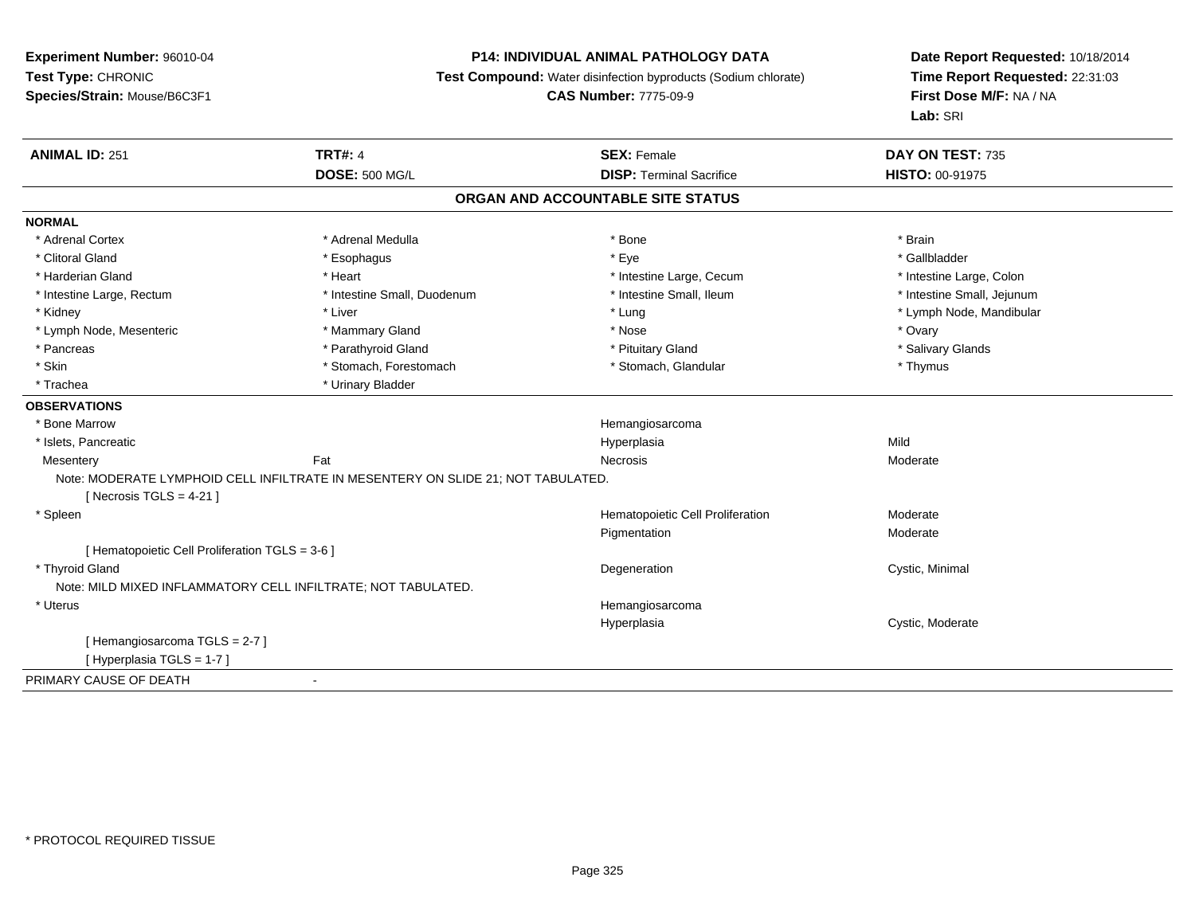**Experiment Number:** 96010-04
**Test Type:** CHRONIC
**Species/Strain:** Mouse/B6C3F1

**P14: INDIVIDUAL ANIMAL PATHOLOGY DATA**
**Test Compound:** Water disinfection byproducts (Sodium chlorate)
**CAS Number:** 7775-09-9

**Date Report Requested:** 10/18/2014
**Time Report Requested:** 22:31:03
**First Dose M/F:** NA / NA
**Lab:** SRI

| **ANIMAL ID:** 251 | **TRT#:** 4 | **SEX:** Female | **DAY ON TEST:** 735 |
|---|---|---|---|
| | **DOSE:** 500 MG/L | **DISP:** Terminal Sacrifice | **HISTO:** 00-91975 |

## ORGAN AND ACCOUNTABLE SITE STATUS

**NORMAL**

| | | | |
|---|---|---|---|
| * Adrenal Cortex | * Adrenal Medulla | * Bone | * Brain |
| * Clitoral Gland | * Esophagus | * Eye | * Gallbladder |
| * Harderian Gland | * Heart | * Intestine Large, Cecum | * Intestine Large, Colon |
| * Intestine Large, Rectum | * Intestine Small, Duodenum | * Intestine Small, Ileum | * Intestine Small, Jejunum |
| * Kidney | * Liver | * Lung | * Lymph Node, Mandibular |
| * Lymph Node, Mesenteric | * Mammary Gland | * Nose | * Ovary |
| * Pancreas | * Parathyroid Gland | * Pituitary Gland | * Salivary Glands |
| * Skin | * Stomach, Forestomach | * Stomach, Glandular | * Thymus |
| * Trachea | * Urinary Bladder | | |

**OBSERVATIONS**

| | | | |
|---|---|---|---|
| * Bone Marrow | | Hemangiosarcoma | |
| * Islets, Pancreatic | | Hyperplasia | Mild |
| Mesentery | Fat | Necrosis | Moderate |

Note: MODERATE LYMPHOID CELL INFILTRATE IN MESENTERY ON SLIDE 21; NOT TABULATED.
[ Necrosis TGLS = 4-21 ]

| | | | |
|---|---|---|---|
| * Spleen | | Hematopoietic Cell Proliferation | Moderate |
| | | Pigmentation | Moderate |

[ Hematopoietic Cell Proliferation TGLS = 3-6 ]

| | | | |
|---|---|---|---|
| * Thyroid Gland | | Degeneration | Cystic, Minimal |

Note: MILD MIXED INFLAMMATORY CELL INFILTRATE; NOT TABULATED.

| | | | |
|---|---|---|---|
| * Uterus | | Hemangiosarcoma | |
| | | Hyperplasia | Cystic, Moderate |

[ Hemangiosarcoma TGLS = 2-7 ]
[ Hyperplasia TGLS = 1-7 ]

PRIMARY CAUSE OF DEATH -

\* PROTOCOL REQUIRED TISSUE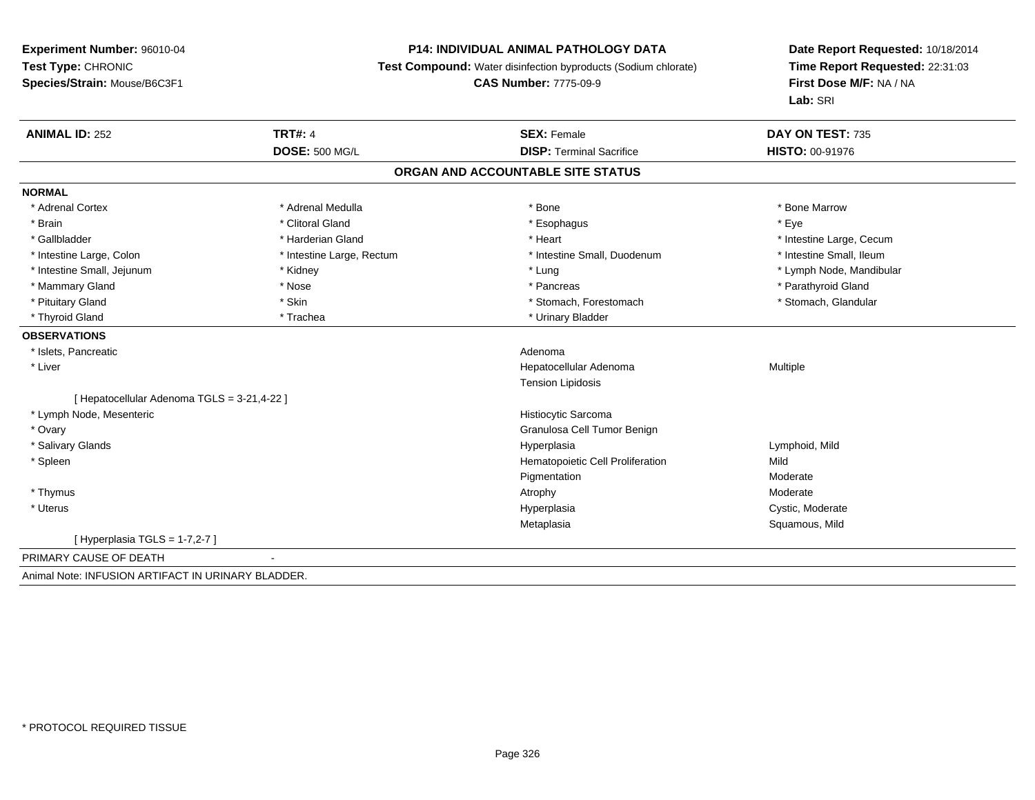**Experiment Number:** 96010-04
**Test Type:** CHRONIC
**Species/Strain:** Mouse/B6C3F1

**P14: INDIVIDUAL ANIMAL PATHOLOGY DATA**
**Test Compound:** Water disinfection byproducts (Sodium chlorate)
**CAS Number:** 7775-09-9

**Date Report Requested:** 10/18/2014
**Time Report Requested:** 22:31:03
**First Dose M/F:** NA / NA
**Lab:** SRI

| **ANIMAL ID:** 252 | **TRT#:** 4 | **SEX:** Female | **DAY ON TEST:** 735 |
|---|---|---|---|
| | **DOSE:** 500 MG/L | **DISP:** Terminal Sacrifice | **HISTO:** 00-91976 |

**ORGAN AND ACCOUNTABLE SITE STATUS**

**NORMAL**

| | | | |
|---|---|---|---|
| * Adrenal Cortex | * Adrenal Medulla | * Bone | * Bone Marrow |
| * Brain | * Clitoral Gland | * Esophagus | * Eye |
| * Gallbladder | * Harderian Gland | * Heart | * Intestine Large, Cecum |
| * Intestine Large, Colon | * Intestine Large, Rectum | * Intestine Small, Duodenum | * Intestine Small, Ileum |
| * Intestine Small, Jejunum | * Kidney | * Lung | * Lymph Node, Mandibular |
| * Mammary Gland | * Nose | * Pancreas | * Parathyroid Gland |
| * Pituitary Gland | * Skin | * Stomach, Forestomach | * Stomach, Glandular |
| * Thyroid Gland | * Trachea | * Urinary Bladder | |

**OBSERVATIONS**

| | | |
|---|---|---|
| * Islets, Pancreatic | Adenoma | |
| * Liver | Hepatocellular Adenoma | Multiple |
| | Tension Lipidosis | |
| [ Hepatocellular Adenoma TGLS = 3-21,4-22 ] | | |
| * Lymph Node, Mesenteric | Histiocytic Sarcoma | |
| * Ovary | Granulosa Cell Tumor Benign | |
| * Salivary Glands | Hyperplasia | Lymphoid, Mild |
| * Spleen | Hematopoietic Cell Proliferation | Mild |
| | Pigmentation | Moderate |
| * Thymus | Atrophy | Moderate |
| * Uterus | Hyperplasia | Cystic, Moderate |
| | Metaplasia | Squamous, Mild |
| [ Hyperplasia TGLS = 1-7,2-7 ] | | |

PRIMARY CAUSE OF DEATH -

Animal Note: INFUSION ARTIFACT IN URINARY BLADDER.

* PROTOCOL REQUIRED TISSUE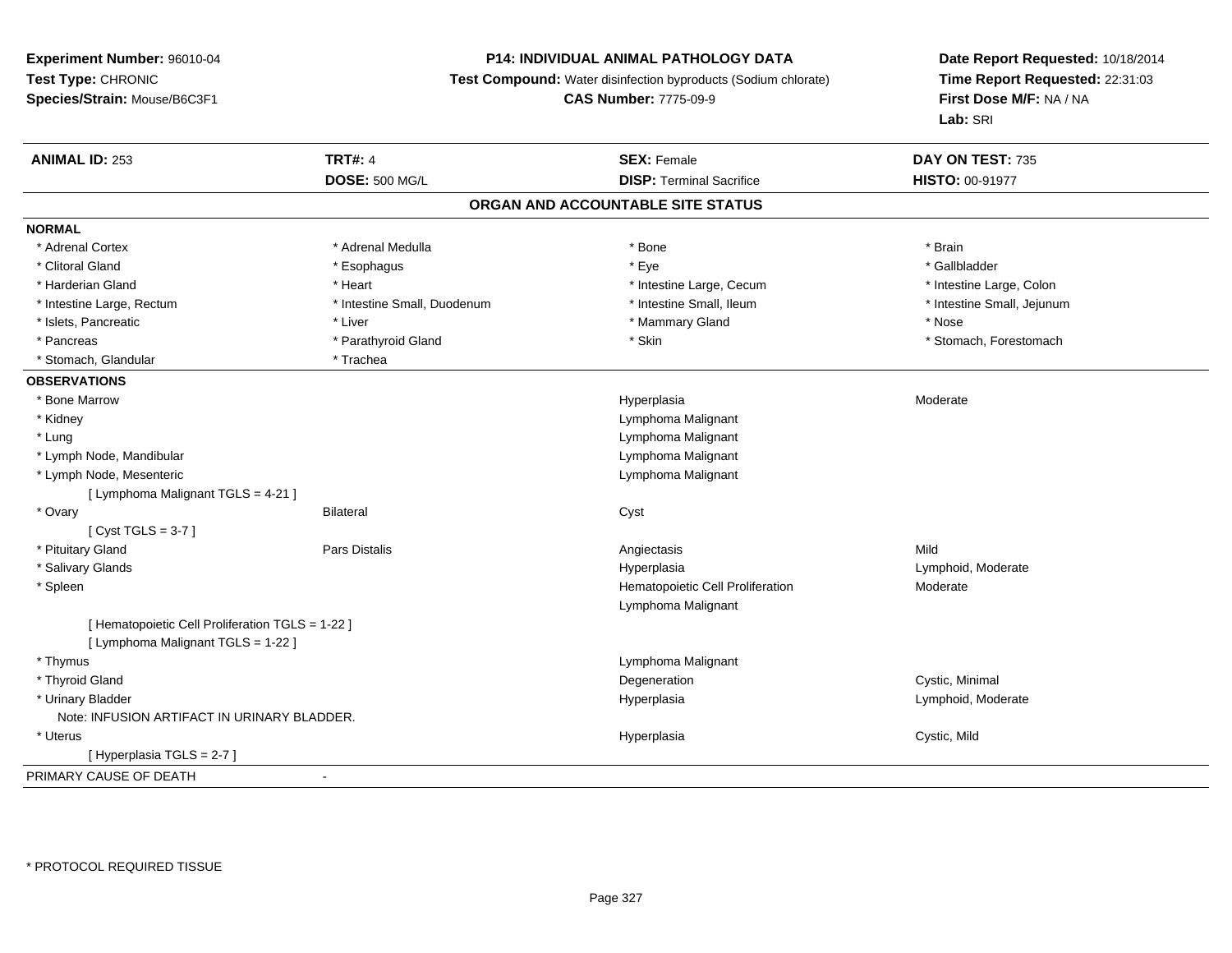**Experiment Number:** 96010-04
**Test Type:** CHRONIC
**Species/Strain:** Mouse/B6C3F1

**P14: INDIVIDUAL ANIMAL PATHOLOGY DATA**
**Test Compound:** Water disinfection byproducts (Sodium chlorate)
**CAS Number:** 7775-09-9

**Date Report Requested:** 10/18/2014
**Time Report Requested:** 22:31:03
**First Dose M/F:** NA / NA
**Lab:** SRI

| **ANIMAL ID:** 253 | **TRT#:** 4 | **SEX:** Female | **DAY ON TEST:** 735 |
|---|---|---|---|
| | **DOSE:** 500 MG/L | **DISP:** Terminal Sacrifice | **HISTO:** 00-91977 |

## ORGAN AND ACCOUNTABLE SITE STATUS

**NORMAL**

| | | | |
|---|---|---|---|
| * Adrenal Cortex | * Adrenal Medulla | * Bone | * Brain |
| * Clitoral Gland | * Esophagus | * Eye | * Gallbladder |
| * Harderian Gland | * Heart | * Intestine Large, Cecum | * Intestine Large, Colon |
| * Intestine Large, Rectum | * Intestine Small, Duodenum | * Intestine Small, Ileum | * Intestine Small, Jejunum |
| * Islets, Pancreatic | * Liver | * Mammary Gland | * Nose |
| * Pancreas | * Parathyroid Gland | * Skin | * Stomach, Forestomach |
| * Stomach, Glandular | * Trachea | | |

**OBSERVATIONS**

| | | | |
|---|---|---|---|
| * Bone Marrow | | Hyperplasia | Moderate |
| * Kidney | | Lymphoma Malignant | |
| * Lung | | Lymphoma Malignant | |
| * Lymph Node, Mandibular | | Lymphoma Malignant | |
| * Lymph Node, Mesenteric | | Lymphoma Malignant | |
| [ Lymphoma Malignant TGLS = 4-21 ] | | | |
| * Ovary | Bilateral | Cyst | |
| [ Cyst TGLS = 3-7 ] | | | |
| * Pituitary Gland | Pars Distalis | Angiectasis | Mild |
| * Salivary Glands | | Hyperplasia | Lymphoid, Moderate |
| * Spleen | | Hematopoietic Cell Proliferation | Moderate |
| | | Lymphoma Malignant | |
| [ Hematopoietic Cell Proliferation TGLS = 1-22 ] | | | |
| [ Lymphoma Malignant TGLS = 1-22 ] | | | |
| * Thymus | | Lymphoma Malignant | |
| * Thyroid Gland | | Degeneration | Cystic, Minimal |
| * Urinary Bladder | | Hyperplasia | Lymphoid, Moderate |
| Note: INFUSION ARTIFACT IN URINARY BLADDER. | | | |
| * Uterus | | Hyperplasia | Cystic, Mild |
| [ Hyperplasia TGLS = 2-7 ] | | | |

PRIMARY CAUSE OF DEATH -

* PROTOCOL REQUIRED TISSUE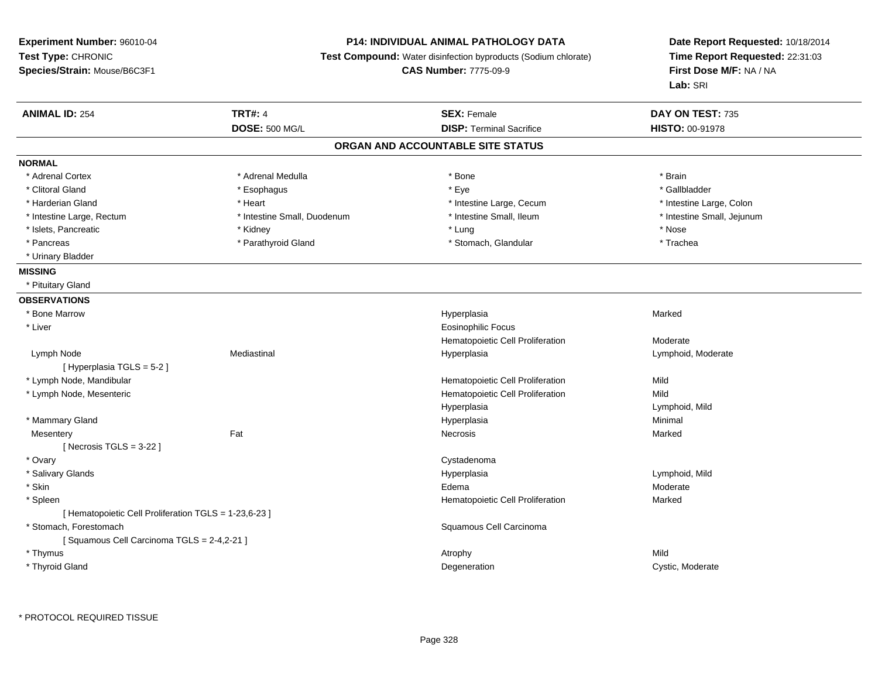**Experiment Number:** 96010-04
**Test Type:** CHRONIC
**Species/Strain:** Mouse/B6C3F1

**P14: INDIVIDUAL ANIMAL PATHOLOGY DATA**
**Test Compound:** Water disinfection byproducts (Sodium chlorate)
**CAS Number:** 7775-09-9

**Date Report Requested:** 10/18/2014
**Time Report Requested:** 22:31:03
**First Dose M/F:** NA / NA
**Lab:** SRI

| **ANIMAL ID:** 254 | **TRT#:** 4 | **SEX:** Female | **DAY ON TEST:** 735 |
|---|---|---|---|
| | **DOSE:** 500 MG/L | **DISP:** Terminal Sacrifice | **HISTO:** 00-91978 |

## ORGAN AND ACCOUNTABLE SITE STATUS

**NORMAL**

| | | | |
|---|---|---|---|
| * Adrenal Cortex | * Adrenal Medulla | * Bone | * Brain |
| * Clitoral Gland | * Esophagus | * Eye | * Gallbladder |
| * Harderian Gland | * Heart | * Intestine Large, Cecum | * Intestine Large, Colon |
| * Intestine Large, Rectum | * Intestine Small, Duodenum | * Intestine Small, Ileum | * Intestine Small, Jejunum |
| * Islets, Pancreatic | * Kidney | * Lung | * Nose |
| * Pancreas | * Parathyroid Gland | * Stomach, Glandular | * Trachea |
| * Urinary Bladder | | | |

**MISSING**

* Pituitary Gland

**OBSERVATIONS**

| Organ | Site | Observation | Severity |
|---|---|---|---|
| * Bone Marrow | | Hyperplasia | Marked |
| * Liver | | Eosinophilic Focus | |
| | | Hematopoietic Cell Proliferation | Moderate |
| Lymph Node | Mediastinal | Hyperplasia | Lymphoid, Moderate |
| [ Hyperplasia TGLS = 5-2 ] | | | |
| * Lymph Node, Mandibular | | Hematopoietic Cell Proliferation | Mild |
| * Lymph Node, Mesenteric | | Hematopoietic Cell Proliferation | Mild |
| | | Hyperplasia | Lymphoid, Mild |
| * Mammary Gland | | Hyperplasia | Minimal |
| Mesentery | Fat | Necrosis | Marked |
| [ Necrosis TGLS = 3-22 ] | | | |
| * Ovary | | Cystadenoma | |
| * Salivary Glands | | Hyperplasia | Lymphoid, Mild |
| * Skin | | Edema | Moderate |
| * Spleen | | Hematopoietic Cell Proliferation | Marked |
| [ Hematopoietic Cell Proliferation TGLS = 1-23,6-23 ] | | | |
| * Stomach, Forestomach | | Squamous Cell Carcinoma | |
| [ Squamous Cell Carcinoma TGLS = 2-4,2-21 ] | | | |
| * Thymus | | Atrophy | Mild |
| * Thyroid Gland | | Degeneration | Cystic, Moderate |

* PROTOCOL REQUIRED TISSUE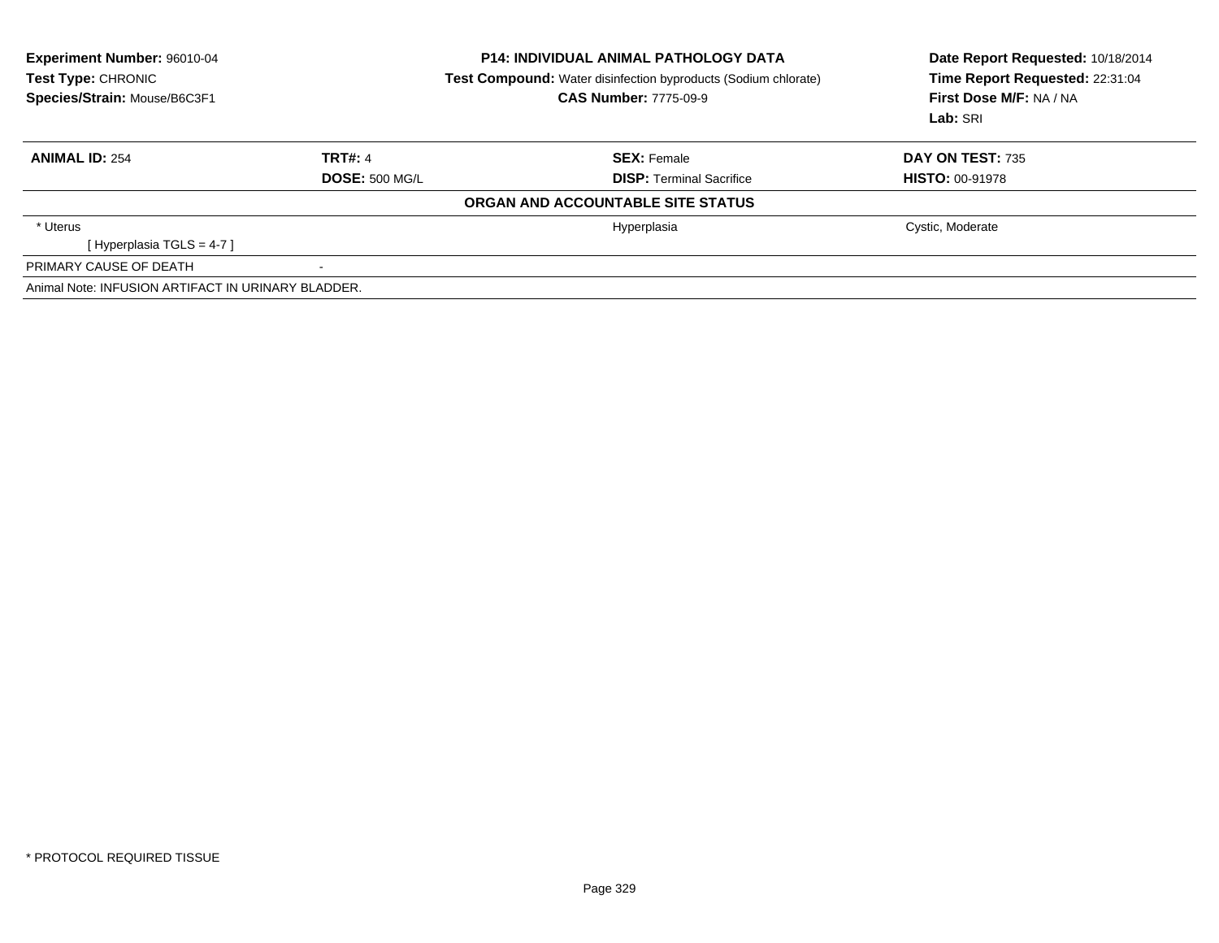**Experiment Number:** 96010-04
**Test Type:** CHRONIC
**Species/Strain:** Mouse/B6C3F1

**P14: INDIVIDUAL ANIMAL PATHOLOGY DATA**
**Test Compound:** Water disinfection byproducts (Sodium chlorate)
**CAS Number:** 7775-09-9

**Date Report Requested:** 10/18/2014
**Time Report Requested:** 22:31:04
**First Dose M/F:** NA / NA
**Lab:** SRI

| **ANIMAL ID:** 254 | **TRT#:** 4 | **SEX:** Female | **DAY ON TEST:** 735 |
|---|---|---|---|
| | **DOSE:** 500 MG/L | **DISP:** Terminal Sacrifice | **HISTO:** 00-91978 |

**ORGAN AND ACCOUNTABLE SITE STATUS**

| | | | |
|---|---|---|---|
| * Uterus | | Hyperplasia | Cystic, Moderate |
| [ Hyperplasia TGLS = 4-7 ] | | | |
| PRIMARY CAUSE OF DEATH | - | | |

Animal Note: INFUSION ARTIFACT IN URINARY BLADDER.

* PROTOCOL REQUIRED TISSUE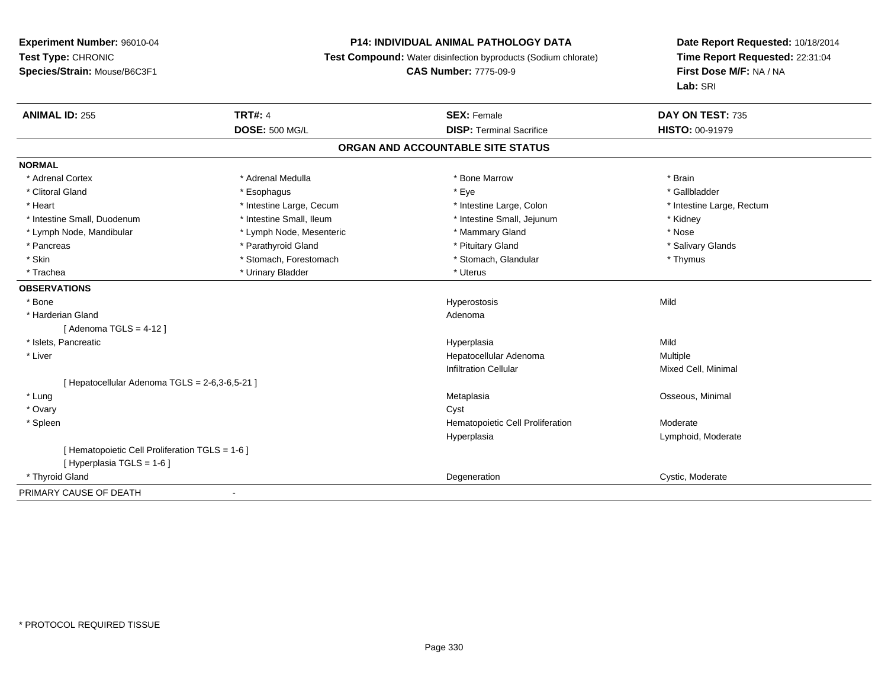**Experiment Number:** 96010-04
**Test Type:** CHRONIC
**Species/Strain:** Mouse/B6C3F1

**P14: INDIVIDUAL ANIMAL PATHOLOGY DATA**
**Test Compound:** Water disinfection byproducts (Sodium chlorate)
**CAS Number:** 7775-09-9

**Date Report Requested:** 10/18/2014
**Time Report Requested:** 22:31:04
**First Dose M/F:** NA / NA
**Lab:** SRI

| **ANIMAL ID:** 255 | **TRT#:** 4 | **SEX:** Female | **DAY ON TEST:** 735 |
|---|---|---|---|
| | **DOSE:** 500 MG/L | **DISP:** Terminal Sacrifice | **HISTO:** 00-91979 |

## ORGAN AND ACCOUNTABLE SITE STATUS

**NORMAL**

| | | | |
|---|---|---|---|
| * Adrenal Cortex | * Adrenal Medulla | * Bone Marrow | * Brain |
| * Clitoral Gland | * Esophagus | * Eye | * Gallbladder |
| * Heart | * Intestine Large, Cecum | * Intestine Large, Colon | * Intestine Large, Rectum |
| * Intestine Small, Duodenum | * Intestine Small, Ileum | * Intestine Small, Jejunum | * Kidney |
| * Lymph Node, Mandibular | * Lymph Node, Mesenteric | * Mammary Gland | * Nose |
| * Pancreas | * Parathyroid Gland | * Pituitary Gland | * Salivary Glands |
| * Skin | * Stomach, Forestomach | * Stomach, Glandular | * Thymus |
| * Trachea | * Urinary Bladder | * Uterus | |

**OBSERVATIONS**

| | | |
|---|---|---|
| * Bone | Hyperostosis | Mild |
| * Harderian Gland | Adenoma | |
| [ Adenoma TGLS = 4-12 ] | | |
| * Islets, Pancreatic | Hyperplasia | Mild |
| * Liver | Hepatocellular Adenoma | Multiple |
| | Infiltration Cellular | Mixed Cell, Minimal |
| [ Hepatocellular Adenoma TGLS = 2-6,3-6,5-21 ] | | |
| * Lung | Metaplasia | Osseous, Minimal |
| * Ovary | Cyst | |
| * Spleen | Hematopoietic Cell Proliferation | Moderate |
| | Hyperplasia | Lymphoid, Moderate |
| [ Hematopoietic Cell Proliferation TGLS = 1-6 ] | | |
| [ Hyperplasia TGLS = 1-6 ] | | |
| * Thyroid Gland | Degeneration | Cystic, Moderate |

PRIMARY CAUSE OF DEATH -

\* PROTOCOL REQUIRED TISSUE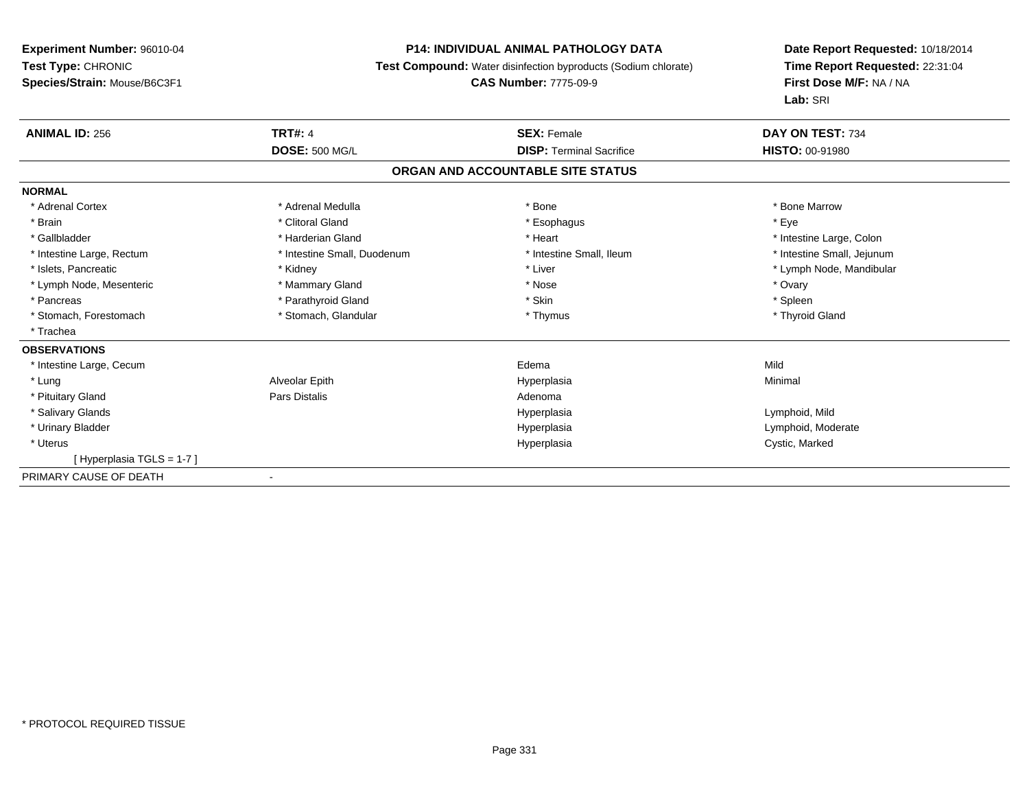**Experiment Number:** 96010-04
**Test Type:** CHRONIC
**Species/Strain:** Mouse/B6C3F1

**P14: INDIVIDUAL ANIMAL PATHOLOGY DATA**
**Test Compound:** Water disinfection byproducts (Sodium chlorate)
**CAS Number:** 7775-09-9

**Date Report Requested:** 10/18/2014
**Time Report Requested:** 22:31:04
**First Dose M/F:** NA / NA
**Lab:** SRI

| **ANIMAL ID:** 256 | **TRT#:** 4 | **SEX:** Female | **DAY ON TEST:** 734 |
|---|---|---|---|
| | **DOSE:** 500 MG/L | **DISP:** Terminal Sacrifice | **HISTO:** 00-91980 |

**ORGAN AND ACCOUNTABLE SITE STATUS**

**NORMAL**

| | | | |
|---|---|---|---|
| * Adrenal Cortex | * Adrenal Medulla | * Bone | * Bone Marrow |
| * Brain | * Clitoral Gland | * Esophagus | * Eye |
| * Gallbladder | * Harderian Gland | * Heart | * Intestine Large, Colon |
| * Intestine Large, Rectum | * Intestine Small, Duodenum | * Intestine Small, Ileum | * Intestine Small, Jejunum |
| * Islets, Pancreatic | * Kidney | * Liver | * Lymph Node, Mandibular |
| * Lymph Node, Mesenteric | * Mammary Gland | * Nose | * Ovary |
| * Pancreas | * Parathyroid Gland | * Skin | * Spleen |
| * Stomach, Forestomach | * Stomach, Glandular | * Thymus | * Thyroid Gland |
| * Trachea | | | |

**OBSERVATIONS**

| | | | |
|---|---|---|---|
| * Intestine Large, Cecum | | Edema | Mild |
| * Lung | Alveolar Epith | Hyperplasia | Minimal |
| * Pituitary Gland | Pars Distalis | Adenoma | |
| * Salivary Glands | | Hyperplasia | Lymphoid, Mild |
| * Urinary Bladder | | Hyperplasia | Lymphoid, Moderate |
| * Uterus | | Hyperplasia | Cystic, Marked |
| [ Hyperplasia TGLS = 1-7 ] | | | |

PRIMARY CAUSE OF DEATH -

* PROTOCOL REQUIRED TISSUE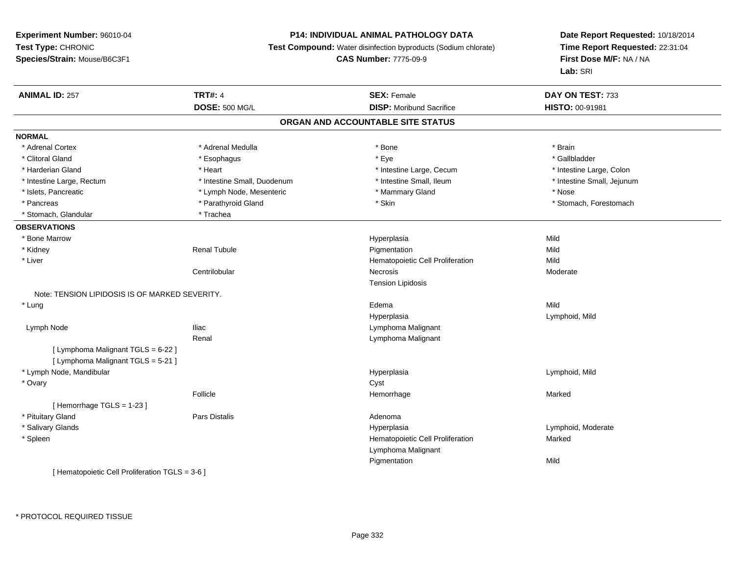**Experiment Number:** 96010-04
**Test Type:** CHRONIC
**Species/Strain:** Mouse/B6C3F1

**P14: INDIVIDUAL ANIMAL PATHOLOGY DATA**
**Test Compound:** Water disinfection byproducts (Sodium chlorate)
**CAS Number:** 7775-09-9

**Date Report Requested:** 10/18/2014
**Time Report Requested:** 22:31:04
**First Dose M/F:** NA / NA
**Lab:** SRI

| **ANIMAL ID:** 257 | **TRT#:** 4 | **SEX:** Female | **DAY ON TEST:** 733 |
|---|---|---|---|
| | **DOSE:** 500 MG/L | **DISP:** Moribund Sacrifice | **HISTO:** 00-91981 |

## ORGAN AND ACCOUNTABLE SITE STATUS

**NORMAL**

| | | | |
|---|---|---|---|
| * Adrenal Cortex | * Adrenal Medulla | * Bone | * Brain |
| * Clitoral Gland | * Esophagus | * Eye | * Gallbladder |
| * Harderian Gland | * Heart | * Intestine Large, Cecum | * Intestine Large, Colon |
| * Intestine Large, Rectum | * Intestine Small, Duodenum | * Intestine Small, Ileum | * Intestine Small, Jejunum |
| * Islets, Pancreatic | * Lymph Node, Mesenteric | * Mammary Gland | * Nose |
| * Pancreas | * Parathyroid Gland | * Skin | * Stomach, Forestomach |
| * Stomach, Glandular | * Trachea | | |

**OBSERVATIONS**

| | | | |
|---|---|---|---|
| * Bone Marrow | | Hyperplasia | Mild |
| * Kidney | Renal Tubule | Pigmentation | Mild |
| * Liver | | Hematopoietic Cell Proliferation | Mild |
| | Centrilobular | Necrosis | Moderate |
| | | Tension Lipidosis | |
| Note: TENSION LIPIDOSIS IS OF MARKED SEVERITY. | | | |
| * Lung | | Edema | Mild |
| | | Hyperplasia | Lymphoid, Mild |
| Lymph Node | Iliac | Lymphoma Malignant | |
| | Renal | Lymphoma Malignant | |
| [ Lymphoma Malignant TGLS = 6-22 ] | | | |
| [ Lymphoma Malignant TGLS = 5-21 ] | | | |
| * Lymph Node, Mandibular | | Hyperplasia | Lymphoid, Mild |
| * Ovary | | Cyst | |
| | Follicle | Hemorrhage | Marked |
| [ Hemorrhage TGLS = 1-23 ] | | | |
| * Pituitary Gland | Pars Distalis | Adenoma | |
| * Salivary Glands | | Hyperplasia | Lymphoid, Moderate |
| * Spleen | | Hematopoietic Cell Proliferation | Marked |
| | | Lymphoma Malignant | |
| | | Pigmentation | Mild |
| [ Hematopoietic Cell Proliferation TGLS = 3-6 ] | | | |

\* PROTOCOL REQUIRED TISSUE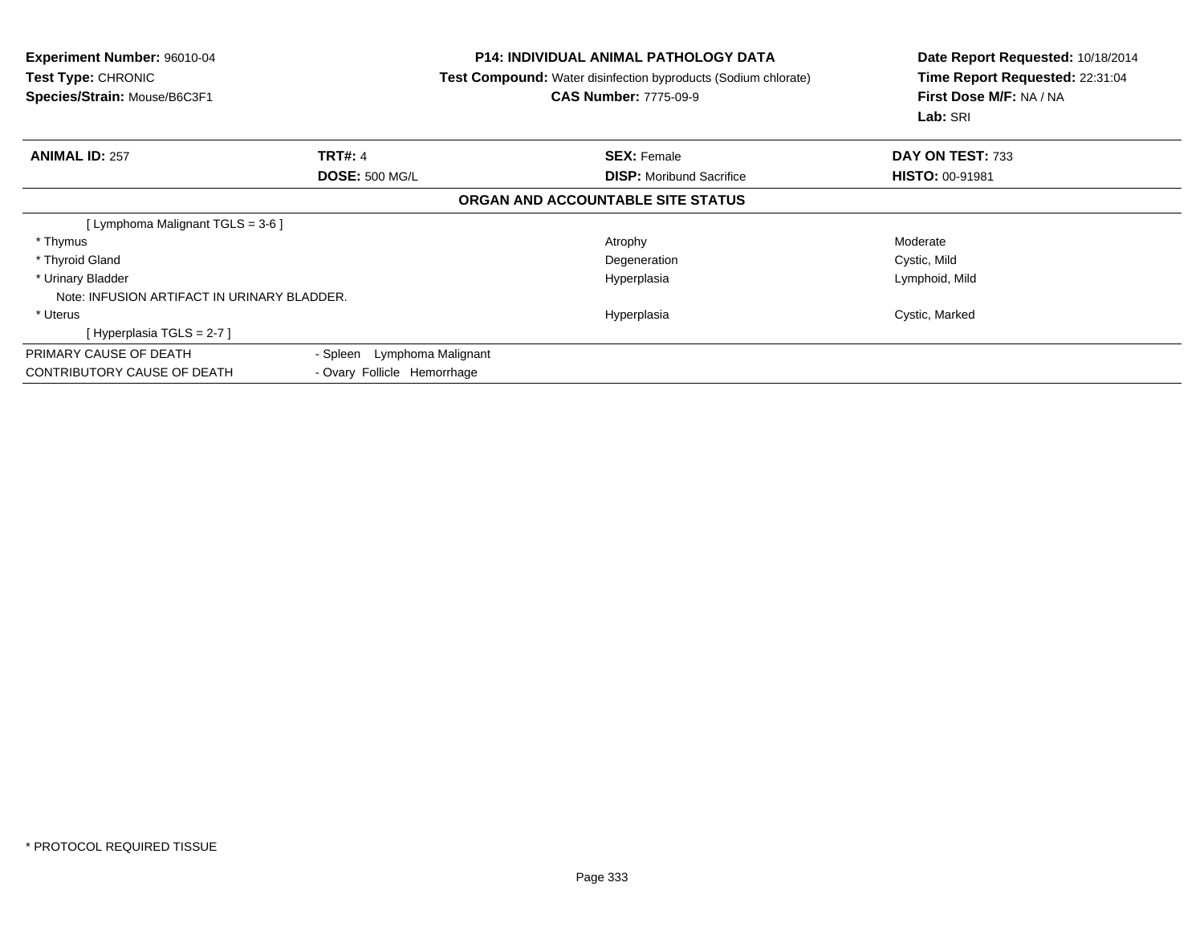**Experiment Number:** 96010-04
**Test Type:** CHRONIC
**Species/Strain:** Mouse/B6C3F1

**P14: INDIVIDUAL ANIMAL PATHOLOGY DATA**
**Test Compound:** Water disinfection byproducts (Sodium chlorate)
**CAS Number:** 7775-09-9

**Date Report Requested:** 10/18/2014
**Time Report Requested:** 22:31:04
**First Dose M/F:** NA / NA
**Lab:** SRI

| **ANIMAL ID:** 257 | **TRT#:** 4 | **SEX:** Female | **DAY ON TEST:** 733 |
|---|---|---|---|
| | **DOSE:** 500 MG/L | **DISP:** Moribund Sacrifice | **HISTO:** 00-91981 |

## ORGAN AND ACCOUNTABLE SITE STATUS

| | | | |
|---|---|---|---|
| [ Lymphoma Malignant TGLS = 3-6 ] | | | |
| * Thymus | | Atrophy | Moderate |
| * Thyroid Gland | | Degeneration | Cystic, Mild |
| * Urinary Bladder | | Hyperplasia | Lymphoid, Mild |
| Note: INFUSION ARTIFACT IN URINARY BLADDER. | | | |
| * Uterus | | Hyperplasia | Cystic, Marked |
| [ Hyperplasia TGLS = 2-7 ] | | | |
| PRIMARY CAUSE OF DEATH | - Spleen Lymphoma Malignant | | |
| CONTRIBUTORY CAUSE OF DEATH | - Ovary Follicle Hemorrhage | | |

* PROTOCOL REQUIRED TISSUE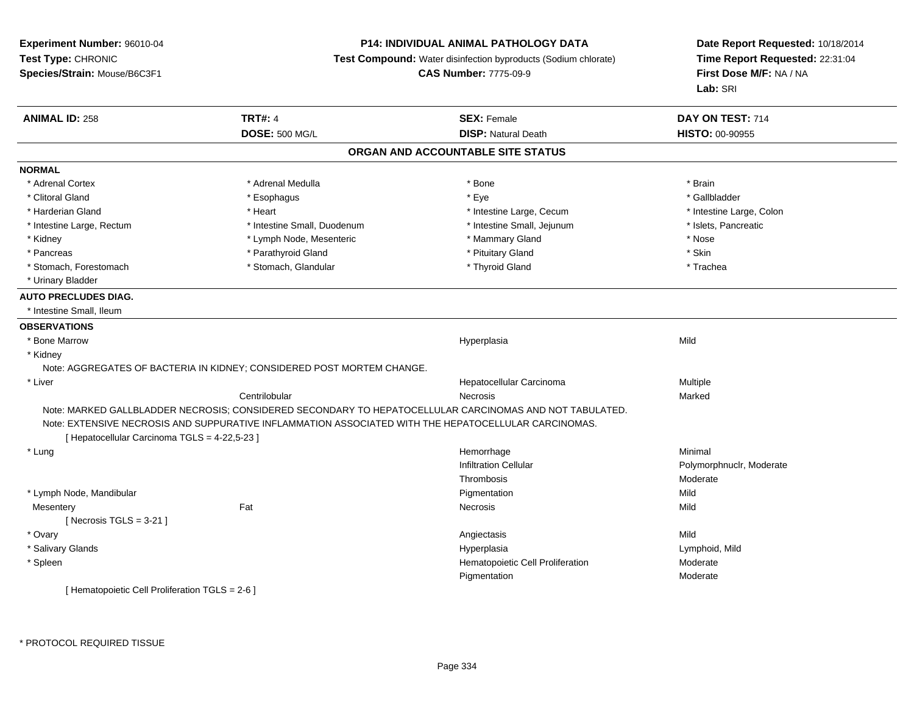**Experiment Number:** 96010-04
**Test Type:** CHRONIC
**Species/Strain:** Mouse/B6C3F1

**P14: INDIVIDUAL ANIMAL PATHOLOGY DATA**
**Test Compound:** Water disinfection byproducts (Sodium chlorate)
**CAS Number:** 7775-09-9

**Date Report Requested:** 10/18/2014
**Time Report Requested:** 22:31:04
**First Dose M/F:** NA / NA
**Lab:** SRI

| **ANIMAL ID:** 258 | **TRT#:** 4 | **SEX:** Female | **DAY ON TEST:** 714 |
|---|---|---|---|
| | **DOSE:** 500 MG/L | **DISP:** Natural Death | **HISTO:** 00-90955 |

## ORGAN AND ACCOUNTABLE SITE STATUS

**NORMAL**

| | | | |
|---|---|---|---|
| * Adrenal Cortex | * Adrenal Medulla | * Bone | * Brain |
| * Clitoral Gland | * Esophagus | * Eye | * Gallbladder |
| * Harderian Gland | * Heart | * Intestine Large, Cecum | * Intestine Large, Colon |
| * Intestine Large, Rectum | * Intestine Small, Duodenum | * Intestine Small, Jejunum | * Islets, Pancreatic |
| * Kidney | * Lymph Node, Mesenteric | * Mammary Gland | * Nose |
| * Pancreas | * Parathyroid Gland | * Pituitary Gland | * Skin |
| * Stomach, Forestomach | * Stomach, Glandular | * Thyroid Gland | * Trachea |
| * Urinary Bladder | | | |

**AUTO PRECLUDES DIAG.**

* Intestine Small, Ileum

**OBSERVATIONS**

| | | | |
|---|---|---|---|
| * Bone Marrow | | Hyperplasia | Mild |
| * Kidney | | | |
| Note: AGGREGATES OF BACTERIA IN KIDNEY; CONSIDERED POST MORTEM CHANGE. | | | |
| * Liver | | Hepatocellular Carcinoma | Multiple |
| | Centrilobular | Necrosis | Marked |
| Note: MARKED GALLBLADDER NECROSIS; CONSIDERED SECONDARY TO HEPATOCELLULAR CARCINOMAS AND NOT TABULATED. | | | |
| Note: EXTENSIVE NECROSIS AND SUPPURATIVE INFLAMMATION ASSOCIATED WITH THE HEPATOCELLULAR CARCINOMAS. | | | |
| [ Hepatocellular Carcinoma TGLS = 4-22,5-23 ] | | | |
| * Lung | | Hemorrhage | Minimal |
| | | Infiltration Cellular | Polymorphnuclr, Moderate |
| | | Thrombosis | Moderate |
| * Lymph Node, Mandibular | | Pigmentation | Mild |
| Mesentery | Fat | Necrosis | Mild |
| [ Necrosis TGLS = 3-21 ] | | | |
| * Ovary | | Angiectasis | Mild |
| * Salivary Glands | | Hyperplasia | Lymphoid, Mild |
| * Spleen | | Hematopoietic Cell Proliferation | Moderate |
| | | Pigmentation | Moderate |
| [ Hematopoietic Cell Proliferation TGLS = 2-6 ] | | | |

* PROTOCOL REQUIRED TISSUE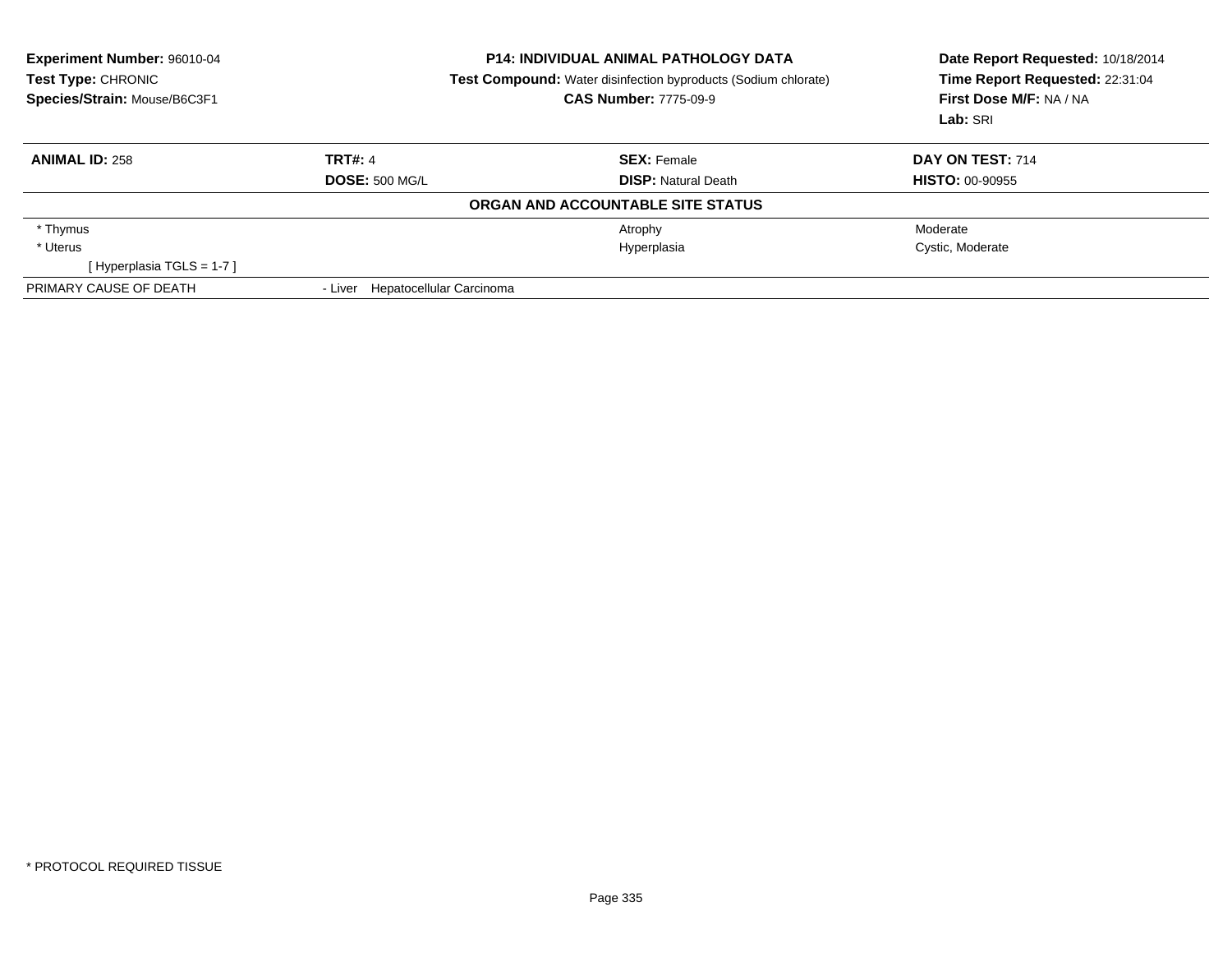**Experiment Number:** 96010-04
**Test Type:** CHRONIC
**Species/Strain:** Mouse/B6C3F1

**P14: INDIVIDUAL ANIMAL PATHOLOGY DATA**
**Test Compound:** Water disinfection byproducts (Sodium chlorate)
**CAS Number:** 7775-09-9

**Date Report Requested:** 10/18/2014
**Time Report Requested:** 22:31:04
**First Dose M/F:** NA / NA
**Lab:** SRI

| **ANIMAL ID:** 258 | **TRT#:** 4 | **SEX:** Female | **DAY ON TEST:** 714 |
|---|---|---|---|
| | **DOSE:** 500 MG/L | **DISP:** Natural Death | **HISTO:** 00-90955 |

**ORGAN AND ACCOUNTABLE SITE STATUS**

| | | | |
|---|---|---|---|
| * Thymus | | Atrophy | Moderate |
| * Uterus | | Hyperplasia | Cystic, Moderate |
| [ Hyperplasia TGLS = 1-7 ] | | | |
| PRIMARY CAUSE OF DEATH | - Liver Hepatocellular Carcinoma | | |

* PROTOCOL REQUIRED TISSUE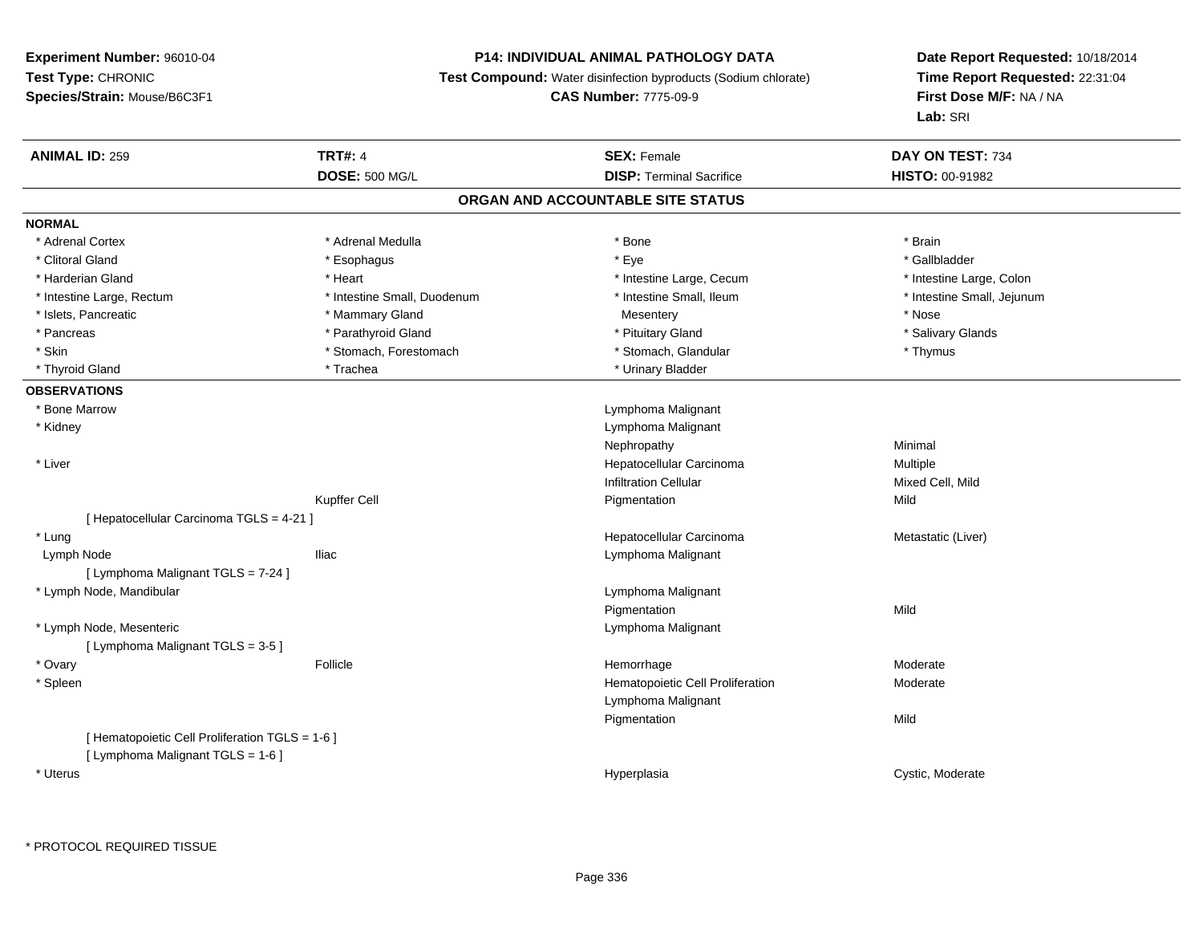**Experiment Number:** 96010-04
**Test Type:** CHRONIC
**Species/Strain:** Mouse/B6C3F1

**P14: INDIVIDUAL ANIMAL PATHOLOGY DATA**
**Test Compound:** Water disinfection byproducts (Sodium chlorate)
**CAS Number:** 7775-09-9

**Date Report Requested:** 10/18/2014
**Time Report Requested:** 22:31:04
**First Dose M/F:** NA / NA
**Lab:** SRI

| **ANIMAL ID:** 259 | **TRT#:** 4 | **SEX:** Female | **DAY ON TEST:** 734 |
|---|---|---|---|
| | **DOSE:** 500 MG/L | **DISP:** Terminal Sacrifice | **HISTO:** 00-91982 |

## ORGAN AND ACCOUNTABLE SITE STATUS

**NORMAL**

| | | | |
|---|---|---|---|
| * Adrenal Cortex | * Adrenal Medulla | * Bone | * Brain |
| * Clitoral Gland | * Esophagus | * Eye | * Gallbladder |
| * Harderian Gland | * Heart | * Intestine Large, Cecum | * Intestine Large, Colon |
| * Intestine Large, Rectum | * Intestine Small, Duodenum | * Intestine Small, Ileum | * Intestine Small, Jejunum |
| * Islets, Pancreatic | * Mammary Gland | Mesentery | * Nose |
| * Pancreas | * Parathyroid Gland | * Pituitary Gland | * Salivary Glands |
| * Skin | * Stomach, Forestomach | * Stomach, Glandular | * Thymus |
| * Thyroid Gland | * Trachea | * Urinary Bladder | |

**OBSERVATIONS**

| | | | |
|---|---|---|---|
| * Bone Marrow | | Lymphoma Malignant | |
| * Kidney | | Lymphoma Malignant | |
| | | Nephropathy | Minimal |
| * Liver | | Hepatocellular Carcinoma | Multiple |
| | | Infiltration Cellular | Mixed Cell, Mild |
| | Kupffer Cell | Pigmentation | Mild |
| [ Hepatocellular Carcinoma TGLS = 4-21 ] | | | |
| * Lung | | Hepatocellular Carcinoma | Metastatic (Liver) |
| Lymph Node | Iliac | Lymphoma Malignant | |
| [ Lymphoma Malignant TGLS = 7-24 ] | | | |
| * Lymph Node, Mandibular | | Lymphoma Malignant | |
| | | Pigmentation | Mild |
| * Lymph Node, Mesenteric | | Lymphoma Malignant | |
| [ Lymphoma Malignant TGLS = 3-5 ] | | | |
| * Ovary | Follicle | Hemorrhage | Moderate |
| * Spleen | | Hematopoietic Cell Proliferation | Moderate |
| | | Lymphoma Malignant | |
| | | Pigmentation | Mild |
| [ Hematopoietic Cell Proliferation TGLS = 1-6 ] | | | |
| [ Lymphoma Malignant TGLS = 1-6 ] | | | |
| * Uterus | | Hyperplasia | Cystic, Moderate |

* PROTOCOL REQUIRED TISSUE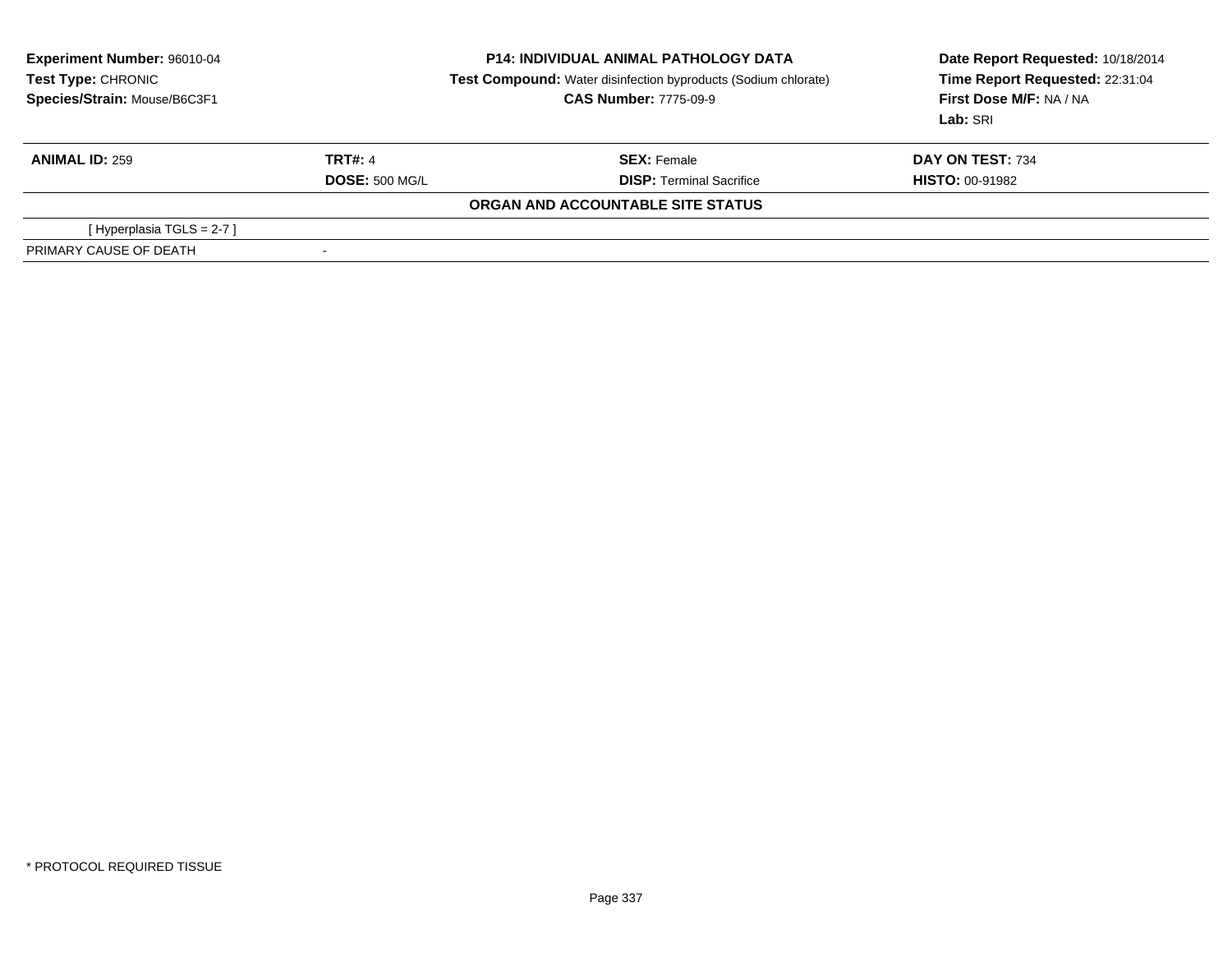**Experiment Number:** 96010-04
**Test Type:** CHRONIC
**Species/Strain:** Mouse/B6C3F1

**P14: INDIVIDUAL ANIMAL PATHOLOGY DATA**
**Test Compound:** Water disinfection byproducts (Sodium chlorate)
**CAS Number:** 7775-09-9

**Date Report Requested:** 10/18/2014
**Time Report Requested:** 22:31:04
**First Dose M/F:** NA / NA
**Lab:** SRI

| **ANIMAL ID:** 259 | **TRT#:** 4 | **SEX:** Female | **DAY ON TEST:** 734 |
|---|---|---|---|
| | **DOSE:** 500 MG/L | **DISP:** Terminal Sacrifice | **HISTO:** 00-91982 |

**ORGAN AND ACCOUNTABLE SITE STATUS**

| | |
|---|---|
| [ Hyperplasia TGLS = 2-7 ] | |
| PRIMARY CAUSE OF DEATH | - |

* PROTOCOL REQUIRED TISSUE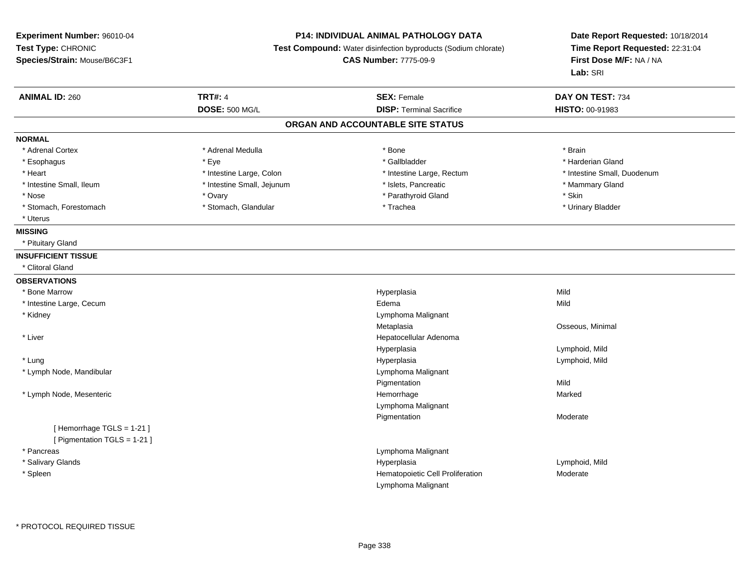**Experiment Number:** 96010-04
**Test Type:** CHRONIC
**Species/Strain:** Mouse/B6C3F1

**P14: INDIVIDUAL ANIMAL PATHOLOGY DATA**
**Test Compound:** Water disinfection byproducts (Sodium chlorate)
**CAS Number:** 7775-09-9

**Date Report Requested:** 10/18/2014
**Time Report Requested:** 22:31:04
**First Dose M/F:** NA / NA
**Lab:** SRI

| **ANIMAL ID:** 260 | **TRT#:** 4 | **SEX:** Female | **DAY ON TEST:** 734 |
|---|---|---|---|
| | **DOSE:** 500 MG/L | **DISP:** Terminal Sacrifice | **HISTO:** 00-91983 |

## ORGAN AND ACCOUNTABLE SITE STATUS

**NORMAL**

| | | | |
|---|---|---|---|
| * Adrenal Cortex | * Adrenal Medulla | * Bone | * Brain |
| * Esophagus | * Eye | * Gallbladder | * Harderian Gland |
| * Heart | * Intestine Large, Colon | * Intestine Large, Rectum | * Intestine Small, Duodenum |
| * Intestine Small, Ileum | * Intestine Small, Jejunum | * Islets, Pancreatic | * Mammary Gland |
| * Nose | * Ovary | * Parathyroid Gland | * Skin |
| * Stomach, Forestomach | * Stomach, Glandular | * Trachea | * Urinary Bladder |
| * Uterus | | | |

**MISSING**

* Pituitary Gland

**INSUFFICIENT TISSUE**

* Clitoral Gland

**OBSERVATIONS**

| Organ | Observation | Severity |
|---|---|---|
| * Bone Marrow | Hyperplasia | Mild |
| * Intestine Large, Cecum | Edema | Mild |
| * Kidney | Lymphoma Malignant | |
| | Metaplasia | Osseous, Minimal |
| * Liver | Hepatocellular Adenoma | |
| | Hyperplasia | Lymphoid, Mild |
| * Lung | Hyperplasia | Lymphoid, Mild |
| * Lymph Node, Mandibular | Lymphoma Malignant | |
| | Pigmentation | Mild |
| * Lymph Node, Mesenteric | Hemorrhage | Marked |
| | Lymphoma Malignant | |
| | Pigmentation | Moderate |
| [ Hemorrhage TGLS = 1-21 ] | | |
| [ Pigmentation TGLS = 1-21 ] | | |
| * Pancreas | Lymphoma Malignant | |
| * Salivary Glands | Hyperplasia | Lymphoid, Mild |
| * Spleen | Hematopoietic Cell Proliferation | Moderate |
| | Lymphoma Malignant | |

* PROTOCOL REQUIRED TISSUE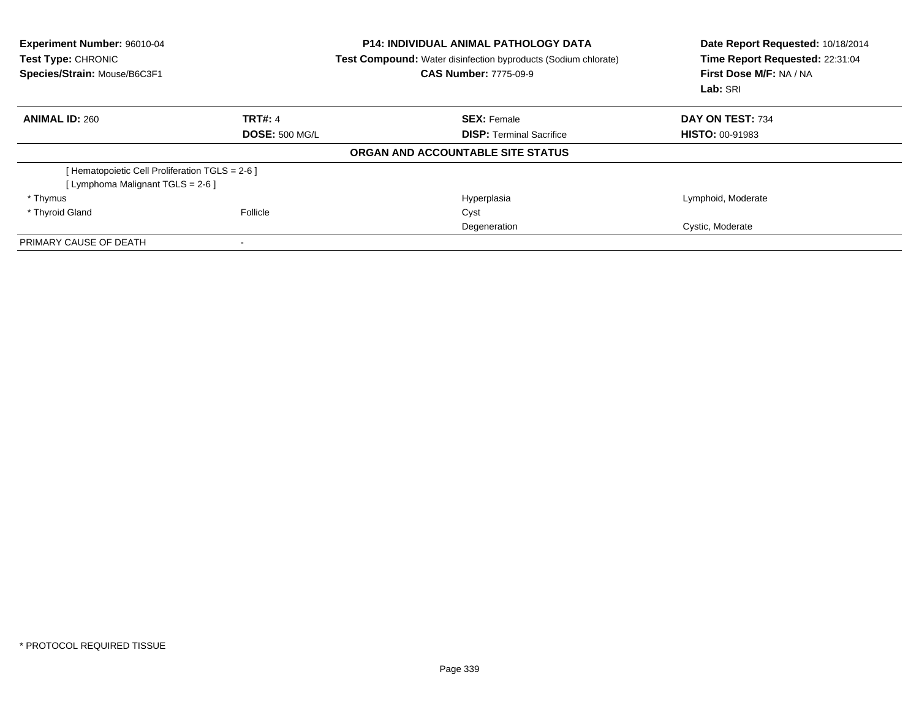**Experiment Number:** 96010-04
**Test Type:** CHRONIC
**Species/Strain:** Mouse/B6C3F1

**P14: INDIVIDUAL ANIMAL PATHOLOGY DATA**
**Test Compound:** Water disinfection byproducts (Sodium chlorate)
**CAS Number:** 7775-09-9

**Date Report Requested:** 10/18/2014
**Time Report Requested:** 22:31:04
**First Dose M/F:** NA / NA
**Lab:** SRI

| **ANIMAL ID:** 260 | **TRT#:** 4 | **SEX:** Female | **DAY ON TEST:** 734 |
|---|---|---|---|
| | **DOSE:** 500 MG/L | **DISP:** Terminal Sacrifice | **HISTO:** 00-91983 |

**ORGAN AND ACCOUNTABLE SITE STATUS**

| | | | |
|---|---|---|---|
| [ Hematopoietic Cell Proliferation TGLS = 2-6 ] | | | |
| [ Lymphoma Malignant TGLS = 2-6 ] | | | |
| * Thymus | | Hyperplasia | Lymphoid, Moderate |
| * Thyroid Gland | Follicle | Cyst | |
| | | Degeneration | Cystic, Moderate |
| PRIMARY CAUSE OF DEATH | - | | |

* PROTOCOL REQUIRED TISSUE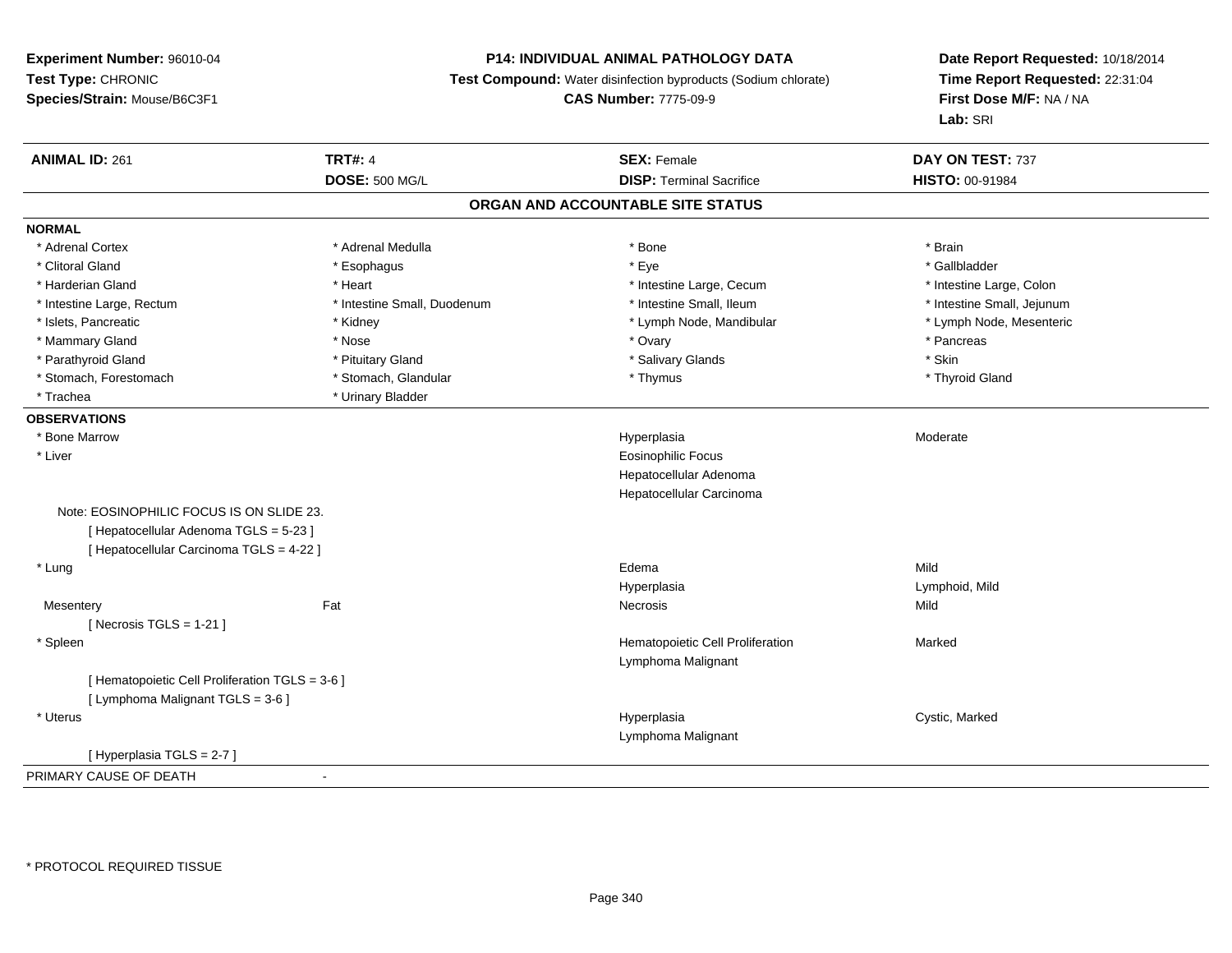**Experiment Number:** 96010-04
**Test Type:** CHRONIC
**Species/Strain:** Mouse/B6C3F1

**P14: INDIVIDUAL ANIMAL PATHOLOGY DATA**
**Test Compound:** Water disinfection byproducts (Sodium chlorate)
**CAS Number:** 7775-09-9

**Date Report Requested:** 10/18/2014
**Time Report Requested:** 22:31:04
**First Dose M/F:** NA / NA
**Lab:** SRI

| **ANIMAL ID:** 261 | **TRT#:** 4 | **SEX:** Female | **DAY ON TEST:** 737 |
|---|---|---|---|
| | **DOSE:** 500 MG/L | **DISP:** Terminal Sacrifice | **HISTO:** 00-91984 |

## ORGAN AND ACCOUNTABLE SITE STATUS

**NORMAL**

| | | | |
|---|---|---|---|
| * Adrenal Cortex | * Adrenal Medulla | * Bone | * Brain |
| * Clitoral Gland | * Esophagus | * Eye | * Gallbladder |
| * Harderian Gland | * Heart | * Intestine Large, Cecum | * Intestine Large, Colon |
| * Intestine Large, Rectum | * Intestine Small, Duodenum | * Intestine Small, Ileum | * Intestine Small, Jejunum |
| * Islets, Pancreatic | * Kidney | * Lymph Node, Mandibular | * Lymph Node, Mesenteric |
| * Mammary Gland | * Nose | * Ovary | * Pancreas |
| * Parathyroid Gland | * Pituitary Gland | * Salivary Glands | * Skin |
| * Stomach, Forestomach | * Stomach, Glandular | * Thymus | * Thyroid Gland |
| * Trachea | * Urinary Bladder | | |

**OBSERVATIONS**

| | | | |
|---|---|---|---|
| * Bone Marrow | | Hyperplasia | Moderate |
| * Liver | | Eosinophilic Focus | |
| | | Hepatocellular Adenoma | |
| | | Hepatocellular Carcinoma | |
| Note: EOSINOPHILIC FOCUS IS ON SLIDE 23. | | | |
| [ Hepatocellular Adenoma TGLS = 5-23 ] | | | |
| [ Hepatocellular Carcinoma TGLS = 4-22 ] | | | |
| * Lung | | Edema | Mild |
| | | Hyperplasia | Lymphoid, Mild |
| Mesentery | Fat | Necrosis | Mild |
| [ Necrosis TGLS = 1-21 ] | | | |
| * Spleen | | Hematopoietic Cell Proliferation | Marked |
| | | Lymphoma Malignant | |
| [ Hematopoietic Cell Proliferation TGLS = 3-6 ] | | | |
| [ Lymphoma Malignant TGLS = 3-6 ] | | | |
| * Uterus | | Hyperplasia | Cystic, Marked |
| | | Lymphoma Malignant | |
| [ Hyperplasia TGLS = 2-7 ] | | | |

PRIMARY CAUSE OF DEATH -

* PROTOCOL REQUIRED TISSUE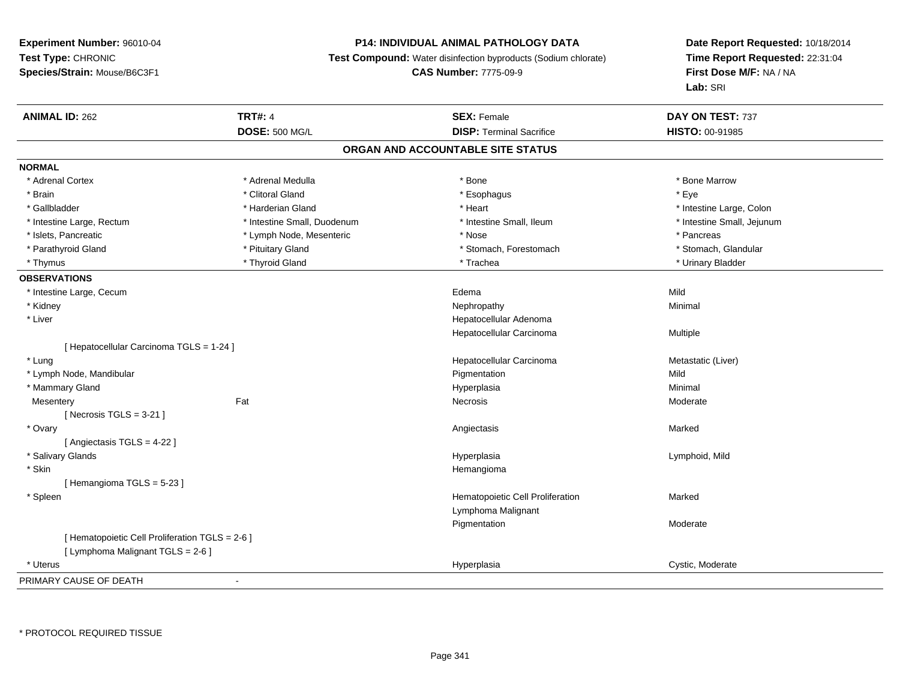**Experiment Number:** 96010-04
**Test Type:** CHRONIC
**Species/Strain:** Mouse/B6C3F1

**P14: INDIVIDUAL ANIMAL PATHOLOGY DATA**
**Test Compound:** Water disinfection byproducts (Sodium chlorate)
**CAS Number:** 7775-09-9

**Date Report Requested:** 10/18/2014
**Time Report Requested:** 22:31:04
**First Dose M/F:** NA / NA
**Lab:** SRI

| **ANIMAL ID:** 262 | **TRT#:** 4 | **SEX:** Female | **DAY ON TEST:** 737 |
|---|---|---|---|
| | **DOSE:** 500 MG/L | **DISP:** Terminal Sacrifice | **HISTO:** 00-91985 |

## ORGAN AND ACCOUNTABLE SITE STATUS

**NORMAL**

| | | | |
|---|---|---|---|
| * Adrenal Cortex | * Adrenal Medulla | * Bone | * Bone Marrow |
| * Brain | * Clitoral Gland | * Esophagus | * Eye |
| * Gallbladder | * Harderian Gland | * Heart | * Intestine Large, Colon |
| * Intestine Large, Rectum | * Intestine Small, Duodenum | * Intestine Small, Ileum | * Intestine Small, Jejunum |
| * Islets, Pancreatic | * Lymph Node, Mesenteric | * Nose | * Pancreas |
| * Parathyroid Gland | * Pituitary Gland | * Stomach, Forestomach | * Stomach, Glandular |
| * Thymus | * Thyroid Gland | * Trachea | * Urinary Bladder |

**OBSERVATIONS**

| | | | |
|---|---|---|---|
| * Intestine Large, Cecum | | Edema | Mild |
| * Kidney | | Nephropathy | Minimal |
| * Liver | | Hepatocellular Adenoma | |
| | | Hepatocellular Carcinoma | Multiple |
| [ Hepatocellular Carcinoma TGLS = 1-24 ] | | | |
| * Lung | | Hepatocellular Carcinoma | Metastatic (Liver) |
| * Lymph Node, Mandibular | | Pigmentation | Mild |
| * Mammary Gland | | Hyperplasia | Minimal |
| Mesentery | Fat | Necrosis | Moderate |
| [ Necrosis TGLS = 3-21 ] | | | |
| * Ovary | | Angiectasis | Marked |
| [ Angiectasis TGLS = 4-22 ] | | | |
| * Salivary Glands | | Hyperplasia | Lymphoid, Mild |
| * Skin | | Hemangioma | |
| [ Hemangioma TGLS = 5-23 ] | | | |
| * Spleen | | Hematopoietic Cell Proliferation | Marked |
| | | Lymphoma Malignant | |
| | | Pigmentation | Moderate |
| [ Hematopoietic Cell Proliferation TGLS = 2-6 ] | | | |
| [ Lymphoma Malignant TGLS = 2-6 ] | | | |
| * Uterus | | Hyperplasia | Cystic, Moderate |

PRIMARY CAUSE OF DEATH -

* PROTOCOL REQUIRED TISSUE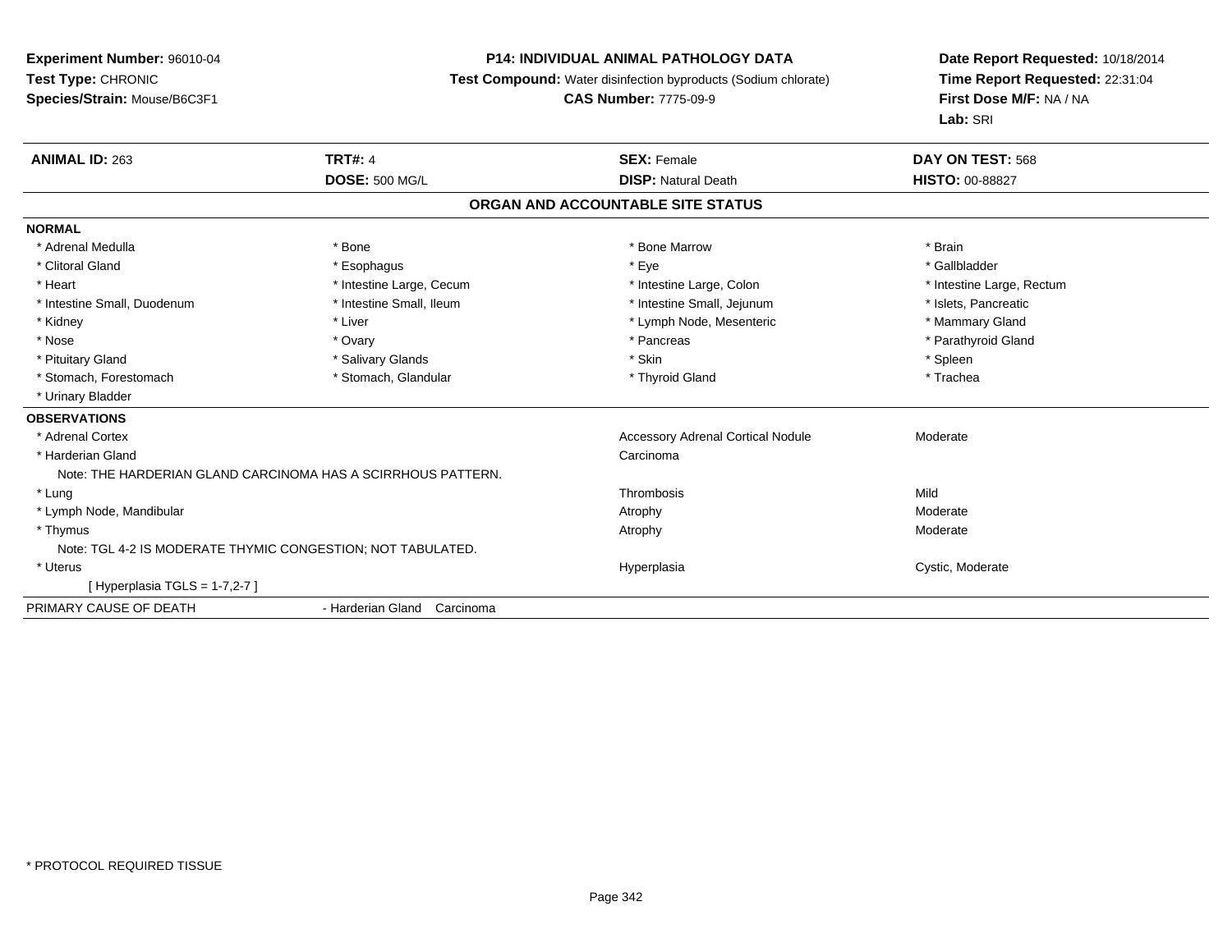**Experiment Number:** 96010-04
**Test Type:** CHRONIC
**Species/Strain:** Mouse/B6C3F1

**P14: INDIVIDUAL ANIMAL PATHOLOGY DATA**
**Test Compound:** Water disinfection byproducts (Sodium chlorate)
**CAS Number:** 7775-09-9

**Date Report Requested:** 10/18/2014
**Time Report Requested:** 22:31:04
**First Dose M/F:** NA / NA
**Lab:** SRI

| **ANIMAL ID:** 263 | **TRT#:** 4 | **SEX:** Female | **DAY ON TEST:** 568 |
|---|---|---|---|
| | **DOSE:** 500 MG/L | **DISP:** Natural Death | **HISTO:** 00-88827 |

## ORGAN AND ACCOUNTABLE SITE STATUS

**NORMAL**

| | | | |
|---|---|---|---|
| * Adrenal Medulla | * Bone | * Bone Marrow | * Brain |
| * Clitoral Gland | * Esophagus | * Eye | * Gallbladder |
| * Heart | * Intestine Large, Cecum | * Intestine Large, Colon | * Intestine Large, Rectum |
| * Intestine Small, Duodenum | * Intestine Small, Ileum | * Intestine Small, Jejunum | * Islets, Pancreatic |
| * Kidney | * Liver | * Lymph Node, Mesenteric | * Mammary Gland |
| * Nose | * Ovary | * Pancreas | * Parathyroid Gland |
| * Pituitary Gland | * Salivary Glands | * Skin | * Spleen |
| * Stomach, Forestomach | * Stomach, Glandular | * Thyroid Gland | * Trachea |
| * Urinary Bladder | | | |

**OBSERVATIONS**

| Site | Observation | Severity |
|---|---|---|
| * Adrenal Cortex | Accessory Adrenal Cortical Nodule | Moderate |
| * Harderian Gland | Carcinoma | |
| Note: THE HARDERIAN GLAND CARCINOMA HAS A SCIRRHOUS PATTERN. | | |
| * Lung | Thrombosis | Mild |
| * Lymph Node, Mandibular | Atrophy | Moderate |
| * Thymus | Atrophy | Moderate |
| Note: TGL 4-2 IS MODERATE THYMIC CONGESTION; NOT TABULATED. | | |
| * Uterus | Hyperplasia | Cystic, Moderate |
| [ Hyperplasia TGLS = 1-7,2-7 ] | | |

PRIMARY CAUSE OF DEATH - Harderian Gland Carcinoma

* PROTOCOL REQUIRED TISSUE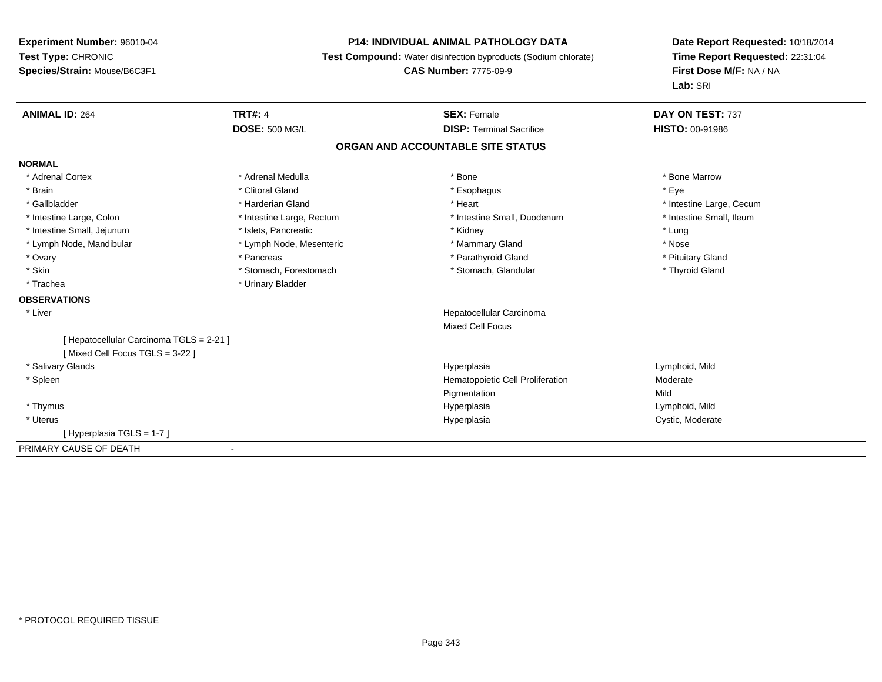**Experiment Number:** 96010-04
**Test Type:** CHRONIC
**Species/Strain:** Mouse/B6C3F1

**P14: INDIVIDUAL ANIMAL PATHOLOGY DATA**
**Test Compound:** Water disinfection byproducts (Sodium chlorate)
**CAS Number:** 7775-09-9

**Date Report Requested:** 10/18/2014
**Time Report Requested:** 22:31:04
**First Dose M/F:** NA / NA
**Lab:** SRI

| **ANIMAL ID:** 264 | **TRT#:** 4 | **SEX:** Female | **DAY ON TEST:** 737 |
|---|---|---|---|
| | **DOSE:** 500 MG/L | **DISP:** Terminal Sacrifice | **HISTO:** 00-91986 |

## ORGAN AND ACCOUNTABLE SITE STATUS

**NORMAL**

| | | | |
|---|---|---|---|
| * Adrenal Cortex | * Adrenal Medulla | * Bone | * Bone Marrow |
| * Brain | * Clitoral Gland | * Esophagus | * Eye |
| * Gallbladder | * Harderian Gland | * Heart | * Intestine Large, Cecum |
| * Intestine Large, Colon | * Intestine Large, Rectum | * Intestine Small, Duodenum | * Intestine Small, Ileum |
| * Intestine Small, Jejunum | * Islets, Pancreatic | * Kidney | * Lung |
| * Lymph Node, Mandibular | * Lymph Node, Mesenteric | * Mammary Gland | * Nose |
| * Ovary | * Pancreas | * Parathyroid Gland | * Pituitary Gland |
| * Skin | * Stomach, Forestomach | * Stomach, Glandular | * Thyroid Gland |
| * Trachea | * Urinary Bladder | | |

**OBSERVATIONS**

| | | |
|---|---|---|
| * Liver | Hepatocellular Carcinoma | |
| | Mixed Cell Focus | |
| [ Hepatocellular Carcinoma TGLS = 2-21 ] | | |
| [ Mixed Cell Focus TGLS = 3-22 ] | | |
| * Salivary Glands | Hyperplasia | Lymphoid, Mild |
| * Spleen | Hematopoietic Cell Proliferation | Moderate |
| | Pigmentation | Mild |
| * Thymus | Hyperplasia | Lymphoid, Mild |
| * Uterus | Hyperplasia | Cystic, Moderate |
| [ Hyperplasia TGLS = 1-7 ] | | |

PRIMARY CAUSE OF DEATH -

* PROTOCOL REQUIRED TISSUE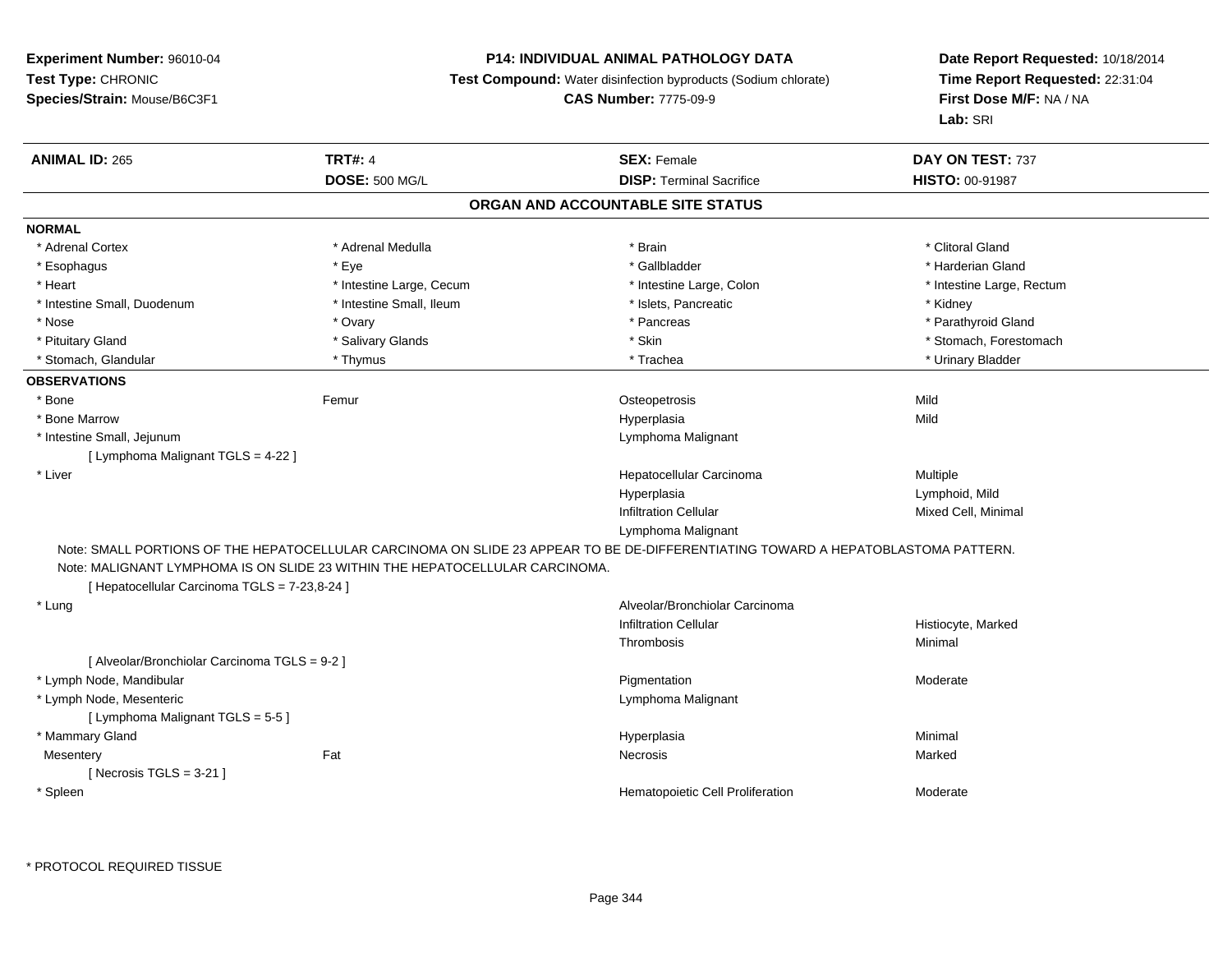**Experiment Number:** 96010-04
**Test Type:** CHRONIC
**Species/Strain:** Mouse/B6C3F1

**P14: INDIVIDUAL ANIMAL PATHOLOGY DATA**
**Test Compound:** Water disinfection byproducts (Sodium chlorate)
**CAS Number:** 7775-09-9

**Date Report Requested:** 10/18/2014
**Time Report Requested:** 22:31:04
**First Dose M/F:** NA / NA
**Lab:** SRI

| **ANIMAL ID:** 265 | **TRT#:** 4 | **SEX:** Female | **DAY ON TEST:** 737 |
|---|---|---|---|
| | **DOSE:** 500 MG/L | **DISP:** Terminal Sacrifice | **HISTO:** 00-91987 |

## ORGAN AND ACCOUNTABLE SITE STATUS

**NORMAL**

| | | | |
|---|---|---|---|
| * Adrenal Cortex | * Adrenal Medulla | * Brain | * Clitoral Gland |
| * Esophagus | * Eye | * Gallbladder | * Harderian Gland |
| * Heart | * Intestine Large, Cecum | * Intestine Large, Colon | * Intestine Large, Rectum |
| * Intestine Small, Duodenum | * Intestine Small, Ileum | * Islets, Pancreatic | * Kidney |
| * Nose | * Ovary | * Pancreas | * Parathyroid Gland |
| * Pituitary Gland | * Salivary Glands | * Skin | * Stomach, Forestomach |
| * Stomach, Glandular | * Thymus | * Trachea | * Urinary Bladder |

**OBSERVATIONS**

| | | | |
|---|---|---|---|
| * Bone | Femur | Osteopetrosis | Mild |
| * Bone Marrow | | Hyperplasia | Mild |
| * Intestine Small, Jejunum | | Lymphoma Malignant | |
| [ Lymphoma Malignant TGLS = 4-22 ] | | | |
| * Liver | | Hepatocellular Carcinoma | Multiple |
| | | Hyperplasia | Lymphoid, Mild |
| | | Infiltration Cellular | Mixed Cell, Minimal |
| | | Lymphoma Malignant | |

Note: SMALL PORTIONS OF THE HEPATOCELLULAR CARCINOMA ON SLIDE 23 APPEAR TO BE DE-DIFFERENTIATING TOWARD A HEPATOBLASTOMA PATTERN.
Note: MALIGNANT LYMPHOMA IS ON SLIDE 23 WITHIN THE HEPATOCELLULAR CARCINOMA.

| | | | |
|---|---|---|---|
| [ Hepatocellular Carcinoma TGLS = 7-23,8-24 ] | | | |
| * Lung | | Alveolar/Bronchiolar Carcinoma | |
| | | Infiltration Cellular | Histiocyte, Marked |
| | | Thrombosis | Minimal |
| [ Alveolar/Bronchiolar Carcinoma TGLS = 9-2 ] | | | |
| * Lymph Node, Mandibular | | Pigmentation | Moderate |
| * Lymph Node, Mesenteric | | Lymphoma Malignant | |
| [ Lymphoma Malignant TGLS = 5-5 ] | | | |
| * Mammary Gland | | Hyperplasia | Minimal |
| Mesentery | Fat | Necrosis | Marked |
| [ Necrosis TGLS = 3-21 ] | | | |
| * Spleen | | Hematopoietic Cell Proliferation | Moderate |

\* PROTOCOL REQUIRED TISSUE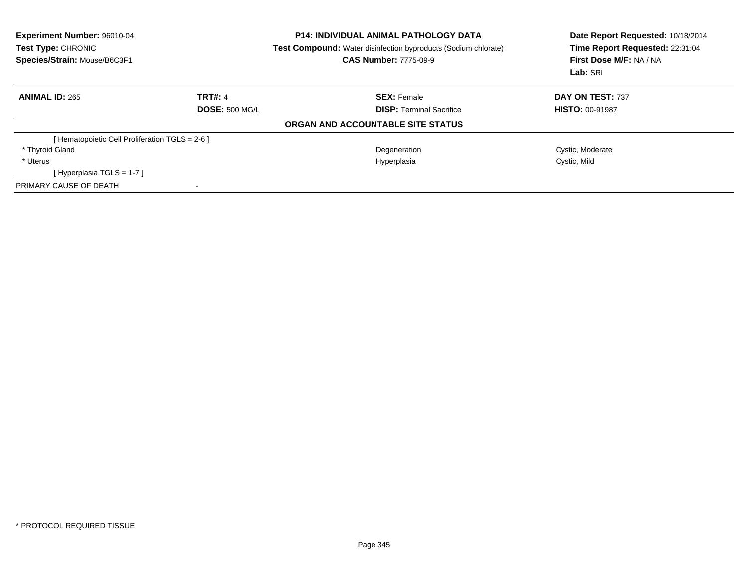**Experiment Number:** 96010-04
**Test Type:** CHRONIC
**Species/Strain:** Mouse/B6C3F1

**P14: INDIVIDUAL ANIMAL PATHOLOGY DATA**
**Test Compound:** Water disinfection byproducts (Sodium chlorate)
**CAS Number:** 7775-09-9

**Date Report Requested:** 10/18/2014
**Time Report Requested:** 22:31:04
**First Dose M/F:** NA / NA
**Lab:** SRI

| **ANIMAL ID:** 265 | **TRT#:** 4 | **SEX:** Female | **DAY ON TEST:** 737 |
|---|---|---|---|
| | **DOSE:** 500 MG/L | **DISP:** Terminal Sacrifice | **HISTO:** 00-91987 |

**ORGAN AND ACCOUNTABLE SITE STATUS**

| | | |
|---|---|---|
| [ Hematopoietic Cell Proliferation TGLS = 2-6 ] | | |
| * Thyroid Gland | Degeneration | Cystic, Moderate |
| * Uterus | Hyperplasia | Cystic, Mild |
| [ Hyperplasia TGLS = 1-7 ] | | |
| PRIMARY CAUSE OF DEATH | - | |

* PROTOCOL REQUIRED TISSUE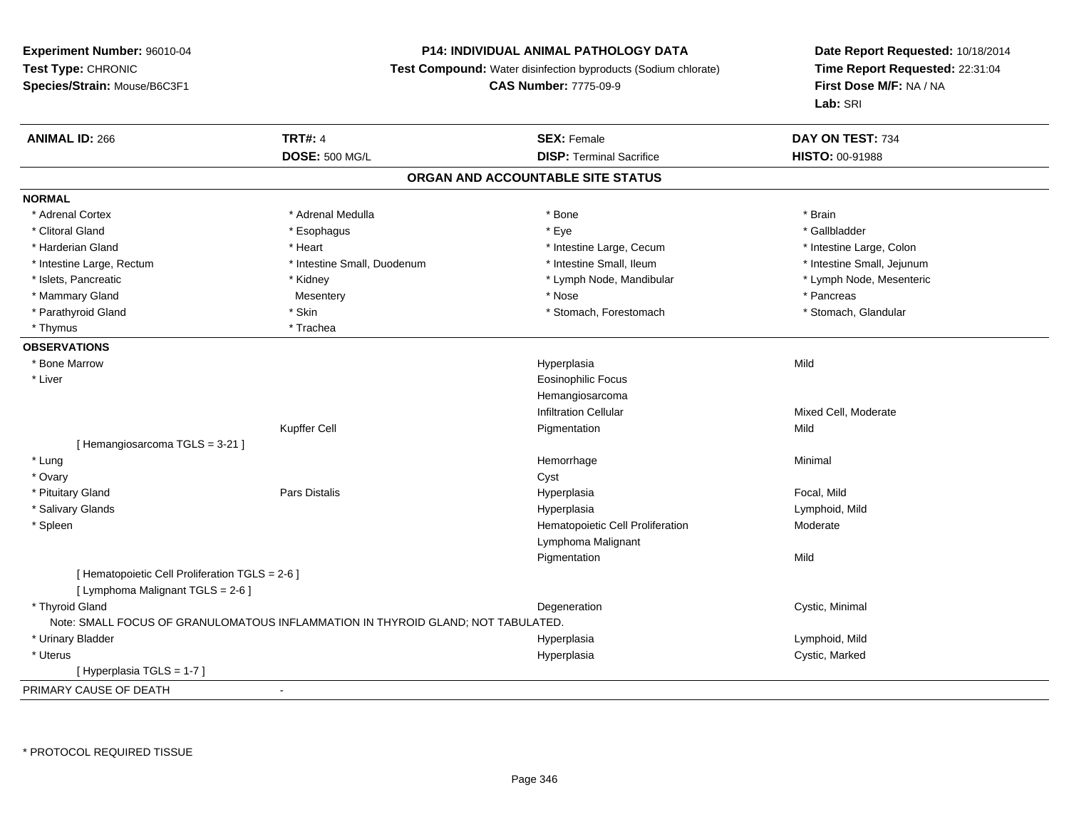**Experiment Number:** 96010-04
**Test Type:** CHRONIC
**Species/Strain:** Mouse/B6C3F1

**P14: INDIVIDUAL ANIMAL PATHOLOGY DATA**
**Test Compound:** Water disinfection byproducts (Sodium chlorate)
**CAS Number:** 7775-09-9

**Date Report Requested:** 10/18/2014
**Time Report Requested:** 22:31:04
**First Dose M/F:** NA / NA
**Lab:** SRI

| **ANIMAL ID:** 266 | **TRT#:** 4 | **SEX:** Female | **DAY ON TEST:** 734 |
|---|---|---|---|
| | **DOSE:** 500 MG/L | **DISP:** Terminal Sacrifice | **HISTO:** 00-91988 |

## ORGAN AND ACCOUNTABLE SITE STATUS

**NORMAL**

| | | | |
|---|---|---|---|
| * Adrenal Cortex | * Adrenal Medulla | * Bone | * Brain |
| * Clitoral Gland | * Esophagus | * Eye | * Gallbladder |
| * Harderian Gland | * Heart | * Intestine Large, Cecum | * Intestine Large, Colon |
| * Intestine Large, Rectum | * Intestine Small, Duodenum | * Intestine Small, Ileum | * Intestine Small, Jejunum |
| * Islets, Pancreatic | * Kidney | * Lymph Node, Mandibular | * Lymph Node, Mesenteric |
| * Mammary Gland | Mesentery | * Nose | * Pancreas |
| * Parathyroid Gland | * Skin | * Stomach, Forestomach | * Stomach, Glandular |
| * Thymus | * Trachea | | |

**OBSERVATIONS**

| | | | |
|---|---|---|---|
| * Bone Marrow | | Hyperplasia | Mild |
| * Liver | | Eosinophilic Focus | |
| | | Hemangiosarcoma | |
| | | Infiltration Cellular | Mixed Cell, Moderate |
| | Kupffer Cell | Pigmentation | Mild |
| [ Hemangiosarcoma TGLS = 3-21 ] | | | |
| * Lung | | Hemorrhage | Minimal |
| * Ovary | | Cyst | |
| * Pituitary Gland | Pars Distalis | Hyperplasia | Focal, Mild |
| * Salivary Glands | | Hyperplasia | Lymphoid, Mild |
| * Spleen | | Hematopoietic Cell Proliferation | Moderate |
| | | Lymphoma Malignant | |
| | | Pigmentation | Mild |
| [ Hematopoietic Cell Proliferation TGLS = 2-6 ] | | | |
| [ Lymphoma Malignant TGLS = 2-6 ] | | | |
| * Thyroid Gland | | Degeneration | Cystic, Minimal |
| Note: SMALL FOCUS OF GRANULOMATOUS INFLAMMATION IN THYROID GLAND; NOT TABULATED. | | | |
| * Urinary Bladder | | Hyperplasia | Lymphoid, Mild |
| * Uterus | | Hyperplasia | Cystic, Marked |
| [ Hyperplasia TGLS = 1-7 ] | | | |

PRIMARY CAUSE OF DEATH -

* PROTOCOL REQUIRED TISSUE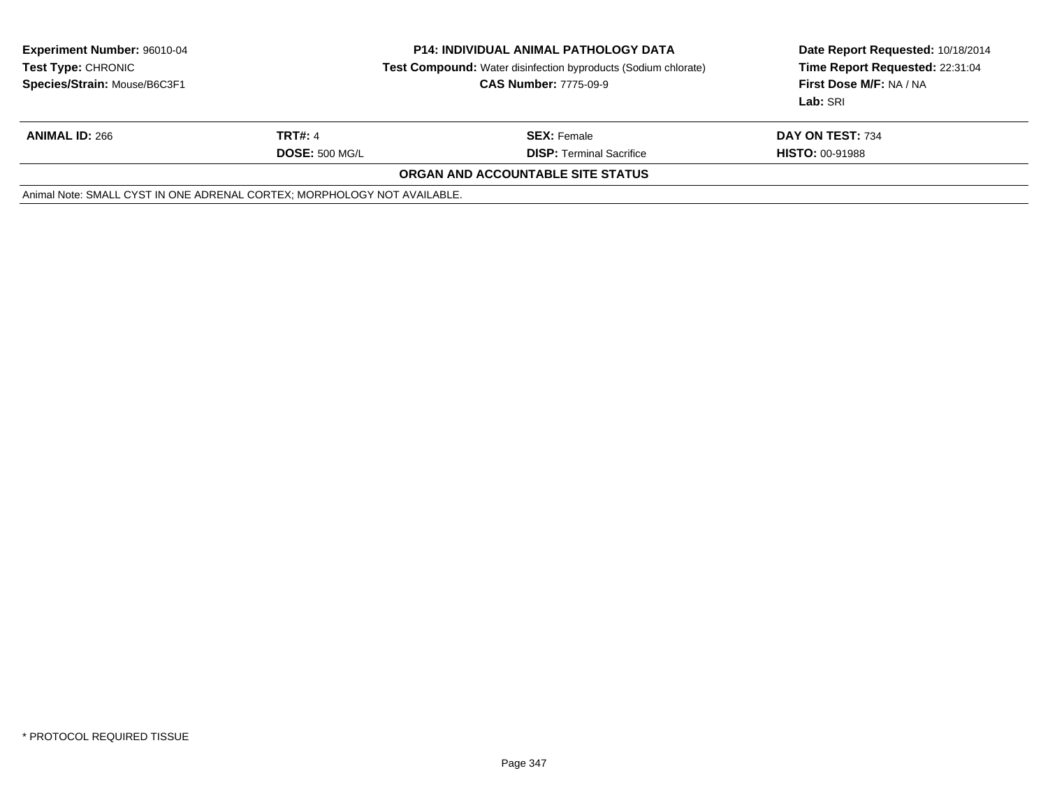**Experiment Number:** 96010-04
**Test Type:** CHRONIC
**Species/Strain:** Mouse/B6C3F1

**P14: INDIVIDUAL ANIMAL PATHOLOGY DATA**
**Test Compound:** Water disinfection byproducts (Sodium chlorate)
**CAS Number:** 7775-09-9

**Date Report Requested:** 10/18/2014
**Time Report Requested:** 22:31:04
**First Dose M/F:** NA / NA
**Lab:** SRI

| **ANIMAL ID:** 266 | **TRT#:** 4 | **SEX:** Female | **DAY ON TEST:** 734 |
|---|---|---|---|
| | **DOSE:** 500 MG/L | **DISP:** Terminal Sacrifice | **HISTO:** 00-91988 |

**ORGAN AND ACCOUNTABLE SITE STATUS**

Animal Note: SMALL CYST IN ONE ADRENAL CORTEX; MORPHOLOGY NOT AVAILABLE.

* PROTOCOL REQUIRED TISSUE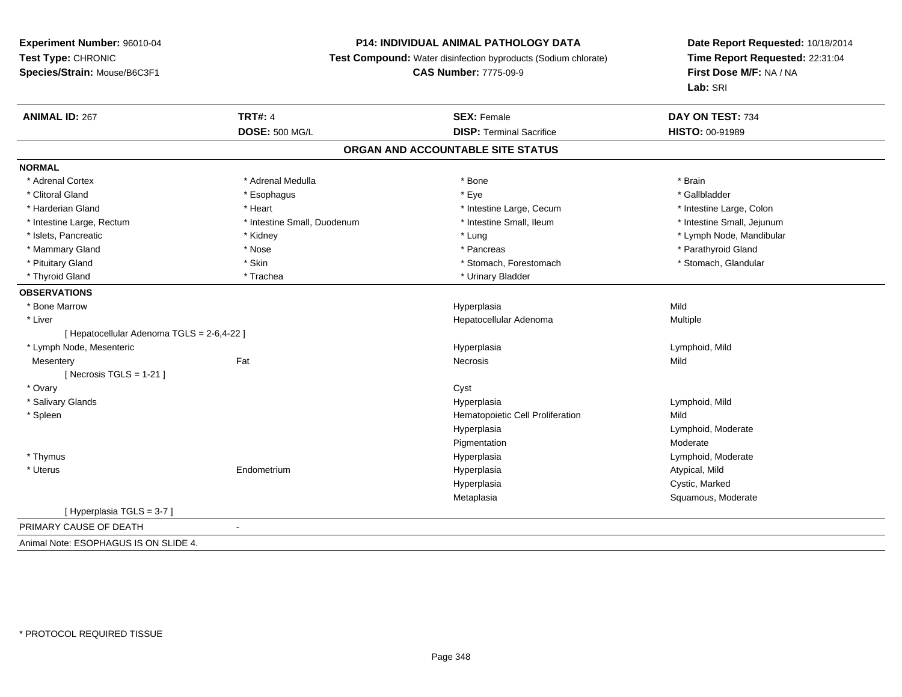**Experiment Number:** 96010-04
**Test Type:** CHRONIC
**Species/Strain:** Mouse/B6C3F1

**P14: INDIVIDUAL ANIMAL PATHOLOGY DATA**
**Test Compound:** Water disinfection byproducts (Sodium chlorate)
**CAS Number:** 7775-09-9

**Date Report Requested:** 10/18/2014
**Time Report Requested:** 22:31:04
**First Dose M/F:** NA / NA
**Lab:** SRI

| **ANIMAL ID:** 267 | **TRT#:** 4 | **SEX:** Female | **DAY ON TEST:** 734 |
|---|---|---|---|
| | **DOSE:** 500 MG/L | **DISP:** Terminal Sacrifice | **HISTO:** 00-91989 |

## ORGAN AND ACCOUNTABLE SITE STATUS

**NORMAL**

| | | | |
|---|---|---|---|
| * Adrenal Cortex | * Adrenal Medulla | * Bone | * Brain |
| * Clitoral Gland | * Esophagus | * Eye | * Gallbladder |
| * Harderian Gland | * Heart | * Intestine Large, Cecum | * Intestine Large, Colon |
| * Intestine Large, Rectum | * Intestine Small, Duodenum | * Intestine Small, Ileum | * Intestine Small, Jejunum |
| * Islets, Pancreatic | * Kidney | * Lung | * Lymph Node, Mandibular |
| * Mammary Gland | * Nose | * Pancreas | * Parathyroid Gland |
| * Pituitary Gland | * Skin | * Stomach, Forestomach | * Stomach, Glandular |
| * Thyroid Gland | * Trachea | * Urinary Bladder | |

**OBSERVATIONS**

| | | | |
|---|---|---|---|
| * Bone Marrow | | Hyperplasia | Mild |
| * Liver | | Hepatocellular Adenoma | Multiple |
| [ Hepatocellular Adenoma TGLS = 2-6,4-22 ] | | | |
| * Lymph Node, Mesenteric | | Hyperplasia | Lymphoid, Mild |
| Mesentery | Fat | Necrosis | Mild |
| [ Necrosis TGLS = 1-21 ] | | | |
| * Ovary | | Cyst | |
| * Salivary Glands | | Hyperplasia | Lymphoid, Mild |
| * Spleen | | Hematopoietic Cell Proliferation | Mild |
| | | Hyperplasia | Lymphoid, Moderate |
| | | Pigmentation | Moderate |
| * Thymus | | Hyperplasia | Lymphoid, Moderate |
| * Uterus | Endometrium | Hyperplasia | Atypical, Mild |
| | | Hyperplasia | Cystic, Marked |
| | | Metaplasia | Squamous, Moderate |
| [ Hyperplasia TGLS = 3-7 ] | | | |

PRIMARY CAUSE OF DEATH -

Animal Note: ESOPHAGUS IS ON SLIDE 4.

* PROTOCOL REQUIRED TISSUE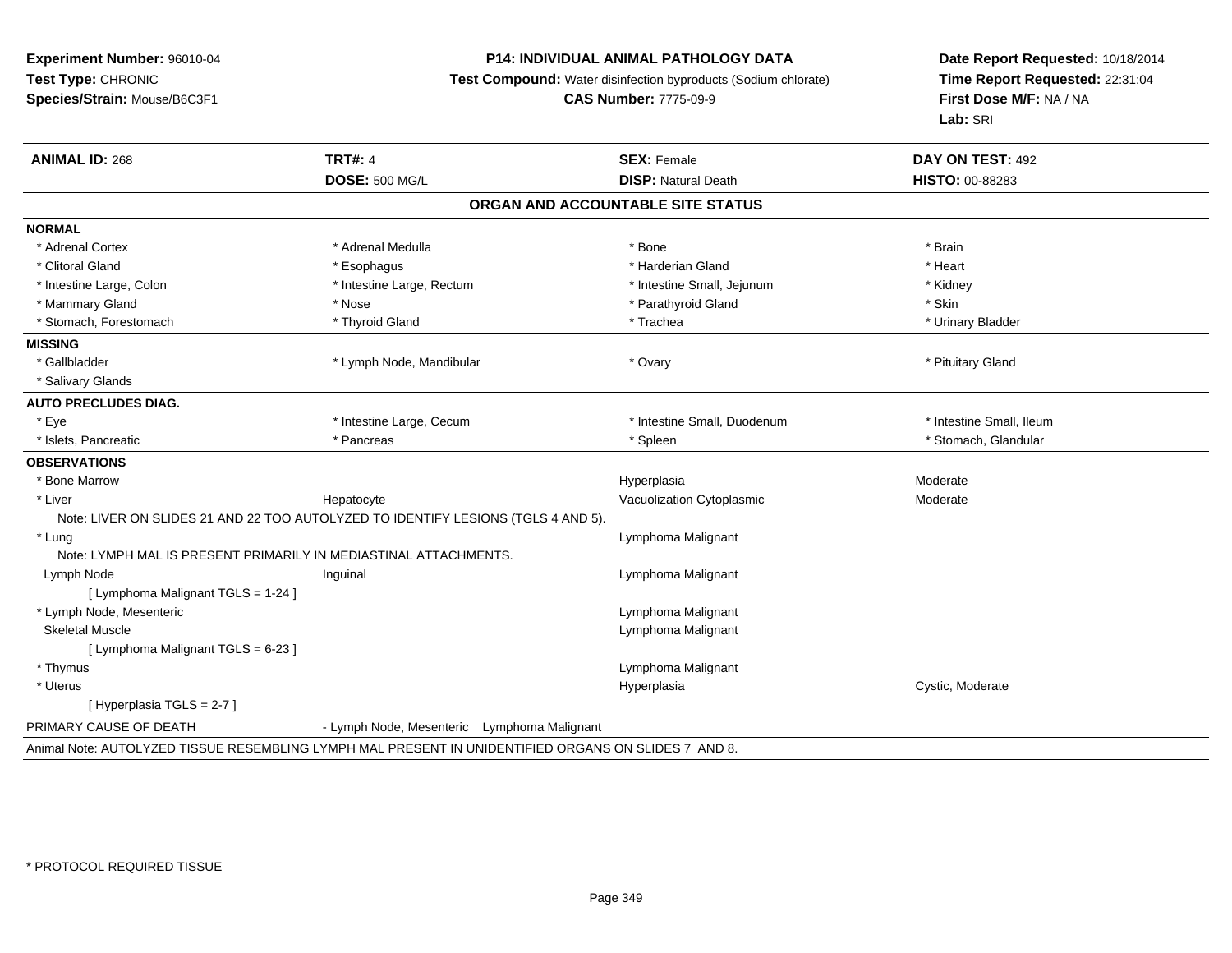**Experiment Number:** 96010-04
**Test Type:** CHRONIC
**Species/Strain:** Mouse/B6C3F1

**P14: INDIVIDUAL ANIMAL PATHOLOGY DATA**
**Test Compound:** Water disinfection byproducts (Sodium chlorate)
**CAS Number:** 7775-09-9

**Date Report Requested:** 10/18/2014
**Time Report Requested:** 22:31:04
**First Dose M/F:** NA / NA
**Lab:** SRI

| **ANIMAL ID:** 268 | **TRT#:** 4 | **SEX:** Female | **DAY ON TEST:** 492 |
|---|---|---|---|
| | **DOSE:** 500 MG/L | **DISP:** Natural Death | **HISTO:** 00-88283 |

## ORGAN AND ACCOUNTABLE SITE STATUS

| | | | |
|---|---|---|---|
| **NORMAL** | | | |
| * Adrenal Cortex | * Adrenal Medulla | * Bone | * Brain |
| * Clitoral Gland | * Esophagus | * Harderian Gland | * Heart |
| * Intestine Large, Colon | * Intestine Large, Rectum | * Intestine Small, Jejunum | * Kidney |
| * Mammary Gland | * Nose | * Parathyroid Gland | * Skin |
| * Stomach, Forestomach | * Thyroid Gland | * Trachea | * Urinary Bladder |
| **MISSING** | | | |
| * Gallbladder | * Lymph Node, Mandibular | * Ovary | * Pituitary Gland |
| * Salivary Glands | | | |
| **AUTO PRECLUDES DIAG.** | | | |
| * Eye | * Intestine Large, Cecum | * Intestine Small, Duodenum | * Intestine Small, Ileum |
| * Islets, Pancreatic | * Pancreas | * Spleen | * Stomach, Glandular |
| **OBSERVATIONS** | | | |
| * Bone Marrow | | Hyperplasia | Moderate |
| * Liver | Hepatocyte | Vacuolization Cytoplasmic | Moderate |
| Note: LIVER ON SLIDES 21 AND 22 TOO AUTOLYZED TO IDENTIFY LESIONS (TGLS 4 AND 5). | | | |
| * Lung | | Lymphoma Malignant | |
| Note: LYMPH MAL IS PRESENT PRIMARILY IN MEDIASTINAL ATTACHMENTS. | | | |
| Lymph Node | Inguinal | Lymphoma Malignant | |
| [ Lymphoma Malignant TGLS = 1-24 ] | | | |
| * Lymph Node, Mesenteric | | Lymphoma Malignant | |
| Skeletal Muscle | | Lymphoma Malignant | |
| [ Lymphoma Malignant TGLS = 6-23 ] | | | |
| * Thymus | | Lymphoma Malignant | |
| * Uterus | | Hyperplasia | Cystic, Moderate |
| [ Hyperplasia TGLS = 2-7 ] | | | |

PRIMARY CAUSE OF DEATH - Lymph Node, Mesenteric Lymphoma Malignant

Animal Note: AUTOLYZED TISSUE RESEMBLING LYMPH MAL PRESENT IN UNIDENTIFIED ORGANS ON SLIDES 7 AND 8.

* PROTOCOL REQUIRED TISSUE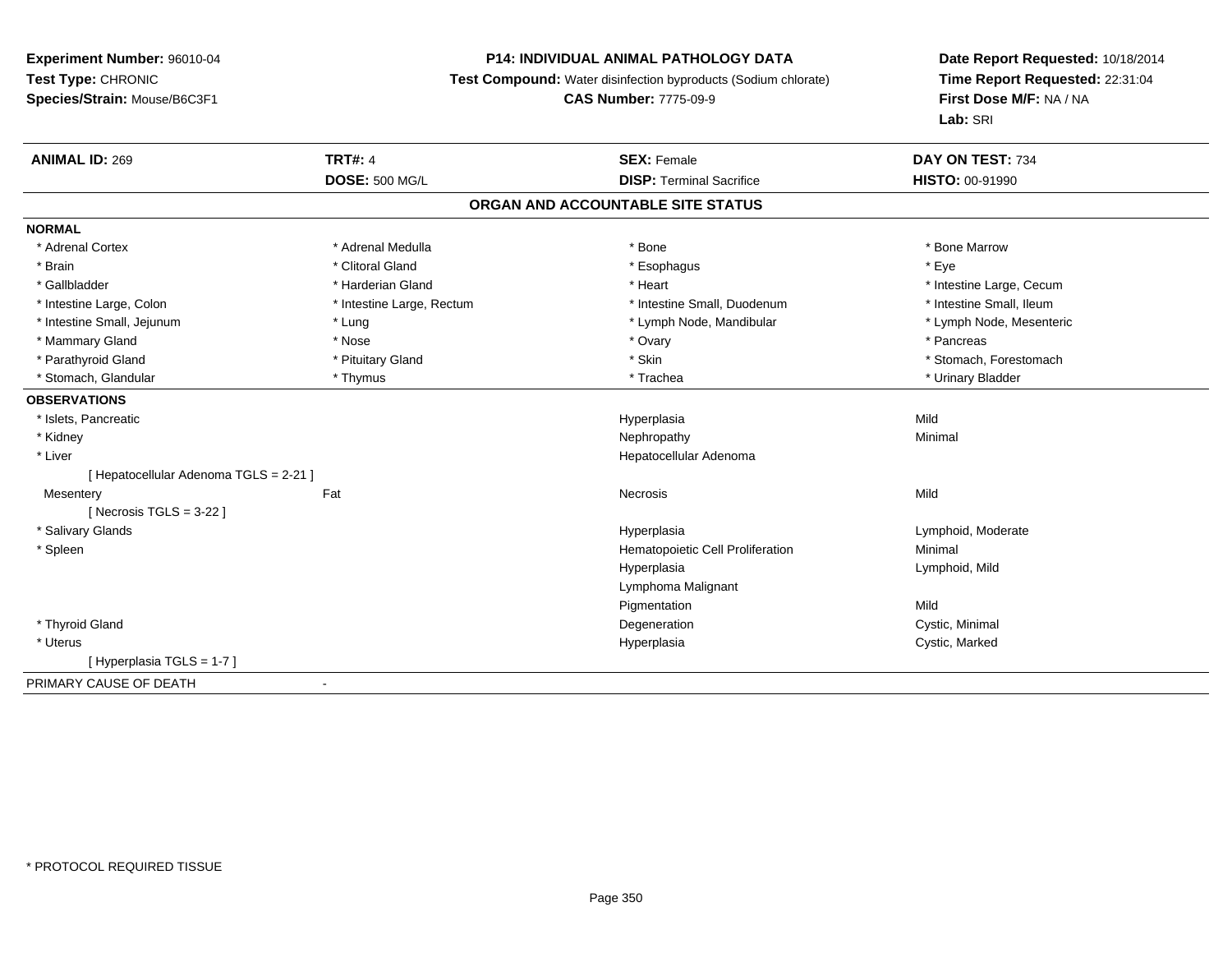**Experiment Number:** 96010-04
**Test Type:** CHRONIC
**Species/Strain:** Mouse/B6C3F1

**P14: INDIVIDUAL ANIMAL PATHOLOGY DATA**
**Test Compound:** Water disinfection byproducts (Sodium chlorate)
**CAS Number:** 7775-09-9

**Date Report Requested:** 10/18/2014
**Time Report Requested:** 22:31:04
**First Dose M/F:** NA / NA
**Lab:** SRI

| **ANIMAL ID:** 269 | **TRT#:** 4 | **SEX:** Female | **DAY ON TEST:** 734 |
|---|---|---|---|
| | **DOSE:** 500 MG/L | **DISP:** Terminal Sacrifice | **HISTO:** 00-91990 |

## ORGAN AND ACCOUNTABLE SITE STATUS

**NORMAL**

| | | | |
|---|---|---|---|
| * Adrenal Cortex | * Adrenal Medulla | * Bone | * Bone Marrow |
| * Brain | * Clitoral Gland | * Esophagus | * Eye |
| * Gallbladder | * Harderian Gland | * Heart | * Intestine Large, Cecum |
| * Intestine Large, Colon | * Intestine Large, Rectum | * Intestine Small, Duodenum | * Intestine Small, Ileum |
| * Intestine Small, Jejunum | * Lung | * Lymph Node, Mandibular | * Lymph Node, Mesenteric |
| * Mammary Gland | * Nose | * Ovary | * Pancreas |
| * Parathyroid Gland | * Pituitary Gland | * Skin | * Stomach, Forestomach |
| * Stomach, Glandular | * Thymus | * Trachea | * Urinary Bladder |

**OBSERVATIONS**

| | | | |
|---|---|---|---|
| * Islets, Pancreatic | | Hyperplasia | Mild |
| * Kidney | | Nephropathy | Minimal |
| * Liver | | Hepatocellular Adenoma | |
| [ Hepatocellular Adenoma TGLS = 2-21 ] | | | |
| Mesentery | Fat | Necrosis | Mild |
| [ Necrosis TGLS = 3-22 ] | | | |
| * Salivary Glands | | Hyperplasia | Lymphoid, Moderate |
| * Spleen | | Hematopoietic Cell Proliferation | Minimal |
| | | Hyperplasia | Lymphoid, Mild |
| | | Lymphoma Malignant | |
| | | Pigmentation | Mild |
| * Thyroid Gland | | Degeneration | Cystic, Minimal |
| * Uterus | | Hyperplasia | Cystic, Marked |
| [ Hyperplasia TGLS = 1-7 ] | | | |

PRIMARY CAUSE OF DEATH -

* PROTOCOL REQUIRED TISSUE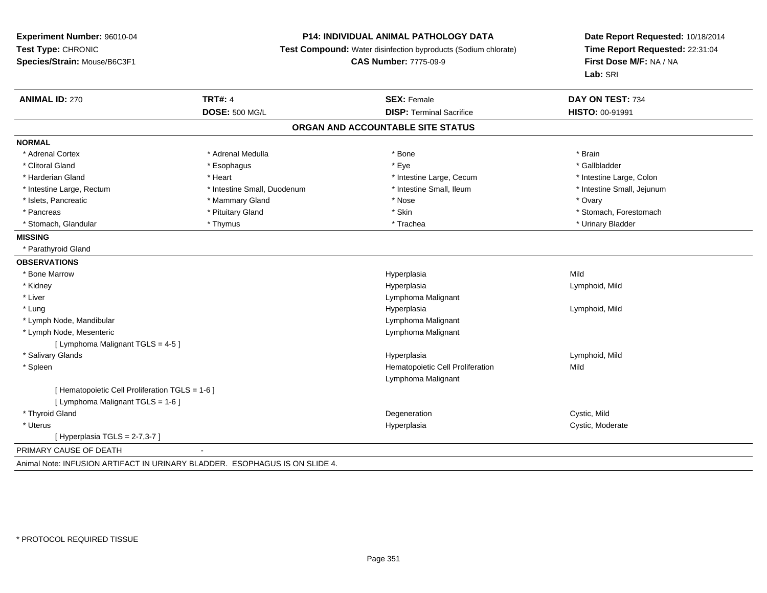**Experiment Number:** 96010-04
**Test Type:** CHRONIC
**Species/Strain:** Mouse/B6C3F1

**P14: INDIVIDUAL ANIMAL PATHOLOGY DATA**
**Test Compound:** Water disinfection byproducts (Sodium chlorate)
**CAS Number:** 7775-09-9

**Date Report Requested:** 10/18/2014
**Time Report Requested:** 22:31:04
**First Dose M/F:** NA / NA
**Lab:** SRI

| **ANIMAL ID:** 270 | **TRT#:** 4 | **SEX:** Female | **DAY ON TEST:** 734 |
|---|---|---|---|
| | **DOSE:** 500 MG/L | **DISP:** Terminal Sacrifice | **HISTO:** 00-91991 |

## ORGAN AND ACCOUNTABLE SITE STATUS

**NORMAL**

| | | | |
|---|---|---|---|
| * Adrenal Cortex | * Adrenal Medulla | * Bone | * Brain |
| * Clitoral Gland | * Esophagus | * Eye | * Gallbladder |
| * Harderian Gland | * Heart | * Intestine Large, Cecum | * Intestine Large, Colon |
| * Intestine Large, Rectum | * Intestine Small, Duodenum | * Intestine Small, Ileum | * Intestine Small, Jejunum |
| * Islets, Pancreatic | * Mammary Gland | * Nose | * Ovary |
| * Pancreas | * Pituitary Gland | * Skin | * Stomach, Forestomach |
| * Stomach, Glandular | * Thymus | * Trachea | * Urinary Bladder |

**MISSING**

* Parathyroid Gland

**OBSERVATIONS**

| | | |
|---|---|---|
| * Bone Marrow | Hyperplasia | Mild |
| * Kidney | Hyperplasia | Lymphoid, Mild |
| * Liver | Lymphoma Malignant | |
| * Lung | Hyperplasia | Lymphoid, Mild |
| * Lymph Node, Mandibular | Lymphoma Malignant | |
| * Lymph Node, Mesenteric | Lymphoma Malignant | |
| [ Lymphoma Malignant TGLS = 4-5 ] | | |
| * Salivary Glands | Hyperplasia | Lymphoid, Mild |
| * Spleen | Hematopoietic Cell Proliferation | Mild |
| | Lymphoma Malignant | |
| [ Hematopoietic Cell Proliferation TGLS = 1-6 ] | | |
| [ Lymphoma Malignant TGLS = 1-6 ] | | |
| * Thyroid Gland | Degeneration | Cystic, Mild |
| * Uterus | Hyperplasia | Cystic, Moderate |
| [ Hyperplasia TGLS = 2-7,3-7 ] | | |

PRIMARY CAUSE OF DEATH -

Animal Note: INFUSION ARTIFACT IN URINARY BLADDER. ESOPHAGUS IS ON SLIDE 4.

* PROTOCOL REQUIRED TISSUE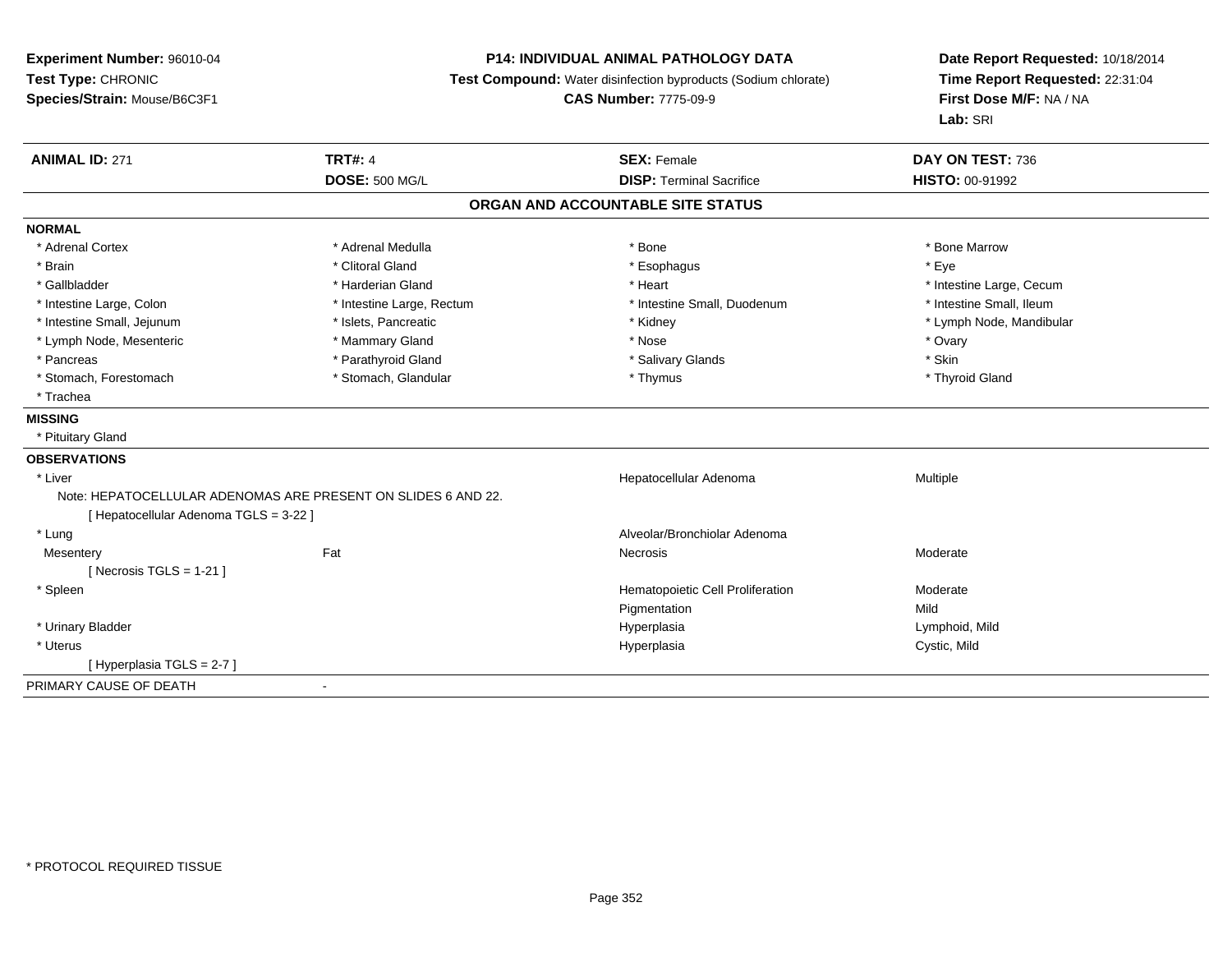**Experiment Number:** 96010-04
**Test Type:** CHRONIC
**Species/Strain:** Mouse/B6C3F1

**P14: INDIVIDUAL ANIMAL PATHOLOGY DATA**
**Test Compound:** Water disinfection byproducts (Sodium chlorate)
**CAS Number:** 7775-09-9

**Date Report Requested:** 10/18/2014
**Time Report Requested:** 22:31:04
**First Dose M/F:** NA / NA
**Lab:** SRI

| **ANIMAL ID:** 271 | **TRT#:** 4 | **SEX:** Female | **DAY ON TEST:** 736 |
|---|---|---|---|
| | **DOSE:** 500 MG/L | **DISP:** Terminal Sacrifice | **HISTO:** 00-91992 |

## ORGAN AND ACCOUNTABLE SITE STATUS

**NORMAL**

| | | | |
|---|---|---|---|
| * Adrenal Cortex | * Adrenal Medulla | * Bone | * Bone Marrow |
| * Brain | * Clitoral Gland | * Esophagus | * Eye |
| * Gallbladder | * Harderian Gland | * Heart | * Intestine Large, Cecum |
| * Intestine Large, Colon | * Intestine Large, Rectum | * Intestine Small, Duodenum | * Intestine Small, Ileum |
| * Intestine Small, Jejunum | * Islets, Pancreatic | * Kidney | * Lymph Node, Mandibular |
| * Lymph Node, Mesenteric | * Mammary Gland | * Nose | * Ovary |
| * Pancreas | * Parathyroid Gland | * Salivary Glands | * Skin |
| * Stomach, Forestomach | * Stomach, Glandular | * Thymus | * Thyroid Gland |
| * Trachea | | | |

**MISSING**

* Pituitary Gland

**OBSERVATIONS**

| | | | |
|---|---|---|---|
| * Liver | | Hepatocellular Adenoma | Multiple |
| Note: HEPATOCELLULAR ADENOMAS ARE PRESENT ON SLIDES 6 AND 22. | | | |
| [ Hepatocellular Adenoma TGLS = 3-22 ] | | | |
| * Lung | | Alveolar/Bronchiolar Adenoma | |
| Mesentery | Fat | Necrosis | Moderate |
| [ Necrosis TGLS = 1-21 ] | | | |
| * Spleen | | Hematopoietic Cell Proliferation | Moderate |
| | | Pigmentation | Mild |
| * Urinary Bladder | | Hyperplasia | Lymphoid, Mild |
| * Uterus | | Hyperplasia | Cystic, Mild |
| [ Hyperplasia TGLS = 2-7 ] | | | |

PRIMARY CAUSE OF DEATH -

* PROTOCOL REQUIRED TISSUE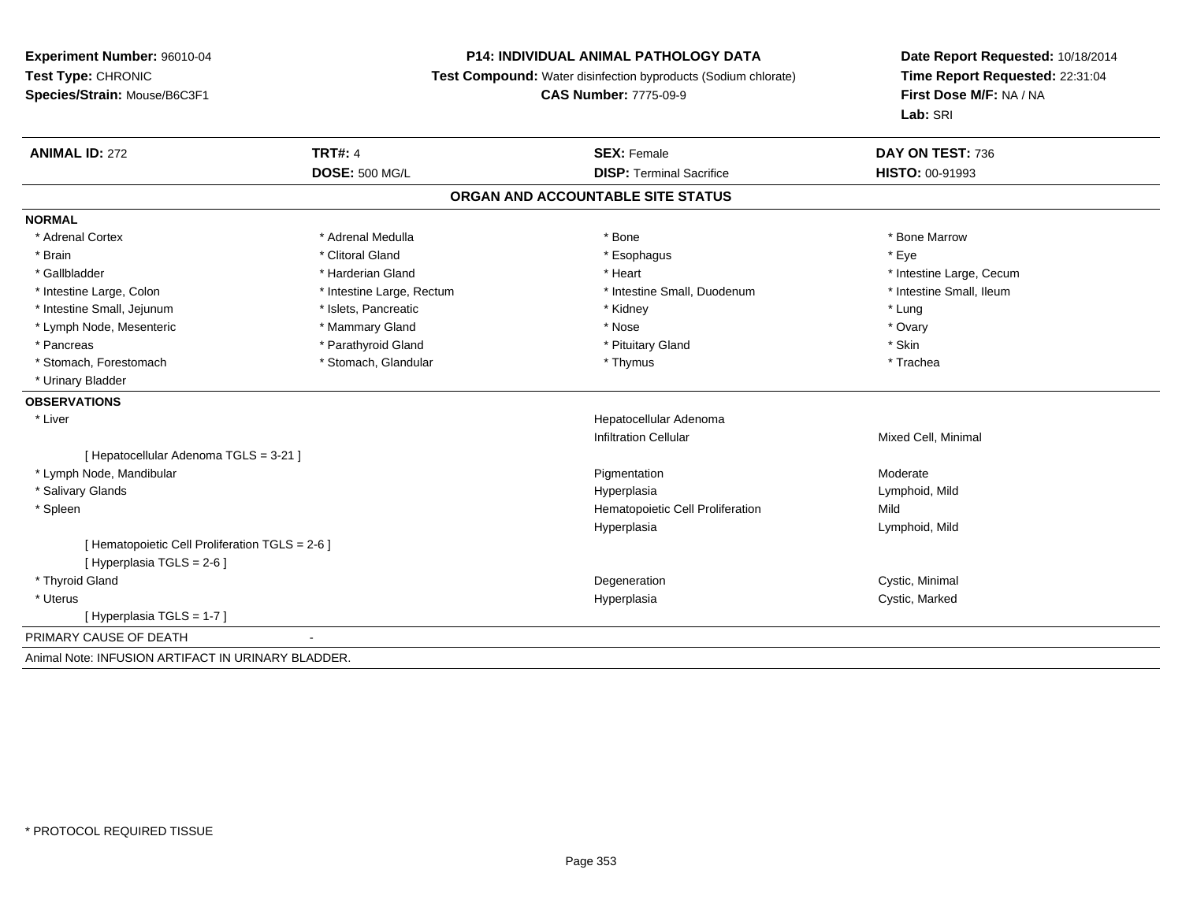**Experiment Number:** 96010-04
**Test Type:** CHRONIC
**Species/Strain:** Mouse/B6C3F1

**P14: INDIVIDUAL ANIMAL PATHOLOGY DATA**
**Test Compound:** Water disinfection byproducts (Sodium chlorate)
**CAS Number:** 7775-09-9

**Date Report Requested:** 10/18/2014
**Time Report Requested:** 22:31:04
**First Dose M/F:** NA / NA
**Lab:** SRI

| **ANIMAL ID:** 272 | **TRT#:** 4 | **SEX:** Female | **DAY ON TEST:** 736 |
|---|---|---|---|
| | **DOSE:** 500 MG/L | **DISP:** Terminal Sacrifice | **HISTO:** 00-91993 |

## ORGAN AND ACCOUNTABLE SITE STATUS

**NORMAL**

| | | | |
|---|---|---|---|
| * Adrenal Cortex | * Adrenal Medulla | * Bone | * Bone Marrow |
| * Brain | * Clitoral Gland | * Esophagus | * Eye |
| * Gallbladder | * Harderian Gland | * Heart | * Intestine Large, Cecum |
| * Intestine Large, Colon | * Intestine Large, Rectum | * Intestine Small, Duodenum | * Intestine Small, Ileum |
| * Intestine Small, Jejunum | * Islets, Pancreatic | * Kidney | * Lung |
| * Lymph Node, Mesenteric | * Mammary Gland | * Nose | * Ovary |
| * Pancreas | * Parathyroid Gland | * Pituitary Gland | * Skin |
| * Stomach, Forestomach | * Stomach, Glandular | * Thymus | * Trachea |
| * Urinary Bladder | | | |

**OBSERVATIONS**

| | | |
|---|---|---|
| * Liver | Hepatocellular Adenoma | |
| | Infiltration Cellular | Mixed Cell, Minimal |
| [ Hepatocellular Adenoma TGLS = 3-21 ] | | |
| * Lymph Node, Mandibular | Pigmentation | Moderate |
| * Salivary Glands | Hyperplasia | Lymphoid, Mild |
| * Spleen | Hematopoietic Cell Proliferation | Mild |
| | Hyperplasia | Lymphoid, Mild |
| [ Hematopoietic Cell Proliferation TGLS = 2-6 ] | | |
| [ Hyperplasia TGLS = 2-6 ] | | |
| * Thyroid Gland | Degeneration | Cystic, Minimal |
| * Uterus | Hyperplasia | Cystic, Marked |
| [ Hyperplasia TGLS = 1-7 ] | | |

PRIMARY CAUSE OF DEATH -

Animal Note: INFUSION ARTIFACT IN URINARY BLADDER.

* PROTOCOL REQUIRED TISSUE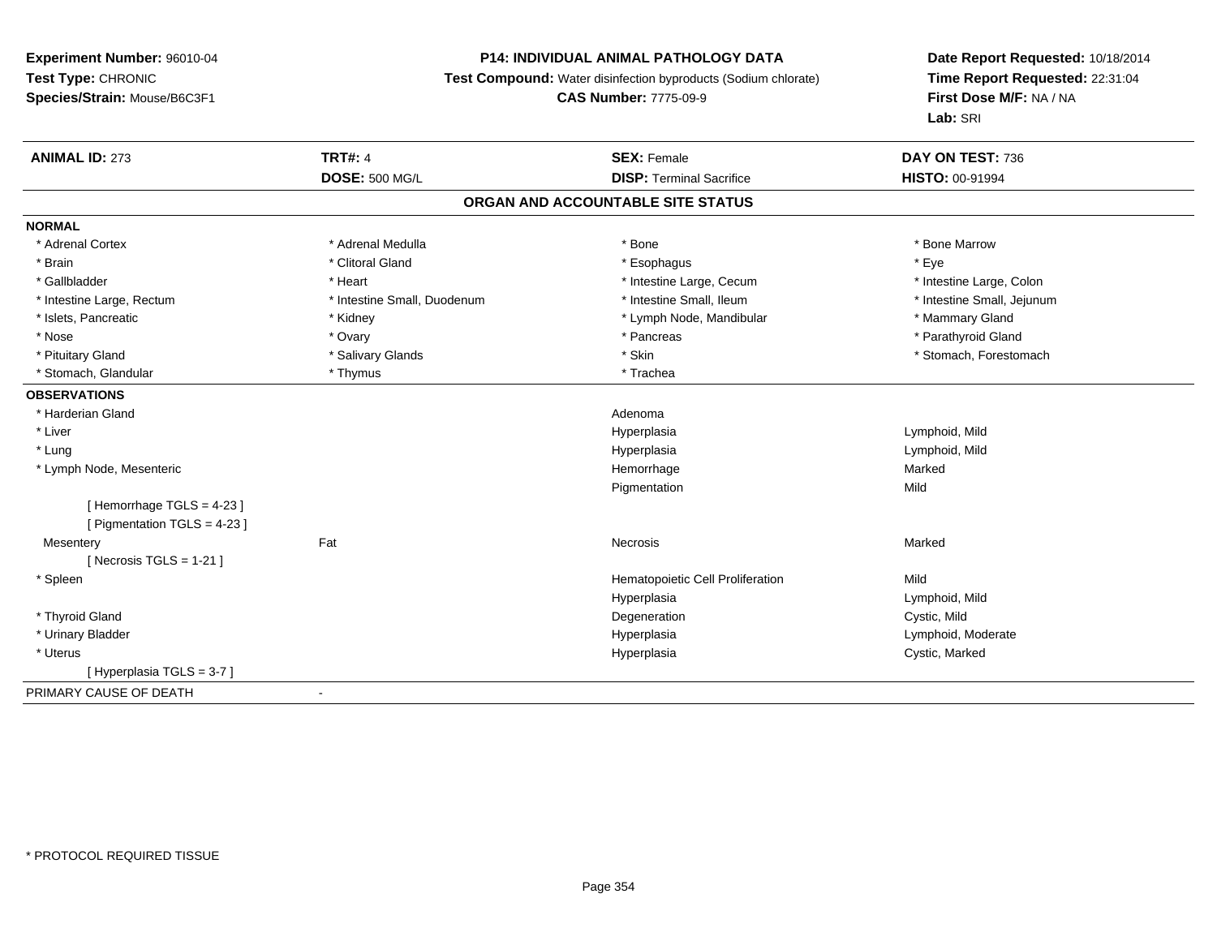**Experiment Number:** 96010-04
**Test Type:** CHRONIC
**Species/Strain:** Mouse/B6C3F1

**P14: INDIVIDUAL ANIMAL PATHOLOGY DATA**
**Test Compound:** Water disinfection byproducts (Sodium chlorate)
**CAS Number:** 7775-09-9

**Date Report Requested:** 10/18/2014
**Time Report Requested:** 22:31:04
**First Dose M/F:** NA / NA
**Lab:** SRI

| **ANIMAL ID:** 273 | **TRT#:** 4 | **SEX:** Female | **DAY ON TEST:** 736 |
|---|---|---|---|
| | **DOSE:** 500 MG/L | **DISP:** Terminal Sacrifice | **HISTO:** 00-91994 |

## ORGAN AND ACCOUNTABLE SITE STATUS

**NORMAL**

| | | | |
|---|---|---|---|
| * Adrenal Cortex | * Adrenal Medulla | * Bone | * Bone Marrow |
| * Brain | * Clitoral Gland | * Esophagus | * Eye |
| * Gallbladder | * Heart | * Intestine Large, Cecum | * Intestine Large, Colon |
| * Intestine Large, Rectum | * Intestine Small, Duodenum | * Intestine Small, Ileum | * Intestine Small, Jejunum |
| * Islets, Pancreatic | * Kidney | * Lymph Node, Mandibular | * Mammary Gland |
| * Nose | * Ovary | * Pancreas | * Parathyroid Gland |
| * Pituitary Gland | * Salivary Glands | * Skin | * Stomach, Forestomach |
| * Stomach, Glandular | * Thymus | * Trachea | |

**OBSERVATIONS**

| | | | |
|---|---|---|---|
| * Harderian Gland | | Adenoma | |
| * Liver | | Hyperplasia | Lymphoid, Mild |
| * Lung | | Hyperplasia | Lymphoid, Mild |
| * Lymph Node, Mesenteric | | Hemorrhage | Marked |
| | | Pigmentation | Mild |
| [ Hemorrhage TGLS = 4-23 ] | | | |
| [ Pigmentation TGLS = 4-23 ] | | | |
| Mesentery | Fat | Necrosis | Marked |
| [ Necrosis TGLS = 1-21 ] | | | |
| * Spleen | | Hematopoietic Cell Proliferation | Mild |
| | | Hyperplasia | Lymphoid, Mild |
| * Thyroid Gland | | Degeneration | Cystic, Mild |
| * Urinary Bladder | | Hyperplasia | Lymphoid, Moderate |
| * Uterus | | Hyperplasia | Cystic, Marked |
| [ Hyperplasia TGLS = 3-7 ] | | | |

PRIMARY CAUSE OF DEATH -

* PROTOCOL REQUIRED TISSUE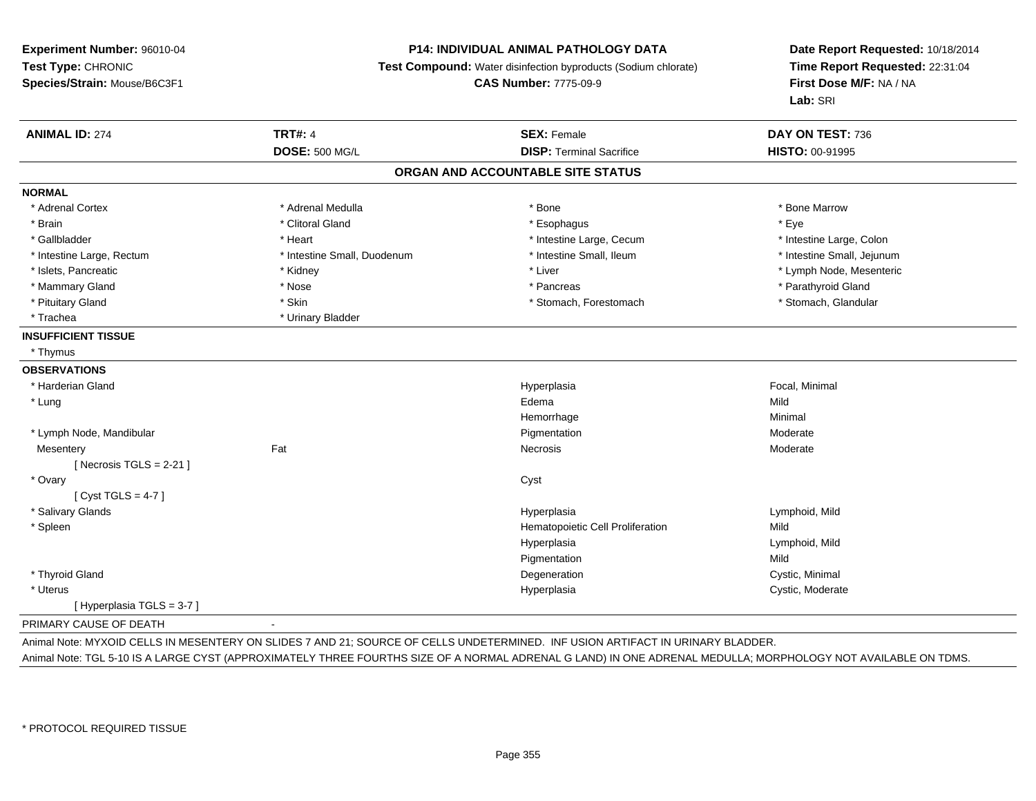**Experiment Number:** 96010-04
**Test Type:** CHRONIC
**Species/Strain:** Mouse/B6C3F1

**P14: INDIVIDUAL ANIMAL PATHOLOGY DATA**
**Test Compound:** Water disinfection byproducts (Sodium chlorate)
**CAS Number:** 7775-09-9

**Date Report Requested:** 10/18/2014
**Time Report Requested:** 22:31:04
**First Dose M/F:** NA / NA
**Lab:** SRI

| **ANIMAL ID:** 274 | **TRT#:** 4 | **SEX:** Female | **DAY ON TEST:** 736 |
|---|---|---|---|
| | **DOSE:** 500 MG/L | **DISP:** Terminal Sacrifice | **HISTO:** 00-91995 |

## ORGAN AND ACCOUNTABLE SITE STATUS

**NORMAL**

| | | | |
|---|---|---|---|
| * Adrenal Cortex | * Adrenal Medulla | * Bone | * Bone Marrow |
| * Brain | * Clitoral Gland | * Esophagus | * Eye |
| * Gallbladder | * Heart | * Intestine Large, Cecum | * Intestine Large, Colon |
| * Intestine Large, Rectum | * Intestine Small, Duodenum | * Intestine Small, Ileum | * Intestine Small, Jejunum |
| * Islets, Pancreatic | * Kidney | * Liver | * Lymph Node, Mesenteric |
| * Mammary Gland | * Nose | * Pancreas | * Parathyroid Gland |
| * Pituitary Gland | * Skin | * Stomach, Forestomach | * Stomach, Glandular |
| * Trachea | * Urinary Bladder | | |

**INSUFFICIENT TISSUE**

* Thymus

**OBSERVATIONS**

| | | | |
|---|---|---|---|
| * Harderian Gland | | Hyperplasia | Focal, Minimal |
| * Lung | | Edema | Mild |
| | | Hemorrhage | Minimal |
| * Lymph Node, Mandibular | | Pigmentation | Moderate |
| Mesentery | Fat | Necrosis | Moderate |
| [ Necrosis TGLS = 2-21 ] | | | |
| * Ovary | | Cyst | |
| [ Cyst TGLS = 4-7 ] | | | |
| * Salivary Glands | | Hyperplasia | Lymphoid, Mild |
| * Spleen | | Hematopoietic Cell Proliferation | Mild |
| | | Hyperplasia | Lymphoid, Mild |
| | | Pigmentation | Mild |
| * Thyroid Gland | | Degeneration | Cystic, Minimal |
| * Uterus | | Hyperplasia | Cystic, Moderate |
| [ Hyperplasia TGLS = 3-7 ] | | | |

PRIMARY CAUSE OF DEATH -

Animal Note: MYXOID CELLS IN MESENTERY ON SLIDES 7 AND 21; SOURCE OF CELLS UNDETERMINED. INF USION ARTIFACT IN URINARY BLADDER.

Animal Note: TGL 5-10 IS A LARGE CYST (APPROXIMATELY THREE FOURTHS SIZE OF A NORMAL ADRENAL G LAND) IN ONE ADRENAL MEDULLA; MORPHOLOGY NOT AVAILABLE ON TDMS.

* PROTOCOL REQUIRED TISSUE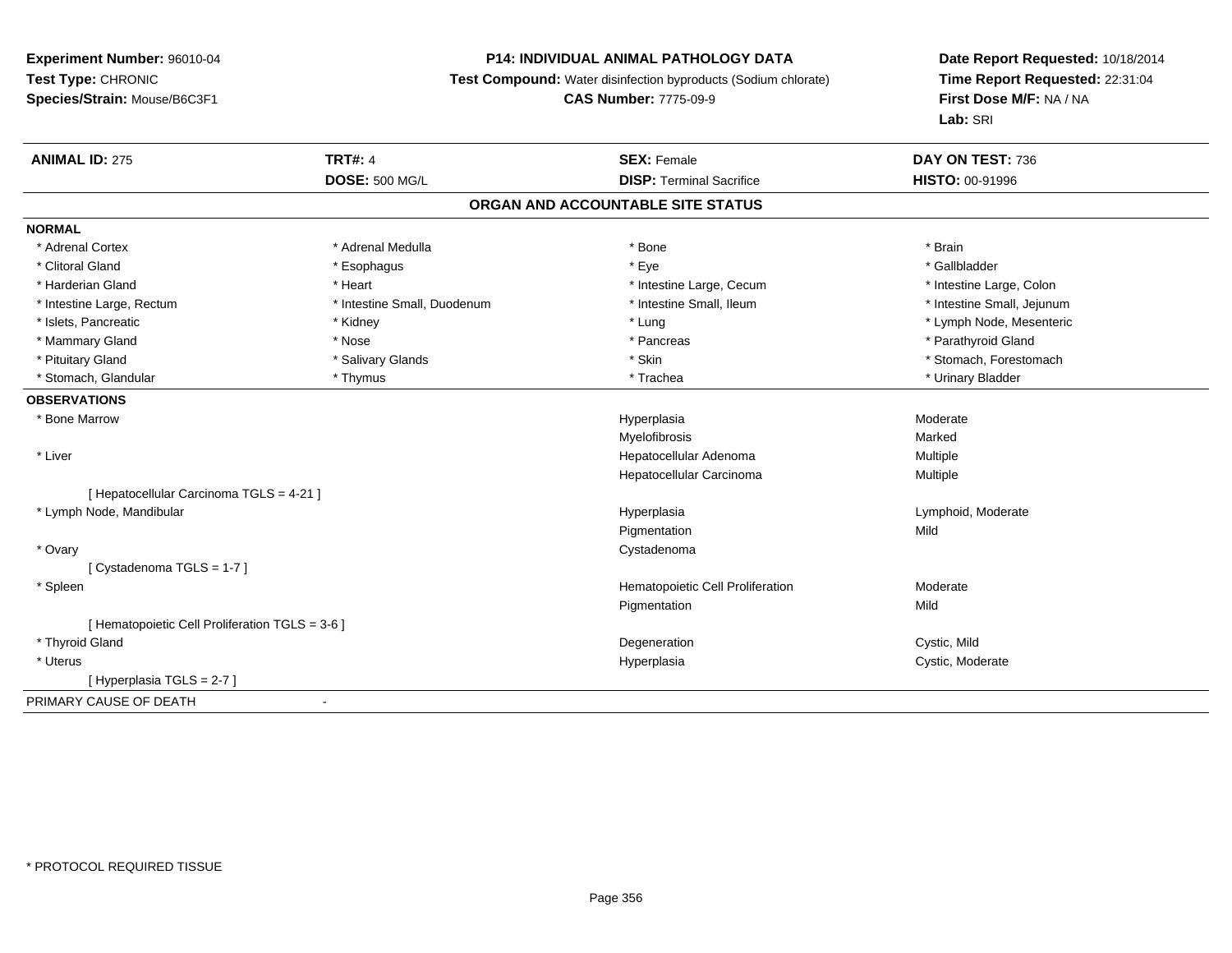**Experiment Number:** 96010-04
**Test Type:** CHRONIC
**Species/Strain:** Mouse/B6C3F1

**P14: INDIVIDUAL ANIMAL PATHOLOGY DATA**
**Test Compound:** Water disinfection byproducts (Sodium chlorate)
**CAS Number:** 7775-09-9

**Date Report Requested:** 10/18/2014
**Time Report Requested:** 22:31:04
**First Dose M/F:** NA / NA
**Lab:** SRI

| **ANIMAL ID:** 275 | **TRT#:** 4 | **SEX:** Female | **DAY ON TEST:** 736 |
|---|---|---|---|
| | **DOSE:** 500 MG/L | **DISP:** Terminal Sacrifice | **HISTO:** 00-91996 |

## ORGAN AND ACCOUNTABLE SITE STATUS

**NORMAL**

| | | | |
|---|---|---|---|
| * Adrenal Cortex | * Adrenal Medulla | * Bone | * Brain |
| * Clitoral Gland | * Esophagus | * Eye | * Gallbladder |
| * Harderian Gland | * Heart | * Intestine Large, Cecum | * Intestine Large, Colon |
| * Intestine Large, Rectum | * Intestine Small, Duodenum | * Intestine Small, Ileum | * Intestine Small, Jejunum |
| * Islets, Pancreatic | * Kidney | * Lung | * Lymph Node, Mesenteric |
| * Mammary Gland | * Nose | * Pancreas | * Parathyroid Gland |
| * Pituitary Gland | * Salivary Glands | * Skin | * Stomach, Forestomach |
| * Stomach, Glandular | * Thymus | * Trachea | * Urinary Bladder |

**OBSERVATIONS**

| | | |
|---|---|---|
| * Bone Marrow | Hyperplasia | Moderate |
| | Myelofibrosis | Marked |
| * Liver | Hepatocellular Adenoma | Multiple |
| | Hepatocellular Carcinoma | Multiple |
| [ Hepatocellular Carcinoma TGLS = 4-21 ] | | |
| * Lymph Node, Mandibular | Hyperplasia | Lymphoid, Moderate |
| | Pigmentation | Mild |
| * Ovary | Cystadenoma | |
| [ Cystadenoma TGLS = 1-7 ] | | |
| * Spleen | Hematopoietic Cell Proliferation | Moderate |
| | Pigmentation | Mild |
| [ Hematopoietic Cell Proliferation TGLS = 3-6 ] | | |
| * Thyroid Gland | Degeneration | Cystic, Mild |
| * Uterus | Hyperplasia | Cystic, Moderate |
| [ Hyperplasia TGLS = 2-7 ] | | |

PRIMARY CAUSE OF DEATH -

* PROTOCOL REQUIRED TISSUE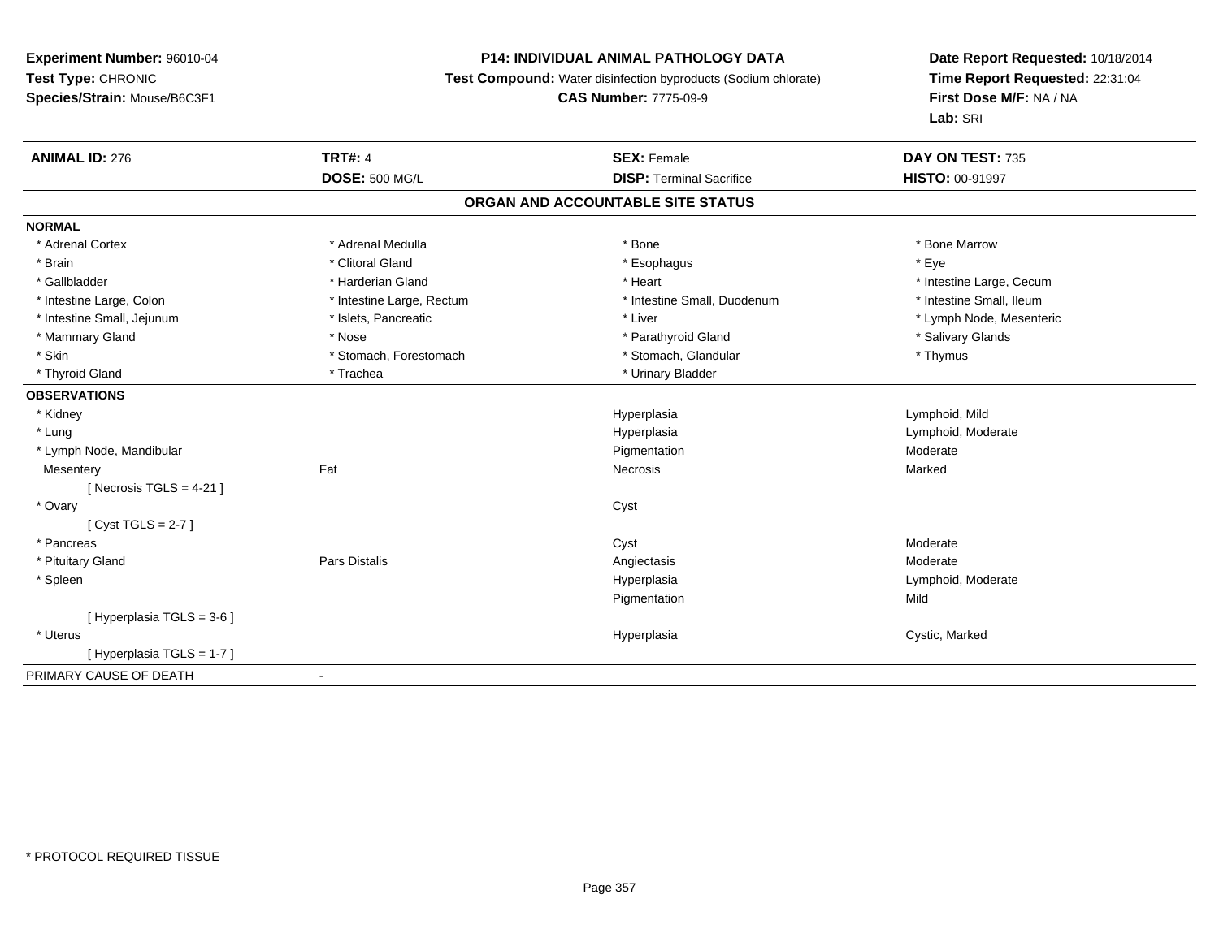**Experiment Number:** 96010-04
**Test Type:** CHRONIC
**Species/Strain:** Mouse/B6C3F1

**P14: INDIVIDUAL ANIMAL PATHOLOGY DATA**
**Test Compound:** Water disinfection byproducts (Sodium chlorate)
**CAS Number:** 7775-09-9

**Date Report Requested:** 10/18/2014
**Time Report Requested:** 22:31:04
**First Dose M/F:** NA / NA
**Lab:** SRI

| **ANIMAL ID:** 276 | **TRT#:** 4 | **SEX:** Female | **DAY ON TEST:** 735 |
|---|---|---|---|
| | **DOSE:** 500 MG/L | **DISP:** Terminal Sacrifice | **HISTO:** 00-91997 |

**ORGAN AND ACCOUNTABLE SITE STATUS**

**NORMAL**

| | | | |
|---|---|---|---|
| * Adrenal Cortex | * Adrenal Medulla | * Bone | * Bone Marrow |
| * Brain | * Clitoral Gland | * Esophagus | * Eye |
| * Gallbladder | * Harderian Gland | * Heart | * Intestine Large, Cecum |
| * Intestine Large, Colon | * Intestine Large, Rectum | * Intestine Small, Duodenum | * Intestine Small, Ileum |
| * Intestine Small, Jejunum | * Islets, Pancreatic | * Liver | * Lymph Node, Mesenteric |
| * Mammary Gland | * Nose | * Parathyroid Gland | * Salivary Glands |
| * Skin | * Stomach, Forestomach | * Stomach, Glandular | * Thymus |
| * Thyroid Gland | * Trachea | * Urinary Bladder | |

**OBSERVATIONS**

| | | | |
|---|---|---|---|
| * Kidney | | Hyperplasia | Lymphoid, Mild |
| * Lung | | Hyperplasia | Lymphoid, Moderate |
| * Lymph Node, Mandibular | | Pigmentation | Moderate |
| Mesentery | Fat | Necrosis | Marked |
| [ Necrosis TGLS = 4-21 ] | | | |
| * Ovary | | Cyst | |
| [ Cyst TGLS = 2-7 ] | | | |
| * Pancreas | | Cyst | Moderate |
| * Pituitary Gland | Pars Distalis | Angiectasis | Moderate |
| * Spleen | | Hyperplasia | Lymphoid, Moderate |
| | | Pigmentation | Mild |
| [ Hyperplasia TGLS = 3-6 ] | | | |
| * Uterus | | Hyperplasia | Cystic, Marked |
| [ Hyperplasia TGLS = 1-7 ] | | | |

PRIMARY CAUSE OF DEATH -

* PROTOCOL REQUIRED TISSUE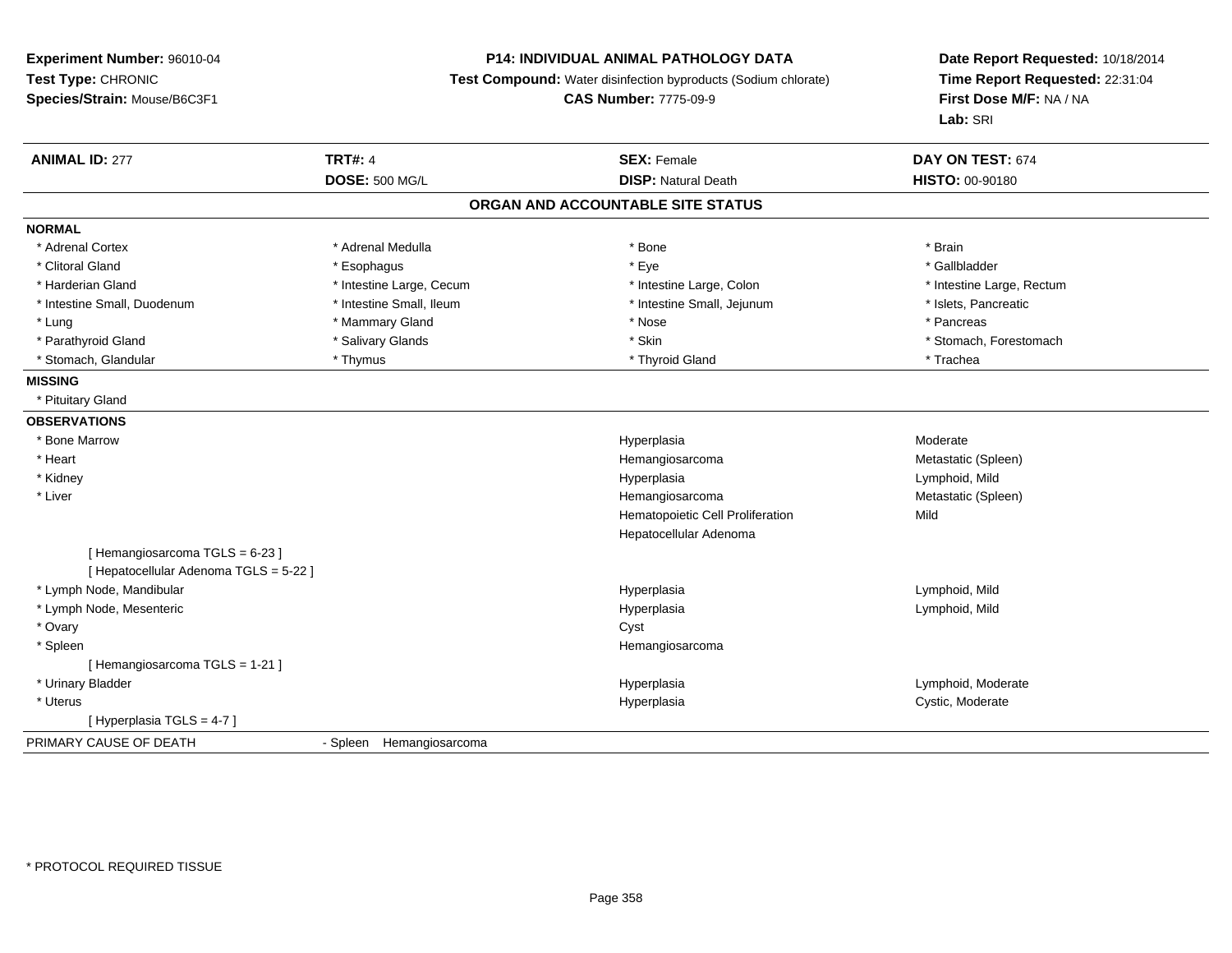**Experiment Number:** 96010-04
**Test Type:** CHRONIC
**Species/Strain:** Mouse/B6C3F1

**P14: INDIVIDUAL ANIMAL PATHOLOGY DATA**
**Test Compound:** Water disinfection byproducts (Sodium chlorate)
**CAS Number:** 7775-09-9

**Date Report Requested:** 10/18/2014
**Time Report Requested:** 22:31:04
**First Dose M/F:** NA / NA
**Lab:** SRI

| **ANIMAL ID:** 277 | **TRT#:** 4 | **SEX:** Female | **DAY ON TEST:** 674 |
|---|---|---|---|
| | **DOSE:** 500 MG/L | **DISP:** Natural Death | **HISTO:** 00-90180 |

## ORGAN AND ACCOUNTABLE SITE STATUS

**NORMAL**

| | | | |
|---|---|---|---|
| * Adrenal Cortex | * Adrenal Medulla | * Bone | * Brain |
| * Clitoral Gland | * Esophagus | * Eye | * Gallbladder |
| * Harderian Gland | * Intestine Large, Cecum | * Intestine Large, Colon | * Intestine Large, Rectum |
| * Intestine Small, Duodenum | * Intestine Small, Ileum | * Intestine Small, Jejunum | * Islets, Pancreatic |
| * Lung | * Mammary Gland | * Nose | * Pancreas |
| * Parathyroid Gland | * Salivary Glands | * Skin | * Stomach, Forestomach |
| * Stomach, Glandular | * Thymus | * Thyroid Gland | * Trachea |

**MISSING**

* Pituitary Gland

**OBSERVATIONS**

| Organ | Observation | Qualifier |
|---|---|---|
| * Bone Marrow | Hyperplasia | Moderate |
| * Heart | Hemangiosarcoma | Metastatic (Spleen) |
| * Kidney | Hyperplasia | Lymphoid, Mild |
| * Liver | Hemangiosarcoma | Metastatic (Spleen) |
| | Hematopoietic Cell Proliferation | Mild |
| | Hepatocellular Adenoma | |
| [ Hemangiosarcoma TGLS = 6-23 ] | | |
| [ Hepatocellular Adenoma TGLS = 5-22 ] | | |
| * Lymph Node, Mandibular | Hyperplasia | Lymphoid, Mild |
| * Lymph Node, Mesenteric | Hyperplasia | Lymphoid, Mild |
| * Ovary | Cyst | |
| * Spleen | Hemangiosarcoma | |
| [ Hemangiosarcoma TGLS = 1-21 ] | | |
| * Urinary Bladder | Hyperplasia | Lymphoid, Moderate |
| * Uterus | Hyperplasia | Cystic, Moderate |
| [ Hyperplasia TGLS = 4-7 ] | | |

PRIMARY CAUSE OF DEATH - Spleen Hemangiosarcoma

* PROTOCOL REQUIRED TISSUE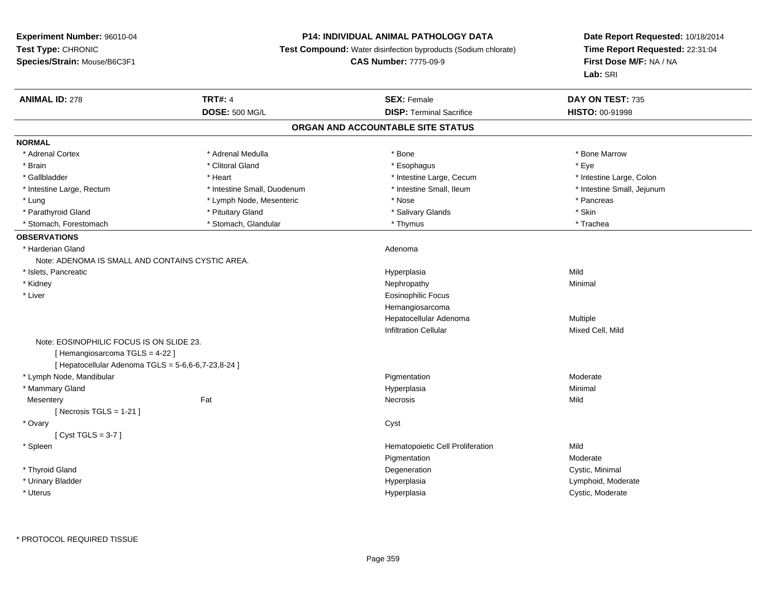**Experiment Number:** 96010-04
**Test Type:** CHRONIC
**Species/Strain:** Mouse/B6C3F1

**P14: INDIVIDUAL ANIMAL PATHOLOGY DATA**
**Test Compound:** Water disinfection byproducts (Sodium chlorate)
**CAS Number:** 7775-09-9

**Date Report Requested:** 10/18/2014
**Time Report Requested:** 22:31:04
**First Dose M/F:** NA / NA
**Lab:** SRI

| **ANIMAL ID:** 278 | **TRT#:** 4 | **SEX:** Female | **DAY ON TEST:** 735 |
|---|---|---|---|
| | **DOSE:** 500 MG/L | **DISP:** Terminal Sacrifice | **HISTO:** 00-91998 |

## ORGAN AND ACCOUNTABLE SITE STATUS

**NORMAL**

| | | | |
|---|---|---|---|
| * Adrenal Cortex | * Adrenal Medulla | * Bone | * Bone Marrow |
| * Brain | * Clitoral Gland | * Esophagus | * Eye |
| * Gallbladder | * Heart | * Intestine Large, Cecum | * Intestine Large, Colon |
| * Intestine Large, Rectum | * Intestine Small, Duodenum | * Intestine Small, Ileum | * Intestine Small, Jejunum |
| * Lung | * Lymph Node, Mesenteric | * Nose | * Pancreas |
| * Parathyroid Gland | * Pituitary Gland | * Salivary Glands | * Skin |
| * Stomach, Forestomach | * Stomach, Glandular | * Thymus | * Trachea |

**OBSERVATIONS**

| | | | |
|---|---|---|---|
| * Harderian Gland | | Adenoma | |
| Note: ADENOMA IS SMALL AND CONTAINS CYSTIC AREA. | | | |
| * Islets, Pancreatic | | Hyperplasia | Mild |
| * Kidney | | Nephropathy | Minimal |
| * Liver | | Eosinophilic Focus | |
| | | Hemangiosarcoma | |
| | | Hepatocellular Adenoma | Multiple |
| | | Infiltration Cellular | Mixed Cell, Mild |
| Note: EOSINOPHILIC FOCUS IS ON SLIDE 23. | | | |
| [ Hemangiosarcoma TGLS = 4-22 ] | | | |
| [ Hepatocellular Adenoma TGLS = 5-6,6-6,7-23,8-24 ] | | | |
| * Lymph Node, Mandibular | | Pigmentation | Moderate |
| * Mammary Gland | | Hyperplasia | Minimal |
| Mesentery | Fat | Necrosis | Mild |
| [ Necrosis TGLS = 1-21 ] | | | |
| * Ovary | | Cyst | |
| [ Cyst TGLS = 3-7 ] | | | |
| * Spleen | | Hematopoietic Cell Proliferation | Mild |
| | | Pigmentation | Moderate |
| * Thyroid Gland | | Degeneration | Cystic, Minimal |
| * Urinary Bladder | | Hyperplasia | Lymphoid, Moderate |
| * Uterus | | Hyperplasia | Cystic, Moderate |

* PROTOCOL REQUIRED TISSUE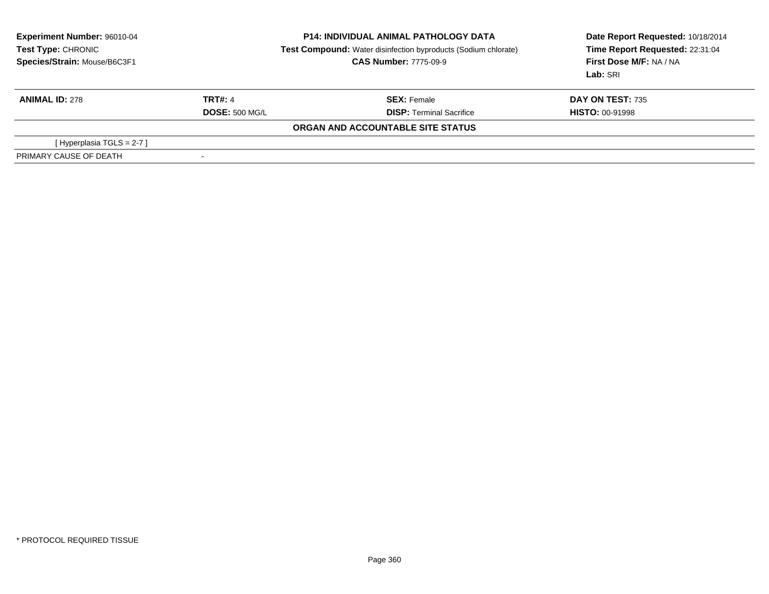**Experiment Number:** 96010-04
**Test Type:** CHRONIC
**Species/Strain:** Mouse/B6C3F1

**P14: INDIVIDUAL ANIMAL PATHOLOGY DATA**
**Test Compound:** Water disinfection byproducts (Sodium chlorate)
**CAS Number:** 7775-09-9

**Date Report Requested:** 10/18/2014
**Time Report Requested:** 22:31:04
**First Dose M/F:** NA / NA
**Lab:** SRI

| **ANIMAL ID:** 278 | **TRT#:** 4 | **SEX:** Female | **DAY ON TEST:** 735 |
|---|---|---|---|
| | **DOSE:** 500 MG/L | **DISP:** Terminal Sacrifice | **HISTO:** 00-91998 |

**ORGAN AND ACCOUNTABLE SITE STATUS**

| | |
|---|---|
| [ Hyperplasia TGLS = 2-7 ] | |
| PRIMARY CAUSE OF DEATH | - |

* PROTOCOL REQUIRED TISSUE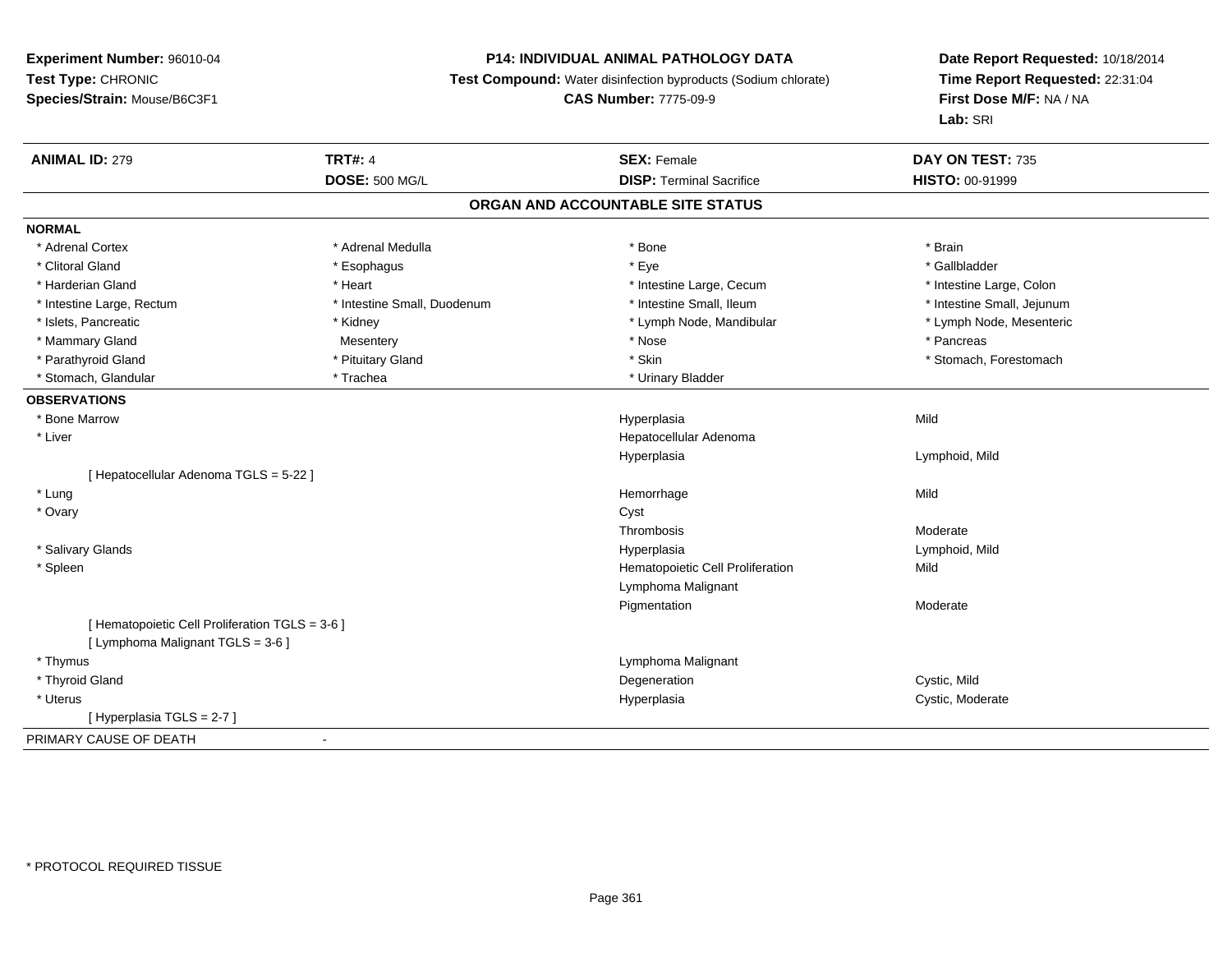**Experiment Number:** 96010-04
**Test Type:** CHRONIC
**Species/Strain:** Mouse/B6C3F1

**P14: INDIVIDUAL ANIMAL PATHOLOGY DATA**
**Test Compound:** Water disinfection byproducts (Sodium chlorate)
**CAS Number:** 7775-09-9

**Date Report Requested:** 10/18/2014
**Time Report Requested:** 22:31:04
**First Dose M/F:** NA / NA
**Lab:** SRI

| **ANIMAL ID:** 279 | **TRT#:** 4 | **SEX:** Female | **DAY ON TEST:** 735 |
|---|---|---|---|
| | **DOSE:** 500 MG/L | **DISP:** Terminal Sacrifice | **HISTO:** 00-91999 |

## ORGAN AND ACCOUNTABLE SITE STATUS

**NORMAL**

| | | | |
|---|---|---|---|
| * Adrenal Cortex | * Adrenal Medulla | * Bone | * Brain |
| * Clitoral Gland | * Esophagus | * Eye | * Gallbladder |
| * Harderian Gland | * Heart | * Intestine Large, Cecum | * Intestine Large, Colon |
| * Intestine Large, Rectum | * Intestine Small, Duodenum | * Intestine Small, Ileum | * Intestine Small, Jejunum |
| * Islets, Pancreatic | * Kidney | * Lymph Node, Mandibular | * Lymph Node, Mesenteric |
| * Mammary Gland | Mesentery | * Nose | * Pancreas |
| * Parathyroid Gland | * Pituitary Gland | * Skin | * Stomach, Forestomach |
| * Stomach, Glandular | * Trachea | * Urinary Bladder | |

**OBSERVATIONS**

| | | |
|---|---|---|
| * Bone Marrow | Hyperplasia | Mild |
| * Liver | Hepatocellular Adenoma | |
| | Hyperplasia | Lymphoid, Mild |
| [ Hepatocellular Adenoma TGLS = 5-22 ] | | |
| * Lung | Hemorrhage | Mild |
| * Ovary | Cyst | |
| | Thrombosis | Moderate |
| * Salivary Glands | Hyperplasia | Lymphoid, Mild |
| * Spleen | Hematopoietic Cell Proliferation | Mild |
| | Lymphoma Malignant | |
| | Pigmentation | Moderate |
| [ Hematopoietic Cell Proliferation TGLS = 3-6 ] | | |
| [ Lymphoma Malignant TGLS = 3-6 ] | | |
| * Thymus | Lymphoma Malignant | |
| * Thyroid Gland | Degeneration | Cystic, Mild |
| * Uterus | Hyperplasia | Cystic, Moderate |
| [ Hyperplasia TGLS = 2-7 ] | | |

PRIMARY CAUSE OF DEATH -

* PROTOCOL REQUIRED TISSUE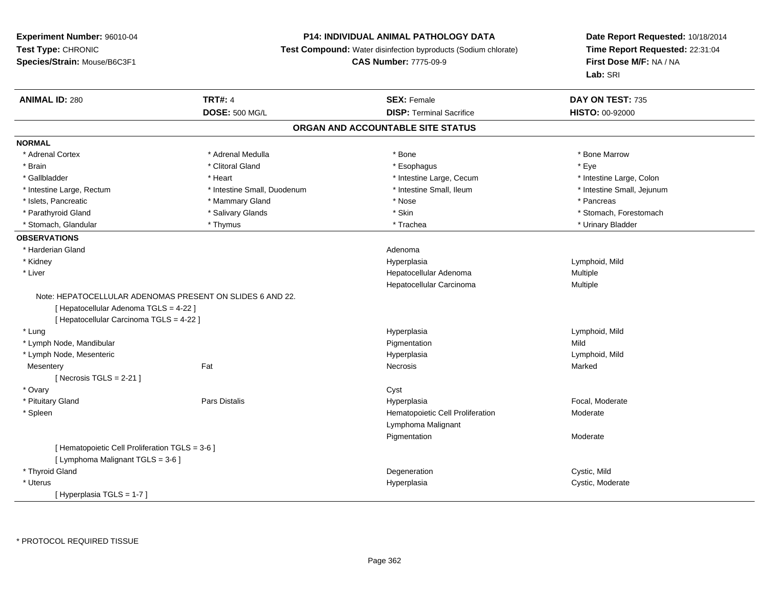**Experiment Number:** 96010-04
**Test Type:** CHRONIC
**Species/Strain:** Mouse/B6C3F1

**P14: INDIVIDUAL ANIMAL PATHOLOGY DATA**
**Test Compound:** Water disinfection byproducts (Sodium chlorate)
**CAS Number:** 7775-09-9

**Date Report Requested:** 10/18/2014
**Time Report Requested:** 22:31:04
**First Dose M/F:** NA / NA
**Lab:** SRI

| **ANIMAL ID:** 280 | **TRT#:** 4 | **SEX:** Female | **DAY ON TEST:** 735 |
|---|---|---|---|
| | **DOSE:** 500 MG/L | **DISP:** Terminal Sacrifice | **HISTO:** 00-92000 |

## ORGAN AND ACCOUNTABLE SITE STATUS

**NORMAL**

| | | | |
|---|---|---|---|
| * Adrenal Cortex | * Adrenal Medulla | * Bone | * Bone Marrow |
| * Brain | * Clitoral Gland | * Esophagus | * Eye |
| * Gallbladder | * Heart | * Intestine Large, Cecum | * Intestine Large, Colon |
| * Intestine Large, Rectum | * Intestine Small, Duodenum | * Intestine Small, Ileum | * Intestine Small, Jejunum |
| * Islets, Pancreatic | * Mammary Gland | * Nose | * Pancreas |
| * Parathyroid Gland | * Salivary Glands | * Skin | * Stomach, Forestomach |
| * Stomach, Glandular | * Thymus | * Trachea | * Urinary Bladder |

**OBSERVATIONS**

| | | | |
|---|---|---|---|
| * Harderian Gland | | Adenoma | |
| * Kidney | | Hyperplasia | Lymphoid, Mild |
| * Liver | | Hepatocellular Adenoma | Multiple |
| | | Hepatocellular Carcinoma | Multiple |
| Note: HEPATOCELLULAR ADENOMAS PRESENT ON SLIDES 6 AND 22. | | | |
| [ Hepatocellular Adenoma TGLS = 4-22 ] | | | |
| [ Hepatocellular Carcinoma TGLS = 4-22 ] | | | |
| * Lung | | Hyperplasia | Lymphoid, Mild |
| * Lymph Node, Mandibular | | Pigmentation | Mild |
| * Lymph Node, Mesenteric | | Hyperplasia | Lymphoid, Mild |
| Mesentery | Fat | Necrosis | Marked |
| [ Necrosis TGLS = 2-21 ] | | | |
| * Ovary | | Cyst | |
| * Pituitary Gland | Pars Distalis | Hyperplasia | Focal, Moderate |
| * Spleen | | Hematopoietic Cell Proliferation | Moderate |
| | | Lymphoma Malignant | |
| | | Pigmentation | Moderate |
| [ Hematopoietic Cell Proliferation TGLS = 3-6 ] | | | |
| [ Lymphoma Malignant TGLS = 3-6 ] | | | |
| * Thyroid Gland | | Degeneration | Cystic, Mild |
| * Uterus | | Hyperplasia | Cystic, Moderate |
| [ Hyperplasia TGLS = 1-7 ] | | | |

\* PROTOCOL REQUIRED TISSUE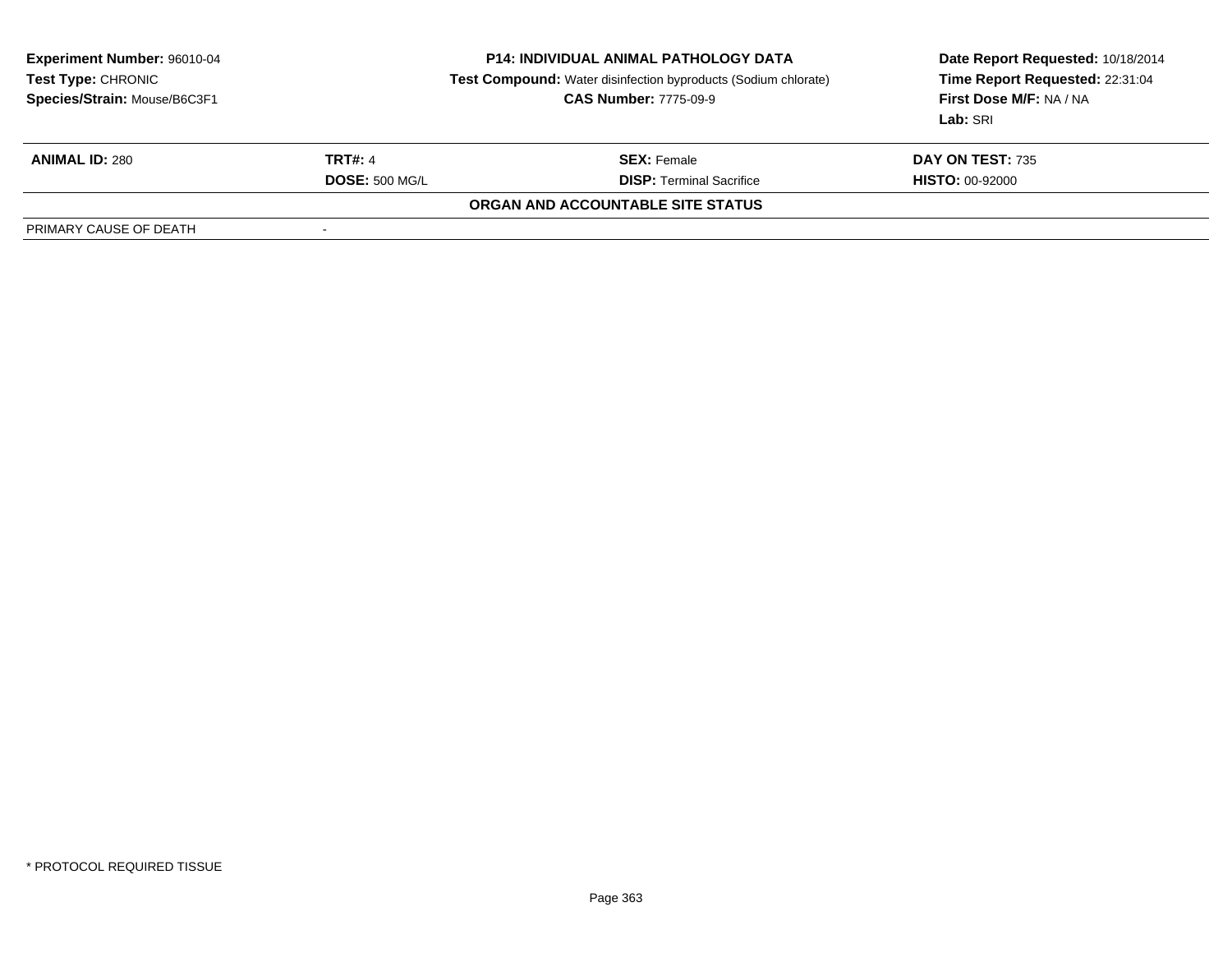**Experiment Number:** 96010-04
**Test Type:** CHRONIC
**Species/Strain:** Mouse/B6C3F1

**P14: INDIVIDUAL ANIMAL PATHOLOGY DATA**
**Test Compound:** Water disinfection byproducts (Sodium chlorate)
**CAS Number:** 7775-09-9

**Date Report Requested:** 10/18/2014
**Time Report Requested:** 22:31:04
**First Dose M/F:** NA / NA
**Lab:** SRI

| **ANIMAL ID:** 280 | **TRT#:** 4 | **SEX:** Female | **DAY ON TEST:** 735 |
|---|---|---|---|
| | **DOSE:** 500 MG/L | **DISP:** Terminal Sacrifice | **HISTO:** 00-92000 |

**ORGAN AND ACCOUNTABLE SITE STATUS**

| PRIMARY CAUSE OF DEATH | - |
|---|---|

* PROTOCOL REQUIRED TISSUE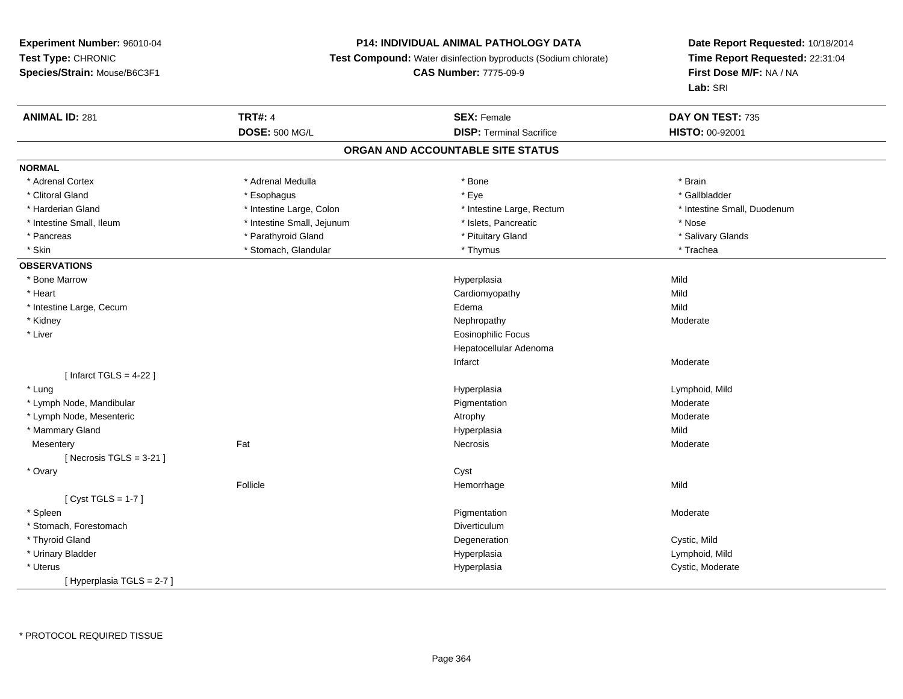**Experiment Number:** 96010-04
**Test Type:** CHRONIC
**Species/Strain:** Mouse/B6C3F1

**P14: INDIVIDUAL ANIMAL PATHOLOGY DATA**
**Test Compound:** Water disinfection byproducts (Sodium chlorate)
**CAS Number:** 7775-09-9

**Date Report Requested:** 10/18/2014
**Time Report Requested:** 22:31:04
**First Dose M/F:** NA / NA
**Lab:** SRI

| **ANIMAL ID:** 281 | **TRT#:** 4 | **SEX:** Female | **DAY ON TEST:** 735 |
|---|---|---|---|
| | **DOSE:** 500 MG/L | **DISP:** Terminal Sacrifice | **HISTO:** 00-92001 |

## ORGAN AND ACCOUNTABLE SITE STATUS

**NORMAL**

| | | | |
|---|---|---|---|
| * Adrenal Cortex | * Adrenal Medulla | * Bone | * Brain |
| * Clitoral Gland | * Esophagus | * Eye | * Gallbladder |
| * Harderian Gland | * Intestine Large, Colon | * Intestine Large, Rectum | * Intestine Small, Duodenum |
| * Intestine Small, Ileum | * Intestine Small, Jejunum | * Islets, Pancreatic | * Nose |
| * Pancreas | * Parathyroid Gland | * Pituitary Gland | * Salivary Glands |
| * Skin | * Stomach, Glandular | * Thymus | * Trachea |

**OBSERVATIONS**

| | | | |
|---|---|---|---|
| * Bone Marrow | | Hyperplasia | Mild |
| * Heart | | Cardiomyopathy | Mild |
| * Intestine Large, Cecum | | Edema | Mild |
| * Kidney | | Nephropathy | Moderate |
| * Liver | | Eosinophilic Focus | |
| | | Hepatocellular Adenoma | |
| | | Infarct | Moderate |
| [ Infarct TGLS = 4-22 ] | | | |
| * Lung | | Hyperplasia | Lymphoid, Mild |
| * Lymph Node, Mandibular | | Pigmentation | Moderate |
| * Lymph Node, Mesenteric | | Atrophy | Moderate |
| * Mammary Gland | | Hyperplasia | Mild |
| Mesentery | Fat | Necrosis | Moderate |
| [ Necrosis TGLS = 3-21 ] | | | |
| * Ovary | | Cyst | |
| | Follicle | Hemorrhage | Mild |
| [ Cyst TGLS = 1-7 ] | | | |
| * Spleen | | Pigmentation | Moderate |
| * Stomach, Forestomach | | Diverticulum | |
| * Thyroid Gland | | Degeneration | Cystic, Mild |
| * Urinary Bladder | | Hyperplasia | Lymphoid, Mild |
| * Uterus | | Hyperplasia | Cystic, Moderate |
| [ Hyperplasia TGLS = 2-7 ] | | | |

* PROTOCOL REQUIRED TISSUE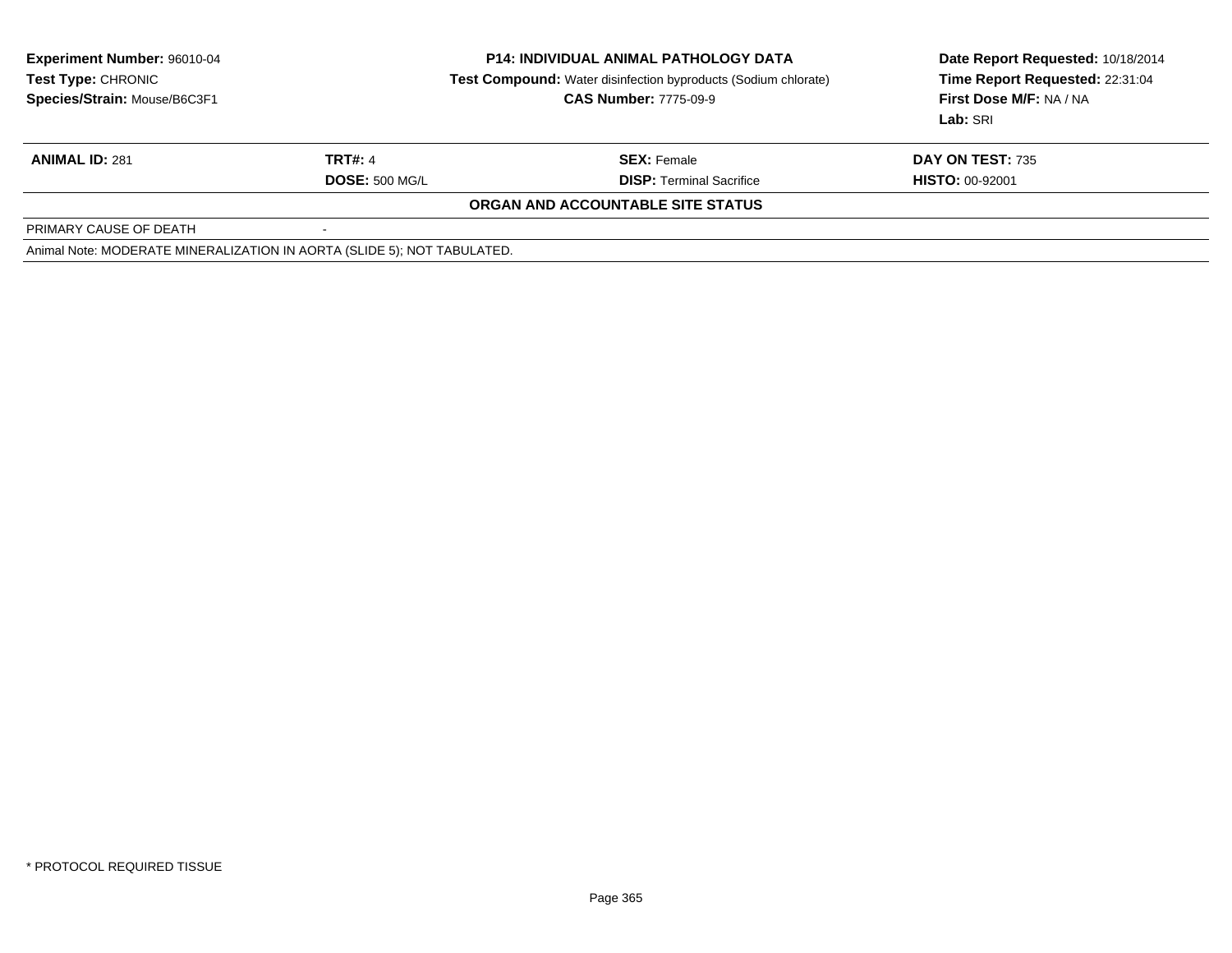**Experiment Number:** 96010-04
**Test Type:** CHRONIC
**Species/Strain:** Mouse/B6C3F1

**P14: INDIVIDUAL ANIMAL PATHOLOGY DATA**
**Test Compound:** Water disinfection byproducts (Sodium chlorate)
**CAS Number:** 7775-09-9

**Date Report Requested:** 10/18/2014
**Time Report Requested:** 22:31:04
**First Dose M/F:** NA / NA
**Lab:** SRI

| **ANIMAL ID:** 281 | **TRT#:** 4 | **SEX:** Female | **DAY ON TEST:** 735 |
|---|---|---|---|
| | **DOSE:** 500 MG/L | **DISP:** Terminal Sacrifice | **HISTO:** 00-92001 |

**ORGAN AND ACCOUNTABLE SITE STATUS**

| PRIMARY CAUSE OF DEATH | - |
|---|---|

Animal Note: MODERATE MINERALIZATION IN AORTA (SLIDE 5); NOT TABULATED.

* PROTOCOL REQUIRED TISSUE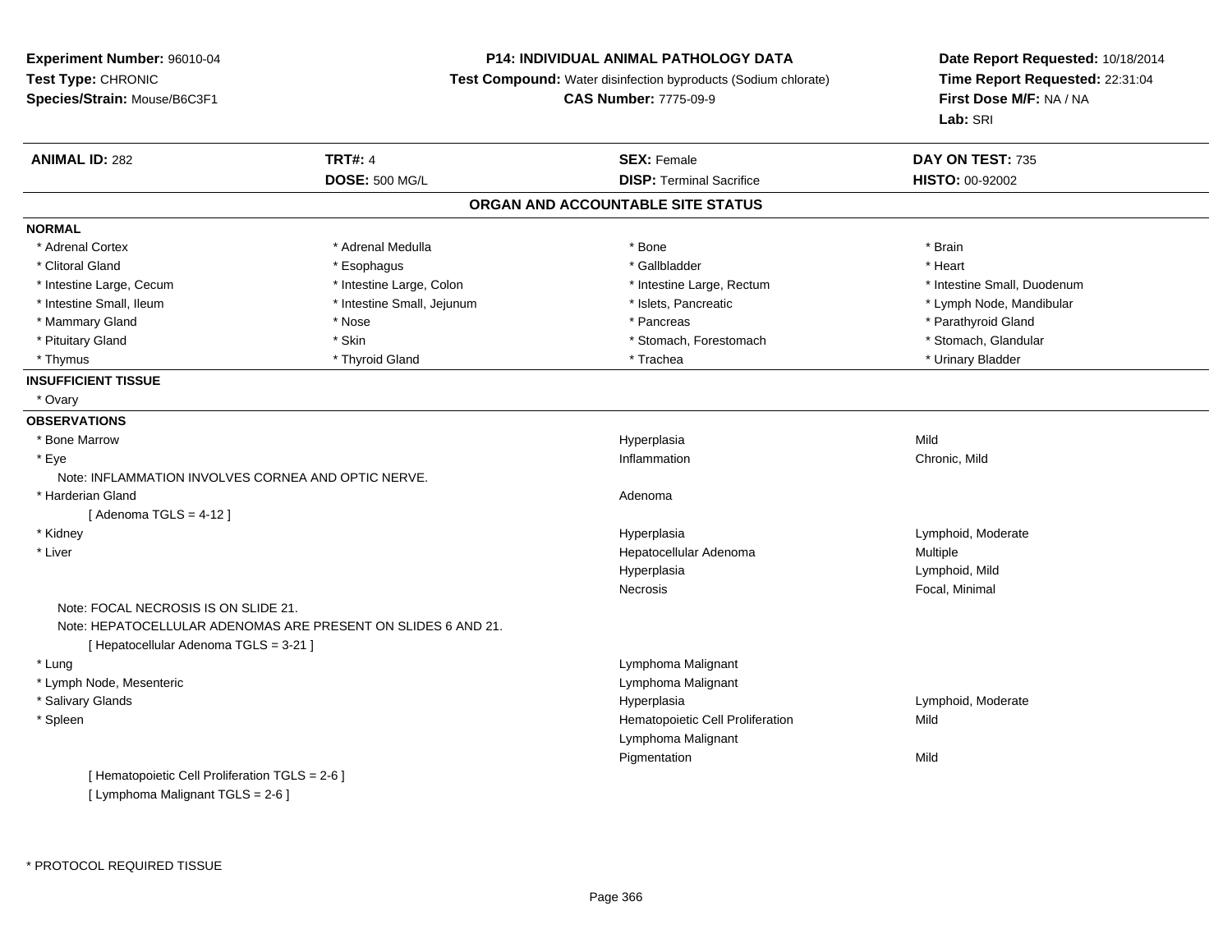**Experiment Number:** 96010-04
**Test Type:** CHRONIC
**Species/Strain:** Mouse/B6C3F1

**P14: INDIVIDUAL ANIMAL PATHOLOGY DATA**
**Test Compound:** Water disinfection byproducts (Sodium chlorate)
**CAS Number:** 7775-09-9

**Date Report Requested:** 10/18/2014
**Time Report Requested:** 22:31:04
**First Dose M/F:** NA / NA
**Lab:** SRI

| **ANIMAL ID:** 282 | **TRT#:** 4 | **SEX:** Female | **DAY ON TEST:** 735 |
|---|---|---|---|
| | **DOSE:** 500 MG/L | **DISP:** Terminal Sacrifice | **HISTO:** 00-92002 |

## ORGAN AND ACCOUNTABLE SITE STATUS

**NORMAL**

| | | | |
|---|---|---|---|
| * Adrenal Cortex | * Adrenal Medulla | * Bone | * Brain |
| * Clitoral Gland | * Esophagus | * Gallbladder | * Heart |
| * Intestine Large, Cecum | * Intestine Large, Colon | * Intestine Large, Rectum | * Intestine Small, Duodenum |
| * Intestine Small, Ileum | * Intestine Small, Jejunum | * Islets, Pancreatic | * Lymph Node, Mandibular |
| * Mammary Gland | * Nose | * Pancreas | * Parathyroid Gland |
| * Pituitary Gland | * Skin | * Stomach, Forestomach | * Stomach, Glandular |
| * Thymus | * Thyroid Gland | * Trachea | * Urinary Bladder |

**INSUFFICIENT TISSUE**

* Ovary

**OBSERVATIONS**

| Organ | Observation | Qualifier |
|---|---|---|
| * Bone Marrow | Hyperplasia | Mild |
| * Eye | Inflammation | Chronic, Mild |
| Note: INFLAMMATION INVOLVES CORNEA AND OPTIC NERVE. | | |
| * Harderian Gland | Adenoma | |
| [ Adenoma TGLS = 4-12 ] | | |
| * Kidney | Hyperplasia | Lymphoid, Moderate |
| * Liver | Hepatocellular Adenoma | Multiple |
| | Hyperplasia | Lymphoid, Mild |
| | Necrosis | Focal, Minimal |
| Note: FOCAL NECROSIS IS ON SLIDE 21. | | |
| Note: HEPATOCELLULAR ADENOMAS ARE PRESENT ON SLIDES 6 AND 21. | | |
| [ Hepatocellular Adenoma TGLS = 3-21 ] | | |
| * Lung | Lymphoma Malignant | |
| * Lymph Node, Mesenteric | Lymphoma Malignant | |
| * Salivary Glands | Hyperplasia | Lymphoid, Moderate |
| * Spleen | Hematopoietic Cell Proliferation | Mild |
| | Lymphoma Malignant | |
| | Pigmentation | Mild |
| [ Hematopoietic Cell Proliferation TGLS = 2-6 ] | | |
| [ Lymphoma Malignant TGLS = 2-6 ] | | |

* PROTOCOL REQUIRED TISSUE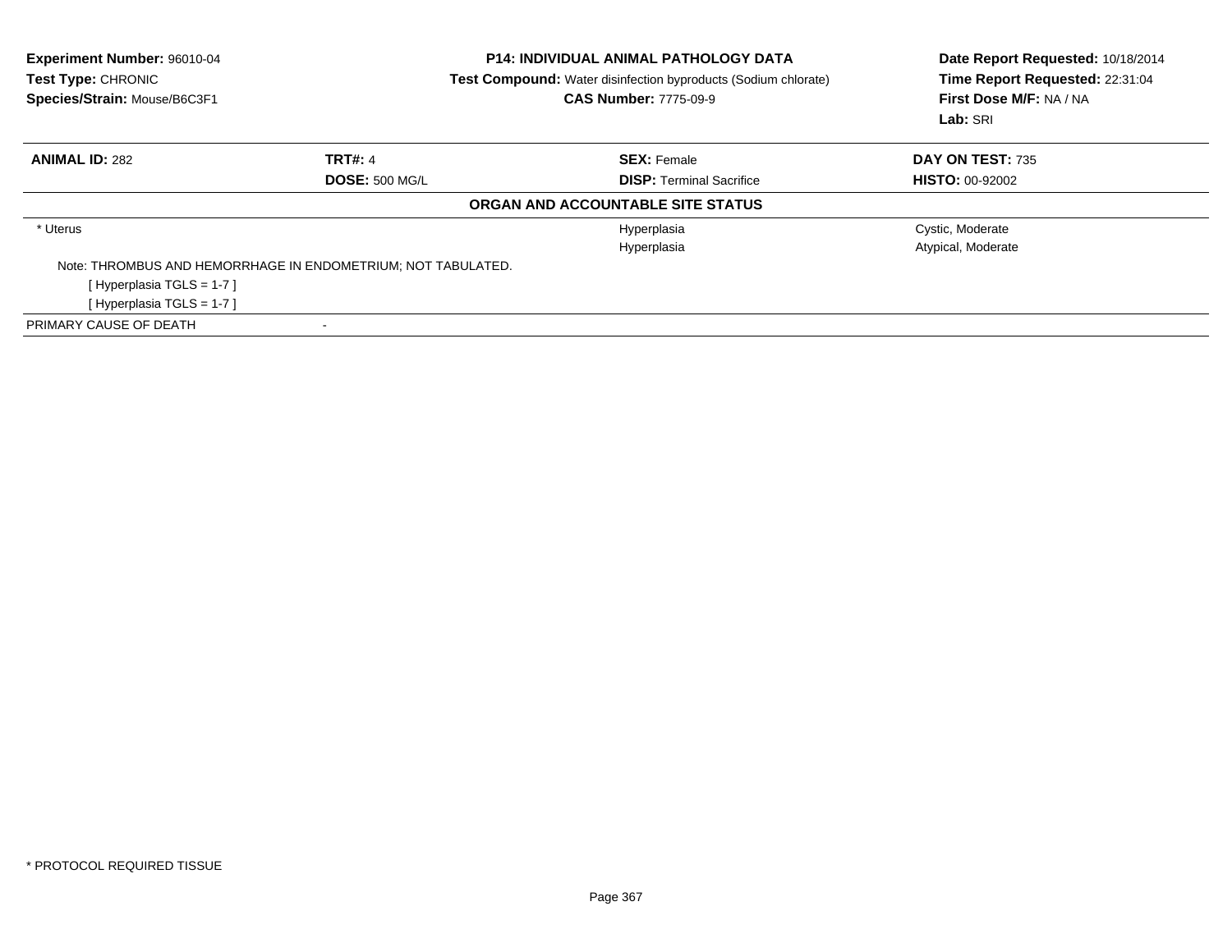**Experiment Number:** 96010-04
**Test Type:** CHRONIC
**Species/Strain:** Mouse/B6C3F1

**P14: INDIVIDUAL ANIMAL PATHOLOGY DATA**
**Test Compound:** Water disinfection byproducts (Sodium chlorate)
**CAS Number:** 7775-09-9

**Date Report Requested:** 10/18/2014
**Time Report Requested:** 22:31:04
**First Dose M/F:** NA / NA
**Lab:** SRI

| **ANIMAL ID:** 282 | **TRT#:** 4 | **SEX:** Female | **DAY ON TEST:** 735 |
|---|---|---|---|
| | **DOSE:** 500 MG/L | **DISP:** Terminal Sacrifice | **HISTO:** 00-92002 |

**ORGAN AND ACCOUNTABLE SITE STATUS**

| | | | |
|---|---|---|---|
| * Uterus | | Hyperplasia | Cystic, Moderate |
| | | Hyperplasia | Atypical, Moderate |
| Note: THROMBUS AND HEMORRHAGE IN ENDOMETRIUM; NOT TABULATED. | | | |
| [ Hyperplasia TGLS = 1-7 ] | | | |
| [ Hyperplasia TGLS = 1-7 ] | | | |
| PRIMARY CAUSE OF DEATH | - | | |

* PROTOCOL REQUIRED TISSUE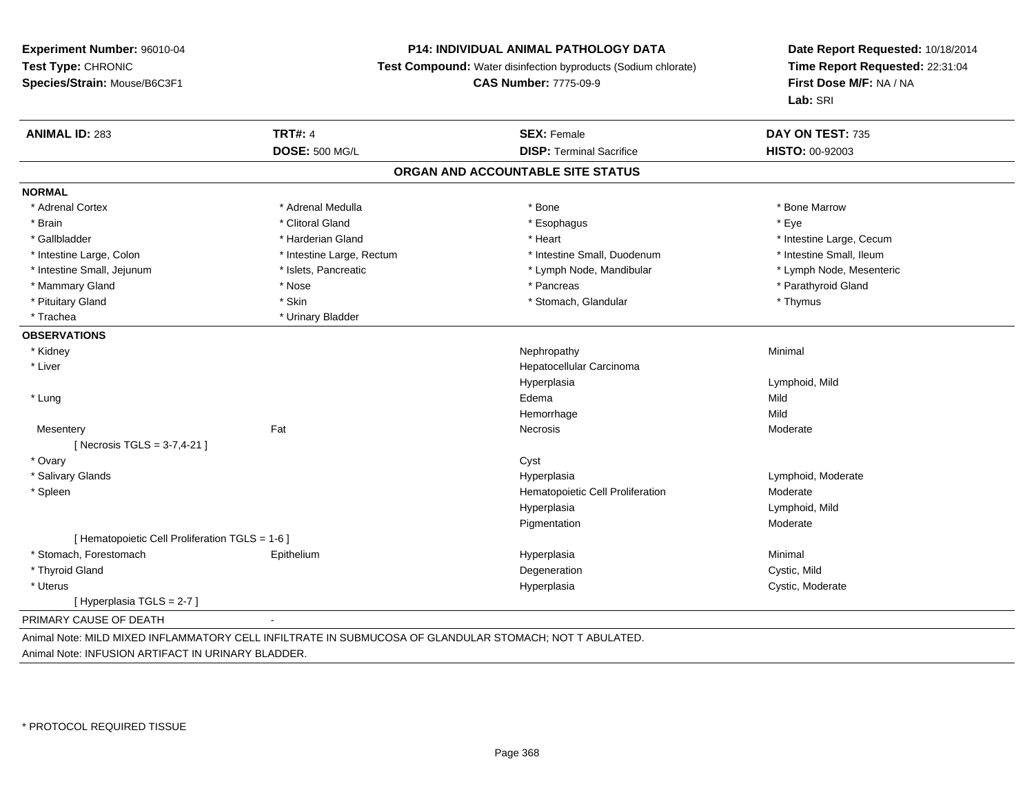**Experiment Number:** 96010-04
**Test Type:** CHRONIC
**Species/Strain:** Mouse/B6C3F1

**P14: INDIVIDUAL ANIMAL PATHOLOGY DATA**
**Test Compound:** Water disinfection byproducts (Sodium chlorate)
**CAS Number:** 7775-09-9

**Date Report Requested:** 10/18/2014
**Time Report Requested:** 22:31:04
**First Dose M/F:** NA / NA
**Lab:** SRI

| **ANIMAL ID:** 283 | **TRT#:** 4 | **SEX:** Female | **DAY ON TEST:** 735 |
|---|---|---|---|
| | **DOSE:** 500 MG/L | **DISP:** Terminal Sacrifice | **HISTO:** 00-92003 |

## ORGAN AND ACCOUNTABLE SITE STATUS

**NORMAL**

| | | | |
|---|---|---|---|
| * Adrenal Cortex | * Adrenal Medulla | * Bone | * Bone Marrow |
| * Brain | * Clitoral Gland | * Esophagus | * Eye |
| * Gallbladder | * Harderian Gland | * Heart | * Intestine Large, Cecum |
| * Intestine Large, Colon | * Intestine Large, Rectum | * Intestine Small, Duodenum | * Intestine Small, Ileum |
| * Intestine Small, Jejunum | * Islets, Pancreatic | * Lymph Node, Mandibular | * Lymph Node, Mesenteric |
| * Mammary Gland | * Nose | * Pancreas | * Parathyroid Gland |
| * Pituitary Gland | * Skin | * Stomach, Glandular | * Thymus |
| * Trachea | * Urinary Bladder | | |

**OBSERVATIONS**

| | | | |
|---|---|---|---|
| * Kidney | | Nephropathy | Minimal |
| * Liver | | Hepatocellular Carcinoma | |
| | | Hyperplasia | Lymphoid, Mild |
| * Lung | | Edema | Mild |
| | | Hemorrhage | Mild |
| Mesentery | Fat | Necrosis | Moderate |
| [ Necrosis TGLS = 3-7,4-21 ] | | | |
| * Ovary | | Cyst | |
| * Salivary Glands | | Hyperplasia | Lymphoid, Moderate |
| * Spleen | | Hematopoietic Cell Proliferation | Moderate |
| | | Hyperplasia | Lymphoid, Mild |
| | | Pigmentation | Moderate |
| [ Hematopoietic Cell Proliferation TGLS = 1-6 ] | | | |
| * Stomach, Forestomach | Epithelium | Hyperplasia | Minimal |
| * Thyroid Gland | | Degeneration | Cystic, Mild |
| * Uterus | | Hyperplasia | Cystic, Moderate |
| [ Hyperplasia TGLS = 2-7 ] | | | |

PRIMARY CAUSE OF DEATH -

Animal Note: MILD MIXED INFLAMMATORY CELL INFILTRATE IN SUBMUCOSA OF GLANDULAR STOMACH; NOT T ABULATED.
Animal Note: INFUSION ARTIFACT IN URINARY BLADDER.

* PROTOCOL REQUIRED TISSUE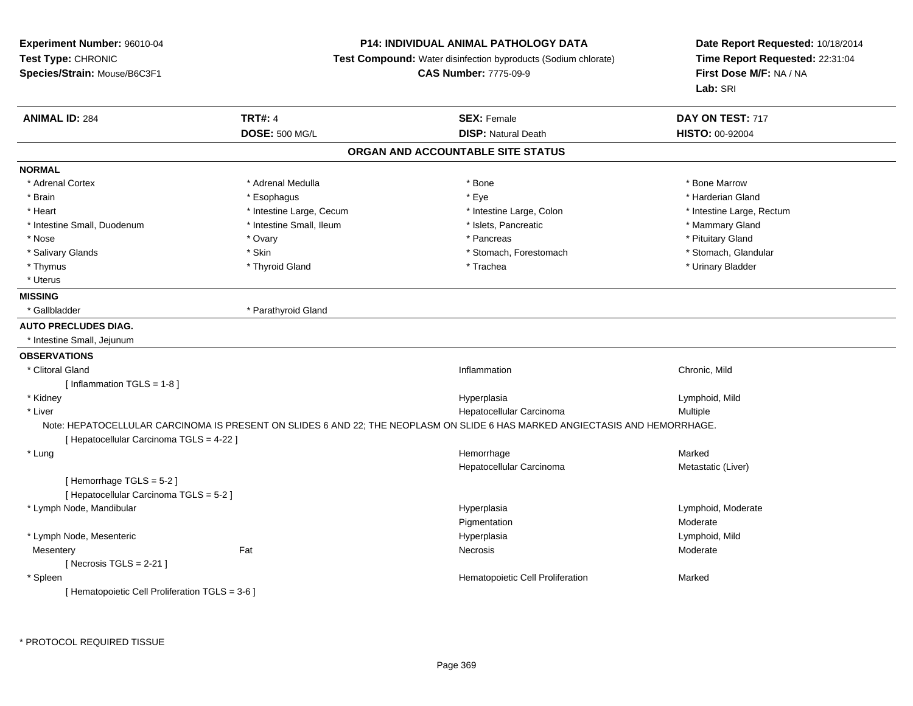**Experiment Number:** 96010-04
**Test Type:** CHRONIC
**Species/Strain:** Mouse/B6C3F1

**P14: INDIVIDUAL ANIMAL PATHOLOGY DATA**
**Test Compound:** Water disinfection byproducts (Sodium chlorate)
**CAS Number:** 7775-09-9

**Date Report Requested:** 10/18/2014
**Time Report Requested:** 22:31:04
**First Dose M/F:** NA / NA
**Lab:** SRI

| **ANIMAL ID:** 284 | **TRT#:** 4 | **SEX:** Female | **DAY ON TEST:** 717 |
|---|---|---|---|
| | **DOSE:** 500 MG/L | **DISP:** Natural Death | **HISTO:** 00-92004 |

## ORGAN AND ACCOUNTABLE SITE STATUS

**NORMAL**

| | | | |
|---|---|---|---|
| * Adrenal Cortex | * Adrenal Medulla | * Bone | * Bone Marrow |
| * Brain | * Esophagus | * Eye | * Harderian Gland |
| * Heart | * Intestine Large, Cecum | * Intestine Large, Colon | * Intestine Large, Rectum |
| * Intestine Small, Duodenum | * Intestine Small, Ileum | * Islets, Pancreatic | * Mammary Gland |
| * Nose | * Ovary | * Pancreas | * Pituitary Gland |
| * Salivary Glands | * Skin | * Stomach, Forestomach | * Stomach, Glandular |
| * Thymus | * Thyroid Gland | * Trachea | * Urinary Bladder |
| * Uterus | | | |

**MISSING**

* Gallbladder
* Parathyroid Gland

**AUTO PRECLUDES DIAG.**

* Intestine Small, Jejunum

**OBSERVATIONS**

| | | | |
|---|---|---|---|
| * Clitoral Gland | | Inflammation | Chronic, Mild |
| [ Inflammation TGLS = 1-8 ] | | | |
| * Kidney | | Hyperplasia | Lymphoid, Mild |
| * Liver | | Hepatocellular Carcinoma | Multiple |

Note: HEPATOCELLULAR CARCINOMA IS PRESENT ON SLIDES 6 AND 22; THE NEOPLASM ON SLIDE 6 HAS MARKED ANGIECTASIS AND HEMORRHAGE.

| | | | |
|---|---|---|---|
| [ Hepatocellular Carcinoma TGLS = 4-22 ] | | | |
| * Lung | | Hemorrhage | Marked |
| | | Hepatocellular Carcinoma | Metastatic (Liver) |
| [ Hemorrhage TGLS = 5-2 ] | | | |
| [ Hepatocellular Carcinoma TGLS = 5-2 ] | | | |
| * Lymph Node, Mandibular | | Hyperplasia | Lymphoid, Moderate |
| | | Pigmentation | Moderate |
| * Lymph Node, Mesenteric | | Hyperplasia | Lymphoid, Mild |
| Mesentery | Fat | Necrosis | Moderate |
| [ Necrosis TGLS = 2-21 ] | | | |
| * Spleen | | Hematopoietic Cell Proliferation | Marked |
| [ Hematopoietic Cell Proliferation TGLS = 3-6 ] | | | |

* PROTOCOL REQUIRED TISSUE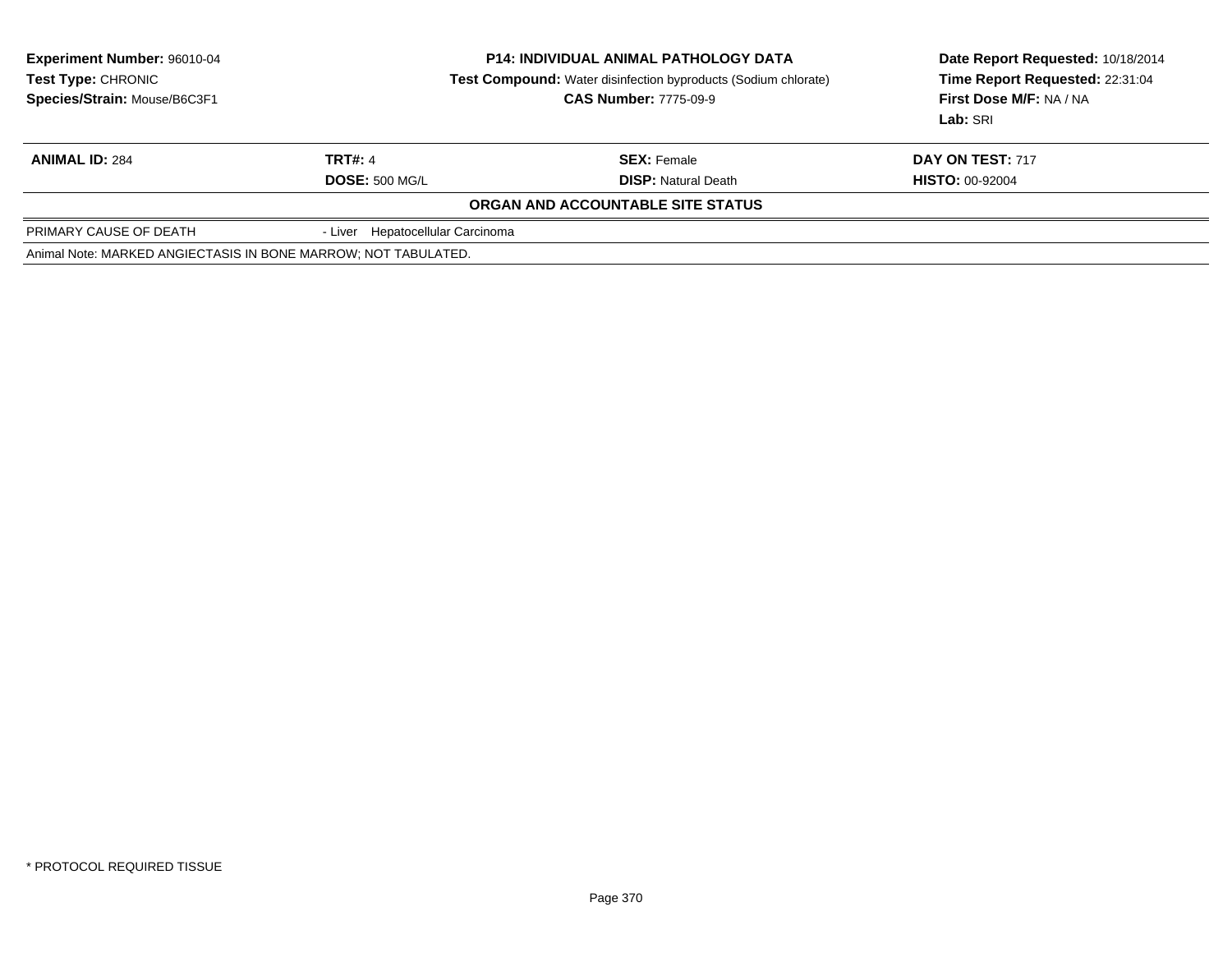**Experiment Number:** 96010-04
**Test Type:** CHRONIC
**Species/Strain:** Mouse/B6C3F1

**P14: INDIVIDUAL ANIMAL PATHOLOGY DATA**
**Test Compound:** Water disinfection byproducts (Sodium chlorate)
**CAS Number:** 7775-09-9

**Date Report Requested:** 10/18/2014
**Time Report Requested:** 22:31:04
**First Dose M/F:** NA / NA
**Lab:** SRI

| **ANIMAL ID:** 284 | **TRT#:** 4 | **SEX:** Female | **DAY ON TEST:** 717 |
|---|---|---|---|
| | **DOSE:** 500 MG/L | **DISP:** Natural Death | **HISTO:** 00-92004 |

**ORGAN AND ACCOUNTABLE SITE STATUS**

| | |
|---|---|
| PRIMARY CAUSE OF DEATH | - Liver Hepatocellular Carcinoma |

Animal Note: MARKED ANGIECTASIS IN BONE MARROW; NOT TABULATED.

* PROTOCOL REQUIRED TISSUE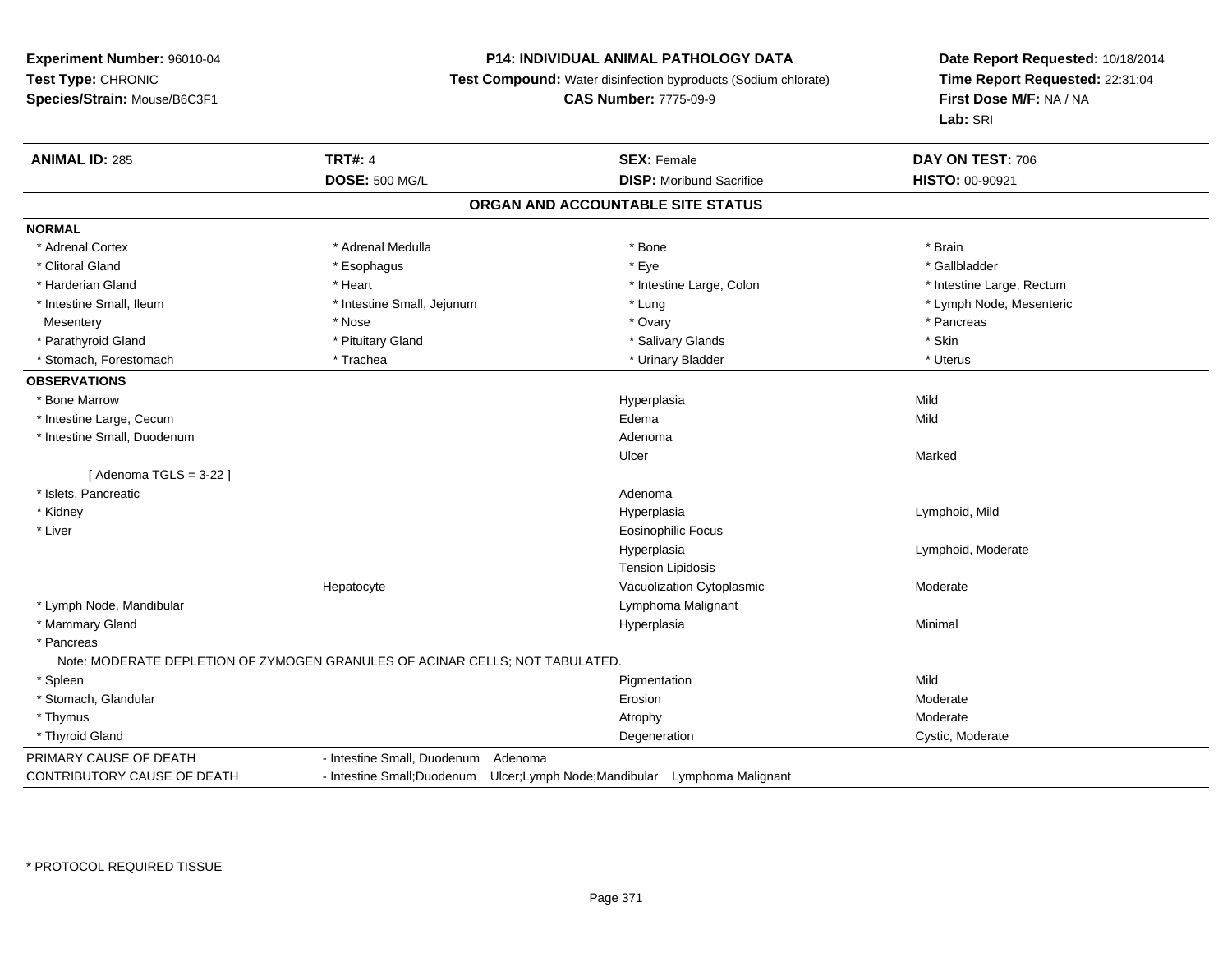**Experiment Number:** 96010-04
**Test Type:** CHRONIC
**Species/Strain:** Mouse/B6C3F1

**P14: INDIVIDUAL ANIMAL PATHOLOGY DATA**
**Test Compound:** Water disinfection byproducts (Sodium chlorate)
**CAS Number:** 7775-09-9

**Date Report Requested:** 10/18/2014
**Time Report Requested:** 22:31:04
**First Dose M/F:** NA / NA
**Lab:** SRI

| **ANIMAL ID:** 285 | **TRT#:** 4 | **SEX:** Female | **DAY ON TEST:** 706 |
|---|---|---|---|
| | **DOSE:** 500 MG/L | **DISP:** Moribund Sacrifice | **HISTO:** 00-90921 |

## ORGAN AND ACCOUNTABLE SITE STATUS

**NORMAL**

| | | | |
|---|---|---|---|
| * Adrenal Cortex | * Adrenal Medulla | * Bone | * Brain |
| * Clitoral Gland | * Esophagus | * Eye | * Gallbladder |
| * Harderian Gland | * Heart | * Intestine Large, Colon | * Intestine Large, Rectum |
| * Intestine Small, Ileum | * Intestine Small, Jejunum | * Lung | * Lymph Node, Mesenteric |
| Mesentery | * Nose | * Ovary | * Pancreas |
| * Parathyroid Gland | * Pituitary Gland | * Salivary Glands | * Skin |
| * Stomach, Forestomach | * Trachea | * Urinary Bladder | * Uterus |

**OBSERVATIONS**

| | | | |
|---|---|---|---|
| * Bone Marrow | | Hyperplasia | Mild |
| * Intestine Large, Cecum | | Edema | Mild |
| * Intestine Small, Duodenum | | Adenoma | |
| | | Ulcer | Marked |
| [ Adenoma TGLS = 3-22 ] | | | |
| * Islets, Pancreatic | | Adenoma | |
| * Kidney | | Hyperplasia | Lymphoid, Mild |
| * Liver | | Eosinophilic Focus | |
| | | Hyperplasia | Lymphoid, Moderate |
| | | Tension Lipidosis | |
| | Hepatocyte | Vacuolization Cytoplasmic | Moderate |
| * Lymph Node, Mandibular | | Lymphoma Malignant | |
| * Mammary Gland | | Hyperplasia | Minimal |
| * Pancreas | | | |
| Note: MODERATE DEPLETION OF ZYMOGEN GRANULES OF ACINAR CELLS; NOT TABULATED. | | | |
| * Spleen | | Pigmentation | Mild |
| * Stomach, Glandular | | Erosion | Moderate |
| * Thymus | | Atrophy | Moderate |
| * Thyroid Gland | | Degeneration | Cystic, Moderate |

| | |
|---|---|
| PRIMARY CAUSE OF DEATH | - Intestine Small, Duodenum Adenoma |
| CONTRIBUTORY CAUSE OF DEATH | - Intestine Small;Duodenum Ulcer;Lymph Node;Mandibular Lymphoma Malignant |

* PROTOCOL REQUIRED TISSUE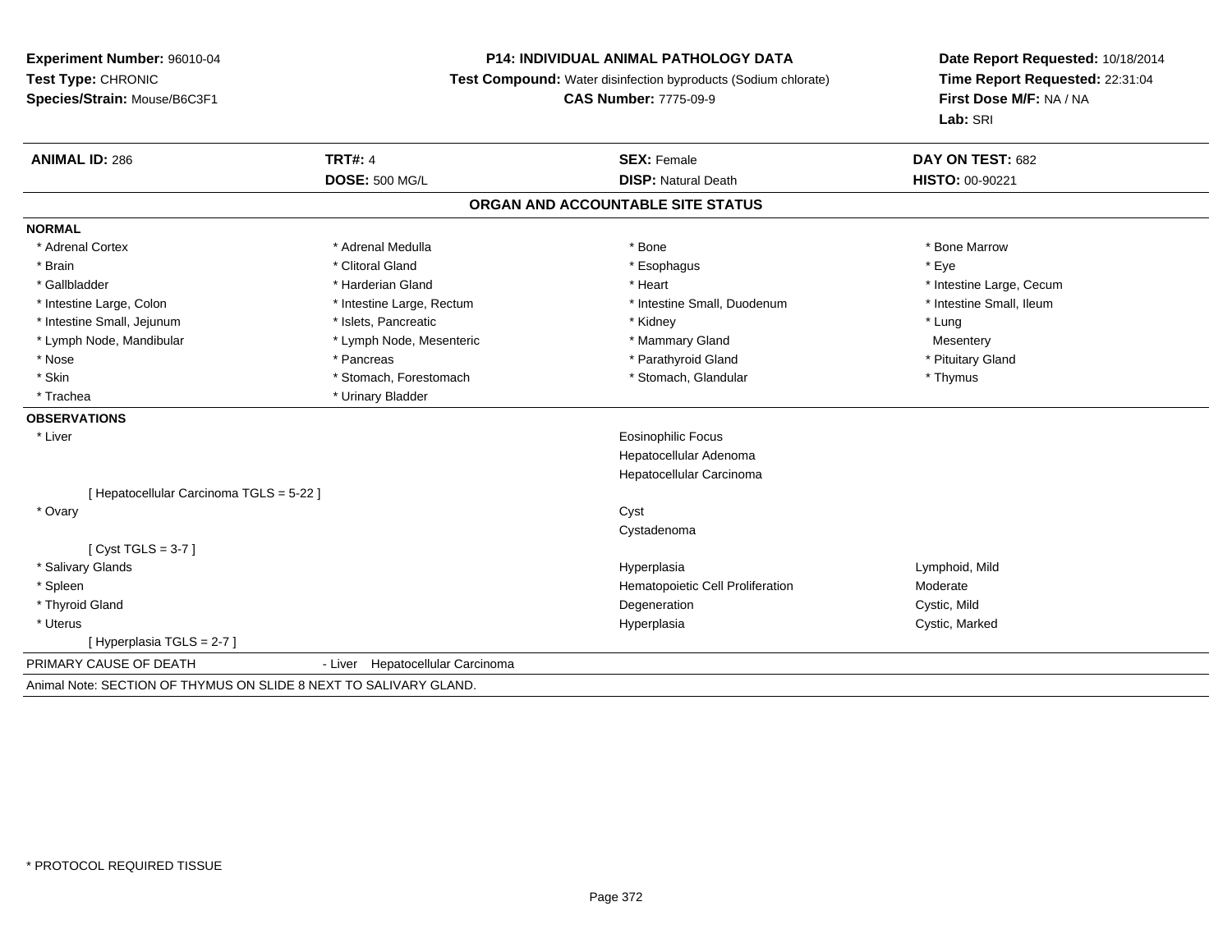**Experiment Number:** 96010-04
**Test Type:** CHRONIC
**Species/Strain:** Mouse/B6C3F1

**P14: INDIVIDUAL ANIMAL PATHOLOGY DATA**
**Test Compound:** Water disinfection byproducts (Sodium chlorate)
**CAS Number:** 7775-09-9

**Date Report Requested:** 10/18/2014
**Time Report Requested:** 22:31:04
**First Dose M/F:** NA / NA
**Lab:** SRI

| **ANIMAL ID:** 286 | **TRT#:** 4 | **SEX:** Female | **DAY ON TEST:** 682 |
|---|---|---|---|
| | **DOSE:** 500 MG/L | **DISP:** Natural Death | **HISTO:** 00-90221 |

## ORGAN AND ACCOUNTABLE SITE STATUS

**NORMAL**

| | | | |
|---|---|---|---|
| * Adrenal Cortex | * Adrenal Medulla | * Bone | * Bone Marrow |
| * Brain | * Clitoral Gland | * Esophagus | * Eye |
| * Gallbladder | * Harderian Gland | * Heart | * Intestine Large, Cecum |
| * Intestine Large, Colon | * Intestine Large, Rectum | * Intestine Small, Duodenum | * Intestine Small, Ileum |
| * Intestine Small, Jejunum | * Islets, Pancreatic | * Kidney | * Lung |
| * Lymph Node, Mandibular | * Lymph Node, Mesenteric | * Mammary Gland | Mesentery |
| * Nose | * Pancreas | * Parathyroid Gland | * Pituitary Gland |
| * Skin | * Stomach, Forestomach | * Stomach, Glandular | * Thymus |
| * Trachea | * Urinary Bladder | | |

**OBSERVATIONS**

| | | |
|---|---|---|
| * Liver | Eosinophilic Focus | |
| | Hepatocellular Adenoma | |
| | Hepatocellular Carcinoma | |
| [ Hepatocellular Carcinoma TGLS = 5-22 ] | | |
| * Ovary | Cyst | |
| | Cystadenoma | |
| [ Cyst TGLS = 3-7 ] | | |
| * Salivary Glands | Hyperplasia | Lymphoid, Mild |
| * Spleen | Hematopoietic Cell Proliferation | Moderate |
| * Thyroid Gland | Degeneration | Cystic, Mild |
| * Uterus | Hyperplasia | Cystic, Marked |
| [ Hyperplasia TGLS = 2-7 ] | | |

PRIMARY CAUSE OF DEATH - Liver Hepatocellular Carcinoma

Animal Note: SECTION OF THYMUS ON SLIDE 8 NEXT TO SALIVARY GLAND.

* PROTOCOL REQUIRED TISSUE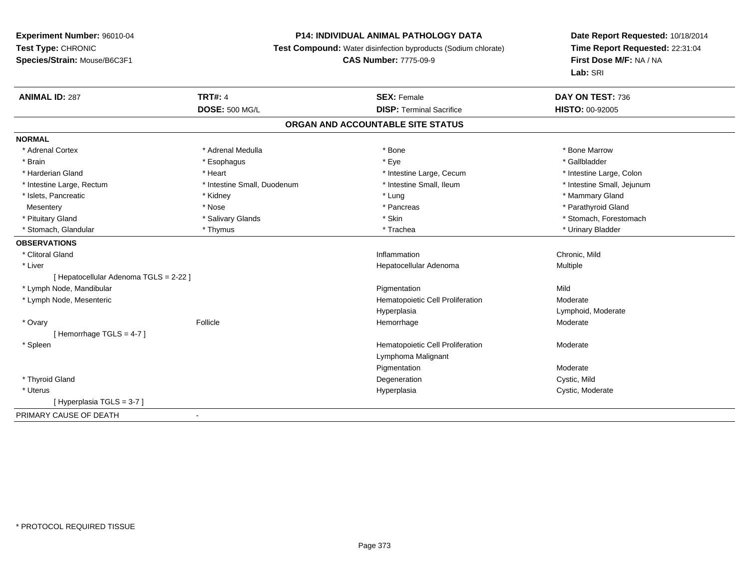**Experiment Number:** 96010-04
**Test Type:** CHRONIC
**Species/Strain:** Mouse/B6C3F1

**P14: INDIVIDUAL ANIMAL PATHOLOGY DATA**
**Test Compound:** Water disinfection byproducts (Sodium chlorate)
**CAS Number:** 7775-09-9

**Date Report Requested:** 10/18/2014
**Time Report Requested:** 22:31:04
**First Dose M/F:** NA / NA
**Lab:** SRI

| **ANIMAL ID:** 287 | **TRT#:** 4 | **SEX:** Female | **DAY ON TEST:** 736 |
|---|---|---|---|
| | **DOSE:** 500 MG/L | **DISP:** Terminal Sacrifice | **HISTO:** 00-92005 |

## ORGAN AND ACCOUNTABLE SITE STATUS

**NORMAL**

| | | | |
|---|---|---|---|
| * Adrenal Cortex | * Adrenal Medulla | * Bone | * Bone Marrow |
| * Brain | * Esophagus | * Eye | * Gallbladder |
| * Harderian Gland | * Heart | * Intestine Large, Cecum | * Intestine Large, Colon |
| * Intestine Large, Rectum | * Intestine Small, Duodenum | * Intestine Small, Ileum | * Intestine Small, Jejunum |
| * Islets, Pancreatic | * Kidney | * Lung | * Mammary Gland |
| Mesentery | * Nose | * Pancreas | * Parathyroid Gland |
| * Pituitary Gland | * Salivary Glands | * Skin | * Stomach, Forestomach |
| * Stomach, Glandular | * Thymus | * Trachea | * Urinary Bladder |

**OBSERVATIONS**

| | | | |
|---|---|---|---|
| * Clitoral Gland | | Inflammation | Chronic, Mild |
| * Liver | | Hepatocellular Adenoma | Multiple |
| [ Hepatocellular Adenoma TGLS = 2-22 ] | | | |
| * Lymph Node, Mandibular | | Pigmentation | Mild |
| * Lymph Node, Mesenteric | | Hematopoietic Cell Proliferation | Moderate |
| | | Hyperplasia | Lymphoid, Moderate |
| * Ovary | Follicle | Hemorrhage | Moderate |
| [ Hemorrhage TGLS = 4-7 ] | | | |
| * Spleen | | Hematopoietic Cell Proliferation | Moderate |
| | | Lymphoma Malignant | |
| | | Pigmentation | Moderate |
| * Thyroid Gland | | Degeneration | Cystic, Mild |
| * Uterus | | Hyperplasia | Cystic, Moderate |
| [ Hyperplasia TGLS = 3-7 ] | | | |

PRIMARY CAUSE OF DEATH -

* PROTOCOL REQUIRED TISSUE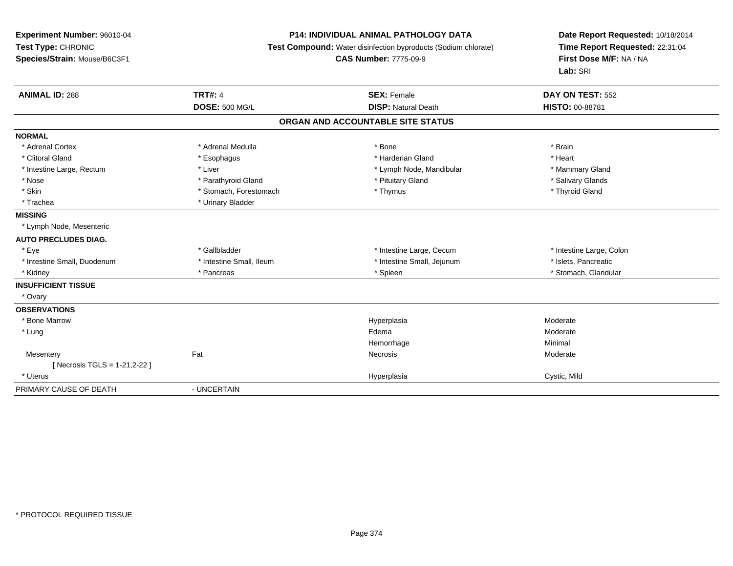**Experiment Number:** 96010-04
**Test Type:** CHRONIC
**Species/Strain:** Mouse/B6C3F1

**P14: INDIVIDUAL ANIMAL PATHOLOGY DATA**
**Test Compound:** Water disinfection byproducts (Sodium chlorate)
**CAS Number:** 7775-09-9

**Date Report Requested:** 10/18/2014
**Time Report Requested:** 22:31:04
**First Dose M/F:** NA / NA
**Lab:** SRI

| **ANIMAL ID:** 288 | **TRT#:** 4 | **SEX:** Female | **DAY ON TEST:** 552 |
|---|---|---|---|
| | **DOSE:** 500 MG/L | **DISP:** Natural Death | **HISTO:** 00-88781 |

**ORGAN AND ACCOUNTABLE SITE STATUS**

| | | | |
|---|---|---|---|
| **NORMAL** | | | |
| * Adrenal Cortex | * Adrenal Medulla | * Bone | * Brain |
| * Clitoral Gland | * Esophagus | * Harderian Gland | * Heart |
| * Intestine Large, Rectum | * Liver | * Lymph Node, Mandibular | * Mammary Gland |
| * Nose | * Parathyroid Gland | * Pituitary Gland | * Salivary Glands |
| * Skin | * Stomach, Forestomach | * Thymus | * Thyroid Gland |
| * Trachea | * Urinary Bladder | | |
| **MISSING** | | | |
| * Lymph Node, Mesenteric | | | |
| **AUTO PRECLUDES DIAG.** | | | |
| * Eye | * Gallbladder | * Intestine Large, Cecum | * Intestine Large, Colon |
| * Intestine Small, Duodenum | * Intestine Small, Ileum | * Intestine Small, Jejunum | * Islets, Pancreatic |
| * Kidney | * Pancreas | * Spleen | * Stomach, Glandular |
| **INSUFFICIENT TISSUE** | | | |
| * Ovary | | | |
| **OBSERVATIONS** | | | |
| * Bone Marrow | | Hyperplasia | Moderate |
| * Lung | | Edema | Moderate |
| | | Hemorrhage | Minimal |
| Mesentery | Fat | Necrosis | Moderate |
| [ Necrosis TGLS = 1-21,2-22 ] | | | |
| * Uterus | | Hyperplasia | Cystic, Mild |
| PRIMARY CAUSE OF DEATH | - UNCERTAIN | | |

* PROTOCOL REQUIRED TISSUE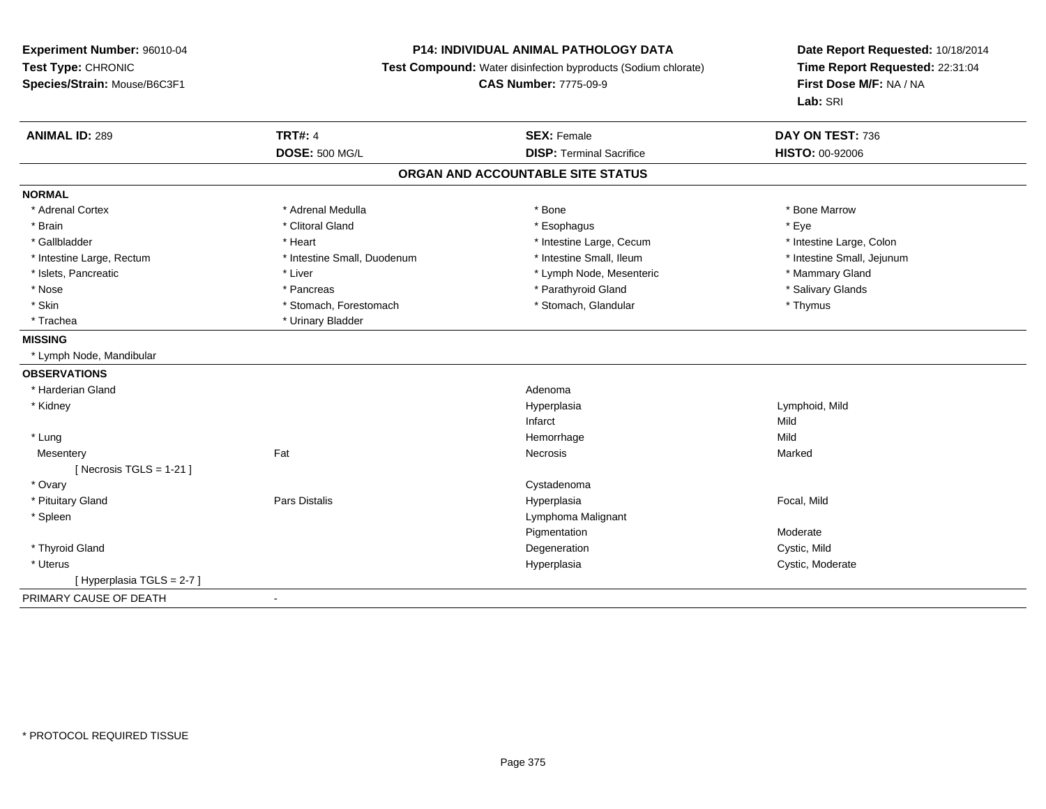**Experiment Number:** 96010-04
**Test Type:** CHRONIC
**Species/Strain:** Mouse/B6C3F1

**P14: INDIVIDUAL ANIMAL PATHOLOGY DATA**
**Test Compound:** Water disinfection byproducts (Sodium chlorate)
**CAS Number:** 7775-09-9

**Date Report Requested:** 10/18/2014
**Time Report Requested:** 22:31:04
**First Dose M/F:** NA / NA
**Lab:** SRI

| **ANIMAL ID:** 289 | **TRT#:** 4 | **SEX:** Female | **DAY ON TEST:** 736 |
|---|---|---|---|
| | **DOSE:** 500 MG/L | **DISP:** Terminal Sacrifice | **HISTO:** 00-92006 |

## ORGAN AND ACCOUNTABLE SITE STATUS

**NORMAL**

| | | | |
|---|---|---|---|
| * Adrenal Cortex | * Adrenal Medulla | * Bone | * Bone Marrow |
| * Brain | * Clitoral Gland | * Esophagus | * Eye |
| * Gallbladder | * Heart | * Intestine Large, Cecum | * Intestine Large, Colon |
| * Intestine Large, Rectum | * Intestine Small, Duodenum | * Intestine Small, Ileum | * Intestine Small, Jejunum |
| * Islets, Pancreatic | * Liver | * Lymph Node, Mesenteric | * Mammary Gland |
| * Nose | * Pancreas | * Parathyroid Gland | * Salivary Glands |
| * Skin | * Stomach, Forestomach | * Stomach, Glandular | * Thymus |
| * Trachea | * Urinary Bladder | | |

**MISSING**

* Lymph Node, Mandibular

**OBSERVATIONS**

| | | | |
|---|---|---|---|
| * Harderian Gland | | Adenoma | |
| * Kidney | | Hyperplasia | Lymphoid, Mild |
| | | Infarct | Mild |
| * Lung | | Hemorrhage | Mild |
| Mesentery | Fat | Necrosis | Marked |
| [ Necrosis TGLS = 1-21 ] | | | |
| * Ovary | | Cystadenoma | |
| * Pituitary Gland | Pars Distalis | Hyperplasia | Focal, Mild |
| * Spleen | | Lymphoma Malignant | |
| | | Pigmentation | Moderate |
| * Thyroid Gland | | Degeneration | Cystic, Mild |
| * Uterus | | Hyperplasia | Cystic, Moderate |
| [ Hyperplasia TGLS = 2-7 ] | | | |

PRIMARY CAUSE OF DEATH -

* PROTOCOL REQUIRED TISSUE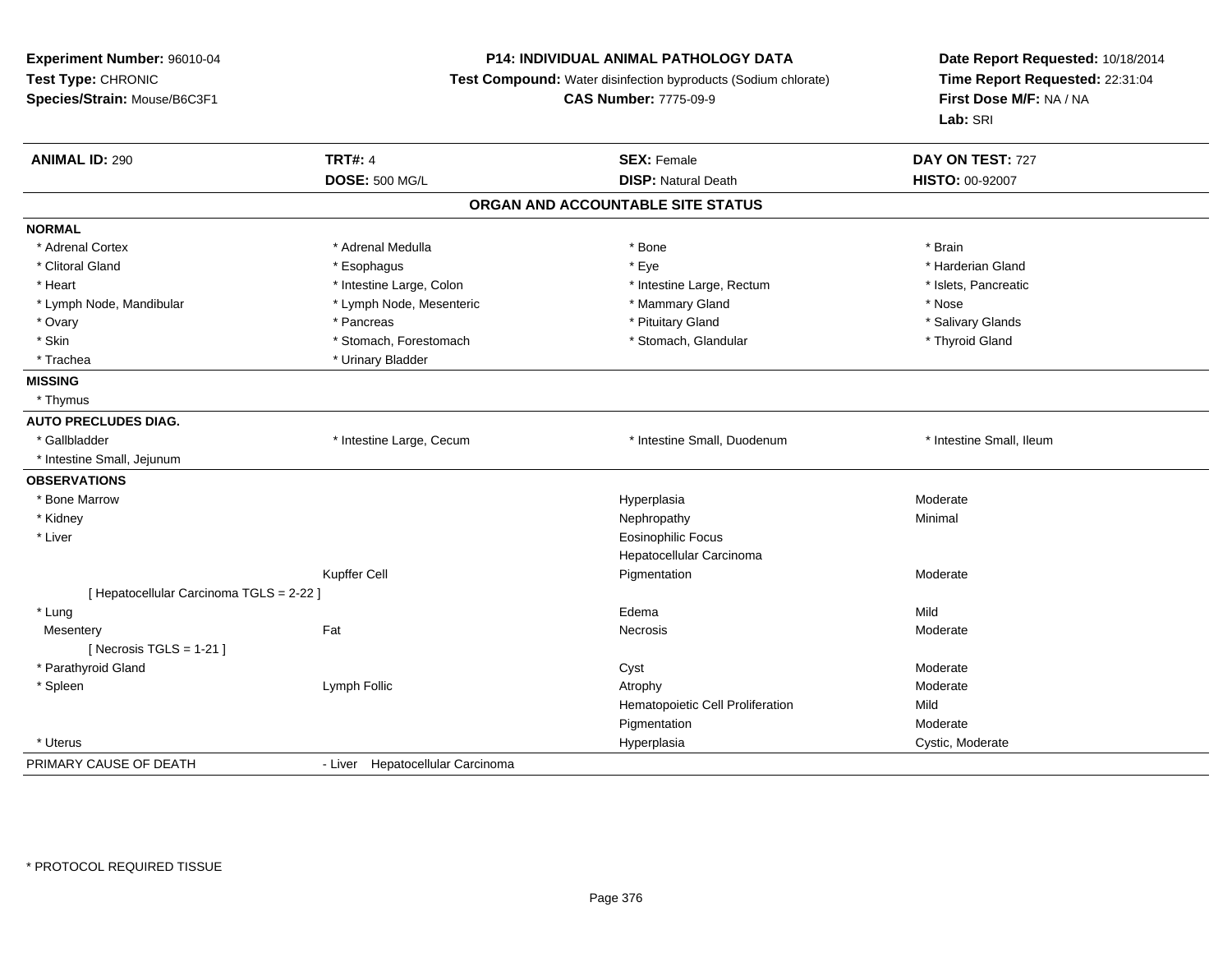**Experiment Number:** 96010-04
**Test Type:** CHRONIC
**Species/Strain:** Mouse/B6C3F1

**P14: INDIVIDUAL ANIMAL PATHOLOGY DATA**
**Test Compound:** Water disinfection byproducts (Sodium chlorate)
**CAS Number:** 7775-09-9

**Date Report Requested:** 10/18/2014
**Time Report Requested:** 22:31:04
**First Dose M/F:** NA / NA
**Lab:** SRI

| **ANIMAL ID:** 290 | **TRT#:** 4 | **SEX:** Female | **DAY ON TEST:** 727 |
|---|---|---|---|
| | **DOSE:** 500 MG/L | **DISP:** Natural Death | **HISTO:** 00-92007 |

## ORGAN AND ACCOUNTABLE SITE STATUS

| | | | |
|---|---|---|---|
| **NORMAL** | | | |
| * Adrenal Cortex | * Adrenal Medulla | * Bone | * Brain |
| * Clitoral Gland | * Esophagus | * Eye | * Harderian Gland |
| * Heart | * Intestine Large, Colon | * Intestine Large, Rectum | * Islets, Pancreatic |
| * Lymph Node, Mandibular | * Lymph Node, Mesenteric | * Mammary Gland | * Nose |
| * Ovary | * Pancreas | * Pituitary Gland | * Salivary Glands |
| * Skin | * Stomach, Forestomach | * Stomach, Glandular | * Thyroid Gland |
| * Trachea | * Urinary Bladder | | |
| **MISSING** | | | |
| * Thymus | | | |
| **AUTO PRECLUDES DIAG.** | | | |
| * Gallbladder | * Intestine Large, Cecum | * Intestine Small, Duodenum | * Intestine Small, Ileum |
| * Intestine Small, Jejunum | | | |
| **OBSERVATIONS** | | | |
| * Bone Marrow | | Hyperplasia | Moderate |
| * Kidney | | Nephropathy | Minimal |
| * Liver | | Eosinophilic Focus | |
| | | Hepatocellular Carcinoma | |
| | Kupffer Cell | Pigmentation | Moderate |
| [ Hepatocellular Carcinoma TGLS = 2-22 ] | | | |
| * Lung | | Edema | Mild |
| Mesentery | Fat | Necrosis | Moderate |
| [ Necrosis TGLS = 1-21 ] | | | |
| * Parathyroid Gland | | Cyst | Moderate |
| * Spleen | Lymph Follic | Atrophy | Moderate |
| | | Hematopoietic Cell Proliferation | Mild |
| | | Pigmentation | Moderate |
| * Uterus | | Hyperplasia | Cystic, Moderate |
| PRIMARY CAUSE OF DEATH | - Liver Hepatocellular Carcinoma | | |

* PROTOCOL REQUIRED TISSUE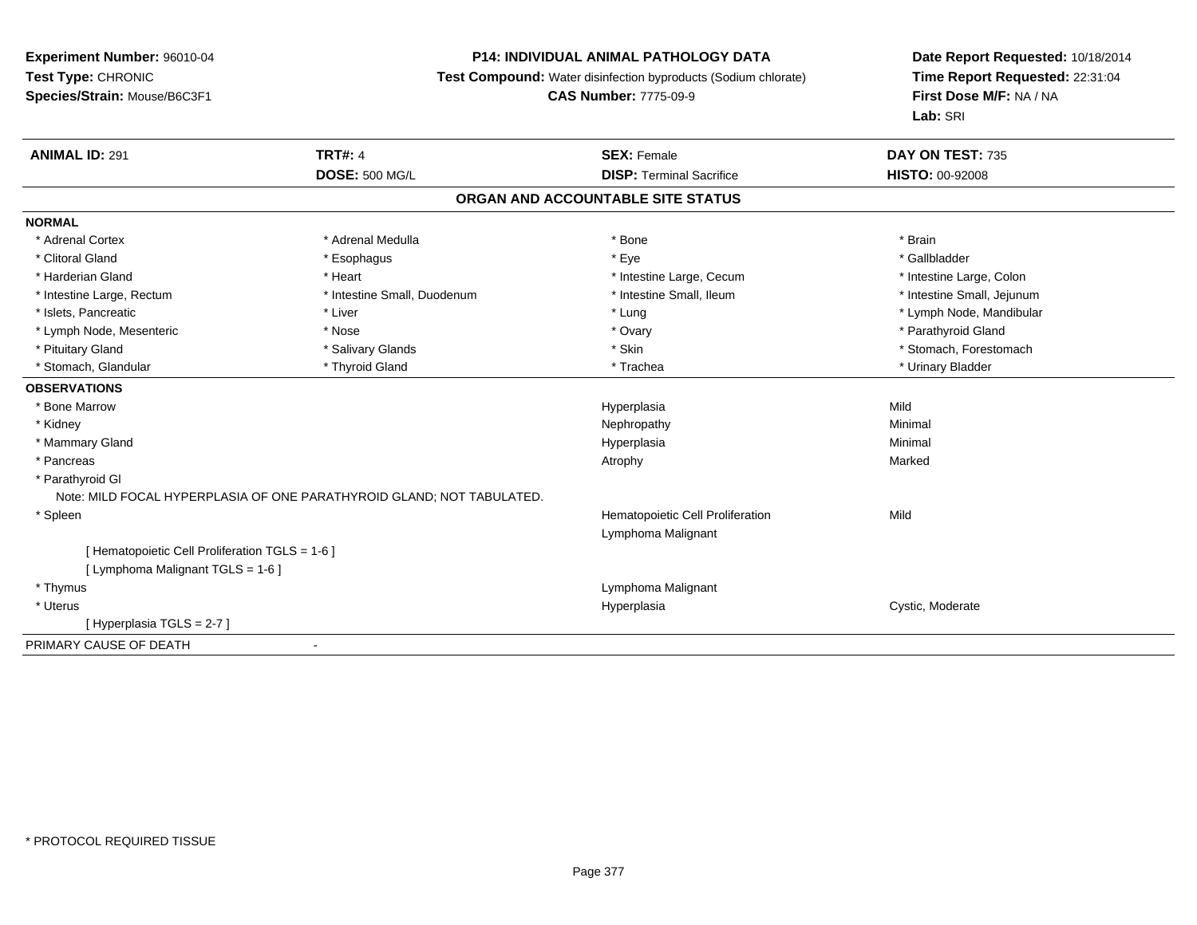**Experiment Number:** 96010-04
**Test Type:** CHRONIC
**Species/Strain:** Mouse/B6C3F1

**P14: INDIVIDUAL ANIMAL PATHOLOGY DATA**
**Test Compound:** Water disinfection byproducts (Sodium chlorate)
**CAS Number:** 7775-09-9

**Date Report Requested:** 10/18/2014
**Time Report Requested:** 22:31:04
**First Dose M/F:** NA / NA
**Lab:** SRI

| **ANIMAL ID:** 291 | **TRT#:** 4 | **SEX:** Female | **DAY ON TEST:** 735 |
|---|---|---|---|
| | **DOSE:** 500 MG/L | **DISP:** Terminal Sacrifice | **HISTO:** 00-92008 |

## ORGAN AND ACCOUNTABLE SITE STATUS

**NORMAL**

| | | | |
|---|---|---|---|
| * Adrenal Cortex | * Adrenal Medulla | * Bone | * Brain |
| * Clitoral Gland | * Esophagus | * Eye | * Gallbladder |
| * Harderian Gland | * Heart | * Intestine Large, Cecum | * Intestine Large, Colon |
| * Intestine Large, Rectum | * Intestine Small, Duodenum | * Intestine Small, Ileum | * Intestine Small, Jejunum |
| * Islets, Pancreatic | * Liver | * Lung | * Lymph Node, Mandibular |
| * Lymph Node, Mesenteric | * Nose | * Ovary | * Parathyroid Gland |
| * Pituitary Gland | * Salivary Glands | * Skin | * Stomach, Forestomach |
| * Stomach, Glandular | * Thyroid Gland | * Trachea | * Urinary Bladder |

**OBSERVATIONS**

| | | |
|---|---|---|
| * Bone Marrow | Hyperplasia | Mild |
| * Kidney | Nephropathy | Minimal |
| * Mammary Gland | Hyperplasia | Minimal |
| * Pancreas | Atrophy | Marked |
| * Parathyroid Gl | | |
| Note: MILD FOCAL HYPERPLASIA OF ONE PARATHYROID GLAND; NOT TABULATED. | | |
| * Spleen | Hematopoietic Cell Proliferation | Mild |
| | Lymphoma Malignant | |
| [ Hematopoietic Cell Proliferation TGLS = 1-6 ] | | |
| [ Lymphoma Malignant TGLS = 1-6 ] | | |
| * Thymus | Lymphoma Malignant | |
| * Uterus | Hyperplasia | Cystic, Moderate |
| [ Hyperplasia TGLS = 2-7 ] | | |

PRIMARY CAUSE OF DEATH -

\* PROTOCOL REQUIRED TISSUE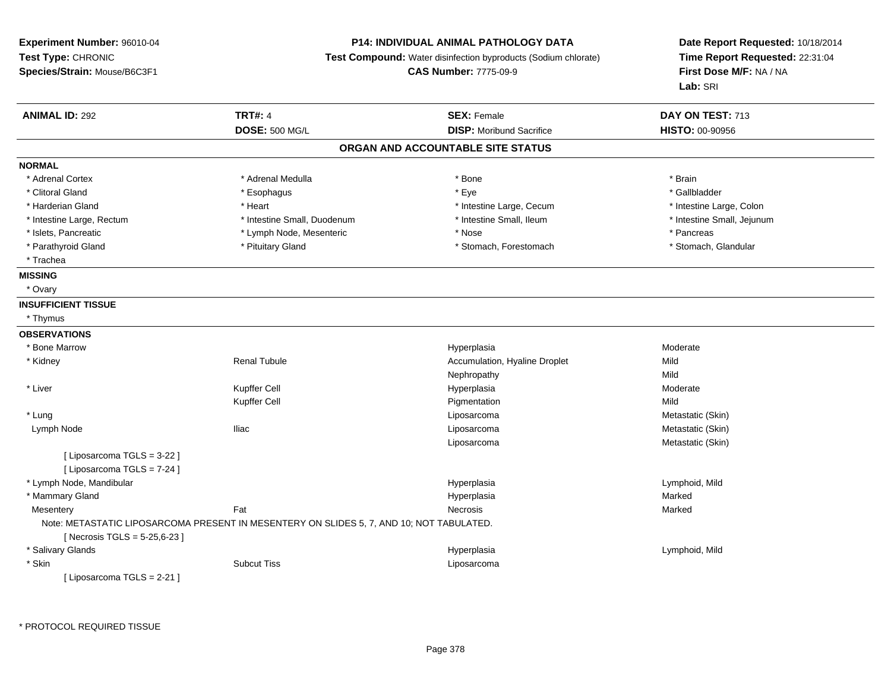**Experiment Number:** 96010-04
**Test Type:** CHRONIC
**Species/Strain:** Mouse/B6C3F1

**P14: INDIVIDUAL ANIMAL PATHOLOGY DATA**
**Test Compound:** Water disinfection byproducts (Sodium chlorate)
**CAS Number:** 7775-09-9

**Date Report Requested:** 10/18/2014
**Time Report Requested:** 22:31:04
**First Dose M/F:** NA / NA
**Lab:** SRI

| **ANIMAL ID:** 292 | **TRT#:** 4 | **SEX:** Female | **DAY ON TEST:** 713 |
|---|---|---|---|
| | **DOSE:** 500 MG/L | **DISP:** Moribund Sacrifice | **HISTO:** 00-90956 |

## ORGAN AND ACCOUNTABLE SITE STATUS

**NORMAL**

| | | | |
|---|---|---|---|
| * Adrenal Cortex | * Adrenal Medulla | * Bone | * Brain |
| * Clitoral Gland | * Esophagus | * Eye | * Gallbladder |
| * Harderian Gland | * Heart | * Intestine Large, Cecum | * Intestine Large, Colon |
| * Intestine Large, Rectum | * Intestine Small, Duodenum | * Intestine Small, Ileum | * Intestine Small, Jejunum |
| * Islets, Pancreatic | * Lymph Node, Mesenteric | * Nose | * Pancreas |
| * Parathyroid Gland | * Pituitary Gland | * Stomach, Forestomach | * Stomach, Glandular |
| * Trachea | | | |

**MISSING**

* Ovary

**INSUFFICIENT TISSUE**

* Thymus

**OBSERVATIONS**

| | | | |
|---|---|---|---|
| * Bone Marrow | | Hyperplasia | Moderate |
| * Kidney | Renal Tubule | Accumulation, Hyaline Droplet | Mild |
| | | Nephropathy | Mild |
| * Liver | Kupffer Cell | Hyperplasia | Moderate |
| | Kupffer Cell | Pigmentation | Mild |
| * Lung | | Liposarcoma | Metastatic (Skin) |
| Lymph Node | Iliac | Liposarcoma | Metastatic (Skin) |
| | | Liposarcoma | Metastatic (Skin) |
| [ Liposarcoma TGLS = 3-22 ] | | | |
| [ Liposarcoma TGLS = 7-24 ] | | | |
| * Lymph Node, Mandibular | | Hyperplasia | Lymphoid, Mild |
| * Mammary Gland | | Hyperplasia | Marked |
| Mesentery | Fat | Necrosis | Marked |
| Note: METASTATIC LIPOSARCOMA PRESENT IN MESENTERY ON SLIDES 5, 7, AND 10; NOT TABULATED. | | | |
| [ Necrosis TGLS = 5-25,6-23 ] | | | |
| * Salivary Glands | | Hyperplasia | Lymphoid, Mild |
| * Skin | Subcut Tiss | Liposarcoma | |
| [ Liposarcoma TGLS = 2-21 ] | | | |

* PROTOCOL REQUIRED TISSUE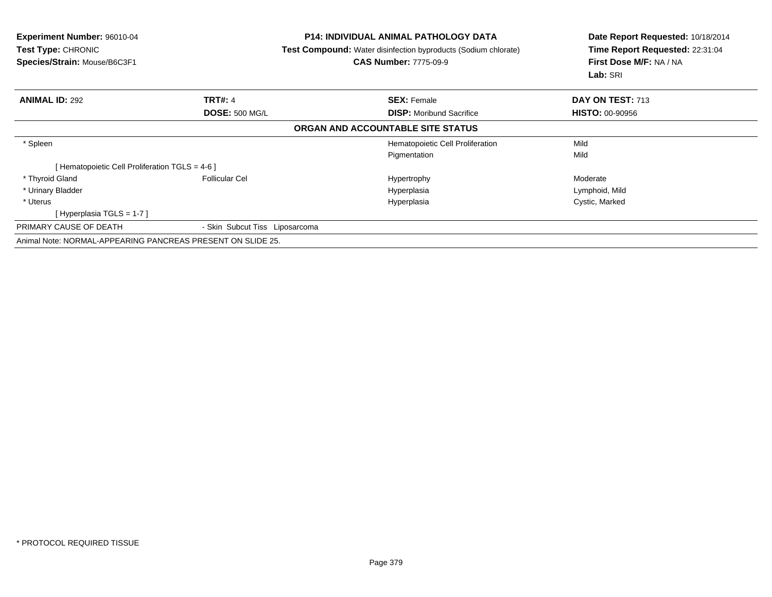**Experiment Number:** 96010-04
**Test Type:** CHRONIC
**Species/Strain:** Mouse/B6C3F1

**P14: INDIVIDUAL ANIMAL PATHOLOGY DATA**
**Test Compound:** Water disinfection byproducts (Sodium chlorate)
**CAS Number:** 7775-09-9

**Date Report Requested:** 10/18/2014
**Time Report Requested:** 22:31:04
**First Dose M/F:** NA / NA
**Lab:** SRI

| **ANIMAL ID:** 292 | **TRT#:** 4 | **SEX:** Female | **DAY ON TEST:** 713 |
|---|---|---|---|
| | **DOSE:** 500 MG/L | **DISP:** Moribund Sacrifice | **HISTO:** 00-90956 |

**ORGAN AND ACCOUNTABLE SITE STATUS**

| | | | |
|---|---|---|---|
| * Spleen | | Hematopoietic Cell Proliferation | Mild |
| | | Pigmentation | Mild |
| [ Hematopoietic Cell Proliferation TGLS = 4-6 ] | | | |
| * Thyroid Gland | Follicular Cel | Hypertrophy | Moderate |
| * Urinary Bladder | | Hyperplasia | Lymphoid, Mild |
| * Uterus | | Hyperplasia | Cystic, Marked |
| [ Hyperplasia TGLS = 1-7 ] | | | |
| PRIMARY CAUSE OF DEATH | - Skin Subcut Tiss Liposarcoma | | |

Animal Note: NORMAL-APPEARING PANCREAS PRESENT ON SLIDE 25.

* PROTOCOL REQUIRED TISSUE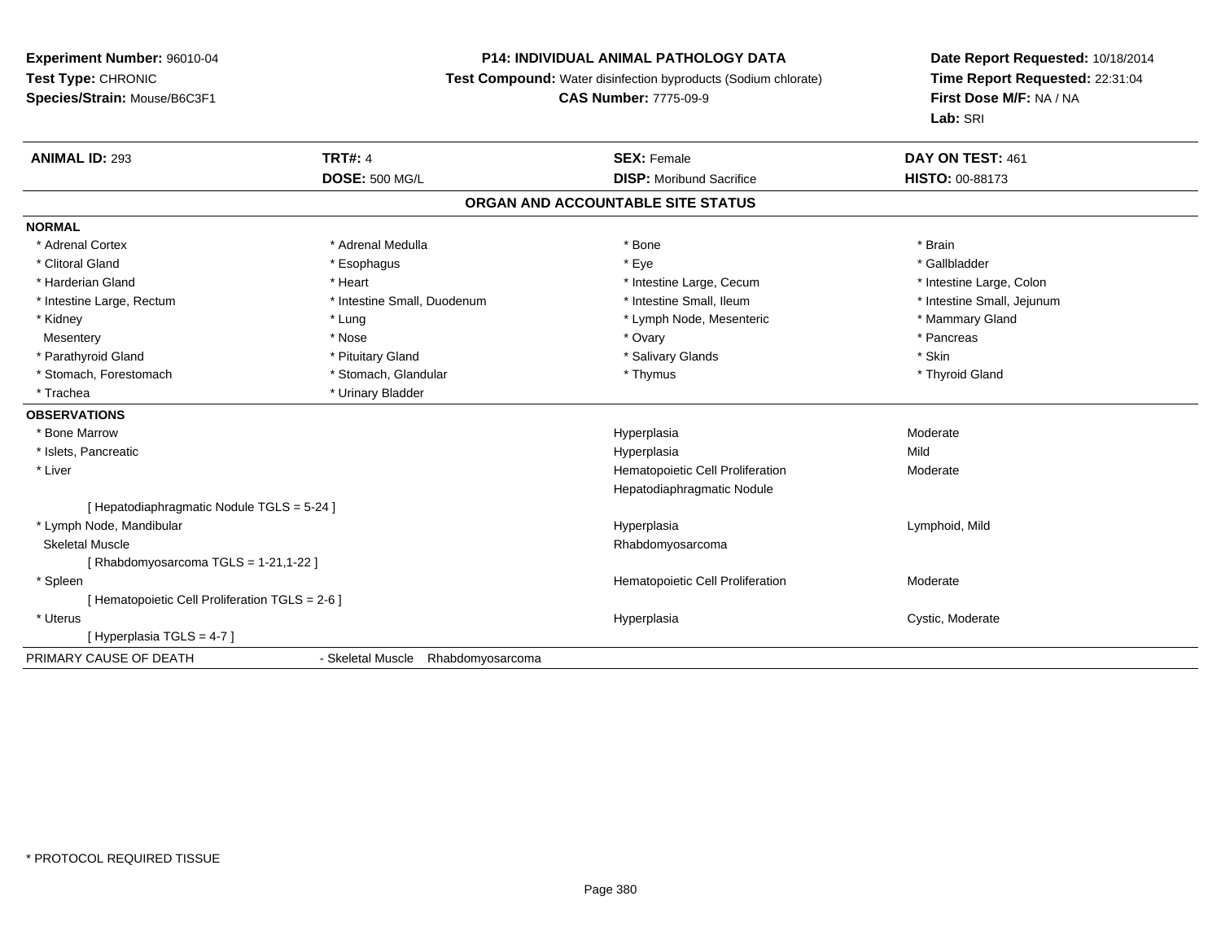**Experiment Number:** 96010-04
**Test Type:** CHRONIC
**Species/Strain:** Mouse/B6C3F1

**P14: INDIVIDUAL ANIMAL PATHOLOGY DATA**
**Test Compound:** Water disinfection byproducts (Sodium chlorate)
**CAS Number:** 7775-09-9

**Date Report Requested:** 10/18/2014
**Time Report Requested:** 22:31:04
**First Dose M/F:** NA / NA
**Lab:** SRI

| **ANIMAL ID:** 293 | **TRT#:** 4 | **SEX:** Female | **DAY ON TEST:** 461 |
|---|---|---|---|
| | **DOSE:** 500 MG/L | **DISP:** Moribund Sacrifice | **HISTO:** 00-88173 |

## ORGAN AND ACCOUNTABLE SITE STATUS

**NORMAL**

| | | | |
|---|---|---|---|
| * Adrenal Cortex | * Adrenal Medulla | * Bone | * Brain |
| * Clitoral Gland | * Esophagus | * Eye | * Gallbladder |
| * Harderian Gland | * Heart | * Intestine Large, Cecum | * Intestine Large, Colon |
| * Intestine Large, Rectum | * Intestine Small, Duodenum | * Intestine Small, Ileum | * Intestine Small, Jejunum |
| * Kidney | * Lung | * Lymph Node, Mesenteric | * Mammary Gland |
| Mesentery | * Nose | * Ovary | * Pancreas |
| * Parathyroid Gland | * Pituitary Gland | * Salivary Glands | * Skin |
| * Stomach, Forestomach | * Stomach, Glandular | * Thymus | * Thyroid Gland |
| * Trachea | * Urinary Bladder | | |

**OBSERVATIONS**

| | | |
|---|---|---|
| * Bone Marrow | Hyperplasia | Moderate |
| * Islets, Pancreatic | Hyperplasia | Mild |
| * Liver | Hematopoietic Cell Proliferation | Moderate |
| | Hepatodiaphragmatic Nodule | |
| [ Hepatodiaphragmatic Nodule TGLS = 5-24 ] | | |
| * Lymph Node, Mandibular | Hyperplasia | Lymphoid, Mild |
| Skeletal Muscle | Rhabdomyosarcoma | |
| [ Rhabdomyosarcoma TGLS = 1-21,1-22 ] | | |
| * Spleen | Hematopoietic Cell Proliferation | Moderate |
| [ Hematopoietic Cell Proliferation TGLS = 2-6 ] | | |
| * Uterus | Hyperplasia | Cystic, Moderate |
| [ Hyperplasia TGLS = 4-7 ] | | |

PRIMARY CAUSE OF DEATH - Skeletal Muscle Rhabdomyosarcoma

\* PROTOCOL REQUIRED TISSUE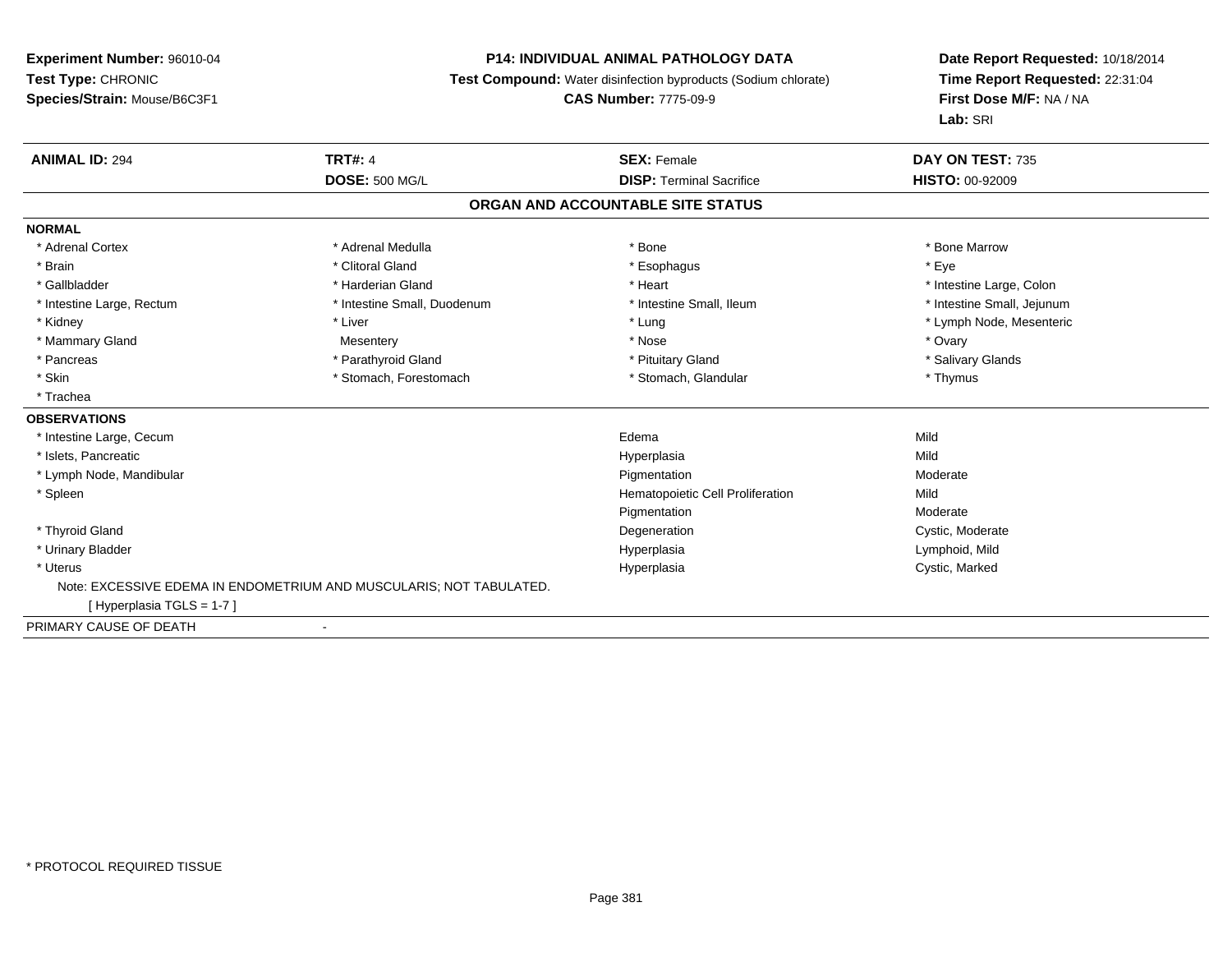**Experiment Number:** 96010-04
**Test Type:** CHRONIC
**Species/Strain:** Mouse/B6C3F1

**P14: INDIVIDUAL ANIMAL PATHOLOGY DATA**
**Test Compound:** Water disinfection byproducts (Sodium chlorate)
**CAS Number:** 7775-09-9

**Date Report Requested:** 10/18/2014
**Time Report Requested:** 22:31:04
**First Dose M/F:** NA / NA
**Lab:** SRI

| **ANIMAL ID:** 294 | **TRT#:** 4 | **SEX:** Female | **DAY ON TEST:** 735 |
|---|---|---|---|
| | **DOSE:** 500 MG/L | **DISP:** Terminal Sacrifice | **HISTO:** 00-92009 |

## ORGAN AND ACCOUNTABLE SITE STATUS

**NORMAL**

| | | | |
|---|---|---|---|
| * Adrenal Cortex | * Adrenal Medulla | * Bone | * Bone Marrow |
| * Brain | * Clitoral Gland | * Esophagus | * Eye |
| * Gallbladder | * Harderian Gland | * Heart | * Intestine Large, Colon |
| * Intestine Large, Rectum | * Intestine Small, Duodenum | * Intestine Small, Ileum | * Intestine Small, Jejunum |
| * Kidney | * Liver | * Lung | * Lymph Node, Mesenteric |
| * Mammary Gland | Mesentery | * Nose | * Ovary |
| * Pancreas | * Parathyroid Gland | * Pituitary Gland | * Salivary Glands |
| * Skin | * Stomach, Forestomach | * Stomach, Glandular | * Thymus |
| * Trachea | | | |

**OBSERVATIONS**

| | | |
|---|---|---|
| * Intestine Large, Cecum | Edema | Mild |
| * Islets, Pancreatic | Hyperplasia | Mild |
| * Lymph Node, Mandibular | Pigmentation | Moderate |
| * Spleen | Hematopoietic Cell Proliferation | Mild |
| | Pigmentation | Moderate |
| * Thyroid Gland | Degeneration | Cystic, Moderate |
| * Urinary Bladder | Hyperplasia | Lymphoid, Mild |
| * Uterus | Hyperplasia | Cystic, Marked |

Note: EXCESSIVE EDEMA IN ENDOMETRIUM AND MUSCULARIS; NOT TABULATED.
[ Hyperplasia TGLS = 1-7 ]

PRIMARY CAUSE OF DEATH -

* PROTOCOL REQUIRED TISSUE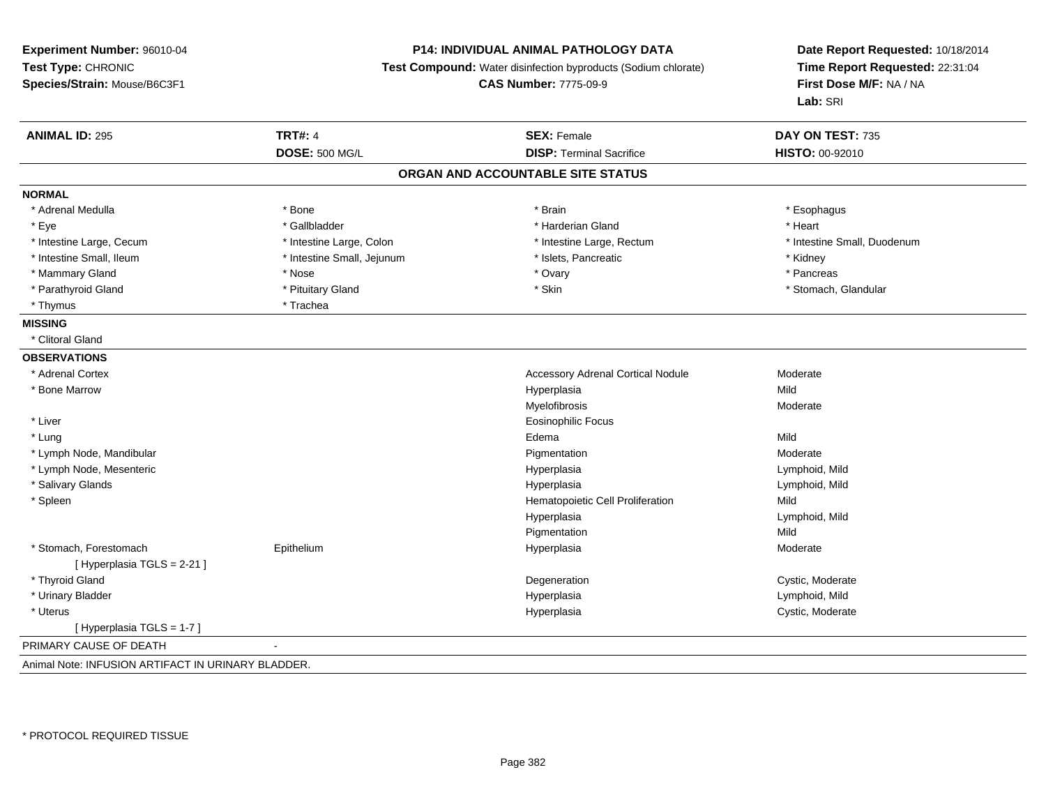**Experiment Number:** 96010-04
**Test Type:** CHRONIC
**Species/Strain:** Mouse/B6C3F1

**P14: INDIVIDUAL ANIMAL PATHOLOGY DATA**
**Test Compound:** Water disinfection byproducts (Sodium chlorate)
**CAS Number:** 7775-09-9

**Date Report Requested:** 10/18/2014
**Time Report Requested:** 22:31:04
**First Dose M/F:** NA / NA
**Lab:** SRI

| **ANIMAL ID:** 295 | **TRT#:** 4 | **SEX:** Female | **DAY ON TEST:** 735 |
|---|---|---|---|
| | **DOSE:** 500 MG/L | **DISP:** Terminal Sacrifice | **HISTO:** 00-92010 |

## ORGAN AND ACCOUNTABLE SITE STATUS

**NORMAL**

| | | | |
|---|---|---|---|
| * Adrenal Medulla | * Bone | * Brain | * Esophagus |
| * Eye | * Gallbladder | * Harderian Gland | * Heart |
| * Intestine Large, Cecum | * Intestine Large, Colon | * Intestine Large, Rectum | * Intestine Small, Duodenum |
| * Intestine Small, Ileum | * Intestine Small, Jejunum | * Islets, Pancreatic | * Kidney |
| * Mammary Gland | * Nose | * Ovary | * Pancreas |
| * Parathyroid Gland | * Pituitary Gland | * Skin | * Stomach, Glandular |
| * Thymus | * Trachea | | |

**MISSING**

* Clitoral Gland

**OBSERVATIONS**

| | | | |
|---|---|---|---|
| * Adrenal Cortex | | Accessory Adrenal Cortical Nodule | Moderate |
| * Bone Marrow | | Hyperplasia | Mild |
| | | Myelofibrosis | Moderate |
| * Liver | | Eosinophilic Focus | |
| * Lung | | Edema | Mild |
| * Lymph Node, Mandibular | | Pigmentation | Moderate |
| * Lymph Node, Mesenteric | | Hyperplasia | Lymphoid, Mild |
| * Salivary Glands | | Hyperplasia | Lymphoid, Mild |
| * Spleen | | Hematopoietic Cell Proliferation | Mild |
| | | Hyperplasia | Lymphoid, Mild |
| | | Pigmentation | Mild |
| * Stomach, Forestomach | Epithelium | Hyperplasia | Moderate |
| [ Hyperplasia TGLS = 2-21 ] | | | |
| * Thyroid Gland | | Degeneration | Cystic, Moderate |
| * Urinary Bladder | | Hyperplasia | Lymphoid, Mild |
| * Uterus | | Hyperplasia | Cystic, Moderate |
| [ Hyperplasia TGLS = 1-7 ] | | | |

PRIMARY CAUSE OF DEATH -

Animal Note: INFUSION ARTIFACT IN URINARY BLADDER.

* PROTOCOL REQUIRED TISSUE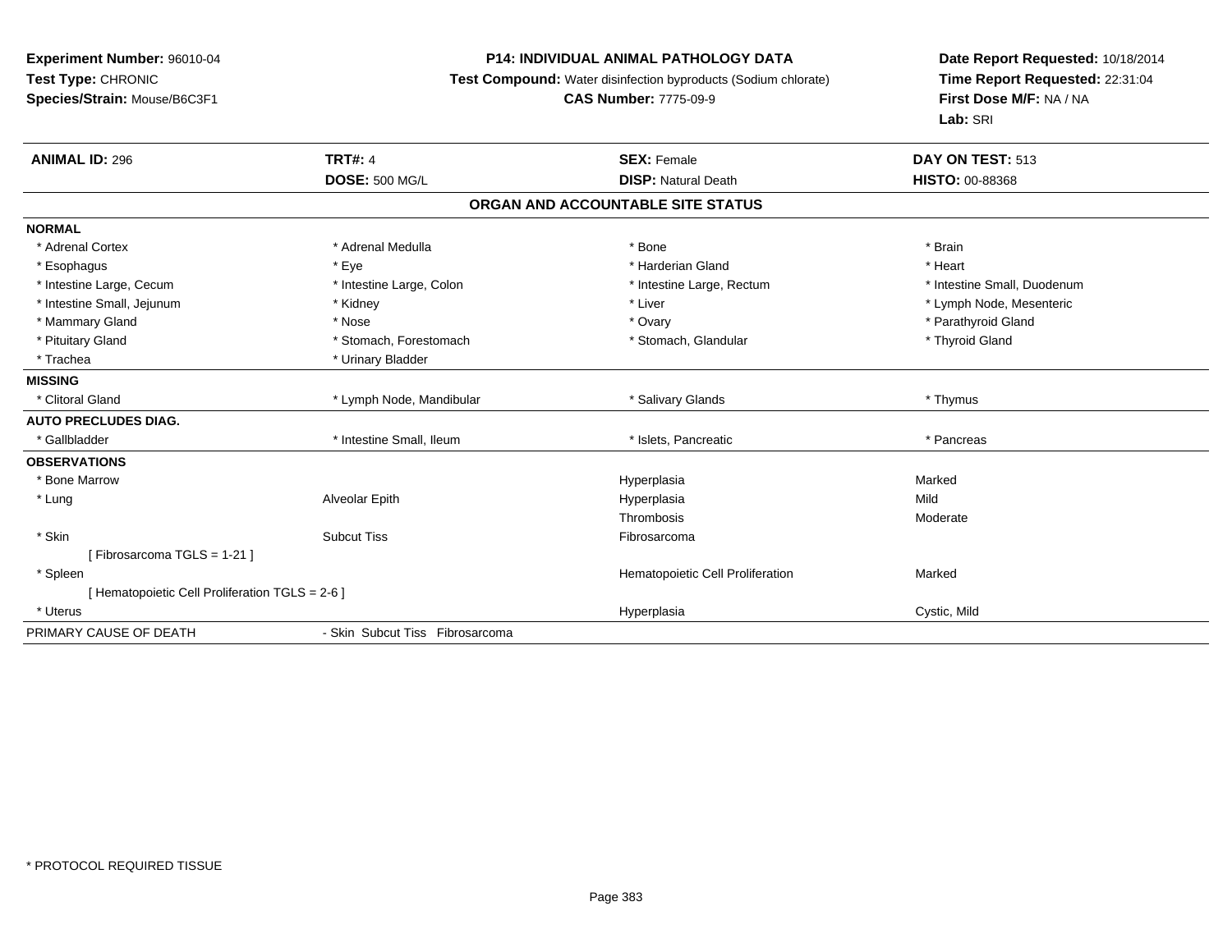**Experiment Number:** 96010-04
**Test Type:** CHRONIC
**Species/Strain:** Mouse/B6C3F1

**P14: INDIVIDUAL ANIMAL PATHOLOGY DATA**
**Test Compound:** Water disinfection byproducts (Sodium chlorate)
**CAS Number:** 7775-09-9

**Date Report Requested:** 10/18/2014
**Time Report Requested:** 22:31:04
**First Dose M/F:** NA / NA
**Lab:** SRI

| **ANIMAL ID:** 296 | **TRT#:** 4 | **SEX:** Female | **DAY ON TEST:** 513 |
|---|---|---|---|
| | **DOSE:** 500 MG/L | **DISP:** Natural Death | **HISTO:** 00-88368 |

## ORGAN AND ACCOUNTABLE SITE STATUS

| | | | |
|---|---|---|---|
| **NORMAL** | | | |
| * Adrenal Cortex | * Adrenal Medulla | * Bone | * Brain |
| * Esophagus | * Eye | * Harderian Gland | * Heart |
| * Intestine Large, Cecum | * Intestine Large, Colon | * Intestine Large, Rectum | * Intestine Small, Duodenum |
| * Intestine Small, Jejunum | * Kidney | * Liver | * Lymph Node, Mesenteric |
| * Mammary Gland | * Nose | * Ovary | * Parathyroid Gland |
| * Pituitary Gland | * Stomach, Forestomach | * Stomach, Glandular | * Thyroid Gland |
| * Trachea | * Urinary Bladder | | |
| **MISSING** | | | |
| * Clitoral Gland | * Lymph Node, Mandibular | * Salivary Glands | * Thymus |
| **AUTO PRECLUDES DIAG.** | | | |
| * Gallbladder | * Intestine Small, Ileum | * Islets, Pancreatic | * Pancreas |
| **OBSERVATIONS** | | | |
| * Bone Marrow | | Hyperplasia | Marked |
| * Lung | Alveolar Epith | Hyperplasia | Mild |
| | | Thrombosis | Moderate |
| * Skin | Subcut Tiss | Fibrosarcoma | |
| [ Fibrosarcoma TGLS = 1-21 ] | | | |
| * Spleen | | Hematopoietic Cell Proliferation | Marked |
| [ Hematopoietic Cell Proliferation TGLS = 2-6 ] | | | |
| * Uterus | | Hyperplasia | Cystic, Mild |
| PRIMARY CAUSE OF DEATH | - Skin Subcut Tiss Fibrosarcoma | | |

* PROTOCOL REQUIRED TISSUE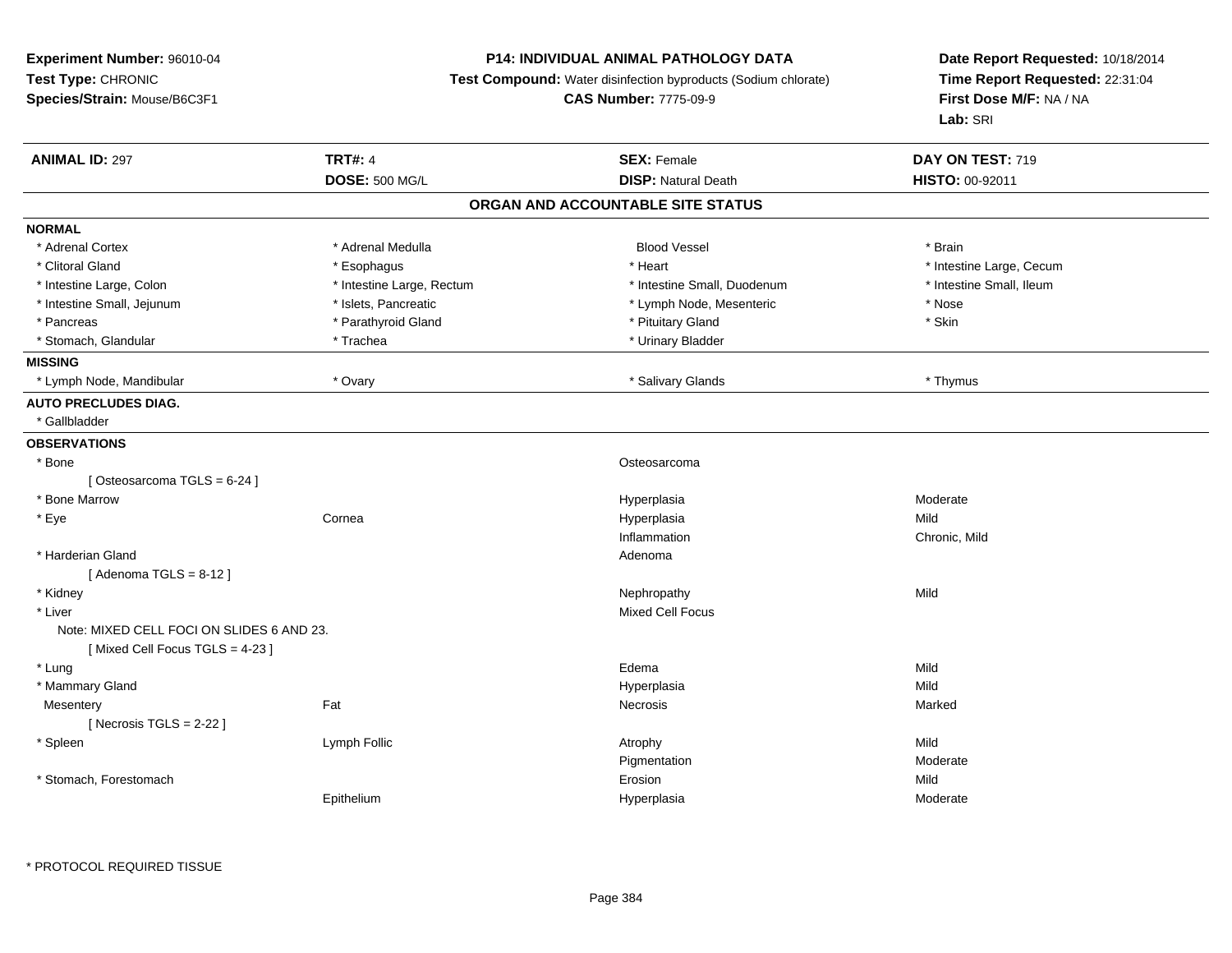**Experiment Number:** 96010-04
**Test Type:** CHRONIC
**Species/Strain:** Mouse/B6C3F1

**P14: INDIVIDUAL ANIMAL PATHOLOGY DATA**
**Test Compound:** Water disinfection byproducts (Sodium chlorate)
**CAS Number:** 7775-09-9

**Date Report Requested:** 10/18/2014
**Time Report Requested:** 22:31:04
**First Dose M/F:** NA / NA
**Lab:** SRI

| **ANIMAL ID:** 297 | **TRT#:** 4 | **SEX:** Female | **DAY ON TEST:** 719 |
|---|---|---|---|
| | **DOSE:** 500 MG/L | **DISP:** Natural Death | **HISTO:** 00-92011 |

## ORGAN AND ACCOUNTABLE SITE STATUS

**NORMAL**

| | | | |
|---|---|---|---|
| * Adrenal Cortex | * Adrenal Medulla | Blood Vessel | * Brain |
| * Clitoral Gland | * Esophagus | * Heart | * Intestine Large, Cecum |
| * Intestine Large, Colon | * Intestine Large, Rectum | * Intestine Small, Duodenum | * Intestine Small, Ileum |
| * Intestine Small, Jejunum | * Islets, Pancreatic | * Lymph Node, Mesenteric | * Nose |
| * Pancreas | * Parathyroid Gland | * Pituitary Gland | * Skin |
| * Stomach, Glandular | * Trachea | * Urinary Bladder | |

**MISSING**

| | | | |
|---|---|---|---|
| * Lymph Node, Mandibular | * Ovary | * Salivary Glands | * Thymus |

**AUTO PRECLUDES DIAG.**

* Gallbladder

**OBSERVATIONS**

| Organ | Site | Observation | Severity |
|---|---|---|---|
| * Bone | | Osteosarcoma | |
| [ Osteosarcoma TGLS = 6-24 ] | | | |
| * Bone Marrow | | Hyperplasia | Moderate |
| * Eye | Cornea | Hyperplasia | Mild |
| | | Inflammation | Chronic, Mild |
| * Harderian Gland | | Adenoma | |
| [ Adenoma TGLS = 8-12 ] | | | |
| * Kidney | | Nephropathy | Mild |
| * Liver | | Mixed Cell Focus | |
| Note: MIXED CELL FOCI ON SLIDES 6 AND 23. | | | |
| [ Mixed Cell Focus TGLS = 4-23 ] | | | |
| * Lung | | Edema | Mild |
| * Mammary Gland | | Hyperplasia | Mild |
| Mesentery | Fat | Necrosis | Marked |
| [ Necrosis TGLS = 2-22 ] | | | |
| * Spleen | Lymph Follic | Atrophy | Mild |
| | | Pigmentation | Moderate |
| * Stomach, Forestomach | | Erosion | Mild |
| | Epithelium | Hyperplasia | Moderate |

* PROTOCOL REQUIRED TISSUE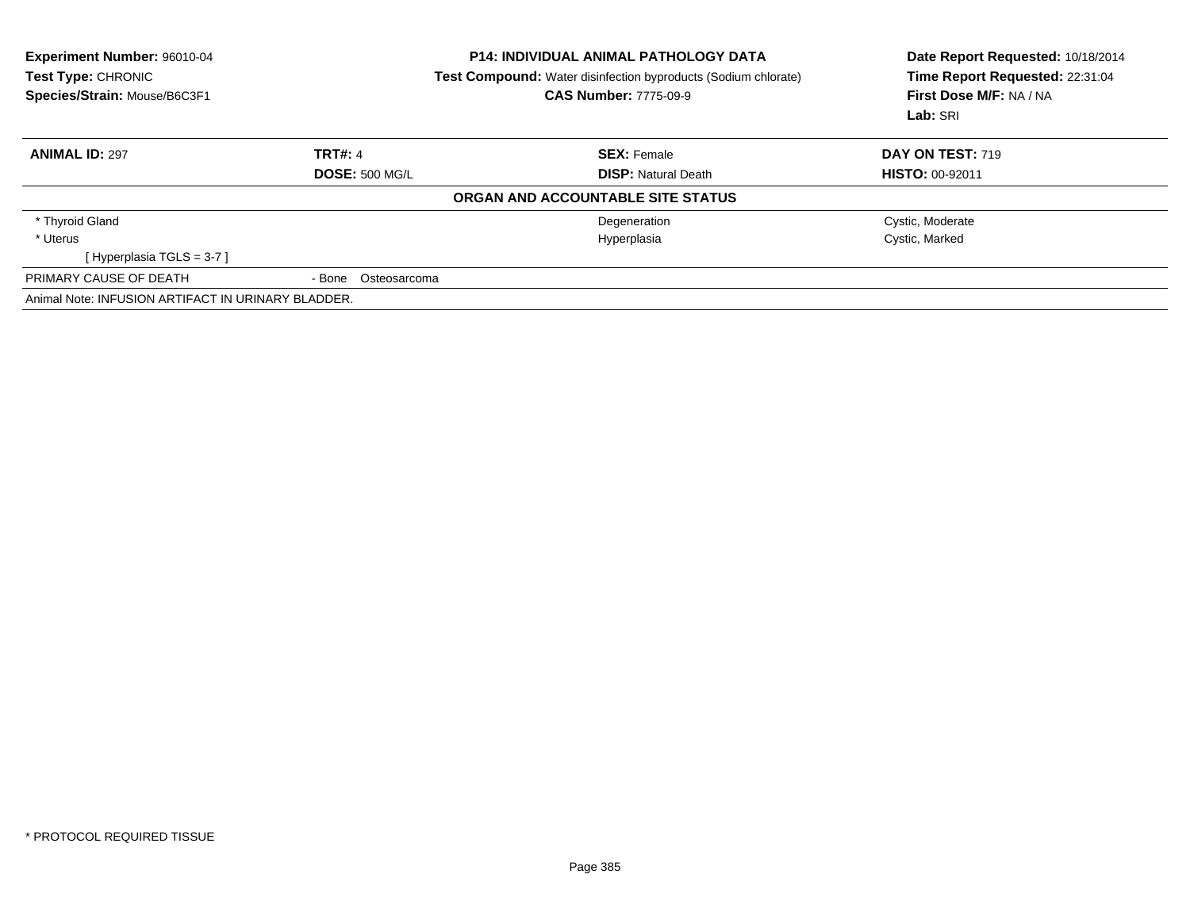**Experiment Number:** 96010-04
**Test Type:** CHRONIC
**Species/Strain:** Mouse/B6C3F1

**P14: INDIVIDUAL ANIMAL PATHOLOGY DATA**
**Test Compound:** Water disinfection byproducts (Sodium chlorate)
**CAS Number:** 7775-09-9

**Date Report Requested:** 10/18/2014
**Time Report Requested:** 22:31:04
**First Dose M/F:** NA / NA
**Lab:** SRI

| **ANIMAL ID:** 297 | **TRT#:** 4 | **SEX:** Female | **DAY ON TEST:** 719 |
|---|---|---|---|
| | **DOSE:** 500 MG/L | **DISP:** Natural Death | **HISTO:** 00-92011 |

**ORGAN AND ACCOUNTABLE SITE STATUS**

| | | | |
|---|---|---|---|
| * Thyroid Gland | | Degeneration | Cystic, Moderate |
| * Uterus | | Hyperplasia | Cystic, Marked |
| [ Hyperplasia TGLS = 3-7 ] | | | |
| PRIMARY CAUSE OF DEATH | - Bone Osteosarcoma | | |

Animal Note: INFUSION ARTIFACT IN URINARY BLADDER.

* PROTOCOL REQUIRED TISSUE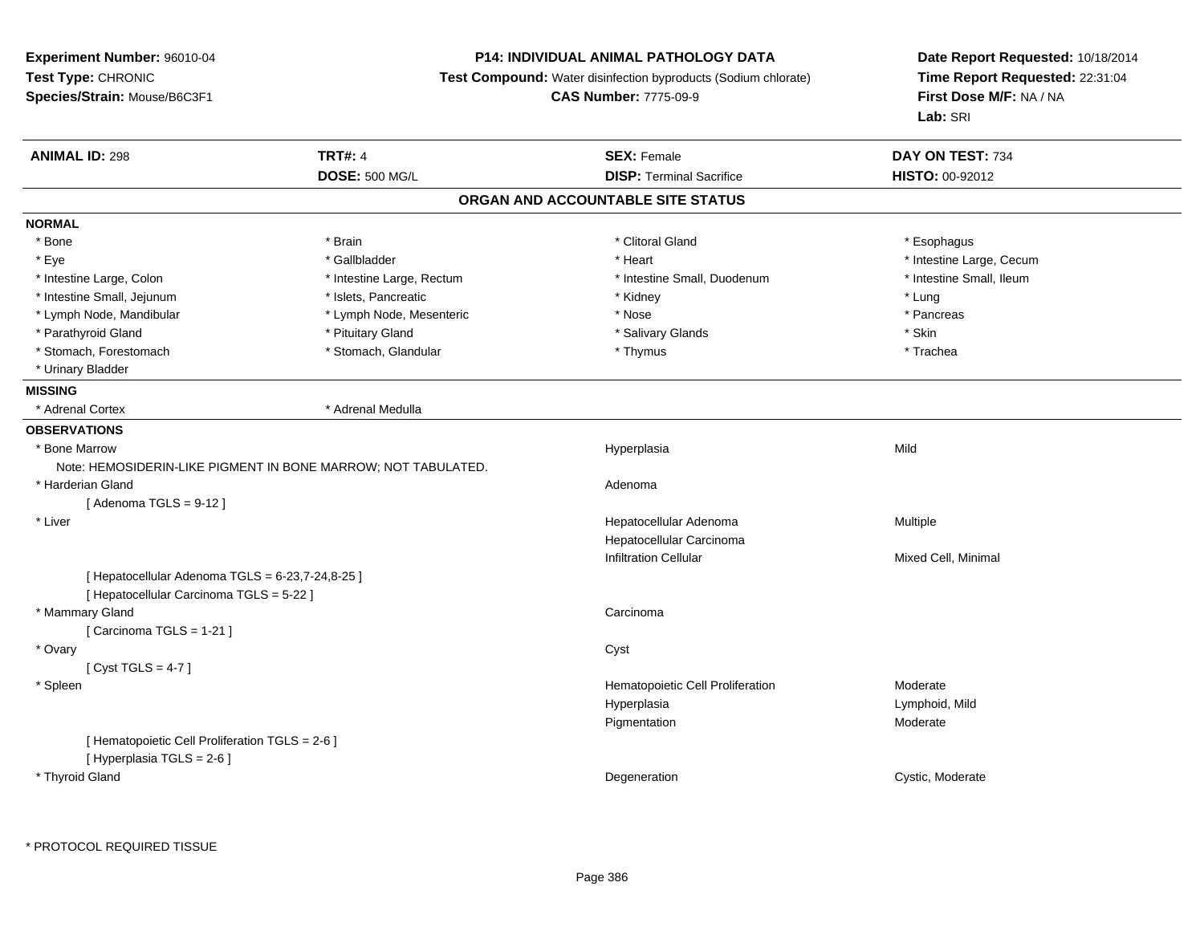**Experiment Number:** 96010-04
**Test Type:** CHRONIC
**Species/Strain:** Mouse/B6C3F1

**P14: INDIVIDUAL ANIMAL PATHOLOGY DATA**
**Test Compound:** Water disinfection byproducts (Sodium chlorate)
**CAS Number:** 7775-09-9

**Date Report Requested:** 10/18/2014
**Time Report Requested:** 22:31:04
**First Dose M/F:** NA / NA
**Lab:** SRI

| **ANIMAL ID:** 298 | **TRT#:** 4 | **SEX:** Female | **DAY ON TEST:** 734 |
|---|---|---|---|
| | **DOSE:** 500 MG/L | **DISP:** Terminal Sacrifice | **HISTO:** 00-92012 |

## ORGAN AND ACCOUNTABLE SITE STATUS

**NORMAL**

| | | | |
|---|---|---|---|
| * Bone | * Brain | * Clitoral Gland | * Esophagus |
| * Eye | * Gallbladder | * Heart | * Intestine Large, Cecum |
| * Intestine Large, Colon | * Intestine Large, Rectum | * Intestine Small, Duodenum | * Intestine Small, Ileum |
| * Intestine Small, Jejunum | * Islets, Pancreatic | * Kidney | * Lung |
| * Lymph Node, Mandibular | * Lymph Node, Mesenteric | * Nose | * Pancreas |
| * Parathyroid Gland | * Pituitary Gland | * Salivary Glands | * Skin |
| * Stomach, Forestomach | * Stomach, Glandular | * Thymus | * Trachea |
| * Urinary Bladder | | | |

**MISSING**

| | |
|---|---|
| * Adrenal Cortex | * Adrenal Medulla |

**OBSERVATIONS**

| Organ | Observation | Qualifier |
|---|---|---|
| * Bone Marrow | Hyperplasia | Mild |
| Note: HEMOSIDERIN-LIKE PIGMENT IN BONE MARROW; NOT TABULATED. | | |
| * Harderian Gland | Adenoma | |
| [ Adenoma TGLS = 9-12 ] | | |
| * Liver | Hepatocellular Adenoma | Multiple |
| | Hepatocellular Carcinoma | |
| | Infiltration Cellular | Mixed Cell, Minimal |
| [ Hepatocellular Adenoma TGLS = 6-23,7-24,8-25 ] | | |
| [ Hepatocellular Carcinoma TGLS = 5-22 ] | | |
| * Mammary Gland | Carcinoma | |
| [ Carcinoma TGLS = 1-21 ] | | |
| * Ovary | Cyst | |
| [ Cyst TGLS = 4-7 ] | | |
| * Spleen | Hematopoietic Cell Proliferation | Moderate |
| | Hyperplasia | Lymphoid, Mild |
| | Pigmentation | Moderate |
| [ Hematopoietic Cell Proliferation TGLS = 2-6 ] | | |
| [ Hyperplasia TGLS = 2-6 ] | | |
| * Thyroid Gland | Degeneration | Cystic, Moderate |

* PROTOCOL REQUIRED TISSUE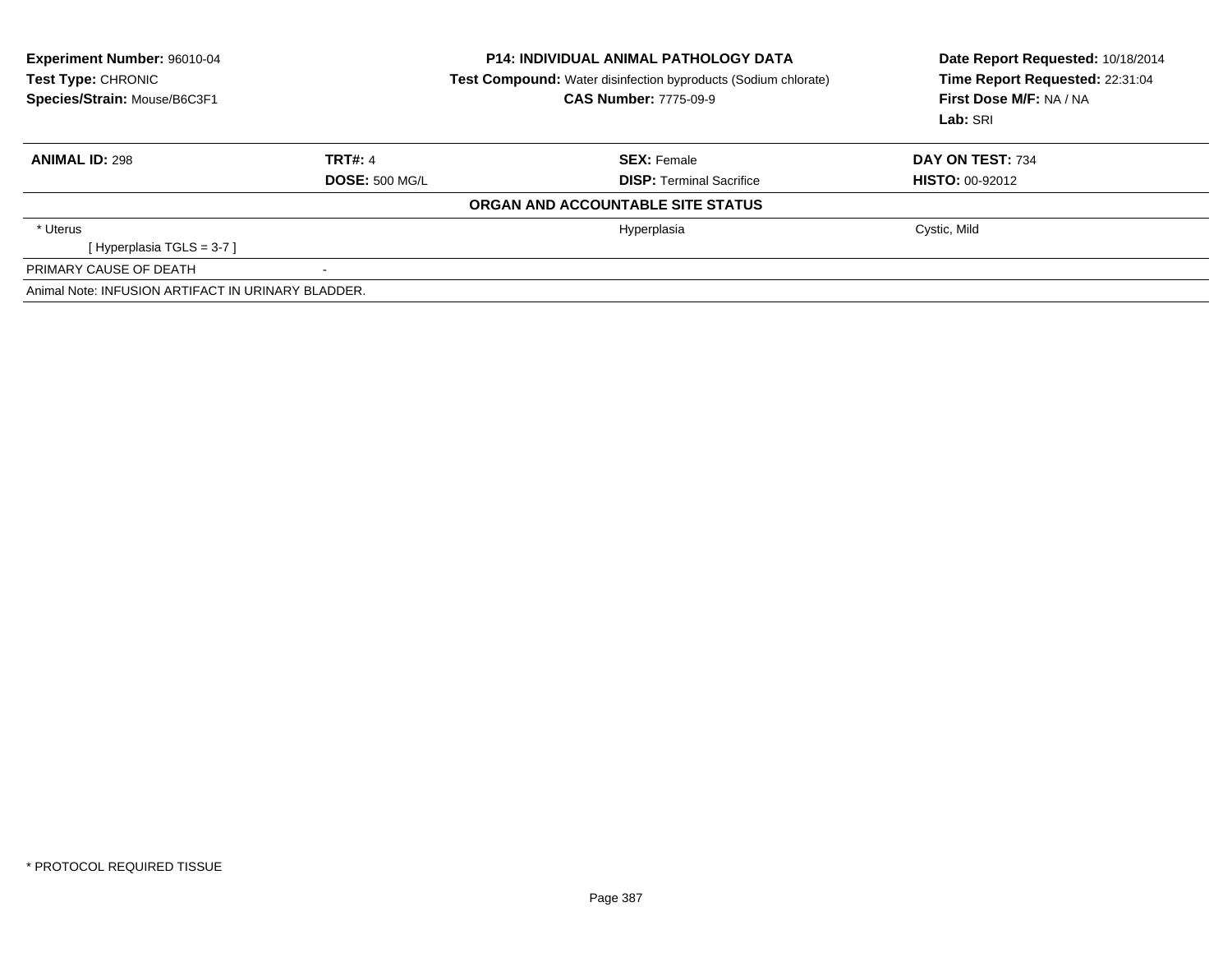**Experiment Number:** 96010-04
**Test Type:** CHRONIC
**Species/Strain:** Mouse/B6C3F1

**P14: INDIVIDUAL ANIMAL PATHOLOGY DATA**
**Test Compound:** Water disinfection byproducts (Sodium chlorate)
**CAS Number:** 7775-09-9

**Date Report Requested:** 10/18/2014
**Time Report Requested:** 22:31:04
**First Dose M/F:** NA / NA
**Lab:** SRI

| **ANIMAL ID:** 298 | **TRT#:** 4 | **SEX:** Female | **DAY ON TEST:** 734 |
|---|---|---|---|
| | **DOSE:** 500 MG/L | **DISP:** Terminal Sacrifice | **HISTO:** 00-92012 |

**ORGAN AND ACCOUNTABLE SITE STATUS**

| | | | |
|---|---|---|---|
| * Uterus | | Hyperplasia | Cystic, Mild |
| [ Hyperplasia TGLS = 3-7 ] | | | |
| PRIMARY CAUSE OF DEATH | - | | |

Animal Note: INFUSION ARTIFACT IN URINARY BLADDER.

* PROTOCOL REQUIRED TISSUE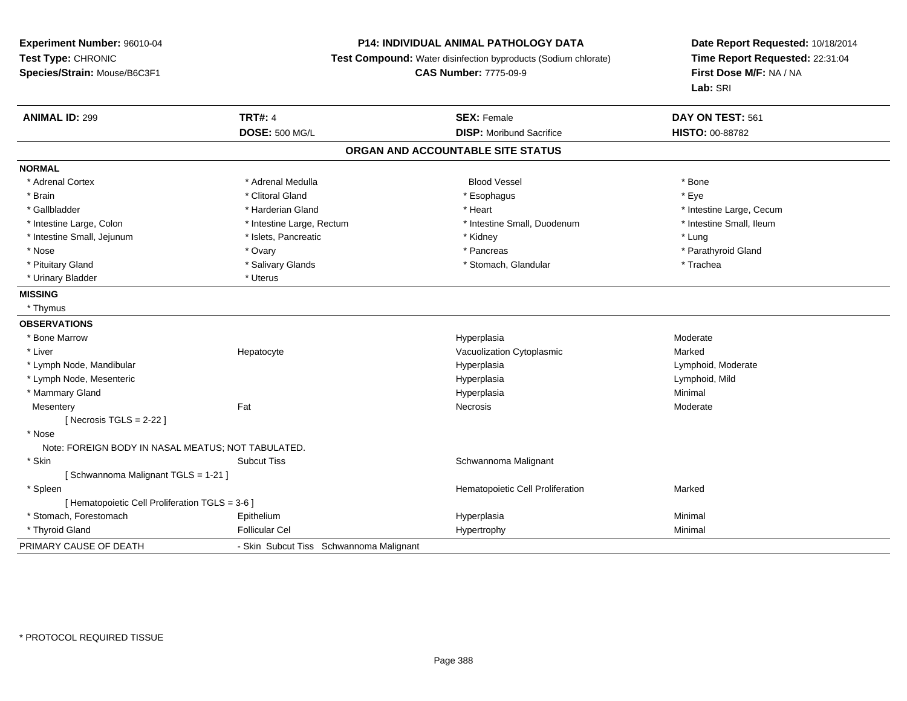**Experiment Number:** 96010-04
**Test Type:** CHRONIC
**Species/Strain:** Mouse/B6C3F1

**P14: INDIVIDUAL ANIMAL PATHOLOGY DATA**
**Test Compound:** Water disinfection byproducts (Sodium chlorate)
**CAS Number:** 7775-09-9

**Date Report Requested:** 10/18/2014
**Time Report Requested:** 22:31:04
**First Dose M/F:** NA / NA
**Lab:** SRI

| **ANIMAL ID:** 299 | **TRT#:** 4 | **SEX:** Female | **DAY ON TEST:** 561 |
|---|---|---|---|
| | **DOSE:** 500 MG/L | **DISP:** Moribund Sacrifice | **HISTO:** 00-88782 |

## ORGAN AND ACCOUNTABLE SITE STATUS

**NORMAL**

| | | | |
|---|---|---|---|
| * Adrenal Cortex | * Adrenal Medulla | Blood Vessel | * Bone |
| * Brain | * Clitoral Gland | * Esophagus | * Eye |
| * Gallbladder | * Harderian Gland | * Heart | * Intestine Large, Cecum |
| * Intestine Large, Colon | * Intestine Large, Rectum | * Intestine Small, Duodenum | * Intestine Small, Ileum |
| * Intestine Small, Jejunum | * Islets, Pancreatic | * Kidney | * Lung |
| * Nose | * Ovary | * Pancreas | * Parathyroid Gland |
| * Pituitary Gland | * Salivary Glands | * Stomach, Glandular | * Trachea |
| * Urinary Bladder | * Uterus | | |

**MISSING**

* Thymus

**OBSERVATIONS**

| | | | |
|---|---|---|---|
| * Bone Marrow | | Hyperplasia | Moderate |
| * Liver | Hepatocyte | Vacuolization Cytoplasmic | Marked |
| * Lymph Node, Mandibular | | Hyperplasia | Lymphoid, Moderate |
| * Lymph Node, Mesenteric | | Hyperplasia | Lymphoid, Mild |
| * Mammary Gland | | Hyperplasia | Minimal |
| Mesentery | Fat | Necrosis | Moderate |
| [ Necrosis TGLS = 2-22 ] | | | |
| * Nose | | | |
| Note: FOREIGN BODY IN NASAL MEATUS; NOT TABULATED. | | | |
| * Skin | Subcut Tiss | Schwannoma Malignant | |
| [ Schwannoma Malignant TGLS = 1-21 ] | | | |
| * Spleen | | Hematopoietic Cell Proliferation | Marked |
| [ Hematopoietic Cell Proliferation TGLS = 3-6 ] | | | |
| * Stomach, Forestomach | Epithelium | Hyperplasia | Minimal |
| * Thyroid Gland | Follicular Cel | Hypertrophy | Minimal |

PRIMARY CAUSE OF DEATH - Skin Subcut Tiss Schwannoma Malignant

* PROTOCOL REQUIRED TISSUE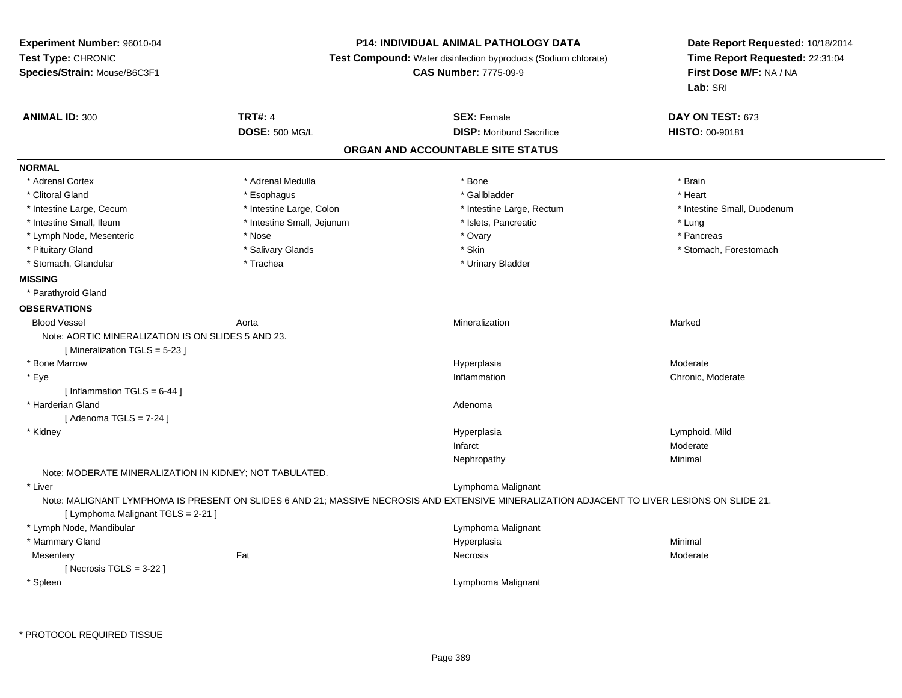**Experiment Number:** 96010-04
**Test Type:** CHRONIC
**Species/Strain:** Mouse/B6C3F1

**P14: INDIVIDUAL ANIMAL PATHOLOGY DATA**
**Test Compound:** Water disinfection byproducts (Sodium chlorate)
**CAS Number:** 7775-09-9

**Date Report Requested:** 10/18/2014
**Time Report Requested:** 22:31:04
**First Dose M/F:** NA / NA
**Lab:** SRI

| **ANIMAL ID:** 300 | **TRT#:** 4 | **SEX:** Female | **DAY ON TEST:** 673 |
|---|---|---|---|
| | **DOSE:** 500 MG/L | **DISP:** Moribund Sacrifice | **HISTO:** 00-90181 |

## ORGAN AND ACCOUNTABLE SITE STATUS

**NORMAL**

| | | | |
|---|---|---|---|
| * Adrenal Cortex | * Adrenal Medulla | * Bone | * Brain |
| * Clitoral Gland | * Esophagus | * Gallbladder | * Heart |
| * Intestine Large, Cecum | * Intestine Large, Colon | * Intestine Large, Rectum | * Intestine Small, Duodenum |
| * Intestine Small, Ileum | * Intestine Small, Jejunum | * Islets, Pancreatic | * Lung |
| * Lymph Node, Mesenteric | * Nose | * Ovary | * Pancreas |
| * Pituitary Gland | * Salivary Glands | * Skin | * Stomach, Forestomach |
| * Stomach, Glandular | * Trachea | * Urinary Bladder | |

**MISSING**

* Parathyroid Gland

**OBSERVATIONS**

| | | | |
|---|---|---|---|
| Blood Vessel | Aorta | Mineralization | Marked |
| Note: AORTIC MINERALIZATION IS ON SLIDES 5 AND 23. | | | |
| [ Mineralization TGLS = 5-23 ] | | | |
| * Bone Marrow | | Hyperplasia | Moderate |
| * Eye | | Inflammation | Chronic, Moderate |
| [ Inflammation TGLS = 6-44 ] | | | |
| * Harderian Gland | | Adenoma | |
| [ Adenoma TGLS = 7-24 ] | | | |
| * Kidney | | Hyperplasia | Lymphoid, Mild |
| | | Infarct | Moderate |
| | | Nephropathy | Minimal |
| Note: MODERATE MINERALIZATION IN KIDNEY; NOT TABULATED. | | | |
| * Liver | | Lymphoma Malignant | |
| Note: MALIGNANT LYMPHOMA IS PRESENT ON SLIDES 6 AND 21; MASSIVE NECROSIS AND EXTENSIVE MINERALIZATION ADJACENT TO LIVER LESIONS ON SLIDE 21. | | | |
| [ Lymphoma Malignant TGLS = 2-21 ] | | | |
| * Lymph Node, Mandibular | | Lymphoma Malignant | |
| * Mammary Gland | | Hyperplasia | Minimal |
| Mesentery | Fat | Necrosis | Moderate |
| [ Necrosis TGLS = 3-22 ] | | | |
| * Spleen | | Lymphoma Malignant | |

\* PROTOCOL REQUIRED TISSUE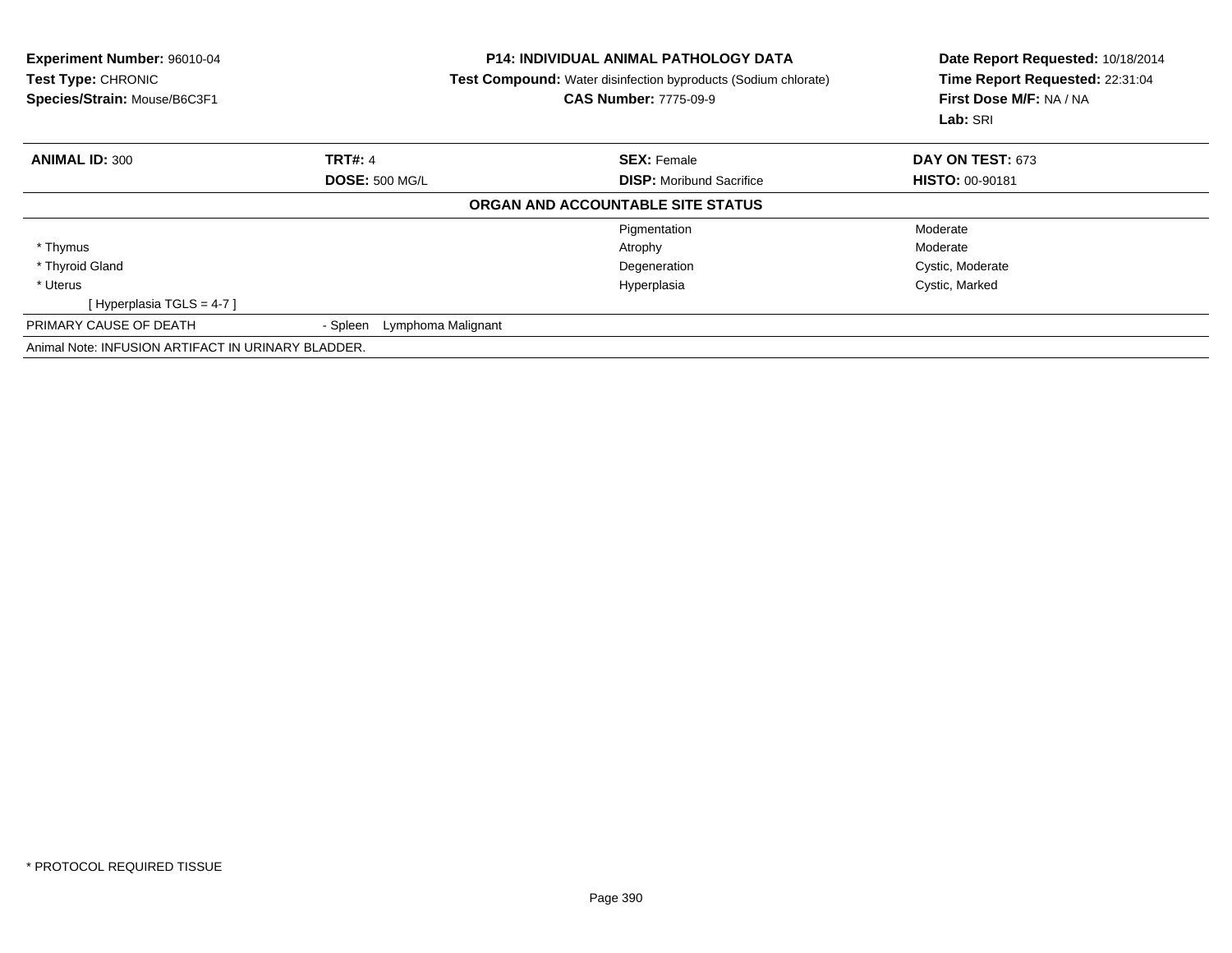**Experiment Number:** 96010-04
**Test Type:** CHRONIC
**Species/Strain:** Mouse/B6C3F1

**P14: INDIVIDUAL ANIMAL PATHOLOGY DATA**
**Test Compound:** Water disinfection byproducts (Sodium chlorate)
**CAS Number:** 7775-09-9

**Date Report Requested:** 10/18/2014
**Time Report Requested:** 22:31:04
**First Dose M/F:** NA / NA
**Lab:** SRI

| **ANIMAL ID:** 300 | **TRT#:** 4 | **SEX:** Female | **DAY ON TEST:** 673 |
|---|---|---|---|
| | **DOSE:** 500 MG/L | **DISP:** Moribund Sacrifice | **HISTO:** 00-90181 |

**ORGAN AND ACCOUNTABLE SITE STATUS**

| | | | |
|---|---|---|---|
| | | Pigmentation | Moderate |
| * Thymus | | Atrophy | Moderate |
| * Thyroid Gland | | Degeneration | Cystic, Moderate |
| * Uterus | | Hyperplasia | Cystic, Marked |
| [ Hyperplasia TGLS = 4-7 ] | | | |
| PRIMARY CAUSE OF DEATH | - Spleen Lymphoma Malignant | | |

Animal Note: INFUSION ARTIFACT IN URINARY BLADDER.

* PROTOCOL REQUIRED TISSUE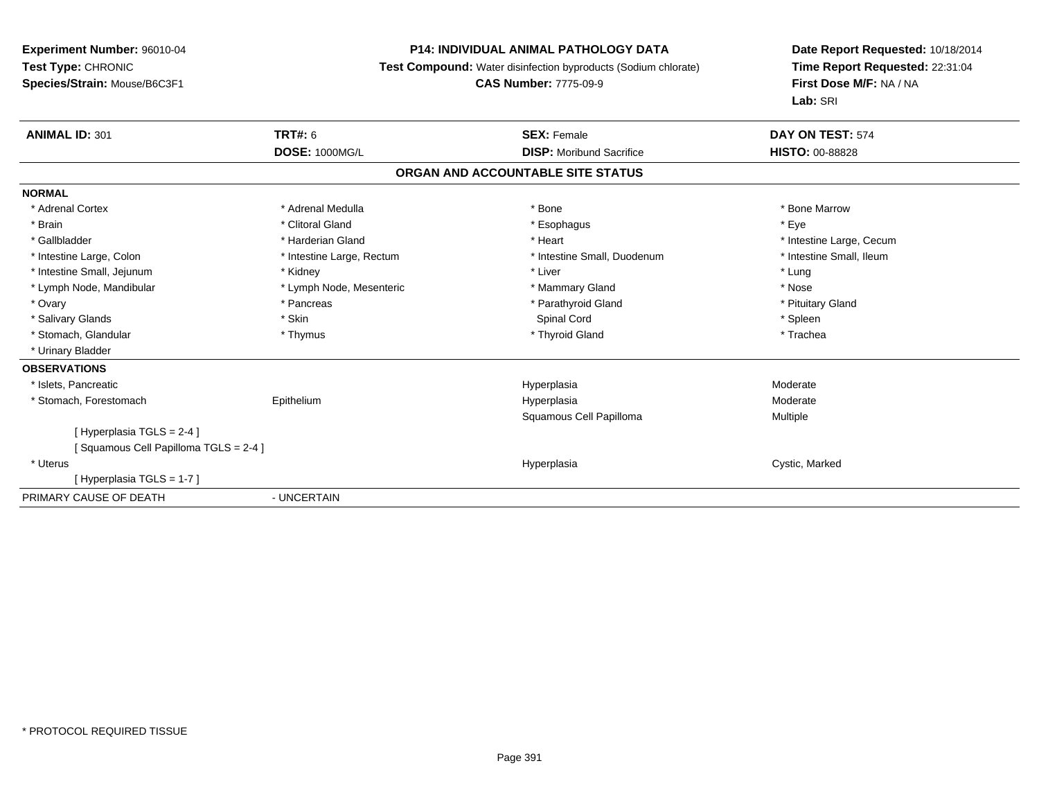**Experiment Number:** 96010-04
**Test Type:** CHRONIC
**Species/Strain:** Mouse/B6C3F1

**P14: INDIVIDUAL ANIMAL PATHOLOGY DATA**
**Test Compound:** Water disinfection byproducts (Sodium chlorate)
**CAS Number:** 7775-09-9

**Date Report Requested:** 10/18/2014
**Time Report Requested:** 22:31:04
**First Dose M/F:** NA / NA
**Lab:** SRI

| **ANIMAL ID:** 301 | **TRT#:** 6 | **SEX:** Female | **DAY ON TEST:** 574 |
|---|---|---|---|
| | **DOSE:** 1000MG/L | **DISP:** Moribund Sacrifice | **HISTO:** 00-88828 |

## ORGAN AND ACCOUNTABLE SITE STATUS

**NORMAL**

| | | | |
|---|---|---|---|
| * Adrenal Cortex | * Adrenal Medulla | * Bone | * Bone Marrow |
| * Brain | * Clitoral Gland | * Esophagus | * Eye |
| * Gallbladder | * Harderian Gland | * Heart | * Intestine Large, Cecum |
| * Intestine Large, Colon | * Intestine Large, Rectum | * Intestine Small, Duodenum | * Intestine Small, Ileum |
| * Intestine Small, Jejunum | * Kidney | * Liver | * Lung |
| * Lymph Node, Mandibular | * Lymph Node, Mesenteric | * Mammary Gland | * Nose |
| * Ovary | * Pancreas | * Parathyroid Gland | * Pituitary Gland |
| * Salivary Glands | * Skin | Spinal Cord | * Spleen |
| * Stomach, Glandular | * Thymus | * Thyroid Gland | * Trachea |
| * Urinary Bladder | | | |

**OBSERVATIONS**

| | | | |
|---|---|---|---|
| * Islets, Pancreatic | | Hyperplasia | Moderate |
| * Stomach, Forestomach | Epithelium | Hyperplasia | Moderate |
| | | Squamous Cell Papilloma | Multiple |
| [ Hyperplasia TGLS = 2-4 ] | | | |
| [ Squamous Cell Papilloma TGLS = 2-4 ] | | | |
| * Uterus | | Hyperplasia | Cystic, Marked |
| [ Hyperplasia TGLS = 1-7 ] | | | |

PRIMARY CAUSE OF DEATH - UNCERTAIN

* PROTOCOL REQUIRED TISSUE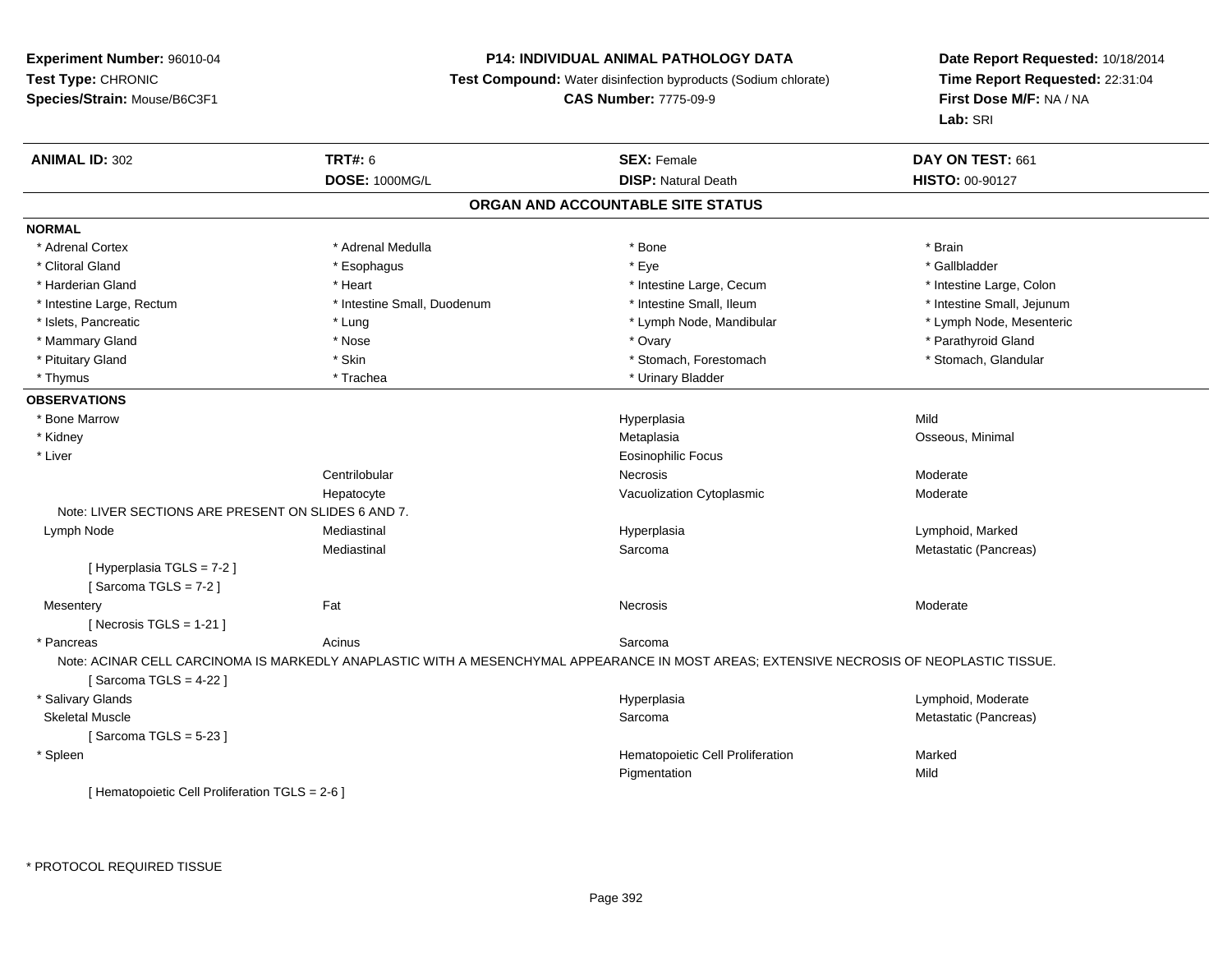**Experiment Number:** 96010-04
**Test Type:** CHRONIC
**Species/Strain:** Mouse/B6C3F1

**P14: INDIVIDUAL ANIMAL PATHOLOGY DATA**
**Test Compound:** Water disinfection byproducts (Sodium chlorate)
**CAS Number:** 7775-09-9

**Date Report Requested:** 10/18/2014
**Time Report Requested:** 22:31:04
**First Dose M/F:** NA / NA
**Lab:** SRI

| **ANIMAL ID:** 302 | **TRT#:** 6 | **SEX:** Female | **DAY ON TEST:** 661 |
|---|---|---|---|
| | **DOSE:** 1000MG/L | **DISP:** Natural Death | **HISTO:** 00-90127 |

## ORGAN AND ACCOUNTABLE SITE STATUS

**NORMAL**

| | | | |
|---|---|---|---|
| * Adrenal Cortex | * Adrenal Medulla | * Bone | * Brain |
| * Clitoral Gland | * Esophagus | * Eye | * Gallbladder |
| * Harderian Gland | * Heart | * Intestine Large, Cecum | * Intestine Large, Colon |
| * Intestine Large, Rectum | * Intestine Small, Duodenum | * Intestine Small, Ileum | * Intestine Small, Jejunum |
| * Islets, Pancreatic | * Lung | * Lymph Node, Mandibular | * Lymph Node, Mesenteric |
| * Mammary Gland | * Nose | * Ovary | * Parathyroid Gland |
| * Pituitary Gland | * Skin | * Stomach, Forestomach | * Stomach, Glandular |
| * Thymus | * Trachea | * Urinary Bladder | |

**OBSERVATIONS**

| | | | |
|---|---|---|---|
| * Bone Marrow | | Hyperplasia | Mild |
| * Kidney | | Metaplasia | Osseous, Minimal |
| * Liver | | Eosinophilic Focus | |
| | Centrilobular | Necrosis | Moderate |
| | Hepatocyte | Vacuolization Cytoplasmic | Moderate |
| Note: LIVER SECTIONS ARE PRESENT ON SLIDES 6 AND 7. | | | |
| Lymph Node | Mediastinal | Hyperplasia | Lymphoid, Marked |
| | Mediastinal | Sarcoma | Metastatic (Pancreas) |
| [ Hyperplasia TGLS = 7-2 ] | | | |
| [ Sarcoma TGLS = 7-2 ] | | | |
| Mesentery | Fat | Necrosis | Moderate |
| [ Necrosis TGLS = 1-21 ] | | | |
| * Pancreas | Acinus | Sarcoma | |
| Note: ACINAR CELL CARCINOMA IS MARKEDLY ANAPLASTIC WITH A MESENCHYMAL APPEARANCE IN MOST AREAS; EXTENSIVE NECROSIS OF NEOPLASTIC TISSUE. | | | |
| [ Sarcoma TGLS = 4-22 ] | | | |
| * Salivary Glands | | Hyperplasia | Lymphoid, Moderate |
| Skeletal Muscle | | Sarcoma | Metastatic (Pancreas) |
| [ Sarcoma TGLS = 5-23 ] | | | |
| * Spleen | | Hematopoietic Cell Proliferation | Marked |
| | | Pigmentation | Mild |
| [ Hematopoietic Cell Proliferation TGLS = 2-6 ] | | | |

* PROTOCOL REQUIRED TISSUE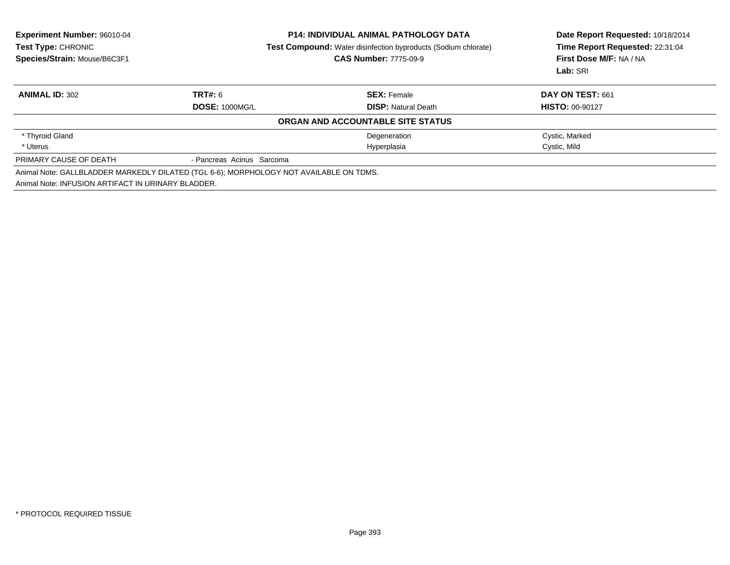**Experiment Number:** 96010-04
**Test Type:** CHRONIC
**Species/Strain:** Mouse/B6C3F1

**P14: INDIVIDUAL ANIMAL PATHOLOGY DATA**
**Test Compound:** Water disinfection byproducts (Sodium chlorate)
**CAS Number:** 7775-09-9

**Date Report Requested:** 10/18/2014
**Time Report Requested:** 22:31:04
**First Dose M/F:** NA / NA
**Lab:** SRI

| **ANIMAL ID:** 302 | **TRT#:** 6 | **SEX:** Female | **DAY ON TEST:** 661 |
|---|---|---|---|
| | **DOSE:** 1000MG/L | **DISP:** Natural Death | **HISTO:** 00-90127 |

**ORGAN AND ACCOUNTABLE SITE STATUS**

| | | | |
|---|---|---|---|
| * Thyroid Gland | | Degeneration | Cystic, Marked |
| * Uterus | | Hyperplasia | Cystic, Mild |
| PRIMARY CAUSE OF DEATH | - Pancreas Acinus Sarcoma | | |

Animal Note: GALLBLADDER MARKEDLY DILATED (TGL 6-6); MORPHOLOGY NOT AVAILABLE ON TDMS.

Animal Note: INFUSION ARTIFACT IN URINARY BLADDER.

* PROTOCOL REQUIRED TISSUE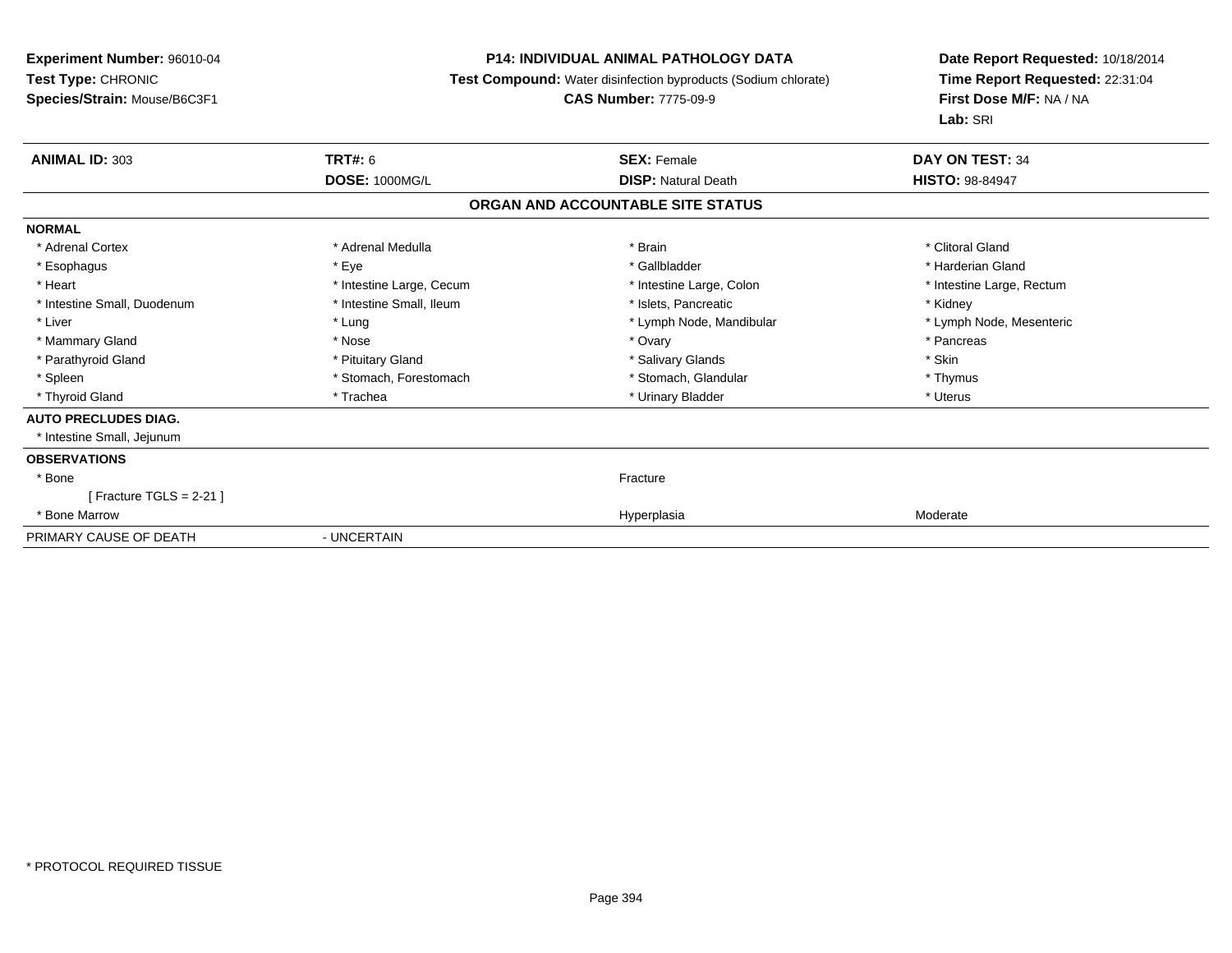**Experiment Number:** 96010-04
**Test Type:** CHRONIC
**Species/Strain:** Mouse/B6C3F1

**P14: INDIVIDUAL ANIMAL PATHOLOGY DATA**
**Test Compound:** Water disinfection byproducts (Sodium chlorate)
**CAS Number:** 7775-09-9

**Date Report Requested:** 10/18/2014
**Time Report Requested:** 22:31:04
**First Dose M/F:** NA / NA
**Lab:** SRI

| **ANIMAL ID:** 303 | **TRT#:** 6 | **SEX:** Female | **DAY ON TEST:** 34 |
|---|---|---|---|
| | **DOSE:** 1000MG/L | **DISP:** Natural Death | **HISTO:** 98-84947 |

**ORGAN AND ACCOUNTABLE SITE STATUS**

**NORMAL**

| | | | |
|---|---|---|---|
| * Adrenal Cortex | * Adrenal Medulla | * Brain | * Clitoral Gland |
| * Esophagus | * Eye | * Gallbladder | * Harderian Gland |
| * Heart | * Intestine Large, Cecum | * Intestine Large, Colon | * Intestine Large, Rectum |
| * Intestine Small, Duodenum | * Intestine Small, Ileum | * Islets, Pancreatic | * Kidney |
| * Liver | * Lung | * Lymph Node, Mandibular | * Lymph Node, Mesenteric |
| * Mammary Gland | * Nose | * Ovary | * Pancreas |
| * Parathyroid Gland | * Pituitary Gland | * Salivary Glands | * Skin |
| * Spleen | * Stomach, Forestomach | * Stomach, Glandular | * Thymus |
| * Thyroid Gland | * Trachea | * Urinary Bladder | * Uterus |

**AUTO PRECLUDES DIAG.**

* Intestine Small, Jejunum

**OBSERVATIONS**

| | | |
|---|---|---|
| * Bone | Fracture | |
| [ Fracture TGLS = 2-21 ] | | |
| * Bone Marrow | Hyperplasia | Moderate |

PRIMARY CAUSE OF DEATH - UNCERTAIN

* PROTOCOL REQUIRED TISSUE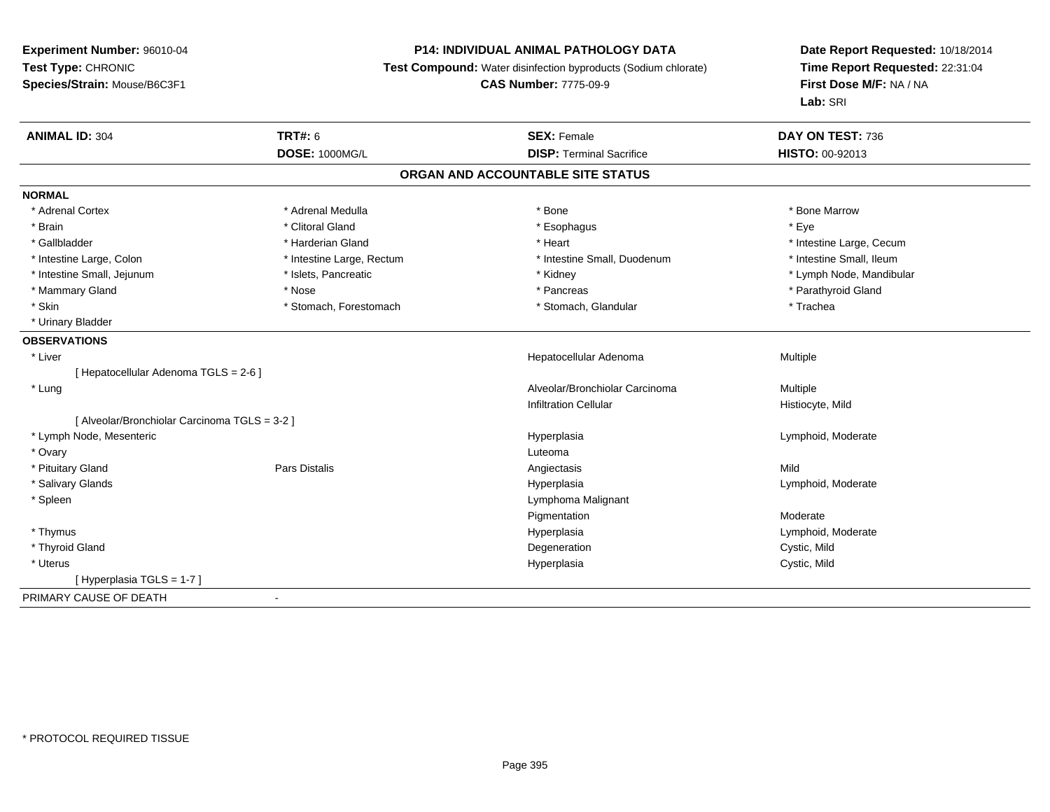**Experiment Number:** 96010-04
**Test Type:** CHRONIC
**Species/Strain:** Mouse/B6C3F1

**P14: INDIVIDUAL ANIMAL PATHOLOGY DATA**
**Test Compound:** Water disinfection byproducts (Sodium chlorate)
**CAS Number:** 7775-09-9

**Date Report Requested:** 10/18/2014
**Time Report Requested:** 22:31:04
**First Dose M/F:** NA / NA
**Lab:** SRI

| **ANIMAL ID:** 304 | **TRT#:** 6 | **SEX:** Female | **DAY ON TEST:** 736 |
|---|---|---|---|
| | **DOSE:** 1000MG/L | **DISP:** Terminal Sacrifice | **HISTO:** 00-92013 |

## ORGAN AND ACCOUNTABLE SITE STATUS

**NORMAL**

| | | | |
|---|---|---|---|
| * Adrenal Cortex | * Adrenal Medulla | * Bone | * Bone Marrow |
| * Brain | * Clitoral Gland | * Esophagus | * Eye |
| * Gallbladder | * Harderian Gland | * Heart | * Intestine Large, Cecum |
| * Intestine Large, Colon | * Intestine Large, Rectum | * Intestine Small, Duodenum | * Intestine Small, Ileum |
| * Intestine Small, Jejunum | * Islets, Pancreatic | * Kidney | * Lymph Node, Mandibular |
| * Mammary Gland | * Nose | * Pancreas | * Parathyroid Gland |
| * Skin | * Stomach, Forestomach | * Stomach, Glandular | * Trachea |
| * Urinary Bladder | | | |

**OBSERVATIONS**

| | | | |
|---|---|---|---|
| * Liver | | Hepatocellular Adenoma | Multiple |
| [ Hepatocellular Adenoma TGLS = 2-6 ] | | | |
| * Lung | | Alveolar/Bronchiolar Carcinoma | Multiple |
| | | Infiltration Cellular | Histiocyte, Mild |
| [ Alveolar/Bronchiolar Carcinoma TGLS = 3-2 ] | | | |
| * Lymph Node, Mesenteric | | Hyperplasia | Lymphoid, Moderate |
| * Ovary | | Luteoma | |
| * Pituitary Gland | Pars Distalis | Angiectasis | Mild |
| * Salivary Glands | | Hyperplasia | Lymphoid, Moderate |
| * Spleen | | Lymphoma Malignant | |
| | | Pigmentation | Moderate |
| * Thymus | | Hyperplasia | Lymphoid, Moderate |
| * Thyroid Gland | | Degeneration | Cystic, Mild |
| * Uterus | | Hyperplasia | Cystic, Mild |
| [ Hyperplasia TGLS = 1-7 ] | | | |

PRIMARY CAUSE OF DEATH -

* PROTOCOL REQUIRED TISSUE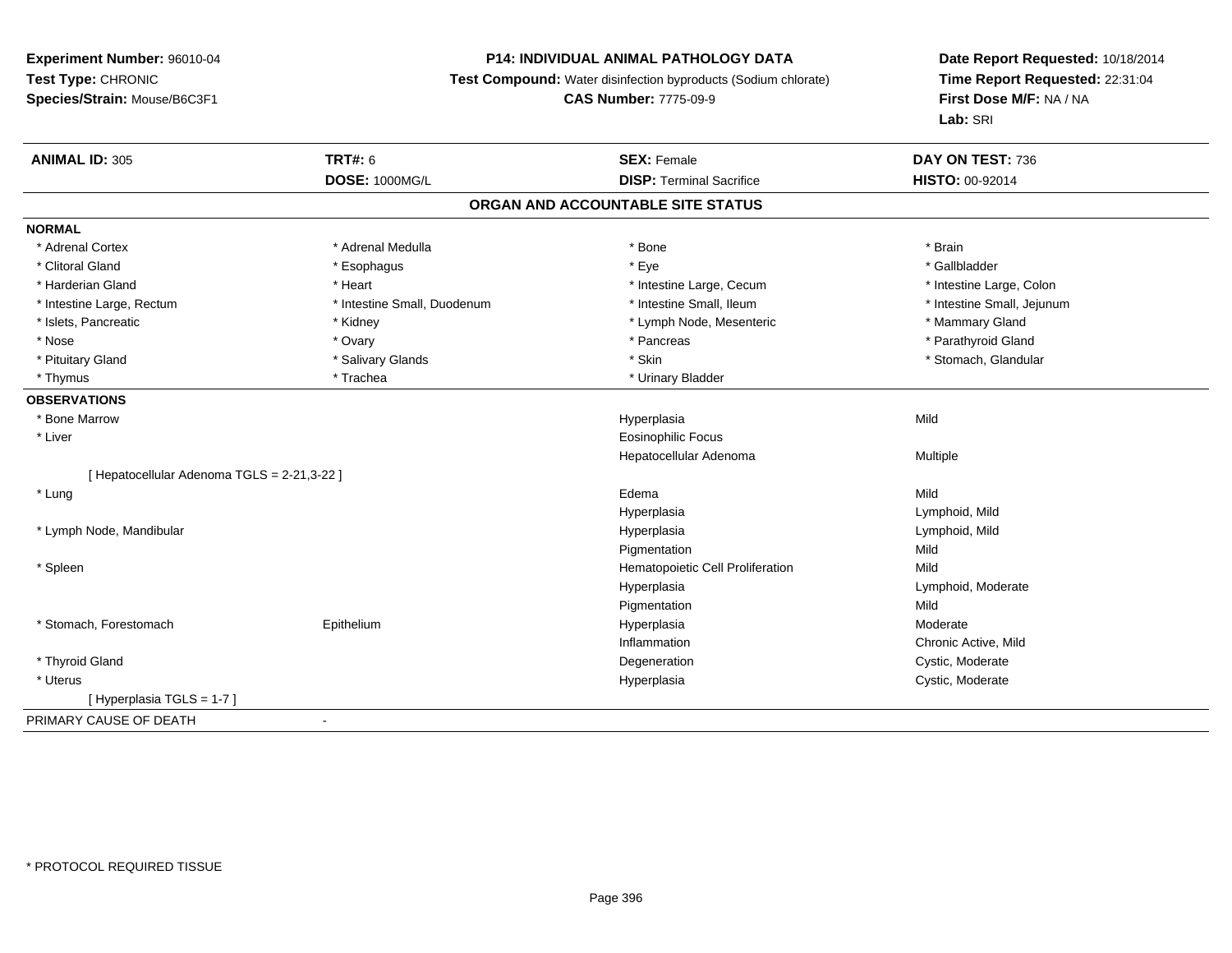**Experiment Number:** 96010-04
**Test Type:** CHRONIC
**Species/Strain:** Mouse/B6C3F1

**P14: INDIVIDUAL ANIMAL PATHOLOGY DATA**
**Test Compound:** Water disinfection byproducts (Sodium chlorate)
**CAS Number:** 7775-09-9

**Date Report Requested:** 10/18/2014
**Time Report Requested:** 22:31:04
**First Dose M/F:** NA / NA
**Lab:** SRI

| **ANIMAL ID:** 305 | **TRT#:** 6 | **SEX:** Female | **DAY ON TEST:** 736 |
|---|---|---|---|
| | **DOSE:** 1000MG/L | **DISP:** Terminal Sacrifice | **HISTO:** 00-92014 |

## ORGAN AND ACCOUNTABLE SITE STATUS

**NORMAL**

| | | | |
|---|---|---|---|
| * Adrenal Cortex | * Adrenal Medulla | * Bone | * Brain |
| * Clitoral Gland | * Esophagus | * Eye | * Gallbladder |
| * Harderian Gland | * Heart | * Intestine Large, Cecum | * Intestine Large, Colon |
| * Intestine Large, Rectum | * Intestine Small, Duodenum | * Intestine Small, Ileum | * Intestine Small, Jejunum |
| * Islets, Pancreatic | * Kidney | * Lymph Node, Mesenteric | * Mammary Gland |
| * Nose | * Ovary | * Pancreas | * Parathyroid Gland |
| * Pituitary Gland | * Salivary Glands | * Skin | * Stomach, Glandular |
| * Thymus | * Trachea | * Urinary Bladder | |

**OBSERVATIONS**

| | | | |
|---|---|---|---|
| * Bone Marrow | | Hyperplasia | Mild |
| * Liver | | Eosinophilic Focus | |
| | | Hepatocellular Adenoma | Multiple |
| [ Hepatocellular Adenoma TGLS = 2-21,3-22 ] | | | |
| * Lung | | Edema | Mild |
| | | Hyperplasia | Lymphoid, Mild |
| * Lymph Node, Mandibular | | Hyperplasia | Lymphoid, Mild |
| | | Pigmentation | Mild |
| * Spleen | | Hematopoietic Cell Proliferation | Mild |
| | | Hyperplasia | Lymphoid, Moderate |
| | | Pigmentation | Mild |
| * Stomach, Forestomach | Epithelium | Hyperplasia | Moderate |
| | | Inflammation | Chronic Active, Mild |
| * Thyroid Gland | | Degeneration | Cystic, Moderate |
| * Uterus | | Hyperplasia | Cystic, Moderate |
| [ Hyperplasia TGLS = 1-7 ] | | | |

PRIMARY CAUSE OF DEATH -

* PROTOCOL REQUIRED TISSUE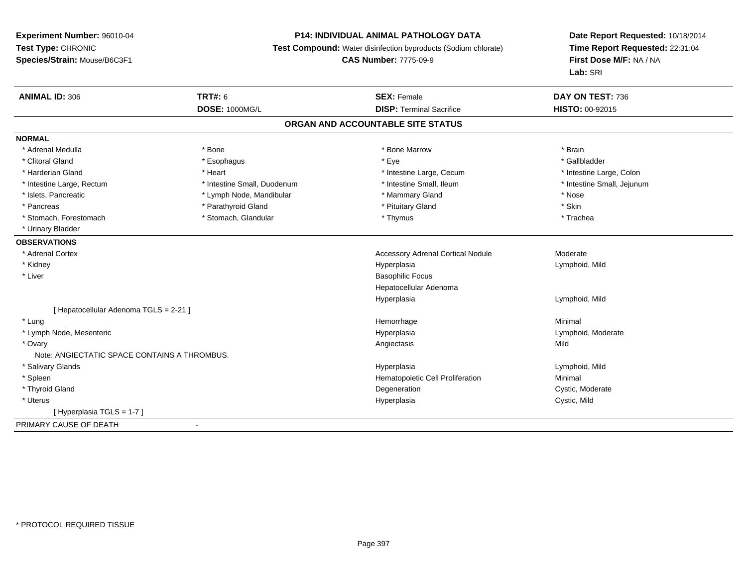**Experiment Number:** 96010-04
**Test Type:** CHRONIC
**Species/Strain:** Mouse/B6C3F1

**P14: INDIVIDUAL ANIMAL PATHOLOGY DATA**
**Test Compound:** Water disinfection byproducts (Sodium chlorate)
**CAS Number:** 7775-09-9

**Date Report Requested:** 10/18/2014
**Time Report Requested:** 22:31:04
**First Dose M/F:** NA / NA
**Lab:** SRI

| **ANIMAL ID:** 306 | **TRT#:** 6 | **SEX:** Female | **DAY ON TEST:** 736 |
|---|---|---|---|
| | **DOSE:** 1000MG/L | **DISP:** Terminal Sacrifice | **HISTO:** 00-92015 |

## ORGAN AND ACCOUNTABLE SITE STATUS

**NORMAL**

| | | | |
|---|---|---|---|
| * Adrenal Medulla | * Bone | * Bone Marrow | * Brain |
| * Clitoral Gland | * Esophagus | * Eye | * Gallbladder |
| * Harderian Gland | * Heart | * Intestine Large, Cecum | * Intestine Large, Colon |
| * Intestine Large, Rectum | * Intestine Small, Duodenum | * Intestine Small, Ileum | * Intestine Small, Jejunum |
| * Islets, Pancreatic | * Lymph Node, Mandibular | * Mammary Gland | * Nose |
| * Pancreas | * Parathyroid Gland | * Pituitary Gland | * Skin |
| * Stomach, Forestomach | * Stomach, Glandular | * Thymus | * Trachea |
| * Urinary Bladder | | | |

**OBSERVATIONS**

| | | |
|---|---|---|
| * Adrenal Cortex | Accessory Adrenal Cortical Nodule | Moderate |
| * Kidney | Hyperplasia | Lymphoid, Mild |
| * Liver | Basophilic Focus | |
| | Hepatocellular Adenoma | |
| | Hyperplasia | Lymphoid, Mild |
| [ Hepatocellular Adenoma TGLS = 2-21 ] | | |
| * Lung | Hemorrhage | Minimal |
| * Lymph Node, Mesenteric | Hyperplasia | Lymphoid, Moderate |
| * Ovary | Angiectasis | Mild |
| Note: ANGIECTATIC SPACE CONTAINS A THROMBUS. | | |
| * Salivary Glands | Hyperplasia | Lymphoid, Mild |
| * Spleen | Hematopoietic Cell Proliferation | Minimal |
| * Thyroid Gland | Degeneration | Cystic, Moderate |
| * Uterus | Hyperplasia | Cystic, Mild |
| [ Hyperplasia TGLS = 1-7 ] | | |

PRIMARY CAUSE OF DEATH -

* PROTOCOL REQUIRED TISSUE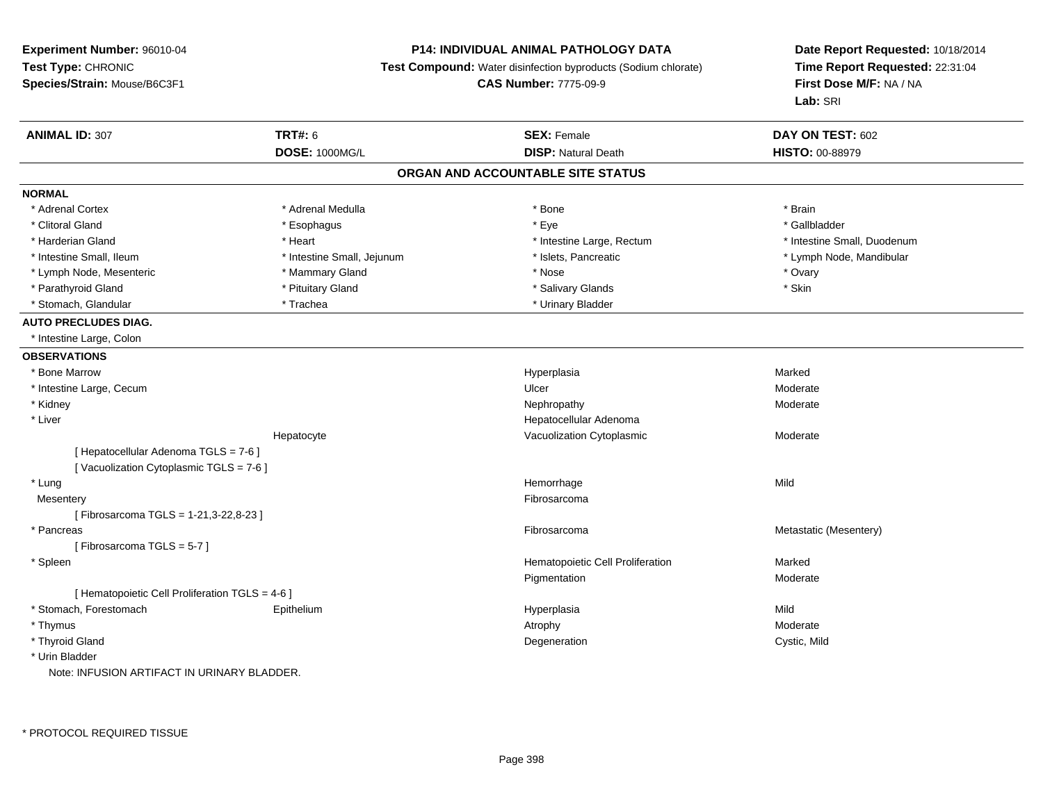**Experiment Number:** 96010-04
**Test Type:** CHRONIC
**Species/Strain:** Mouse/B6C3F1

**P14: INDIVIDUAL ANIMAL PATHOLOGY DATA**
**Test Compound:** Water disinfection byproducts (Sodium chlorate)
**CAS Number:** 7775-09-9

**Date Report Requested:** 10/18/2014
**Time Report Requested:** 22:31:04
**First Dose M/F:** NA / NA
**Lab:** SRI

| **ANIMAL ID:** 307 | **TRT#:** 6 | **SEX:** Female | **DAY ON TEST:** 602 |
|---|---|---|---|
| | **DOSE:** 1000MG/L | **DISP:** Natural Death | **HISTO:** 00-88979 |

## ORGAN AND ACCOUNTABLE SITE STATUS

**NORMAL**

| | | | |
|---|---|---|---|
| * Adrenal Cortex | * Adrenal Medulla | * Bone | * Brain |
| * Clitoral Gland | * Esophagus | * Eye | * Gallbladder |
| * Harderian Gland | * Heart | * Intestine Large, Rectum | * Intestine Small, Duodenum |
| * Intestine Small, Ileum | * Intestine Small, Jejunum | * Islets, Pancreatic | * Lymph Node, Mandibular |
| * Lymph Node, Mesenteric | * Mammary Gland | * Nose | * Ovary |
| * Parathyroid Gland | * Pituitary Gland | * Salivary Glands | * Skin |
| * Stomach, Glandular | * Trachea | * Urinary Bladder | |

**AUTO PRECLUDES DIAG.**

* Intestine Large, Colon

**OBSERVATIONS**

| | | | |
|---|---|---|---|
| * Bone Marrow | | Hyperplasia | Marked |
| * Intestine Large, Cecum | | Ulcer | Moderate |
| * Kidney | | Nephropathy | Moderate |
| * Liver | | Hepatocellular Adenoma | |
| | Hepatocyte | Vacuolization Cytoplasmic | Moderate |
| [ Hepatocellular Adenoma TGLS = 7-6 ] | | | |
| [ Vacuolization Cytoplasmic TGLS = 7-6 ] | | | |
| * Lung | | Hemorrhage | Mild |
| Mesentery | | Fibrosarcoma | |
| [ Fibrosarcoma TGLS = 1-21,3-22,8-23 ] | | | |
| * Pancreas | | Fibrosarcoma | Metastatic (Mesentery) |
| [ Fibrosarcoma TGLS = 5-7 ] | | | |
| * Spleen | | Hematopoietic Cell Proliferation | Marked |
| | | Pigmentation | Moderate |
| [ Hematopoietic Cell Proliferation TGLS = 4-6 ] | | | |
| * Stomach, Forestomach | Epithelium | Hyperplasia | Mild |
| * Thymus | | Atrophy | Moderate |
| * Thyroid Gland | | Degeneration | Cystic, Mild |
| * Urin Bladder | | | |

Note: INFUSION ARTIFACT IN URINARY BLADDER.

\* PROTOCOL REQUIRED TISSUE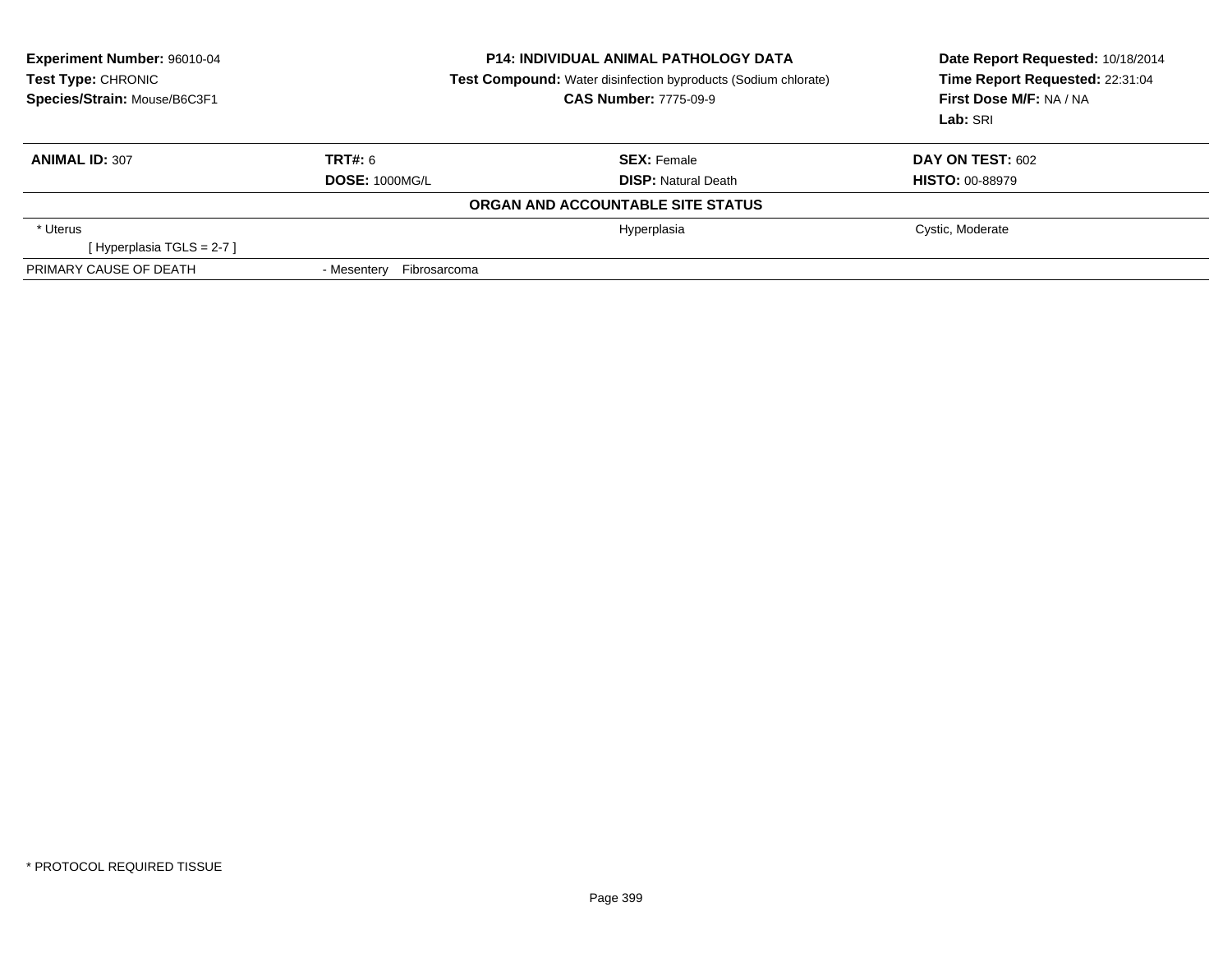**Experiment Number:** 96010-04
**Test Type:** CHRONIC
**Species/Strain:** Mouse/B6C3F1

**P14: INDIVIDUAL ANIMAL PATHOLOGY DATA**
**Test Compound:** Water disinfection byproducts (Sodium chlorate)
**CAS Number:** 7775-09-9

**Date Report Requested:** 10/18/2014
**Time Report Requested:** 22:31:04
**First Dose M/F:** NA / NA
**Lab:** SRI

| **ANIMAL ID:** 307 | **TRT#:** 6 | **SEX:** Female | **DAY ON TEST:** 602 |
|---|---|---|---|
| | **DOSE:** 1000MG/L | **DISP:** Natural Death | **HISTO:** 00-88979 |

**ORGAN AND ACCOUNTABLE SITE STATUS**

| | | |
|---|---|---|
| * Uterus | Hyperplasia | Cystic, Moderate |
| [ Hyperplasia TGLS = 2-7 ] | | |
| PRIMARY CAUSE OF DEATH | - Mesentery Fibrosarcoma | |

* PROTOCOL REQUIRED TISSUE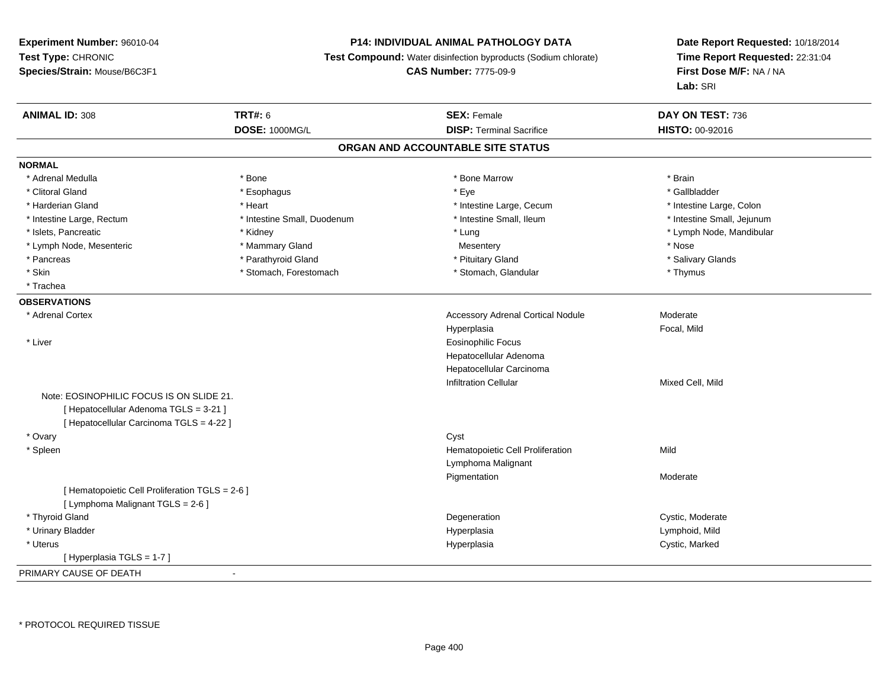**Experiment Number:** 96010-04
**Test Type:** CHRONIC
**Species/Strain:** Mouse/B6C3F1

**P14: INDIVIDUAL ANIMAL PATHOLOGY DATA**
**Test Compound:** Water disinfection byproducts (Sodium chlorate)
**CAS Number:** 7775-09-9

**Date Report Requested:** 10/18/2014
**Time Report Requested:** 22:31:04
**First Dose M/F:** NA / NA
**Lab:** SRI

| **ANIMAL ID:** 308 | **TRT#:** 6 | **SEX:** Female | **DAY ON TEST:** 736 |
|---|---|---|---|
| | **DOSE:** 1000MG/L | **DISP:** Terminal Sacrifice | **HISTO:** 00-92016 |

## ORGAN AND ACCOUNTABLE SITE STATUS

**NORMAL**

| | | | |
|---|---|---|---|
| * Adrenal Medulla | * Bone | * Bone Marrow | * Brain |
| * Clitoral Gland | * Esophagus | * Eye | * Gallbladder |
| * Harderian Gland | * Heart | * Intestine Large, Cecum | * Intestine Large, Colon |
| * Intestine Large, Rectum | * Intestine Small, Duodenum | * Intestine Small, Ileum | * Intestine Small, Jejunum |
| * Islets, Pancreatic | * Kidney | * Lung | * Lymph Node, Mandibular |
| * Lymph Node, Mesenteric | * Mammary Gland | Mesentery | * Nose |
| * Pancreas | * Parathyroid Gland | * Pituitary Gland | * Salivary Glands |
| * Skin | * Stomach, Forestomach | * Stomach, Glandular | * Thymus |
| * Trachea | | | |

**OBSERVATIONS**

| | | |
|---|---|---|
| * Adrenal Cortex | Accessory Adrenal Cortical Nodule | Moderate |
| | Hyperplasia | Focal, Mild |
| * Liver | Eosinophilic Focus | |
| | Hepatocellular Adenoma | |
| | Hepatocellular Carcinoma | |
| | Infiltration Cellular | Mixed Cell, Mild |
| Note: EOSINOPHILIC FOCUS IS ON SLIDE 21. | | |
| [ Hepatocellular Adenoma TGLS = 3-21 ] | | |
| [ Hepatocellular Carcinoma TGLS = 4-22 ] | | |
| * Ovary | Cyst | |
| * Spleen | Hematopoietic Cell Proliferation | Mild |
| | Lymphoma Malignant | |
| | Pigmentation | Moderate |
| [ Hematopoietic Cell Proliferation TGLS = 2-6 ] | | |
| [ Lymphoma Malignant TGLS = 2-6 ] | | |
| * Thyroid Gland | Degeneration | Cystic, Moderate |
| * Urinary Bladder | Hyperplasia | Lymphoid, Mild |
| * Uterus | Hyperplasia | Cystic, Marked |
| [ Hyperplasia TGLS = 1-7 ] | | |

PRIMARY CAUSE OF DEATH -

* PROTOCOL REQUIRED TISSUE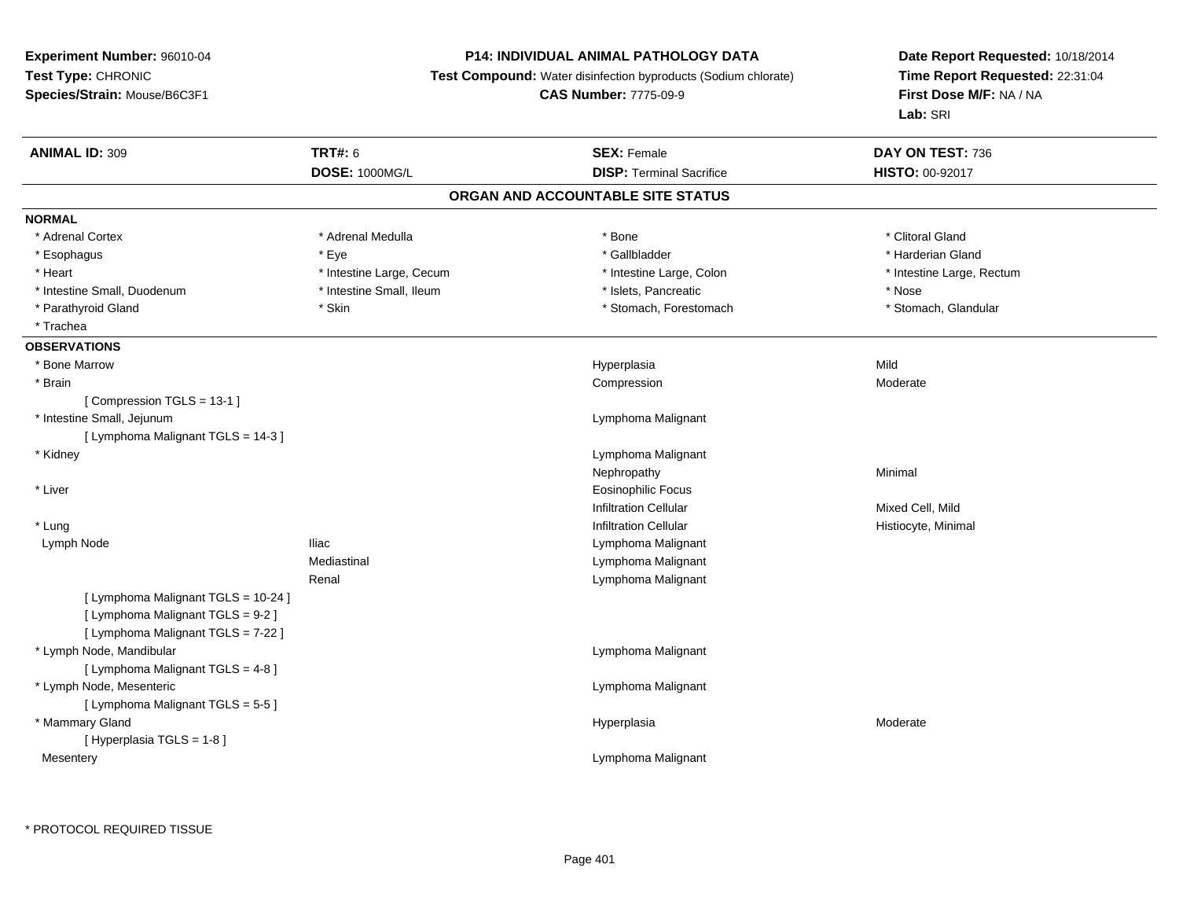**Experiment Number:** 96010-04
**Test Type:** CHRONIC
**Species/Strain:** Mouse/B6C3F1

**P14: INDIVIDUAL ANIMAL PATHOLOGY DATA**
**Test Compound:** Water disinfection byproducts (Sodium chlorate)
**CAS Number:** 7775-09-9

**Date Report Requested:** 10/18/2014
**Time Report Requested:** 22:31:04
**First Dose M/F:** NA / NA
**Lab:** SRI

| **ANIMAL ID:** 309 | **TRT#:** 6 | **SEX:** Female | **DAY ON TEST:** 736 |
|---|---|---|---|
| | **DOSE:** 1000MG/L | **DISP:** Terminal Sacrifice | **HISTO:** 00-92017 |

## ORGAN AND ACCOUNTABLE SITE STATUS

**NORMAL**

| | | | |
|---|---|---|---|
| * Adrenal Cortex | * Adrenal Medulla | * Bone | * Clitoral Gland |
| * Esophagus | * Eye | * Gallbladder | * Harderian Gland |
| * Heart | * Intestine Large, Cecum | * Intestine Large, Colon | * Intestine Large, Rectum |
| * Intestine Small, Duodenum | * Intestine Small, Ileum | * Islets, Pancreatic | * Nose |
| * Parathyroid Gland | * Skin | * Stomach, Forestomach | * Stomach, Glandular |
| * Trachea | | | |

**OBSERVATIONS**

| | | | |
|---|---|---|---|
| * Bone Marrow | | Hyperplasia | Mild |
| * Brain | | Compression | Moderate |
| [ Compression TGLS = 13-1 ] | | | |
| * Intestine Small, Jejunum | | Lymphoma Malignant | |
| [ Lymphoma Malignant TGLS = 14-3 ] | | | |
| * Kidney | | Lymphoma Malignant | |
| | | Nephropathy | Minimal |
| * Liver | | Eosinophilic Focus | |
| | | Infiltration Cellular | Mixed Cell, Mild |
| * Lung | | Infiltration Cellular | Histiocyte, Minimal |
| Lymph Node | Iliac | Lymphoma Malignant | |
| | Mediastinal | Lymphoma Malignant | |
| | Renal | Lymphoma Malignant | |
| [ Lymphoma Malignant TGLS = 10-24 ] | | | |
| [ Lymphoma Malignant TGLS = 9-2 ] | | | |
| [ Lymphoma Malignant TGLS = 7-22 ] | | | |
| * Lymph Node, Mandibular | | Lymphoma Malignant | |
| [ Lymphoma Malignant TGLS = 4-8 ] | | | |
| * Lymph Node, Mesenteric | | Lymphoma Malignant | |
| [ Lymphoma Malignant TGLS = 5-5 ] | | | |
| * Mammary Gland | | Hyperplasia | Moderate |
| [ Hyperplasia TGLS = 1-8 ] | | | |
| Mesentery | | Lymphoma Malignant | |

\* PROTOCOL REQUIRED TISSUE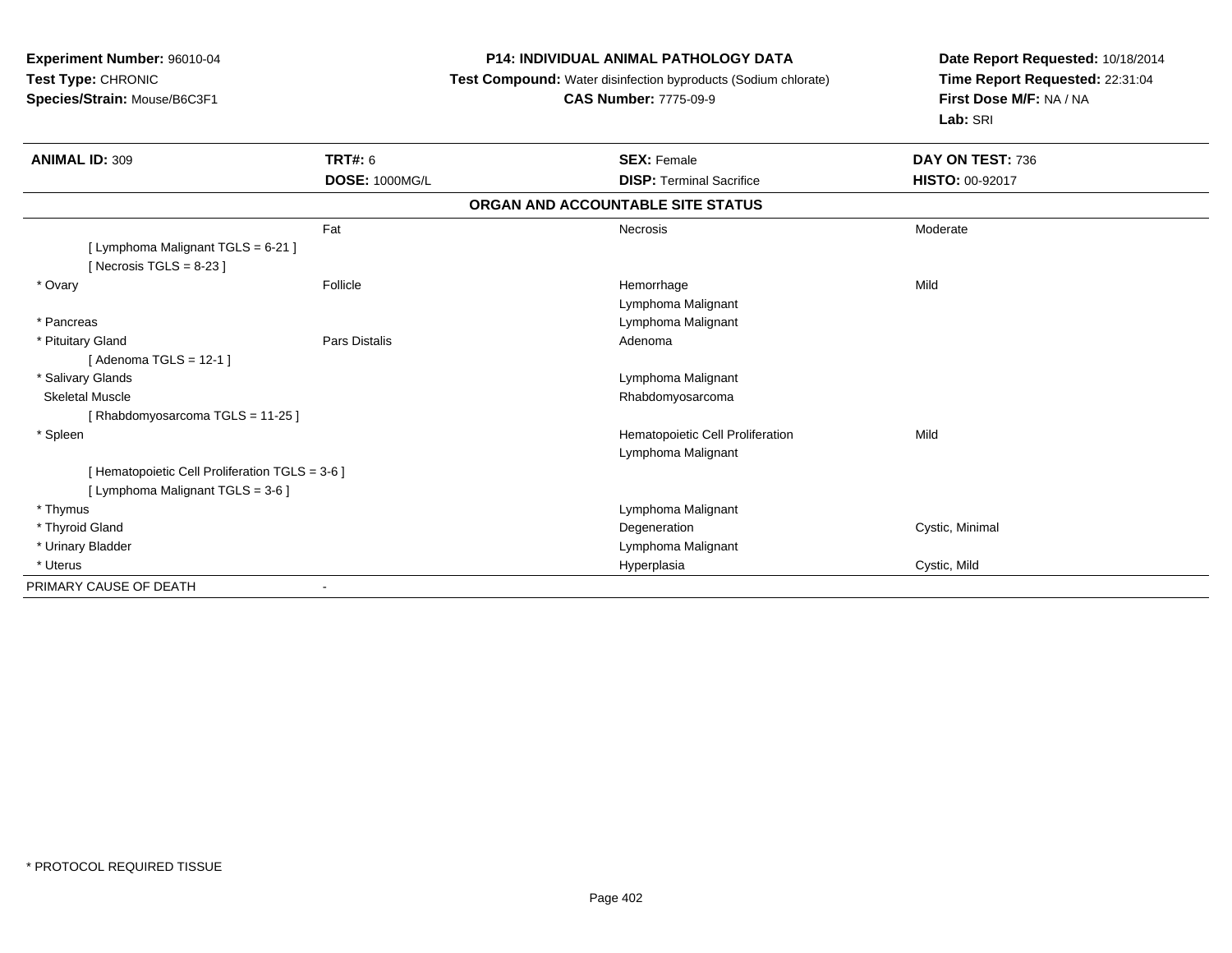**Experiment Number:** 96010-04
**Test Type:** CHRONIC
**Species/Strain:** Mouse/B6C3F1

**P14: INDIVIDUAL ANIMAL PATHOLOGY DATA**
**Test Compound:** Water disinfection byproducts (Sodium chlorate)
**CAS Number:** 7775-09-9

**Date Report Requested:** 10/18/2014
**Time Report Requested:** 22:31:04
**First Dose M/F:** NA / NA
**Lab:** SRI

| **ANIMAL ID:** 309 | **TRT#:** 6 | **SEX:** Female | **DAY ON TEST:** 736 |
|---|---|---|---|
| | **DOSE:** 1000MG/L | **DISP:** Terminal Sacrifice | **HISTO:** 00-92017 |

**ORGAN AND ACCOUNTABLE SITE STATUS**

| | | | |
|---|---|---|---|
| | Fat | Necrosis | Moderate |
| [ Lymphoma Malignant TGLS = 6-21 ] | | | |
| [ Necrosis TGLS = 8-23 ] | | | |
| * Ovary | Follicle | Hemorrhage | Mild |
| | | Lymphoma Malignant | |
| * Pancreas | | Lymphoma Malignant | |
| * Pituitary Gland | Pars Distalis | Adenoma | |
| [ Adenoma TGLS = 12-1 ] | | | |
| * Salivary Glands | | Lymphoma Malignant | |
| Skeletal Muscle | | Rhabdomyosarcoma | |
| [ Rhabdomyosarcoma TGLS = 11-25 ] | | | |
| * Spleen | | Hematopoietic Cell Proliferation | Mild |
| | | Lymphoma Malignant | |
| [ Hematopoietic Cell Proliferation TGLS = 3-6 ] | | | |
| [ Lymphoma Malignant TGLS = 3-6 ] | | | |
| * Thymus | | Lymphoma Malignant | |
| * Thyroid Gland | | Degeneration | Cystic, Minimal |
| * Urinary Bladder | | Lymphoma Malignant | |
| * Uterus | | Hyperplasia | Cystic, Mild |
| PRIMARY CAUSE OF DEATH | - | | |

* PROTOCOL REQUIRED TISSUE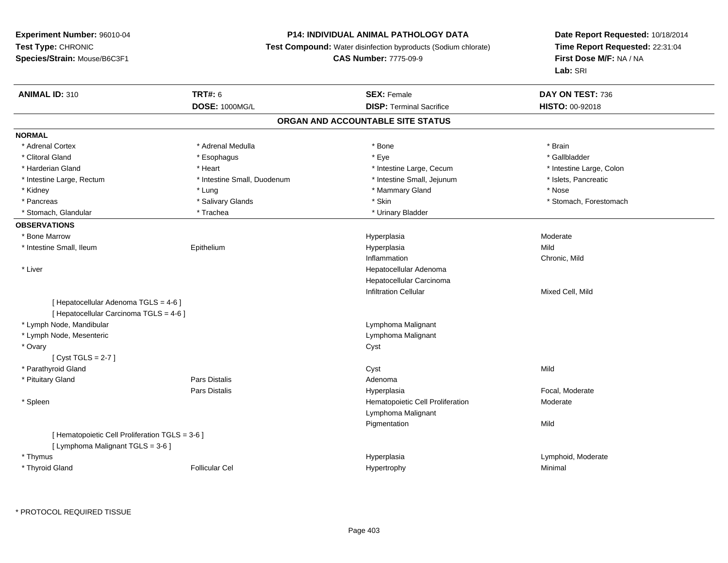**Experiment Number:** 96010-04
**Test Type:** CHRONIC
**Species/Strain:** Mouse/B6C3F1

**P14: INDIVIDUAL ANIMAL PATHOLOGY DATA**
**Test Compound:** Water disinfection byproducts (Sodium chlorate)
**CAS Number:** 7775-09-9

**Date Report Requested:** 10/18/2014
**Time Report Requested:** 22:31:04
**First Dose M/F:** NA / NA
**Lab:** SRI

| **ANIMAL ID:** 310 | **TRT#:** 6 | **SEX:** Female | **DAY ON TEST:** 736 |
|---|---|---|---|
| | **DOSE:** 1000MG/L | **DISP:** Terminal Sacrifice | **HISTO:** 00-92018 |

## ORGAN AND ACCOUNTABLE SITE STATUS

**NORMAL**

| | | | |
|---|---|---|---|
| * Adrenal Cortex | * Adrenal Medulla | * Bone | * Brain |
| * Clitoral Gland | * Esophagus | * Eye | * Gallbladder |
| * Harderian Gland | * Heart | * Intestine Large, Cecum | * Intestine Large, Colon |
| * Intestine Large, Rectum | * Intestine Small, Duodenum | * Intestine Small, Jejunum | * Islets, Pancreatic |
| * Kidney | * Lung | * Mammary Gland | * Nose |
| * Pancreas | * Salivary Glands | * Skin | * Stomach, Forestomach |
| * Stomach, Glandular | * Trachea | * Urinary Bladder | |

**OBSERVATIONS**

| | | | |
|---|---|---|---|
| * Bone Marrow | | Hyperplasia | Moderate |
| * Intestine Small, Ileum | Epithelium | Hyperplasia | Mild |
| | | Inflammation | Chronic, Mild |
| * Liver | | Hepatocellular Adenoma | |
| | | Hepatocellular Carcinoma | |
| | | Infiltration Cellular | Mixed Cell, Mild |
| [ Hepatocellular Adenoma TGLS = 4-6 ] | | | |
| [ Hepatocellular Carcinoma TGLS = 4-6 ] | | | |
| * Lymph Node, Mandibular | | Lymphoma Malignant | |
| * Lymph Node, Mesenteric | | Lymphoma Malignant | |
| * Ovary | | Cyst | |
| [ Cyst TGLS = 2-7 ] | | | |
| * Parathyroid Gland | | Cyst | Mild |
| * Pituitary Gland | Pars Distalis | Adenoma | |
| | Pars Distalis | Hyperplasia | Focal, Moderate |
| * Spleen | | Hematopoietic Cell Proliferation | Moderate |
| | | Lymphoma Malignant | |
| | | Pigmentation | Mild |
| [ Hematopoietic Cell Proliferation TGLS = 3-6 ] | | | |
| [ Lymphoma Malignant TGLS = 3-6 ] | | | |
| * Thymus | | Hyperplasia | Lymphoid, Moderate |
| * Thyroid Gland | Follicular Cel | Hypertrophy | Minimal |

* PROTOCOL REQUIRED TISSUE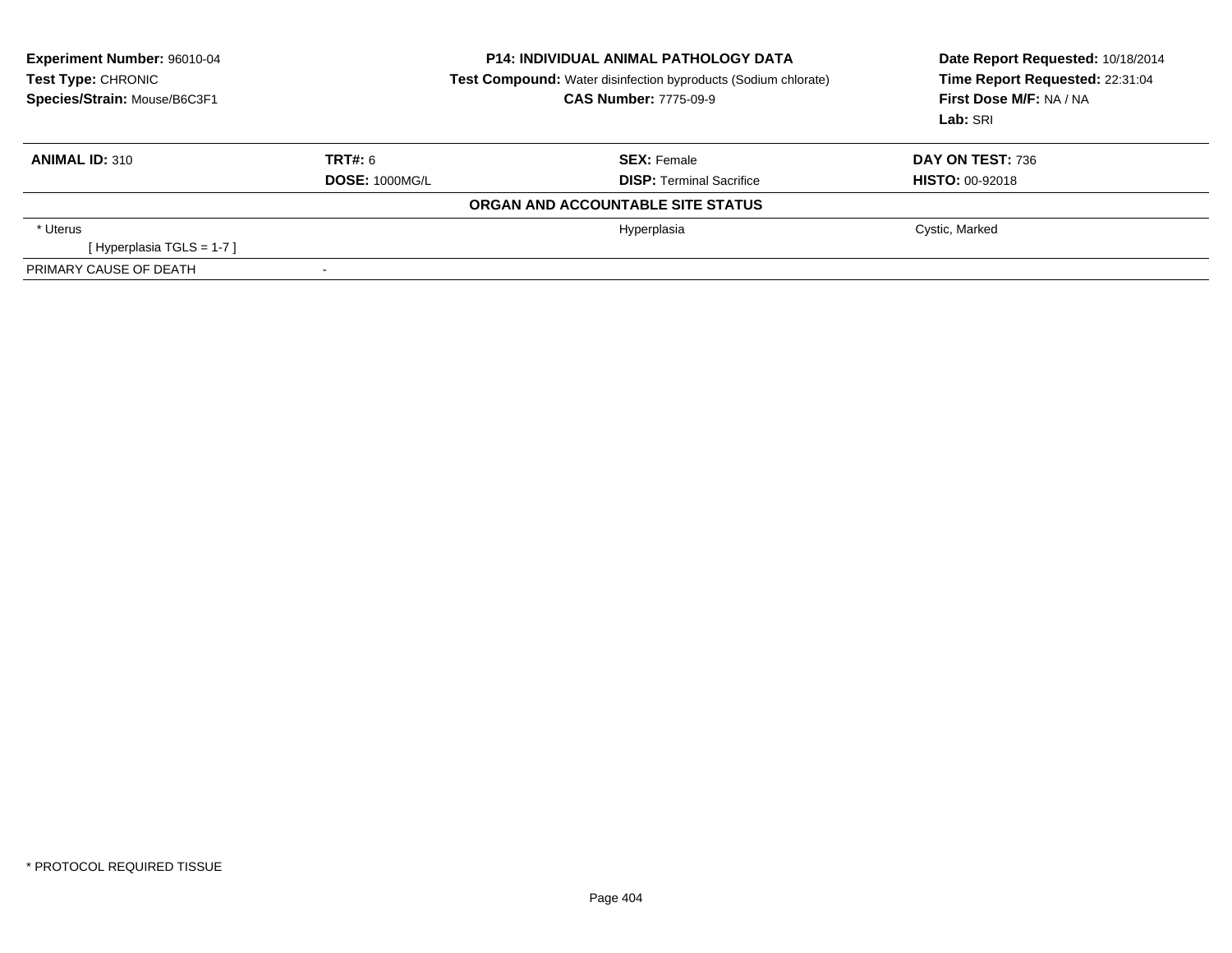**Experiment Number:** 96010-04
**Test Type:** CHRONIC
**Species/Strain:** Mouse/B6C3F1

**P14: INDIVIDUAL ANIMAL PATHOLOGY DATA**
**Test Compound:** Water disinfection byproducts (Sodium chlorate)
**CAS Number:** 7775-09-9

**Date Report Requested:** 10/18/2014
**Time Report Requested:** 22:31:04
**First Dose M/F:** NA / NA
**Lab:** SRI

| **ANIMAL ID:** 310 | **TRT#:** 6 | **SEX:** Female | **DAY ON TEST:** 736 |
|---|---|---|---|
| | **DOSE:** 1000MG/L | **DISP:** Terminal Sacrifice | **HISTO:** 00-92018 |

**ORGAN AND ACCOUNTABLE SITE STATUS**

| | | | |
|---|---|---|---|
| * Uterus | | Hyperplasia | Cystic, Marked |
| [ Hyperplasia TGLS = 1-7 ] | | | |
| PRIMARY CAUSE OF DEATH | - | | |

* PROTOCOL REQUIRED TISSUE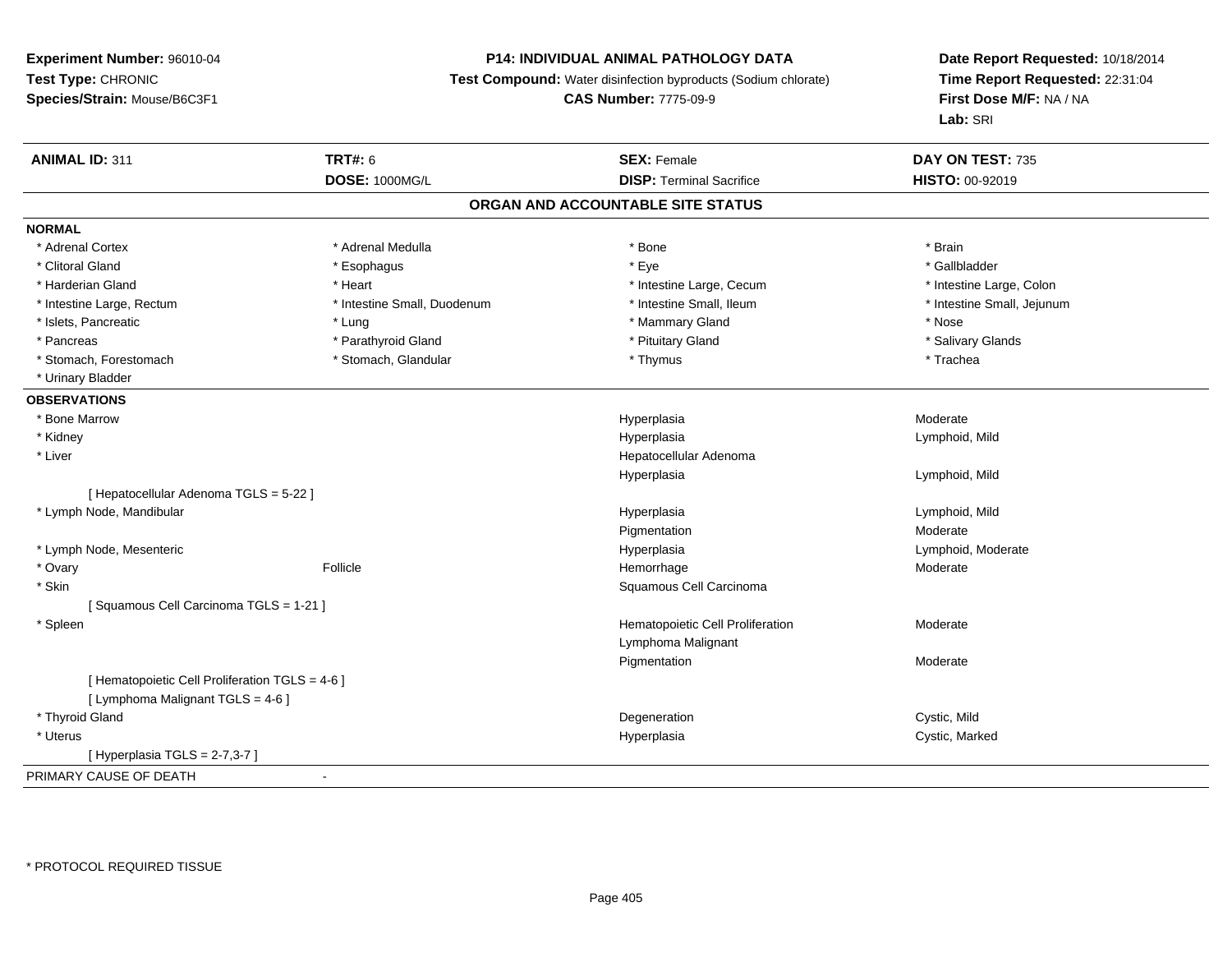**Experiment Number:** 96010-04
**Test Type:** CHRONIC
**Species/Strain:** Mouse/B6C3F1

**P14: INDIVIDUAL ANIMAL PATHOLOGY DATA**
**Test Compound:** Water disinfection byproducts (Sodium chlorate)
**CAS Number:** 7775-09-9

**Date Report Requested:** 10/18/2014
**Time Report Requested:** 22:31:04
**First Dose M/F:** NA / NA
**Lab:** SRI

| **ANIMAL ID:** 311 | **TRT#:** 6 | **SEX:** Female | **DAY ON TEST:** 735 |
|---|---|---|---|
| | **DOSE:** 1000MG/L | **DISP:** Terminal Sacrifice | **HISTO:** 00-92019 |

## ORGAN AND ACCOUNTABLE SITE STATUS

**NORMAL**

| | | | |
|---|---|---|---|
| * Adrenal Cortex | * Adrenal Medulla | * Bone | * Brain |
| * Clitoral Gland | * Esophagus | * Eye | * Gallbladder |
| * Harderian Gland | * Heart | * Intestine Large, Cecum | * Intestine Large, Colon |
| * Intestine Large, Rectum | * Intestine Small, Duodenum | * Intestine Small, Ileum | * Intestine Small, Jejunum |
| * Islets, Pancreatic | * Lung | * Mammary Gland | * Nose |
| * Pancreas | * Parathyroid Gland | * Pituitary Gland | * Salivary Glands |
| * Stomach, Forestomach | * Stomach, Glandular | * Thymus | * Trachea |
| * Urinary Bladder | | | |

**OBSERVATIONS**

| | | | |
|---|---|---|---|
| * Bone Marrow | | Hyperplasia | Moderate |
| * Kidney | | Hyperplasia | Lymphoid, Mild |
| * Liver | | Hepatocellular Adenoma | |
| | | Hyperplasia | Lymphoid, Mild |
| [ Hepatocellular Adenoma TGLS = 5-22 ] | | | |
| * Lymph Node, Mandibular | | Hyperplasia | Lymphoid, Mild |
| | | Pigmentation | Moderate |
| * Lymph Node, Mesenteric | | Hyperplasia | Lymphoid, Moderate |
| * Ovary | Follicle | Hemorrhage | Moderate |
| * Skin | | Squamous Cell Carcinoma | |
| [ Squamous Cell Carcinoma TGLS = 1-21 ] | | | |
| * Spleen | | Hematopoietic Cell Proliferation | Moderate |
| | | Lymphoma Malignant | |
| | | Pigmentation | Moderate |
| [ Hematopoietic Cell Proliferation TGLS = 4-6 ] | | | |
| [ Lymphoma Malignant TGLS = 4-6 ] | | | |
| * Thyroid Gland | | Degeneration | Cystic, Mild |
| * Uterus | | Hyperplasia | Cystic, Marked |
| [ Hyperplasia TGLS = 2-7,3-7 ] | | | |

PRIMARY CAUSE OF DEATH -

\* PROTOCOL REQUIRED TISSUE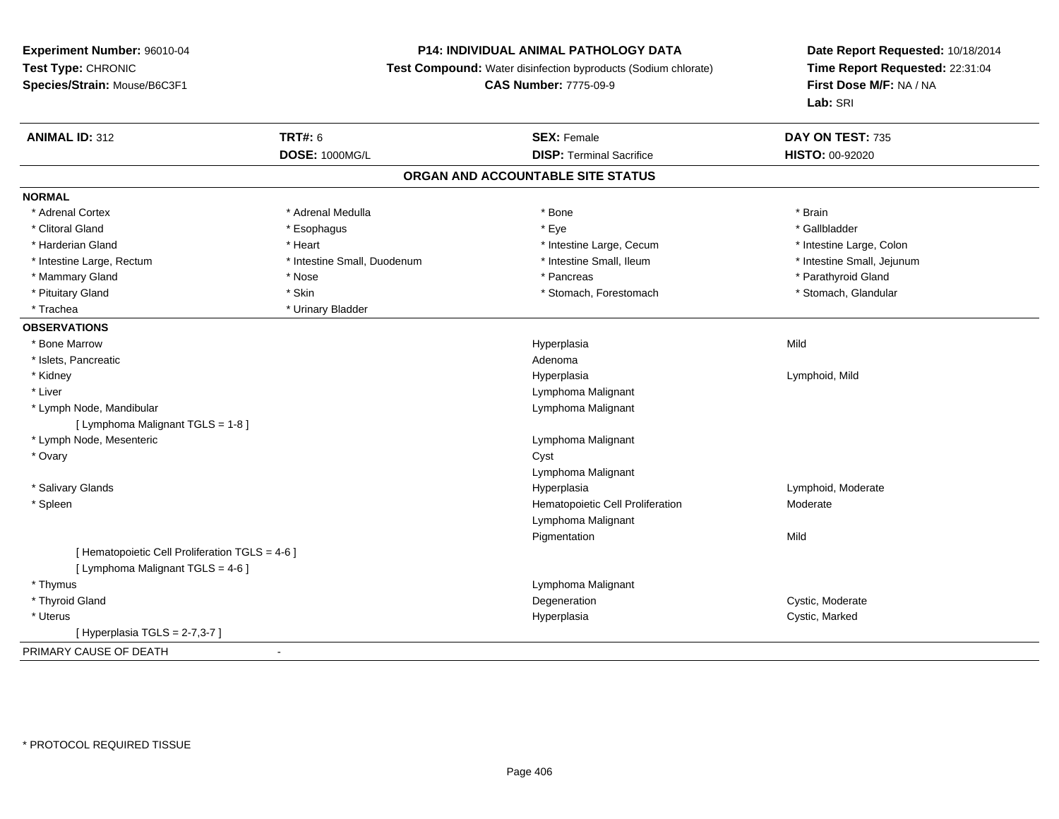**Experiment Number:** 96010-04
**Test Type:** CHRONIC
**Species/Strain:** Mouse/B6C3F1

**P14: INDIVIDUAL ANIMAL PATHOLOGY DATA**
**Test Compound:** Water disinfection byproducts (Sodium chlorate)
**CAS Number:** 7775-09-9

**Date Report Requested:** 10/18/2014
**Time Report Requested:** 22:31:04
**First Dose M/F:** NA / NA
**Lab:** SRI

| **ANIMAL ID:** 312 | **TRT#:** 6 | **SEX:** Female | **DAY ON TEST:** 735 |
|---|---|---|---|
| | **DOSE:** 1000MG/L | **DISP:** Terminal Sacrifice | **HISTO:** 00-92020 |

## ORGAN AND ACCOUNTABLE SITE STATUS

**NORMAL**

| | | | |
|---|---|---|---|
| * Adrenal Cortex | * Adrenal Medulla | * Bone | * Brain |
| * Clitoral Gland | * Esophagus | * Eye | * Gallbladder |
| * Harderian Gland | * Heart | * Intestine Large, Cecum | * Intestine Large, Colon |
| * Intestine Large, Rectum | * Intestine Small, Duodenum | * Intestine Small, Ileum | * Intestine Small, Jejunum |
| * Mammary Gland | * Nose | * Pancreas | * Parathyroid Gland |
| * Pituitary Gland | * Skin | * Stomach, Forestomach | * Stomach, Glandular |
| * Trachea | * Urinary Bladder | | |

**OBSERVATIONS**

| | | |
|---|---|---|
| * Bone Marrow | Hyperplasia | Mild |
| * Islets, Pancreatic | Adenoma | |
| * Kidney | Hyperplasia | Lymphoid, Mild |
| * Liver | Lymphoma Malignant | |
| * Lymph Node, Mandibular | Lymphoma Malignant | |
| [ Lymphoma Malignant TGLS = 1-8 ] | | |
| * Lymph Node, Mesenteric | Lymphoma Malignant | |
| * Ovary | Cyst | |
| | Lymphoma Malignant | |
| * Salivary Glands | Hyperplasia | Lymphoid, Moderate |
| * Spleen | Hematopoietic Cell Proliferation | Moderate |
| | Lymphoma Malignant | |
| | Pigmentation | Mild |
| [ Hematopoietic Cell Proliferation TGLS = 4-6 ] | | |
| [ Lymphoma Malignant TGLS = 4-6 ] | | |
| * Thymus | Lymphoma Malignant | |
| * Thyroid Gland | Degeneration | Cystic, Moderate |
| * Uterus | Hyperplasia | Cystic, Marked |
| [ Hyperplasia TGLS = 2-7,3-7 ] | | |

PRIMARY CAUSE OF DEATH -

* PROTOCOL REQUIRED TISSUE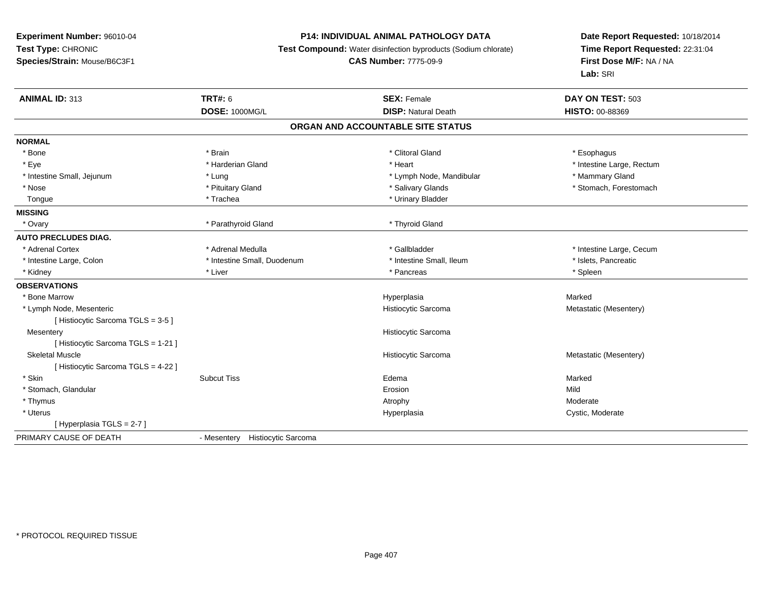**Experiment Number:** 96010-04
**Test Type:** CHRONIC
**Species/Strain:** Mouse/B6C3F1

**P14: INDIVIDUAL ANIMAL PATHOLOGY DATA**
**Test Compound:** Water disinfection byproducts (Sodium chlorate)
**CAS Number:** 7775-09-9

**Date Report Requested:** 10/18/2014
**Time Report Requested:** 22:31:04
**First Dose M/F:** NA / NA
**Lab:** SRI

| **ANIMAL ID:** 313 | **TRT#:** 6 | **SEX:** Female | **DAY ON TEST:** 503 |
|---|---|---|---|
| | **DOSE:** 1000MG/L | **DISP:** Natural Death | **HISTO:** 00-88369 |

## ORGAN AND ACCOUNTABLE SITE STATUS

| | | | |
|---|---|---|---|
| **NORMAL** | | | |
| * Bone | * Brain | * Clitoral Gland | * Esophagus |
| * Eye | * Harderian Gland | * Heart | * Intestine Large, Rectum |
| * Intestine Small, Jejunum | * Lung | * Lymph Node, Mandibular | * Mammary Gland |
| * Nose | * Pituitary Gland | * Salivary Glands | * Stomach, Forestomach |
| Tongue | * Trachea | * Urinary Bladder | |
| **MISSING** | | | |
| * Ovary | * Parathyroid Gland | * Thyroid Gland | |
| **AUTO PRECLUDES DIAG.** | | | |
| * Adrenal Cortex | * Adrenal Medulla | * Gallbladder | * Intestine Large, Cecum |
| * Intestine Large, Colon | * Intestine Small, Duodenum | * Intestine Small, Ileum | * Islets, Pancreatic |
| * Kidney | * Liver | * Pancreas | * Spleen |
| **OBSERVATIONS** | | | |
| * Bone Marrow | | Hyperplasia | Marked |
| * Lymph Node, Mesenteric | | Histiocytic Sarcoma | Metastatic (Mesentery) |
| [ Histiocytic Sarcoma TGLS = 3-5 ] | | | |
| Mesentery | | Histiocytic Sarcoma | |
| [ Histiocytic Sarcoma TGLS = 1-21 ] | | | |
| Skeletal Muscle | | Histiocytic Sarcoma | Metastatic (Mesentery) |
| [ Histiocytic Sarcoma TGLS = 4-22 ] | | | |
| * Skin | Subcut Tiss | Edema | Marked |
| * Stomach, Glandular | | Erosion | Mild |
| * Thymus | | Atrophy | Moderate |
| * Uterus | | Hyperplasia | Cystic, Moderate |
| [ Hyperplasia TGLS = 2-7 ] | | | |
| PRIMARY CAUSE OF DEATH | - Mesentery Histiocytic Sarcoma | | |

* PROTOCOL REQUIRED TISSUE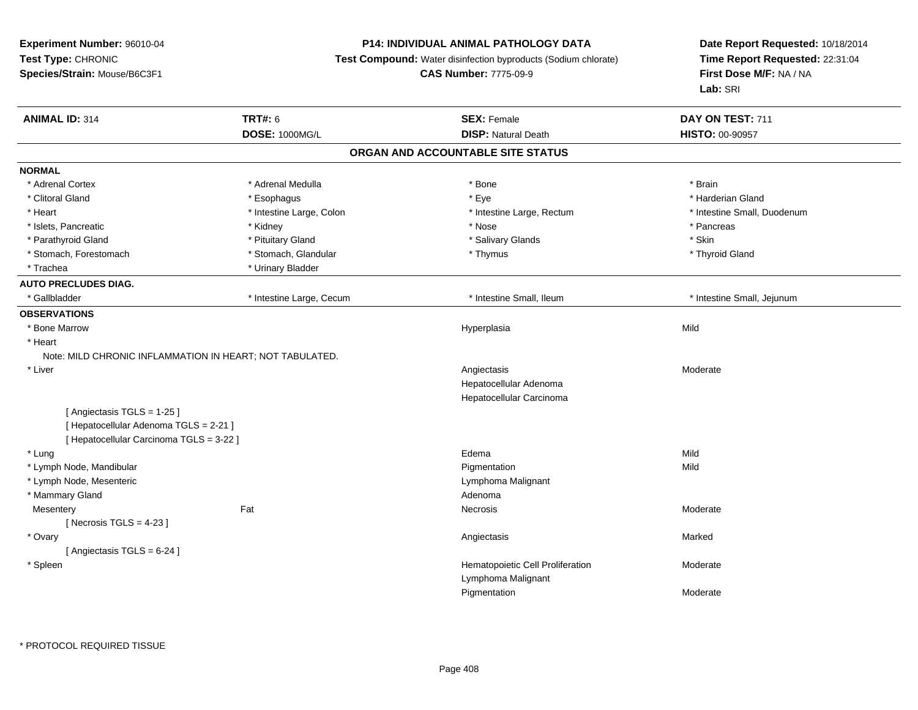**Experiment Number:** 96010-04
**Test Type:** CHRONIC
**Species/Strain:** Mouse/B6C3F1

**P14: INDIVIDUAL ANIMAL PATHOLOGY DATA**
**Test Compound:** Water disinfection byproducts (Sodium chlorate)
**CAS Number:** 7775-09-9

**Date Report Requested:** 10/18/2014
**Time Report Requested:** 22:31:04
**First Dose M/F:** NA / NA
**Lab:** SRI

| **ANIMAL ID:** 314 | **TRT#:** 6 | **SEX:** Female | **DAY ON TEST:** 711 |
|---|---|---|---|
| | **DOSE:** 1000MG/L | **DISP:** Natural Death | **HISTO:** 00-90957 |

## ORGAN AND ACCOUNTABLE SITE STATUS

**NORMAL**

| | | | |
|---|---|---|---|
| * Adrenal Cortex | * Adrenal Medulla | * Bone | * Brain |
| * Clitoral Gland | * Esophagus | * Eye | * Harderian Gland |
| * Heart | * Intestine Large, Colon | * Intestine Large, Rectum | * Intestine Small, Duodenum |
| * Islets, Pancreatic | * Kidney | * Nose | * Pancreas |
| * Parathyroid Gland | * Pituitary Gland | * Salivary Glands | * Skin |
| * Stomach, Forestomach | * Stomach, Glandular | * Thymus | * Thyroid Gland |
| * Trachea | * Urinary Bladder | | |

**AUTO PRECLUDES DIAG.**

| | | | |
|---|---|---|---|
| * Gallbladder | * Intestine Large, Cecum | * Intestine Small, Ileum | * Intestine Small, Jejunum |

**OBSERVATIONS**

| | | | |
|---|---|---|---|
| * Bone Marrow | | Hyperplasia | Mild |
| * Heart | | | |
| Note: MILD CHRONIC INFLAMMATION IN HEART; NOT TABULATED. | | | |
| * Liver | | Angiectasis | Moderate |
| | | Hepatocellular Adenoma | |
| | | Hepatocellular Carcinoma | |
| [ Angiectasis TGLS = 1-25 ] | | | |
| [ Hepatocellular Adenoma TGLS = 2-21 ] | | | |
| [ Hepatocellular Carcinoma TGLS = 3-22 ] | | | |
| * Lung | | Edema | Mild |
| * Lymph Node, Mandibular | | Pigmentation | Mild |
| * Lymph Node, Mesenteric | | Lymphoma Malignant | |
| * Mammary Gland | | Adenoma | |
| Mesentery | Fat | Necrosis | Moderate |
| [ Necrosis TGLS = 4-23 ] | | | |
| * Ovary | | Angiectasis | Marked |
| [ Angiectasis TGLS = 6-24 ] | | | |
| * Spleen | | Hematopoietic Cell Proliferation | Moderate |
| | | Lymphoma Malignant | |
| | | Pigmentation | Moderate |

* PROTOCOL REQUIRED TISSUE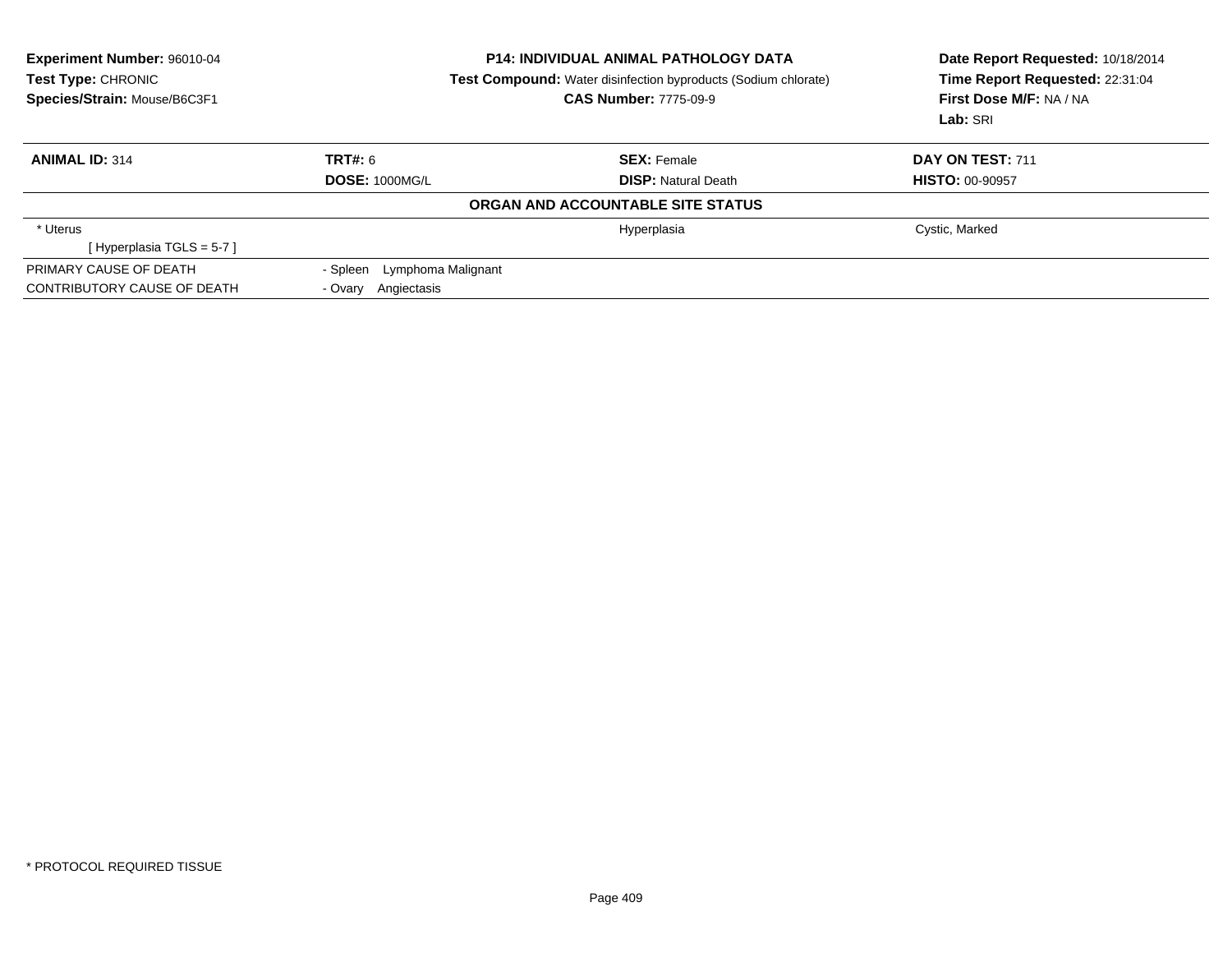**Experiment Number:** 96010-04
**Test Type:** CHRONIC
**Species/Strain:** Mouse/B6C3F1

**P14: INDIVIDUAL ANIMAL PATHOLOGY DATA**
**Test Compound:** Water disinfection byproducts (Sodium chlorate)
**CAS Number:** 7775-09-9

**Date Report Requested:** 10/18/2014
**Time Report Requested:** 22:31:04
**First Dose M/F:** NA / NA
**Lab:** SRI

| **ANIMAL ID:** 314 | **TRT#:** 6 | **SEX:** Female | **DAY ON TEST:** 711 |
|---|---|---|---|
| | **DOSE:** 1000MG/L | **DISP:** Natural Death | **HISTO:** 00-90957 |

**ORGAN AND ACCOUNTABLE SITE STATUS**

| | | | |
|---|---|---|---|
| * Uterus | | Hyperplasia | Cystic, Marked |
| [ Hyperplasia TGLS = 5-7 ] | | | |
| PRIMARY CAUSE OF DEATH | - Spleen Lymphoma Malignant | | |
| CONTRIBUTORY CAUSE OF DEATH | - Ovary Angiectasis | | |

* PROTOCOL REQUIRED TISSUE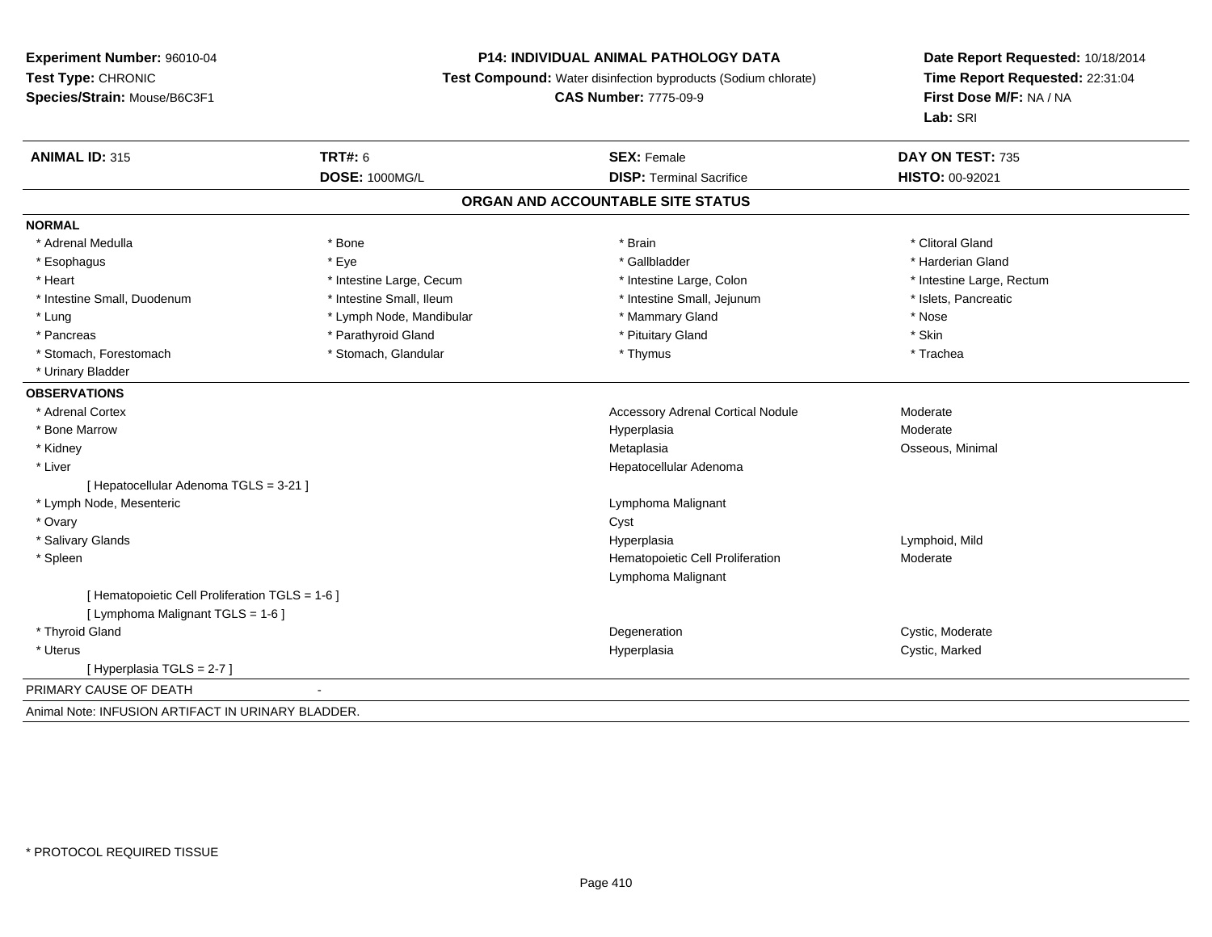**Experiment Number:** 96010-04
**Test Type:** CHRONIC
**Species/Strain:** Mouse/B6C3F1

**P14: INDIVIDUAL ANIMAL PATHOLOGY DATA**
**Test Compound:** Water disinfection byproducts (Sodium chlorate)
**CAS Number:** 7775-09-9

**Date Report Requested:** 10/18/2014
**Time Report Requested:** 22:31:04
**First Dose M/F:** NA / NA
**Lab:** SRI

| **ANIMAL ID:** 315 | **TRT#:** 6 | **SEX:** Female | **DAY ON TEST:** 735 |
|---|---|---|---|
| | **DOSE:** 1000MG/L | **DISP:** Terminal Sacrifice | **HISTO:** 00-92021 |

## ORGAN AND ACCOUNTABLE SITE STATUS

**NORMAL**

| | | | |
|---|---|---|---|
| * Adrenal Medulla | * Bone | * Brain | * Clitoral Gland |
| * Esophagus | * Eye | * Gallbladder | * Harderian Gland |
| * Heart | * Intestine Large, Cecum | * Intestine Large, Colon | * Intestine Large, Rectum |
| * Intestine Small, Duodenum | * Intestine Small, Ileum | * Intestine Small, Jejunum | * Islets, Pancreatic |
| * Lung | * Lymph Node, Mandibular | * Mammary Gland | * Nose |
| * Pancreas | * Parathyroid Gland | * Pituitary Gland | * Skin |
| * Stomach, Forestomach | * Stomach, Glandular | * Thymus | * Trachea |
| * Urinary Bladder | | | |

**OBSERVATIONS**

| Organ | Observation | Severity |
|---|---|---|
| * Adrenal Cortex | Accessory Adrenal Cortical Nodule | Moderate |
| * Bone Marrow | Hyperplasia | Moderate |
| * Kidney | Metaplasia | Osseous, Minimal |
| * Liver | Hepatocellular Adenoma | |
| [ Hepatocellular Adenoma TGLS = 3-21 ] | | |
| * Lymph Node, Mesenteric | Lymphoma Malignant | |
| * Ovary | Cyst | |
| * Salivary Glands | Hyperplasia | Lymphoid, Mild |
| * Spleen | Hematopoietic Cell Proliferation | Moderate |
| | Lymphoma Malignant | |
| [ Hematopoietic Cell Proliferation TGLS = 1-6 ] | | |
| [ Lymphoma Malignant TGLS = 1-6 ] | | |
| * Thyroid Gland | Degeneration | Cystic, Moderate |
| * Uterus | Hyperplasia | Cystic, Marked |
| [ Hyperplasia TGLS = 2-7 ] | | |

PRIMARY CAUSE OF DEATH -

Animal Note: INFUSION ARTIFACT IN URINARY BLADDER.

* PROTOCOL REQUIRED TISSUE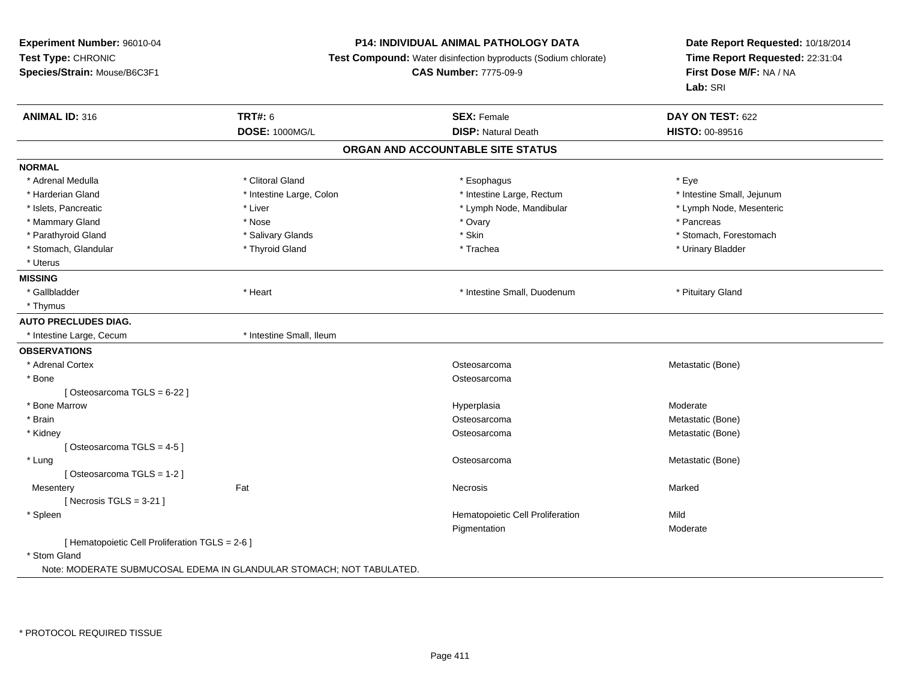**Experiment Number:** 96010-04
**Test Type:** CHRONIC
**Species/Strain:** Mouse/B6C3F1

**P14: INDIVIDUAL ANIMAL PATHOLOGY DATA**
**Test Compound:** Water disinfection byproducts (Sodium chlorate)
**CAS Number:** 7775-09-9

**Date Report Requested:** 10/18/2014
**Time Report Requested:** 22:31:04
**First Dose M/F:** NA / NA
**Lab:** SRI

| **ANIMAL ID:** 316 | **TRT#:** 6 | **SEX:** Female | **DAY ON TEST:** 622 |
|---|---|---|---|
| | **DOSE:** 1000MG/L | **DISP:** Natural Death | **HISTO:** 00-89516 |

## ORGAN AND ACCOUNTABLE SITE STATUS

**NORMAL**

| | | | |
|---|---|---|---|
| * Adrenal Medulla | * Clitoral Gland | * Esophagus | * Eye |
| * Harderian Gland | * Intestine Large, Colon | * Intestine Large, Rectum | * Intestine Small, Jejunum |
| * Islets, Pancreatic | * Liver | * Lymph Node, Mandibular | * Lymph Node, Mesenteric |
| * Mammary Gland | * Nose | * Ovary | * Pancreas |
| * Parathyroid Gland | * Salivary Glands | * Skin | * Stomach, Forestomach |
| * Stomach, Glandular | * Thyroid Gland | * Trachea | * Urinary Bladder |
| * Uterus | | | |

**MISSING**

| | | | |
|---|---|---|---|
| * Gallbladder | * Heart | * Intestine Small, Duodenum | * Pituitary Gland |
| * Thymus | | | |

**AUTO PRECLUDES DIAG.**

| | |
|---|---|
| * Intestine Large, Cecum | * Intestine Small, Ileum |

**OBSERVATIONS**

| | | | |
|---|---|---|---|
| * Adrenal Cortex | | Osteosarcoma | Metastatic (Bone) |
| * Bone | | Osteosarcoma | |
| [ Osteosarcoma TGLS = 6-22 ] | | | |
| * Bone Marrow | | Hyperplasia | Moderate |
| * Brain | | Osteosarcoma | Metastatic (Bone) |
| * Kidney | | Osteosarcoma | Metastatic (Bone) |
| [ Osteosarcoma TGLS = 4-5 ] | | | |
| * Lung | | Osteosarcoma | Metastatic (Bone) |
| [ Osteosarcoma TGLS = 1-2 ] | | | |
| Mesentery | Fat | Necrosis | Marked |
| [ Necrosis TGLS = 3-21 ] | | | |
| * Spleen | | Hematopoietic Cell Proliferation | Mild |
| | | Pigmentation | Moderate |
| [ Hematopoietic Cell Proliferation TGLS = 2-6 ] | | | |
| * Stom Gland | | | |

Note: MODERATE SUBMUCOSAL EDEMA IN GLANDULAR STOMACH; NOT TABULATED.

* PROTOCOL REQUIRED TISSUE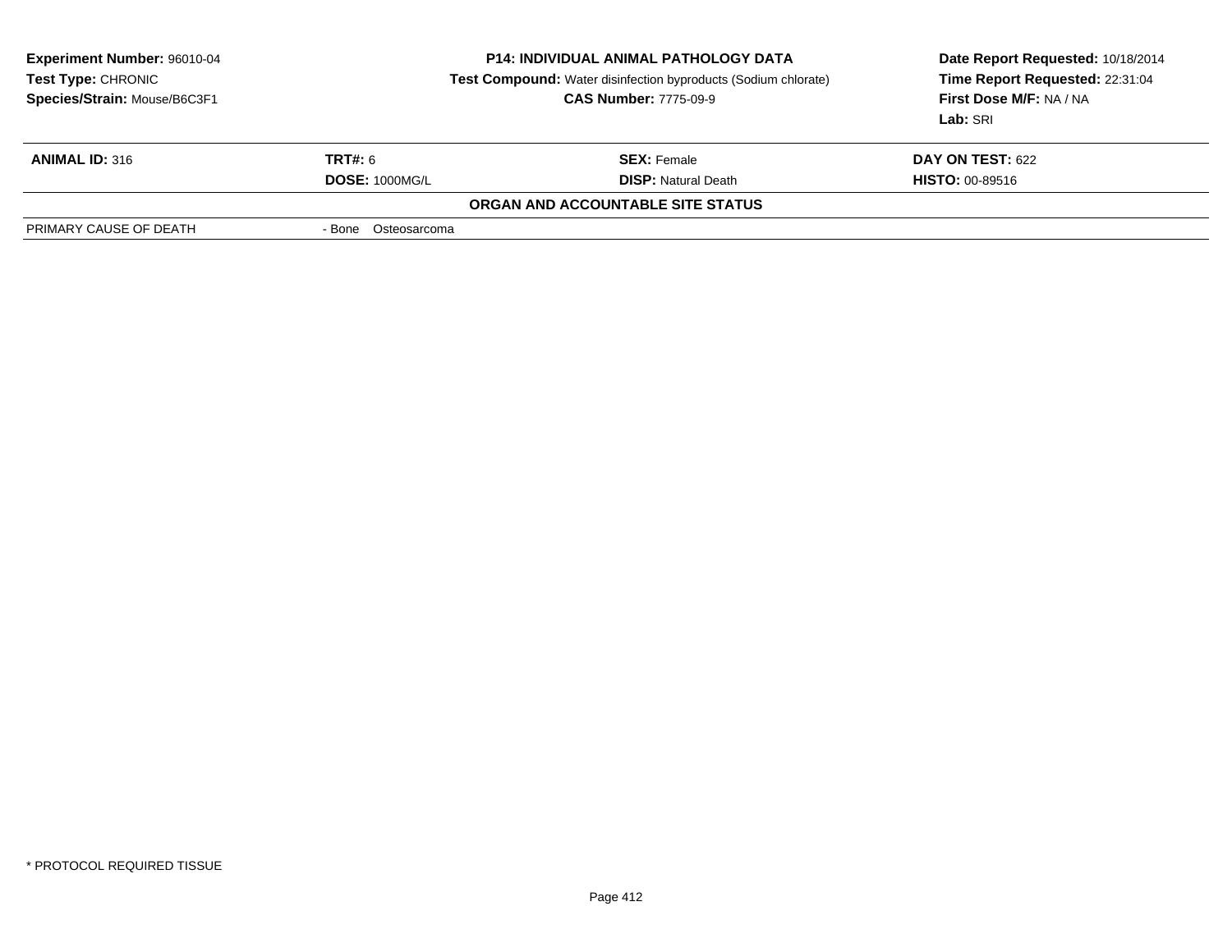**Experiment Number:** 96010-04
**Test Type:** CHRONIC
**Species/Strain:** Mouse/B6C3F1

**P14: INDIVIDUAL ANIMAL PATHOLOGY DATA**
**Test Compound:** Water disinfection byproducts (Sodium chlorate)
**CAS Number:** 7775-09-9

**Date Report Requested:** 10/18/2014
**Time Report Requested:** 22:31:04
**First Dose M/F:** NA / NA
**Lab:** SRI

| **ANIMAL ID:** 316 | **TRT#:** 6 | **SEX:** Female | **DAY ON TEST:** 622 |
|---|---|---|---|
| | **DOSE:** 1000MG/L | **DISP:** Natural Death | **HISTO:** 00-89516 |

**ORGAN AND ACCOUNTABLE SITE STATUS**

| | |
|---|---|
| PRIMARY CAUSE OF DEATH | - Bone Osteosarcoma |

\* PROTOCOL REQUIRED TISSUE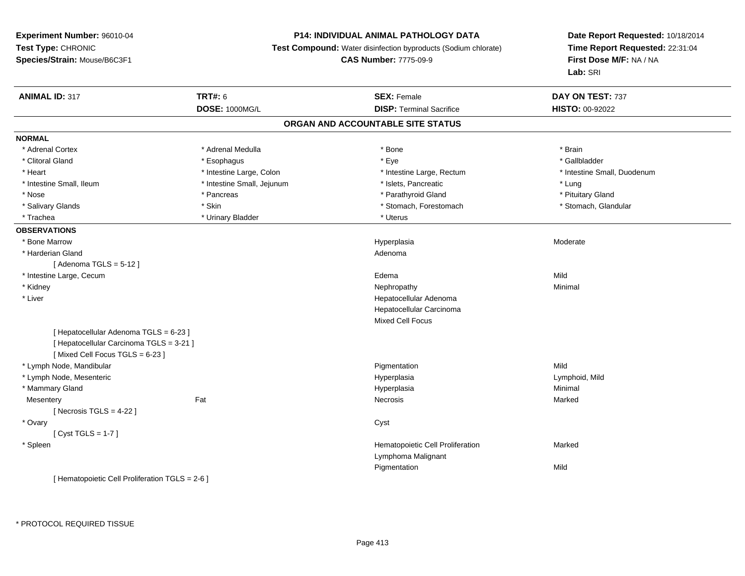**Experiment Number:** 96010-04
**Test Type:** CHRONIC
**Species/Strain:** Mouse/B6C3F1

**P14: INDIVIDUAL ANIMAL PATHOLOGY DATA**
**Test Compound:** Water disinfection byproducts (Sodium chlorate)
**CAS Number:** 7775-09-9

**Date Report Requested:** 10/18/2014
**Time Report Requested:** 22:31:04
**First Dose M/F:** NA / NA
**Lab:** SRI

| **ANIMAL ID:** 317 | **TRT#:** 6 | **SEX:** Female | **DAY ON TEST:** 737 |
|---|---|---|---|
| | **DOSE:** 1000MG/L | **DISP:** Terminal Sacrifice | **HISTO:** 00-92022 |

## ORGAN AND ACCOUNTABLE SITE STATUS

**NORMAL**

| | | | |
|---|---|---|---|
| * Adrenal Cortex | * Adrenal Medulla | * Bone | * Brain |
| * Clitoral Gland | * Esophagus | * Eye | * Gallbladder |
| * Heart | * Intestine Large, Colon | * Intestine Large, Rectum | * Intestine Small, Duodenum |
| * Intestine Small, Ileum | * Intestine Small, Jejunum | * Islets, Pancreatic | * Lung |
| * Nose | * Pancreas | * Parathyroid Gland | * Pituitary Gland |
| * Salivary Glands | * Skin | * Stomach, Forestomach | * Stomach, Glandular |
| * Trachea | * Urinary Bladder | * Uterus | |

**OBSERVATIONS**

| | | | |
|---|---|---|---|
| * Bone Marrow | | Hyperplasia | Moderate |
| * Harderian Gland | | Adenoma | |
| [ Adenoma TGLS = 5-12 ] | | | |
| * Intestine Large, Cecum | | Edema | Mild |
| * Kidney | | Nephropathy | Minimal |
| * Liver | | Hepatocellular Adenoma | |
| | | Hepatocellular Carcinoma | |
| | | Mixed Cell Focus | |
| [ Hepatocellular Adenoma TGLS = 6-23 ] | | | |
| [ Hepatocellular Carcinoma TGLS = 3-21 ] | | | |
| [ Mixed Cell Focus TGLS = 6-23 ] | | | |
| * Lymph Node, Mandibular | | Pigmentation | Mild |
| * Lymph Node, Mesenteric | | Hyperplasia | Lymphoid, Mild |
| * Mammary Gland | | Hyperplasia | Minimal |
| Mesentery | Fat | Necrosis | Marked |
| [ Necrosis TGLS = 4-22 ] | | | |
| * Ovary | | Cyst | |
| [ Cyst TGLS = 1-7 ] | | | |
| * Spleen | | Hematopoietic Cell Proliferation | Marked |
| | | Lymphoma Malignant | |
| | | Pigmentation | Mild |
| [ Hematopoietic Cell Proliferation TGLS = 2-6 ] | | | |

\* PROTOCOL REQUIRED TISSUE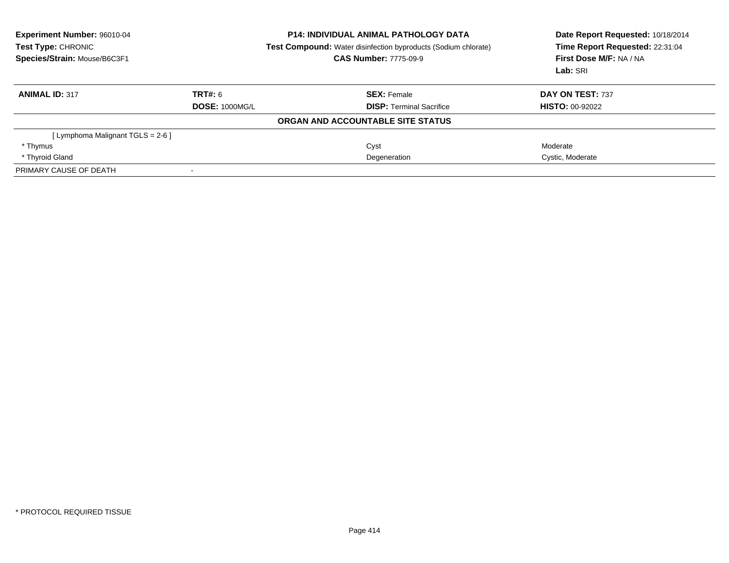**Experiment Number:** 96010-04
**Test Type:** CHRONIC
**Species/Strain:** Mouse/B6C3F1

**P14: INDIVIDUAL ANIMAL PATHOLOGY DATA**
**Test Compound:** Water disinfection byproducts (Sodium chlorate)
**CAS Number:** 7775-09-9

**Date Report Requested:** 10/18/2014
**Time Report Requested:** 22:31:04
**First Dose M/F:** NA / NA
**Lab:** SRI

| **ANIMAL ID:** 317 | **TRT#:** 6 | **SEX:** Female | **DAY ON TEST:** 737 |
|---|---|---|---|
| | **DOSE:** 1000MG/L | **DISP:** Terminal Sacrifice | **HISTO:** 00-92022 |

**ORGAN AND ACCOUNTABLE SITE STATUS**

| | | | |
|---|---|---|---|
| [ Lymphoma Malignant TGLS = 2-6 ] | | | |
| * Thymus | | Cyst | Moderate |
| * Thyroid Gland | | Degeneration | Cystic, Moderate |
| PRIMARY CAUSE OF DEATH | - | | |

* PROTOCOL REQUIRED TISSUE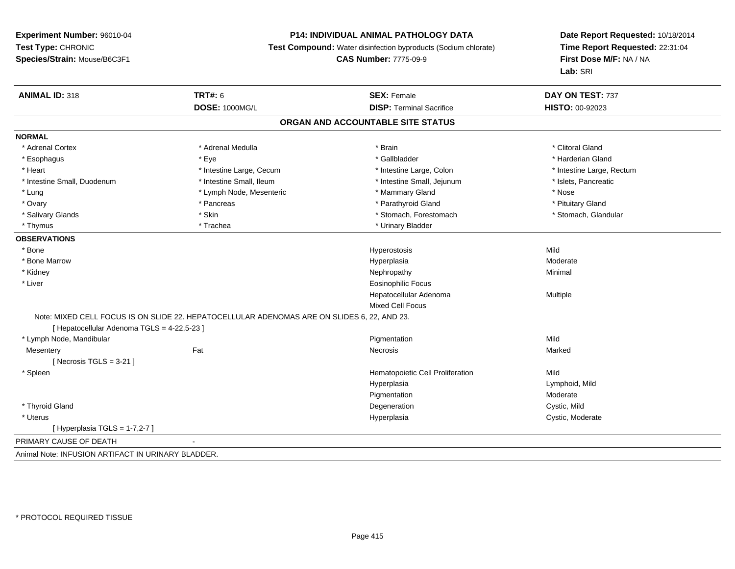**Experiment Number:** 96010-04
**Test Type:** CHRONIC
**Species/Strain:** Mouse/B6C3F1

**P14: INDIVIDUAL ANIMAL PATHOLOGY DATA**
**Test Compound:** Water disinfection byproducts (Sodium chlorate)
**CAS Number:** 7775-09-9

**Date Report Requested:** 10/18/2014
**Time Report Requested:** 22:31:04
**First Dose M/F:** NA / NA
**Lab:** SRI

| **ANIMAL ID:** 318 | **TRT#:** 6 | **SEX:** Female | **DAY ON TEST:** 737 |
|---|---|---|---|
| | **DOSE:** 1000MG/L | **DISP:** Terminal Sacrifice | **HISTO:** 00-92023 |

## ORGAN AND ACCOUNTABLE SITE STATUS

**NORMAL**

| | | | |
|---|---|---|---|
| * Adrenal Cortex | * Adrenal Medulla | * Brain | * Clitoral Gland |
| * Esophagus | * Eye | * Gallbladder | * Harderian Gland |
| * Heart | * Intestine Large, Cecum | * Intestine Large, Colon | * Intestine Large, Rectum |
| * Intestine Small, Duodenum | * Intestine Small, Ileum | * Intestine Small, Jejunum | * Islets, Pancreatic |
| * Lung | * Lymph Node, Mesenteric | * Mammary Gland | * Nose |
| * Ovary | * Pancreas | * Parathyroid Gland | * Pituitary Gland |
| * Salivary Glands | * Skin | * Stomach, Forestomach | * Stomach, Glandular |
| * Thymus | * Trachea | * Urinary Bladder | |

**OBSERVATIONS**

| | | | |
|---|---|---|---|
| * Bone | | Hyperostosis | Mild |
| * Bone Marrow | | Hyperplasia | Moderate |
| * Kidney | | Nephropathy | Minimal |
| * Liver | | Eosinophilic Focus | |
| | | Hepatocellular Adenoma | Multiple |
| | | Mixed Cell Focus | |

Note: MIXED CELL FOCUS IS ON SLIDE 22. HEPATOCELLULAR ADENOMAS ARE ON SLIDES 6, 22, AND 23.
[ Hepatocellular Adenoma TGLS = 4-22,5-23 ]

| | | | |
|---|---|---|---|
| * Lymph Node, Mandibular | | Pigmentation | Mild |
| Mesentery | Fat | Necrosis | Marked |

[ Necrosis TGLS = 3-21 ]

| | | | |
|---|---|---|---|
| * Spleen | | Hematopoietic Cell Proliferation | Mild |
| | | Hyperplasia | Lymphoid, Mild |
| | | Pigmentation | Moderate |
| * Thyroid Gland | | Degeneration | Cystic, Mild |
| * Uterus | | Hyperplasia | Cystic, Moderate |

[ Hyperplasia TGLS = 1-7,2-7 ]

PRIMARY CAUSE OF DEATH -

Animal Note: INFUSION ARTIFACT IN URINARY BLADDER.

* PROTOCOL REQUIRED TISSUE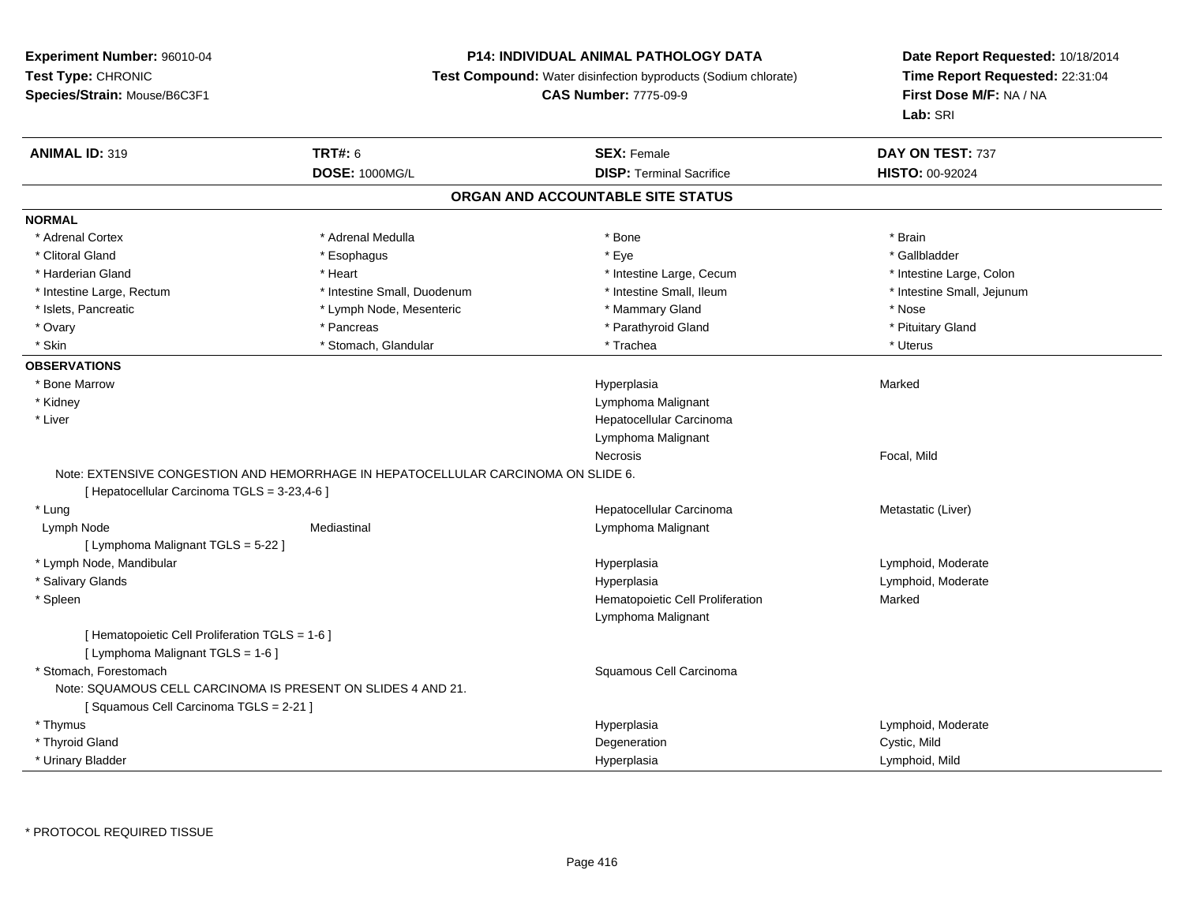**Experiment Number:** 96010-04
**Test Type:** CHRONIC
**Species/Strain:** Mouse/B6C3F1

**P14: INDIVIDUAL ANIMAL PATHOLOGY DATA**
**Test Compound:** Water disinfection byproducts (Sodium chlorate)
**CAS Number:** 7775-09-9

**Date Report Requested:** 10/18/2014
**Time Report Requested:** 22:31:04
**First Dose M/F:** NA / NA
**Lab:** SRI

| **ANIMAL ID:** 319 | **TRT#:** 6 | **SEX:** Female | **DAY ON TEST:** 737 |
|---|---|---|---|
| | **DOSE:** 1000MG/L | **DISP:** Terminal Sacrifice | **HISTO:** 00-92024 |

## ORGAN AND ACCOUNTABLE SITE STATUS

**NORMAL**

| | | | |
|---|---|---|---|
| * Adrenal Cortex | * Adrenal Medulla | * Bone | * Brain |
| * Clitoral Gland | * Esophagus | * Eye | * Gallbladder |
| * Harderian Gland | * Heart | * Intestine Large, Cecum | * Intestine Large, Colon |
| * Intestine Large, Rectum | * Intestine Small, Duodenum | * Intestine Small, Ileum | * Intestine Small, Jejunum |
| * Islets, Pancreatic | * Lymph Node, Mesenteric | * Mammary Gland | * Nose |
| * Ovary | * Pancreas | * Parathyroid Gland | * Pituitary Gland |
| * Skin | * Stomach, Glandular | * Trachea | * Uterus |

**OBSERVATIONS**

| | | | |
|---|---|---|---|
| * Bone Marrow | | Hyperplasia | Marked |
| * Kidney | | Lymphoma Malignant | |
| * Liver | | Hepatocellular Carcinoma | |
| | | Lymphoma Malignant | |
| | | Necrosis | Focal, Mild |

Note: EXTENSIVE CONGESTION AND HEMORRHAGE IN HEPATOCELLULAR CARCINOMA ON SLIDE 6.
[ Hepatocellular Carcinoma TGLS = 3-23,4-6 ]

| | | | |
|---|---|---|---|
| * Lung | | Hepatocellular Carcinoma | Metastatic (Liver) |
| Lymph Node | Mediastinal | Lymphoma Malignant | |

[ Lymphoma Malignant TGLS = 5-22 ]

| | | | |
|---|---|---|---|
| * Lymph Node, Mandibular | | Hyperplasia | Lymphoid, Moderate |
| * Salivary Glands | | Hyperplasia | Lymphoid, Moderate |
| * Spleen | | Hematopoietic Cell Proliferation | Marked |
| | | Lymphoma Malignant | |

[ Hematopoietic Cell Proliferation TGLS = 1-6 ]
[ Lymphoma Malignant TGLS = 1-6 ]

| | | | |
|---|---|---|---|
| * Stomach, Forestomach | | Squamous Cell Carcinoma | |

Note: SQUAMOUS CELL CARCINOMA IS PRESENT ON SLIDES 4 AND 21.
[ Squamous Cell Carcinoma TGLS = 2-21 ]

| | | | |
|---|---|---|---|
| * Thymus | | Hyperplasia | Lymphoid, Moderate |
| * Thyroid Gland | | Degeneration | Cystic, Mild |
| * Urinary Bladder | | Hyperplasia | Lymphoid, Mild |

* PROTOCOL REQUIRED TISSUE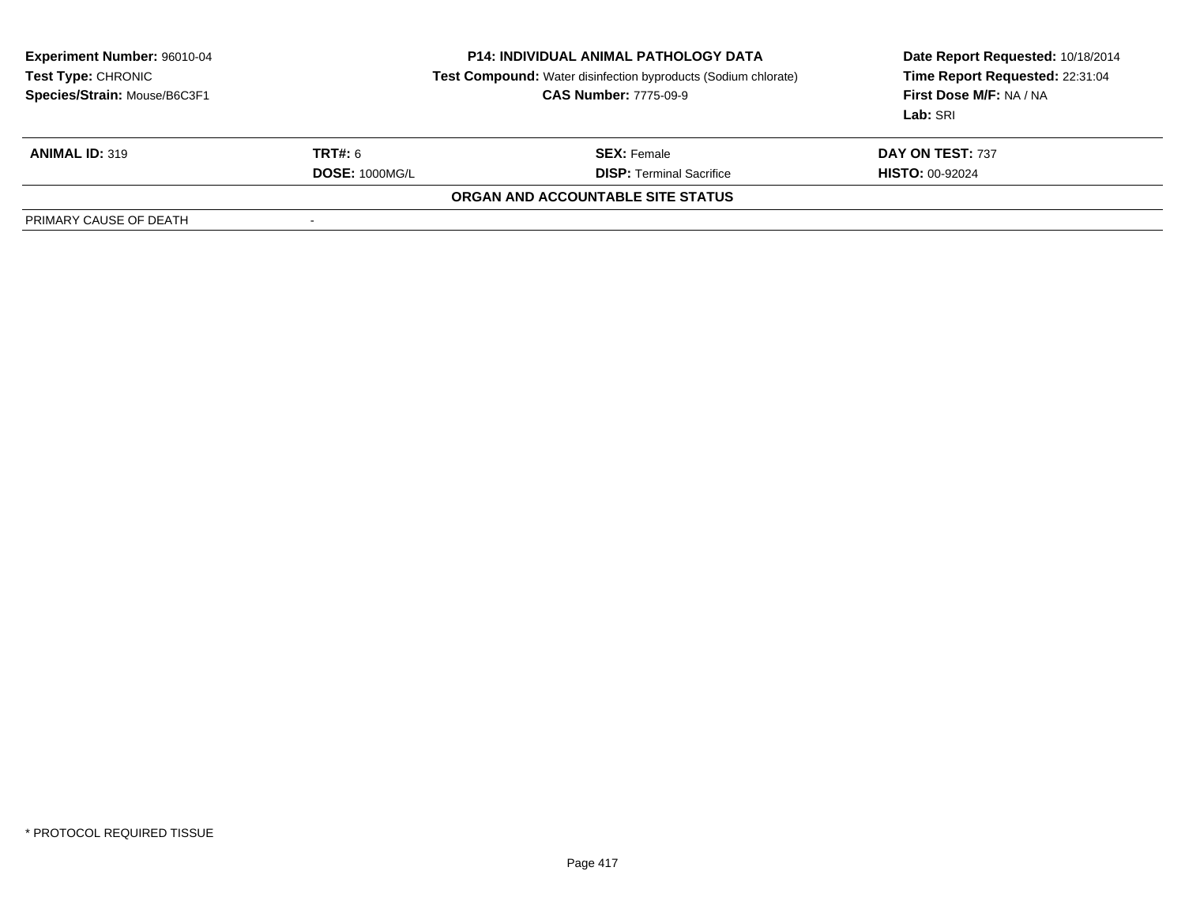**Experiment Number:** 96010-04
**Test Type:** CHRONIC
**Species/Strain:** Mouse/B6C3F1

**P14: INDIVIDUAL ANIMAL PATHOLOGY DATA**
**Test Compound:** Water disinfection byproducts (Sodium chlorate)
**CAS Number:** 7775-09-9

**Date Report Requested:** 10/18/2014
**Time Report Requested:** 22:31:04
**First Dose M/F:** NA / NA
**Lab:** SRI

| **ANIMAL ID:** 319 | **TRT#:** 6 | **SEX:** Female | **DAY ON TEST:** 737 |
|---|---|---|---|
| | **DOSE:** 1000MG/L | **DISP:** Terminal Sacrifice | **HISTO:** 00-92024 |

**ORGAN AND ACCOUNTABLE SITE STATUS**

| PRIMARY CAUSE OF DEATH | - |
|---|---|

\* PROTOCOL REQUIRED TISSUE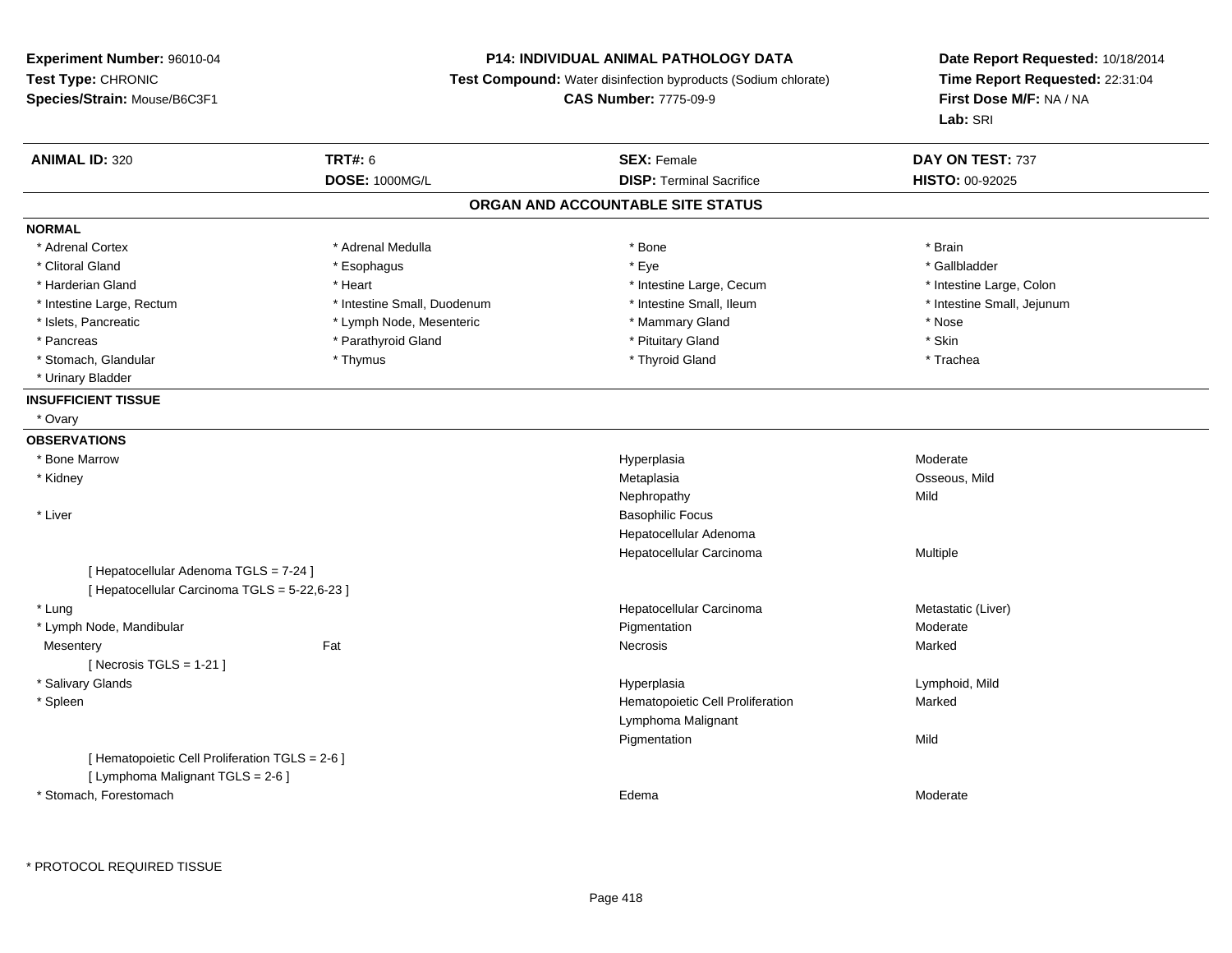**Experiment Number:** 96010-04
**Test Type:** CHRONIC
**Species/Strain:** Mouse/B6C3F1

**P14: INDIVIDUAL ANIMAL PATHOLOGY DATA**
**Test Compound:** Water disinfection byproducts (Sodium chlorate)
**CAS Number:** 7775-09-9

**Date Report Requested:** 10/18/2014
**Time Report Requested:** 22:31:04
**First Dose M/F:** NA / NA
**Lab:** SRI

| **ANIMAL ID:** 320 | **TRT#:** 6 | **SEX:** Female | **DAY ON TEST:** 737 |
|---|---|---|---|
| | **DOSE:** 1000MG/L | **DISP:** Terminal Sacrifice | **HISTO:** 00-92025 |

## ORGAN AND ACCOUNTABLE SITE STATUS

**NORMAL**

| | | | |
|---|---|---|---|
| * Adrenal Cortex | * Adrenal Medulla | * Bone | * Brain |
| * Clitoral Gland | * Esophagus | * Eye | * Gallbladder |
| * Harderian Gland | * Heart | * Intestine Large, Cecum | * Intestine Large, Colon |
| * Intestine Large, Rectum | * Intestine Small, Duodenum | * Intestine Small, Ileum | * Intestine Small, Jejunum |
| * Islets, Pancreatic | * Lymph Node, Mesenteric | * Mammary Gland | * Nose |
| * Pancreas | * Parathyroid Gland | * Pituitary Gland | * Skin |
| * Stomach, Glandular | * Thymus | * Thyroid Gland | * Trachea |
| * Urinary Bladder | | | |

**INSUFFICIENT TISSUE**

* Ovary

**OBSERVATIONS**

| | | | |
|---|---|---|---|
| * Bone Marrow | | Hyperplasia | Moderate |
| * Kidney | | Metaplasia | Osseous, Mild |
| | | Nephropathy | Mild |
| * Liver | | Basophilic Focus | |
| | | Hepatocellular Adenoma | |
| | | Hepatocellular Carcinoma | Multiple |
| [ Hepatocellular Adenoma TGLS = 7-24 ] | | | |
| [ Hepatocellular Carcinoma TGLS = 5-22,6-23 ] | | | |
| * Lung | | Hepatocellular Carcinoma | Metastatic (Liver) |
| * Lymph Node, Mandibular | | Pigmentation | Moderate |
| Mesentery | Fat | Necrosis | Marked |
| [ Necrosis TGLS = 1-21 ] | | | |
| * Salivary Glands | | Hyperplasia | Lymphoid, Mild |
| * Spleen | | Hematopoietic Cell Proliferation | Marked |
| | | Lymphoma Malignant | |
| | | Pigmentation | Mild |
| [ Hematopoietic Cell Proliferation TGLS = 2-6 ] | | | |
| [ Lymphoma Malignant TGLS = 2-6 ] | | | |
| * Stomach, Forestomach | | Edema | Moderate |

* PROTOCOL REQUIRED TISSUE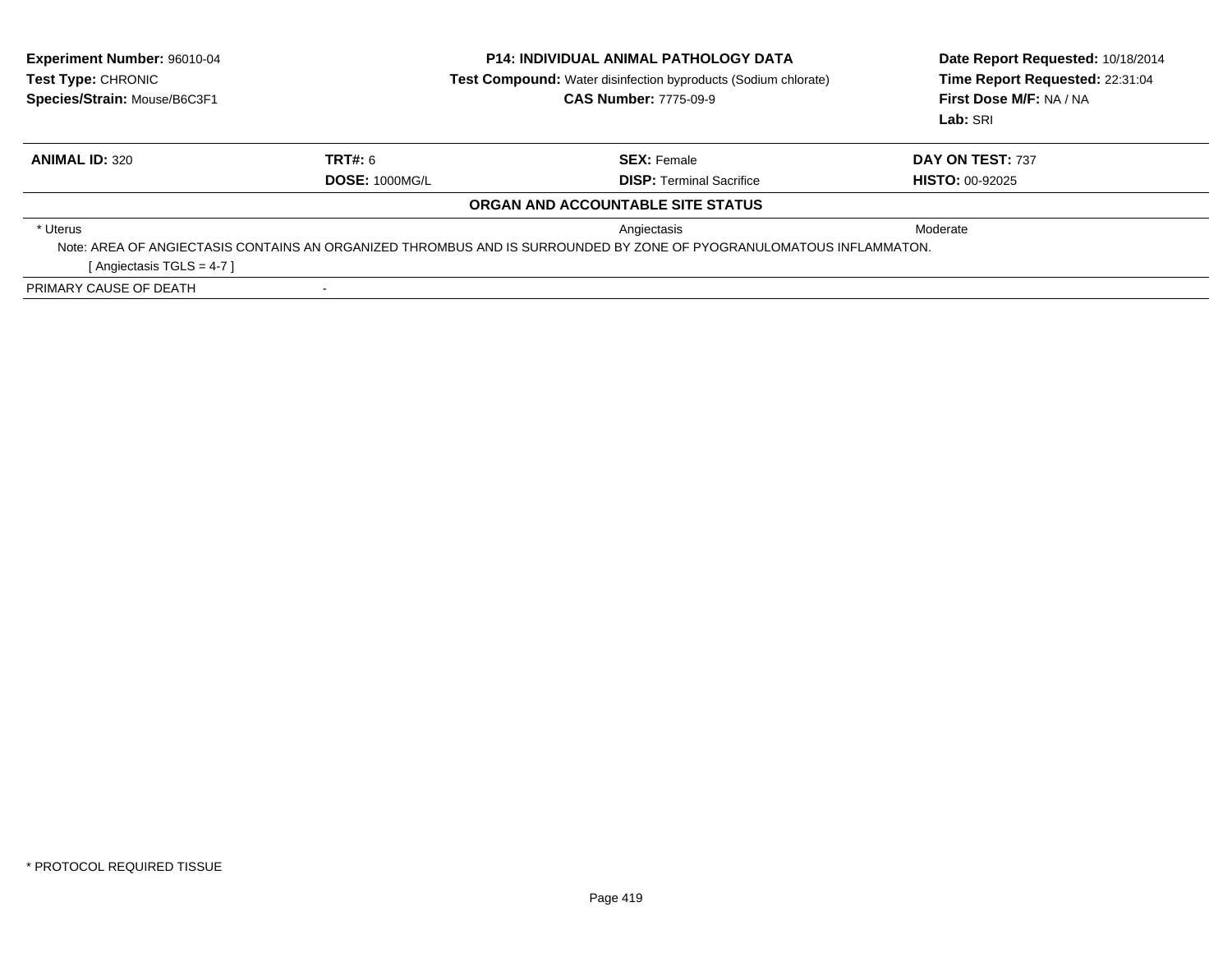**Experiment Number:** 96010-04
**Test Type:** CHRONIC
**Species/Strain:** Mouse/B6C3F1

**P14: INDIVIDUAL ANIMAL PATHOLOGY DATA**
**Test Compound:** Water disinfection byproducts (Sodium chlorate)
**CAS Number:** 7775-09-9

**Date Report Requested:** 10/18/2014
**Time Report Requested:** 22:31:04
**First Dose M/F:** NA / NA
**Lab:** SRI

| **ANIMAL ID:** 320 | **TRT#:** 6 | **SEX:** Female | **DAY ON TEST:** 737 |
|---|---|---|---|
| | **DOSE:** 1000MG/L | **DISP:** Terminal Sacrifice | **HISTO:** 00-92025 |

**ORGAN AND ACCOUNTABLE SITE STATUS**

| | | | |
|---|---|---|---|
| * Uterus | | Angiectasis | Moderate |

Note: AREA OF ANGIECTASIS CONTAINS AN ORGANIZED THROMBUS AND IS SURROUNDED BY ZONE OF PYOGRANULOMATOUS INFLAMMATON.

[ Angiectasis TGLS = 4-7 ]

PRIMARY CAUSE OF DEATH -

* PROTOCOL REQUIRED TISSUE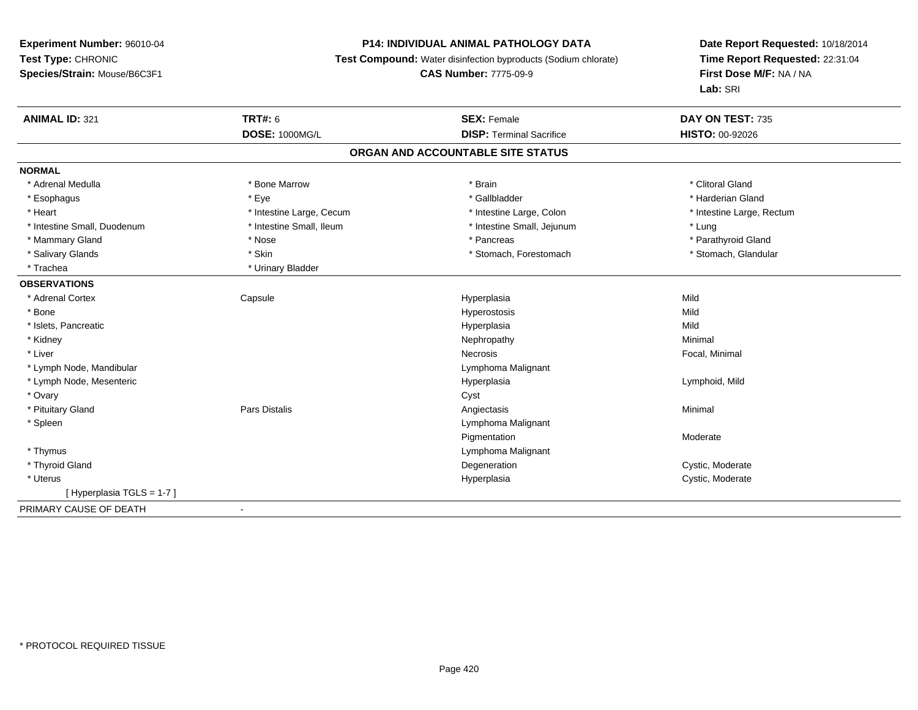**Experiment Number:** 96010-04
**Test Type:** CHRONIC
**Species/Strain:** Mouse/B6C3F1

**P14: INDIVIDUAL ANIMAL PATHOLOGY DATA**
**Test Compound:** Water disinfection byproducts (Sodium chlorate)
**CAS Number:** 7775-09-9

**Date Report Requested:** 10/18/2014
**Time Report Requested:** 22:31:04
**First Dose M/F:** NA / NA
**Lab:** SRI

| **ANIMAL ID:** 321 | **TRT#:** 6 | **SEX:** Female | **DAY ON TEST:** 735 |
|---|---|---|---|
| | **DOSE:** 1000MG/L | **DISP:** Terminal Sacrifice | **HISTO:** 00-92026 |

## ORGAN AND ACCOUNTABLE SITE STATUS

**NORMAL**

| | | | |
|---|---|---|---|
| * Adrenal Medulla | * Bone Marrow | * Brain | * Clitoral Gland |
| * Esophagus | * Eye | * Gallbladder | * Harderian Gland |
| * Heart | * Intestine Large, Cecum | * Intestine Large, Colon | * Intestine Large, Rectum |
| * Intestine Small, Duodenum | * Intestine Small, Ileum | * Intestine Small, Jejunum | * Lung |
| * Mammary Gland | * Nose | * Pancreas | * Parathyroid Gland |
| * Salivary Glands | * Skin | * Stomach, Forestomach | * Stomach, Glandular |
| * Trachea | * Urinary Bladder | | |

**OBSERVATIONS**

| | | | |
|---|---|---|---|
| * Adrenal Cortex | Capsule | Hyperplasia | Mild |
| * Bone | | Hyperostosis | Mild |
| * Islets, Pancreatic | | Hyperplasia | Mild |
| * Kidney | | Nephropathy | Minimal |
| * Liver | | Necrosis | Focal, Minimal |
| * Lymph Node, Mandibular | | Lymphoma Malignant | |
| * Lymph Node, Mesenteric | | Hyperplasia | Lymphoid, Mild |
| * Ovary | | Cyst | |
| * Pituitary Gland | Pars Distalis | Angiectasis | Minimal |
| * Spleen | | Lymphoma Malignant | |
| | | Pigmentation | Moderate |
| * Thymus | | Lymphoma Malignant | |
| * Thyroid Gland | | Degeneration | Cystic, Moderate |
| * Uterus | | Hyperplasia | Cystic, Moderate |
| [ Hyperplasia TGLS = 1-7 ] | | | |

PRIMARY CAUSE OF DEATH -

* PROTOCOL REQUIRED TISSUE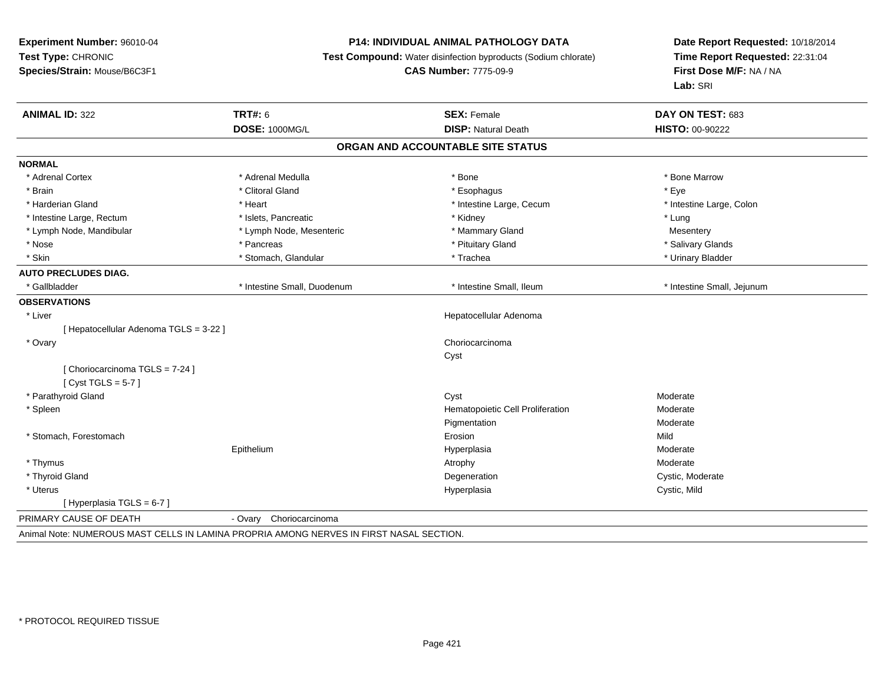**Experiment Number:** 96010-04
**Test Type:** CHRONIC
**Species/Strain:** Mouse/B6C3F1

**P14: INDIVIDUAL ANIMAL PATHOLOGY DATA**
**Test Compound:** Water disinfection byproducts (Sodium chlorate)
**CAS Number:** 7775-09-9

**Date Report Requested:** 10/18/2014
**Time Report Requested:** 22:31:04
**First Dose M/F:** NA / NA
**Lab:** SRI

| **ANIMAL ID:** 322 | **TRT#:** 6 | **SEX:** Female | **DAY ON TEST:** 683 |
|---|---|---|---|
| | **DOSE:** 1000MG/L | **DISP:** Natural Death | **HISTO:** 00-90222 |

## ORGAN AND ACCOUNTABLE SITE STATUS

| | | | |
|---|---|---|---|
| **NORMAL** | | | |
| * Adrenal Cortex | * Adrenal Medulla | * Bone | * Bone Marrow |
| * Brain | * Clitoral Gland | * Esophagus | * Eye |
| * Harderian Gland | * Heart | * Intestine Large, Cecum | * Intestine Large, Colon |
| * Intestine Large, Rectum | * Islets, Pancreatic | * Kidney | * Lung |
| * Lymph Node, Mandibular | * Lymph Node, Mesenteric | * Mammary Gland | Mesentery |
| * Nose | * Pancreas | * Pituitary Gland | * Salivary Glands |
| * Skin | * Stomach, Glandular | * Trachea | * Urinary Bladder |
| **AUTO PRECLUDES DIAG.** | | | |
| * Gallbladder | * Intestine Small, Duodenum | * Intestine Small, Ileum | * Intestine Small, Jejunum |
| **OBSERVATIONS** | | | |
| * Liver | | Hepatocellular Adenoma | |
| [ Hepatocellular Adenoma TGLS = 3-22 ] | | | |
| * Ovary | | Choriocarcinoma | |
| | | Cyst | |
| [ Choriocarcinoma TGLS = 7-24 ] | | | |
| [ Cyst TGLS = 5-7 ] | | | |
| * Parathyroid Gland | | Cyst | Moderate |
| * Spleen | | Hematopoietic Cell Proliferation | Moderate |
| | | Pigmentation | Moderate |
| * Stomach, Forestomach | | Erosion | Mild |
| | Epithelium | Hyperplasia | Moderate |
| * Thymus | | Atrophy | Moderate |
| * Thyroid Gland | | Degeneration | Cystic, Moderate |
| * Uterus | | Hyperplasia | Cystic, Mild |
| [ Hyperplasia TGLS = 6-7 ] | | | |

PRIMARY CAUSE OF DEATH - Ovary Choriocarcinoma

Animal Note: NUMEROUS MAST CELLS IN LAMINA PROPRIA AMONG NERVES IN FIRST NASAL SECTION.

* PROTOCOL REQUIRED TISSUE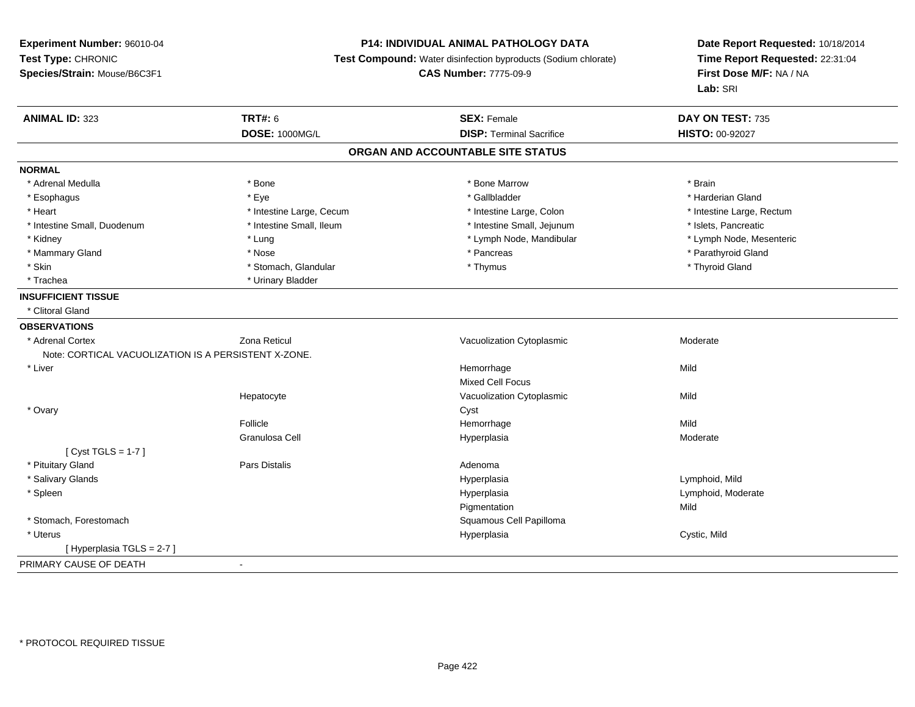**Experiment Number:** 96010-04
**Test Type:** CHRONIC
**Species/Strain:** Mouse/B6C3F1

**P14: INDIVIDUAL ANIMAL PATHOLOGY DATA**
**Test Compound:** Water disinfection byproducts (Sodium chlorate)
**CAS Number:** 7775-09-9

**Date Report Requested:** 10/18/2014
**Time Report Requested:** 22:31:04
**First Dose M/F:** NA / NA
**Lab:** SRI

| **ANIMAL ID:** 323 | **TRT#:** 6 | **SEX:** Female | **DAY ON TEST:** 735 |
|---|---|---|---|
| | **DOSE:** 1000MG/L | **DISP:** Terminal Sacrifice | **HISTO:** 00-92027 |

## ORGAN AND ACCOUNTABLE SITE STATUS

**NORMAL**

| | | | |
|---|---|---|---|
| * Adrenal Medulla | * Bone | * Bone Marrow | * Brain |
| * Esophagus | * Eye | * Gallbladder | * Harderian Gland |
| * Heart | * Intestine Large, Cecum | * Intestine Large, Colon | * Intestine Large, Rectum |
| * Intestine Small, Duodenum | * Intestine Small, Ileum | * Intestine Small, Jejunum | * Islets, Pancreatic |
| * Kidney | * Lung | * Lymph Node, Mandibular | * Lymph Node, Mesenteric |
| * Mammary Gland | * Nose | * Pancreas | * Parathyroid Gland |
| * Skin | * Stomach, Glandular | * Thymus | * Thyroid Gland |
| * Trachea | * Urinary Bladder | | |

**INSUFFICIENT TISSUE**

* Clitoral Gland

**OBSERVATIONS**

| | | | |
|---|---|---|---|
| * Adrenal Cortex | Zona Reticul | Vacuolization Cytoplasmic | Moderate |
| Note: CORTICAL VACUOLIZATION IS A PERSISTENT X-ZONE. | | | |
| * Liver | | Hemorrhage | Mild |
| | | Mixed Cell Focus | |
| | Hepatocyte | Vacuolization Cytoplasmic | Mild |
| * Ovary | | Cyst | |
| | Follicle | Hemorrhage | Mild |
| | Granulosa Cell | Hyperplasia | Moderate |
| [ Cyst TGLS = 1-7 ] | | | |
| * Pituitary Gland | Pars Distalis | Adenoma | |
| * Salivary Glands | | Hyperplasia | Lymphoid, Mild |
| * Spleen | | Hyperplasia | Lymphoid, Moderate |
| | | Pigmentation | Mild |
| * Stomach, Forestomach | | Squamous Cell Papilloma | |
| * Uterus | | Hyperplasia | Cystic, Mild |
| [ Hyperplasia TGLS = 2-7 ] | | | |

PRIMARY CAUSE OF DEATH -

\* PROTOCOL REQUIRED TISSUE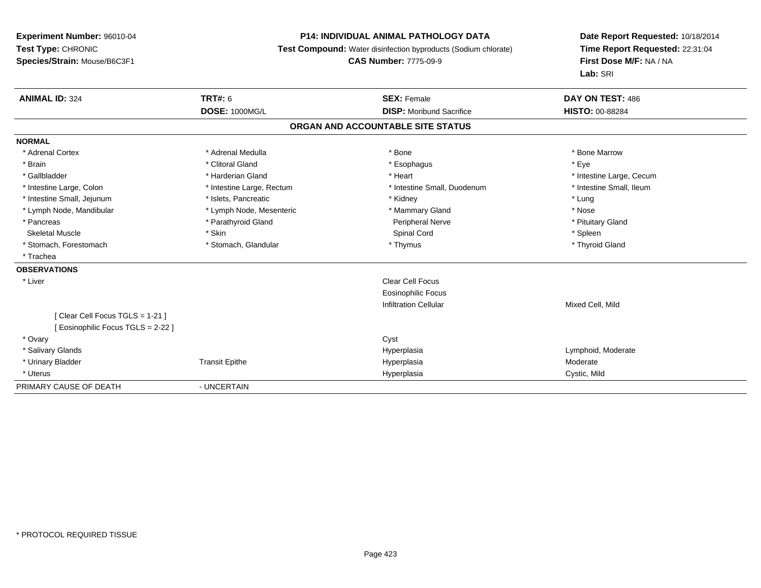**Experiment Number:** 96010-04
**Test Type:** CHRONIC
**Species/Strain:** Mouse/B6C3F1

**P14: INDIVIDUAL ANIMAL PATHOLOGY DATA**
**Test Compound:** Water disinfection byproducts (Sodium chlorate)
**CAS Number:** 7775-09-9

**Date Report Requested:** 10/18/2014
**Time Report Requested:** 22:31:04
**First Dose M/F:** NA / NA
**Lab:** SRI

| **ANIMAL ID:** 324 | **TRT#:** 6 | **SEX:** Female | **DAY ON TEST:** 486 |
|---|---|---|---|
| | **DOSE:** 1000MG/L | **DISP:** Moribund Sacrifice | **HISTO:** 00-88284 |

**ORGAN AND ACCOUNTABLE SITE STATUS**

**NORMAL**

| | | | |
|---|---|---|---|
| * Adrenal Cortex | * Adrenal Medulla | * Bone | * Bone Marrow |
| * Brain | * Clitoral Gland | * Esophagus | * Eye |
| * Gallbladder | * Harderian Gland | * Heart | * Intestine Large, Cecum |
| * Intestine Large, Colon | * Intestine Large, Rectum | * Intestine Small, Duodenum | * Intestine Small, Ileum |
| * Intestine Small, Jejunum | * Islets, Pancreatic | * Kidney | * Lung |
| * Lymph Node, Mandibular | * Lymph Node, Mesenteric | * Mammary Gland | * Nose |
| * Pancreas | * Parathyroid Gland | Peripheral Nerve | * Pituitary Gland |
| Skeletal Muscle | * Skin | Spinal Cord | * Spleen |
| * Stomach, Forestomach | * Stomach, Glandular | * Thymus | * Thyroid Gland |
| * Trachea | | | |

**OBSERVATIONS**

| | | | |
|---|---|---|---|
| * Liver | | Clear Cell Focus | |
| | | Eosinophilic Focus | |
| | | Infiltration Cellular | Mixed Cell, Mild |
| [ Clear Cell Focus TGLS = 1-21 ] | | | |
| [ Eosinophilic Focus TGLS = 2-22 ] | | | |
| * Ovary | | Cyst | |
| * Salivary Glands | | Hyperplasia | Lymphoid, Moderate |
| * Urinary Bladder | Transit Epithe | Hyperplasia | Moderate |
| * Uterus | | Hyperplasia | Cystic, Mild |

PRIMARY CAUSE OF DEATH - UNCERTAIN

* PROTOCOL REQUIRED TISSUE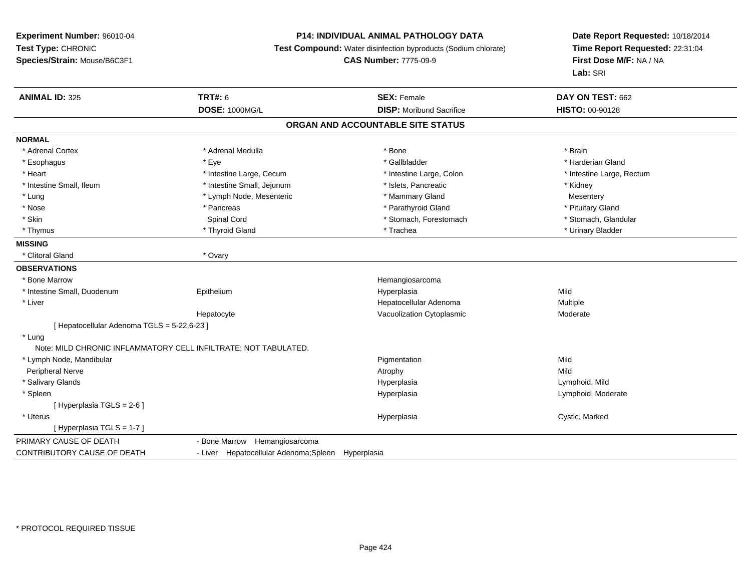**Experiment Number:** 96010-04
**Test Type:** CHRONIC
**Species/Strain:** Mouse/B6C3F1

**P14: INDIVIDUAL ANIMAL PATHOLOGY DATA**
**Test Compound:** Water disinfection byproducts (Sodium chlorate)
**CAS Number:** 7775-09-9

**Date Report Requested:** 10/18/2014
**Time Report Requested:** 22:31:04
**First Dose M/F:** NA / NA
**Lab:** SRI

| **ANIMAL ID:** 325 | **TRT#:** 6 | **SEX:** Female | **DAY ON TEST:** 662 |
|---|---|---|---|
| | **DOSE:** 1000MG/L | **DISP:** Moribund Sacrifice | **HISTO:** 00-90128 |

## ORGAN AND ACCOUNTABLE SITE STATUS

**NORMAL**

| | | | |
|---|---|---|---|
| * Adrenal Cortex | * Adrenal Medulla | * Bone | * Brain |
| * Esophagus | * Eye | * Gallbladder | * Harderian Gland |
| * Heart | * Intestine Large, Cecum | * Intestine Large, Colon | * Intestine Large, Rectum |
| * Intestine Small, Ileum | * Intestine Small, Jejunum | * Islets, Pancreatic | * Kidney |
| * Lung | * Lymph Node, Mesenteric | * Mammary Gland | Mesentery |
| * Nose | * Pancreas | * Parathyroid Gland | * Pituitary Gland |
| * Skin | Spinal Cord | * Stomach, Forestomach | * Stomach, Glandular |
| * Thymus | * Thyroid Gland | * Trachea | * Urinary Bladder |

**MISSING**

| | |
|---|---|
| * Clitoral Gland | * Ovary |

**OBSERVATIONS**

| | | | |
|---|---|---|---|
| * Bone Marrow | | Hemangiosarcoma | |
| * Intestine Small, Duodenum | Epithelium | Hyperplasia | Mild |
| * Liver | | Hepatocellular Adenoma | Multiple |
| | Hepatocyte | Vacuolization Cytoplasmic | Moderate |
| [ Hepatocellular Adenoma TGLS = 5-22,6-23 ] | | | |
| * Lung | | | |
| Note: MILD CHRONIC INFLAMMATORY CELL INFILTRATE; NOT TABULATED. | | | |
| * Lymph Node, Mandibular | | Pigmentation | Mild |
| Peripheral Nerve | | Atrophy | Mild |
| * Salivary Glands | | Hyperplasia | Lymphoid, Mild |
| * Spleen | | Hyperplasia | Lymphoid, Moderate |
| [ Hyperplasia TGLS = 2-6 ] | | | |
| * Uterus | | Hyperplasia | Cystic, Marked |
| [ Hyperplasia TGLS = 1-7 ] | | | |

| | |
|---|---|
| PRIMARY CAUSE OF DEATH | - Bone Marrow Hemangiosarcoma |
| CONTRIBUTORY CAUSE OF DEATH | - Liver Hepatocellular Adenoma;Spleen Hyperplasia |

* PROTOCOL REQUIRED TISSUE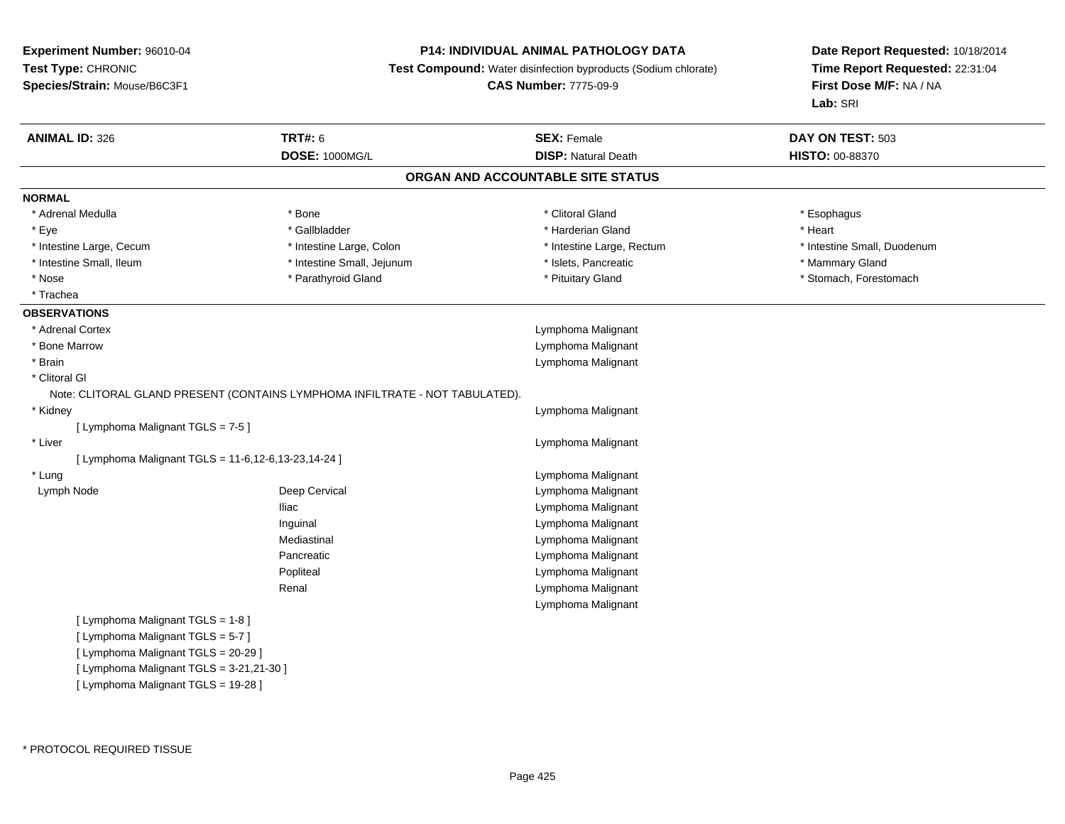**Experiment Number:** 96010-04
**Test Type:** CHRONIC
**Species/Strain:** Mouse/B6C3F1

**P14: INDIVIDUAL ANIMAL PATHOLOGY DATA**
**Test Compound:** Water disinfection byproducts (Sodium chlorate)
**CAS Number:** 7775-09-9

**Date Report Requested:** 10/18/2014
**Time Report Requested:** 22:31:04
**First Dose M/F:** NA / NA
**Lab:** SRI

| **ANIMAL ID:** 326 | **TRT#:** 6 | **SEX:** Female | **DAY ON TEST:** 503 |
|---|---|---|---|
| | **DOSE:** 1000MG/L | **DISP:** Natural Death | **HISTO:** 00-88370 |

## ORGAN AND ACCOUNTABLE SITE STATUS

**NORMAL**

| | | | |
|---|---|---|---|
| * Adrenal Medulla | * Bone | * Clitoral Gland | * Esophagus |
| * Eye | * Gallbladder | * Harderian Gland | * Heart |
| * Intestine Large, Cecum | * Intestine Large, Colon | * Intestine Large, Rectum | * Intestine Small, Duodenum |
| * Intestine Small, Ileum | * Intestine Small, Jejunum | * Islets, Pancreatic | * Mammary Gland |
| * Nose | * Parathyroid Gland | * Pituitary Gland | * Stomach, Forestomach |
| * Trachea | | | |

**OBSERVATIONS**

| | | |
|---|---|---|
| * Adrenal Cortex | | Lymphoma Malignant |
| * Bone Marrow | | Lymphoma Malignant |
| * Brain | | Lymphoma Malignant |
| * Clitoral Gl | | |

Note: CLITORAL GLAND PRESENT (CONTAINS LYMPHOMA INFILTRATE - NOT TABULATED).

| | | |
|---|---|---|
| * Kidney | | Lymphoma Malignant |
| [ Lymphoma Malignant TGLS = 7-5 ] | | |
| * Liver | | Lymphoma Malignant |
| [ Lymphoma Malignant TGLS = 11-6,12-6,13-23,14-24 ] | | |
| * Lung | | Lymphoma Malignant |
| Lymph Node | Deep Cervical | Lymphoma Malignant |
| | Iliac | Lymphoma Malignant |
| | Inguinal | Lymphoma Malignant |
| | Mediastinal | Lymphoma Malignant |
| | Pancreatic | Lymphoma Malignant |
| | Popliteal | Lymphoma Malignant |
| | Renal | Lymphoma Malignant |
| | | Lymphoma Malignant |

[ Lymphoma Malignant TGLS = 1-8 ]
[ Lymphoma Malignant TGLS = 5-7 ]
[ Lymphoma Malignant TGLS = 20-29 ]
[ Lymphoma Malignant TGLS = 3-21,21-30 ]
[ Lymphoma Malignant TGLS = 19-28 ]

* PROTOCOL REQUIRED TISSUE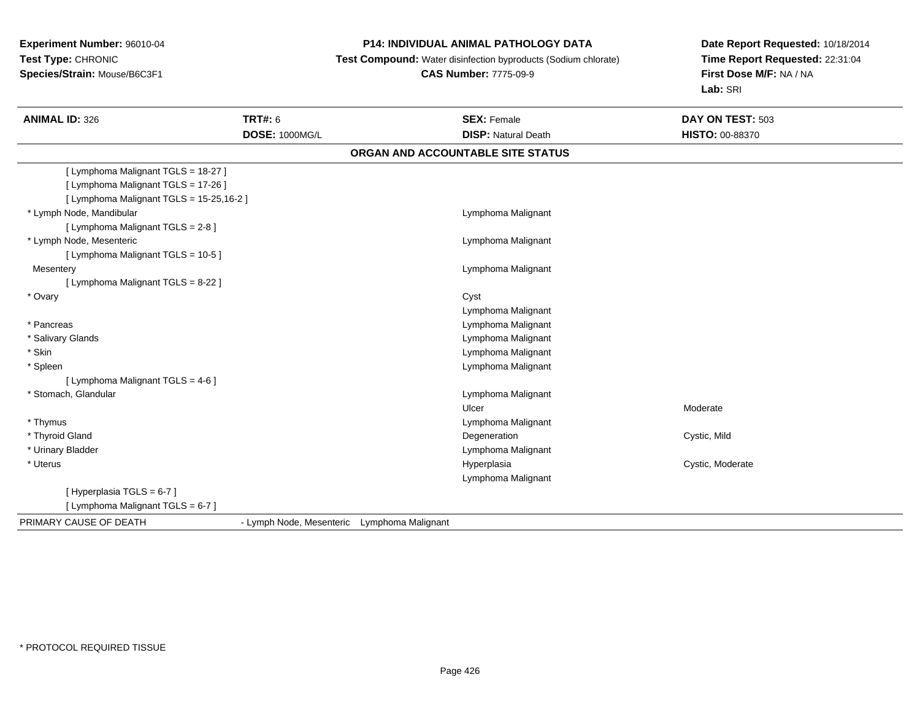**Experiment Number:** 96010-04
**Test Type:** CHRONIC
**Species/Strain:** Mouse/B6C3F1

**P14: INDIVIDUAL ANIMAL PATHOLOGY DATA**
**Test Compound:** Water disinfection byproducts (Sodium chlorate)
**CAS Number:** 7775-09-9

**Date Report Requested:** 10/18/2014
**Time Report Requested:** 22:31:04
**First Dose M/F:** NA / NA
**Lab:** SRI

| **ANIMAL ID:** 326 | **TRT#:** 6 | **SEX:** Female | **DAY ON TEST:** 503 |
|---|---|---|---|
| | **DOSE:** 1000MG/L | **DISP:** Natural Death | **HISTO:** 00-88370 |

**ORGAN AND ACCOUNTABLE SITE STATUS**

| | | |
|---|---|---|
| [ Lymphoma Malignant TGLS = 18-27 ] | | |
| [ Lymphoma Malignant TGLS = 17-26 ] | | |
| [ Lymphoma Malignant TGLS = 15-25,16-2 ] | | |
| * Lymph Node, Mandibular | Lymphoma Malignant | |
| [ Lymphoma Malignant TGLS = 2-8 ] | | |
| * Lymph Node, Mesenteric | Lymphoma Malignant | |
| [ Lymphoma Malignant TGLS = 10-5 ] | | |
| Mesentery | Lymphoma Malignant | |
| [ Lymphoma Malignant TGLS = 8-22 ] | | |
| * Ovary | Cyst | |
| | Lymphoma Malignant | |
| * Pancreas | Lymphoma Malignant | |
| * Salivary Glands | Lymphoma Malignant | |
| * Skin | Lymphoma Malignant | |
| * Spleen | Lymphoma Malignant | |
| [ Lymphoma Malignant TGLS = 4-6 ] | | |
| * Stomach, Glandular | Lymphoma Malignant | |
| | Ulcer | Moderate |
| * Thymus | Lymphoma Malignant | |
| * Thyroid Gland | Degeneration | Cystic, Mild |
| * Urinary Bladder | Lymphoma Malignant | |
| * Uterus | Hyperplasia | Cystic, Moderate |
| | Lymphoma Malignant | |
| [ Hyperplasia TGLS = 6-7 ] | | |
| [ Lymphoma Malignant TGLS = 6-7 ] | | |

PRIMARY CAUSE OF DEATH - Lymph Node, Mesenteric Lymphoma Malignant

\* PROTOCOL REQUIRED TISSUE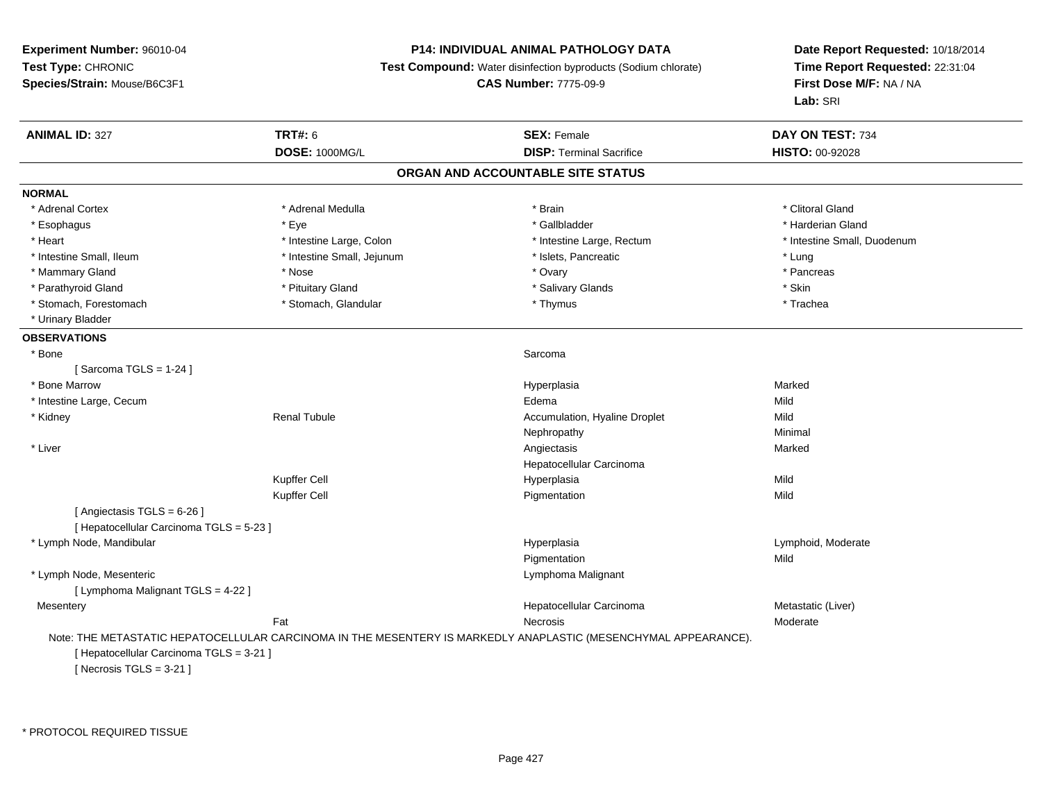**Experiment Number:** 96010-04
**Test Type:** CHRONIC
**Species/Strain:** Mouse/B6C3F1

**P14: INDIVIDUAL ANIMAL PATHOLOGY DATA**
**Test Compound:** Water disinfection byproducts (Sodium chlorate)
**CAS Number:** 7775-09-9

**Date Report Requested:** 10/18/2014
**Time Report Requested:** 22:31:04
**First Dose M/F:** NA / NA
**Lab:** SRI

| **ANIMAL ID:** 327 | **TRT#:** 6 | **SEX:** Female | **DAY ON TEST:** 734 |
|---|---|---|---|
| | **DOSE:** 1000MG/L | **DISP:** Terminal Sacrifice | **HISTO:** 00-92028 |

## ORGAN AND ACCOUNTABLE SITE STATUS

**NORMAL**

| | | | |
|---|---|---|---|
| * Adrenal Cortex | * Adrenal Medulla | * Brain | * Clitoral Gland |
| * Esophagus | * Eye | * Gallbladder | * Harderian Gland |
| * Heart | * Intestine Large, Colon | * Intestine Large, Rectum | * Intestine Small, Duodenum |
| * Intestine Small, Ileum | * Intestine Small, Jejunum | * Islets, Pancreatic | * Lung |
| * Mammary Gland | * Nose | * Ovary | * Pancreas |
| * Parathyroid Gland | * Pituitary Gland | * Salivary Glands | * Skin |
| * Stomach, Forestomach | * Stomach, Glandular | * Thymus | * Trachea |
| * Urinary Bladder | | | |

**OBSERVATIONS**

| | | | |
|---|---|---|---|
| * Bone | | Sarcoma | |
| [ Sarcoma TGLS = 1-24 ] | | | |
| * Bone Marrow | | Hyperplasia | Marked |
| * Intestine Large, Cecum | | Edema | Mild |
| * Kidney | Renal Tubule | Accumulation, Hyaline Droplet | Mild |
| | | Nephropathy | Minimal |
| * Liver | | Angiectasis | Marked |
| | | Hepatocellular Carcinoma | |
| | Kupffer Cell | Hyperplasia | Mild |
| | Kupffer Cell | Pigmentation | Mild |
| [ Angiectasis TGLS = 6-26 ] | | | |
| [ Hepatocellular Carcinoma TGLS = 5-23 ] | | | |
| * Lymph Node, Mandibular | | Hyperplasia | Lymphoid, Moderate |
| | | Pigmentation | Mild |
| * Lymph Node, Mesenteric | | Lymphoma Malignant | |
| [ Lymphoma Malignant TGLS = 4-22 ] | | | |
| Mesentery | | Hepatocellular Carcinoma | Metastatic (Liver) |
| | Fat | Necrosis | Moderate |

Note: THE METASTATIC HEPATOCELLULAR CARCINOMA IN THE MESENTERY IS MARKEDLY ANAPLASTIC (MESENCHYMAL APPEARANCE).

[ Hepatocellular Carcinoma TGLS = 3-21 ]
[ Necrosis TGLS = 3-21 ]

* PROTOCOL REQUIRED TISSUE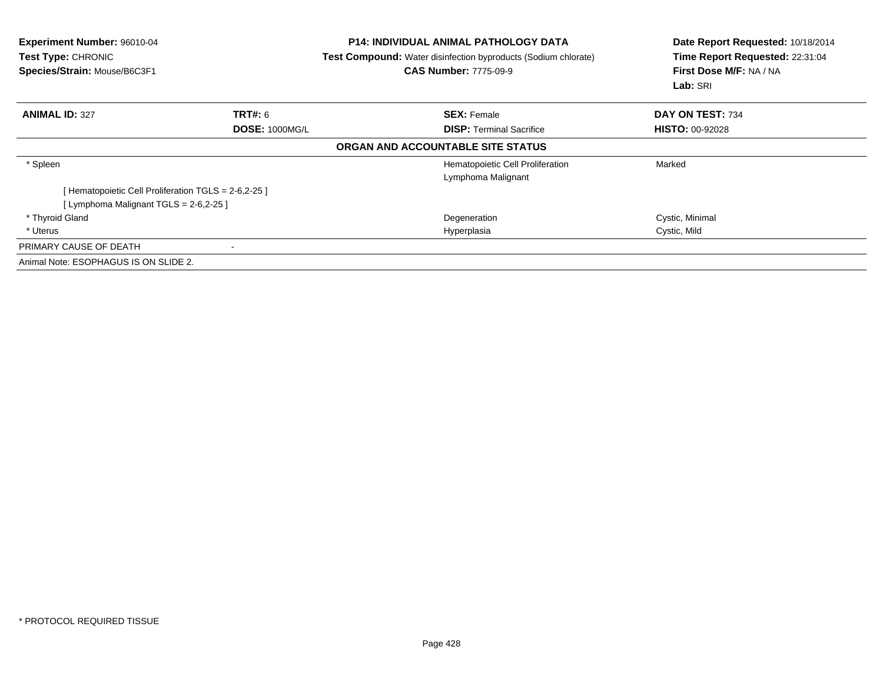**Experiment Number:** 96010-04
**Test Type:** CHRONIC
**Species/Strain:** Mouse/B6C3F1

**P14: INDIVIDUAL ANIMAL PATHOLOGY DATA**
**Test Compound:** Water disinfection byproducts (Sodium chlorate)
**CAS Number:** 7775-09-9

**Date Report Requested:** 10/18/2014
**Time Report Requested:** 22:31:04
**First Dose M/F:** NA / NA
**Lab:** SRI

| **ANIMAL ID:** 327 | **TRT#:** 6 | **SEX:** Female | **DAY ON TEST:** 734 |
|---|---|---|---|
| | **DOSE:** 1000MG/L | **DISP:** Terminal Sacrifice | **HISTO:** 00-92028 |

**ORGAN AND ACCOUNTABLE SITE STATUS**

| | | | |
|---|---|---|---|
| * Spleen | | Hematopoietic Cell Proliferation | Marked |
| | | Lymphoma Malignant | |
| [ Hematopoietic Cell Proliferation TGLS = 2-6,2-25 ] | | | |
| [ Lymphoma Malignant TGLS = 2-6,2-25 ] | | | |
| * Thyroid Gland | | Degeneration | Cystic, Minimal |
| * Uterus | | Hyperplasia | Cystic, Mild |
| PRIMARY CAUSE OF DEATH | - | | |

Animal Note: ESOPHAGUS IS ON SLIDE 2.

* PROTOCOL REQUIRED TISSUE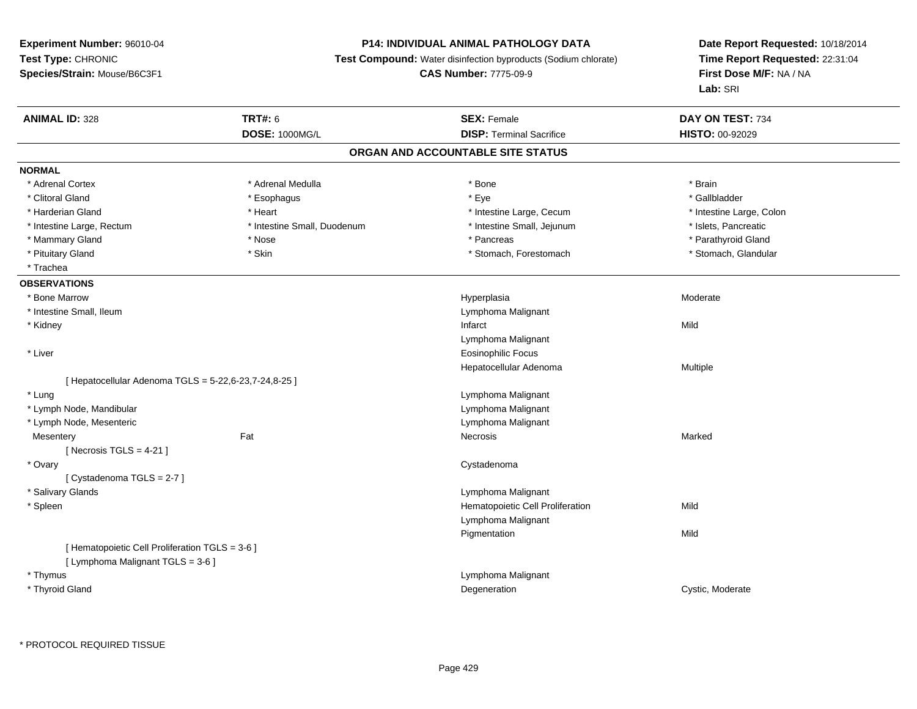**Experiment Number:** 96010-04
**Test Type:** CHRONIC
**Species/Strain:** Mouse/B6C3F1

**P14: INDIVIDUAL ANIMAL PATHOLOGY DATA**
**Test Compound:** Water disinfection byproducts (Sodium chlorate)
**CAS Number:** 7775-09-9

**Date Report Requested:** 10/18/2014
**Time Report Requested:** 22:31:04
**First Dose M/F:** NA / NA
**Lab:** SRI

| **ANIMAL ID:** 328 | **TRT#:** 6 | **SEX:** Female | **DAY ON TEST:** 734 |
|---|---|---|---|
| | **DOSE:** 1000MG/L | **DISP:** Terminal Sacrifice | **HISTO:** 00-92029 |

## ORGAN AND ACCOUNTABLE SITE STATUS

**NORMAL**

| | | | |
|---|---|---|---|
| * Adrenal Cortex | * Adrenal Medulla | * Bone | * Brain |
| * Clitoral Gland | * Esophagus | * Eye | * Gallbladder |
| * Harderian Gland | * Heart | * Intestine Large, Cecum | * Intestine Large, Colon |
| * Intestine Large, Rectum | * Intestine Small, Duodenum | * Intestine Small, Jejunum | * Islets, Pancreatic |
| * Mammary Gland | * Nose | * Pancreas | * Parathyroid Gland |
| * Pituitary Gland | * Skin | * Stomach, Forestomach | * Stomach, Glandular |
| * Trachea | | | |

**OBSERVATIONS**

| | | | |
|---|---|---|---|
| * Bone Marrow | | Hyperplasia | Moderate |
| * Intestine Small, Ileum | | Lymphoma Malignant | |
| * Kidney | | Infarct | Mild |
| | | Lymphoma Malignant | |
| * Liver | | Eosinophilic Focus | |
| | | Hepatocellular Adenoma | Multiple |
| [ Hepatocellular Adenoma TGLS = 5-22,6-23,7-24,8-25 ] | | | |
| * Lung | | Lymphoma Malignant | |
| * Lymph Node, Mandibular | | Lymphoma Malignant | |
| * Lymph Node, Mesenteric | | Lymphoma Malignant | |
| Mesentery | Fat | Necrosis | Marked |
| [ Necrosis TGLS = 4-21 ] | | | |
| * Ovary | | Cystadenoma | |
| [ Cystadenoma TGLS = 2-7 ] | | | |
| * Salivary Glands | | Lymphoma Malignant | |
| * Spleen | | Hematopoietic Cell Proliferation | Mild |
| | | Lymphoma Malignant | |
| | | Pigmentation | Mild |
| [ Hematopoietic Cell Proliferation TGLS = 3-6 ] | | | |
| [ Lymphoma Malignant TGLS = 3-6 ] | | | |
| * Thymus | | Lymphoma Malignant | |
| * Thyroid Gland | | Degeneration | Cystic, Moderate |

* PROTOCOL REQUIRED TISSUE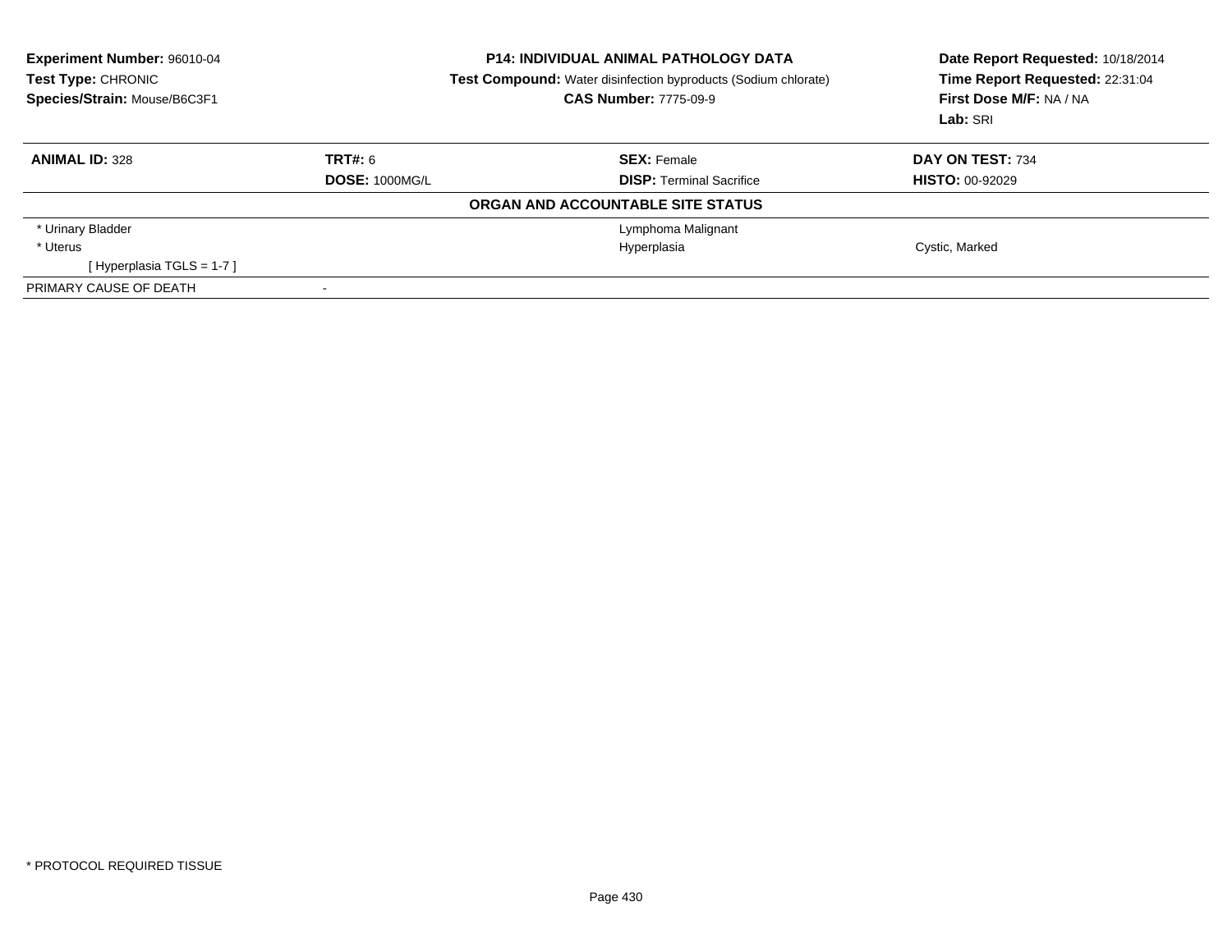**Experiment Number:** 96010-04
**Test Type:** CHRONIC
**Species/Strain:** Mouse/B6C3F1

**P14: INDIVIDUAL ANIMAL PATHOLOGY DATA**
**Test Compound:** Water disinfection byproducts (Sodium chlorate)
**CAS Number:** 7775-09-9

**Date Report Requested:** 10/18/2014
**Time Report Requested:** 22:31:04
**First Dose M/F:** NA / NA
**Lab:** SRI

| **ANIMAL ID:** 328 | **TRT#:** 6 | **SEX:** Female | **DAY ON TEST:** 734 |
|---|---|---|---|
| | **DOSE:** 1000MG/L | **DISP:** Terminal Sacrifice | **HISTO:** 00-92029 |

**ORGAN AND ACCOUNTABLE SITE STATUS**

| | | |
|---|---|---|
| * Urinary Bladder | Lymphoma Malignant | |
| * Uterus | Hyperplasia | Cystic, Marked |
| [ Hyperplasia TGLS = 1-7 ] | | |
| PRIMARY CAUSE OF DEATH | - | |

* PROTOCOL REQUIRED TISSUE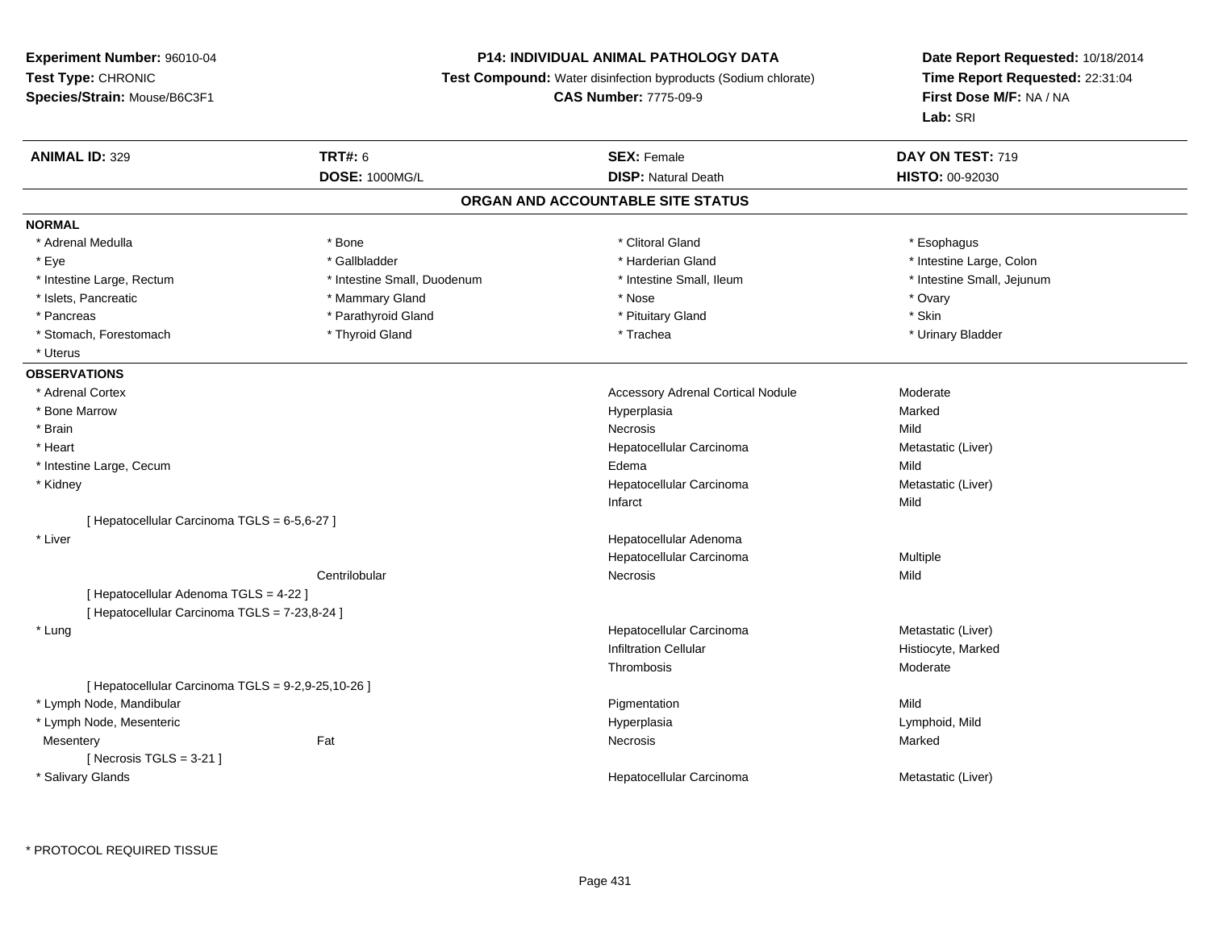**Experiment Number:** 96010-04
**Test Type:** CHRONIC
**Species/Strain:** Mouse/B6C3F1

**P14: INDIVIDUAL ANIMAL PATHOLOGY DATA**
**Test Compound:** Water disinfection byproducts (Sodium chlorate)
**CAS Number:** 7775-09-9

**Date Report Requested:** 10/18/2014
**Time Report Requested:** 22:31:04
**First Dose M/F:** NA / NA
**Lab:** SRI

| **ANIMAL ID:** 329 | **TRT#:** 6 | **SEX:** Female | **DAY ON TEST:** 719 |
|---|---|---|---|
| | **DOSE:** 1000MG/L | **DISP:** Natural Death | **HISTO:** 00-92030 |

## ORGAN AND ACCOUNTABLE SITE STATUS

**NORMAL**

| | | | |
|---|---|---|---|
| * Adrenal Medulla | * Bone | * Clitoral Gland | * Esophagus |
| * Eye | * Gallbladder | * Harderian Gland | * Intestine Large, Colon |
| * Intestine Large, Rectum | * Intestine Small, Duodenum | * Intestine Small, Ileum | * Intestine Small, Jejunum |
| * Islets, Pancreatic | * Mammary Gland | * Nose | * Ovary |
| * Pancreas | * Parathyroid Gland | * Pituitary Gland | * Skin |
| * Stomach, Forestomach | * Thyroid Gland | * Trachea | * Urinary Bladder |
| * Uterus | | | |

**OBSERVATIONS**

| | | | |
|---|---|---|---|
| * Adrenal Cortex | | Accessory Adrenal Cortical Nodule | Moderate |
| * Bone Marrow | | Hyperplasia | Marked |
| * Brain | | Necrosis | Mild |
| * Heart | | Hepatocellular Carcinoma | Metastatic (Liver) |
| * Intestine Large, Cecum | | Edema | Mild |
| * Kidney | | Hepatocellular Carcinoma | Metastatic (Liver) |
| | | Infarct | Mild |
| [ Hepatocellular Carcinoma TGLS = 6-5,6-27 ] | | | |
| * Liver | | Hepatocellular Adenoma | |
| | | Hepatocellular Carcinoma | Multiple |
| | Centrilobular | Necrosis | Mild |
| [ Hepatocellular Adenoma TGLS = 4-22 ] | | | |
| [ Hepatocellular Carcinoma TGLS = 7-23,8-24 ] | | | |
| * Lung | | Hepatocellular Carcinoma | Metastatic (Liver) |
| | | Infiltration Cellular | Histiocyte, Marked |
| | | Thrombosis | Moderate |
| [ Hepatocellular Carcinoma TGLS = 9-2,9-25,10-26 ] | | | |
| * Lymph Node, Mandibular | | Pigmentation | Mild |
| * Lymph Node, Mesenteric | | Hyperplasia | Lymphoid, Mild |
| Mesentery | Fat | Necrosis | Marked |
| [ Necrosis TGLS = 3-21 ] | | | |
| * Salivary Glands | | Hepatocellular Carcinoma | Metastatic (Liver) |

* PROTOCOL REQUIRED TISSUE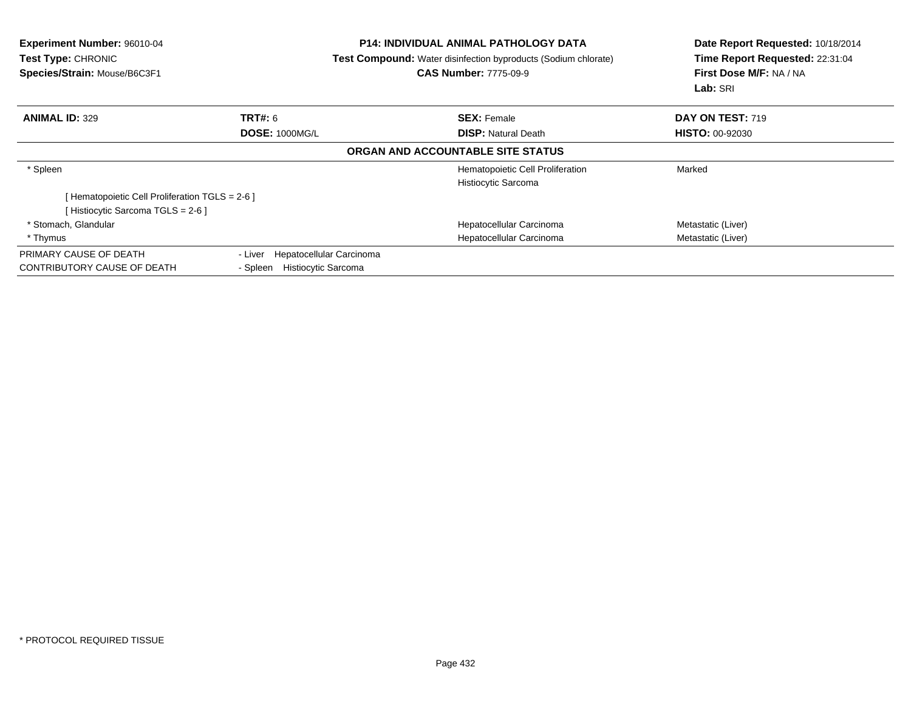**Experiment Number:** 96010-04
**Test Type:** CHRONIC
**Species/Strain:** Mouse/B6C3F1

**P14: INDIVIDUAL ANIMAL PATHOLOGY DATA**
**Test Compound:** Water disinfection byproducts (Sodium chlorate)
**CAS Number:** 7775-09-9

**Date Report Requested:** 10/18/2014
**Time Report Requested:** 22:31:04
**First Dose M/F:** NA / NA
**Lab:** SRI

| **ANIMAL ID:** 329 | **TRT#:** 6 | **SEX:** Female | **DAY ON TEST:** 719 |
|---|---|---|---|
| | **DOSE:** 1000MG/L | **DISP:** Natural Death | **HISTO:** 00-92030 |

**ORGAN AND ACCOUNTABLE SITE STATUS**

| | | |
|---|---|---|
| * Spleen | Hematopoietic Cell Proliferation | Marked |
| | Histiocytic Sarcoma | |
| [ Hematopoietic Cell Proliferation TGLS = 2-6 ] | | |
| [ Histiocytic Sarcoma TGLS = 2-6 ] | | |
| * Stomach, Glandular | Hepatocellular Carcinoma | Metastatic (Liver) |
| * Thymus | Hepatocellular Carcinoma | Metastatic (Liver) |

PRIMARY CAUSE OF DEATH - Liver Hepatocellular Carcinoma
CONTRIBUTORY CAUSE OF DEATH - Spleen Histiocytic Sarcoma

* PROTOCOL REQUIRED TISSUE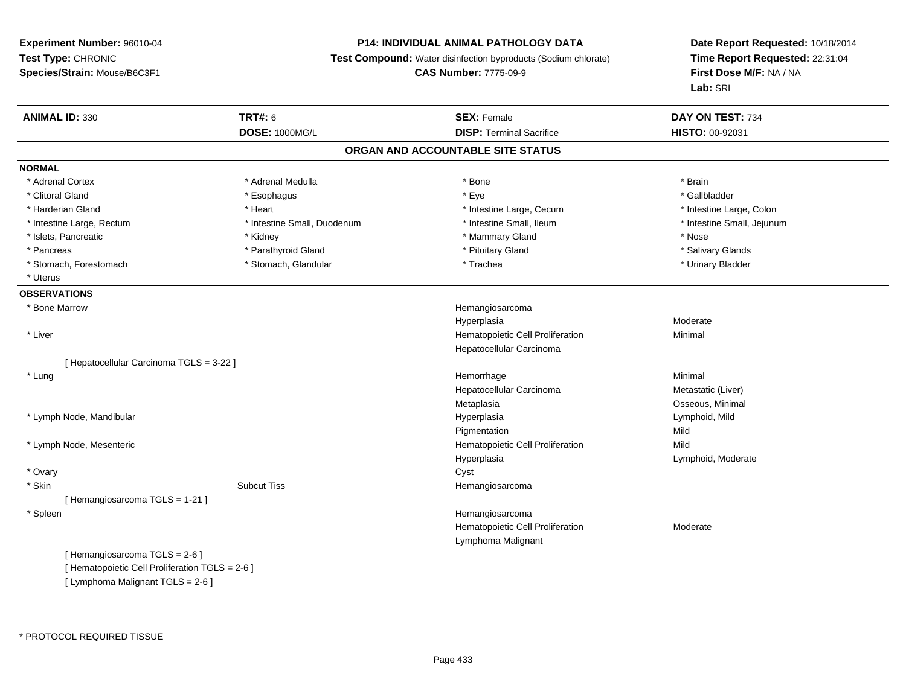**Experiment Number:** 96010-04
**Test Type:** CHRONIC
**Species/Strain:** Mouse/B6C3F1

**P14: INDIVIDUAL ANIMAL PATHOLOGY DATA**
**Test Compound:** Water disinfection byproducts (Sodium chlorate)
**CAS Number:** 7775-09-9

**Date Report Requested:** 10/18/2014
**Time Report Requested:** 22:31:04
**First Dose M/F:** NA / NA
**Lab:** SRI

| **ANIMAL ID:** 330 | **TRT#:** 6 | **SEX:** Female | **DAY ON TEST:** 734 |
|---|---|---|---|
| | **DOSE:** 1000MG/L | **DISP:** Terminal Sacrifice | **HISTO:** 00-92031 |

## ORGAN AND ACCOUNTABLE SITE STATUS

**NORMAL**

| | | | |
|---|---|---|---|
| * Adrenal Cortex | * Adrenal Medulla | * Bone | * Brain |
| * Clitoral Gland | * Esophagus | * Eye | * Gallbladder |
| * Harderian Gland | * Heart | * Intestine Large, Cecum | * Intestine Large, Colon |
| * Intestine Large, Rectum | * Intestine Small, Duodenum | * Intestine Small, Ileum | * Intestine Small, Jejunum |
| * Islets, Pancreatic | * Kidney | * Mammary Gland | * Nose |
| * Pancreas | * Parathyroid Gland | * Pituitary Gland | * Salivary Glands |
| * Stomach, Forestomach | * Stomach, Glandular | * Trachea | * Urinary Bladder |
| * Uterus | | | |

**OBSERVATIONS**

| | | | |
|---|---|---|---|
| * Bone Marrow | | Hemangiosarcoma | |
| | | Hyperplasia | Moderate |
| * Liver | | Hematopoietic Cell Proliferation | Minimal |
| | | Hepatocellular Carcinoma | |
| [ Hepatocellular Carcinoma TGLS = 3-22 ] | | | |
| * Lung | | Hemorrhage | Minimal |
| | | Hepatocellular Carcinoma | Metastatic (Liver) |
| | | Metaplasia | Osseous, Minimal |
| * Lymph Node, Mandibular | | Hyperplasia | Lymphoid, Mild |
| | | Pigmentation | Mild |
| * Lymph Node, Mesenteric | | Hematopoietic Cell Proliferation | Mild |
| | | Hyperplasia | Lymphoid, Moderate |
| * Ovary | | Cyst | |
| * Skin | Subcut Tiss | Hemangiosarcoma | |
| [ Hemangiosarcoma TGLS = 1-21 ] | | | |
| * Spleen | | Hemangiosarcoma | |
| | | Hematopoietic Cell Proliferation | Moderate |
| | | Lymphoma Malignant | |
| [ Hemangiosarcoma TGLS = 2-6 ] | | | |
| [ Hematopoietic Cell Proliferation TGLS = 2-6 ] | | | |
| [ Lymphoma Malignant TGLS = 2-6 ] | | | |

* PROTOCOL REQUIRED TISSUE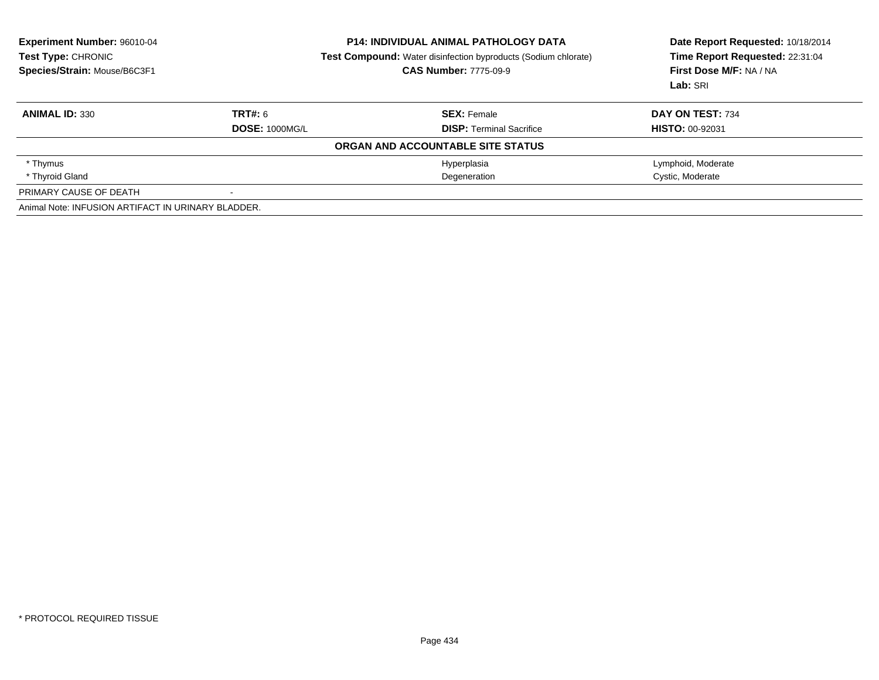**Experiment Number:** 96010-04
**Test Type:** CHRONIC
**Species/Strain:** Mouse/B6C3F1

**P14: INDIVIDUAL ANIMAL PATHOLOGY DATA**
**Test Compound:** Water disinfection byproducts (Sodium chlorate)
**CAS Number:** 7775-09-9

**Date Report Requested:** 10/18/2014
**Time Report Requested:** 22:31:04
**First Dose M/F:** NA / NA
**Lab:** SRI

| **ANIMAL ID:** 330 | **TRT#:** 6 | **SEX:** Female | **DAY ON TEST:** 734 |
|---|---|---|---|
| | **DOSE:** 1000MG/L | **DISP:** Terminal Sacrifice | **HISTO:** 00-92031 |
| | | **ORGAN AND ACCOUNTABLE SITE STATUS** | |
| * Thymus | | Hyperplasia | Lymphoid, Moderate |
| * Thyroid Gland | | Degeneration | Cystic, Moderate |
| PRIMARY CAUSE OF DEATH | - | | |
| Animal Note: INFUSION ARTIFACT IN URINARY BLADDER. | | | |

* PROTOCOL REQUIRED TISSUE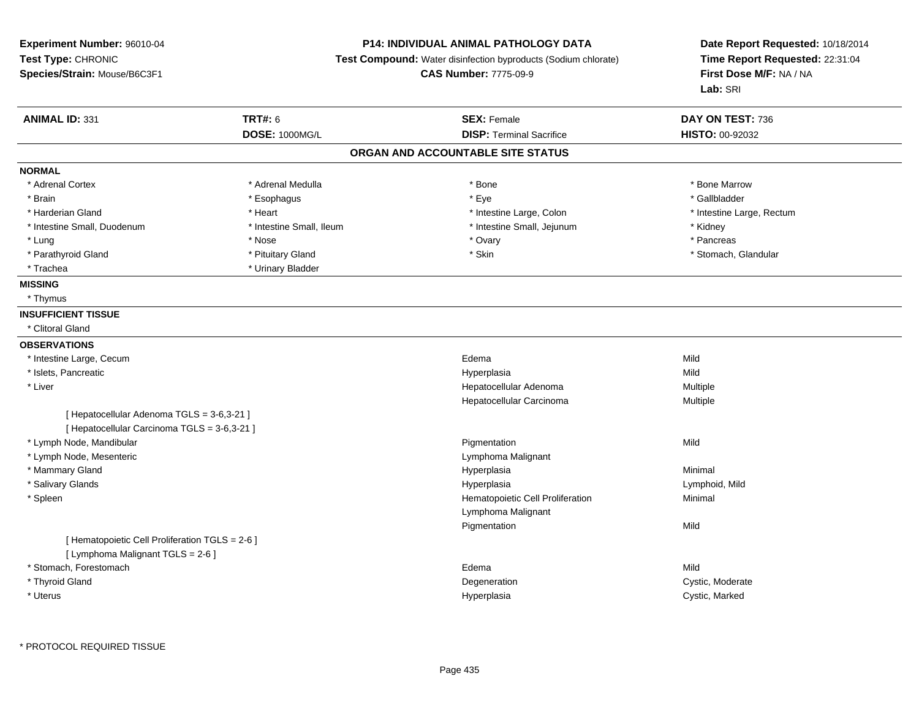**Experiment Number:** 96010-04
**Test Type:** CHRONIC
**Species/Strain:** Mouse/B6C3F1

**P14: INDIVIDUAL ANIMAL PATHOLOGY DATA**
**Test Compound:** Water disinfection byproducts (Sodium chlorate)
**CAS Number:** 7775-09-9

**Date Report Requested:** 10/18/2014
**Time Report Requested:** 22:31:04
**First Dose M/F:** NA / NA
**Lab:** SRI

| **ANIMAL ID:** 331 | **TRT#:** 6 | **SEX:** Female | **DAY ON TEST:** 736 |
|---|---|---|---|
| | **DOSE:** 1000MG/L | **DISP:** Terminal Sacrifice | **HISTO:** 00-92032 |

## ORGAN AND ACCOUNTABLE SITE STATUS

**NORMAL**

| | | | |
|---|---|---|---|
| * Adrenal Cortex | * Adrenal Medulla | * Bone | * Bone Marrow |
| * Brain | * Esophagus | * Eye | * Gallbladder |
| * Harderian Gland | * Heart | * Intestine Large, Colon | * Intestine Large, Rectum |
| * Intestine Small, Duodenum | * Intestine Small, Ileum | * Intestine Small, Jejunum | * Kidney |
| * Lung | * Nose | * Ovary | * Pancreas |
| * Parathyroid Gland | * Pituitary Gland | * Skin | * Stomach, Glandular |
| * Trachea | * Urinary Bladder | | |

**MISSING**

* Thymus

**INSUFFICIENT TISSUE**

* Clitoral Gland

**OBSERVATIONS**

| | | |
|---|---|---|
| * Intestine Large, Cecum | Edema | Mild |
| * Islets, Pancreatic | Hyperplasia | Mild |
| * Liver | Hepatocellular Adenoma | Multiple |
| | Hepatocellular Carcinoma | Multiple |
| [ Hepatocellular Adenoma TGLS = 3-6,3-21 ] | | |
| [ Hepatocellular Carcinoma TGLS = 3-6,3-21 ] | | |
| * Lymph Node, Mandibular | Pigmentation | Mild |
| * Lymph Node, Mesenteric | Lymphoma Malignant | |
| * Mammary Gland | Hyperplasia | Minimal |
| * Salivary Glands | Hyperplasia | Lymphoid, Mild |
| * Spleen | Hematopoietic Cell Proliferation | Minimal |
| | Lymphoma Malignant | |
| | Pigmentation | Mild |
| [ Hematopoietic Cell Proliferation TGLS = 2-6 ] | | |
| [ Lymphoma Malignant TGLS = 2-6 ] | | |
| * Stomach, Forestomach | Edema | Mild |
| * Thyroid Gland | Degeneration | Cystic, Moderate |
| * Uterus | Hyperplasia | Cystic, Marked |

* PROTOCOL REQUIRED TISSUE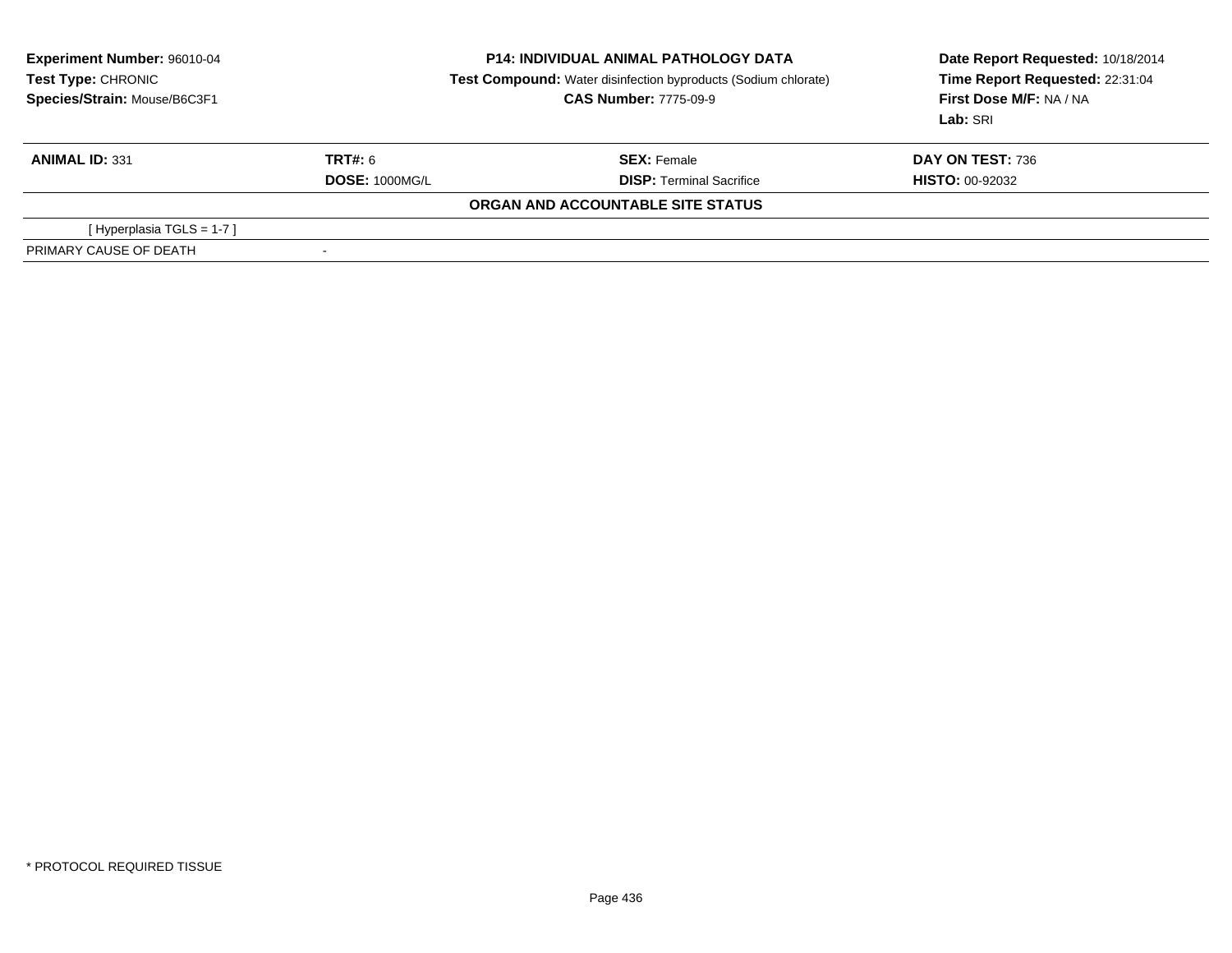**Experiment Number:** 96010-04
**Test Type:** CHRONIC
**Species/Strain:** Mouse/B6C3F1

**P14: INDIVIDUAL ANIMAL PATHOLOGY DATA**
**Test Compound:** Water disinfection byproducts (Sodium chlorate)
**CAS Number:** 7775-09-9

**Date Report Requested:** 10/18/2014
**Time Report Requested:** 22:31:04
**First Dose M/F:** NA / NA
**Lab:** SRI

| **ANIMAL ID:** 331 | **TRT#:** 6 | **SEX:** Female | **DAY ON TEST:** 736 |
|---|---|---|---|
| | **DOSE:** 1000MG/L | **DISP:** Terminal Sacrifice | **HISTO:** 00-92032 |

**ORGAN AND ACCOUNTABLE SITE STATUS**

| | |
|---|---|
| [ Hyperplasia TGLS = 1-7 ] | |
| PRIMARY CAUSE OF DEATH | - |

* PROTOCOL REQUIRED TISSUE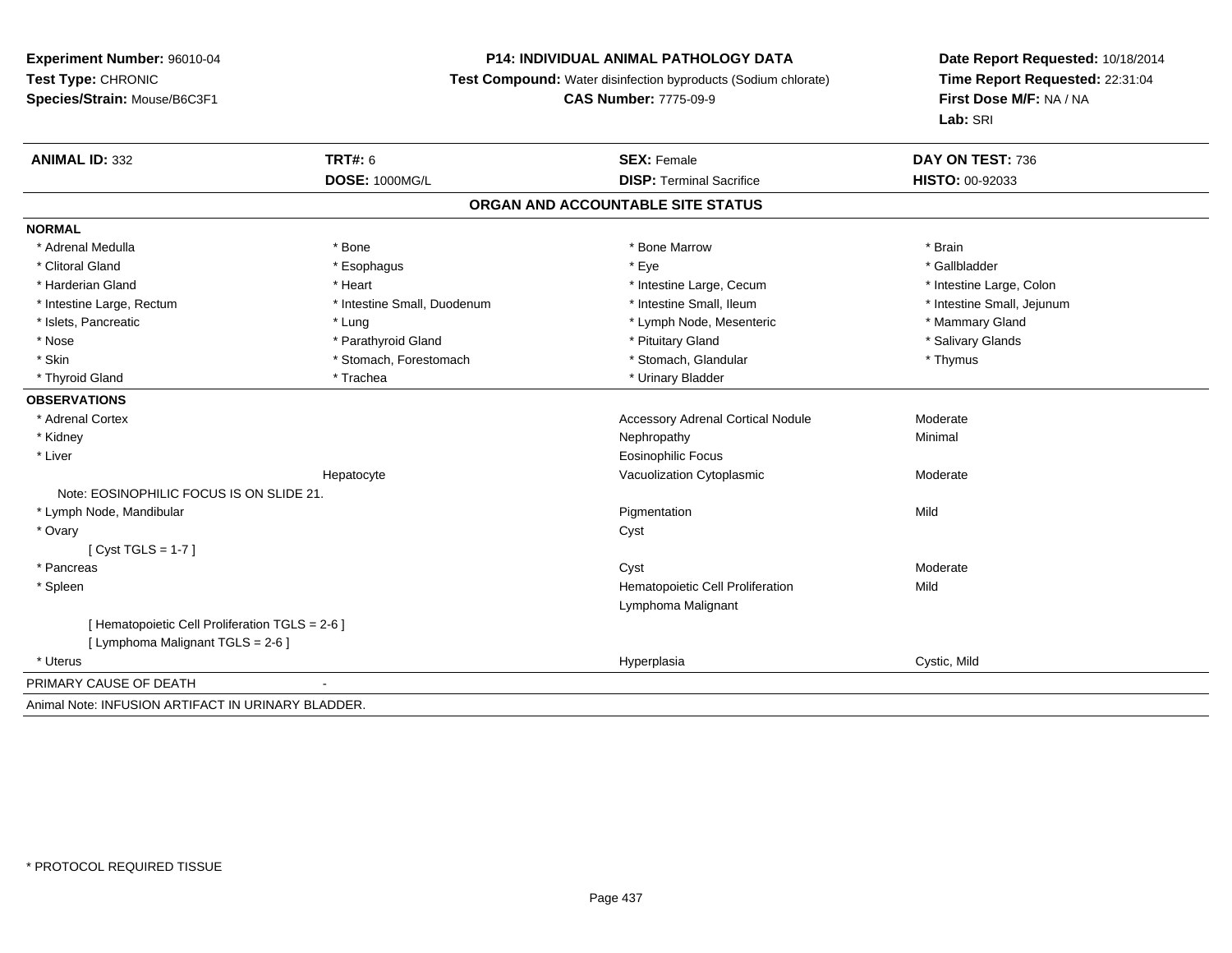**Experiment Number:** 96010-04
**Test Type:** CHRONIC
**Species/Strain:** Mouse/B6C3F1

**P14: INDIVIDUAL ANIMAL PATHOLOGY DATA**
**Test Compound:** Water disinfection byproducts (Sodium chlorate)
**CAS Number:** 7775-09-9

**Date Report Requested:** 10/18/2014
**Time Report Requested:** 22:31:04
**First Dose M/F:** NA / NA
**Lab:** SRI

| **ANIMAL ID:** 332 | **TRT#:** 6 | **SEX:** Female | **DAY ON TEST:** 736 |
|---|---|---|---|
| | **DOSE:** 1000MG/L | **DISP:** Terminal Sacrifice | **HISTO:** 00-92033 |

## ORGAN AND ACCOUNTABLE SITE STATUS

**NORMAL**

| | | | |
|---|---|---|---|
| * Adrenal Medulla | * Bone | * Bone Marrow | * Brain |
| * Clitoral Gland | * Esophagus | * Eye | * Gallbladder |
| * Harderian Gland | * Heart | * Intestine Large, Cecum | * Intestine Large, Colon |
| * Intestine Large, Rectum | * Intestine Small, Duodenum | * Intestine Small, Ileum | * Intestine Small, Jejunum |
| * Islets, Pancreatic | * Lung | * Lymph Node, Mesenteric | * Mammary Gland |
| * Nose | * Parathyroid Gland | * Pituitary Gland | * Salivary Glands |
| * Skin | * Stomach, Forestomach | * Stomach, Glandular | * Thymus |
| * Thyroid Gland | * Trachea | * Urinary Bladder | |

**OBSERVATIONS**

| | | | |
|---|---|---|---|
| * Adrenal Cortex | | Accessory Adrenal Cortical Nodule | Moderate |
| * Kidney | | Nephropathy | Minimal |
| * Liver | | Eosinophilic Focus | |
| | Hepatocyte | Vacuolization Cytoplasmic | Moderate |
| Note: EOSINOPHILIC FOCUS IS ON SLIDE 21. | | | |
| * Lymph Node, Mandibular | | Pigmentation | Mild |
| * Ovary | | Cyst | |
| [ Cyst TGLS = 1-7 ] | | | |
| * Pancreas | | Cyst | Moderate |
| * Spleen | | Hematopoietic Cell Proliferation | Mild |
| | | Lymphoma Malignant | |
| [ Hematopoietic Cell Proliferation TGLS = 2-6 ] | | | |
| [ Lymphoma Malignant TGLS = 2-6 ] | | | |
| * Uterus | | Hyperplasia | Cystic, Mild |

PRIMARY CAUSE OF DEATH -

Animal Note: INFUSION ARTIFACT IN URINARY BLADDER.

* PROTOCOL REQUIRED TISSUE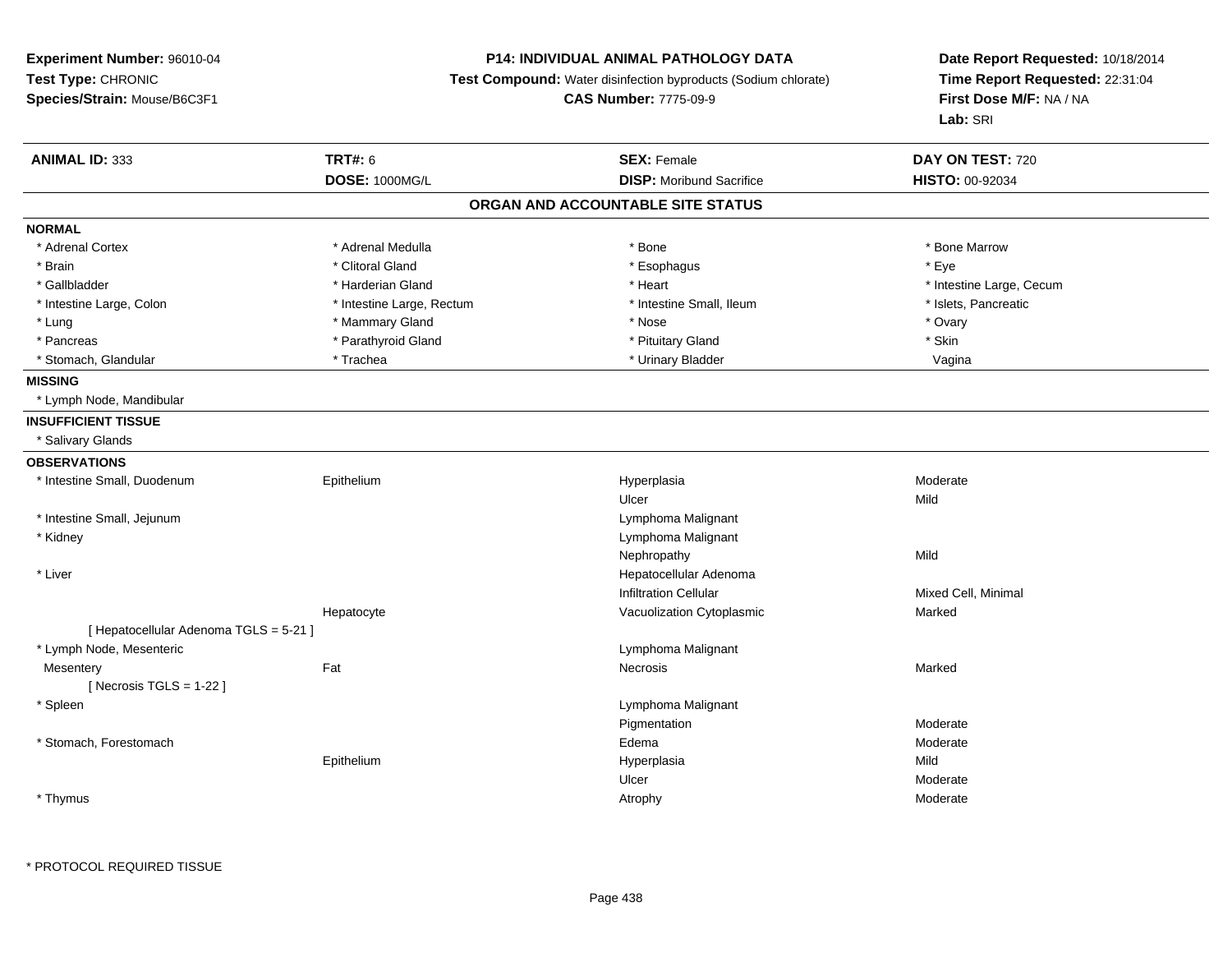**Experiment Number:** 96010-04
**Test Type:** CHRONIC
**Species/Strain:** Mouse/B6C3F1

**P14: INDIVIDUAL ANIMAL PATHOLOGY DATA**
**Test Compound:** Water disinfection byproducts (Sodium chlorate)
**CAS Number:** 7775-09-9

**Date Report Requested:** 10/18/2014
**Time Report Requested:** 22:31:04
**First Dose M/F:** NA / NA
**Lab:** SRI

| **ANIMAL ID:** 333 | **TRT#:** 6 | **SEX:** Female | **DAY ON TEST:** 720 |
|---|---|---|---|
| | **DOSE:** 1000MG/L | **DISP:** Moribund Sacrifice | **HISTO:** 00-92034 |

## ORGAN AND ACCOUNTABLE SITE STATUS

**NORMAL**

| | | | |
|---|---|---|---|
| * Adrenal Cortex | * Adrenal Medulla | * Bone | * Bone Marrow |
| * Brain | * Clitoral Gland | * Esophagus | * Eye |
| * Gallbladder | * Harderian Gland | * Heart | * Intestine Large, Cecum |
| * Intestine Large, Colon | * Intestine Large, Rectum | * Intestine Small, Ileum | * Islets, Pancreatic |
| * Lung | * Mammary Gland | * Nose | * Ovary |
| * Pancreas | * Parathyroid Gland | * Pituitary Gland | * Skin |
| * Stomach, Glandular | * Trachea | * Urinary Bladder | Vagina |

**MISSING**

* Lymph Node, Mandibular

**INSUFFICIENT TISSUE**

* Salivary Glands

**OBSERVATIONS**

| | | | |
|---|---|---|---|
| * Intestine Small, Duodenum | Epithelium | Hyperplasia | Moderate |
| | | Ulcer | Mild |
| * Intestine Small, Jejunum | | Lymphoma Malignant | |
| * Kidney | | Lymphoma Malignant | |
| | | Nephropathy | Mild |
| * Liver | | Hepatocellular Adenoma | |
| | | Infiltration Cellular | Mixed Cell, Minimal |
| | Hepatocyte | Vacuolization Cytoplasmic | Marked |
| [ Hepatocellular Adenoma TGLS = 5-21 ] | | | |
| * Lymph Node, Mesenteric | | Lymphoma Malignant | |
| Mesentery | Fat | Necrosis | Marked |
| [ Necrosis TGLS = 1-22 ] | | | |
| * Spleen | | Lymphoma Malignant | |
| | | Pigmentation | Moderate |
| * Stomach, Forestomach | | Edema | Moderate |
| | Epithelium | Hyperplasia | Mild |
| | | Ulcer | Moderate |
| * Thymus | | Atrophy | Moderate |

* PROTOCOL REQUIRED TISSUE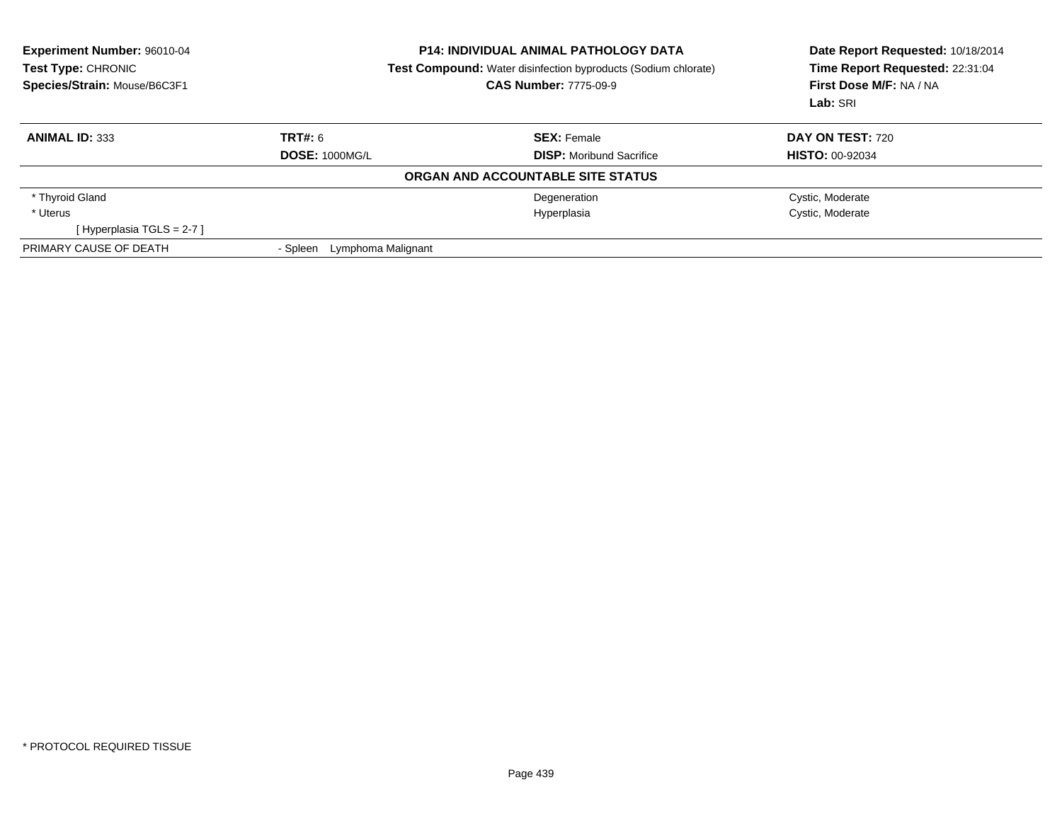**Experiment Number:** 96010-04
**Test Type:** CHRONIC
**Species/Strain:** Mouse/B6C3F1

**P14: INDIVIDUAL ANIMAL PATHOLOGY DATA**
**Test Compound:** Water disinfection byproducts (Sodium chlorate)
**CAS Number:** 7775-09-9

**Date Report Requested:** 10/18/2014
**Time Report Requested:** 22:31:04
**First Dose M/F:** NA / NA
**Lab:** SRI

| **ANIMAL ID:** 333 | **TRT#:** 6 | **SEX:** Female | **DAY ON TEST:** 720 |
|---|---|---|---|
| | **DOSE:** 1000MG/L | **DISP:** Moribund Sacrifice | **HISTO:** 00-92034 |

**ORGAN AND ACCOUNTABLE SITE STATUS**

| | | | |
|---|---|---|---|
| * Thyroid Gland | | Degeneration | Cystic, Moderate |
| * Uterus | | Hyperplasia | Cystic, Moderate |
| [ Hyperplasia TGLS = 2-7 ] | | | |
| PRIMARY CAUSE OF DEATH | - Spleen Lymphoma Malignant | | |

* PROTOCOL REQUIRED TISSUE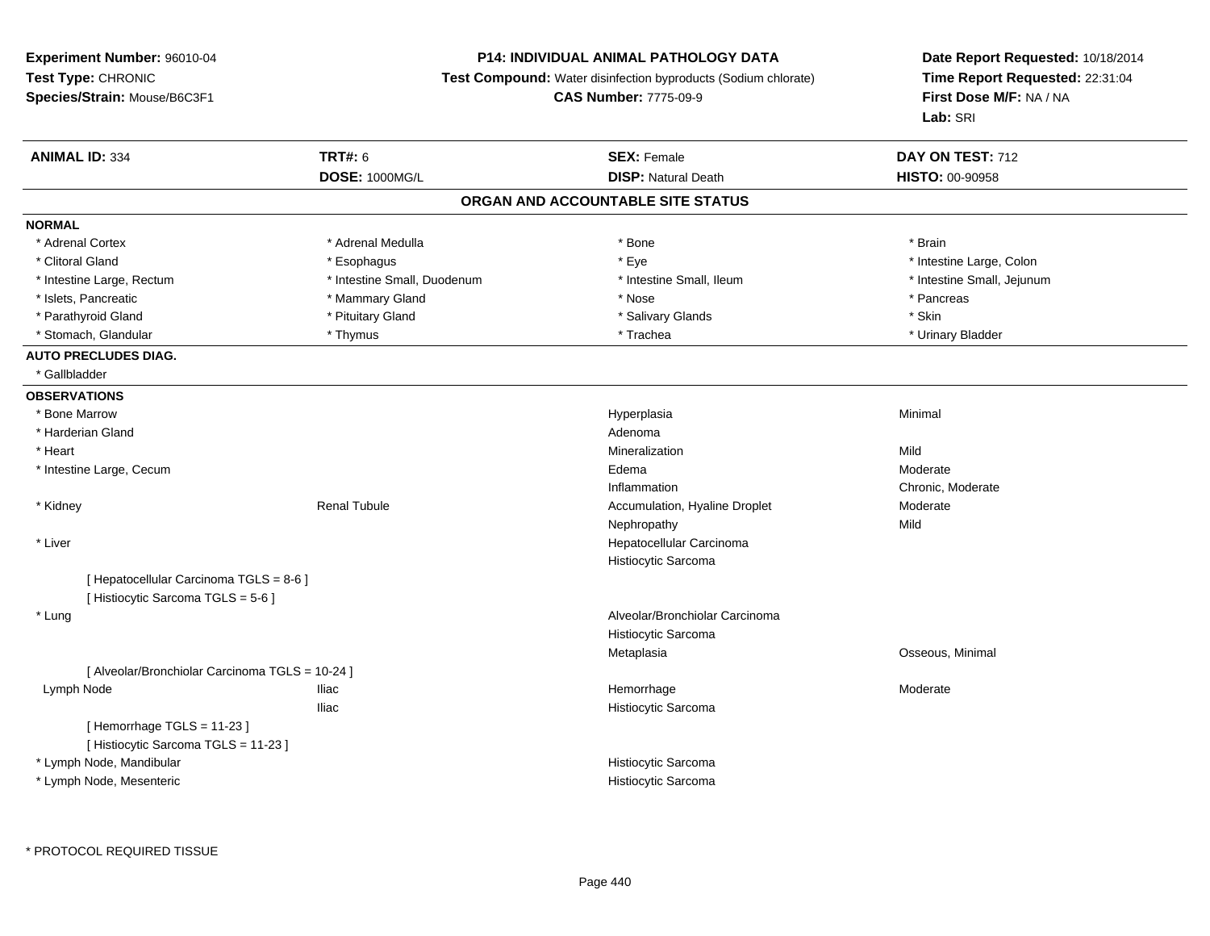**Experiment Number:** 96010-04
**Test Type:** CHRONIC
**Species/Strain:** Mouse/B6C3F1

**P14: INDIVIDUAL ANIMAL PATHOLOGY DATA**
**Test Compound:** Water disinfection byproducts (Sodium chlorate)
**CAS Number:** 7775-09-9

**Date Report Requested:** 10/18/2014
**Time Report Requested:** 22:31:04
**First Dose M/F:** NA / NA
**Lab:** SRI

| **ANIMAL ID:** 334 | **TRT#:** 6 | **SEX:** Female | **DAY ON TEST:** 712 |
|---|---|---|---|
| | **DOSE:** 1000MG/L | **DISP:** Natural Death | **HISTO:** 00-90958 |

## ORGAN AND ACCOUNTABLE SITE STATUS

**NORMAL**

| | | | |
|---|---|---|---|
| * Adrenal Cortex | * Adrenal Medulla | * Bone | * Brain |
| * Clitoral Gland | * Esophagus | * Eye | * Intestine Large, Colon |
| * Intestine Large, Rectum | * Intestine Small, Duodenum | * Intestine Small, Ileum | * Intestine Small, Jejunum |
| * Islets, Pancreatic | * Mammary Gland | * Nose | * Pancreas |
| * Parathyroid Gland | * Pituitary Gland | * Salivary Glands | * Skin |
| * Stomach, Glandular | * Thymus | * Trachea | * Urinary Bladder |

**AUTO PRECLUDES DIAG.**

* Gallbladder

**OBSERVATIONS**

| Organ | Site | Observation | Severity |
|---|---|---|---|
| * Bone Marrow | | Hyperplasia | Minimal |
| * Harderian Gland | | Adenoma | |
| * Heart | | Mineralization | Mild |
| * Intestine Large, Cecum | | Edema | Moderate |
| | | Inflammation | Chronic, Moderate |
| * Kidney | Renal Tubule | Accumulation, Hyaline Droplet | Moderate |
| | | Nephropathy | Mild |
| * Liver | | Hepatocellular Carcinoma | |
| | | Histiocytic Sarcoma | |
| [ Hepatocellular Carcinoma TGLS = 8-6 ] | | | |
| [ Histiocytic Sarcoma TGLS = 5-6 ] | | | |
| * Lung | | Alveolar/Bronchiolar Carcinoma | |
| | | Histiocytic Sarcoma | |
| | | Metaplasia | Osseous, Minimal |
| [ Alveolar/Bronchiolar Carcinoma TGLS = 10-24 ] | | | |
| Lymph Node | Iliac | Hemorrhage | Moderate |
| | Iliac | Histiocytic Sarcoma | |
| [ Hemorrhage TGLS = 11-23 ] | | | |
| [ Histiocytic Sarcoma TGLS = 11-23 ] | | | |
| * Lymph Node, Mandibular | | Histiocytic Sarcoma | |
| * Lymph Node, Mesenteric | | Histiocytic Sarcoma | |

* PROTOCOL REQUIRED TISSUE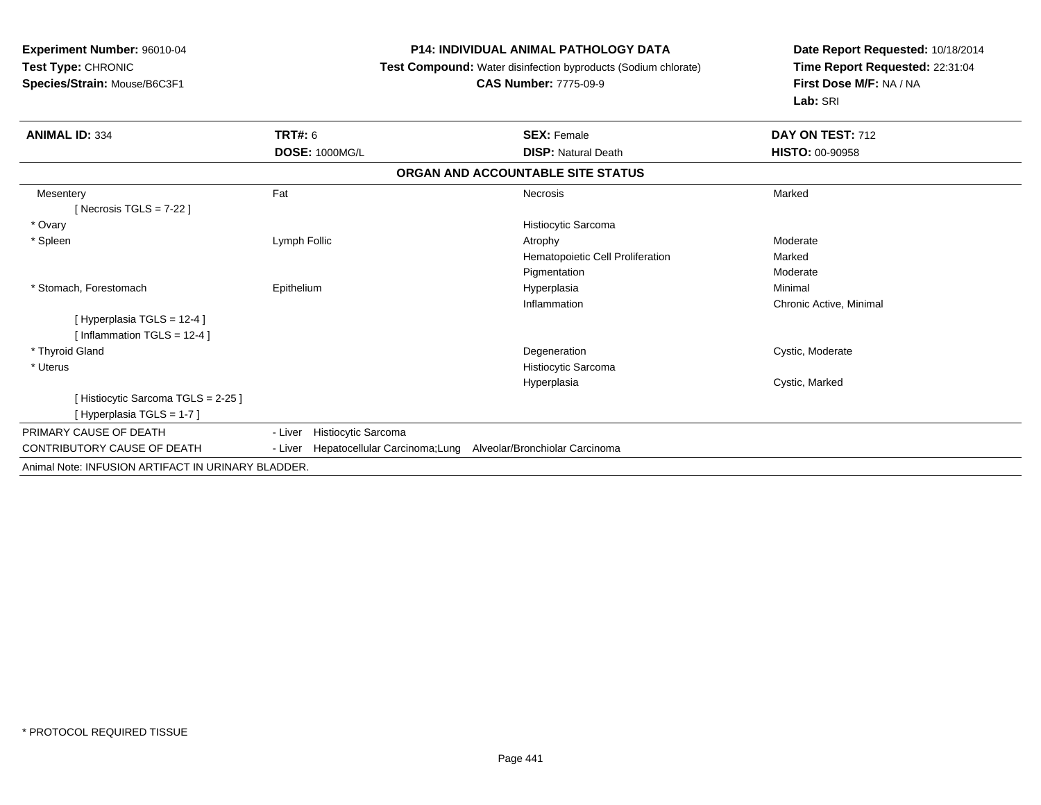**Experiment Number:** 96010-04
**Test Type:** CHRONIC
**Species/Strain:** Mouse/B6C3F1

**P14: INDIVIDUAL ANIMAL PATHOLOGY DATA**
**Test Compound:** Water disinfection byproducts (Sodium chlorate)
**CAS Number:** 7775-09-9

**Date Report Requested:** 10/18/2014
**Time Report Requested:** 22:31:04
**First Dose M/F:** NA / NA
**Lab:** SRI

| **ANIMAL ID:** 334 | **TRT#:** 6 | **SEX:** Female | **DAY ON TEST:** 712 |
|---|---|---|---|
| | **DOSE:** 1000MG/L | **DISP:** Natural Death | **HISTO:** 00-90958 |

**ORGAN AND ACCOUNTABLE SITE STATUS**

| | | | |
|---|---|---|---|
| Mesentery | Fat | Necrosis | Marked |
| [ Necrosis TGLS = 7-22 ] | | | |
| * Ovary | | Histiocytic Sarcoma | |
| * Spleen | Lymph Follic | Atrophy | Moderate |
| | | Hematopoietic Cell Proliferation | Marked |
| | | Pigmentation | Moderate |
| * Stomach, Forestomach | Epithelium | Hyperplasia | Minimal |
| | | Inflammation | Chronic Active, Minimal |
| [ Hyperplasia TGLS = 12-4 ] | | | |
| [ Inflammation TGLS = 12-4 ] | | | |
| * Thyroid Gland | | Degeneration | Cystic, Moderate |
| * Uterus | | Histiocytic Sarcoma | |
| | | Hyperplasia | Cystic, Marked |
| [ Histiocytic Sarcoma TGLS = 2-25 ] | | | |
| [ Hyperplasia TGLS = 1-7 ] | | | |

PRIMARY CAUSE OF DEATH - Liver Histiocytic Sarcoma

CONTRIBUTORY CAUSE OF DEATH - Liver Hepatocellular Carcinoma;Lung Alveolar/Bronchiolar Carcinoma

Animal Note: INFUSION ARTIFACT IN URINARY BLADDER.

* PROTOCOL REQUIRED TISSUE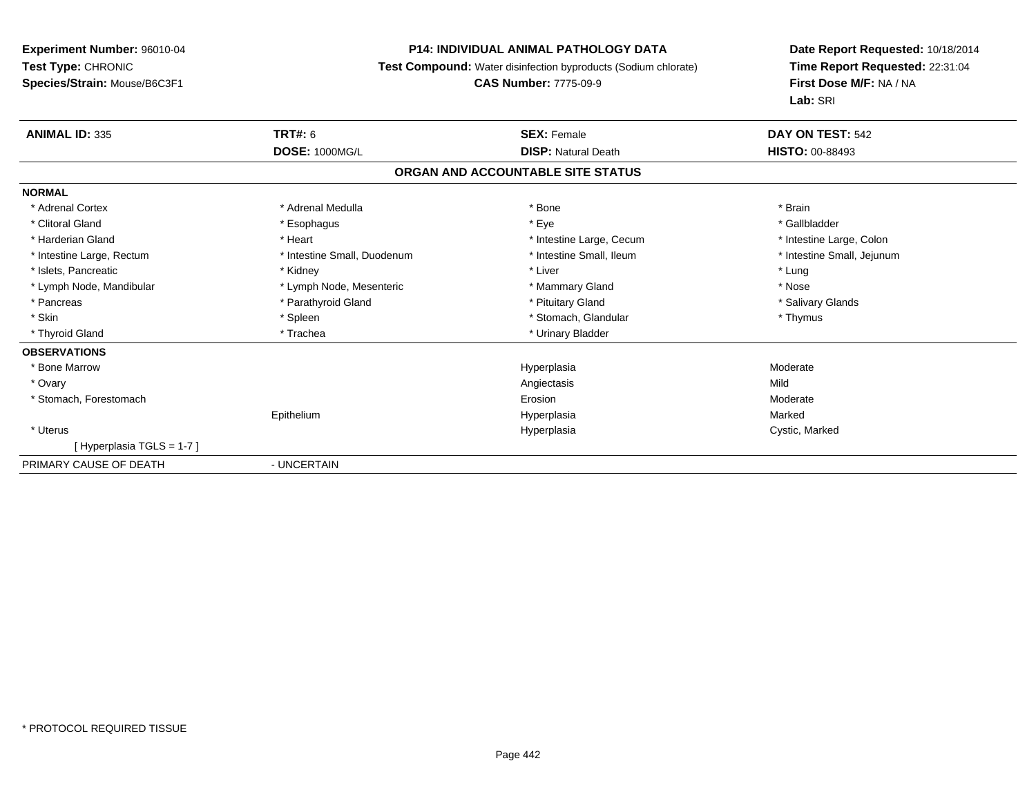**Experiment Number:** 96010-04
**Test Type:** CHRONIC
**Species/Strain:** Mouse/B6C3F1

**P14: INDIVIDUAL ANIMAL PATHOLOGY DATA**
**Test Compound:** Water disinfection byproducts (Sodium chlorate)
**CAS Number:** 7775-09-9

**Date Report Requested:** 10/18/2014
**Time Report Requested:** 22:31:04
**First Dose M/F:** NA / NA
**Lab:** SRI

| **ANIMAL ID:** 335 | **TRT#:** 6 | **SEX:** Female | **DAY ON TEST:** 542 |
|---|---|---|---|
| | **DOSE:** 1000MG/L | **DISP:** Natural Death | **HISTO:** 00-88493 |

## ORGAN AND ACCOUNTABLE SITE STATUS

**NORMAL**

| | | | |
|---|---|---|---|
| * Adrenal Cortex | * Adrenal Medulla | * Bone | * Brain |
| * Clitoral Gland | * Esophagus | * Eye | * Gallbladder |
| * Harderian Gland | * Heart | * Intestine Large, Cecum | * Intestine Large, Colon |
| * Intestine Large, Rectum | * Intestine Small, Duodenum | * Intestine Small, Ileum | * Intestine Small, Jejunum |
| * Islets, Pancreatic | * Kidney | * Liver | * Lung |
| * Lymph Node, Mandibular | * Lymph Node, Mesenteric | * Mammary Gland | * Nose |
| * Pancreas | * Parathyroid Gland | * Pituitary Gland | * Salivary Glands |
| * Skin | * Spleen | * Stomach, Glandular | * Thymus |
| * Thyroid Gland | * Trachea | * Urinary Bladder | |

**OBSERVATIONS**

| | | | |
|---|---|---|---|
| * Bone Marrow | | Hyperplasia | Moderate |
| * Ovary | | Angiectasis | Mild |
| * Stomach, Forestomach | | Erosion | Moderate |
| | Epithelium | Hyperplasia | Marked |
| * Uterus | | Hyperplasia | Cystic, Marked |
| [ Hyperplasia TGLS = 1-7 ] | | | |

PRIMARY CAUSE OF DEATH - UNCERTAIN

* PROTOCOL REQUIRED TISSUE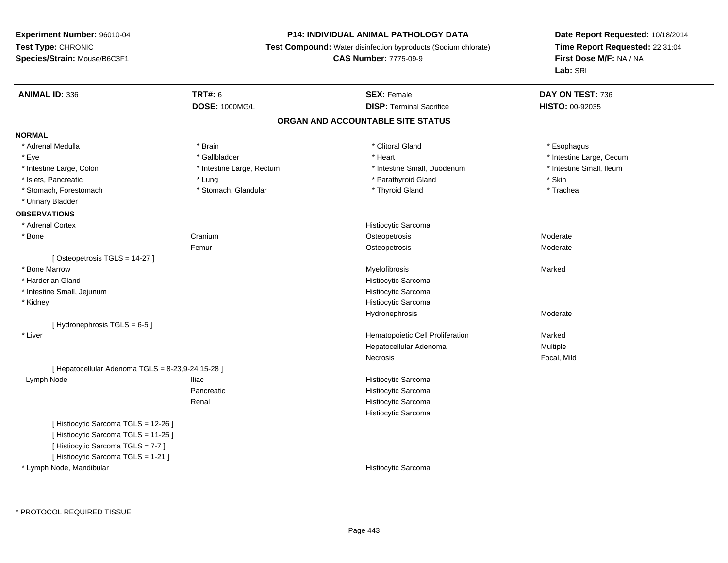**Experiment Number:** 96010-04
**Test Type:** CHRONIC
**Species/Strain:** Mouse/B6C3F1

**P14: INDIVIDUAL ANIMAL PATHOLOGY DATA**
**Test Compound:** Water disinfection byproducts (Sodium chlorate)
**CAS Number:** 7775-09-9

**Date Report Requested:** 10/18/2014
**Time Report Requested:** 22:31:04
**First Dose M/F:** NA / NA
**Lab:** SRI

| **ANIMAL ID:** 336 | **TRT#:** 6 | **SEX:** Female | **DAY ON TEST:** 736 |
|---|---|---|---|
| | **DOSE:** 1000MG/L | **DISP:** Terminal Sacrifice | **HISTO:** 00-92035 |

## ORGAN AND ACCOUNTABLE SITE STATUS

**NORMAL**

| | | | |
|---|---|---|---|
| * Adrenal Medulla | * Brain | * Clitoral Gland | * Esophagus |
| * Eye | * Gallbladder | * Heart | * Intestine Large, Cecum |
| * Intestine Large, Colon | * Intestine Large, Rectum | * Intestine Small, Duodenum | * Intestine Small, Ileum |
| * Islets, Pancreatic | * Lung | * Parathyroid Gland | * Skin |
| * Stomach, Forestomach | * Stomach, Glandular | * Thyroid Gland | * Trachea |
| * Urinary Bladder | | | |

**OBSERVATIONS**

| | | | |
|---|---|---|---|
| * Adrenal Cortex | | Histiocytic Sarcoma | |
| * Bone | Cranium | Osteopetrosis | Moderate |
| | Femur | Osteopetrosis | Moderate |
| [ Osteopetrosis TGLS = 14-27 ] | | | |
| * Bone Marrow | | Myelofibrosis | Marked |
| * Harderian Gland | | Histiocytic Sarcoma | |
| * Intestine Small, Jejunum | | Histiocytic Sarcoma | |
| * Kidney | | Histiocytic Sarcoma | |
| | | Hydronephrosis | Moderate |
| [ Hydronephrosis TGLS = 6-5 ] | | | |
| * Liver | | Hematopoietic Cell Proliferation | Marked |
| | | Hepatocellular Adenoma | Multiple |
| | | Necrosis | Focal, Mild |
| [ Hepatocellular Adenoma TGLS = 8-23,9-24,15-28 ] | | | |
| Lymph Node | Iliac | Histiocytic Sarcoma | |
| | Pancreatic | Histiocytic Sarcoma | |
| | Renal | Histiocytic Sarcoma | |
| | | Histiocytic Sarcoma | |
| [ Histiocytic Sarcoma TGLS = 12-26 ] | | | |
| [ Histiocytic Sarcoma TGLS = 11-25 ] | | | |
| [ Histiocytic Sarcoma TGLS = 7-7 ] | | | |
| [ Histiocytic Sarcoma TGLS = 1-21 ] | | | |
| * Lymph Node, Mandibular | | Histiocytic Sarcoma | |

* PROTOCOL REQUIRED TISSUE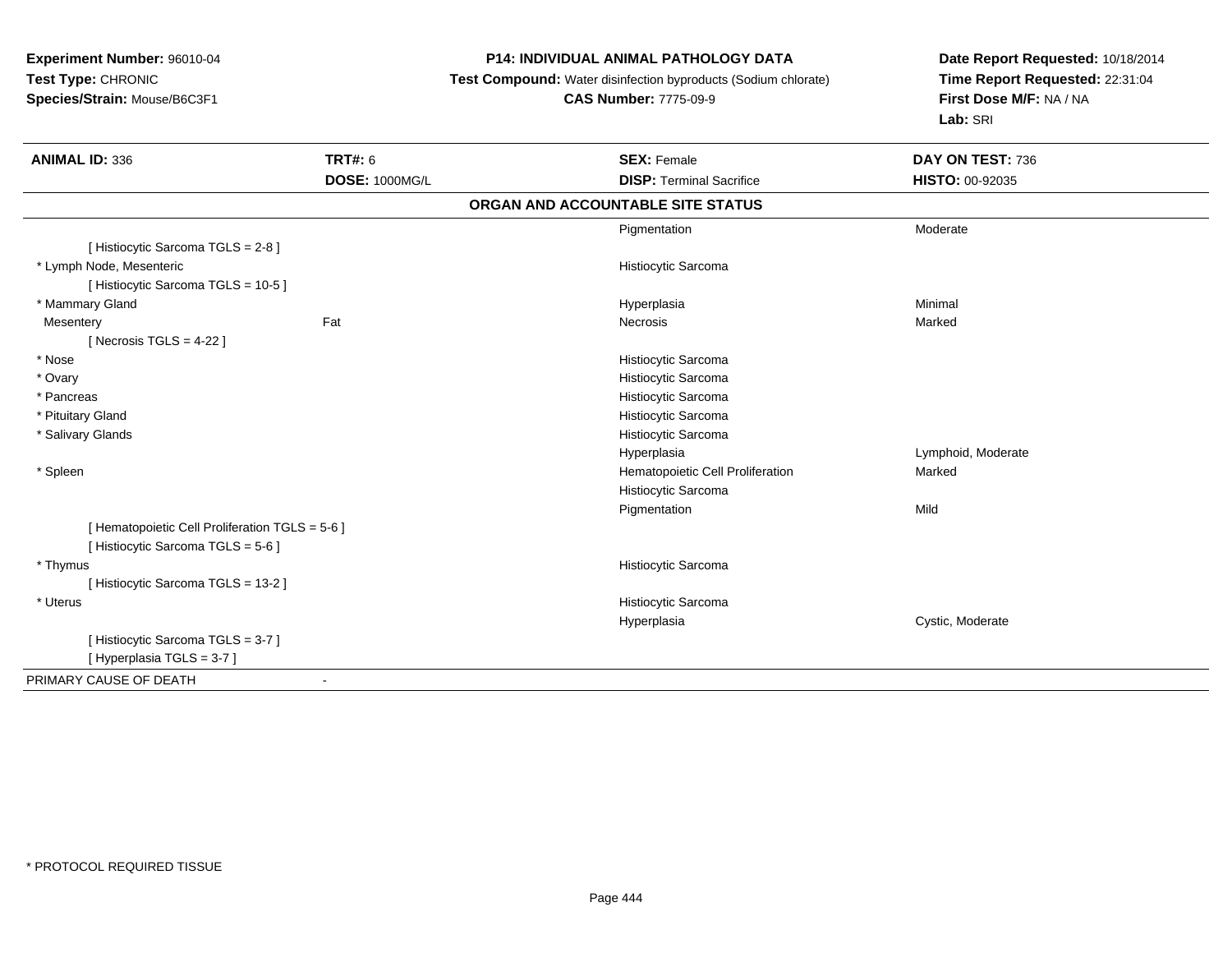**Experiment Number:** 96010-04
**Test Type:** CHRONIC
**Species/Strain:** Mouse/B6C3F1

**P14: INDIVIDUAL ANIMAL PATHOLOGY DATA**
**Test Compound:** Water disinfection byproducts (Sodium chlorate)
**CAS Number:** 7775-09-9

**Date Report Requested:** 10/18/2014
**Time Report Requested:** 22:31:04
**First Dose M/F:** NA / NA
**Lab:** SRI

| **ANIMAL ID:** 336 | **TRT#:** 6 | **SEX:** Female | **DAY ON TEST:** 736 |
|---|---|---|---|
| | **DOSE:** 1000MG/L | **DISP:** Terminal Sacrifice | **HISTO:** 00-92035 |

**ORGAN AND ACCOUNTABLE SITE STATUS**

| | | | |
|---|---|---|---|
| | | Pigmentation | Moderate |
| [ Histiocytic Sarcoma TGLS = 2-8 ] | | | |
| * Lymph Node, Mesenteric | | Histiocytic Sarcoma | |
| [ Histiocytic Sarcoma TGLS = 10-5 ] | | | |
| * Mammary Gland | | Hyperplasia | Minimal |
| Mesentery | Fat | Necrosis | Marked |
| [ Necrosis TGLS = 4-22 ] | | | |
| * Nose | | Histiocytic Sarcoma | |
| * Ovary | | Histiocytic Sarcoma | |
| * Pancreas | | Histiocytic Sarcoma | |
| * Pituitary Gland | | Histiocytic Sarcoma | |
| * Salivary Glands | | Histiocytic Sarcoma | |
| | | Hyperplasia | Lymphoid, Moderate |
| * Spleen | | Hematopoietic Cell Proliferation | Marked |
| | | Histiocytic Sarcoma | |
| | | Pigmentation | Mild |
| [ Hematopoietic Cell Proliferation TGLS = 5-6 ] | | | |
| [ Histiocytic Sarcoma TGLS = 5-6 ] | | | |
| * Thymus | | Histiocytic Sarcoma | |
| [ Histiocytic Sarcoma TGLS = 13-2 ] | | | |
| * Uterus | | Histiocytic Sarcoma | |
| | | Hyperplasia | Cystic, Moderate |
| [ Histiocytic Sarcoma TGLS = 3-7 ] | | | |
| [ Hyperplasia TGLS = 3-7 ] | | | |
| PRIMARY CAUSE OF DEATH | - | | |

* PROTOCOL REQUIRED TISSUE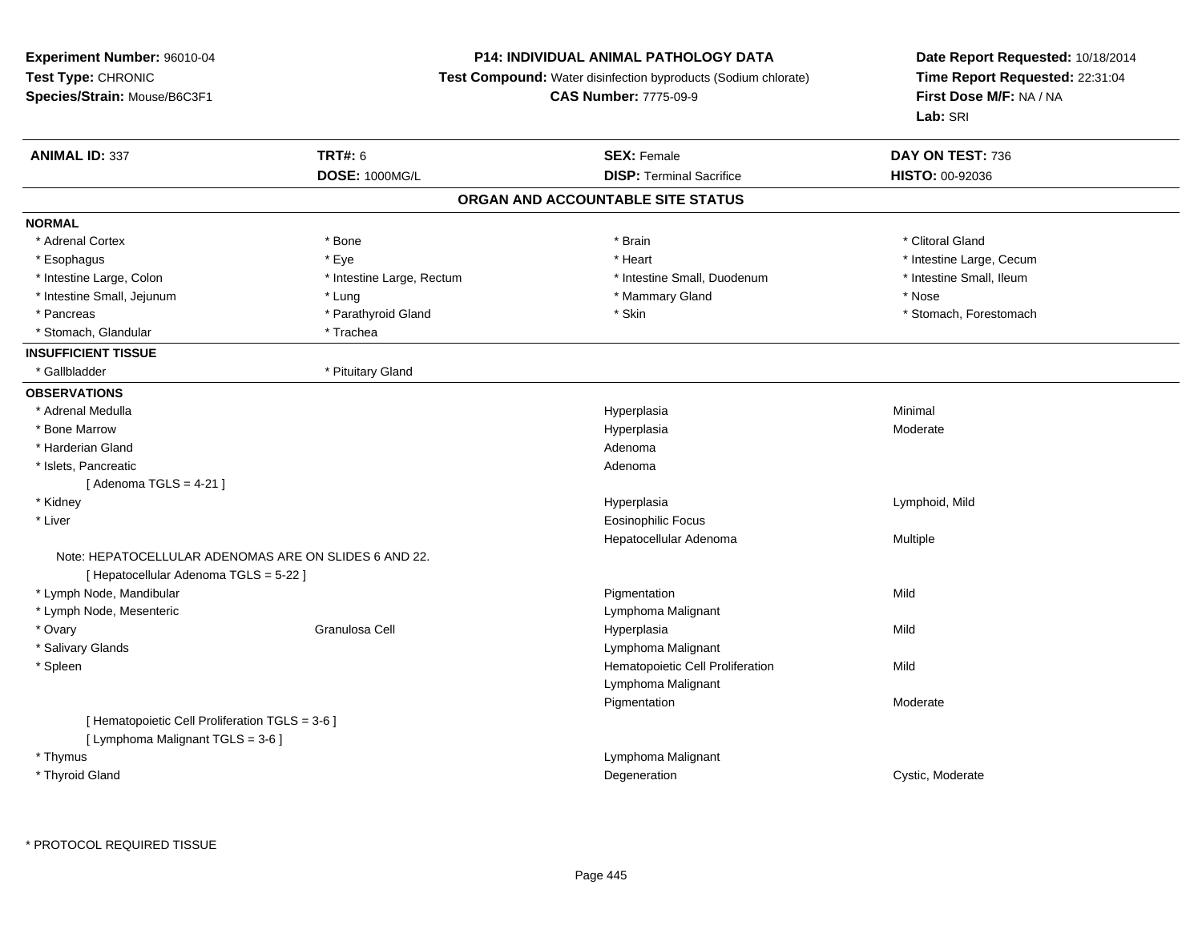**Experiment Number:** 96010-04
**Test Type:** CHRONIC
**Species/Strain:** Mouse/B6C3F1

**P14: INDIVIDUAL ANIMAL PATHOLOGY DATA**
**Test Compound:** Water disinfection byproducts (Sodium chlorate)
**CAS Number:** 7775-09-9

**Date Report Requested:** 10/18/2014
**Time Report Requested:** 22:31:04
**First Dose M/F:** NA / NA
**Lab:** SRI

| **ANIMAL ID:** 337 | **TRT#:** 6 | **SEX:** Female | **DAY ON TEST:** 736 |
|---|---|---|---|
| | **DOSE:** 1000MG/L | **DISP:** Terminal Sacrifice | **HISTO:** 00-92036 |

## ORGAN AND ACCOUNTABLE SITE STATUS

**NORMAL**

| | | | |
|---|---|---|---|
| * Adrenal Cortex | * Bone | * Brain | * Clitoral Gland |
| * Esophagus | * Eye | * Heart | * Intestine Large, Cecum |
| * Intestine Large, Colon | * Intestine Large, Rectum | * Intestine Small, Duodenum | * Intestine Small, Ileum |
| * Intestine Small, Jejunum | * Lung | * Mammary Gland | * Nose |
| * Pancreas | * Parathyroid Gland | * Skin | * Stomach, Forestomach |
| * Stomach, Glandular | * Trachea | | |

**INSUFFICIENT TISSUE**

| | |
|---|---|
| * Gallbladder | * Pituitary Gland |

**OBSERVATIONS**

| Organ | Site | Observation | Qualifier |
|---|---|---|---|
| * Adrenal Medulla | | Hyperplasia | Minimal |
| * Bone Marrow | | Hyperplasia | Moderate |
| * Harderian Gland | | Adenoma | |
| * Islets, Pancreatic | | Adenoma | |
| [ Adenoma TGLS = 4-21 ] | | | |
| * Kidney | | Hyperplasia | Lymphoid, Mild |
| * Liver | | Eosinophilic Focus | |
| | | Hepatocellular Adenoma | Multiple |
| Note: HEPATOCELLULAR ADENOMAS ARE ON SLIDES 6 AND 22. | | | |
| [ Hepatocellular Adenoma TGLS = 5-22 ] | | | |
| * Lymph Node, Mandibular | | Pigmentation | Mild |
| * Lymph Node, Mesenteric | | Lymphoma Malignant | |
| * Ovary | Granulosa Cell | Hyperplasia | Mild |
| * Salivary Glands | | Lymphoma Malignant | |
| * Spleen | | Hematopoietic Cell Proliferation | Mild |
| | | Lymphoma Malignant | |
| | | Pigmentation | Moderate |
| [ Hematopoietic Cell Proliferation TGLS = 3-6 ] | | | |
| [ Lymphoma Malignant TGLS = 3-6 ] | | | |
| * Thymus | | Lymphoma Malignant | |
| * Thyroid Gland | | Degeneration | Cystic, Moderate |

* PROTOCOL REQUIRED TISSUE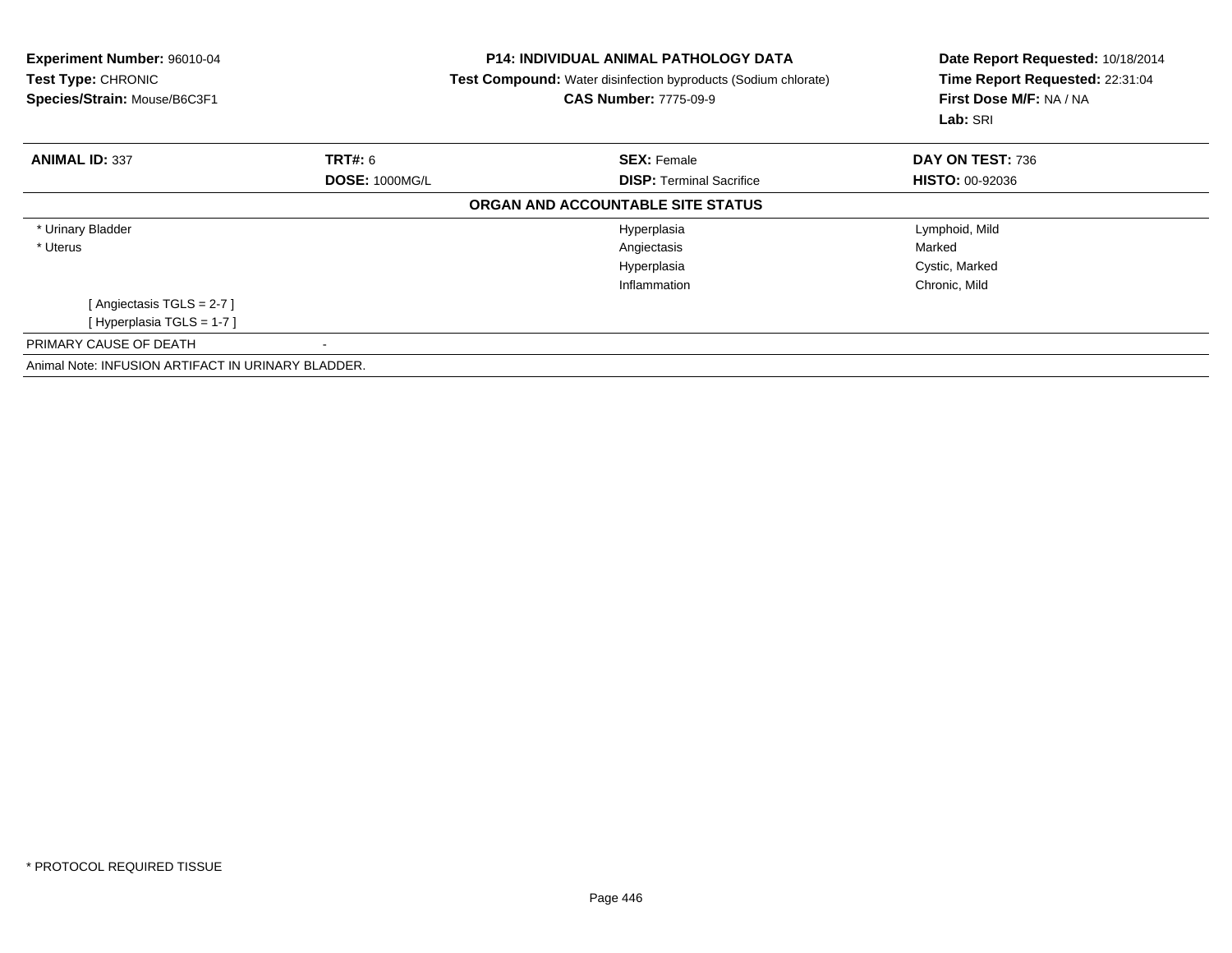**Experiment Number:** 96010-04
**Test Type:** CHRONIC
**Species/Strain:** Mouse/B6C3F1

**P14: INDIVIDUAL ANIMAL PATHOLOGY DATA**
**Test Compound:** Water disinfection byproducts (Sodium chlorate)
**CAS Number:** 7775-09-9

**Date Report Requested:** 10/18/2014
**Time Report Requested:** 22:31:04
**First Dose M/F:** NA / NA
**Lab:** SRI

| **ANIMAL ID:** 337 | **TRT#:** 6 | **SEX:** Female | **DAY ON TEST:** 736 |
|---|---|---|---|
| | **DOSE:** 1000MG/L | **DISP:** Terminal Sacrifice | **HISTO:** 00-92036 |

**ORGAN AND ACCOUNTABLE SITE STATUS**

| | | |
|---|---|---|
| * Urinary Bladder | Hyperplasia | Lymphoid, Mild |
| * Uterus | Angiectasis | Marked |
| | Hyperplasia | Cystic, Marked |
| | Inflammation | Chronic, Mild |
| [ Angiectasis TGLS = 2-7 ] | | |
| [ Hyperplasia TGLS = 1-7 ] | | |

PRIMARY CAUSE OF DEATH -

Animal Note: INFUSION ARTIFACT IN URINARY BLADDER.

* PROTOCOL REQUIRED TISSUE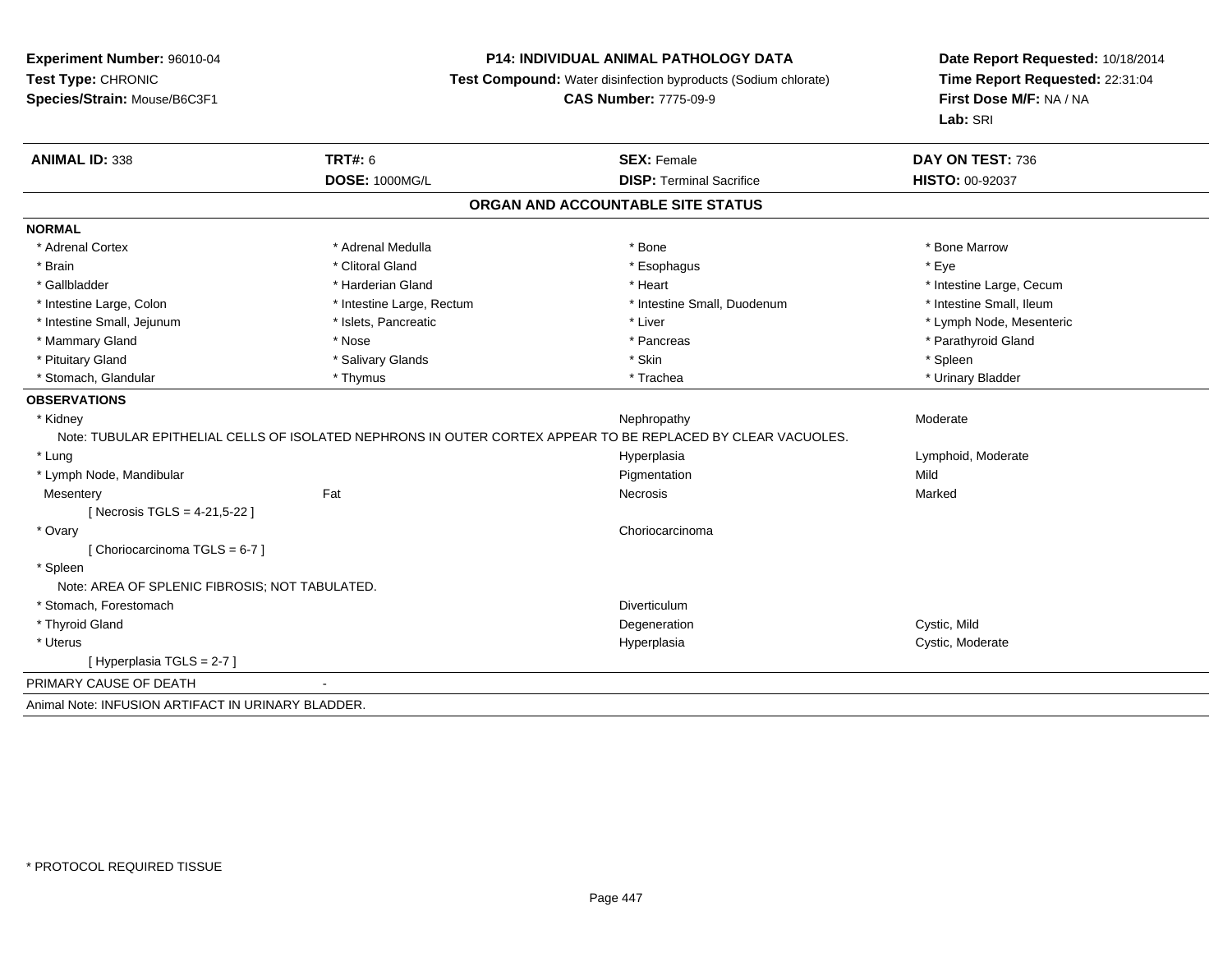**Experiment Number:** 96010-04
**Test Type:** CHRONIC
**Species/Strain:** Mouse/B6C3F1

**P14: INDIVIDUAL ANIMAL PATHOLOGY DATA**
**Test Compound:** Water disinfection byproducts (Sodium chlorate)
**CAS Number:** 7775-09-9

**Date Report Requested:** 10/18/2014
**Time Report Requested:** 22:31:04
**First Dose M/F:** NA / NA
**Lab:** SRI

| **ANIMAL ID:** 338 | **TRT#:** 6 | **SEX:** Female | **DAY ON TEST:** 736 |
|---|---|---|---|
| | **DOSE:** 1000MG/L | **DISP:** Terminal Sacrifice | **HISTO:** 00-92037 |

## ORGAN AND ACCOUNTABLE SITE STATUS

**NORMAL**

| | | | |
|---|---|---|---|
| * Adrenal Cortex | * Adrenal Medulla | * Bone | * Bone Marrow |
| * Brain | * Clitoral Gland | * Esophagus | * Eye |
| * Gallbladder | * Harderian Gland | * Heart | * Intestine Large, Cecum |
| * Intestine Large, Colon | * Intestine Large, Rectum | * Intestine Small, Duodenum | * Intestine Small, Ileum |
| * Intestine Small, Jejunum | * Islets, Pancreatic | * Liver | * Lymph Node, Mesenteric |
| * Mammary Gland | * Nose | * Pancreas | * Parathyroid Gland |
| * Pituitary Gland | * Salivary Glands | * Skin | * Spleen |
| * Stomach, Glandular | * Thymus | * Trachea | * Urinary Bladder |

**OBSERVATIONS**

| | | | |
|---|---|---|---|
| * Kidney | | Nephropathy | Moderate |
| Note: TUBULAR EPITHELIAL CELLS OF ISOLATED NEPHRONS IN OUTER CORTEX APPEAR TO BE REPLACED BY CLEAR VACUOLES. | | | |
| * Lung | | Hyperplasia | Lymphoid, Moderate |
| * Lymph Node, Mandibular | | Pigmentation | Mild |
| Mesentery | Fat | Necrosis | Marked |
| [ Necrosis TGLS = 4-21,5-22 ] | | | |
| * Ovary | | Choriocarcinoma | |
| [ Choriocarcinoma TGLS = 6-7 ] | | | |
| * Spleen | | | |
| Note: AREA OF SPLENIC FIBROSIS; NOT TABULATED. | | | |
| * Stomach, Forestomach | | Diverticulum | |
| * Thyroid Gland | | Degeneration | Cystic, Mild |
| * Uterus | | Hyperplasia | Cystic, Moderate |
| [ Hyperplasia TGLS = 2-7 ] | | | |

PRIMARY CAUSE OF DEATH -

Animal Note: INFUSION ARTIFACT IN URINARY BLADDER.

* PROTOCOL REQUIRED TISSUE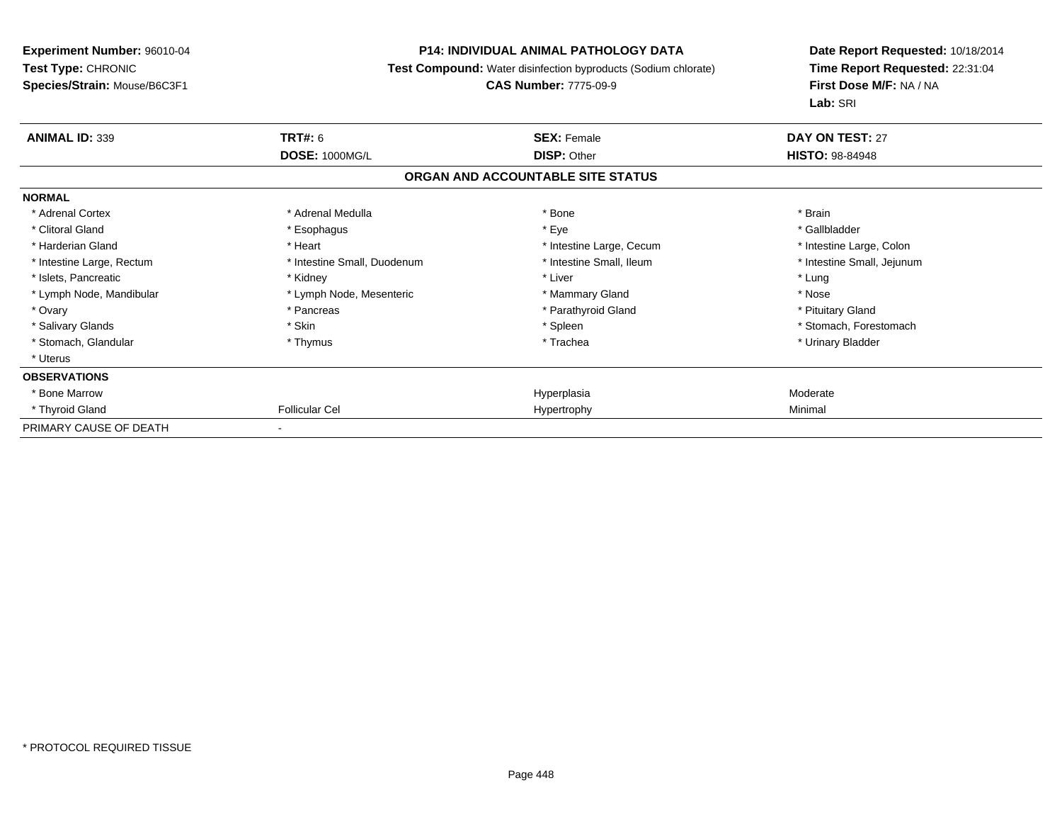**Experiment Number:** 96010-04
**Test Type:** CHRONIC
**Species/Strain:** Mouse/B6C3F1

**P14: INDIVIDUAL ANIMAL PATHOLOGY DATA**
**Test Compound:** Water disinfection byproducts (Sodium chlorate)
**CAS Number:** 7775-09-9

**Date Report Requested:** 10/18/2014
**Time Report Requested:** 22:31:04
**First Dose M/F:** NA / NA
**Lab:** SRI

| **ANIMAL ID:** 339 | **TRT#:** 6 | **SEX:** Female | **DAY ON TEST:** 27 |
|---|---|---|---|
| | **DOSE:** 1000MG/L | **DISP:** Other | **HISTO:** 98-84948 |

**ORGAN AND ACCOUNTABLE SITE STATUS**

| | | | |
|---|---|---|---|
| **NORMAL** | | | |
| * Adrenal Cortex | * Adrenal Medulla | * Bone | * Brain |
| * Clitoral Gland | * Esophagus | * Eye | * Gallbladder |
| * Harderian Gland | * Heart | * Intestine Large, Cecum | * Intestine Large, Colon |
| * Intestine Large, Rectum | * Intestine Small, Duodenum | * Intestine Small, Ileum | * Intestine Small, Jejunum |
| * Islets, Pancreatic | * Kidney | * Liver | * Lung |
| * Lymph Node, Mandibular | * Lymph Node, Mesenteric | * Mammary Gland | * Nose |
| * Ovary | * Pancreas | * Parathyroid Gland | * Pituitary Gland |
| * Salivary Glands | * Skin | * Spleen | * Stomach, Forestomach |
| * Stomach, Glandular | * Thymus | * Trachea | * Urinary Bladder |
| * Uterus | | | |
| **OBSERVATIONS** | | | |
| * Bone Marrow | | Hyperplasia | Moderate |
| * Thyroid Gland | Follicular Cel | Hypertrophy | Minimal |
| PRIMARY CAUSE OF DEATH | - | | |

* PROTOCOL REQUIRED TISSUE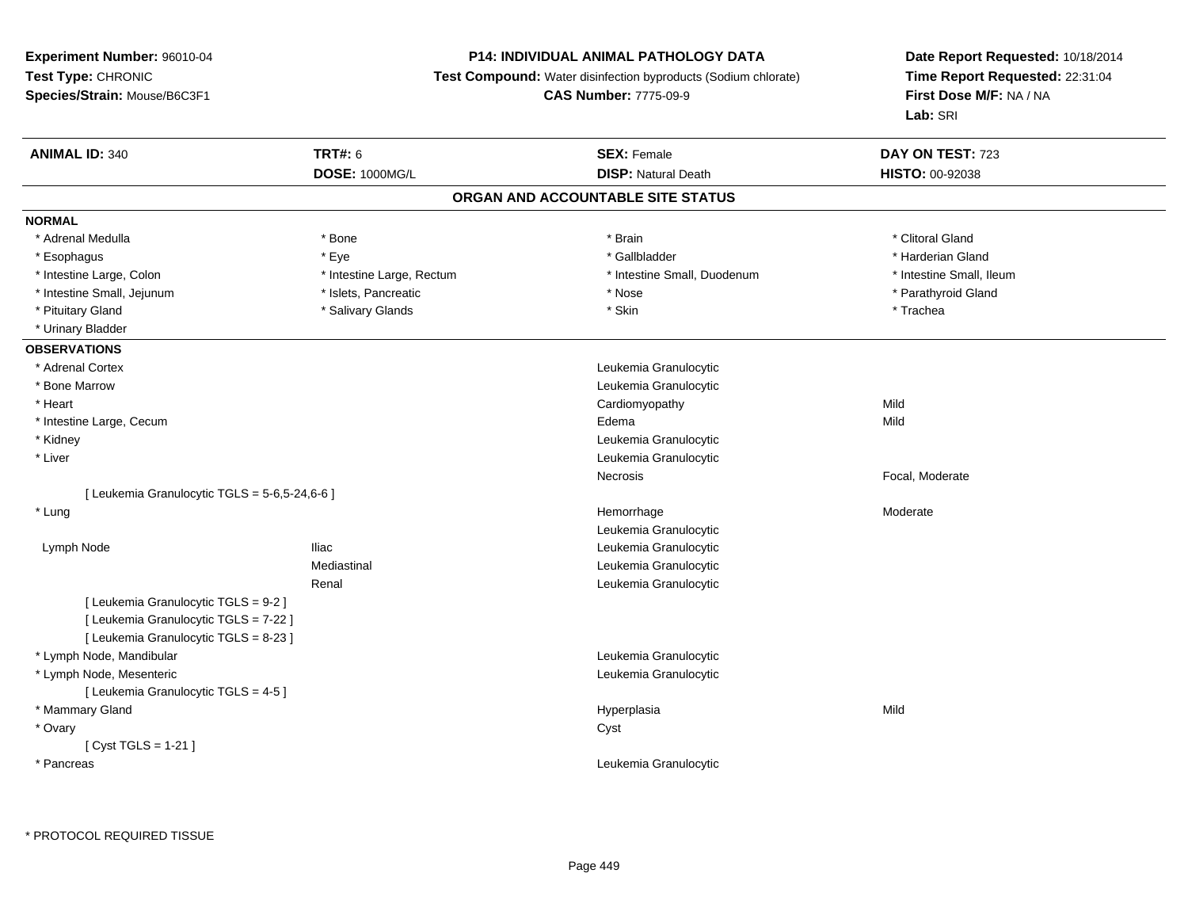**Experiment Number:** 96010-04
**Test Type:** CHRONIC
**Species/Strain:** Mouse/B6C3F1

**P14: INDIVIDUAL ANIMAL PATHOLOGY DATA**
**Test Compound:** Water disinfection byproducts (Sodium chlorate)
**CAS Number:** 7775-09-9

**Date Report Requested:** 10/18/2014
**Time Report Requested:** 22:31:04
**First Dose M/F:** NA / NA
**Lab:** SRI

| **ANIMAL ID:** 340 | **TRT#:** 6 | **SEX:** Female | **DAY ON TEST:** 723 |
|---|---|---|---|
| | **DOSE:** 1000MG/L | **DISP:** Natural Death | **HISTO:** 00-92038 |

## ORGAN AND ACCOUNTABLE SITE STATUS

**NORMAL**

| | | | |
|---|---|---|---|
| * Adrenal Medulla | * Bone | * Brain | * Clitoral Gland |
| * Esophagus | * Eye | * Gallbladder | * Harderian Gland |
| * Intestine Large, Colon | * Intestine Large, Rectum | * Intestine Small, Duodenum | * Intestine Small, Ileum |
| * Intestine Small, Jejunum | * Islets, Pancreatic | * Nose | * Parathyroid Gland |
| * Pituitary Gland | * Salivary Glands | * Skin | * Trachea |
| * Urinary Bladder | | | |

**OBSERVATIONS**

| | | | |
|---|---|---|---|
| * Adrenal Cortex | | Leukemia Granulocytic | |
| * Bone Marrow | | Leukemia Granulocytic | |
| * Heart | | Cardiomyopathy | Mild |
| * Intestine Large, Cecum | | Edema | Mild |
| * Kidney | | Leukemia Granulocytic | |
| * Liver | | Leukemia Granulocytic | |
| | | Necrosis | Focal, Moderate |
| [ Leukemia Granulocytic TGLS = 5-6,5-24,6-6 ] | | | |
| * Lung | | Hemorrhage | Moderate |
| | | Leukemia Granulocytic | |
| Lymph Node | Iliac | Leukemia Granulocytic | |
| | Mediastinal | Leukemia Granulocytic | |
| | Renal | Leukemia Granulocytic | |
| [ Leukemia Granulocytic TGLS = 9-2 ] | | | |
| [ Leukemia Granulocytic TGLS = 7-22 ] | | | |
| [ Leukemia Granulocytic TGLS = 8-23 ] | | | |
| * Lymph Node, Mandibular | | Leukemia Granulocytic | |
| * Lymph Node, Mesenteric | | Leukemia Granulocytic | |
| [ Leukemia Granulocytic TGLS = 4-5 ] | | | |
| * Mammary Gland | | Hyperplasia | Mild |
| * Ovary | | Cyst | |
| [ Cyst TGLS = 1-21 ] | | | |
| * Pancreas | | Leukemia Granulocytic | |

* PROTOCOL REQUIRED TISSUE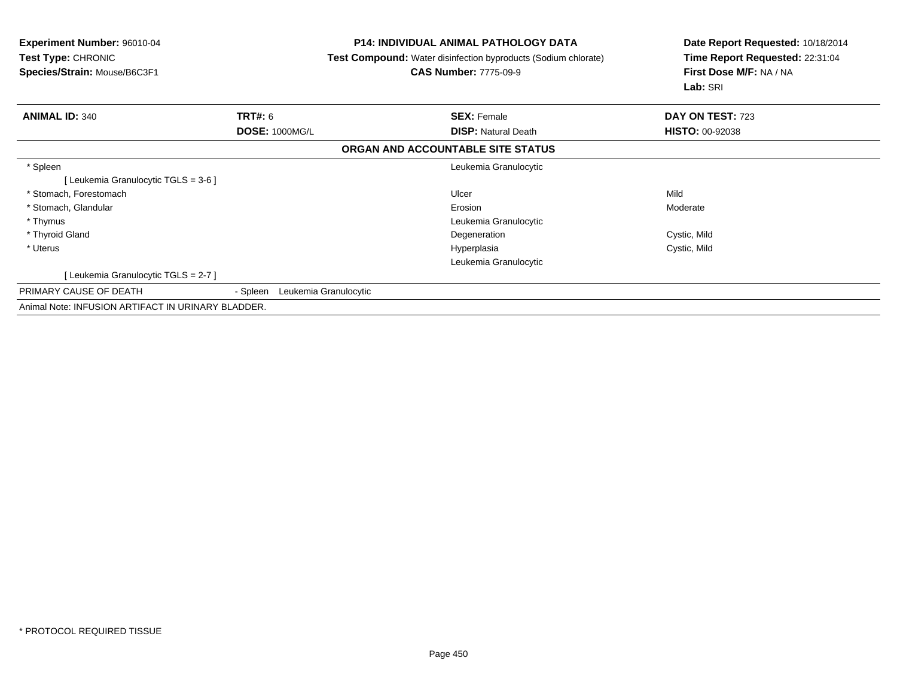**Experiment Number:** 96010-04
**Test Type:** CHRONIC
**Species/Strain:** Mouse/B6C3F1

**P14: INDIVIDUAL ANIMAL PATHOLOGY DATA**
**Test Compound:** Water disinfection byproducts (Sodium chlorate)
**CAS Number:** 7775-09-9

**Date Report Requested:** 10/18/2014
**Time Report Requested:** 22:31:04
**First Dose M/F:** NA / NA
**Lab:** SRI

| **ANIMAL ID:** 340 | **TRT#:** 6 | **SEX:** Female | **DAY ON TEST:** 723 |
|---|---|---|---|
| | **DOSE:** 1000MG/L | **DISP:** Natural Death | **HISTO:** 00-92038 |

**ORGAN AND ACCOUNTABLE SITE STATUS**

| Organ | | Finding | Severity |
|---|---|---|---|
| * Spleen | | Leukemia Granulocytic | |
| [ Leukemia Granulocytic TGLS = 3-6 ] | | | |
| * Stomach, Forestomach | | Ulcer | Mild |
| * Stomach, Glandular | | Erosion | Moderate |
| * Thymus | | Leukemia Granulocytic | |
| * Thyroid Gland | | Degeneration | Cystic, Mild |
| * Uterus | | Hyperplasia | Cystic, Mild |
| | | Leukemia Granulocytic | |
| [ Leukemia Granulocytic TGLS = 2-7 ] | | | |
| PRIMARY CAUSE OF DEATH | - Spleen Leukemia Granulocytic | | |

Animal Note: INFUSION ARTIFACT IN URINARY BLADDER.

* PROTOCOL REQUIRED TISSUE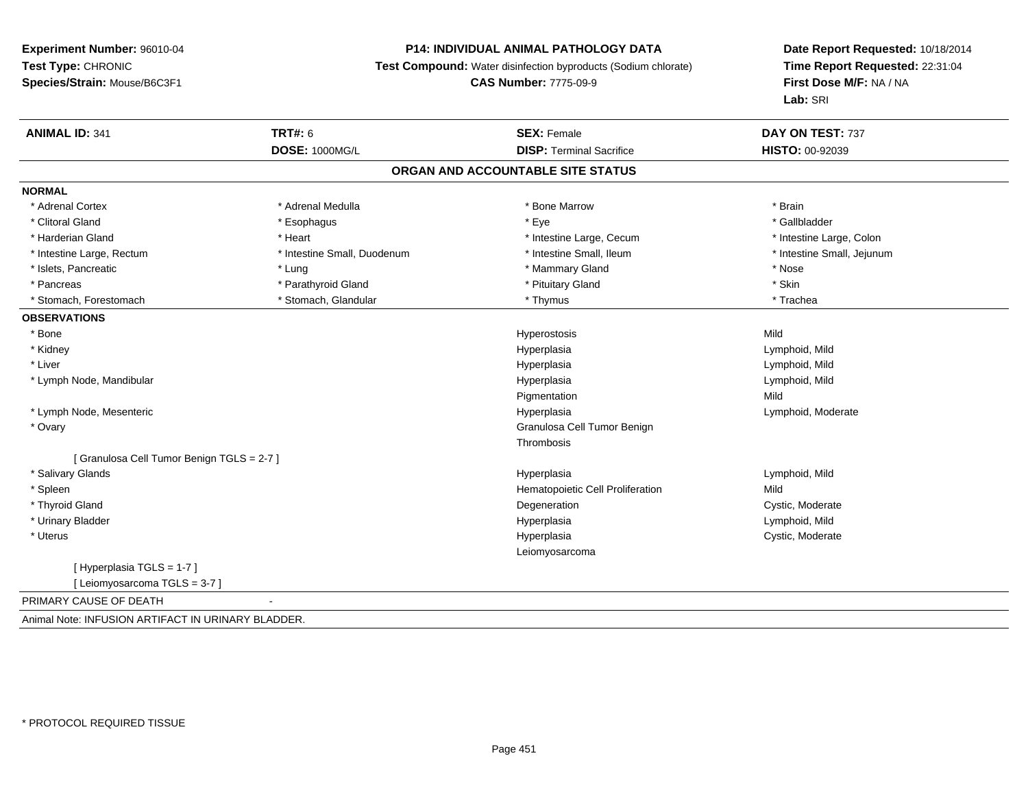**Experiment Number:** 96010-04
**Test Type:** CHRONIC
**Species/Strain:** Mouse/B6C3F1

**P14: INDIVIDUAL ANIMAL PATHOLOGY DATA**
**Test Compound:** Water disinfection byproducts (Sodium chlorate)
**CAS Number:** 7775-09-9

**Date Report Requested:** 10/18/2014
**Time Report Requested:** 22:31:04
**First Dose M/F:** NA / NA
**Lab:** SRI

| **ANIMAL ID:** 341 | **TRT#:** 6 | **SEX:** Female | **DAY ON TEST:** 737 |
|---|---|---|---|
| | **DOSE:** 1000MG/L | **DISP:** Terminal Sacrifice | **HISTO:** 00-92039 |

## ORGAN AND ACCOUNTABLE SITE STATUS

**NORMAL**

| | | | |
|---|---|---|---|
| * Adrenal Cortex | * Adrenal Medulla | * Bone Marrow | * Brain |
| * Clitoral Gland | * Esophagus | * Eye | * Gallbladder |
| * Harderian Gland | * Heart | * Intestine Large, Cecum | * Intestine Large, Colon |
| * Intestine Large, Rectum | * Intestine Small, Duodenum | * Intestine Small, Ileum | * Intestine Small, Jejunum |
| * Islets, Pancreatic | * Lung | * Mammary Gland | * Nose |
| * Pancreas | * Parathyroid Gland | * Pituitary Gland | * Skin |
| * Stomach, Forestomach | * Stomach, Glandular | * Thymus | * Trachea |

**OBSERVATIONS**

| | | |
|---|---|---|
| * Bone | Hyperostosis | Mild |
| * Kidney | Hyperplasia | Lymphoid, Mild |
| * Liver | Hyperplasia | Lymphoid, Mild |
| * Lymph Node, Mandibular | Hyperplasia | Lymphoid, Mild |
| | Pigmentation | Mild |
| * Lymph Node, Mesenteric | Hyperplasia | Lymphoid, Moderate |
| * Ovary | Granulosa Cell Tumor Benign | |
| | Thrombosis | |
| [ Granulosa Cell Tumor Benign TGLS = 2-7 ] | | |
| * Salivary Glands | Hyperplasia | Lymphoid, Mild |
| * Spleen | Hematopoietic Cell Proliferation | Mild |
| * Thyroid Gland | Degeneration | Cystic, Moderate |
| * Urinary Bladder | Hyperplasia | Lymphoid, Mild |
| * Uterus | Hyperplasia | Cystic, Moderate |
| | Leiomyosarcoma | |
| [ Hyperplasia TGLS = 1-7 ] | | |
| [ Leiomyosarcoma TGLS = 3-7 ] | | |

PRIMARY CAUSE OF DEATH -

Animal Note: INFUSION ARTIFACT IN URINARY BLADDER.

* PROTOCOL REQUIRED TISSUE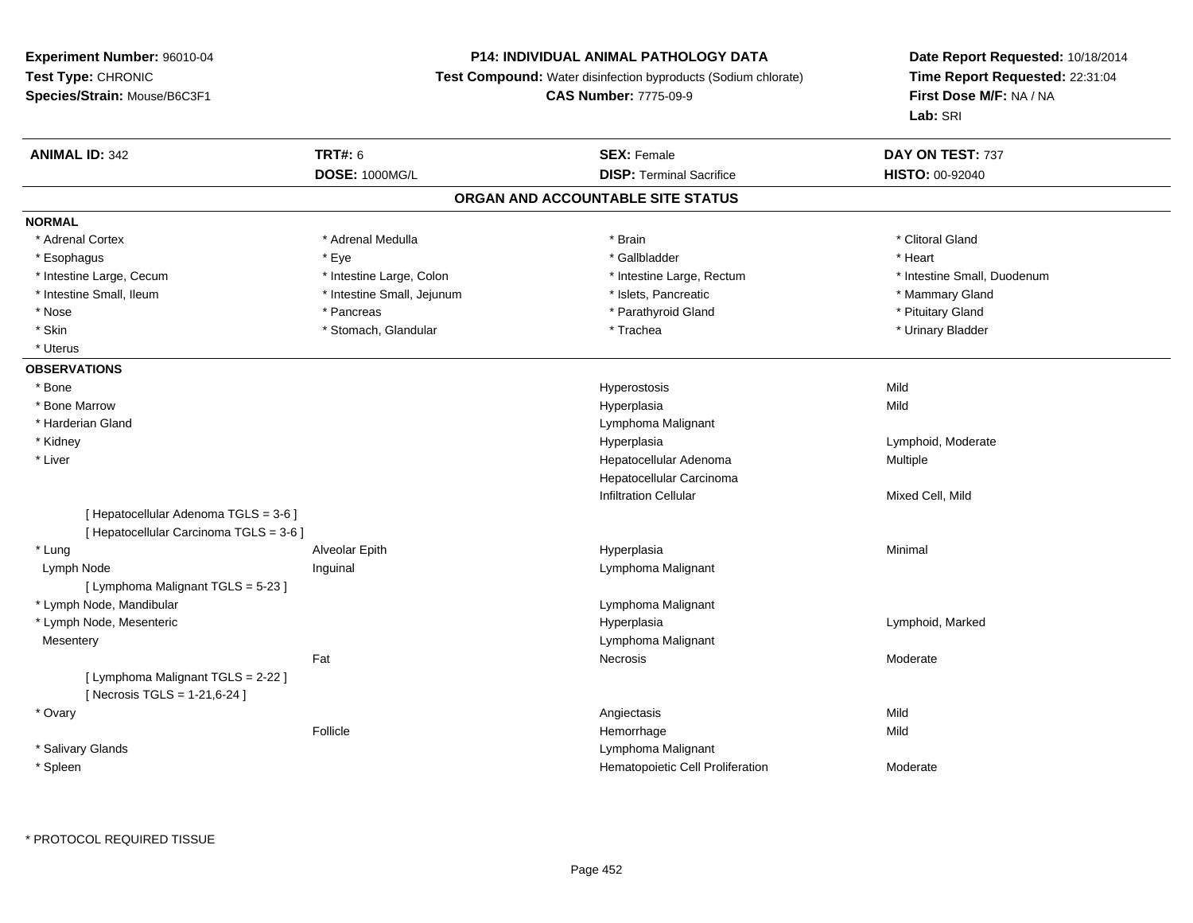**Experiment Number:** 96010-04
**Test Type:** CHRONIC
**Species/Strain:** Mouse/B6C3F1

**P14: INDIVIDUAL ANIMAL PATHOLOGY DATA**
**Test Compound:** Water disinfection byproducts (Sodium chlorate)
**CAS Number:** 7775-09-9

**Date Report Requested:** 10/18/2014
**Time Report Requested:** 22:31:04
**First Dose M/F:** NA / NA
**Lab:** SRI

| **ANIMAL ID:** 342 | **TRT#:** 6 | **SEX:** Female | **DAY ON TEST:** 737 |
|---|---|---|---|
| | **DOSE:** 1000MG/L | **DISP:** Terminal Sacrifice | **HISTO:** 00-92040 |

## ORGAN AND ACCOUNTABLE SITE STATUS

**NORMAL**

| | | | |
|---|---|---|---|
| * Adrenal Cortex | * Adrenal Medulla | * Brain | * Clitoral Gland |
| * Esophagus | * Eye | * Gallbladder | * Heart |
| * Intestine Large, Cecum | * Intestine Large, Colon | * Intestine Large, Rectum | * Intestine Small, Duodenum |
| * Intestine Small, Ileum | * Intestine Small, Jejunum | * Islets, Pancreatic | * Mammary Gland |
| * Nose | * Pancreas | * Parathyroid Gland | * Pituitary Gland |
| * Skin | * Stomach, Glandular | * Trachea | * Urinary Bladder |
| * Uterus | | | |

**OBSERVATIONS**

| | | | |
|---|---|---|---|
| * Bone | | Hyperostosis | Mild |
| * Bone Marrow | | Hyperplasia | Mild |
| * Harderian Gland | | Lymphoma Malignant | |
| * Kidney | | Hyperplasia | Lymphoid, Moderate |
| * Liver | | Hepatocellular Adenoma | Multiple |
| | | Hepatocellular Carcinoma | |
| | | Infiltration Cellular | Mixed Cell, Mild |
| [ Hepatocellular Adenoma TGLS = 3-6 ] | | | |
| [ Hepatocellular Carcinoma TGLS = 3-6 ] | | | |
| * Lung | Alveolar Epith | Hyperplasia | Minimal |
| Lymph Node | Inguinal | Lymphoma Malignant | |
| [ Lymphoma Malignant TGLS = 5-23 ] | | | |
| * Lymph Node, Mandibular | | Lymphoma Malignant | |
| * Lymph Node, Mesenteric | | Hyperplasia | Lymphoid, Marked |
| Mesentery | | Lymphoma Malignant | |
| | Fat | Necrosis | Moderate |
| [ Lymphoma Malignant TGLS = 2-22 ] | | | |
| [ Necrosis TGLS = 1-21,6-24 ] | | | |
| * Ovary | | Angiectasis | Mild |
| | Follicle | Hemorrhage | Mild |
| * Salivary Glands | | Lymphoma Malignant | |
| * Spleen | | Hematopoietic Cell Proliferation | Moderate |

* PROTOCOL REQUIRED TISSUE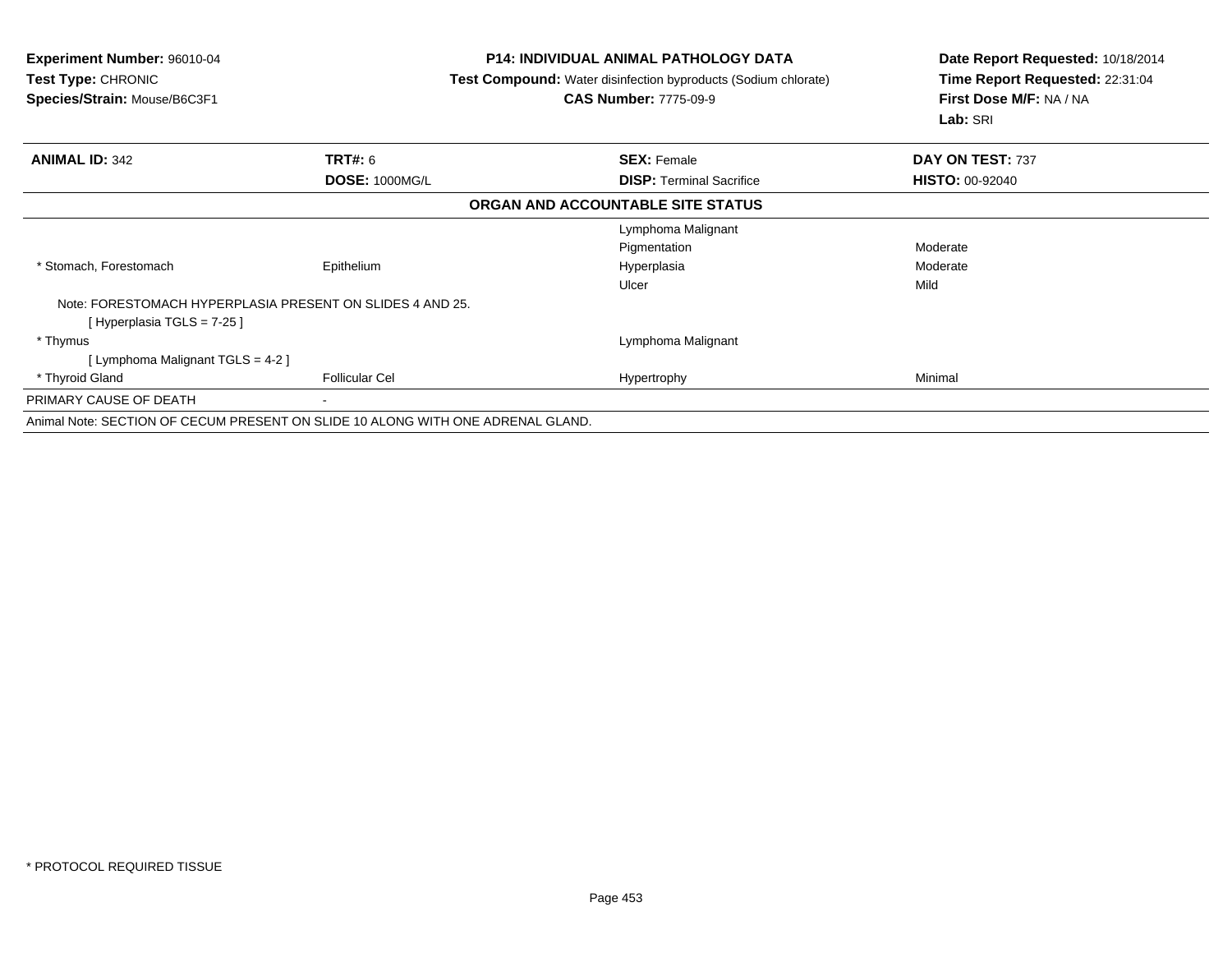**Experiment Number:** 96010-04
**Test Type:** CHRONIC
**Species/Strain:** Mouse/B6C3F1

**P14: INDIVIDUAL ANIMAL PATHOLOGY DATA**
**Test Compound:** Water disinfection byproducts (Sodium chlorate)
**CAS Number:** 7775-09-9

**Date Report Requested:** 10/18/2014
**Time Report Requested:** 22:31:04
**First Dose M/F:** NA / NA
**Lab:** SRI

| **ANIMAL ID:** 342 | **TRT#:** 6 | **SEX:** Female | **DAY ON TEST:** 737 |
|---|---|---|---|
| | **DOSE:** 1000MG/L | **DISP:** Terminal Sacrifice | **HISTO:** 00-92040 |

**ORGAN AND ACCOUNTABLE SITE STATUS**

| | | | |
|---|---|---|---|
| | | Lymphoma Malignant | |
| | | Pigmentation | Moderate |
| * Stomach, Forestomach | Epithelium | Hyperplasia | Moderate |
| | | Ulcer | Mild |
| Note: FORESTOMACH HYPERPLASIA PRESENT ON SLIDES 4 AND 25. | | | |
| [ Hyperplasia TGLS = 7-25 ] | | | |
| * Thymus | | Lymphoma Malignant | |
| [ Lymphoma Malignant TGLS = 4-2 ] | | | |
| * Thyroid Gland | Follicular Cel | Hypertrophy | Minimal |
| PRIMARY CAUSE OF DEATH | - | | |

Animal Note: SECTION OF CECUM PRESENT ON SLIDE 10 ALONG WITH ONE ADRENAL GLAND.

* PROTOCOL REQUIRED TISSUE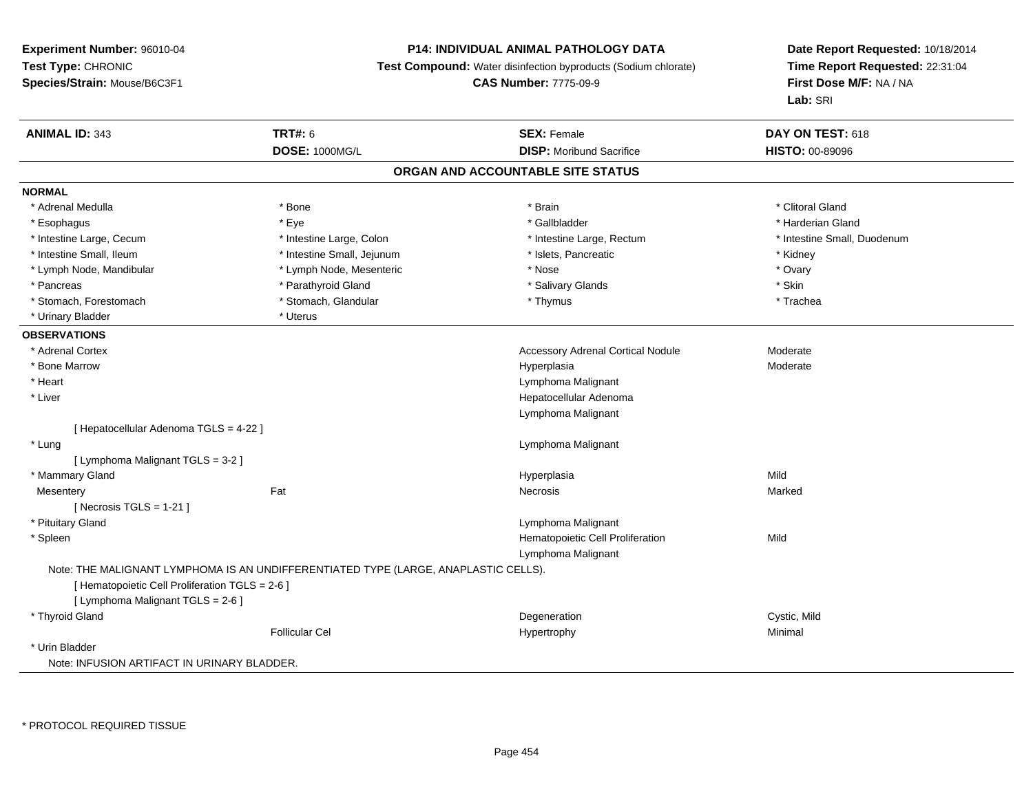**Experiment Number:** 96010-04
**Test Type:** CHRONIC
**Species/Strain:** Mouse/B6C3F1

**P14: INDIVIDUAL ANIMAL PATHOLOGY DATA**
**Test Compound:** Water disinfection byproducts (Sodium chlorate)
**CAS Number:** 7775-09-9

**Date Report Requested:** 10/18/2014
**Time Report Requested:** 22:31:04
**First Dose M/F:** NA / NA
**Lab:** SRI

| **ANIMAL ID:** 343 | **TRT#:** 6 | **SEX:** Female | **DAY ON TEST:** 618 |
|---|---|---|---|
| | **DOSE:** 1000MG/L | **DISP:** Moribund Sacrifice | **HISTO:** 00-89096 |

## ORGAN AND ACCOUNTABLE SITE STATUS

**NORMAL**

| | | | |
|---|---|---|---|
| * Adrenal Medulla | * Bone | * Brain | * Clitoral Gland |
| * Esophagus | * Eye | * Gallbladder | * Harderian Gland |
| * Intestine Large, Cecum | * Intestine Large, Colon | * Intestine Large, Rectum | * Intestine Small, Duodenum |
| * Intestine Small, Ileum | * Intestine Small, Jejunum | * Islets, Pancreatic | * Kidney |
| * Lymph Node, Mandibular | * Lymph Node, Mesenteric | * Nose | * Ovary |
| * Pancreas | * Parathyroid Gland | * Salivary Glands | * Skin |
| * Stomach, Forestomach | * Stomach, Glandular | * Thymus | * Trachea |
| * Urinary Bladder | * Uterus | | |

**OBSERVATIONS**

| | | | |
|---|---|---|---|
| * Adrenal Cortex | | Accessory Adrenal Cortical Nodule | Moderate |
| * Bone Marrow | | Hyperplasia | Moderate |
| * Heart | | Lymphoma Malignant | |
| * Liver | | Hepatocellular Adenoma | |
| | | Lymphoma Malignant | |
| [ Hepatocellular Adenoma TGLS = 4-22 ] | | | |
| * Lung | | Lymphoma Malignant | |
| [ Lymphoma Malignant TGLS = 3-2 ] | | | |
| * Mammary Gland | | Hyperplasia | Mild |
| Mesentery | Fat | Necrosis | Marked |
| [ Necrosis TGLS = 1-21 ] | | | |
| * Pituitary Gland | | Lymphoma Malignant | |
| * Spleen | | Hematopoietic Cell Proliferation | Mild |
| | | Lymphoma Malignant | |
| Note: THE MALIGNANT LYMPHOMA IS AN UNDIFFERENTIATED TYPE (LARGE, ANAPLASTIC CELLS). | | | |
| [ Hematopoietic Cell Proliferation TGLS = 2-6 ] | | | |
| [ Lymphoma Malignant TGLS = 2-6 ] | | | |
| * Thyroid Gland | | Degeneration | Cystic, Mild |
| | Follicular Cel | Hypertrophy | Minimal |
| * Urin Bladder | | | |
| Note: INFUSION ARTIFACT IN URINARY BLADDER. | | | |

\* PROTOCOL REQUIRED TISSUE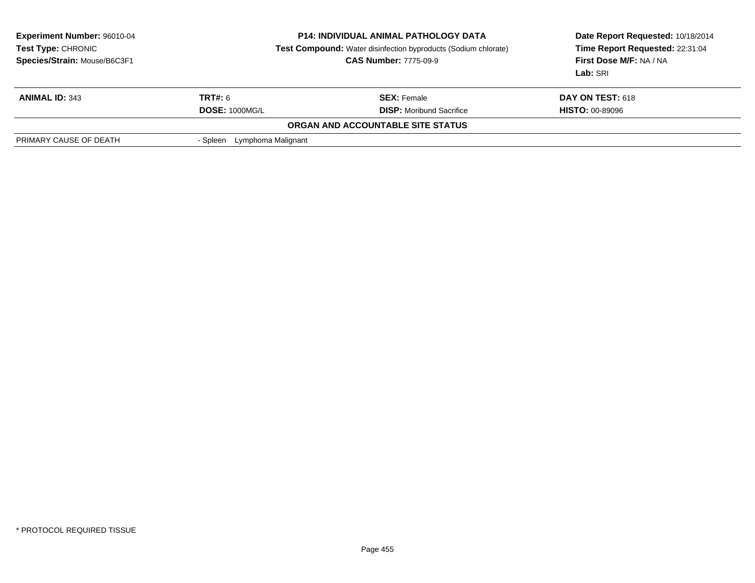**Experiment Number:** 96010-04
**Test Type:** CHRONIC
**Species/Strain:** Mouse/B6C3F1

**P14: INDIVIDUAL ANIMAL PATHOLOGY DATA**
**Test Compound:** Water disinfection byproducts (Sodium chlorate)
**CAS Number:** 7775-09-9

**Date Report Requested:** 10/18/2014
**Time Report Requested:** 22:31:04
**First Dose M/F:** NA / NA
**Lab:** SRI

| **ANIMAL ID:** 343 | **TRT#:** 6 | **SEX:** Female | **DAY ON TEST:** 618 |
|---|---|---|---|
| | **DOSE:** 1000MG/L | **DISP:** Moribund Sacrifice | **HISTO:** 00-89096 |

**ORGAN AND ACCOUNTABLE SITE STATUS**

| | |
|---|---|
| PRIMARY CAUSE OF DEATH | - Spleen Lymphoma Malignant |

* PROTOCOL REQUIRED TISSUE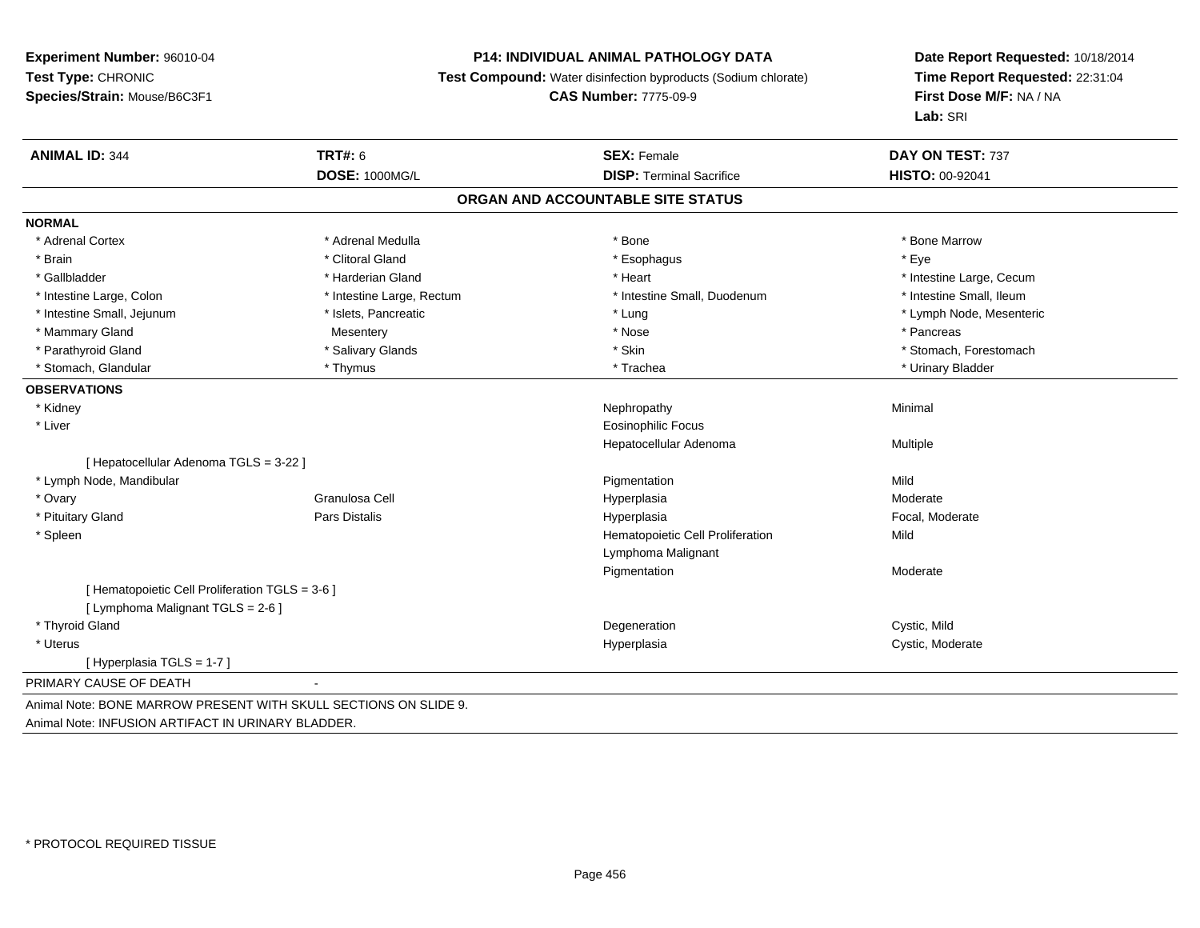**Experiment Number:** 96010-04
**Test Type:** CHRONIC
**Species/Strain:** Mouse/B6C3F1

**P14: INDIVIDUAL ANIMAL PATHOLOGY DATA**
**Test Compound:** Water disinfection byproducts (Sodium chlorate)
**CAS Number:** 7775-09-9

**Date Report Requested:** 10/18/2014
**Time Report Requested:** 22:31:04
**First Dose M/F:** NA / NA
**Lab:** SRI

| **ANIMAL ID:** 344 | **TRT#:** 6 | **SEX:** Female | **DAY ON TEST:** 737 |
|---|---|---|---|
| | **DOSE:** 1000MG/L | **DISP:** Terminal Sacrifice | **HISTO:** 00-92041 |

**ORGAN AND ACCOUNTABLE SITE STATUS**

**NORMAL**

| | | | |
|---|---|---|---|
| * Adrenal Cortex | * Adrenal Medulla | * Bone | * Bone Marrow |
| * Brain | * Clitoral Gland | * Esophagus | * Eye |
| * Gallbladder | * Harderian Gland | * Heart | * Intestine Large, Cecum |
| * Intestine Large, Colon | * Intestine Large, Rectum | * Intestine Small, Duodenum | * Intestine Small, Ileum |
| * Intestine Small, Jejunum | * Islets, Pancreatic | * Lung | * Lymph Node, Mesenteric |
| * Mammary Gland | Mesentery | * Nose | * Pancreas |
| * Parathyroid Gland | * Salivary Glands | * Skin | * Stomach, Forestomach |
| * Stomach, Glandular | * Thymus | * Trachea | * Urinary Bladder |

**OBSERVATIONS**

| | | | |
|---|---|---|---|
| * Kidney | | Nephropathy | Minimal |
| * Liver | | Eosinophilic Focus | |
| | | Hepatocellular Adenoma | Multiple |
| [ Hepatocellular Adenoma TGLS = 3-22 ] | | | |
| * Lymph Node, Mandibular | | Pigmentation | Mild |
| * Ovary | Granulosa Cell | Hyperplasia | Moderate |
| * Pituitary Gland | Pars Distalis | Hyperplasia | Focal, Moderate |
| * Spleen | | Hematopoietic Cell Proliferation | Mild |
| | | Lymphoma Malignant | |
| | | Pigmentation | Moderate |
| [ Hematopoietic Cell Proliferation TGLS = 3-6 ] | | | |
| [ Lymphoma Malignant TGLS = 2-6 ] | | | |
| * Thyroid Gland | | Degeneration | Cystic, Mild |
| * Uterus | | Hyperplasia | Cystic, Moderate |
| [ Hyperplasia TGLS = 1-7 ] | | | |

PRIMARY CAUSE OF DEATH -

Animal Note: BONE MARROW PRESENT WITH SKULL SECTIONS ON SLIDE 9.

Animal Note: INFUSION ARTIFACT IN URINARY BLADDER.

* PROTOCOL REQUIRED TISSUE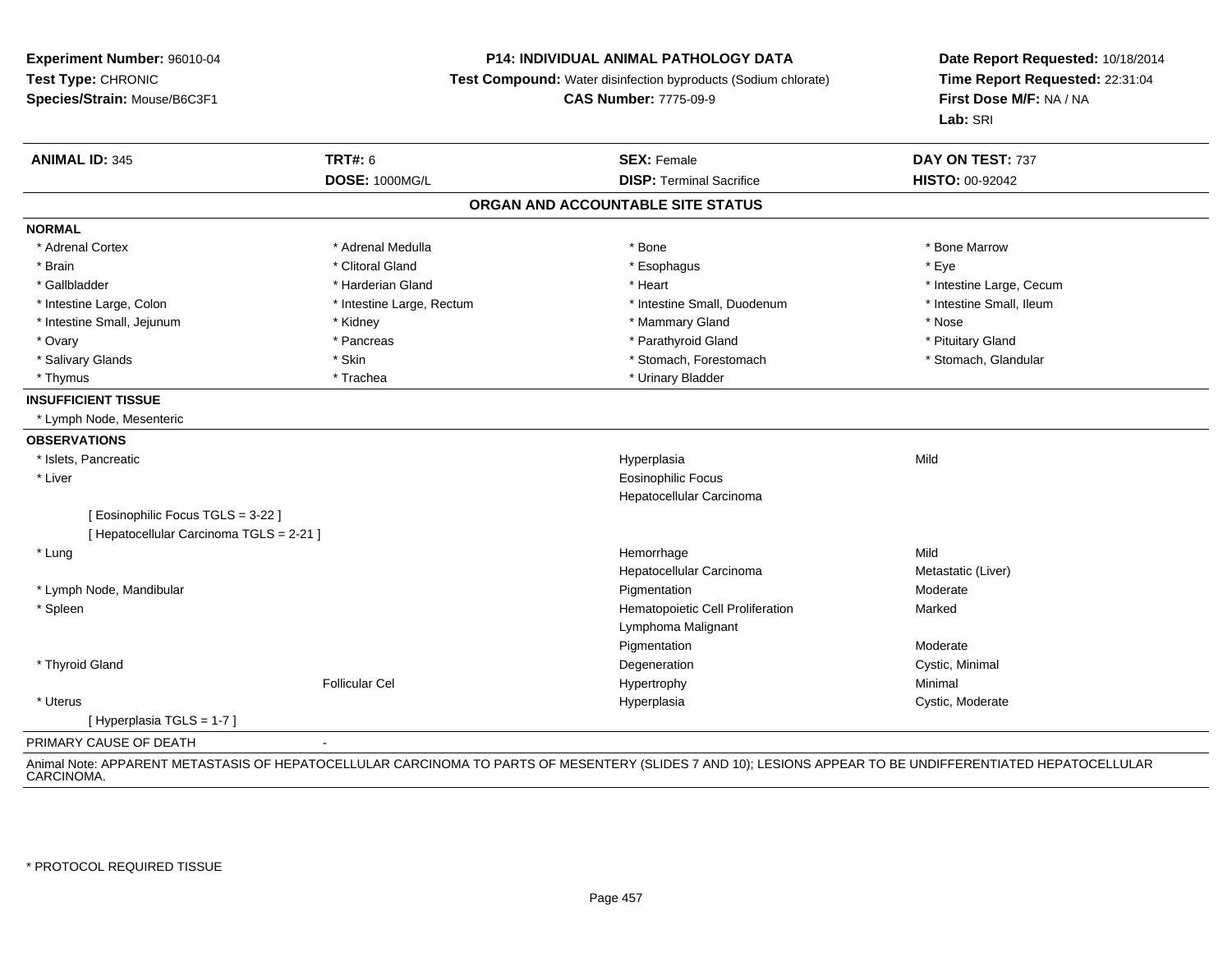**Experiment Number:** 96010-04
**Test Type:** CHRONIC
**Species/Strain:** Mouse/B6C3F1

**P14: INDIVIDUAL ANIMAL PATHOLOGY DATA**
**Test Compound:** Water disinfection byproducts (Sodium chlorate)
**CAS Number:** 7775-09-9

**Date Report Requested:** 10/18/2014
**Time Report Requested:** 22:31:04
**First Dose M/F:** NA / NA
**Lab:** SRI

| **ANIMAL ID:** 345 | **TRT#:** 6 | **SEX:** Female | **DAY ON TEST:** 737 |
|---|---|---|---|
| | **DOSE:** 1000MG/L | **DISP:** Terminal Sacrifice | **HISTO:** 00-92042 |

## ORGAN AND ACCOUNTABLE SITE STATUS

**NORMAL**

| | | | |
|---|---|---|---|
| * Adrenal Cortex | * Adrenal Medulla | * Bone | * Bone Marrow |
| * Brain | * Clitoral Gland | * Esophagus | * Eye |
| * Gallbladder | * Harderian Gland | * Heart | * Intestine Large, Cecum |
| * Intestine Large, Colon | * Intestine Large, Rectum | * Intestine Small, Duodenum | * Intestine Small, Ileum |
| * Intestine Small, Jejunum | * Kidney | * Mammary Gland | * Nose |
| * Ovary | * Pancreas | * Parathyroid Gland | * Pituitary Gland |
| * Salivary Glands | * Skin | * Stomach, Forestomach | * Stomach, Glandular |
| * Thymus | * Trachea | * Urinary Bladder | |

**INSUFFICIENT TISSUE**

* Lymph Node, Mesenteric

**OBSERVATIONS**

| | | | |
|---|---|---|---|
| * Islets, Pancreatic | | Hyperplasia | Mild |
| * Liver | | Eosinophilic Focus | |
| | | Hepatocellular Carcinoma | |
| [ Eosinophilic Focus TGLS = 3-22 ] | | | |
| [ Hepatocellular Carcinoma TGLS = 2-21 ] | | | |
| * Lung | | Hemorrhage | Mild |
| | | Hepatocellular Carcinoma | Metastatic (Liver) |
| * Lymph Node, Mandibular | | Pigmentation | Moderate |
| * Spleen | | Hematopoietic Cell Proliferation | Marked |
| | | Lymphoma Malignant | |
| | | Pigmentation | Moderate |
| * Thyroid Gland | | Degeneration | Cystic, Minimal |
| | Follicular Cel | Hypertrophy | Minimal |
| * Uterus | | Hyperplasia | Cystic, Moderate |
| [ Hyperplasia TGLS = 1-7 ] | | | |

PRIMARY CAUSE OF DEATH -

Animal Note: APPARENT METASTASIS OF HEPATOCELLULAR CARCINOMA TO PARTS OF MESENTERY (SLIDES 7 AND 10); LESIONS APPEAR TO BE UNDIFFERENTIATED HEPATOCELLULAR CARCINOMA.

* PROTOCOL REQUIRED TISSUE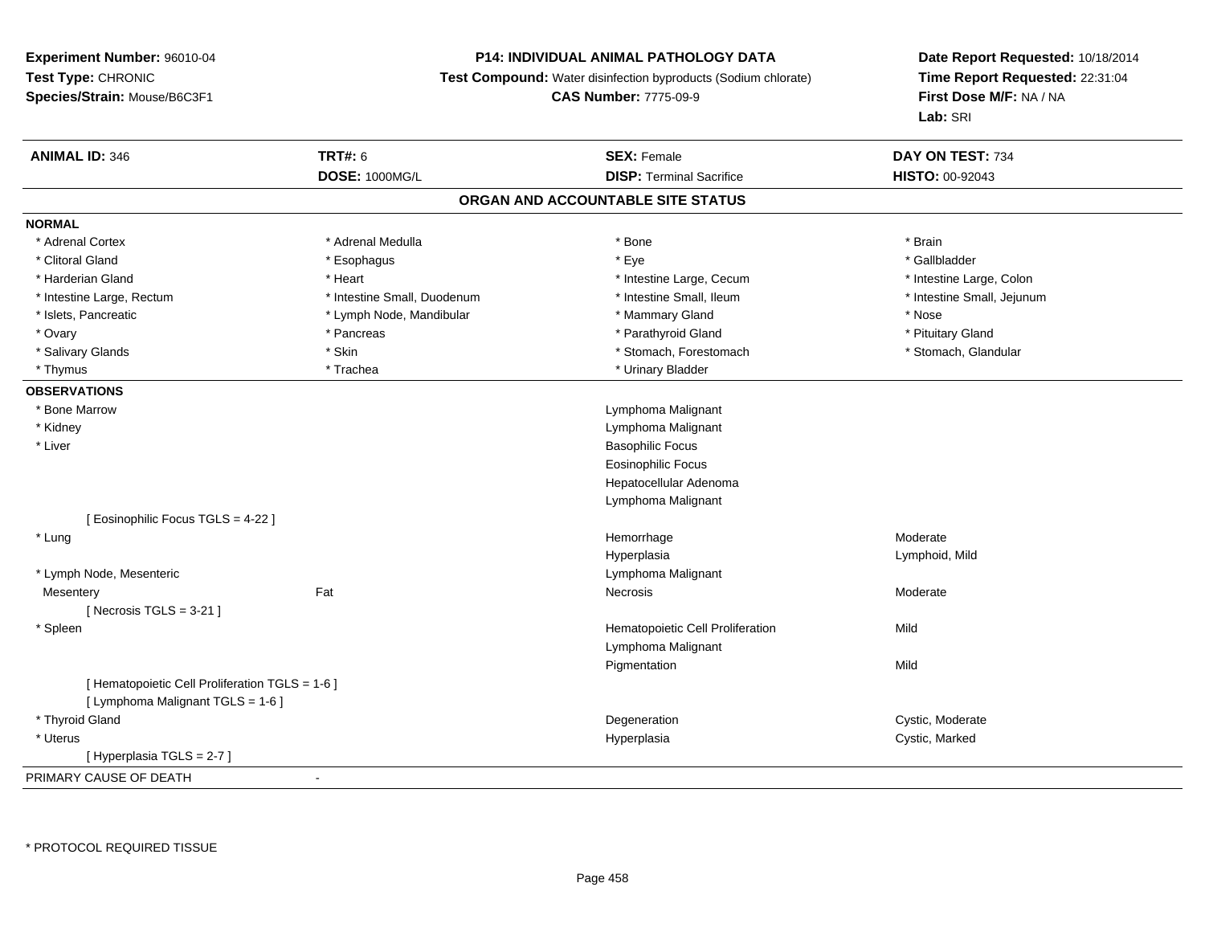**Experiment Number:** 96010-04
**Test Type:** CHRONIC
**Species/Strain:** Mouse/B6C3F1

**P14: INDIVIDUAL ANIMAL PATHOLOGY DATA**
**Test Compound:** Water disinfection byproducts (Sodium chlorate)
**CAS Number:** 7775-09-9

**Date Report Requested:** 10/18/2014
**Time Report Requested:** 22:31:04
**First Dose M/F:** NA / NA
**Lab:** SRI

| **ANIMAL ID:** 346 | **TRT#:** 6 | **SEX:** Female | **DAY ON TEST:** 734 |
|---|---|---|---|
| | **DOSE:** 1000MG/L | **DISP:** Terminal Sacrifice | **HISTO:** 00-92043 |

## ORGAN AND ACCOUNTABLE SITE STATUS

**NORMAL**

| | | | |
|---|---|---|---|
| * Adrenal Cortex | * Adrenal Medulla | * Bone | * Brain |
| * Clitoral Gland | * Esophagus | * Eye | * Gallbladder |
| * Harderian Gland | * Heart | * Intestine Large, Cecum | * Intestine Large, Colon |
| * Intestine Large, Rectum | * Intestine Small, Duodenum | * Intestine Small, Ileum | * Intestine Small, Jejunum |
| * Islets, Pancreatic | * Lymph Node, Mandibular | * Mammary Gland | * Nose |
| * Ovary | * Pancreas | * Parathyroid Gland | * Pituitary Gland |
| * Salivary Glands | * Skin | * Stomach, Forestomach | * Stomach, Glandular |
| * Thymus | * Trachea | * Urinary Bladder | |

**OBSERVATIONS**

| | | | |
|---|---|---|---|
| * Bone Marrow | | Lymphoma Malignant | |
| * Kidney | | Lymphoma Malignant | |
| * Liver | | Basophilic Focus | |
| | | Eosinophilic Focus | |
| | | Hepatocellular Adenoma | |
| | | Lymphoma Malignant | |
| [ Eosinophilic Focus TGLS = 4-22 ] | | | |
| * Lung | | Hemorrhage | Moderate |
| | | Hyperplasia | Lymphoid, Mild |
| * Lymph Node, Mesenteric | | Lymphoma Malignant | |
| Mesentery | Fat | Necrosis | Moderate |
| [ Necrosis TGLS = 3-21 ] | | | |
| * Spleen | | Hematopoietic Cell Proliferation | Mild |
| | | Lymphoma Malignant | |
| | | Pigmentation | Mild |
| [ Hematopoietic Cell Proliferation TGLS = 1-6 ] | | | |
| [ Lymphoma Malignant TGLS = 1-6 ] | | | |
| * Thyroid Gland | | Degeneration | Cystic, Moderate |
| * Uterus | | Hyperplasia | Cystic, Marked |
| [ Hyperplasia TGLS = 2-7 ] | | | |

PRIMARY CAUSE OF DEATH -

* PROTOCOL REQUIRED TISSUE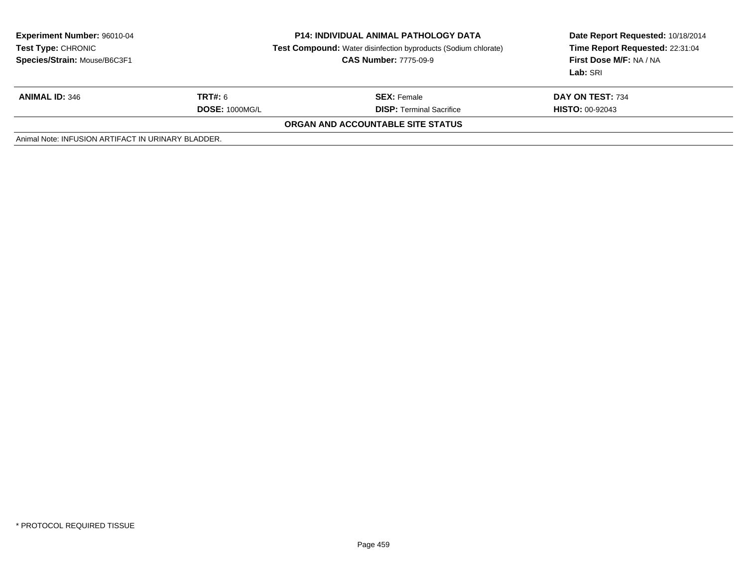**Experiment Number:** 96010-04
**Test Type:** CHRONIC
**Species/Strain:** Mouse/B6C3F1

**P14: INDIVIDUAL ANIMAL PATHOLOGY DATA**
**Test Compound:** Water disinfection byproducts (Sodium chlorate)
**CAS Number:** 7775-09-9

**Date Report Requested:** 10/18/2014
**Time Report Requested:** 22:31:04
**First Dose M/F:** NA / NA
**Lab:** SRI

| **ANIMAL ID:** 346 | **TRT#:** 6 | **SEX:** Female | **DAY ON TEST:** 734 |
|---|---|---|---|
| | **DOSE:** 1000MG/L | **DISP:** Terminal Sacrifice | **HISTO:** 00-92043 |

**ORGAN AND ACCOUNTABLE SITE STATUS**

Animal Note: INFUSION ARTIFACT IN URINARY BLADDER.

* PROTOCOL REQUIRED TISSUE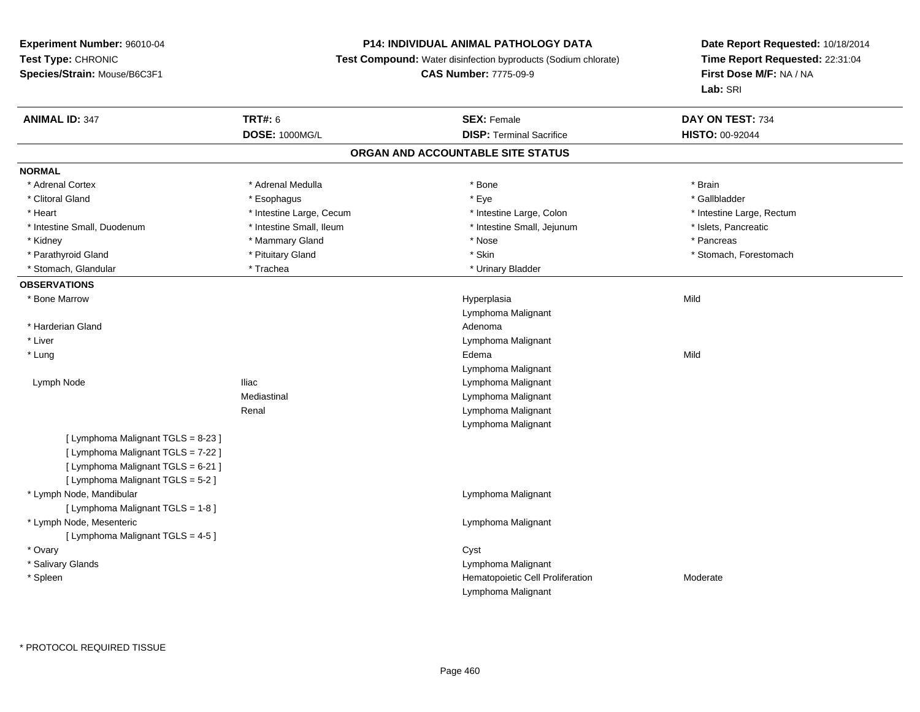**Experiment Number:** 96010-04
**Test Type:** CHRONIC
**Species/Strain:** Mouse/B6C3F1

**P14: INDIVIDUAL ANIMAL PATHOLOGY DATA**
**Test Compound:** Water disinfection byproducts (Sodium chlorate)
**CAS Number:** 7775-09-9

**Date Report Requested:** 10/18/2014
**Time Report Requested:** 22:31:04
**First Dose M/F:** NA / NA
**Lab:** SRI

| **ANIMAL ID:** 347 | **TRT#:** 6 | **SEX:** Female | **DAY ON TEST:** 734 |
|---|---|---|---|
| | **DOSE:** 1000MG/L | **DISP:** Terminal Sacrifice | **HISTO:** 00-92044 |

## ORGAN AND ACCOUNTABLE SITE STATUS

**NORMAL**

| | | | |
|---|---|---|---|
| * Adrenal Cortex | * Adrenal Medulla | * Bone | * Brain |
| * Clitoral Gland | * Esophagus | * Eye | * Gallbladder |
| * Heart | * Intestine Large, Cecum | * Intestine Large, Colon | * Intestine Large, Rectum |
| * Intestine Small, Duodenum | * Intestine Small, Ileum | * Intestine Small, Jejunum | * Islets, Pancreatic |
| * Kidney | * Mammary Gland | * Nose | * Pancreas |
| * Parathyroid Gland | * Pituitary Gland | * Skin | * Stomach, Forestomach |
| * Stomach, Glandular | * Trachea | * Urinary Bladder | |

**OBSERVATIONS**

| | | | |
|---|---|---|---|
| * Bone Marrow | | Hyperplasia | Mild |
| | | Lymphoma Malignant | |
| * Harderian Gland | | Adenoma | |
| * Liver | | Lymphoma Malignant | |
| * Lung | | Edema | Mild |
| | | Lymphoma Malignant | |
| Lymph Node | Iliac | Lymphoma Malignant | |
| | Mediastinal | Lymphoma Malignant | |
| | Renal | Lymphoma Malignant | |
| | | Lymphoma Malignant | |
| [ Lymphoma Malignant TGLS = 8-23 ] | | | |
| [ Lymphoma Malignant TGLS = 7-22 ] | | | |
| [ Lymphoma Malignant TGLS = 6-21 ] | | | |
| [ Lymphoma Malignant TGLS = 5-2 ] | | | |
| * Lymph Node, Mandibular | | Lymphoma Malignant | |
| [ Lymphoma Malignant TGLS = 1-8 ] | | | |
| * Lymph Node, Mesenteric | | Lymphoma Malignant | |
| [ Lymphoma Malignant TGLS = 4-5 ] | | | |
| * Ovary | | Cyst | |
| * Salivary Glands | | Lymphoma Malignant | |
| * Spleen | | Hematopoietic Cell Proliferation | Moderate |
| | | Lymphoma Malignant | |

\* PROTOCOL REQUIRED TISSUE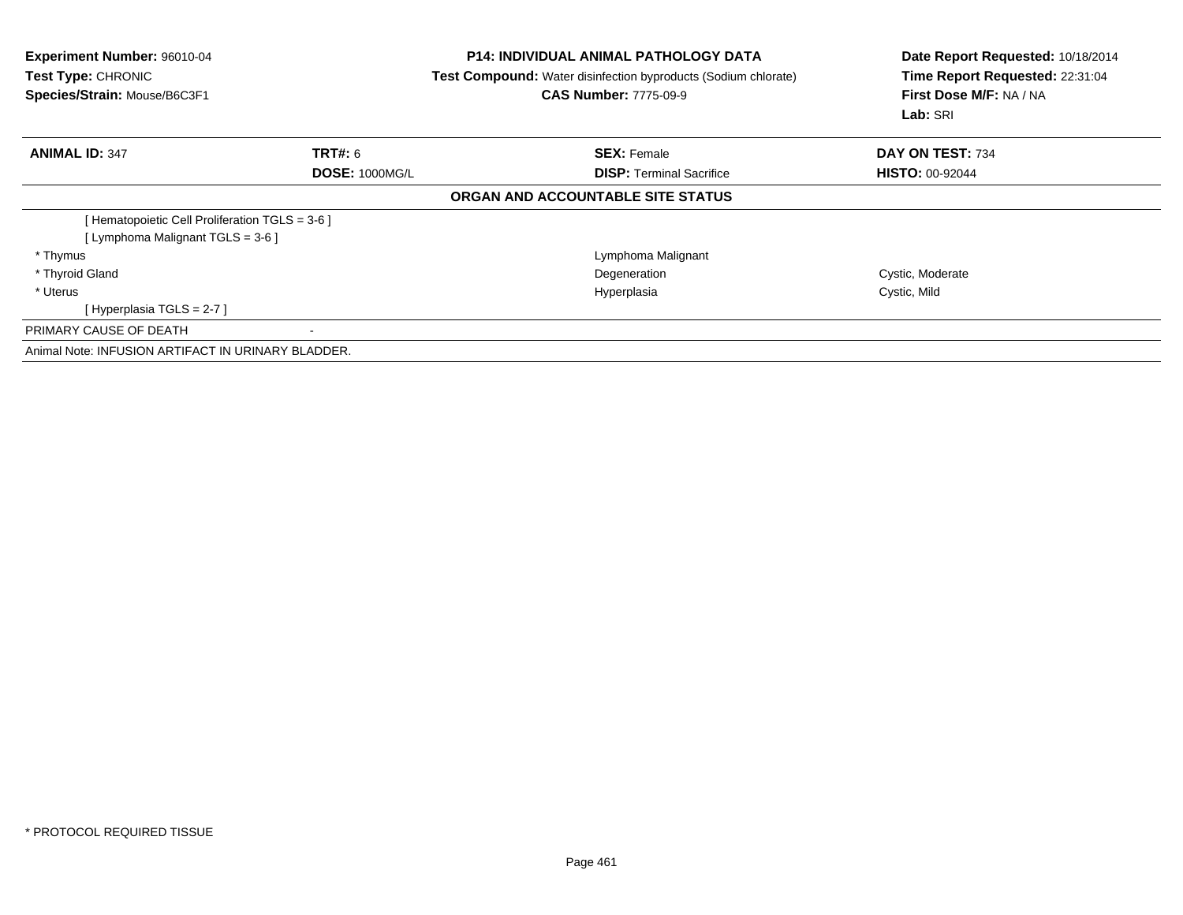**Experiment Number:** 96010-04
**Test Type:** CHRONIC
**Species/Strain:** Mouse/B6C3F1

**P14: INDIVIDUAL ANIMAL PATHOLOGY DATA**
**Test Compound:** Water disinfection byproducts (Sodium chlorate)
**CAS Number:** 7775-09-9

**Date Report Requested:** 10/18/2014
**Time Report Requested:** 22:31:04
**First Dose M/F:** NA / NA
**Lab:** SRI

| **ANIMAL ID:** 347 | **TRT#:** 6 | **SEX:** Female | **DAY ON TEST:** 734 |
|---|---|---|---|
| | **DOSE:** 1000MG/L | **DISP:** Terminal Sacrifice | **HISTO:** 00-92044 |

**ORGAN AND ACCOUNTABLE SITE STATUS**

| | | |
|---|---|---|
| [ Hematopoietic Cell Proliferation TGLS = 3-6 ] | | |
| [ Lymphoma Malignant TGLS = 3-6 ] | | |
| * Thymus | Lymphoma Malignant | |
| * Thyroid Gland | Degeneration | Cystic, Moderate |
| * Uterus | Hyperplasia | Cystic, Mild |
| [ Hyperplasia TGLS = 2-7 ] | | |

PRIMARY CAUSE OF DEATH -

Animal Note: INFUSION ARTIFACT IN URINARY BLADDER.

* PROTOCOL REQUIRED TISSUE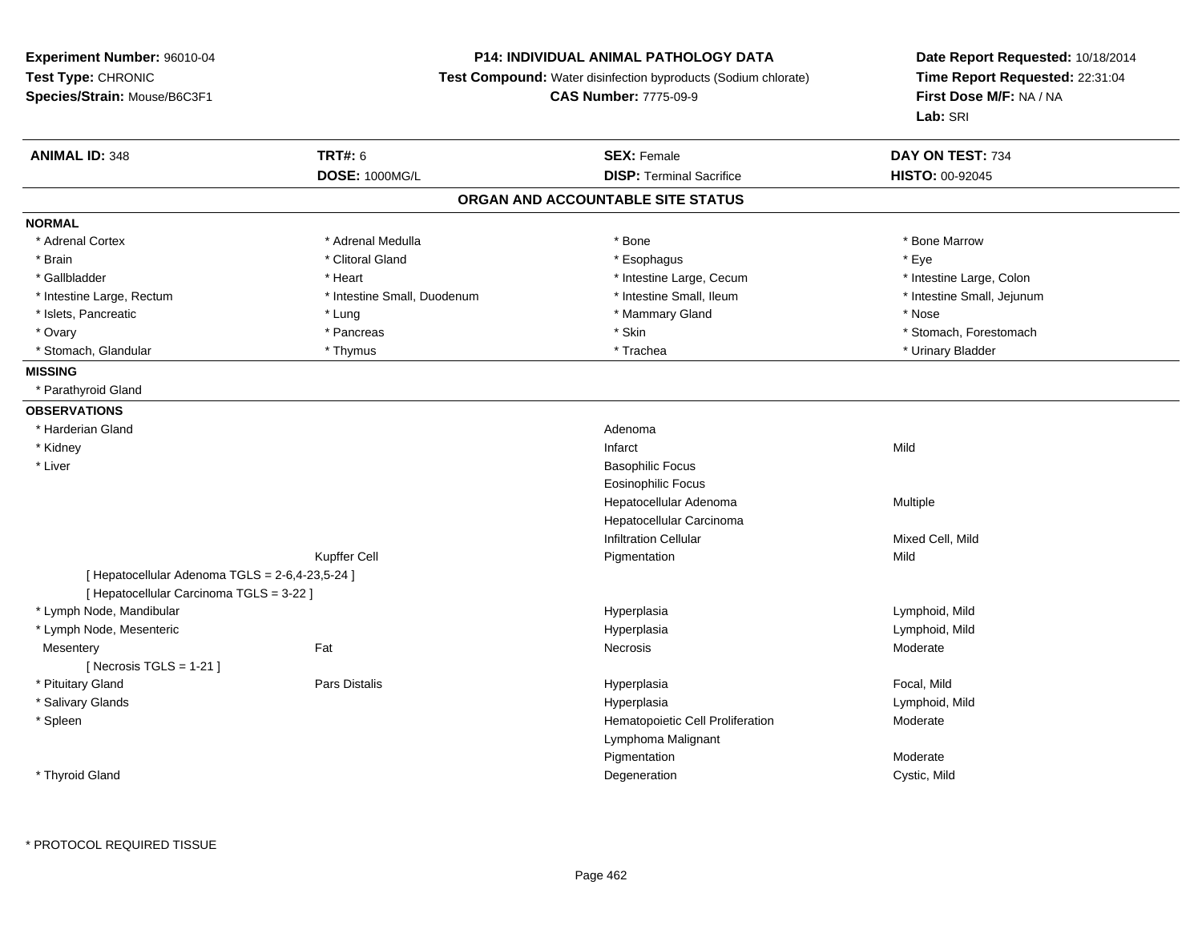**Experiment Number:** 96010-04
**Test Type:** CHRONIC
**Species/Strain:** Mouse/B6C3F1

**P14: INDIVIDUAL ANIMAL PATHOLOGY DATA**
**Test Compound:** Water disinfection byproducts (Sodium chlorate)
**CAS Number:** 7775-09-9

**Date Report Requested:** 10/18/2014
**Time Report Requested:** 22:31:04
**First Dose M/F:** NA / NA
**Lab:** SRI

| **ANIMAL ID:** 348 | **TRT#:** 6 | **SEX:** Female | **DAY ON TEST:** 734 |
|---|---|---|---|
| | **DOSE:** 1000MG/L | **DISP:** Terminal Sacrifice | **HISTO:** 00-92045 |

## ORGAN AND ACCOUNTABLE SITE STATUS

**NORMAL**

| | | | |
|---|---|---|---|
| * Adrenal Cortex | * Adrenal Medulla | * Bone | * Bone Marrow |
| * Brain | * Clitoral Gland | * Esophagus | * Eye |
| * Gallbladder | * Heart | * Intestine Large, Cecum | * Intestine Large, Colon |
| * Intestine Large, Rectum | * Intestine Small, Duodenum | * Intestine Small, Ileum | * Intestine Small, Jejunum |
| * Islets, Pancreatic | * Lung | * Mammary Gland | * Nose |
| * Ovary | * Pancreas | * Skin | * Stomach, Forestomach |
| * Stomach, Glandular | * Thymus | * Trachea | * Urinary Bladder |

**MISSING**

* Parathyroid Gland

**OBSERVATIONS**

| | | | |
|---|---|---|---|
| * Harderian Gland | | Adenoma | |
| * Kidney | | Infarct | Mild |
| * Liver | | Basophilic Focus | |
| | | Eosinophilic Focus | |
| | | Hepatocellular Adenoma | Multiple |
| | | Hepatocellular Carcinoma | |
| | | Infiltration Cellular | Mixed Cell, Mild |
| | Kupffer Cell | Pigmentation | Mild |
| [ Hepatocellular Adenoma TGLS = 2-6,4-23,5-24 ] | | | |
| [ Hepatocellular Carcinoma TGLS = 3-22 ] | | | |
| * Lymph Node, Mandibular | | Hyperplasia | Lymphoid, Mild |
| * Lymph Node, Mesenteric | | Hyperplasia | Lymphoid, Mild |
| Mesentery | Fat | Necrosis | Moderate |
| [ Necrosis TGLS = 1-21 ] | | | |
| * Pituitary Gland | Pars Distalis | Hyperplasia | Focal, Mild |
| * Salivary Glands | | Hyperplasia | Lymphoid, Mild |
| * Spleen | | Hematopoietic Cell Proliferation | Moderate |
| | | Lymphoma Malignant | |
| | | Pigmentation | Moderate |
| * Thyroid Gland | | Degeneration | Cystic, Mild |

* PROTOCOL REQUIRED TISSUE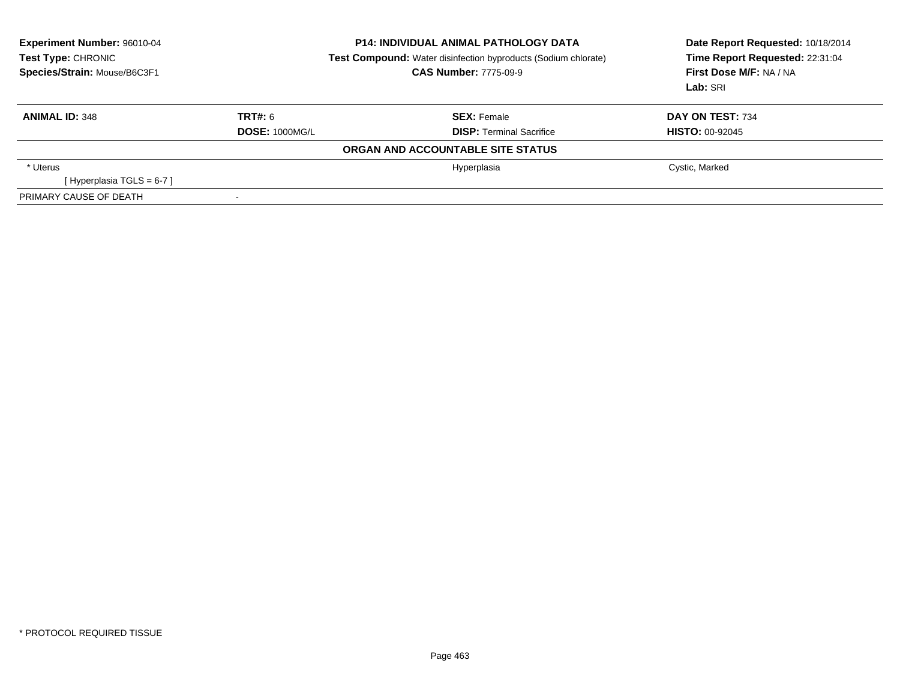**Experiment Number:** 96010-04
**Test Type:** CHRONIC
**Species/Strain:** Mouse/B6C3F1

**P14: INDIVIDUAL ANIMAL PATHOLOGY DATA**
**Test Compound:** Water disinfection byproducts (Sodium chlorate)
**CAS Number:** 7775-09-9

**Date Report Requested:** 10/18/2014
**Time Report Requested:** 22:31:04
**First Dose M/F:** NA / NA
**Lab:** SRI

| **ANIMAL ID:** 348 | **TRT#:** 6 | **SEX:** Female | **DAY ON TEST:** 734 |
|---|---|---|---|
| | **DOSE:** 1000MG/L | **DISP:** Terminal Sacrifice | **HISTO:** 00-92045 |
| | | **ORGAN AND ACCOUNTABLE SITE STATUS** | |
| * Uterus | | Hyperplasia | Cystic, Marked |
| [ Hyperplasia TGLS = 6-7 ] | | | |
| PRIMARY CAUSE OF DEATH | - | | |

* PROTOCOL REQUIRED TISSUE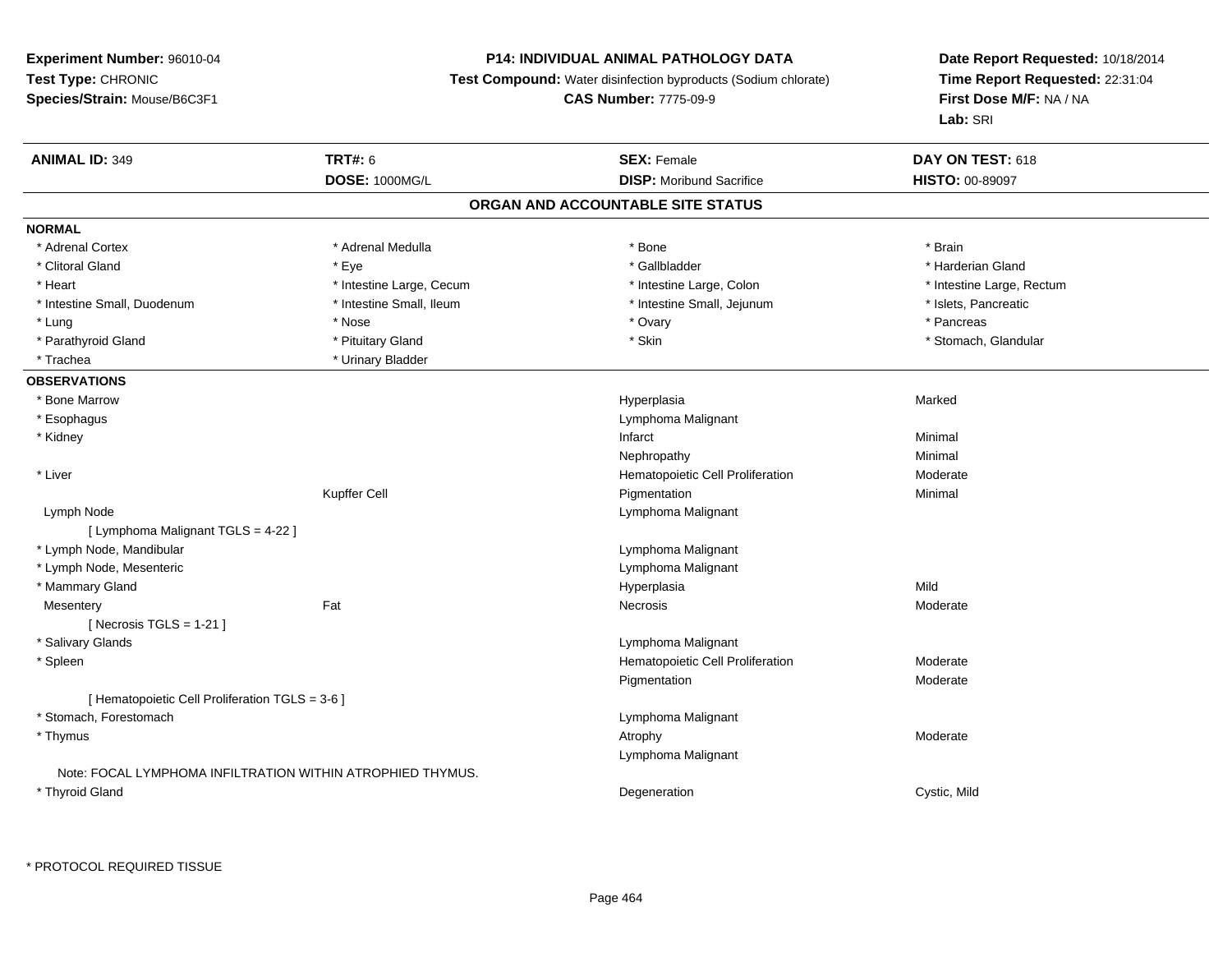**Experiment Number:** 96010-04
**Test Type:** CHRONIC
**Species/Strain:** Mouse/B6C3F1

**P14: INDIVIDUAL ANIMAL PATHOLOGY DATA**
**Test Compound:** Water disinfection byproducts (Sodium chlorate)
**CAS Number:** 7775-09-9

**Date Report Requested:** 10/18/2014
**Time Report Requested:** 22:31:04
**First Dose M/F:** NA / NA
**Lab:** SRI

| **ANIMAL ID:** 349 | **TRT#:** 6 | **SEX:** Female | **DAY ON TEST:** 618 |
|---|---|---|---|
| | **DOSE:** 1000MG/L | **DISP:** Moribund Sacrifice | **HISTO:** 00-89097 |

## ORGAN AND ACCOUNTABLE SITE STATUS

**NORMAL**

| | | | |
|---|---|---|---|
| * Adrenal Cortex | * Adrenal Medulla | * Bone | * Brain |
| * Clitoral Gland | * Eye | * Gallbladder | * Harderian Gland |
| * Heart | * Intestine Large, Cecum | * Intestine Large, Colon | * Intestine Large, Rectum |
| * Intestine Small, Duodenum | * Intestine Small, Ileum | * Intestine Small, Jejunum | * Islets, Pancreatic |
| * Lung | * Nose | * Ovary | * Pancreas |
| * Parathyroid Gland | * Pituitary Gland | * Skin | * Stomach, Glandular |
| * Trachea | * Urinary Bladder | | |

**OBSERVATIONS**

| | | | |
|---|---|---|---|
| * Bone Marrow | | Hyperplasia | Marked |
| * Esophagus | | Lymphoma Malignant | |
| * Kidney | | Infarct | Minimal |
| | | Nephropathy | Minimal |
| * Liver | | Hematopoietic Cell Proliferation | Moderate |
| | Kupffer Cell | Pigmentation | Minimal |
| Lymph Node | | Lymphoma Malignant | |
| [ Lymphoma Malignant TGLS = 4-22 ] | | | |
| * Lymph Node, Mandibular | | Lymphoma Malignant | |
| * Lymph Node, Mesenteric | | Lymphoma Malignant | |
| * Mammary Gland | | Hyperplasia | Mild |
| Mesentery | Fat | Necrosis | Moderate |
| [ Necrosis TGLS = 1-21 ] | | | |
| * Salivary Glands | | Lymphoma Malignant | |
| * Spleen | | Hematopoietic Cell Proliferation | Moderate |
| | | Pigmentation | Moderate |
| [ Hematopoietic Cell Proliferation TGLS = 3-6 ] | | | |
| * Stomach, Forestomach | | Lymphoma Malignant | |
| * Thymus | | Atrophy | Moderate |
| | | Lymphoma Malignant | |
| Note: FOCAL LYMPHOMA INFILTRATION WITHIN ATROPHIED THYMUS. | | | |
| * Thyroid Gland | | Degeneration | Cystic, Mild |

* PROTOCOL REQUIRED TISSUE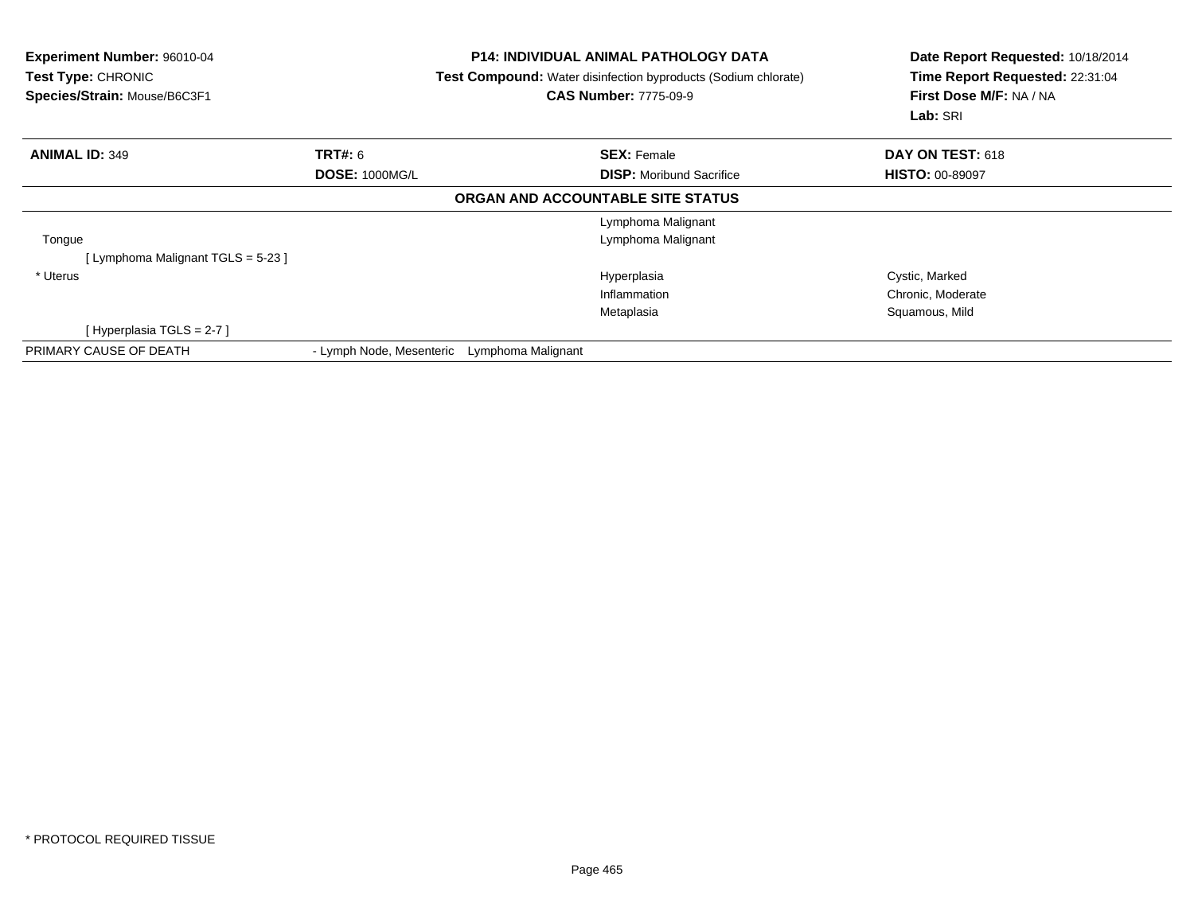**Experiment Number:** 96010-04
**Test Type:** CHRONIC
**Species/Strain:** Mouse/B6C3F1

**P14: INDIVIDUAL ANIMAL PATHOLOGY DATA**
**Test Compound:** Water disinfection byproducts (Sodium chlorate)
**CAS Number:** 7775-09-9

**Date Report Requested:** 10/18/2014
**Time Report Requested:** 22:31:04
**First Dose M/F:** NA / NA
**Lab:** SRI

| **ANIMAL ID:** 349 | **TRT#:** 6 | **SEX:** Female | **DAY ON TEST:** 618 |
|---|---|---|---|
| | **DOSE:** 1000MG/L | **DISP:** Moribund Sacrifice | **HISTO:** 00-89097 |

**ORGAN AND ACCOUNTABLE SITE STATUS**

| | | |
|---|---|---|
| | Lymphoma Malignant | |
| Tongue | Lymphoma Malignant | |
| [ Lymphoma Malignant TGLS = 5-23 ] | | |
| * Uterus | Hyperplasia | Cystic, Marked |
| | Inflammation | Chronic, Moderate |
| | Metaplasia | Squamous, Mild |
| [ Hyperplasia TGLS = 2-7 ] | | |
| PRIMARY CAUSE OF DEATH | - Lymph Node, Mesenteric Lymphoma Malignant | |

* PROTOCOL REQUIRED TISSUE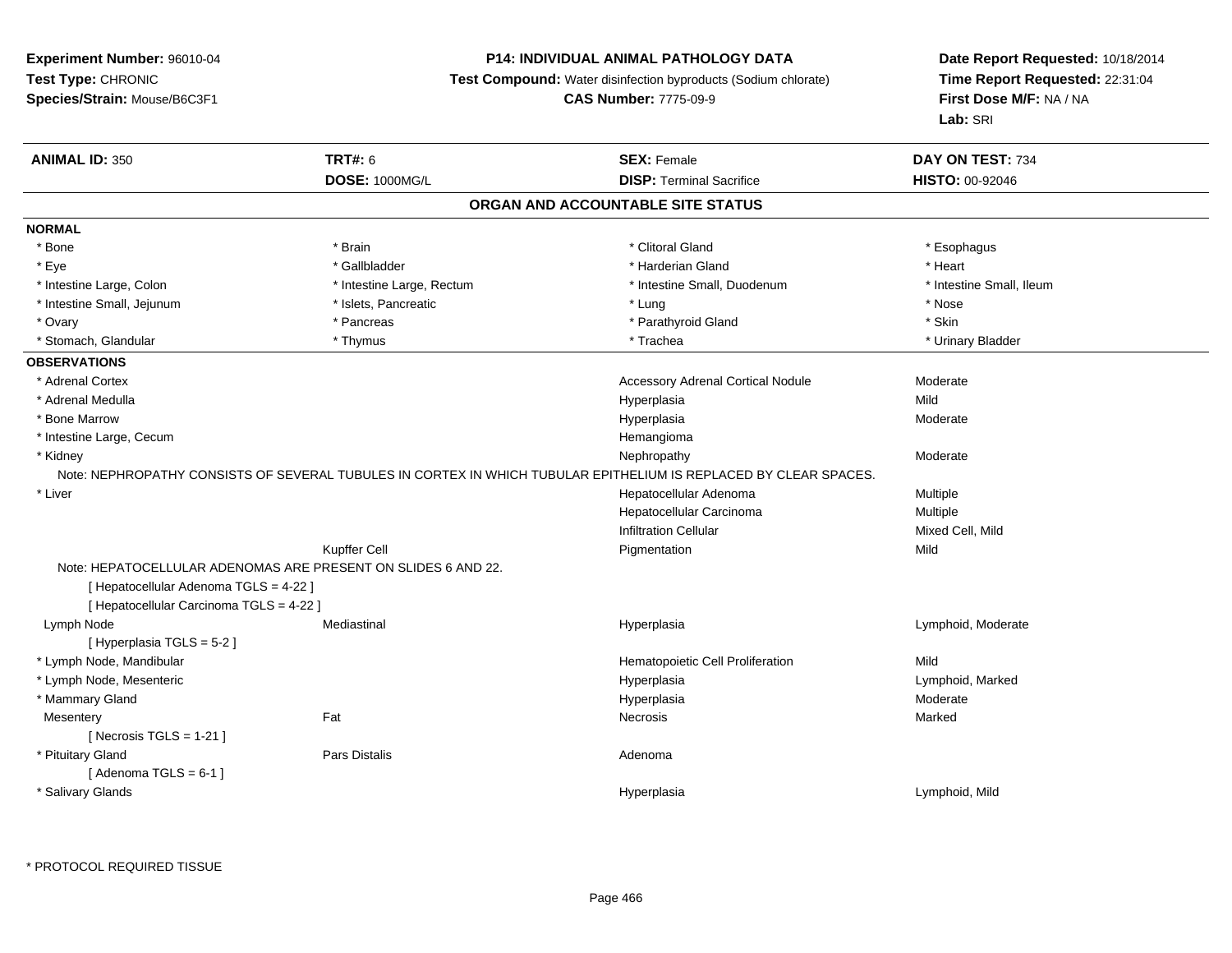**Experiment Number:** 96010-04
**Test Type:** CHRONIC
**Species/Strain:** Mouse/B6C3F1

**P14: INDIVIDUAL ANIMAL PATHOLOGY DATA**
**Test Compound:** Water disinfection byproducts (Sodium chlorate)
**CAS Number:** 7775-09-9

**Date Report Requested:** 10/18/2014
**Time Report Requested:** 22:31:04
**First Dose M/F:** NA / NA
**Lab:** SRI

| **ANIMAL ID:** 350 | **TRT#:** 6 | **SEX:** Female | **DAY ON TEST:** 734 |
|---|---|---|---|
| | **DOSE:** 1000MG/L | **DISP:** Terminal Sacrifice | **HISTO:** 00-92046 |

## ORGAN AND ACCOUNTABLE SITE STATUS

**NORMAL**

| | | | |
|---|---|---|---|
| * Bone | * Brain | * Clitoral Gland | * Esophagus |
| * Eye | * Gallbladder | * Harderian Gland | * Heart |
| * Intestine Large, Colon | * Intestine Large, Rectum | * Intestine Small, Duodenum | * Intestine Small, Ileum |
| * Intestine Small, Jejunum | * Islets, Pancreatic | * Lung | * Nose |
| * Ovary | * Pancreas | * Parathyroid Gland | * Skin |
| * Stomach, Glandular | * Thymus | * Trachea | * Urinary Bladder |

**OBSERVATIONS**

| Organ | Site | Observation | Severity |
|---|---|---|---|
| * Adrenal Cortex | | Accessory Adrenal Cortical Nodule | Moderate |
| * Adrenal Medulla | | Hyperplasia | Mild |
| * Bone Marrow | | Hyperplasia | Moderate |
| * Intestine Large, Cecum | | Hemangioma | |
| * Kidney | | Nephropathy | Moderate |

Note: NEPHROPATHY CONSISTS OF SEVERAL TUBULES IN CORTEX IN WHICH TUBULAR EPITHELIUM IS REPLACED BY CLEAR SPACES.

| Organ | Site | Observation | Severity |
|---|---|---|---|
| * Liver | | Hepatocellular Adenoma | Multiple |
| | | Hepatocellular Carcinoma | Multiple |
| | | Infiltration Cellular | Mixed Cell, Mild |
| | Kupffer Cell | Pigmentation | Mild |

Note: HEPATOCELLULAR ADENOMAS ARE PRESENT ON SLIDES 6 AND 22.

[ Hepatocellular Adenoma TGLS = 4-22 ]
[ Hepatocellular Carcinoma TGLS = 4-22 ]

| Organ | Site | Observation | Severity |
|---|---|---|---|
| Lymph Node | Mediastinal | Hyperplasia | Lymphoid, Moderate |

[ Hyperplasia TGLS = 5-2 ]

| Organ | Site | Observation | Severity |
|---|---|---|---|
| * Lymph Node, Mandibular | | Hematopoietic Cell Proliferation | Mild |
| * Lymph Node, Mesenteric | | Hyperplasia | Lymphoid, Marked |
| * Mammary Gland | | Hyperplasia | Moderate |
| Mesentery | Fat | Necrosis | Marked |

[ Necrosis TGLS = 1-21 ]

| Organ | Site | Observation | Severity |
|---|---|---|---|
| * Pituitary Gland | Pars Distalis | Adenoma | |

[ Adenoma TGLS = 6-1 ]

| Organ | Site | Observation | Severity |
|---|---|---|---|
| * Salivary Glands | | Hyperplasia | Lymphoid, Mild |

* PROTOCOL REQUIRED TISSUE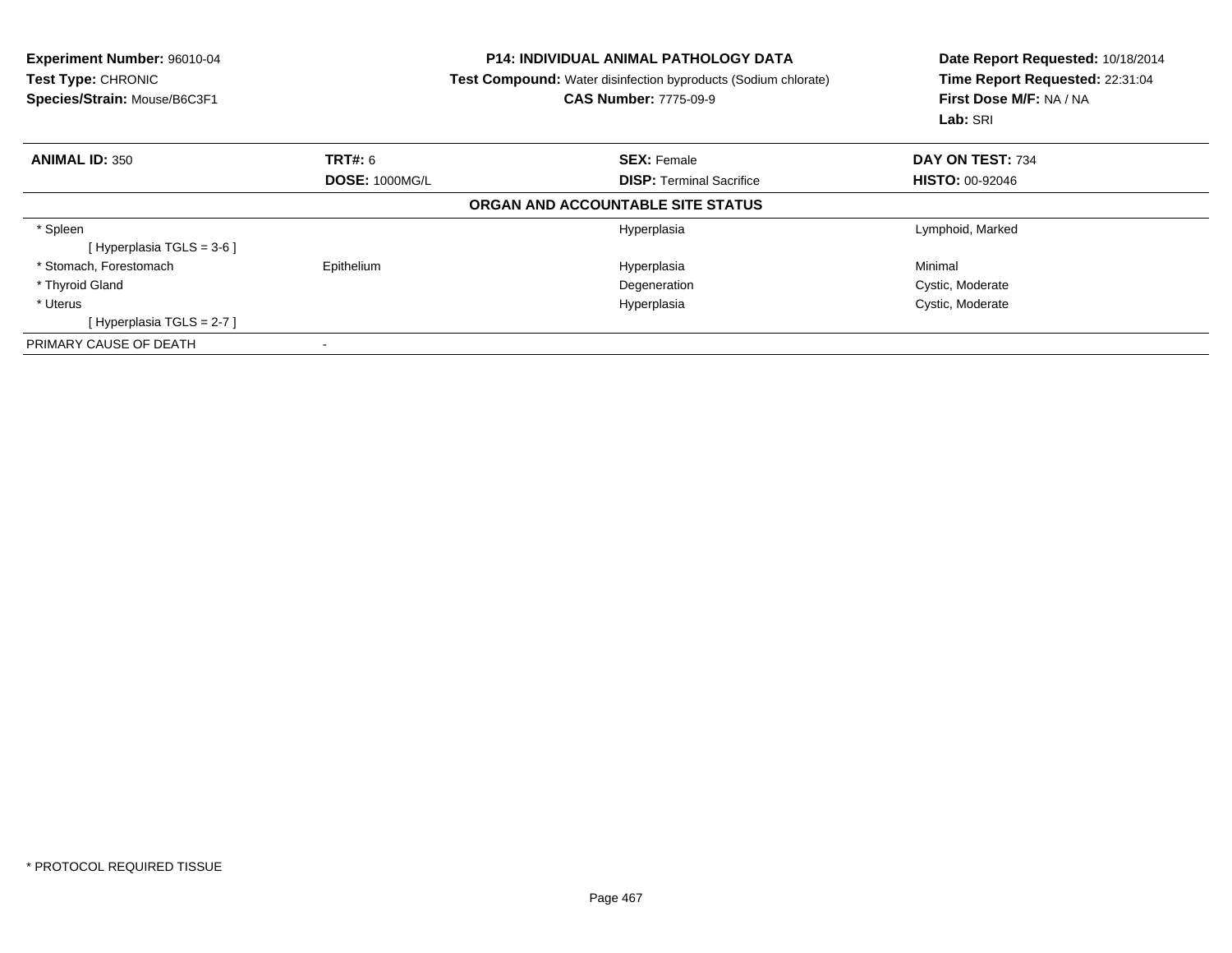**Experiment Number:** 96010-04
**Test Type:** CHRONIC
**Species/Strain:** Mouse/B6C3F1

**P14: INDIVIDUAL ANIMAL PATHOLOGY DATA**
**Test Compound:** Water disinfection byproducts (Sodium chlorate)
**CAS Number:** 7775-09-9

**Date Report Requested:** 10/18/2014
**Time Report Requested:** 22:31:04
**First Dose M/F:** NA / NA
**Lab:** SRI

| **ANIMAL ID:** 350 | **TRT#:** 6 | **SEX:** Female | **DAY ON TEST:** 734 |
|---|---|---|---|
| | **DOSE:** 1000MG/L | **DISP:** Terminal Sacrifice | **HISTO:** 00-92046 |

**ORGAN AND ACCOUNTABLE SITE STATUS**

| | | | |
|---|---|---|---|
| * Spleen | | Hyperplasia | Lymphoid, Marked |
| [ Hyperplasia TGLS = 3-6 ] | | | |
| * Stomach, Forestomach | Epithelium | Hyperplasia | Minimal |
| * Thyroid Gland | | Degeneration | Cystic, Moderate |
| * Uterus | | Hyperplasia | Cystic, Moderate |
| [ Hyperplasia TGLS = 2-7 ] | | | |
| PRIMARY CAUSE OF DEATH | - | | |

* PROTOCOL REQUIRED TISSUE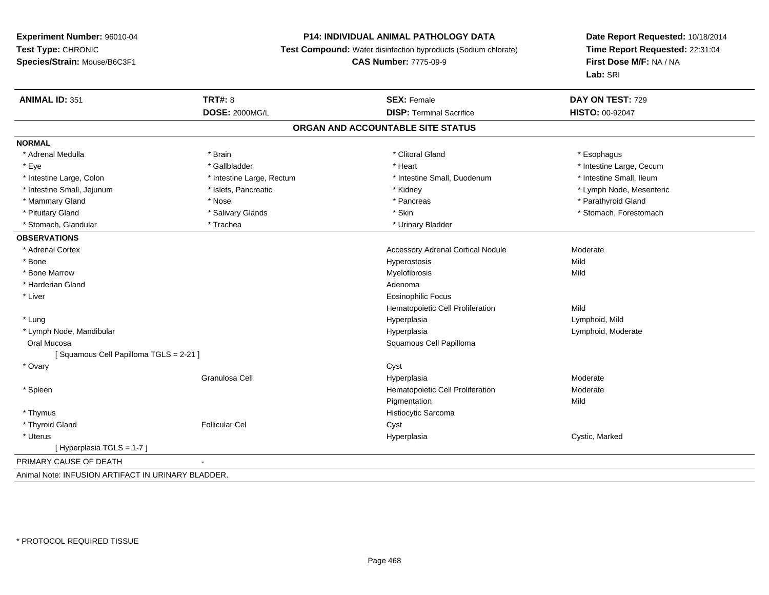**Experiment Number:** 96010-04
**Test Type:** CHRONIC
**Species/Strain:** Mouse/B6C3F1

**P14: INDIVIDUAL ANIMAL PATHOLOGY DATA**
**Test Compound:** Water disinfection byproducts (Sodium chlorate)
**CAS Number:** 7775-09-9

**Date Report Requested:** 10/18/2014
**Time Report Requested:** 22:31:04
**First Dose M/F:** NA / NA
**Lab:** SRI

| **ANIMAL ID:** 351 | **TRT#:** 8 | **SEX:** Female | **DAY ON TEST:** 729 |
|---|---|---|---|
| | **DOSE:** 2000MG/L | **DISP:** Terminal Sacrifice | **HISTO:** 00-92047 |

## ORGAN AND ACCOUNTABLE SITE STATUS

**NORMAL**

| | | | |
|---|---|---|---|
| * Adrenal Medulla | * Brain | * Clitoral Gland | * Esophagus |
| * Eye | * Gallbladder | * Heart | * Intestine Large, Cecum |
| * Intestine Large, Colon | * Intestine Large, Rectum | * Intestine Small, Duodenum | * Intestine Small, Ileum |
| * Intestine Small, Jejunum | * Islets, Pancreatic | * Kidney | * Lymph Node, Mesenteric |
| * Mammary Gland | * Nose | * Pancreas | * Parathyroid Gland |
| * Pituitary Gland | * Salivary Glands | * Skin | * Stomach, Forestomach |
| * Stomach, Glandular | * Trachea | * Urinary Bladder | |

**OBSERVATIONS**

| | | | |
|---|---|---|---|
| * Adrenal Cortex | | Accessory Adrenal Cortical Nodule | Moderate |
| * Bone | | Hyperostosis | Mild |
| * Bone Marrow | | Myelofibrosis | Mild |
| * Harderian Gland | | Adenoma | |
| * Liver | | Eosinophilic Focus | |
| | | Hematopoietic Cell Proliferation | Mild |
| * Lung | | Hyperplasia | Lymphoid, Mild |
| * Lymph Node, Mandibular | | Hyperplasia | Lymphoid, Moderate |
| Oral Mucosa | | Squamous Cell Papilloma | |
| [ Squamous Cell Papilloma TGLS = 2-21 ] | | | |
| * Ovary | | Cyst | |
| | Granulosa Cell | Hyperplasia | Moderate |
| * Spleen | | Hematopoietic Cell Proliferation | Moderate |
| | | Pigmentation | Mild |
| * Thymus | | Histiocytic Sarcoma | |
| * Thyroid Gland | Follicular Cel | Cyst | |
| * Uterus | | Hyperplasia | Cystic, Marked |
| [ Hyperplasia TGLS = 1-7 ] | | | |

PRIMARY CAUSE OF DEATH -

Animal Note: INFUSION ARTIFACT IN URINARY BLADDER.

* PROTOCOL REQUIRED TISSUE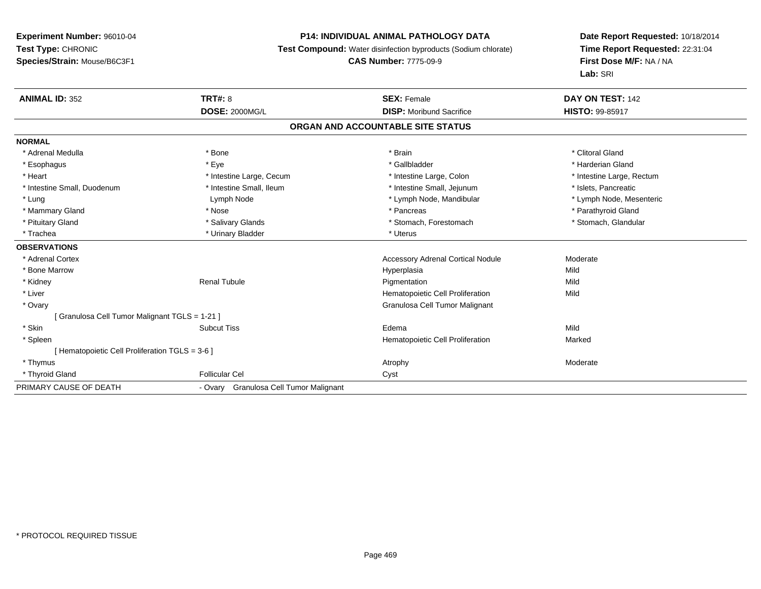**Experiment Number:** 96010-04
**Test Type:** CHRONIC
**Species/Strain:** Mouse/B6C3F1

**P14: INDIVIDUAL ANIMAL PATHOLOGY DATA**
**Test Compound:** Water disinfection byproducts (Sodium chlorate)
**CAS Number:** 7775-09-9

**Date Report Requested:** 10/18/2014
**Time Report Requested:** 22:31:04
**First Dose M/F:** NA / NA
**Lab:** SRI

| **ANIMAL ID:** 352 | **TRT#:** 8 | **SEX:** Female | **DAY ON TEST:** 142 |
|---|---|---|---|
| | **DOSE:** 2000MG/L | **DISP:** Moribund Sacrifice | **HISTO:** 99-85917 |

## ORGAN AND ACCOUNTABLE SITE STATUS

**NORMAL**

| | | | |
|---|---|---|---|
| * Adrenal Medulla | * Bone | * Brain | * Clitoral Gland |
| * Esophagus | * Eye | * Gallbladder | * Harderian Gland |
| * Heart | * Intestine Large, Cecum | * Intestine Large, Colon | * Intestine Large, Rectum |
| * Intestine Small, Duodenum | * Intestine Small, Ileum | * Intestine Small, Jejunum | * Islets, Pancreatic |
| * Lung | Lymph Node | * Lymph Node, Mandibular | * Lymph Node, Mesenteric |
| * Mammary Gland | * Nose | * Pancreas | * Parathyroid Gland |
| * Pituitary Gland | * Salivary Glands | * Stomach, Forestomach | * Stomach, Glandular |
| * Trachea | * Urinary Bladder | * Uterus | |

**OBSERVATIONS**

| | | | |
|---|---|---|---|
| * Adrenal Cortex | | Accessory Adrenal Cortical Nodule | Moderate |
| * Bone Marrow | | Hyperplasia | Mild |
| * Kidney | Renal Tubule | Pigmentation | Mild |
| * Liver | | Hematopoietic Cell Proliferation | Mild |
| * Ovary | | Granulosa Cell Tumor Malignant | |
| [ Granulosa Cell Tumor Malignant TGLS = 1-21 ] | | | |
| * Skin | Subcut Tiss | Edema | Mild |
| * Spleen | | Hematopoietic Cell Proliferation | Marked |
| [ Hematopoietic Cell Proliferation TGLS = 3-6 ] | | | |
| * Thymus | | Atrophy | Moderate |
| * Thyroid Gland | Follicular Cel | Cyst | |

PRIMARY CAUSE OF DEATH - Ovary Granulosa Cell Tumor Malignant

* PROTOCOL REQUIRED TISSUE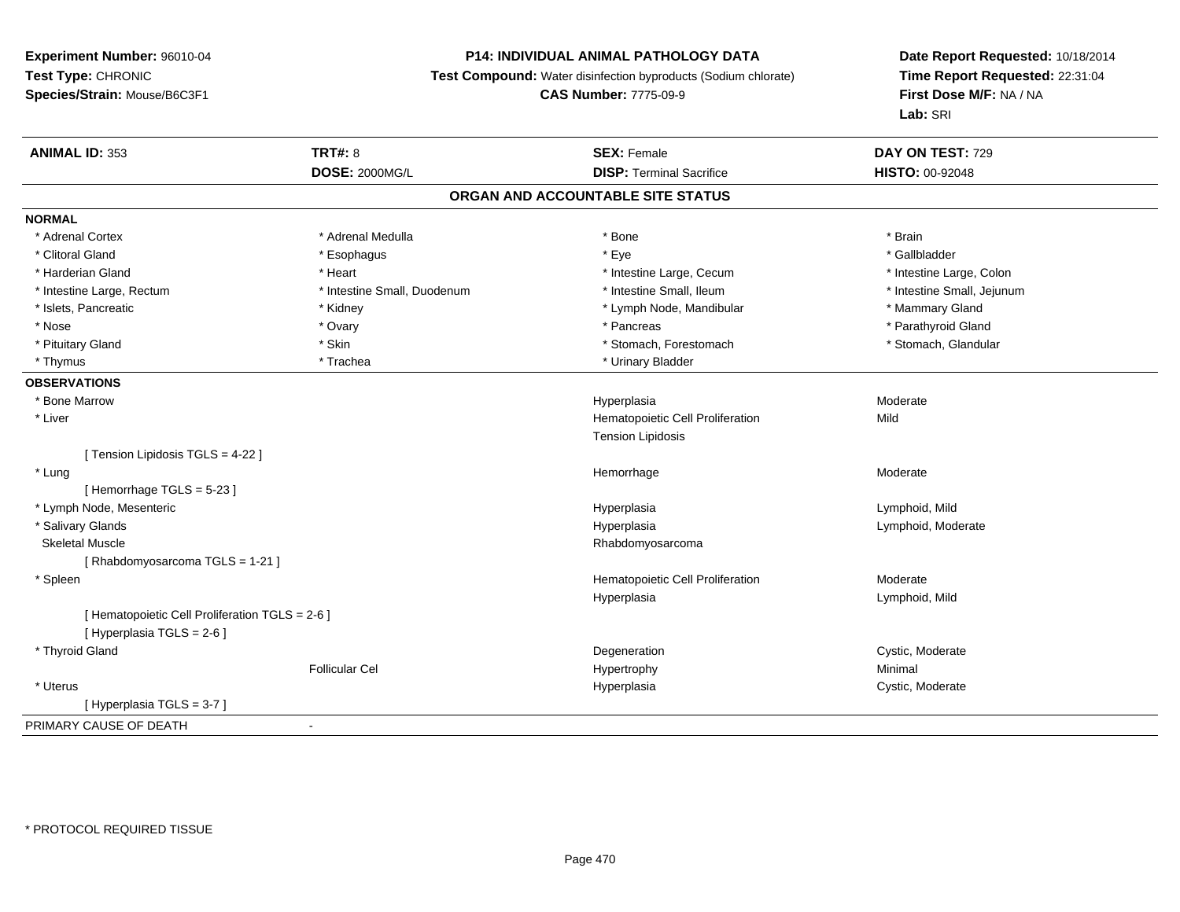**Experiment Number:** 96010-04
**Test Type:** CHRONIC
**Species/Strain:** Mouse/B6C3F1

**P14: INDIVIDUAL ANIMAL PATHOLOGY DATA**
**Test Compound:** Water disinfection byproducts (Sodium chlorate)
**CAS Number:** 7775-09-9

**Date Report Requested:** 10/18/2014
**Time Report Requested:** 22:31:04
**First Dose M/F:** NA / NA
**Lab:** SRI

| **ANIMAL ID:** 353 | **TRT#:** 8 | **SEX:** Female | **DAY ON TEST:** 729 |
|---|---|---|---|
| | **DOSE:** 2000MG/L | **DISP:** Terminal Sacrifice | **HISTO:** 00-92048 |

**ORGAN AND ACCOUNTABLE SITE STATUS**

**NORMAL**

| | | | |
|---|---|---|---|
| * Adrenal Cortex | * Adrenal Medulla | * Bone | * Brain |
| * Clitoral Gland | * Esophagus | * Eye | * Gallbladder |
| * Harderian Gland | * Heart | * Intestine Large, Cecum | * Intestine Large, Colon |
| * Intestine Large, Rectum | * Intestine Small, Duodenum | * Intestine Small, Ileum | * Intestine Small, Jejunum |
| * Islets, Pancreatic | * Kidney | * Lymph Node, Mandibular | * Mammary Gland |
| * Nose | * Ovary | * Pancreas | * Parathyroid Gland |
| * Pituitary Gland | * Skin | * Stomach, Forestomach | * Stomach, Glandular |
| * Thymus | * Trachea | * Urinary Bladder | |

**OBSERVATIONS**

| | | | |
|---|---|---|---|
| * Bone Marrow | | Hyperplasia | Moderate |
| * Liver | | Hematopoietic Cell Proliferation | Mild |
| | | Tension Lipidosis | |
| [ Tension Lipidosis TGLS = 4-22 ] | | | |
| * Lung | | Hemorrhage | Moderate |
| [ Hemorrhage TGLS = 5-23 ] | | | |
| * Lymph Node, Mesenteric | | Hyperplasia | Lymphoid, Mild |
| * Salivary Glands | | Hyperplasia | Lymphoid, Moderate |
| Skeletal Muscle | | Rhabdomyosarcoma | |
| [ Rhabdomyosarcoma TGLS = 1-21 ] | | | |
| * Spleen | | Hematopoietic Cell Proliferation | Moderate |
| | | Hyperplasia | Lymphoid, Mild |
| [ Hematopoietic Cell Proliferation TGLS = 2-6 ] | | | |
| [ Hyperplasia TGLS = 2-6 ] | | | |
| * Thyroid Gland | | Degeneration | Cystic, Moderate |
| | Follicular Cel | Hypertrophy | Minimal |
| * Uterus | | Hyperplasia | Cystic, Moderate |
| [ Hyperplasia TGLS = 3-7 ] | | | |

PRIMARY CAUSE OF DEATH -

* PROTOCOL REQUIRED TISSUE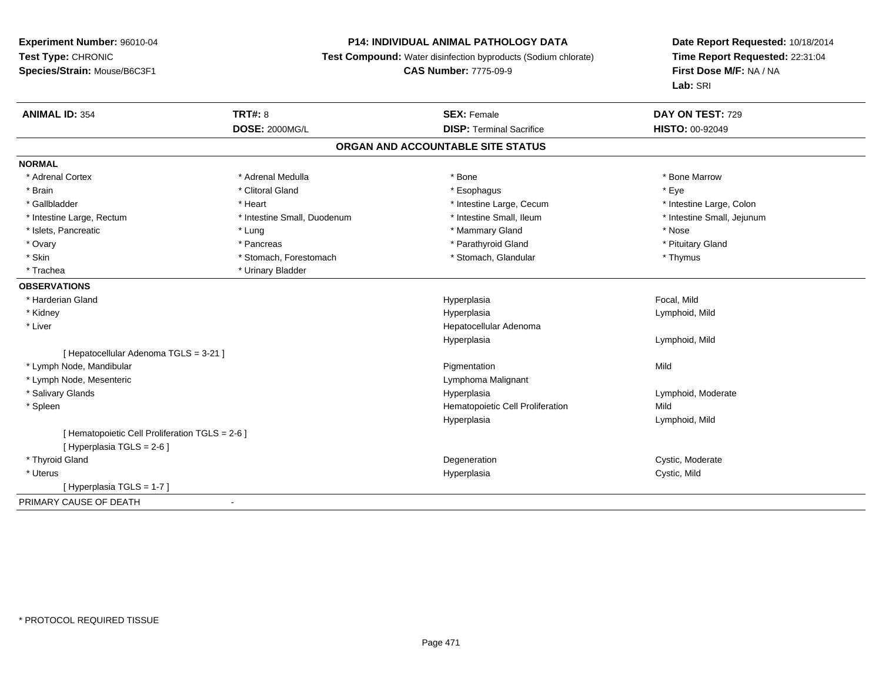**Experiment Number:** 96010-04
**Test Type:** CHRONIC
**Species/Strain:** Mouse/B6C3F1

**P14: INDIVIDUAL ANIMAL PATHOLOGY DATA**
**Test Compound:** Water disinfection byproducts (Sodium chlorate)
**CAS Number:** 7775-09-9

**Date Report Requested:** 10/18/2014
**Time Report Requested:** 22:31:04
**First Dose M/F:** NA / NA
**Lab:** SRI

| **ANIMAL ID:** 354 | **TRT#:** 8 | **SEX:** Female | **DAY ON TEST:** 729 |
|---|---|---|---|
| | **DOSE:** 2000MG/L | **DISP:** Terminal Sacrifice | **HISTO:** 00-92049 |

## ORGAN AND ACCOUNTABLE SITE STATUS

**NORMAL**

| | | | |
|---|---|---|---|
| * Adrenal Cortex | * Adrenal Medulla | * Bone | * Bone Marrow |
| * Brain | * Clitoral Gland | * Esophagus | * Eye |
| * Gallbladder | * Heart | * Intestine Large, Cecum | * Intestine Large, Colon |
| * Intestine Large, Rectum | * Intestine Small, Duodenum | * Intestine Small, Ileum | * Intestine Small, Jejunum |
| * Islets, Pancreatic | * Lung | * Mammary Gland | * Nose |
| * Ovary | * Pancreas | * Parathyroid Gland | * Pituitary Gland |
| * Skin | * Stomach, Forestomach | * Stomach, Glandular | * Thymus |
| * Trachea | * Urinary Bladder | | |

**OBSERVATIONS**

| | | |
|---|---|---|
| * Harderian Gland | Hyperplasia | Focal, Mild |
| * Kidney | Hyperplasia | Lymphoid, Mild |
| * Liver | Hepatocellular Adenoma | |
| | Hyperplasia | Lymphoid, Mild |
| [ Hepatocellular Adenoma TGLS = 3-21 ] | | |
| * Lymph Node, Mandibular | Pigmentation | Mild |
| * Lymph Node, Mesenteric | Lymphoma Malignant | |
| * Salivary Glands | Hyperplasia | Lymphoid, Moderate |
| * Spleen | Hematopoietic Cell Proliferation | Mild |
| | Hyperplasia | Lymphoid, Mild |
| [ Hematopoietic Cell Proliferation TGLS = 2-6 ] | | |
| [ Hyperplasia TGLS = 2-6 ] | | |
| * Thyroid Gland | Degeneration | Cystic, Moderate |
| * Uterus | Hyperplasia | Cystic, Mild |
| [ Hyperplasia TGLS = 1-7 ] | | |

PRIMARY CAUSE OF DEATH -

* PROTOCOL REQUIRED TISSUE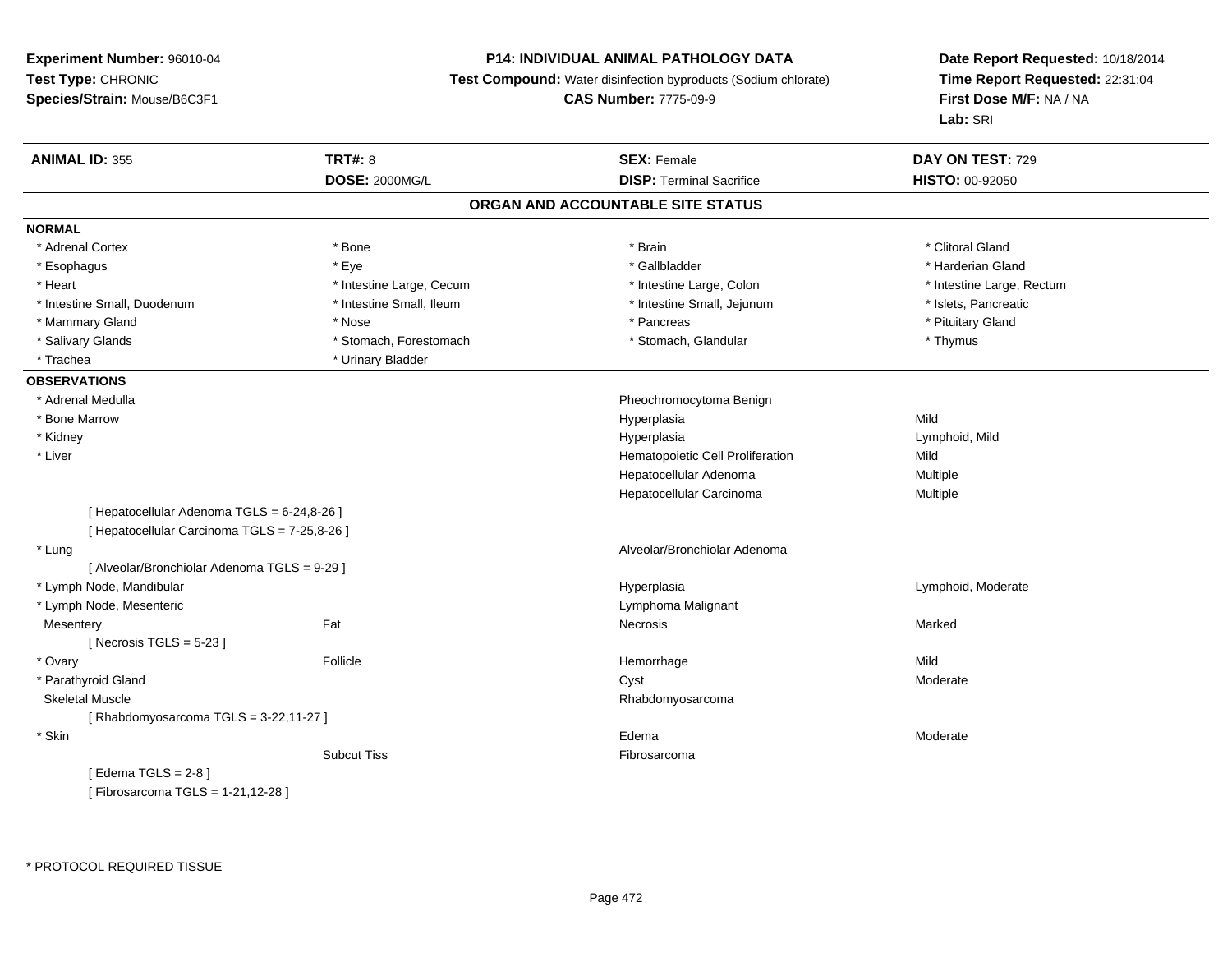**Experiment Number:** 96010-04
**Test Type:** CHRONIC
**Species/Strain:** Mouse/B6C3F1

**P14: INDIVIDUAL ANIMAL PATHOLOGY DATA**
**Test Compound:** Water disinfection byproducts (Sodium chlorate)
**CAS Number:** 7775-09-9

**Date Report Requested:** 10/18/2014
**Time Report Requested:** 22:31:04
**First Dose M/F:** NA / NA
**Lab:** SRI

| **ANIMAL ID:** 355 | **TRT#:** 8 | **SEX:** Female | **DAY ON TEST:** 729 |
|---|---|---|---|
| | **DOSE:** 2000MG/L | **DISP:** Terminal Sacrifice | **HISTO:** 00-92050 |

## ORGAN AND ACCOUNTABLE SITE STATUS

**NORMAL**

| | | | |
|---|---|---|---|
| * Adrenal Cortex | * Bone | * Brain | * Clitoral Gland |
| * Esophagus | * Eye | * Gallbladder | * Harderian Gland |
| * Heart | * Intestine Large, Cecum | * Intestine Large, Colon | * Intestine Large, Rectum |
| * Intestine Small, Duodenum | * Intestine Small, Ileum | * Intestine Small, Jejunum | * Islets, Pancreatic |
| * Mammary Gland | * Nose | * Pancreas | * Pituitary Gland |
| * Salivary Glands | * Stomach, Forestomach | * Stomach, Glandular | * Thymus |
| * Trachea | * Urinary Bladder | | |

**OBSERVATIONS**

| | | | |
|---|---|---|---|
| * Adrenal Medulla | | Pheochromocytoma Benign | |
| * Bone Marrow | | Hyperplasia | Mild |
| * Kidney | | Hyperplasia | Lymphoid, Mild |
| * Liver | | Hematopoietic Cell Proliferation | Mild |
| | | Hepatocellular Adenoma | Multiple |
| | | Hepatocellular Carcinoma | Multiple |
| [ Hepatocellular Adenoma TGLS = 6-24,8-26 ] | | | |
| [ Hepatocellular Carcinoma TGLS = 7-25,8-26 ] | | | |
| * Lung | | Alveolar/Bronchiolar Adenoma | |
| [ Alveolar/Bronchiolar Adenoma TGLS = 9-29 ] | | | |
| * Lymph Node, Mandibular | | Hyperplasia | Lymphoid, Moderate |
| * Lymph Node, Mesenteric | | Lymphoma Malignant | |
| Mesentery | Fat | Necrosis | Marked |
| [ Necrosis TGLS = 5-23 ] | | | |
| * Ovary | Follicle | Hemorrhage | Mild |
| * Parathyroid Gland | | Cyst | Moderate |
| Skeletal Muscle | | Rhabdomyosarcoma | |
| [ Rhabdomyosarcoma TGLS = 3-22,11-27 ] | | | |
| * Skin | | Edema | Moderate |
| | Subcut Tiss | Fibrosarcoma | |
| [ Edema TGLS = 2-8 ] | | | |
| [ Fibrosarcoma TGLS = 1-21,12-28 ] | | | |

* PROTOCOL REQUIRED TISSUE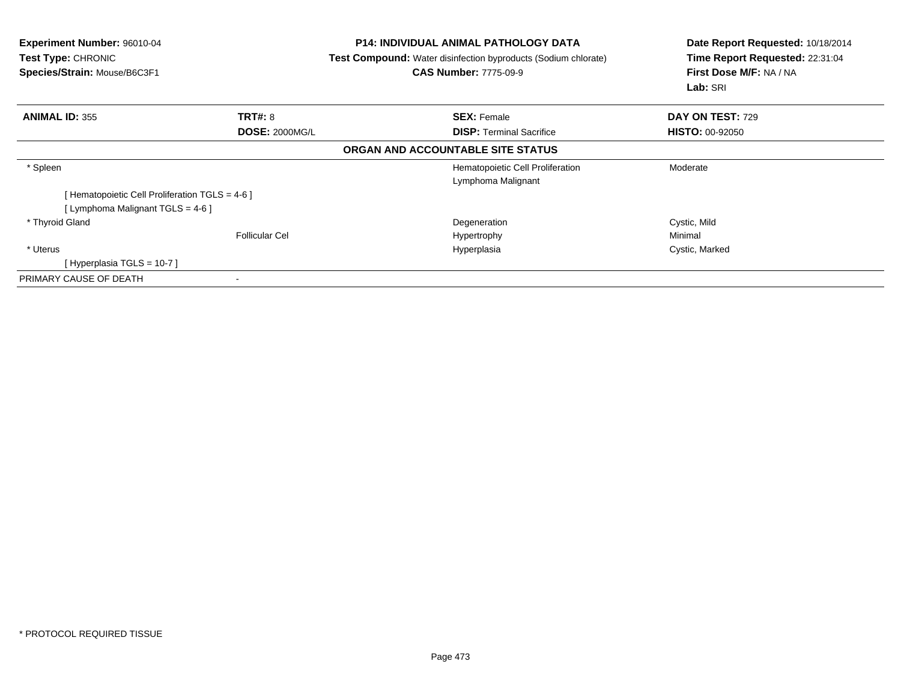**Experiment Number:** 96010-04
**Test Type:** CHRONIC
**Species/Strain:** Mouse/B6C3F1

**P14: INDIVIDUAL ANIMAL PATHOLOGY DATA**
**Test Compound:** Water disinfection byproducts (Sodium chlorate)
**CAS Number:** 7775-09-9

**Date Report Requested:** 10/18/2014
**Time Report Requested:** 22:31:04
**First Dose M/F:** NA / NA
**Lab:** SRI

| **ANIMAL ID:** 355 | **TRT#:** 8 | **SEX:** Female | **DAY ON TEST:** 729 |
|---|---|---|---|
| | **DOSE:** 2000MG/L | **DISP:** Terminal Sacrifice | **HISTO:** 00-92050 |

**ORGAN AND ACCOUNTABLE SITE STATUS**

| | | | |
|---|---|---|---|
| * Spleen | | Hematopoietic Cell Proliferation | Moderate |
| | | Lymphoma Malignant | |
| [ Hematopoietic Cell Proliferation TGLS = 4-6 ] | | | |
| [ Lymphoma Malignant TGLS = 4-6 ] | | | |
| * Thyroid Gland | | Degeneration | Cystic, Mild |
| | Follicular Cel | Hypertrophy | Minimal |
| * Uterus | | Hyperplasia | Cystic, Marked |
| [ Hyperplasia TGLS = 10-7 ] | | | |
| PRIMARY CAUSE OF DEATH | - | | |

* PROTOCOL REQUIRED TISSUE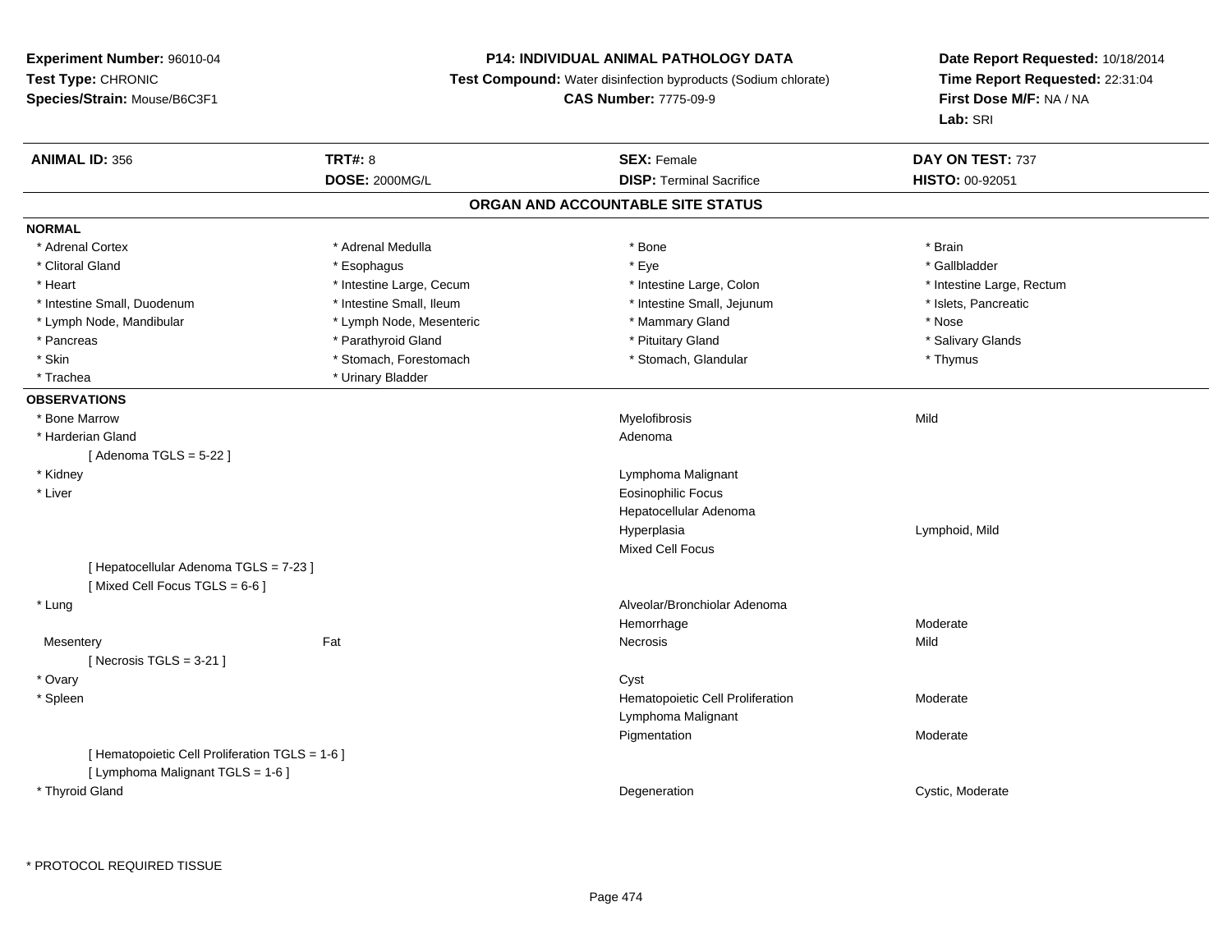**Experiment Number:** 96010-04
**Test Type:** CHRONIC
**Species/Strain:** Mouse/B6C3F1

**P14: INDIVIDUAL ANIMAL PATHOLOGY DATA**
**Test Compound:** Water disinfection byproducts (Sodium chlorate)
**CAS Number:** 7775-09-9

**Date Report Requested:** 10/18/2014
**Time Report Requested:** 22:31:04
**First Dose M/F:** NA / NA
**Lab:** SRI

| **ANIMAL ID:** 356 | **TRT#:** 8 | **SEX:** Female | **DAY ON TEST:** 737 |
|---|---|---|---|
| | **DOSE:** 2000MG/L | **DISP:** Terminal Sacrifice | **HISTO:** 00-92051 |

## ORGAN AND ACCOUNTABLE SITE STATUS

**NORMAL**

| | | | |
|---|---|---|---|
| * Adrenal Cortex | * Adrenal Medulla | * Bone | * Brain |
| * Clitoral Gland | * Esophagus | * Eye | * Gallbladder |
| * Heart | * Intestine Large, Cecum | * Intestine Large, Colon | * Intestine Large, Rectum |
| * Intestine Small, Duodenum | * Intestine Small, Ileum | * Intestine Small, Jejunum | * Islets, Pancreatic |
| * Lymph Node, Mandibular | * Lymph Node, Mesenteric | * Mammary Gland | * Nose |
| * Pancreas | * Parathyroid Gland | * Pituitary Gland | * Salivary Glands |
| * Skin | * Stomach, Forestomach | * Stomach, Glandular | * Thymus |
| * Trachea | * Urinary Bladder | | |

**OBSERVATIONS**

| | | | |
|---|---|---|---|
| * Bone Marrow | | Myelofibrosis | Mild |
| * Harderian Gland | | Adenoma | |
| [ Adenoma TGLS = 5-22 ] | | | |
| * Kidney | | Lymphoma Malignant | |
| * Liver | | Eosinophilic Focus | |
| | | Hepatocellular Adenoma | |
| | | Hyperplasia | Lymphoid, Mild |
| | | Mixed Cell Focus | |
| [ Hepatocellular Adenoma TGLS = 7-23 ] | | | |
| [ Mixed Cell Focus TGLS = 6-6 ] | | | |
| * Lung | | Alveolar/Bronchiolar Adenoma | |
| | | Hemorrhage | Moderate |
| Mesentery | Fat | Necrosis | Mild |
| [ Necrosis TGLS = 3-21 ] | | | |
| * Ovary | | Cyst | |
| * Spleen | | Hematopoietic Cell Proliferation | Moderate |
| | | Lymphoma Malignant | |
| | | Pigmentation | Moderate |
| [ Hematopoietic Cell Proliferation TGLS = 1-6 ] | | | |
| [ Lymphoma Malignant TGLS = 1-6 ] | | | |
| * Thyroid Gland | | Degeneration | Cystic, Moderate |

* PROTOCOL REQUIRED TISSUE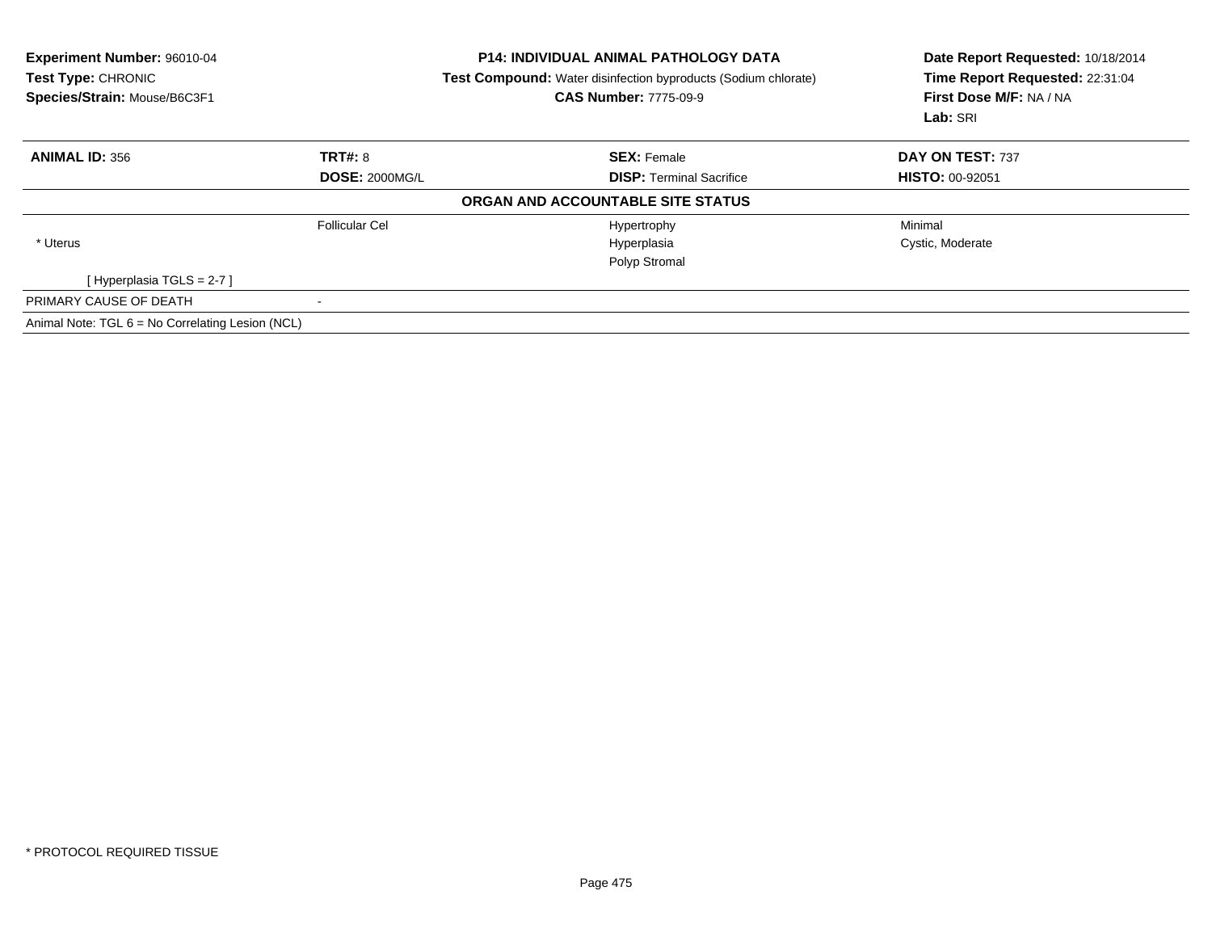**Experiment Number:** 96010-04
**Test Type:** CHRONIC
**Species/Strain:** Mouse/B6C3F1

**P14: INDIVIDUAL ANIMAL PATHOLOGY DATA**
**Test Compound:** Water disinfection byproducts (Sodium chlorate)
**CAS Number:** 7775-09-9

**Date Report Requested:** 10/18/2014
**Time Report Requested:** 22:31:04
**First Dose M/F:** NA / NA
**Lab:** SRI

| **ANIMAL ID:** 356 | **TRT#:** 8 | **SEX:** Female | **DAY ON TEST:** 737 |
|---|---|---|---|
| | **DOSE:** 2000MG/L | **DISP:** Terminal Sacrifice | **HISTO:** 00-92051 |

**ORGAN AND ACCOUNTABLE SITE STATUS**

| | | | |
|---|---|---|---|
| | Follicular Cel | Hypertrophy | Minimal |
| * Uterus | | Hyperplasia | Cystic, Moderate |
| | | Polyp Stromal | |
| [ Hyperplasia TGLS = 2-7 ] | | | |
| PRIMARY CAUSE OF DEATH | - | | |
| Animal Note: TGL 6 = No Correlating Lesion (NCL) | | | |

* PROTOCOL REQUIRED TISSUE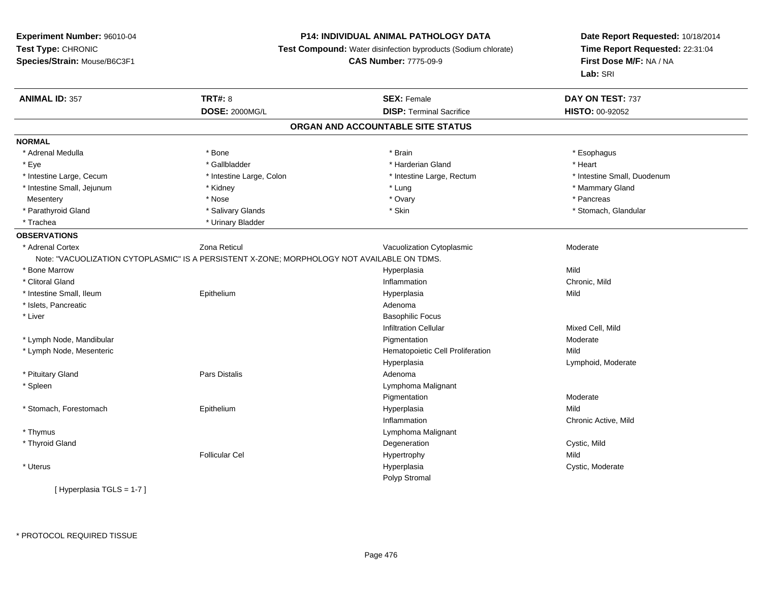**Experiment Number:** 96010-04
**Test Type:** CHRONIC
**Species/Strain:** Mouse/B6C3F1

**P14: INDIVIDUAL ANIMAL PATHOLOGY DATA**
**Test Compound:** Water disinfection byproducts (Sodium chlorate)
**CAS Number:** 7775-09-9

**Date Report Requested:** 10/18/2014
**Time Report Requested:** 22:31:04
**First Dose M/F:** NA / NA
**Lab:** SRI

| **ANIMAL ID:** 357 | **TRT#:** 8 | **SEX:** Female | **DAY ON TEST:** 737 |
|---|---|---|---|
| | **DOSE:** 2000MG/L | **DISP:** Terminal Sacrifice | **HISTO:** 00-92052 |

## ORGAN AND ACCOUNTABLE SITE STATUS

**NORMAL**

| | | | |
|---|---|---|---|
| * Adrenal Medulla | * Bone | * Brain | * Esophagus |
| * Eye | * Gallbladder | * Harderian Gland | * Heart |
| * Intestine Large, Cecum | * Intestine Large, Colon | * Intestine Large, Rectum | * Intestine Small, Duodenum |
| * Intestine Small, Jejunum | * Kidney | * Lung | * Mammary Gland |
| Mesentery | * Nose | * Ovary | * Pancreas |
| * Parathyroid Gland | * Salivary Glands | * Skin | * Stomach, Glandular |
| * Trachea | * Urinary Bladder | | |

**OBSERVATIONS**

| | | | |
|---|---|---|---|
| * Adrenal Cortex | Zona Reticul | Vacuolization Cytoplasmic | Moderate |
| Note: "VACUOLIZATION CYTOPLASMIC" IS A PERSISTENT X-ZONE; MORPHOLOGY NOT AVAILABLE ON TDMS. | | | |
| * Bone Marrow | | Hyperplasia | Mild |
| * Clitoral Gland | | Inflammation | Chronic, Mild |
| * Intestine Small, Ileum | Epithelium | Hyperplasia | Mild |
| * Islets, Pancreatic | | Adenoma | |
| * Liver | | Basophilic Focus | |
| | | Infiltration Cellular | Mixed Cell, Mild |
| * Lymph Node, Mandibular | | Pigmentation | Moderate |
| * Lymph Node, Mesenteric | | Hematopoietic Cell Proliferation | Mild |
| | | Hyperplasia | Lymphoid, Moderate |
| * Pituitary Gland | Pars Distalis | Adenoma | |
| * Spleen | | Lymphoma Malignant | |
| | | Pigmentation | Moderate |
| * Stomach, Forestomach | Epithelium | Hyperplasia | Mild |
| | | Inflammation | Chronic Active, Mild |
| * Thymus | | Lymphoma Malignant | |
| * Thyroid Gland | | Degeneration | Cystic, Mild |
| | Follicular Cel | Hypertrophy | Mild |
| * Uterus | | Hyperplasia | Cystic, Moderate |
| | | Polyp Stromal | |

[ Hyperplasia TGLS = 1-7 ]

* PROTOCOL REQUIRED TISSUE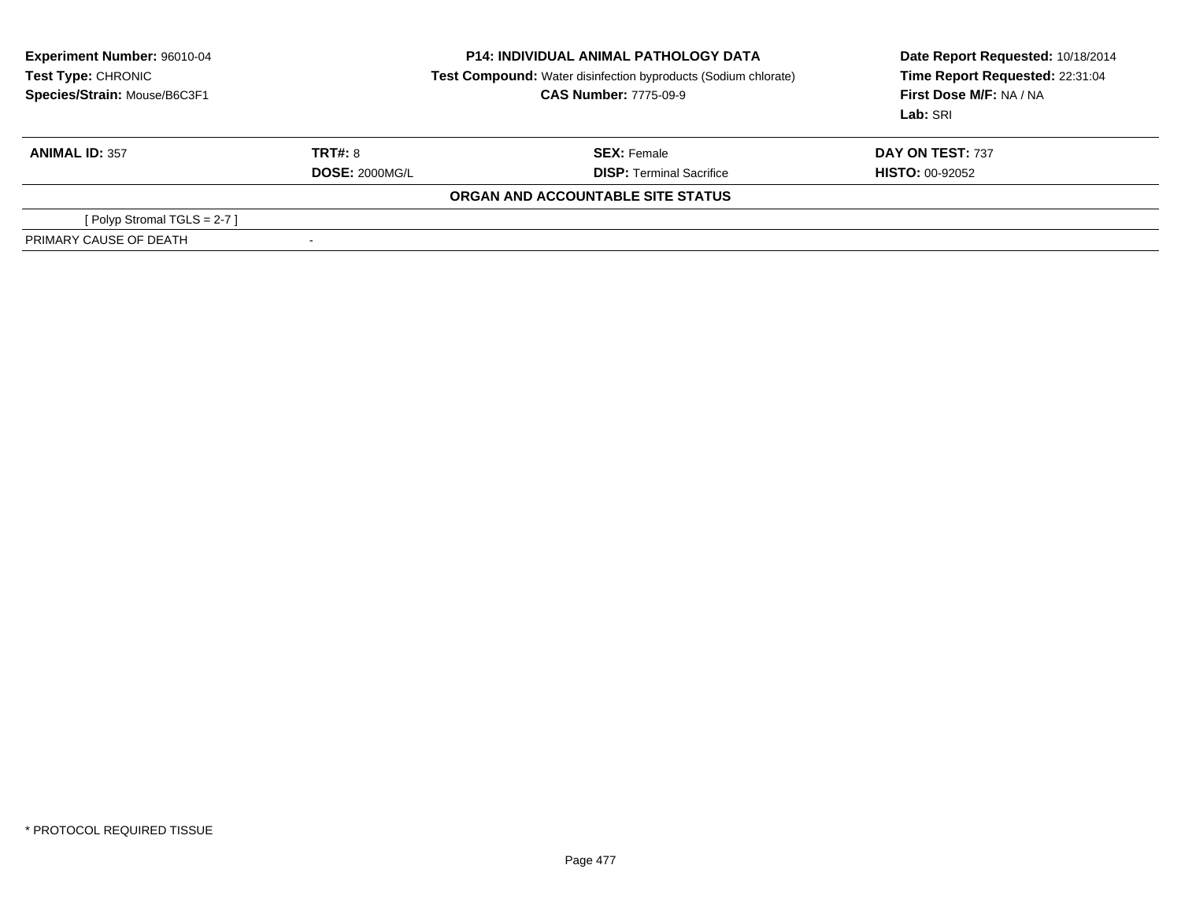**Experiment Number:** 96010-04
**Test Type:** CHRONIC
**Species/Strain:** Mouse/B6C3F1

**P14: INDIVIDUAL ANIMAL PATHOLOGY DATA**
**Test Compound:** Water disinfection byproducts (Sodium chlorate)
**CAS Number:** 7775-09-9

**Date Report Requested:** 10/18/2014
**Time Report Requested:** 22:31:04
**First Dose M/F:** NA / NA
**Lab:** SRI

| **ANIMAL ID:** 357 | **TRT#:** 8 | **SEX:** Female | **DAY ON TEST:** 737 |
|---|---|---|---|
| | **DOSE:** 2000MG/L | **DISP:** Terminal Sacrifice | **HISTO:** 00-92052 |

**ORGAN AND ACCOUNTABLE SITE STATUS**

| | |
|---|---|
| [ Polyp Stromal TGLS = 2-7 ] | |
| PRIMARY CAUSE OF DEATH | - |

* PROTOCOL REQUIRED TISSUE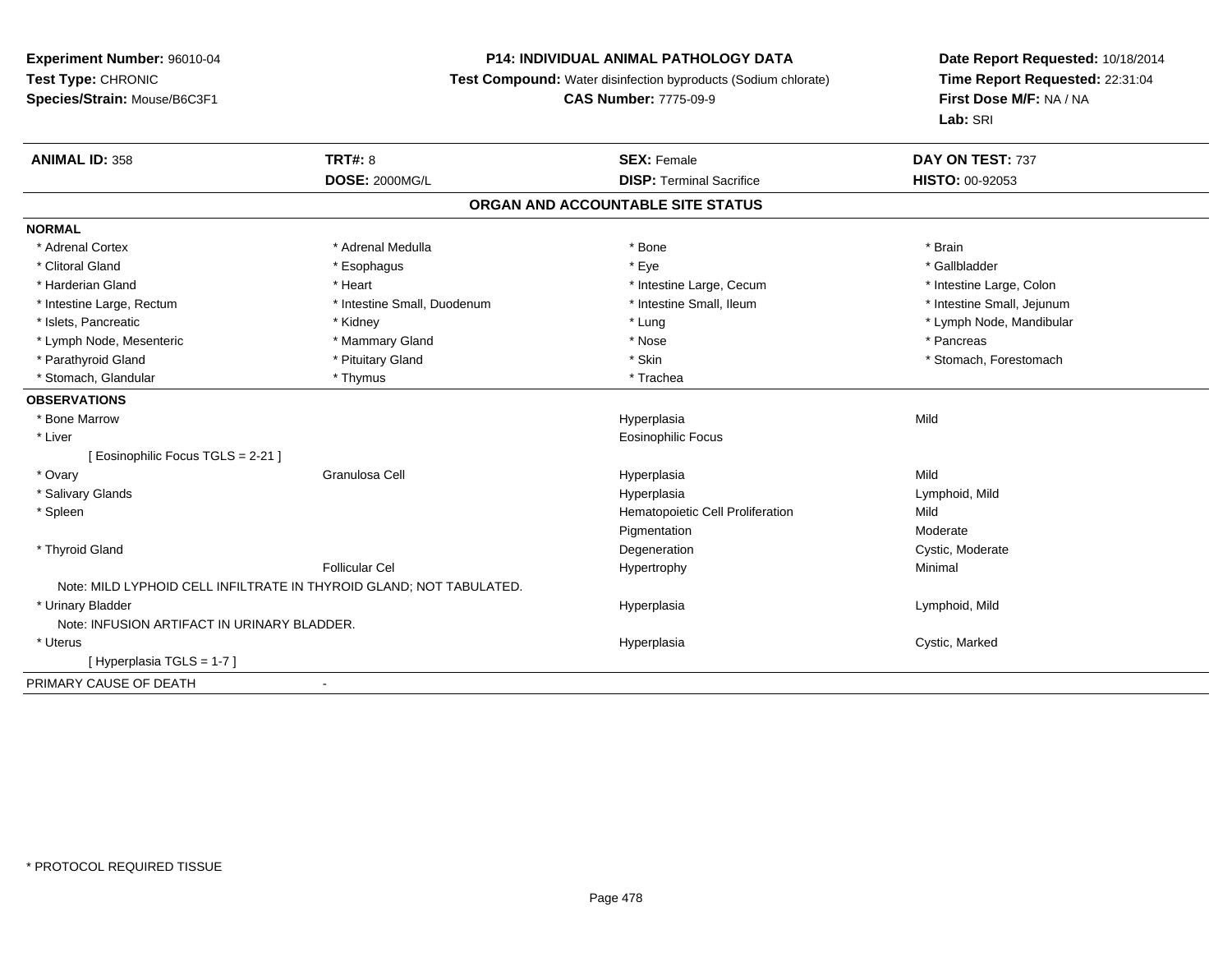**Experiment Number:** 96010-04
**Test Type:** CHRONIC
**Species/Strain:** Mouse/B6C3F1

**P14: INDIVIDUAL ANIMAL PATHOLOGY DATA**
**Test Compound:** Water disinfection byproducts (Sodium chlorate)
**CAS Number:** 7775-09-9

**Date Report Requested:** 10/18/2014
**Time Report Requested:** 22:31:04
**First Dose M/F:** NA / NA
**Lab:** SRI

| **ANIMAL ID:** 358 | **TRT#:** 8 | **SEX:** Female | **DAY ON TEST:** 737 |
|---|---|---|---|
| | **DOSE:** 2000MG/L | **DISP:** Terminal Sacrifice | **HISTO:** 00-92053 |

## ORGAN AND ACCOUNTABLE SITE STATUS

**NORMAL**

| | | | |
|---|---|---|---|
| * Adrenal Cortex | * Adrenal Medulla | * Bone | * Brain |
| * Clitoral Gland | * Esophagus | * Eye | * Gallbladder |
| * Harderian Gland | * Heart | * Intestine Large, Cecum | * Intestine Large, Colon |
| * Intestine Large, Rectum | * Intestine Small, Duodenum | * Intestine Small, Ileum | * Intestine Small, Jejunum |
| * Islets, Pancreatic | * Kidney | * Lung | * Lymph Node, Mandibular |
| * Lymph Node, Mesenteric | * Mammary Gland | * Nose | * Pancreas |
| * Parathyroid Gland | * Pituitary Gland | * Skin | * Stomach, Forestomach |
| * Stomach, Glandular | * Thymus | * Trachea | |

**OBSERVATIONS**

| | | | |
|---|---|---|---|
| * Bone Marrow | | Hyperplasia | Mild |
| * Liver | | Eosinophilic Focus | |
| [ Eosinophilic Focus TGLS = 2-21 ] | | | |
| * Ovary | Granulosa Cell | Hyperplasia | Mild |
| * Salivary Glands | | Hyperplasia | Lymphoid, Mild |
| * Spleen | | Hematopoietic Cell Proliferation | Mild |
| | | Pigmentation | Moderate |
| * Thyroid Gland | | Degeneration | Cystic, Moderate |
| | Follicular Cel | Hypertrophy | Minimal |
| Note: MILD LYPHOID CELL INFILTRATE IN THYROID GLAND; NOT TABULATED. | | | |
| * Urinary Bladder | | Hyperplasia | Lymphoid, Mild |
| Note: INFUSION ARTIFACT IN URINARY BLADDER. | | | |
| * Uterus | | Hyperplasia | Cystic, Marked |
| [ Hyperplasia TGLS = 1-7 ] | | | |

PRIMARY CAUSE OF DEATH -

* PROTOCOL REQUIRED TISSUE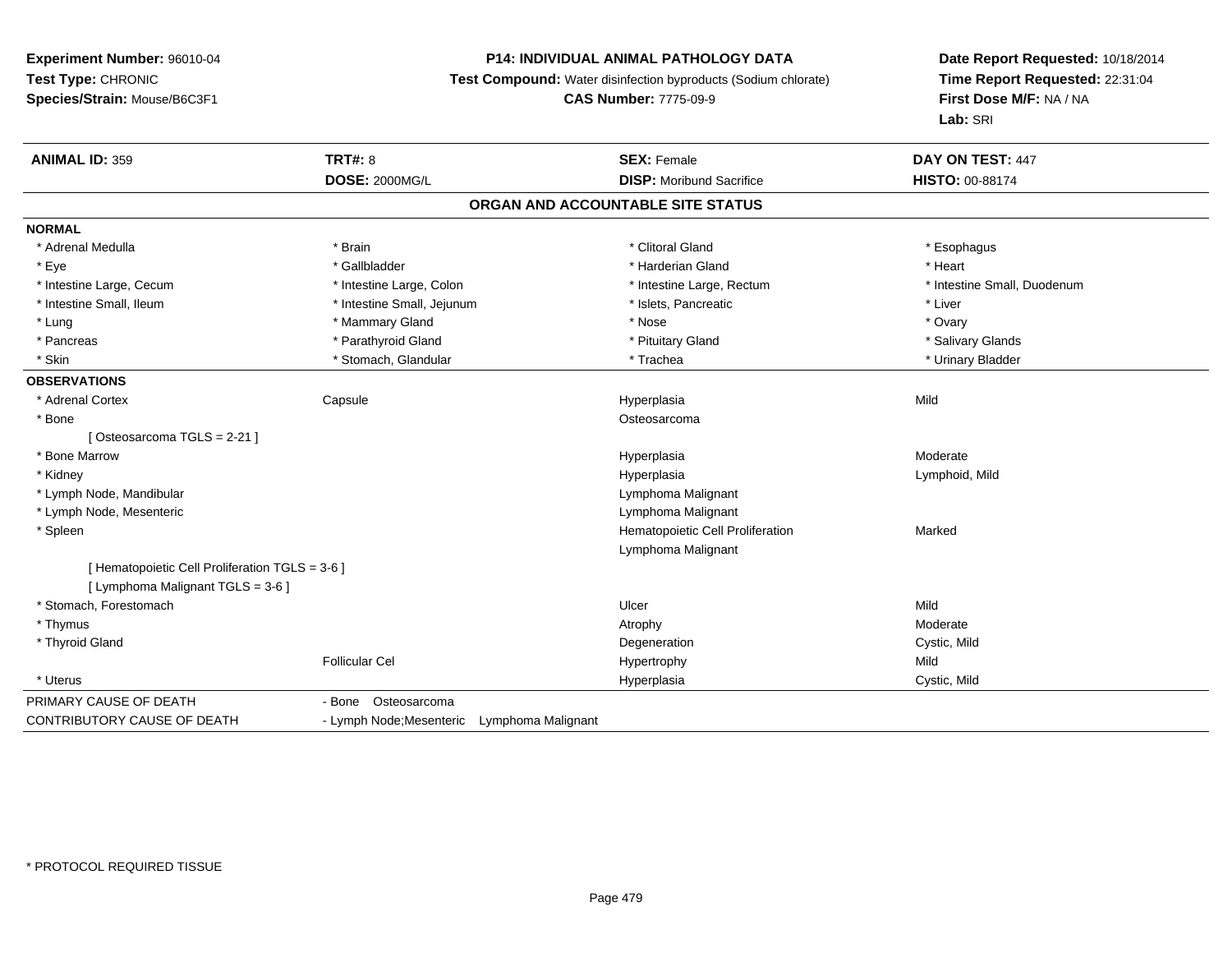**Experiment Number:** 96010-04
**Test Type:** CHRONIC
**Species/Strain:** Mouse/B6C3F1

**P14: INDIVIDUAL ANIMAL PATHOLOGY DATA**
**Test Compound:** Water disinfection byproducts (Sodium chlorate)
**CAS Number:** 7775-09-9

**Date Report Requested:** 10/18/2014
**Time Report Requested:** 22:31:04
**First Dose M/F:** NA / NA
**Lab:** SRI

| **ANIMAL ID:** 359 | **TRT#:** 8 | **SEX:** Female | **DAY ON TEST:** 447 |
|---|---|---|---|
| | **DOSE:** 2000MG/L | **DISP:** Moribund Sacrifice | **HISTO:** 00-88174 |

## ORGAN AND ACCOUNTABLE SITE STATUS

**NORMAL**

| | | | |
|---|---|---|---|
| * Adrenal Medulla | * Brain | * Clitoral Gland | * Esophagus |
| * Eye | * Gallbladder | * Harderian Gland | * Heart |
| * Intestine Large, Cecum | * Intestine Large, Colon | * Intestine Large, Rectum | * Intestine Small, Duodenum |
| * Intestine Small, Ileum | * Intestine Small, Jejunum | * Islets, Pancreatic | * Liver |
| * Lung | * Mammary Gland | * Nose | * Ovary |
| * Pancreas | * Parathyroid Gland | * Pituitary Gland | * Salivary Glands |
| * Skin | * Stomach, Glandular | * Trachea | * Urinary Bladder |

**OBSERVATIONS**

| | | | |
|---|---|---|---|
| * Adrenal Cortex | Capsule | Hyperplasia | Mild |
| * Bone | | Osteosarcoma | |
| [ Osteosarcoma TGLS = 2-21 ] | | | |
| * Bone Marrow | | Hyperplasia | Moderate |
| * Kidney | | Hyperplasia | Lymphoid, Mild |
| * Lymph Node, Mandibular | | Lymphoma Malignant | |
| * Lymph Node, Mesenteric | | Lymphoma Malignant | |
| * Spleen | | Hematopoietic Cell Proliferation | Marked |
| | | Lymphoma Malignant | |
| [ Hematopoietic Cell Proliferation TGLS = 3-6 ] | | | |
| [ Lymphoma Malignant TGLS = 3-6 ] | | | |
| * Stomach, Forestomach | | Ulcer | Mild |
| * Thymus | | Atrophy | Moderate |
| * Thyroid Gland | | Degeneration | Cystic, Mild |
| | Follicular Cel | Hypertrophy | Mild |
| * Uterus | | Hyperplasia | Cystic, Mild |

| | |
|---|---|
| PRIMARY CAUSE OF DEATH | - Bone Osteosarcoma |
| CONTRIBUTORY CAUSE OF DEATH | - Lymph Node;Mesenteric Lymphoma Malignant |

* PROTOCOL REQUIRED TISSUE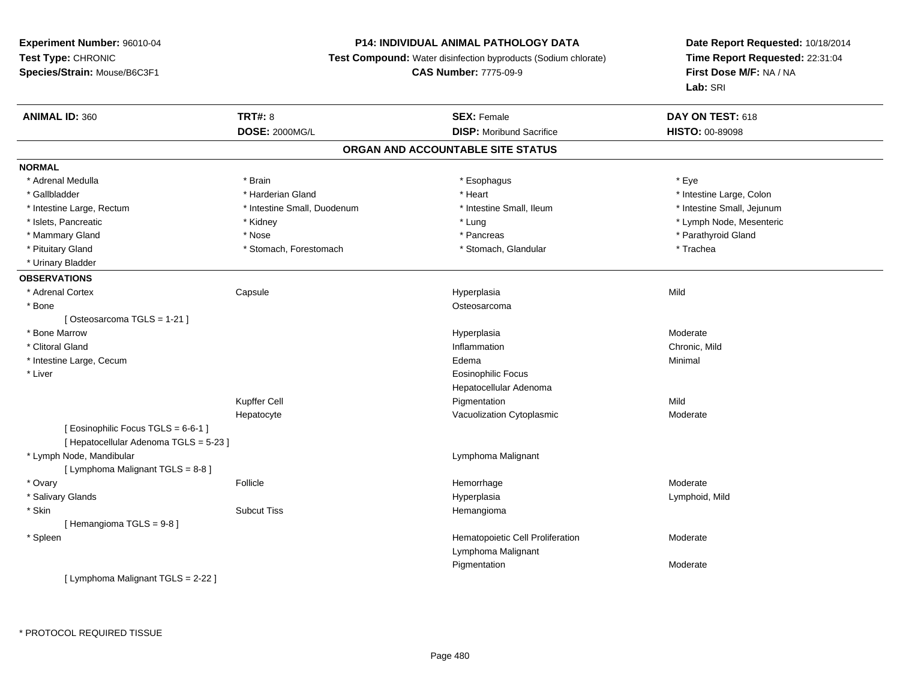**Experiment Number:** 96010-04
**Test Type:** CHRONIC
**Species/Strain:** Mouse/B6C3F1

**P14: INDIVIDUAL ANIMAL PATHOLOGY DATA**
**Test Compound:** Water disinfection byproducts (Sodium chlorate)
**CAS Number:** 7775-09-9

**Date Report Requested:** 10/18/2014
**Time Report Requested:** 22:31:04
**First Dose M/F:** NA / NA
**Lab:** SRI

| **ANIMAL ID:** 360 | **TRT#:** 8 | **SEX:** Female | **DAY ON TEST:** 618 |
|---|---|---|---|
| | **DOSE:** 2000MG/L | **DISP:** Moribund Sacrifice | **HISTO:** 00-89098 |

## ORGAN AND ACCOUNTABLE SITE STATUS

**NORMAL**

| | | | |
|---|---|---|---|
| * Adrenal Medulla | * Brain | * Esophagus | * Eye |
| * Gallbladder | * Harderian Gland | * Heart | * Intestine Large, Colon |
| * Intestine Large, Rectum | * Intestine Small, Duodenum | * Intestine Small, Ileum | * Intestine Small, Jejunum |
| * Islets, Pancreatic | * Kidney | * Lung | * Lymph Node, Mesenteric |
| * Mammary Gland | * Nose | * Pancreas | * Parathyroid Gland |
| * Pituitary Gland | * Stomach, Forestomach | * Stomach, Glandular | * Trachea |
| * Urinary Bladder | | | |

**OBSERVATIONS**

| | | | |
|---|---|---|---|
| * Adrenal Cortex | Capsule | Hyperplasia | Mild |
| * Bone | | Osteosarcoma | |
| [ Osteosarcoma TGLS = 1-21 ] | | | |
| * Bone Marrow | | Hyperplasia | Moderate |
| * Clitoral Gland | | Inflammation | Chronic, Mild |
| * Intestine Large, Cecum | | Edema | Minimal |
| * Liver | | Eosinophilic Focus | |
| | | Hepatocellular Adenoma | |
| | Kupffer Cell | Pigmentation | Mild |
| | Hepatocyte | Vacuolization Cytoplasmic | Moderate |
| [ Eosinophilic Focus TGLS = 6-6-1 ] | | | |
| [ Hepatocellular Adenoma TGLS = 5-23 ] | | | |
| * Lymph Node, Mandibular | | Lymphoma Malignant | |
| [ Lymphoma Malignant TGLS = 8-8 ] | | | |
| * Ovary | Follicle | Hemorrhage | Moderate |
| * Salivary Glands | | Hyperplasia | Lymphoid, Mild |
| * Skin | Subcut Tiss | Hemangioma | |
| [ Hemangioma TGLS = 9-8 ] | | | |
| * Spleen | | Hematopoietic Cell Proliferation | Moderate |
| | | Lymphoma Malignant | |
| | | Pigmentation | Moderate |
| [ Lymphoma Malignant TGLS = 2-22 ] | | | |

* PROTOCOL REQUIRED TISSUE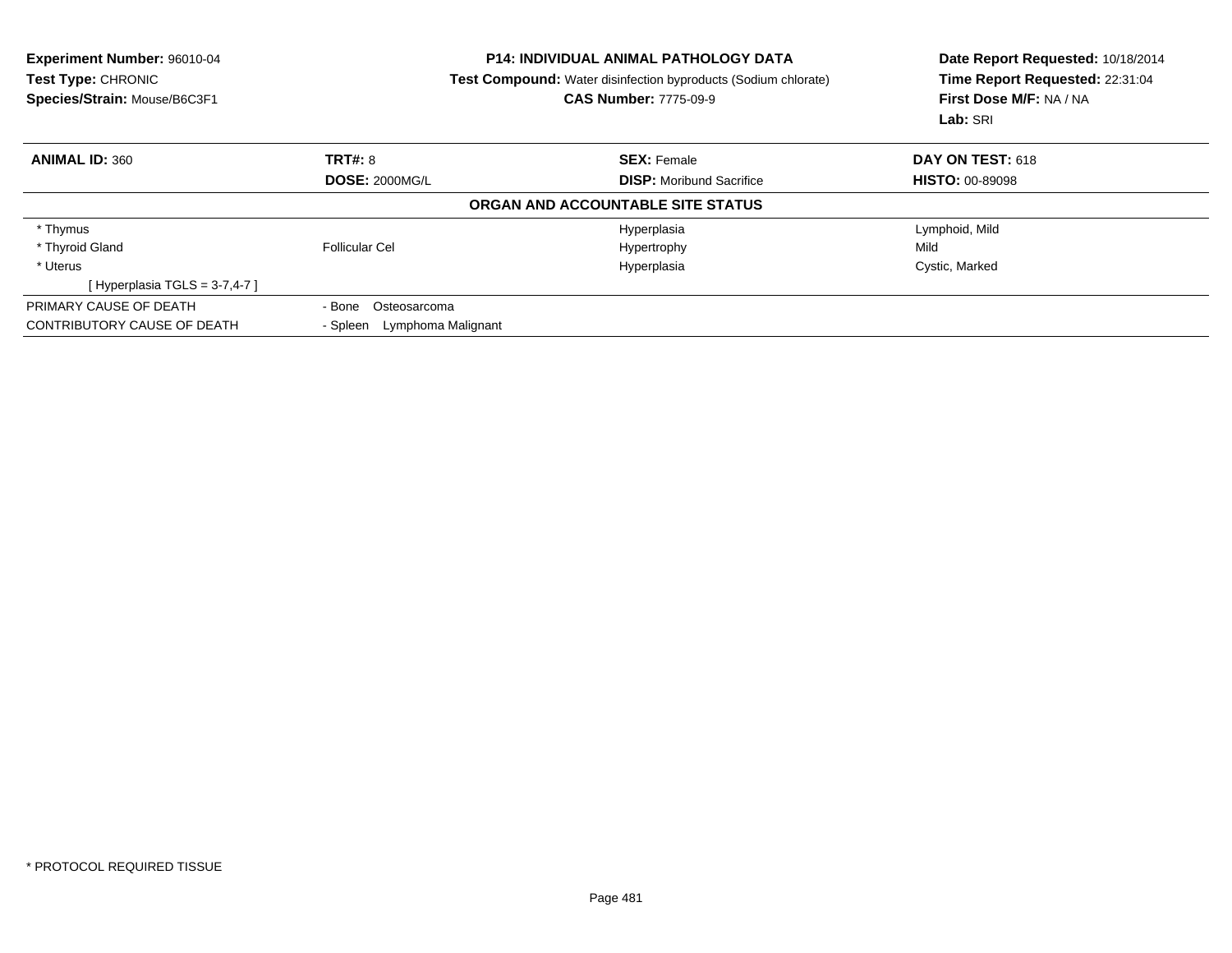**Experiment Number:** 96010-04
**Test Type:** CHRONIC
**Species/Strain:** Mouse/B6C3F1

**P14: INDIVIDUAL ANIMAL PATHOLOGY DATA**
**Test Compound:** Water disinfection byproducts (Sodium chlorate)
**CAS Number:** 7775-09-9

**Date Report Requested:** 10/18/2014
**Time Report Requested:** 22:31:04
**First Dose M/F:** NA / NA
**Lab:** SRI

| **ANIMAL ID:** 360 | **TRT#:** 8 | **SEX:** Female | **DAY ON TEST:** 618 |
|---|---|---|---|
| | **DOSE:** 2000MG/L | **DISP:** Moribund Sacrifice | **HISTO:** 00-89098 |

**ORGAN AND ACCOUNTABLE SITE STATUS**

| | | | |
|---|---|---|---|
| * Thymus | | Hyperplasia | Lymphoid, Mild |
| * Thyroid Gland | Follicular Cel | Hypertrophy | Mild |
| * Uterus | | Hyperplasia | Cystic, Marked |
| [ Hyperplasia TGLS = 3-7,4-7 ] | | | |
| PRIMARY CAUSE OF DEATH | - Bone Osteosarcoma | | |
| CONTRIBUTORY CAUSE OF DEATH | - Spleen Lymphoma Malignant | | |

* PROTOCOL REQUIRED TISSUE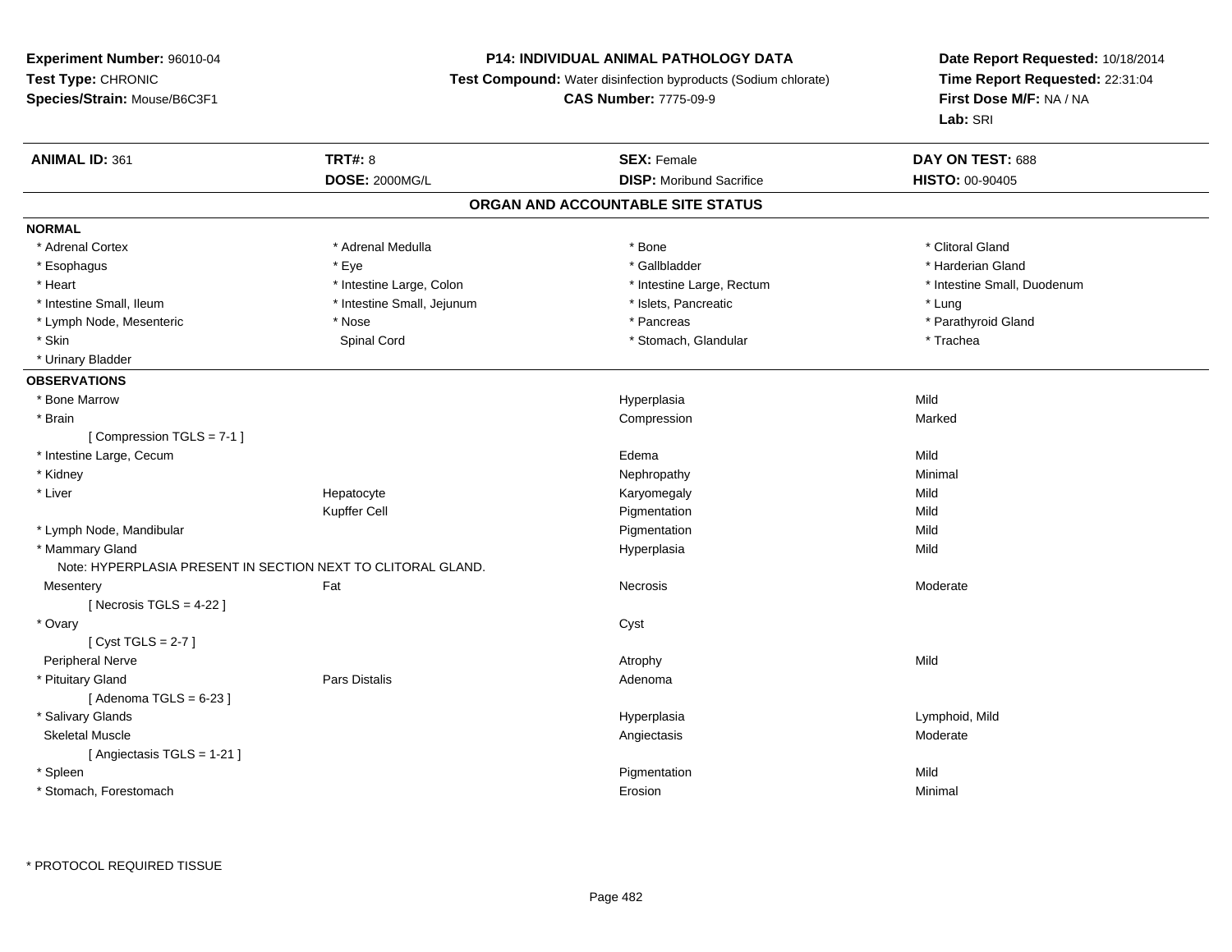**Experiment Number:** 96010-04
**Test Type:** CHRONIC
**Species/Strain:** Mouse/B6C3F1

**P14: INDIVIDUAL ANIMAL PATHOLOGY DATA**
**Test Compound:** Water disinfection byproducts (Sodium chlorate)
**CAS Number:** 7775-09-9

**Date Report Requested:** 10/18/2014
**Time Report Requested:** 22:31:04
**First Dose M/F:** NA / NA
**Lab:** SRI

| **ANIMAL ID:** 361 | **TRT#:** 8 | **SEX:** Female | **DAY ON TEST:** 688 |
|---|---|---|---|
| | **DOSE:** 2000MG/L | **DISP:** Moribund Sacrifice | **HISTO:** 00-90405 |

## ORGAN AND ACCOUNTABLE SITE STATUS

**NORMAL**

| | | | |
|---|---|---|---|
| * Adrenal Cortex | * Adrenal Medulla | * Bone | * Clitoral Gland |
| * Esophagus | * Eye | * Gallbladder | * Harderian Gland |
| * Heart | * Intestine Large, Colon | * Intestine Large, Rectum | * Intestine Small, Duodenum |
| * Intestine Small, Ileum | * Intestine Small, Jejunum | * Islets, Pancreatic | * Lung |
| * Lymph Node, Mesenteric | * Nose | * Pancreas | * Parathyroid Gland |
| * Skin | Spinal Cord | * Stomach, Glandular | * Trachea |
| * Urinary Bladder | | | |

**OBSERVATIONS**

| | | | |
|---|---|---|---|
| * Bone Marrow | | Hyperplasia | Mild |
| * Brain | | Compression | Marked |
| [ Compression TGLS = 7-1 ] | | | |
| * Intestine Large, Cecum | | Edema | Mild |
| * Kidney | | Nephropathy | Minimal |
| * Liver | Hepatocyte | Karyomegaly | Mild |
| | Kupffer Cell | Pigmentation | Mild |
| * Lymph Node, Mandibular | | Pigmentation | Mild |
| * Mammary Gland | | Hyperplasia | Mild |
| Note: HYPERPLASIA PRESENT IN SECTION NEXT TO CLITORAL GLAND. | | | |
| Mesentery | Fat | Necrosis | Moderate |
| [ Necrosis TGLS = 4-22 ] | | | |
| * Ovary | | Cyst | |
| [ Cyst TGLS = 2-7 ] | | | |
| Peripheral Nerve | | Atrophy | Mild |
| * Pituitary Gland | Pars Distalis | Adenoma | |
| [ Adenoma TGLS = 6-23 ] | | | |
| * Salivary Glands | | Hyperplasia | Lymphoid, Mild |
| Skeletal Muscle | | Angiectasis | Moderate |
| [ Angiectasis TGLS = 1-21 ] | | | |
| * Spleen | | Pigmentation | Mild |
| * Stomach, Forestomach | | Erosion | Minimal |

\* PROTOCOL REQUIRED TISSUE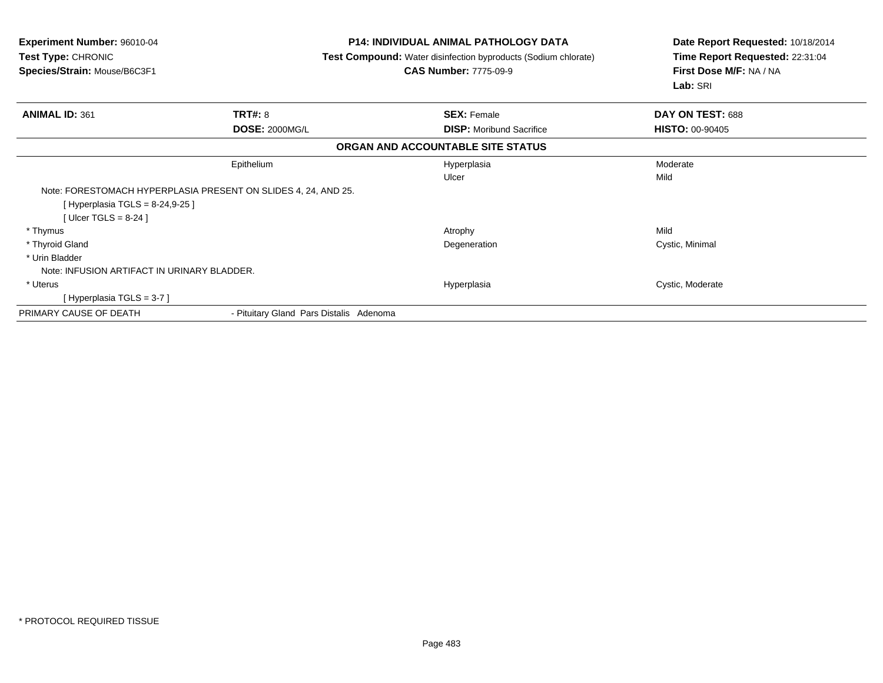**Experiment Number:** 96010-04
**Test Type:** CHRONIC
**Species/Strain:** Mouse/B6C3F1

**P14: INDIVIDUAL ANIMAL PATHOLOGY DATA**
**Test Compound:** Water disinfection byproducts (Sodium chlorate)
**CAS Number:** 7775-09-9

**Date Report Requested:** 10/18/2014
**Time Report Requested:** 22:31:04
**First Dose M/F:** NA / NA
**Lab:** SRI

| **ANIMAL ID:** 361 | **TRT#:** 8 | **SEX:** Female | **DAY ON TEST:** 688 |
|---|---|---|---|
| | **DOSE:** 2000MG/L | **DISP:** Moribund Sacrifice | **HISTO:** 00-90405 |
| | | **ORGAN AND ACCOUNTABLE SITE STATUS** | |
| | Epithelium | Hyperplasia | Moderate |
| | | Ulcer | Mild |
| Note: FORESTOMACH HYPERPLASIA PRESENT ON SLIDES 4, 24, AND 25. | | | |
| [ Hyperplasia TGLS = 8-24,9-25 ] | | | |
| [ Ulcer TGLS = 8-24 ] | | | |
| * Thymus | | Atrophy | Mild |
| * Thyroid Gland | | Degeneration | Cystic, Minimal |
| * Urin Bladder | | | |
| Note: INFUSION ARTIFACT IN URINARY BLADDER. | | | |
| * Uterus | | Hyperplasia | Cystic, Moderate |
| [ Hyperplasia TGLS = 3-7 ] | | | |
| PRIMARY CAUSE OF DEATH | - Pituitary Gland Pars Distalis Adenoma | | |

* PROTOCOL REQUIRED TISSUE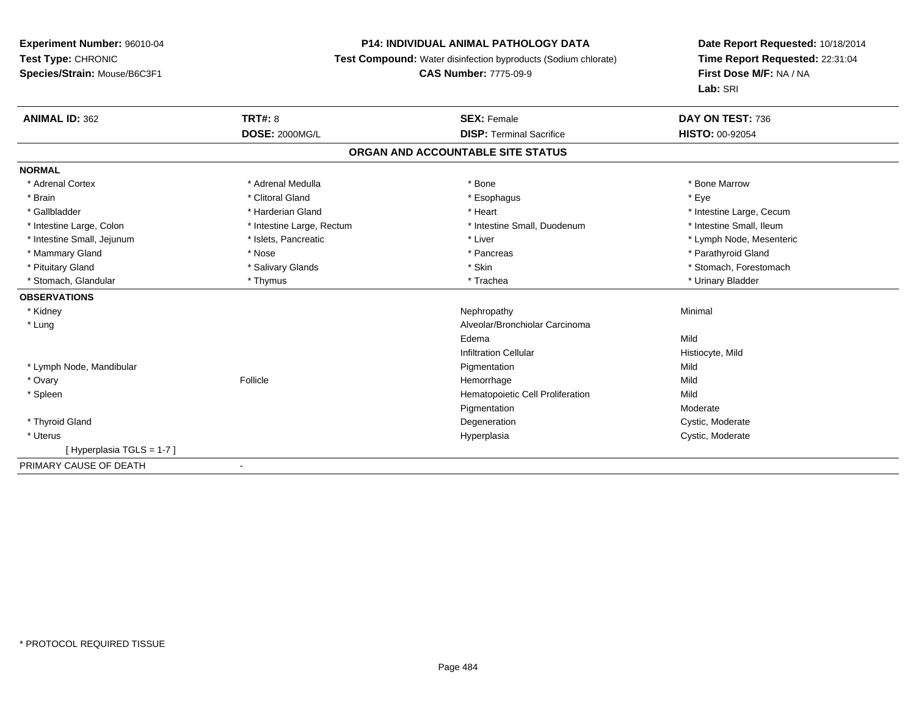**Experiment Number:** 96010-04
**Test Type:** CHRONIC
**Species/Strain:** Mouse/B6C3F1

**P14: INDIVIDUAL ANIMAL PATHOLOGY DATA**
**Test Compound:** Water disinfection byproducts (Sodium chlorate)
**CAS Number:** 7775-09-9

**Date Report Requested:** 10/18/2014
**Time Report Requested:** 22:31:04
**First Dose M/F:** NA / NA
**Lab:** SRI

| **ANIMAL ID:** 362 | **TRT#:** 8 | **SEX:** Female | **DAY ON TEST:** 736 |
|---|---|---|---|
| | **DOSE:** 2000MG/L | **DISP:** Terminal Sacrifice | **HISTO:** 00-92054 |

## ORGAN AND ACCOUNTABLE SITE STATUS

**NORMAL**

| | | | |
|---|---|---|---|
| * Adrenal Cortex | * Adrenal Medulla | * Bone | * Bone Marrow |
| * Brain | * Clitoral Gland | * Esophagus | * Eye |
| * Gallbladder | * Harderian Gland | * Heart | * Intestine Large, Cecum |
| * Intestine Large, Colon | * Intestine Large, Rectum | * Intestine Small, Duodenum | * Intestine Small, Ileum |
| * Intestine Small, Jejunum | * Islets, Pancreatic | * Liver | * Lymph Node, Mesenteric |
| * Mammary Gland | * Nose | * Pancreas | * Parathyroid Gland |
| * Pituitary Gland | * Salivary Glands | * Skin | * Stomach, Forestomach |
| * Stomach, Glandular | * Thymus | * Trachea | * Urinary Bladder |

**OBSERVATIONS**

| | | | |
|---|---|---|---|
| * Kidney | | Nephropathy | Minimal |
| * Lung | | Alveolar/Bronchiolar Carcinoma | |
| | | Edema | Mild |
| | | Infiltration Cellular | Histiocyte, Mild |
| * Lymph Node, Mandibular | | Pigmentation | Mild |
| * Ovary | Follicle | Hemorrhage | Mild |
| * Spleen | | Hematopoietic Cell Proliferation | Mild |
| | | Pigmentation | Moderate |
| * Thyroid Gland | | Degeneration | Cystic, Moderate |
| * Uterus | | Hyperplasia | Cystic, Moderate |
| [ Hyperplasia TGLS = 1-7 ] | | | |

PRIMARY CAUSE OF DEATH -

* PROTOCOL REQUIRED TISSUE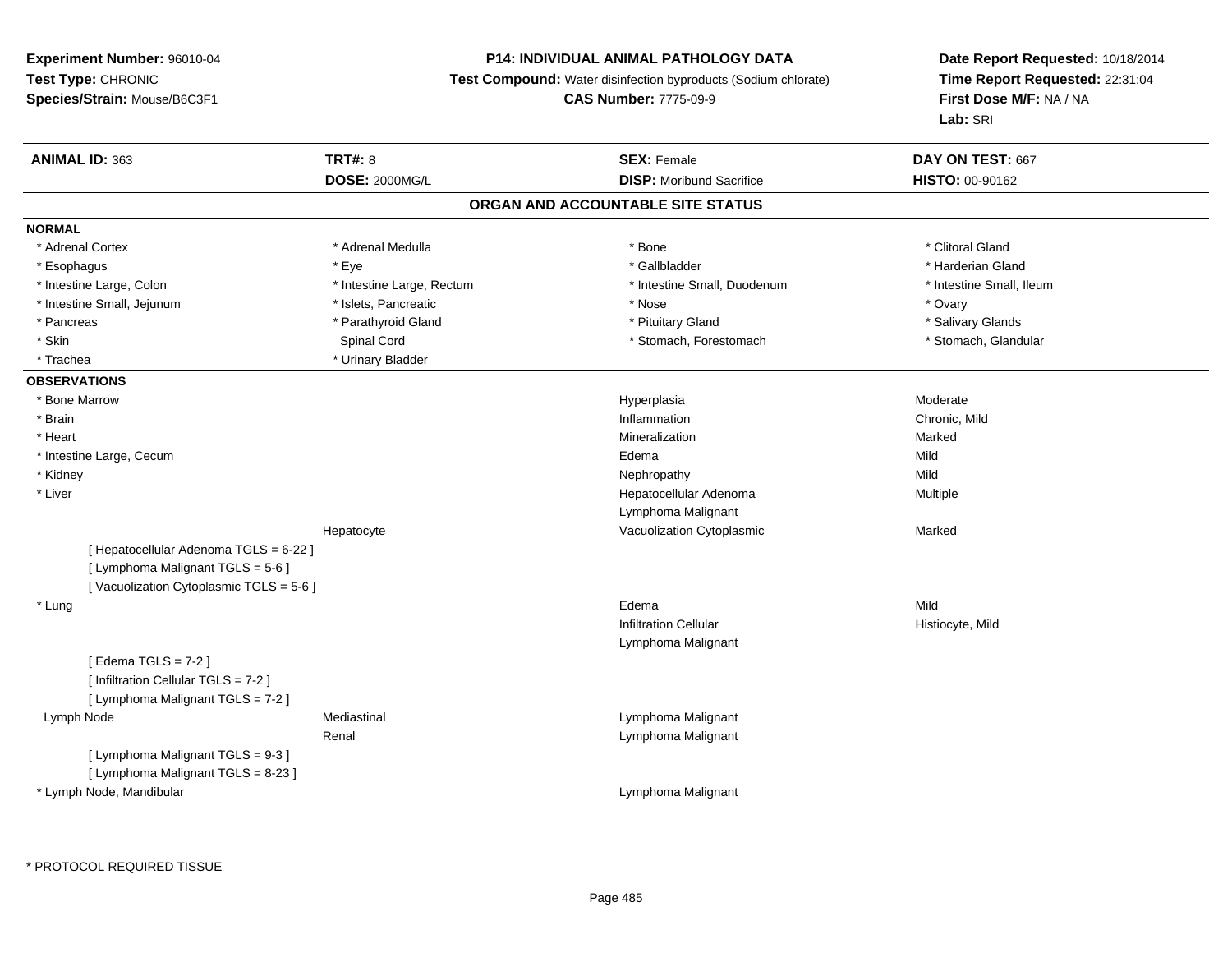**Experiment Number:** 96010-04
**Test Type:** CHRONIC
**Species/Strain:** Mouse/B6C3F1

**P14: INDIVIDUAL ANIMAL PATHOLOGY DATA**
**Test Compound:** Water disinfection byproducts (Sodium chlorate)
**CAS Number:** 7775-09-9

**Date Report Requested:** 10/18/2014
**Time Report Requested:** 22:31:04
**First Dose M/F:** NA / NA
**Lab:** SRI

| **ANIMAL ID:** 363 | **TRT#:** 8 | **SEX:** Female | **DAY ON TEST:** 667 |
|---|---|---|---|
| | **DOSE:** 2000MG/L | **DISP:** Moribund Sacrifice | **HISTO:** 00-90162 |

## ORGAN AND ACCOUNTABLE SITE STATUS

**NORMAL**

| | | | |
|---|---|---|---|
| * Adrenal Cortex | * Adrenal Medulla | * Bone | * Clitoral Gland |
| * Esophagus | * Eye | * Gallbladder | * Harderian Gland |
| * Intestine Large, Colon | * Intestine Large, Rectum | * Intestine Small, Duodenum | * Intestine Small, Ileum |
| * Intestine Small, Jejunum | * Islets, Pancreatic | * Nose | * Ovary |
| * Pancreas | * Parathyroid Gland | * Pituitary Gland | * Salivary Glands |
| * Skin | Spinal Cord | * Stomach, Forestomach | * Stomach, Glandular |
| * Trachea | * Urinary Bladder | | |

**OBSERVATIONS**

| | | | |
|---|---|---|---|
| * Bone Marrow | | Hyperplasia | Moderate |
| * Brain | | Inflammation | Chronic, Mild |
| * Heart | | Mineralization | Marked |
| * Intestine Large, Cecum | | Edema | Mild |
| * Kidney | | Nephropathy | Mild |
| * Liver | | Hepatocellular Adenoma | Multiple |
| | | Lymphoma Malignant | |
| | Hepatocyte | Vacuolization Cytoplasmic | Marked |
| [ Hepatocellular Adenoma TGLS = 6-22 ] | | | |
| [ Lymphoma Malignant TGLS = 5-6 ] | | | |
| [ Vacuolization Cytoplasmic TGLS = 5-6 ] | | | |
| * Lung | | Edema | Mild |
| | | Infiltration Cellular | Histiocyte, Mild |
| | | Lymphoma Malignant | |
| [ Edema TGLS = 7-2 ] | | | |
| [ Infiltration Cellular TGLS = 7-2 ] | | | |
| [ Lymphoma Malignant TGLS = 7-2 ] | | | |
| Lymph Node | Mediastinal | Lymphoma Malignant | |
| | Renal | Lymphoma Malignant | |
| [ Lymphoma Malignant TGLS = 9-3 ] | | | |
| [ Lymphoma Malignant TGLS = 8-23 ] | | | |
| * Lymph Node, Mandibular | | Lymphoma Malignant | |

* PROTOCOL REQUIRED TISSUE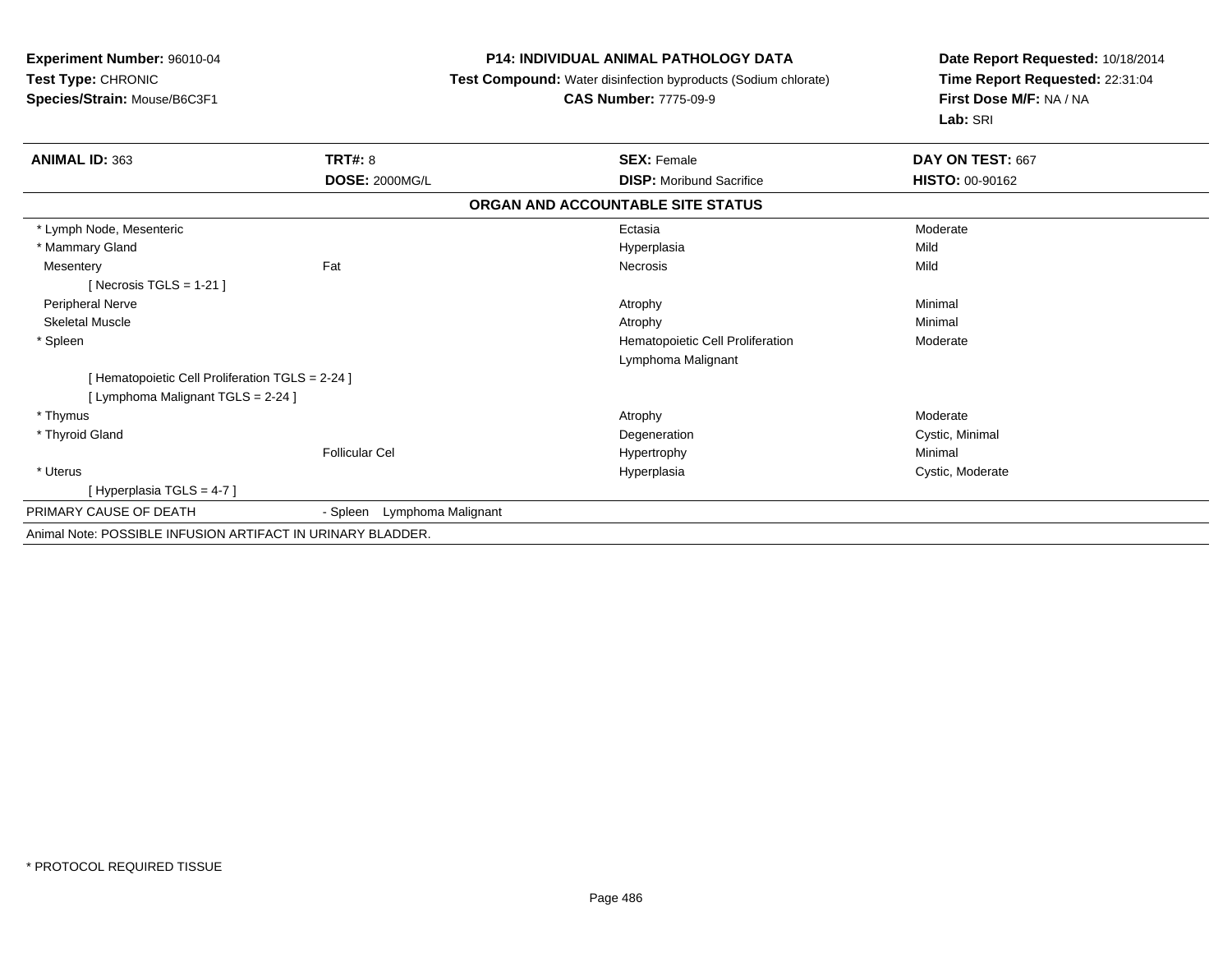**Experiment Number:** 96010-04
**Test Type:** CHRONIC
**Species/Strain:** Mouse/B6C3F1

**P14: INDIVIDUAL ANIMAL PATHOLOGY DATA**
**Test Compound:** Water disinfection byproducts (Sodium chlorate)
**CAS Number:** 7775-09-9

**Date Report Requested:** 10/18/2014
**Time Report Requested:** 22:31:04
**First Dose M/F:** NA / NA
**Lab:** SRI

| **ANIMAL ID:** 363 | **TRT#:** 8 | **SEX:** Female | **DAY ON TEST:** 667 |
|---|---|---|---|
| | **DOSE:** 2000MG/L | **DISP:** Moribund Sacrifice | **HISTO:** 00-90162 |

**ORGAN AND ACCOUNTABLE SITE STATUS**

| | | | |
|---|---|---|---|
| * Lymph Node, Mesenteric | | Ectasia | Moderate |
| * Mammary Gland | | Hyperplasia | Mild |
| Mesentery | Fat | Necrosis | Mild |
| [ Necrosis TGLS = 1-21 ] | | | |
| Peripheral Nerve | | Atrophy | Minimal |
| Skeletal Muscle | | Atrophy | Minimal |
| * Spleen | | Hematopoietic Cell Proliferation | Moderate |
| | | Lymphoma Malignant | |
| [ Hematopoietic Cell Proliferation TGLS = 2-24 ] | | | |
| [ Lymphoma Malignant TGLS = 2-24 ] | | | |
| * Thymus | | Atrophy | Moderate |
| * Thyroid Gland | | Degeneration | Cystic, Minimal |
| | Follicular Cel | Hypertrophy | Minimal |
| * Uterus | | Hyperplasia | Cystic, Moderate |
| [ Hyperplasia TGLS = 4-7 ] | | | |

PRIMARY CAUSE OF DEATH - Spleen Lymphoma Malignant

Animal Note: POSSIBLE INFUSION ARTIFACT IN URINARY BLADDER.

* PROTOCOL REQUIRED TISSUE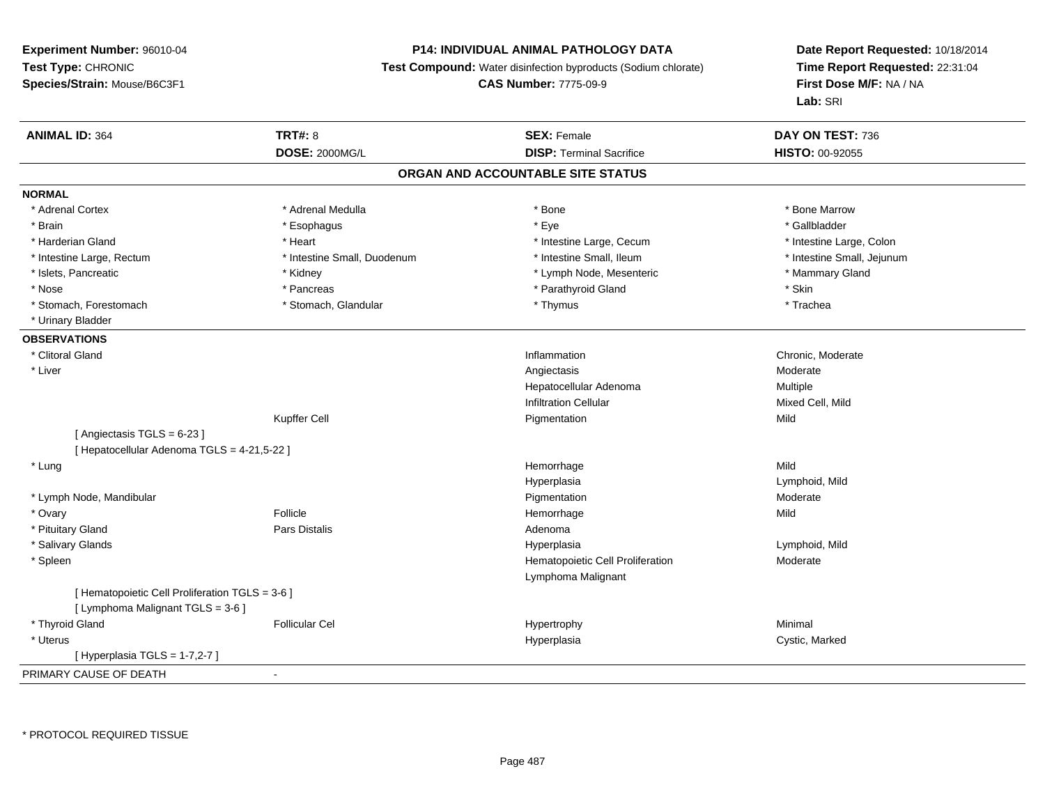**Experiment Number:** 96010-04
**Test Type:** CHRONIC
**Species/Strain:** Mouse/B6C3F1

**P14: INDIVIDUAL ANIMAL PATHOLOGY DATA**
**Test Compound:** Water disinfection byproducts (Sodium chlorate)
**CAS Number:** 7775-09-9

**Date Report Requested:** 10/18/2014
**Time Report Requested:** 22:31:04
**First Dose M/F:** NA / NA
**Lab:** SRI

| **ANIMAL ID:** 364 | **TRT#:** 8 | **SEX:** Female | **DAY ON TEST:** 736 |
|---|---|---|---|
| | **DOSE:** 2000MG/L | **DISP:** Terminal Sacrifice | **HISTO:** 00-92055 |

## ORGAN AND ACCOUNTABLE SITE STATUS

**NORMAL**

| | | | |
|---|---|---|---|
| * Adrenal Cortex | * Adrenal Medulla | * Bone | * Bone Marrow |
| * Brain | * Esophagus | * Eye | * Gallbladder |
| * Harderian Gland | * Heart | * Intestine Large, Cecum | * Intestine Large, Colon |
| * Intestine Large, Rectum | * Intestine Small, Duodenum | * Intestine Small, Ileum | * Intestine Small, Jejunum |
| * Islets, Pancreatic | * Kidney | * Lymph Node, Mesenteric | * Mammary Gland |
| * Nose | * Pancreas | * Parathyroid Gland | * Skin |
| * Stomach, Forestomach | * Stomach, Glandular | * Thymus | * Trachea |
| * Urinary Bladder | | | |

**OBSERVATIONS**

| | | | |
|---|---|---|---|
| * Clitoral Gland | | Inflammation | Chronic, Moderate |
| * Liver | | Angiectasis | Moderate |
| | | Hepatocellular Adenoma | Multiple |
| | | Infiltration Cellular | Mixed Cell, Mild |
| | Kupffer Cell | Pigmentation | Mild |
| [ Angiectasis TGLS = 6-23 ] | | | |
| [ Hepatocellular Adenoma TGLS = 4-21,5-22 ] | | | |
| * Lung | | Hemorrhage | Mild |
| | | Hyperplasia | Lymphoid, Mild |
| * Lymph Node, Mandibular | | Pigmentation | Moderate |
| * Ovary | Follicle | Hemorrhage | Mild |
| * Pituitary Gland | Pars Distalis | Adenoma | |
| * Salivary Glands | | Hyperplasia | Lymphoid, Mild |
| * Spleen | | Hematopoietic Cell Proliferation | Moderate |
| | | Lymphoma Malignant | |
| [ Hematopoietic Cell Proliferation TGLS = 3-6 ] | | | |
| [ Lymphoma Malignant TGLS = 3-6 ] | | | |
| * Thyroid Gland | Follicular Cel | Hypertrophy | Minimal |
| * Uterus | | Hyperplasia | Cystic, Marked |
| [ Hyperplasia TGLS = 1-7,2-7 ] | | | |

PRIMARY CAUSE OF DEATH -

* PROTOCOL REQUIRED TISSUE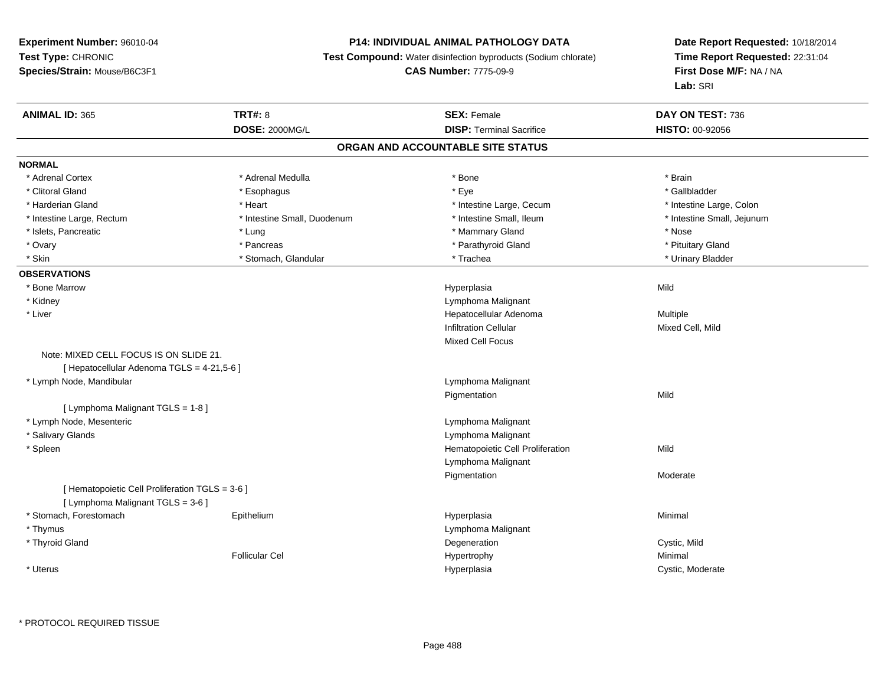**Experiment Number:** 96010-04
**Test Type:** CHRONIC
**Species/Strain:** Mouse/B6C3F1

**P14: INDIVIDUAL ANIMAL PATHOLOGY DATA**
**Test Compound:** Water disinfection byproducts (Sodium chlorate)
**CAS Number:** 7775-09-9

**Date Report Requested:** 10/18/2014
**Time Report Requested:** 22:31:04
**First Dose M/F:** NA / NA
**Lab:** SRI

| **ANIMAL ID:** 365 | **TRT#:** 8 | **SEX:** Female | **DAY ON TEST:** 736 |
|---|---|---|---|
| | **DOSE:** 2000MG/L | **DISP:** Terminal Sacrifice | **HISTO:** 00-92056 |

## ORGAN AND ACCOUNTABLE SITE STATUS

**NORMAL**

| | | | |
|---|---|---|---|
| * Adrenal Cortex | * Adrenal Medulla | * Bone | * Brain |
| * Clitoral Gland | * Esophagus | * Eye | * Gallbladder |
| * Harderian Gland | * Heart | * Intestine Large, Cecum | * Intestine Large, Colon |
| * Intestine Large, Rectum | * Intestine Small, Duodenum | * Intestine Small, Ileum | * Intestine Small, Jejunum |
| * Islets, Pancreatic | * Lung | * Mammary Gland | * Nose |
| * Ovary | * Pancreas | * Parathyroid Gland | * Pituitary Gland |
| * Skin | * Stomach, Glandular | * Trachea | * Urinary Bladder |

**OBSERVATIONS**

| | | | |
|---|---|---|---|
| * Bone Marrow | | Hyperplasia | Mild |
| * Kidney | | Lymphoma Malignant | |
| * Liver | | Hepatocellular Adenoma | Multiple |
| | | Infiltration Cellular | Mixed Cell, Mild |
| | | Mixed Cell Focus | |
| Note: MIXED CELL FOCUS IS ON SLIDE 21. | | | |
| [ Hepatocellular Adenoma TGLS = 4-21,5-6 ] | | | |
| * Lymph Node, Mandibular | | Lymphoma Malignant | |
| | | Pigmentation | Mild |
| [ Lymphoma Malignant TGLS = 1-8 ] | | | |
| * Lymph Node, Mesenteric | | Lymphoma Malignant | |
| * Salivary Glands | | Lymphoma Malignant | |
| * Spleen | | Hematopoietic Cell Proliferation | Mild |
| | | Lymphoma Malignant | |
| | | Pigmentation | Moderate |
| [ Hematopoietic Cell Proliferation TGLS = 3-6 ] | | | |
| [ Lymphoma Malignant TGLS = 3-6 ] | | | |
| * Stomach, Forestomach | Epithelium | Hyperplasia | Minimal |
| * Thymus | | Lymphoma Malignant | |
| * Thyroid Gland | | Degeneration | Cystic, Mild |
| | Follicular Cel | Hypertrophy | Minimal |
| * Uterus | | Hyperplasia | Cystic, Moderate |

* PROTOCOL REQUIRED TISSUE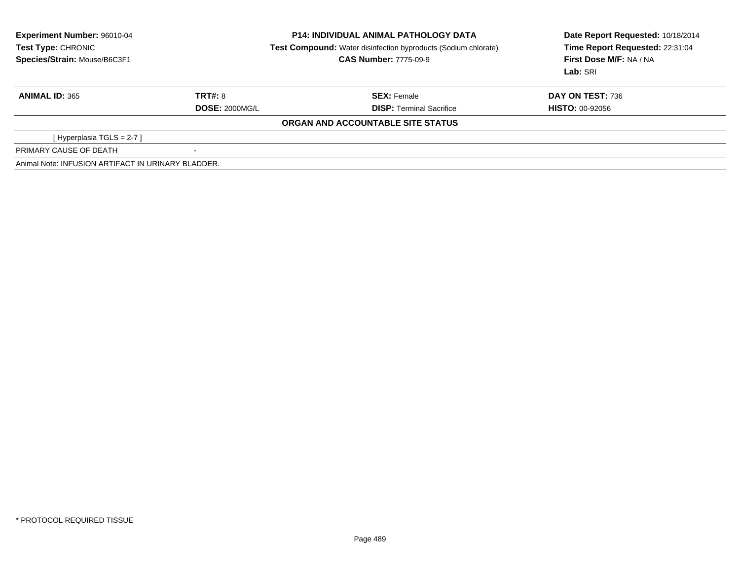**Experiment Number:** 96010-04
**Test Type:** CHRONIC
**Species/Strain:** Mouse/B6C3F1

**P14: INDIVIDUAL ANIMAL PATHOLOGY DATA**
**Test Compound:** Water disinfection byproducts (Sodium chlorate)
**CAS Number:** 7775-09-9

**Date Report Requested:** 10/18/2014
**Time Report Requested:** 22:31:04
**First Dose M/F:** NA / NA
**Lab:** SRI

| **ANIMAL ID:** 365 | **TRT#:** 8 | **SEX:** Female | **DAY ON TEST:** 736 |
|---|---|---|---|
| | **DOSE:** 2000MG/L | **DISP:** Terminal Sacrifice | **HISTO:** 00-92056 |

**ORGAN AND ACCOUNTABLE SITE STATUS**

[ Hyperplasia TGLS = 2-7 ]

PRIMARY CAUSE OF DEATH -

Animal Note: INFUSION ARTIFACT IN URINARY BLADDER.

* PROTOCOL REQUIRED TISSUE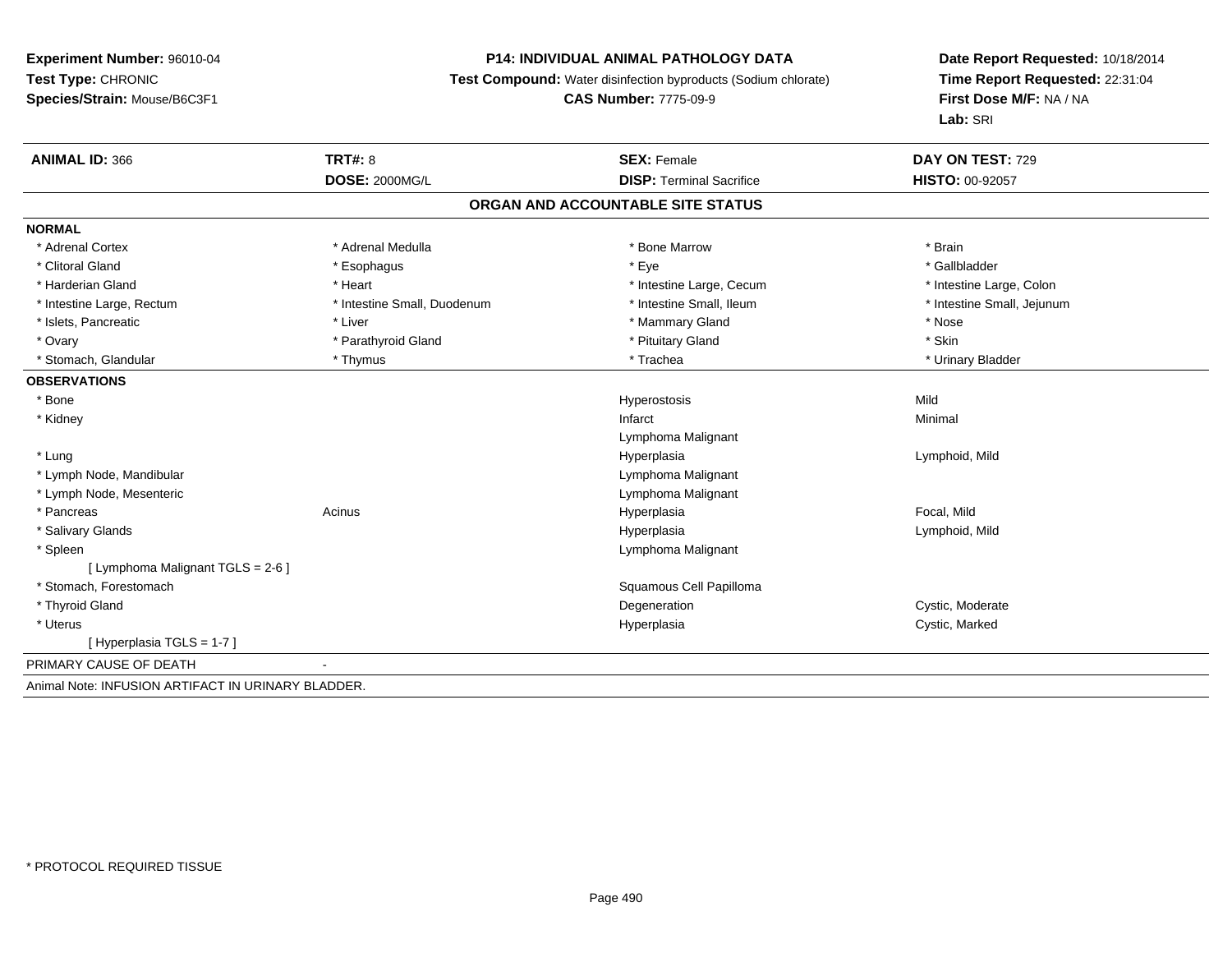**Experiment Number:** 96010-04
**Test Type:** CHRONIC
**Species/Strain:** Mouse/B6C3F1

**P14: INDIVIDUAL ANIMAL PATHOLOGY DATA**
**Test Compound:** Water disinfection byproducts (Sodium chlorate)
**CAS Number:** 7775-09-9

**Date Report Requested:** 10/18/2014
**Time Report Requested:** 22:31:04
**First Dose M/F:** NA / NA
**Lab:** SRI

| **ANIMAL ID:** 366 | **TRT#:** 8 | **SEX:** Female | **DAY ON TEST:** 729 |
|---|---|---|---|
| | **DOSE:** 2000MG/L | **DISP:** Terminal Sacrifice | **HISTO:** 00-92057 |

## ORGAN AND ACCOUNTABLE SITE STATUS

**NORMAL**

| | | | |
|---|---|---|---|
| * Adrenal Cortex | * Adrenal Medulla | * Bone Marrow | * Brain |
| * Clitoral Gland | * Esophagus | * Eye | * Gallbladder |
| * Harderian Gland | * Heart | * Intestine Large, Cecum | * Intestine Large, Colon |
| * Intestine Large, Rectum | * Intestine Small, Duodenum | * Intestine Small, Ileum | * Intestine Small, Jejunum |
| * Islets, Pancreatic | * Liver | * Mammary Gland | * Nose |
| * Ovary | * Parathyroid Gland | * Pituitary Gland | * Skin |
| * Stomach, Glandular | * Thymus | * Trachea | * Urinary Bladder |

**OBSERVATIONS**

| | | | |
|---|---|---|---|
| * Bone | | Hyperostosis | Mild |
| * Kidney | | Infarct | Minimal |
| | | Lymphoma Malignant | |
| * Lung | | Hyperplasia | Lymphoid, Mild |
| * Lymph Node, Mandibular | | Lymphoma Malignant | |
| * Lymph Node, Mesenteric | | Lymphoma Malignant | |
| * Pancreas | Acinus | Hyperplasia | Focal, Mild |
| * Salivary Glands | | Hyperplasia | Lymphoid, Mild |
| * Spleen | | Lymphoma Malignant | |
| [ Lymphoma Malignant TGLS = 2-6 ] | | | |
| * Stomach, Forestomach | | Squamous Cell Papilloma | |
| * Thyroid Gland | | Degeneration | Cystic, Moderate |
| * Uterus | | Hyperplasia | Cystic, Marked |
| [ Hyperplasia TGLS = 1-7 ] | | | |

PRIMARY CAUSE OF DEATH -

Animal Note: INFUSION ARTIFACT IN URINARY BLADDER.

* PROTOCOL REQUIRED TISSUE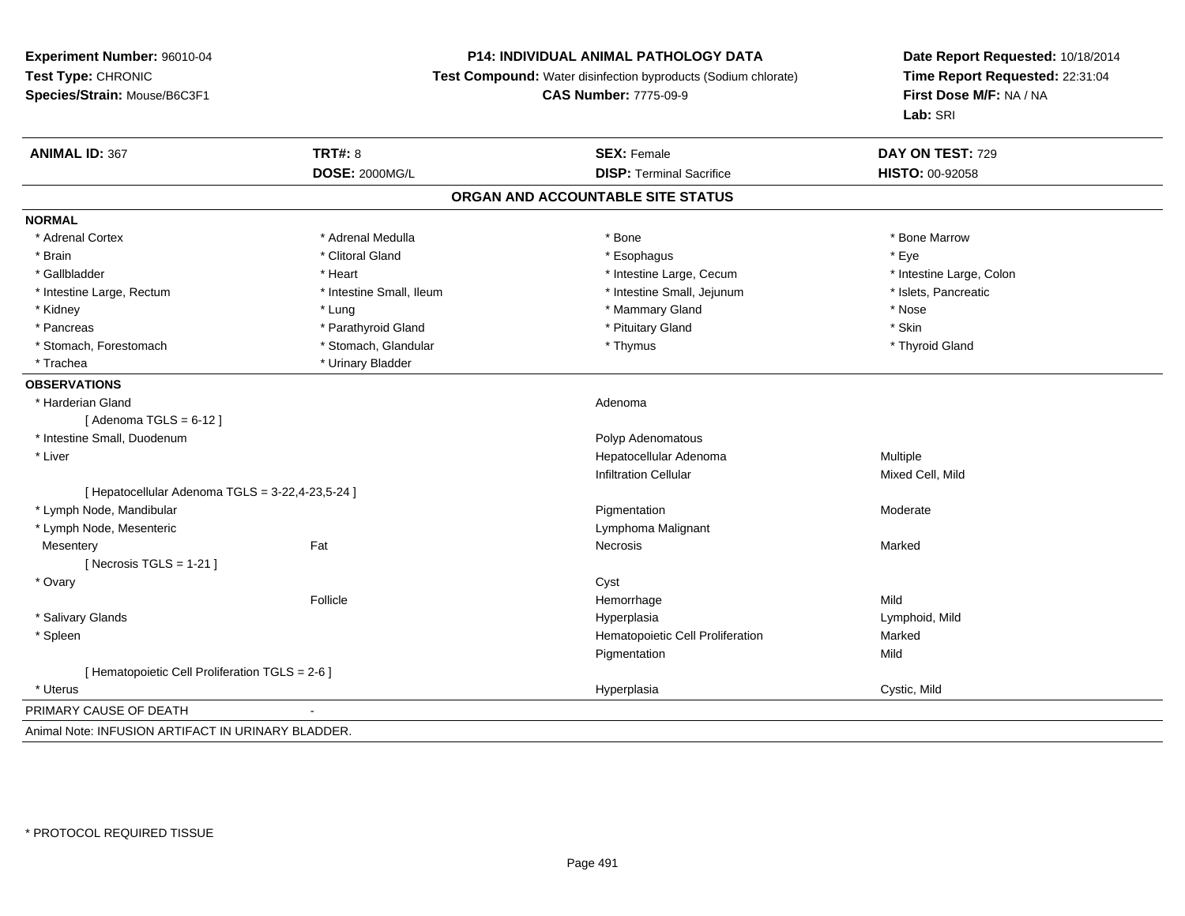**Experiment Number:** 96010-04
**Test Type:** CHRONIC
**Species/Strain:** Mouse/B6C3F1

**P14: INDIVIDUAL ANIMAL PATHOLOGY DATA**
**Test Compound:** Water disinfection byproducts (Sodium chlorate)
**CAS Number:** 7775-09-9

**Date Report Requested:** 10/18/2014
**Time Report Requested:** 22:31:04
**First Dose M/F:** NA / NA
**Lab:** SRI

| **ANIMAL ID:** 367 | **TRT#:** 8 | **SEX:** Female | **DAY ON TEST:** 729 |
|---|---|---|---|
| | **DOSE:** 2000MG/L | **DISP:** Terminal Sacrifice | **HISTO:** 00-92058 |

## ORGAN AND ACCOUNTABLE SITE STATUS

**NORMAL**

| | | | |
|---|---|---|---|
| * Adrenal Cortex | * Adrenal Medulla | * Bone | * Bone Marrow |
| * Brain | * Clitoral Gland | * Esophagus | * Eye |
| * Gallbladder | * Heart | * Intestine Large, Cecum | * Intestine Large, Colon |
| * Intestine Large, Rectum | * Intestine Small, Ileum | * Intestine Small, Jejunum | * Islets, Pancreatic |
| * Kidney | * Lung | * Mammary Gland | * Nose |
| * Pancreas | * Parathyroid Gland | * Pituitary Gland | * Skin |
| * Stomach, Forestomach | * Stomach, Glandular | * Thymus | * Thyroid Gland |
| * Trachea | * Urinary Bladder | | |

**OBSERVATIONS**

| | | | |
|---|---|---|---|
| * Harderian Gland | | Adenoma | |
| [ Adenoma TGLS = 6-12 ] | | | |
| * Intestine Small, Duodenum | | Polyp Adenomatous | |
| * Liver | | Hepatocellular Adenoma | Multiple |
| | | Infiltration Cellular | Mixed Cell, Mild |
| [ Hepatocellular Adenoma TGLS = 3-22,4-23,5-24 ] | | | |
| * Lymph Node, Mandibular | | Pigmentation | Moderate |
| * Lymph Node, Mesenteric | | Lymphoma Malignant | |
| Mesentery | Fat | Necrosis | Marked |
| [ Necrosis TGLS = 1-21 ] | | | |
| * Ovary | | Cyst | |
| | Follicle | Hemorrhage | Mild |
| * Salivary Glands | | Hyperplasia | Lymphoid, Mild |
| * Spleen | | Hematopoietic Cell Proliferation | Marked |
| | | Pigmentation | Mild |
| [ Hematopoietic Cell Proliferation TGLS = 2-6 ] | | | |
| * Uterus | | Hyperplasia | Cystic, Mild |

PRIMARY CAUSE OF DEATH -

Animal Note: INFUSION ARTIFACT IN URINARY BLADDER.

* PROTOCOL REQUIRED TISSUE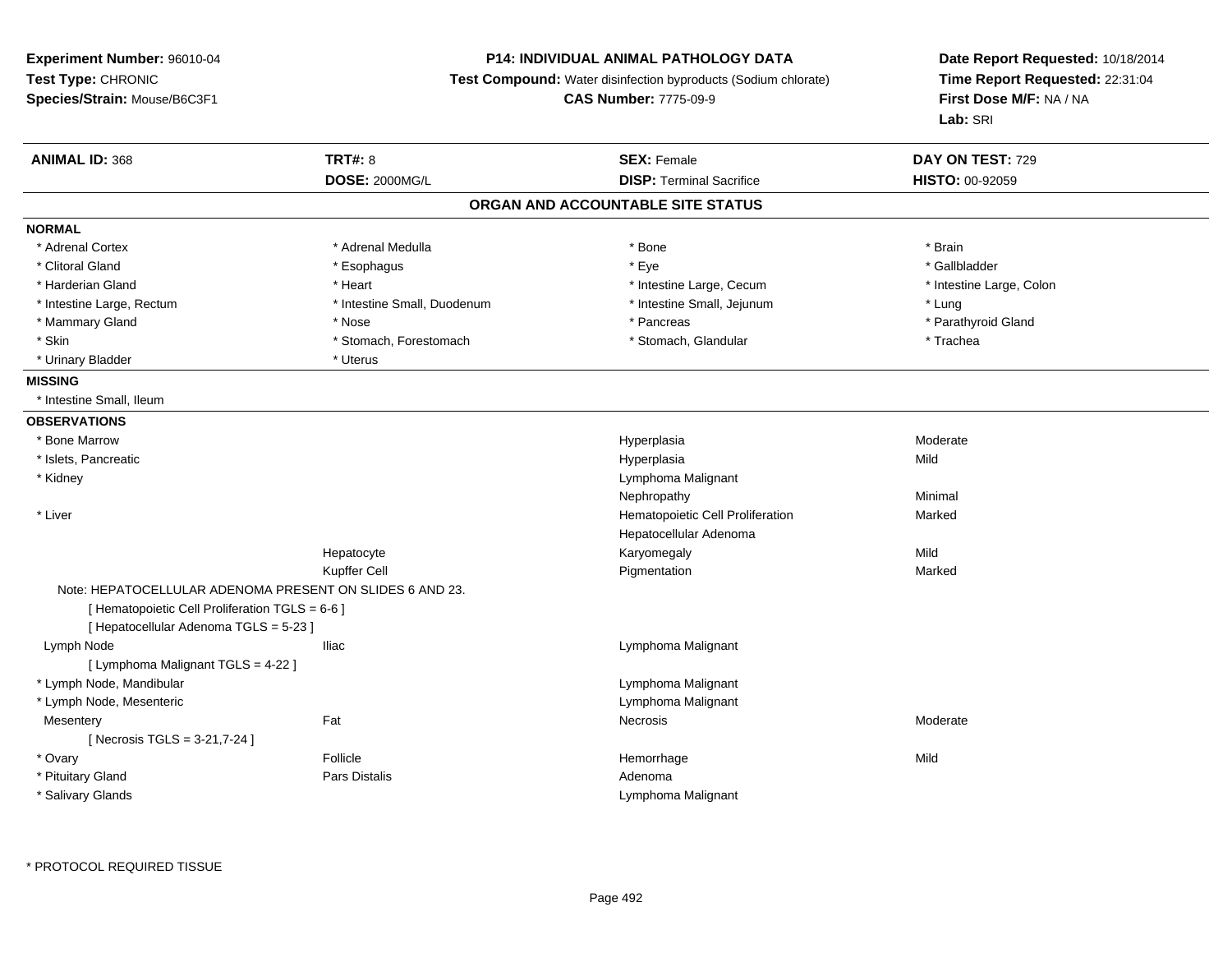**Experiment Number:** 96010-04
**Test Type:** CHRONIC
**Species/Strain:** Mouse/B6C3F1

**P14: INDIVIDUAL ANIMAL PATHOLOGY DATA**
**Test Compound:** Water disinfection byproducts (Sodium chlorate)
**CAS Number:** 7775-09-9

**Date Report Requested:** 10/18/2014
**Time Report Requested:** 22:31:04
**First Dose M/F:** NA / NA
**Lab:** SRI

| **ANIMAL ID:** 368 | **TRT#:** 8 | **SEX:** Female | **DAY ON TEST:** 729 |
|---|---|---|---|
| | **DOSE:** 2000MG/L | **DISP:** Terminal Sacrifice | **HISTO:** 00-92059 |

## ORGAN AND ACCOUNTABLE SITE STATUS

**NORMAL**

| | | | |
|---|---|---|---|
| * Adrenal Cortex | * Adrenal Medulla | * Bone | * Brain |
| * Clitoral Gland | * Esophagus | * Eye | * Gallbladder |
| * Harderian Gland | * Heart | * Intestine Large, Cecum | * Intestine Large, Colon |
| * Intestine Large, Rectum | * Intestine Small, Duodenum | * Intestine Small, Jejunum | * Lung |
| * Mammary Gland | * Nose | * Pancreas | * Parathyroid Gland |
| * Skin | * Stomach, Forestomach | * Stomach, Glandular | * Trachea |
| * Urinary Bladder | * Uterus | | |

**MISSING**

* Intestine Small, Ileum

**OBSERVATIONS**

| | | | |
|---|---|---|---|
| * Bone Marrow | | Hyperplasia | Moderate |
| * Islets, Pancreatic | | Hyperplasia | Mild |
| * Kidney | | Lymphoma Malignant | |
| | | Nephropathy | Minimal |
| * Liver | | Hematopoietic Cell Proliferation | Marked |
| | | Hepatocellular Adenoma | |
| | Hepatocyte | Karyomegaly | Mild |
| | Kupffer Cell | Pigmentation | Marked |

Note: HEPATOCELLULAR ADENOMA PRESENT ON SLIDES 6 AND 23.

[ Hematopoietic Cell Proliferation TGLS = 6-6 ]

[ Hepatocellular Adenoma TGLS = 5-23 ]

| | | | |
|---|---|---|---|
| Lymph Node | Iliac | Lymphoma Malignant | |

[ Lymphoma Malignant TGLS = 4-22 ]

| | | | |
|---|---|---|---|
| * Lymph Node, Mandibular | | Lymphoma Malignant | |
| * Lymph Node, Mesenteric | | Lymphoma Malignant | |
| Mesentery | Fat | Necrosis | Moderate |

[ Necrosis TGLS = 3-21,7-24 ]

| | | | |
|---|---|---|---|
| * Ovary | Follicle | Hemorrhage | Mild |
| * Pituitary Gland | Pars Distalis | Adenoma | |
| * Salivary Glands | | Lymphoma Malignant | |

* PROTOCOL REQUIRED TISSUE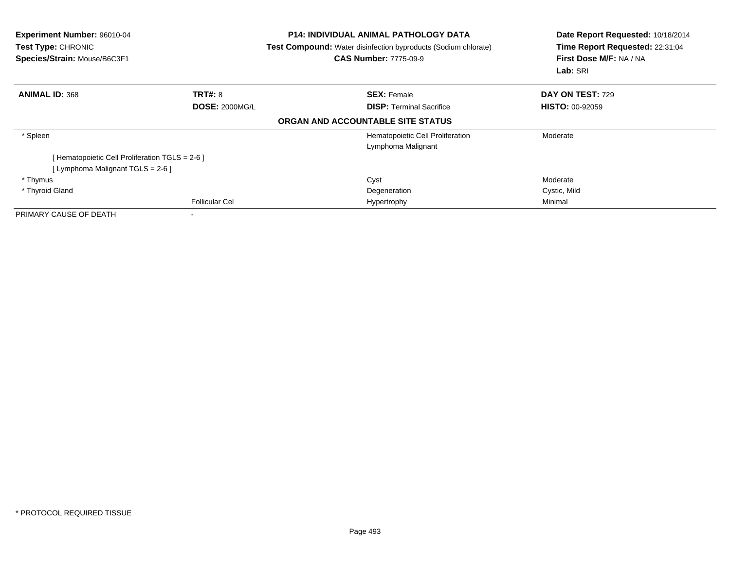**Experiment Number:** 96010-04
**Test Type:** CHRONIC
**Species/Strain:** Mouse/B6C3F1

**P14: INDIVIDUAL ANIMAL PATHOLOGY DATA**
**Test Compound:** Water disinfection byproducts (Sodium chlorate)
**CAS Number:** 7775-09-9

**Date Report Requested:** 10/18/2014
**Time Report Requested:** 22:31:04
**First Dose M/F:** NA / NA
**Lab:** SRI

| **ANIMAL ID:** 368 | **TRT#:** 8 | **SEX:** Female | **DAY ON TEST:** 729 |
|---|---|---|---|
| | **DOSE:** 2000MG/L | **DISP:** Terminal Sacrifice | **HISTO:** 00-92059 |
| | | **ORGAN AND ACCOUNTABLE SITE STATUS** | |
| * Spleen | | Hematopoietic Cell Proliferation | Moderate |
| | | Lymphoma Malignant | |
| [ Hematopoietic Cell Proliferation TGLS = 2-6 ] | | | |
| [ Lymphoma Malignant TGLS = 2-6 ] | | | |
| * Thymus | | Cyst | Moderate |
| * Thyroid Gland | | Degeneration | Cystic, Mild |
| | Follicular Cel | Hypertrophy | Minimal |
| PRIMARY CAUSE OF DEATH | - | | |

* PROTOCOL REQUIRED TISSUE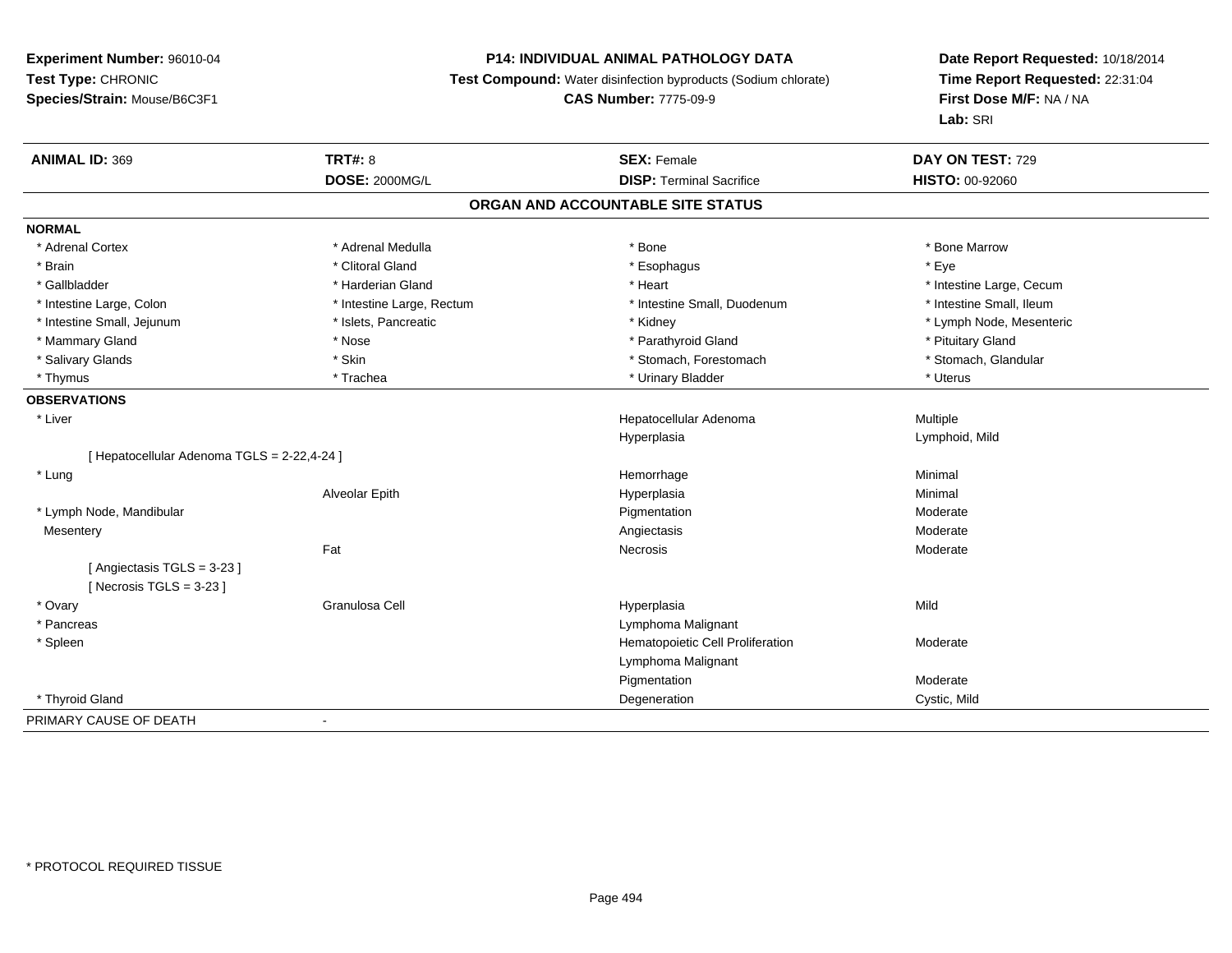**Experiment Number:** 96010-04
**Test Type:** CHRONIC
**Species/Strain:** Mouse/B6C3F1

**P14: INDIVIDUAL ANIMAL PATHOLOGY DATA**
**Test Compound:** Water disinfection byproducts (Sodium chlorate)
**CAS Number:** 7775-09-9

**Date Report Requested:** 10/18/2014
**Time Report Requested:** 22:31:04
**First Dose M/F:** NA / NA
**Lab:** SRI

| **ANIMAL ID:** 369 | **TRT#:** 8 | **SEX:** Female | **DAY ON TEST:** 729 |
|---|---|---|---|
| | **DOSE:** 2000MG/L | **DISP:** Terminal Sacrifice | **HISTO:** 00-92060 |

## ORGAN AND ACCOUNTABLE SITE STATUS

**NORMAL**

| | | | |
|---|---|---|---|
| * Adrenal Cortex | * Adrenal Medulla | * Bone | * Bone Marrow |
| * Brain | * Clitoral Gland | * Esophagus | * Eye |
| * Gallbladder | * Harderian Gland | * Heart | * Intestine Large, Cecum |
| * Intestine Large, Colon | * Intestine Large, Rectum | * Intestine Small, Duodenum | * Intestine Small, Ileum |
| * Intestine Small, Jejunum | * Islets, Pancreatic | * Kidney | * Lymph Node, Mesenteric |
| * Mammary Gland | * Nose | * Parathyroid Gland | * Pituitary Gland |
| * Salivary Glands | * Skin | * Stomach, Forestomach | * Stomach, Glandular |
| * Thymus | * Trachea | * Urinary Bladder | * Uterus |

**OBSERVATIONS**

| | | | |
|---|---|---|---|
| * Liver | | Hepatocellular Adenoma | Multiple |
| | | Hyperplasia | Lymphoid, Mild |
| [ Hepatocellular Adenoma TGLS = 2-22,4-24 ] | | | |
| * Lung | | Hemorrhage | Minimal |
| | Alveolar Epith | Hyperplasia | Minimal |
| * Lymph Node, Mandibular | | Pigmentation | Moderate |
| Mesentery | | Angiectasis | Moderate |
| | Fat | Necrosis | Moderate |
| [ Angiectasis TGLS = 3-23 ] | | | |
| [ Necrosis TGLS = 3-23 ] | | | |
| * Ovary | Granulosa Cell | Hyperplasia | Mild |
| * Pancreas | | Lymphoma Malignant | |
| * Spleen | | Hematopoietic Cell Proliferation | Moderate |
| | | Lymphoma Malignant | |
| | | Pigmentation | Moderate |
| * Thyroid Gland | | Degeneration | Cystic, Mild |

PRIMARY CAUSE OF DEATH -

* PROTOCOL REQUIRED TISSUE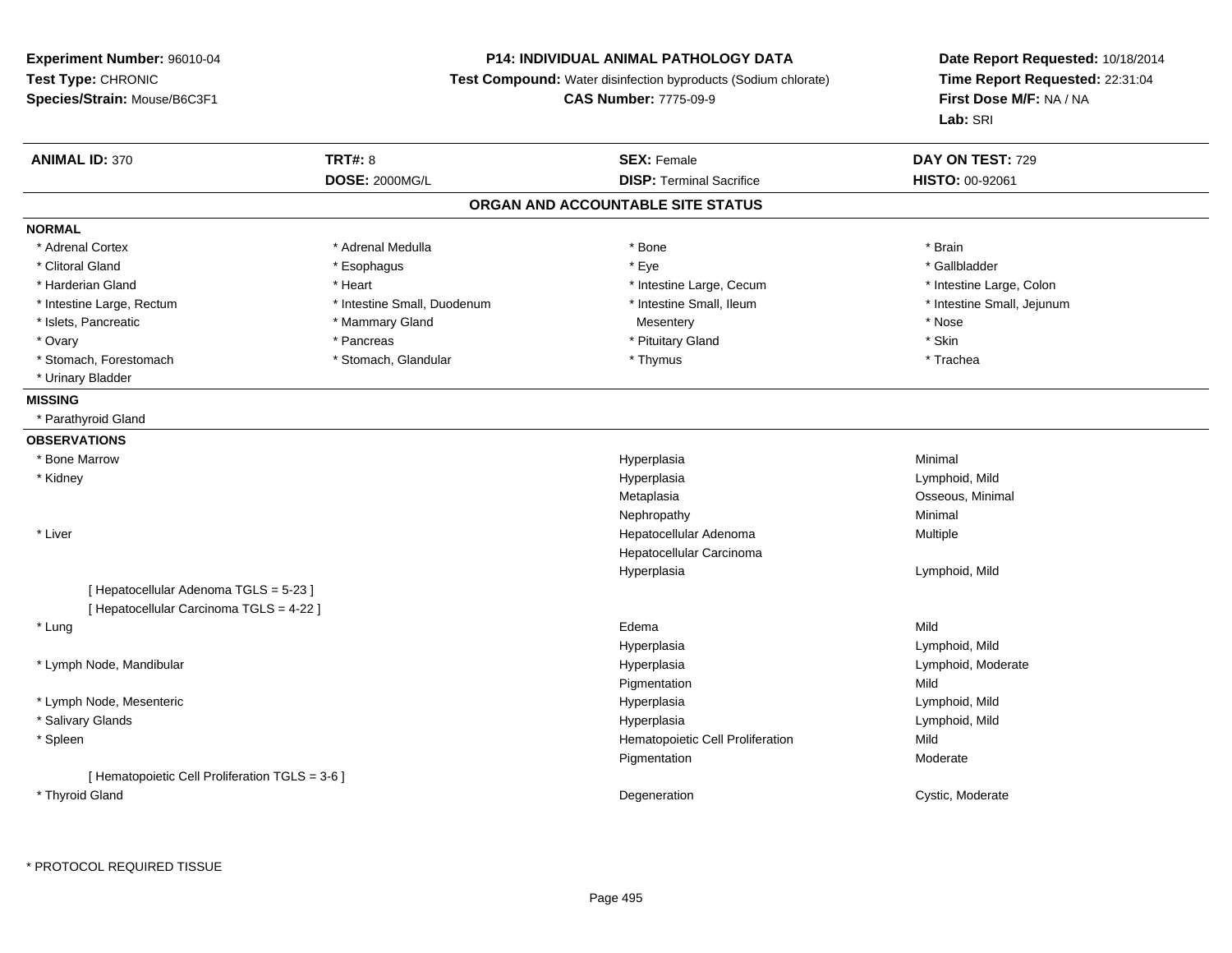**Experiment Number:** 96010-04
**Test Type:** CHRONIC
**Species/Strain:** Mouse/B6C3F1

**P14: INDIVIDUAL ANIMAL PATHOLOGY DATA**
**Test Compound:** Water disinfection byproducts (Sodium chlorate)
**CAS Number:** 7775-09-9

**Date Report Requested:** 10/18/2014
**Time Report Requested:** 22:31:04
**First Dose M/F:** NA / NA
**Lab:** SRI

| **ANIMAL ID:** 370 | **TRT#:** 8 | **SEX:** Female | **DAY ON TEST:** 729 |
|---|---|---|---|
| | **DOSE:** 2000MG/L | **DISP:** Terminal Sacrifice | **HISTO:** 00-92061 |

## ORGAN AND ACCOUNTABLE SITE STATUS

**NORMAL**

| | | | |
|---|---|---|---|
| * Adrenal Cortex | * Adrenal Medulla | * Bone | * Brain |
| * Clitoral Gland | * Esophagus | * Eye | * Gallbladder |
| * Harderian Gland | * Heart | * Intestine Large, Cecum | * Intestine Large, Colon |
| * Intestine Large, Rectum | * Intestine Small, Duodenum | * Intestine Small, Ileum | * Intestine Small, Jejunum |
| * Islets, Pancreatic | * Mammary Gland | Mesentery | * Nose |
| * Ovary | * Pancreas | * Pituitary Gland | * Skin |
| * Stomach, Forestomach | * Stomach, Glandular | * Thymus | * Trachea |
| * Urinary Bladder | | | |

**MISSING**

* Parathyroid Gland

**OBSERVATIONS**

| Organ | Observation | Qualifier |
|---|---|---|
| * Bone Marrow | Hyperplasia | Minimal |
| * Kidney | Hyperplasia | Lymphoid, Mild |
| | Metaplasia | Osseous, Minimal |
| | Nephropathy | Minimal |
| * Liver | Hepatocellular Adenoma | Multiple |
| | Hepatocellular Carcinoma | |
| | Hyperplasia | Lymphoid, Mild |
| [ Hepatocellular Adenoma TGLS = 5-23 ] | | |
| [ Hepatocellular Carcinoma TGLS = 4-22 ] | | |
| * Lung | Edema | Mild |
| | Hyperplasia | Lymphoid, Mild |
| * Lymph Node, Mandibular | Hyperplasia | Lymphoid, Moderate |
| | Pigmentation | Mild |
| * Lymph Node, Mesenteric | Hyperplasia | Lymphoid, Mild |
| * Salivary Glands | Hyperplasia | Lymphoid, Mild |
| * Spleen | Hematopoietic Cell Proliferation | Mild |
| | Pigmentation | Moderate |
| [ Hematopoietic Cell Proliferation TGLS = 3-6 ] | | |
| * Thyroid Gland | Degeneration | Cystic, Moderate |

* PROTOCOL REQUIRED TISSUE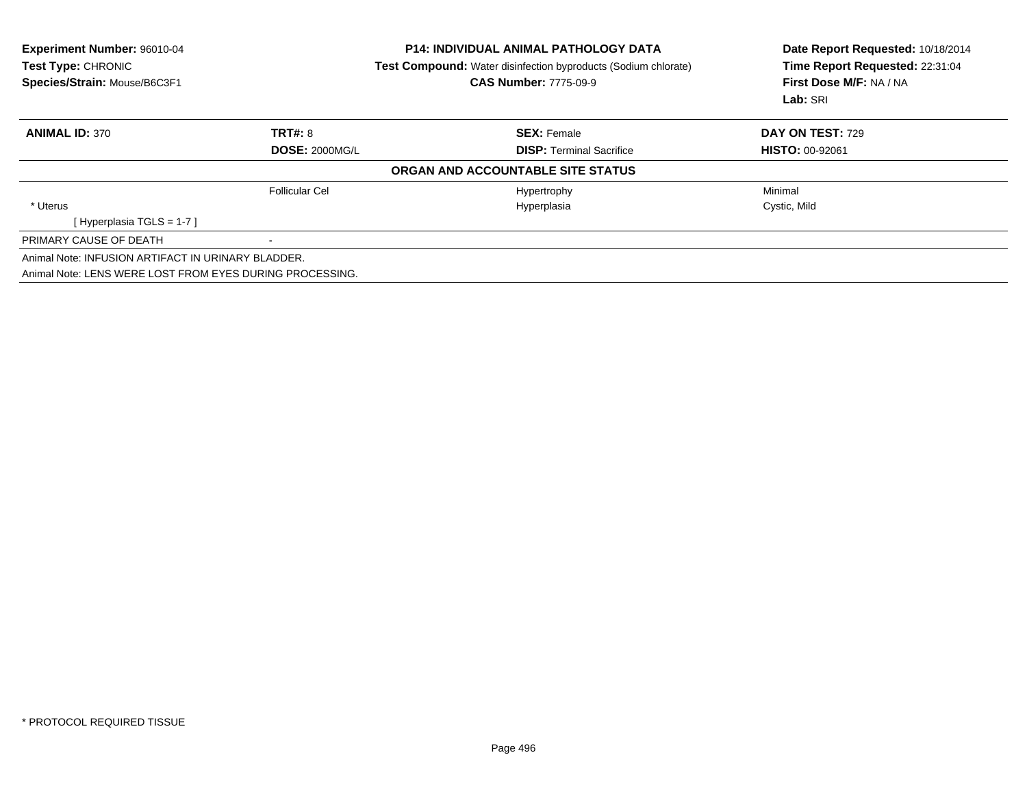**Experiment Number:** 96010-04
**Test Type:** CHRONIC
**Species/Strain:** Mouse/B6C3F1

**P14: INDIVIDUAL ANIMAL PATHOLOGY DATA**
**Test Compound:** Water disinfection byproducts (Sodium chlorate)
**CAS Number:** 7775-09-9

**Date Report Requested:** 10/18/2014
**Time Report Requested:** 22:31:04
**First Dose M/F:** NA / NA
**Lab:** SRI

| **ANIMAL ID:** 370 | **TRT#:** 8 | **SEX:** Female | **DAY ON TEST:** 729 |
|---|---|---|---|
| | **DOSE:** 2000MG/L | **DISP:** Terminal Sacrifice | **HISTO:** 00-92061 |
| | | **ORGAN AND ACCOUNTABLE SITE STATUS** | |
| | Follicular Cel | Hypertrophy | Minimal |
| * Uterus | | Hyperplasia | Cystic, Mild |
| [ Hyperplasia TGLS = 1-7 ] | | | |
| PRIMARY CAUSE OF DEATH | - | | |

Animal Note: INFUSION ARTIFACT IN URINARY BLADDER.

Animal Note: LENS WERE LOST FROM EYES DURING PROCESSING.

* PROTOCOL REQUIRED TISSUE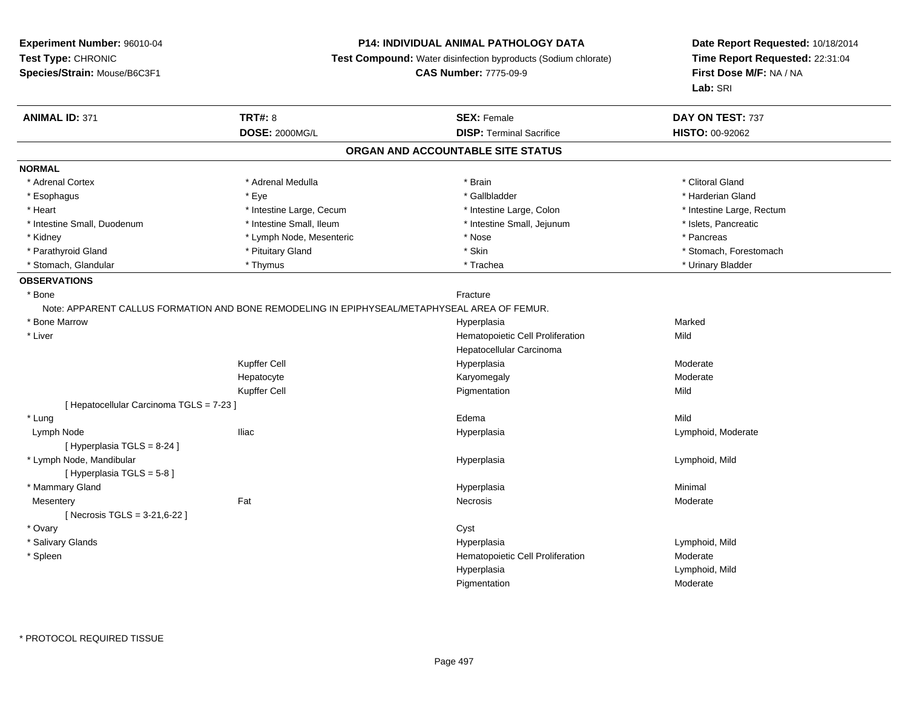**Experiment Number:** 96010-04
**Test Type:** CHRONIC
**Species/Strain:** Mouse/B6C3F1

**P14: INDIVIDUAL ANIMAL PATHOLOGY DATA**
**Test Compound:** Water disinfection byproducts (Sodium chlorate)
**CAS Number:** 7775-09-9

**Date Report Requested:** 10/18/2014
**Time Report Requested:** 22:31:04
**First Dose M/F:** NA / NA
**Lab:** SRI

| **ANIMAL ID:** 371 | **TRT#:** 8 | **SEX:** Female | **DAY ON TEST:** 737 |
|---|---|---|---|
| | **DOSE:** 2000MG/L | **DISP:** Terminal Sacrifice | **HISTO:** 00-92062 |

## ORGAN AND ACCOUNTABLE SITE STATUS

**NORMAL**

| | | | |
|---|---|---|---|
| * Adrenal Cortex | * Adrenal Medulla | * Brain | * Clitoral Gland |
| * Esophagus | * Eye | * Gallbladder | * Harderian Gland |
| * Heart | * Intestine Large, Cecum | * Intestine Large, Colon | * Intestine Large, Rectum |
| * Intestine Small, Duodenum | * Intestine Small, Ileum | * Intestine Small, Jejunum | * Islets, Pancreatic |
| * Kidney | * Lymph Node, Mesenteric | * Nose | * Pancreas |
| * Parathyroid Gland | * Pituitary Gland | * Skin | * Stomach, Forestomach |
| * Stomach, Glandular | * Thymus | * Trachea | * Urinary Bladder |

**OBSERVATIONS**

| Organ | Site | Observation | Severity |
|---|---|---|---|
| * Bone | | Fracture | |
| Note: APPARENT CALLUS FORMATION AND BONE REMODELING IN EPIPHYSEAL/METAPHYSEAL AREA OF FEMUR. | | | |
| * Bone Marrow | | Hyperplasia | Marked |
| * Liver | | Hematopoietic Cell Proliferation | Mild |
| | | Hepatocellular Carcinoma | |
| | Kupffer Cell | Hyperplasia | Moderate |
| | Hepatocyte | Karyomegaly | Moderate |
| | Kupffer Cell | Pigmentation | Mild |
| [ Hepatocellular Carcinoma TGLS = 7-23 ] | | | |
| * Lung | | Edema | Mild |
| Lymph Node | Iliac | Hyperplasia | Lymphoid, Moderate |
| [ Hyperplasia TGLS = 8-24 ] | | | |
| * Lymph Node, Mandibular | | Hyperplasia | Lymphoid, Mild |
| [ Hyperplasia TGLS = 5-8 ] | | | |
| * Mammary Gland | | Hyperplasia | Minimal |
| Mesentery | Fat | Necrosis | Moderate |
| [ Necrosis TGLS = 3-21,6-22 ] | | | |
| * Ovary | | Cyst | |
| * Salivary Glands | | Hyperplasia | Lymphoid, Mild |
| * Spleen | | Hematopoietic Cell Proliferation | Moderate |
| | | Hyperplasia | Lymphoid, Mild |
| | | Pigmentation | Moderate |

* PROTOCOL REQUIRED TISSUE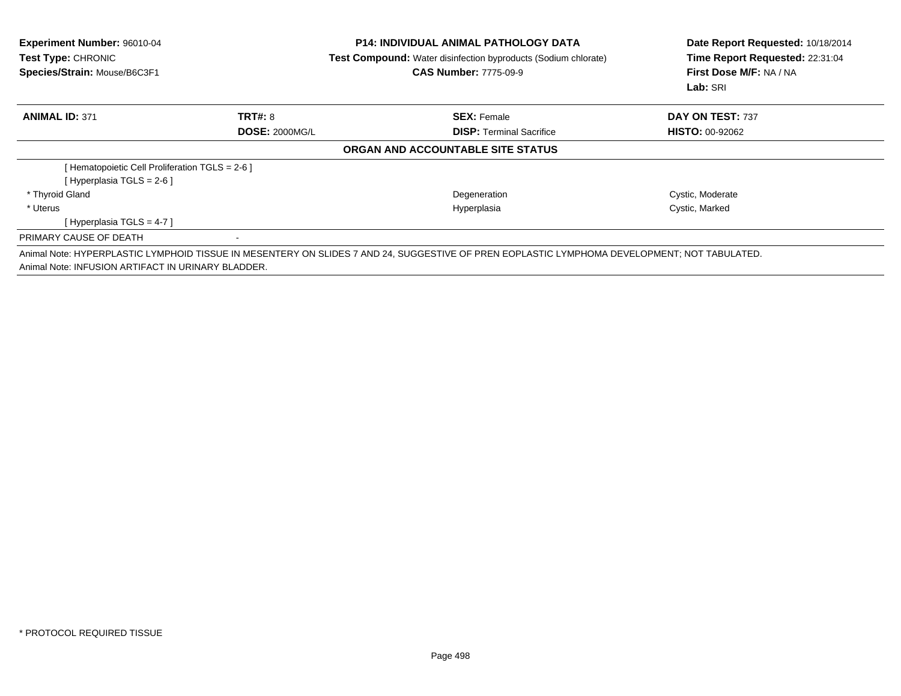**Experiment Number:** 96010-04
**Test Type:** CHRONIC
**Species/Strain:** Mouse/B6C3F1

**P14: INDIVIDUAL ANIMAL PATHOLOGY DATA**
**Test Compound:** Water disinfection byproducts (Sodium chlorate)
**CAS Number:** 7775-09-9

**Date Report Requested:** 10/18/2014
**Time Report Requested:** 22:31:04
**First Dose M/F:** NA / NA
**Lab:** SRI

| **ANIMAL ID:** 371 | **TRT#:** 8 | **SEX:** Female | **DAY ON TEST:** 737 |
|---|---|---|---|
| | **DOSE:** 2000MG/L | **DISP:** Terminal Sacrifice | **HISTO:** 00-92062 |

**ORGAN AND ACCOUNTABLE SITE STATUS**

| | | | |
|---|---|---|---|
| [ Hematopoietic Cell Proliferation TGLS = 2-6 ] | | | |
| [ Hyperplasia TGLS = 2-6 ] | | | |
| * Thyroid Gland | | Degeneration | Cystic, Moderate |
| * Uterus | | Hyperplasia | Cystic, Marked |
| [ Hyperplasia TGLS = 4-7 ] | | | |
| PRIMARY CAUSE OF DEATH | - | | |

Animal Note: HYPERPLASTIC LYMPHOID TISSUE IN MESENTERY ON SLIDES 7 AND 24, SUGGESTIVE OF PREN EOPLASTIC LYMPHOMA DEVELOPMENT; NOT TABULATED.
Animal Note: INFUSION ARTIFACT IN URINARY BLADDER.

* PROTOCOL REQUIRED TISSUE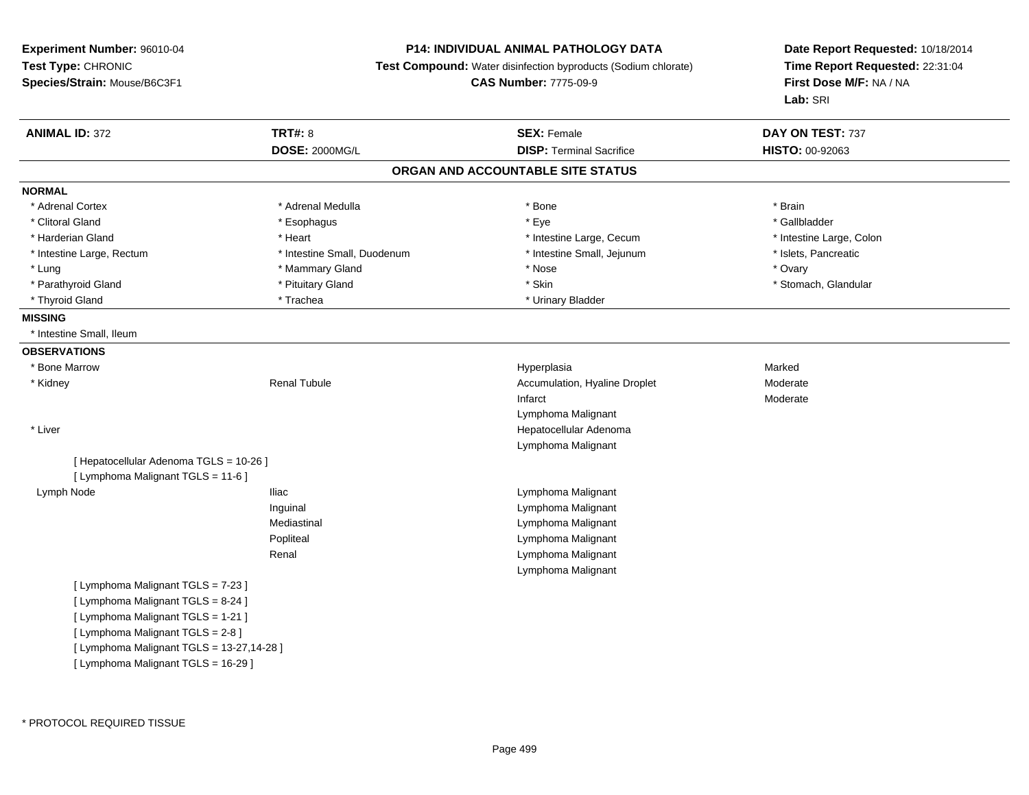**Experiment Number:** 96010-04
**Test Type:** CHRONIC
**Species/Strain:** Mouse/B6C3F1

**P14: INDIVIDUAL ANIMAL PATHOLOGY DATA**
**Test Compound:** Water disinfection byproducts (Sodium chlorate)
**CAS Number:** 7775-09-9

**Date Report Requested:** 10/18/2014
**Time Report Requested:** 22:31:04
**First Dose M/F:** NA / NA
**Lab:** SRI

| **ANIMAL ID:** 372 | **TRT#:** 8 | **SEX:** Female | **DAY ON TEST:** 737 |
|---|---|---|---|
| | **DOSE:** 2000MG/L | **DISP:** Terminal Sacrifice | **HISTO:** 00-92063 |

## ORGAN AND ACCOUNTABLE SITE STATUS

**NORMAL**

| | | | |
|---|---|---|---|
| * Adrenal Cortex | * Adrenal Medulla | * Bone | * Brain |
| * Clitoral Gland | * Esophagus | * Eye | * Gallbladder |
| * Harderian Gland | * Heart | * Intestine Large, Cecum | * Intestine Large, Colon |
| * Intestine Large, Rectum | * Intestine Small, Duodenum | * Intestine Small, Jejunum | * Islets, Pancreatic |
| * Lung | * Mammary Gland | * Nose | * Ovary |
| * Parathyroid Gland | * Pituitary Gland | * Skin | * Stomach, Glandular |
| * Thyroid Gland | * Trachea | * Urinary Bladder | |

**MISSING**

* Intestine Small, Ileum

**OBSERVATIONS**

| | | | |
|---|---|---|---|
| * Bone Marrow | | Hyperplasia | Marked |
| * Kidney | Renal Tubule | Accumulation, Hyaline Droplet | Moderate |
| | | Infarct | Moderate |
| | | Lymphoma Malignant | |
| * Liver | | Hepatocellular Adenoma | |
| | | Lymphoma Malignant | |
| [ Hepatocellular Adenoma TGLS = 10-26 ] | | | |
| [ Lymphoma Malignant TGLS = 11-6 ] | | | |
| Lymph Node | Iliac | Lymphoma Malignant | |
| | Inguinal | Lymphoma Malignant | |
| | Mediastinal | Lymphoma Malignant | |
| | Popliteal | Lymphoma Malignant | |
| | Renal | Lymphoma Malignant | |
| | | Lymphoma Malignant | |
| [ Lymphoma Malignant TGLS = 7-23 ] | | | |
| [ Lymphoma Malignant TGLS = 8-24 ] | | | |
| [ Lymphoma Malignant TGLS = 1-21 ] | | | |
| [ Lymphoma Malignant TGLS = 2-8 ] | | | |
| [ Lymphoma Malignant TGLS = 13-27,14-28 ] | | | |
| [ Lymphoma Malignant TGLS = 16-29 ] | | | |

\* PROTOCOL REQUIRED TISSUE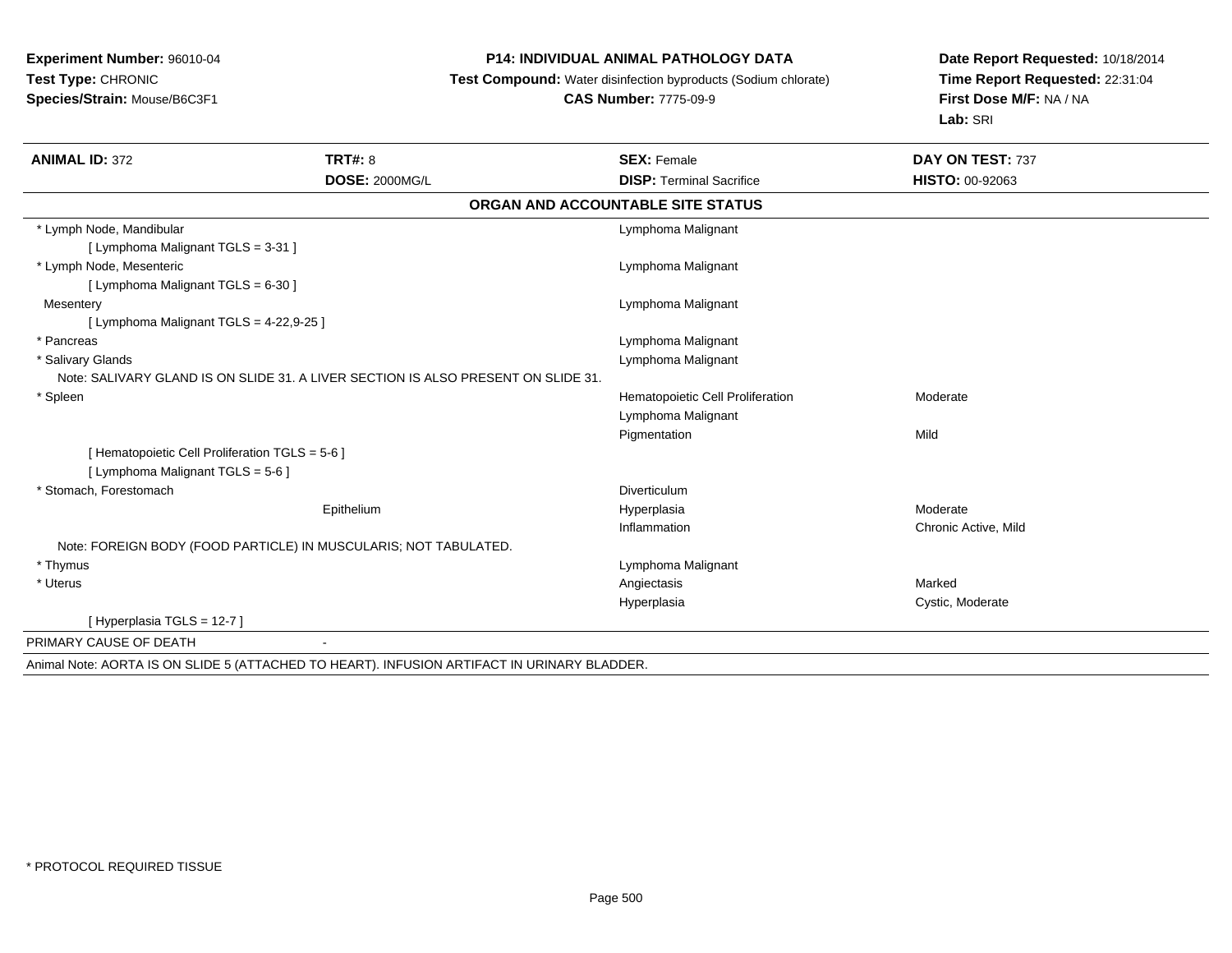**Experiment Number:** 96010-04
**Test Type:** CHRONIC
**Species/Strain:** Mouse/B6C3F1

**P14: INDIVIDUAL ANIMAL PATHOLOGY DATA**
**Test Compound:** Water disinfection byproducts (Sodium chlorate)
**CAS Number:** 7775-09-9

**Date Report Requested:** 10/18/2014
**Time Report Requested:** 22:31:04
**First Dose M/F:** NA / NA
**Lab:** SRI

| **ANIMAL ID:** 372 | **TRT#:** 8 | **SEX:** Female | **DAY ON TEST:** 737 |
|---|---|---|---|
| | **DOSE:** 2000MG/L | **DISP:** Terminal Sacrifice | **HISTO:** 00-92063 |

## ORGAN AND ACCOUNTABLE SITE STATUS

| Organ | Site | Finding | Severity |
|---|---|---|---|
| * Lymph Node, Mandibular | | Lymphoma Malignant | |
| [ Lymphoma Malignant TGLS = 3-31 ] | | | |
| * Lymph Node, Mesenteric | | Lymphoma Malignant | |
| [ Lymphoma Malignant TGLS = 6-30 ] | | | |
| Mesentery | | Lymphoma Malignant | |
| [ Lymphoma Malignant TGLS = 4-22,9-25 ] | | | |
| * Pancreas | | Lymphoma Malignant | |
| * Salivary Glands | | Lymphoma Malignant | |
| Note: SALIVARY GLAND IS ON SLIDE 31. A LIVER SECTION IS ALSO PRESENT ON SLIDE 31. | | | |
| * Spleen | | Hematopoietic Cell Proliferation | Moderate |
| | | Lymphoma Malignant | |
| | | Pigmentation | Mild |
| [ Hematopoietic Cell Proliferation TGLS = 5-6 ] | | | |
| [ Lymphoma Malignant TGLS = 5-6 ] | | | |
| * Stomach, Forestomach | | Diverticulum | |
| | Epithelium | Hyperplasia | Moderate |
| | | Inflammation | Chronic Active, Mild |
| Note: FOREIGN BODY (FOOD PARTICLE) IN MUSCULARIS; NOT TABULATED. | | | |
| * Thymus | | Lymphoma Malignant | |
| * Uterus | | Angiectasis | Marked |
| | | Hyperplasia | Cystic, Moderate |
| [ Hyperplasia TGLS = 12-7 ] | | | |

PRIMARY CAUSE OF DEATH -

Animal Note: AORTA IS ON SLIDE 5 (ATTACHED TO HEART). INFUSION ARTIFACT IN URINARY BLADDER.

* PROTOCOL REQUIRED TISSUE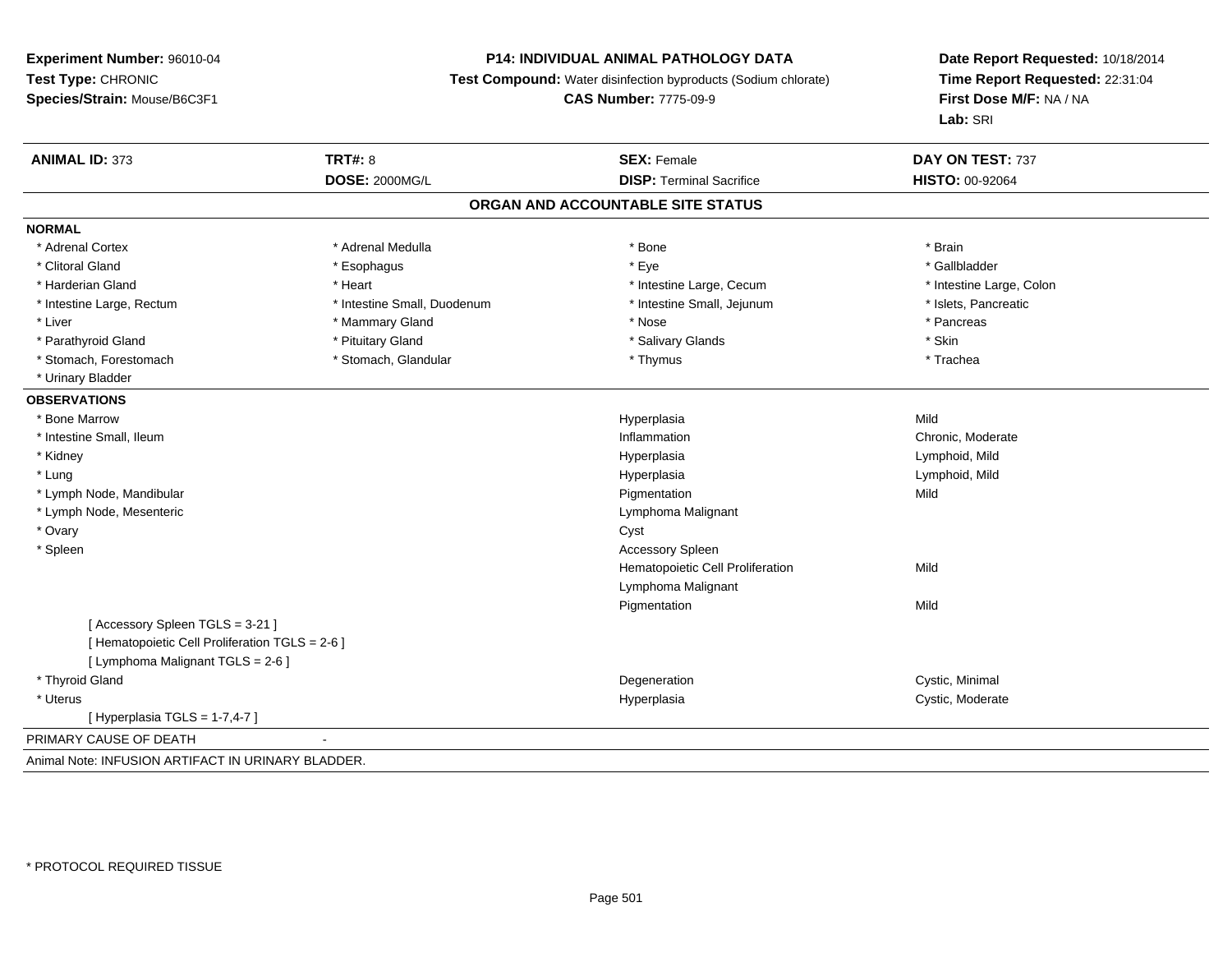**Experiment Number:** 96010-04
**Test Type:** CHRONIC
**Species/Strain:** Mouse/B6C3F1

**P14: INDIVIDUAL ANIMAL PATHOLOGY DATA**
**Test Compound:** Water disinfection byproducts (Sodium chlorate)
**CAS Number:** 7775-09-9

**Date Report Requested:** 10/18/2014
**Time Report Requested:** 22:31:04
**First Dose M/F:** NA / NA
**Lab:** SRI

| **ANIMAL ID:** 373 | **TRT#:** 8 | **SEX:** Female | **DAY ON TEST:** 737 |
|---|---|---|---|
| | **DOSE:** 2000MG/L | **DISP:** Terminal Sacrifice | **HISTO:** 00-92064 |

## ORGAN AND ACCOUNTABLE SITE STATUS

**NORMAL**

| | | | |
|---|---|---|---|
| * Adrenal Cortex | * Adrenal Medulla | * Bone | * Brain |
| * Clitoral Gland | * Esophagus | * Eye | * Gallbladder |
| * Harderian Gland | * Heart | * Intestine Large, Cecum | * Intestine Large, Colon |
| * Intestine Large, Rectum | * Intestine Small, Duodenum | * Intestine Small, Jejunum | * Islets, Pancreatic |
| * Liver | * Mammary Gland | * Nose | * Pancreas |
| * Parathyroid Gland | * Pituitary Gland | * Salivary Glands | * Skin |
| * Stomach, Forestomach | * Stomach, Glandular | * Thymus | * Trachea |
| * Urinary Bladder | | | |

**OBSERVATIONS**

| | | |
|---|---|---|
| * Bone Marrow | Hyperplasia | Mild |
| * Intestine Small, Ileum | Inflammation | Chronic, Moderate |
| * Kidney | Hyperplasia | Lymphoid, Mild |
| * Lung | Hyperplasia | Lymphoid, Mild |
| * Lymph Node, Mandibular | Pigmentation | Mild |
| * Lymph Node, Mesenteric | Lymphoma Malignant | |
| * Ovary | Cyst | |
| * Spleen | Accessory Spleen | |
| | Hematopoietic Cell Proliferation | Mild |
| | Lymphoma Malignant | |
| | Pigmentation | Mild |
| [ Accessory Spleen TGLS = 3-21 ] | | |
| [ Hematopoietic Cell Proliferation TGLS = 2-6 ] | | |
| [ Lymphoma Malignant TGLS = 2-6 ] | | |
| * Thyroid Gland | Degeneration | Cystic, Minimal |
| * Uterus | Hyperplasia | Cystic, Moderate |
| [ Hyperplasia TGLS = 1-7,4-7 ] | | |

PRIMARY CAUSE OF DEATH -

Animal Note: INFUSION ARTIFACT IN URINARY BLADDER.

* PROTOCOL REQUIRED TISSUE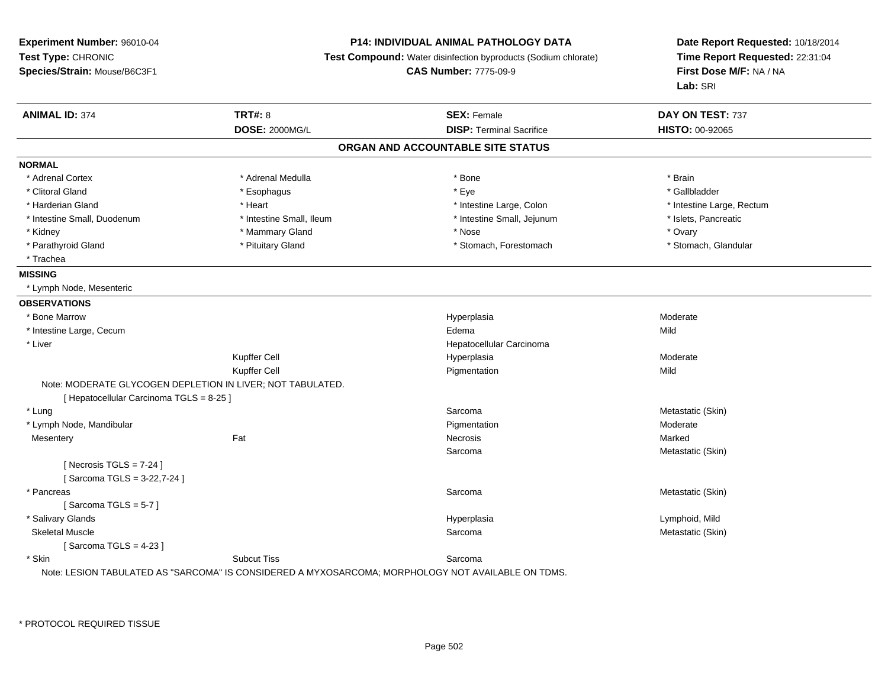**Experiment Number:** 96010-04
**Test Type:** CHRONIC
**Species/Strain:** Mouse/B6C3F1

**P14: INDIVIDUAL ANIMAL PATHOLOGY DATA**
**Test Compound:** Water disinfection byproducts (Sodium chlorate)
**CAS Number:** 7775-09-9

**Date Report Requested:** 10/18/2014
**Time Report Requested:** 22:31:04
**First Dose M/F:** NA / NA
**Lab:** SRI

| **ANIMAL ID:** 374 | **TRT#:** 8 | **SEX:** Female | **DAY ON TEST:** 737 |
|---|---|---|---|
| | **DOSE:** 2000MG/L | **DISP:** Terminal Sacrifice | **HISTO:** 00-92065 |

## ORGAN AND ACCOUNTABLE SITE STATUS

**NORMAL**

| | | | |
|---|---|---|---|
| * Adrenal Cortex | * Adrenal Medulla | * Bone | * Brain |
| * Clitoral Gland | * Esophagus | * Eye | * Gallbladder |
| * Harderian Gland | * Heart | * Intestine Large, Colon | * Intestine Large, Rectum |
| * Intestine Small, Duodenum | * Intestine Small, Ileum | * Intestine Small, Jejunum | * Islets, Pancreatic |
| * Kidney | * Mammary Gland | * Nose | * Ovary |
| * Parathyroid Gland | * Pituitary Gland | * Stomach, Forestomach | * Stomach, Glandular |
| * Trachea | | | |

**MISSING**

* Lymph Node, Mesenteric

**OBSERVATIONS**

| | | | |
|---|---|---|---|
| * Bone Marrow | | Hyperplasia | Moderate |
| * Intestine Large, Cecum | | Edema | Mild |
| * Liver | | Hepatocellular Carcinoma | |
| | Kupffer Cell | Hyperplasia | Moderate |
| | Kupffer Cell | Pigmentation | Mild |

Note: MODERATE GLYCOGEN DEPLETION IN LIVER; NOT TABULATED.
[ Hepatocellular Carcinoma TGLS = 8-25 ]

| | | | |
|---|---|---|---|
| * Lung | | Sarcoma | Metastatic (Skin) |
| * Lymph Node, Mandibular | | Pigmentation | Moderate |
| Mesentery | Fat | Necrosis | Marked |
| | | Sarcoma | Metastatic (Skin) |

[ Necrosis TGLS = 7-24 ]
[ Sarcoma TGLS = 3-22,7-24 ]

| | | | |
|---|---|---|---|
| * Pancreas | | Sarcoma | Metastatic (Skin) |

[ Sarcoma TGLS = 5-7 ]

| | | | |
|---|---|---|---|
| * Salivary Glands | | Hyperplasia | Lymphoid, Mild |
| Skeletal Muscle | | Sarcoma | Metastatic (Skin) |

[ Sarcoma TGLS = 4-23 ]

| | | | |
|---|---|---|---|
| * Skin | Subcut Tiss | Sarcoma | |

Note: LESION TABULATED AS "SARCOMA" IS CONSIDERED A MYXOSARCOMA; MORPHOLOGY NOT AVAILABLE ON TDMS.

* PROTOCOL REQUIRED TISSUE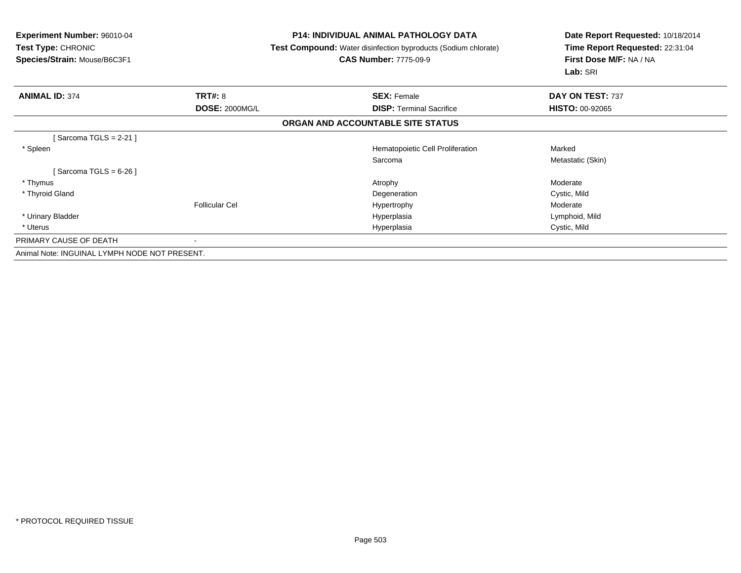**Experiment Number:** 96010-04
**Test Type:** CHRONIC
**Species/Strain:** Mouse/B6C3F1

**P14: INDIVIDUAL ANIMAL PATHOLOGY DATA**
**Test Compound:** Water disinfection byproducts (Sodium chlorate)
**CAS Number:** 7775-09-9

**Date Report Requested:** 10/18/2014
**Time Report Requested:** 22:31:04
**First Dose M/F:** NA / NA
**Lab:** SRI

| **ANIMAL ID:** 374 | **TRT#:** 8 | **SEX:** Female | **DAY ON TEST:** 737 |
|---|---|---|---|
| | **DOSE:** 2000MG/L | **DISP:** Terminal Sacrifice | **HISTO:** 00-92065 |

**ORGAN AND ACCOUNTABLE SITE STATUS**

| | | | |
|---|---|---|---|
| [ Sarcoma TGLS = 2-21 ] | | | |
| * Spleen | | Hematopoietic Cell Proliferation | Marked |
| | | Sarcoma | Metastatic (Skin) |
| [ Sarcoma TGLS = 6-26 ] | | | |
| * Thymus | | Atrophy | Moderate |
| * Thyroid Gland | | Degeneration | Cystic, Mild |
| | Follicular Cel | Hypertrophy | Moderate |
| * Urinary Bladder | | Hyperplasia | Lymphoid, Mild |
| * Uterus | | Hyperplasia | Cystic, Mild |
| PRIMARY CAUSE OF DEATH | - | | |

Animal Note: INGUINAL LYMPH NODE NOT PRESENT.

* PROTOCOL REQUIRED TISSUE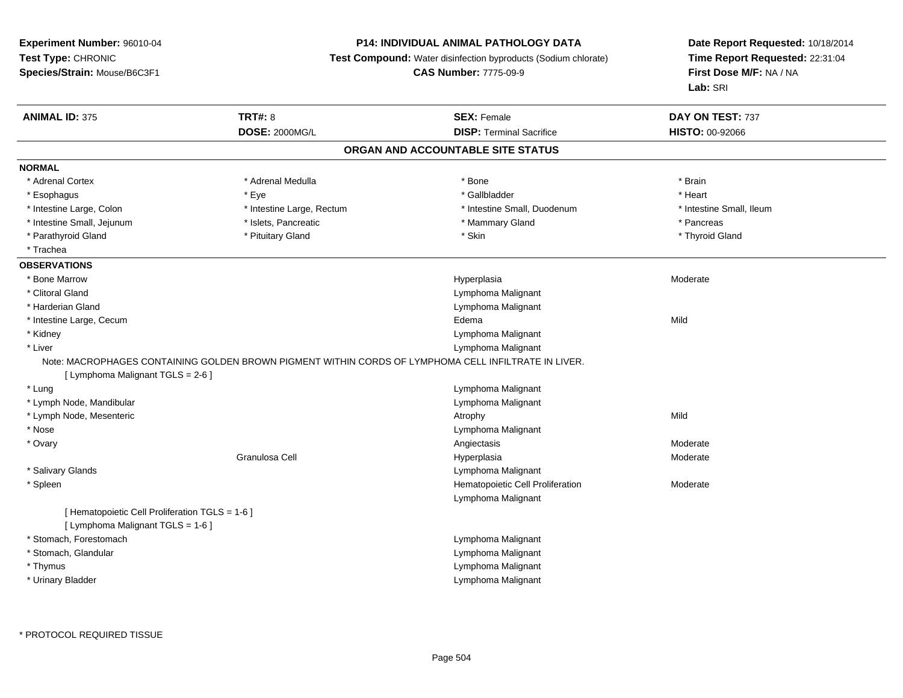**Experiment Number:** 96010-04
**Test Type:** CHRONIC
**Species/Strain:** Mouse/B6C3F1

**P14: INDIVIDUAL ANIMAL PATHOLOGY DATA**
**Test Compound:** Water disinfection byproducts (Sodium chlorate)
**CAS Number:** 7775-09-9

**Date Report Requested:** 10/18/2014
**Time Report Requested:** 22:31:04
**First Dose M/F:** NA / NA
**Lab:** SRI

| **ANIMAL ID:** 375 | **TRT#:** 8 | **SEX:** Female | **DAY ON TEST:** 737 |
|---|---|---|---|
| | **DOSE:** 2000MG/L | **DISP:** Terminal Sacrifice | **HISTO:** 00-92066 |

## ORGAN AND ACCOUNTABLE SITE STATUS

**NORMAL**

| | | | |
|---|---|---|---|
| * Adrenal Cortex | * Adrenal Medulla | * Bone | * Brain |
| * Esophagus | * Eye | * Gallbladder | * Heart |
| * Intestine Large, Colon | * Intestine Large, Rectum | * Intestine Small, Duodenum | * Intestine Small, Ileum |
| * Intestine Small, Jejunum | * Islets, Pancreatic | * Mammary Gland | * Pancreas |
| * Parathyroid Gland | * Pituitary Gland | * Skin | * Thyroid Gland |
| * Trachea | | | |

**OBSERVATIONS**

| | | | |
|---|---|---|---|
| * Bone Marrow | | Hyperplasia | Moderate |
| * Clitoral Gland | | Lymphoma Malignant | |
| * Harderian Gland | | Lymphoma Malignant | |
| * Intestine Large, Cecum | | Edema | Mild |
| * Kidney | | Lymphoma Malignant | |
| * Liver | | Lymphoma Malignant | |

Note: MACROPHAGES CONTAINING GOLDEN BROWN PIGMENT WITHIN CORDS OF LYMPHOMA CELL INFILTRATE IN LIVER.
[ Lymphoma Malignant TGLS = 2-6 ]

| | | | |
|---|---|---|---|
| * Lung | | Lymphoma Malignant | |
| * Lymph Node, Mandibular | | Lymphoma Malignant | |
| * Lymph Node, Mesenteric | | Atrophy | Mild |
| * Nose | | Lymphoma Malignant | |
| * Ovary | | Angiectasis | Moderate |
| | Granulosa Cell | Hyperplasia | Moderate |
| * Salivary Glands | | Lymphoma Malignant | |
| * Spleen | | Hematopoietic Cell Proliferation | Moderate |
| | | Lymphoma Malignant | |

[ Hematopoietic Cell Proliferation TGLS = 1-6 ]
[ Lymphoma Malignant TGLS = 1-6 ]

| | | | |
|---|---|---|---|
| * Stomach, Forestomach | | Lymphoma Malignant | |
| * Stomach, Glandular | | Lymphoma Malignant | |
| * Thymus | | Lymphoma Malignant | |
| * Urinary Bladder | | Lymphoma Malignant | |

* PROTOCOL REQUIRED TISSUE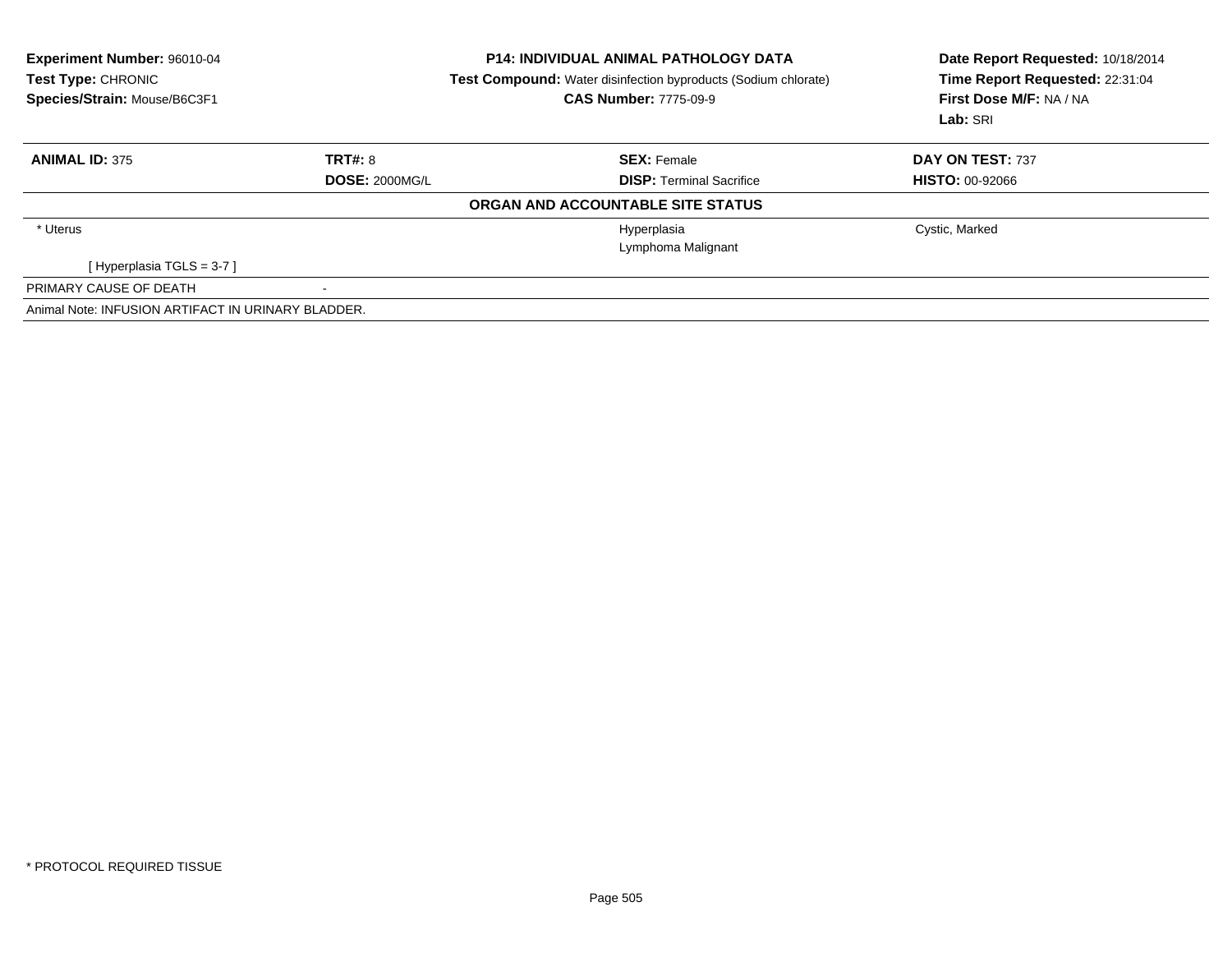**Experiment Number:** 96010-04
**Test Type:** CHRONIC
**Species/Strain:** Mouse/B6C3F1

**P14: INDIVIDUAL ANIMAL PATHOLOGY DATA**
**Test Compound:** Water disinfection byproducts (Sodium chlorate)
**CAS Number:** 7775-09-9

**Date Report Requested:** 10/18/2014
**Time Report Requested:** 22:31:04
**First Dose M/F:** NA / NA
**Lab:** SRI

| **ANIMAL ID:** 375 | **TRT#:** 8 | **SEX:** Female | **DAY ON TEST:** 737 |
|---|---|---|---|
| | **DOSE:** 2000MG/L | **DISP:** Terminal Sacrifice | **HISTO:** 00-92066 |

**ORGAN AND ACCOUNTABLE SITE STATUS**

| | | | |
|---|---|---|---|
| * Uterus | | Hyperplasia | Cystic, Marked |
| | | Lymphoma Malignant | |
| [ Hyperplasia TGLS = 3-7 ] | | | |
| PRIMARY CAUSE OF DEATH | - | | |

Animal Note: INFUSION ARTIFACT IN URINARY BLADDER.

* PROTOCOL REQUIRED TISSUE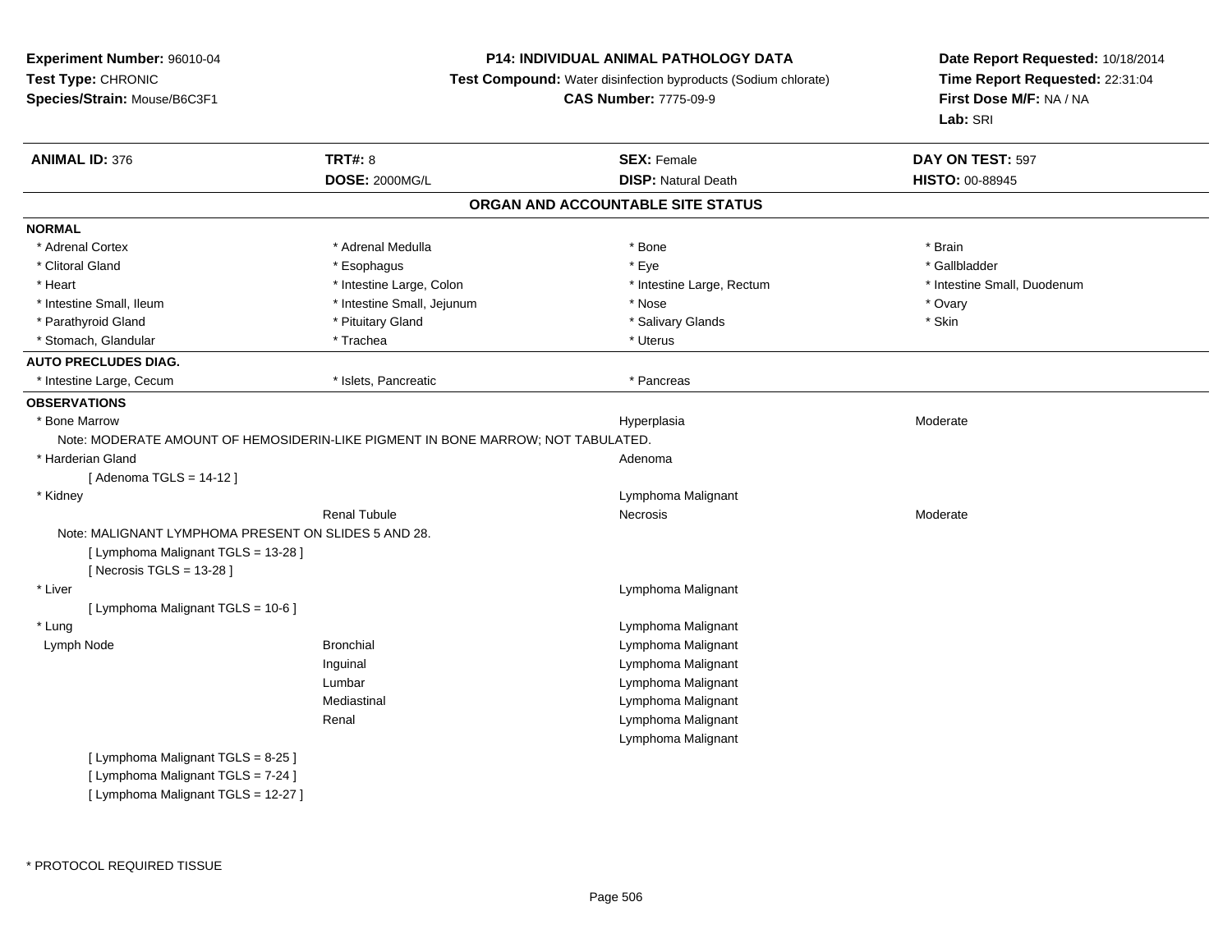**Experiment Number:** 96010-04
**Test Type:** CHRONIC
**Species/Strain:** Mouse/B6C3F1

**P14: INDIVIDUAL ANIMAL PATHOLOGY DATA**
**Test Compound:** Water disinfection byproducts (Sodium chlorate)
**CAS Number:** 7775-09-9

**Date Report Requested:** 10/18/2014
**Time Report Requested:** 22:31:04
**First Dose M/F:** NA / NA
**Lab:** SRI

| **ANIMAL ID:** 376 | **TRT#:** 8 | **SEX:** Female | **DAY ON TEST:** 597 |
|---|---|---|---|
| | **DOSE:** 2000MG/L | **DISP:** Natural Death | **HISTO:** 00-88945 |

## ORGAN AND ACCOUNTABLE SITE STATUS

**NORMAL**

| | | | |
|---|---|---|---|
| * Adrenal Cortex | * Adrenal Medulla | * Bone | * Brain |
| * Clitoral Gland | * Esophagus | * Eye | * Gallbladder |
| * Heart | * Intestine Large, Colon | * Intestine Large, Rectum | * Intestine Small, Duodenum |
| * Intestine Small, Ileum | * Intestine Small, Jejunum | * Nose | * Ovary |
| * Parathyroid Gland | * Pituitary Gland | * Salivary Glands | * Skin |
| * Stomach, Glandular | * Trachea | * Uterus | |

**AUTO PRECLUDES DIAG.**

| | | |
|---|---|---|
| * Intestine Large, Cecum | * Islets, Pancreatic | * Pancreas |

**OBSERVATIONS**

| | | | |
|---|---|---|---|
| * Bone Marrow | | Hyperplasia | Moderate |
| Note: MODERATE AMOUNT OF HEMOSIDERIN-LIKE PIGMENT IN BONE MARROW; NOT TABULATED. | | | |
| * Harderian Gland | | Adenoma | |
| [ Adenoma TGLS = 14-12 ] | | | |
| * Kidney | | Lymphoma Malignant | |
| | Renal Tubule | Necrosis | Moderate |
| Note: MALIGNANT LYMPHOMA PRESENT ON SLIDES 5 AND 28. | | | |
| [ Lymphoma Malignant TGLS = 13-28 ] | | | |
| [ Necrosis TGLS = 13-28 ] | | | |
| * Liver | | Lymphoma Malignant | |
| [ Lymphoma Malignant TGLS = 10-6 ] | | | |
| * Lung | | Lymphoma Malignant | |
| Lymph Node | Bronchial | Lymphoma Malignant | |
| | Inguinal | Lymphoma Malignant | |
| | Lumbar | Lymphoma Malignant | |
| | Mediastinal | Lymphoma Malignant | |
| | Renal | Lymphoma Malignant | |
| | | Lymphoma Malignant | |
| [ Lymphoma Malignant TGLS = 8-25 ] | | | |
| [ Lymphoma Malignant TGLS = 7-24 ] | | | |
| [ Lymphoma Malignant TGLS = 12-27 ] | | | |

\* PROTOCOL REQUIRED TISSUE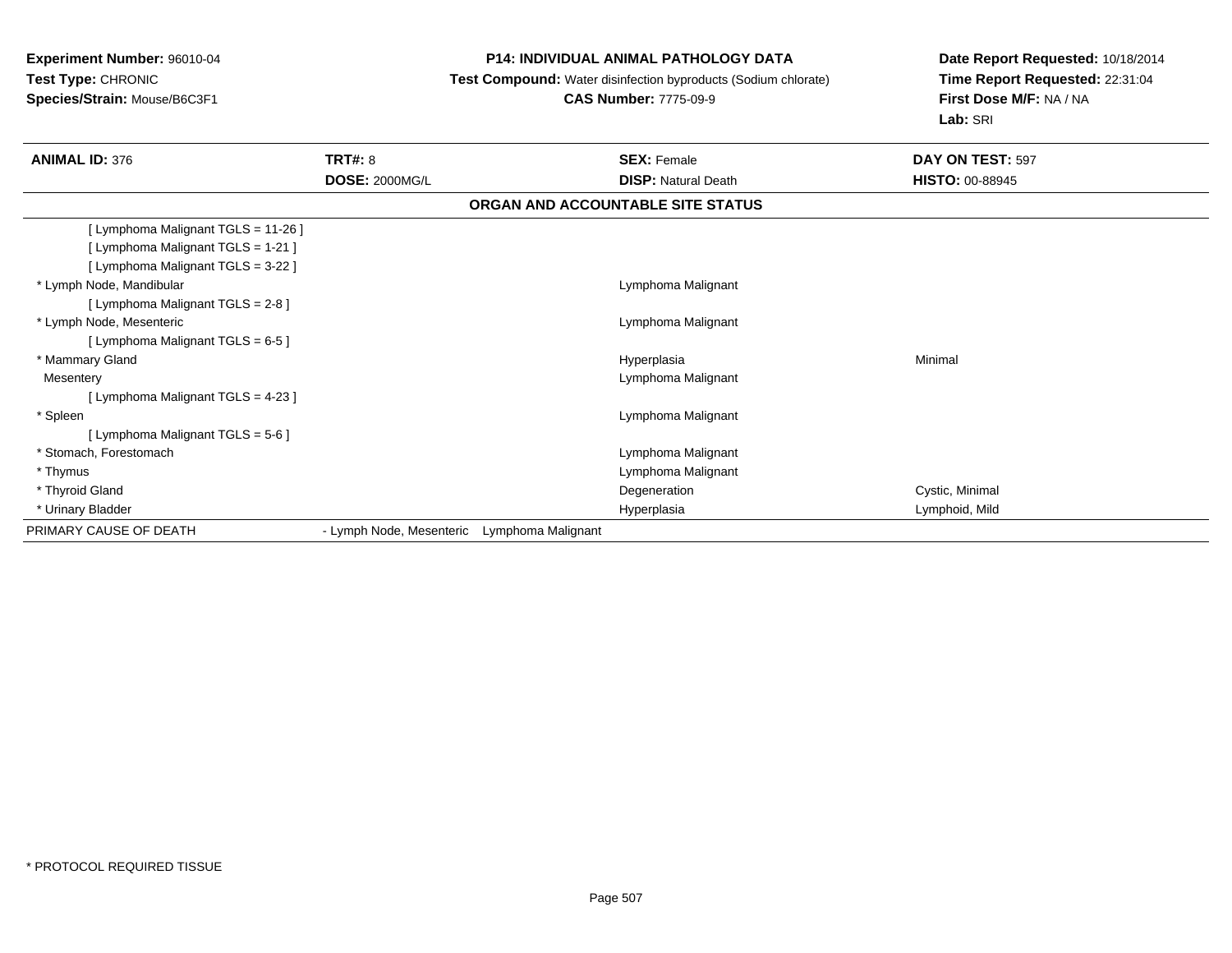**Experiment Number:** 96010-04
**Test Type:** CHRONIC
**Species/Strain:** Mouse/B6C3F1

**P14: INDIVIDUAL ANIMAL PATHOLOGY DATA**
**Test Compound:** Water disinfection byproducts (Sodium chlorate)
**CAS Number:** 7775-09-9

**Date Report Requested:** 10/18/2014
**Time Report Requested:** 22:31:04
**First Dose M/F:** NA / NA
**Lab:** SRI

| **ANIMAL ID:** 376 | **TRT#:** 8 | **SEX:** Female | **DAY ON TEST:** 597 |
|---|---|---|---|
| | **DOSE:** 2000MG/L | **DISP:** Natural Death | **HISTO:** 00-88945 |

**ORGAN AND ACCOUNTABLE SITE STATUS**

| | | | |
|---|---|---|---|
| [ Lymphoma Malignant TGLS = 11-26 ] | | | |
| [ Lymphoma Malignant TGLS = 1-21 ] | | | |
| [ Lymphoma Malignant TGLS = 3-22 ] | | | |
| * Lymph Node, Mandibular | | Lymphoma Malignant | |
| [ Lymphoma Malignant TGLS = 2-8 ] | | | |
| * Lymph Node, Mesenteric | | Lymphoma Malignant | |
| [ Lymphoma Malignant TGLS = 6-5 ] | | | |
| * Mammary Gland | | Hyperplasia | Minimal |
| Mesentery | | Lymphoma Malignant | |
| [ Lymphoma Malignant TGLS = 4-23 ] | | | |
| * Spleen | | Lymphoma Malignant | |
| [ Lymphoma Malignant TGLS = 5-6 ] | | | |
| * Stomach, Forestomach | | Lymphoma Malignant | |
| * Thymus | | Lymphoma Malignant | |
| * Thyroid Gland | | Degeneration | Cystic, Minimal |
| * Urinary Bladder | | Hyperplasia | Lymphoid, Mild |
| PRIMARY CAUSE OF DEATH | - Lymph Node, Mesenteric | Lymphoma Malignant | |

\* PROTOCOL REQUIRED TISSUE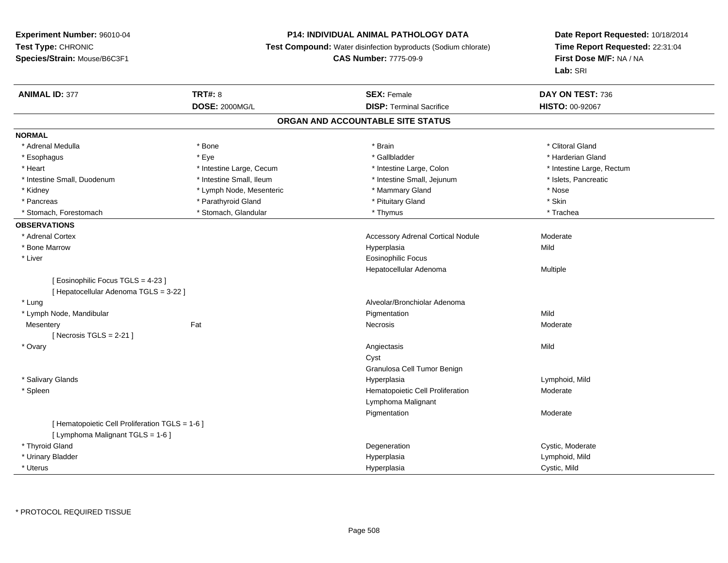**Experiment Number:** 96010-04
**Test Type:** CHRONIC
**Species/Strain:** Mouse/B6C3F1

**P14: INDIVIDUAL ANIMAL PATHOLOGY DATA**
**Test Compound:** Water disinfection byproducts (Sodium chlorate)
**CAS Number:** 7775-09-9

**Date Report Requested:** 10/18/2014
**Time Report Requested:** 22:31:04
**First Dose M/F:** NA / NA
**Lab:** SRI

| **ANIMAL ID:** 377 | **TRT#:** 8 | **SEX:** Female | **DAY ON TEST:** 736 |
|---|---|---|---|
| | **DOSE:** 2000MG/L | **DISP:** Terminal Sacrifice | **HISTO:** 00-92067 |

## ORGAN AND ACCOUNTABLE SITE STATUS

**NORMAL**

| | | | |
|---|---|---|---|
| * Adrenal Medulla | * Bone | * Brain | * Clitoral Gland |
| * Esophagus | * Eye | * Gallbladder | * Harderian Gland |
| * Heart | * Intestine Large, Cecum | * Intestine Large, Colon | * Intestine Large, Rectum |
| * Intestine Small, Duodenum | * Intestine Small, Ileum | * Intestine Small, Jejunum | * Islets, Pancreatic |
| * Kidney | * Lymph Node, Mesenteric | * Mammary Gland | * Nose |
| * Pancreas | * Parathyroid Gland | * Pituitary Gland | * Skin |
| * Stomach, Forestomach | * Stomach, Glandular | * Thymus | * Trachea |

**OBSERVATIONS**

| | | | |
|---|---|---|---|
| * Adrenal Cortex | | Accessory Adrenal Cortical Nodule | Moderate |
| * Bone Marrow | | Hyperplasia | Mild |
| * Liver | | Eosinophilic Focus | |
| | | Hepatocellular Adenoma | Multiple |
| [ Eosinophilic Focus TGLS = 4-23 ] | | | |
| [ Hepatocellular Adenoma TGLS = 3-22 ] | | | |
| * Lung | | Alveolar/Bronchiolar Adenoma | |
| * Lymph Node, Mandibular | | Pigmentation | Mild |
| Mesentery | Fat | Necrosis | Moderate |
| [ Necrosis TGLS = 2-21 ] | | | |
| * Ovary | | Angiectasis | Mild |
| | | Cyst | |
| | | Granulosa Cell Tumor Benign | |
| * Salivary Glands | | Hyperplasia | Lymphoid, Mild |
| * Spleen | | Hematopoietic Cell Proliferation | Moderate |
| | | Lymphoma Malignant | |
| | | Pigmentation | Moderate |
| [ Hematopoietic Cell Proliferation TGLS = 1-6 ] | | | |
| [ Lymphoma Malignant TGLS = 1-6 ] | | | |
| * Thyroid Gland | | Degeneration | Cystic, Moderate |
| * Urinary Bladder | | Hyperplasia | Lymphoid, Mild |
| * Uterus | | Hyperplasia | Cystic, Mild |

* PROTOCOL REQUIRED TISSUE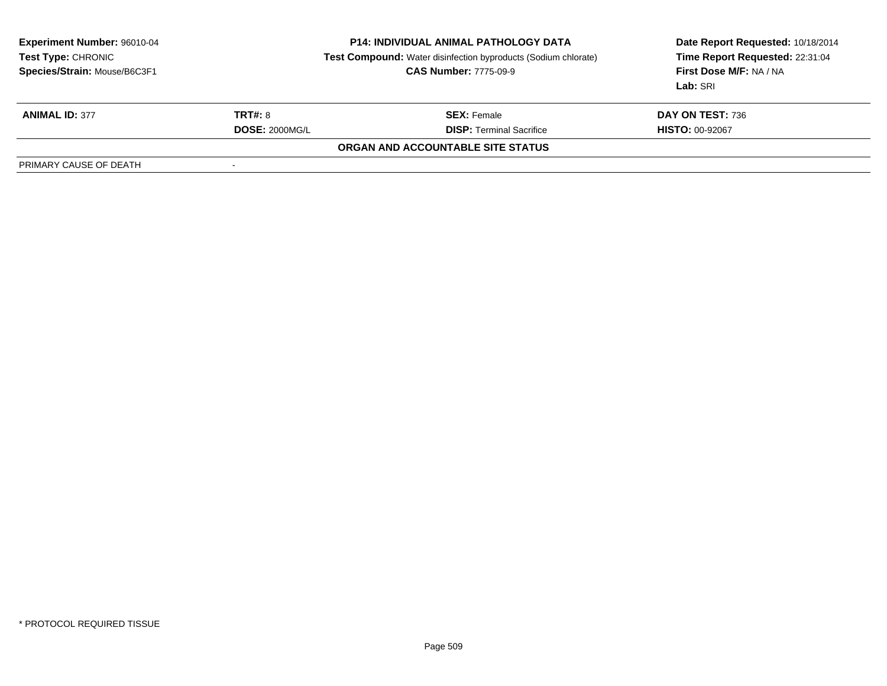**Experiment Number:** 96010-04
**Test Type:** CHRONIC
**Species/Strain:** Mouse/B6C3F1

**P14: INDIVIDUAL ANIMAL PATHOLOGY DATA**
**Test Compound:** Water disinfection byproducts (Sodium chlorate)
**CAS Number:** 7775-09-9

**Date Report Requested:** 10/18/2014
**Time Report Requested:** 22:31:04
**First Dose M/F:** NA / NA
**Lab:** SRI

| **ANIMAL ID:** 377 | **TRT#:** 8 | **SEX:** Female | **DAY ON TEST:** 736 |
|---|---|---|---|
| | **DOSE:** 2000MG/L | **DISP:** Terminal Sacrifice | **HISTO:** 00-92067 |

**ORGAN AND ACCOUNTABLE SITE STATUS**

| PRIMARY CAUSE OF DEATH | - |
|---|---|

\* PROTOCOL REQUIRED TISSUE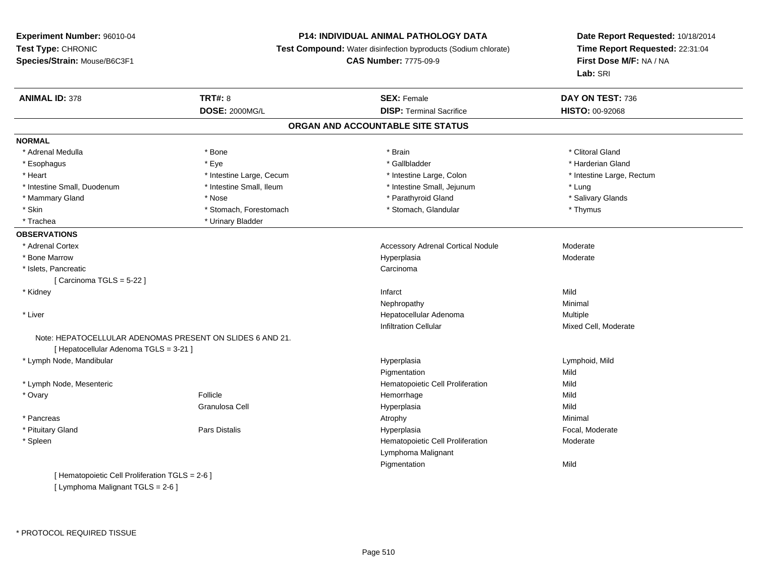**Experiment Number:** 96010-04
**Test Type:** CHRONIC
**Species/Strain:** Mouse/B6C3F1

**P14: INDIVIDUAL ANIMAL PATHOLOGY DATA**
**Test Compound:** Water disinfection byproducts (Sodium chlorate)
**CAS Number:** 7775-09-9

**Date Report Requested:** 10/18/2014
**Time Report Requested:** 22:31:04
**First Dose M/F:** NA / NA
**Lab:** SRI

| **ANIMAL ID:** 378 | **TRT#:** 8 | **SEX:** Female | **DAY ON TEST:** 736 |
|---|---|---|---|
| | **DOSE:** 2000MG/L | **DISP:** Terminal Sacrifice | **HISTO:** 00-92068 |

## ORGAN AND ACCOUNTABLE SITE STATUS

**NORMAL**

| | | | |
|---|---|---|---|
| * Adrenal Medulla | * Bone | * Brain | * Clitoral Gland |
| * Esophagus | * Eye | * Gallbladder | * Harderian Gland |
| * Heart | * Intestine Large, Cecum | * Intestine Large, Colon | * Intestine Large, Rectum |
| * Intestine Small, Duodenum | * Intestine Small, Ileum | * Intestine Small, Jejunum | * Lung |
| * Mammary Gland | * Nose | * Parathyroid Gland | * Salivary Glands |
| * Skin | * Stomach, Forestomach | * Stomach, Glandular | * Thymus |
| * Trachea | * Urinary Bladder | | |

**OBSERVATIONS**

| | | | |
|---|---|---|---|
| * Adrenal Cortex | | Accessory Adrenal Cortical Nodule | Moderate |
| * Bone Marrow | | Hyperplasia | Moderate |
| * Islets, Pancreatic | | Carcinoma | |
| [ Carcinoma TGLS = 5-22 ] | | | |
| * Kidney | | Infarct | Mild |
| | | Nephropathy | Minimal |
| * Liver | | Hepatocellular Adenoma | Multiple |
| | | Infiltration Cellular | Mixed Cell, Moderate |
| Note: HEPATOCELLULAR ADENOMAS PRESENT ON SLIDES 6 AND 21. | | | |
| [ Hepatocellular Adenoma TGLS = 3-21 ] | | | |
| * Lymph Node, Mandibular | | Hyperplasia | Lymphoid, Mild |
| | | Pigmentation | Mild |
| * Lymph Node, Mesenteric | | Hematopoietic Cell Proliferation | Mild |
| * Ovary | Follicle | Hemorrhage | Mild |
| | Granulosa Cell | Hyperplasia | Mild |
| * Pancreas | | Atrophy | Minimal |
| * Pituitary Gland | Pars Distalis | Hyperplasia | Focal, Moderate |
| * Spleen | | Hematopoietic Cell Proliferation | Moderate |
| | | Lymphoma Malignant | |
| | | Pigmentation | Mild |
| [ Hematopoietic Cell Proliferation TGLS = 2-6 ] | | | |
| [ Lymphoma Malignant TGLS = 2-6 ] | | | |

* PROTOCOL REQUIRED TISSUE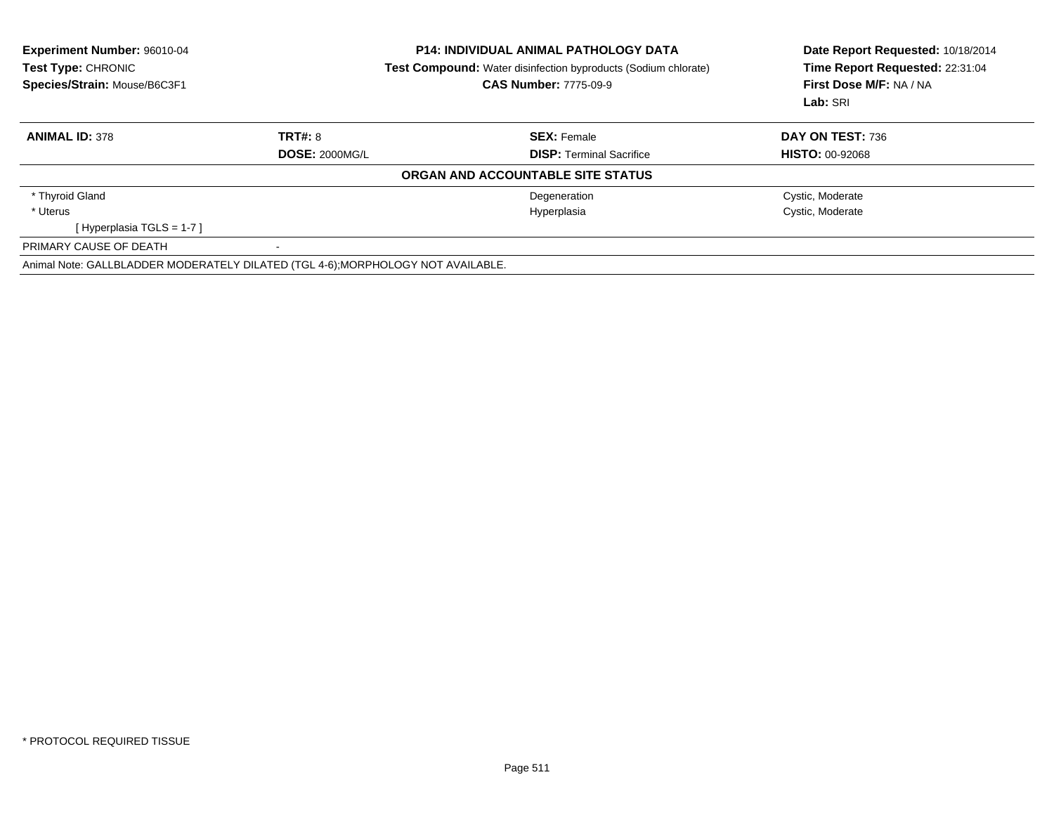**Experiment Number:** 96010-04
**Test Type:** CHRONIC
**Species/Strain:** Mouse/B6C3F1

**P14: INDIVIDUAL ANIMAL PATHOLOGY DATA**
**Test Compound:** Water disinfection byproducts (Sodium chlorate)
**CAS Number:** 7775-09-9

**Date Report Requested:** 10/18/2014
**Time Report Requested:** 22:31:04
**First Dose M/F:** NA / NA
**Lab:** SRI

| **ANIMAL ID:** 378 | **TRT#:** 8 | **SEX:** Female | **DAY ON TEST:** 736 |
|---|---|---|---|
| | **DOSE:** 2000MG/L | **DISP:** Terminal Sacrifice | **HISTO:** 00-92068 |

**ORGAN AND ACCOUNTABLE SITE STATUS**

| | | |
|---|---|---|
| * Thyroid Gland | Degeneration | Cystic, Moderate |
| * Uterus | Hyperplasia | Cystic, Moderate |
| [ Hyperplasia TGLS = 1-7 ] | | |

PRIMARY CAUSE OF DEATH -

Animal Note: GALLBLADDER MODERATELY DILATED (TGL 4-6);MORPHOLOGY NOT AVAILABLE.

* PROTOCOL REQUIRED TISSUE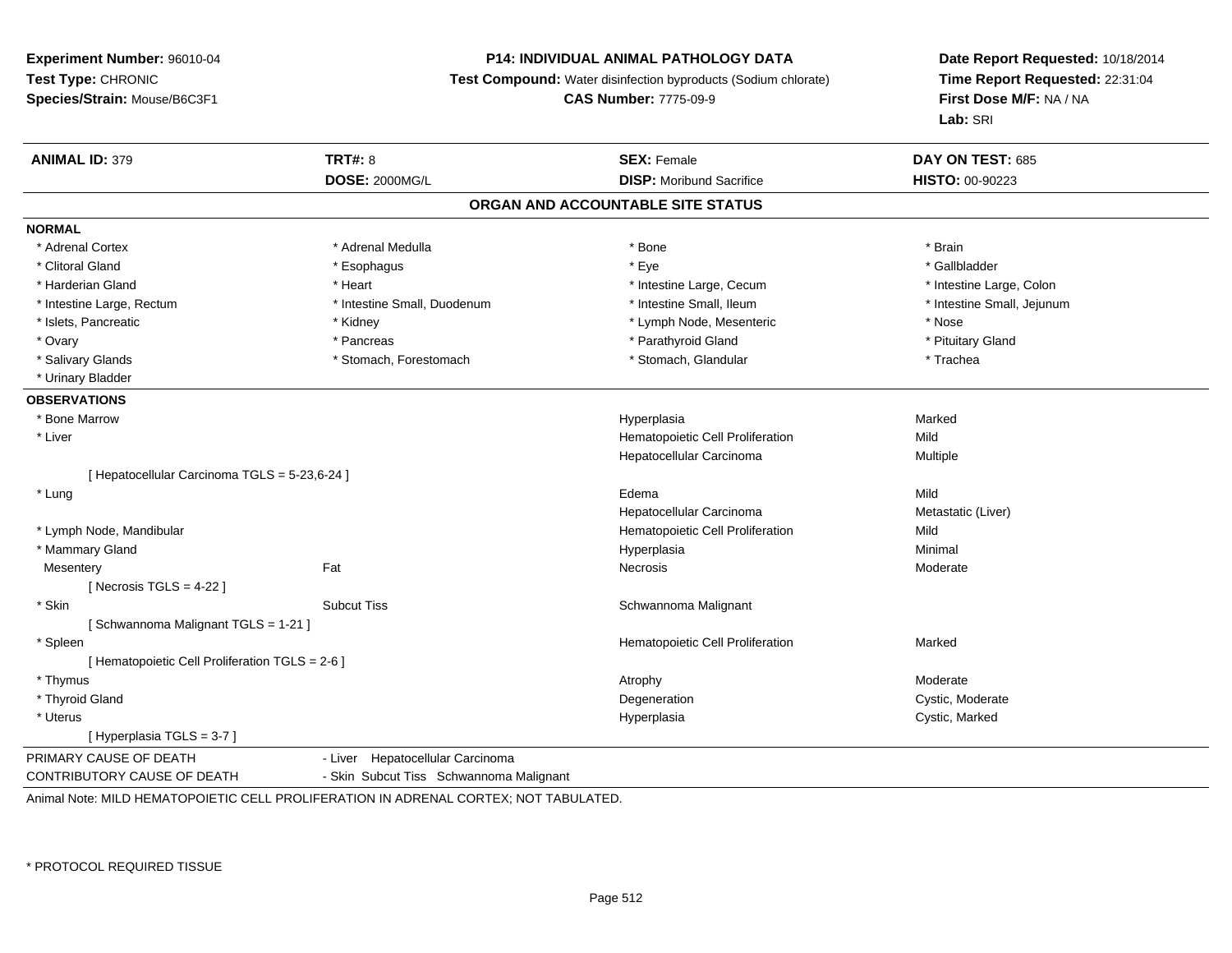**Experiment Number:** 96010-04
**Test Type:** CHRONIC
**Species/Strain:** Mouse/B6C3F1

**P14: INDIVIDUAL ANIMAL PATHOLOGY DATA**
**Test Compound:** Water disinfection byproducts (Sodium chlorate)
**CAS Number:** 7775-09-9

**Date Report Requested:** 10/18/2014
**Time Report Requested:** 22:31:04
**First Dose M/F:** NA / NA
**Lab:** SRI

| **ANIMAL ID:** 379 | **TRT#:** 8 | **SEX:** Female | **DAY ON TEST:** 685 |
|---|---|---|---|
| | **DOSE:** 2000MG/L | **DISP:** Moribund Sacrifice | **HISTO:** 00-90223 |

## ORGAN AND ACCOUNTABLE SITE STATUS

**NORMAL**

| | | | |
|---|---|---|---|
| * Adrenal Cortex | * Adrenal Medulla | * Bone | * Brain |
| * Clitoral Gland | * Esophagus | * Eye | * Gallbladder |
| * Harderian Gland | * Heart | * Intestine Large, Cecum | * Intestine Large, Colon |
| * Intestine Large, Rectum | * Intestine Small, Duodenum | * Intestine Small, Ileum | * Intestine Small, Jejunum |
| * Islets, Pancreatic | * Kidney | * Lymph Node, Mesenteric | * Nose |
| * Ovary | * Pancreas | * Parathyroid Gland | * Pituitary Gland |
| * Salivary Glands | * Stomach, Forestomach | * Stomach, Glandular | * Trachea |
| * Urinary Bladder | | | |

**OBSERVATIONS**

| | | | |
|---|---|---|---|
| * Bone Marrow | | Hyperplasia | Marked |
| * Liver | | Hematopoietic Cell Proliferation | Mild |
| | | Hepatocellular Carcinoma | Multiple |
| [ Hepatocellular Carcinoma TGLS = 5-23,6-24 ] | | | |
| * Lung | | Edema | Mild |
| | | Hepatocellular Carcinoma | Metastatic (Liver) |
| * Lymph Node, Mandibular | | Hematopoietic Cell Proliferation | Mild |
| * Mammary Gland | | Hyperplasia | Minimal |
| Mesentery | Fat | Necrosis | Moderate |
| [ Necrosis TGLS = 4-22 ] | | | |
| * Skin | Subcut Tiss | Schwannoma Malignant | |
| [ Schwannoma Malignant TGLS = 1-21 ] | | | |
| * Spleen | | Hematopoietic Cell Proliferation | Marked |
| [ Hematopoietic Cell Proliferation TGLS = 2-6 ] | | | |
| * Thymus | | Atrophy | Moderate |
| * Thyroid Gland | | Degeneration | Cystic, Moderate |
| * Uterus | | Hyperplasia | Cystic, Marked |
| [ Hyperplasia TGLS = 3-7 ] | | | |

PRIMARY CAUSE OF DEATH - Liver Hepatocellular Carcinoma
CONTRIBUTORY CAUSE OF DEATH - Skin Subcut Tiss Schwannoma Malignant

Animal Note: MILD HEMATOPOIETIC CELL PROLIFERATION IN ADRENAL CORTEX; NOT TABULATED.

* PROTOCOL REQUIRED TISSUE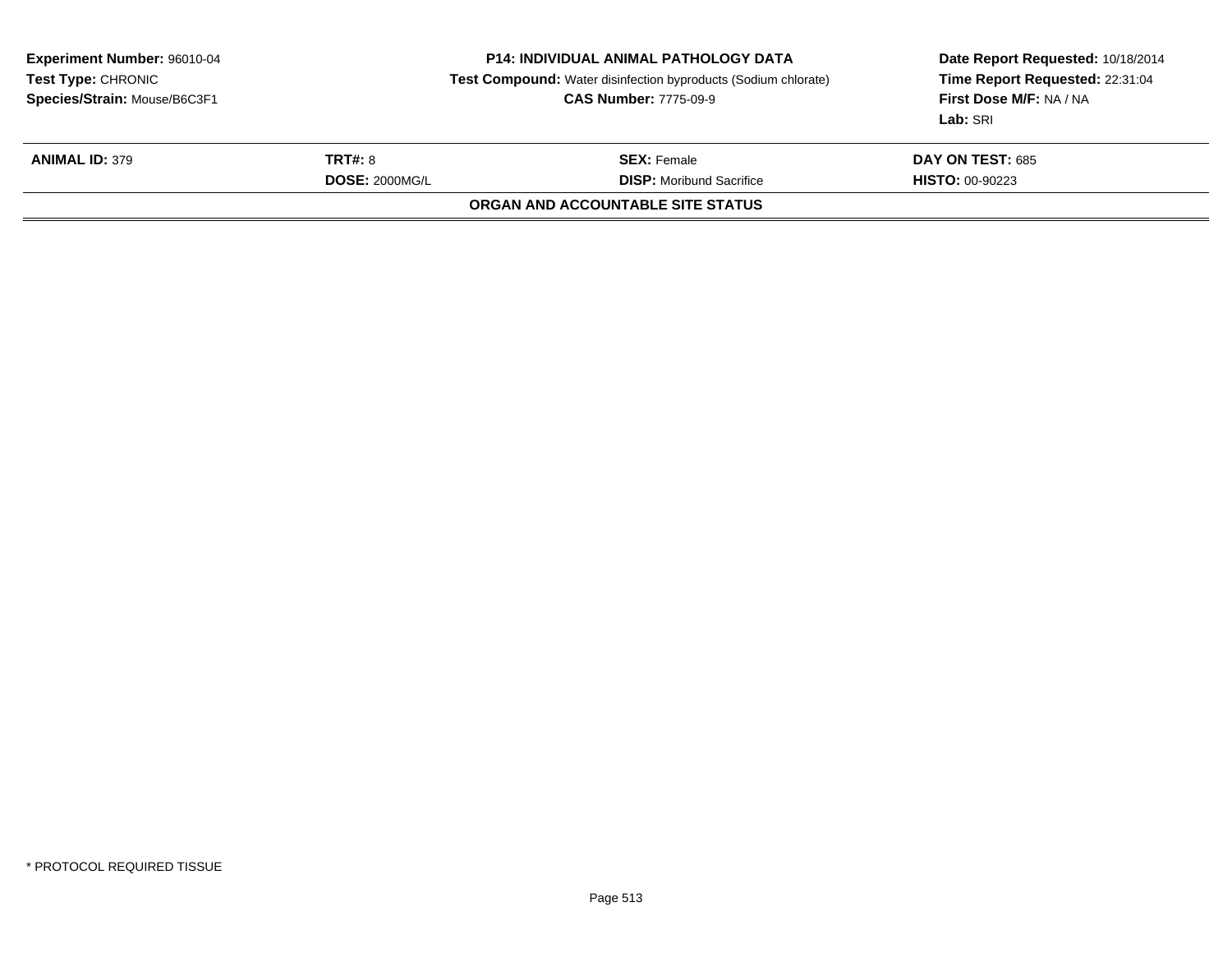| **Experiment Number:** 96010-04 | **P14: INDIVIDUAL ANIMAL PATHOLOGY DATA** | **Date Report Requested:** 10/18/2014 |
|---|---|---|
| **Test Type:** CHRONIC | **Test Compound:** Water disinfection byproducts (Sodium chlorate) | **Time Report Requested:** 22:31:04 |
| **Species/Strain:** Mouse/B6C3F1 | **CAS Number:** 7775-09-9 | **First Dose M/F:** NA / NA |
| | | **Lab:** SRI |

| **ANIMAL ID:** 379 | **TRT#:** 8 | **SEX:** Female | **DAY ON TEST:** 685 |
|---|---|---|---|
| | **DOSE:** 2000MG/L | **DISP:** Moribund Sacrifice | **HISTO:** 00-90223 |

**ORGAN AND ACCOUNTABLE SITE STATUS**

* PROTOCOL REQUIRED TISSUE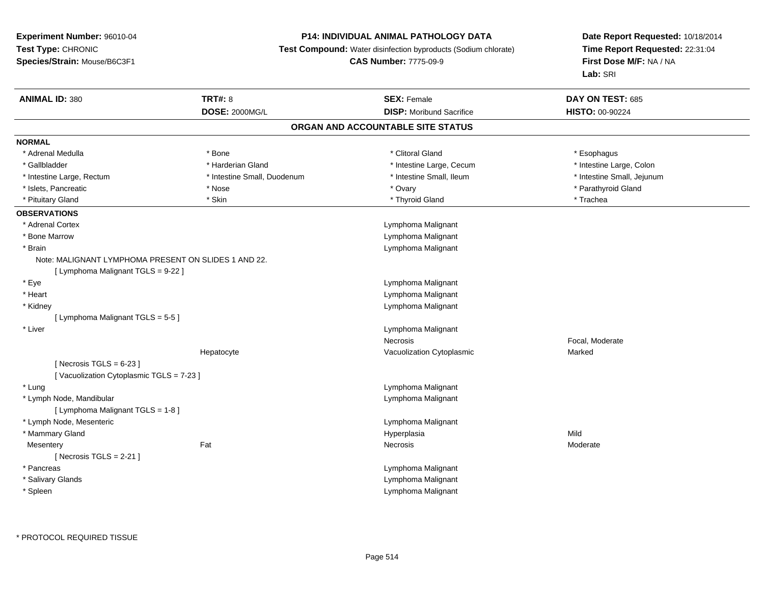**Experiment Number:** 96010-04
**Test Type:** CHRONIC
**Species/Strain:** Mouse/B6C3F1

**P14: INDIVIDUAL ANIMAL PATHOLOGY DATA**
**Test Compound:** Water disinfection byproducts (Sodium chlorate)
**CAS Number:** 7775-09-9

**Date Report Requested:** 10/18/2014
**Time Report Requested:** 22:31:04
**First Dose M/F:** NA / NA
**Lab:** SRI

| **ANIMAL ID:** 380 | **TRT#:** 8 | **SEX:** Female | **DAY ON TEST:** 685 |
|---|---|---|---|
| | **DOSE:** 2000MG/L | **DISP:** Moribund Sacrifice | **HISTO:** 00-90224 |

## ORGAN AND ACCOUNTABLE SITE STATUS

**NORMAL**

| | | | |
|---|---|---|---|
| * Adrenal Medulla | * Bone | * Clitoral Gland | * Esophagus |
| * Gallbladder | * Harderian Gland | * Intestine Large, Cecum | * Intestine Large, Colon |
| * Intestine Large, Rectum | * Intestine Small, Duodenum | * Intestine Small, Ileum | * Intestine Small, Jejunum |
| * Islets, Pancreatic | * Nose | * Ovary | * Parathyroid Gland |
| * Pituitary Gland | * Skin | * Thyroid Gland | * Trachea |

**OBSERVATIONS**

| | | | |
|---|---|---|---|
| * Adrenal Cortex | | Lymphoma Malignant | |
| * Bone Marrow | | Lymphoma Malignant | |
| * Brain | | Lymphoma Malignant | |
| Note: MALIGNANT LYMPHOMA PRESENT ON SLIDES 1 AND 22. | | | |
| [ Lymphoma Malignant TGLS = 9-22 ] | | | |
| * Eye | | Lymphoma Malignant | |
| * Heart | | Lymphoma Malignant | |
| * Kidney | | Lymphoma Malignant | |
| [ Lymphoma Malignant TGLS = 5-5 ] | | | |
| * Liver | | Lymphoma Malignant | |
| | | Necrosis | Focal, Moderate |
| | Hepatocyte | Vacuolization Cytoplasmic | Marked |
| [ Necrosis TGLS = 6-23 ] | | | |
| [ Vacuolization Cytoplasmic TGLS = 7-23 ] | | | |
| * Lung | | Lymphoma Malignant | |
| * Lymph Node, Mandibular | | Lymphoma Malignant | |
| [ Lymphoma Malignant TGLS = 1-8 ] | | | |
| * Lymph Node, Mesenteric | | Lymphoma Malignant | |
| * Mammary Gland | | Hyperplasia | Mild |
| Mesentery | Fat | Necrosis | Moderate |
| [ Necrosis TGLS = 2-21 ] | | | |
| * Pancreas | | Lymphoma Malignant | |
| * Salivary Glands | | Lymphoma Malignant | |
| * Spleen | | Lymphoma Malignant | |

* PROTOCOL REQUIRED TISSUE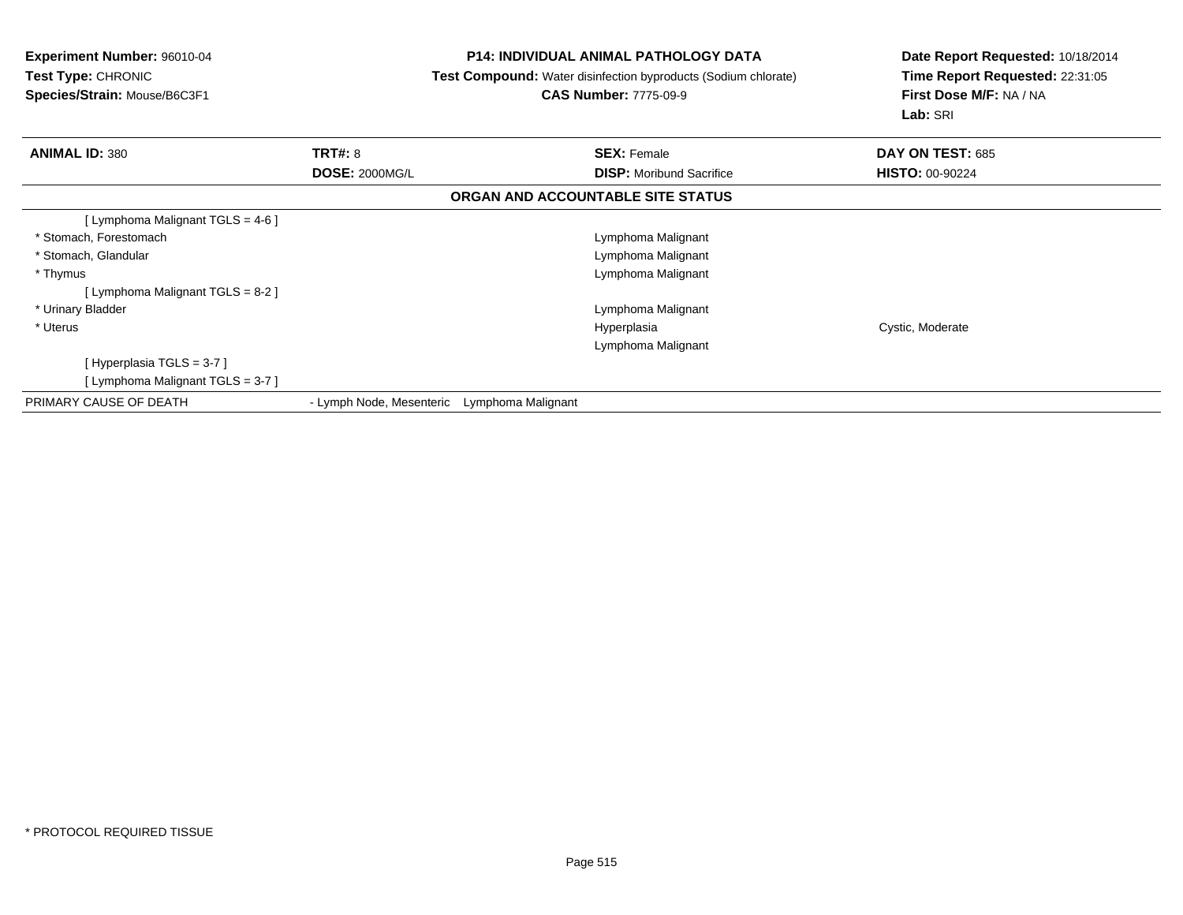**Experiment Number:** 96010-04
**Test Type:** CHRONIC
**Species/Strain:** Mouse/B6C3F1

**P14: INDIVIDUAL ANIMAL PATHOLOGY DATA**
**Test Compound:** Water disinfection byproducts (Sodium chlorate)
**CAS Number:** 7775-09-9

**Date Report Requested:** 10/18/2014
**Time Report Requested:** 22:31:05
**First Dose M/F:** NA / NA
**Lab:** SRI

| **ANIMAL ID:** 380 | **TRT#:** 8 | **SEX:** Female | **DAY ON TEST:** 685 |
|---|---|---|---|
| | **DOSE:** 2000MG/L | **DISP:** Moribund Sacrifice | **HISTO:** 00-90224 |

**ORGAN AND ACCOUNTABLE SITE STATUS**

| | | |
|---|---|---|
| [ Lymphoma Malignant TGLS = 4-6 ] | | |
| * Stomach, Forestomach | Lymphoma Malignant | |
| * Stomach, Glandular | Lymphoma Malignant | |
| * Thymus | Lymphoma Malignant | |
| [ Lymphoma Malignant TGLS = 8-2 ] | | |
| * Urinary Bladder | Lymphoma Malignant | |
| * Uterus | Hyperplasia | Cystic, Moderate |
| | Lymphoma Malignant | |
| [ Hyperplasia TGLS = 3-7 ] | | |
| [ Lymphoma Malignant TGLS = 3-7 ] | | |

PRIMARY CAUSE OF DEATH - Lymph Node, Mesenteric Lymphoma Malignant

* PROTOCOL REQUIRED TISSUE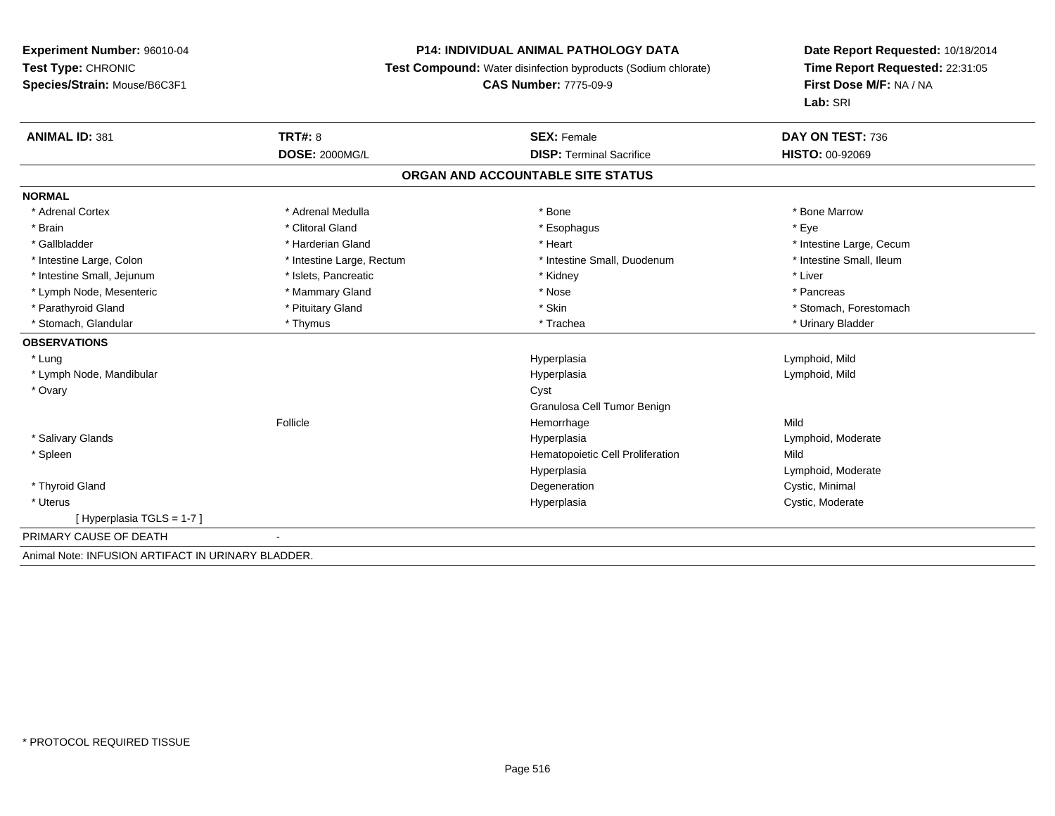**Experiment Number:** 96010-04
**Test Type:** CHRONIC
**Species/Strain:** Mouse/B6C3F1

**P14: INDIVIDUAL ANIMAL PATHOLOGY DATA**
**Test Compound:** Water disinfection byproducts (Sodium chlorate)
**CAS Number:** 7775-09-9

**Date Report Requested:** 10/18/2014
**Time Report Requested:** 22:31:05
**First Dose M/F:** NA / NA
**Lab:** SRI

| **ANIMAL ID:** 381 | **TRT#:** 8 | **SEX:** Female | **DAY ON TEST:** 736 |
|---|---|---|---|
| | **DOSE:** 2000MG/L | **DISP:** Terminal Sacrifice | **HISTO:** 00-92069 |

## ORGAN AND ACCOUNTABLE SITE STATUS

| | | | |
|---|---|---|---|
| **NORMAL** | | | |
| * Adrenal Cortex | * Adrenal Medulla | * Bone | * Bone Marrow |
| * Brain | * Clitoral Gland | * Esophagus | * Eye |
| * Gallbladder | * Harderian Gland | * Heart | * Intestine Large, Cecum |
| * Intestine Large, Colon | * Intestine Large, Rectum | * Intestine Small, Duodenum | * Intestine Small, Ileum |
| * Intestine Small, Jejunum | * Islets, Pancreatic | * Kidney | * Liver |
| * Lymph Node, Mesenteric | * Mammary Gland | * Nose | * Pancreas |
| * Parathyroid Gland | * Pituitary Gland | * Skin | * Stomach, Forestomach |
| * Stomach, Glandular | * Thymus | * Trachea | * Urinary Bladder |
| **OBSERVATIONS** | | | |
| * Lung | | Hyperplasia | Lymphoid, Mild |
| * Lymph Node, Mandibular | | Hyperplasia | Lymphoid, Mild |
| * Ovary | | Cyst | |
| | | Granulosa Cell Tumor Benign | |
| | Follicle | Hemorrhage | Mild |
| * Salivary Glands | | Hyperplasia | Lymphoid, Moderate |
| * Spleen | | Hematopoietic Cell Proliferation | Mild |
| | | Hyperplasia | Lymphoid, Moderate |
| * Thyroid Gland | | Degeneration | Cystic, Minimal |
| * Uterus | | Hyperplasia | Cystic, Moderate |
| [ Hyperplasia TGLS = 1-7 ] | | | |
| PRIMARY CAUSE OF DEATH | - | | |

Animal Note: INFUSION ARTIFACT IN URINARY BLADDER.

* PROTOCOL REQUIRED TISSUE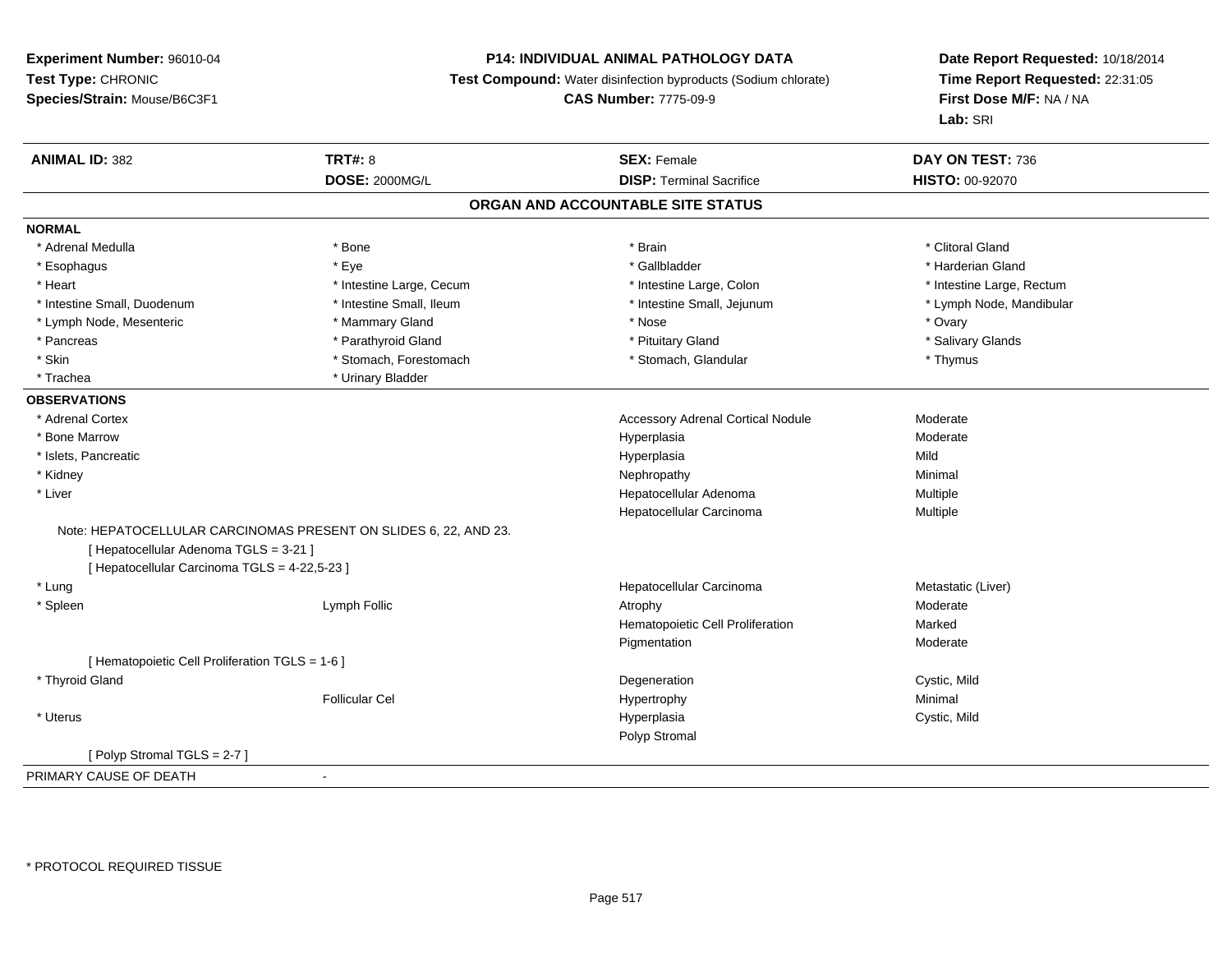**Experiment Number:** 96010-04
**Test Type:** CHRONIC
**Species/Strain:** Mouse/B6C3F1

**P14: INDIVIDUAL ANIMAL PATHOLOGY DATA**
**Test Compound:** Water disinfection byproducts (Sodium chlorate)
**CAS Number:** 7775-09-9

**Date Report Requested:** 10/18/2014
**Time Report Requested:** 22:31:05
**First Dose M/F:** NA / NA
**Lab:** SRI

| **ANIMAL ID:** 382 | **TRT#:** 8 | **SEX:** Female | **DAY ON TEST:** 736 |
|---|---|---|---|
| | **DOSE:** 2000MG/L | **DISP:** Terminal Sacrifice | **HISTO:** 00-92070 |

## ORGAN AND ACCOUNTABLE SITE STATUS

**NORMAL**

| | | | |
|---|---|---|---|
| * Adrenal Medulla | * Bone | * Brain | * Clitoral Gland |
| * Esophagus | * Eye | * Gallbladder | * Harderian Gland |
| * Heart | * Intestine Large, Cecum | * Intestine Large, Colon | * Intestine Large, Rectum |
| * Intestine Small, Duodenum | * Intestine Small, Ileum | * Intestine Small, Jejunum | * Lymph Node, Mandibular |
| * Lymph Node, Mesenteric | * Mammary Gland | * Nose | * Ovary |
| * Pancreas | * Parathyroid Gland | * Pituitary Gland | * Salivary Glands |
| * Skin | * Stomach, Forestomach | * Stomach, Glandular | * Thymus |
| * Trachea | * Urinary Bladder | | |

**OBSERVATIONS**

| | | | |
|---|---|---|---|
| * Adrenal Cortex | | Accessory Adrenal Cortical Nodule | Moderate |
| * Bone Marrow | | Hyperplasia | Moderate |
| * Islets, Pancreatic | | Hyperplasia | Mild |
| * Kidney | | Nephropathy | Minimal |
| * Liver | | Hepatocellular Adenoma | Multiple |
| | | Hepatocellular Carcinoma | Multiple |
| Note: HEPATOCELLULAR CARCINOMAS PRESENT ON SLIDES 6, 22, AND 23. | | | |
| [ Hepatocellular Adenoma TGLS = 3-21 ] | | | |
| [ Hepatocellular Carcinoma TGLS = 4-22,5-23 ] | | | |
| * Lung | | Hepatocellular Carcinoma | Metastatic (Liver) |
| * Spleen | Lymph Follic | Atrophy | Moderate |
| | | Hematopoietic Cell Proliferation | Marked |
| | | Pigmentation | Moderate |
| [ Hematopoietic Cell Proliferation TGLS = 1-6 ] | | | |
| * Thyroid Gland | | Degeneration | Cystic, Mild |
| | Follicular Cel | Hypertrophy | Minimal |
| * Uterus | | Hyperplasia | Cystic, Mild |
| | | Polyp Stromal | |
| [ Polyp Stromal TGLS = 2-7 ] | | | |

PRIMARY CAUSE OF DEATH -

* PROTOCOL REQUIRED TISSUE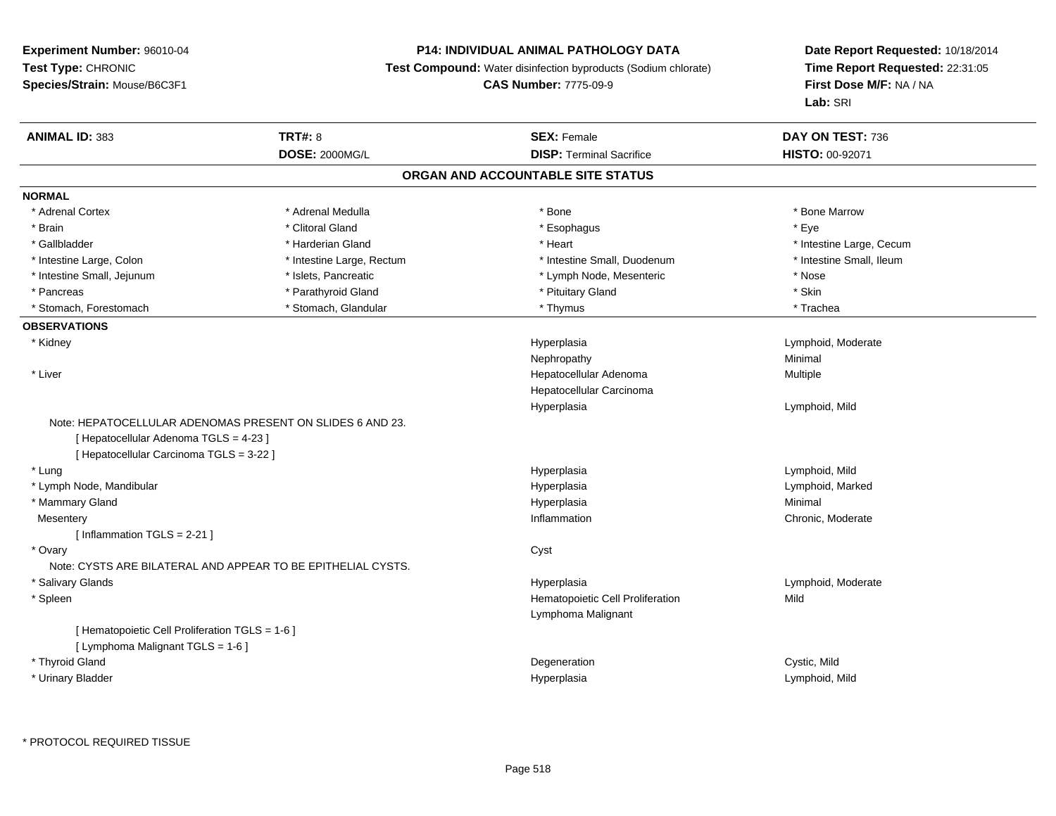**Experiment Number:** 96010-04
**Test Type:** CHRONIC
**Species/Strain:** Mouse/B6C3F1

**P14: INDIVIDUAL ANIMAL PATHOLOGY DATA**
**Test Compound:** Water disinfection byproducts (Sodium chlorate)
**CAS Number:** 7775-09-9

**Date Report Requested:** 10/18/2014
**Time Report Requested:** 22:31:05
**First Dose M/F:** NA / NA
**Lab:** SRI

| **ANIMAL ID:** 383 | **TRT#:** 8 | **SEX:** Female | **DAY ON TEST:** 736 |
|---|---|---|---|
| | **DOSE:** 2000MG/L | **DISP:** Terminal Sacrifice | **HISTO:** 00-92071 |

## ORGAN AND ACCOUNTABLE SITE STATUS

**NORMAL**

| | | | |
|---|---|---|---|
| * Adrenal Cortex | * Adrenal Medulla | * Bone | * Bone Marrow |
| * Brain | * Clitoral Gland | * Esophagus | * Eye |
| * Gallbladder | * Harderian Gland | * Heart | * Intestine Large, Cecum |
| * Intestine Large, Colon | * Intestine Large, Rectum | * Intestine Small, Duodenum | * Intestine Small, Ileum |
| * Intestine Small, Jejunum | * Islets, Pancreatic | * Lymph Node, Mesenteric | * Nose |
| * Pancreas | * Parathyroid Gland | * Pituitary Gland | * Skin |
| * Stomach, Forestomach | * Stomach, Glandular | * Thymus | * Trachea |

**OBSERVATIONS**

| | | |
|---|---|---|
| * Kidney | Hyperplasia | Lymphoid, Moderate |
| | Nephropathy | Minimal |
| * Liver | Hepatocellular Adenoma | Multiple |
| | Hepatocellular Carcinoma | |
| | Hyperplasia | Lymphoid, Mild |

Note: HEPATOCELLULAR ADENOMAS PRESENT ON SLIDES 6 AND 23.
[ Hepatocellular Adenoma TGLS = 4-23 ]
[ Hepatocellular Carcinoma TGLS = 3-22 ]

| | | |
|---|---|---|
| * Lung | Hyperplasia | Lymphoid, Mild |
| * Lymph Node, Mandibular | Hyperplasia | Lymphoid, Marked |
| * Mammary Gland | Hyperplasia | Minimal |
| Mesentery | Inflammation | Chronic, Moderate |

[ Inflammation TGLS = 2-21 ]

| | | |
|---|---|---|
| * Ovary | Cyst | |

Note: CYSTS ARE BILATERAL AND APPEAR TO BE EPITHELIAL CYSTS.

| | | |
|---|---|---|
| * Salivary Glands | Hyperplasia | Lymphoid, Moderate |
| * Spleen | Hematopoietic Cell Proliferation | Mild |
| | Lymphoma Malignant | |

[ Hematopoietic Cell Proliferation TGLS = 1-6 ]
[ Lymphoma Malignant TGLS = 1-6 ]

| | | |
|---|---|---|
| * Thyroid Gland | Degeneration | Cystic, Mild |
| * Urinary Bladder | Hyperplasia | Lymphoid, Mild |

* PROTOCOL REQUIRED TISSUE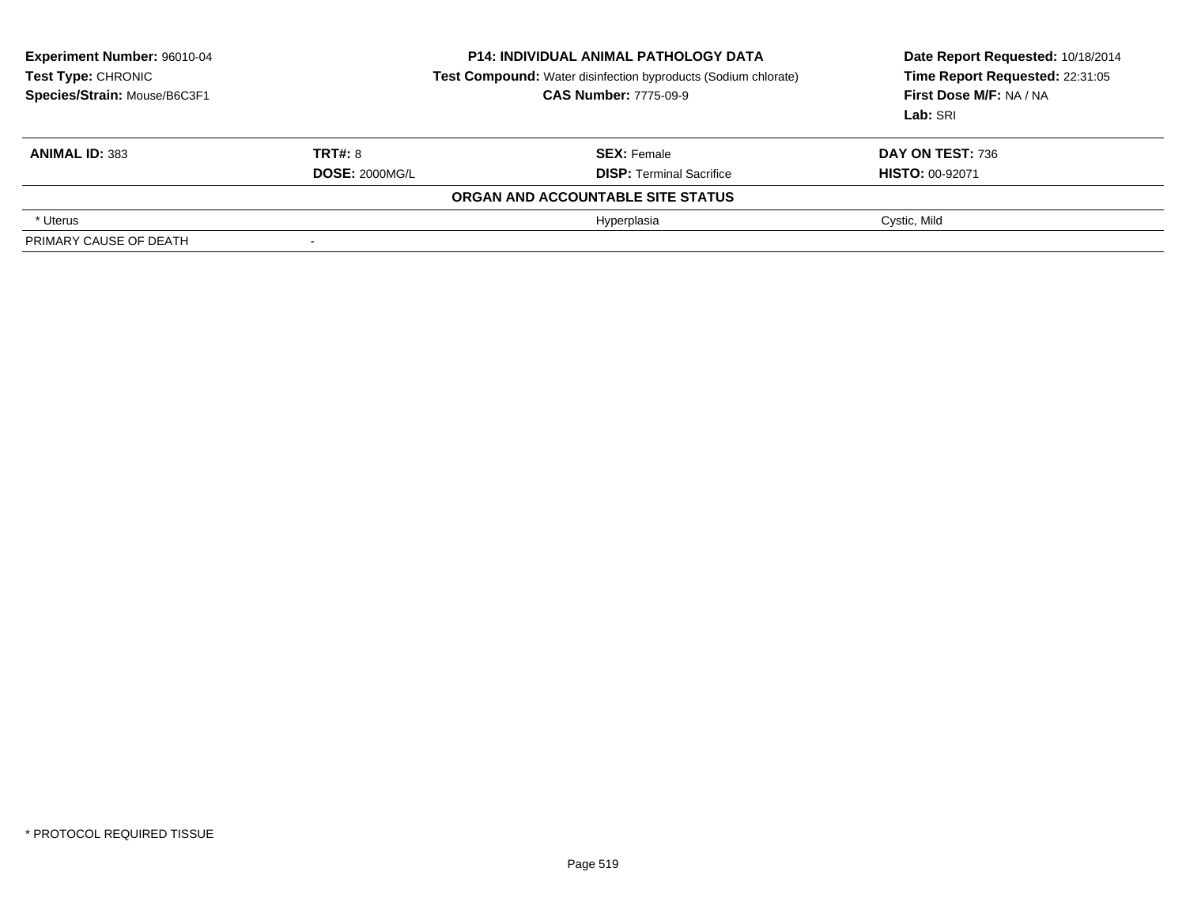**Experiment Number:** 96010-04
**Test Type:** CHRONIC
**Species/Strain:** Mouse/B6C3F1

**P14: INDIVIDUAL ANIMAL PATHOLOGY DATA**
**Test Compound:** Water disinfection byproducts (Sodium chlorate)
**CAS Number:** 7775-09-9

**Date Report Requested:** 10/18/2014
**Time Report Requested:** 22:31:05
**First Dose M/F:** NA / NA
**Lab:** SRI

| **ANIMAL ID:** 383 | **TRT#:** 8 | **SEX:** Female | **DAY ON TEST:** 736 |
|---|---|---|---|
| | **DOSE:** 2000MG/L | **DISP:** Terminal Sacrifice | **HISTO:** 00-92071 |

**ORGAN AND ACCOUNTABLE SITE STATUS**

| | | | |
|---|---|---|---|
| * Uterus | | Hyperplasia | Cystic, Mild |
| PRIMARY CAUSE OF DEATH | - | | |

* PROTOCOL REQUIRED TISSUE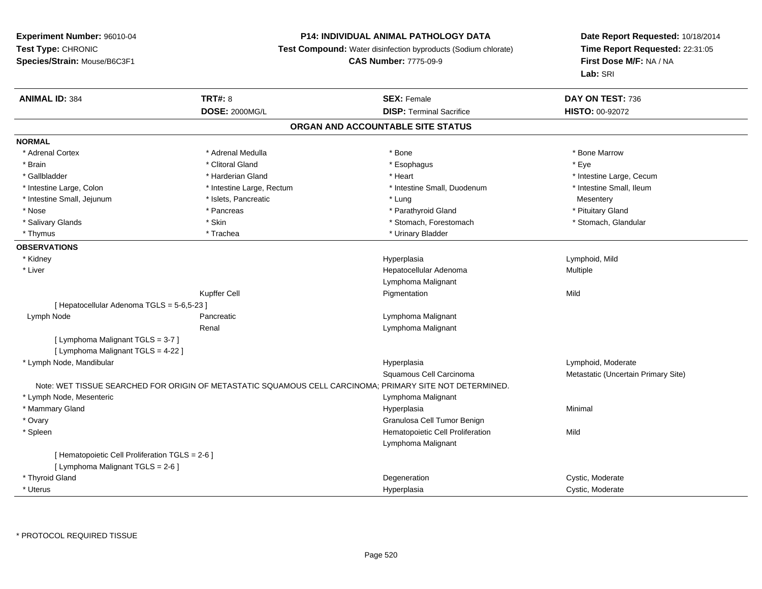**Experiment Number:** 96010-04
**Test Type:** CHRONIC
**Species/Strain:** Mouse/B6C3F1

**P14: INDIVIDUAL ANIMAL PATHOLOGY DATA**
**Test Compound:** Water disinfection byproducts (Sodium chlorate)
**CAS Number:** 7775-09-9

**Date Report Requested:** 10/18/2014
**Time Report Requested:** 22:31:05
**First Dose M/F:** NA / NA
**Lab:** SRI

| **ANIMAL ID:** 384 | **TRT#:** 8 | **SEX:** Female | **DAY ON TEST:** 736 |
|---|---|---|---|
| | **DOSE:** 2000MG/L | **DISP:** Terminal Sacrifice | **HISTO:** 00-92072 |

## ORGAN AND ACCOUNTABLE SITE STATUS

**NORMAL**

| | | | |
|---|---|---|---|
| * Adrenal Cortex | * Adrenal Medulla | * Bone | * Bone Marrow |
| * Brain | * Clitoral Gland | * Esophagus | * Eye |
| * Gallbladder | * Harderian Gland | * Heart | * Intestine Large, Cecum |
| * Intestine Large, Colon | * Intestine Large, Rectum | * Intestine Small, Duodenum | * Intestine Small, Ileum |
| * Intestine Small, Jejunum | * Islets, Pancreatic | * Lung | Mesentery |
| * Nose | * Pancreas | * Parathyroid Gland | * Pituitary Gland |
| * Salivary Glands | * Skin | * Stomach, Forestomach | * Stomach, Glandular |
| * Thymus | * Trachea | * Urinary Bladder | |

**OBSERVATIONS**

| | | | |
|---|---|---|---|
| * Kidney | | Hyperplasia | Lymphoid, Mild |
| * Liver | | Hepatocellular Adenoma | Multiple |
| | | Lymphoma Malignant | |
| | Kupffer Cell | Pigmentation | Mild |
| [ Hepatocellular Adenoma TGLS = 5-6,5-23 ] | | | |
| Lymph Node | Pancreatic | Lymphoma Malignant | |
| | Renal | Lymphoma Malignant | |
| [ Lymphoma Malignant TGLS = 3-7 ] | | | |
| [ Lymphoma Malignant TGLS = 4-22 ] | | | |
| * Lymph Node, Mandibular | | Hyperplasia | Lymphoid, Moderate |
| | | Squamous Cell Carcinoma | Metastatic (Uncertain Primary Site) |
| Note: WET TISSUE SEARCHED FOR ORIGIN OF METASTATIC SQUAMOUS CELL CARCINOMA; PRIMARY SITE NOT DETERMINED. | | | |
| * Lymph Node, Mesenteric | | Lymphoma Malignant | |
| * Mammary Gland | | Hyperplasia | Minimal |
| * Ovary | | Granulosa Cell Tumor Benign | |
| * Spleen | | Hematopoietic Cell Proliferation | Mild |
| | | Lymphoma Malignant | |
| [ Hematopoietic Cell Proliferation TGLS = 2-6 ] | | | |
| [ Lymphoma Malignant TGLS = 2-6 ] | | | |
| * Thyroid Gland | | Degeneration | Cystic, Moderate |
| * Uterus | | Hyperplasia | Cystic, Moderate |

* PROTOCOL REQUIRED TISSUE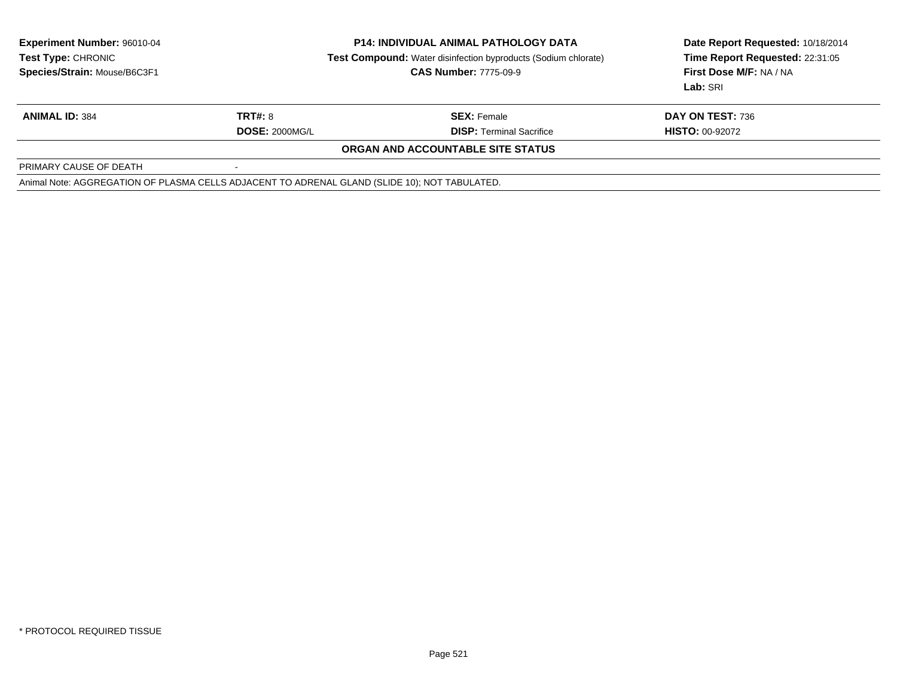**Experiment Number:** 96010-04
**Test Type:** CHRONIC
**Species/Strain:** Mouse/B6C3F1

**P14: INDIVIDUAL ANIMAL PATHOLOGY DATA**
**Test Compound:** Water disinfection byproducts (Sodium chlorate)
**CAS Number:** 7775-09-9

**Date Report Requested:** 10/18/2014
**Time Report Requested:** 22:31:05
**First Dose M/F:** NA / NA
**Lab:** SRI

| **ANIMAL ID:** 384 | **TRT#:** 8 | **SEX:** Female | **DAY ON TEST:** 736 |
|---|---|---|---|
| | **DOSE:** 2000MG/L | **DISP:** Terminal Sacrifice | **HISTO:** 00-92072 |

**ORGAN AND ACCOUNTABLE SITE STATUS**

PRIMARY CAUSE OF DEATH -

Animal Note: AGGREGATION OF PLASMA CELLS ADJACENT TO ADRENAL GLAND (SLIDE 10); NOT TABULATED.

* PROTOCOL REQUIRED TISSUE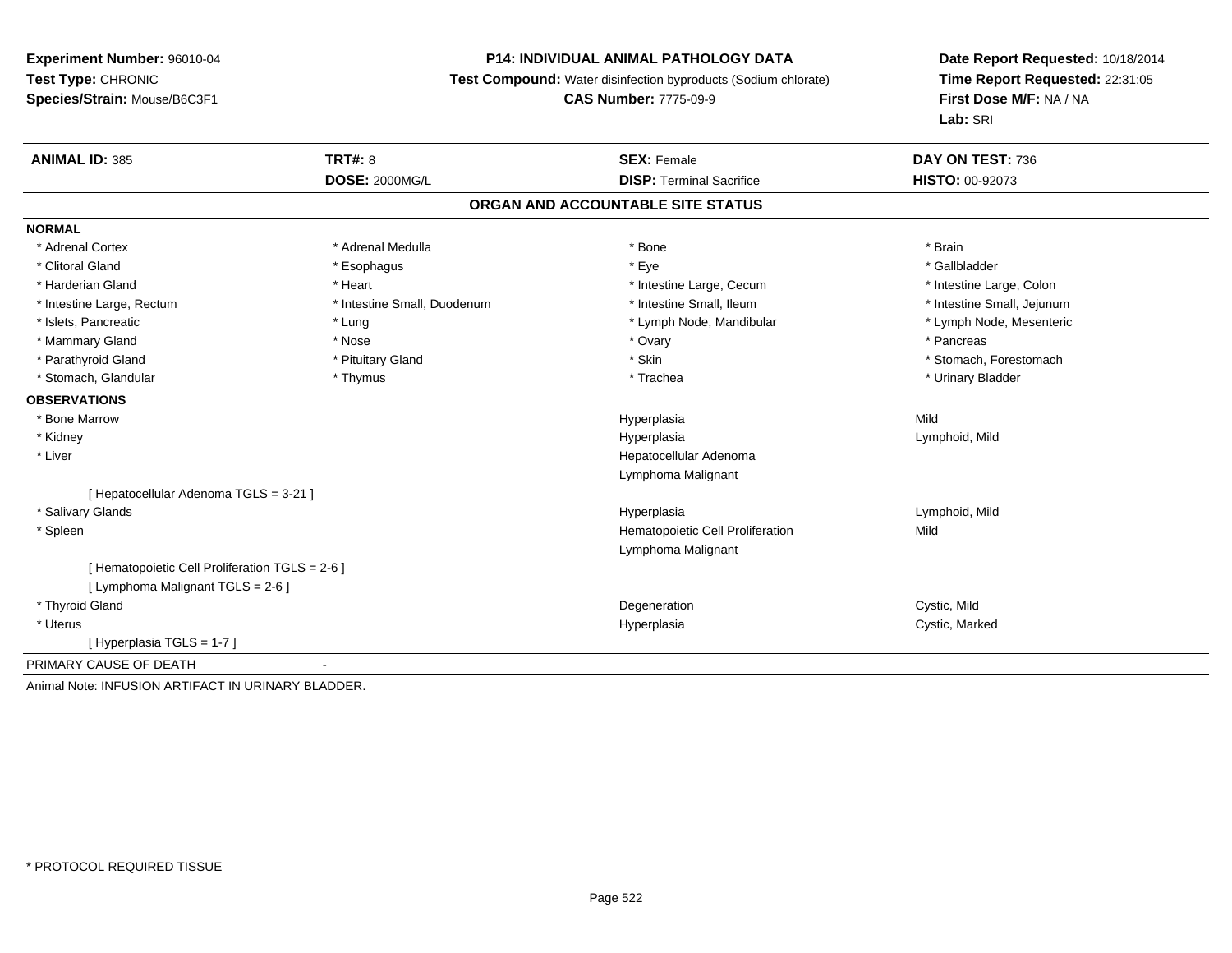**Experiment Number:** 96010-04
**Test Type:** CHRONIC
**Species/Strain:** Mouse/B6C3F1

**P14: INDIVIDUAL ANIMAL PATHOLOGY DATA**
**Test Compound:** Water disinfection byproducts (Sodium chlorate)
**CAS Number:** 7775-09-9

**Date Report Requested:** 10/18/2014
**Time Report Requested:** 22:31:05
**First Dose M/F:** NA / NA
**Lab:** SRI

| **ANIMAL ID:** 385 | **TRT#:** 8 | **SEX:** Female | **DAY ON TEST:** 736 |
|---|---|---|---|
| | **DOSE:** 2000MG/L | **DISP:** Terminal Sacrifice | **HISTO:** 00-92073 |

## ORGAN AND ACCOUNTABLE SITE STATUS

**NORMAL**

| | | | |
|---|---|---|---|
| * Adrenal Cortex | * Adrenal Medulla | * Bone | * Brain |
| * Clitoral Gland | * Esophagus | * Eye | * Gallbladder |
| * Harderian Gland | * Heart | * Intestine Large, Cecum | * Intestine Large, Colon |
| * Intestine Large, Rectum | * Intestine Small, Duodenum | * Intestine Small, Ileum | * Intestine Small, Jejunum |
| * Islets, Pancreatic | * Lung | * Lymph Node, Mandibular | * Lymph Node, Mesenteric |
| * Mammary Gland | * Nose | * Ovary | * Pancreas |
| * Parathyroid Gland | * Pituitary Gland | * Skin | * Stomach, Forestomach |
| * Stomach, Glandular | * Thymus | * Trachea | * Urinary Bladder |

**OBSERVATIONS**

| | | |
|---|---|---|
| * Bone Marrow | Hyperplasia | Mild |
| * Kidney | Hyperplasia | Lymphoid, Mild |
| * Liver | Hepatocellular Adenoma | |
| | Lymphoma Malignant | |
| [ Hepatocellular Adenoma TGLS = 3-21 ] | | |
| * Salivary Glands | Hyperplasia | Lymphoid, Mild |
| * Spleen | Hematopoietic Cell Proliferation | Mild |
| | Lymphoma Malignant | |
| [ Hematopoietic Cell Proliferation TGLS = 2-6 ] | | |
| [ Lymphoma Malignant TGLS = 2-6 ] | | |
| * Thyroid Gland | Degeneration | Cystic, Mild |
| * Uterus | Hyperplasia | Cystic, Marked |
| [ Hyperplasia TGLS = 1-7 ] | | |

PRIMARY CAUSE OF DEATH -

Animal Note: INFUSION ARTIFACT IN URINARY BLADDER.

* PROTOCOL REQUIRED TISSUE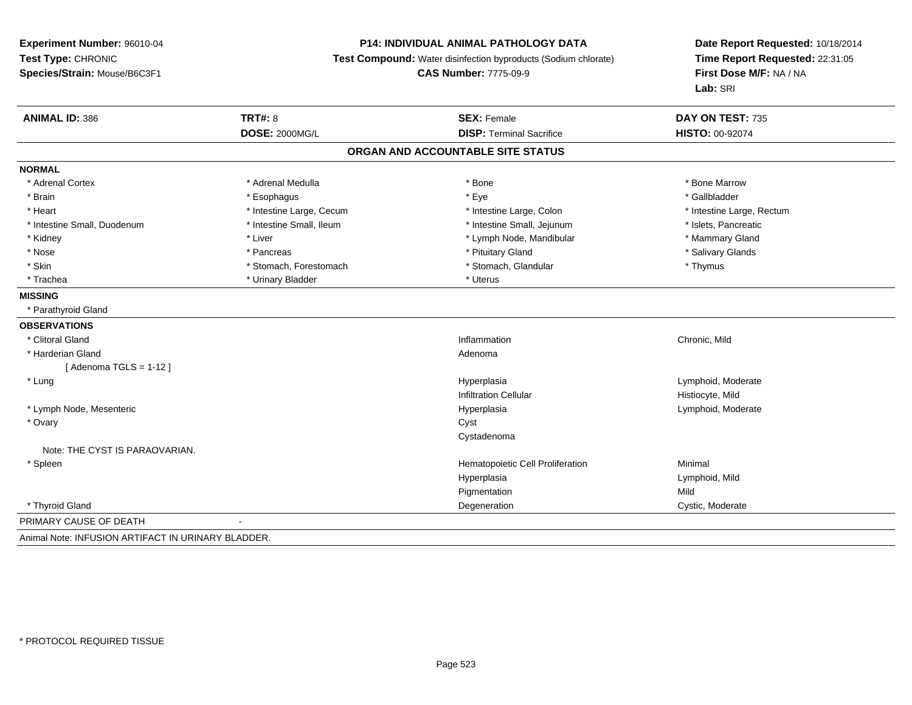**Experiment Number:** 96010-04
**Test Type:** CHRONIC
**Species/Strain:** Mouse/B6C3F1

**P14: INDIVIDUAL ANIMAL PATHOLOGY DATA**
**Test Compound:** Water disinfection byproducts (Sodium chlorate)
**CAS Number:** 7775-09-9

**Date Report Requested:** 10/18/2014
**Time Report Requested:** 22:31:05
**First Dose M/F:** NA / NA
**Lab:** SRI

| **ANIMAL ID:** 386 | **TRT#:** 8 | **SEX:** Female | **DAY ON TEST:** 735 |
|---|---|---|---|
| | **DOSE:** 2000MG/L | **DISP:** Terminal Sacrifice | **HISTO:** 00-92074 |

## ORGAN AND ACCOUNTABLE SITE STATUS

**NORMAL**

| | | | |
|---|---|---|---|
| * Adrenal Cortex | * Adrenal Medulla | * Bone | * Bone Marrow |
| * Brain | * Esophagus | * Eye | * Gallbladder |
| * Heart | * Intestine Large, Cecum | * Intestine Large, Colon | * Intestine Large, Rectum |
| * Intestine Small, Duodenum | * Intestine Small, Ileum | * Intestine Small, Jejunum | * Islets, Pancreatic |
| * Kidney | * Liver | * Lymph Node, Mandibular | * Mammary Gland |
| * Nose | * Pancreas | * Pituitary Gland | * Salivary Glands |
| * Skin | * Stomach, Forestomach | * Stomach, Glandular | * Thymus |
| * Trachea | * Urinary Bladder | * Uterus | |

**MISSING**

* Parathyroid Gland

**OBSERVATIONS**

| | | |
|---|---|---|
| * Clitoral Gland | Inflammation | Chronic, Mild |
| * Harderian Gland | Adenoma | |
| [ Adenoma TGLS = 1-12 ] | | |
| * Lung | Hyperplasia | Lymphoid, Moderate |
| | Infiltration Cellular | Histiocyte, Mild |
| * Lymph Node, Mesenteric | Hyperplasia | Lymphoid, Moderate |
| * Ovary | Cyst | |
| | Cystadenoma | |
| Note: THE CYST IS PARAOVARIAN. | | |
| * Spleen | Hematopoietic Cell Proliferation | Minimal |
| | Hyperplasia | Lymphoid, Mild |
| | Pigmentation | Mild |
| * Thyroid Gland | Degeneration | Cystic, Moderate |

PRIMARY CAUSE OF DEATH -

Animal Note: INFUSION ARTIFACT IN URINARY BLADDER.

\* PROTOCOL REQUIRED TISSUE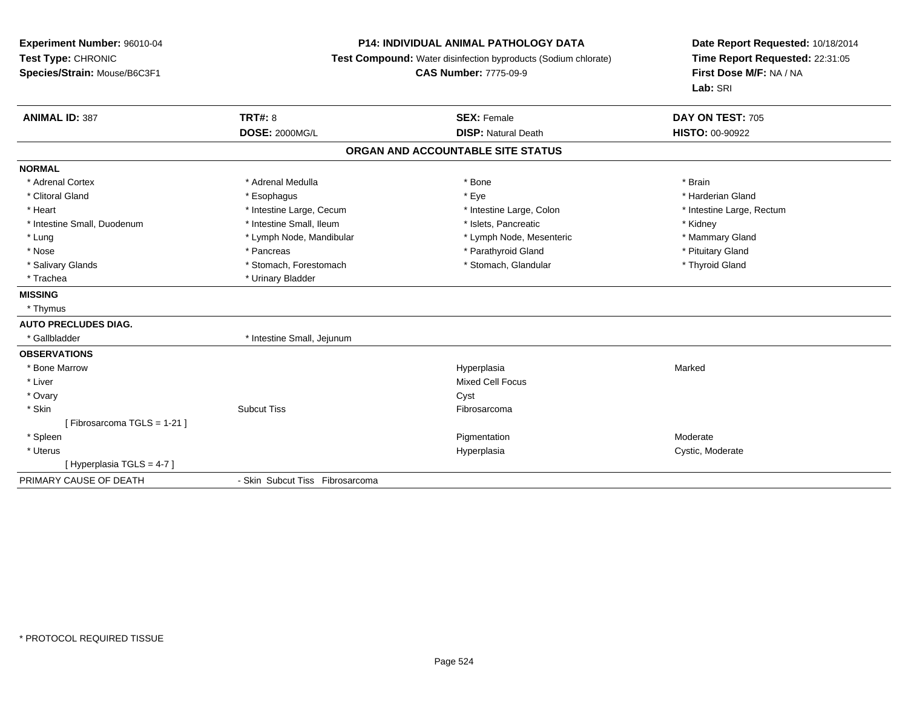**Experiment Number:** 96010-04
**Test Type:** CHRONIC
**Species/Strain:** Mouse/B6C3F1

**P14: INDIVIDUAL ANIMAL PATHOLOGY DATA**
**Test Compound:** Water disinfection byproducts (Sodium chlorate)
**CAS Number:** 7775-09-9

**Date Report Requested:** 10/18/2014
**Time Report Requested:** 22:31:05
**First Dose M/F:** NA / NA
**Lab:** SRI

| **ANIMAL ID:** 387 | **TRT#:** 8 | **SEX:** Female | **DAY ON TEST:** 705 |
|---|---|---|---|
| | **DOSE:** 2000MG/L | **DISP:** Natural Death | **HISTO:** 00-90922 |

## ORGAN AND ACCOUNTABLE SITE STATUS

| | | | |
|---|---|---|---|
| **NORMAL** | | | |
| * Adrenal Cortex | * Adrenal Medulla | * Bone | * Brain |
| * Clitoral Gland | * Esophagus | * Eye | * Harderian Gland |
| * Heart | * Intestine Large, Cecum | * Intestine Large, Colon | * Intestine Large, Rectum |
| * Intestine Small, Duodenum | * Intestine Small, Ileum | * Islets, Pancreatic | * Kidney |
| * Lung | * Lymph Node, Mandibular | * Lymph Node, Mesenteric | * Mammary Gland |
| * Nose | * Pancreas | * Parathyroid Gland | * Pituitary Gland |
| * Salivary Glands | * Stomach, Forestomach | * Stomach, Glandular | * Thyroid Gland |
| * Trachea | * Urinary Bladder | | |
| **MISSING** | | | |
| * Thymus | | | |
| **AUTO PRECLUDES DIAG.** | | | |
| * Gallbladder | * Intestine Small, Jejunum | | |
| **OBSERVATIONS** | | | |
| * Bone Marrow | | Hyperplasia | Marked |
| * Liver | | Mixed Cell Focus | |
| * Ovary | | Cyst | |
| * Skin | Subcut Tiss | Fibrosarcoma | |
| [ Fibrosarcoma TGLS = 1-21 ] | | | |
| * Spleen | | Pigmentation | Moderate |
| * Uterus | | Hyperplasia | Cystic, Moderate |
| [ Hyperplasia TGLS = 4-7 ] | | | |
| PRIMARY CAUSE OF DEATH | - Skin Subcut Tiss Fibrosarcoma | | |

* PROTOCOL REQUIRED TISSUE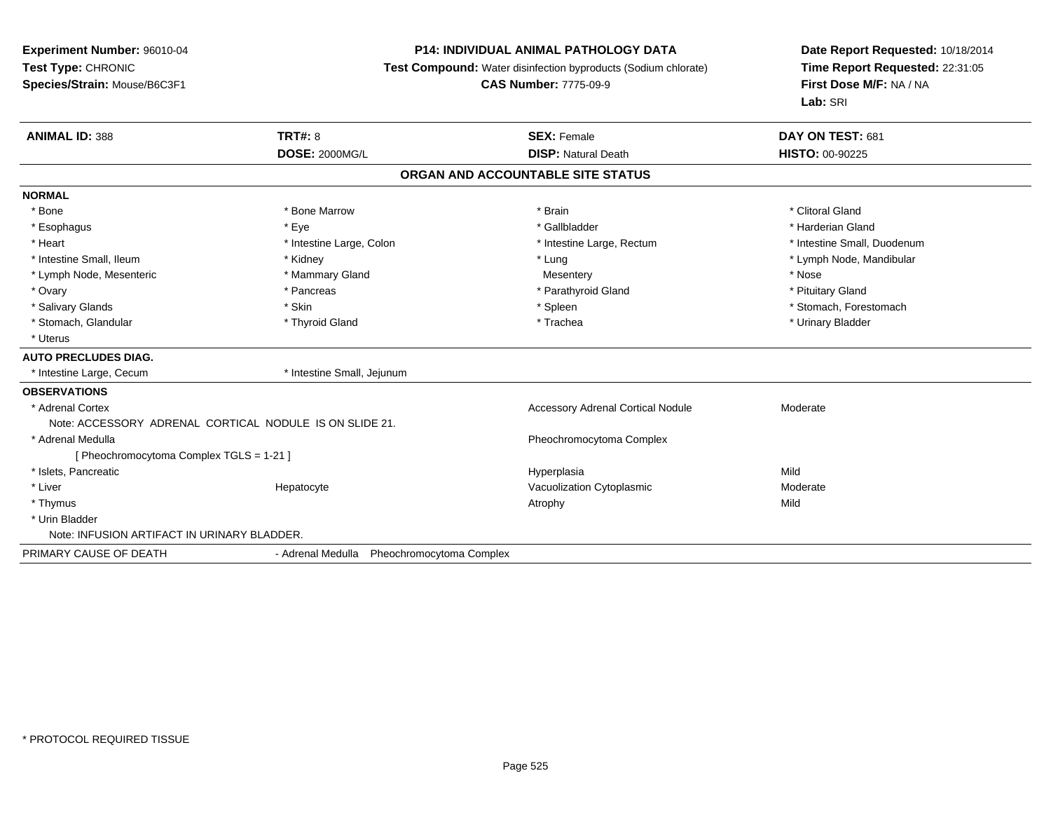**Experiment Number:** 96010-04
**Test Type:** CHRONIC
**Species/Strain:** Mouse/B6C3F1

**P14: INDIVIDUAL ANIMAL PATHOLOGY DATA**
**Test Compound:** Water disinfection byproducts (Sodium chlorate)
**CAS Number:** 7775-09-9

**Date Report Requested:** 10/18/2014
**Time Report Requested:** 22:31:05
**First Dose M/F:** NA / NA
**Lab:** SRI

| **ANIMAL ID:** 388 | **TRT#:** 8 | **SEX:** Female | **DAY ON TEST:** 681 |
|---|---|---|---|
| | **DOSE:** 2000MG/L | **DISP:** Natural Death | **HISTO:** 00-90225 |

## ORGAN AND ACCOUNTABLE SITE STATUS

**NORMAL**

| | | | |
|---|---|---|---|
| * Bone | * Bone Marrow | * Brain | * Clitoral Gland |
| * Esophagus | * Eye | * Gallbladder | * Harderian Gland |
| * Heart | * Intestine Large, Colon | * Intestine Large, Rectum | * Intestine Small, Duodenum |
| * Intestine Small, Ileum | * Kidney | * Lung | * Lymph Node, Mandibular |
| * Lymph Node, Mesenteric | * Mammary Gland | Mesentery | * Nose |
| * Ovary | * Pancreas | * Parathyroid Gland | * Pituitary Gland |
| * Salivary Glands | * Skin | * Spleen | * Stomach, Forestomach |
| * Stomach, Glandular | * Thyroid Gland | * Trachea | * Urinary Bladder |
| * Uterus | | | |

**AUTO PRECLUDES DIAG.**

| | |
|---|---|
| * Intestine Large, Cecum | * Intestine Small, Jejunum |

**OBSERVATIONS**

| | | | |
|---|---|---|---|
| * Adrenal Cortex | | Accessory Adrenal Cortical Nodule | Moderate |
| Note: ACCESSORY ADRENAL CORTICAL NODULE IS ON SLIDE 21. | | | |
| * Adrenal Medulla | | Pheochromocytoma Complex | |
| [ Pheochromocytoma Complex TGLS = 1-21 ] | | | |
| * Islets, Pancreatic | | Hyperplasia | Mild |
| * Liver | Hepatocyte | Vacuolization Cytoplasmic | Moderate |
| * Thymus | | Atrophy | Mild |
| * Urin Bladder | | | |
| Note: INFUSION ARTIFACT IN URINARY BLADDER. | | | |

PRIMARY CAUSE OF DEATH - Adrenal Medulla Pheochromocytoma Complex

* PROTOCOL REQUIRED TISSUE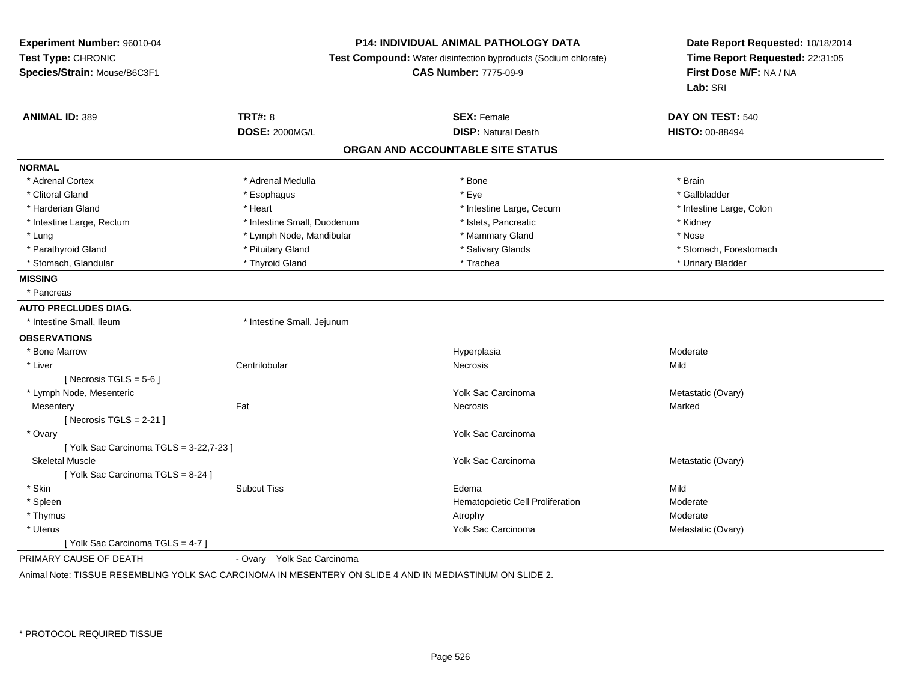**Experiment Number:** 96010-04
**Test Type:** CHRONIC
**Species/Strain:** Mouse/B6C3F1

**P14: INDIVIDUAL ANIMAL PATHOLOGY DATA**
**Test Compound:** Water disinfection byproducts (Sodium chlorate)
**CAS Number:** 7775-09-9

**Date Report Requested:** 10/18/2014
**Time Report Requested:** 22:31:05
**First Dose M/F:** NA / NA
**Lab:** SRI

| **ANIMAL ID:** 389 | **TRT#:** 8 | **SEX:** Female | **DAY ON TEST:** 540 |
|---|---|---|---|
| | **DOSE:** 2000MG/L | **DISP:** Natural Death | **HISTO:** 00-88494 |

## ORGAN AND ACCOUNTABLE SITE STATUS

**NORMAL**

| | | | |
|---|---|---|---|
| * Adrenal Cortex | * Adrenal Medulla | * Bone | * Brain |
| * Clitoral Gland | * Esophagus | * Eye | * Gallbladder |
| * Harderian Gland | * Heart | * Intestine Large, Cecum | * Intestine Large, Colon |
| * Intestine Large, Rectum | * Intestine Small, Duodenum | * Islets, Pancreatic | * Kidney |
| * Lung | * Lymph Node, Mandibular | * Mammary Gland | * Nose |
| * Parathyroid Gland | * Pituitary Gland | * Salivary Glands | * Stomach, Forestomach |
| * Stomach, Glandular | * Thyroid Gland | * Trachea | * Urinary Bladder |

**MISSING**

* Pancreas

**AUTO PRECLUDES DIAG.**

* Intestine Small, Ileum
* Intestine Small, Jejunum

**OBSERVATIONS**

| | | | |
|---|---|---|---|
| * Bone Marrow | | Hyperplasia | Moderate |
| * Liver | Centrilobular | Necrosis | Mild |
| [ Necrosis TGLS = 5-6 ] | | | |
| * Lymph Node, Mesenteric | | Yolk Sac Carcinoma | Metastatic (Ovary) |
| Mesentery | Fat | Necrosis | Marked |
| [ Necrosis TGLS = 2-21 ] | | | |
| * Ovary | | Yolk Sac Carcinoma | |
| [ Yolk Sac Carcinoma TGLS = 3-22,7-23 ] | | | |
| Skeletal Muscle | | Yolk Sac Carcinoma | Metastatic (Ovary) |
| [ Yolk Sac Carcinoma TGLS = 8-24 ] | | | |
| * Skin | Subcut Tiss | Edema | Mild |
| * Spleen | | Hematopoietic Cell Proliferation | Moderate |
| * Thymus | | Atrophy | Moderate |
| * Uterus | | Yolk Sac Carcinoma | Metastatic (Ovary) |
| [ Yolk Sac Carcinoma TGLS = 4-7 ] | | | |

PRIMARY CAUSE OF DEATH - Ovary Yolk Sac Carcinoma

Animal Note: TISSUE RESEMBLING YOLK SAC CARCINOMA IN MESENTERY ON SLIDE 4 AND IN MEDIASTINUM ON SLIDE 2.

* PROTOCOL REQUIRED TISSUE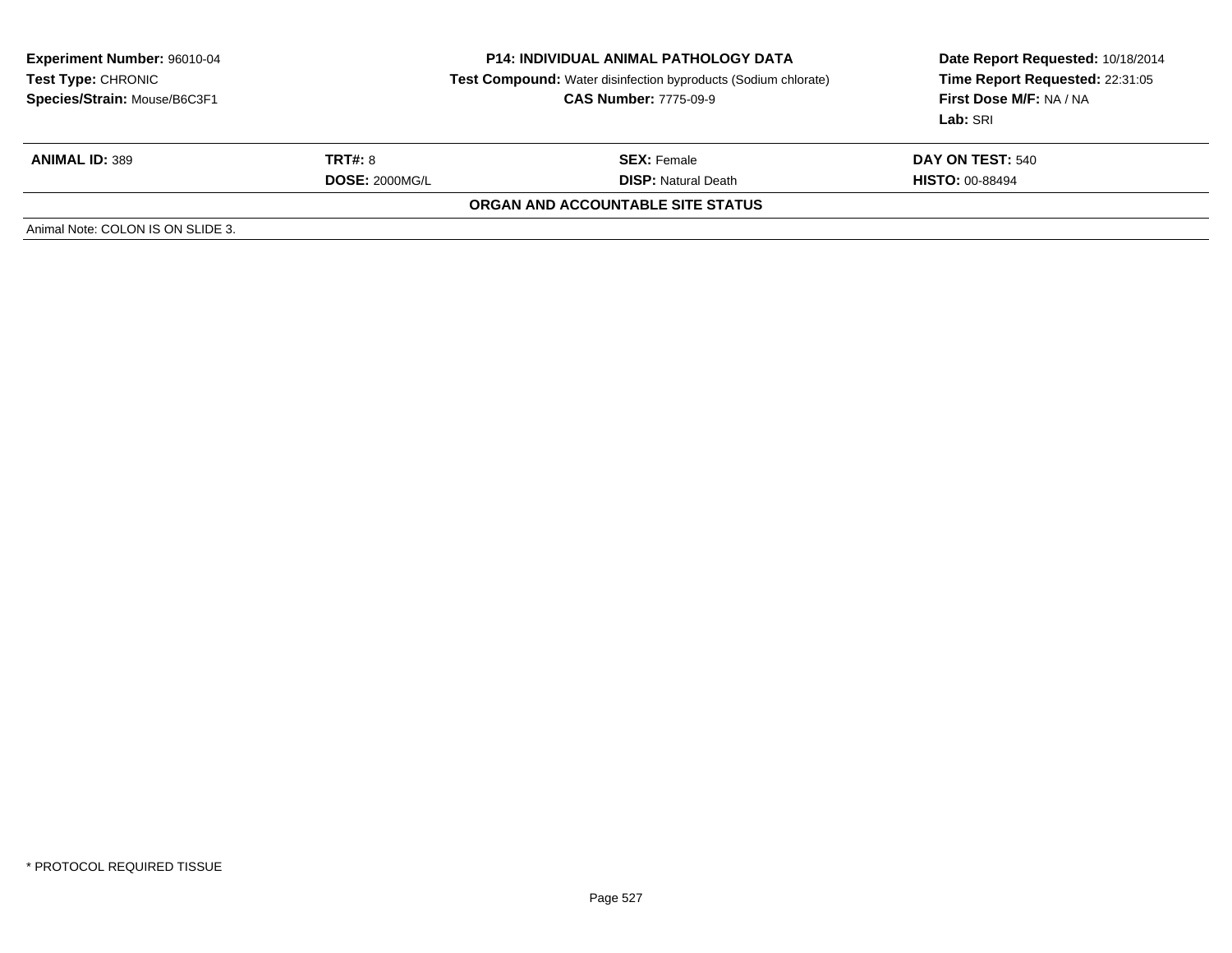**Experiment Number:** 96010-04
**Test Type:** CHRONIC
**Species/Strain:** Mouse/B6C3F1

**P14: INDIVIDUAL ANIMAL PATHOLOGY DATA**
**Test Compound:** Water disinfection byproducts (Sodium chlorate)
**CAS Number:** 7775-09-9

**Date Report Requested:** 10/18/2014
**Time Report Requested:** 22:31:05
**First Dose M/F:** NA / NA
**Lab:** SRI

| **ANIMAL ID:** 389 | **TRT#:** 8 | **SEX:** Female | **DAY ON TEST:** 540 |
|---|---|---|---|
| | **DOSE:** 2000MG/L | **DISP:** Natural Death | **HISTO:** 00-88494 |

**ORGAN AND ACCOUNTABLE SITE STATUS**

Animal Note: COLON IS ON SLIDE 3.

* PROTOCOL REQUIRED TISSUE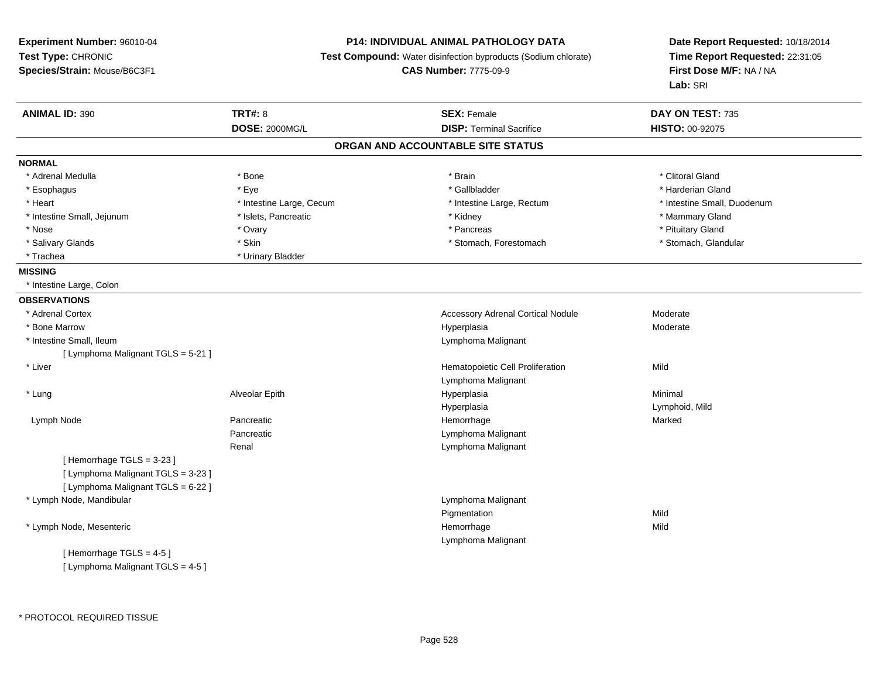**Experiment Number:** 96010-04
**Test Type:** CHRONIC
**Species/Strain:** Mouse/B6C3F1

**P14: INDIVIDUAL ANIMAL PATHOLOGY DATA**
**Test Compound:** Water disinfection byproducts (Sodium chlorate)
**CAS Number:** 7775-09-9

**Date Report Requested:** 10/18/2014
**Time Report Requested:** 22:31:05
**First Dose M/F:** NA / NA
**Lab:** SRI

| **ANIMAL ID:** 390 | **TRT#:** 8 | **SEX:** Female | **DAY ON TEST:** 735 |
|---|---|---|---|
| | **DOSE:** 2000MG/L | **DISP:** Terminal Sacrifice | **HISTO:** 00-92075 |

## ORGAN AND ACCOUNTABLE SITE STATUS

**NORMAL**

| | | | |
|---|---|---|---|
| * Adrenal Medulla | * Bone | * Brain | * Clitoral Gland |
| * Esophagus | * Eye | * Gallbladder | * Harderian Gland |
| * Heart | * Intestine Large, Cecum | * Intestine Large, Rectum | * Intestine Small, Duodenum |
| * Intestine Small, Jejunum | * Islets, Pancreatic | * Kidney | * Mammary Gland |
| * Nose | * Ovary | * Pancreas | * Pituitary Gland |
| * Salivary Glands | * Skin | * Stomach, Forestomach | * Stomach, Glandular |
| * Trachea | * Urinary Bladder | | |

**MISSING**

* Intestine Large, Colon

**OBSERVATIONS**

| | | | |
|---|---|---|---|
| * Adrenal Cortex | | Accessory Adrenal Cortical Nodule | Moderate |
| * Bone Marrow | | Hyperplasia | Moderate |
| * Intestine Small, Ileum | | Lymphoma Malignant | |
| [ Lymphoma Malignant TGLS = 5-21 ] | | | |
| * Liver | | Hematopoietic Cell Proliferation | Mild |
| | | Lymphoma Malignant | |
| * Lung | Alveolar Epith | Hyperplasia | Minimal |
| | | Hyperplasia | Lymphoid, Mild |
| Lymph Node | Pancreatic | Hemorrhage | Marked |
| | Pancreatic | Lymphoma Malignant | |
| | Renal | Lymphoma Malignant | |
| [ Hemorrhage TGLS = 3-23 ] | | | |
| [ Lymphoma Malignant TGLS = 3-23 ] | | | |
| [ Lymphoma Malignant TGLS = 6-22 ] | | | |
| * Lymph Node, Mandibular | | Lymphoma Malignant | |
| | | Pigmentation | Mild |
| * Lymph Node, Mesenteric | | Hemorrhage | Mild |
| | | Lymphoma Malignant | |
| [ Hemorrhage TGLS = 4-5 ] | | | |
| [ Lymphoma Malignant TGLS = 4-5 ] | | | |

* PROTOCOL REQUIRED TISSUE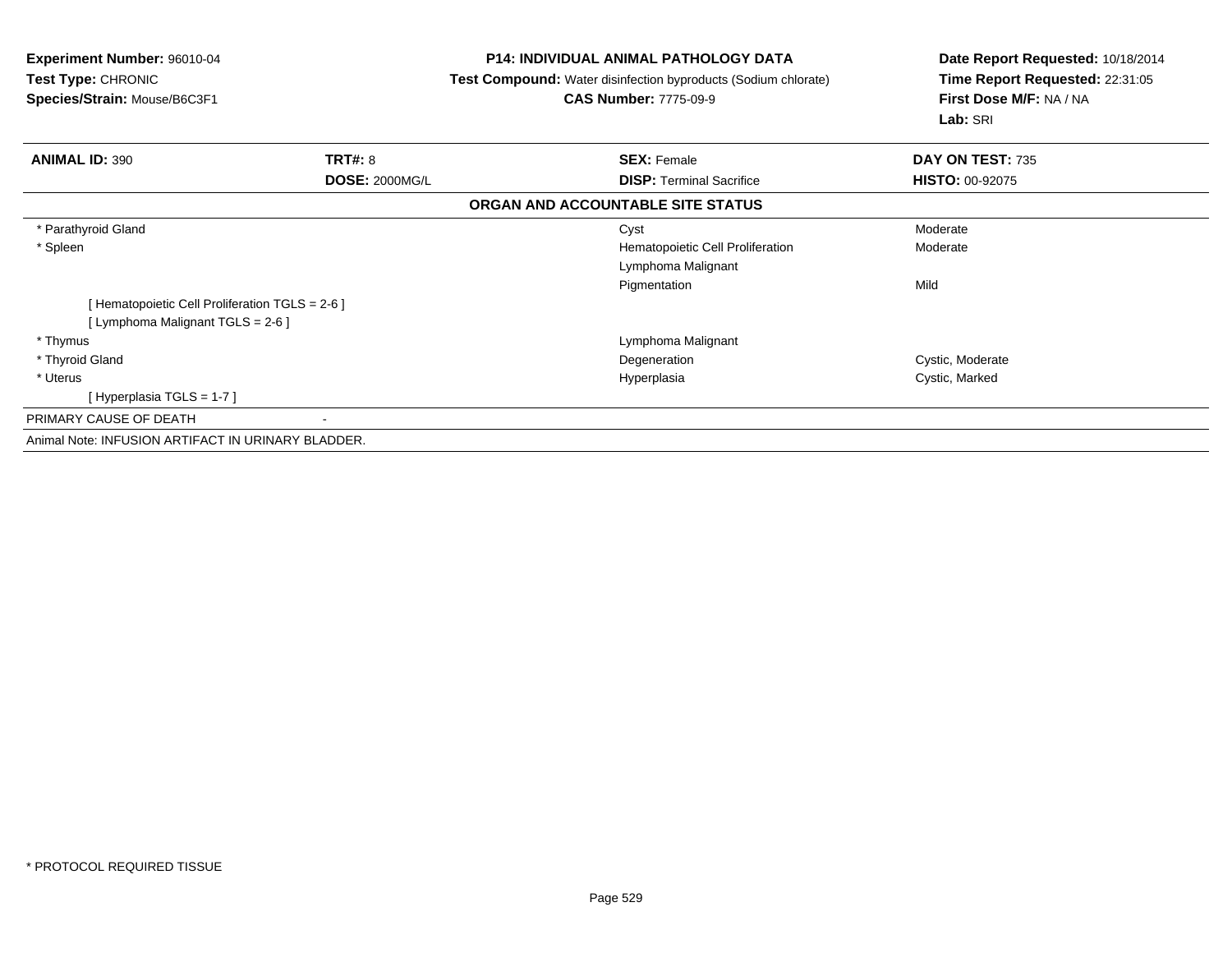**Experiment Number:** 96010-04
**Test Type:** CHRONIC
**Species/Strain:** Mouse/B6C3F1

**P14: INDIVIDUAL ANIMAL PATHOLOGY DATA**
**Test Compound:** Water disinfection byproducts (Sodium chlorate)
**CAS Number:** 7775-09-9

**Date Report Requested:** 10/18/2014
**Time Report Requested:** 22:31:05
**First Dose M/F:** NA / NA
**Lab:** SRI

| **ANIMAL ID:** 390 | **TRT#:** 8 | **SEX:** Female | **DAY ON TEST:** 735 |
|---|---|---|---|
| | **DOSE:** 2000MG/L | **DISP:** Terminal Sacrifice | **HISTO:** 00-92075 |

**ORGAN AND ACCOUNTABLE SITE STATUS**

| Organ | Finding | Severity |
|---|---|---|
| * Parathyroid Gland | Cyst | Moderate |
| * Spleen | Hematopoietic Cell Proliferation | Moderate |
| | Lymphoma Malignant | |
| | Pigmentation | Mild |
| [ Hematopoietic Cell Proliferation TGLS = 2-6 ] | | |
| [ Lymphoma Malignant TGLS = 2-6 ] | | |
| * Thymus | Lymphoma Malignant | |
| * Thyroid Gland | Degeneration | Cystic, Moderate |
| * Uterus | Hyperplasia | Cystic, Marked |
| [ Hyperplasia TGLS = 1-7 ] | | |

PRIMARY CAUSE OF DEATH -

Animal Note: INFUSION ARTIFACT IN URINARY BLADDER.

* PROTOCOL REQUIRED TISSUE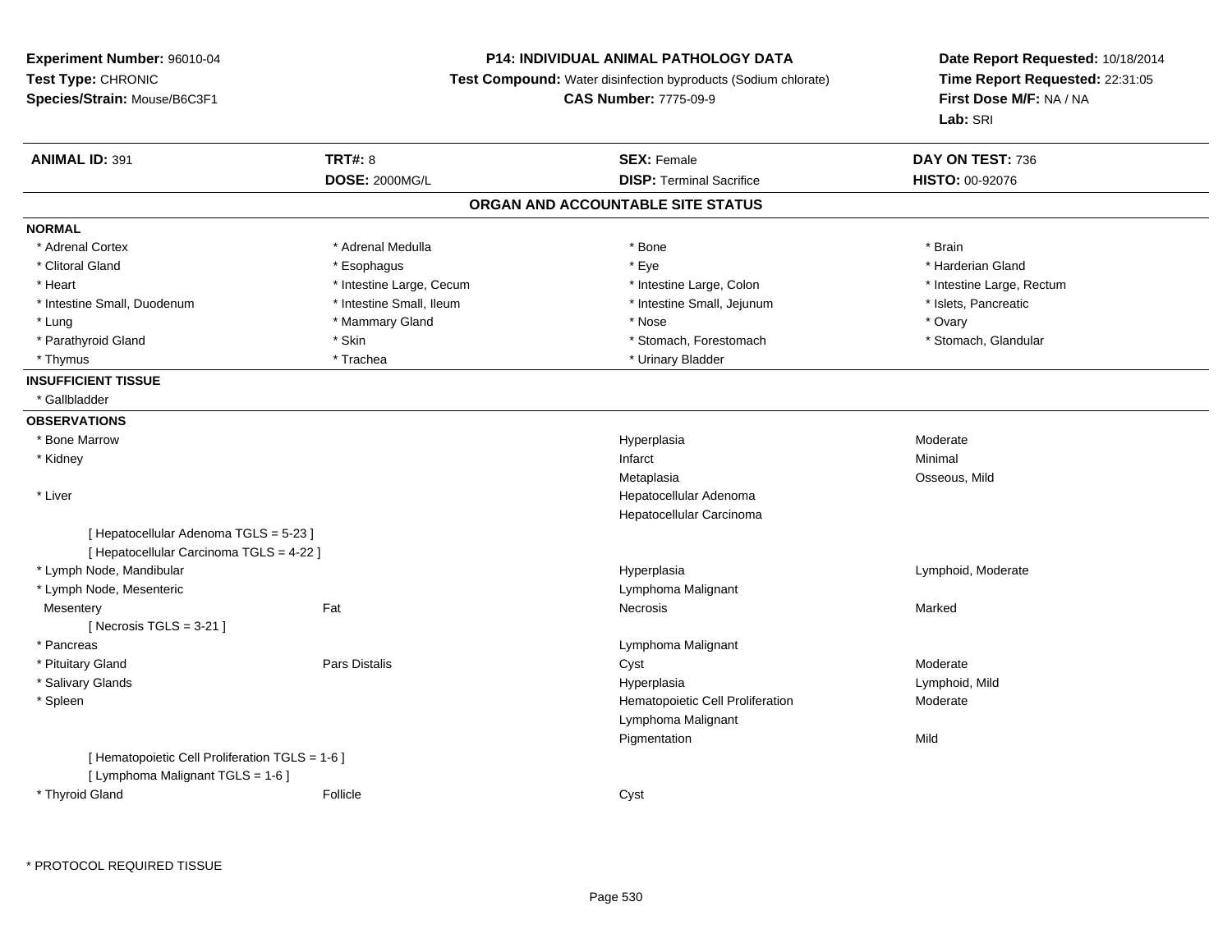**Experiment Number:** 96010-04
**Test Type:** CHRONIC
**Species/Strain:** Mouse/B6C3F1

**P14: INDIVIDUAL ANIMAL PATHOLOGY DATA**
**Test Compound:** Water disinfection byproducts (Sodium chlorate)
**CAS Number:** 7775-09-9

**Date Report Requested:** 10/18/2014
**Time Report Requested:** 22:31:05
**First Dose M/F:** NA / NA
**Lab:** SRI

| **ANIMAL ID:** 391 | **TRT#:** 8 | **SEX:** Female | **DAY ON TEST:** 736 |
|---|---|---|---|
| | **DOSE:** 2000MG/L | **DISP:** Terminal Sacrifice | **HISTO:** 00-92076 |

## ORGAN AND ACCOUNTABLE SITE STATUS

**NORMAL**

| | | | |
|---|---|---|---|
| * Adrenal Cortex | * Adrenal Medulla | * Bone | * Brain |
| * Clitoral Gland | * Esophagus | * Eye | * Harderian Gland |
| * Heart | * Intestine Large, Cecum | * Intestine Large, Colon | * Intestine Large, Rectum |
| * Intestine Small, Duodenum | * Intestine Small, Ileum | * Intestine Small, Jejunum | * Islets, Pancreatic |
| * Lung | * Mammary Gland | * Nose | * Ovary |
| * Parathyroid Gland | * Skin | * Stomach, Forestomach | * Stomach, Glandular |
| * Thymus | * Trachea | * Urinary Bladder | |

**INSUFFICIENT TISSUE**

* Gallbladder

**OBSERVATIONS**

| | | | |
|---|---|---|---|
| * Bone Marrow | | Hyperplasia | Moderate |
| * Kidney | | Infarct | Minimal |
| | | Metaplasia | Osseous, Mild |
| * Liver | | Hepatocellular Adenoma | |
| | | Hepatocellular Carcinoma | |
| [ Hepatocellular Adenoma TGLS = 5-23 ] | | | |
| [ Hepatocellular Carcinoma TGLS = 4-22 ] | | | |
| * Lymph Node, Mandibular | | Hyperplasia | Lymphoid, Moderate |
| * Lymph Node, Mesenteric | | Lymphoma Malignant | |
| Mesentery | Fat | Necrosis | Marked |
| [ Necrosis TGLS = 3-21 ] | | | |
| * Pancreas | | Lymphoma Malignant | |
| * Pituitary Gland | Pars Distalis | Cyst | Moderate |
| * Salivary Glands | | Hyperplasia | Lymphoid, Mild |
| * Spleen | | Hematopoietic Cell Proliferation | Moderate |
| | | Lymphoma Malignant | |
| | | Pigmentation | Mild |
| [ Hematopoietic Cell Proliferation TGLS = 1-6 ] | | | |
| [ Lymphoma Malignant TGLS = 1-6 ] | | | |
| * Thyroid Gland | Follicle | Cyst | |

* PROTOCOL REQUIRED TISSUE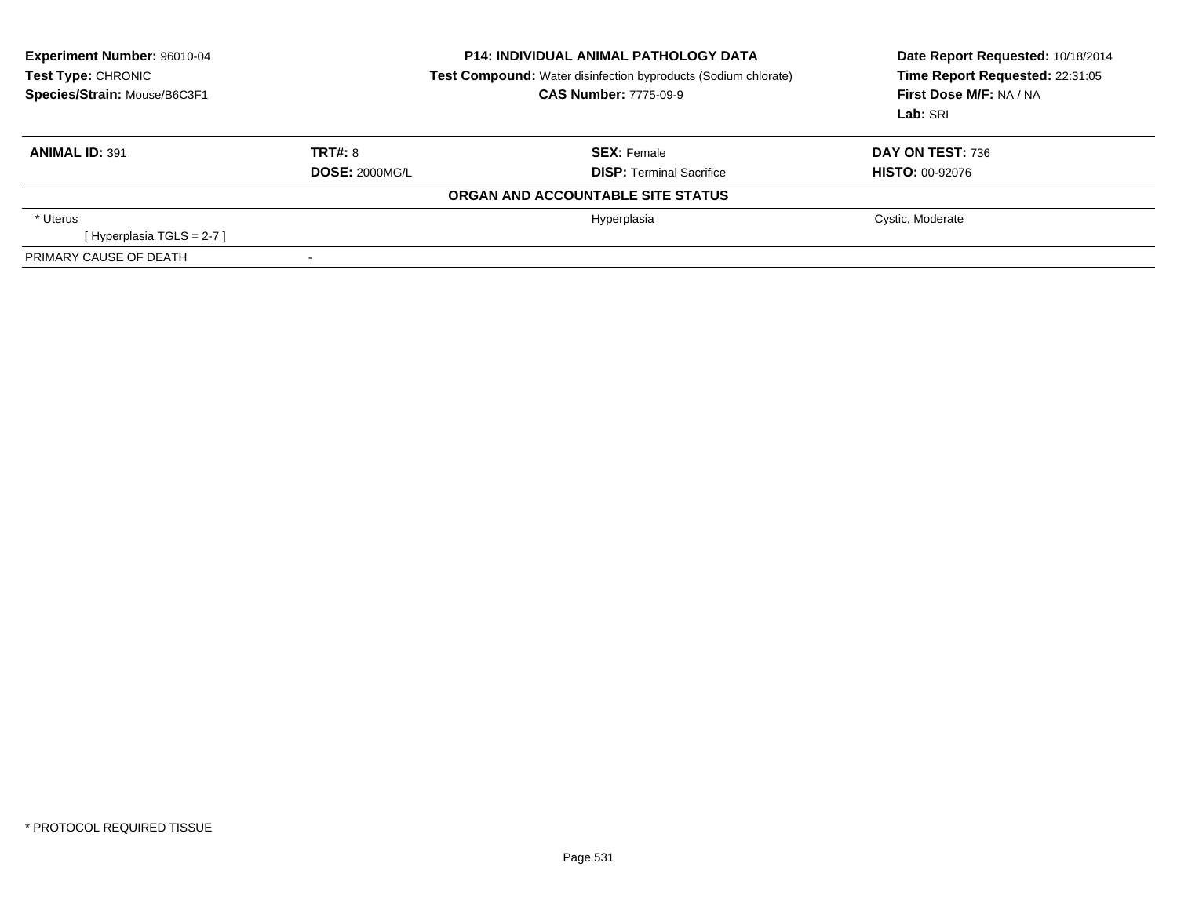**Experiment Number:** 96010-04
**Test Type:** CHRONIC
**Species/Strain:** Mouse/B6C3F1

**P14: INDIVIDUAL ANIMAL PATHOLOGY DATA**
**Test Compound:** Water disinfection byproducts (Sodium chlorate)
**CAS Number:** 7775-09-9

**Date Report Requested:** 10/18/2014
**Time Report Requested:** 22:31:05
**First Dose M/F:** NA / NA
**Lab:** SRI

| **ANIMAL ID:** 391 | **TRT#:** 8 | **SEX:** Female | **DAY ON TEST:** 736 |
|---|---|---|---|
| | **DOSE:** 2000MG/L | **DISP:** Terminal Sacrifice | **HISTO:** 00-92076 |

**ORGAN AND ACCOUNTABLE SITE STATUS**

| | | | |
|---|---|---|---|
| * Uterus | | Hyperplasia | Cystic, Moderate |
| [ Hyperplasia TGLS = 2-7 ] | | | |
| PRIMARY CAUSE OF DEATH | - | | |

* PROTOCOL REQUIRED TISSUE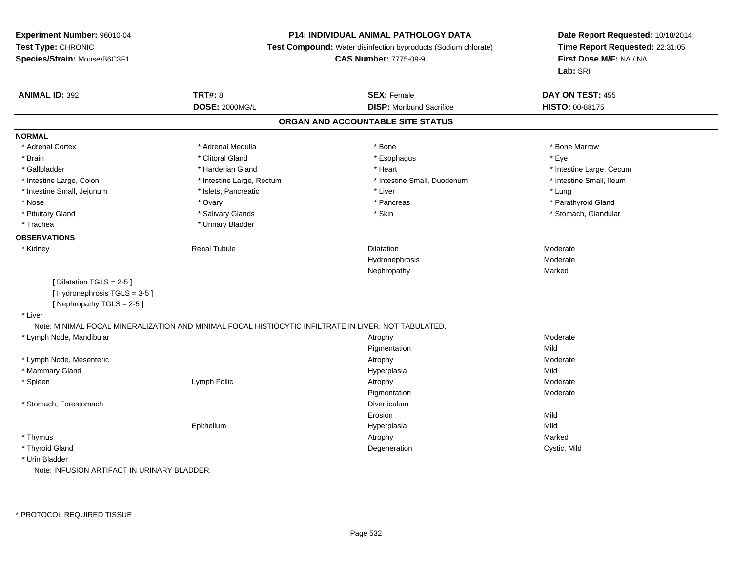**Experiment Number:** 96010-04
**Test Type:** CHRONIC
**Species/Strain:** Mouse/B6C3F1

**P14: INDIVIDUAL ANIMAL PATHOLOGY DATA**
**Test Compound:** Water disinfection byproducts (Sodium chlorate)
**CAS Number:** 7775-09-9

**Date Report Requested:** 10/18/2014
**Time Report Requested:** 22:31:05
**First Dose M/F:** NA / NA
**Lab:** SRI

| **ANIMAL ID:** 392 | **TRT#:** 8 | **SEX:** Female | **DAY ON TEST:** 455 |
|---|---|---|---|
| | **DOSE:** 2000MG/L | **DISP:** Moribund Sacrifice | **HISTO:** 00-88175 |

## ORGAN AND ACCOUNTABLE SITE STATUS

**NORMAL**

| | | | |
|---|---|---|---|
| * Adrenal Cortex | * Adrenal Medulla | * Bone | * Bone Marrow |
| * Brain | * Clitoral Gland | * Esophagus | * Eye |
| * Gallbladder | * Harderian Gland | * Heart | * Intestine Large, Cecum |
| * Intestine Large, Colon | * Intestine Large, Rectum | * Intestine Small, Duodenum | * Intestine Small, Ileum |
| * Intestine Small, Jejunum | * Islets, Pancreatic | * Liver | * Lung |
| * Nose | * Ovary | * Pancreas | * Parathyroid Gland |
| * Pituitary Gland | * Salivary Glands | * Skin | * Stomach, Glandular |
| * Trachea | * Urinary Bladder | | |

**OBSERVATIONS**

| | | | |
|---|---|---|---|
| * Kidney | Renal Tubule | Dilatation | Moderate |
| | | Hydronephrosis | Moderate |
| | | Nephropathy | Marked |

[ Dilatation TGLS = 2-5 ]
[ Hydronephrosis TGLS = 3-5 ]
[ Nephropathy TGLS = 2-5 ]

* Liver

Note: MINIMAL FOCAL MINERALIZATION AND MINIMAL FOCAL HISTIOCYTIC INFILTRATE IN LIVER; NOT TABULATED.

| | | | |
|---|---|---|---|
| * Lymph Node, Mandibular | | Atrophy | Moderate |
| | | Pigmentation | Mild |
| * Lymph Node, Mesenteric | | Atrophy | Moderate |
| * Mammary Gland | | Hyperplasia | Mild |
| * Spleen | Lymph Follic | Atrophy | Moderate |
| | | Pigmentation | Moderate |
| * Stomach, Forestomach | | Diverticulum | |
| | | Erosion | Mild |
| | Epithelium | Hyperplasia | Mild |
| * Thymus | | Atrophy | Marked |
| * Thyroid Gland | | Degeneration | Cystic, Mild |

* Urin Bladder

Note: INFUSION ARTIFACT IN URINARY BLADDER.

* PROTOCOL REQUIRED TISSUE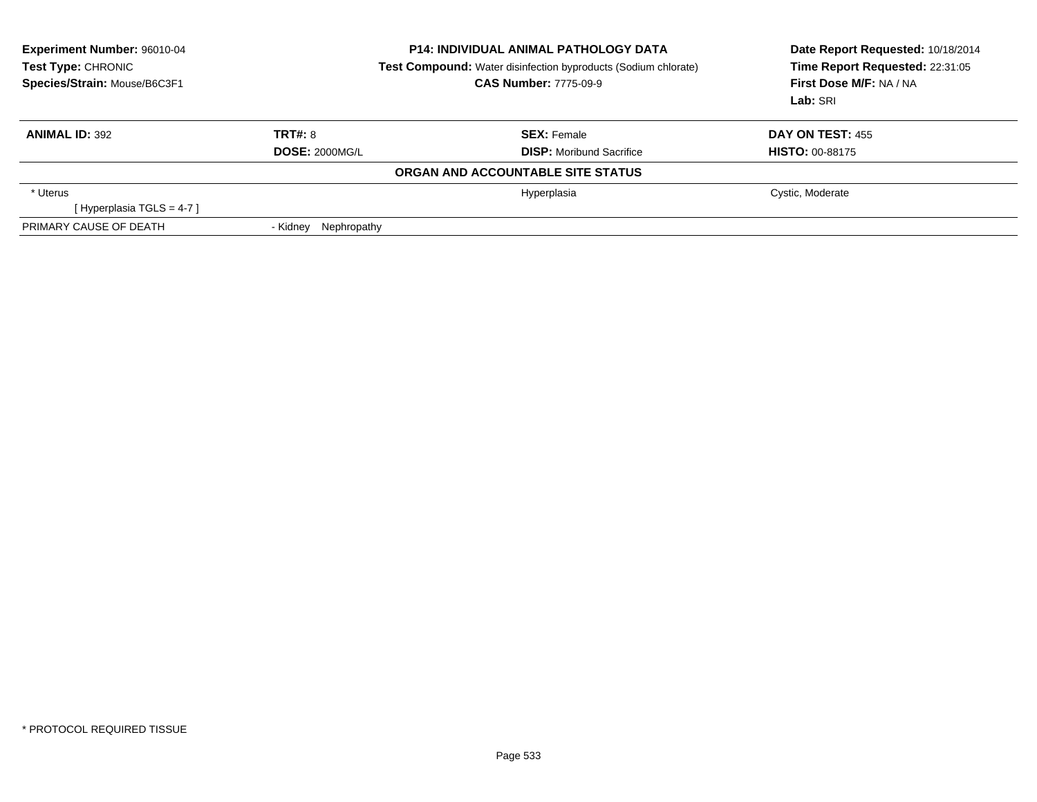**Experiment Number:** 96010-04
**Test Type:** CHRONIC
**Species/Strain:** Mouse/B6C3F1

**P14: INDIVIDUAL ANIMAL PATHOLOGY DATA**
**Test Compound:** Water disinfection byproducts (Sodium chlorate)
**CAS Number:** 7775-09-9

**Date Report Requested:** 10/18/2014
**Time Report Requested:** 22:31:05
**First Dose M/F:** NA / NA
**Lab:** SRI

| **ANIMAL ID:** 392 | **TRT#:** 8 | **SEX:** Female | **DAY ON TEST:** 455 |
|---|---|---|---|
| | **DOSE:** 2000MG/L | **DISP:** Moribund Sacrifice | **HISTO:** 00-88175 |

**ORGAN AND ACCOUNTABLE SITE STATUS**

| | | | |
|---|---|---|---|
| * Uterus | | Hyperplasia | Cystic, Moderate |
| [ Hyperplasia TGLS = 4-7 ] | | | |
| PRIMARY CAUSE OF DEATH | - Kidney Nephropathy | | |

* PROTOCOL REQUIRED TISSUE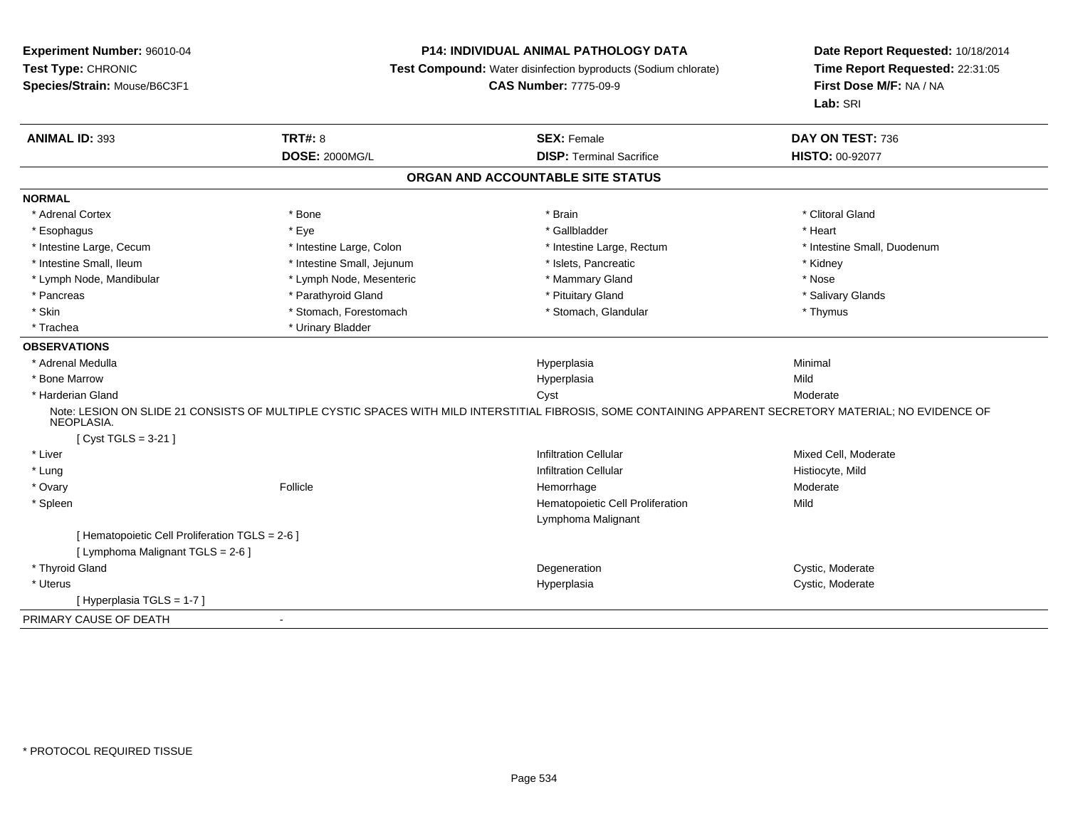**Experiment Number:** 96010-04
**Test Type:** CHRONIC
**Species/Strain:** Mouse/B6C3F1

**P14: INDIVIDUAL ANIMAL PATHOLOGY DATA**
**Test Compound:** Water disinfection byproducts (Sodium chlorate)
**CAS Number:** 7775-09-9

**Date Report Requested:** 10/18/2014
**Time Report Requested:** 22:31:05
**First Dose M/F:** NA / NA
**Lab:** SRI

| **ANIMAL ID:** 393 | **TRT#:** 8 | **SEX:** Female | **DAY ON TEST:** 736 |
|---|---|---|---|
| | **DOSE:** 2000MG/L | **DISP:** Terminal Sacrifice | **HISTO:** 00-92077 |

## ORGAN AND ACCOUNTABLE SITE STATUS

**NORMAL**

| | | | |
|---|---|---|---|
| * Adrenal Cortex | * Bone | * Brain | * Clitoral Gland |
| * Esophagus | * Eye | * Gallbladder | * Heart |
| * Intestine Large, Cecum | * Intestine Large, Colon | * Intestine Large, Rectum | * Intestine Small, Duodenum |
| * Intestine Small, Ileum | * Intestine Small, Jejunum | * Islets, Pancreatic | * Kidney |
| * Lymph Node, Mandibular | * Lymph Node, Mesenteric | * Mammary Gland | * Nose |
| * Pancreas | * Parathyroid Gland | * Pituitary Gland | * Salivary Glands |
| * Skin | * Stomach, Forestomach | * Stomach, Glandular | * Thymus |
| * Trachea | * Urinary Bladder | | |

**OBSERVATIONS**

| | | | |
|---|---|---|---|
| * Adrenal Medulla | | Hyperplasia | Minimal |
| * Bone Marrow | | Hyperplasia | Mild |
| * Harderian Gland | | Cyst | Moderate |

Note: LESION ON SLIDE 21 CONSISTS OF MULTIPLE CYSTIC SPACES WITH MILD INTERSTITIAL FIBROSIS, SOME CONTAINING APPARENT SECRETORY MATERIAL; NO EVIDENCE OF NEOPLASIA.

[ Cyst TGLS = 3-21 ]

| | | | |
|---|---|---|---|
| * Liver | | Infiltration Cellular | Mixed Cell, Moderate |
| * Lung | | Infiltration Cellular | Histiocyte, Mild |
| * Ovary | Follicle | Hemorrhage | Moderate |
| * Spleen | | Hematopoietic Cell Proliferation | Mild |
| | | Lymphoma Malignant | |

[ Hematopoietic Cell Proliferation TGLS = 2-6 ]
[ Lymphoma Malignant TGLS = 2-6 ]

| | | | |
|---|---|---|---|
| * Thyroid Gland | | Degeneration | Cystic, Moderate |
| * Uterus | | Hyperplasia | Cystic, Moderate |

[ Hyperplasia TGLS = 1-7 ]

PRIMARY CAUSE OF DEATH -

* PROTOCOL REQUIRED TISSUE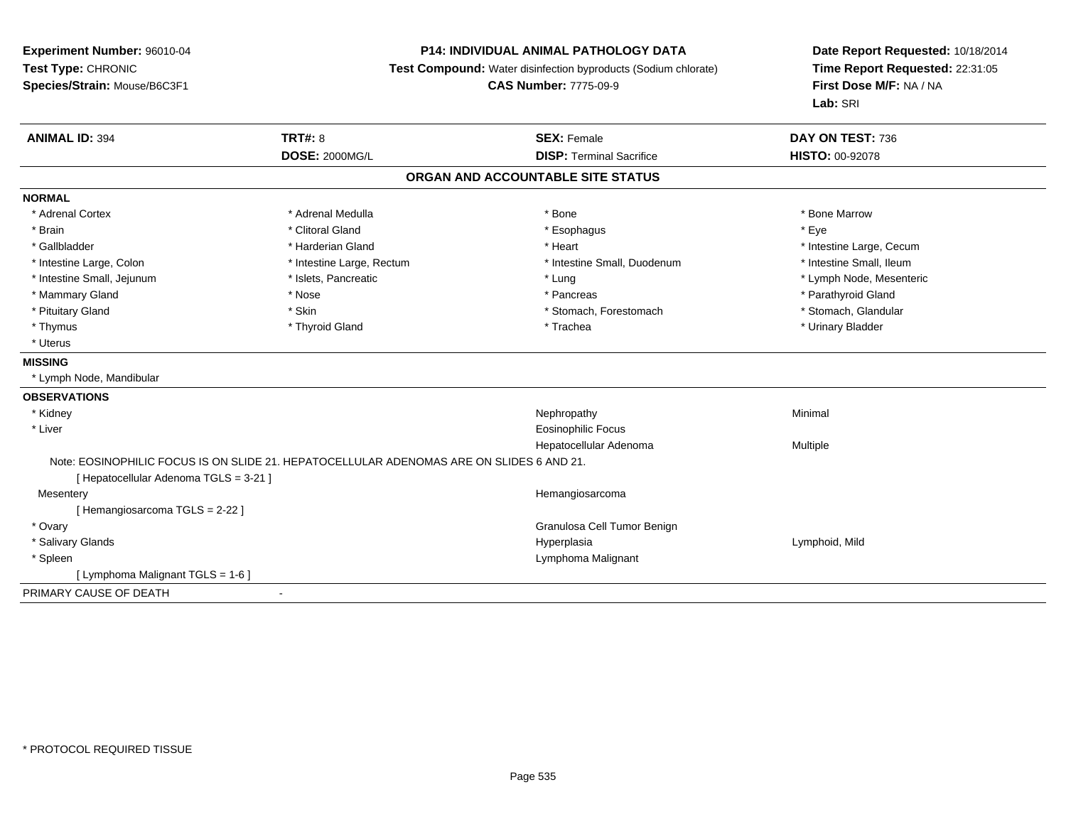**Experiment Number:** 96010-04
**Test Type:** CHRONIC
**Species/Strain:** Mouse/B6C3F1

**P14: INDIVIDUAL ANIMAL PATHOLOGY DATA**
**Test Compound:** Water disinfection byproducts (Sodium chlorate)
**CAS Number:** 7775-09-9

**Date Report Requested:** 10/18/2014
**Time Report Requested:** 22:31:05
**First Dose M/F:** NA / NA
**Lab:** SRI

| **ANIMAL ID:** 394 | **TRT#:** 8 | **SEX:** Female | **DAY ON TEST:** 736 |
|---|---|---|---|
| | **DOSE:** 2000MG/L | **DISP:** Terminal Sacrifice | **HISTO:** 00-92078 |

## ORGAN AND ACCOUNTABLE SITE STATUS

**NORMAL**

| | | | |
|---|---|---|---|
| * Adrenal Cortex | * Adrenal Medulla | * Bone | * Bone Marrow |
| * Brain | * Clitoral Gland | * Esophagus | * Eye |
| * Gallbladder | * Harderian Gland | * Heart | * Intestine Large, Cecum |
| * Intestine Large, Colon | * Intestine Large, Rectum | * Intestine Small, Duodenum | * Intestine Small, Ileum |
| * Intestine Small, Jejunum | * Islets, Pancreatic | * Lung | * Lymph Node, Mesenteric |
| * Mammary Gland | * Nose | * Pancreas | * Parathyroid Gland |
| * Pituitary Gland | * Skin | * Stomach, Forestomach | * Stomach, Glandular |
| * Thymus | * Thyroid Gland | * Trachea | * Urinary Bladder |
| * Uterus | | | |

**MISSING**

* Lymph Node, Mandibular

**OBSERVATIONS**

| | | |
|---|---|---|
| * Kidney | Nephropathy | Minimal |
| * Liver | Eosinophilic Focus | |
| | Hepatocellular Adenoma | Multiple |

Note: EOSINOPHILIC FOCUS IS ON SLIDE 21. HEPATOCELLULAR ADENOMAS ARE ON SLIDES 6 AND 21.
[ Hepatocellular Adenoma TGLS = 3-21 ]

| | | |
|---|---|---|
| Mesentery | Hemangiosarcoma | |

[ Hemangiosarcoma TGLS = 2-22 ]

| | | |
|---|---|---|
| * Ovary | Granulosa Cell Tumor Benign | |
| * Salivary Glands | Hyperplasia | Lymphoid, Mild |
| * Spleen | Lymphoma Malignant | |

[ Lymphoma Malignant TGLS = 1-6 ]

PRIMARY CAUSE OF DEATH -

\* PROTOCOL REQUIRED TISSUE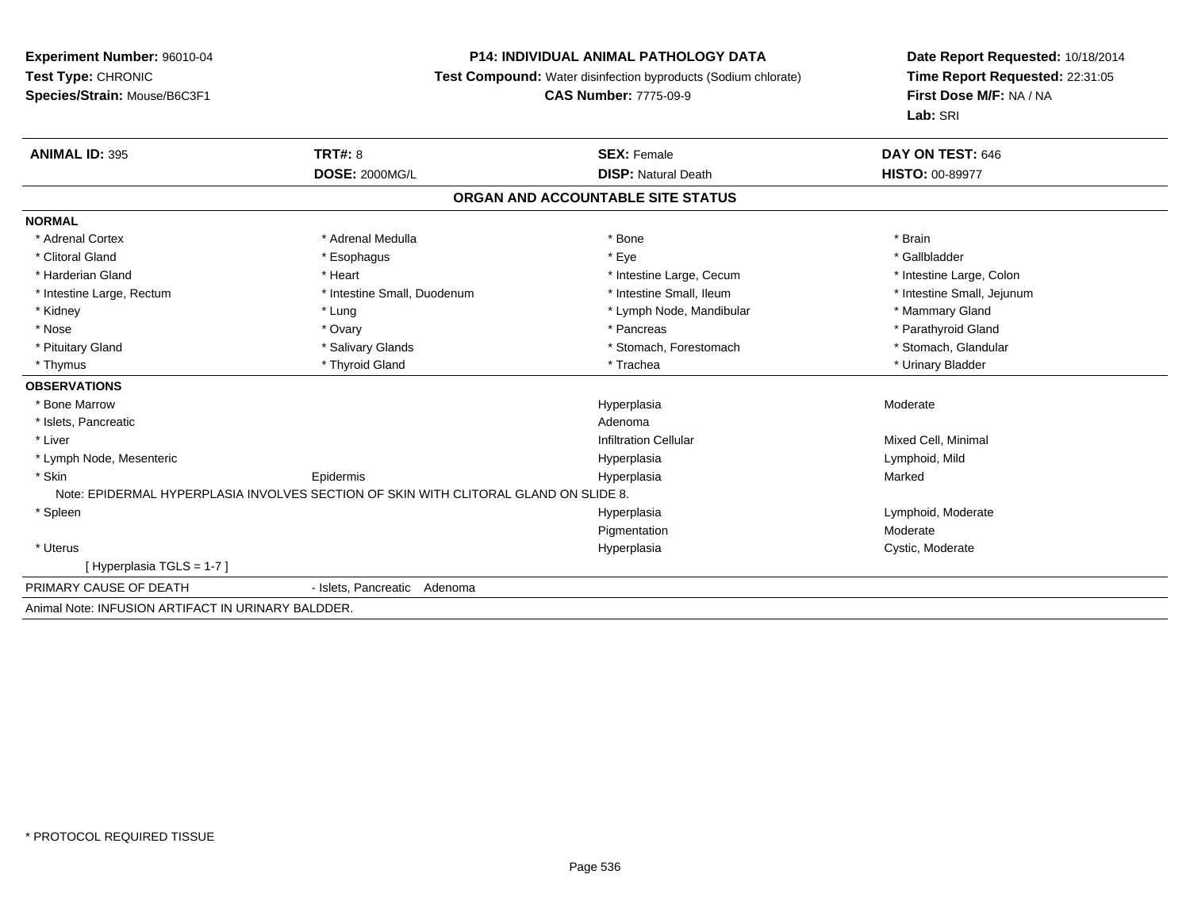**Experiment Number:** 96010-04
**Test Type:** CHRONIC
**Species/Strain:** Mouse/B6C3F1

**P14: INDIVIDUAL ANIMAL PATHOLOGY DATA**
**Test Compound:** Water disinfection byproducts (Sodium chlorate)
**CAS Number:** 7775-09-9

**Date Report Requested:** 10/18/2014
**Time Report Requested:** 22:31:05
**First Dose M/F:** NA / NA
**Lab:** SRI

| **ANIMAL ID:** 395 | **TRT#:** 8 | **SEX:** Female | **DAY ON TEST:** 646 |
|---|---|---|---|
| | **DOSE:** 2000MG/L | **DISP:** Natural Death | **HISTO:** 00-89977 |

## ORGAN AND ACCOUNTABLE SITE STATUS

**NORMAL**

| | | | |
|---|---|---|---|
| * Adrenal Cortex | * Adrenal Medulla | * Bone | * Brain |
| * Clitoral Gland | * Esophagus | * Eye | * Gallbladder |
| * Harderian Gland | * Heart | * Intestine Large, Cecum | * Intestine Large, Colon |
| * Intestine Large, Rectum | * Intestine Small, Duodenum | * Intestine Small, Ileum | * Intestine Small, Jejunum |
| * Kidney | * Lung | * Lymph Node, Mandibular | * Mammary Gland |
| * Nose | * Ovary | * Pancreas | * Parathyroid Gland |
| * Pituitary Gland | * Salivary Glands | * Stomach, Forestomach | * Stomach, Glandular |
| * Thymus | * Thyroid Gland | * Trachea | * Urinary Bladder |

**OBSERVATIONS**

| | | | |
|---|---|---|---|
| * Bone Marrow | | Hyperplasia | Moderate |
| * Islets, Pancreatic | | Adenoma | |
| * Liver | | Infiltration Cellular | Mixed Cell, Minimal |
| * Lymph Node, Mesenteric | | Hyperplasia | Lymphoid, Mild |
| * Skin | Epidermis | Hyperplasia | Marked |

Note: EPIDERMAL HYPERPLASIA INVOLVES SECTION OF SKIN WITH CLITORAL GLAND ON SLIDE 8.

| | | | |
|---|---|---|---|
| * Spleen | | Hyperplasia | Lymphoid, Moderate |
| | | Pigmentation | Moderate |
| * Uterus | | Hyperplasia | Cystic, Moderate |

[ Hyperplasia TGLS = 1-7 ]

PRIMARY CAUSE OF DEATH - Islets, Pancreatic Adenoma

Animal Note: INFUSION ARTIFACT IN URINARY BALDDER.

* PROTOCOL REQUIRED TISSUE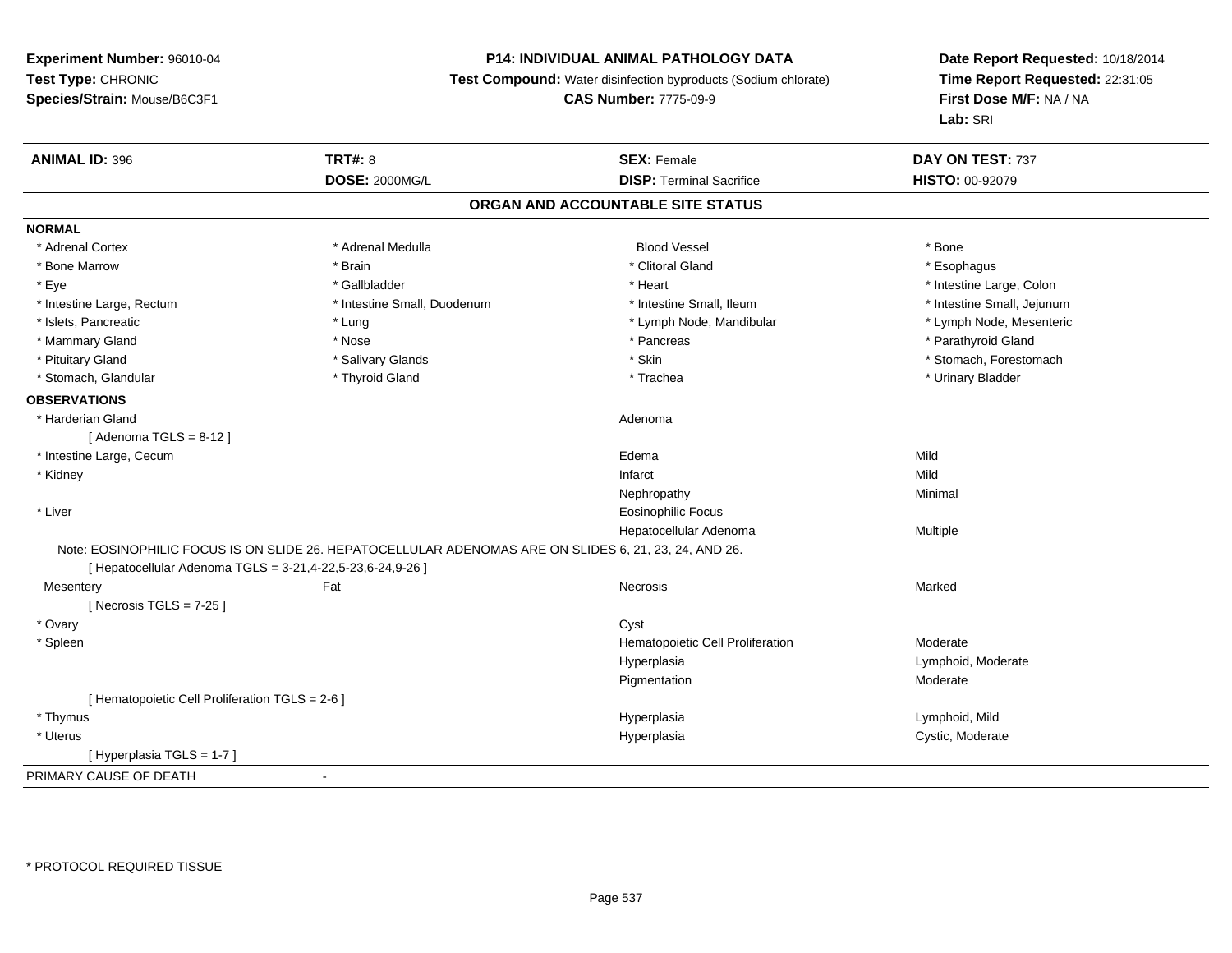**Experiment Number:** 96010-04
**Test Type:** CHRONIC
**Species/Strain:** Mouse/B6C3F1

**P14: INDIVIDUAL ANIMAL PATHOLOGY DATA**
**Test Compound:** Water disinfection byproducts (Sodium chlorate)
**CAS Number:** 7775-09-9

**Date Report Requested:** 10/18/2014
**Time Report Requested:** 22:31:05
**First Dose M/F:** NA / NA
**Lab:** SRI

| **ANIMAL ID:** 396 | **TRT#:** 8 | **SEX:** Female | **DAY ON TEST:** 737 |
|---|---|---|---|
| | **DOSE:** 2000MG/L | **DISP:** Terminal Sacrifice | **HISTO:** 00-92079 |

## ORGAN AND ACCOUNTABLE SITE STATUS

**NORMAL**

| | | | |
|---|---|---|---|
| * Adrenal Cortex | * Adrenal Medulla | Blood Vessel | * Bone |
| * Bone Marrow | * Brain | * Clitoral Gland | * Esophagus |
| * Eye | * Gallbladder | * Heart | * Intestine Large, Colon |
| * Intestine Large, Rectum | * Intestine Small, Duodenum | * Intestine Small, Ileum | * Intestine Small, Jejunum |
| * Islets, Pancreatic | * Lung | * Lymph Node, Mandibular | * Lymph Node, Mesenteric |
| * Mammary Gland | * Nose | * Pancreas | * Parathyroid Gland |
| * Pituitary Gland | * Salivary Glands | * Skin | * Stomach, Forestomach |
| * Stomach, Glandular | * Thyroid Gland | * Trachea | * Urinary Bladder |

**OBSERVATIONS**

| | | | |
|---|---|---|---|
| * Harderian Gland | | Adenoma | |
| [ Adenoma TGLS = 8-12 ] | | | |
| * Intestine Large, Cecum | | Edema | Mild |
| * Kidney | | Infarct | Mild |
| | | Nephropathy | Minimal |
| * Liver | | Eosinophilic Focus | |
| | | Hepatocellular Adenoma | Multiple |

Note: EOSINOPHILIC FOCUS IS ON SLIDE 26. HEPATOCELLULAR ADENOMAS ARE ON SLIDES 6, 21, 23, 24, AND 26.
[ Hepatocellular Adenoma TGLS = 3-21,4-22,5-23,6-24,9-26 ]

| | | | |
|---|---|---|---|
| Mesentery | Fat | Necrosis | Marked |
| [ Necrosis TGLS = 7-25 ] | | | |
| * Ovary | | Cyst | |
| * Spleen | | Hematopoietic Cell Proliferation | Moderate |
| | | Hyperplasia | Lymphoid, Moderate |
| | | Pigmentation | Moderate |
| [ Hematopoietic Cell Proliferation TGLS = 2-6 ] | | | |
| * Thymus | | Hyperplasia | Lymphoid, Mild |
| * Uterus | | Hyperplasia | Cystic, Moderate |
| [ Hyperplasia TGLS = 1-7 ] | | | |

PRIMARY CAUSE OF DEATH -

* PROTOCOL REQUIRED TISSUE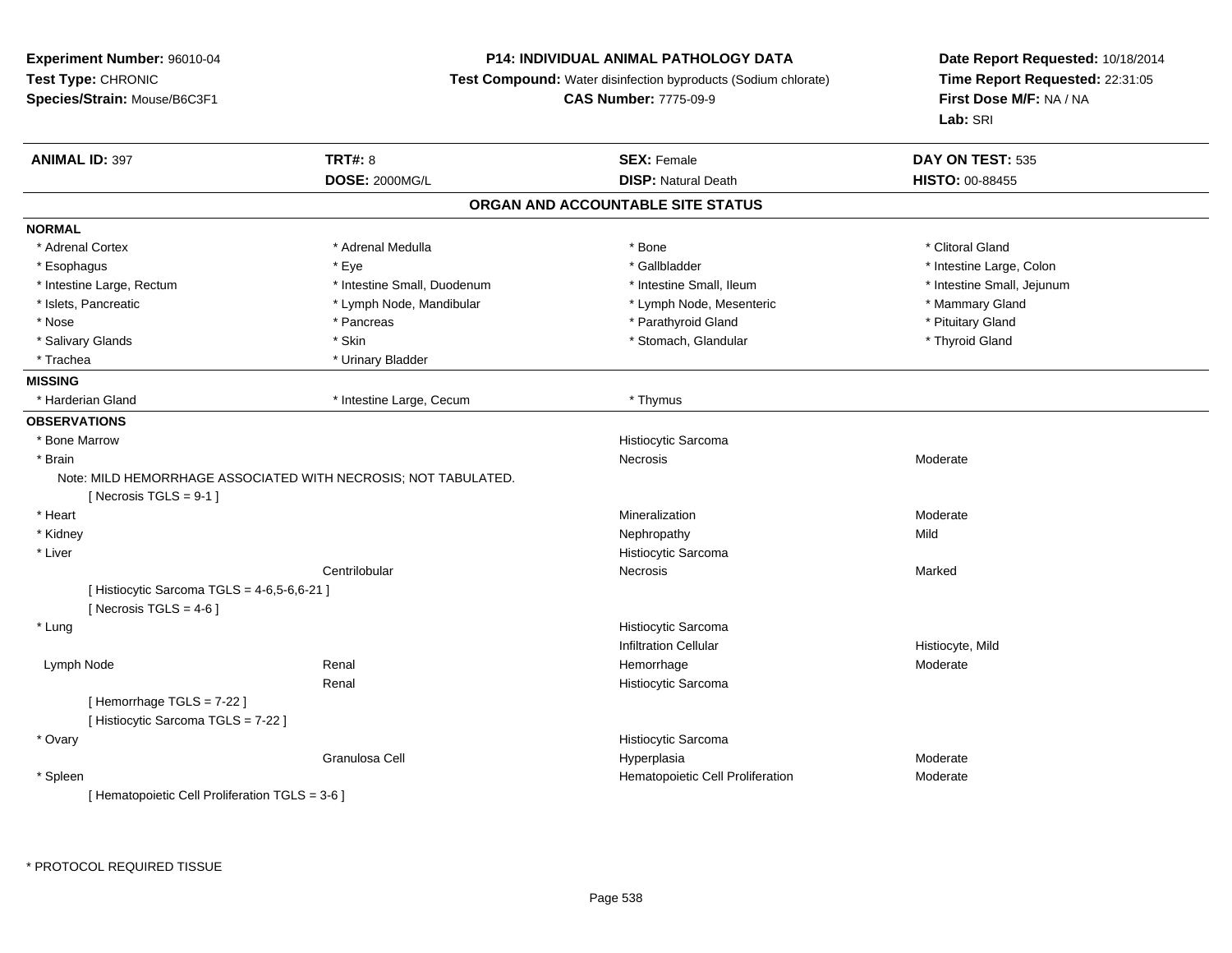**Experiment Number:** 96010-04
**Test Type:** CHRONIC
**Species/Strain:** Mouse/B6C3F1

**P14: INDIVIDUAL ANIMAL PATHOLOGY DATA**
**Test Compound:** Water disinfection byproducts (Sodium chlorate)
**CAS Number:** 7775-09-9

**Date Report Requested:** 10/18/2014
**Time Report Requested:** 22:31:05
**First Dose M/F:** NA / NA
**Lab:** SRI

| **ANIMAL ID:** 397 | **TRT#:** 8 | **SEX:** Female | **DAY ON TEST:** 535 |
|---|---|---|---|
| | **DOSE:** 2000MG/L | **DISP:** Natural Death | **HISTO:** 00-88455 |

## ORGAN AND ACCOUNTABLE SITE STATUS

**NORMAL**

| | | | |
|---|---|---|---|
| * Adrenal Cortex | * Adrenal Medulla | * Bone | * Clitoral Gland |
| * Esophagus | * Eye | * Gallbladder | * Intestine Large, Colon |
| * Intestine Large, Rectum | * Intestine Small, Duodenum | * Intestine Small, Ileum | * Intestine Small, Jejunum |
| * Islets, Pancreatic | * Lymph Node, Mandibular | * Lymph Node, Mesenteric | * Mammary Gland |
| * Nose | * Pancreas | * Parathyroid Gland | * Pituitary Gland |
| * Salivary Glands | * Skin | * Stomach, Glandular | * Thyroid Gland |
| * Trachea | * Urinary Bladder | | |

**MISSING**

| | | |
|---|---|---|
| * Harderian Gland | * Intestine Large, Cecum | * Thymus |

**OBSERVATIONS**

| Organ | Site | Observation | Severity |
|---|---|---|---|
| * Bone Marrow | | Histiocytic Sarcoma | |
| * Brain | | Necrosis | Moderate |
| Note: MILD HEMORRHAGE ASSOCIATED WITH NECROSIS; NOT TABULATED. | | | |
| [ Necrosis TGLS = 9-1 ] | | | |
| * Heart | | Mineralization | Moderate |
| * Kidney | | Nephropathy | Mild |
| * Liver | | Histiocytic Sarcoma | |
| | Centrilobular | Necrosis | Marked |
| [ Histiocytic Sarcoma TGLS = 4-6,5-6,6-21 ] | | | |
| [ Necrosis TGLS = 4-6 ] | | | |
| * Lung | | Histiocytic Sarcoma | |
| | | Infiltration Cellular | Histiocyte, Mild |
| Lymph Node | Renal | Hemorrhage | Moderate |
| | Renal | Histiocytic Sarcoma | |
| [ Hemorrhage TGLS = 7-22 ] | | | |
| [ Histiocytic Sarcoma TGLS = 7-22 ] | | | |
| * Ovary | | Histiocytic Sarcoma | |
| | Granulosa Cell | Hyperplasia | Moderate |
| * Spleen | | Hematopoietic Cell Proliferation | Moderate |
| [ Hematopoietic Cell Proliferation TGLS = 3-6 ] | | | |

\* PROTOCOL REQUIRED TISSUE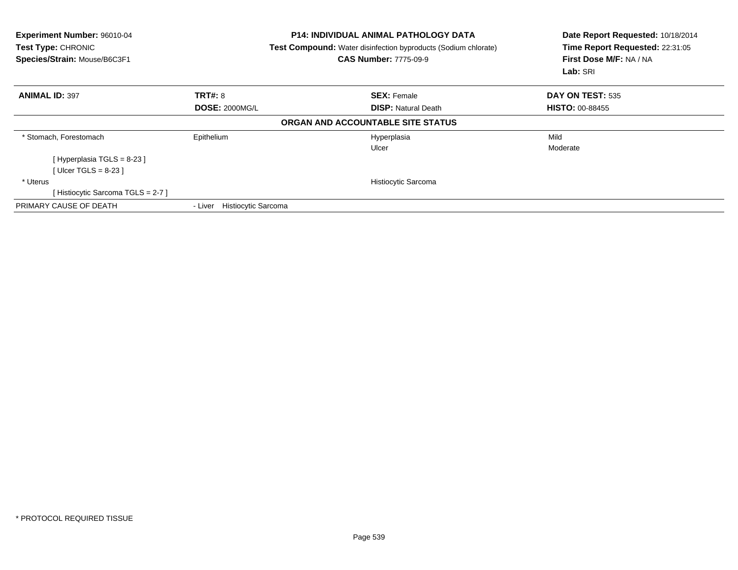**Experiment Number:** 96010-04
**Test Type:** CHRONIC
**Species/Strain:** Mouse/B6C3F1

**P14: INDIVIDUAL ANIMAL PATHOLOGY DATA**
**Test Compound:** Water disinfection byproducts (Sodium chlorate)
**CAS Number:** 7775-09-9

**Date Report Requested:** 10/18/2014
**Time Report Requested:** 22:31:05
**First Dose M/F:** NA / NA
**Lab:** SRI

| **ANIMAL ID:** 397 | **TRT#:** 8 | **SEX:** Female | **DAY ON TEST:** 535 |
|---|---|---|---|
| | **DOSE:** 2000MG/L | **DISP:** Natural Death | **HISTO:** 00-88455 |

**ORGAN AND ACCOUNTABLE SITE STATUS**

| | | | |
|---|---|---|---|
| * Stomach, Forestomach | Epithelium | Hyperplasia | Mild |
| | | Ulcer | Moderate |
| [ Hyperplasia TGLS = 8-23 ] | | | |
| [ Ulcer TGLS = 8-23 ] | | | |
| * Uterus | | Histiocytic Sarcoma | |
| [ Histiocytic Sarcoma TGLS = 2-7 ] | | | |
| PRIMARY CAUSE OF DEATH | - Liver Histiocytic Sarcoma | | |

* PROTOCOL REQUIRED TISSUE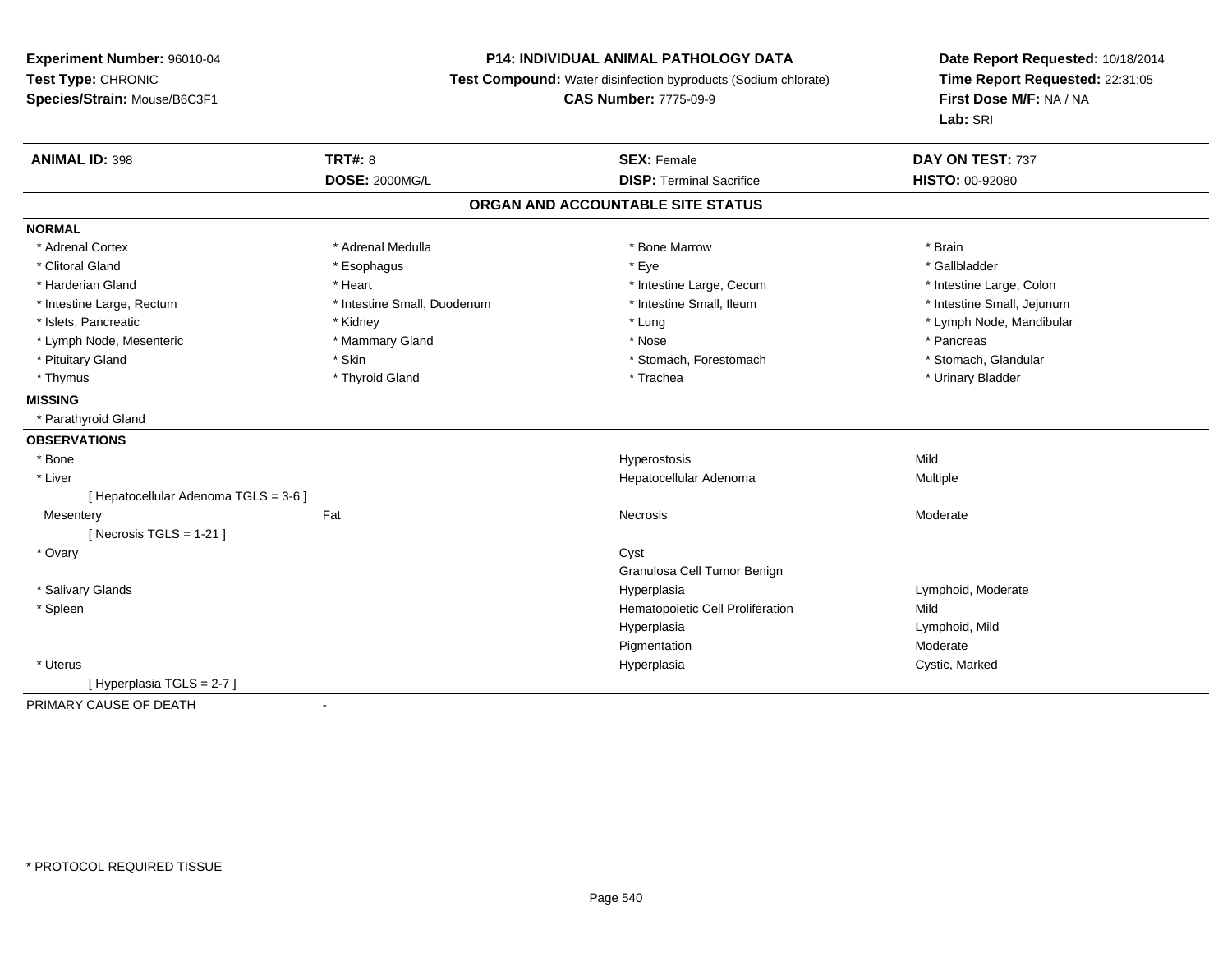**Experiment Number:** 96010-04
**Test Type:** CHRONIC
**Species/Strain:** Mouse/B6C3F1

**P14: INDIVIDUAL ANIMAL PATHOLOGY DATA**
**Test Compound:** Water disinfection byproducts (Sodium chlorate)
**CAS Number:** 7775-09-9

**Date Report Requested:** 10/18/2014
**Time Report Requested:** 22:31:05
**First Dose M/F:** NA / NA
**Lab:** SRI

| **ANIMAL ID:** 398 | **TRT#:** 8 | **SEX:** Female | **DAY ON TEST:** 737 |
|---|---|---|---|
| | **DOSE:** 2000MG/L | **DISP:** Terminal Sacrifice | **HISTO:** 00-92080 |

## ORGAN AND ACCOUNTABLE SITE STATUS

**NORMAL**

| | | | |
|---|---|---|---|
| * Adrenal Cortex | * Adrenal Medulla | * Bone Marrow | * Brain |
| * Clitoral Gland | * Esophagus | * Eye | * Gallbladder |
| * Harderian Gland | * Heart | * Intestine Large, Cecum | * Intestine Large, Colon |
| * Intestine Large, Rectum | * Intestine Small, Duodenum | * Intestine Small, Ileum | * Intestine Small, Jejunum |
| * Islets, Pancreatic | * Kidney | * Lung | * Lymph Node, Mandibular |
| * Lymph Node, Mesenteric | * Mammary Gland | * Nose | * Pancreas |
| * Pituitary Gland | * Skin | * Stomach, Forestomach | * Stomach, Glandular |
| * Thymus | * Thyroid Gland | * Trachea | * Urinary Bladder |

**MISSING**

* Parathyroid Gland

**OBSERVATIONS**

| | | | |
|---|---|---|---|
| * Bone | | Hyperostosis | Mild |
| * Liver | | Hepatocellular Adenoma | Multiple |
| [ Hepatocellular Adenoma TGLS = 3-6 ] | | | |
| Mesentery | Fat | Necrosis | Moderate |
| [ Necrosis TGLS = 1-21 ] | | | |
| * Ovary | | Cyst | |
| | | Granulosa Cell Tumor Benign | |
| * Salivary Glands | | Hyperplasia | Lymphoid, Moderate |
| * Spleen | | Hematopoietic Cell Proliferation | Mild |
| | | Hyperplasia | Lymphoid, Mild |
| | | Pigmentation | Moderate |
| * Uterus | | Hyperplasia | Cystic, Marked |
| [ Hyperplasia TGLS = 2-7 ] | | | |

PRIMARY CAUSE OF DEATH -

* PROTOCOL REQUIRED TISSUE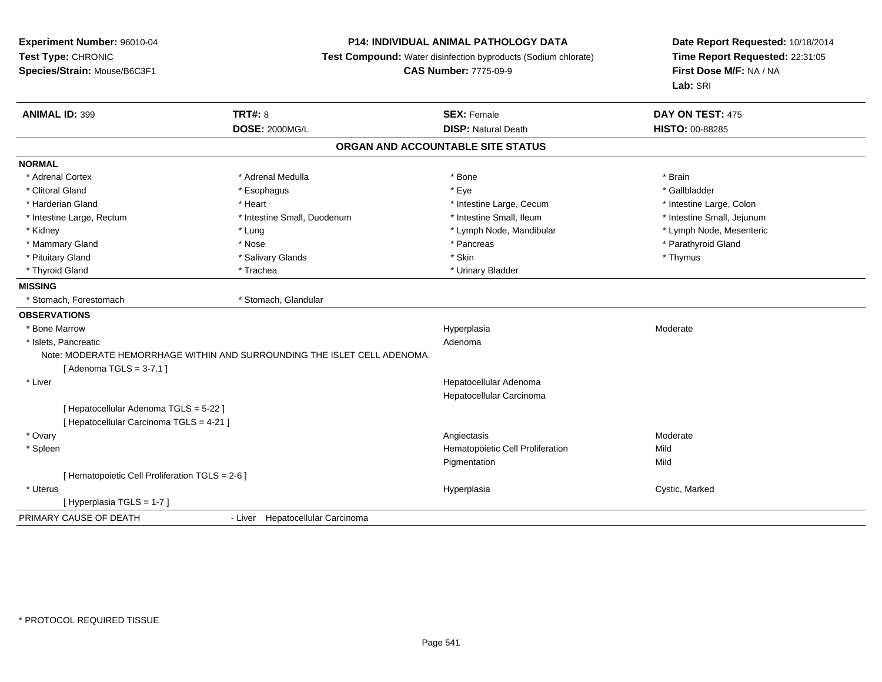**Experiment Number:** 96010-04
**Test Type:** CHRONIC
**Species/Strain:** Mouse/B6C3F1

**P14: INDIVIDUAL ANIMAL PATHOLOGY DATA**
**Test Compound:** Water disinfection byproducts (Sodium chlorate)
**CAS Number:** 7775-09-9

**Date Report Requested:** 10/18/2014
**Time Report Requested:** 22:31:05
**First Dose M/F:** NA / NA
**Lab:** SRI

| **ANIMAL ID:** 399 | **TRT#:** 8 | **SEX:** Female | **DAY ON TEST:** 475 |
|---|---|---|---|
| | **DOSE:** 2000MG/L | **DISP:** Natural Death | **HISTO:** 00-88285 |

## ORGAN AND ACCOUNTABLE SITE STATUS

**NORMAL**

| | | | |
|---|---|---|---|
| * Adrenal Cortex | * Adrenal Medulla | * Bone | * Brain |
| * Clitoral Gland | * Esophagus | * Eye | * Gallbladder |
| * Harderian Gland | * Heart | * Intestine Large, Cecum | * Intestine Large, Colon |
| * Intestine Large, Rectum | * Intestine Small, Duodenum | * Intestine Small, Ileum | * Intestine Small, Jejunum |
| * Kidney | * Lung | * Lymph Node, Mandibular | * Lymph Node, Mesenteric |
| * Mammary Gland | * Nose | * Pancreas | * Parathyroid Gland |
| * Pituitary Gland | * Salivary Glands | * Skin | * Thymus |
| * Thyroid Gland | * Trachea | * Urinary Bladder | |

**MISSING**

* Stomach, Forestomach
* Stomach, Glandular

**OBSERVATIONS**

| | | |
|---|---|---|
| * Bone Marrow | Hyperplasia | Moderate |
| * Islets, Pancreatic | Adenoma | |
| Note: MODERATE HEMORRHAGE WITHIN AND SURROUNDING THE ISLET CELL ADENOMA. | | |
| [ Adenoma TGLS = 3-7.1 ] | | |
| * Liver | Hepatocellular Adenoma | |
| | Hepatocellular Carcinoma | |
| [ Hepatocellular Adenoma TGLS = 5-22 ] | | |
| [ Hepatocellular Carcinoma TGLS = 4-21 ] | | |
| * Ovary | Angiectasis | Moderate |
| * Spleen | Hematopoietic Cell Proliferation | Mild |
| | Pigmentation | Mild |
| [ Hematopoietic Cell Proliferation TGLS = 2-6 ] | | |
| * Uterus | Hyperplasia | Cystic, Marked |
| [ Hyperplasia TGLS = 1-7 ] | | |

PRIMARY CAUSE OF DEATH - Liver Hepatocellular Carcinoma

* PROTOCOL REQUIRED TISSUE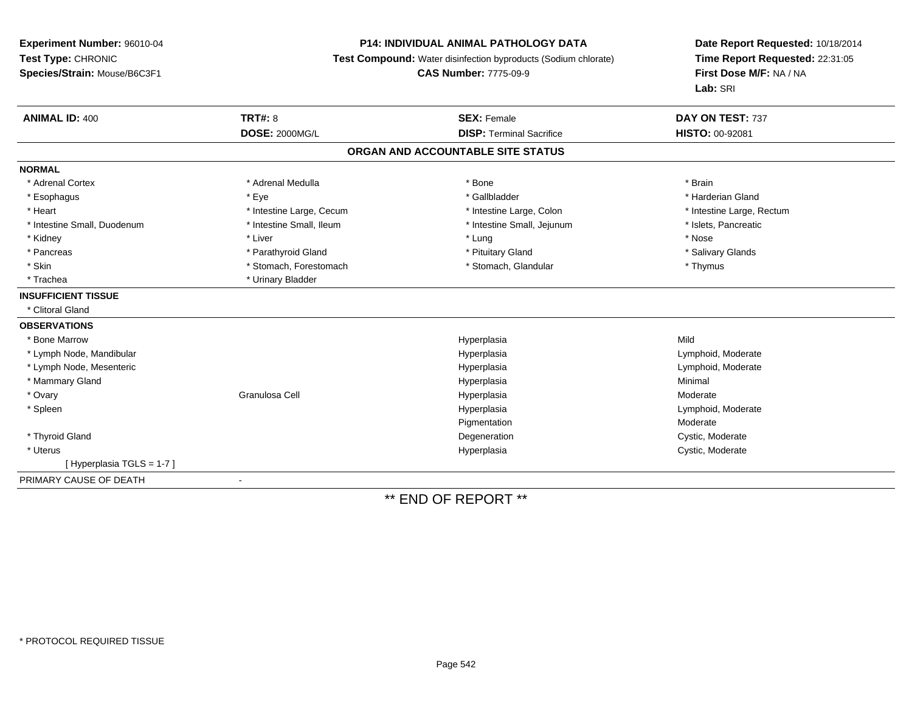**Experiment Number:** 96010-04
**Test Type:** CHRONIC
**Species/Strain:** Mouse/B6C3F1

**P14: INDIVIDUAL ANIMAL PATHOLOGY DATA**
**Test Compound:** Water disinfection byproducts (Sodium chlorate)
**CAS Number:** 7775-09-9

**Date Report Requested:** 10/18/2014
**Time Report Requested:** 22:31:05
**First Dose M/F:** NA / NA
**Lab:** SRI

| **ANIMAL ID:** 400 | **TRT#:** 8 | **SEX:** Female | **DAY ON TEST:** 737 |
|---|---|---|---|
| | **DOSE:** 2000MG/L | **DISP:** Terminal Sacrifice | **HISTO:** 00-92081 |

**ORGAN AND ACCOUNTABLE SITE STATUS**

| | | | |
|---|---|---|---|
| **NORMAL** | | | |
| * Adrenal Cortex | * Adrenal Medulla | * Bone | * Brain |
| * Esophagus | * Eye | * Gallbladder | * Harderian Gland |
| * Heart | * Intestine Large, Cecum | * Intestine Large, Colon | * Intestine Large, Rectum |
| * Intestine Small, Duodenum | * Intestine Small, Ileum | * Intestine Small, Jejunum | * Islets, Pancreatic |
| * Kidney | * Liver | * Lung | * Nose |
| * Pancreas | * Parathyroid Gland | * Pituitary Gland | * Salivary Glands |
| * Skin | * Stomach, Forestomach | * Stomach, Glandular | * Thymus |
| * Trachea | * Urinary Bladder | | |
| **INSUFFICIENT TISSUE** | | | |
| * Clitoral Gland | | | |
| **OBSERVATIONS** | | | |
| * Bone Marrow | | Hyperplasia | Mild |
| * Lymph Node, Mandibular | | Hyperplasia | Lymphoid, Moderate |
| * Lymph Node, Mesenteric | | Hyperplasia | Lymphoid, Moderate |
| * Mammary Gland | | Hyperplasia | Minimal |
| * Ovary | Granulosa Cell | Hyperplasia | Moderate |
| * Spleen | | Hyperplasia | Lymphoid, Moderate |
| | | Pigmentation | Moderate |
| * Thyroid Gland | | Degeneration | Cystic, Moderate |
| * Uterus | | Hyperplasia | Cystic, Moderate |
| [ Hyperplasia TGLS = 1-7 ] | | | |
| PRIMARY CAUSE OF DEATH | - | | |

** END OF REPORT **

* PROTOCOL REQUIRED TISSUE